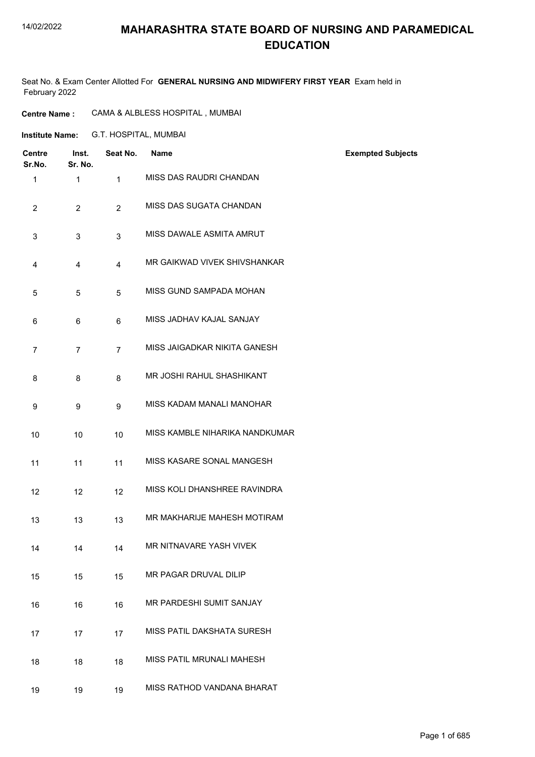# MAHARASHTRA STATE BOARD OF NURSING AND PARAMEDICAL EDUCATION

Seat No. & Exam Center Allotted For **GENERAL NURSING AND MIDWIFERY FIRST YEAR** Exam held in February 2022

**Centre Name :** CAMA & ALBLESS HOSPITAL , MUMBAI

**Institute Name:** G.T. HOSPITAL, MUMBAI

| Centre Sr.No. | Inst. Sr. No. | Seat No. | Name | Exempted Subjects |
|---|---|---|---|---|
| 1 | 1 | 1 | MISS DAS RAUDRI CHANDAN | |
| 2 | 2 | 2 | MISS DAS SUGATA CHANDAN | |
| 3 | 3 | 3 | MISS DAWALE ASMITA AMRUT | |
| 4 | 4 | 4 | MR GAIKWAD VIVEK SHIVSHANKAR | |
| 5 | 5 | 5 | MISS GUND SAMPADA MOHAN | |
| 6 | 6 | 6 | MISS JADHAV KAJAL SANJAY | |
| 7 | 7 | 7 | MISS JAIGADKAR NIKITA GANESH | |
| 8 | 8 | 8 | MR JOSHI RAHUL SHASHIKANT | |
| 9 | 9 | 9 | MISS KADAM MANALI MANOHAR | |
| 10 | 10 | 10 | MISS KAMBLE NIHARIKA NANDKUMAR | |
| 11 | 11 | 11 | MISS KASARE SONAL MANGESH | |
| 12 | 12 | 12 | MISS KOLI DHANSHREE RAVINDRA | |
| 13 | 13 | 13 | MR MAKHARIJE MAHESH MOTIRAM | |
| 14 | 14 | 14 | MR NITNAVARE YASH VIVEK | |
| 15 | 15 | 15 | MR PAGAR DRUVAL DILIP | |
| 16 | 16 | 16 | MR PARDESHI SUMIT SANJAY | |
| 17 | 17 | 17 | MISS PATIL DAKSHATA SURESH | |
| 18 | 18 | 18 | MISS PATIL MRUNALI MAHESH | |
| 19 | 19 | 19 | MISS RATHOD VANDANA BHARAT | |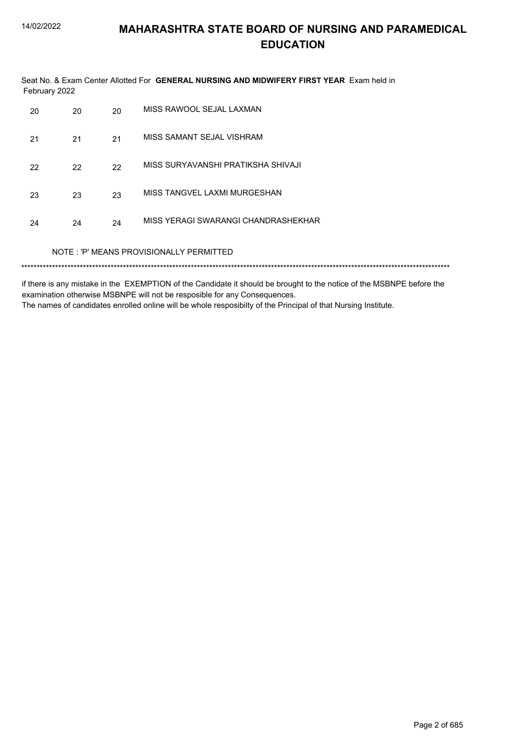Seat No. & Exam Center Allotted For **GENERAL NURSING AND MIDWIFERY FIRST YEAR** Exam held in February 2022

| | | | |
|---|---|---|---|
| 20 | 20 | 20 | MISS RAWOOL SEJAL LAXMAN |
| 21 | 21 | 21 | MISS SAMANT SEJAL VISHRAM |
| 22 | 22 | 22 | MISS SURYAVANSHI PRATIKSHA SHIVAJI |
| 23 | 23 | 23 | MISS TANGVEL LAXMI MURGESHAN |
| 24 | 24 | 24 | MISS YERAGI SWARANGI CHANDRASHEKHAR |

NOTE : 'P' MEANS PROVISIONALLY PERMITTED

*******************************************************************************************************************************************

if there is any mistake in the EXEMPTION of the Candidate it should be brought to the notice of the MSBNPE before the examination otherwise MSBNPE will not be resposible for any Consequences.
The names of candidates enrolled online will be whole resposibilty of the Principal of that Nursing Institute.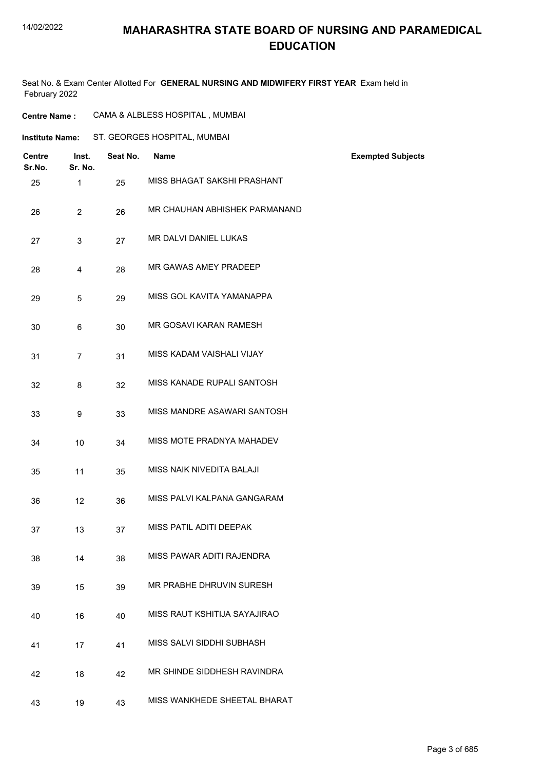# MAHARASHTRA STATE BOARD OF NURSING AND PARAMEDICAL EDUCATION

Seat No. & Exam Center Allotted For **GENERAL NURSING AND MIDWIFERY FIRST YEAR** Exam held in February 2022

**Centre Name :** CAMA & ALBLESS HOSPITAL , MUMBAI

**Institute Name:** ST. GEORGES HOSPITAL, MUMBAI

| Centre Sr.No. | Inst. Sr. No. | Seat No. | Name | Exempted Subjects |
|---|---|---|---|---|
| 25 | 1 | 25 | MISS BHAGAT SAKSHI PRASHANT | |
| 26 | 2 | 26 | MR CHAUHAN ABHISHEK PARMANAND | |
| 27 | 3 | 27 | MR DALVI DANIEL LUKAS | |
| 28 | 4 | 28 | MR GAWAS AMEY PRADEEP | |
| 29 | 5 | 29 | MISS GOL KAVITA YAMANAPPA | |
| 30 | 6 | 30 | MR GOSAVI KARAN RAMESH | |
| 31 | 7 | 31 | MISS KADAM VAISHALI VIJAY | |
| 32 | 8 | 32 | MISS KANADE RUPALI SANTOSH | |
| 33 | 9 | 33 | MISS MANDRE ASAWARI SANTOSH | |
| 34 | 10 | 34 | MISS MOTE PRADNYA MAHADEV | |
| 35 | 11 | 35 | MISS NAIK NIVEDITA BALAJI | |
| 36 | 12 | 36 | MISS PALVI KALPANA GANGARAM | |
| 37 | 13 | 37 | MISS PATIL ADITI DEEPAK | |
| 38 | 14 | 38 | MISS PAWAR ADITI RAJENDRA | |
| 39 | 15 | 39 | MR PRABHE DHRUVIN SURESH | |
| 40 | 16 | 40 | MISS RAUT KSHITIJA SAYAJIRAO | |
| 41 | 17 | 41 | MISS SALVI SIDDHI SUBHASH | |
| 42 | 18 | 42 | MR SHINDE SIDDHESH RAVINDRA | |
| 43 | 19 | 43 | MISS WANKHEDE SHEETAL BHARAT | |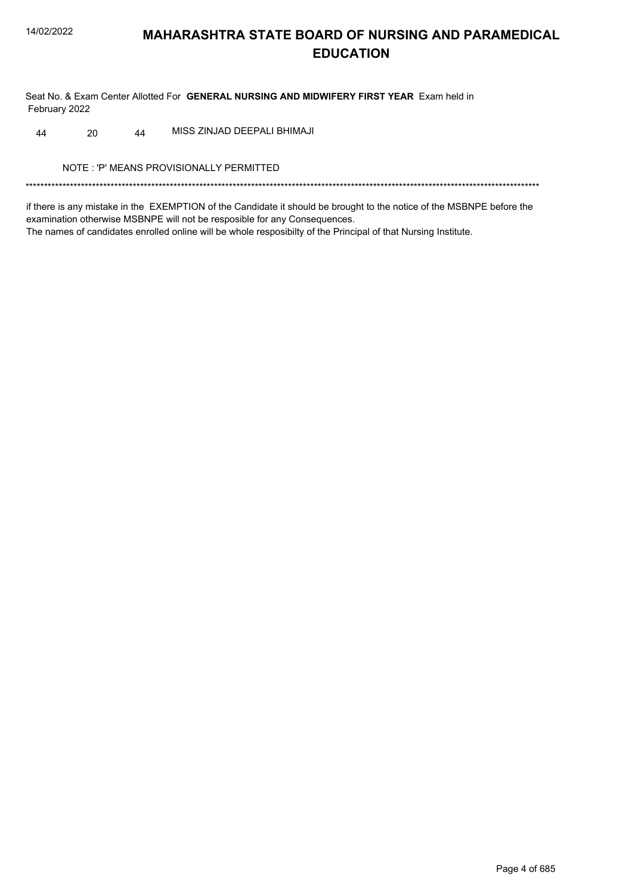# MAHARASHTRA STATE BOARD OF NURSING AND PARAMEDICAL EDUCATION

Seat No. & Exam Center Allotted For **GENERAL NURSING AND MIDWIFERY FIRST YEAR** Exam held in February 2022

| | | | |
|---|---|---|---|
| 44 | 20 | 44 | MISS ZINJAD DEEPALI BHIMAJI |

NOTE : 'P' MEANS PROVISIONALLY PERMITTED

*******************************************************************************************************************************************

if there is any mistake in the EXEMPTION of the Candidate it should be brought to the notice of the MSBNPE before the examination otherwise MSBNPE will not be resposible for any Consequences.
The names of candidates enrolled online will be whole resposibilty of the Principal of that Nursing Institute.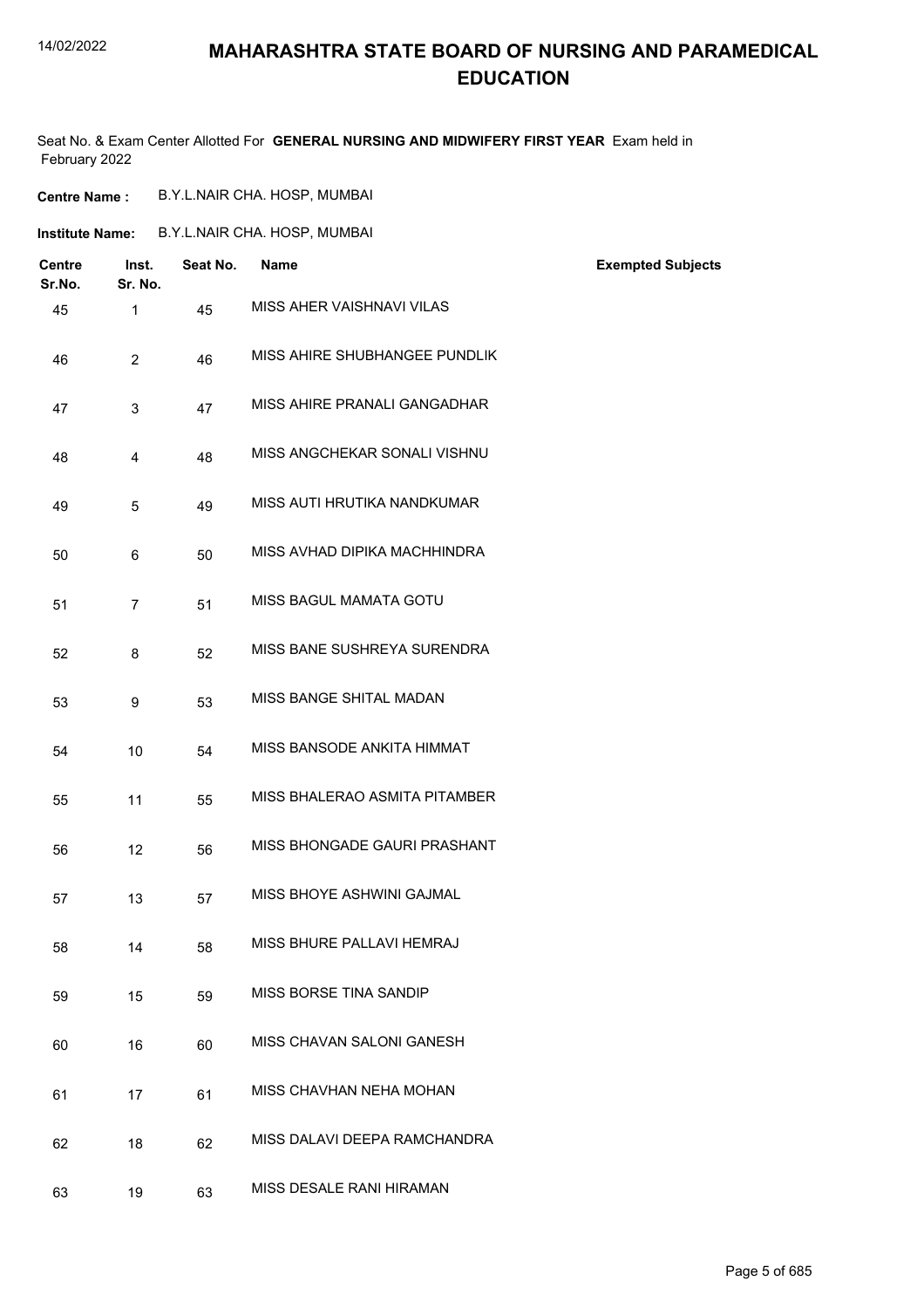# MAHARASHTRA STATE BOARD OF NURSING AND PARAMEDICAL EDUCATION

Seat No. & Exam Center Allotted For **GENERAL NURSING AND MIDWIFERY FIRST YEAR** Exam held in February 2022

**Centre Name :** B.Y.L.NAIR CHA. HOSP, MUMBAI

**Institute Name:** B.Y.L.NAIR CHA. HOSP, MUMBAI

| Centre Sr.No. | Inst. Sr. No. | Seat No. | Name | Exempted Subjects |
|---|---|---|---|---|
| 45 | 1 | 45 | MISS AHER VAISHNAVI VILAS | |
| 46 | 2 | 46 | MISS AHIRE SHUBHANGEE PUNDLIK | |
| 47 | 3 | 47 | MISS AHIRE PRANALI GANGADHAR | |
| 48 | 4 | 48 | MISS ANGCHEKAR SONALI VISHNU | |
| 49 | 5 | 49 | MISS AUTI HRUTIKA NANDKUMAR | |
| 50 | 6 | 50 | MISS AVHAD DIPIKA MACHHINDRA | |
| 51 | 7 | 51 | MISS BAGUL MAMATA GOTU | |
| 52 | 8 | 52 | MISS BANE SUSHREYA SURENDRA | |
| 53 | 9 | 53 | MISS BANGE SHITAL MADAN | |
| 54 | 10 | 54 | MISS BANSODE ANKITA HIMMAT | |
| 55 | 11 | 55 | MISS BHALERAO ASMITA PITAMBER | |
| 56 | 12 | 56 | MISS BHONGADE GAURI PRASHANT | |
| 57 | 13 | 57 | MISS BHOYE ASHWINI GAJMAL | |
| 58 | 14 | 58 | MISS BHURE PALLAVI HEMRAJ | |
| 59 | 15 | 59 | MISS BORSE TINA SANDIP | |
| 60 | 16 | 60 | MISS CHAVAN SALONI GANESH | |
| 61 | 17 | 61 | MISS CHAVHAN NEHA MOHAN | |
| 62 | 18 | 62 | MISS DALAVI DEEPA RAMCHANDRA | |
| 63 | 19 | 63 | MISS DESALE RANI HIRAMAN | |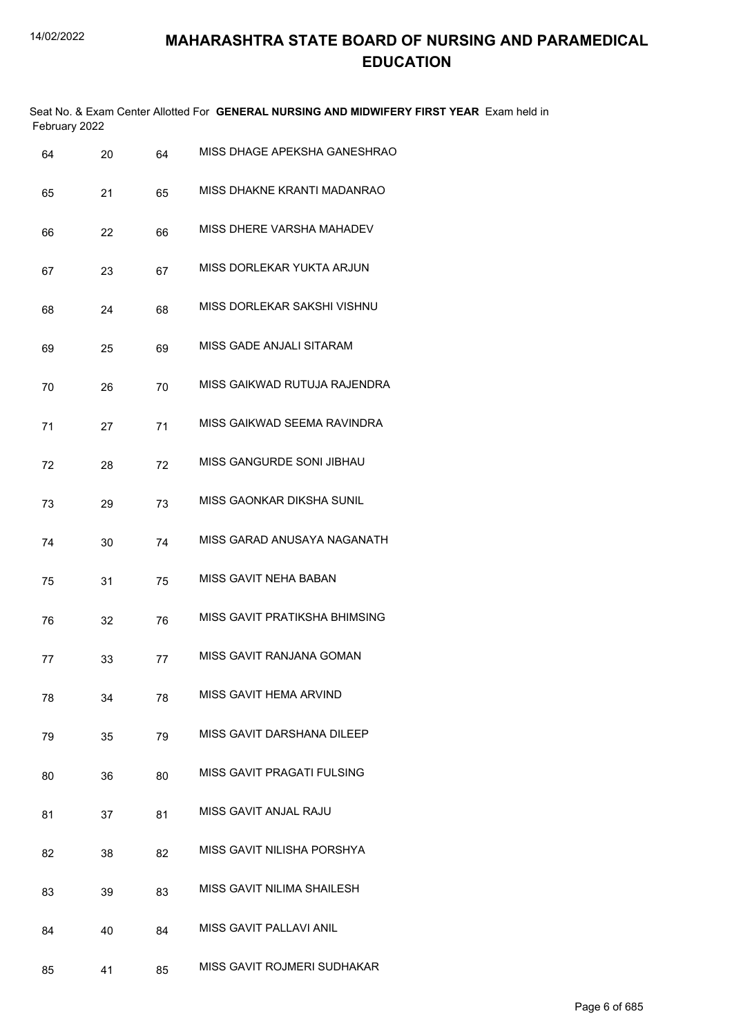# MAHARASHTRA STATE BOARD OF NURSING AND PARAMEDICAL EDUCATION

Seat No. & Exam Center Allotted For **GENERAL NURSING AND MIDWIFERY FIRST YEAR** Exam held in February 2022

| | | | |
|---|---|---|---|
| 64 | 20 | 64 | MISS DHAGE APEKSHA GANESHRAO |
| 65 | 21 | 65 | MISS DHAKNE KRANTI MADANRAO |
| 66 | 22 | 66 | MISS DHERE VARSHA MAHADEV |
| 67 | 23 | 67 | MISS DORLEKAR YUKTA ARJUN |
| 68 | 24 | 68 | MISS DORLEKAR SAKSHI VISHNU |
| 69 | 25 | 69 | MISS GADE ANJALI SITARAM |
| 70 | 26 | 70 | MISS GAIKWAD RUTUJA RAJENDRA |
| 71 | 27 | 71 | MISS GAIKWAD SEEMA RAVINDRA |
| 72 | 28 | 72 | MISS GANGURDE SONI JIBHAU |
| 73 | 29 | 73 | MISS GAONKAR DIKSHA SUNIL |
| 74 | 30 | 74 | MISS GARAD ANUSAYA NAGANATH |
| 75 | 31 | 75 | MISS GAVIT NEHA BABAN |
| 76 | 32 | 76 | MISS GAVIT PRATIKSHA BHIMSING |
| 77 | 33 | 77 | MISS GAVIT RANJANA GOMAN |
| 78 | 34 | 78 | MISS GAVIT HEMA ARVIND |
| 79 | 35 | 79 | MISS GAVIT DARSHANA DILEEP |
| 80 | 36 | 80 | MISS GAVIT PRAGATI FULSING |
| 81 | 37 | 81 | MISS GAVIT ANJAL RAJU |
| 82 | 38 | 82 | MISS GAVIT NILISHA PORSHYA |
| 83 | 39 | 83 | MISS GAVIT NILIMA SHAILESH |
| 84 | 40 | 84 | MISS GAVIT PALLAVI ANIL |
| 85 | 41 | 85 | MISS GAVIT ROJMERI SUDHAKAR |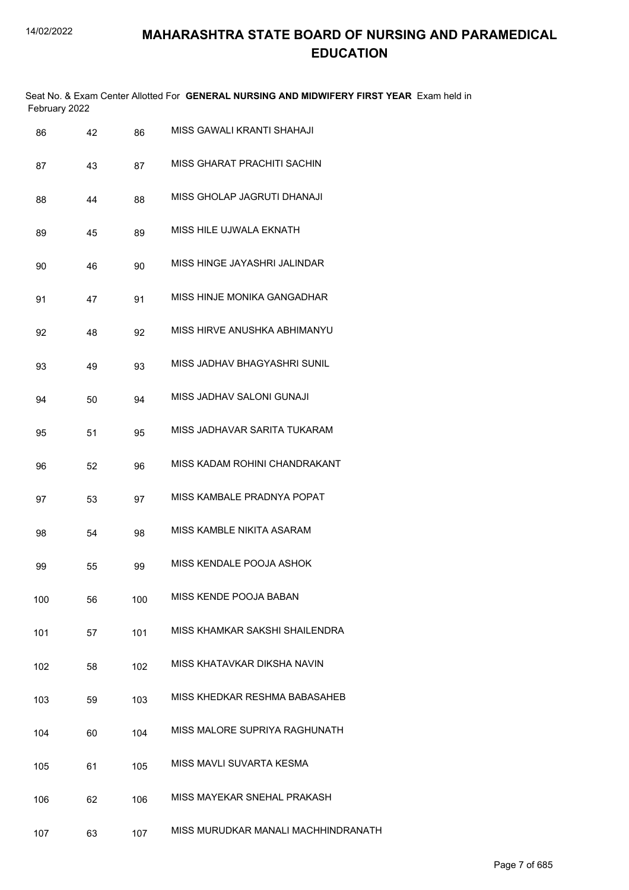# MAHARASHTRA STATE BOARD OF NURSING AND PARAMEDICAL EDUCATION

Seat No. & Exam Center Allotted For **GENERAL NURSING AND MIDWIFERY FIRST YEAR** Exam held in February 2022

| | | | |
|---|---|---|---|
| 86 | 42 | 86 | MISS GAWALI KRANTI SHAHAJI |
| 87 | 43 | 87 | MISS GHARAT PRACHITI SACHIN |
| 88 | 44 | 88 | MISS GHOLAP JAGRUTI DHANAJI |
| 89 | 45 | 89 | MISS HILE UJWALA EKNATH |
| 90 | 46 | 90 | MISS HINGE JAYASHRI JALINDAR |
| 91 | 47 | 91 | MISS HINJE MONIKA GANGADHAR |
| 92 | 48 | 92 | MISS HIRVE ANUSHKA ABHIMANYU |
| 93 | 49 | 93 | MISS JADHAV BHAGYASHRI SUNIL |
| 94 | 50 | 94 | MISS JADHAV SALONI GUNAJI |
| 95 | 51 | 95 | MISS JADHAVAR SARITA TUKARAM |
| 96 | 52 | 96 | MISS KADAM ROHINI CHANDRAKANT |
| 97 | 53 | 97 | MISS KAMBALE PRADNYA POPAT |
| 98 | 54 | 98 | MISS KAMBLE NIKITA ASARAM |
| 99 | 55 | 99 | MISS KENDALE POOJA ASHOK |
| 100 | 56 | 100 | MISS KENDE POOJA BABAN |
| 101 | 57 | 101 | MISS KHAMKAR SAKSHI SHAILENDRA |
| 102 | 58 | 102 | MISS KHATAVKAR DIKSHA NAVIN |
| 103 | 59 | 103 | MISS KHEDKAR RESHMA BABASAHEB |
| 104 | 60 | 104 | MISS MALORE SUPRIYA RAGHUNATH |
| 105 | 61 | 105 | MISS MAVLI SUVARTA KESMA |
| 106 | 62 | 106 | MISS MAYEKAR SNEHAL PRAKASH |
| 107 | 63 | 107 | MISS MURUDKAR MANALI MACHHINDRANATH |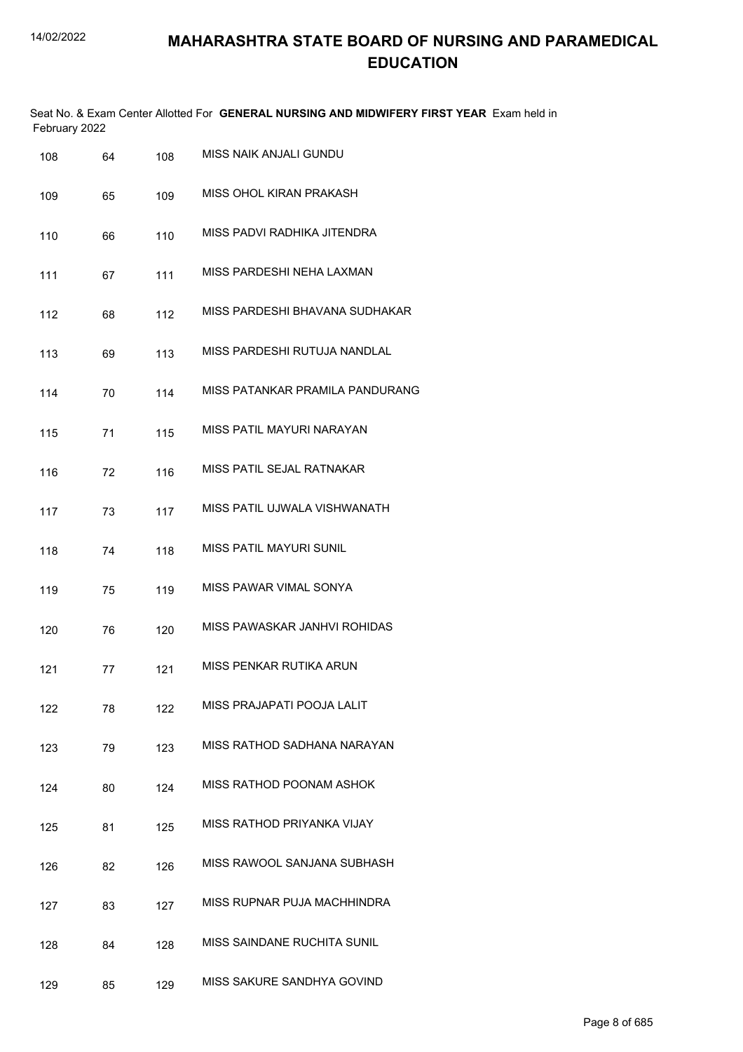# MAHARASHTRA STATE BOARD OF NURSING AND PARAMEDICAL EDUCATION

Seat No. & Exam Center Allotted For **GENERAL NURSING AND MIDWIFERY FIRST YEAR** Exam held in February 2022

| | | | |
|---|---|---|---|
| 108 | 64 | 108 | MISS NAIK ANJALI GUNDU |
| 109 | 65 | 109 | MISS OHOL KIRAN PRAKASH |
| 110 | 66 | 110 | MISS PADVI RADHIKA JITENDRA |
| 111 | 67 | 111 | MISS PARDESHI NEHA LAXMAN |
| 112 | 68 | 112 | MISS PARDESHI BHAVANA SUDHAKAR |
| 113 | 69 | 113 | MISS PARDESHI RUTUJA NANDLAL |
| 114 | 70 | 114 | MISS PATANKAR PRAMILA PANDURANG |
| 115 | 71 | 115 | MISS PATIL MAYURI NARAYAN |
| 116 | 72 | 116 | MISS PATIL SEJAL RATNAKAR |
| 117 | 73 | 117 | MISS PATIL UJWALA VISHWANATH |
| 118 | 74 | 118 | MISS PATIL MAYURI SUNIL |
| 119 | 75 | 119 | MISS PAWAR VIMAL SONYA |
| 120 | 76 | 120 | MISS PAWASKAR JANHVI ROHIDAS |
| 121 | 77 | 121 | MISS PENKAR RUTIKA ARUN |
| 122 | 78 | 122 | MISS PRAJAPATI POOJA LALIT |
| 123 | 79 | 123 | MISS RATHOD SADHANA NARAYAN |
| 124 | 80 | 124 | MISS RATHOD POONAM ASHOK |
| 125 | 81 | 125 | MISS RATHOD PRIYANKA VIJAY |
| 126 | 82 | 126 | MISS RAWOOL SANJANA SUBHASH |
| 127 | 83 | 127 | MISS RUPNAR PUJA MACHHINDRA |
| 128 | 84 | 128 | MISS SAINDANE RUCHITA SUNIL |
| 129 | 85 | 129 | MISS SAKURE SANDHYA GOVIND |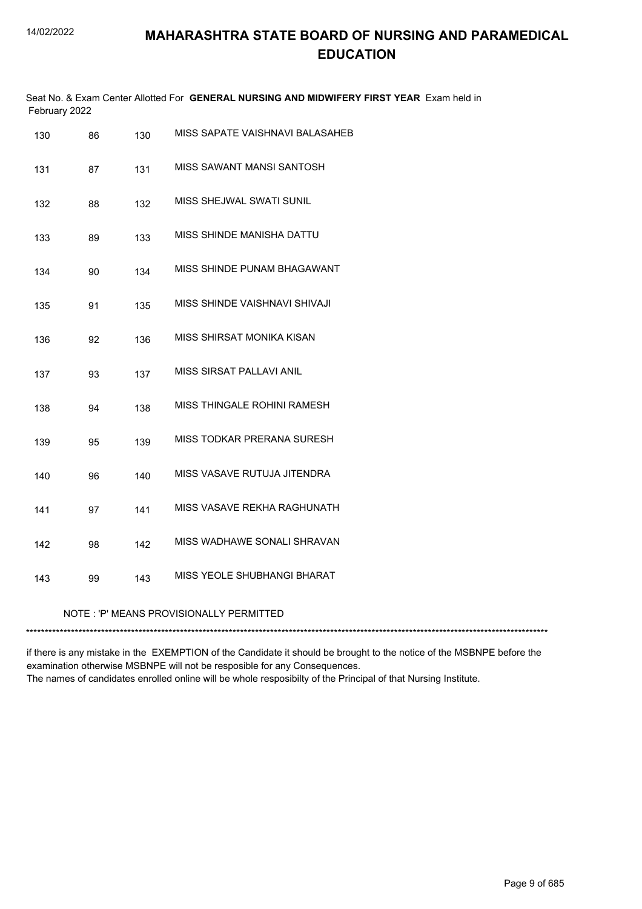# MAHARASHTRA STATE BOARD OF NURSING AND PARAMEDICAL EDUCATION

Seat No. & Exam Center Allotted For **GENERAL NURSING AND MIDWIFERY FIRST YEAR** Exam held in February 2022

| | | | |
|---|---|---|---|
| 130 | 86 | 130 | MISS SAPATE VAISHNAVI BALASAHEB |
| 131 | 87 | 131 | MISS SAWANT MANSI SANTOSH |
| 132 | 88 | 132 | MISS SHEJWAL SWATI SUNIL |
| 133 | 89 | 133 | MISS SHINDE MANISHA DATTU |
| 134 | 90 | 134 | MISS SHINDE PUNAM BHAGAWANT |
| 135 | 91 | 135 | MISS SHINDE VAISHNAVI SHIVAJI |
| 136 | 92 | 136 | MISS SHIRSAT MONIKA KISAN |
| 137 | 93 | 137 | MISS SIRSAT PALLAVI ANIL |
| 138 | 94 | 138 | MISS THINGALE ROHINI RAMESH |
| 139 | 95 | 139 | MISS TODKAR PRERANA SURESH |
| 140 | 96 | 140 | MISS VASAVE RUTUJA JITENDRA |
| 141 | 97 | 141 | MISS VASAVE REKHA RAGHUNATH |
| 142 | 98 | 142 | MISS WADHAWE SONALI SHRAVAN |
| 143 | 99 | 143 | MISS YEOLE SHUBHANGI BHARAT |

NOTE : 'P' MEANS PROVISIONALLY PERMITTED

*******************************************************************************************************************************************

if there is any mistake in the EXEMPTION of the Candidate it should be brought to the notice of the MSBNPE before the examination otherwise MSBNPE will not be resposible for any Consequences.
The names of candidates enrolled online will be whole resposibilty of the Principal of that Nursing Institute.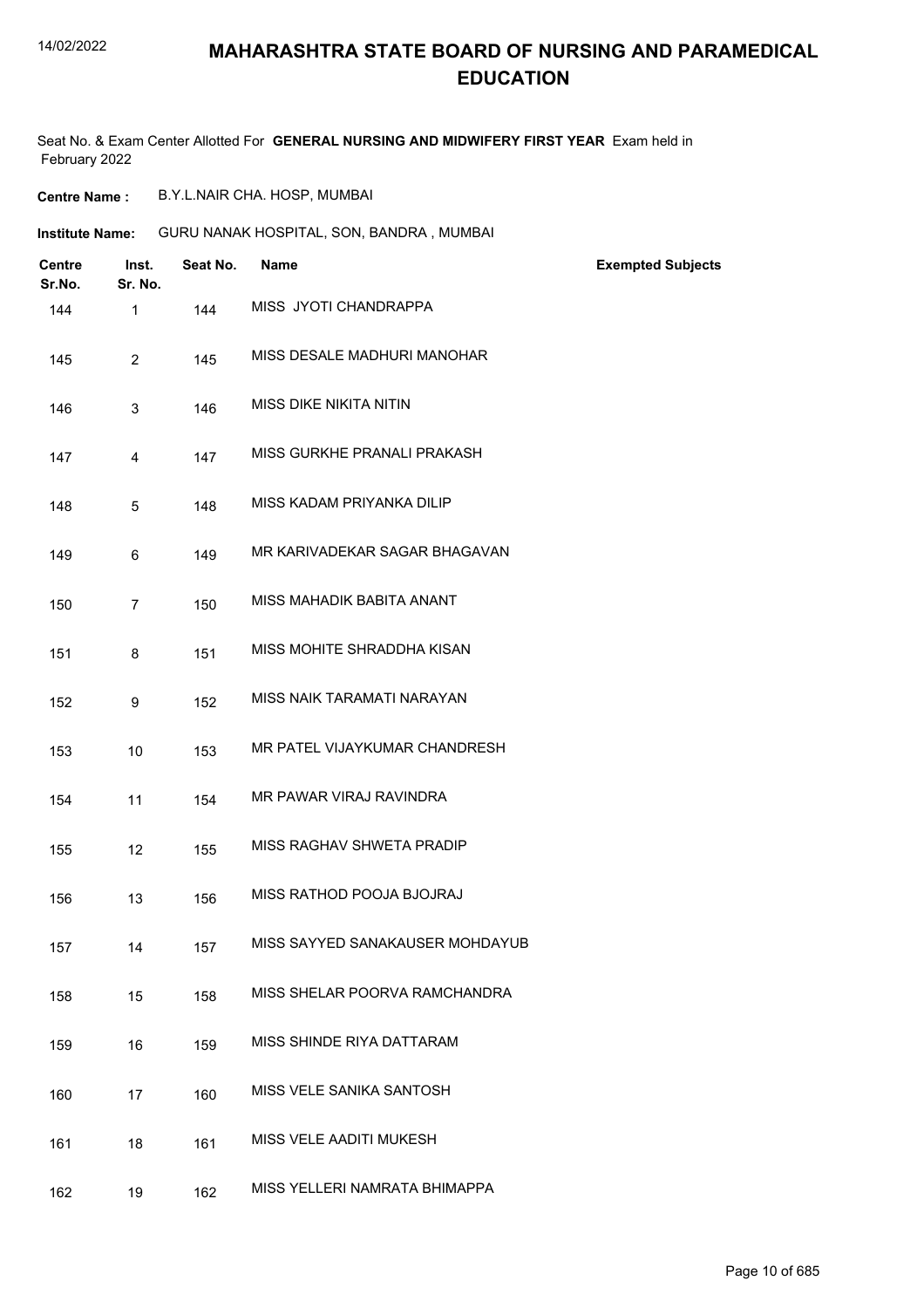# MAHARASHTRA STATE BOARD OF NURSING AND PARAMEDICAL EDUCATION

Seat No. & Exam Center Allotted For **GENERAL NURSING AND MIDWIFERY FIRST YEAR** Exam held in February 2022

**Centre Name :** B.Y.L.NAIR CHA. HOSP, MUMBAI

**Institute Name:** GURU NANAK HOSPITAL, SON, BANDRA , MUMBAI

| Centre Sr.No. | Inst. Sr. No. | Seat No. | Name | Exempted Subjects |
|---|---|---|---|---|
| 144 | 1 | 144 | MISS JYOTI CHANDRAPPA | |
| 145 | 2 | 145 | MISS DESALE MADHURI MANOHAR | |
| 146 | 3 | 146 | MISS DIKE NIKITA NITIN | |
| 147 | 4 | 147 | MISS GURKHE PRANALI PRAKASH | |
| 148 | 5 | 148 | MISS KADAM PRIYANKA DILIP | |
| 149 | 6 | 149 | MR KARIVADEKAR SAGAR BHAGAVAN | |
| 150 | 7 | 150 | MISS MAHADIK BABITA ANANT | |
| 151 | 8 | 151 | MISS MOHITE SHRADDHA KISAN | |
| 152 | 9 | 152 | MISS NAIK TARAMATI NARAYAN | |
| 153 | 10 | 153 | MR PATEL VIJAYKUMAR CHANDRESH | |
| 154 | 11 | 154 | MR PAWAR VIRAJ RAVINDRA | |
| 155 | 12 | 155 | MISS RAGHAV SHWETA PRADIP | |
| 156 | 13 | 156 | MISS RATHOD POOJA BJOJRAJ | |
| 157 | 14 | 157 | MISS SAYYED SANAKAUSER MOHDAYUB | |
| 158 | 15 | 158 | MISS SHELAR POORVA RAMCHANDRA | |
| 159 | 16 | 159 | MISS SHINDE RIYA DATTARAM | |
| 160 | 17 | 160 | MISS VELE SANIKA SANTOSH | |
| 161 | 18 | 161 | MISS VELE AADITI MUKESH | |
| 162 | 19 | 162 | MISS YELLERI NAMRATA BHIMAPPA | |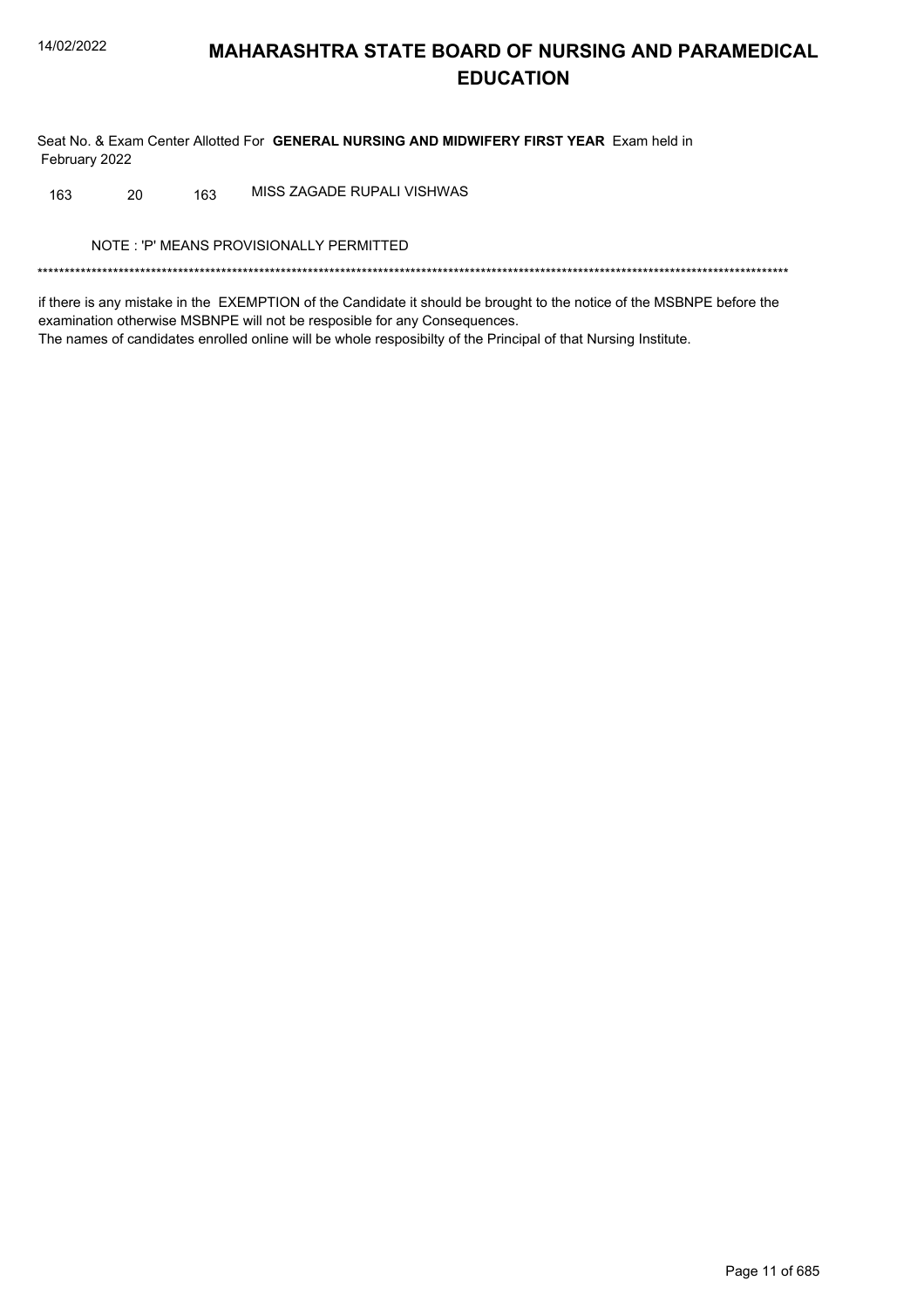# MAHARASHTRA STATE BOARD OF NURSING AND PARAMEDICAL EDUCATION

Seat No. & Exam Center Allotted For **GENERAL NURSING AND MIDWIFERY FIRST YEAR** Exam held in February 2022

| | | | |
|---|---|---|---|
| 163 | 20 | 163 | MISS ZAGADE RUPALI VISHWAS |

NOTE : 'P' MEANS PROVISIONALLY PERMITTED

*******************************************************************************************************************************************

if there is any mistake in the EXEMPTION of the Candidate it should be brought to the notice of the MSBNPE before the examination otherwise MSBNPE will not be resposible for any Consequences.
The names of candidates enrolled online will be whole resposibilty of the Principal of that Nursing Institute.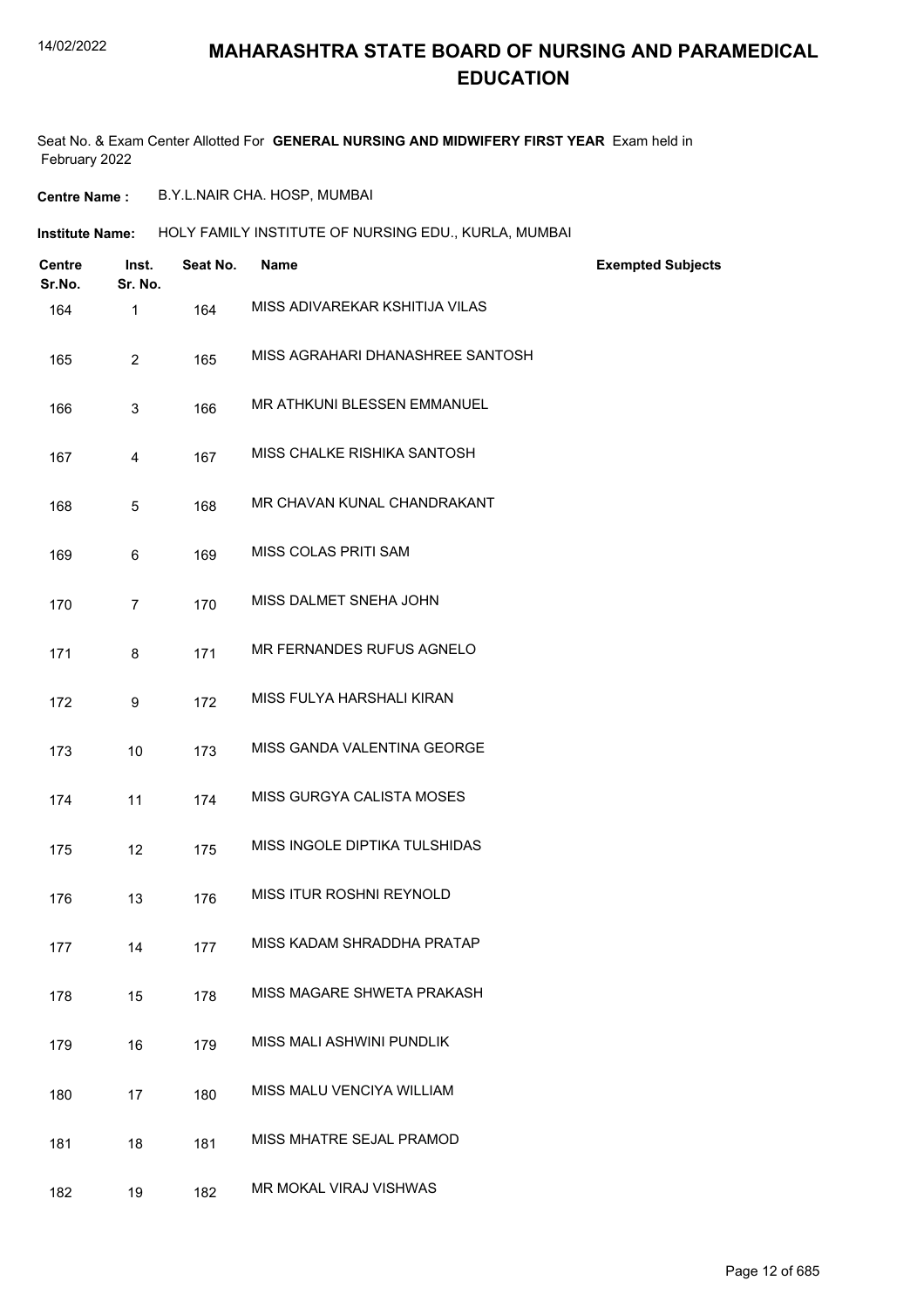# MAHARASHTRA STATE BOARD OF NURSING AND PARAMEDICAL EDUCATION

Seat No. & Exam Center Allotted For **GENERAL NURSING AND MIDWIFERY FIRST YEAR** Exam held in February 2022

**Centre Name :** B.Y.L.NAIR CHA. HOSP, MUMBAI

**Institute Name:** HOLY FAMILY INSTITUTE OF NURSING EDU., KURLA, MUMBAI

| Centre Sr.No. | Inst. Sr. No. | Seat No. | Name | Exempted Subjects |
|---|---|---|---|---|
| 164 | 1 | 164 | MISS ADIVAREKAR KSHITIJA VILAS | |
| 165 | 2 | 165 | MISS AGRAHARI DHANASHREE SANTOSH | |
| 166 | 3 | 166 | MR ATHKUNI BLESSEN EMMANUEL | |
| 167 | 4 | 167 | MISS CHALKE RISHIKA SANTOSH | |
| 168 | 5 | 168 | MR CHAVAN KUNAL CHANDRAKANT | |
| 169 | 6 | 169 | MISS COLAS PRITI SAM | |
| 170 | 7 | 170 | MISS DALMET SNEHA JOHN | |
| 171 | 8 | 171 | MR FERNANDES RUFUS AGNELO | |
| 172 | 9 | 172 | MISS FULYA HARSHALI KIRAN | |
| 173 | 10 | 173 | MISS GANDA VALENTINA GEORGE | |
| 174 | 11 | 174 | MISS GURGYA CALISTA MOSES | |
| 175 | 12 | 175 | MISS INGOLE DIPTIKA TULSHIDAS | |
| 176 | 13 | 176 | MISS ITUR ROSHNI REYNOLD | |
| 177 | 14 | 177 | MISS KADAM SHRADDHA PRATAP | |
| 178 | 15 | 178 | MISS MAGARE SHWETA PRAKASH | |
| 179 | 16 | 179 | MISS MALI ASHWINI PUNDLIK | |
| 180 | 17 | 180 | MISS MALU VENCIYA WILLIAM | |
| 181 | 18 | 181 | MISS MHATRE SEJAL PRAMOD | |
| 182 | 19 | 182 | MR MOKAL VIRAJ VISHWAS | |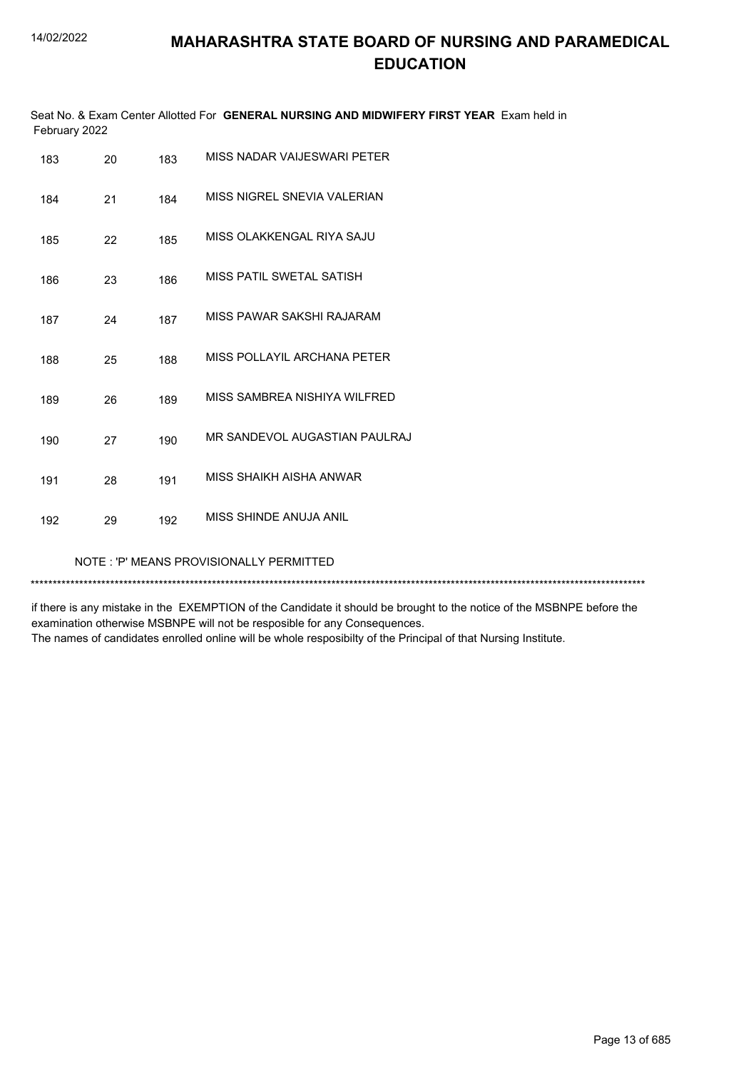# MAHARASHTRA STATE BOARD OF NURSING AND PARAMEDICAL EDUCATION

Seat No. & Exam Center Allotted For **GENERAL NURSING AND MIDWIFERY FIRST YEAR** Exam held in February 2022

| | | | |
|---|---|---|---|
| 183 | 20 | 183 | MISS NADAR VAIJESWARI PETER |
| 184 | 21 | 184 | MISS NIGREL SNEVIA VALERIAN |
| 185 | 22 | 185 | MISS OLAKKENGAL RIYA SAJU |
| 186 | 23 | 186 | MISS PATIL SWETAL SATISH |
| 187 | 24 | 187 | MISS PAWAR SAKSHI RAJARAM |
| 188 | 25 | 188 | MISS POLLAYIL ARCHANA PETER |
| 189 | 26 | 189 | MISS SAMBREA NISHIYA WILFRED |
| 190 | 27 | 190 | MR SANDEVOL AUGASTIAN PAULRAJ |
| 191 | 28 | 191 | MISS SHAIKH AISHA ANWAR |
| 192 | 29 | 192 | MISS SHINDE ANUJA ANIL |

NOTE : 'P' MEANS PROVISIONALLY PERMITTED

*******************************************************************************************************************************************

if there is any mistake in the EXEMPTION of the Candidate it should be brought to the notice of the MSBNPE before the examination otherwise MSBNPE will not be resposible for any Consequences.

The names of candidates enrolled online will be whole resposibilty of the Principal of that Nursing Institute.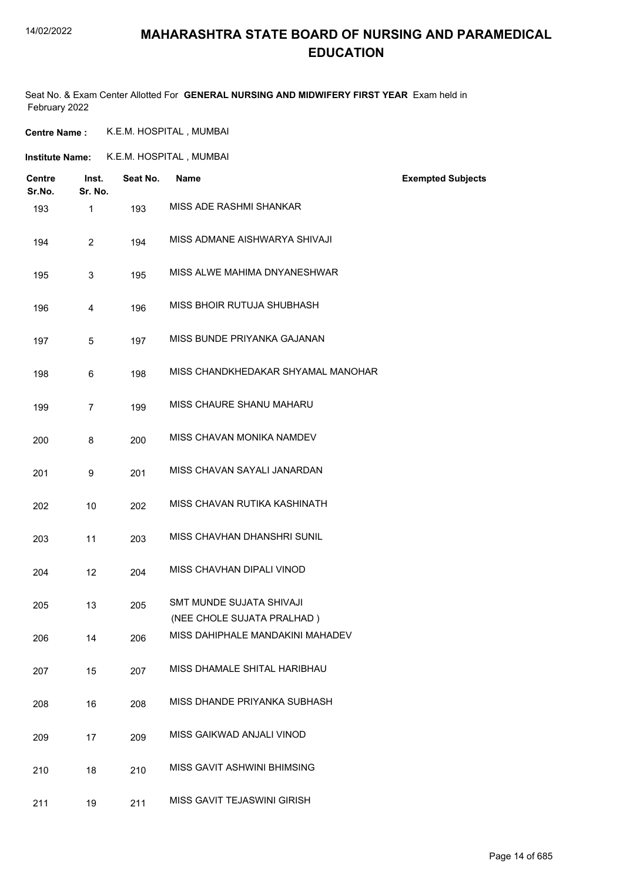# MAHARASHTRA STATE BOARD OF NURSING AND PARAMEDICAL EDUCATION

Seat No. & Exam Center Allotted For **GENERAL NURSING AND MIDWIFERY FIRST YEAR** Exam held in February 2022

**Centre Name :** K.E.M. HOSPITAL , MUMBAI

**Institute Name:** K.E.M. HOSPITAL , MUMBAI

| Centre Sr.No. | Inst. Sr. No. | Seat No. | Name | Exempted Subjects |
|---|---|---|---|---|
| 193 | 1 | 193 | MISS ADE RASHMI SHANKAR | |
| 194 | 2 | 194 | MISS ADMANE AISHWARYA SHIVAJI | |
| 195 | 3 | 195 | MISS ALWE MAHIMA DNYANESHWAR | |
| 196 | 4 | 196 | MISS BHOIR RUTUJA SHUBHASH | |
| 197 | 5 | 197 | MISS BUNDE PRIYANKA GAJANAN | |
| 198 | 6 | 198 | MISS CHANDKHEDAKAR SHYAMAL MANOHAR | |
| 199 | 7 | 199 | MISS CHAURE SHANU MAHARU | |
| 200 | 8 | 200 | MISS CHAVAN MONIKA NAMDEV | |
| 201 | 9 | 201 | MISS CHAVAN SAYALI JANARDAN | |
| 202 | 10 | 202 | MISS CHAVAN RUTIKA KASHINATH | |
| 203 | 11 | 203 | MISS CHAVHAN DHANSHRI SUNIL | |
| 204 | 12 | 204 | MISS CHAVHAN DIPALI VINOD | |
| 205 | 13 | 205 | SMT MUNDE SUJATA SHIVAJI (NEE CHOLE SUJATA PRALHAD ) | |
| 206 | 14 | 206 | MISS DAHIPHALE MANDAKINI MAHADEV | |
| 207 | 15 | 207 | MISS DHAMALE SHITAL HARIBHAU | |
| 208 | 16 | 208 | MISS DHANDE PRIYANKA SUBHASH | |
| 209 | 17 | 209 | MISS GAIKWAD ANJALI VINOD | |
| 210 | 18 | 210 | MISS GAVIT ASHWINI BHIMSING | |
| 211 | 19 | 211 | MISS GAVIT TEJASWINI GIRISH | |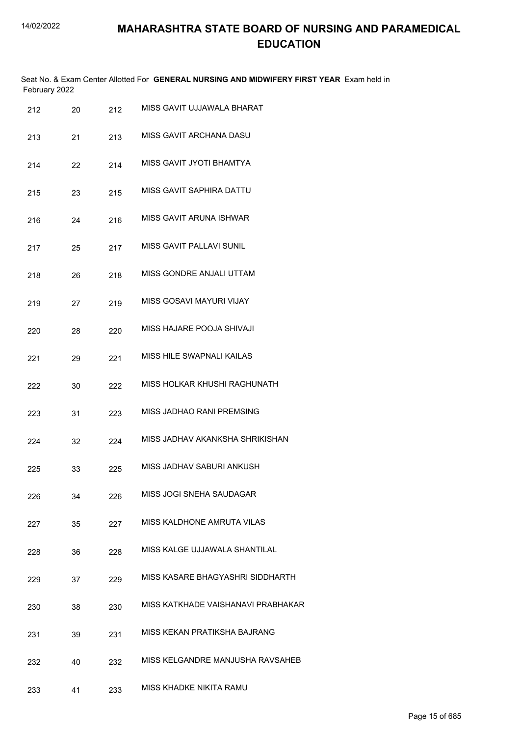# MAHARASHTRA STATE BOARD OF NURSING AND PARAMEDICAL EDUCATION

Seat No. & Exam Center Allotted For **GENERAL NURSING AND MIDWIFERY FIRST YEAR** Exam held in February 2022

| | | | |
|---|---|---|---|
| 212 | 20 | 212 | MISS GAVIT UJJAWALA BHARAT |
| 213 | 21 | 213 | MISS GAVIT ARCHANA DASU |
| 214 | 22 | 214 | MISS GAVIT JYOTI BHAMTYA |
| 215 | 23 | 215 | MISS GAVIT SAPHIRA DATTU |
| 216 | 24 | 216 | MISS GAVIT ARUNA ISHWAR |
| 217 | 25 | 217 | MISS GAVIT PALLAVI SUNIL |
| 218 | 26 | 218 | MISS GONDRE ANJALI UTTAM |
| 219 | 27 | 219 | MISS GOSAVI MAYURI VIJAY |
| 220 | 28 | 220 | MISS HAJARE POOJA SHIVAJI |
| 221 | 29 | 221 | MISS HILE SWAPNALI KAILAS |
| 222 | 30 | 222 | MISS HOLKAR KHUSHI RAGHUNATH |
| 223 | 31 | 223 | MISS JADHAO RANI PREMSING |
| 224 | 32 | 224 | MISS JADHAV AKANKSHA SHRIKISHAN |
| 225 | 33 | 225 | MISS JADHAV SABURI ANKUSH |
| 226 | 34 | 226 | MISS JOGI SNEHA SAUDAGAR |
| 227 | 35 | 227 | MISS KALDHONE AMRUTA VILAS |
| 228 | 36 | 228 | MISS KALGE UJJAWALA SHANTILAL |
| 229 | 37 | 229 | MISS KASARE BHAGYASHRI SIDDHARTH |
| 230 | 38 | 230 | MISS KATKHADE VAISHANAVI PRABHAKAR |
| 231 | 39 | 231 | MISS KEKAN PRATIKSHA BAJRANG |
| 232 | 40 | 232 | MISS KELGANDRE MANJUSHA RAVSAHEB |
| 233 | 41 | 233 | MISS KHADKE NIKITA RAMU |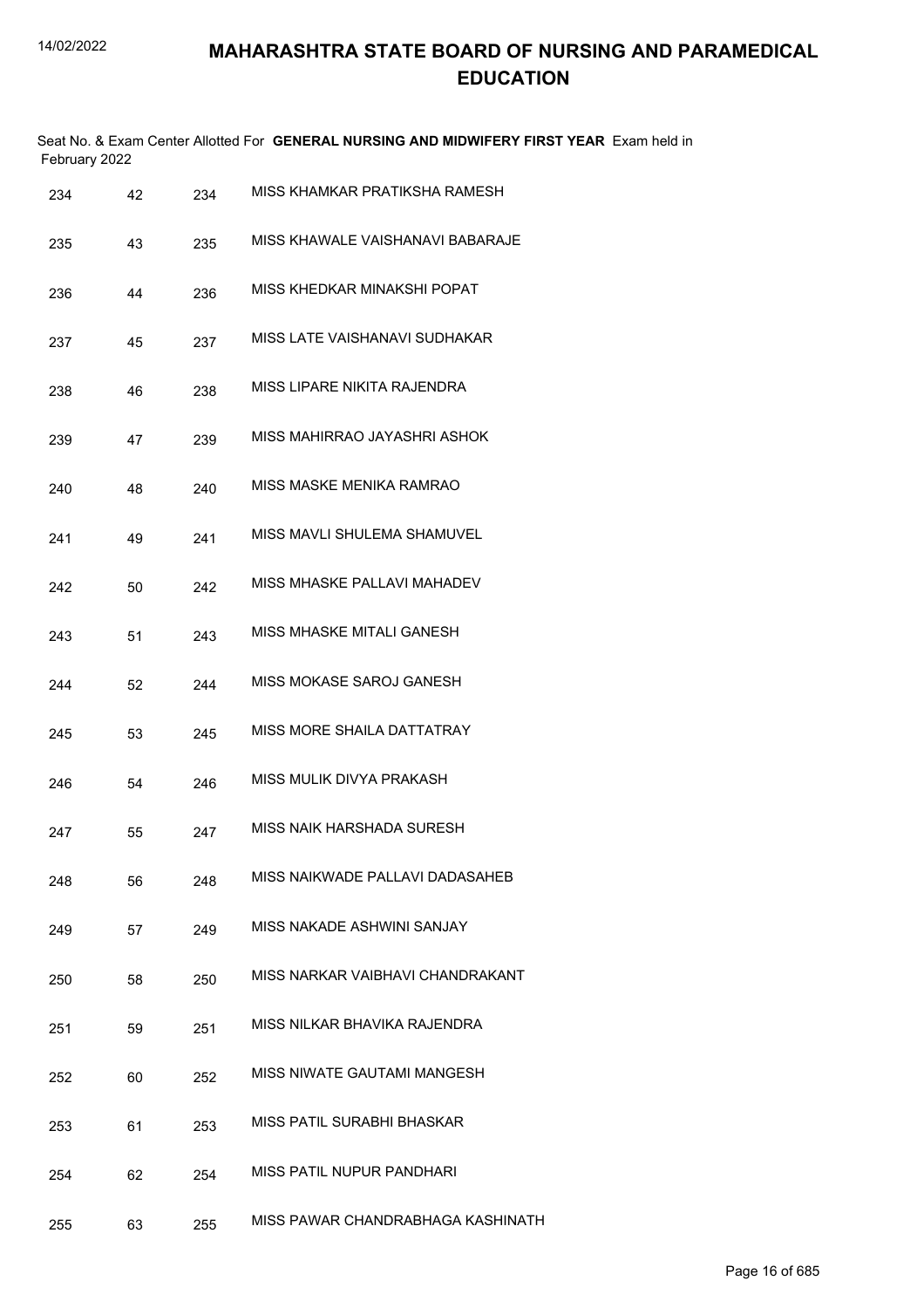# MAHARASHTRA STATE BOARD OF NURSING AND PARAMEDICAL EDUCATION

Seat No. & Exam Center Allotted For **GENERAL NURSING AND MIDWIFERY FIRST YEAR** Exam held in February 2022

| | | | |
|---|---|---|---|
| 234 | 42 | 234 | MISS KHAMKAR PRATIKSHA RAMESH |
| 235 | 43 | 235 | MISS KHAWALE VAISHANAVI BABARAJE |
| 236 | 44 | 236 | MISS KHEDKAR MINAKSHI POPAT |
| 237 | 45 | 237 | MISS LATE VAISHANAVI SUDHAKAR |
| 238 | 46 | 238 | MISS LIPARE NIKITA RAJENDRA |
| 239 | 47 | 239 | MISS MAHIRRAO JAYASHRI ASHOK |
| 240 | 48 | 240 | MISS MASKE MENIKA RAMRAO |
| 241 | 49 | 241 | MISS MAVLI SHULEMA SHAMUVEL |
| 242 | 50 | 242 | MISS MHASKE PALLAVI MAHADEV |
| 243 | 51 | 243 | MISS MHASKE MITALI GANESH |
| 244 | 52 | 244 | MISS MOKASE SAROJ GANESH |
| 245 | 53 | 245 | MISS MORE SHAILA DATTATRAY |
| 246 | 54 | 246 | MISS MULIK DIVYA PRAKASH |
| 247 | 55 | 247 | MISS NAIK HARSHADA SURESH |
| 248 | 56 | 248 | MISS NAIKWADE PALLAVI DADASAHEB |
| 249 | 57 | 249 | MISS NAKADE ASHWINI SANJAY |
| 250 | 58 | 250 | MISS NARKAR VAIBHAVI CHANDRAKANT |
| 251 | 59 | 251 | MISS NILKAR BHAVIKA RAJENDRA |
| 252 | 60 | 252 | MISS NIWATE GAUTAMI MANGESH |
| 253 | 61 | 253 | MISS PATIL SURABHI BHASKAR |
| 254 | 62 | 254 | MISS PATIL NUPUR PANDHARI |
| 255 | 63 | 255 | MISS PAWAR CHANDRABHAGA KASHINATH |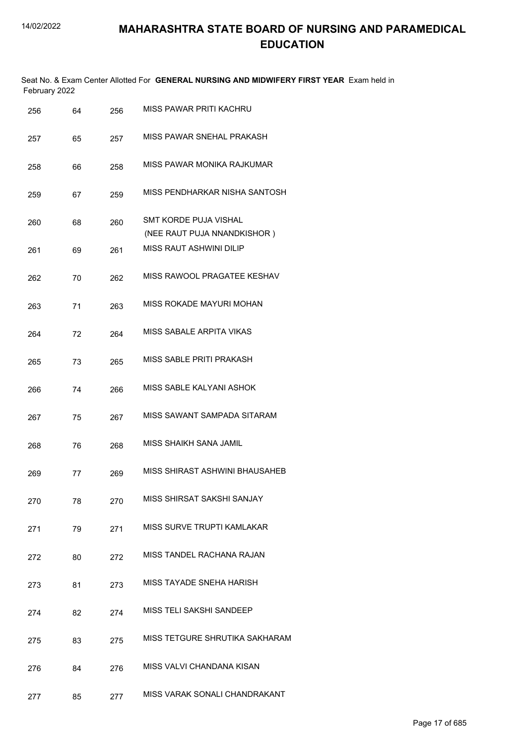# MAHARASHTRA STATE BOARD OF NURSING AND PARAMEDICAL EDUCATION

Seat No. & Exam Center Allotted For **GENERAL NURSING AND MIDWIFERY FIRST YEAR** Exam held in February 2022

| | | | |
|---|---|---|---|
| 256 | 64 | 256 | MISS PAWAR PRITI KACHRU |
| 257 | 65 | 257 | MISS PAWAR SNEHAL PRAKASH |
| 258 | 66 | 258 | MISS PAWAR MONIKA RAJKUMAR |
| 259 | 67 | 259 | MISS PENDHARKAR NISHA SANTOSH |
| 260 | 68 | 260 | SMT KORDE PUJA VISHAL (NEE RAUT PUJA NNANDKISHOR ) |
| 261 | 69 | 261 | MISS RAUT ASHWINI DILIP |
| 262 | 70 | 262 | MISS RAWOOL PRAGATEE KESHAV |
| 263 | 71 | 263 | MISS ROKADE MAYURI MOHAN |
| 264 | 72 | 264 | MISS SABALE ARPITA VIKAS |
| 265 | 73 | 265 | MISS SABLE PRITI PRAKASH |
| 266 | 74 | 266 | MISS SABLE KALYANI ASHOK |
| 267 | 75 | 267 | MISS SAWANT SAMPADA SITARAM |
| 268 | 76 | 268 | MISS SHAIKH SANA JAMIL |
| 269 | 77 | 269 | MISS SHIRAST ASHWINI BHAUSAHEB |
| 270 | 78 | 270 | MISS SHIRSAT SAKSHI SANJAY |
| 271 | 79 | 271 | MISS SURVE TRUPTI KAMLAKAR |
| 272 | 80 | 272 | MISS TANDEL RACHANA RAJAN |
| 273 | 81 | 273 | MISS TAYADE SNEHA HARISH |
| 274 | 82 | 274 | MISS TELI SAKSHI SANDEEP |
| 275 | 83 | 275 | MISS TETGURE SHRUTIKA SAKHARAM |
| 276 | 84 | 276 | MISS VALVI CHANDANA KISAN |
| 277 | 85 | 277 | MISS VARAK SONALI CHANDRAKANT |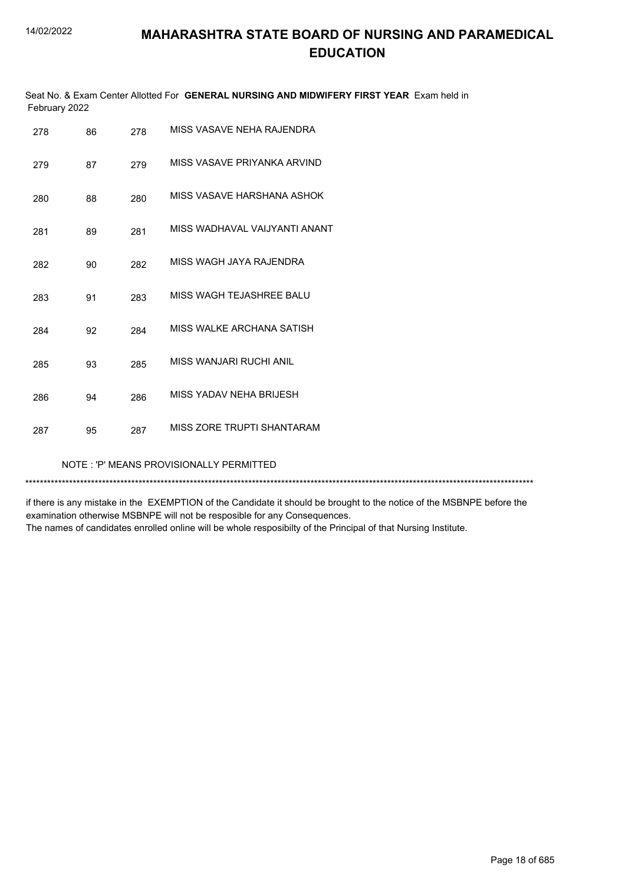# MAHARASHTRA STATE BOARD OF NURSING AND PARAMEDICAL EDUCATION

Seat No. & Exam Center Allotted For **GENERAL NURSING AND MIDWIFERY FIRST YEAR** Exam held in February 2022

| | | | |
|---|---|---|---|
| 278 | 86 | 278 | MISS VASAVE NEHA RAJENDRA |
| 279 | 87 | 279 | MISS VASAVE PRIYANKA ARVIND |
| 280 | 88 | 280 | MISS VASAVE HARSHANA ASHOK |
| 281 | 89 | 281 | MISS WADHAVAL VAIJYANTI ANANT |
| 282 | 90 | 282 | MISS WAGH JAYA RAJENDRA |
| 283 | 91 | 283 | MISS WAGH TEJASHREE BALU |
| 284 | 92 | 284 | MISS WALKE ARCHANA SATISH |
| 285 | 93 | 285 | MISS WANJARI RUCHI ANIL |
| 286 | 94 | 286 | MISS YADAV NEHA BRIJESH |
| 287 | 95 | 287 | MISS ZORE TRUPTI SHANTARAM |

NOTE : 'P' MEANS PROVISIONALLY PERMITTED

******************************************************************************************************************************************

if there is any mistake in the EXEMPTION of the Candidate it should be brought to the notice of the MSBNPE before the examination otherwise MSBNPE will not be resposible for any Consequences.
The names of candidates enrolled online will be whole resposibilty of the Principal of that Nursing Institute.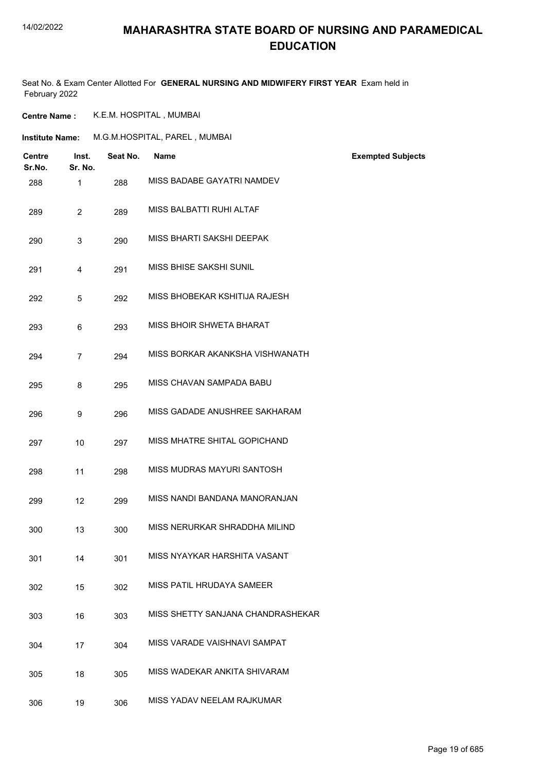# MAHARASHTRA STATE BOARD OF NURSING AND PARAMEDICAL EDUCATION

Seat No. & Exam Center Allotted For **GENERAL NURSING AND MIDWIFERY FIRST YEAR** Exam held in February 2022

**Centre Name :** K.E.M. HOSPITAL , MUMBAI

**Institute Name:** M.G.M.HOSPITAL, PAREL , MUMBAI

| Centre Sr.No. | Inst. Sr. No. | Seat No. | Name | Exempted Subjects |
|---|---|---|---|---|
| 288 | 1 | 288 | MISS BADABE GAYATRI NAMDEV | |
| 289 | 2 | 289 | MISS BALBATTI RUHI ALTAF | |
| 290 | 3 | 290 | MISS BHARTI SAKSHI DEEPAK | |
| 291 | 4 | 291 | MISS BHISE SAKSHI SUNIL | |
| 292 | 5 | 292 | MISS BHOBEKAR KSHITIJA RAJESH | |
| 293 | 6 | 293 | MISS BHOIR SHWETA BHARAT | |
| 294 | 7 | 294 | MISS BORKAR AKANKSHA VISHWANATH | |
| 295 | 8 | 295 | MISS CHAVAN SAMPADA BABU | |
| 296 | 9 | 296 | MISS GADADE ANUSHREE SAKHARAM | |
| 297 | 10 | 297 | MISS MHATRE SHITAL GOPICHAND | |
| 298 | 11 | 298 | MISS MUDRAS MAYURI SANTOSH | |
| 299 | 12 | 299 | MISS NANDI BANDANA MANORANJAN | |
| 300 | 13 | 300 | MISS NERURKAR SHRADDHA MILIND | |
| 301 | 14 | 301 | MISS NYAYKAR HARSHITA VASANT | |
| 302 | 15 | 302 | MISS PATIL HRUDAYA SAMEER | |
| 303 | 16 | 303 | MISS SHETTY SANJANA CHANDRASHEKAR | |
| 304 | 17 | 304 | MISS VARADE VAISHNAVI SAMPAT | |
| 305 | 18 | 305 | MISS WADEKAR ANKITA SHIVARAM | |
| 306 | 19 | 306 | MISS YADAV NEELAM RAJKUMAR | |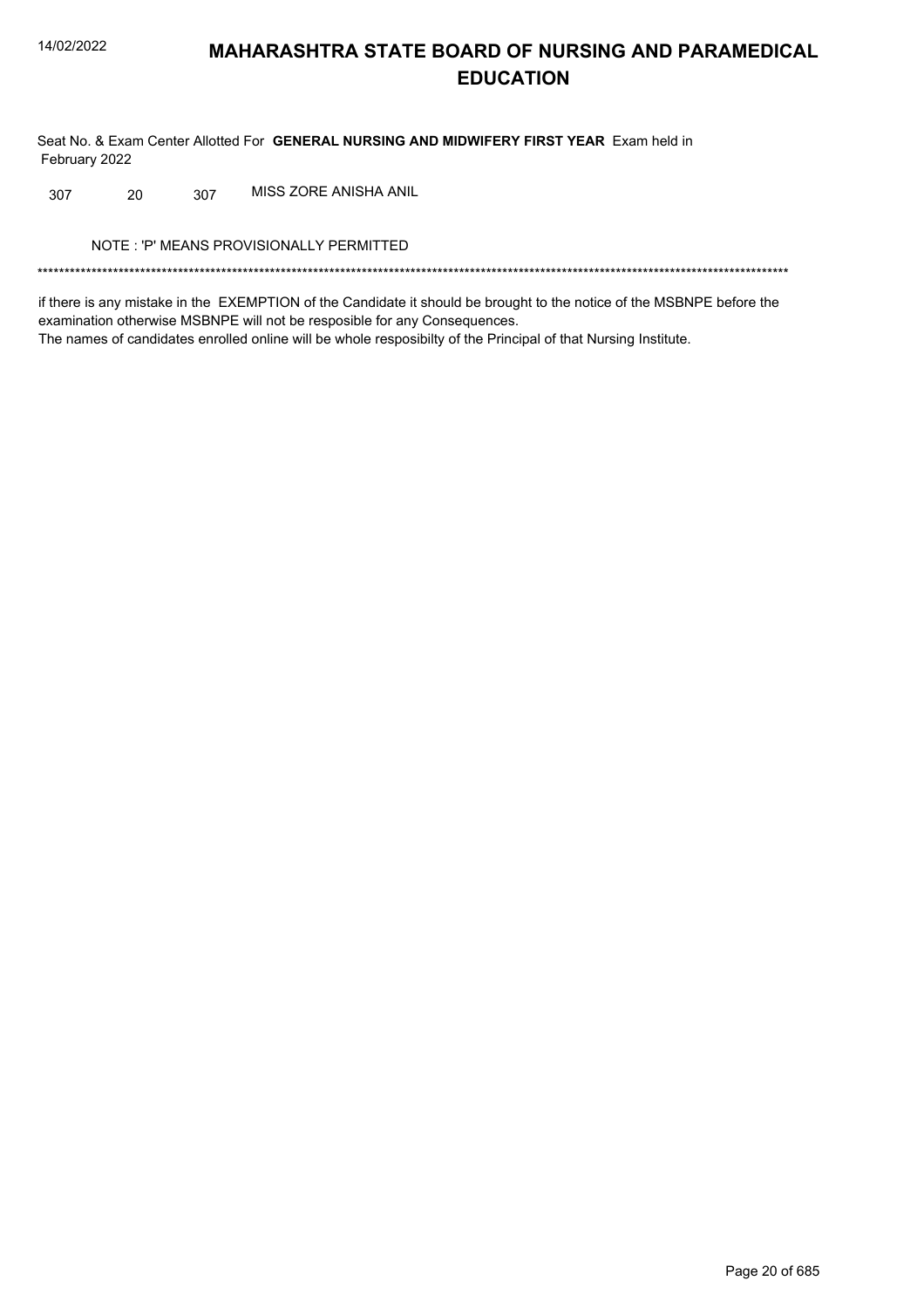# MAHARASHTRA STATE BOARD OF NURSING AND PARAMEDICAL EDUCATION

Seat No. & Exam Center Allotted For **GENERAL NURSING AND MIDWIFERY FIRST YEAR** Exam held in February 2022

| | | | |
|---|---|---|---|
| 307 | 20 | 307 | MISS ZORE ANISHA ANIL |

NOTE : 'P' MEANS PROVISIONALLY PERMITTED

*******************************************************************************************************************************************

if there is any mistake in the EXEMPTION of the Candidate it should be brought to the notice of the MSBNPE before the examination otherwise MSBNPE will not be resposible for any Consequences.

The names of candidates enrolled online will be whole resposibilty of the Principal of that Nursing Institute.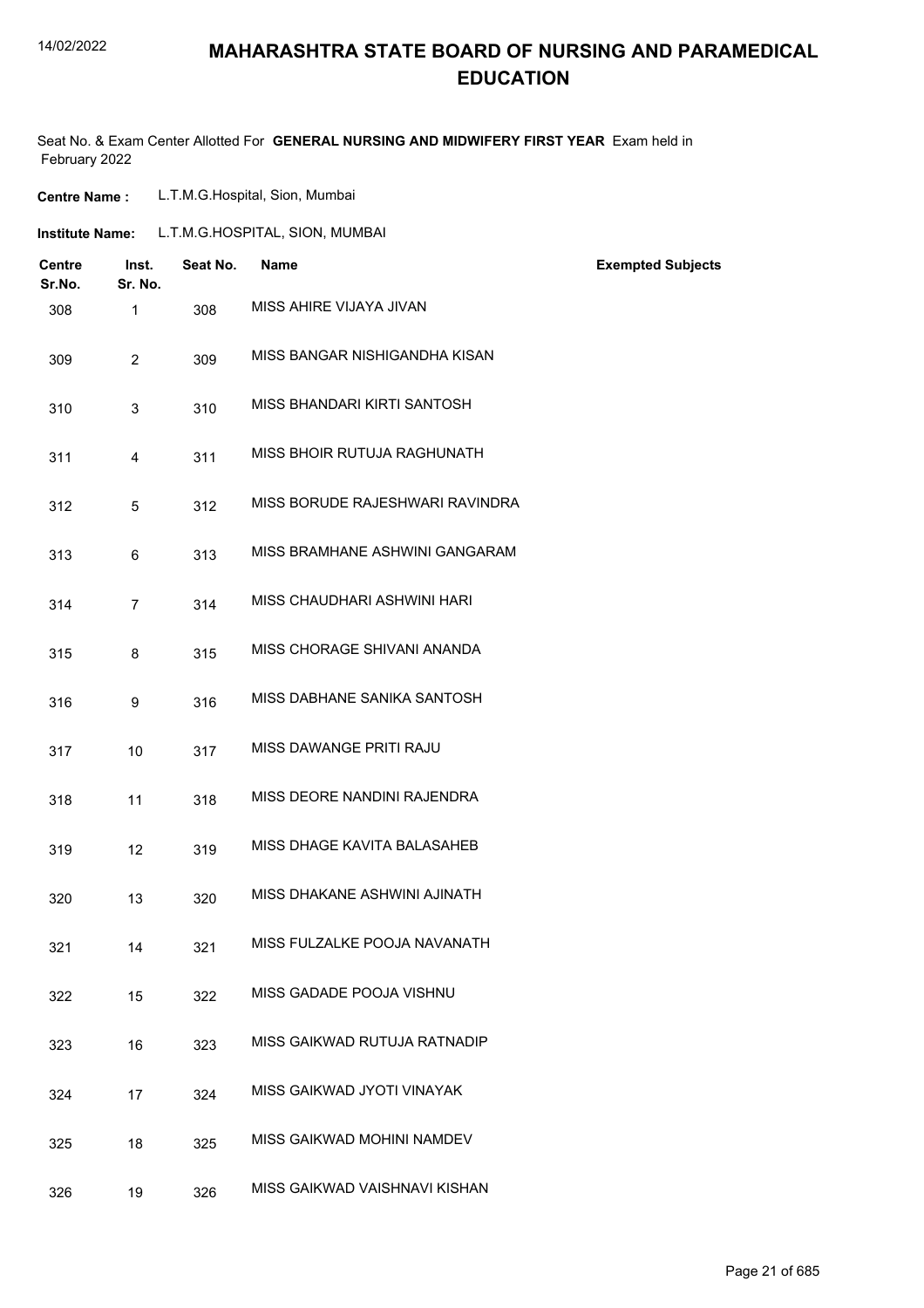# MAHARASHTRA STATE BOARD OF NURSING AND PARAMEDICAL EDUCATION

Seat No. & Exam Center Allotted For **GENERAL NURSING AND MIDWIFERY FIRST YEAR** Exam held in February 2022

**Centre Name :** L.T.M.G.Hospital, Sion, Mumbai

**Institute Name:** L.T.M.G.HOSPITAL, SION, MUMBAI

| Centre Sr.No. | Inst. Sr. No. | Seat No. | Name | Exempted Subjects |
|---|---|---|---|---|
| 308 | 1 | 308 | MISS AHIRE VIJAYA JIVAN | |
| 309 | 2 | 309 | MISS BANGAR NISHIGANDHA KISAN | |
| 310 | 3 | 310 | MISS BHANDARI KIRTI SANTOSH | |
| 311 | 4 | 311 | MISS BHOIR RUTUJA RAGHUNATH | |
| 312 | 5 | 312 | MISS BORUDE RAJESHWARI RAVINDRA | |
| 313 | 6 | 313 | MISS BRAMHANE ASHWINI GANGARAM | |
| 314 | 7 | 314 | MISS CHAUDHARI ASHWINI HARI | |
| 315 | 8 | 315 | MISS CHORAGE SHIVANI ANANDA | |
| 316 | 9 | 316 | MISS DABHANE SANIKA SANTOSH | |
| 317 | 10 | 317 | MISS DAWANGE PRITI RAJU | |
| 318 | 11 | 318 | MISS DEORE NANDINI RAJENDRA | |
| 319 | 12 | 319 | MISS DHAGE KAVITA BALASAHEB | |
| 320 | 13 | 320 | MISS DHAKANE ASHWINI AJINATH | |
| 321 | 14 | 321 | MISS FULZALKE POOJA NAVANATH | |
| 322 | 15 | 322 | MISS GADADE POOJA VISHNU | |
| 323 | 16 | 323 | MISS GAIKWAD RUTUJA RATNADIP | |
| 324 | 17 | 324 | MISS GAIKWAD JYOTI VINAYAK | |
| 325 | 18 | 325 | MISS GAIKWAD MOHINI NAMDEV | |
| 326 | 19 | 326 | MISS GAIKWAD VAISHNAVI KISHAN | |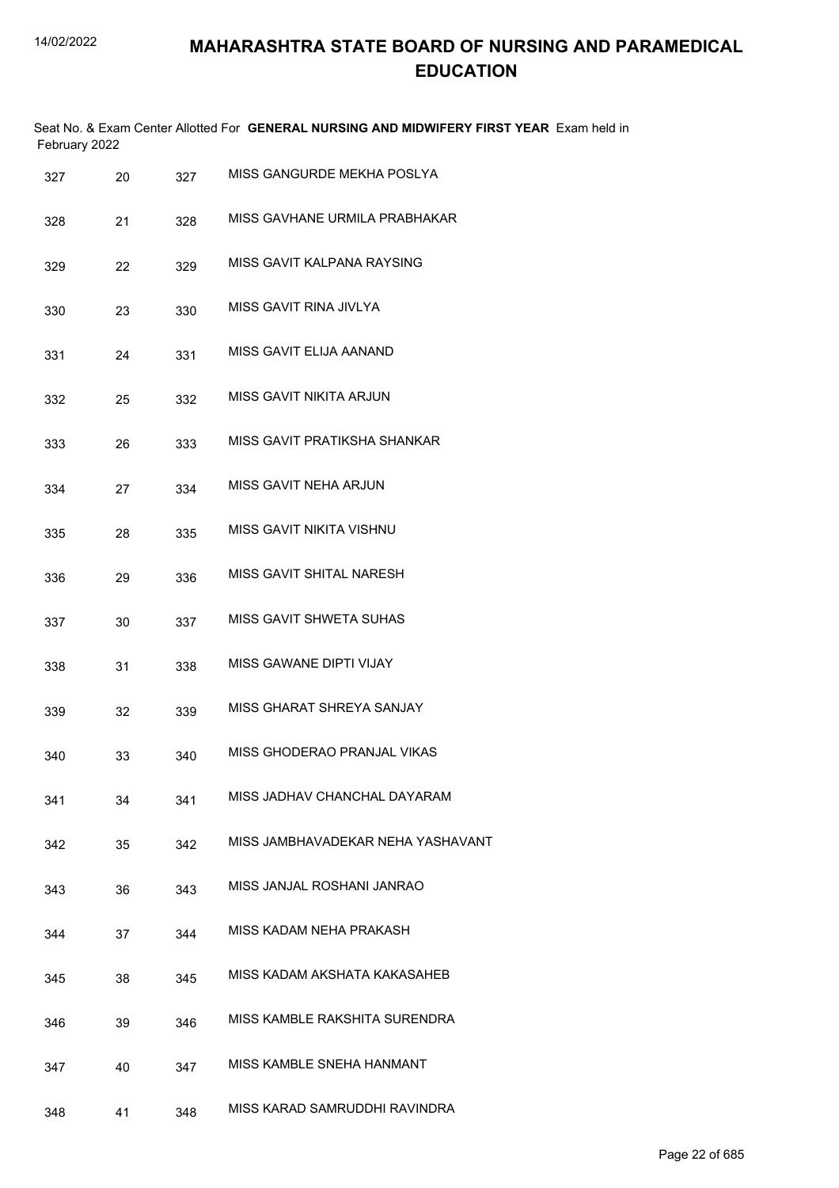# MAHARASHTRA STATE BOARD OF NURSING AND PARAMEDICAL EDUCATION

Seat No. & Exam Center Allotted For **GENERAL NURSING AND MIDWIFERY FIRST YEAR** Exam held in February 2022

| | | | |
|---|---|---|---|
| 327 | 20 | 327 | MISS GANGURDE MEKHA POSLYA |
| 328 | 21 | 328 | MISS GAVHANE URMILA PRABHAKAR |
| 329 | 22 | 329 | MISS GAVIT KALPANA RAYSING |
| 330 | 23 | 330 | MISS GAVIT RINA JIVLYA |
| 331 | 24 | 331 | MISS GAVIT ELIJA AANAND |
| 332 | 25 | 332 | MISS GAVIT NIKITA ARJUN |
| 333 | 26 | 333 | MISS GAVIT PRATIKSHA SHANKAR |
| 334 | 27 | 334 | MISS GAVIT NEHA ARJUN |
| 335 | 28 | 335 | MISS GAVIT NIKITA VISHNU |
| 336 | 29 | 336 | MISS GAVIT SHITAL NARESH |
| 337 | 30 | 337 | MISS GAVIT SHWETA SUHAS |
| 338 | 31 | 338 | MISS GAWANE DIPTI VIJAY |
| 339 | 32 | 339 | MISS GHARAT SHREYA SANJAY |
| 340 | 33 | 340 | MISS GHODERAO PRANJAL VIKAS |
| 341 | 34 | 341 | MISS JADHAV CHANCHAL DAYARAM |
| 342 | 35 | 342 | MISS JAMBHAVADEKAR NEHA YASHAVANT |
| 343 | 36 | 343 | MISS JANJAL ROSHANI JANRAO |
| 344 | 37 | 344 | MISS KADAM NEHA PRAKASH |
| 345 | 38 | 345 | MISS KADAM AKSHATA KAKASAHEB |
| 346 | 39 | 346 | MISS KAMBLE RAKSHITA SURENDRA |
| 347 | 40 | 347 | MISS KAMBLE SNEHA HANMANT |
| 348 | 41 | 348 | MISS KARAD SAMRUDDHI RAVINDRA |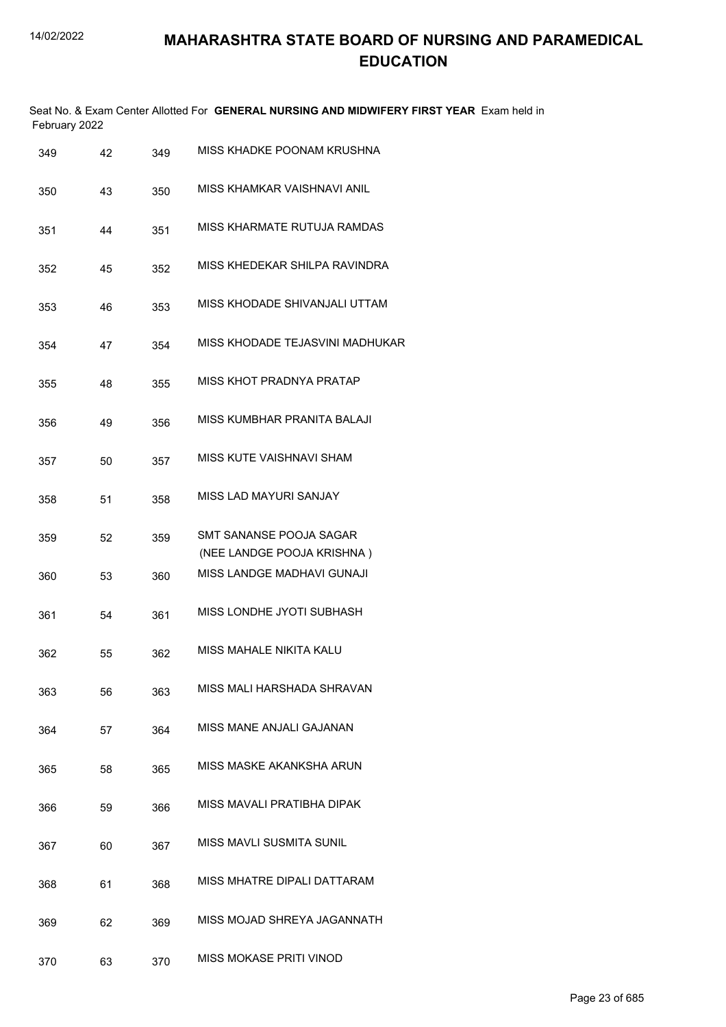# MAHARASHTRA STATE BOARD OF NURSING AND PARAMEDICAL EDUCATION

Seat No. & Exam Center Allotted For **GENERAL NURSING AND MIDWIFERY FIRST YEAR** Exam held in February 2022

| | | | |
|---|---|---|---|
| 349 | 42 | 349 | MISS KHADKE POONAM KRUSHNA |
| 350 | 43 | 350 | MISS KHAMKAR VAISHNAVI ANIL |
| 351 | 44 | 351 | MISS KHARMATE RUTUJA RAMDAS |
| 352 | 45 | 352 | MISS KHEDEKAR SHILPA RAVINDRA |
| 353 | 46 | 353 | MISS KHODADE SHIVANJALI UTTAM |
| 354 | 47 | 354 | MISS KHODADE TEJASVINI MADHUKAR |
| 355 | 48 | 355 | MISS KHOT PRADNYA PRATAP |
| 356 | 49 | 356 | MISS KUMBHAR PRANITA BALAJI |
| 357 | 50 | 357 | MISS KUTE VAISHNAVI SHAM |
| 358 | 51 | 358 | MISS LAD MAYURI SANJAY |
| 359 | 52 | 359 | SMT SANANSE POOJA SAGAR (NEE LANDGE POOJA KRISHNA ) |
| 360 | 53 | 360 | MISS LANDGE MADHAVI GUNAJI |
| 361 | 54 | 361 | MISS LONDHE JYOTI SUBHASH |
| 362 | 55 | 362 | MISS MAHALE NIKITA KALU |
| 363 | 56 | 363 | MISS MALI HARSHADA SHRAVAN |
| 364 | 57 | 364 | MISS MANE ANJALI GAJANAN |
| 365 | 58 | 365 | MISS MASKE AKANKSHA ARUN |
| 366 | 59 | 366 | MISS MAVALI PRATIBHA DIPAK |
| 367 | 60 | 367 | MISS MAVLI SUSMITA SUNIL |
| 368 | 61 | 368 | MISS MHATRE DIPALI DATTARAM |
| 369 | 62 | 369 | MISS MOJAD SHREYA JAGANNATH |
| 370 | 63 | 370 | MISS MOKASE PRITI VINOD |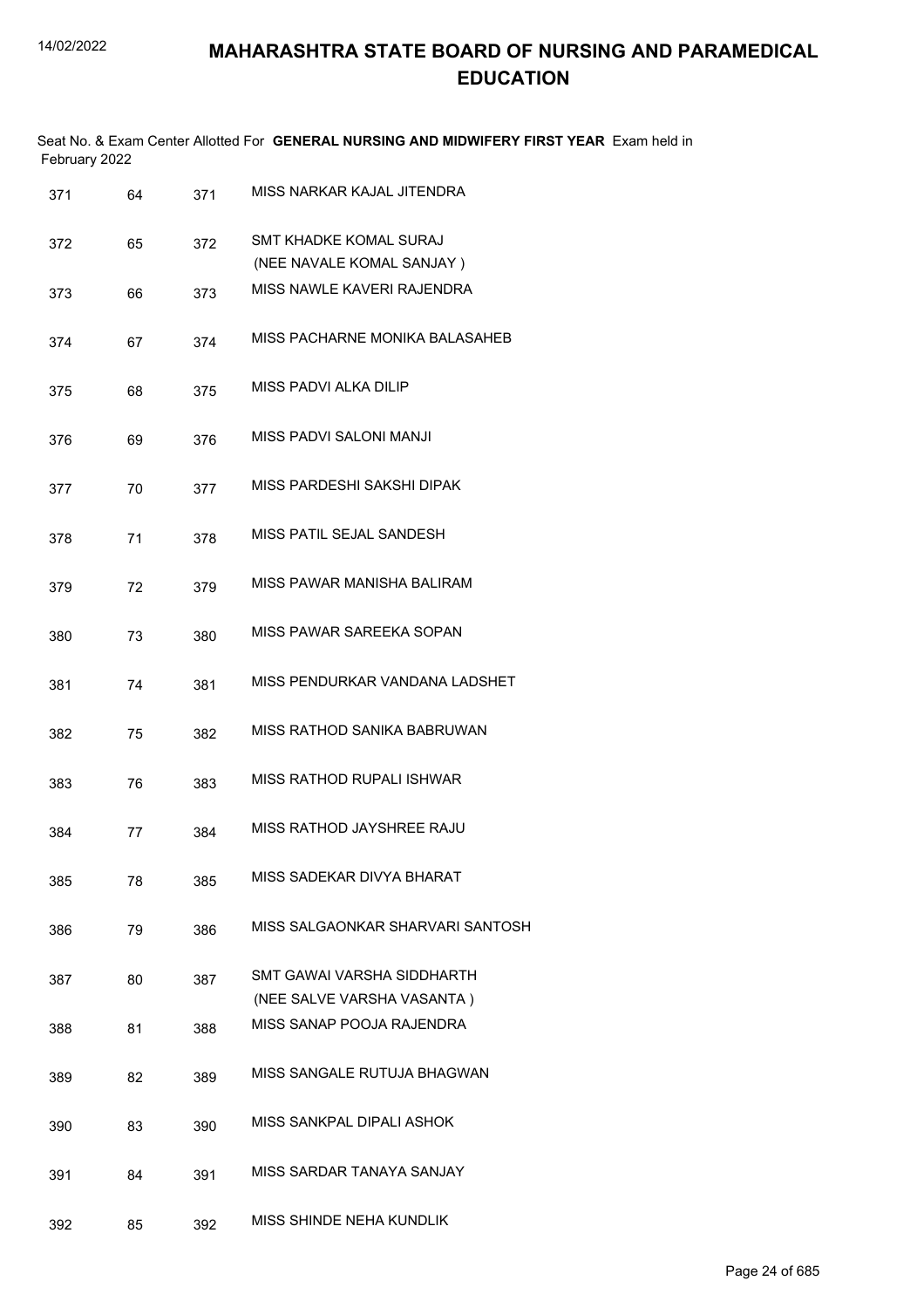# MAHARASHTRA STATE BOARD OF NURSING AND PARAMEDICAL EDUCATION

Seat No. & Exam Center Allotted For **GENERAL NURSING AND MIDWIFERY FIRST YEAR** Exam held in February 2022

| | | | |
|---|---|---|---|
| 371 | 64 | 371 | MISS NARKAR KAJAL JITENDRA |
| 372 | 65 | 372 | SMT KHADKE KOMAL SURAJ (NEE NAVALE KOMAL SANJAY ) |
| 373 | 66 | 373 | MISS NAWLE KAVERI RAJENDRA |
| 374 | 67 | 374 | MISS PACHARNE MONIKA BALASAHEB |
| 375 | 68 | 375 | MISS PADVI ALKA DILIP |
| 376 | 69 | 376 | MISS PADVI SALONI MANJI |
| 377 | 70 | 377 | MISS PARDESHI SAKSHI DIPAK |
| 378 | 71 | 378 | MISS PATIL SEJAL SANDESH |
| 379 | 72 | 379 | MISS PAWAR MANISHA BALIRAM |
| 380 | 73 | 380 | MISS PAWAR SAREEKA SOPAN |
| 381 | 74 | 381 | MISS PENDURKAR VANDANA LADSHET |
| 382 | 75 | 382 | MISS RATHOD SANIKA BABRUWAN |
| 383 | 76 | 383 | MISS RATHOD RUPALI ISHWAR |
| 384 | 77 | 384 | MISS RATHOD JAYSHREE RAJU |
| 385 | 78 | 385 | MISS SADEKAR DIVYA BHARAT |
| 386 | 79 | 386 | MISS SALGAONKAR SHARVARI SANTOSH |
| 387 | 80 | 387 | SMT GAWAI VARSHA SIDDHARTH (NEE SALVE VARSHA VASANTA ) |
| 388 | 81 | 388 | MISS SANAP POOJA RAJENDRA |
| 389 | 82 | 389 | MISS SANGALE RUTUJA BHAGWAN |
| 390 | 83 | 390 | MISS SANKPAL DIPALI ASHOK |
| 391 | 84 | 391 | MISS SARDAR TANAYA SANJAY |
| 392 | 85 | 392 | MISS SHINDE NEHA KUNDLIK |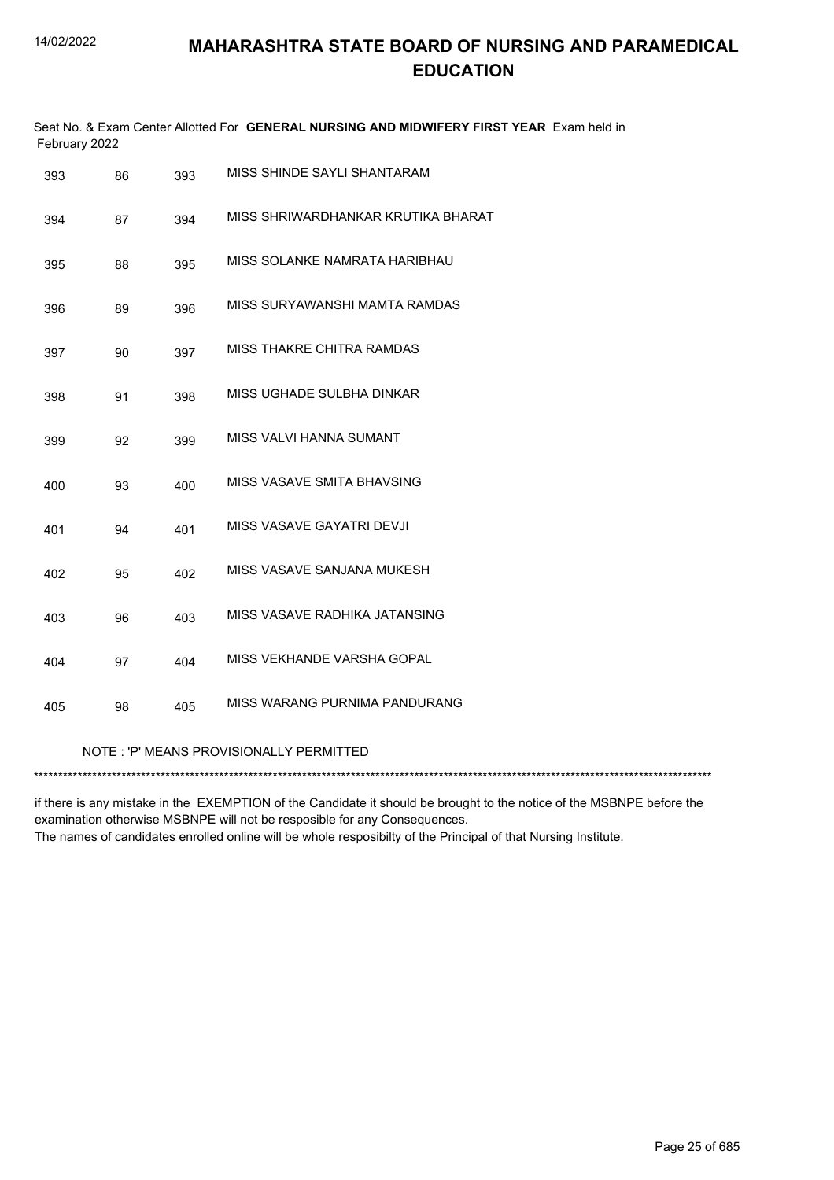# MAHARASHTRA STATE BOARD OF NURSING AND PARAMEDICAL EDUCATION

Seat No. & Exam Center Allotted For **GENERAL NURSING AND MIDWIFERY FIRST YEAR** Exam held in February 2022

| | | | |
|---|---|---|---|
| 393 | 86 | 393 | MISS SHINDE SAYLI SHANTARAM |
| 394 | 87 | 394 | MISS SHRIWARDHANKAR KRUTIKA BHARAT |
| 395 | 88 | 395 | MISS SOLANKE NAMRATA HARIBHAU |
| 396 | 89 | 396 | MISS SURYAWANSHI MAMTA RAMDAS |
| 397 | 90 | 397 | MISS THAKRE CHITRA RAMDAS |
| 398 | 91 | 398 | MISS UGHADE SULBHA DINKAR |
| 399 | 92 | 399 | MISS VALVI HANNA SUMANT |
| 400 | 93 | 400 | MISS VASAVE SMITA BHAVSING |
| 401 | 94 | 401 | MISS VASAVE GAYATRI DEVJI |
| 402 | 95 | 402 | MISS VASAVE SANJANA MUKESH |
| 403 | 96 | 403 | MISS VASAVE RADHIKA JATANSING |
| 404 | 97 | 404 | MISS VEKHANDE VARSHA GOPAL |
| 405 | 98 | 405 | MISS WARANG PURNIMA PANDURANG |

NOTE : 'P' MEANS PROVISIONALLY PERMITTED

*******************************************************************************************************************************************

if there is any mistake in the EXEMPTION of the Candidate it should be brought to the notice of the MSBNPE before the examination otherwise MSBNPE will not be resposible for any Consequences.
The names of candidates enrolled online will be whole resposibilty of the Principal of that Nursing Institute.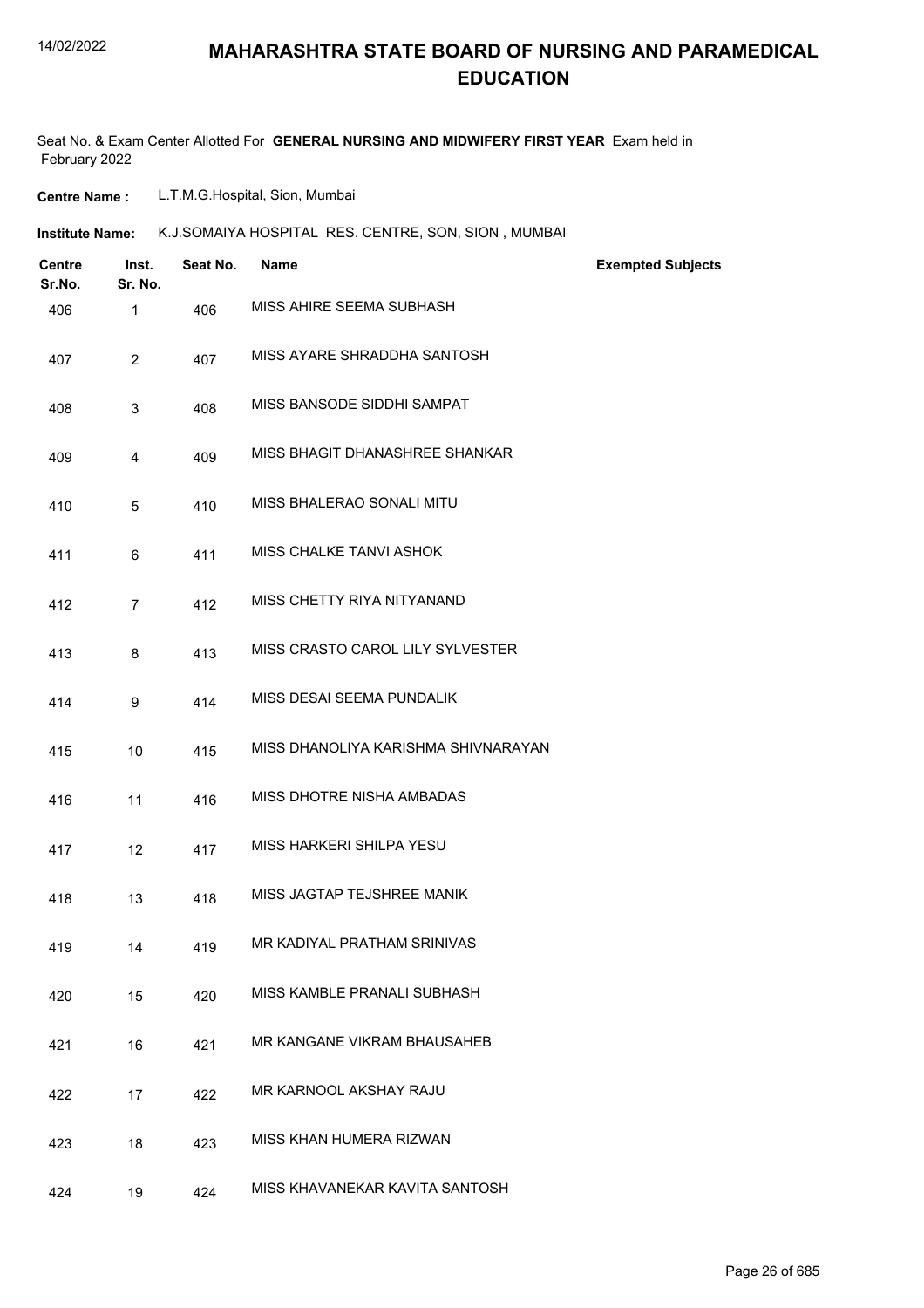# MAHARASHTRA STATE BOARD OF NURSING AND PARAMEDICAL EDUCATION

Seat No. & Exam Center Allotted For **GENERAL NURSING AND MIDWIFERY FIRST YEAR** Exam held in February 2022

**Centre Name :** L.T.M.G.Hospital, Sion, Mumbai

**Institute Name:** K.J.SOMAIYA HOSPITAL RES. CENTRE, SON, SION , MUMBAI

| Centre Sr.No. | Inst. Sr. No. | Seat No. | Name | Exempted Subjects |
|---|---|---|---|---|
| 406 | 1 | 406 | MISS AHIRE SEEMA SUBHASH | |
| 407 | 2 | 407 | MISS AYARE SHRADDHA SANTOSH | |
| 408 | 3 | 408 | MISS BANSODE SIDDHI SAMPAT | |
| 409 | 4 | 409 | MISS BHAGIT DHANASHREE SHANKAR | |
| 410 | 5 | 410 | MISS BHALERAO SONALI MITU | |
| 411 | 6 | 411 | MISS CHALKE TANVI ASHOK | |
| 412 | 7 | 412 | MISS CHETTY RIYA NITYANAND | |
| 413 | 8 | 413 | MISS CRASTO CAROL LILY SYLVESTER | |
| 414 | 9 | 414 | MISS DESAI SEEMA PUNDALIK | |
| 415 | 10 | 415 | MISS DHANOLIYA KARISHMA SHIVNARAYAN | |
| 416 | 11 | 416 | MISS DHOTRE NISHA AMBADAS | |
| 417 | 12 | 417 | MISS HARKERI SHILPA YESU | |
| 418 | 13 | 418 | MISS JAGTAP TEJSHREE MANIK | |
| 419 | 14 | 419 | MR KADIYAL PRATHAM SRINIVAS | |
| 420 | 15 | 420 | MISS KAMBLE PRANALI SUBHASH | |
| 421 | 16 | 421 | MR KANGANE VIKRAM BHAUSAHEB | |
| 422 | 17 | 422 | MR KARNOOL AKSHAY RAJU | |
| 423 | 18 | 423 | MISS KHAN HUMERA RIZWAN | |
| 424 | 19 | 424 | MISS KHAVANEKAR KAVITA SANTOSH | |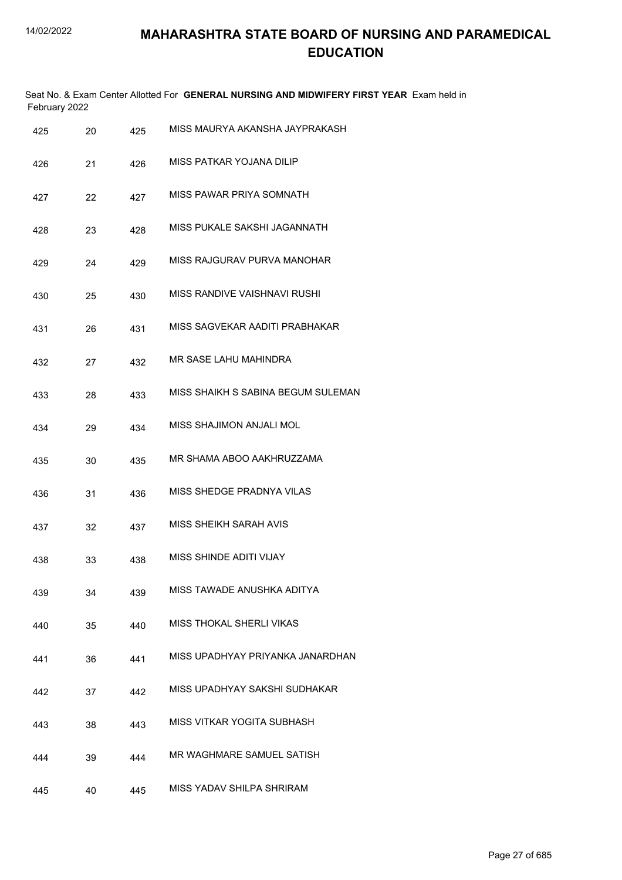# MAHARASHTRA STATE BOARD OF NURSING AND PARAMEDICAL EDUCATION

Seat No. & Exam Center Allotted For **GENERAL NURSING AND MIDWIFERY FIRST YEAR** Exam held in February 2022

| | | | |
|---|---|---|---|
| 425 | 20 | 425 | MISS MAURYA AKANSHA JAYPRAKASH |
| 426 | 21 | 426 | MISS PATKAR YOJANA DILIP |
| 427 | 22 | 427 | MISS PAWAR PRIYA SOMNATH |
| 428 | 23 | 428 | MISS PUKALE SAKSHI JAGANNATH |
| 429 | 24 | 429 | MISS RAJGURAV PURVA MANOHAR |
| 430 | 25 | 430 | MISS RANDIVE VAISHNAVI RUSHI |
| 431 | 26 | 431 | MISS SAGVEKAR AADITI PRABHAKAR |
| 432 | 27 | 432 | MR SASE LAHU MAHINDRA |
| 433 | 28 | 433 | MISS SHAIKH S SABINA BEGUM SULEMAN |
| 434 | 29 | 434 | MISS SHAJIMON ANJALI MOL |
| 435 | 30 | 435 | MR SHAMA ABOO AAKHRUZZAMA |
| 436 | 31 | 436 | MISS SHEDGE PRADNYA VILAS |
| 437 | 32 | 437 | MISS SHEIKH SARAH AVIS |
| 438 | 33 | 438 | MISS SHINDE ADITI VIJAY |
| 439 | 34 | 439 | MISS TAWADE ANUSHKA ADITYA |
| 440 | 35 | 440 | MISS THOKAL SHERLI VIKAS |
| 441 | 36 | 441 | MISS UPADHYAY PRIYANKA JANARDHAN |
| 442 | 37 | 442 | MISS UPADHYAY SAKSHI SUDHAKAR |
| 443 | 38 | 443 | MISS VITKAR YOGITA SUBHASH |
| 444 | 39 | 444 | MR WAGHMARE SAMUEL SATISH |
| 445 | 40 | 445 | MISS YADAV SHILPA SHRIRAM |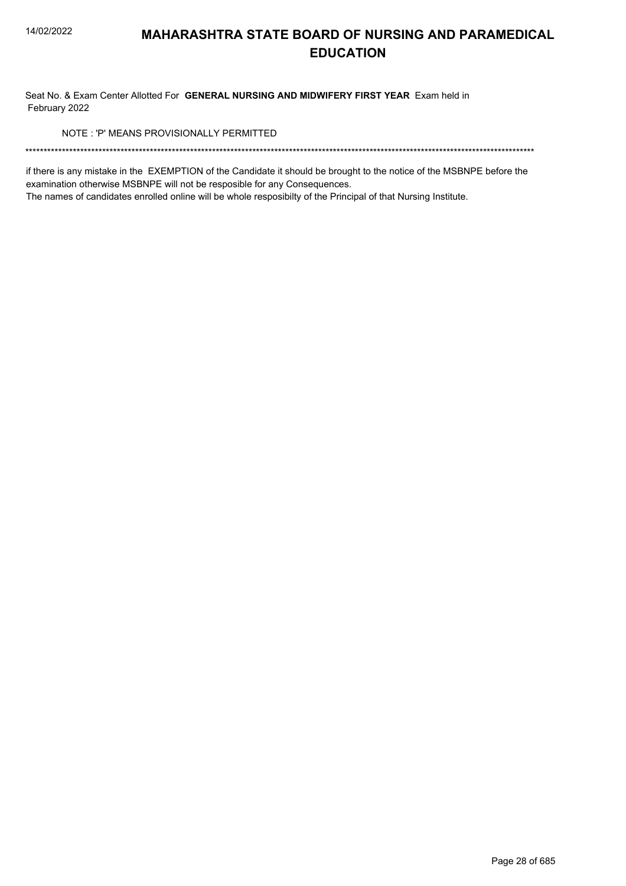# MAHARASHTRA STATE BOARD OF NURSING AND PARAMEDICAL EDUCATION

Seat No. & Exam Center Allotted For **GENERAL NURSING AND MIDWIFERY FIRST YEAR** Exam held in February 2022

NOTE : 'P' MEANS PROVISIONALLY PERMITTED

******************************************************************************************************************************************

if there is any mistake in the EXEMPTION of the Candidate it should be brought to the notice of the MSBNPE before the examination otherwise MSBNPE will not be resposible for any Consequences.

The names of candidates enrolled online will be whole resposibilty of the Principal of that Nursing Institute.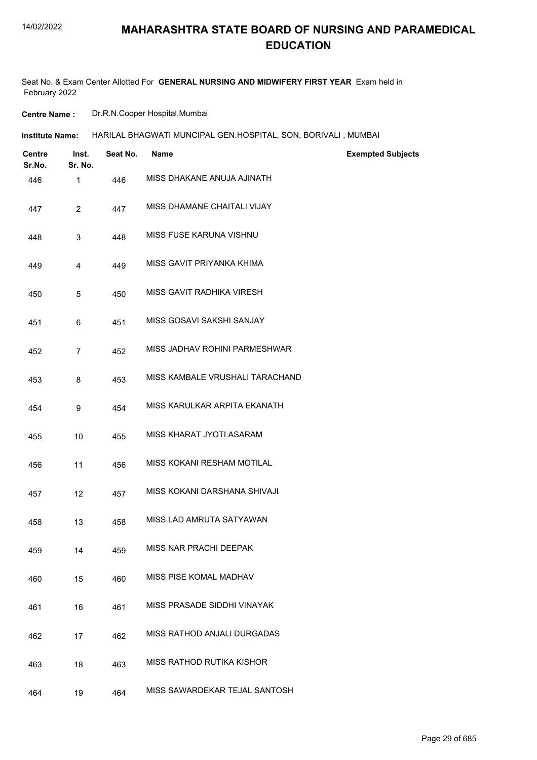# MAHARASHTRA STATE BOARD OF NURSING AND PARAMEDICAL EDUCATION

Seat No. & Exam Center Allotted For **GENERAL NURSING AND MIDWIFERY FIRST YEAR** Exam held in February 2022

**Centre Name :** Dr.R.N.Cooper Hospital,Mumbai

**Institute Name:** HARILAL BHAGWATI MUNCIPAL GEN.HOSPITAL, SON, BORIVALI , MUMBAI

| Centre Sr.No. | Inst. Sr. No. | Seat No. | Name | Exempted Subjects |
|---|---|---|---|---|
| 446 | 1 | 446 | MISS DHAKANE ANUJA AJINATH | |
| 447 | 2 | 447 | MISS DHAMANE CHAITALI VIJAY | |
| 448 | 3 | 448 | MISS FUSE KARUNA VISHNU | |
| 449 | 4 | 449 | MISS GAVIT PRIYANKA KHIMA | |
| 450 | 5 | 450 | MISS GAVIT RADHIKA VIRESH | |
| 451 | 6 | 451 | MISS GOSAVI SAKSHI SANJAY | |
| 452 | 7 | 452 | MISS JADHAV ROHINI PARMESHWAR | |
| 453 | 8 | 453 | MISS KAMBALE VRUSHALI TARACHAND | |
| 454 | 9 | 454 | MISS KARULKAR ARPITA EKANATH | |
| 455 | 10 | 455 | MISS KHARAT JYOTI ASARAM | |
| 456 | 11 | 456 | MISS KOKANI RESHAM MOTILAL | |
| 457 | 12 | 457 | MISS KOKANI DARSHANA SHIVAJI | |
| 458 | 13 | 458 | MISS LAD AMRUTA SATYAWAN | |
| 459 | 14 | 459 | MISS NAR PRACHI DEEPAK | |
| 460 | 15 | 460 | MISS PISE KOMAL MADHAV | |
| 461 | 16 | 461 | MISS PRASADE SIDDHI VINAYAK | |
| 462 | 17 | 462 | MISS RATHOD ANJALI DURGADAS | |
| 463 | 18 | 463 | MISS RATHOD RUTIKA KISHOR | |
| 464 | 19 | 464 | MISS SAWARDEKAR TEJAL SANTOSH | |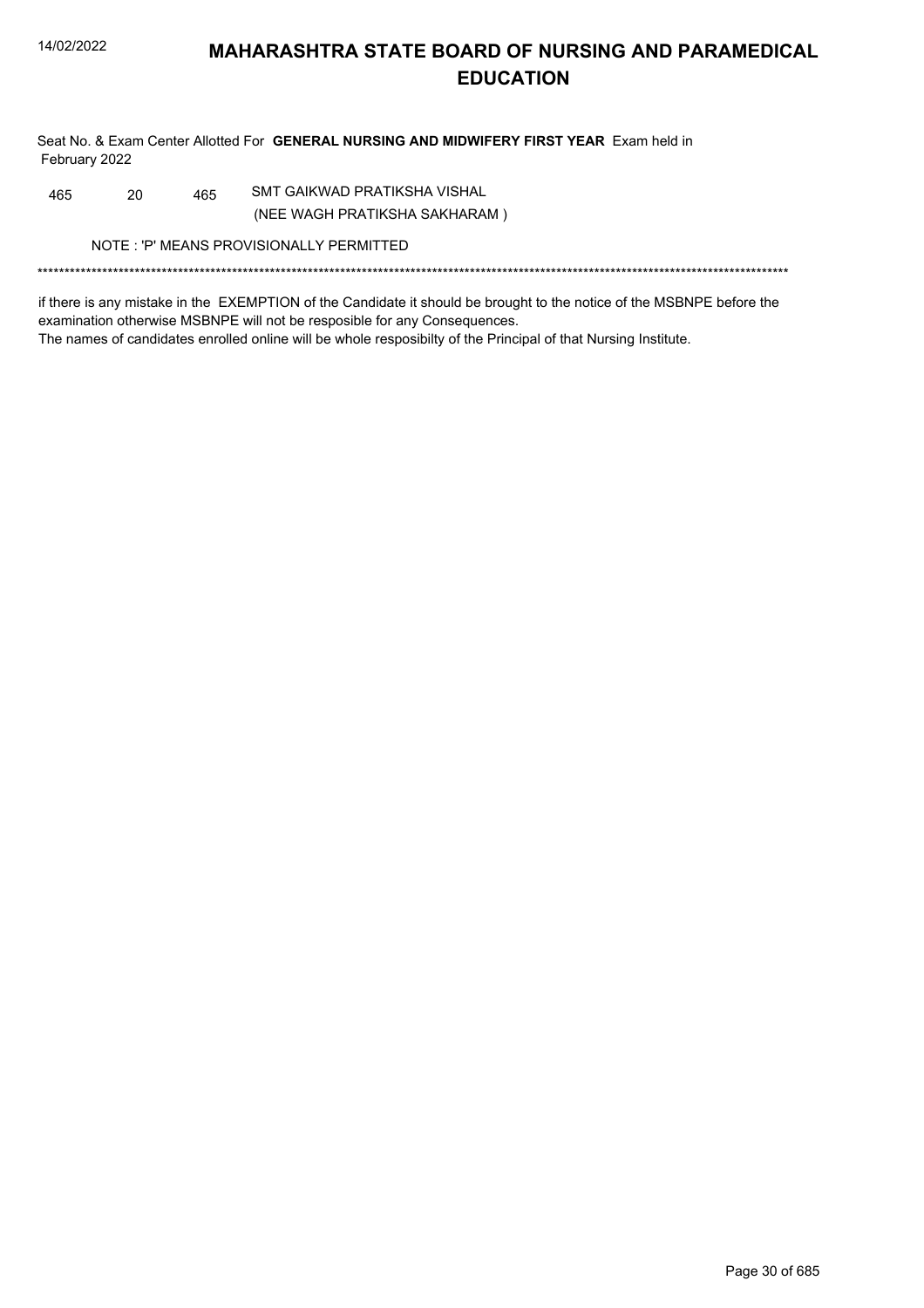# MAHARASHTRA STATE BOARD OF NURSING AND PARAMEDICAL EDUCATION

Seat No. & Exam Center Allotted For **GENERAL NURSING AND MIDWIFERY FIRST YEAR** Exam held in February 2022

| | | | |
|---|---|---|---|
| 465 | 20 | 465 | SMT GAIKWAD PRATIKSHA VISHAL (NEE WAGH PRATIKSHA SAKHARAM ) |

NOTE : 'P' MEANS PROVISIONALLY PERMITTED

*******************************************************************************************************************************************

if there is any mistake in the EXEMPTION of the Candidate it should be brought to the notice of the MSBNPE before the examination otherwise MSBNPE will not be resposible for any Consequences.

The names of candidates enrolled online will be whole resposibilty of the Principal of that Nursing Institute.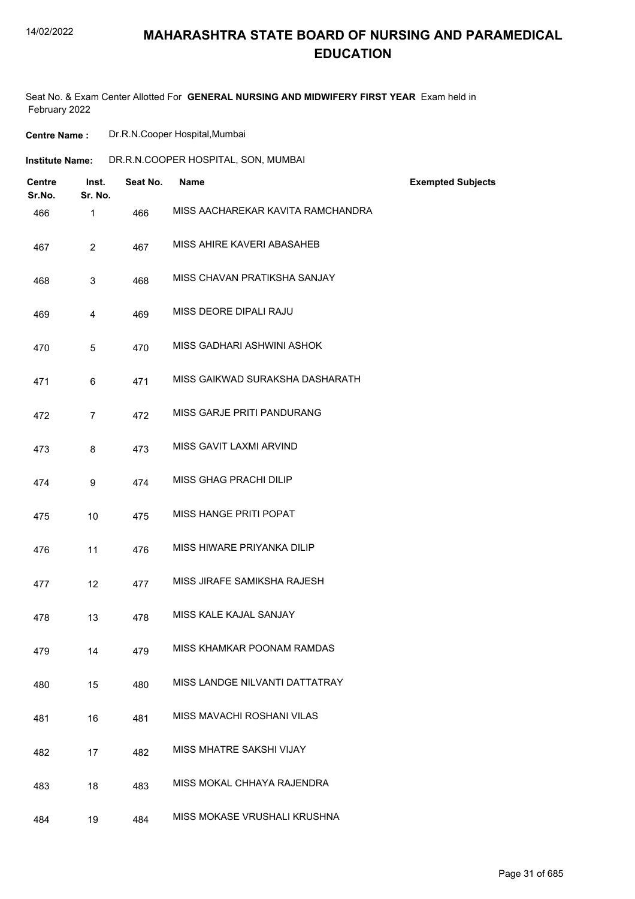# MAHARASHTRA STATE BOARD OF NURSING AND PARAMEDICAL EDUCATION

Seat No. & Exam Center Allotted For **GENERAL NURSING AND MIDWIFERY FIRST YEAR** Exam held in February 2022

**Centre Name :** Dr.R.N.Cooper Hospital,Mumbai

**Institute Name:** DR.R.N.COOPER HOSPITAL, SON, MUMBAI

| Centre Sr.No. | Inst. Sr. No. | Seat No. | Name | Exempted Subjects |
|---|---|---|---|---|
| 466 | 1 | 466 | MISS AACHAREKAR KAVITA RAMCHANDRA | |
| 467 | 2 | 467 | MISS AHIRE KAVERI ABASAHEB | |
| 468 | 3 | 468 | MISS CHAVAN PRATIKSHA SANJAY | |
| 469 | 4 | 469 | MISS DEORE DIPALI RAJU | |
| 470 | 5 | 470 | MISS GADHARI ASHWINI ASHOK | |
| 471 | 6 | 471 | MISS GAIKWAD SURAKSHA DASHARATH | |
| 472 | 7 | 472 | MISS GARJE PRITI PANDURANG | |
| 473 | 8 | 473 | MISS GAVIT LAXMI ARVIND | |
| 474 | 9 | 474 | MISS GHAG PRACHI DILIP | |
| 475 | 10 | 475 | MISS HANGE PRITI POPAT | |
| 476 | 11 | 476 | MISS HIWARE PRIYANKA DILIP | |
| 477 | 12 | 477 | MISS JIRAFE SAMIKSHA RAJESH | |
| 478 | 13 | 478 | MISS KALE KAJAL SANJAY | |
| 479 | 14 | 479 | MISS KHAMKAR POONAM RAMDAS | |
| 480 | 15 | 480 | MISS LANDGE NILVANTI DATTATRAY | |
| 481 | 16 | 481 | MISS MAVACHI ROSHANI VILAS | |
| 482 | 17 | 482 | MISS MHATRE SAKSHI VIJAY | |
| 483 | 18 | 483 | MISS MOKAL CHHAYA RAJENDRA | |
| 484 | 19 | 484 | MISS MOKASE VRUSHALI KRUSHNA | |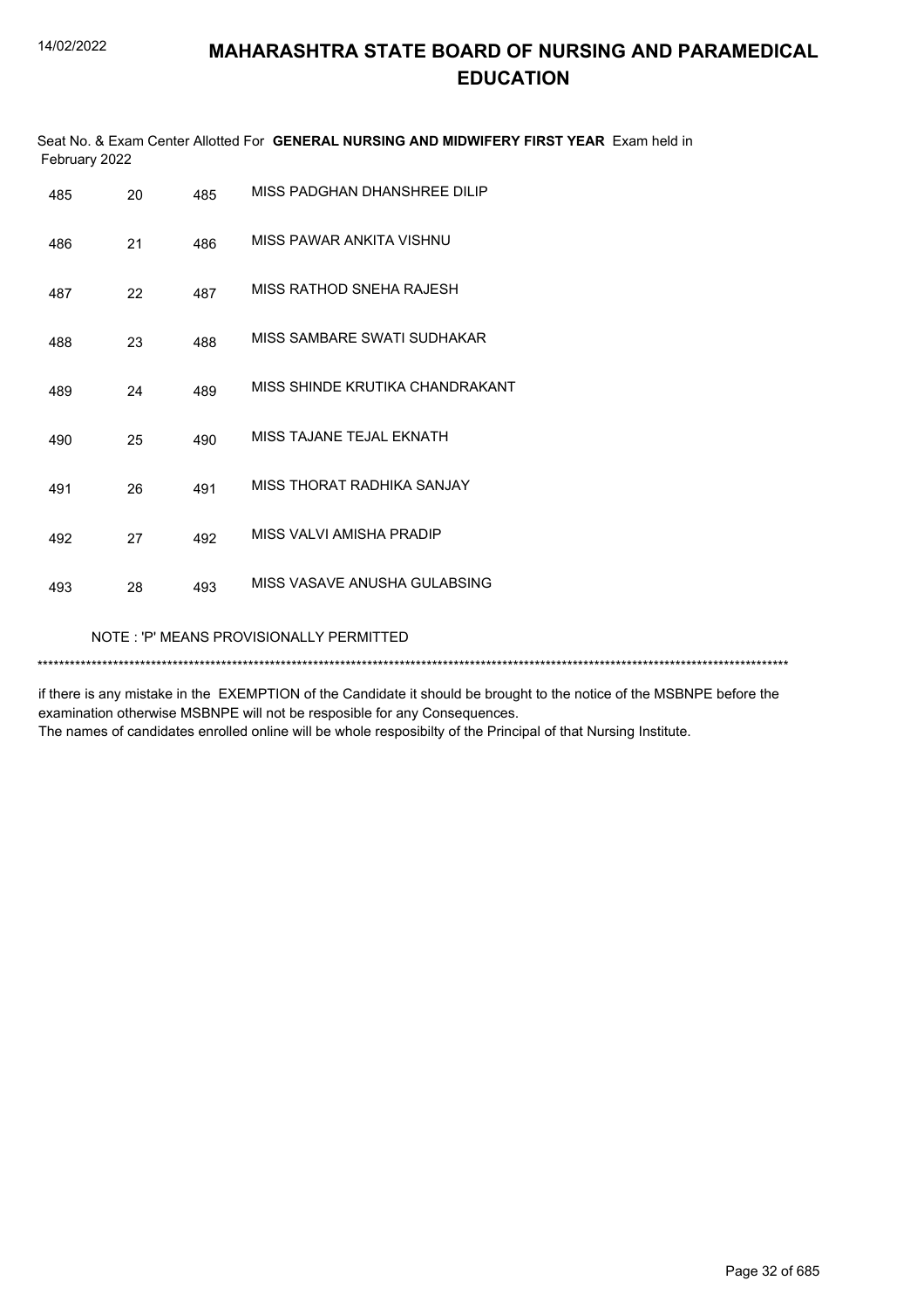# MAHARASHTRA STATE BOARD OF NURSING AND PARAMEDICAL EDUCATION

Seat No. & Exam Center Allotted For **GENERAL NURSING AND MIDWIFERY FIRST YEAR** Exam held in February 2022

| | | | |
|---|---|---|---|
| 485 | 20 | 485 | MISS PADGHAN DHANSHREE DILIP |
| 486 | 21 | 486 | MISS PAWAR ANKITA VISHNU |
| 487 | 22 | 487 | MISS RATHOD SNEHA RAJESH |
| 488 | 23 | 488 | MISS SAMBARE SWATI SUDHAKAR |
| 489 | 24 | 489 | MISS SHINDE KRUTIKA CHANDRAKANT |
| 490 | 25 | 490 | MISS TAJANE TEJAL EKNATH |
| 491 | 26 | 491 | MISS THORAT RADHIKA SANJAY |
| 492 | 27 | 492 | MISS VALVI AMISHA PRADIP |
| 493 | 28 | 493 | MISS VASAVE ANUSHA GULABSING |

NOTE : 'P' MEANS PROVISIONALLY PERMITTED

*******************************************************************************************************************************************

if there is any mistake in the EXEMPTION of the Candidate it should be brought to the notice of the MSBNPE before the examination otherwise MSBNPE will not be resposible for any Consequences.
The names of candidates enrolled online will be whole resposibilty of the Principal of that Nursing Institute.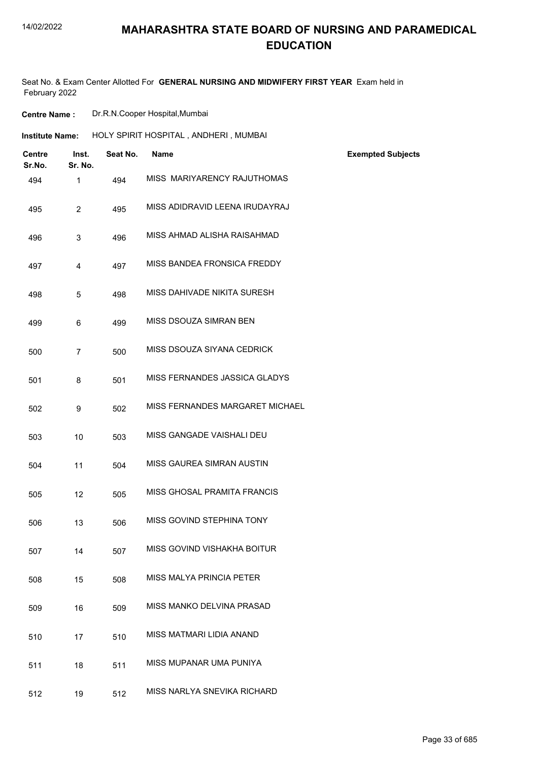# MAHARASHTRA STATE BOARD OF NURSING AND PARAMEDICAL EDUCATION

Seat No. & Exam Center Allotted For **GENERAL NURSING AND MIDWIFERY FIRST YEAR** Exam held in February 2022

**Centre Name :** Dr.R.N.Cooper Hospital,Mumbai

**Institute Name:** HOLY SPIRIT HOSPITAL , ANDHERI , MUMBAI

| Centre Sr.No. | Inst. Sr. No. | Seat No. | Name | Exempted Subjects |
|---|---|---|---|---|
| 494 | 1 | 494 | MISS MARIYARENCY RAJUTHOMAS | |
| 495 | 2 | 495 | MISS ADIDRAVID LEENA IRUDAYRAJ | |
| 496 | 3 | 496 | MISS AHMAD ALISHA RAISAHMAD | |
| 497 | 4 | 497 | MISS BANDEA FRONSICA FREDDY | |
| 498 | 5 | 498 | MISS DAHIVADE NIKITA SURESH | |
| 499 | 6 | 499 | MISS DSOUZA SIMRAN BEN | |
| 500 | 7 | 500 | MISS DSOUZA SIYANA CEDRICK | |
| 501 | 8 | 501 | MISS FERNANDES JASSICA GLADYS | |
| 502 | 9 | 502 | MISS FERNANDES MARGARET MICHAEL | |
| 503 | 10 | 503 | MISS GANGADE VAISHALI DEU | |
| 504 | 11 | 504 | MISS GAUREA SIMRAN AUSTIN | |
| 505 | 12 | 505 | MISS GHOSAL PRAMITA FRANCIS | |
| 506 | 13 | 506 | MISS GOVIND STEPHINA TONY | |
| 507 | 14 | 507 | MISS GOVIND VISHAKHA BOITUR | |
| 508 | 15 | 508 | MISS MALYA PRINCIA PETER | |
| 509 | 16 | 509 | MISS MANKO DELVINA PRASAD | |
| 510 | 17 | 510 | MISS MATMARI LIDIA ANAND | |
| 511 | 18 | 511 | MISS MUPANAR UMA PUNIYA | |
| 512 | 19 | 512 | MISS NARLYA SNEVIKA RICHARD | |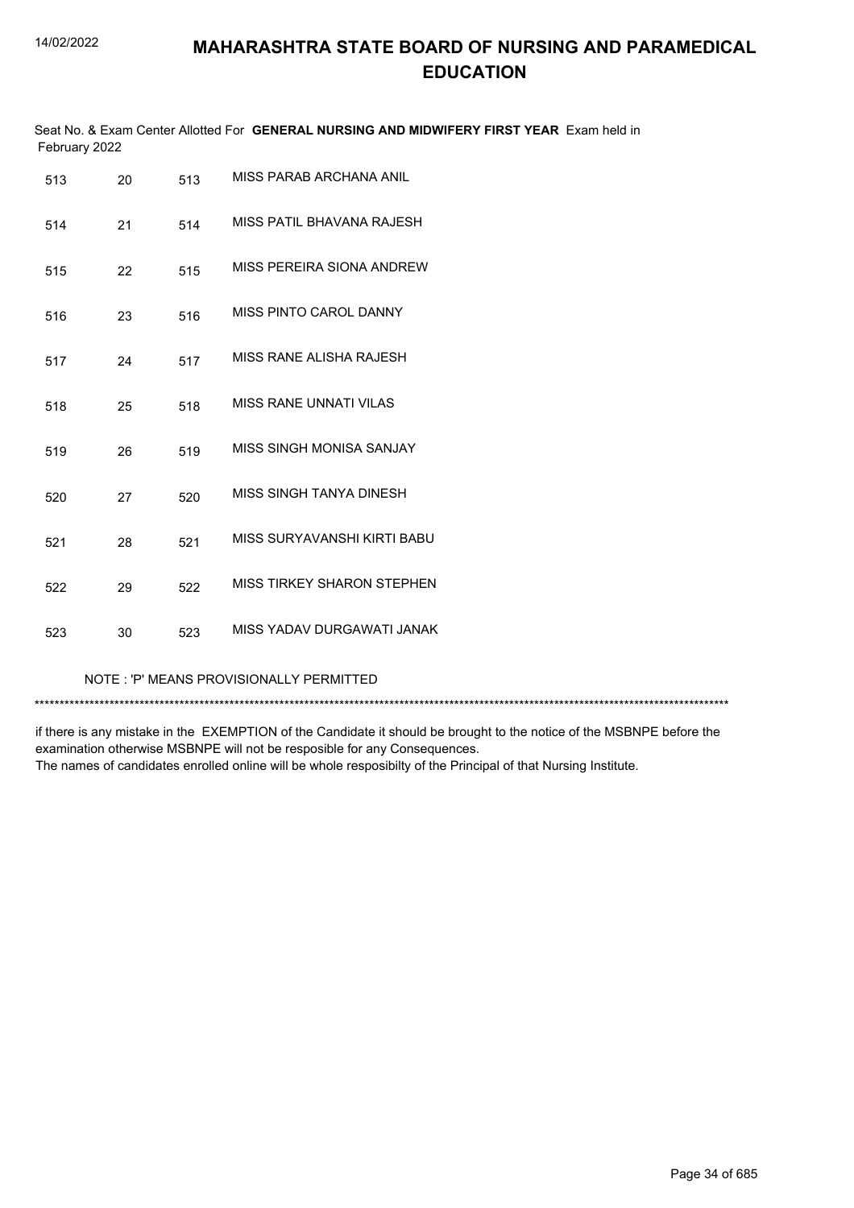Seat No. & Exam Center Allotted For **GENERAL NURSING AND MIDWIFERY FIRST YEAR** Exam held in February 2022

| | | | |
|---|---|---|---|
| 513 | 20 | 513 | MISS PARAB ARCHANA ANIL |
| 514 | 21 | 514 | MISS PATIL BHAVANA RAJESH |
| 515 | 22 | 515 | MISS PEREIRA SIONA ANDREW |
| 516 | 23 | 516 | MISS PINTO CAROL DANNY |
| 517 | 24 | 517 | MISS RANE ALISHA RAJESH |
| 518 | 25 | 518 | MISS RANE UNNATI VILAS |
| 519 | 26 | 519 | MISS SINGH MONISA SANJAY |
| 520 | 27 | 520 | MISS SINGH TANYA DINESH |
| 521 | 28 | 521 | MISS SURYAVANSHI KIRTI BABU |
| 522 | 29 | 522 | MISS TIRKEY SHARON STEPHEN |
| 523 | 30 | 523 | MISS YADAV DURGAWATI JANAK |

NOTE : 'P' MEANS PROVISIONALLY PERMITTED

*******************************************************************************************************************************************

if there is any mistake in the EXEMPTION of the Candidate it should be brought to the notice of the MSBNPE before the examination otherwise MSBNPE will not be resposible for any Consequences.
The names of candidates enrolled online will be whole resposibilty of the Principal of that Nursing Institute.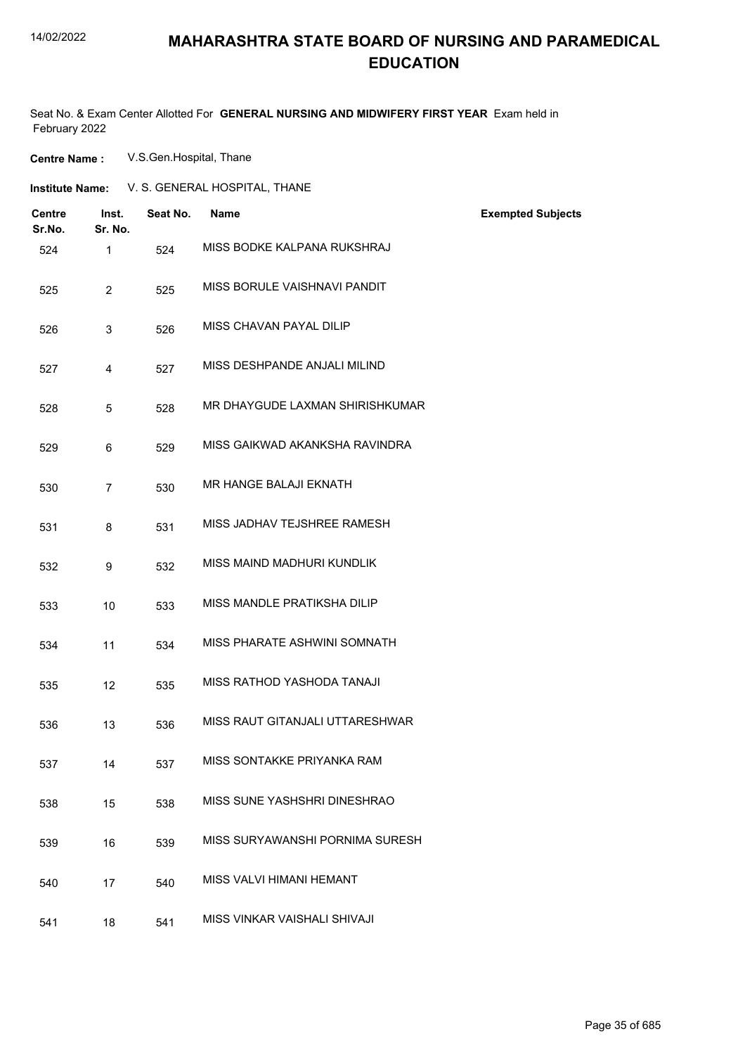# MAHARASHTRA STATE BOARD OF NURSING AND PARAMEDICAL EDUCATION

Seat No. & Exam Center Allotted For **GENERAL NURSING AND MIDWIFERY FIRST YEAR** Exam held in February 2022

**Centre Name :** V.S.Gen.Hospital, Thane

**Institute Name:** V. S. GENERAL HOSPITAL, THANE

| Centre Sr.No. | Inst. Sr. No. | Seat No. | Name | Exempted Subjects |
|---|---|---|---|---|
| 524 | 1 | 524 | MISS BODKE KALPANA RUKSHRAJ | |
| 525 | 2 | 525 | MISS BORULE VAISHNAVI PANDIT | |
| 526 | 3 | 526 | MISS CHAVAN PAYAL DILIP | |
| 527 | 4 | 527 | MISS DESHPANDE ANJALI MILIND | |
| 528 | 5 | 528 | MR DHAYGUDE LAXMAN SHIRISHKUMAR | |
| 529 | 6 | 529 | MISS GAIKWAD AKANKSHA RAVINDRA | |
| 530 | 7 | 530 | MR HANGE BALAJI EKNATH | |
| 531 | 8 | 531 | MISS JADHAV TEJSHREE RAMESH | |
| 532 | 9 | 532 | MISS MAIND MADHURI KUNDLIK | |
| 533 | 10 | 533 | MISS MANDLE PRATIKSHA DILIP | |
| 534 | 11 | 534 | MISS PHARATE ASHWINI SOMNATH | |
| 535 | 12 | 535 | MISS RATHOD YASHODA TANAJI | |
| 536 | 13 | 536 | MISS RAUT GITANJALI UTTARESHWAR | |
| 537 | 14 | 537 | MISS SONTAKKE PRIYANKA RAM | |
| 538 | 15 | 538 | MISS SUNE YASHSHRI DINESHRAO | |
| 539 | 16 | 539 | MISS SURYAWANSHI PORNIMA SURESH | |
| 540 | 17 | 540 | MISS VALVI HIMANI HEMANT | |
| 541 | 18 | 541 | MISS VINKAR VAISHALI SHIVAJI | |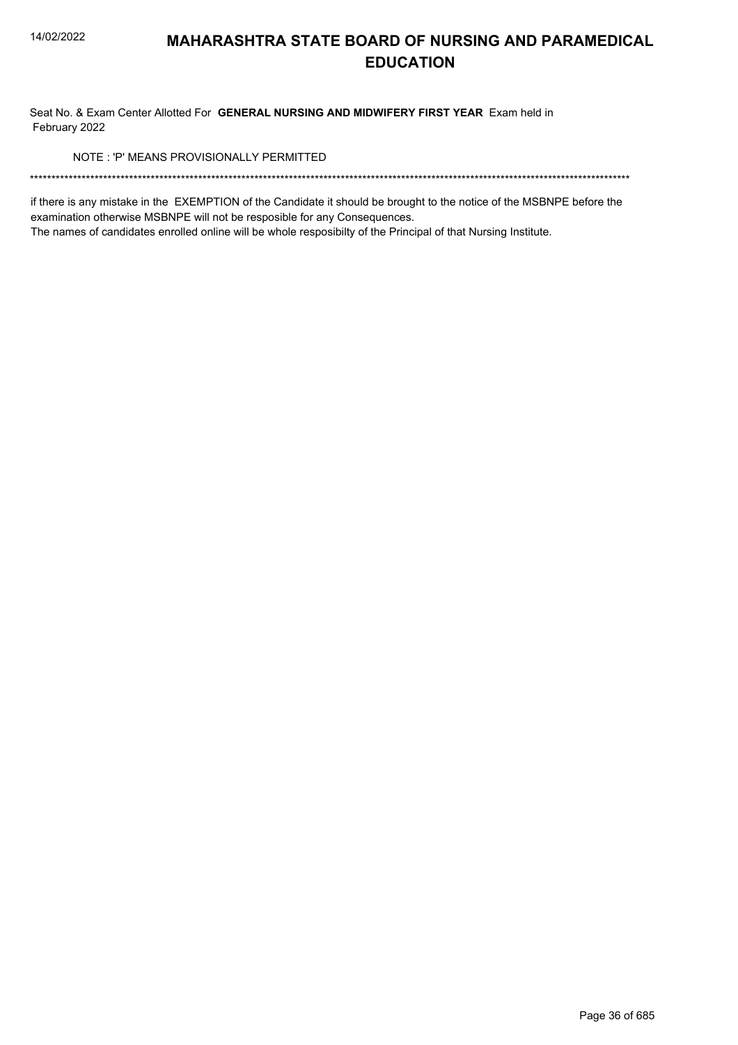# MAHARASHTRA STATE BOARD OF NURSING AND PARAMEDICAL EDUCATION

Seat No. & Exam Center Allotted For **GENERAL NURSING AND MIDWIFERY FIRST YEAR** Exam held in February 2022

NOTE : 'P' MEANS PROVISIONALLY PERMITTED

******************************************************************************************************************************************

if there is any mistake in the EXEMPTION of the Candidate it should be brought to the notice of the MSBNPE before the examination otherwise MSBNPE will not be resposible for any Consequences.

The names of candidates enrolled online will be whole resposibilty of the Principal of that Nursing Institute.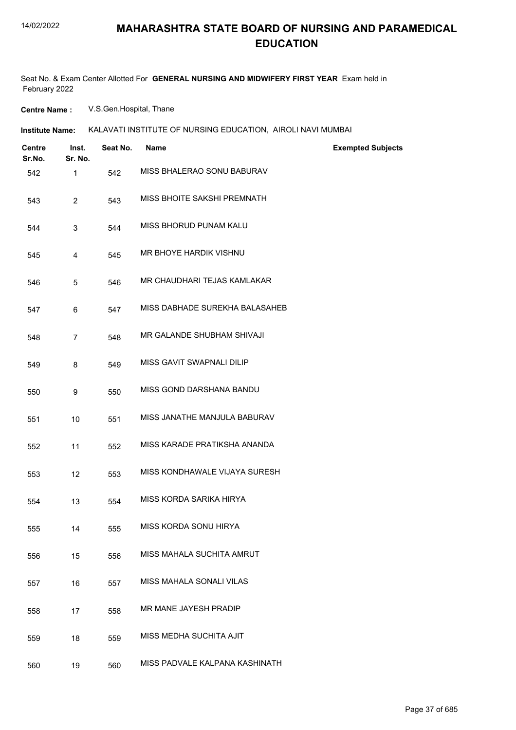# MAHARASHTRA STATE BOARD OF NURSING AND PARAMEDICAL EDUCATION

Seat No. & Exam Center Allotted For **GENERAL NURSING AND MIDWIFERY FIRST YEAR** Exam held in February 2022

**Centre Name :** V.S.Gen.Hospital, Thane

**Institute Name:** KALAVATI INSTITUTE OF NURSING EDUCATION, AIROLI NAVI MUMBAI

| Centre Sr.No. | Inst. Sr. No. | Seat No. | Name | Exempted Subjects |
|---|---|---|---|---|
| 542 | 1 | 542 | MISS BHALERAO SONU BABURAV | |
| 543 | 2 | 543 | MISS BHOITE SAKSHI PREMNATH | |
| 544 | 3 | 544 | MISS BHORUD PUNAM KALU | |
| 545 | 4 | 545 | MR BHOYE HARDIK VISHNU | |
| 546 | 5 | 546 | MR CHAUDHARI TEJAS KAMLAKAR | |
| 547 | 6 | 547 | MISS DABHADE SUREKHA BALASAHEB | |
| 548 | 7 | 548 | MR GALANDE SHUBHAM SHIVAJI | |
| 549 | 8 | 549 | MISS GAVIT SWAPNALI DILIP | |
| 550 | 9 | 550 | MISS GOND DARSHANA BANDU | |
| 551 | 10 | 551 | MISS JANATHE MANJULA BABURAV | |
| 552 | 11 | 552 | MISS KARADE PRATIKSHA ANANDA | |
| 553 | 12 | 553 | MISS KONDHAWALE VIJAYA SURESH | |
| 554 | 13 | 554 | MISS KORDA SARIKA HIRYA | |
| 555 | 14 | 555 | MISS KORDA SONU HIRYA | |
| 556 | 15 | 556 | MISS MAHALA SUCHITA AMRUT | |
| 557 | 16 | 557 | MISS MAHALA SONALI VILAS | |
| 558 | 17 | 558 | MR MANE JAYESH PRADIP | |
| 559 | 18 | 559 | MISS MEDHA SUCHITA AJIT | |
| 560 | 19 | 560 | MISS PADVALE KALPANA KASHINATH | |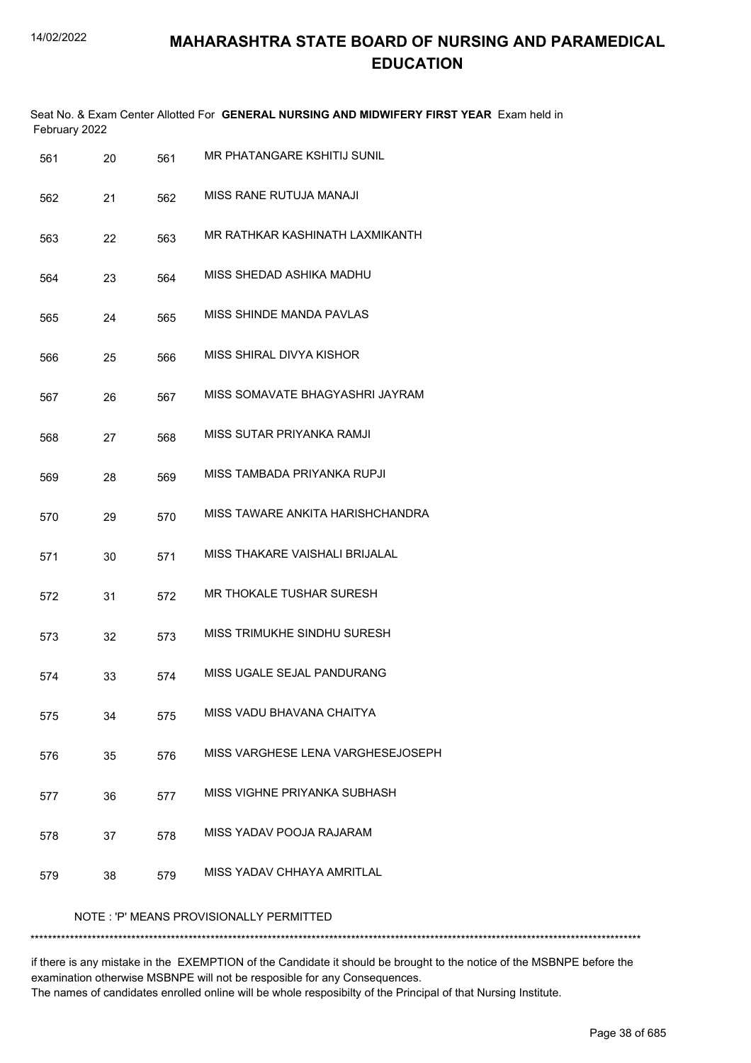# MAHARASHTRA STATE BOARD OF NURSING AND PARAMEDICAL EDUCATION

Seat No. & Exam Center Allotted For **GENERAL NURSING AND MIDWIFERY FIRST YEAR** Exam held in February 2022

| | | | |
|---|---|---|---|
| 561 | 20 | 561 | MR PHATANGARE KSHITIJ SUNIL |
| 562 | 21 | 562 | MISS RANE RUTUJA MANAJI |
| 563 | 22 | 563 | MR RATHKAR KASHINATH LAXMIKANTH |
| 564 | 23 | 564 | MISS SHEDAD ASHIKA MADHU |
| 565 | 24 | 565 | MISS SHINDE MANDA PAVLAS |
| 566 | 25 | 566 | MISS SHIRAL DIVYA KISHOR |
| 567 | 26 | 567 | MISS SOMAVATE BHAGYASHRI JAYRAM |
| 568 | 27 | 568 | MISS SUTAR PRIYANKA RAMJI |
| 569 | 28 | 569 | MISS TAMBADA PRIYANKA RUPJI |
| 570 | 29 | 570 | MISS TAWARE ANKITA HARISHCHANDRA |
| 571 | 30 | 571 | MISS THAKARE VAISHALI BRIJALAL |
| 572 | 31 | 572 | MR THOKALE TUSHAR SURESH |
| 573 | 32 | 573 | MISS TRIMUKHE SINDHU SURESH |
| 574 | 33 | 574 | MISS UGALE SEJAL PANDURANG |
| 575 | 34 | 575 | MISS VADU BHAVANA CHAITYA |
| 576 | 35 | 576 | MISS VARGHESE LENA VARGHESEJOSEPH |
| 577 | 36 | 577 | MISS VIGHNE PRIYANKA SUBHASH |
| 578 | 37 | 578 | MISS YADAV POOJA RAJARAM |
| 579 | 38 | 579 | MISS YADAV CHHAYA AMRITLAL |

NOTE : 'P' MEANS PROVISIONALLY PERMITTED

*******************************************************************************************************************************************

if there is any mistake in the EXEMPTION of the Candidate it should be brought to the notice of the MSBNPE before the examination otherwise MSBNPE will not be resposible for any Consequences.
The names of candidates enrolled online will be whole resposibilty of the Principal of that Nursing Institute.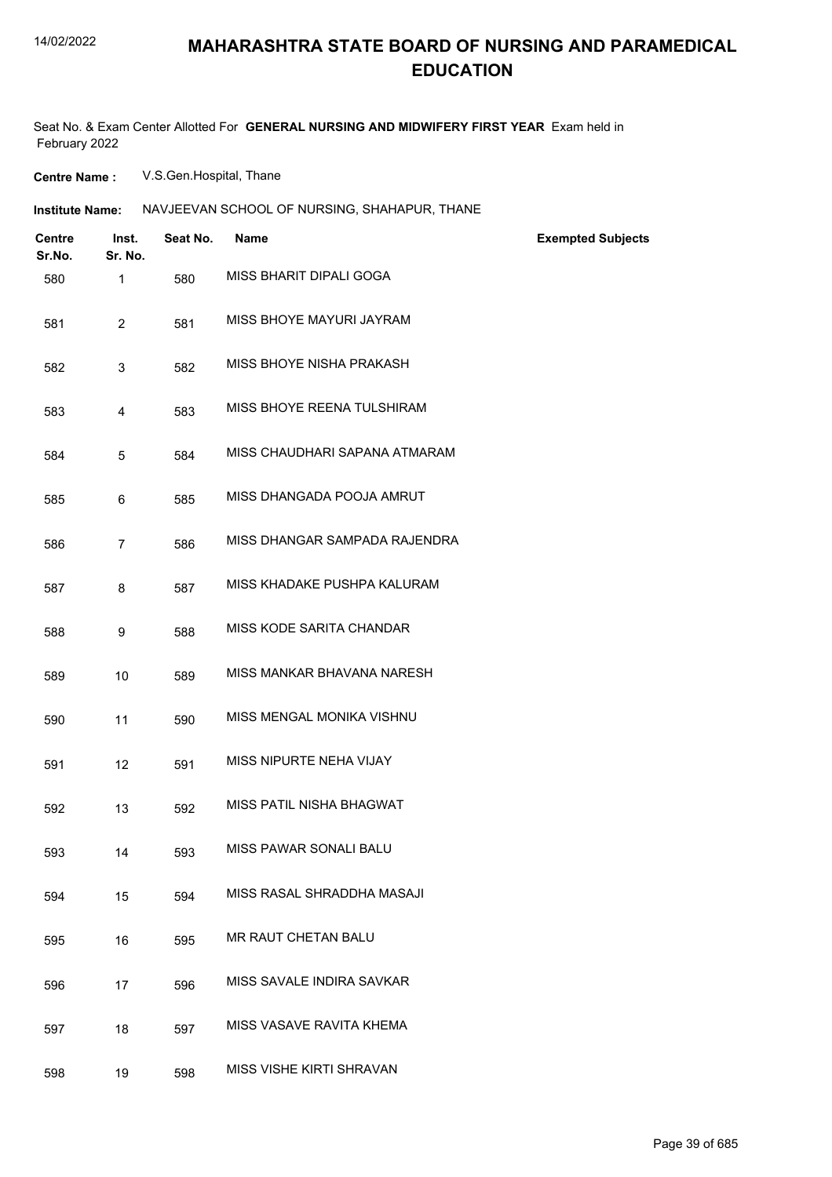# MAHARASHTRA STATE BOARD OF NURSING AND PARAMEDICAL EDUCATION

Seat No. & Exam Center Allotted For **GENERAL NURSING AND MIDWIFERY FIRST YEAR** Exam held in February 2022

**Centre Name :** V.S.Gen.Hospital, Thane

**Institute Name:** NAVJEEVAN SCHOOL OF NURSING, SHAHAPUR, THANE

| Centre Sr.No. | Inst. Sr. No. | Seat No. | Name | Exempted Subjects |
|---|---|---|---|---|
| 580 | 1 | 580 | MISS BHARIT DIPALI GOGA | |
| 581 | 2 | 581 | MISS BHOYE MAYURI JAYRAM | |
| 582 | 3 | 582 | MISS BHOYE NISHA PRAKASH | |
| 583 | 4 | 583 | MISS BHOYE REENA TULSHIRAM | |
| 584 | 5 | 584 | MISS CHAUDHARI SAPANA ATMARAM | |
| 585 | 6 | 585 | MISS DHANGADA POOJA AMRUT | |
| 586 | 7 | 586 | MISS DHANGAR SAMPADA RAJENDRA | |
| 587 | 8 | 587 | MISS KHADAKE PUSHPA KALURAM | |
| 588 | 9 | 588 | MISS KODE SARITA CHANDAR | |
| 589 | 10 | 589 | MISS MANKAR BHAVANA NARESH | |
| 590 | 11 | 590 | MISS MENGAL MONIKA VISHNU | |
| 591 | 12 | 591 | MISS NIPURTE NEHA VIJAY | |
| 592 | 13 | 592 | MISS PATIL NISHA BHAGWAT | |
| 593 | 14 | 593 | MISS PAWAR SONALI BALU | |
| 594 | 15 | 594 | MISS RASAL SHRADDHA MASAJI | |
| 595 | 16 | 595 | MR RAUT CHETAN BALU | |
| 596 | 17 | 596 | MISS SAVALE INDIRA SAVKAR | |
| 597 | 18 | 597 | MISS VASAVE RAVITA KHEMA | |
| 598 | 19 | 598 | MISS VISHE KIRTI SHRAVAN | |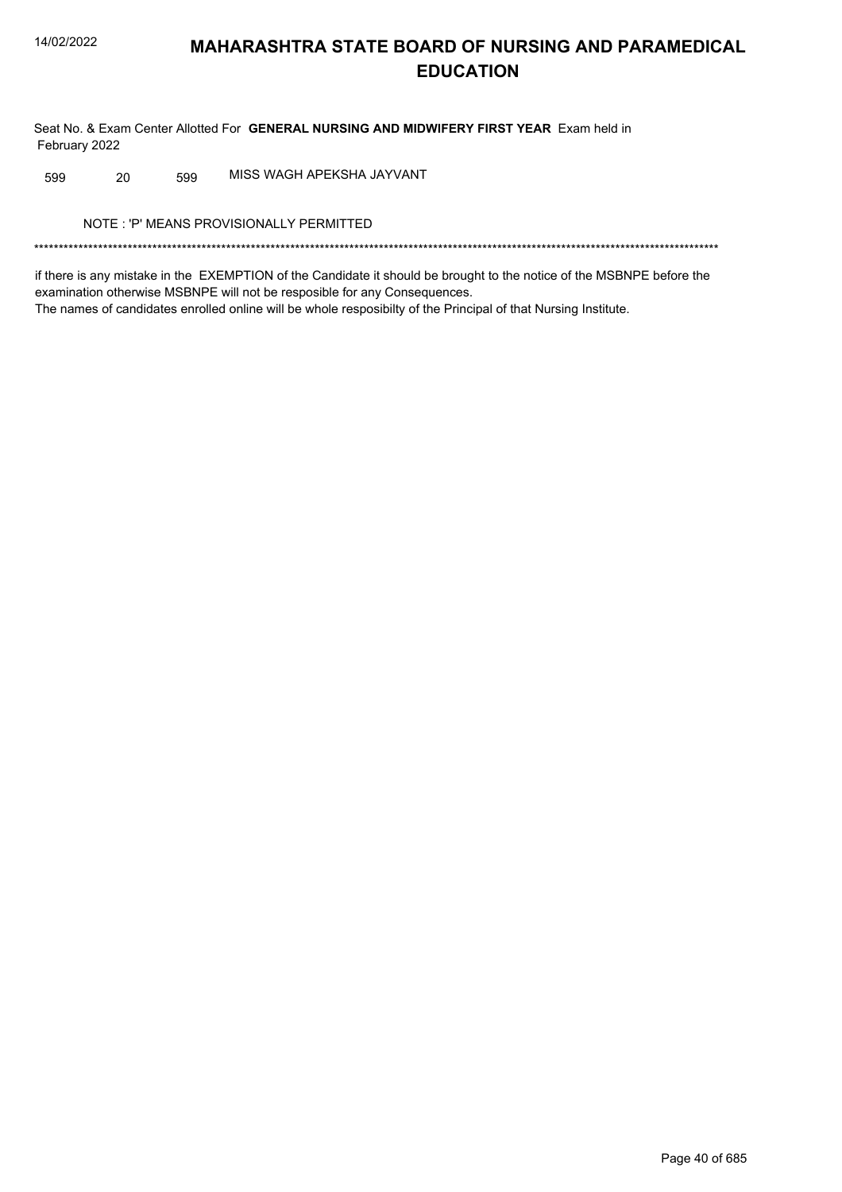# MAHARASHTRA STATE BOARD OF NURSING AND PARAMEDICAL EDUCATION

Seat No. & Exam Center Allotted For **GENERAL NURSING AND MIDWIFERY FIRST YEAR** Exam held in February 2022

| | | | |
|---|---|---|---|
| 599 | 20 | 599 | MISS WAGH APEKSHA JAYVANT |

NOTE : 'P' MEANS PROVISIONALLY PERMITTED

*******************************************************************************************************************************************

if there is any mistake in the EXEMPTION of the Candidate it should be brought to the notice of the MSBNPE before the examination otherwise MSBNPE will not be resposible for any Consequences.
The names of candidates enrolled online will be whole resposibilty of the Principal of that Nursing Institute.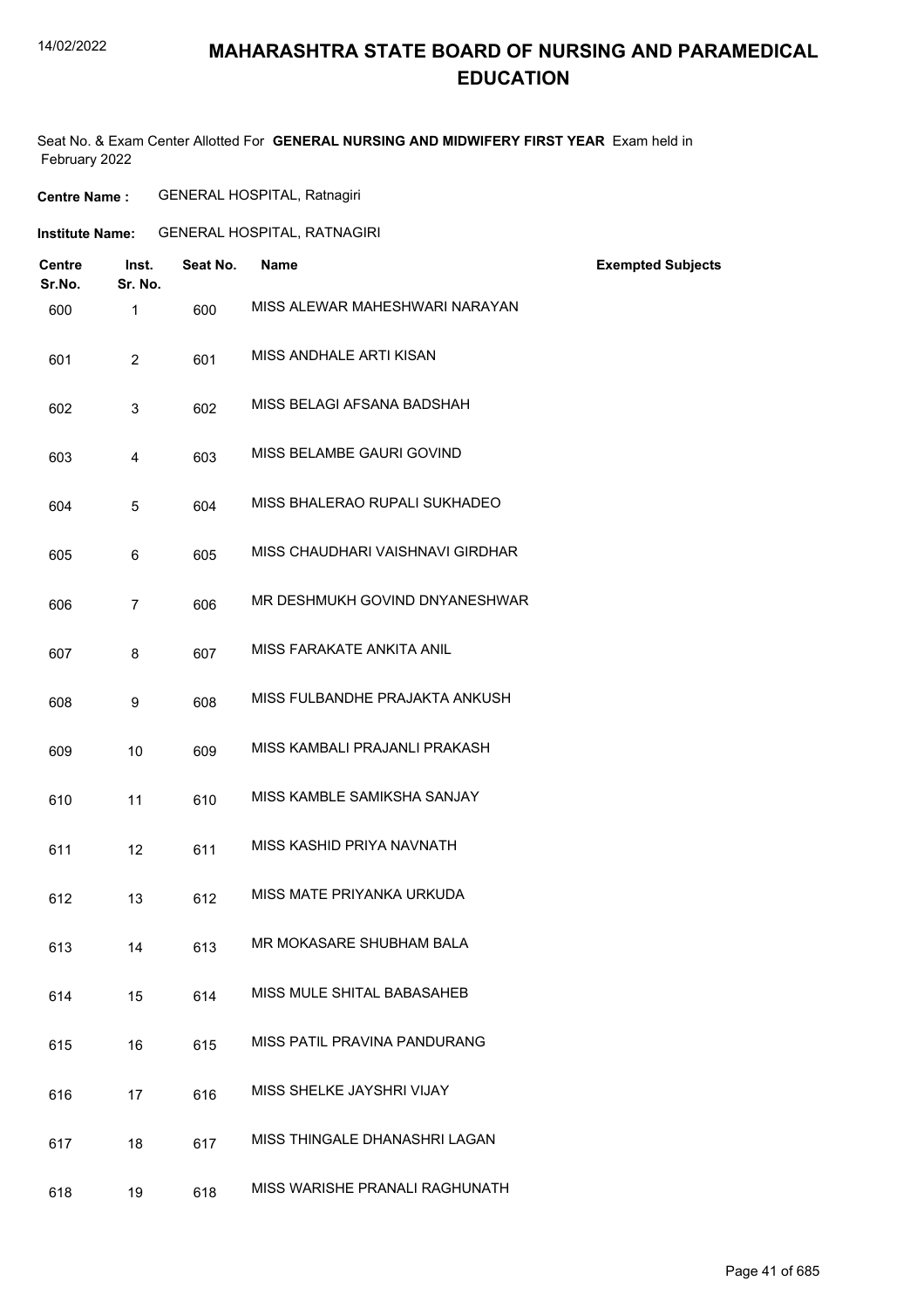# MAHARASHTRA STATE BOARD OF NURSING AND PARAMEDICAL EDUCATION

Seat No. & Exam Center Allotted For **GENERAL NURSING AND MIDWIFERY FIRST YEAR** Exam held in February 2022

**Centre Name :** GENERAL HOSPITAL, Ratnagiri

**Institute Name:** GENERAL HOSPITAL, RATNAGIRI

| Centre Sr.No. | Inst. Sr. No. | Seat No. | Name | Exempted Subjects |
|---|---|---|---|---|
| 600 | 1 | 600 | MISS ALEWAR MAHESHWARI NARAYAN | |
| 601 | 2 | 601 | MISS ANDHALE ARTI KISAN | |
| 602 | 3 | 602 | MISS BELAGI AFSANA BADSHAH | |
| 603 | 4 | 603 | MISS BELAMBE GAURI GOVIND | |
| 604 | 5 | 604 | MISS BHALERAO RUPALI SUKHADEO | |
| 605 | 6 | 605 | MISS CHAUDHARI VAISHNAVI GIRDHAR | |
| 606 | 7 | 606 | MR DESHMUKH GOVIND DNYANESHWAR | |
| 607 | 8 | 607 | MISS FARAKATE ANKITA ANIL | |
| 608 | 9 | 608 | MISS FULBANDHE PRAJAKTA ANKUSH | |
| 609 | 10 | 609 | MISS KAMBALI PRAJANLI PRAKASH | |
| 610 | 11 | 610 | MISS KAMBLE SAMIKSHA SANJAY | |
| 611 | 12 | 611 | MISS KASHID PRIYA NAVNATH | |
| 612 | 13 | 612 | MISS MATE PRIYANKA URKUDA | |
| 613 | 14 | 613 | MR MOKASARE SHUBHAM BALA | |
| 614 | 15 | 614 | MISS MULE SHITAL BABASAHEB | |
| 615 | 16 | 615 | MISS PATIL PRAVINA PANDURANG | |
| 616 | 17 | 616 | MISS SHELKE JAYSHRI VIJAY | |
| 617 | 18 | 617 | MISS THINGALE DHANASHRI LAGAN | |
| 618 | 19 | 618 | MISS WARISHE PRANALI RAGHUNATH | |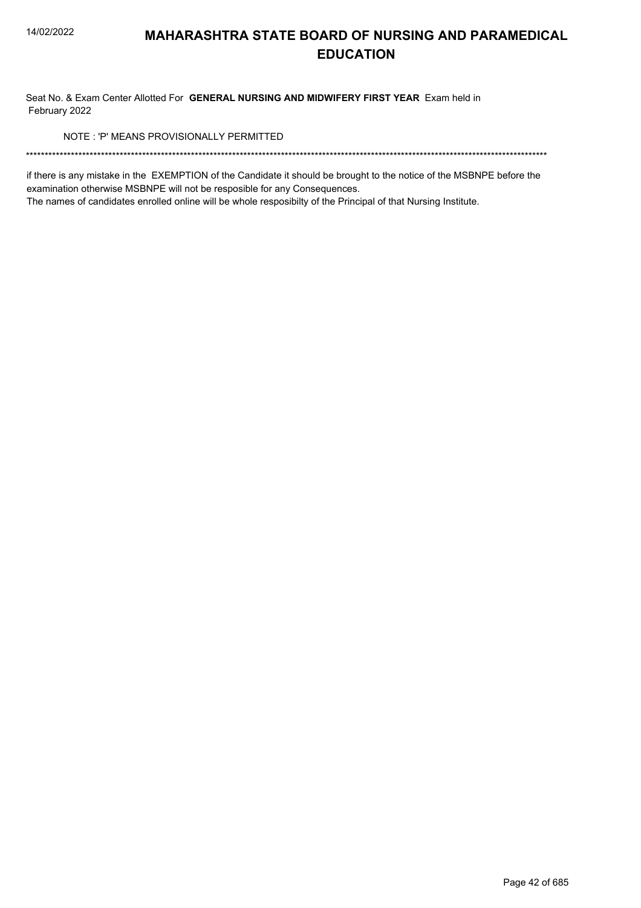# MAHARASHTRA STATE BOARD OF NURSING AND PARAMEDICAL EDUCATION

Seat No. & Exam Center Allotted For **GENERAL NURSING AND MIDWIFERY FIRST YEAR** Exam held in February 2022

NOTE : 'P' MEANS PROVISIONALLY PERMITTED

******************************************************************************************************************************************

if there is any mistake in the EXEMPTION of the Candidate it should be brought to the notice of the MSBNPE before the examination otherwise MSBNPE will not be resposible for any Consequences.
The names of candidates enrolled online will be whole resposibilty of the Principal of that Nursing Institute.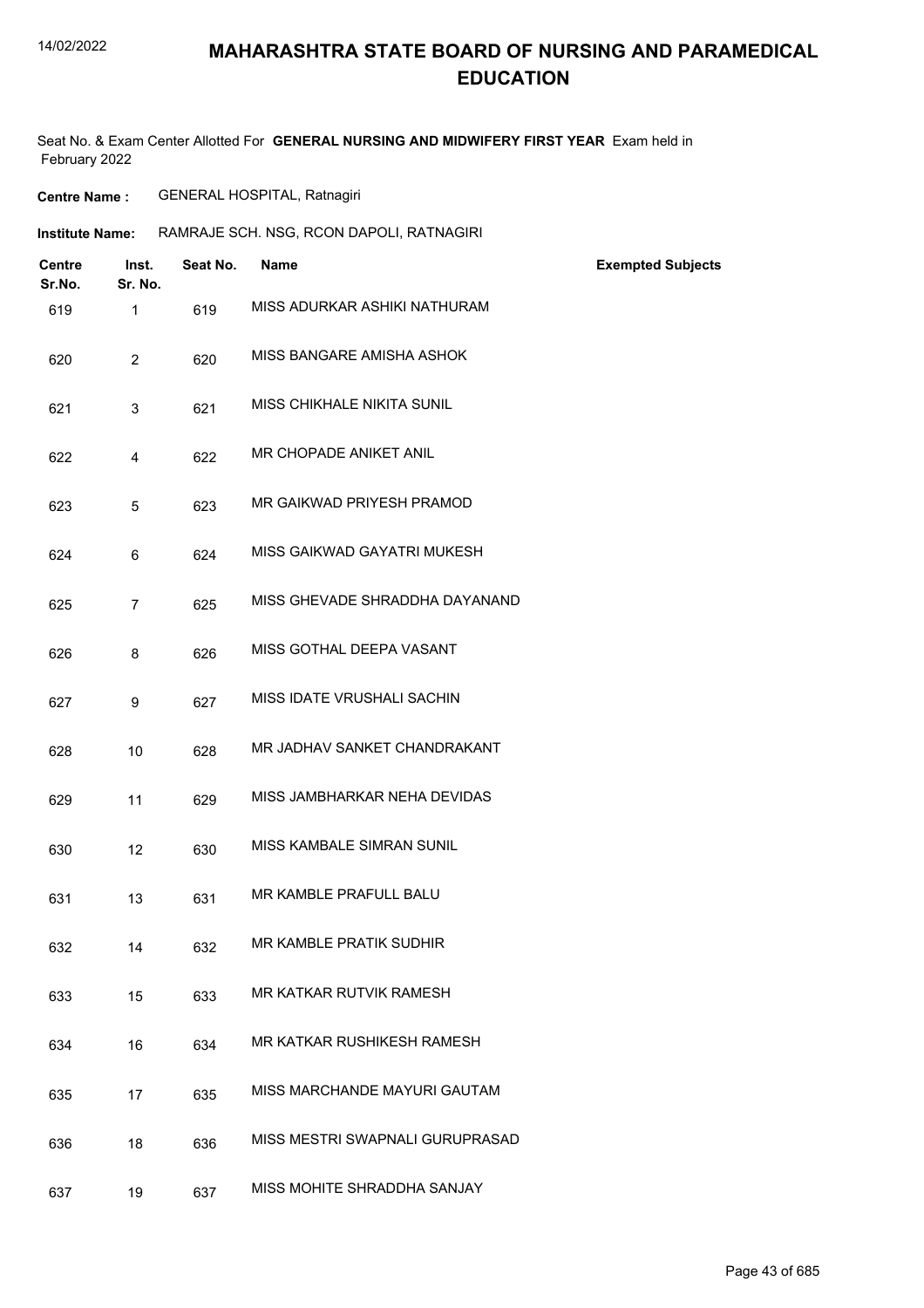# MAHARASHTRA STATE BOARD OF NURSING AND PARAMEDICAL EDUCATION

Seat No. & Exam Center Allotted For **GENERAL NURSING AND MIDWIFERY FIRST YEAR** Exam held in February 2022

**Centre Name :** GENERAL HOSPITAL, Ratnagiri

**Institute Name:** RAMRAJE SCH. NSG, RCON DAPOLI, RATNAGIRI

| Centre Sr.No. | Inst. Sr. No. | Seat No. | Name | Exempted Subjects |
|---|---|---|---|---|
| 619 | 1 | 619 | MISS ADURKAR ASHIKI NATHURAM | |
| 620 | 2 | 620 | MISS BANGARE AMISHA ASHOK | |
| 621 | 3 | 621 | MISS CHIKHALE NIKITA SUNIL | |
| 622 | 4 | 622 | MR CHOPADE ANIKET ANIL | |
| 623 | 5 | 623 | MR GAIKWAD PRIYESH PRAMOD | |
| 624 | 6 | 624 | MISS GAIKWAD GAYATRI MUKESH | |
| 625 | 7 | 625 | MISS GHEVADE SHRADDHA DAYANAND | |
| 626 | 8 | 626 | MISS GOTHAL DEEPA VASANT | |
| 627 | 9 | 627 | MISS IDATE VRUSHALI SACHIN | |
| 628 | 10 | 628 | MR JADHAV SANKET CHANDRAKANT | |
| 629 | 11 | 629 | MISS JAMBHARKAR NEHA DEVIDAS | |
| 630 | 12 | 630 | MISS KAMBALE SIMRAN SUNIL | |
| 631 | 13 | 631 | MR KAMBLE PRAFULL BALU | |
| 632 | 14 | 632 | MR KAMBLE PRATIK SUDHIR | |
| 633 | 15 | 633 | MR KATKAR RUTVIK RAMESH | |
| 634 | 16 | 634 | MR KATKAR RUSHIKESH RAMESH | |
| 635 | 17 | 635 | MISS MARCHANDE MAYURI GAUTAM | |
| 636 | 18 | 636 | MISS MESTRI SWAPNALI GURUPRASAD | |
| 637 | 19 | 637 | MISS MOHITE SHRADDHA SANJAY | |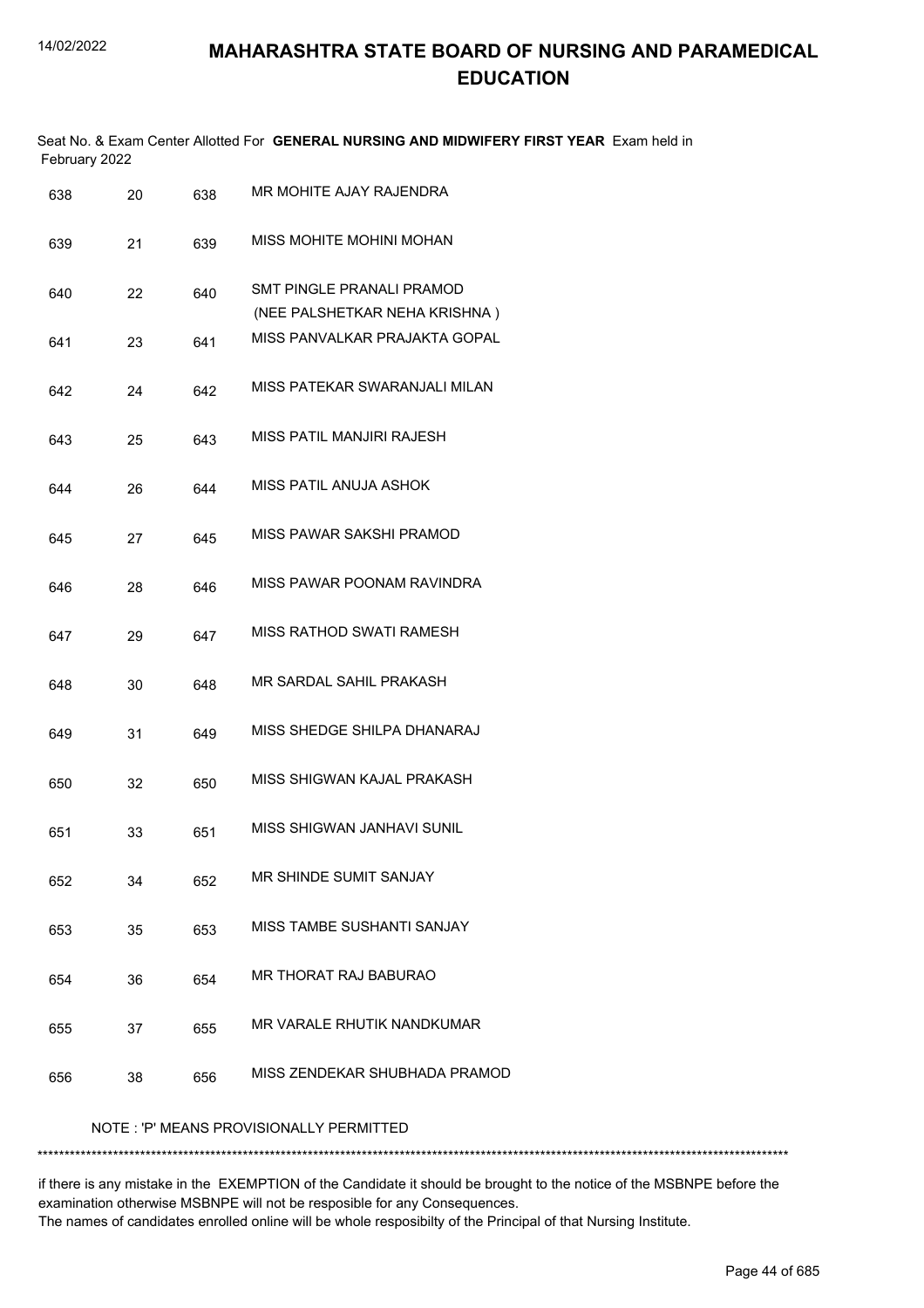# MAHARASHTRA STATE BOARD OF NURSING AND PARAMEDICAL EDUCATION

Seat No. & Exam Center Allotted For **GENERAL NURSING AND MIDWIFERY FIRST YEAR** Exam held in February 2022

| | | | |
|---|---|---|---|
| 638 | 20 | 638 | MR MOHITE AJAY RAJENDRA |
| 639 | 21 | 639 | MISS MOHITE MOHINI MOHAN |
| 640 | 22 | 640 | SMT PINGLE PRANALI PRAMOD (NEE PALSHETKAR NEHA KRISHNA ) |
| 641 | 23 | 641 | MISS PANVALKAR PRAJAKTA GOPAL |
| 642 | 24 | 642 | MISS PATEKAR SWARANJALI MILAN |
| 643 | 25 | 643 | MISS PATIL MANJIRI RAJESH |
| 644 | 26 | 644 | MISS PATIL ANUJA ASHOK |
| 645 | 27 | 645 | MISS PAWAR SAKSHI PRAMOD |
| 646 | 28 | 646 | MISS PAWAR POONAM RAVINDRA |
| 647 | 29 | 647 | MISS RATHOD SWATI RAMESH |
| 648 | 30 | 648 | MR SARDAL SAHIL PRAKASH |
| 649 | 31 | 649 | MISS SHEDGE SHILPA DHANARAJ |
| 650 | 32 | 650 | MISS SHIGWAN KAJAL PRAKASH |
| 651 | 33 | 651 | MISS SHIGWAN JANHAVI SUNIL |
| 652 | 34 | 652 | MR SHINDE SUMIT SANJAY |
| 653 | 35 | 653 | MISS TAMBE SUSHANTI SANJAY |
| 654 | 36 | 654 | MR THORAT RAJ BABURAO |
| 655 | 37 | 655 | MR VARALE RHUTIK NANDKUMAR |
| 656 | 38 | 656 | MISS ZENDEKAR SHUBHADA PRAMOD |

NOTE : 'P' MEANS PROVISIONALLY PERMITTED

******************************************************************************************************************************************

if there is any mistake in the EXEMPTION of the Candidate it should be brought to the notice of the MSBNPE before the examination otherwise MSBNPE will not be resposible for any Consequences.
The names of candidates enrolled online will be whole resposibilty of the Principal of that Nursing Institute.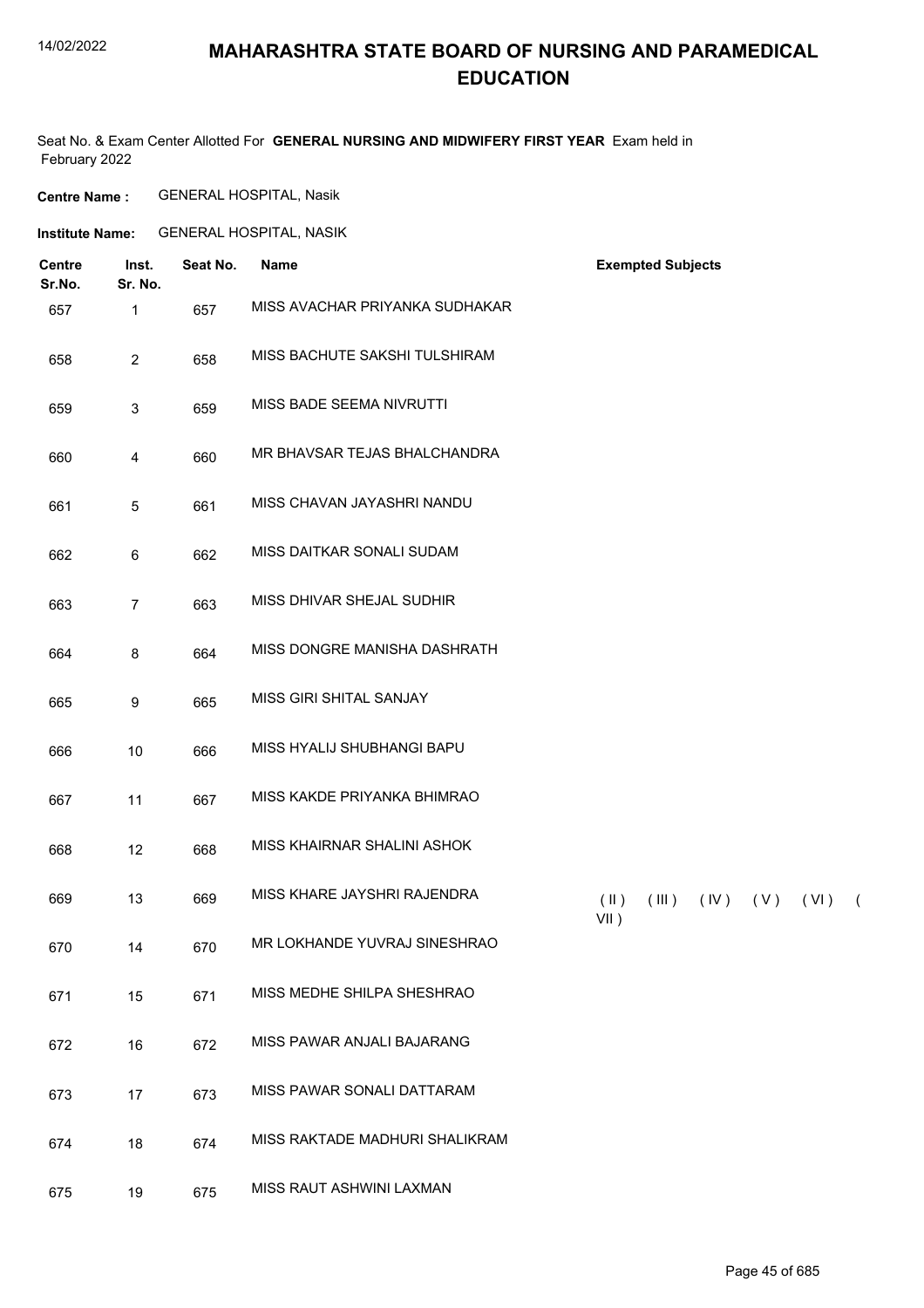# MAHARASHTRA STATE BOARD OF NURSING AND PARAMEDICAL EDUCATION

Seat No. & Exam Center Allotted For **GENERAL NURSING AND MIDWIFERY FIRST YEAR** Exam held in February 2022

**Centre Name :** GENERAL HOSPITAL, Nasik

**Institute Name:** GENERAL HOSPITAL, NASIK

| Centre Sr.No. | Inst. Sr. No. | Seat No. | Name | Exempted Subjects |
|---|---|---|---|---|
| 657 | 1 | 657 | MISS AVACHAR PRIYANKA SUDHAKAR | |
| 658 | 2 | 658 | MISS BACHUTE SAKSHI TULSHIRAM | |
| 659 | 3 | 659 | MISS BADE SEEMA NIVRUTTI | |
| 660 | 4 | 660 | MR BHAVSAR TEJAS BHALCHANDRA | |
| 661 | 5 | 661 | MISS CHAVAN JAYASHRI NANDU | |
| 662 | 6 | 662 | MISS DAITKAR SONALI SUDAM | |
| 663 | 7 | 663 | MISS DHIVAR SHEJAL SUDHIR | |
| 664 | 8 | 664 | MISS DONGRE MANISHA DASHRATH | |
| 665 | 9 | 665 | MISS GIRI SHITAL SANJAY | |
| 666 | 10 | 666 | MISS HYALIJ SHUBHANGI BAPU | |
| 667 | 11 | 667 | MISS KAKDE PRIYANKA BHIMRAO | |
| 668 | 12 | 668 | MISS KHAIRNAR SHALINI ASHOK | |
| 669 | 13 | 669 | MISS KHARE JAYSHRI RAJENDRA | ( II ) ( III ) ( IV ) ( V ) ( VI ) ( VII ) |
| 670 | 14 | 670 | MR LOKHANDE YUVRAJ SINESHRAO | |
| 671 | 15 | 671 | MISS MEDHE SHILPA SHESHRAO | |
| 672 | 16 | 672 | MISS PAWAR ANJALI BAJARANG | |
| 673 | 17 | 673 | MISS PAWAR SONALI DATTARAM | |
| 674 | 18 | 674 | MISS RAKTADE MADHURI SHALIKRAM | |
| 675 | 19 | 675 | MISS RAUT ASHWINI LAXMAN | |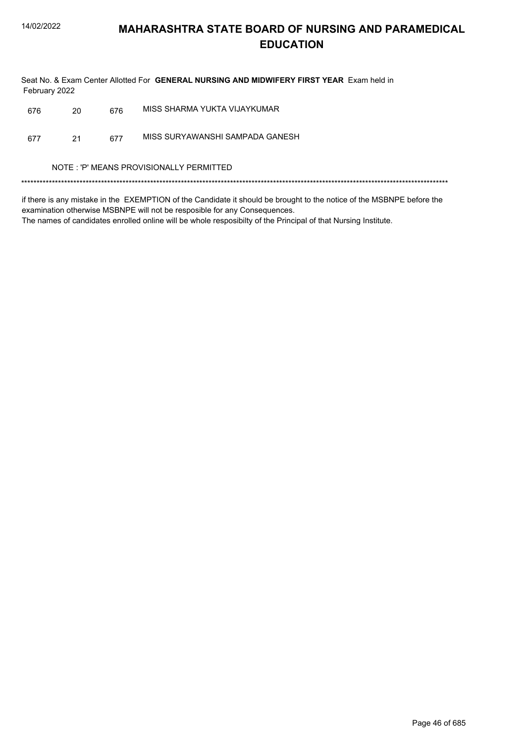# MAHARASHTRA STATE BOARD OF NURSING AND PARAMEDICAL EDUCATION

Seat No. & Exam Center Allotted For **GENERAL NURSING AND MIDWIFERY FIRST YEAR** Exam held in February 2022

| | | | |
|---|---|---|---|
| 676 | 20 | 676 | MISS SHARMA YUKTA VIJAYKUMAR |
| 677 | 21 | 677 | MISS SURYAWANSHI SAMPADA GANESH |

NOTE : 'P' MEANS PROVISIONALLY PERMITTED

*******************************************************************************************************************************************

if there is any mistake in the EXEMPTION of the Candidate it should be brought to the notice of the MSBNPE before the examination otherwise MSBNPE will not be resposible for any Consequences.

The names of candidates enrolled online will be whole resposibilty of the Principal of that Nursing Institute.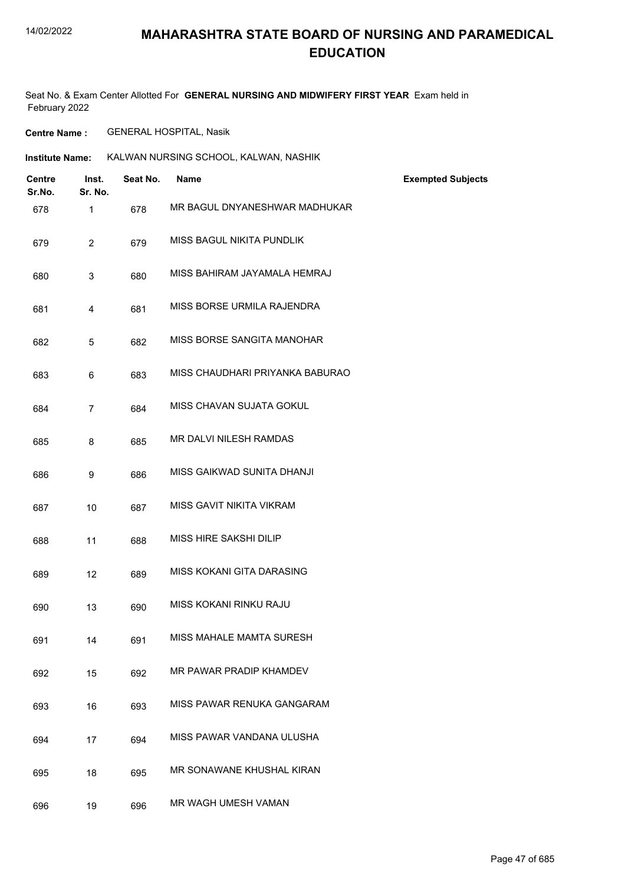# MAHARASHTRA STATE BOARD OF NURSING AND PARAMEDICAL EDUCATION

Seat No. & Exam Center Allotted For **GENERAL NURSING AND MIDWIFERY FIRST YEAR** Exam held in February 2022

**Centre Name :** GENERAL HOSPITAL, Nasik

**Institute Name:** KALWAN NURSING SCHOOL, KALWAN, NASHIK

| Centre Sr.No. | Inst. Sr. No. | Seat No. | Name | Exempted Subjects |
|---|---|---|---|---|
| 678 | 1 | 678 | MR BAGUL DNYANESHWAR MADHUKAR | |
| 679 | 2 | 679 | MISS BAGUL NIKITA PUNDLIK | |
| 680 | 3 | 680 | MISS BAHIRAM JAYAMALA HEMRAJ | |
| 681 | 4 | 681 | MISS BORSE URMILA RAJENDRA | |
| 682 | 5 | 682 | MISS BORSE SANGITA MANOHAR | |
| 683 | 6 | 683 | MISS CHAUDHARI PRIYANKA BABURAO | |
| 684 | 7 | 684 | MISS CHAVAN SUJATA GOKUL | |
| 685 | 8 | 685 | MR DALVI NILESH RAMDAS | |
| 686 | 9 | 686 | MISS GAIKWAD SUNITA DHANJI | |
| 687 | 10 | 687 | MISS GAVIT NIKITA VIKRAM | |
| 688 | 11 | 688 | MISS HIRE SAKSHI DILIP | |
| 689 | 12 | 689 | MISS KOKANI GITA DARASING | |
| 690 | 13 | 690 | MISS KOKANI RINKU RAJU | |
| 691 | 14 | 691 | MISS MAHALE MAMTA SURESH | |
| 692 | 15 | 692 | MR PAWAR PRADIP KHAMDEV | |
| 693 | 16 | 693 | MISS PAWAR RENUKA GANGARAM | |
| 694 | 17 | 694 | MISS PAWAR VANDANA ULUSHA | |
| 695 | 18 | 695 | MR SONAWANE KHUSHAL KIRAN | |
| 696 | 19 | 696 | MR WAGH UMESH VAMAN | |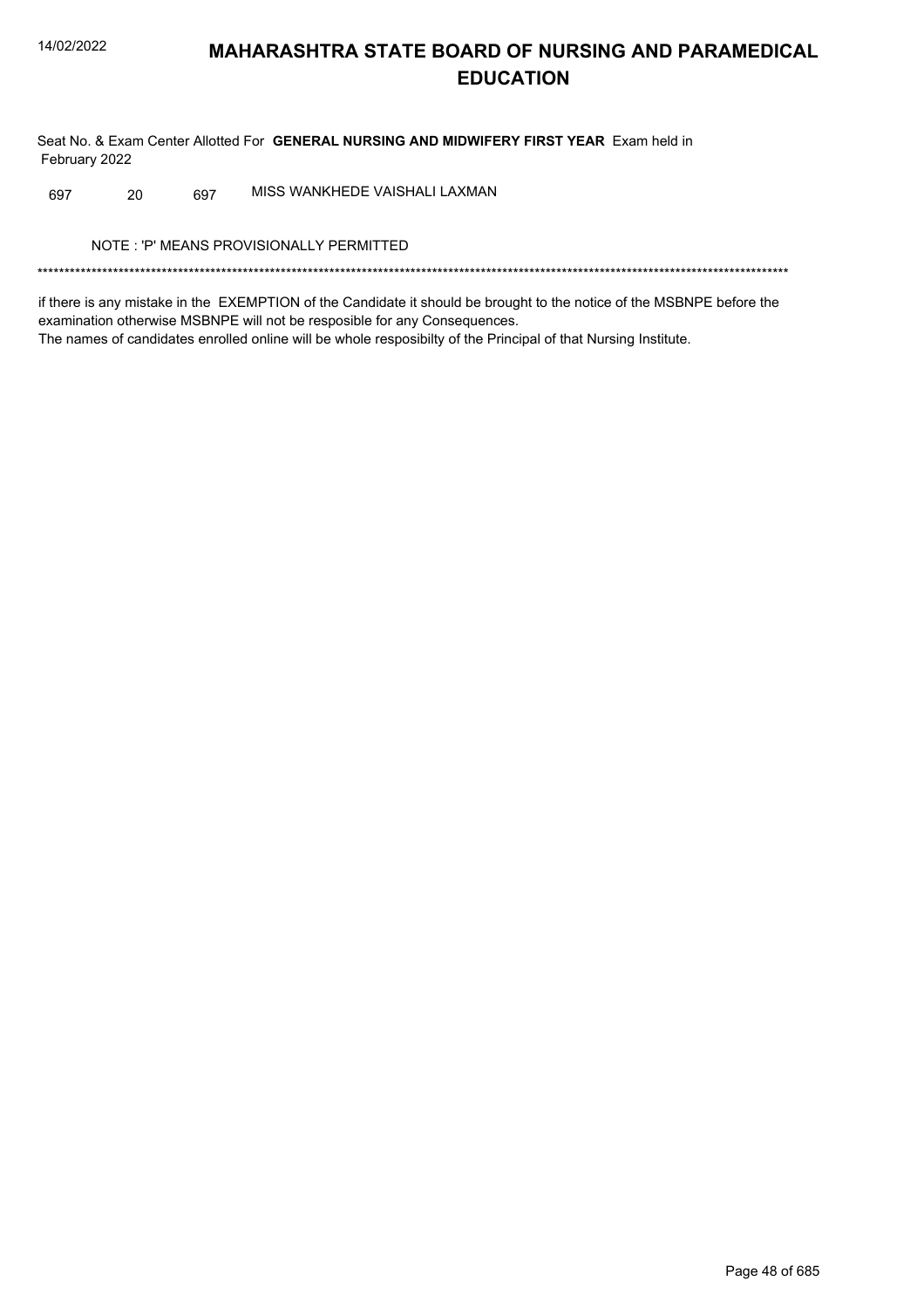# MAHARASHTRA STATE BOARD OF NURSING AND PARAMEDICAL EDUCATION

Seat No. & Exam Center Allotted For **GENERAL NURSING AND MIDWIFERY FIRST YEAR** Exam held in February 2022

| | | | |
|---|---|---|---|
| 697 | 20 | 697 | MISS WANKHEDE VAISHALI LAXMAN |

NOTE : 'P' MEANS PROVISIONALLY PERMITTED

*******************************************************************************************************************************************

if there is any mistake in the EXEMPTION of the Candidate it should be brought to the notice of the MSBNPE before the examination otherwise MSBNPE will not be resposible for any Consequences.
The names of candidates enrolled online will be whole resposibilty of the Principal of that Nursing Institute.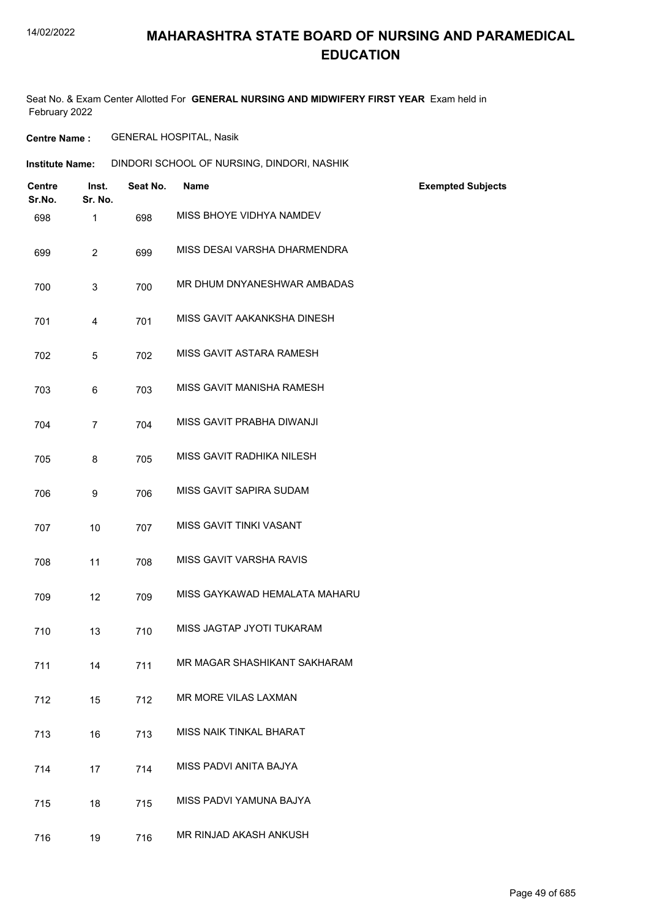# MAHARASHTRA STATE BOARD OF NURSING AND PARAMEDICAL EDUCATION

Seat No. & Exam Center Allotted For **GENERAL NURSING AND MIDWIFERY FIRST YEAR** Exam held in February 2022

**Centre Name :** GENERAL HOSPITAL, Nasik

**Institute Name:** DINDORI SCHOOL OF NURSING, DINDORI, NASHIK

| Centre Sr.No. | Inst. Sr. No. | Seat No. | Name | Exempted Subjects |
|---|---|---|---|---|
| 698 | 1 | 698 | MISS BHOYE VIDHYA NAMDEV | |
| 699 | 2 | 699 | MISS DESAI VARSHA DHARMENDRA | |
| 700 | 3 | 700 | MR DHUM DNYANESHWAR AMBADAS | |
| 701 | 4 | 701 | MISS GAVIT AAKANKSHA DINESH | |
| 702 | 5 | 702 | MISS GAVIT ASTARA RAMESH | |
| 703 | 6 | 703 | MISS GAVIT MANISHA RAMESH | |
| 704 | 7 | 704 | MISS GAVIT PRABHA DIWANJI | |
| 705 | 8 | 705 | MISS GAVIT RADHIKA NILESH | |
| 706 | 9 | 706 | MISS GAVIT SAPIRA SUDAM | |
| 707 | 10 | 707 | MISS GAVIT TINKI VASANT | |
| 708 | 11 | 708 | MISS GAVIT VARSHA RAVIS | |
| 709 | 12 | 709 | MISS GAYKAWAD HEMALATA MAHARU | |
| 710 | 13 | 710 | MISS JAGTAP JYOTI TUKARAM | |
| 711 | 14 | 711 | MR MAGAR SHASHIKANT SAKHARAM | |
| 712 | 15 | 712 | MR MORE VILAS LAXMAN | |
| 713 | 16 | 713 | MISS NAIK TINKAL BHARAT | |
| 714 | 17 | 714 | MISS PADVI ANITA BAJYA | |
| 715 | 18 | 715 | MISS PADVI YAMUNA BAJYA | |
| 716 | 19 | 716 | MR RINJAD AKASH ANKUSH | |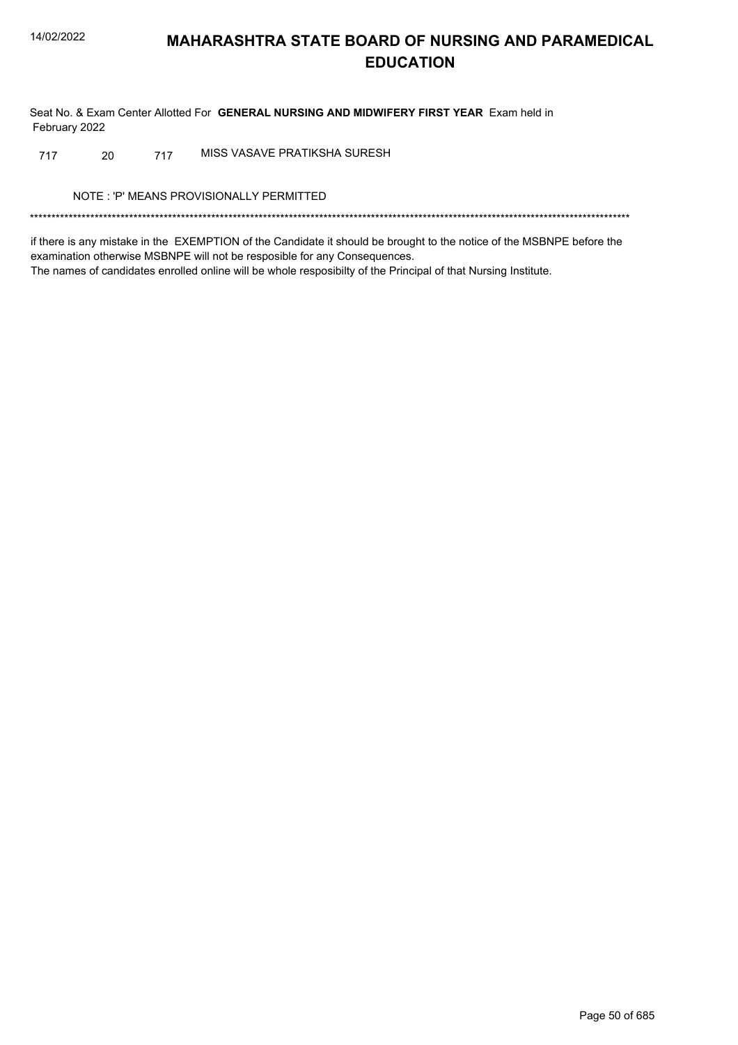# MAHARASHTRA STATE BOARD OF NURSING AND PARAMEDICAL EDUCATION

Seat No. & Exam Center Allotted For **GENERAL NURSING AND MIDWIFERY FIRST YEAR** Exam held in February 2022

| | | | |
|---|---|---|---|
| 717 | 20 | 717 | MISS VASAVE PRATIKSHA SURESH |

NOTE : 'P' MEANS PROVISIONALLY PERMITTED

*******************************************************************************************************************************************

if there is any mistake in the EXEMPTION of the Candidate it should be brought to the notice of the MSBNPE before the examination otherwise MSBNPE will not be resposible for any Consequences.
The names of candidates enrolled online will be whole resposibilty of the Principal of that Nursing Institute.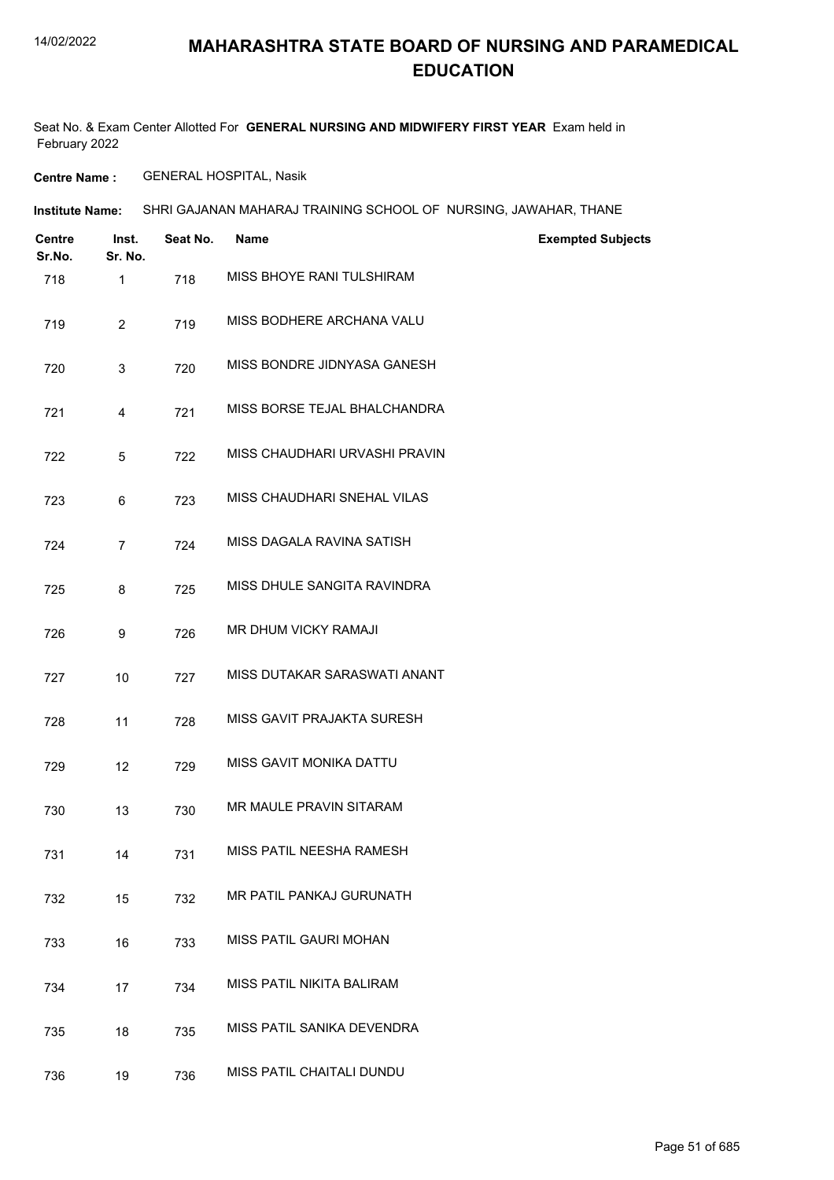# MAHARASHTRA STATE BOARD OF NURSING AND PARAMEDICAL EDUCATION

Seat No. & Exam Center Allotted For **GENERAL NURSING AND MIDWIFERY FIRST YEAR** Exam held in February 2022

**Centre Name :** GENERAL HOSPITAL, Nasik

**Institute Name:** SHRI GAJANAN MAHARAJ TRAINING SCHOOL OF NURSING, JAWAHAR, THANE

| Centre Sr.No. | Inst. Sr. No. | Seat No. | Name | Exempted Subjects |
|---|---|---|---|---|
| 718 | 1 | 718 | MISS BHOYE RANI TULSHIRAM | |
| 719 | 2 | 719 | MISS BODHERE ARCHANA VALU | |
| 720 | 3 | 720 | MISS BONDRE JIDNYASA GANESH | |
| 721 | 4 | 721 | MISS BORSE TEJAL BHALCHANDRA | |
| 722 | 5 | 722 | MISS CHAUDHARI URVASHI PRAVIN | |
| 723 | 6 | 723 | MISS CHAUDHARI SNEHAL VILAS | |
| 724 | 7 | 724 | MISS DAGALA RAVINA SATISH | |
| 725 | 8 | 725 | MISS DHULE SANGITA RAVINDRA | |
| 726 | 9 | 726 | MR DHUM VICKY RAMAJI | |
| 727 | 10 | 727 | MISS DUTAKAR SARASWATI ANANT | |
| 728 | 11 | 728 | MISS GAVIT PRAJAKTA SURESH | |
| 729 | 12 | 729 | MISS GAVIT MONIKA DATTU | |
| 730 | 13 | 730 | MR MAULE PRAVIN SITARAM | |
| 731 | 14 | 731 | MISS PATIL NEESHA RAMESH | |
| 732 | 15 | 732 | MR PATIL PANKAJ GURUNATH | |
| 733 | 16 | 733 | MISS PATIL GAURI MOHAN | |
| 734 | 17 | 734 | MISS PATIL NIKITA BALIRAM | |
| 735 | 18 | 735 | MISS PATIL SANIKA DEVENDRA | |
| 736 | 19 | 736 | MISS PATIL CHAITALI DUNDU | |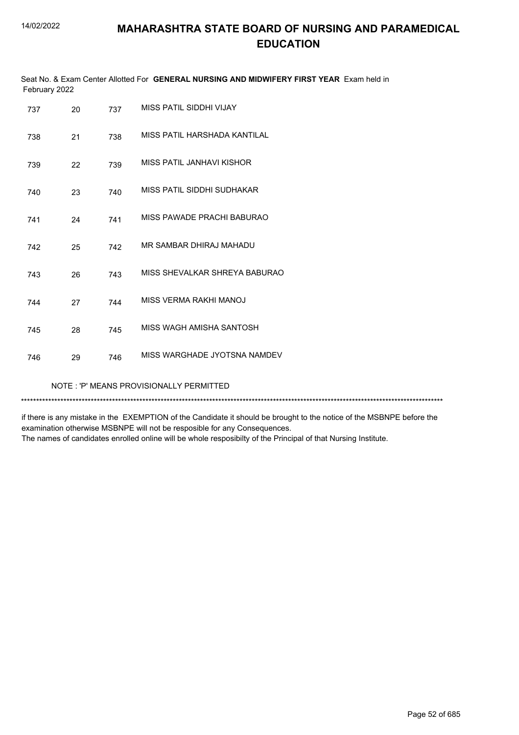# MAHARASHTRA STATE BOARD OF NURSING AND PARAMEDICAL EDUCATION

Seat No. & Exam Center Allotted For **GENERAL NURSING AND MIDWIFERY FIRST YEAR** Exam held in February 2022

| | | | |
|---|---|---|---|
| 737 | 20 | 737 | MISS PATIL SIDDHI VIJAY |
| 738 | 21 | 738 | MISS PATIL HARSHADA KANTILAL |
| 739 | 22 | 739 | MISS PATIL JANHAVI KISHOR |
| 740 | 23 | 740 | MISS PATIL SIDDHI SUDHAKAR |
| 741 | 24 | 741 | MISS PAWADE PRACHI BABURAO |
| 742 | 25 | 742 | MR SAMBAR DHIRAJ MAHADU |
| 743 | 26 | 743 | MISS SHEVALKAR SHREYA BABURAO |
| 744 | 27 | 744 | MISS VERMA RAKHI MANOJ |
| 745 | 28 | 745 | MISS WAGH AMISHA SANTOSH |
| 746 | 29 | 746 | MISS WARGHADE JYOTSNA NAMDEV |

NOTE : 'P' MEANS PROVISIONALLY PERMITTED

*******************************************************************************************************************************************

if there is any mistake in the EXEMPTION of the Candidate it should be brought to the notice of the MSBNPE before the examination otherwise MSBNPE will not be resposible for any Consequences.
The names of candidates enrolled online will be whole resposibilty of the Principal of that Nursing Institute.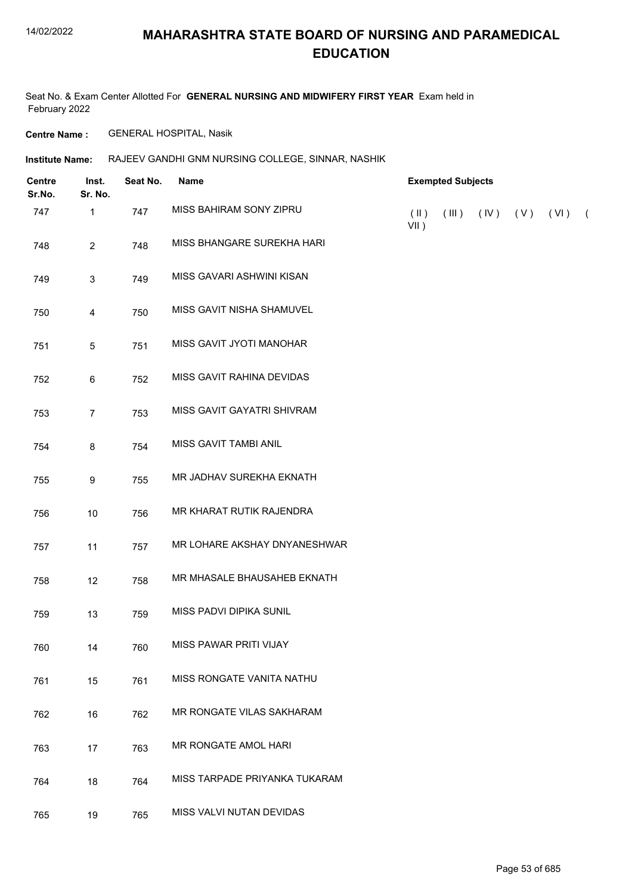# MAHARASHTRA STATE BOARD OF NURSING AND PARAMEDICAL EDUCATION

Seat No. & Exam Center Allotted For **GENERAL NURSING AND MIDWIFERY FIRST YEAR** Exam held in February 2022

**Centre Name :** GENERAL HOSPITAL, Nasik

**Institute Name:** RAJEEV GANDHI GNM NURSING COLLEGE, SINNAR, NASHIK

| Centre Sr.No. | Inst. Sr. No. | Seat No. | Name | Exempted Subjects |
|---|---|---|---|---|
| 747 | 1 | 747 | MISS BAHIRAM SONY ZIPRU | ( II ) ( III ) ( IV ) ( V ) ( VI ) ( VII ) |
| 748 | 2 | 748 | MISS BHANGARE SUREKHA HARI | |
| 749 | 3 | 749 | MISS GAVARI ASHWINI KISAN | |
| 750 | 4 | 750 | MISS GAVIT NISHA SHAMUVEL | |
| 751 | 5 | 751 | MISS GAVIT JYOTI MANOHAR | |
| 752 | 6 | 752 | MISS GAVIT RAHINA DEVIDAS | |
| 753 | 7 | 753 | MISS GAVIT GAYATRI SHIVRAM | |
| 754 | 8 | 754 | MISS GAVIT TAMBI ANIL | |
| 755 | 9 | 755 | MR JADHAV SUREKHA EKNATH | |
| 756 | 10 | 756 | MR KHARAT RUTIK RAJENDRA | |
| 757 | 11 | 757 | MR LOHARE AKSHAY DNYANESHWAR | |
| 758 | 12 | 758 | MR MHASALE BHAUSAHEB EKNATH | |
| 759 | 13 | 759 | MISS PADVI DIPIKA SUNIL | |
| 760 | 14 | 760 | MISS PAWAR PRITI VIJAY | |
| 761 | 15 | 761 | MISS RONGATE VANITA NATHU | |
| 762 | 16 | 762 | MR RONGATE VILAS SAKHARAM | |
| 763 | 17 | 763 | MR RONGATE AMOL HARI | |
| 764 | 18 | 764 | MISS TARPADE PRIYANKA TUKARAM | |
| 765 | 19 | 765 | MISS VALVI NUTAN DEVIDAS | |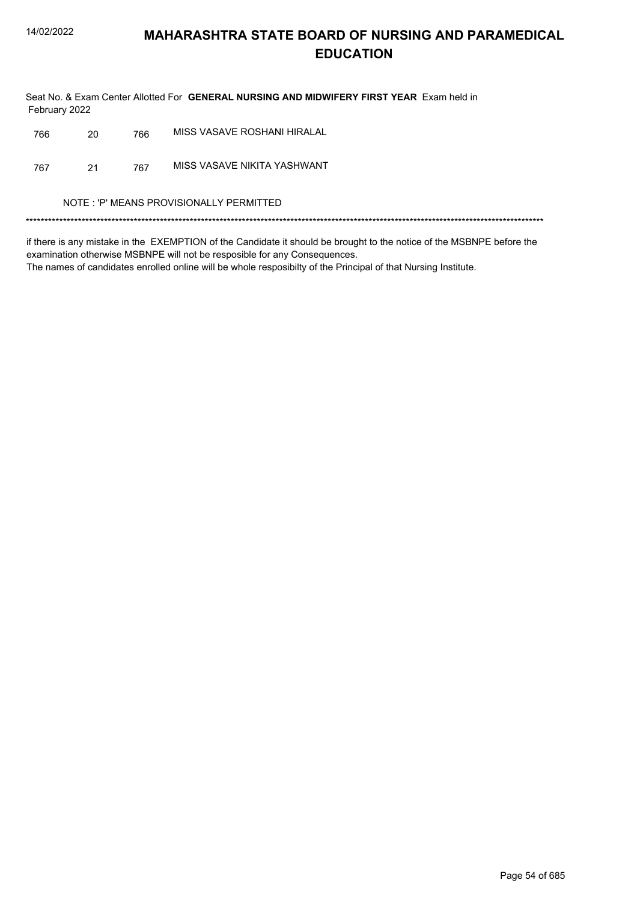# MAHARASHTRA STATE BOARD OF NURSING AND PARAMEDICAL EDUCATION

Seat No. & Exam Center Allotted For **GENERAL NURSING AND MIDWIFERY FIRST YEAR** Exam held in February 2022

| | | | |
|---|---|---|---|
| 766 | 20 | 766 | MISS VASAVE ROSHANI HIRALAL |
| 767 | 21 | 767 | MISS VASAVE NIKITA YASHWANT |

NOTE : 'P' MEANS PROVISIONALLY PERMITTED

*******************************************************************************************************************************************

if there is any mistake in the EXEMPTION of the Candidate it should be brought to the notice of the MSBNPE before the examination otherwise MSBNPE will not be resposible for any Consequences.
The names of candidates enrolled online will be whole resposibilty of the Principal of that Nursing Institute.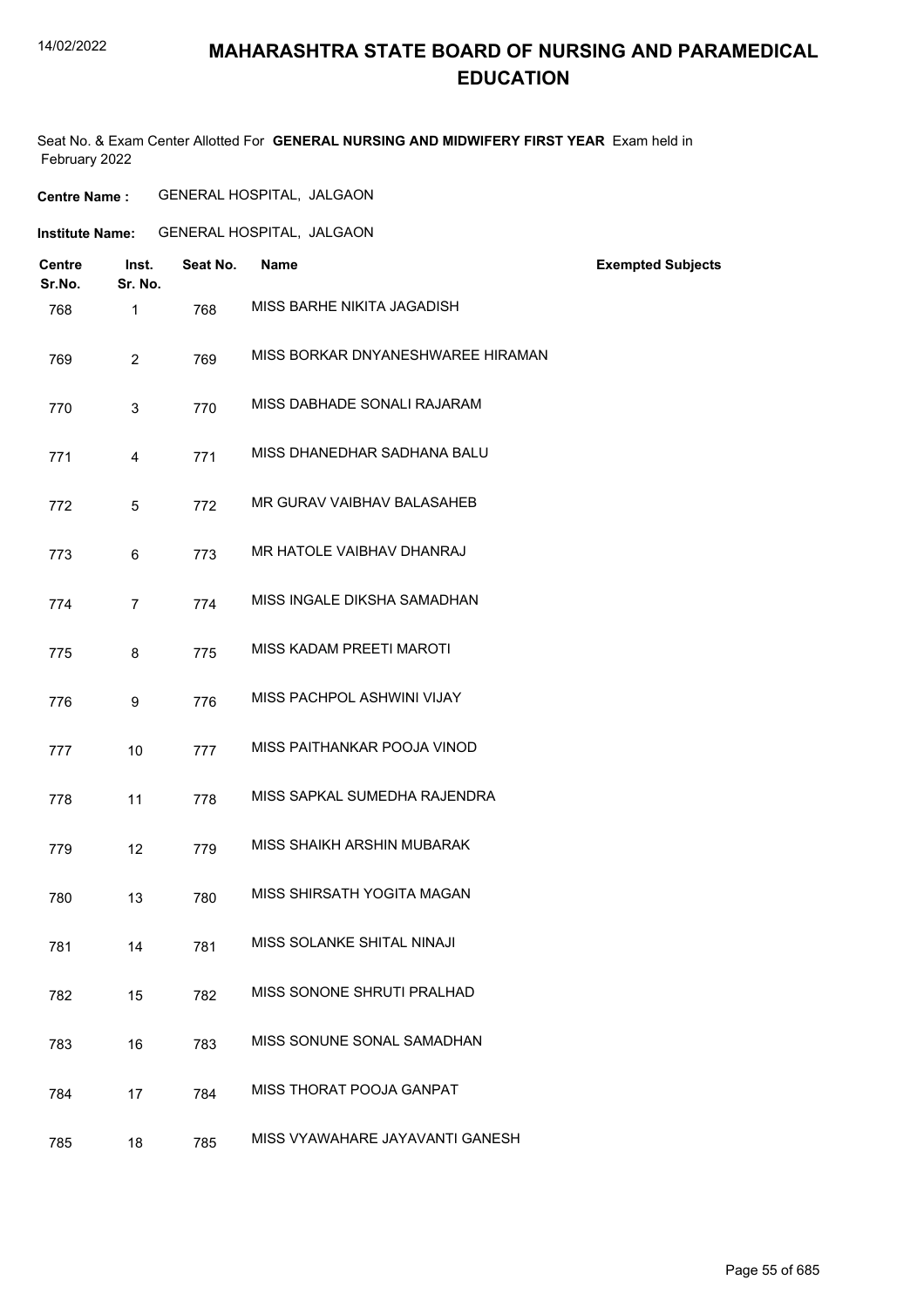# MAHARASHTRA STATE BOARD OF NURSING AND PARAMEDICAL EDUCATION

Seat No. & Exam Center Allotted For **GENERAL NURSING AND MIDWIFERY FIRST YEAR** Exam held in February 2022

**Centre Name :** GENERAL HOSPITAL, JALGAON

**Institute Name:** GENERAL HOSPITAL, JALGAON

| Centre Sr.No. | Inst. Sr. No. | Seat No. | Name | Exempted Subjects |
|---|---|---|---|---|
| 768 | 1 | 768 | MISS BARHE NIKITA JAGADISH | |
| 769 | 2 | 769 | MISS BORKAR DNYANESHWAREE HIRAMAN | |
| 770 | 3 | 770 | MISS DABHADE SONALI RAJARAM | |
| 771 | 4 | 771 | MISS DHANEDHAR SADHANA BALU | |
| 772 | 5 | 772 | MR GURAV VAIBHAV BALASAHEB | |
| 773 | 6 | 773 | MR HATOLE VAIBHAV DHANRAJ | |
| 774 | 7 | 774 | MISS INGALE DIKSHA SAMADHAN | |
| 775 | 8 | 775 | MISS KADAM PREETI MAROTI | |
| 776 | 9 | 776 | MISS PACHPOL ASHWINI VIJAY | |
| 777 | 10 | 777 | MISS PAITHANKAR POOJA VINOD | |
| 778 | 11 | 778 | MISS SAPKAL SUMEDHA RAJENDRA | |
| 779 | 12 | 779 | MISS SHAIKH ARSHIN MUBARAK | |
| 780 | 13 | 780 | MISS SHIRSATH YOGITA MAGAN | |
| 781 | 14 | 781 | MISS SOLANKE SHITAL NINAJI | |
| 782 | 15 | 782 | MISS SONONE SHRUTI PRALHAD | |
| 783 | 16 | 783 | MISS SONUNE SONAL SAMADHAN | |
| 784 | 17 | 784 | MISS THORAT POOJA GANPAT | |
| 785 | 18 | 785 | MISS VYAWAHARE JAYAVANTI GANESH | |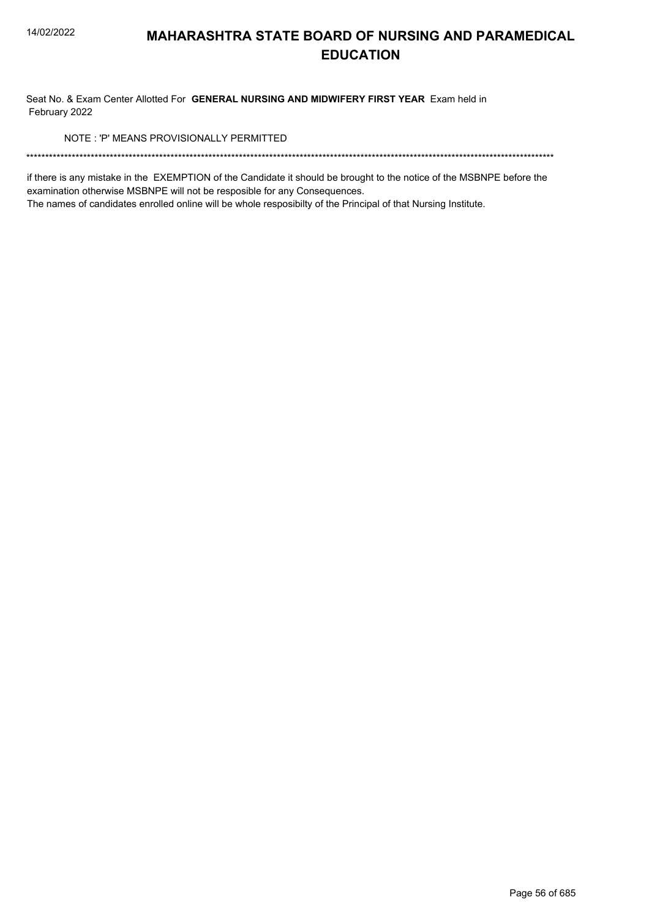# MAHARASHTRA STATE BOARD OF NURSING AND PARAMEDICAL EDUCATION

Seat No. & Exam Center Allotted For **GENERAL NURSING AND MIDWIFERY FIRST YEAR** Exam held in February 2022

NOTE : 'P' MEANS PROVISIONALLY PERMITTED

******************************************************************************************************************************************

if there is any mistake in the EXEMPTION of the Candidate it should be brought to the notice of the MSBNPE before the examination otherwise MSBNPE will not be resposible for any Consequences.

The names of candidates enrolled online will be whole resposibilty of the Principal of that Nursing Institute.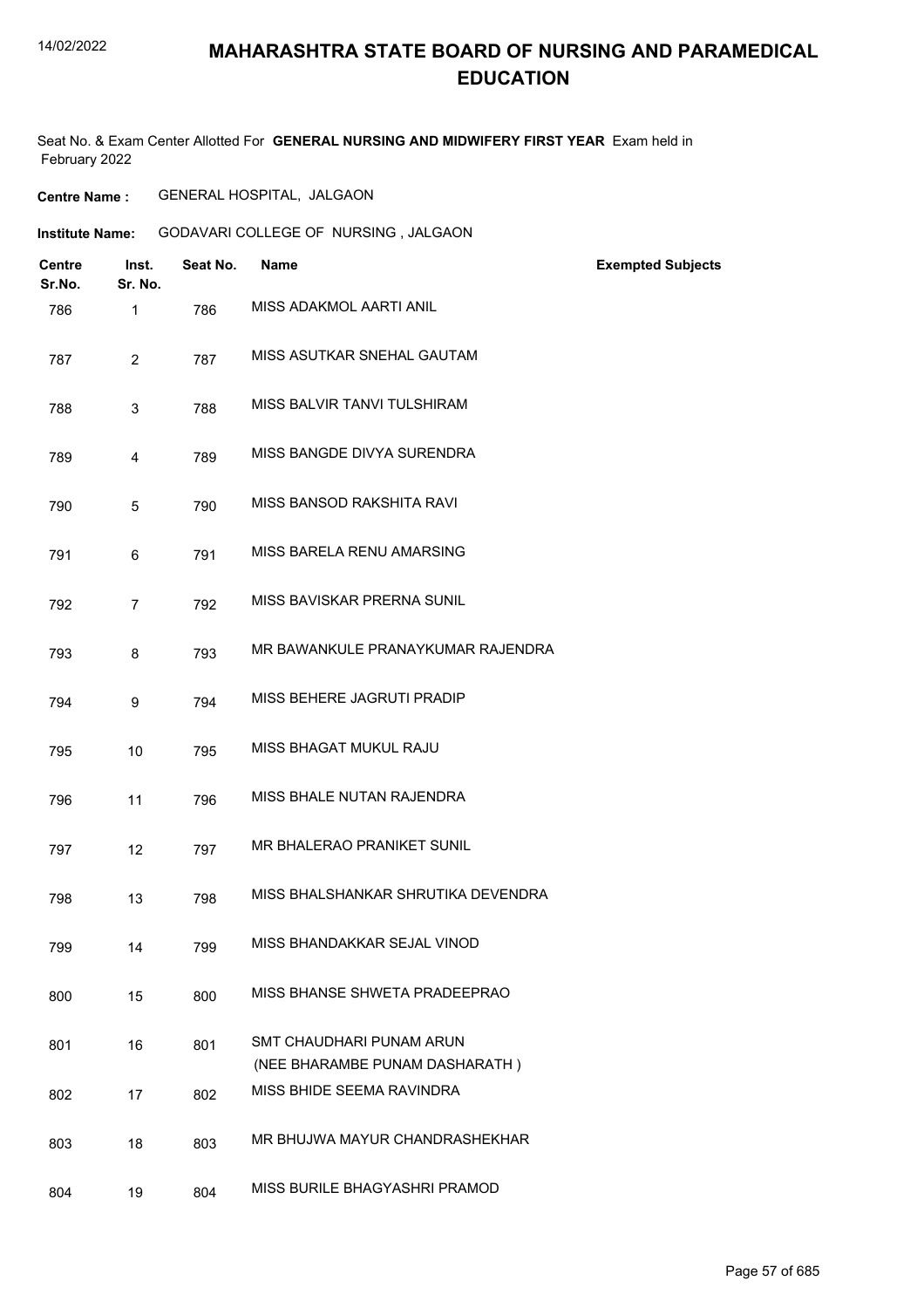# MAHARASHTRA STATE BOARD OF NURSING AND PARAMEDICAL EDUCATION

Seat No. & Exam Center Allotted For **GENERAL NURSING AND MIDWIFERY FIRST YEAR** Exam held in February 2022

**Centre Name :** GENERAL HOSPITAL, JALGAON

**Institute Name:** GODAVARI COLLEGE OF NURSING , JALGAON

| Centre Sr.No. | Inst. Sr. No. | Seat No. | Name | Exempted Subjects |
|---|---|---|---|---|
| 786 | 1 | 786 | MISS ADAKMOL AARTI ANIL | |
| 787 | 2 | 787 | MISS ASUTKAR SNEHAL GAUTAM | |
| 788 | 3 | 788 | MISS BALVIR TANVI TULSHIRAM | |
| 789 | 4 | 789 | MISS BANGDE DIVYA SURENDRA | |
| 790 | 5 | 790 | MISS BANSOD RAKSHITA RAVI | |
| 791 | 6 | 791 | MISS BARELA RENU AMARSING | |
| 792 | 7 | 792 | MISS BAVISKAR PRERNA SUNIL | |
| 793 | 8 | 793 | MR BAWANKULE PRANAYKUMAR RAJENDRA | |
| 794 | 9 | 794 | MISS BEHERE JAGRUTI PRADIP | |
| 795 | 10 | 795 | MISS BHAGAT MUKUL RAJU | |
| 796 | 11 | 796 | MISS BHALE NUTAN RAJENDRA | |
| 797 | 12 | 797 | MR BHALERAO PRANIKET SUNIL | |
| 798 | 13 | 798 | MISS BHALSHANKAR SHRUTIKA DEVENDRA | |
| 799 | 14 | 799 | MISS BHANDAKKAR SEJAL VINOD | |
| 800 | 15 | 800 | MISS BHANSE SHWETA PRADEEPRAO | |
| 801 | 16 | 801 | SMT CHAUDHARI PUNAM ARUN (NEE BHARAMBE PUNAM DASHARATH ) | |
| 802 | 17 | 802 | MISS BHIDE SEEMA RAVINDRA | |
| 803 | 18 | 803 | MR BHUJWA MAYUR CHANDRASHEKHAR | |
| 804 | 19 | 804 | MISS BURILE BHAGYASHRI PRAMOD | |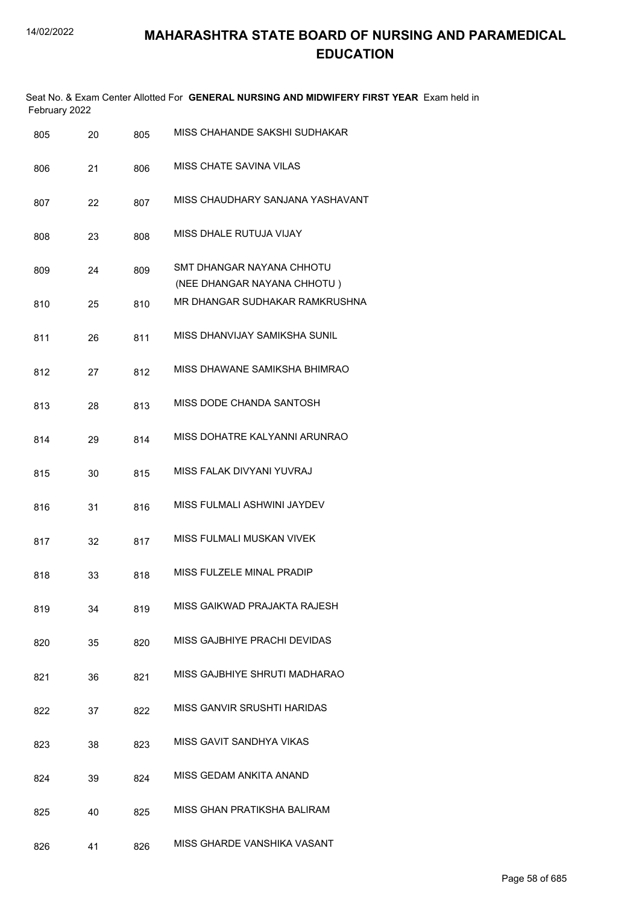# MAHARASHTRA STATE BOARD OF NURSING AND PARAMEDICAL EDUCATION

Seat No. & Exam Center Allotted For **GENERAL NURSING AND MIDWIFERY FIRST YEAR** Exam held in February 2022

| | | | |
|---|---|---|---|
| 805 | 20 | 805 | MISS CHAHANDE SAKSHI SUDHAKAR |
| 806 | 21 | 806 | MISS CHATE SAVINA VILAS |
| 807 | 22 | 807 | MISS CHAUDHARY SANJANA YASHAVANT |
| 808 | 23 | 808 | MISS DHALE RUTUJA VIJAY |
| 809 | 24 | 809 | SMT DHANGAR NAYANA CHHOTU (NEE DHANGAR NAYANA CHHOTU ) |
| 810 | 25 | 810 | MR DHANGAR SUDHAKAR RAMKRUSHNA |
| 811 | 26 | 811 | MISS DHANVIJAY SAMIKSHA SUNIL |
| 812 | 27 | 812 | MISS DHAWANE SAMIKSHA BHIMRAO |
| 813 | 28 | 813 | MISS DODE CHANDA SANTOSH |
| 814 | 29 | 814 | MISS DOHATRE KALYANNI ARUNRAO |
| 815 | 30 | 815 | MISS FALAK DIVYANI YUVRAJ |
| 816 | 31 | 816 | MISS FULMALI ASHWINI JAYDEV |
| 817 | 32 | 817 | MISS FULMALI MUSKAN VIVEK |
| 818 | 33 | 818 | MISS FULZELE MINAL PRADIP |
| 819 | 34 | 819 | MISS GAIKWAD PRAJAKTA RAJESH |
| 820 | 35 | 820 | MISS GAJBHIYE PRACHI DEVIDAS |
| 821 | 36 | 821 | MISS GAJBHIYE SHRUTI MADHARAO |
| 822 | 37 | 822 | MISS GANVIR SRUSHTI HARIDAS |
| 823 | 38 | 823 | MISS GAVIT SANDHYA VIKAS |
| 824 | 39 | 824 | MISS GEDAM ANKITA ANAND |
| 825 | 40 | 825 | MISS GHAN PRATIKSHA BALIRAM |
| 826 | 41 | 826 | MISS GHARDE VANSHIKA VASANT |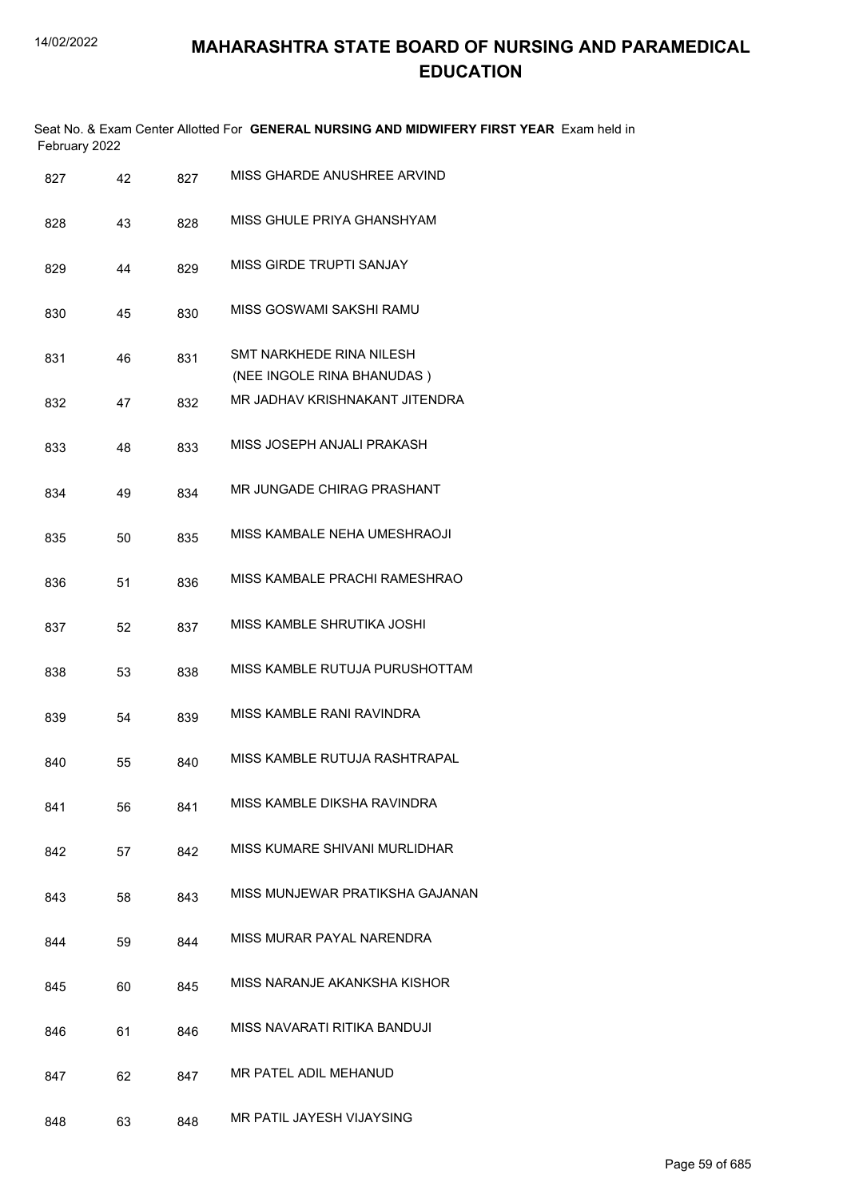# MAHARASHTRA STATE BOARD OF NURSING AND PARAMEDICAL EDUCATION

Seat No. & Exam Center Allotted For **GENERAL NURSING AND MIDWIFERY FIRST YEAR** Exam held in February 2022

| | | | |
|---|---|---|---|
| 827 | 42 | 827 | MISS GHARDE ANUSHREE ARVIND |
| 828 | 43 | 828 | MISS GHULE PRIYA GHANSHYAM |
| 829 | 44 | 829 | MISS GIRDE TRUPTI SANJAY |
| 830 | 45 | 830 | MISS GOSWAMI SAKSHI RAMU |
| 831 | 46 | 831 | SMT NARKHEDE RINA NILESH (NEE INGOLE RINA BHANUDAS ) |
| 832 | 47 | 832 | MR JADHAV KRISHNAKANT JITENDRA |
| 833 | 48 | 833 | MISS JOSEPH ANJALI PRAKASH |
| 834 | 49 | 834 | MR JUNGADE CHIRAG PRASHANT |
| 835 | 50 | 835 | MISS KAMBALE NEHA UMESHRAOJI |
| 836 | 51 | 836 | MISS KAMBALE PRACHI RAMESHRAO |
| 837 | 52 | 837 | MISS KAMBLE SHRUTIKA JOSHI |
| 838 | 53 | 838 | MISS KAMBLE RUTUJA PURUSHOTTAM |
| 839 | 54 | 839 | MISS KAMBLE RANI RAVINDRA |
| 840 | 55 | 840 | MISS KAMBLE RUTUJA RASHTRAPAL |
| 841 | 56 | 841 | MISS KAMBLE DIKSHA RAVINDRA |
| 842 | 57 | 842 | MISS KUMARE SHIVANI MURLIDHAR |
| 843 | 58 | 843 | MISS MUNJEWAR PRATIKSHA GAJANAN |
| 844 | 59 | 844 | MISS MURAR PAYAL NARENDRA |
| 845 | 60 | 845 | MISS NARANJE AKANKSHA KISHOR |
| 846 | 61 | 846 | MISS NAVARATI RITIKA BANDUJI |
| 847 | 62 | 847 | MR PATEL ADIL MEHANUD |
| 848 | 63 | 848 | MR PATIL JAYESH VIJAYSING |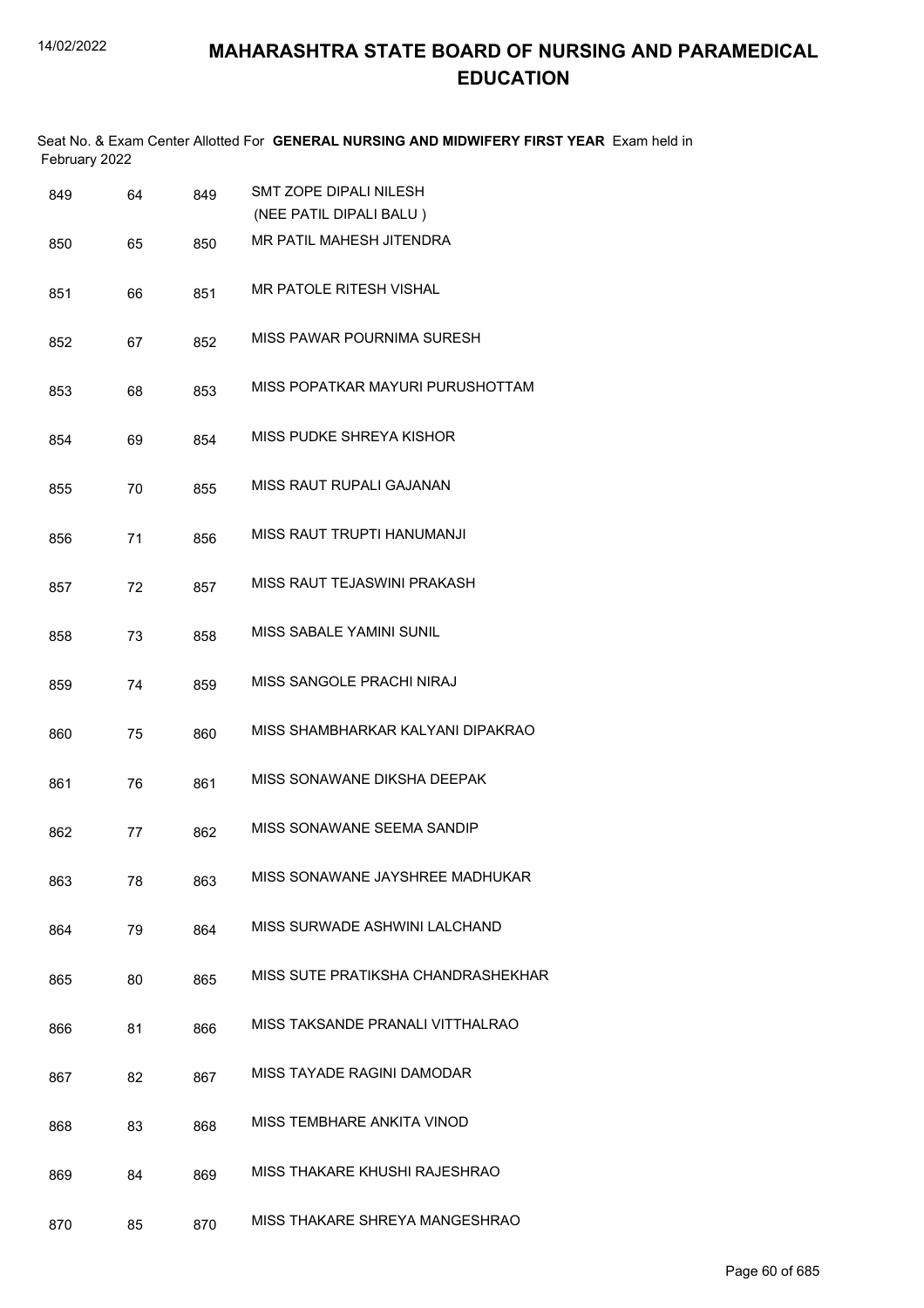# MAHARASHTRA STATE BOARD OF NURSING AND PARAMEDICAL EDUCATION

Seat No. & Exam Center Allotted For **GENERAL NURSING AND MIDWIFERY FIRST YEAR** Exam held in February 2022

| | | | |
|---|---|---|---|
| 849 | 64 | 849 | SMT ZOPE DIPALI NILESH (NEE PATIL DIPALI BALU ) |
| 850 | 65 | 850 | MR PATIL MAHESH JITENDRA |
| 851 | 66 | 851 | MR PATOLE RITESH VISHAL |
| 852 | 67 | 852 | MISS PAWAR POURNIMA SURESH |
| 853 | 68 | 853 | MISS POPATKAR MAYURI PURUSHOTTAM |
| 854 | 69 | 854 | MISS PUDKE SHREYA KISHOR |
| 855 | 70 | 855 | MISS RAUT RUPALI GAJANAN |
| 856 | 71 | 856 | MISS RAUT TRUPTI HANUMANJI |
| 857 | 72 | 857 | MISS RAUT TEJASWINI PRAKASH |
| 858 | 73 | 858 | MISS SABALE YAMINI SUNIL |
| 859 | 74 | 859 | MISS SANGOLE PRACHI NIRAJ |
| 860 | 75 | 860 | MISS SHAMBHARKAR KALYANI DIPAKRAO |
| 861 | 76 | 861 | MISS SONAWANE DIKSHA DEEPAK |
| 862 | 77 | 862 | MISS SONAWANE SEEMA SANDIP |
| 863 | 78 | 863 | MISS SONAWANE JAYSHREE MADHUKAR |
| 864 | 79 | 864 | MISS SURWADE ASHWINI LALCHAND |
| 865 | 80 | 865 | MISS SUTE PRATIKSHA CHANDRASHEKHAR |
| 866 | 81 | 866 | MISS TAKSANDE PRANALI VITTHALRAO |
| 867 | 82 | 867 | MISS TAYADE RAGINI DAMODAR |
| 868 | 83 | 868 | MISS TEMBHARE ANKITA VINOD |
| 869 | 84 | 869 | MISS THAKARE KHUSHI RAJESHRAO |
| 870 | 85 | 870 | MISS THAKARE SHREYA MANGESHRAO |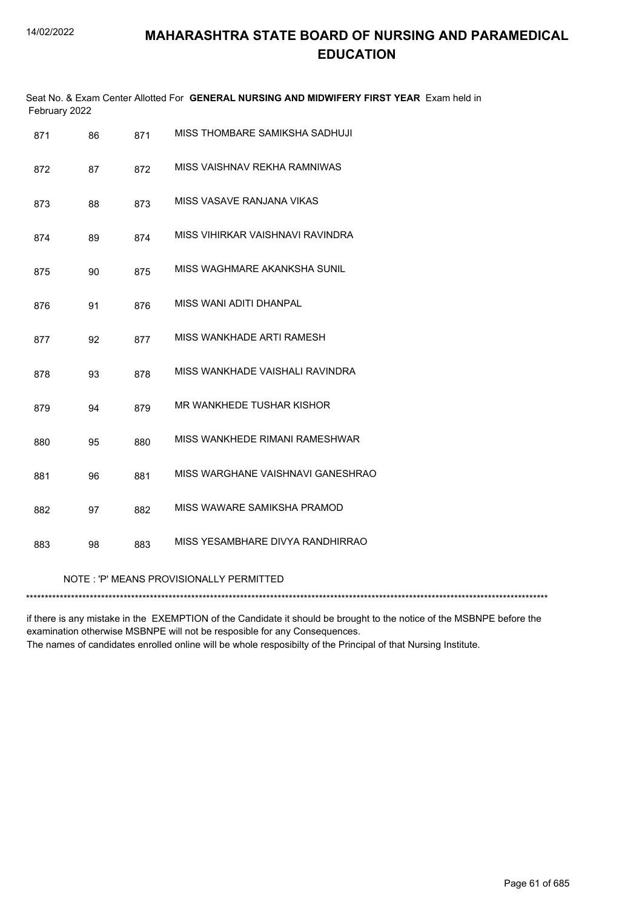# MAHARASHTRA STATE BOARD OF NURSING AND PARAMEDICAL EDUCATION

Seat No. & Exam Center Allotted For **GENERAL NURSING AND MIDWIFERY FIRST YEAR** Exam held in February 2022

| | | | |
|---|---|---|---|
| 871 | 86 | 871 | MISS THOMBARE SAMIKSHA SADHUJI |
| 872 | 87 | 872 | MISS VAISHNAV REKHA RAMNIWAS |
| 873 | 88 | 873 | MISS VASAVE RANJANA VIKAS |
| 874 | 89 | 874 | MISS VIHIRKAR VAISHNAVI RAVINDRA |
| 875 | 90 | 875 | MISS WAGHMARE AKANKSHA SUNIL |
| 876 | 91 | 876 | MISS WANI ADITI DHANPAL |
| 877 | 92 | 877 | MISS WANKHADE ARTI RAMESH |
| 878 | 93 | 878 | MISS WANKHADE VAISHALI RAVINDRA |
| 879 | 94 | 879 | MR WANKHEDE TUSHAR KISHOR |
| 880 | 95 | 880 | MISS WANKHEDE RIMANI RAMESHWAR |
| 881 | 96 | 881 | MISS WARGHANE VAISHNAVI GANESHRAO |
| 882 | 97 | 882 | MISS WAWARE SAMIKSHA PRAMOD |
| 883 | 98 | 883 | MISS YESAMBHARE DIVYA RANDHIRRAO |

NOTE : 'P' MEANS PROVISIONALLY PERMITTED

*******************************************************************************************************************************************

if there is any mistake in the EXEMPTION of the Candidate it should be brought to the notice of the MSBNPE before the examination otherwise MSBNPE will not be resposible for any Consequences.
The names of candidates enrolled online will be whole resposibilty of the Principal of that Nursing Institute.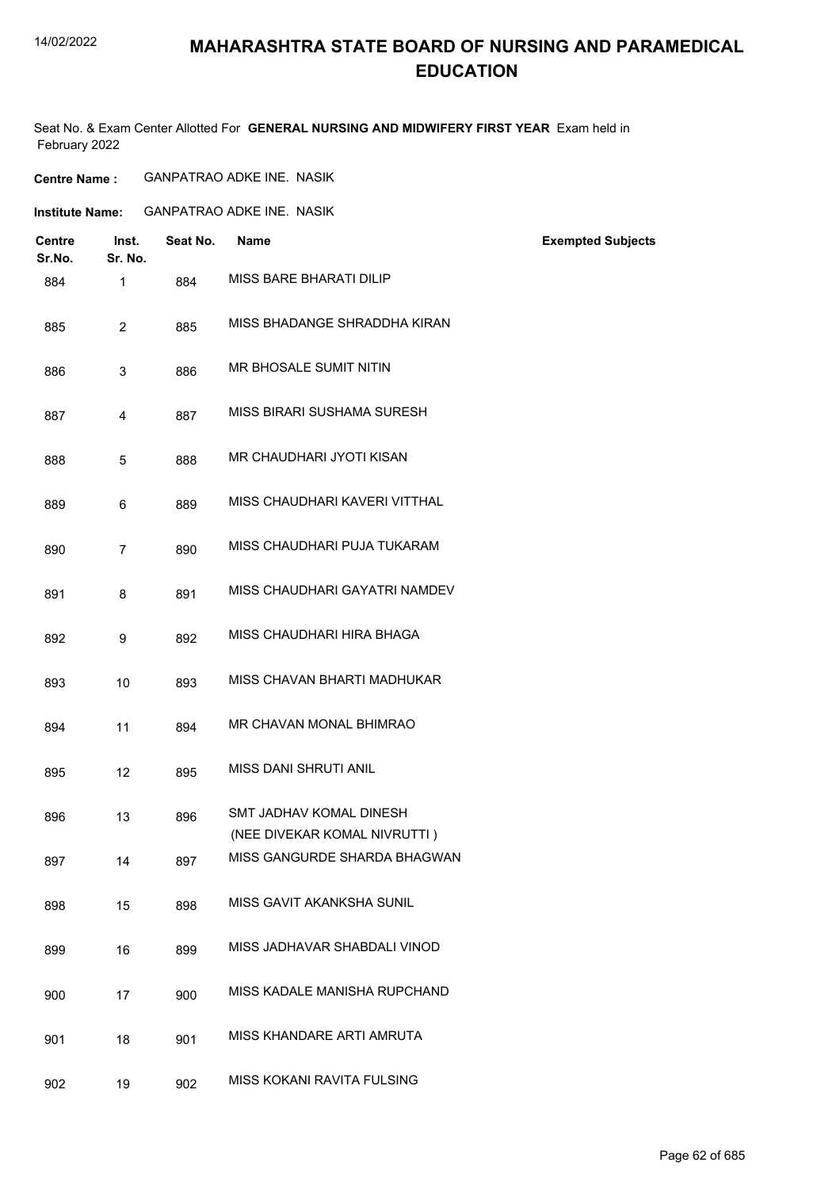# MAHARASHTRA STATE BOARD OF NURSING AND PARAMEDICAL EDUCATION

Seat No. & Exam Center Allotted For **GENERAL NURSING AND MIDWIFERY FIRST YEAR** Exam held in February 2022

**Centre Name :** GANPATRAO ADKE INE. NASIK

**Institute Name:** GANPATRAO ADKE INE. NASIK

| Centre Sr.No. | Inst. Sr. No. | Seat No. | Name | Exempted Subjects |
|---|---|---|---|---|
| 884 | 1 | 884 | MISS BARE BHARATI DILIP | |
| 885 | 2 | 885 | MISS BHADANGE SHRADDHA KIRAN | |
| 886 | 3 | 886 | MR BHOSALE SUMIT NITIN | |
| 887 | 4 | 887 | MISS BIRARI SUSHAMA SURESH | |
| 888 | 5 | 888 | MR CHAUDHARI JYOTI KISAN | |
| 889 | 6 | 889 | MISS CHAUDHARI KAVERI VITTHAL | |
| 890 | 7 | 890 | MISS CHAUDHARI PUJA TUKARAM | |
| 891 | 8 | 891 | MISS CHAUDHARI GAYATRI NAMDEV | |
| 892 | 9 | 892 | MISS CHAUDHARI HIRA BHAGA | |
| 893 | 10 | 893 | MISS CHAVAN BHARTI MADHUKAR | |
| 894 | 11 | 894 | MR CHAVAN MONAL BHIMRAO | |
| 895 | 12 | 895 | MISS DANI SHRUTI ANIL | |
| 896 | 13 | 896 | SMT JADHAV KOMAL DINESH (NEE DIVEKAR KOMAL NIVRUTTI ) | |
| 897 | 14 | 897 | MISS GANGURDE SHARDA BHAGWAN | |
| 898 | 15 | 898 | MISS GAVIT AKANKSHA SUNIL | |
| 899 | 16 | 899 | MISS JADHAVAR SHABDALI VINOD | |
| 900 | 17 | 900 | MISS KADALE MANISHA RUPCHAND | |
| 901 | 18 | 901 | MISS KHANDARE ARTI AMRUTA | |
| 902 | 19 | 902 | MISS KOKANI RAVITA FULSING | |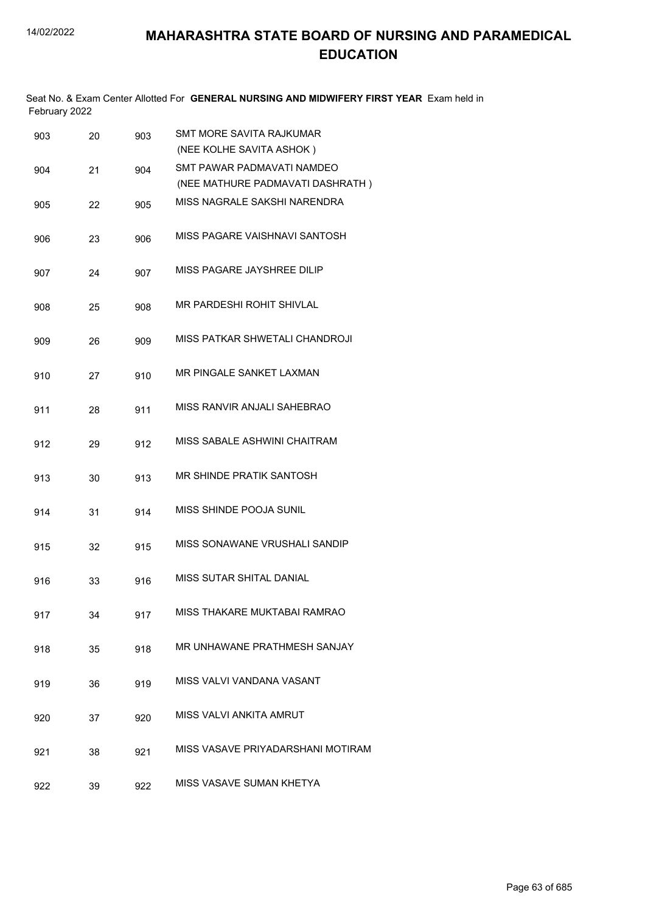# MAHARASHTRA STATE BOARD OF NURSING AND PARAMEDICAL EDUCATION

Seat No. & Exam Center Allotted For **GENERAL NURSING AND MIDWIFERY FIRST YEAR** Exam held in February 2022

| | | | |
|---|---|---|---|
| 903 | 20 | 903 | SMT MORE SAVITA RAJKUMAR (NEE KOLHE SAVITA ASHOK ) |
| 904 | 21 | 904 | SMT PAWAR PADMAVATI NAMDEO (NEE MATHURE PADMAVATI DASHRATH ) |
| 905 | 22 | 905 | MISS NAGRALE SAKSHI NARENDRA |
| 906 | 23 | 906 | MISS PAGARE VAISHNAVI SANTOSH |
| 907 | 24 | 907 | MISS PAGARE JAYSHREE DILIP |
| 908 | 25 | 908 | MR PARDESHI ROHIT SHIVLAL |
| 909 | 26 | 909 | MISS PATKAR SHWETALI CHANDROJI |
| 910 | 27 | 910 | MR PINGALE SANKET LAXMAN |
| 911 | 28 | 911 | MISS RANVIR ANJALI SAHEBRAO |
| 912 | 29 | 912 | MISS SABALE ASHWINI CHAITRAM |
| 913 | 30 | 913 | MR SHINDE PRATIK SANTOSH |
| 914 | 31 | 914 | MISS SHINDE POOJA SUNIL |
| 915 | 32 | 915 | MISS SONAWANE VRUSHALI SANDIP |
| 916 | 33 | 916 | MISS SUTAR SHITAL DANIAL |
| 917 | 34 | 917 | MISS THAKARE MUKTABAI RAMRAO |
| 918 | 35 | 918 | MR UNHAWANE PRATHMESH SANJAY |
| 919 | 36 | 919 | MISS VALVI VANDANA VASANT |
| 920 | 37 | 920 | MISS VALVI ANKITA AMRUT |
| 921 | 38 | 921 | MISS VASAVE PRIYADARSHANI MOTIRAM |
| 922 | 39 | 922 | MISS VASAVE SUMAN KHETYA |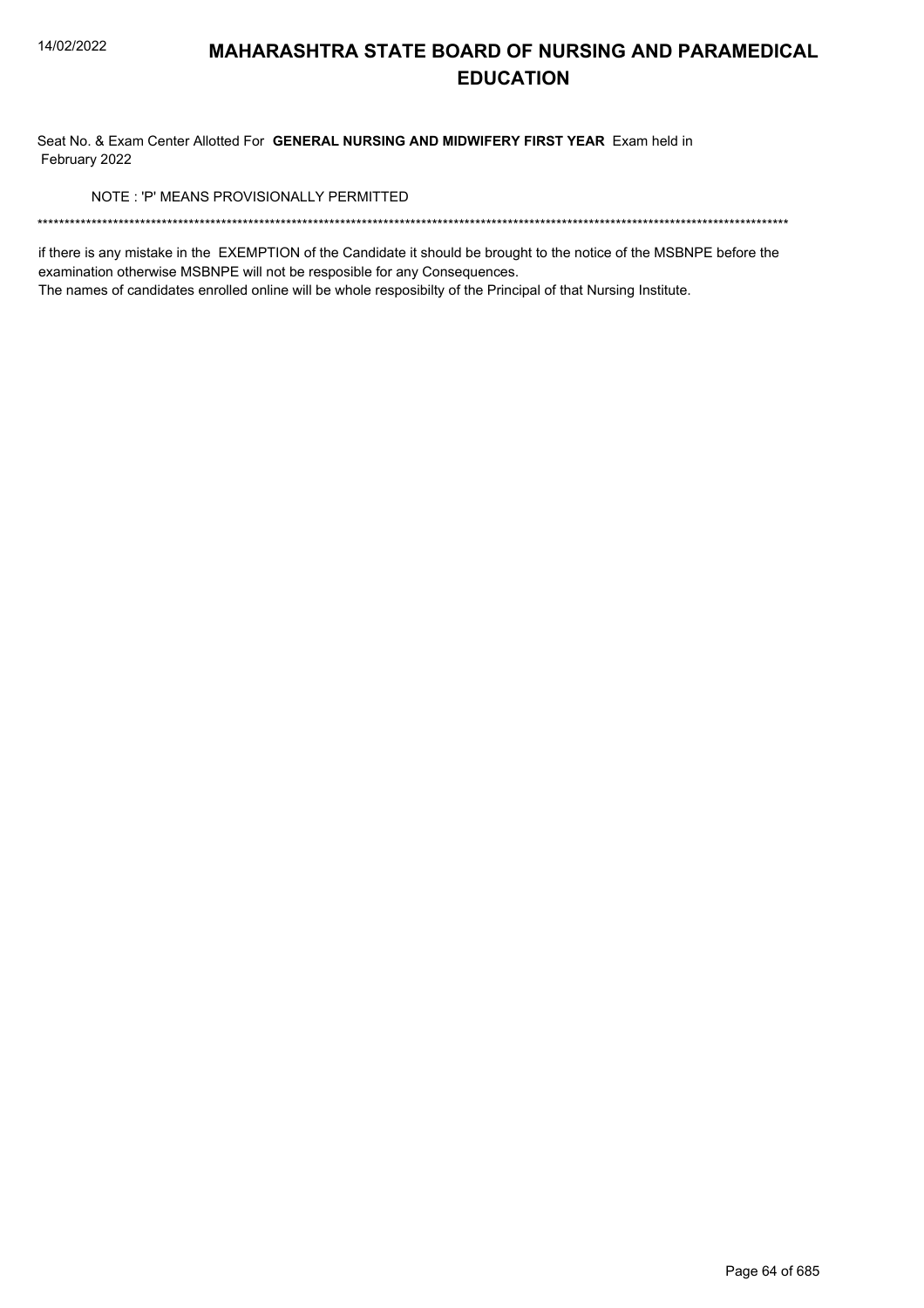# MAHARASHTRA STATE BOARD OF NURSING AND PARAMEDICAL EDUCATION

Seat No. & Exam Center Allotted For **GENERAL NURSING AND MIDWIFERY FIRST YEAR** Exam held in February 2022

NOTE : 'P' MEANS PROVISIONALLY PERMITTED

*******************************************************************************************************************************************

if there is any mistake in the EXEMPTION of the Candidate it should be brought to the notice of the MSBNPE before the examination otherwise MSBNPE will not be resposible for any Consequences.

The names of candidates enrolled online will be whole resposibilty of the Principal of that Nursing Institute.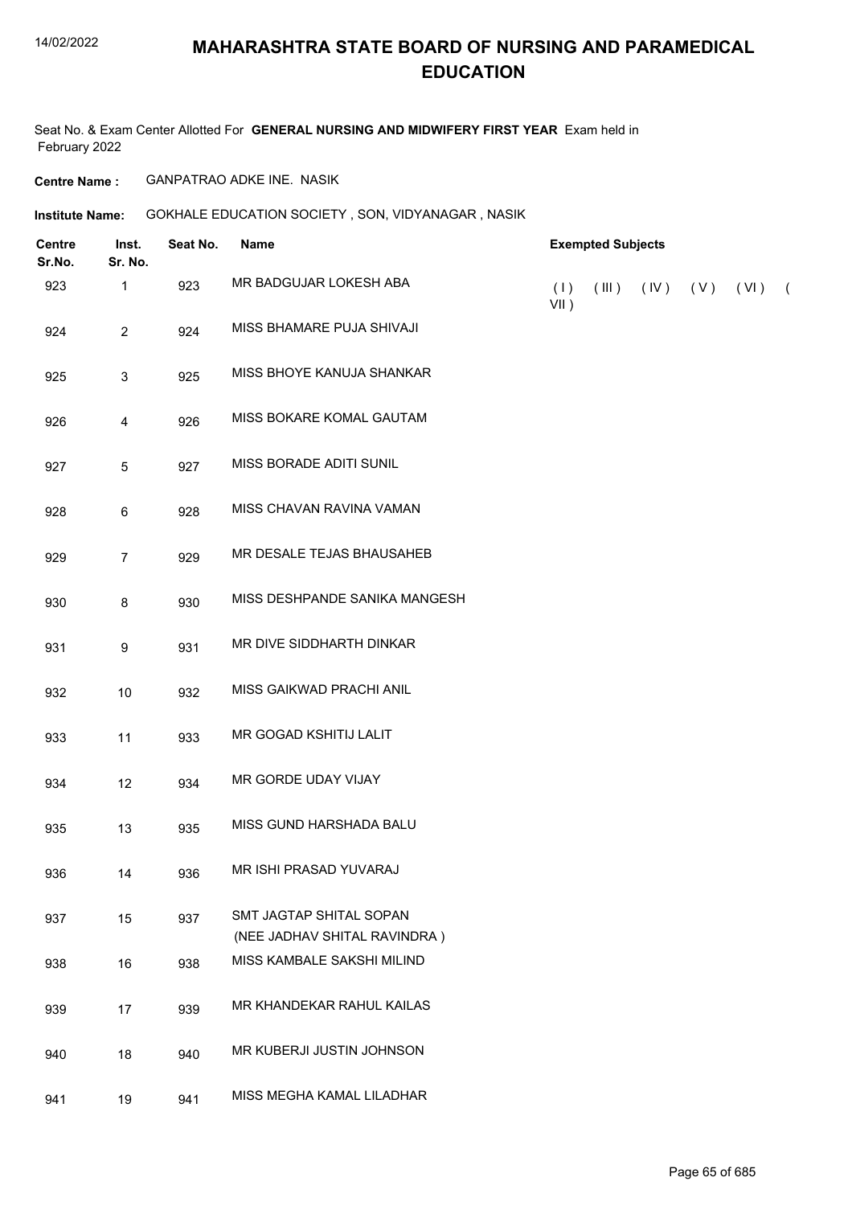# MAHARASHTRA STATE BOARD OF NURSING AND PARAMEDICAL EDUCATION

Seat No. & Exam Center Allotted For **GENERAL NURSING AND MIDWIFERY FIRST YEAR** Exam held in February 2022

**Centre Name :** GANPATRAO ADKE INE. NASIK

**Institute Name:** GOKHALE EDUCATION SOCIETY , SON, VIDYANAGAR , NASIK

| Centre Sr.No. | Inst. Sr. No. | Seat No. | Name | Exempted Subjects |
|---|---|---|---|---|
| 923 | 1 | 923 | MR BADGUJAR LOKESH ABA | ( I ) ( III ) ( IV ) ( V ) ( VI ) ( VII ) |
| 924 | 2 | 924 | MISS BHAMARE PUJA SHIVAJI | |
| 925 | 3 | 925 | MISS BHOYE KANUJA SHANKAR | |
| 926 | 4 | 926 | MISS BOKARE KOMAL GAUTAM | |
| 927 | 5 | 927 | MISS BORADE ADITI SUNIL | |
| 928 | 6 | 928 | MISS CHAVAN RAVINA VAMAN | |
| 929 | 7 | 929 | MR DESALE TEJAS BHAUSAHEB | |
| 930 | 8 | 930 | MISS DESHPANDE SANIKA MANGESH | |
| 931 | 9 | 931 | MR DIVE SIDDHARTH DINKAR | |
| 932 | 10 | 932 | MISS GAIKWAD PRACHI ANIL | |
| 933 | 11 | 933 | MR GOGAD KSHITIJ LALIT | |
| 934 | 12 | 934 | MR GORDE UDAY VIJAY | |
| 935 | 13 | 935 | MISS GUND HARSHADA BALU | |
| 936 | 14 | 936 | MR ISHI PRASAD YUVARAJ | |
| 937 | 15 | 937 | SMT JAGTAP SHITAL SOPAN (NEE JADHAV SHITAL RAVINDRA ) | |
| 938 | 16 | 938 | MISS KAMBALE SAKSHI MILIND | |
| 939 | 17 | 939 | MR KHANDEKAR RAHUL KAILAS | |
| 940 | 18 | 940 | MR KUBERJI JUSTIN JOHNSON | |
| 941 | 19 | 941 | MISS MEGHA KAMAL LILADHAR | |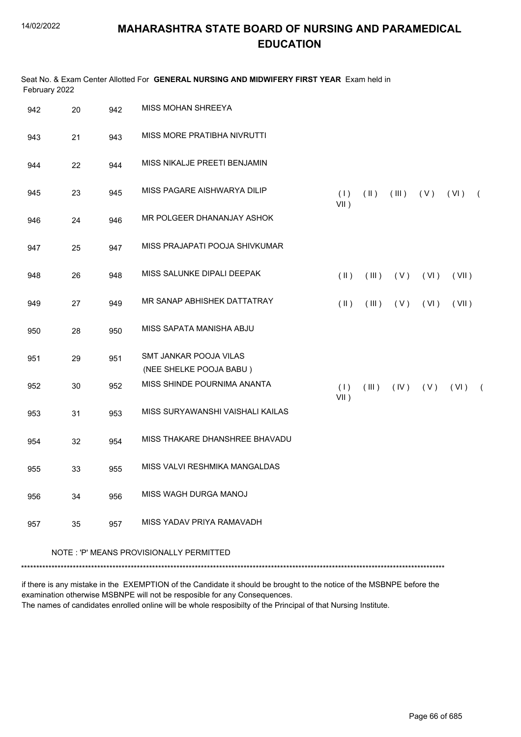# MAHARASHTRA STATE BOARD OF NURSING AND PARAMEDICAL EDUCATION

Seat No. & Exam Center Allotted For **GENERAL NURSING AND MIDWIFERY FIRST YEAR** Exam held in February 2022

| | | | | |
|---|---|---|---|---|
| 942 | 20 | 942 | MISS MOHAN SHREEYA | |
| 943 | 21 | 943 | MISS MORE PRATIBHA NIVRUTTI | |
| 944 | 22 | 944 | MISS NIKALJE PREETI BENJAMIN | |
| 945 | 23 | 945 | MISS PAGARE AISHWARYA DILIP | ( I ) ( II ) ( III ) ( V ) ( VI ) ( VII ) |
| 946 | 24 | 946 | MR POLGEER DHANANJAY ASHOK | |
| 947 | 25 | 947 | MISS PRAJAPATI POOJA SHIVKUMAR | |
| 948 | 26 | 948 | MISS SALUNKE DIPALI DEEPAK | ( II ) ( III ) ( V ) ( VI ) ( VII ) |
| 949 | 27 | 949 | MR SANAP ABHISHEK DATTATRAY | ( II ) ( III ) ( V ) ( VI ) ( VII ) |
| 950 | 28 | 950 | MISS SAPATA MANISHA ABJU | |
| 951 | 29 | 951 | SMT JANKAR POOJA VILAS (NEE SHELKE POOJA BABU ) | |
| 952 | 30 | 952 | MISS SHINDE POURNIMA ANANTA | ( I ) ( III ) ( IV ) ( V ) ( VI ) ( VII ) |
| 953 | 31 | 953 | MISS SURYAWANSHI VAISHALI KAILAS | |
| 954 | 32 | 954 | MISS THAKARE DHANSHREE BHAVADU | |
| 955 | 33 | 955 | MISS VALVI RESHMIKA MANGALDAS | |
| 956 | 34 | 956 | MISS WAGH DURGA MANOJ | |
| 957 | 35 | 957 | MISS YADAV PRIYA RAMAVADH | |

NOTE : 'P' MEANS PROVISIONALLY PERMITTED

******************************************************************************************************************************************

if there is any mistake in the EXEMPTION of the Candidate it should be brought to the notice of the MSBNPE before the examination otherwise MSBNPE will not be resposible for any Consequences.
The names of candidates enrolled online will be whole resposibilty of the Principal of that Nursing Institute.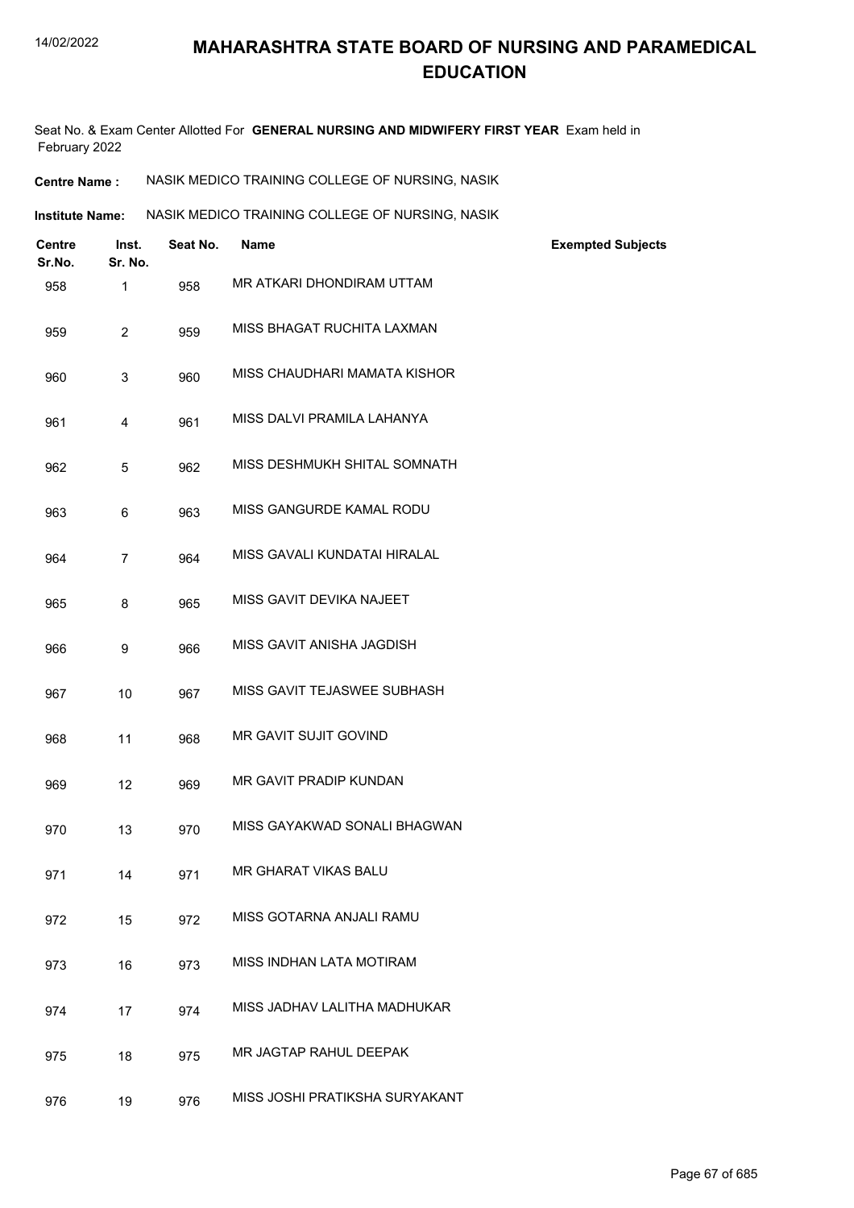# MAHARASHTRA STATE BOARD OF NURSING AND PARAMEDICAL EDUCATION

Seat No. & Exam Center Allotted For **GENERAL NURSING AND MIDWIFERY FIRST YEAR** Exam held in February 2022

**Centre Name :** NASIK MEDICO TRAINING COLLEGE OF NURSING, NASIK

**Institute Name:** NASIK MEDICO TRAINING COLLEGE OF NURSING, NASIK

| Centre Sr.No. | Inst. Sr. No. | Seat No. | Name | Exempted Subjects |
|---|---|---|---|---|
| 958 | 1 | 958 | MR ATKARI DHONDIRAM UTTAM | |
| 959 | 2 | 959 | MISS BHAGAT RUCHITA LAXMAN | |
| 960 | 3 | 960 | MISS CHAUDHARI MAMATA KISHOR | |
| 961 | 4 | 961 | MISS DALVI PRAMILA LAHANYA | |
| 962 | 5 | 962 | MISS DESHMUKH SHITAL SOMNATH | |
| 963 | 6 | 963 | MISS GANGURDE KAMAL RODU | |
| 964 | 7 | 964 | MISS GAVALI KUNDATAI HIRALAL | |
| 965 | 8 | 965 | MISS GAVIT DEVIKA NAJEET | |
| 966 | 9 | 966 | MISS GAVIT ANISHA JAGDISH | |
| 967 | 10 | 967 | MISS GAVIT TEJASWEE SUBHASH | |
| 968 | 11 | 968 | MR GAVIT SUJIT GOVIND | |
| 969 | 12 | 969 | MR GAVIT PRADIP KUNDAN | |
| 970 | 13 | 970 | MISS GAYAKWAD SONALI BHAGWAN | |
| 971 | 14 | 971 | MR GHARAT VIKAS BALU | |
| 972 | 15 | 972 | MISS GOTARNA ANJALI RAMU | |
| 973 | 16 | 973 | MISS INDHAN LATA MOTIRAM | |
| 974 | 17 | 974 | MISS JADHAV LALITHA MADHUKAR | |
| 975 | 18 | 975 | MR JAGTAP RAHUL DEEPAK | |
| 976 | 19 | 976 | MISS JOSHI PRATIKSHA SURYAKANT | |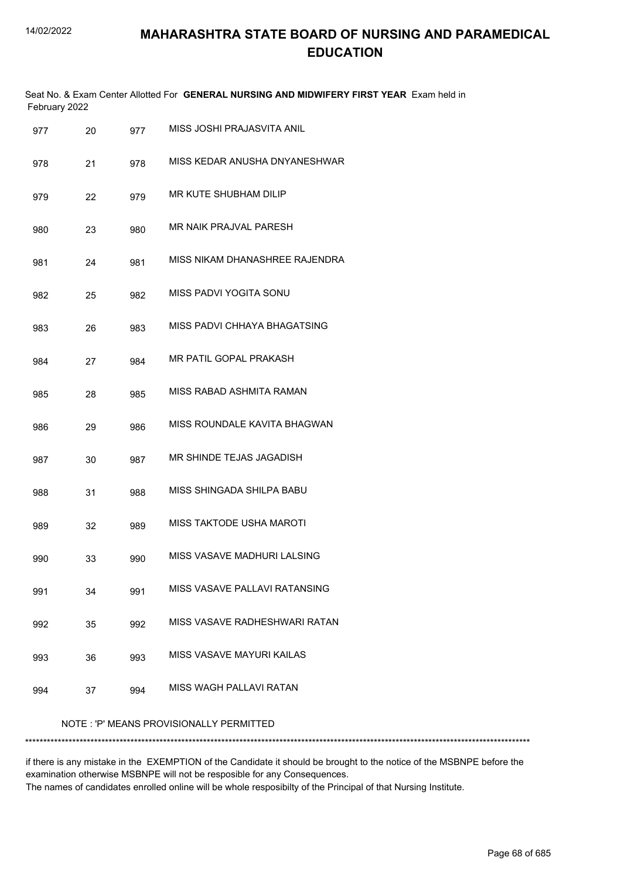# MAHARASHTRA STATE BOARD OF NURSING AND PARAMEDICAL EDUCATION

Seat No. & Exam Center Allotted For **GENERAL NURSING AND MIDWIFERY FIRST YEAR** Exam held in February 2022

| | | | |
|---|---|---|---|
| 977 | 20 | 977 | MISS JOSHI PRAJASVITA ANIL |
| 978 | 21 | 978 | MISS KEDAR ANUSHA DNYANESHWAR |
| 979 | 22 | 979 | MR KUTE SHUBHAM DILIP |
| 980 | 23 | 980 | MR NAIK PRAJVAL PARESH |
| 981 | 24 | 981 | MISS NIKAM DHANASHREE RAJENDRA |
| 982 | 25 | 982 | MISS PADVI YOGITA SONU |
| 983 | 26 | 983 | MISS PADVI CHHAYA BHAGATSING |
| 984 | 27 | 984 | MR PATIL GOPAL PRAKASH |
| 985 | 28 | 985 | MISS RABAD ASHMITA RAMAN |
| 986 | 29 | 986 | MISS ROUNDALE KAVITA BHAGWAN |
| 987 | 30 | 987 | MR SHINDE TEJAS JAGADISH |
| 988 | 31 | 988 | MISS SHINGADA SHILPA BABU |
| 989 | 32 | 989 | MISS TAKTODE USHA MAROTI |
| 990 | 33 | 990 | MISS VASAVE MADHURI LALSING |
| 991 | 34 | 991 | MISS VASAVE PALLAVI RATANSING |
| 992 | 35 | 992 | MISS VASAVE RADHESHWARI RATAN |
| 993 | 36 | 993 | MISS VASAVE MAYURI KAILAS |
| 994 | 37 | 994 | MISS WAGH PALLAVI RATAN |

NOTE : 'P' MEANS PROVISIONALLY PERMITTED

*******************************************************************************************************************************************

if there is any mistake in the EXEMPTION of the Candidate it should be brought to the notice of the MSBNPE before the examination otherwise MSBNPE will not be resposible for any Consequences.
The names of candidates enrolled online will be whole resposibilty of the Principal of that Nursing Institute.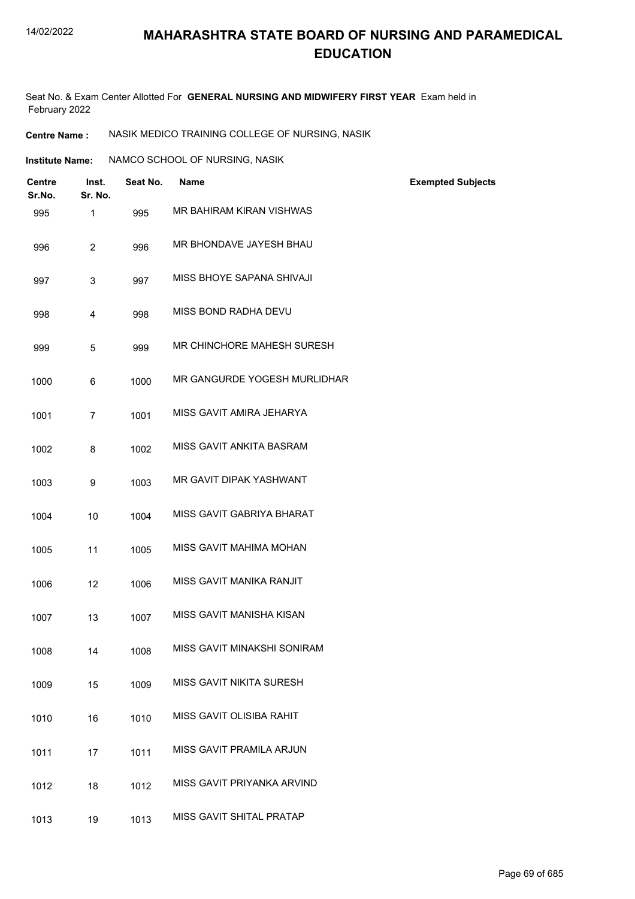# MAHARASHTRA STATE BOARD OF NURSING AND PARAMEDICAL EDUCATION

Seat No. & Exam Center Allotted For **GENERAL NURSING AND MIDWIFERY FIRST YEAR** Exam held in February 2022

**Centre Name :** NASIK MEDICO TRAINING COLLEGE OF NURSING, NASIK

**Institute Name:** NAMCO SCHOOL OF NURSING, NASIK

| Centre Sr.No. | Inst. Sr. No. | Seat No. | Name | Exempted Subjects |
|---|---|---|---|---|
| 995 | 1 | 995 | MR BAHIRAM KIRAN VISHWAS | |
| 996 | 2 | 996 | MR BHONDAVE JAYESH BHAU | |
| 997 | 3 | 997 | MISS BHOYE SAPANA SHIVAJI | |
| 998 | 4 | 998 | MISS BOND RADHA DEVU | |
| 999 | 5 | 999 | MR CHINCHORE MAHESH SURESH | |
| 1000 | 6 | 1000 | MR GANGURDE YOGESH MURLIDHAR | |
| 1001 | 7 | 1001 | MISS GAVIT AMIRA JEHARYA | |
| 1002 | 8 | 1002 | MISS GAVIT ANKITA BASRAM | |
| 1003 | 9 | 1003 | MR GAVIT DIPAK YASHWANT | |
| 1004 | 10 | 1004 | MISS GAVIT GABRIYA BHARAT | |
| 1005 | 11 | 1005 | MISS GAVIT MAHIMA MOHAN | |
| 1006 | 12 | 1006 | MISS GAVIT MANIKA RANJIT | |
| 1007 | 13 | 1007 | MISS GAVIT MANISHA KISAN | |
| 1008 | 14 | 1008 | MISS GAVIT MINAKSHI SONIRAM | |
| 1009 | 15 | 1009 | MISS GAVIT NIKITA SURESH | |
| 1010 | 16 | 1010 | MISS GAVIT OLISIBA RAHIT | |
| 1011 | 17 | 1011 | MISS GAVIT PRAMILA ARJUN | |
| 1012 | 18 | 1012 | MISS GAVIT PRIYANKA ARVIND | |
| 1013 | 19 | 1013 | MISS GAVIT SHITAL PRATAP | |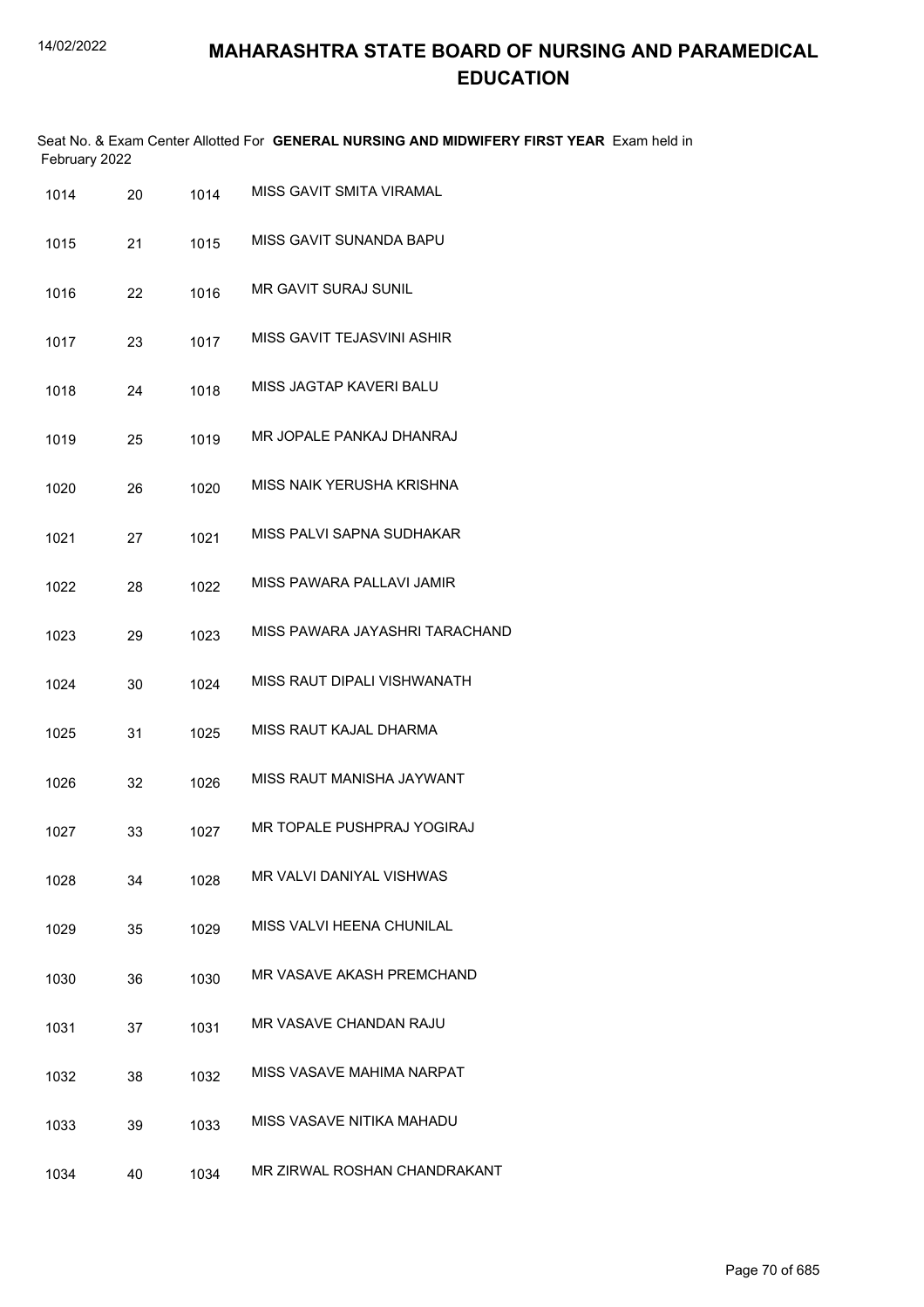# MAHARASHTRA STATE BOARD OF NURSING AND PARAMEDICAL EDUCATION

Seat No. & Exam Center Allotted For **GENERAL NURSING AND MIDWIFERY FIRST YEAR** Exam held in February 2022

| | | | |
|---|---|---|---|
| 1014 | 20 | 1014 | MISS GAVIT SMITA VIRAMAL |
| 1015 | 21 | 1015 | MISS GAVIT SUNANDA BAPU |
| 1016 | 22 | 1016 | MR GAVIT SURAJ SUNIL |
| 1017 | 23 | 1017 | MISS GAVIT TEJASVINI ASHIR |
| 1018 | 24 | 1018 | MISS JAGTAP KAVERI BALU |
| 1019 | 25 | 1019 | MR JOPALE PANKAJ DHANRAJ |
| 1020 | 26 | 1020 | MISS NAIK YERUSHA KRISHNA |
| 1021 | 27 | 1021 | MISS PALVI SAPNA SUDHAKAR |
| 1022 | 28 | 1022 | MISS PAWARA PALLAVI JAMIR |
| 1023 | 29 | 1023 | MISS PAWARA JAYASHRI TARACHAND |
| 1024 | 30 | 1024 | MISS RAUT DIPALI VISHWANATH |
| 1025 | 31 | 1025 | MISS RAUT KAJAL DHARMA |
| 1026 | 32 | 1026 | MISS RAUT MANISHA JAYWANT |
| 1027 | 33 | 1027 | MR TOPALE PUSHPRAJ YOGIRAJ |
| 1028 | 34 | 1028 | MR VALVI DANIYAL VISHWAS |
| 1029 | 35 | 1029 | MISS VALVI HEENA CHUNILAL |
| 1030 | 36 | 1030 | MR VASAVE AKASH PREMCHAND |
| 1031 | 37 | 1031 | MR VASAVE CHANDAN RAJU |
| 1032 | 38 | 1032 | MISS VASAVE MAHIMA NARPAT |
| 1033 | 39 | 1033 | MISS VASAVE NITIKA MAHADU |
| 1034 | 40 | 1034 | MR ZIRWAL ROSHAN CHANDRAKANT |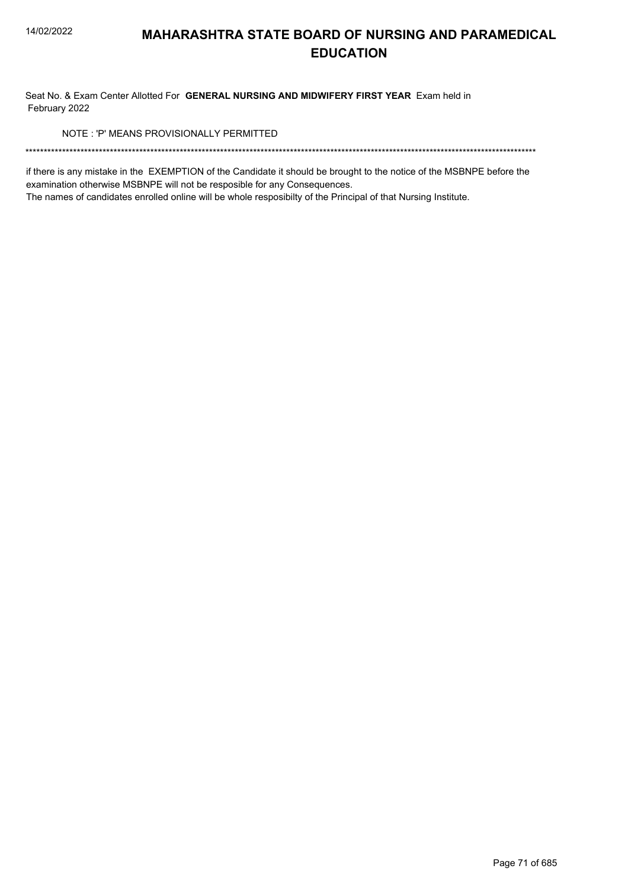# MAHARASHTRA STATE BOARD OF NURSING AND PARAMEDICAL EDUCATION

Seat No. & Exam Center Allotted For **GENERAL NURSING AND MIDWIFERY FIRST YEAR** Exam held in February 2022

NOTE : 'P' MEANS PROVISIONALLY PERMITTED

******************************************************************************************************************************************

if there is any mistake in the EXEMPTION of the Candidate it should be brought to the notice of the MSBNPE before the examination otherwise MSBNPE will not be resposible for any Consequences.

The names of candidates enrolled online will be whole resposibilty of the Principal of that Nursing Institute.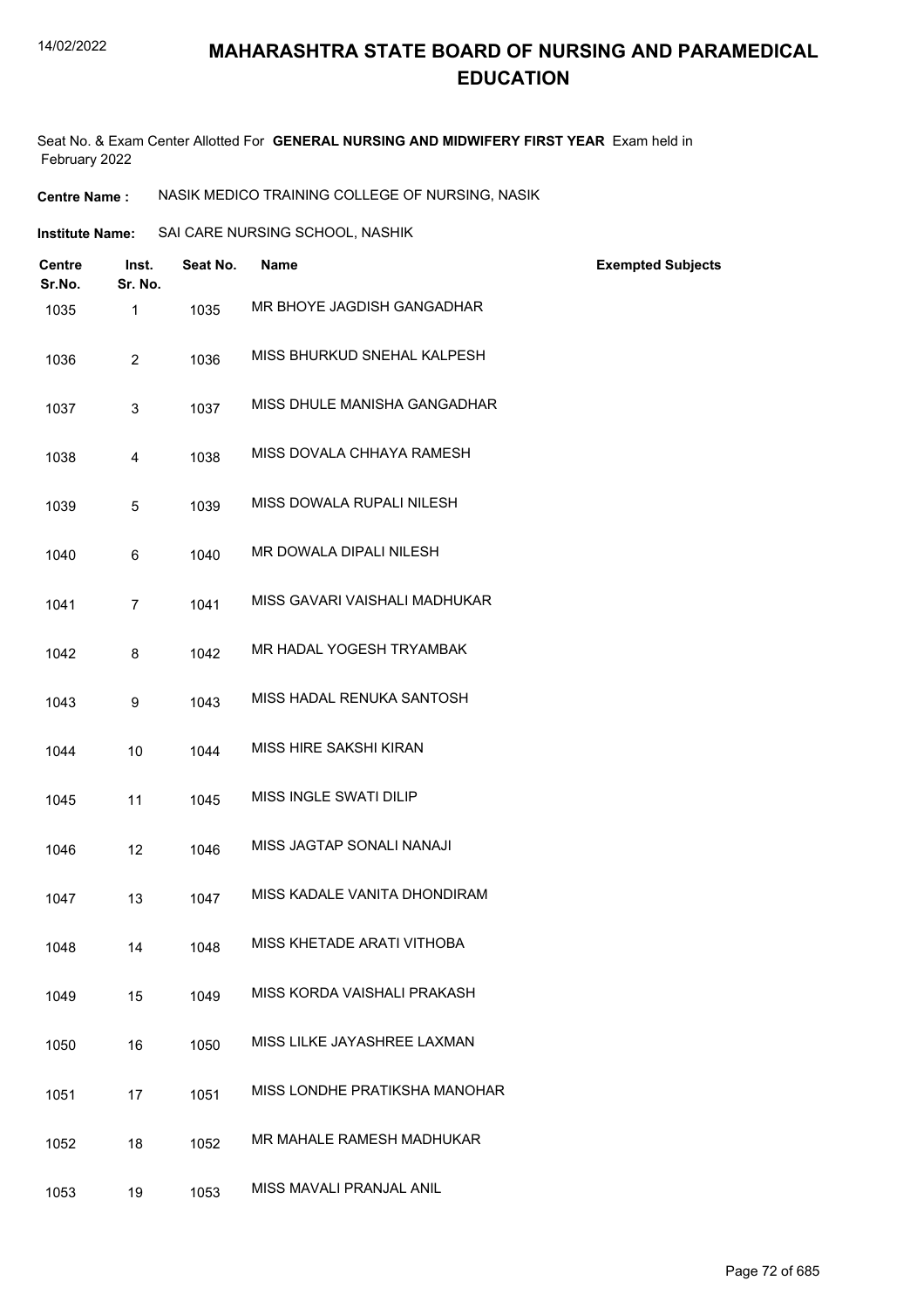# MAHARASHTRA STATE BOARD OF NURSING AND PARAMEDICAL EDUCATION

Seat No. & Exam Center Allotted For **GENERAL NURSING AND MIDWIFERY FIRST YEAR** Exam held in February 2022

**Centre Name :** NASIK MEDICO TRAINING COLLEGE OF NURSING, NASIK

**Institute Name:** SAI CARE NURSING SCHOOL, NASHIK

| Centre Sr.No. | Inst. Sr. No. | Seat No. | Name | Exempted Subjects |
|---|---|---|---|---|
| 1035 | 1 | 1035 | MR BHOYE JAGDISH GANGADHAR | |
| 1036 | 2 | 1036 | MISS BHURKUD SNEHAL KALPESH | |
| 1037 | 3 | 1037 | MISS DHULE MANISHA GANGADHAR | |
| 1038 | 4 | 1038 | MISS DOVALA CHHAYA RAMESH | |
| 1039 | 5 | 1039 | MISS DOWALA RUPALI NILESH | |
| 1040 | 6 | 1040 | MR DOWALA DIPALI NILESH | |
| 1041 | 7 | 1041 | MISS GAVARI VAISHALI MADHUKAR | |
| 1042 | 8 | 1042 | MR HADAL YOGESH TRYAMBAK | |
| 1043 | 9 | 1043 | MISS HADAL RENUKA SANTOSH | |
| 1044 | 10 | 1044 | MISS HIRE SAKSHI KIRAN | |
| 1045 | 11 | 1045 | MISS INGLE SWATI DILIP | |
| 1046 | 12 | 1046 | MISS JAGTAP SONALI NANAJI | |
| 1047 | 13 | 1047 | MISS KADALE VANITA DHONDIRAM | |
| 1048 | 14 | 1048 | MISS KHETADE ARATI VITHOBA | |
| 1049 | 15 | 1049 | MISS KORDA VAISHALI PRAKASH | |
| 1050 | 16 | 1050 | MISS LILKE JAYASHREE LAXMAN | |
| 1051 | 17 | 1051 | MISS LONDHE PRATIKSHA MANOHAR | |
| 1052 | 18 | 1052 | MR MAHALE RAMESH MADHUKAR | |
| 1053 | 19 | 1053 | MISS MAVALI PRANJAL ANIL | |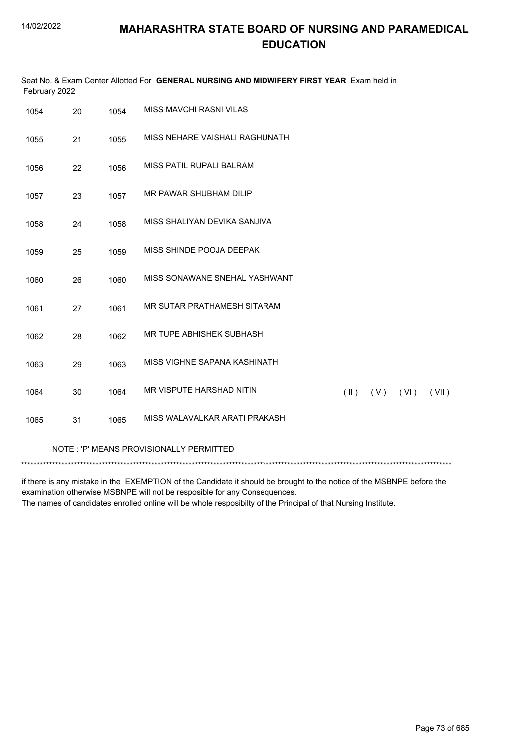# MAHARASHTRA STATE BOARD OF NURSING AND PARAMEDICAL EDUCATION

Seat No. & Exam Center Allotted For **GENERAL NURSING AND MIDWIFERY FIRST YEAR** Exam held in February 2022

| | | | | |
|---|---|---|---|---|
| 1054 | 20 | 1054 | MISS MAVCHI RASNI VILAS | |
| 1055 | 21 | 1055 | MISS NEHARE VAISHALI RAGHUNATH | |
| 1056 | 22 | 1056 | MISS PATIL RUPALI BALRAM | |
| 1057 | 23 | 1057 | MR PAWAR SHUBHAM DILIP | |
| 1058 | 24 | 1058 | MISS SHALIYAN DEVIKA SANJIVA | |
| 1059 | 25 | 1059 | MISS SHINDE POOJA DEEPAK | |
| 1060 | 26 | 1060 | MISS SONAWANE SNEHAL YASHWANT | |
| 1061 | 27 | 1061 | MR SUTAR PRATHAMESH SITARAM | |
| 1062 | 28 | 1062 | MR TUPE ABHISHEK SUBHASH | |
| 1063 | 29 | 1063 | MISS VIGHNE SAPANA KASHINATH | |
| 1064 | 30 | 1064 | MR VISPUTE HARSHAD NITIN | ( II ) ( V ) ( VI ) ( VII ) |
| 1065 | 31 | 1065 | MISS WALAVALKAR ARATI PRAKASH | |

NOTE : 'P' MEANS PROVISIONALLY PERMITTED

*******************************************************************************************************************************************

if there is any mistake in the EXEMPTION of the Candidate it should be brought to the notice of the MSBNPE before the examination otherwise MSBNPE will not be resposible for any Consequences.

The names of candidates enrolled online will be whole resposibilty of the Principal of that Nursing Institute.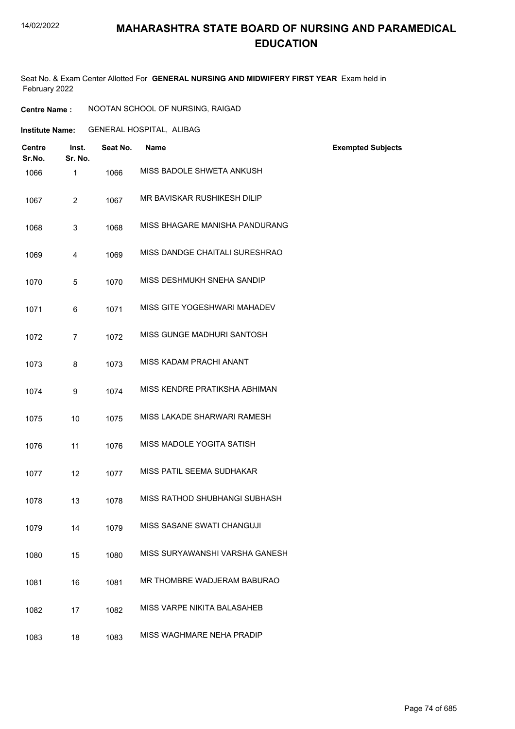# MAHARASHTRA STATE BOARD OF NURSING AND PARAMEDICAL EDUCATION

Seat No. & Exam Center Allotted For **GENERAL NURSING AND MIDWIFERY FIRST YEAR** Exam held in February 2022

**Centre Name :** NOOTAN SCHOOL OF NURSING, RAIGAD

**Institute Name:** GENERAL HOSPITAL, ALIBAG

| Centre Sr.No. | Inst. Sr. No. | Seat No. | Name | Exempted Subjects |
|---|---|---|---|---|
| 1066 | 1 | 1066 | MISS BADOLE SHWETA ANKUSH | |
| 1067 | 2 | 1067 | MR BAVISKAR RUSHIKESH DILIP | |
| 1068 | 3 | 1068 | MISS BHAGARE MANISHA PANDURANG | |
| 1069 | 4 | 1069 | MISS DANDGE CHAITALI SURESHRAO | |
| 1070 | 5 | 1070 | MISS DESHMUKH SNEHA SANDIP | |
| 1071 | 6 | 1071 | MISS GITE YOGESHWARI MAHADEV | |
| 1072 | 7 | 1072 | MISS GUNGE MADHURI SANTOSH | |
| 1073 | 8 | 1073 | MISS KADAM PRACHI ANANT | |
| 1074 | 9 | 1074 | MISS KENDRE PRATIKSHA ABHIMAN | |
| 1075 | 10 | 1075 | MISS LAKADE SHARWARI RAMESH | |
| 1076 | 11 | 1076 | MISS MADOLE YOGITA SATISH | |
| 1077 | 12 | 1077 | MISS PATIL SEEMA SUDHAKAR | |
| 1078 | 13 | 1078 | MISS RATHOD SHUBHANGI SUBHASH | |
| 1079 | 14 | 1079 | MISS SASANE SWATI CHANGUJI | |
| 1080 | 15 | 1080 | MISS SURYAWANSHI VARSHA GANESH | |
| 1081 | 16 | 1081 | MR THOMBRE WADJERAM BABURAO | |
| 1082 | 17 | 1082 | MISS VARPE NIKITA BALASAHEB | |
| 1083 | 18 | 1083 | MISS WAGHMARE NEHA PRADIP | |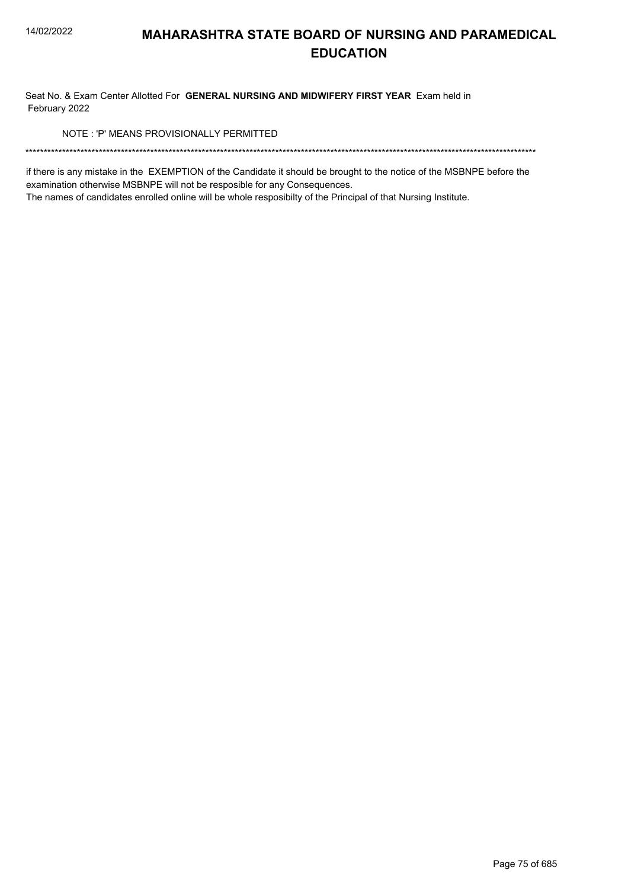# MAHARASHTRA STATE BOARD OF NURSING AND PARAMEDICAL EDUCATION

Seat No. & Exam Center Allotted For **GENERAL NURSING AND MIDWIFERY FIRST YEAR** Exam held in February 2022

NOTE : 'P' MEANS PROVISIONALLY PERMITTED

*******************************************************************************************************************************************

if there is any mistake in the EXEMPTION of the Candidate it should be brought to the notice of the MSBNPE before the examination otherwise MSBNPE will not be resposible for any Consequences.

The names of candidates enrolled online will be whole resposibilty of the Principal of that Nursing Institute.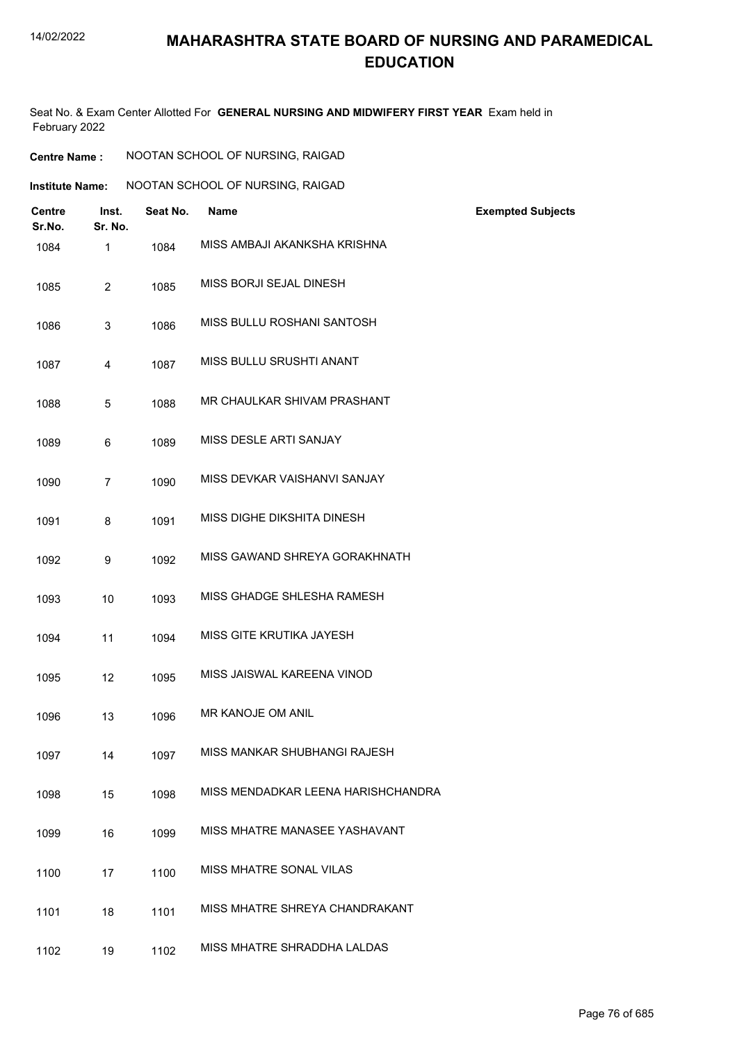# MAHARASHTRA STATE BOARD OF NURSING AND PARAMEDICAL EDUCATION

Seat No. & Exam Center Allotted For **GENERAL NURSING AND MIDWIFERY FIRST YEAR** Exam held in February 2022

**Centre Name :** NOOTAN SCHOOL OF NURSING, RAIGAD

**Institute Name:** NOOTAN SCHOOL OF NURSING, RAIGAD

| Centre Sr.No. | Inst. Sr. No. | Seat No. | Name | Exempted Subjects |
|---|---|---|---|---|
| 1084 | 1 | 1084 | MISS AMBAJI AKANKSHA KRISHNA | |
| 1085 | 2 | 1085 | MISS BORJI SEJAL DINESH | |
| 1086 | 3 | 1086 | MISS BULLU ROSHANI SANTOSH | |
| 1087 | 4 | 1087 | MISS BULLU SRUSHTI ANANT | |
| 1088 | 5 | 1088 | MR CHAULKAR SHIVAM PRASHANT | |
| 1089 | 6 | 1089 | MISS DESLE ARTI SANJAY | |
| 1090 | 7 | 1090 | MISS DEVKAR VAISHANVI SANJAY | |
| 1091 | 8 | 1091 | MISS DIGHE DIKSHITA DINESH | |
| 1092 | 9 | 1092 | MISS GAWAND SHREYA GORAKHNATH | |
| 1093 | 10 | 1093 | MISS GHADGE SHLESHA RAMESH | |
| 1094 | 11 | 1094 | MISS GITE KRUTIKA JAYESH | |
| 1095 | 12 | 1095 | MISS JAISWAL KAREENA VINOD | |
| 1096 | 13 | 1096 | MR KANOJE OM ANIL | |
| 1097 | 14 | 1097 | MISS MANKAR SHUBHANGI RAJESH | |
| 1098 | 15 | 1098 | MISS MENDADKAR LEENA HARISHCHANDRA | |
| 1099 | 16 | 1099 | MISS MHATRE MANASEE YASHAVANT | |
| 1100 | 17 | 1100 | MISS MHATRE SONAL VILAS | |
| 1101 | 18 | 1101 | MISS MHATRE SHREYA CHANDRAKANT | |
| 1102 | 19 | 1102 | MISS MHATRE SHRADDHA LALDAS | |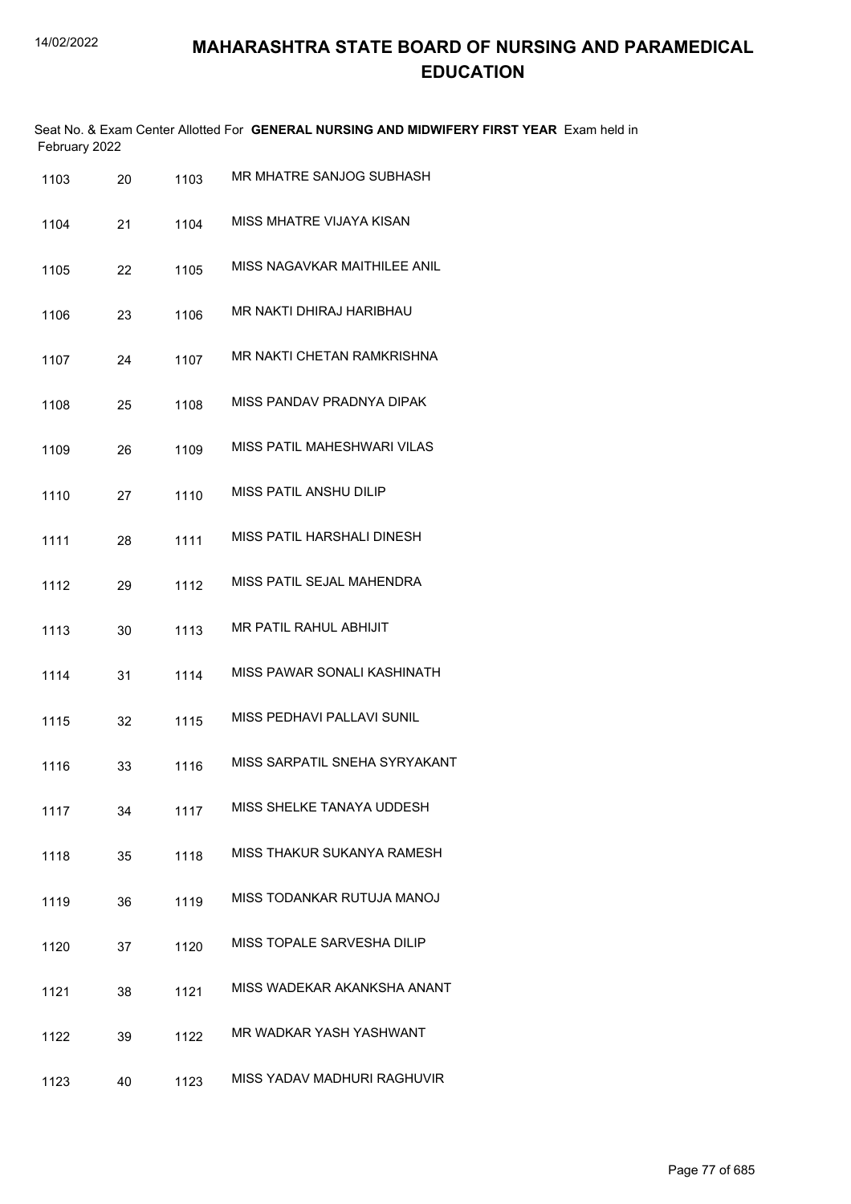# MAHARASHTRA STATE BOARD OF NURSING AND PARAMEDICAL EDUCATION

Seat No. & Exam Center Allotted For **GENERAL NURSING AND MIDWIFERY FIRST YEAR** Exam held in February 2022

| | | | |
|---|---|---|---|
| 1103 | 20 | 1103 | MR MHATRE SANJOG SUBHASH |
| 1104 | 21 | 1104 | MISS MHATRE VIJAYA KISAN |
| 1105 | 22 | 1105 | MISS NAGAVKAR MAITHILEE ANIL |
| 1106 | 23 | 1106 | MR NAKTI DHIRAJ HARIBHAU |
| 1107 | 24 | 1107 | MR NAKTI CHETAN RAMKRISHNA |
| 1108 | 25 | 1108 | MISS PANDAV PRADNYA DIPAK |
| 1109 | 26 | 1109 | MISS PATIL MAHESHWARI VILAS |
| 1110 | 27 | 1110 | MISS PATIL ANSHU DILIP |
| 1111 | 28 | 1111 | MISS PATIL HARSHALI DINESH |
| 1112 | 29 | 1112 | MISS PATIL SEJAL MAHENDRA |
| 1113 | 30 | 1113 | MR PATIL RAHUL ABHIJIT |
| 1114 | 31 | 1114 | MISS PAWAR SONALI KASHINATH |
| 1115 | 32 | 1115 | MISS PEDHAVI PALLAVI SUNIL |
| 1116 | 33 | 1116 | MISS SARPATIL SNEHA SYRYAKANT |
| 1117 | 34 | 1117 | MISS SHELKE TANAYA UDDESH |
| 1118 | 35 | 1118 | MISS THAKUR SUKANYA RAMESH |
| 1119 | 36 | 1119 | MISS TODANKAR RUTUJA MANOJ |
| 1120 | 37 | 1120 | MISS TOPALE SARVESHA DILIP |
| 1121 | 38 | 1121 | MISS WADEKAR AKANKSHA ANANT |
| 1122 | 39 | 1122 | MR WADKAR YASH YASHWANT |
| 1123 | 40 | 1123 | MISS YADAV MADHURI RAGHUVIR |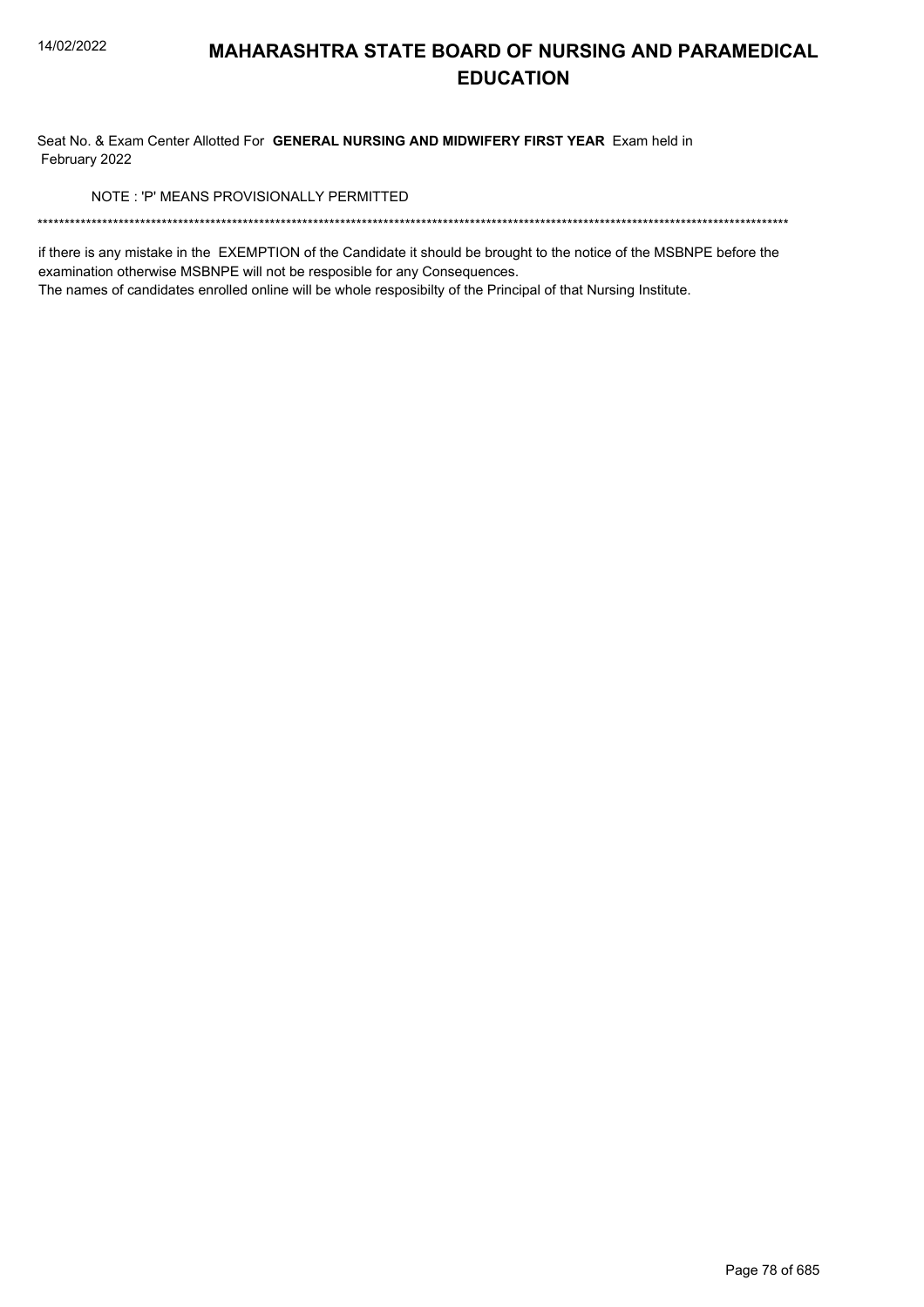# MAHARASHTRA STATE BOARD OF NURSING AND PARAMEDICAL EDUCATION

Seat No. & Exam Center Allotted For **GENERAL NURSING AND MIDWIFERY FIRST YEAR** Exam held in February 2022

NOTE : 'P' MEANS PROVISIONALLY PERMITTED

******************************************************************************************************************************************

if there is any mistake in the EXEMPTION of the Candidate it should be brought to the notice of the MSBNPE before the examination otherwise MSBNPE will not be resposible for any Consequences.
The names of candidates enrolled online will be whole resposibilty of the Principal of that Nursing Institute.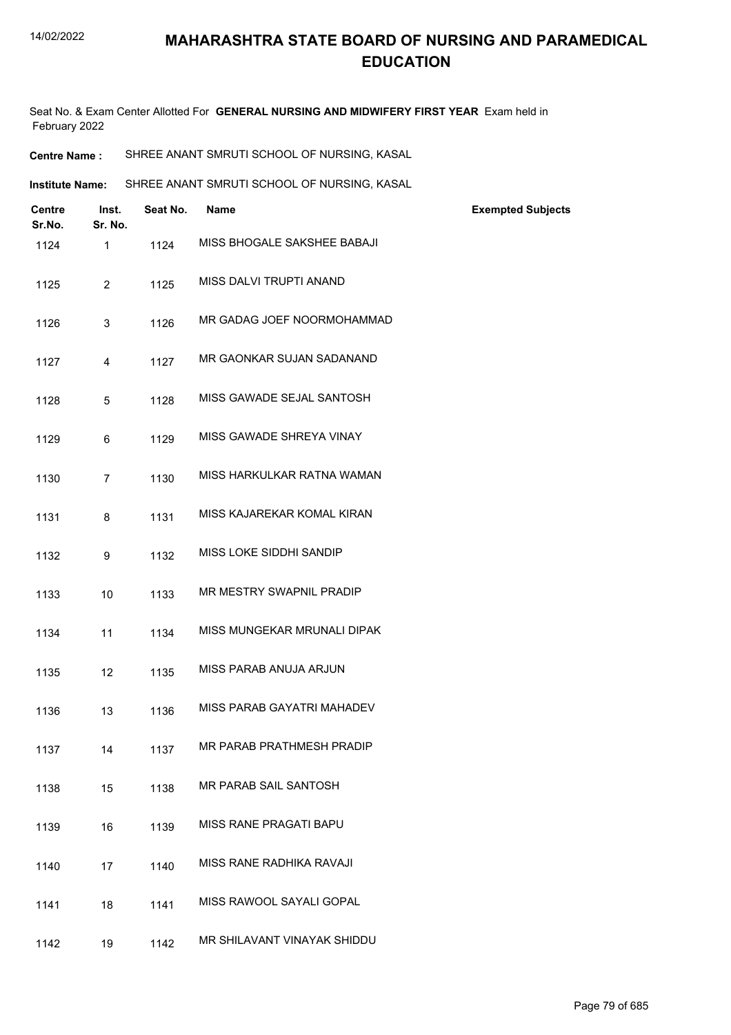# MAHARASHTRA STATE BOARD OF NURSING AND PARAMEDICAL EDUCATION

Seat No. & Exam Center Allotted For **GENERAL NURSING AND MIDWIFERY FIRST YEAR** Exam held in February 2022

**Centre Name :** SHREE ANANT SMRUTI SCHOOL OF NURSING, KASAL

**Institute Name:** SHREE ANANT SMRUTI SCHOOL OF NURSING, KASAL

| Centre Sr.No. | Inst. Sr. No. | Seat No. | Name | Exempted Subjects |
|---|---|---|---|---|
| 1124 | 1 | 1124 | MISS BHOGALE SAKSHEE BABAJI | |
| 1125 | 2 | 1125 | MISS DALVI TRUPTI ANAND | |
| 1126 | 3 | 1126 | MR GADAG JOEF NOORMOHAMMAD | |
| 1127 | 4 | 1127 | MR GAONKAR SUJAN SADANAND | |
| 1128 | 5 | 1128 | MISS GAWADE SEJAL SANTOSH | |
| 1129 | 6 | 1129 | MISS GAWADE SHREYA VINAY | |
| 1130 | 7 | 1130 | MISS HARKULKAR RATNA WAMAN | |
| 1131 | 8 | 1131 | MISS KAJAREKAR KOMAL KIRAN | |
| 1132 | 9 | 1132 | MISS LOKE SIDDHI SANDIP | |
| 1133 | 10 | 1133 | MR MESTRY SWAPNIL PRADIP | |
| 1134 | 11 | 1134 | MISS MUNGEKAR MRUNALI DIPAK | |
| 1135 | 12 | 1135 | MISS PARAB ANUJA ARJUN | |
| 1136 | 13 | 1136 | MISS PARAB GAYATRI MAHADEV | |
| 1137 | 14 | 1137 | MR PARAB PRATHMESH PRADIP | |
| 1138 | 15 | 1138 | MR PARAB SAIL SANTOSH | |
| 1139 | 16 | 1139 | MISS RANE PRAGATI BAPU | |
| 1140 | 17 | 1140 | MISS RANE RADHIKA RAVAJI | |
| 1141 | 18 | 1141 | MISS RAWOOL SAYALI GOPAL | |
| 1142 | 19 | 1142 | MR SHILAVANT VINAYAK SHIDDU | |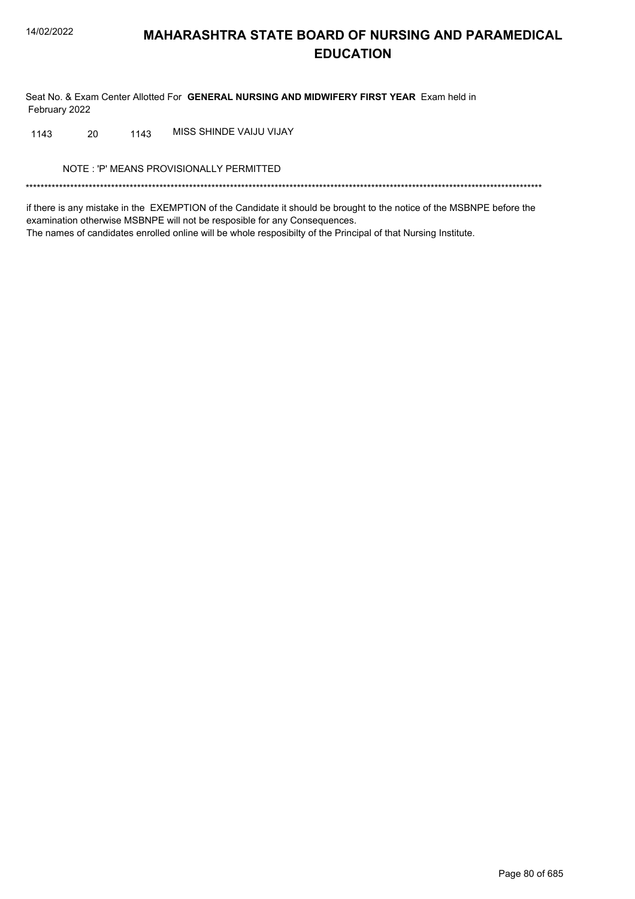# MAHARASHTRA STATE BOARD OF NURSING AND PARAMEDICAL EDUCATION

Seat No. & Exam Center Allotted For **GENERAL NURSING AND MIDWIFERY FIRST YEAR** Exam held in February 2022

| | | | |
|---|---|---|---|
| 1143 | 20 | 1143 | MISS SHINDE VAIJU VIJAY |

NOTE : 'P' MEANS PROVISIONALLY PERMITTED

*******************************************************************************************************************************************

if there is any mistake in the EXEMPTION of the Candidate it should be brought to the notice of the MSBNPE before the examination otherwise MSBNPE will not be resposible for any Consequences.

The names of candidates enrolled online will be whole resposibilty of the Principal of that Nursing Institute.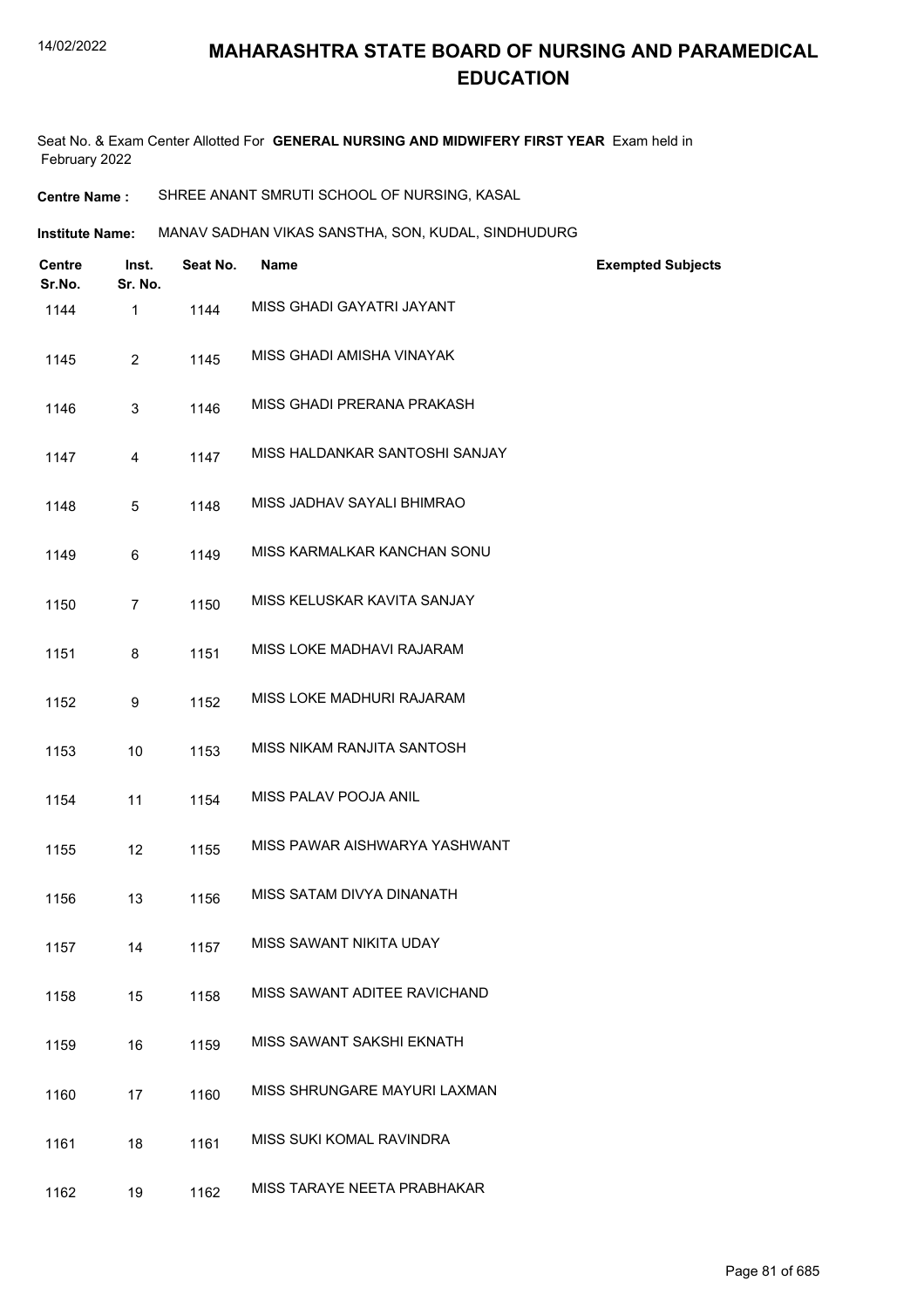# MAHARASHTRA STATE BOARD OF NURSING AND PARAMEDICAL EDUCATION

Seat No. & Exam Center Allotted For **GENERAL NURSING AND MIDWIFERY FIRST YEAR** Exam held in February 2022

**Centre Name :** SHREE ANANT SMRUTI SCHOOL OF NURSING, KASAL

**Institute Name:** MANAV SADHAN VIKAS SANSTHA, SON, KUDAL, SINDHUDURG

| Centre Sr.No. | Inst. Sr. No. | Seat No. | Name | Exempted Subjects |
|---|---|---|---|---|
| 1144 | 1 | 1144 | MISS GHADI GAYATRI JAYANT | |
| 1145 | 2 | 1145 | MISS GHADI AMISHA VINAYAK | |
| 1146 | 3 | 1146 | MISS GHADI PRERANA PRAKASH | |
| 1147 | 4 | 1147 | MISS HALDANKAR SANTOSHI SANJAY | |
| 1148 | 5 | 1148 | MISS JADHAV SAYALI BHIMRAO | |
| 1149 | 6 | 1149 | MISS KARMALKAR KANCHAN SONU | |
| 1150 | 7 | 1150 | MISS KELUSKAR KAVITA SANJAY | |
| 1151 | 8 | 1151 | MISS LOKE MADHAVI RAJARAM | |
| 1152 | 9 | 1152 | MISS LOKE MADHURI RAJARAM | |
| 1153 | 10 | 1153 | MISS NIKAM RANJITA SANTOSH | |
| 1154 | 11 | 1154 | MISS PALAV POOJA ANIL | |
| 1155 | 12 | 1155 | MISS PAWAR AISHWARYA YASHWANT | |
| 1156 | 13 | 1156 | MISS SATAM DIVYA DINANATH | |
| 1157 | 14 | 1157 | MISS SAWANT NIKITA UDAY | |
| 1158 | 15 | 1158 | MISS SAWANT ADITEE RAVICHAND | |
| 1159 | 16 | 1159 | MISS SAWANT SAKSHI EKNATH | |
| 1160 | 17 | 1160 | MISS SHRUNGARE MAYURI LAXMAN | |
| 1161 | 18 | 1161 | MISS SUKI KOMAL RAVINDRA | |
| 1162 | 19 | 1162 | MISS TARAYE NEETA PRABHAKAR | |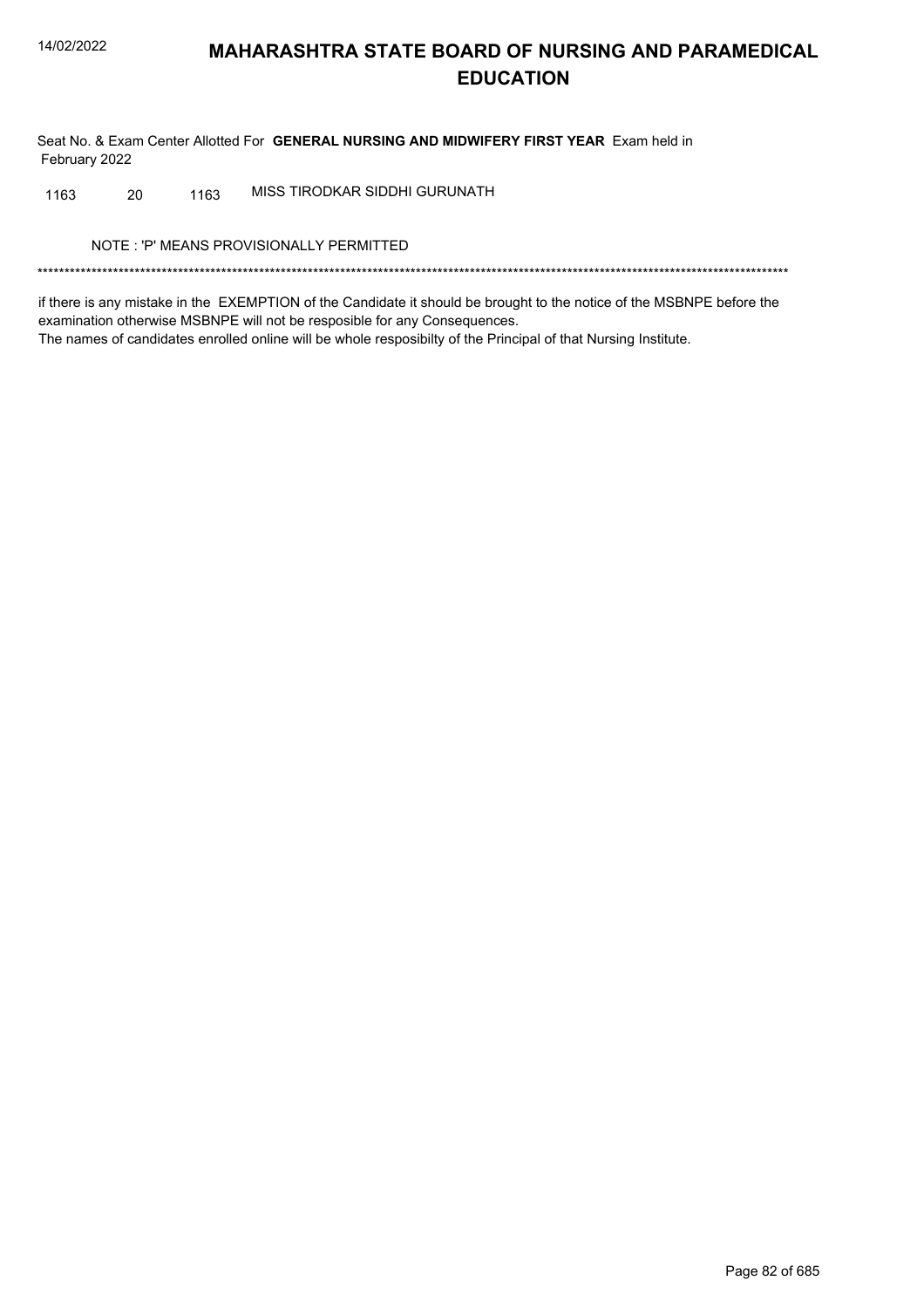Seat No. & Exam Center Allotted For **GENERAL NURSING AND MIDWIFERY FIRST YEAR** Exam held in February 2022

| | | | |
|---|---|---|---|
| 1163 | 20 | 1163 | MISS TIRODKAR SIDDHI GURUNATH |

NOTE : 'P' MEANS PROVISIONALLY PERMITTED

*******************************************************************************************************************************************

if there is any mistake in the EXEMPTION of the Candidate it should be brought to the notice of the MSBNPE before the examination otherwise MSBNPE will not be resposible for any Consequences.

The names of candidates enrolled online will be whole resposibilty of the Principal of that Nursing Institute.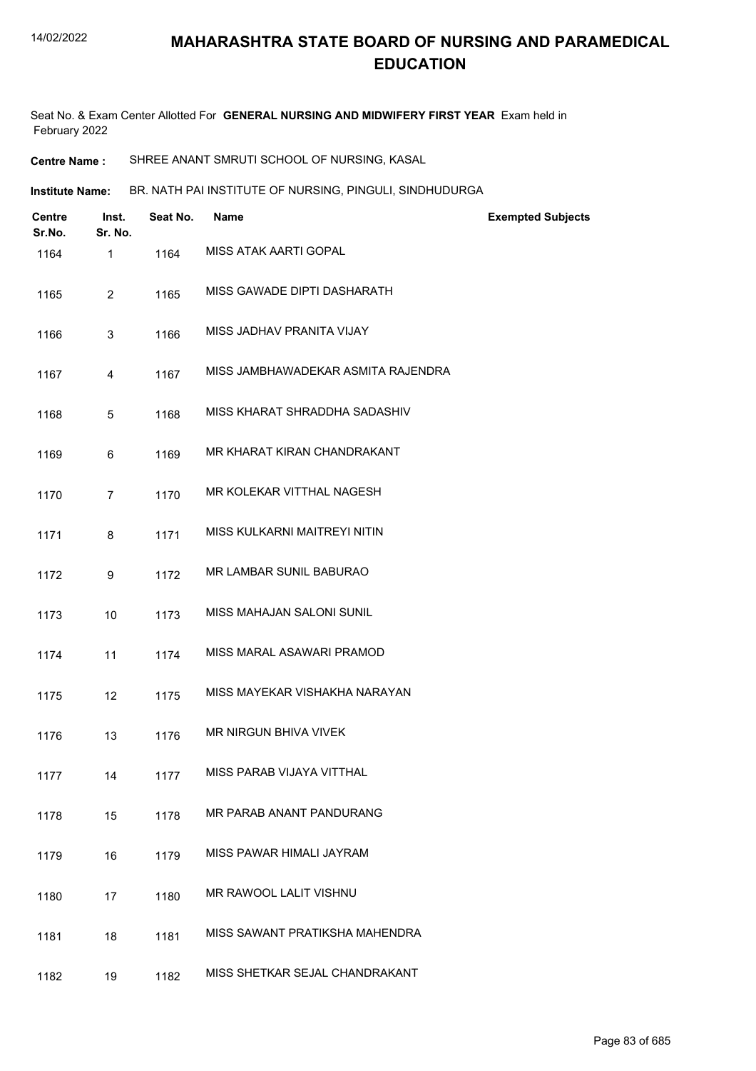# MAHARASHTRA STATE BOARD OF NURSING AND PARAMEDICAL EDUCATION

Seat No. & Exam Center Allotted For **GENERAL NURSING AND MIDWIFERY FIRST YEAR** Exam held in February 2022

**Centre Name :** SHREE ANANT SMRUTI SCHOOL OF NURSING, KASAL

**Institute Name:** BR. NATH PAI INSTITUTE OF NURSING, PINGULI, SINDHUDURGA

| Centre Sr.No. | Inst. Sr. No. | Seat No. | Name | Exempted Subjects |
|---|---|---|---|---|
| 1164 | 1 | 1164 | MISS ATAK AARTI GOPAL | |
| 1165 | 2 | 1165 | MISS GAWADE DIPTI DASHARATH | |
| 1166 | 3 | 1166 | MISS JADHAV PRANITA VIJAY | |
| 1167 | 4 | 1167 | MISS JAMBHAWADEKAR ASMITA RAJENDRA | |
| 1168 | 5 | 1168 | MISS KHARAT SHRADDHA SADASHIV | |
| 1169 | 6 | 1169 | MR KHARAT KIRAN CHANDRAKANT | |
| 1170 | 7 | 1170 | MR KOLEKAR VITTHAL NAGESH | |
| 1171 | 8 | 1171 | MISS KULKARNI MAITREYI NITIN | |
| 1172 | 9 | 1172 | MR LAMBAR SUNIL BABURAO | |
| 1173 | 10 | 1173 | MISS MAHAJAN SALONI SUNIL | |
| 1174 | 11 | 1174 | MISS MARAL ASAWARI PRAMOD | |
| 1175 | 12 | 1175 | MISS MAYEKAR VISHAKHA NARAYAN | |
| 1176 | 13 | 1176 | MR NIRGUN BHIVA VIVEK | |
| 1177 | 14 | 1177 | MISS PARAB VIJAYA VITTHAL | |
| 1178 | 15 | 1178 | MR PARAB ANANT PANDURANG | |
| 1179 | 16 | 1179 | MISS PAWAR HIMALI JAYRAM | |
| 1180 | 17 | 1180 | MR RAWOOL LALIT VISHNU | |
| 1181 | 18 | 1181 | MISS SAWANT PRATIKSHA MAHENDRA | |
| 1182 | 19 | 1182 | MISS SHETKAR SEJAL CHANDRAKANT | |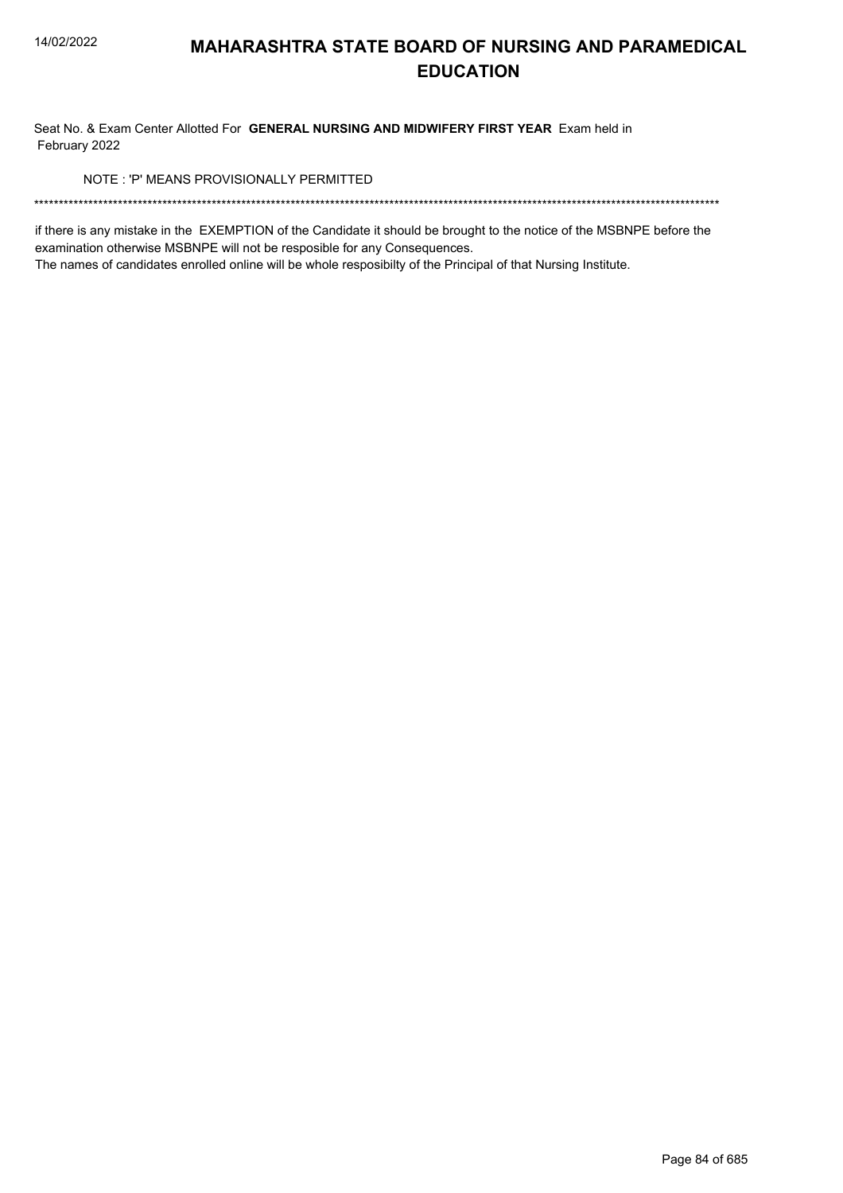# MAHARASHTRA STATE BOARD OF NURSING AND PARAMEDICAL EDUCATION

Seat No. & Exam Center Allotted For **GENERAL NURSING AND MIDWIFERY FIRST YEAR** Exam held in February 2022

NOTE : 'P' MEANS PROVISIONALLY PERMITTED

******************************************************************************************************************************************

if there is any mistake in the EXEMPTION of the Candidate it should be brought to the notice of the MSBNPE before the examination otherwise MSBNPE will not be resposible for any Consequences.

The names of candidates enrolled online will be whole resposibilty of the Principal of that Nursing Institute.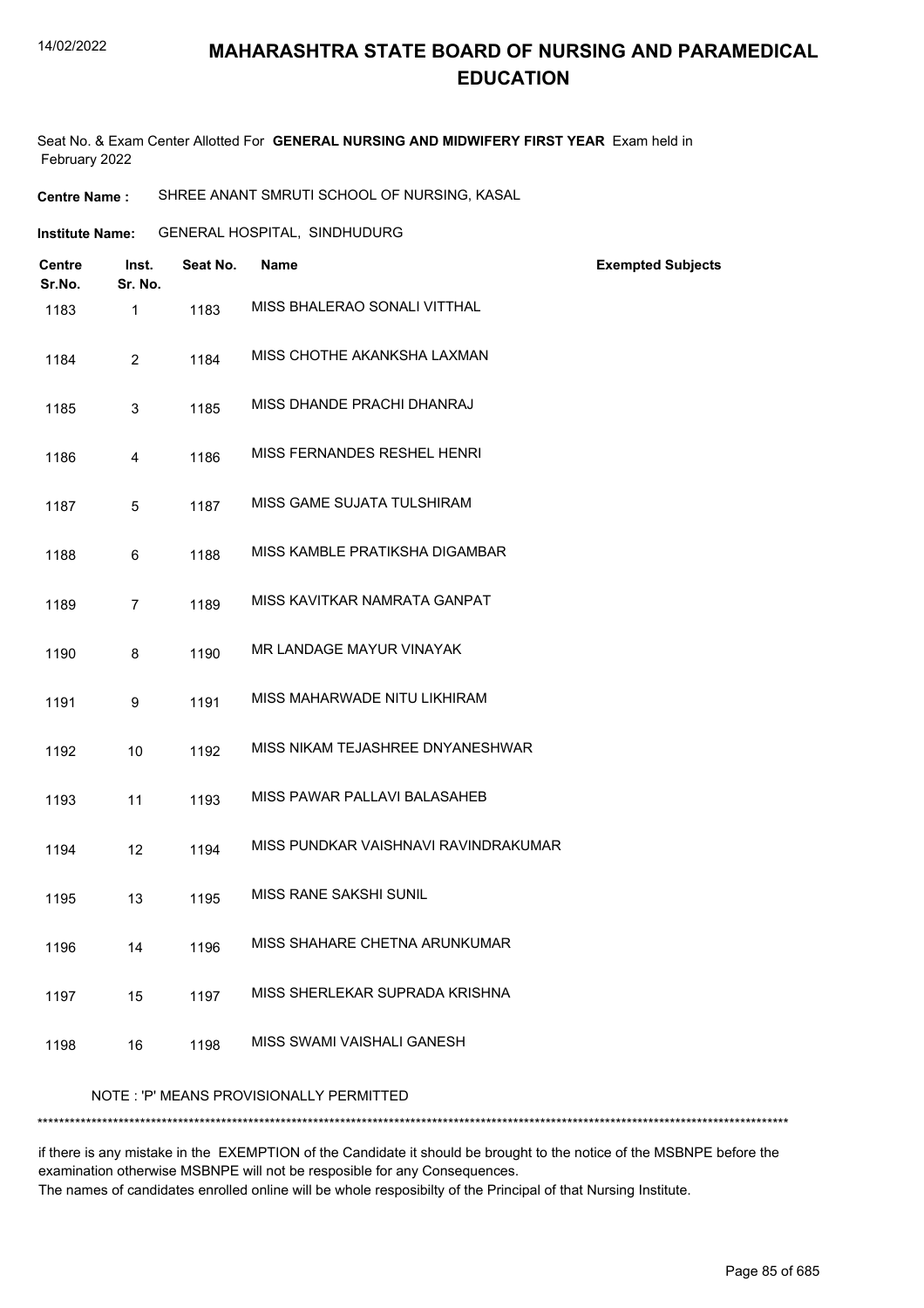# MAHARASHTRA STATE BOARD OF NURSING AND PARAMEDICAL EDUCATION

Seat No. & Exam Center Allotted For **GENERAL NURSING AND MIDWIFERY FIRST YEAR** Exam held in February 2022

**Centre Name :** SHREE ANANT SMRUTI SCHOOL OF NURSING, KASAL

**Institute Name:** GENERAL HOSPITAL, SINDHUDURG

| Centre Sr.No. | Inst. Sr. No. | Seat No. | Name | Exempted Subjects |
|---|---|---|---|---|
| 1183 | 1 | 1183 | MISS BHALERAO SONALI VITTHAL | |
| 1184 | 2 | 1184 | MISS CHOTHE AKANKSHA LAXMAN | |
| 1185 | 3 | 1185 | MISS DHANDE PRACHI DHANRAJ | |
| 1186 | 4 | 1186 | MISS FERNANDES RESHEL HENRI | |
| 1187 | 5 | 1187 | MISS GAME SUJATA TULSHIRAM | |
| 1188 | 6 | 1188 | MISS KAMBLE PRATIKSHA DIGAMBAR | |
| 1189 | 7 | 1189 | MISS KAVITKAR NAMRATA GANPAT | |
| 1190 | 8 | 1190 | MR LANDAGE MAYUR VINAYAK | |
| 1191 | 9 | 1191 | MISS MAHARWADE NITU LIKHIRAM | |
| 1192 | 10 | 1192 | MISS NIKAM TEJASHREE DNYANESHWAR | |
| 1193 | 11 | 1193 | MISS PAWAR PALLAVI BALASAHEB | |
| 1194 | 12 | 1194 | MISS PUNDKAR VAISHNAVI RAVINDRAKUMAR | |
| 1195 | 13 | 1195 | MISS RANE SAKSHI SUNIL | |
| 1196 | 14 | 1196 | MISS SHAHARE CHETNA ARUNKUMAR | |
| 1197 | 15 | 1197 | MISS SHERLEKAR SUPRADA KRISHNA | |
| 1198 | 16 | 1198 | MISS SWAMI VAISHALI GANESH | |

NOTE : 'P' MEANS PROVISIONALLY PERMITTED

*******************************************************************************************************************************************

if there is any mistake in the EXEMPTION of the Candidate it should be brought to the notice of the MSBNPE before the examination otherwise MSBNPE will not be resposible for any Consequences.
The names of candidates enrolled online will be whole resposibilty of the Principal of that Nursing Institute.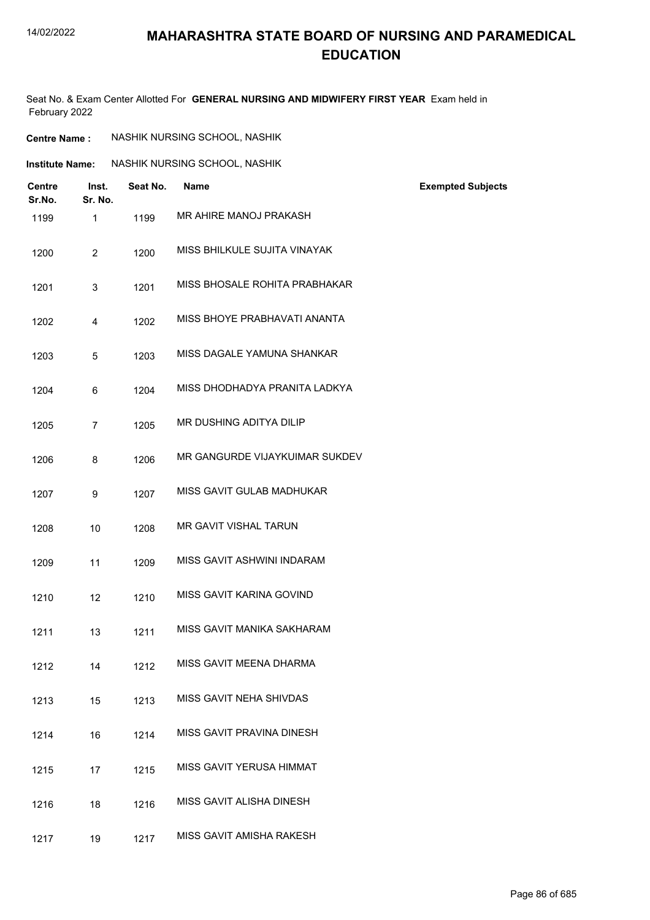# MAHARASHTRA STATE BOARD OF NURSING AND PARAMEDICAL EDUCATION

Seat No. & Exam Center Allotted For **GENERAL NURSING AND MIDWIFERY FIRST YEAR** Exam held in February 2022

**Centre Name :** NASHIK NURSING SCHOOL, NASHIK

**Institute Name:** NASHIK NURSING SCHOOL, NASHIK

| Centre Sr.No. | Inst. Sr. No. | Seat No. | Name | Exempted Subjects |
|---|---|---|---|---|
| 1199 | 1 | 1199 | MR AHIRE MANOJ PRAKASH | |
| 1200 | 2 | 1200 | MISS BHILKULE SUJITA VINAYAK | |
| 1201 | 3 | 1201 | MISS BHOSALE ROHITA PRABHAKAR | |
| 1202 | 4 | 1202 | MISS BHOYE PRABHAVATI ANANTA | |
| 1203 | 5 | 1203 | MISS DAGALE YAMUNA SHANKAR | |
| 1204 | 6 | 1204 | MISS DHODHADYA PRANITA LADKYA | |
| 1205 | 7 | 1205 | MR DUSHING ADITYA DILIP | |
| 1206 | 8 | 1206 | MR GANGURDE VIJAYKUIMAR SUKDEV | |
| 1207 | 9 | 1207 | MISS GAVIT GULAB MADHUKAR | |
| 1208 | 10 | 1208 | MR GAVIT VISHAL TARUN | |
| 1209 | 11 | 1209 | MISS GAVIT ASHWINI INDARAM | |
| 1210 | 12 | 1210 | MISS GAVIT KARINA GOVIND | |
| 1211 | 13 | 1211 | MISS GAVIT MANIKA SAKHARAM | |
| 1212 | 14 | 1212 | MISS GAVIT MEENA DHARMA | |
| 1213 | 15 | 1213 | MISS GAVIT NEHA SHIVDAS | |
| 1214 | 16 | 1214 | MISS GAVIT PRAVINA DINESH | |
| 1215 | 17 | 1215 | MISS GAVIT YERUSA HIMMAT | |
| 1216 | 18 | 1216 | MISS GAVIT ALISHA DINESH | |
| 1217 | 19 | 1217 | MISS GAVIT AMISHA RAKESH | |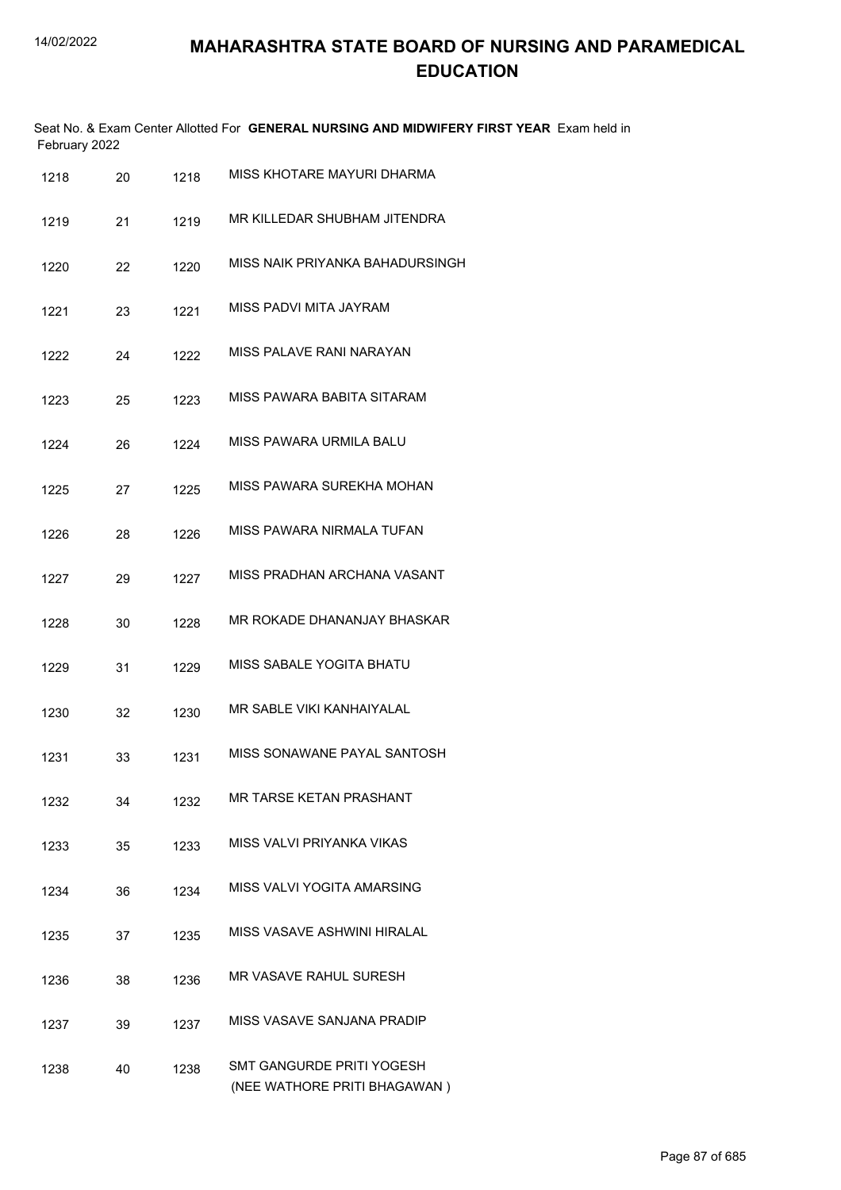# MAHARASHTRA STATE BOARD OF NURSING AND PARAMEDICAL EDUCATION

Seat No. & Exam Center Allotted For **GENERAL NURSING AND MIDWIFERY FIRST YEAR** Exam held in February 2022

| | | | |
|---|---|---|---|
| 1218 | 20 | 1218 | MISS KHOTARE MAYURI DHARMA |
| 1219 | 21 | 1219 | MR KILLEDAR SHUBHAM JITENDRA |
| 1220 | 22 | 1220 | MISS NAIK PRIYANKA BAHADURSINGH |
| 1221 | 23 | 1221 | MISS PADVI MITA JAYRAM |
| 1222 | 24 | 1222 | MISS PALAVE RANI NARAYAN |
| 1223 | 25 | 1223 | MISS PAWARA BABITA SITARAM |
| 1224 | 26 | 1224 | MISS PAWARA URMILA BALU |
| 1225 | 27 | 1225 | MISS PAWARA SUREKHA MOHAN |
| 1226 | 28 | 1226 | MISS PAWARA NIRMALA TUFAN |
| 1227 | 29 | 1227 | MISS PRADHAN ARCHANA VASANT |
| 1228 | 30 | 1228 | MR ROKADE DHANANJAY BHASKAR |
| 1229 | 31 | 1229 | MISS SABALE YOGITA BHATU |
| 1230 | 32 | 1230 | MR SABLE VIKI KANHAIYALAL |
| 1231 | 33 | 1231 | MISS SONAWANE PAYAL SANTOSH |
| 1232 | 34 | 1232 | MR TARSE KETAN PRASHANT |
| 1233 | 35 | 1233 | MISS VALVI PRIYANKA VIKAS |
| 1234 | 36 | 1234 | MISS VALVI YOGITA AMARSING |
| 1235 | 37 | 1235 | MISS VASAVE ASHWINI HIRALAL |
| 1236 | 38 | 1236 | MR VASAVE RAHUL SURESH |
| 1237 | 39 | 1237 | MISS VASAVE SANJANA PRADIP |
| 1238 | 40 | 1238 | SMT GANGURDE PRITI YOGESH (NEE WATHORE PRITI BHAGAWAN ) |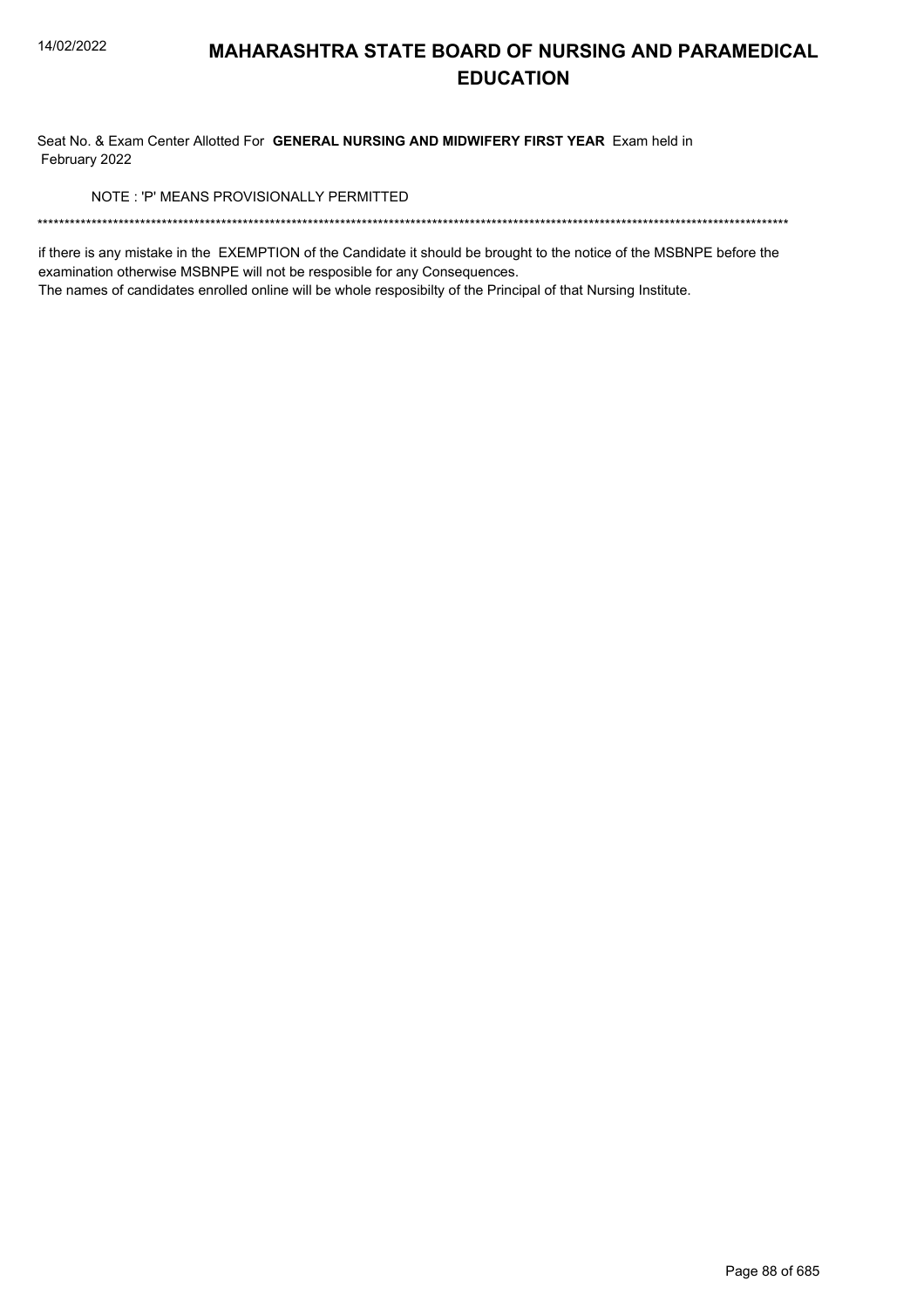# MAHARASHTRA STATE BOARD OF NURSING AND PARAMEDICAL EDUCATION

Seat No. & Exam Center Allotted For **GENERAL NURSING AND MIDWIFERY FIRST YEAR** Exam held in February 2022

NOTE : 'P' MEANS PROVISIONALLY PERMITTED

*******************************************************************************************************************************************

if there is any mistake in the EXEMPTION of the Candidate it should be brought to the notice of the MSBNPE before the examination otherwise MSBNPE will not be resposible for any Consequences.

The names of candidates enrolled online will be whole resposibilty of the Principal of that Nursing Institute.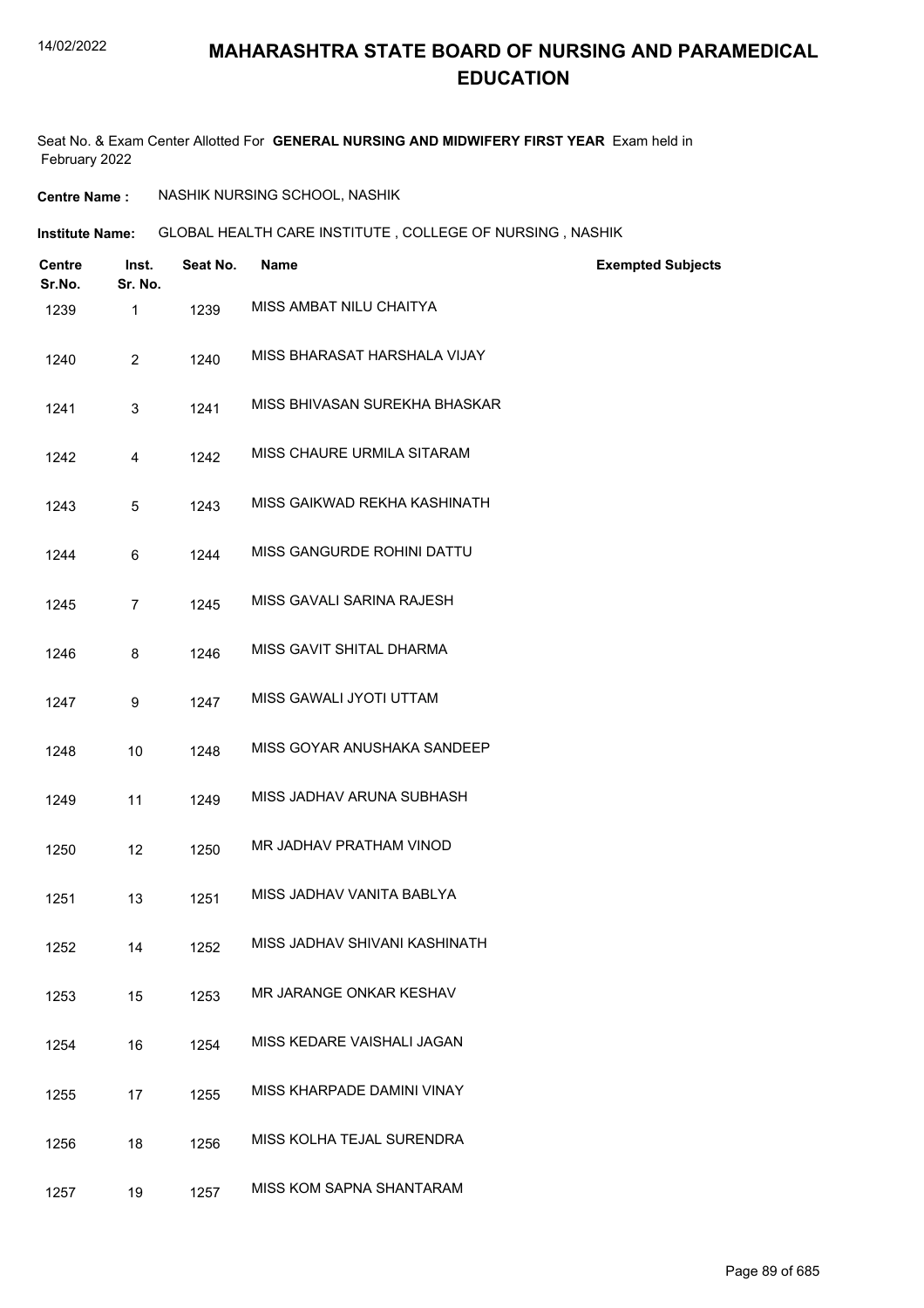# MAHARASHTRA STATE BOARD OF NURSING AND PARAMEDICAL EDUCATION

Seat No. & Exam Center Allotted For **GENERAL NURSING AND MIDWIFERY FIRST YEAR** Exam held in February 2022

**Centre Name :** NASHIK NURSING SCHOOL, NASHIK

**Institute Name:** GLOBAL HEALTH CARE INSTITUTE , COLLEGE OF NURSING , NASHIK

| Centre Sr.No. | Inst. Sr. No. | Seat No. | Name | Exempted Subjects |
|---|---|---|---|---|
| 1239 | 1 | 1239 | MISS AMBAT NILU CHAITYA | |
| 1240 | 2 | 1240 | MISS BHARASAT HARSHALA VIJAY | |
| 1241 | 3 | 1241 | MISS BHIVASAN SUREKHA BHASKAR | |
| 1242 | 4 | 1242 | MISS CHAURE URMILA SITARAM | |
| 1243 | 5 | 1243 | MISS GAIKWAD REKHA KASHINATH | |
| 1244 | 6 | 1244 | MISS GANGURDE ROHINI DATTU | |
| 1245 | 7 | 1245 | MISS GAVALI SARINA RAJESH | |
| 1246 | 8 | 1246 | MISS GAVIT SHITAL DHARMA | |
| 1247 | 9 | 1247 | MISS GAWALI JYOTI UTTAM | |
| 1248 | 10 | 1248 | MISS GOYAR ANUSHAKA SANDEEP | |
| 1249 | 11 | 1249 | MISS JADHAV ARUNA SUBHASH | |
| 1250 | 12 | 1250 | MR JADHAV PRATHAM VINOD | |
| 1251 | 13 | 1251 | MISS JADHAV VANITA BABLYA | |
| 1252 | 14 | 1252 | MISS JADHAV SHIVANI KASHINATH | |
| 1253 | 15 | 1253 | MR JARANGE ONKAR KESHAV | |
| 1254 | 16 | 1254 | MISS KEDARE VAISHALI JAGAN | |
| 1255 | 17 | 1255 | MISS KHARPADE DAMINI VINAY | |
| 1256 | 18 | 1256 | MISS KOLHA TEJAL SURENDRA | |
| 1257 | 19 | 1257 | MISS KOM SAPNA SHANTARAM | |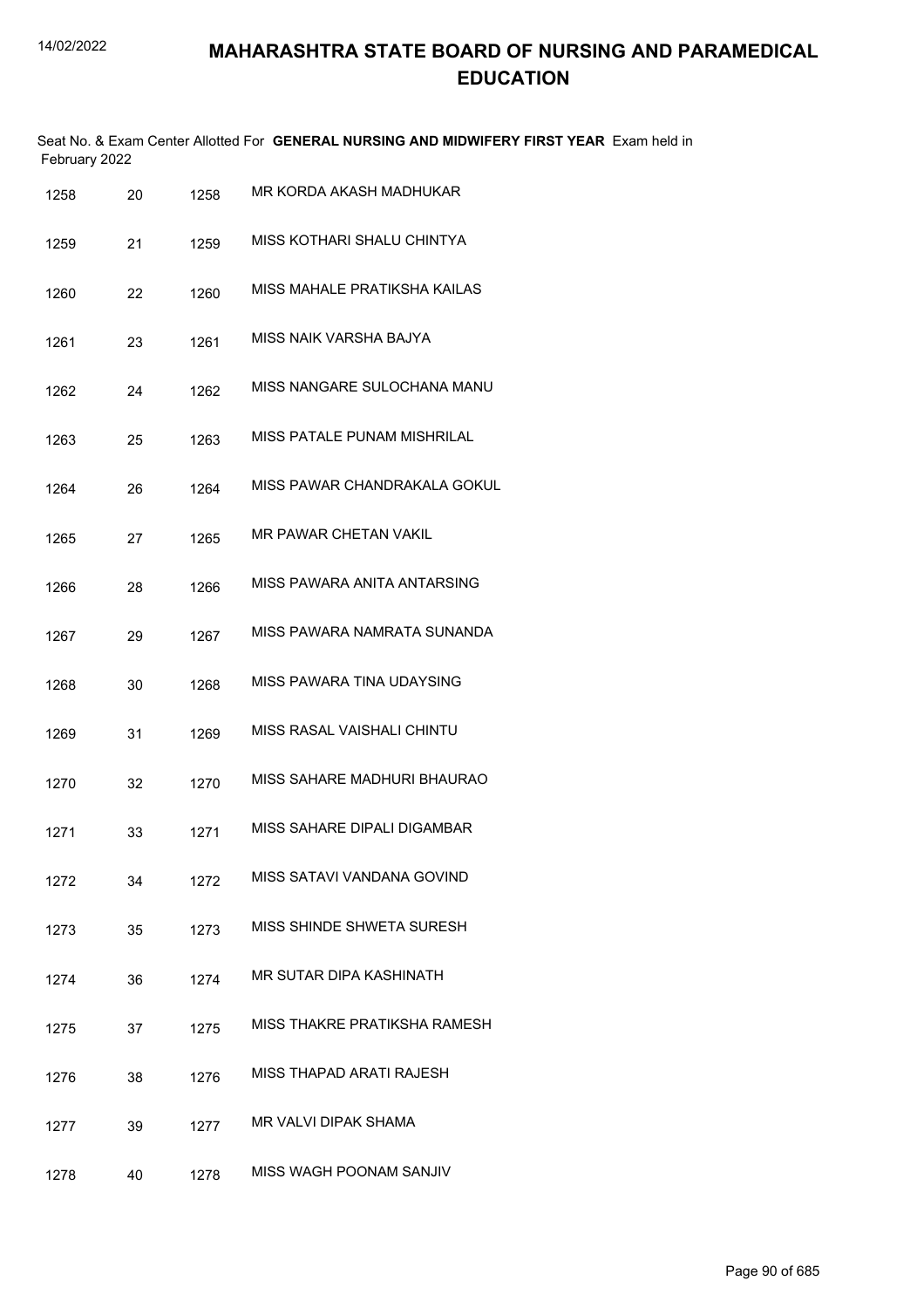# MAHARASHTRA STATE BOARD OF NURSING AND PARAMEDICAL EDUCATION

Seat No. & Exam Center Allotted For **GENERAL NURSING AND MIDWIFERY FIRST YEAR** Exam held in February 2022

| | | | |
|---|---|---|---|
| 1258 | 20 | 1258 | MR KORDA AKASH MADHUKAR |
| 1259 | 21 | 1259 | MISS KOTHARI SHALU CHINTYA |
| 1260 | 22 | 1260 | MISS MAHALE PRATIKSHA KAILAS |
| 1261 | 23 | 1261 | MISS NAIK VARSHA BAJYA |
| 1262 | 24 | 1262 | MISS NANGARE SULOCHANA MANU |
| 1263 | 25 | 1263 | MISS PATALE PUNAM MISHRILAL |
| 1264 | 26 | 1264 | MISS PAWAR CHANDRAKALA GOKUL |
| 1265 | 27 | 1265 | MR PAWAR CHETAN VAKIL |
| 1266 | 28 | 1266 | MISS PAWARA ANITA ANTARSING |
| 1267 | 29 | 1267 | MISS PAWARA NAMRATA SUNANDA |
| 1268 | 30 | 1268 | MISS PAWARA TINA UDAYSING |
| 1269 | 31 | 1269 | MISS RASAL VAISHALI CHINTU |
| 1270 | 32 | 1270 | MISS SAHARE MADHURI BHAURAO |
| 1271 | 33 | 1271 | MISS SAHARE DIPALI DIGAMBAR |
| 1272 | 34 | 1272 | MISS SATAVI VANDANA GOVIND |
| 1273 | 35 | 1273 | MISS SHINDE SHWETA SURESH |
| 1274 | 36 | 1274 | MR SUTAR DIPA KASHINATH |
| 1275 | 37 | 1275 | MISS THAKRE PRATIKSHA RAMESH |
| 1276 | 38 | 1276 | MISS THAPAD ARATI RAJESH |
| 1277 | 39 | 1277 | MR VALVI DIPAK SHAMA |
| 1278 | 40 | 1278 | MISS WAGH POONAM SANJIV |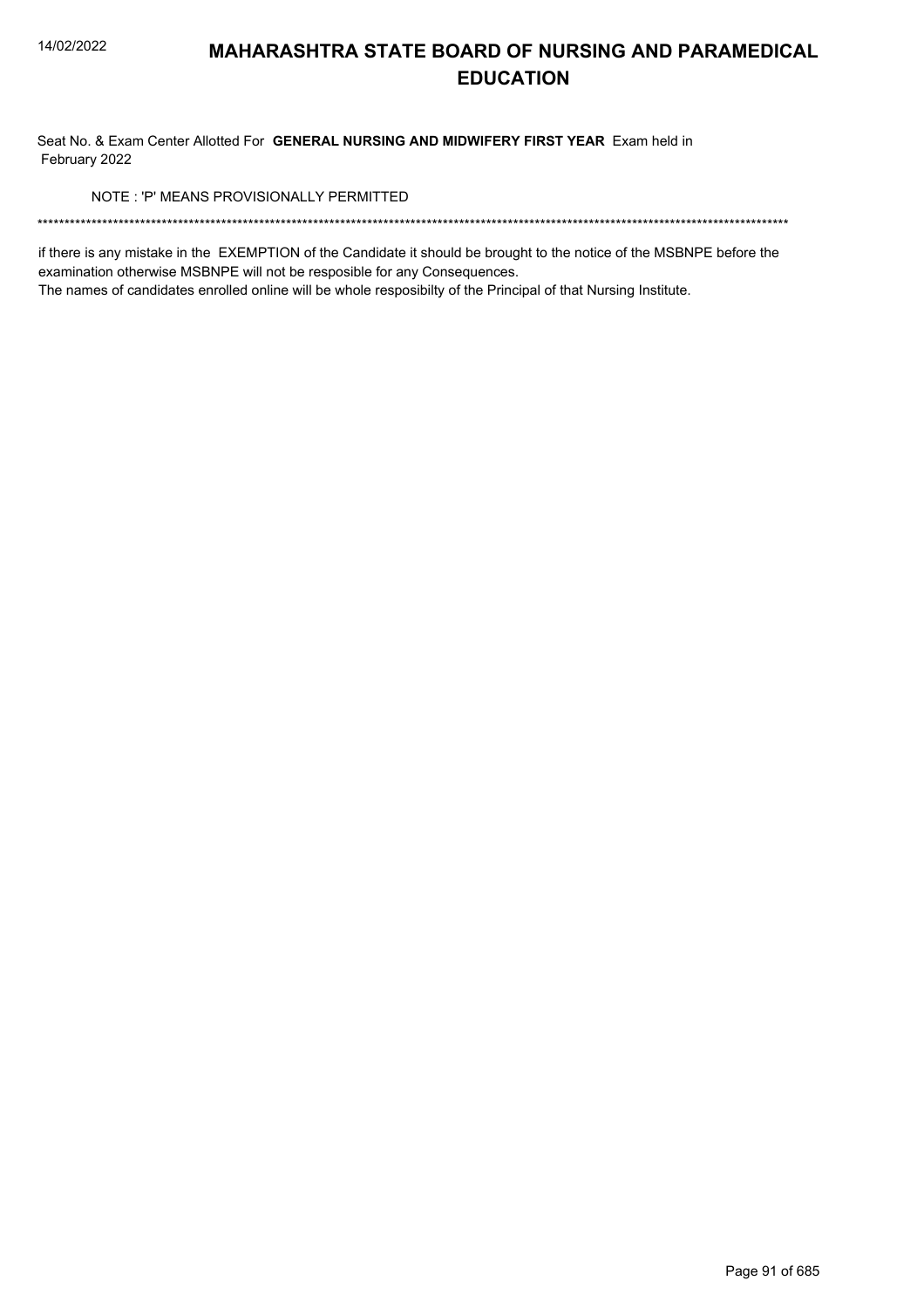# MAHARASHTRA STATE BOARD OF NURSING AND PARAMEDICAL EDUCATION

Seat No. & Exam Center Allotted For **GENERAL NURSING AND MIDWIFERY FIRST YEAR** Exam held in February 2022

NOTE : 'P' MEANS PROVISIONALLY PERMITTED

*******************************************************************************************************************************************

if there is any mistake in the EXEMPTION of the Candidate it should be brought to the notice of the MSBNPE before the examination otherwise MSBNPE will not be resposible for any Consequences.

The names of candidates enrolled online will be whole resposibilty of the Principal of that Nursing Institute.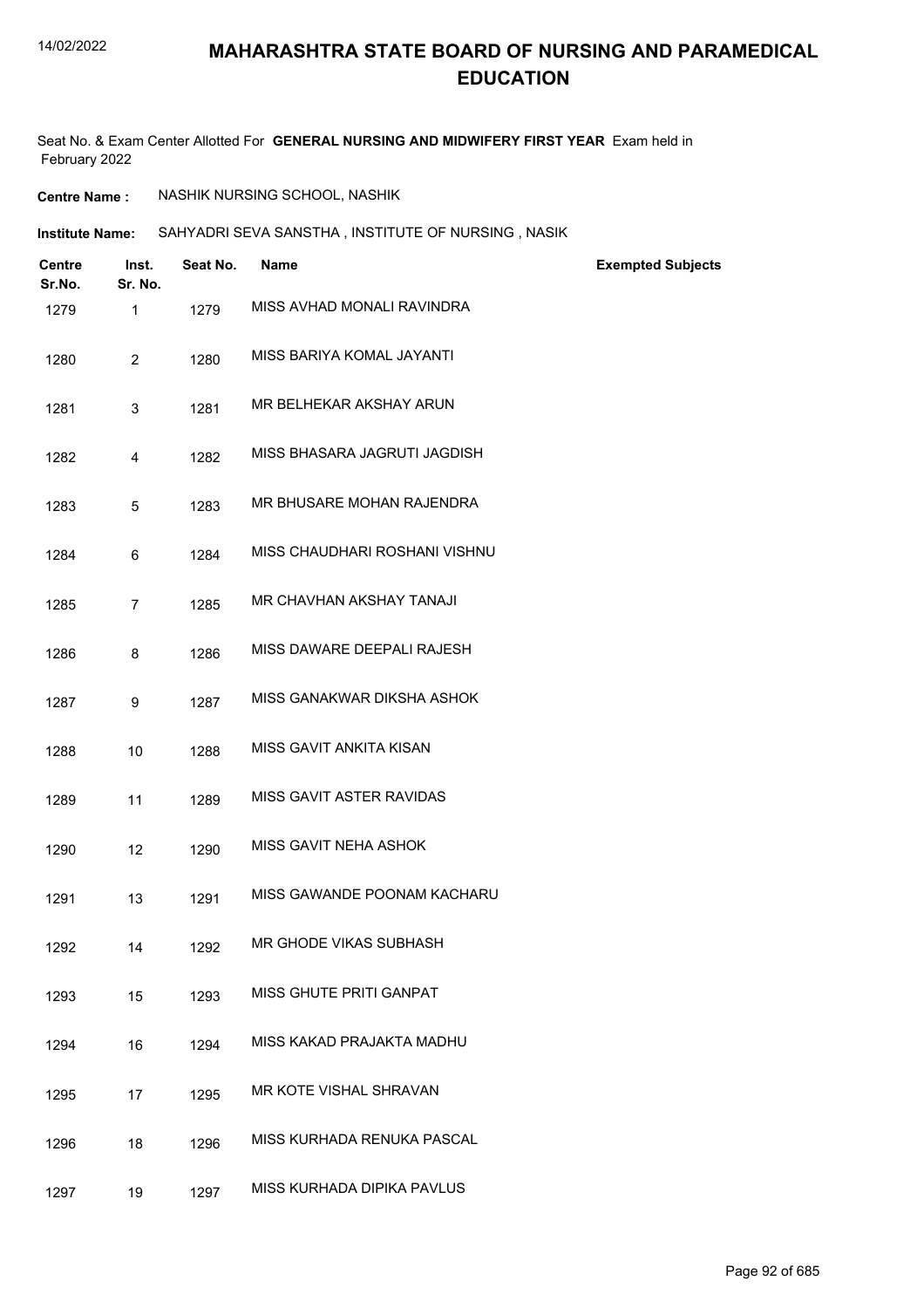# MAHARASHTRA STATE BOARD OF NURSING AND PARAMEDICAL EDUCATION

Seat No. & Exam Center Allotted For **GENERAL NURSING AND MIDWIFERY FIRST YEAR** Exam held in February 2022

**Centre Name :** NASHIK NURSING SCHOOL, NASHIK

**Institute Name:** SAHYADRI SEVA SANSTHA , INSTITUTE OF NURSING , NASIK

| Centre Sr.No. | Inst. Sr. No. | Seat No. | Name | Exempted Subjects |
|---|---|---|---|---|
| 1279 | 1 | 1279 | MISS AVHAD MONALI RAVINDRA | |
| 1280 | 2 | 1280 | MISS BARIYA KOMAL JAYANTI | |
| 1281 | 3 | 1281 | MR BELHEKAR AKSHAY ARUN | |
| 1282 | 4 | 1282 | MISS BHASARA JAGRUTI JAGDISH | |
| 1283 | 5 | 1283 | MR BHUSARE MOHAN RAJENDRA | |
| 1284 | 6 | 1284 | MISS CHAUDHARI ROSHANI VISHNU | |
| 1285 | 7 | 1285 | MR CHAVHAN AKSHAY TANAJI | |
| 1286 | 8 | 1286 | MISS DAWARE DEEPALI RAJESH | |
| 1287 | 9 | 1287 | MISS GANAKWAR DIKSHA ASHOK | |
| 1288 | 10 | 1288 | MISS GAVIT ANKITA KISAN | |
| 1289 | 11 | 1289 | MISS GAVIT ASTER RAVIDAS | |
| 1290 | 12 | 1290 | MISS GAVIT NEHA ASHOK | |
| 1291 | 13 | 1291 | MISS GAWANDE POONAM KACHARU | |
| 1292 | 14 | 1292 | MR GHODE VIKAS SUBHASH | |
| 1293 | 15 | 1293 | MISS GHUTE PRITI GANPAT | |
| 1294 | 16 | 1294 | MISS KAKAD PRAJAKTA MADHU | |
| 1295 | 17 | 1295 | MR KOTE VISHAL SHRAVAN | |
| 1296 | 18 | 1296 | MISS KURHADA RENUKA PASCAL | |
| 1297 | 19 | 1297 | MISS KURHADA DIPIKA PAVLUS | |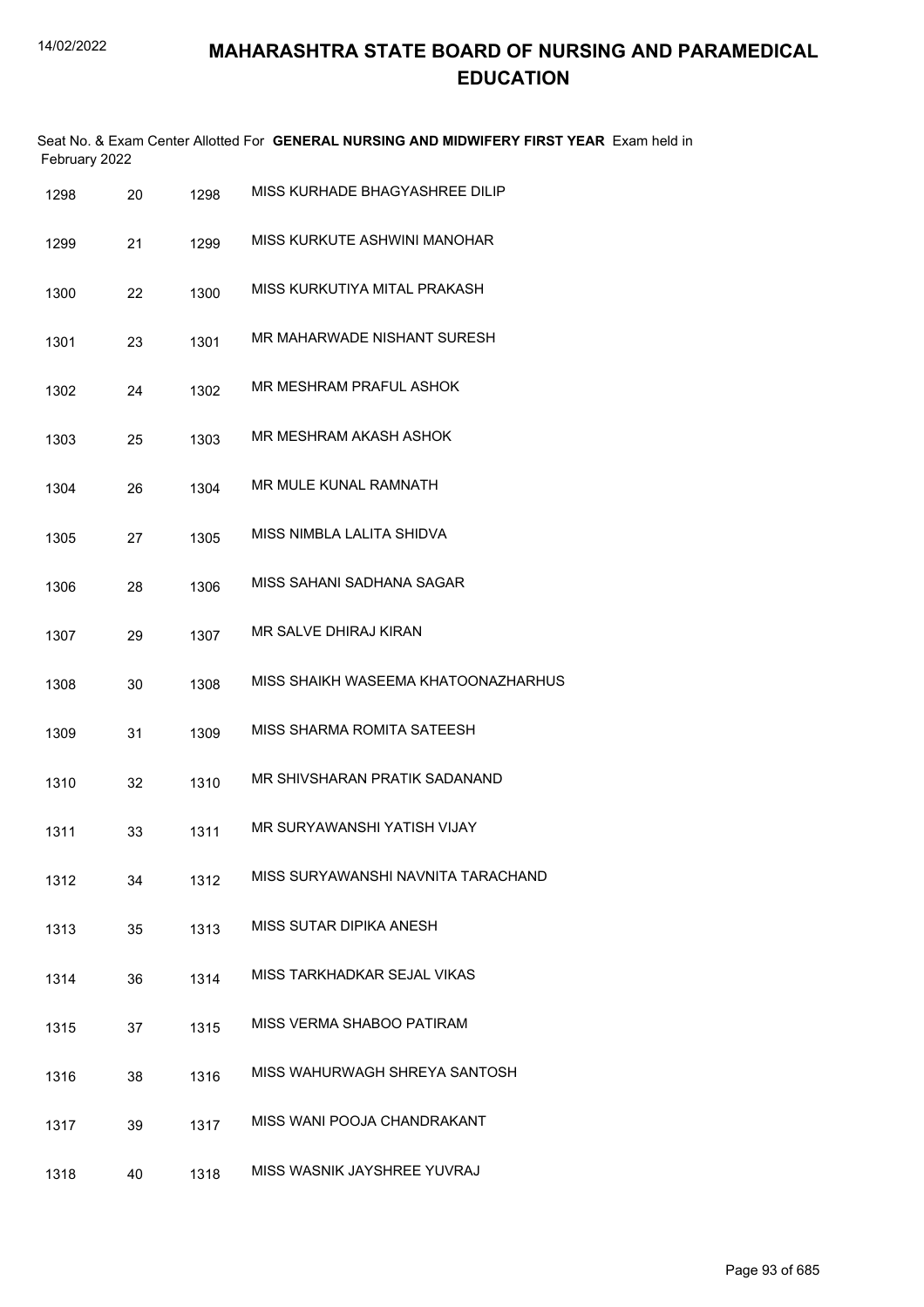# MAHARASHTRA STATE BOARD OF NURSING AND PARAMEDICAL EDUCATION

Seat No. & Exam Center Allotted For **GENERAL NURSING AND MIDWIFERY FIRST YEAR** Exam held in February 2022

| | | | |
|---|---|---|---|
| 1298 | 20 | 1298 | MISS KURHADE BHAGYASHREE DILIP |
| 1299 | 21 | 1299 | MISS KURKUTE ASHWINI MANOHAR |
| 1300 | 22 | 1300 | MISS KURKUTIYA MITAL PRAKASH |
| 1301 | 23 | 1301 | MR MAHARWADE NISHANT SURESH |
| 1302 | 24 | 1302 | MR MESHRAM PRAFUL ASHOK |
| 1303 | 25 | 1303 | MR MESHRAM AKASH ASHOK |
| 1304 | 26 | 1304 | MR MULE KUNAL RAMNATH |
| 1305 | 27 | 1305 | MISS NIMBLA LALITA SHIDVA |
| 1306 | 28 | 1306 | MISS SAHANI SADHANA SAGAR |
| 1307 | 29 | 1307 | MR SALVE DHIRAJ KIRAN |
| 1308 | 30 | 1308 | MISS SHAIKH WASEEMA KHATOONAZHARHUS |
| 1309 | 31 | 1309 | MISS SHARMA ROMITA SATEESH |
| 1310 | 32 | 1310 | MR SHIVSHARAN PRATIK SADANAND |
| 1311 | 33 | 1311 | MR SURYAWANSHI YATISH VIJAY |
| 1312 | 34 | 1312 | MISS SURYAWANSHI NAVNITA TARACHAND |
| 1313 | 35 | 1313 | MISS SUTAR DIPIKA ANESH |
| 1314 | 36 | 1314 | MISS TARKHADKAR SEJAL VIKAS |
| 1315 | 37 | 1315 | MISS VERMA SHABOO PATIRAM |
| 1316 | 38 | 1316 | MISS WAHURWAGH SHREYA SANTOSH |
| 1317 | 39 | 1317 | MISS WANI POOJA CHANDRAKANT |
| 1318 | 40 | 1318 | MISS WASNIK JAYSHREE YUVRAJ |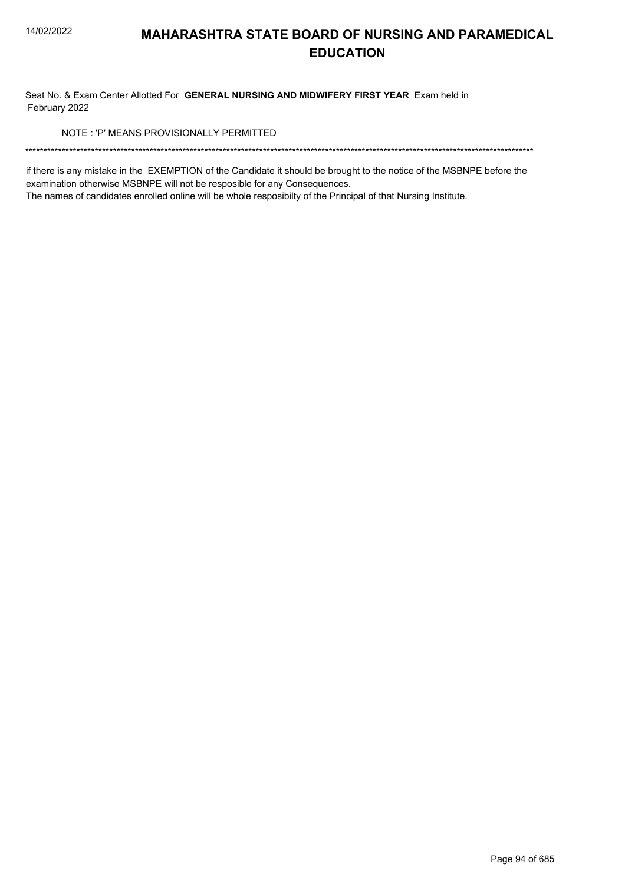# MAHARASHTRA STATE BOARD OF NURSING AND PARAMEDICAL EDUCATION

Seat No. & Exam Center Allotted For **GENERAL NURSING AND MIDWIFERY FIRST YEAR** Exam held in February 2022

NOTE : 'P' MEANS PROVISIONALLY PERMITTED

******************************************************************************************************************************************

if there is any mistake in the EXEMPTION of the Candidate it should be brought to the notice of the MSBNPE before the examination otherwise MSBNPE will not be resposible for any Consequences.

The names of candidates enrolled online will be whole resposibilty of the Principal of that Nursing Institute.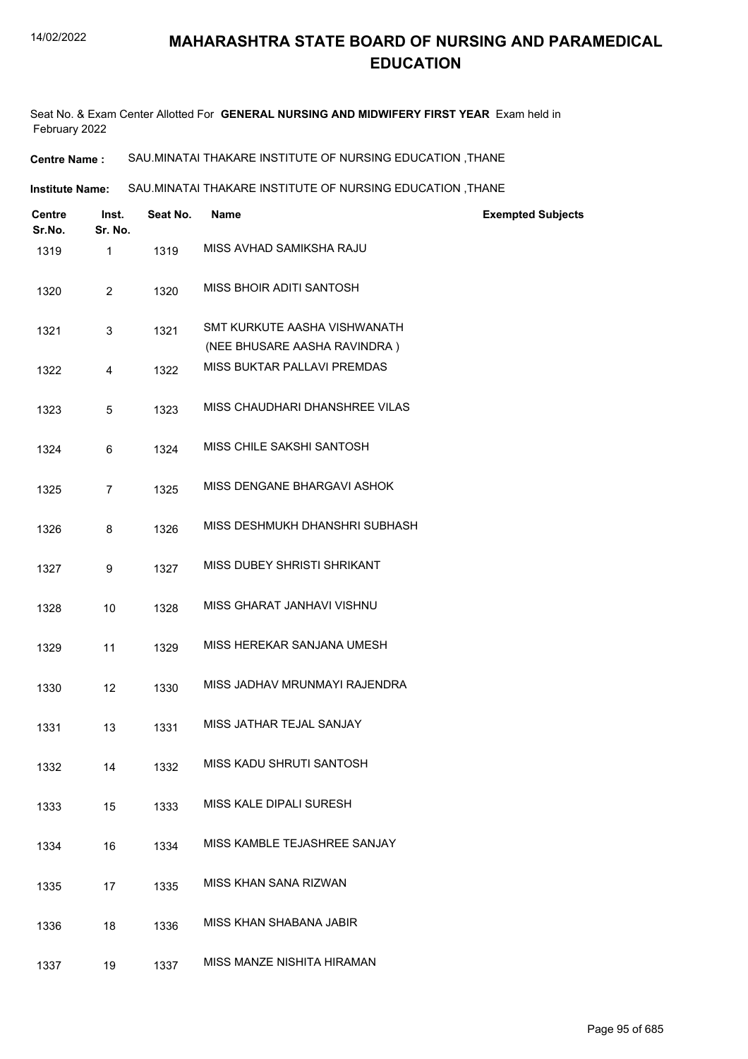# MAHARASHTRA STATE BOARD OF NURSING AND PARAMEDICAL EDUCATION

Seat No. & Exam Center Allotted For **GENERAL NURSING AND MIDWIFERY FIRST YEAR** Exam held in February 2022

**Centre Name :** SAU.MINATAI THAKARE INSTITUTE OF NURSING EDUCATION ,THANE

**Institute Name:** SAU.MINATAI THAKARE INSTITUTE OF NURSING EDUCATION ,THANE

| Centre Sr.No. | Inst. Sr. No. | Seat No. | Name | Exempted Subjects |
|---|---|---|---|---|
| 1319 | 1 | 1319 | MISS AVHAD SAMIKSHA RAJU | |
| 1320 | 2 | 1320 | MISS BHOIR ADITI SANTOSH | |
| 1321 | 3 | 1321 | SMT KURKUTE AASHA VISHWANATH (NEE BHUSARE AASHA RAVINDRA ) | |
| 1322 | 4 | 1322 | MISS BUKTAR PALLAVI PREMDAS | |
| 1323 | 5 | 1323 | MISS CHAUDHARI DHANSHREE VILAS | |
| 1324 | 6 | 1324 | MISS CHILE SAKSHI SANTOSH | |
| 1325 | 7 | 1325 | MISS DENGANE BHARGAVI ASHOK | |
| 1326 | 8 | 1326 | MISS DESHMUKH DHANSHRI SUBHASH | |
| 1327 | 9 | 1327 | MISS DUBEY SHRISTI SHRIKANT | |
| 1328 | 10 | 1328 | MISS GHARAT JANHAVI VISHNU | |
| 1329 | 11 | 1329 | MISS HEREKAR SANJANA UMESH | |
| 1330 | 12 | 1330 | MISS JADHAV MRUNMAYI RAJENDRA | |
| 1331 | 13 | 1331 | MISS JATHAR TEJAL SANJAY | |
| 1332 | 14 | 1332 | MISS KADU SHRUTI SANTOSH | |
| 1333 | 15 | 1333 | MISS KALE DIPALI SURESH | |
| 1334 | 16 | 1334 | MISS KAMBLE TEJASHREE SANJAY | |
| 1335 | 17 | 1335 | MISS KHAN SANA RIZWAN | |
| 1336 | 18 | 1336 | MISS KHAN SHABANA JABIR | |
| 1337 | 19 | 1337 | MISS MANZE NISHITA HIRAMAN | |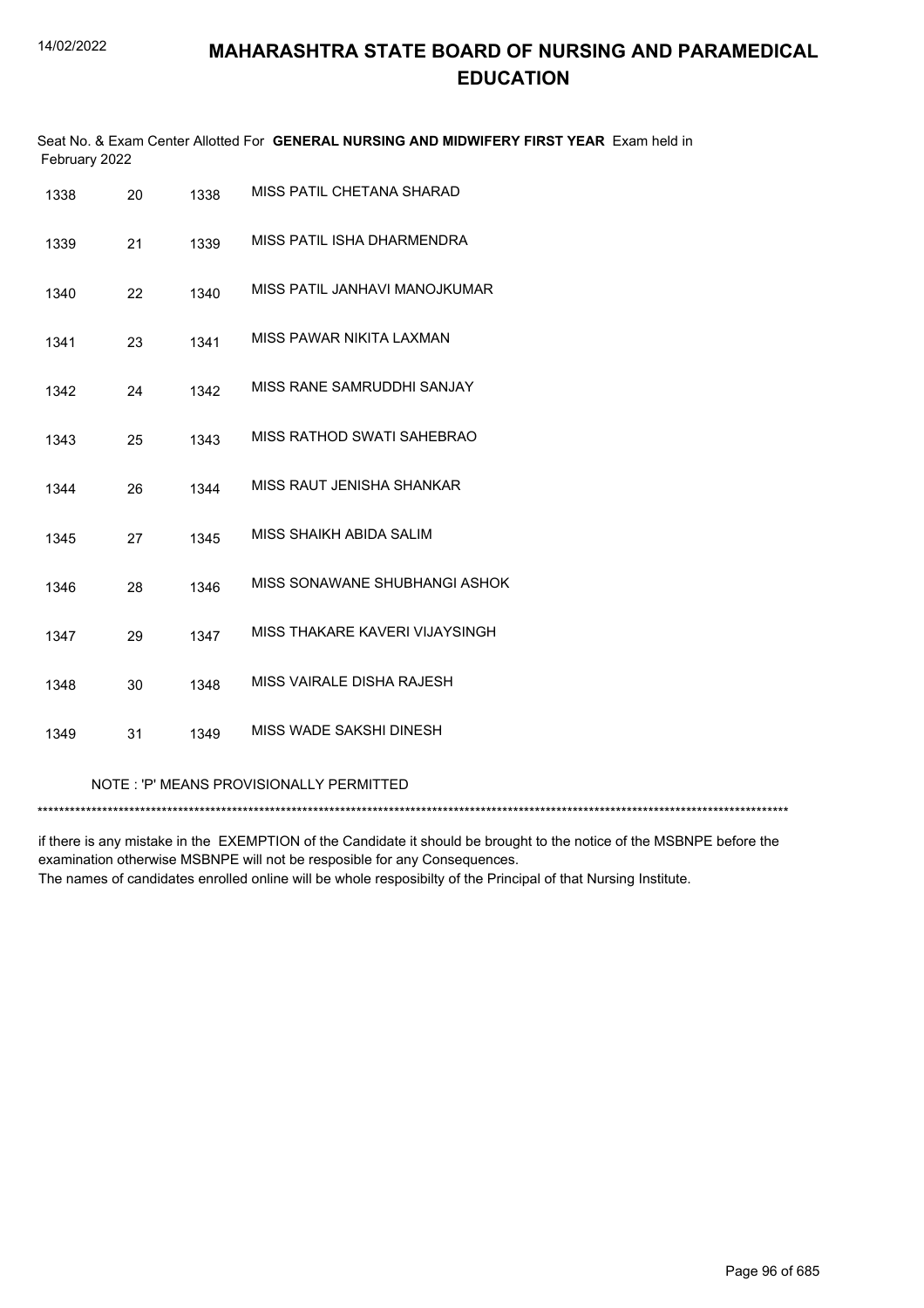# MAHARASHTRA STATE BOARD OF NURSING AND PARAMEDICAL EDUCATION

Seat No. & Exam Center Allotted For **GENERAL NURSING AND MIDWIFERY FIRST YEAR** Exam held in February 2022

| | | | |
|---|---|---|---|
| 1338 | 20 | 1338 | MISS PATIL CHETANA SHARAD |
| 1339 | 21 | 1339 | MISS PATIL ISHA DHARMENDRA |
| 1340 | 22 | 1340 | MISS PATIL JANHAVI MANOJKUMAR |
| 1341 | 23 | 1341 | MISS PAWAR NIKITA LAXMAN |
| 1342 | 24 | 1342 | MISS RANE SAMRUDDHI SANJAY |
| 1343 | 25 | 1343 | MISS RATHOD SWATI SAHEBRAO |
| 1344 | 26 | 1344 | MISS RAUT JENISHA SHANKAR |
| 1345 | 27 | 1345 | MISS SHAIKH ABIDA SALIM |
| 1346 | 28 | 1346 | MISS SONAWANE SHUBHANGI ASHOK |
| 1347 | 29 | 1347 | MISS THAKARE KAVERI VIJAYSINGH |
| 1348 | 30 | 1348 | MISS VAIRALE DISHA RAJESH |
| 1349 | 31 | 1349 | MISS WADE SAKSHI DINESH |

NOTE : 'P' MEANS PROVISIONALLY PERMITTED

******************************************************************************************************************************************

if there is any mistake in the EXEMPTION of the Candidate it should be brought to the notice of the MSBNPE before the examination otherwise MSBNPE will not be resposible for any Consequences.
The names of candidates enrolled online will be whole resposibilty of the Principal of that Nursing Institute.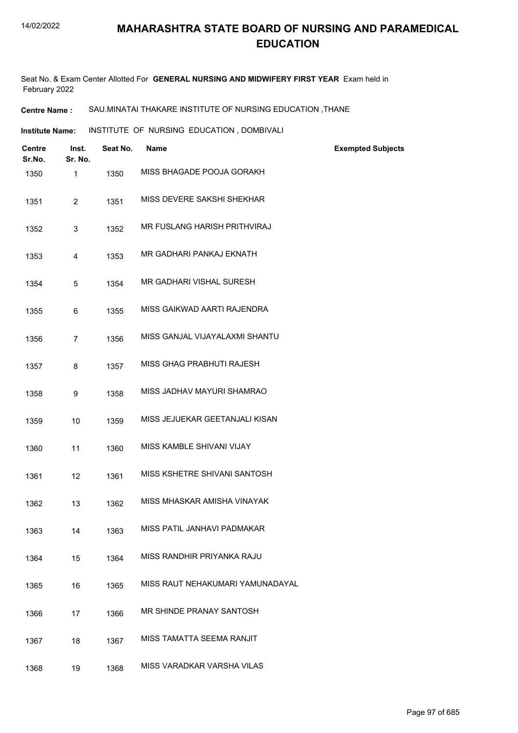# MAHARASHTRA STATE BOARD OF NURSING AND PARAMEDICAL EDUCATION

Seat No. & Exam Center Allotted For **GENERAL NURSING AND MIDWIFERY FIRST YEAR** Exam held in February 2022

**Centre Name :** SAU.MINATAI THAKARE INSTITUTE OF NURSING EDUCATION ,THANE

**Institute Name:** INSTITUTE OF NURSING EDUCATION , DOMBIVALI

| Centre Sr.No. | Inst. Sr. No. | Seat No. | Name | Exempted Subjects |
|---|---|---|---|---|
| 1350 | 1 | 1350 | MISS BHAGADE POOJA GORAKH | |
| 1351 | 2 | 1351 | MISS DEVERE SAKSHI SHEKHAR | |
| 1352 | 3 | 1352 | MR FUSLANG HARISH PRITHVIRAJ | |
| 1353 | 4 | 1353 | MR GADHARI PANKAJ EKNATH | |
| 1354 | 5 | 1354 | MR GADHARI VISHAL SURESH | |
| 1355 | 6 | 1355 | MISS GAIKWAD AARTI RAJENDRA | |
| 1356 | 7 | 1356 | MISS GANJAL VIJAYALAXMI SHANTU | |
| 1357 | 8 | 1357 | MISS GHAG PRABHUTI RAJESH | |
| 1358 | 9 | 1358 | MISS JADHAV MAYURI SHAMRAO | |
| 1359 | 10 | 1359 | MISS JEJUEKAR GEETANJALI KISAN | |
| 1360 | 11 | 1360 | MISS KAMBLE SHIVANI VIJAY | |
| 1361 | 12 | 1361 | MISS KSHETRE SHIVANI SANTOSH | |
| 1362 | 13 | 1362 | MISS MHASKAR AMISHA VINAYAK | |
| 1363 | 14 | 1363 | MISS PATIL JANHAVI PADMAKAR | |
| 1364 | 15 | 1364 | MISS RANDHIR PRIYANKA RAJU | |
| 1365 | 16 | 1365 | MISS RAUT NEHAKUMARI YAMUNADAYAL | |
| 1366 | 17 | 1366 | MR SHINDE PRANAY SANTOSH | |
| 1367 | 18 | 1367 | MISS TAMATTA SEEMA RANJIT | |
| 1368 | 19 | 1368 | MISS VARADKAR VARSHA VILAS | |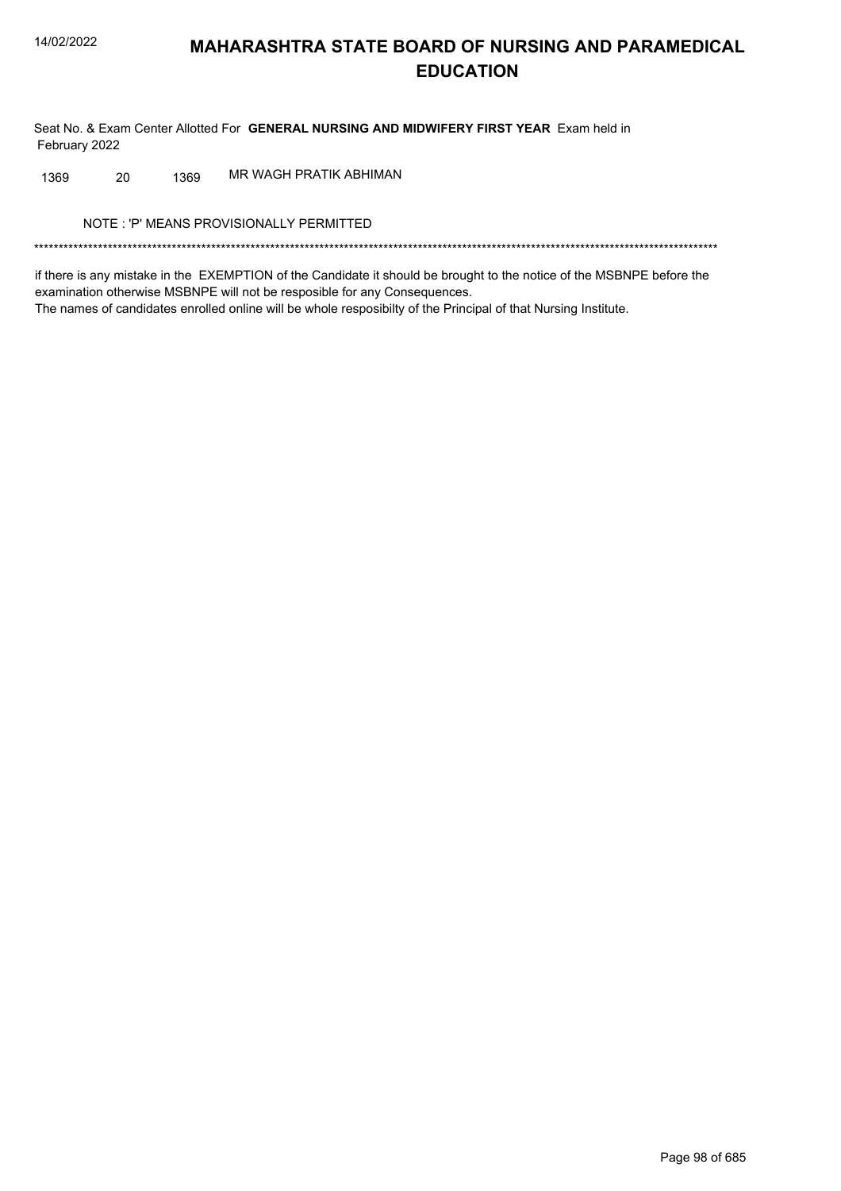# MAHARASHTRA STATE BOARD OF NURSING AND PARAMEDICAL EDUCATION

Seat No. & Exam Center Allotted For **GENERAL NURSING AND MIDWIFERY FIRST YEAR** Exam held in February 2022

| 1369 | 20 | 1369 | MR WAGH PRATIK ABHIMAN |
|---|---|---|---|

NOTE : 'P' MEANS PROVISIONALLY PERMITTED

*******************************************************************************************************************************************

if there is any mistake in the EXEMPTION of the Candidate it should be brought to the notice of the MSBNPE before the examination otherwise MSBNPE will not be resposible for any Consequences.

The names of candidates enrolled online will be whole resposibilty of the Principal of that Nursing Institute.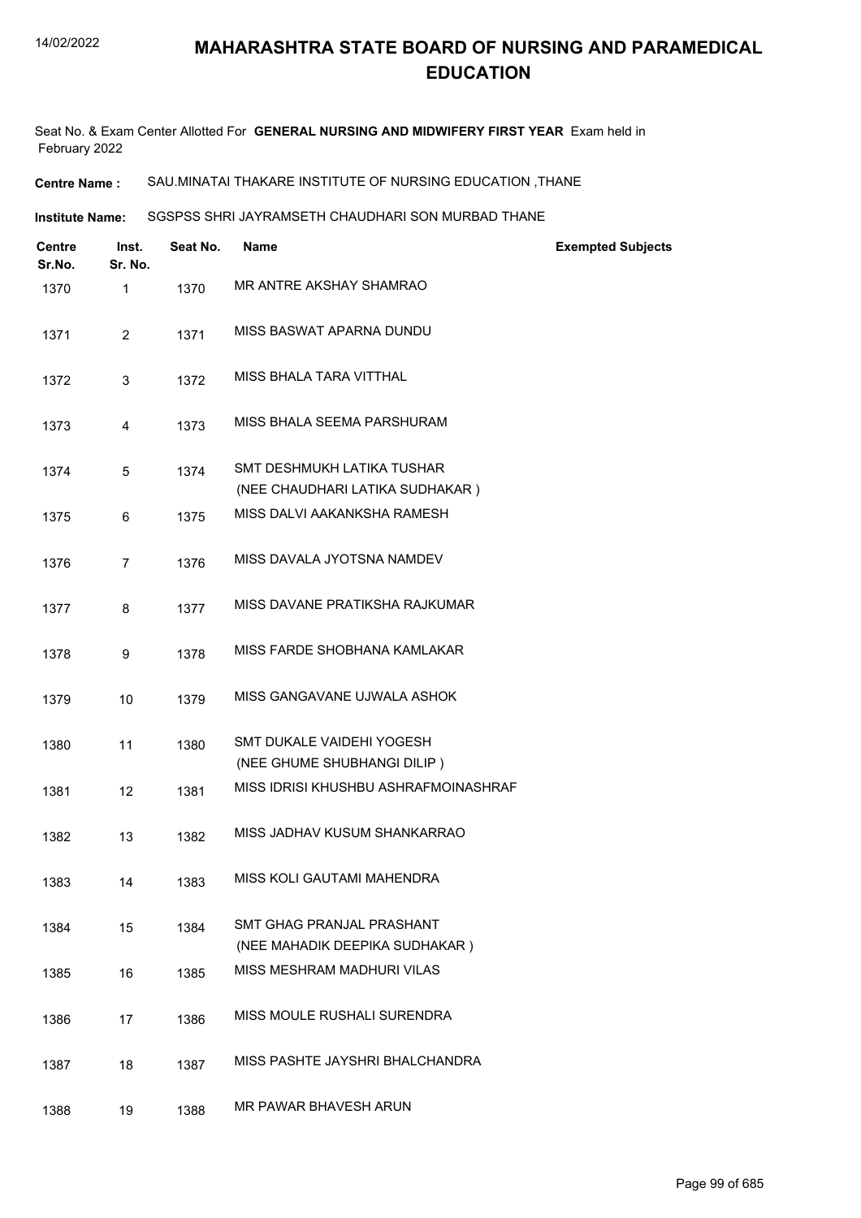# MAHARASHTRA STATE BOARD OF NURSING AND PARAMEDICAL EDUCATION

Seat No. & Exam Center Allotted For **GENERAL NURSING AND MIDWIFERY FIRST YEAR** Exam held in February 2022

**Centre Name :** SAU.MINATAI THAKARE INSTITUTE OF NURSING EDUCATION ,THANE

**Institute Name:** SGSPSS SHRI JAYRAMSETH CHAUDHARI SON MURBAD THANE

| Centre Sr.No. | Inst. Sr. No. | Seat No. | Name | Exempted Subjects |
|---|---|---|---|---|
| 1370 | 1 | 1370 | MR ANTRE AKSHAY SHAMRAO | |
| 1371 | 2 | 1371 | MISS BASWAT APARNA DUNDU | |
| 1372 | 3 | 1372 | MISS BHALA TARA VITTHAL | |
| 1373 | 4 | 1373 | MISS BHALA SEEMA PARSHURAM | |
| 1374 | 5 | 1374 | SMT DESHMUKH LATIKA TUSHAR (NEE CHAUDHARI LATIKA SUDHAKAR ) | |
| 1375 | 6 | 1375 | MISS DALVI AAKANKSHA RAMESH | |
| 1376 | 7 | 1376 | MISS DAVALA JYOTSNA NAMDEV | |
| 1377 | 8 | 1377 | MISS DAVANE PRATIKSHA RAJKUMAR | |
| 1378 | 9 | 1378 | MISS FARDE SHOBHANA KAMLAKAR | |
| 1379 | 10 | 1379 | MISS GANGAVANE UJWALA ASHOK | |
| 1380 | 11 | 1380 | SMT DUKALE VAIDEHI YOGESH (NEE GHUME SHUBHANGI DILIP ) | |
| 1381 | 12 | 1381 | MISS IDRISI KHUSHBU ASHRAFMOINASHRAF | |
| 1382 | 13 | 1382 | MISS JADHAV KUSUM SHANKARRAO | |
| 1383 | 14 | 1383 | MISS KOLI GAUTAMI MAHENDRA | |
| 1384 | 15 | 1384 | SMT GHAG PRANJAL PRASHANT (NEE MAHADIK DEEPIKA SUDHAKAR ) | |
| 1385 | 16 | 1385 | MISS MESHRAM MADHURI VILAS | |
| 1386 | 17 | 1386 | MISS MOULE RUSHALI SURENDRA | |
| 1387 | 18 | 1387 | MISS PASHTE JAYSHRI BHALCHANDRA | |
| 1388 | 19 | 1388 | MR PAWAR BHAVESH ARUN | |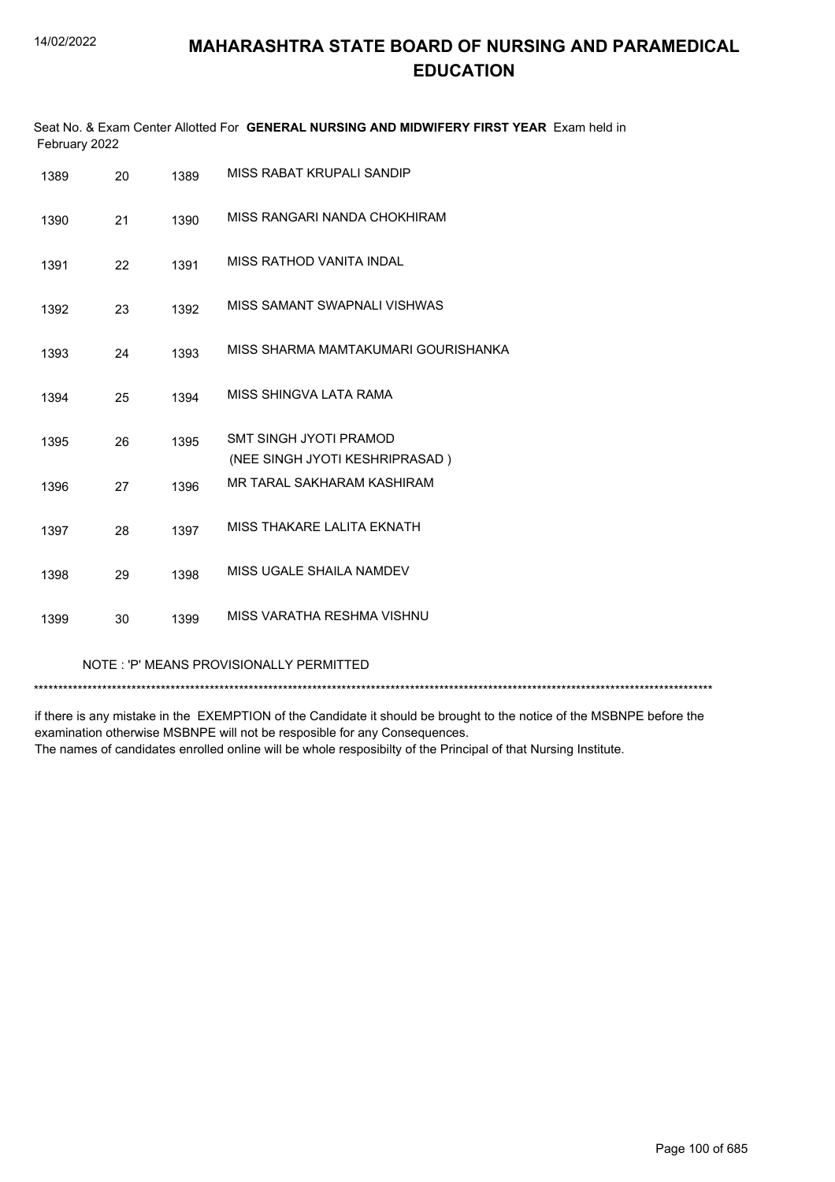# MAHARASHTRA STATE BOARD OF NURSING AND PARAMEDICAL EDUCATION

Seat No. & Exam Center Allotted For **GENERAL NURSING AND MIDWIFERY FIRST YEAR** Exam held in February 2022

| | | | |
|---|---|---|---|
| 1389 | 20 | 1389 | MISS RABAT KRUPALI SANDIP |
| 1390 | 21 | 1390 | MISS RANGARI NANDA CHOKHIRAM |
| 1391 | 22 | 1391 | MISS RATHOD VANITA INDAL |
| 1392 | 23 | 1392 | MISS SAMANT SWAPNALI VISHWAS |
| 1393 | 24 | 1393 | MISS SHARMA MAMTAKUMARI GOURISHANKA |
| 1394 | 25 | 1394 | MISS SHINGVA LATA RAMA |
| 1395 | 26 | 1395 | SMT SINGH JYOTI PRAMOD (NEE SINGH JYOTI KESHRIPRASAD ) |
| 1396 | 27 | 1396 | MR TARAL SAKHARAM KASHIRAM |
| 1397 | 28 | 1397 | MISS THAKARE LALITA EKNATH |
| 1398 | 29 | 1398 | MISS UGALE SHAILA NAMDEV |
| 1399 | 30 | 1399 | MISS VARATHA RESHMA VISHNU |

NOTE : 'P' MEANS PROVISIONALLY PERMITTED

*******************************************************************************************************************************************

if there is any mistake in the EXEMPTION of the Candidate it should be brought to the notice of the MSBNPE before the examination otherwise MSBNPE will not be resposible for any Consequences.
The names of candidates enrolled online will be whole resposibilty of the Principal of that Nursing Institute.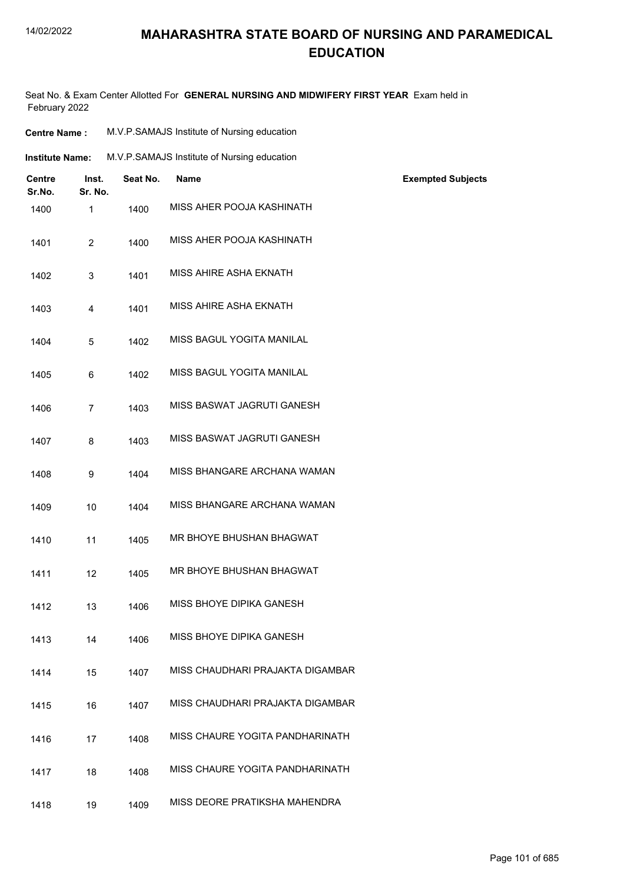# MAHARASHTRA STATE BOARD OF NURSING AND PARAMEDICAL EDUCATION

Seat No. & Exam Center Allotted For **GENERAL NURSING AND MIDWIFERY FIRST YEAR** Exam held in February 2022

**Centre Name :** M.V.P.SAMAJS Institute of Nursing education

**Institute Name:** M.V.P.SAMAJS Institute of Nursing education

| Centre Sr.No. | Inst. Sr. No. | Seat No. | Name | Exempted Subjects |
|---|---|---|---|---|
| 1400 | 1 | 1400 | MISS AHER POOJA KASHINATH | |
| 1401 | 2 | 1400 | MISS AHER POOJA KASHINATH | |
| 1402 | 3 | 1401 | MISS AHIRE ASHA EKNATH | |
| 1403 | 4 | 1401 | MISS AHIRE ASHA EKNATH | |
| 1404 | 5 | 1402 | MISS BAGUL YOGITA MANILAL | |
| 1405 | 6 | 1402 | MISS BAGUL YOGITA MANILAL | |
| 1406 | 7 | 1403 | MISS BASWAT JAGRUTI GANESH | |
| 1407 | 8 | 1403 | MISS BASWAT JAGRUTI GANESH | |
| 1408 | 9 | 1404 | MISS BHANGARE ARCHANA WAMAN | |
| 1409 | 10 | 1404 | MISS BHANGARE ARCHANA WAMAN | |
| 1410 | 11 | 1405 | MR BHOYE BHUSHAN BHAGWAT | |
| 1411 | 12 | 1405 | MR BHOYE BHUSHAN BHAGWAT | |
| 1412 | 13 | 1406 | MISS BHOYE DIPIKA GANESH | |
| 1413 | 14 | 1406 | MISS BHOYE DIPIKA GANESH | |
| 1414 | 15 | 1407 | MISS CHAUDHARI PRAJAKTA DIGAMBAR | |
| 1415 | 16 | 1407 | MISS CHAUDHARI PRAJAKTA DIGAMBAR | |
| 1416 | 17 | 1408 | MISS CHAURE YOGITA PANDHARINATH | |
| 1417 | 18 | 1408 | MISS CHAURE YOGITA PANDHARINATH | |
| 1418 | 19 | 1409 | MISS DEORE PRATIKSHA MAHENDRA | |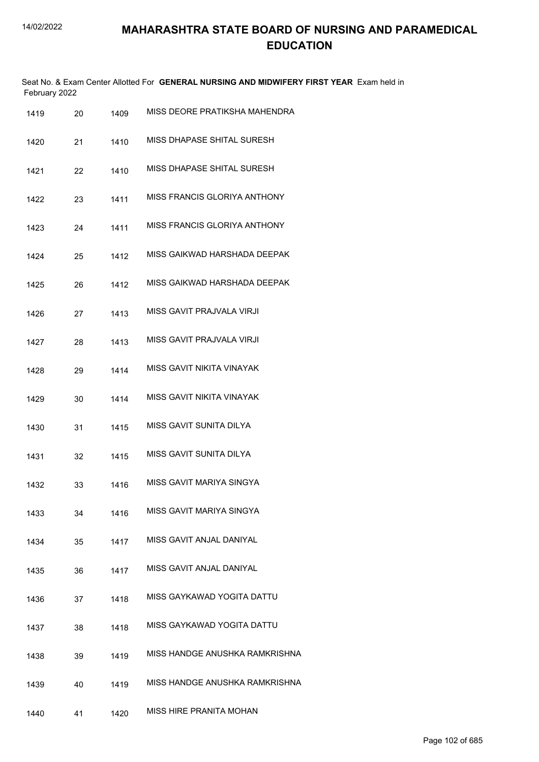# MAHARASHTRA STATE BOARD OF NURSING AND PARAMEDICAL EDUCATION

Seat No. & Exam Center Allotted For **GENERAL NURSING AND MIDWIFERY FIRST YEAR** Exam held in February 2022

| | | | |
|---|---|---|---|
| 1419 | 20 | 1409 | MISS DEORE PRATIKSHA MAHENDRA |
| 1420 | 21 | 1410 | MISS DHAPASE SHITAL SURESH |
| 1421 | 22 | 1410 | MISS DHAPASE SHITAL SURESH |
| 1422 | 23 | 1411 | MISS FRANCIS GLORIYA ANTHONY |
| 1423 | 24 | 1411 | MISS FRANCIS GLORIYA ANTHONY |
| 1424 | 25 | 1412 | MISS GAIKWAD HARSHADA DEEPAK |
| 1425 | 26 | 1412 | MISS GAIKWAD HARSHADA DEEPAK |
| 1426 | 27 | 1413 | MISS GAVIT PRAJVALA VIRJI |
| 1427 | 28 | 1413 | MISS GAVIT PRAJVALA VIRJI |
| 1428 | 29 | 1414 | MISS GAVIT NIKITA VINAYAK |
| 1429 | 30 | 1414 | MISS GAVIT NIKITA VINAYAK |
| 1430 | 31 | 1415 | MISS GAVIT SUNITA DILYA |
| 1431 | 32 | 1415 | MISS GAVIT SUNITA DILYA |
| 1432 | 33 | 1416 | MISS GAVIT MARIYA SINGYA |
| 1433 | 34 | 1416 | MISS GAVIT MARIYA SINGYA |
| 1434 | 35 | 1417 | MISS GAVIT ANJAL DANIYAL |
| 1435 | 36 | 1417 | MISS GAVIT ANJAL DANIYAL |
| 1436 | 37 | 1418 | MISS GAYKAWAD YOGITA DATTU |
| 1437 | 38 | 1418 | MISS GAYKAWAD YOGITA DATTU |
| 1438 | 39 | 1419 | MISS HANDGE ANUSHKA RAMKRISHNA |
| 1439 | 40 | 1419 | MISS HANDGE ANUSHKA RAMKRISHNA |
| 1440 | 41 | 1420 | MISS HIRE PRANITA MOHAN |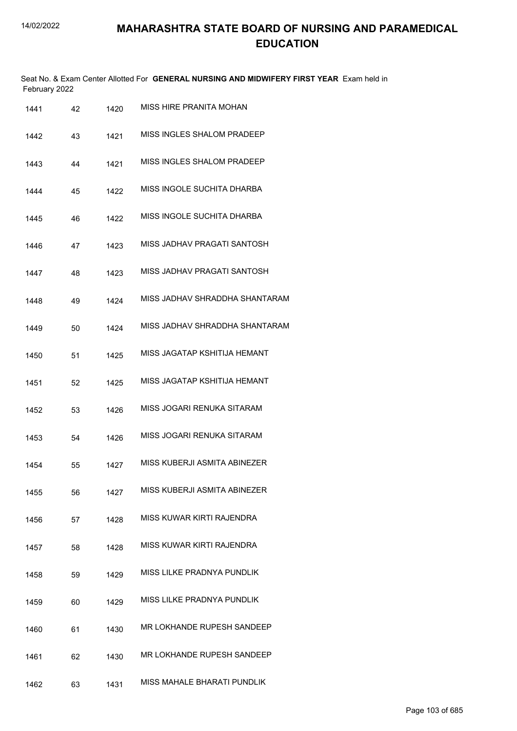# MAHARASHTRA STATE BOARD OF NURSING AND PARAMEDICAL EDUCATION

Seat No. & Exam Center Allotted For **GENERAL NURSING AND MIDWIFERY FIRST YEAR** Exam held in February 2022

| | | | |
|---|---|---|---|
| 1441 | 42 | 1420 | MISS HIRE PRANITA MOHAN |
| 1442 | 43 | 1421 | MISS INGLES SHALOM PRADEEP |
| 1443 | 44 | 1421 | MISS INGLES SHALOM PRADEEP |
| 1444 | 45 | 1422 | MISS INGOLE SUCHITA DHARBA |
| 1445 | 46 | 1422 | MISS INGOLE SUCHITA DHARBA |
| 1446 | 47 | 1423 | MISS JADHAV PRAGATI SANTOSH |
| 1447 | 48 | 1423 | MISS JADHAV PRAGATI SANTOSH |
| 1448 | 49 | 1424 | MISS JADHAV SHRADDHA SHANTARAM |
| 1449 | 50 | 1424 | MISS JADHAV SHRADDHA SHANTARAM |
| 1450 | 51 | 1425 | MISS JAGATAP KSHITIJA HEMANT |
| 1451 | 52 | 1425 | MISS JAGATAP KSHITIJA HEMANT |
| 1452 | 53 | 1426 | MISS JOGARI RENUKA SITARAM |
| 1453 | 54 | 1426 | MISS JOGARI RENUKA SITARAM |
| 1454 | 55 | 1427 | MISS KUBERJI ASMITA ABINEZER |
| 1455 | 56 | 1427 | MISS KUBERJI ASMITA ABINEZER |
| 1456 | 57 | 1428 | MISS KUWAR KIRTI RAJENDRA |
| 1457 | 58 | 1428 | MISS KUWAR KIRTI RAJENDRA |
| 1458 | 59 | 1429 | MISS LILKE PRADNYA PUNDLIK |
| 1459 | 60 | 1429 | MISS LILKE PRADNYA PUNDLIK |
| 1460 | 61 | 1430 | MR LOKHANDE RUPESH SANDEEP |
| 1461 | 62 | 1430 | MR LOKHANDE RUPESH SANDEEP |
| 1462 | 63 | 1431 | MISS MAHALE BHARATI PUNDLIK |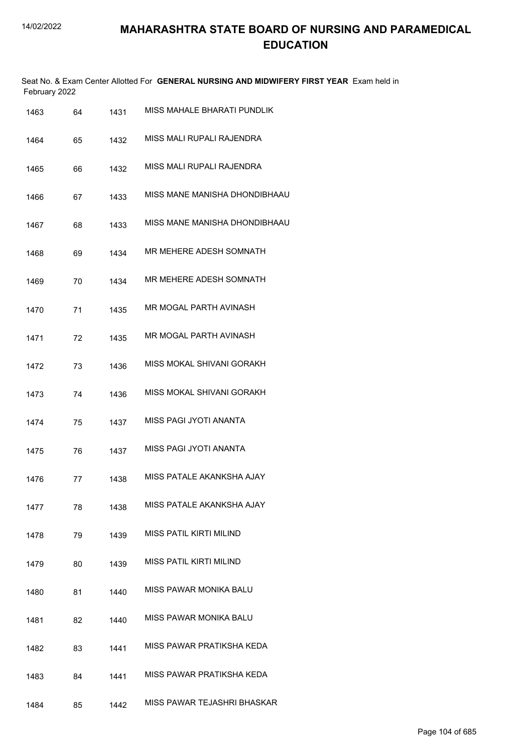# MAHARASHTRA STATE BOARD OF NURSING AND PARAMEDICAL EDUCATION

Seat No. & Exam Center Allotted For **GENERAL NURSING AND MIDWIFERY FIRST YEAR** Exam held in February 2022

| | | | |
|---|---|---|---|
| 1463 | 64 | 1431 | MISS MAHALE BHARATI PUNDLIK |
| 1464 | 65 | 1432 | MISS MALI RUPALI RAJENDRA |
| 1465 | 66 | 1432 | MISS MALI RUPALI RAJENDRA |
| 1466 | 67 | 1433 | MISS MANE MANISHA DHONDIBHAAU |
| 1467 | 68 | 1433 | MISS MANE MANISHA DHONDIBHAAU |
| 1468 | 69 | 1434 | MR MEHERE ADESH SOMNATH |
| 1469 | 70 | 1434 | MR MEHERE ADESH SOMNATH |
| 1470 | 71 | 1435 | MR MOGAL PARTH AVINASH |
| 1471 | 72 | 1435 | MR MOGAL PARTH AVINASH |
| 1472 | 73 | 1436 | MISS MOKAL SHIVANI GORAKH |
| 1473 | 74 | 1436 | MISS MOKAL SHIVANI GORAKH |
| 1474 | 75 | 1437 | MISS PAGI JYOTI ANANTA |
| 1475 | 76 | 1437 | MISS PAGI JYOTI ANANTA |
| 1476 | 77 | 1438 | MISS PATALE AKANKSHA AJAY |
| 1477 | 78 | 1438 | MISS PATALE AKANKSHA AJAY |
| 1478 | 79 | 1439 | MISS PATIL KIRTI MILIND |
| 1479 | 80 | 1439 | MISS PATIL KIRTI MILIND |
| 1480 | 81 | 1440 | MISS PAWAR MONIKA BALU |
| 1481 | 82 | 1440 | MISS PAWAR MONIKA BALU |
| 1482 | 83 | 1441 | MISS PAWAR PRATIKSHA KEDA |
| 1483 | 84 | 1441 | MISS PAWAR PRATIKSHA KEDA |
| 1484 | 85 | 1442 | MISS PAWAR TEJASHRI BHASKAR |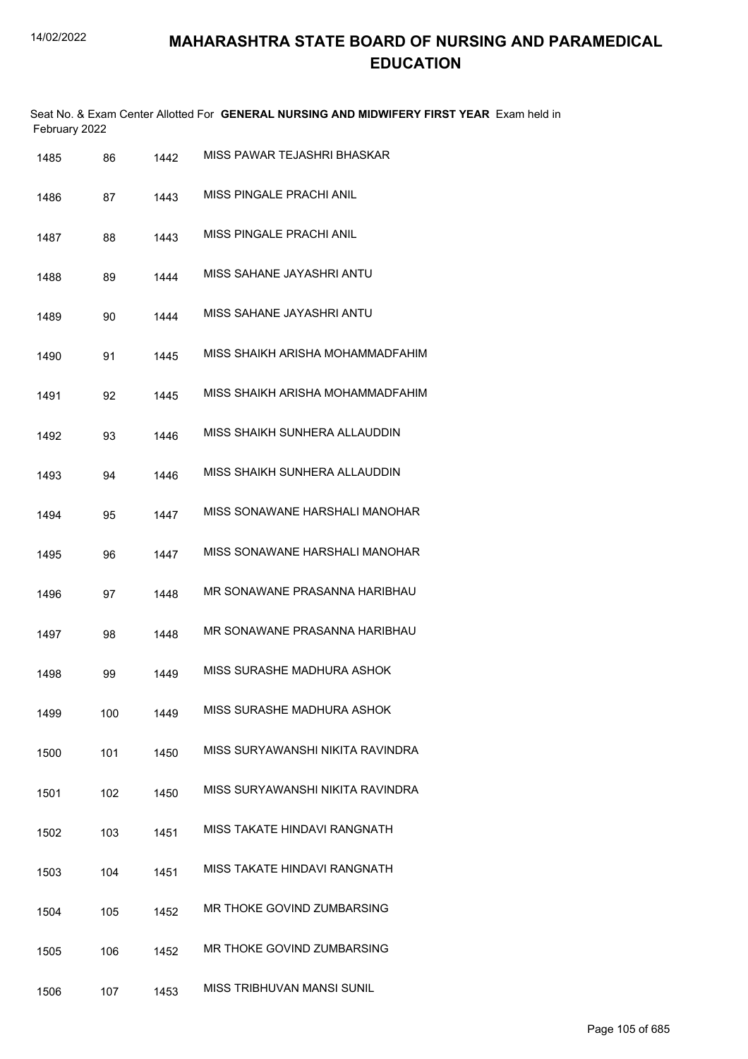# MAHARASHTRA STATE BOARD OF NURSING AND PARAMEDICAL EDUCATION

Seat No. & Exam Center Allotted For **GENERAL NURSING AND MIDWIFERY FIRST YEAR** Exam held in February 2022

| | | | |
|---|---|---|---|
| 1485 | 86 | 1442 | MISS PAWAR TEJASHRI BHASKAR |
| 1486 | 87 | 1443 | MISS PINGALE PRACHI ANIL |
| 1487 | 88 | 1443 | MISS PINGALE PRACHI ANIL |
| 1488 | 89 | 1444 | MISS SAHANE JAYASHRI ANTU |
| 1489 | 90 | 1444 | MISS SAHANE JAYASHRI ANTU |
| 1490 | 91 | 1445 | MISS SHAIKH ARISHA MOHAMMADFAHIM |
| 1491 | 92 | 1445 | MISS SHAIKH ARISHA MOHAMMADFAHIM |
| 1492 | 93 | 1446 | MISS SHAIKH SUNHERA ALLAUDDIN |
| 1493 | 94 | 1446 | MISS SHAIKH SUNHERA ALLAUDDIN |
| 1494 | 95 | 1447 | MISS SONAWANE HARSHALI MANOHAR |
| 1495 | 96 | 1447 | MISS SONAWANE HARSHALI MANOHAR |
| 1496 | 97 | 1448 | MR SONAWANE PRASANNA HARIBHAU |
| 1497 | 98 | 1448 | MR SONAWANE PRASANNA HARIBHAU |
| 1498 | 99 | 1449 | MISS SURASHE MADHURA ASHOK |
| 1499 | 100 | 1449 | MISS SURASHE MADHURA ASHOK |
| 1500 | 101 | 1450 | MISS SURYAWANSHI NIKITA RAVINDRA |
| 1501 | 102 | 1450 | MISS SURYAWANSHI NIKITA RAVINDRA |
| 1502 | 103 | 1451 | MISS TAKATE HINDAVI RANGNATH |
| 1503 | 104 | 1451 | MISS TAKATE HINDAVI RANGNATH |
| 1504 | 105 | 1452 | MR THOKE GOVIND ZUMBARSING |
| 1505 | 106 | 1452 | MR THOKE GOVIND ZUMBARSING |
| 1506 | 107 | 1453 | MISS TRIBHUVAN MANSI SUNIL |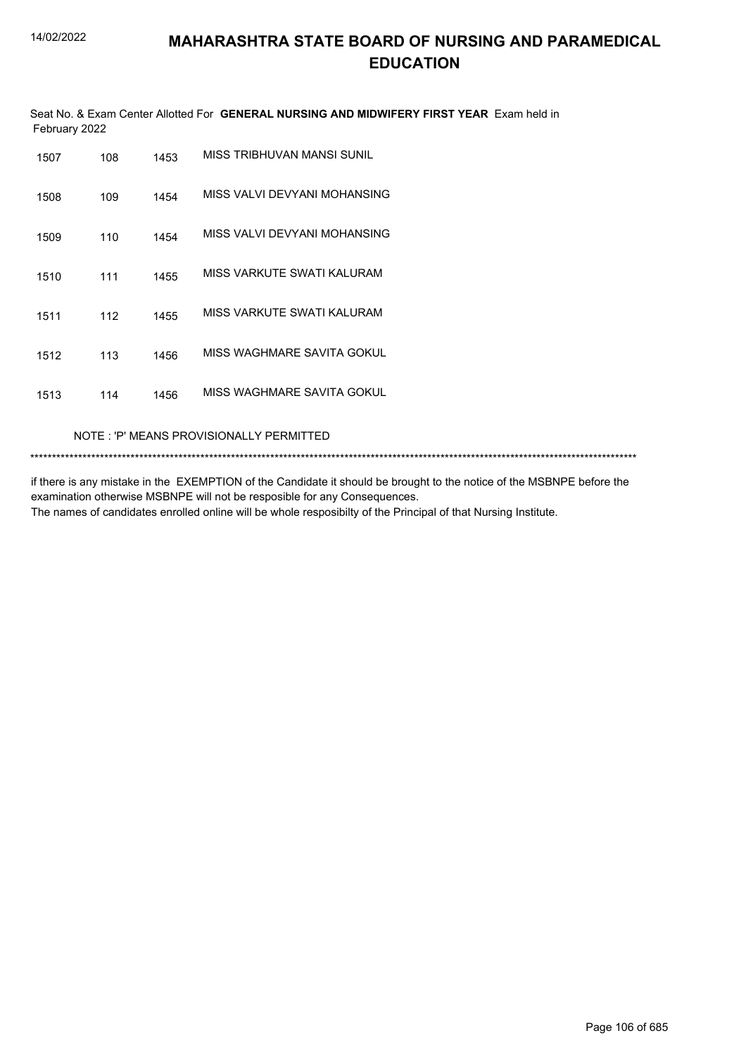# MAHARASHTRA STATE BOARD OF NURSING AND PARAMEDICAL EDUCATION

Seat No. & Exam Center Allotted For **GENERAL NURSING AND MIDWIFERY FIRST YEAR** Exam held in February 2022

| | | | |
|---|---|---|---|
| 1507 | 108 | 1453 | MISS TRIBHUVAN MANSI SUNIL |
| 1508 | 109 | 1454 | MISS VALVI DEVYANI MOHANSING |
| 1509 | 110 | 1454 | MISS VALVI DEVYANI MOHANSING |
| 1510 | 111 | 1455 | MISS VARKUTE SWATI KALURAM |
| 1511 | 112 | 1455 | MISS VARKUTE SWATI KALURAM |
| 1512 | 113 | 1456 | MISS WAGHMARE SAVITA GOKUL |
| 1513 | 114 | 1456 | MISS WAGHMARE SAVITA GOKUL |

NOTE : 'P' MEANS PROVISIONALLY PERMITTED

*******************************************************************************************************************************************

if there is any mistake in the EXEMPTION of the Candidate it should be brought to the notice of the MSBNPE before the examination otherwise MSBNPE will not be resposible for any Consequences.
The names of candidates enrolled online will be whole resposibilty of the Principal of that Nursing Institute.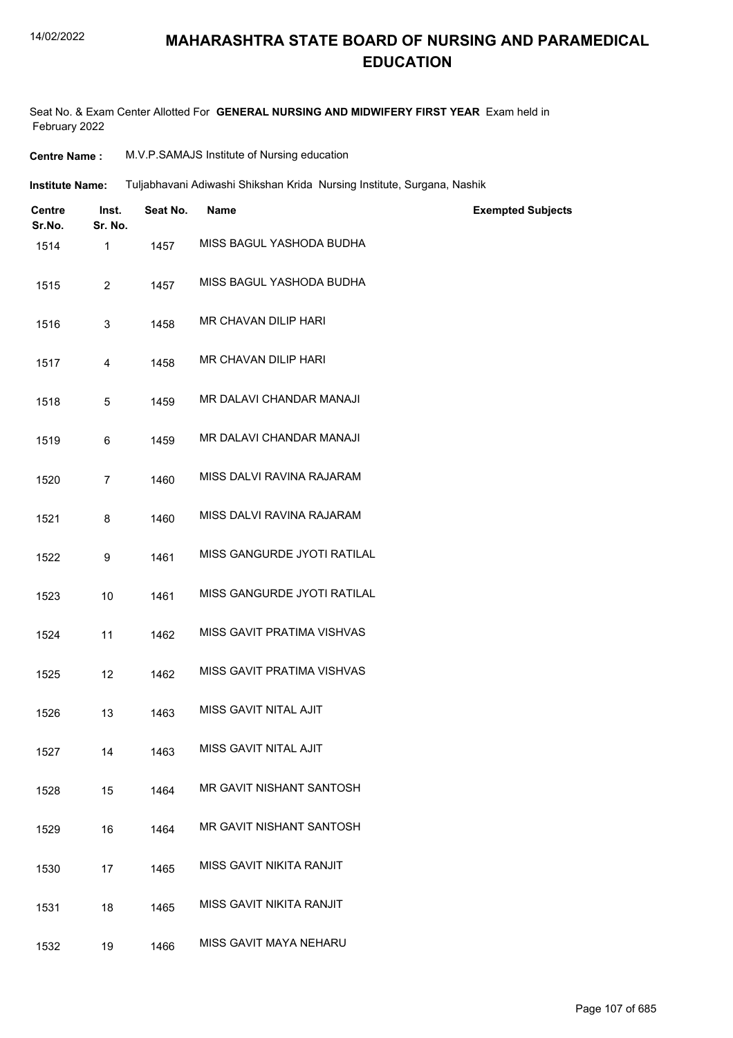# MAHARASHTRA STATE BOARD OF NURSING AND PARAMEDICAL EDUCATION

Seat No. & Exam Center Allotted For **GENERAL NURSING AND MIDWIFERY FIRST YEAR** Exam held in February 2022

**Centre Name :** M.V.P.SAMAJS Institute of Nursing education

**Institute Name:** Tuljabhavani Adiwashi Shikshan Krida Nursing Institute, Surgana, Nashik

| Centre Sr.No. | Inst. Sr. No. | Seat No. | Name | Exempted Subjects |
|---|---|---|---|---|
| 1514 | 1 | 1457 | MISS BAGUL YASHODA BUDHA | |
| 1515 | 2 | 1457 | MISS BAGUL YASHODA BUDHA | |
| 1516 | 3 | 1458 | MR CHAVAN DILIP HARI | |
| 1517 | 4 | 1458 | MR CHAVAN DILIP HARI | |
| 1518 | 5 | 1459 | MR DALAVI CHANDAR MANAJI | |
| 1519 | 6 | 1459 | MR DALAVI CHANDAR MANAJI | |
| 1520 | 7 | 1460 | MISS DALVI RAVINA RAJARAM | |
| 1521 | 8 | 1460 | MISS DALVI RAVINA RAJARAM | |
| 1522 | 9 | 1461 | MISS GANGURDE JYOTI RATILAL | |
| 1523 | 10 | 1461 | MISS GANGURDE JYOTI RATILAL | |
| 1524 | 11 | 1462 | MISS GAVIT PRATIMA VISHVAS | |
| 1525 | 12 | 1462 | MISS GAVIT PRATIMA VISHVAS | |
| 1526 | 13 | 1463 | MISS GAVIT NITAL AJIT | |
| 1527 | 14 | 1463 | MISS GAVIT NITAL AJIT | |
| 1528 | 15 | 1464 | MR GAVIT NISHANT SANTOSH | |
| 1529 | 16 | 1464 | MR GAVIT NISHANT SANTOSH | |
| 1530 | 17 | 1465 | MISS GAVIT NIKITA RANJIT | |
| 1531 | 18 | 1465 | MISS GAVIT NIKITA RANJIT | |
| 1532 | 19 | 1466 | MISS GAVIT MAYA NEHARU | |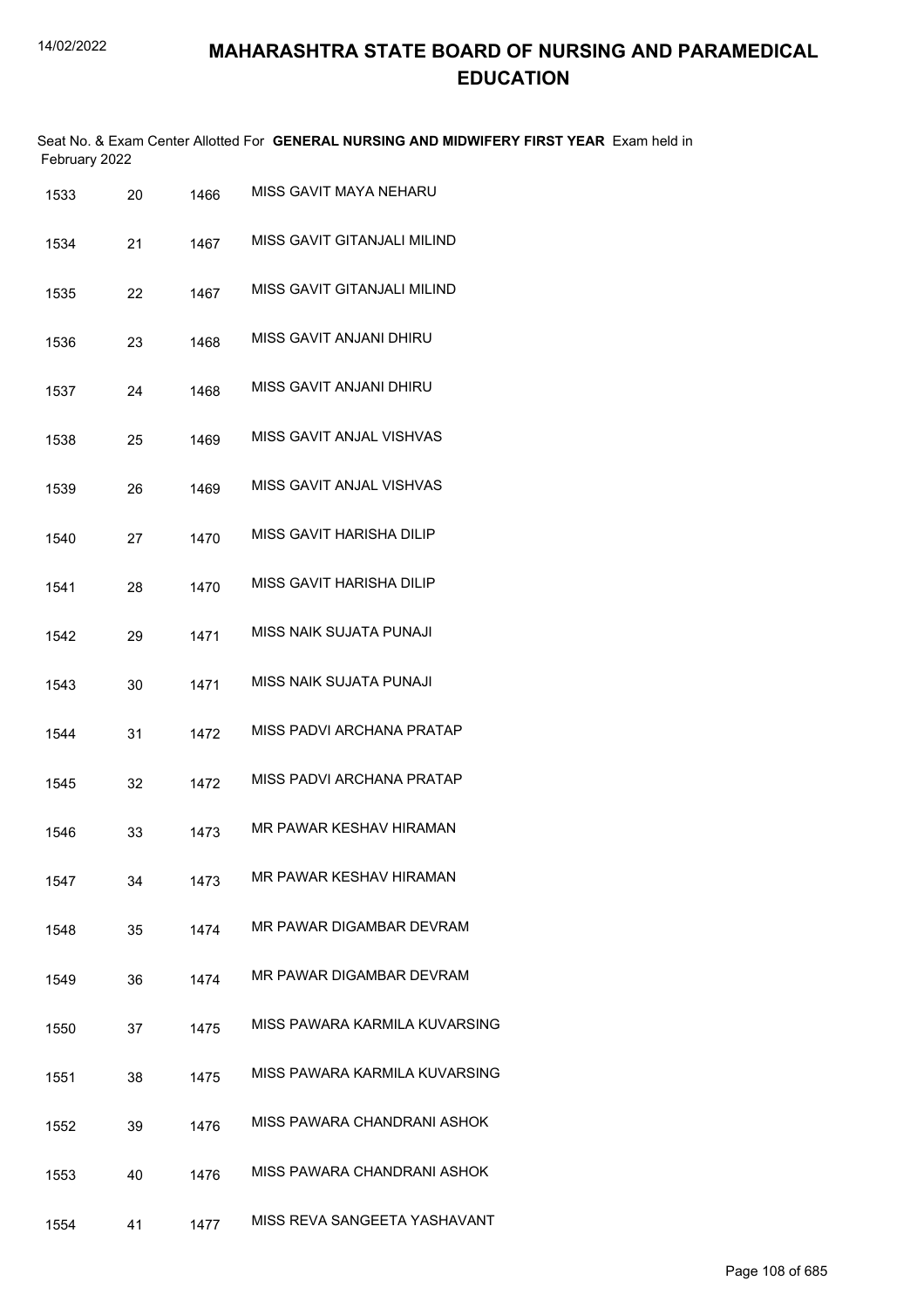# MAHARASHTRA STATE BOARD OF NURSING AND PARAMEDICAL EDUCATION

Seat No. & Exam Center Allotted For **GENERAL NURSING AND MIDWIFERY FIRST YEAR** Exam held in February 2022

| | | | |
|---|---|---|---|
| 1533 | 20 | 1466 | MISS GAVIT MAYA NEHARU |
| 1534 | 21 | 1467 | MISS GAVIT GITANJALI MILIND |
| 1535 | 22 | 1467 | MISS GAVIT GITANJALI MILIND |
| 1536 | 23 | 1468 | MISS GAVIT ANJANI DHIRU |
| 1537 | 24 | 1468 | MISS GAVIT ANJANI DHIRU |
| 1538 | 25 | 1469 | MISS GAVIT ANJAL VISHVAS |
| 1539 | 26 | 1469 | MISS GAVIT ANJAL VISHVAS |
| 1540 | 27 | 1470 | MISS GAVIT HARISHA DILIP |
| 1541 | 28 | 1470 | MISS GAVIT HARISHA DILIP |
| 1542 | 29 | 1471 | MISS NAIK SUJATA PUNAJI |
| 1543 | 30 | 1471 | MISS NAIK SUJATA PUNAJI |
| 1544 | 31 | 1472 | MISS PADVI ARCHANA PRATAP |
| 1545 | 32 | 1472 | MISS PADVI ARCHANA PRATAP |
| 1546 | 33 | 1473 | MR PAWAR KESHAV HIRAMAN |
| 1547 | 34 | 1473 | MR PAWAR KESHAV HIRAMAN |
| 1548 | 35 | 1474 | MR PAWAR DIGAMBAR DEVRAM |
| 1549 | 36 | 1474 | MR PAWAR DIGAMBAR DEVRAM |
| 1550 | 37 | 1475 | MISS PAWARA KARMILA KUVARSING |
| 1551 | 38 | 1475 | MISS PAWARA KARMILA KUVARSING |
| 1552 | 39 | 1476 | MISS PAWARA CHANDRANI ASHOK |
| 1553 | 40 | 1476 | MISS PAWARA CHANDRANI ASHOK |
| 1554 | 41 | 1477 | MISS REVA SANGEETA YASHAVANT |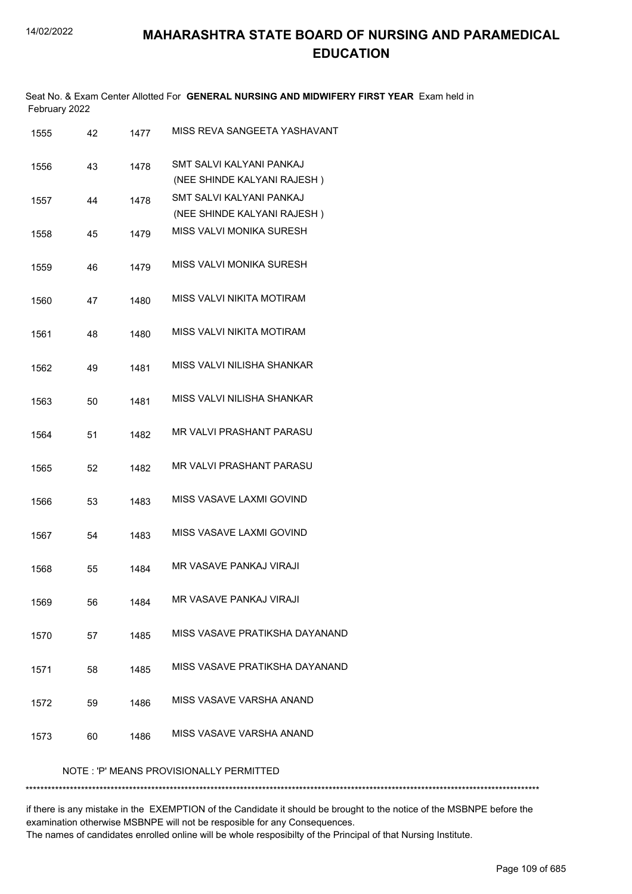# MAHARASHTRA STATE BOARD OF NURSING AND PARAMEDICAL EDUCATION

Seat No. & Exam Center Allotted For **GENERAL NURSING AND MIDWIFERY FIRST YEAR** Exam held in February 2022

| | | | |
|---|---|---|---|
| 1555 | 42 | 1477 | MISS REVA SANGEETA YASHAVANT |
| 1556 | 43 | 1478 | SMT SALVI KALYANI PANKAJ (NEE SHINDE KALYANI RAJESH ) |
| 1557 | 44 | 1478 | SMT SALVI KALYANI PANKAJ (NEE SHINDE KALYANI RAJESH ) |
| 1558 | 45 | 1479 | MISS VALVI MONIKA SURESH |
| 1559 | 46 | 1479 | MISS VALVI MONIKA SURESH |
| 1560 | 47 | 1480 | MISS VALVI NIKITA MOTIRAM |
| 1561 | 48 | 1480 | MISS VALVI NIKITA MOTIRAM |
| 1562 | 49 | 1481 | MISS VALVI NILISHA SHANKAR |
| 1563 | 50 | 1481 | MISS VALVI NILISHA SHANKAR |
| 1564 | 51 | 1482 | MR VALVI PRASHANT PARASU |
| 1565 | 52 | 1482 | MR VALVI PRASHANT PARASU |
| 1566 | 53 | 1483 | MISS VASAVE LAXMI GOVIND |
| 1567 | 54 | 1483 | MISS VASAVE LAXMI GOVIND |
| 1568 | 55 | 1484 | MR VASAVE PANKAJ VIRAJI |
| 1569 | 56 | 1484 | MR VASAVE PANKAJ VIRAJI |
| 1570 | 57 | 1485 | MISS VASAVE PRATIKSHA DAYANAND |
| 1571 | 58 | 1485 | MISS VASAVE PRATIKSHA DAYANAND |
| 1572 | 59 | 1486 | MISS VASAVE VARSHA ANAND |
| 1573 | 60 | 1486 | MISS VASAVE VARSHA ANAND |

NOTE : 'P' MEANS PROVISIONALLY PERMITTED

*******************************************************************************************************************************************

if there is any mistake in the EXEMPTION of the Candidate it should be brought to the notice of the MSBNPE before the examination otherwise MSBNPE will not be resposible for any Consequences.
The names of candidates enrolled online will be whole resposibilty of the Principal of that Nursing Institute.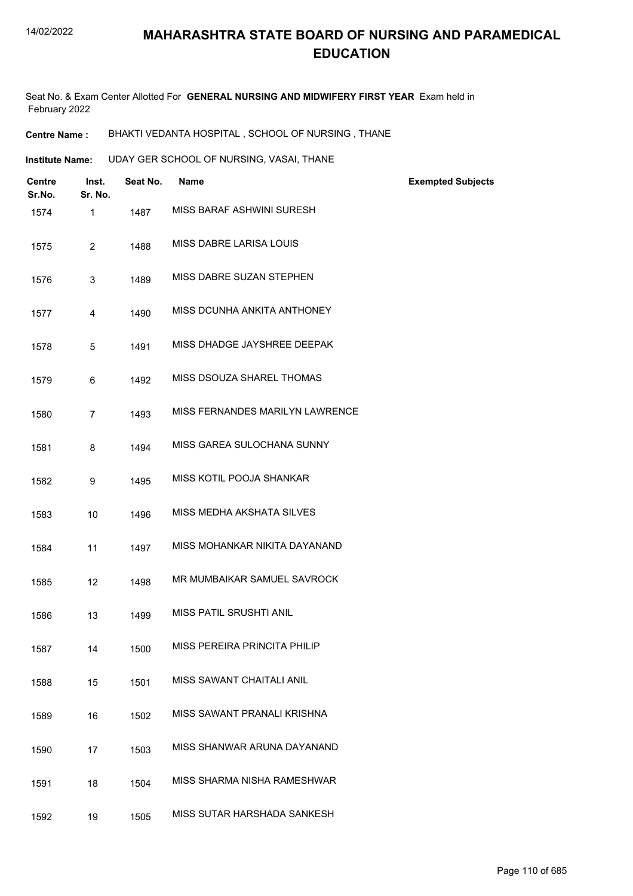# MAHARASHTRA STATE BOARD OF NURSING AND PARAMEDICAL EDUCATION

Seat No. & Exam Center Allotted For **GENERAL NURSING AND MIDWIFERY FIRST YEAR** Exam held in February 2022

**Centre Name :** BHAKTI VEDANTA HOSPITAL , SCHOOL OF NURSING , THANE

**Institute Name:** UDAY GER SCHOOL OF NURSING, VASAI, THANE

| Centre Sr.No. | Inst. Sr. No. | Seat No. | Name | Exempted Subjects |
|---|---|---|---|---|
| 1574 | 1 | 1487 | MISS BARAF ASHWINI SURESH | |
| 1575 | 2 | 1488 | MISS DABRE LARISA LOUIS | |
| 1576 | 3 | 1489 | MISS DABRE SUZAN STEPHEN | |
| 1577 | 4 | 1490 | MISS DCUNHA ANKITA ANTHONEY | |
| 1578 | 5 | 1491 | MISS DHADGE JAYSHREE DEEPAK | |
| 1579 | 6 | 1492 | MISS DSOUZA SHAREL THOMAS | |
| 1580 | 7 | 1493 | MISS FERNANDES MARILYN LAWRENCE | |
| 1581 | 8 | 1494 | MISS GAREA SULOCHANA SUNNY | |
| 1582 | 9 | 1495 | MISS KOTIL POOJA SHANKAR | |
| 1583 | 10 | 1496 | MISS MEDHA AKSHATA SILVES | |
| 1584 | 11 | 1497 | MISS MOHANKAR NIKITA DAYANAND | |
| 1585 | 12 | 1498 | MR MUMBAIKAR SAMUEL SAVROCK | |
| 1586 | 13 | 1499 | MISS PATIL SRUSHTI ANIL | |
| 1587 | 14 | 1500 | MISS PEREIRA PRINCITA PHILIP | |
| 1588 | 15 | 1501 | MISS SAWANT CHAITALI ANIL | |
| 1589 | 16 | 1502 | MISS SAWANT PRANALI KRISHNA | |
| 1590 | 17 | 1503 | MISS SHANWAR ARUNA DAYANAND | |
| 1591 | 18 | 1504 | MISS SHARMA NISHA RAMESHWAR | |
| 1592 | 19 | 1505 | MISS SUTAR HARSHADA SANKESH | |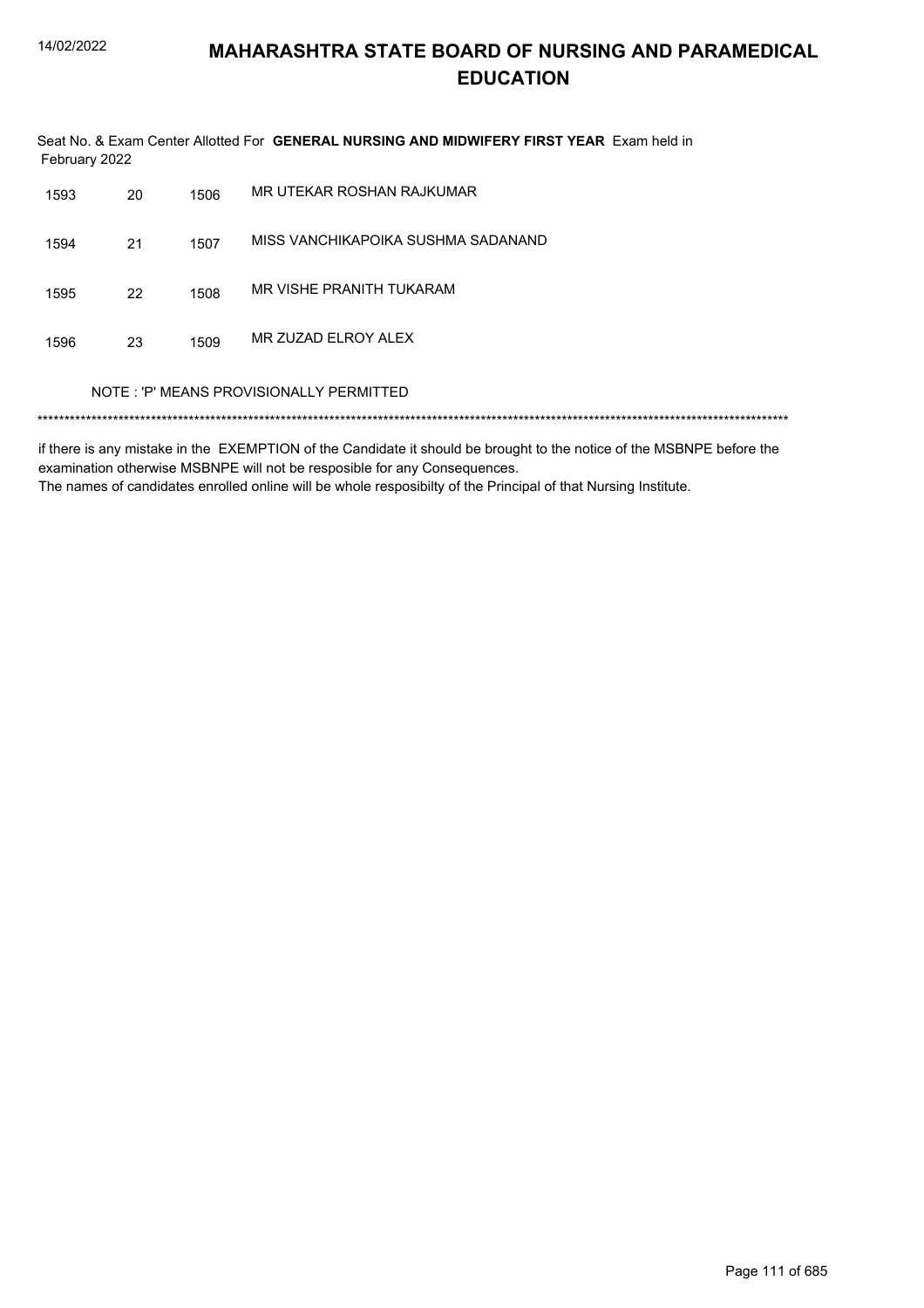# MAHARASHTRA STATE BOARD OF NURSING AND PARAMEDICAL EDUCATION

Seat No. & Exam Center Allotted For **GENERAL NURSING AND MIDWIFERY FIRST YEAR** Exam held in February 2022

| | | | |
|---|---|---|---|
| 1593 | 20 | 1506 | MR UTEKAR ROSHAN RAJKUMAR |
| 1594 | 21 | 1507 | MISS VANCHIKAPOIKA SUSHMA SADANAND |
| 1595 | 22 | 1508 | MR VISHE PRANITH TUKARAM |
| 1596 | 23 | 1509 | MR ZUZAD ELROY ALEX |

NOTE : 'P' MEANS PROVISIONALLY PERMITTED

*******************************************************************************************************************************************

if there is any mistake in the EXEMPTION of the Candidate it should be brought to the notice of the MSBNPE before the examination otherwise MSBNPE will not be resposible for any Consequences.
The names of candidates enrolled online will be whole resposibilty of the Principal of that Nursing Institute.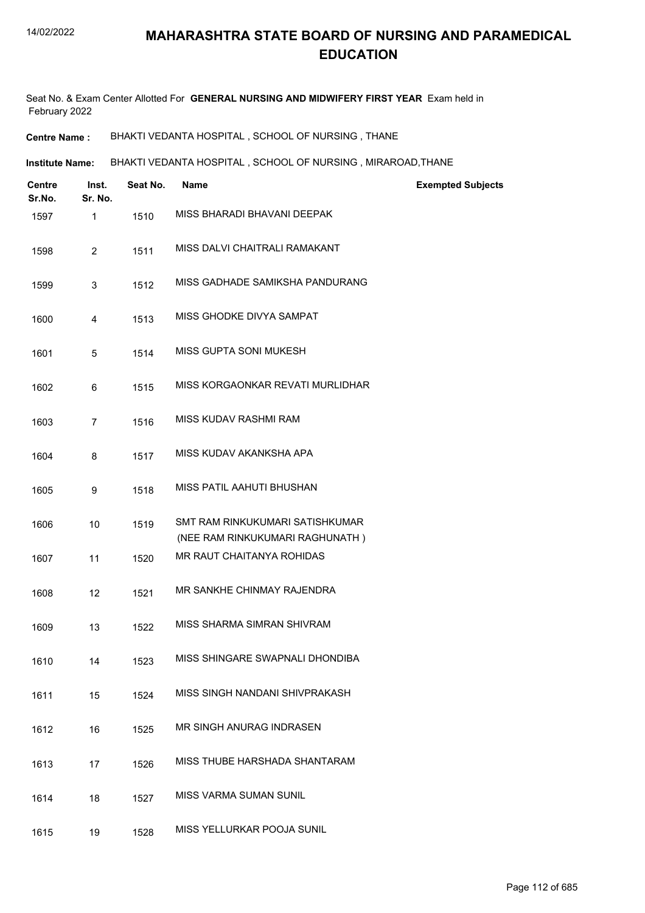# MAHARASHTRA STATE BOARD OF NURSING AND PARAMEDICAL EDUCATION

Seat No. & Exam Center Allotted For **GENERAL NURSING AND MIDWIFERY FIRST YEAR** Exam held in February 2022

**Centre Name :** BHAKTI VEDANTA HOSPITAL , SCHOOL OF NURSING , THANE

**Institute Name:** BHAKTI VEDANTA HOSPITAL , SCHOOL OF NURSING , MIRAROAD,THANE

| Centre Sr.No. | Inst. Sr. No. | Seat No. | Name | Exempted Subjects |
|---|---|---|---|---|
| 1597 | 1 | 1510 | MISS BHARADI BHAVANI DEEPAK | |
| 1598 | 2 | 1511 | MISS DALVI CHAITRALI RAMAKANT | |
| 1599 | 3 | 1512 | MISS GADHADE SAMIKSHA PANDURANG | |
| 1600 | 4 | 1513 | MISS GHODKE DIVYA SAMPAT | |
| 1601 | 5 | 1514 | MISS GUPTA SONI MUKESH | |
| 1602 | 6 | 1515 | MISS KORGAONKAR REVATI MURLIDHAR | |
| 1603 | 7 | 1516 | MISS KUDAV RASHMI RAM | |
| 1604 | 8 | 1517 | MISS KUDAV AKANKSHA APA | |
| 1605 | 9 | 1518 | MISS PATIL AAHUTI BHUSHAN | |
| 1606 | 10 | 1519 | SMT RAM RINKUKUMARI SATISHKUMAR (NEE RAM RINKUKUMARI RAGHUNATH ) | |
| 1607 | 11 | 1520 | MR RAUT CHAITANYA ROHIDAS | |
| 1608 | 12 | 1521 | MR SANKHE CHINMAY RAJENDRA | |
| 1609 | 13 | 1522 | MISS SHARMA SIMRAN SHIVRAM | |
| 1610 | 14 | 1523 | MISS SHINGARE SWAPNALI DHONDIBA | |
| 1611 | 15 | 1524 | MISS SINGH NANDANI SHIVPRAKASH | |
| 1612 | 16 | 1525 | MR SINGH ANURAG INDRASEN | |
| 1613 | 17 | 1526 | MISS THUBE HARSHADA SHANTARAM | |
| 1614 | 18 | 1527 | MISS VARMA SUMAN SUNIL | |
| 1615 | 19 | 1528 | MISS YELLURKAR POOJA SUNIL | |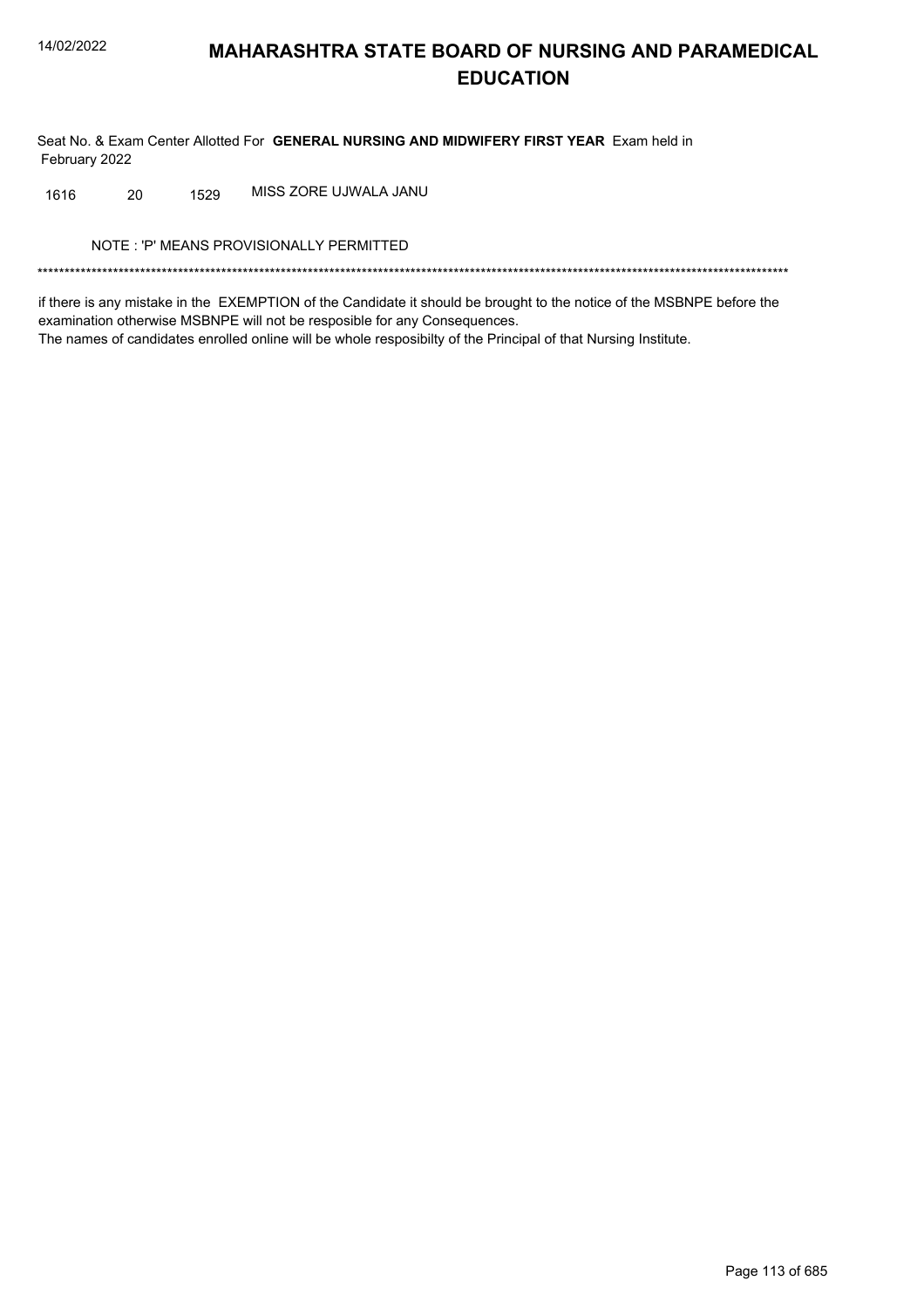# MAHARASHTRA STATE BOARD OF NURSING AND PARAMEDICAL EDUCATION

Seat No. & Exam Center Allotted For **GENERAL NURSING AND MIDWIFERY FIRST YEAR** Exam held in February 2022

| | | | |
|---|---|---|---|
| 1616 | 20 | 1529 | MISS ZORE UJWALA JANU |

NOTE : 'P' MEANS PROVISIONALLY PERMITTED

*******************************************************************************************************************************************

if there is any mistake in the EXEMPTION of the Candidate it should be brought to the notice of the MSBNPE before the examination otherwise MSBNPE will not be resposible for any Consequences.

The names of candidates enrolled online will be whole resposibilty of the Principal of that Nursing Institute.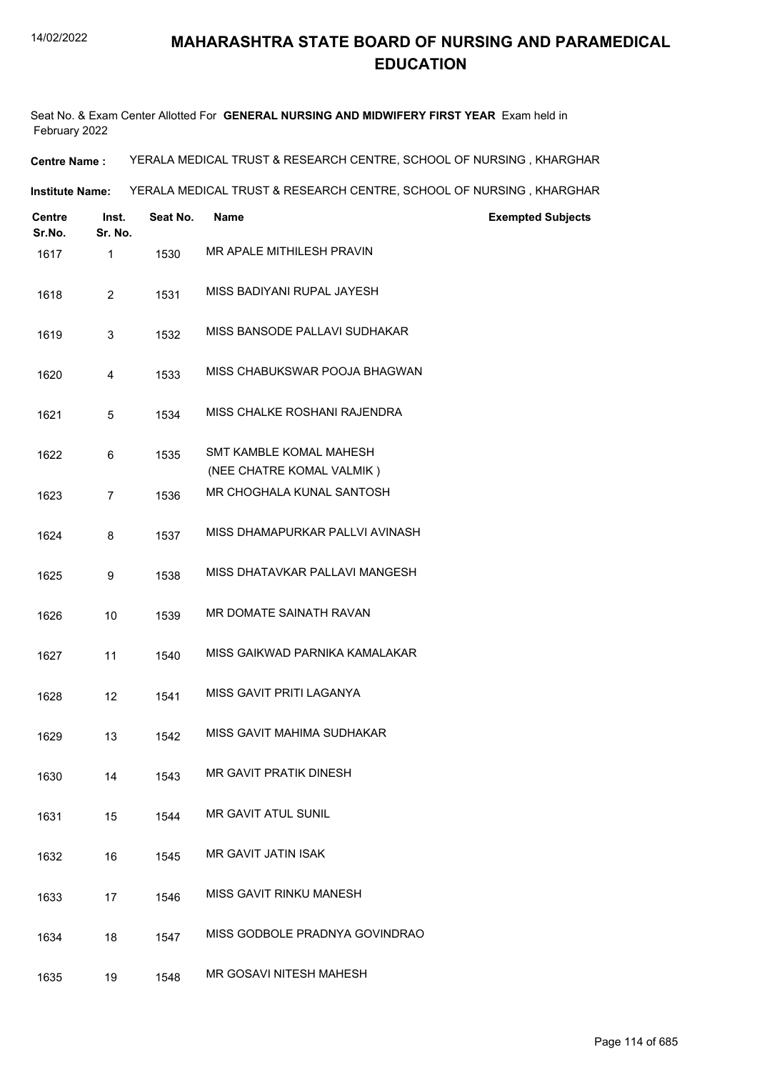# MAHARASHTRA STATE BOARD OF NURSING AND PARAMEDICAL EDUCATION

Seat No. & Exam Center Allotted For **GENERAL NURSING AND MIDWIFERY FIRST YEAR** Exam held in February 2022

**Centre Name :** YERALA MEDICAL TRUST & RESEARCH CENTRE, SCHOOL OF NURSING , KHARGHAR

**Institute Name:** YERALA MEDICAL TRUST & RESEARCH CENTRE, SCHOOL OF NURSING , KHARGHAR

| Centre Sr.No. | Inst. Sr. No. | Seat No. | Name | Exempted Subjects |
|---|---|---|---|---|
| 1617 | 1 | 1530 | MR APALE MITHILESH PRAVIN | |
| 1618 | 2 | 1531 | MISS BADIYANI RUPAL JAYESH | |
| 1619 | 3 | 1532 | MISS BANSODE PALLAVI SUDHAKAR | |
| 1620 | 4 | 1533 | MISS CHABUKSWAR POOJA BHAGWAN | |
| 1621 | 5 | 1534 | MISS CHALKE ROSHANI RAJENDRA | |
| 1622 | 6 | 1535 | SMT KAMBLE KOMAL MAHESH (NEE CHATRE KOMAL VALMIK ) | |
| 1623 | 7 | 1536 | MR CHOGHALA KUNAL SANTOSH | |
| 1624 | 8 | 1537 | MISS DHAMAPURKAR PALLVI AVINASH | |
| 1625 | 9 | 1538 | MISS DHATAVKAR PALLAVI MANGESH | |
| 1626 | 10 | 1539 | MR DOMATE SAINATH RAVAN | |
| 1627 | 11 | 1540 | MISS GAIKWAD PARNIKA KAMALAKAR | |
| 1628 | 12 | 1541 | MISS GAVIT PRITI LAGANYA | |
| 1629 | 13 | 1542 | MISS GAVIT MAHIMA SUDHAKAR | |
| 1630 | 14 | 1543 | MR GAVIT PRATIK DINESH | |
| 1631 | 15 | 1544 | MR GAVIT ATUL SUNIL | |
| 1632 | 16 | 1545 | MR GAVIT JATIN ISAK | |
| 1633 | 17 | 1546 | MISS GAVIT RINKU MANESH | |
| 1634 | 18 | 1547 | MISS GODBOLE PRADNYA GOVINDRAO | |
| 1635 | 19 | 1548 | MR GOSAVI NITESH MAHESH | |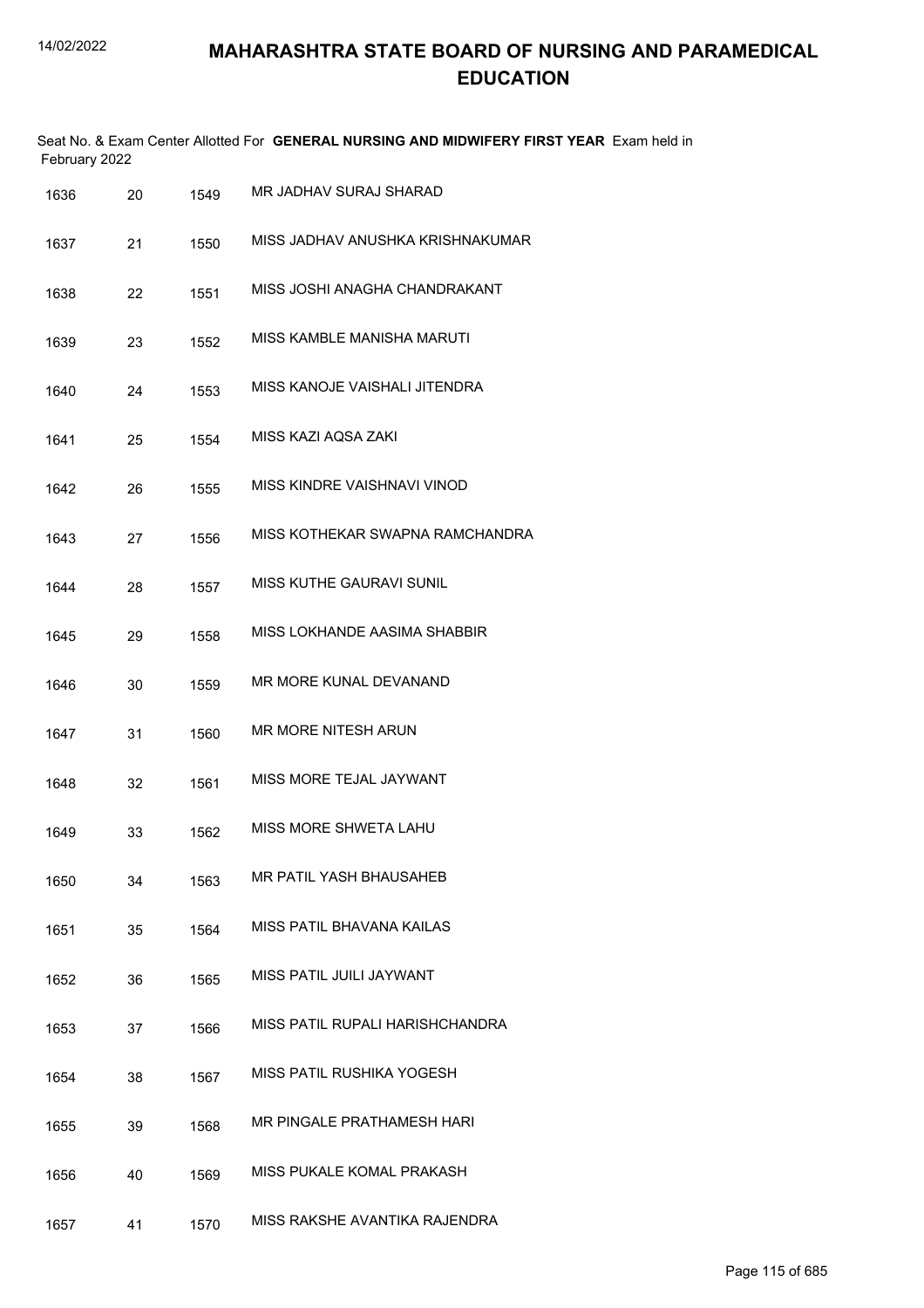# MAHARASHTRA STATE BOARD OF NURSING AND PARAMEDICAL EDUCATION

Seat No. & Exam Center Allotted For **GENERAL NURSING AND MIDWIFERY FIRST YEAR** Exam held in February 2022

| | | | |
|---|---|---|---|
| 1636 | 20 | 1549 | MR JADHAV SURAJ SHARAD |
| 1637 | 21 | 1550 | MISS JADHAV ANUSHKA KRISHNAKUMAR |
| 1638 | 22 | 1551 | MISS JOSHI ANAGHA CHANDRAKANT |
| 1639 | 23 | 1552 | MISS KAMBLE MANISHA MARUTI |
| 1640 | 24 | 1553 | MISS KANOJE VAISHALI JITENDRA |
| 1641 | 25 | 1554 | MISS KAZI AQSA ZAKI |
| 1642 | 26 | 1555 | MISS KINDRE VAISHNAVI VINOD |
| 1643 | 27 | 1556 | MISS KOTHEKAR SWAPNA RAMCHANDRA |
| 1644 | 28 | 1557 | MISS KUTHE GAURAVI SUNIL |
| 1645 | 29 | 1558 | MISS LOKHANDE AASIMA SHABBIR |
| 1646 | 30 | 1559 | MR MORE KUNAL DEVANAND |
| 1647 | 31 | 1560 | MR MORE NITESH ARUN |
| 1648 | 32 | 1561 | MISS MORE TEJAL JAYWANT |
| 1649 | 33 | 1562 | MISS MORE SHWETA LAHU |
| 1650 | 34 | 1563 | MR PATIL YASH BHAUSAHEB |
| 1651 | 35 | 1564 | MISS PATIL BHAVANA KAILAS |
| 1652 | 36 | 1565 | MISS PATIL JUILI JAYWANT |
| 1653 | 37 | 1566 | MISS PATIL RUPALI HARISHCHANDRA |
| 1654 | 38 | 1567 | MISS PATIL RUSHIKA YOGESH |
| 1655 | 39 | 1568 | MR PINGALE PRATHAMESH HARI |
| 1656 | 40 | 1569 | MISS PUKALE KOMAL PRAKASH |
| 1657 | 41 | 1570 | MISS RAKSHE AVANTIKA RAJENDRA |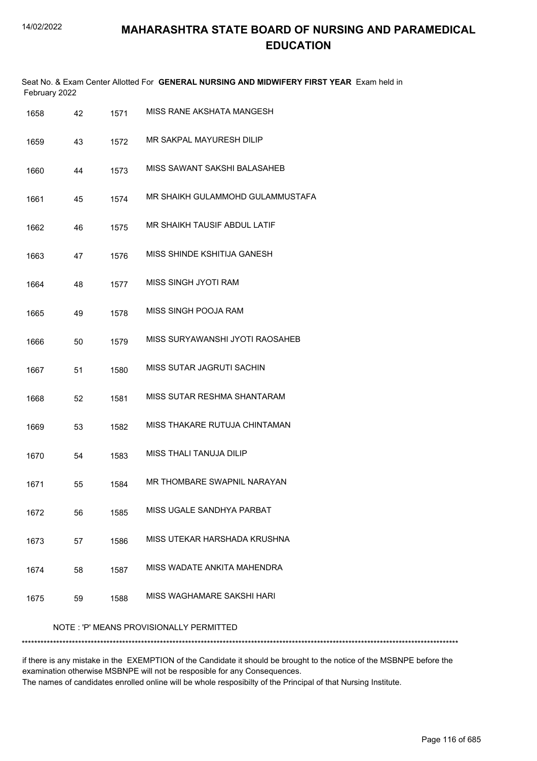# MAHARASHTRA STATE BOARD OF NURSING AND PARAMEDICAL EDUCATION

Seat No. & Exam Center Allotted For **GENERAL NURSING AND MIDWIFERY FIRST YEAR** Exam held in February 2022

| | | | |
|---|---|---|---|
| 1658 | 42 | 1571 | MISS RANE AKSHATA MANGESH |
| 1659 | 43 | 1572 | MR SAKPAL MAYURESH DILIP |
| 1660 | 44 | 1573 | MISS SAWANT SAKSHI BALASAHEB |
| 1661 | 45 | 1574 | MR SHAIKH GULAMMOHD GULAMMUSTAFA |
| 1662 | 46 | 1575 | MR SHAIKH TAUSIF ABDUL LATIF |
| 1663 | 47 | 1576 | MISS SHINDE KSHITIJA GANESH |
| 1664 | 48 | 1577 | MISS SINGH JYOTI RAM |
| 1665 | 49 | 1578 | MISS SINGH POOJA RAM |
| 1666 | 50 | 1579 | MISS SURYAWANSHI JYOTI RAOSAHEB |
| 1667 | 51 | 1580 | MISS SUTAR JAGRUTI SACHIN |
| 1668 | 52 | 1581 | MISS SUTAR RESHMA SHANTARAM |
| 1669 | 53 | 1582 | MISS THAKARE RUTUJA CHINTAMAN |
| 1670 | 54 | 1583 | MISS THALI TANUJA DILIP |
| 1671 | 55 | 1584 | MR THOMBARE SWAPNIL NARAYAN |
| 1672 | 56 | 1585 | MISS UGALE SANDHYA PARBAT |
| 1673 | 57 | 1586 | MISS UTEKAR HARSHADA KRUSHNA |
| 1674 | 58 | 1587 | MISS WADATE ANKITA MAHENDRA |
| 1675 | 59 | 1588 | MISS WAGHAMARE SAKSHI HARI |

NOTE : 'P' MEANS PROVISIONALLY PERMITTED

*******************************************************************************************************************************************

if there is any mistake in the EXEMPTION of the Candidate it should be brought to the notice of the MSBNPE before the examination otherwise MSBNPE will not be resposible for any Consequences.

The names of candidates enrolled online will be whole resposibilty of the Principal of that Nursing Institute.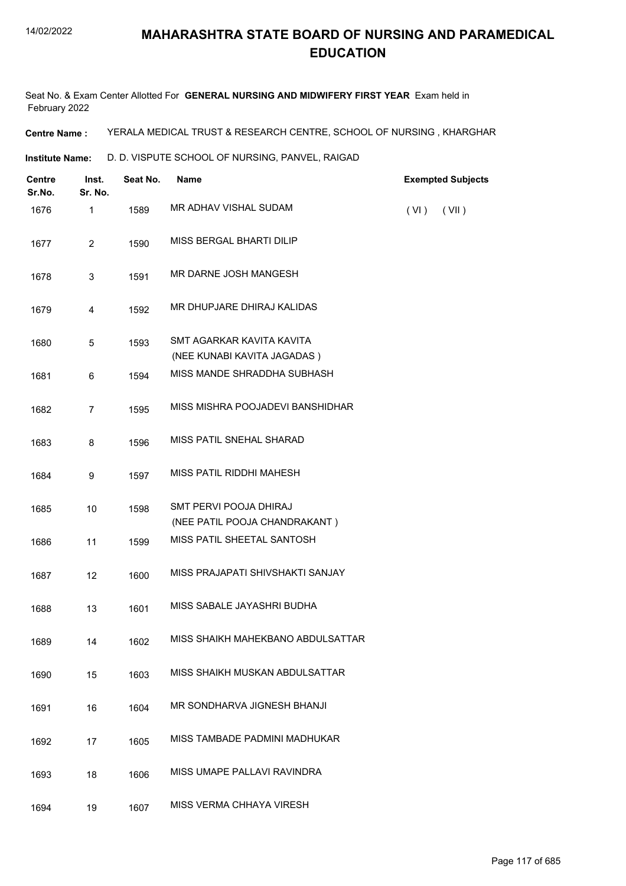# MAHARASHTRA STATE BOARD OF NURSING AND PARAMEDICAL EDUCATION

Seat No. & Exam Center Allotted For **GENERAL NURSING AND MIDWIFERY FIRST YEAR** Exam held in February 2022

**Centre Name :** YERALA MEDICAL TRUST & RESEARCH CENTRE, SCHOOL OF NURSING , KHARGHAR

**Institute Name:** D. D. VISPUTE SCHOOL OF NURSING, PANVEL, RAIGAD

| Centre Sr.No. | Inst. Sr. No. | Seat No. | Name | Exempted Subjects |
|---|---|---|---|---|
| 1676 | 1 | 1589 | MR ADHAV VISHAL SUDAM | ( VI ) ( VII ) |
| 1677 | 2 | 1590 | MISS BERGAL BHARTI DILIP | |
| 1678 | 3 | 1591 | MR DARNE JOSH MANGESH | |
| 1679 | 4 | 1592 | MR DHUPJARE DHIRAJ KALIDAS | |
| 1680 | 5 | 1593 | SMT AGARKAR KAVITA KAVITA (NEE KUNABI KAVITA JAGADAS ) | |
| 1681 | 6 | 1594 | MISS MANDE SHRADDHA SUBHASH | |
| 1682 | 7 | 1595 | MISS MISHRA POOJADEVI BANSHIDHAR | |
| 1683 | 8 | 1596 | MISS PATIL SNEHAL SHARAD | |
| 1684 | 9 | 1597 | MISS PATIL RIDDHI MAHESH | |
| 1685 | 10 | 1598 | SMT PERVI POOJA DHIRAJ (NEE PATIL POOJA CHANDRAKANT ) | |
| 1686 | 11 | 1599 | MISS PATIL SHEETAL SANTOSH | |
| 1687 | 12 | 1600 | MISS PRAJAPATI SHIVSHAKTI SANJAY | |
| 1688 | 13 | 1601 | MISS SABALE JAYASHRI BUDHA | |
| 1689 | 14 | 1602 | MISS SHAIKH MAHEKBANO ABDULSATTAR | |
| 1690 | 15 | 1603 | MISS SHAIKH MUSKAN ABDULSATTAR | |
| 1691 | 16 | 1604 | MR SONDHARVA JIGNESH BHANJI | |
| 1692 | 17 | 1605 | MISS TAMBADE PADMINI MADHUKAR | |
| 1693 | 18 | 1606 | MISS UMAPE PALLAVI RAVINDRA | |
| 1694 | 19 | 1607 | MISS VERMA CHHAYA VIRESH | |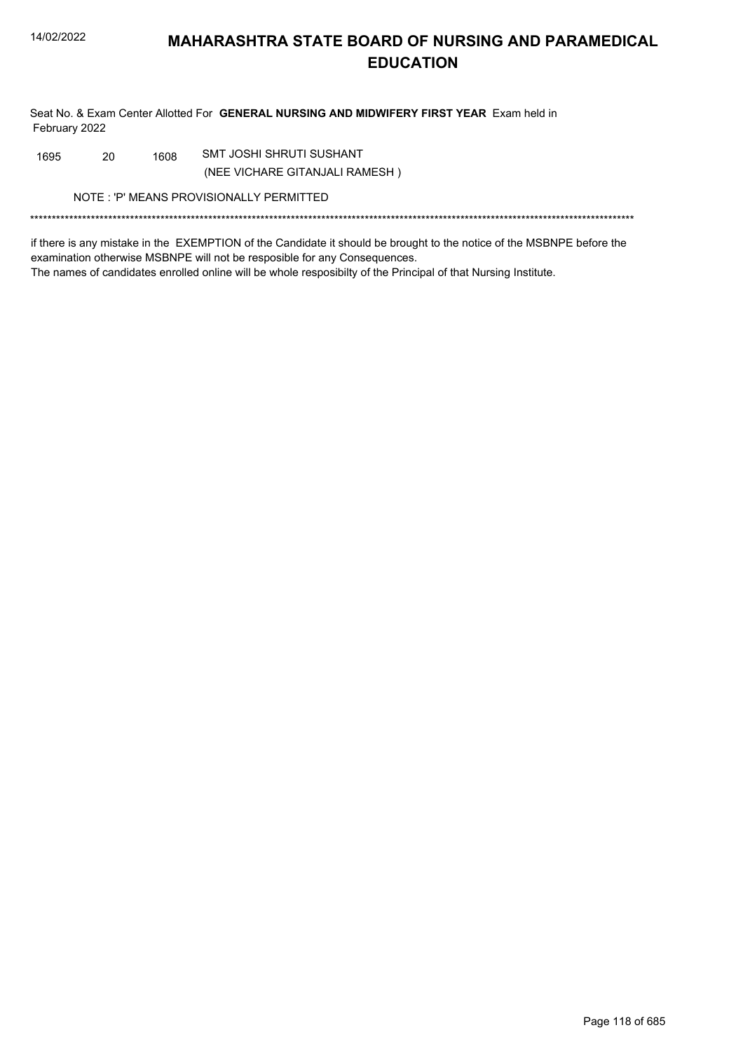# MAHARASHTRA STATE BOARD OF NURSING AND PARAMEDICAL EDUCATION

Seat No. & Exam Center Allotted For **GENERAL NURSING AND MIDWIFERY FIRST YEAR** Exam held in February 2022

| | | | |
|---|---|---|---|
| 1695 | 20 | 1608 | SMT JOSHI SHRUTI SUSHANT<br>(NEE VICHARE GITANJALI RAMESH ) |

NOTE : 'P' MEANS PROVISIONALLY PERMITTED

*******************************************************************************************************************************************

if there is any mistake in the EXEMPTION of the Candidate it should be brought to the notice of the MSBNPE before the examination otherwise MSBNPE will not be resposible for any Consequences.
The names of candidates enrolled online will be whole resposibilty of the Principal of that Nursing Institute.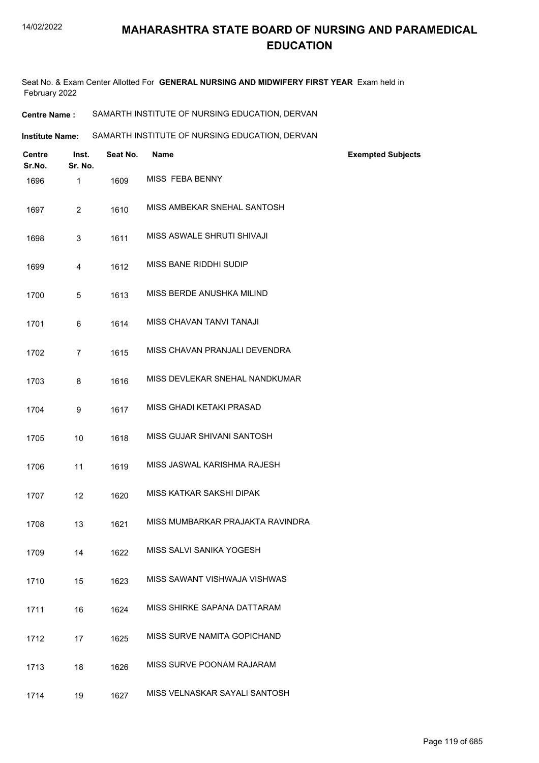# MAHARASHTRA STATE BOARD OF NURSING AND PARAMEDICAL EDUCATION

Seat No. & Exam Center Allotted For **GENERAL NURSING AND MIDWIFERY FIRST YEAR** Exam held in February 2022

**Centre Name :** SAMARTH INSTITUTE OF NURSING EDUCATION, DERVAN

**Institute Name:** SAMARTH INSTITUTE OF NURSING EDUCATION, DERVAN

| Centre Sr.No. | Inst. Sr. No. | Seat No. | Name | Exempted Subjects |
|---|---|---|---|---|
| 1696 | 1 | 1609 | MISS FEBA BENNY | |
| 1697 | 2 | 1610 | MISS AMBEKAR SNEHAL SANTOSH | |
| 1698 | 3 | 1611 | MISS ASWALE SHRUTI SHIVAJI | |
| 1699 | 4 | 1612 | MISS BANE RIDDHI SUDIP | |
| 1700 | 5 | 1613 | MISS BERDE ANUSHKA MILIND | |
| 1701 | 6 | 1614 | MISS CHAVAN TANVI TANAJI | |
| 1702 | 7 | 1615 | MISS CHAVAN PRANJALI DEVENDRA | |
| 1703 | 8 | 1616 | MISS DEVLEKAR SNEHAL NANDKUMAR | |
| 1704 | 9 | 1617 | MISS GHADI KETAKI PRASAD | |
| 1705 | 10 | 1618 | MISS GUJAR SHIVANI SANTOSH | |
| 1706 | 11 | 1619 | MISS JASWAL KARISHMA RAJESH | |
| 1707 | 12 | 1620 | MISS KATKAR SAKSHI DIPAK | |
| 1708 | 13 | 1621 | MISS MUMBARKAR PRAJAKTA RAVINDRA | |
| 1709 | 14 | 1622 | MISS SALVI SANIKA YOGESH | |
| 1710 | 15 | 1623 | MISS SAWANT VISHWAJA VISHWAS | |
| 1711 | 16 | 1624 | MISS SHIRKE SAPANA DATTARAM | |
| 1712 | 17 | 1625 | MISS SURVE NAMITA GOPICHAND | |
| 1713 | 18 | 1626 | MISS SURVE POONAM RAJARAM | |
| 1714 | 19 | 1627 | MISS VELNASKAR SAYALI SANTOSH | |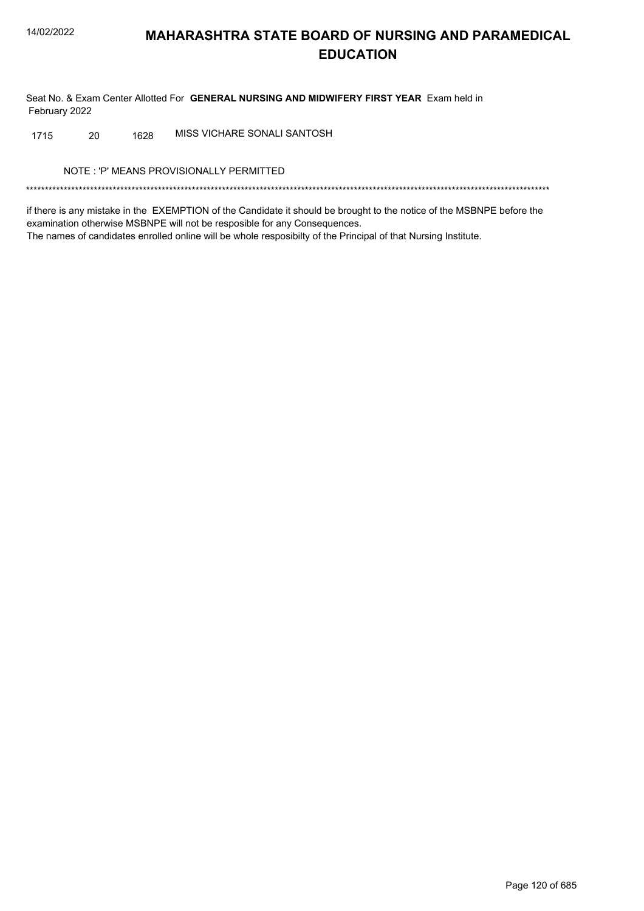# MAHARASHTRA STATE BOARD OF NURSING AND PARAMEDICAL EDUCATION

Seat No. & Exam Center Allotted For **GENERAL NURSING AND MIDWIFERY FIRST YEAR** Exam held in February 2022

| | | | |
|---|---|---|---|
| 1715 | 20 | 1628 | MISS VICHARE SONALI SANTOSH |

NOTE : 'P' MEANS PROVISIONALLY PERMITTED

*******************************************************************************************************************************************

if there is any mistake in the EXEMPTION of the Candidate it should be brought to the notice of the MSBNPE before the examination otherwise MSBNPE will not be resposible for any Consequences.

The names of candidates enrolled online will be whole resposibilty of the Principal of that Nursing Institute.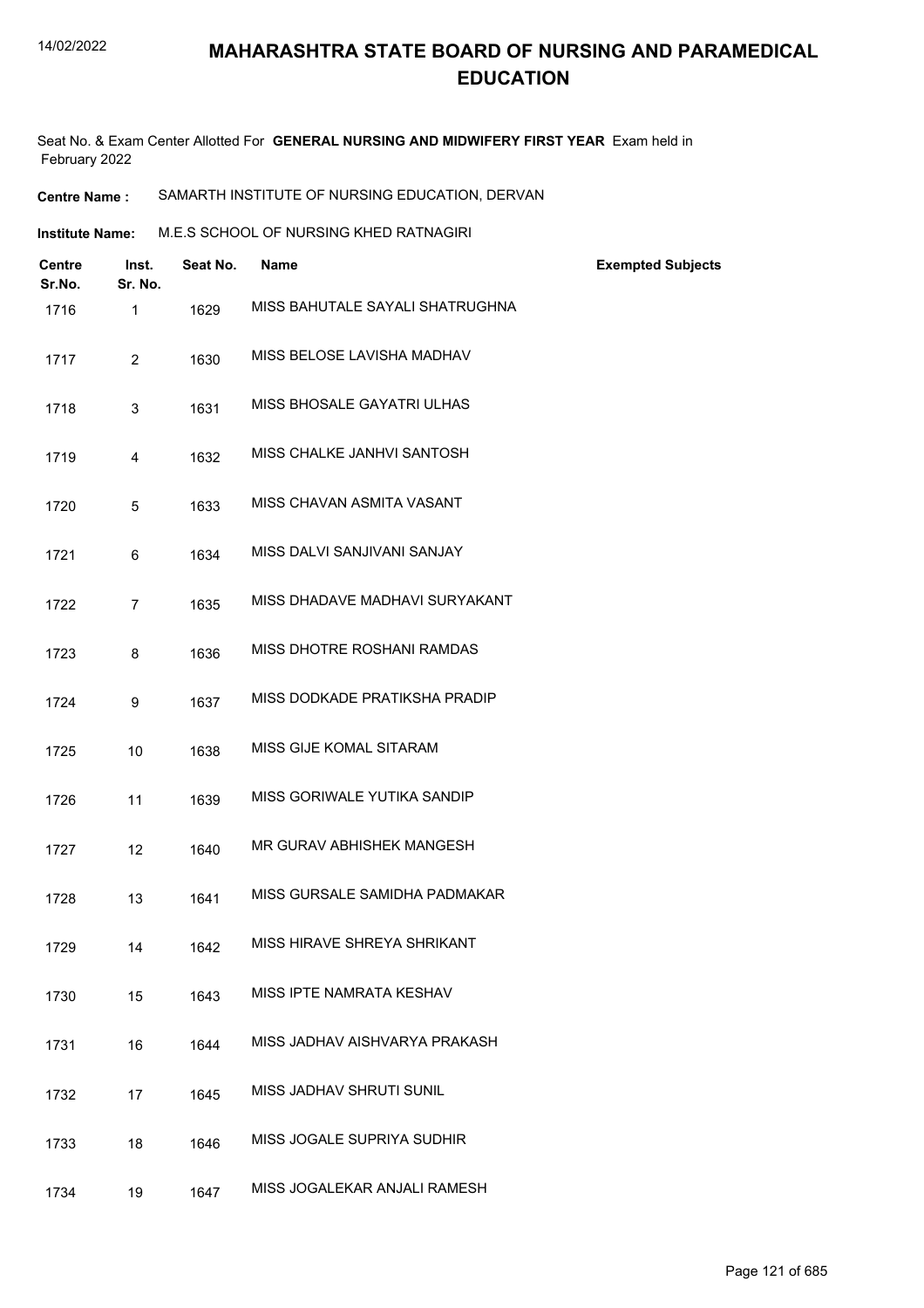# MAHARASHTRA STATE BOARD OF NURSING AND PARAMEDICAL EDUCATION

Seat No. & Exam Center Allotted For **GENERAL NURSING AND MIDWIFERY FIRST YEAR** Exam held in February 2022

**Centre Name :** SAMARTH INSTITUTE OF NURSING EDUCATION, DERVAN

**Institute Name:** M.E.S SCHOOL OF NURSING KHED RATNAGIRI

| Centre Sr.No. | Inst. Sr. No. | Seat No. | Name | Exempted Subjects |
|---|---|---|---|---|
| 1716 | 1 | 1629 | MISS BAHUTALE SAYALI SHATRUGHNA | |
| 1717 | 2 | 1630 | MISS BELOSE LAVISHA MADHAV | |
| 1718 | 3 | 1631 | MISS BHOSALE GAYATRI ULHAS | |
| 1719 | 4 | 1632 | MISS CHALKE JANHVI SANTOSH | |
| 1720 | 5 | 1633 | MISS CHAVAN ASMITA VASANT | |
| 1721 | 6 | 1634 | MISS DALVI SANJIVANI SANJAY | |
| 1722 | 7 | 1635 | MISS DHADAVE MADHAVI SURYAKANT | |
| 1723 | 8 | 1636 | MISS DHOTRE ROSHANI RAMDAS | |
| 1724 | 9 | 1637 | MISS DODKADE PRATIKSHA PRADIP | |
| 1725 | 10 | 1638 | MISS GIJE KOMAL SITARAM | |
| 1726 | 11 | 1639 | MISS GORIWALE YUTIKA SANDIP | |
| 1727 | 12 | 1640 | MR GURAV ABHISHEK MANGESH | |
| 1728 | 13 | 1641 | MISS GURSALE SAMIDHA PADMAKAR | |
| 1729 | 14 | 1642 | MISS HIRAVE SHREYA SHRIKANT | |
| 1730 | 15 | 1643 | MISS IPTE NAMRATA KESHAV | |
| 1731 | 16 | 1644 | MISS JADHAV AISHVARYA PRAKASH | |
| 1732 | 17 | 1645 | MISS JADHAV SHRUTI SUNIL | |
| 1733 | 18 | 1646 | MISS JOGALE SUPRIYA SUDHIR | |
| 1734 | 19 | 1647 | MISS JOGALEKAR ANJALI RAMESH | |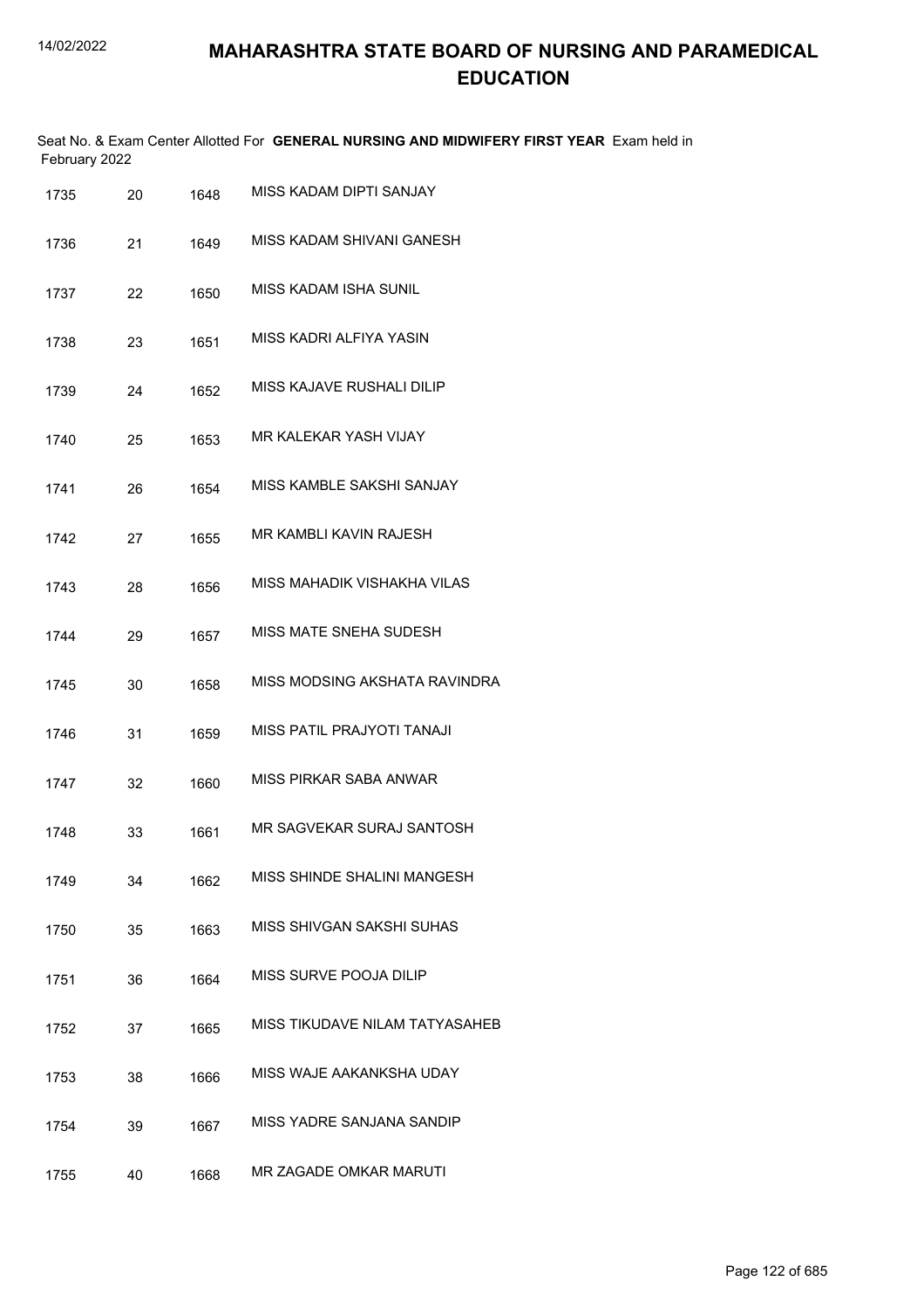# MAHARASHTRA STATE BOARD OF NURSING AND PARAMEDICAL EDUCATION

Seat No. & Exam Center Allotted For **GENERAL NURSING AND MIDWIFERY FIRST YEAR** Exam held in February 2022

| | | | |
|---|---|---|---|
| 1735 | 20 | 1648 | MISS KADAM DIPTI SANJAY |
| 1736 | 21 | 1649 | MISS KADAM SHIVANI GANESH |
| 1737 | 22 | 1650 | MISS KADAM ISHA SUNIL |
| 1738 | 23 | 1651 | MISS KADRI ALFIYA YASIN |
| 1739 | 24 | 1652 | MISS KAJAVE RUSHALI DILIP |
| 1740 | 25 | 1653 | MR KALEKAR YASH VIJAY |
| 1741 | 26 | 1654 | MISS KAMBLE SAKSHI SANJAY |
| 1742 | 27 | 1655 | MR KAMBLI KAVIN RAJESH |
| 1743 | 28 | 1656 | MISS MAHADIK VISHAKHA VILAS |
| 1744 | 29 | 1657 | MISS MATE SNEHA SUDESH |
| 1745 | 30 | 1658 | MISS MODSING AKSHATA RAVINDRA |
| 1746 | 31 | 1659 | MISS PATIL PRAJYOTI TANAJI |
| 1747 | 32 | 1660 | MISS PIRKAR SABA ANWAR |
| 1748 | 33 | 1661 | MR SAGVEKAR SURAJ SANTOSH |
| 1749 | 34 | 1662 | MISS SHINDE SHALINI MANGESH |
| 1750 | 35 | 1663 | MISS SHIVGAN SAKSHI SUHAS |
| 1751 | 36 | 1664 | MISS SURVE POOJA DILIP |
| 1752 | 37 | 1665 | MISS TIKUDAVE NILAM TATYASAHEB |
| 1753 | 38 | 1666 | MISS WAJE AAKANKSHA UDAY |
| 1754 | 39 | 1667 | MISS YADRE SANJANA SANDIP |
| 1755 | 40 | 1668 | MR ZAGADE OMKAR MARUTI |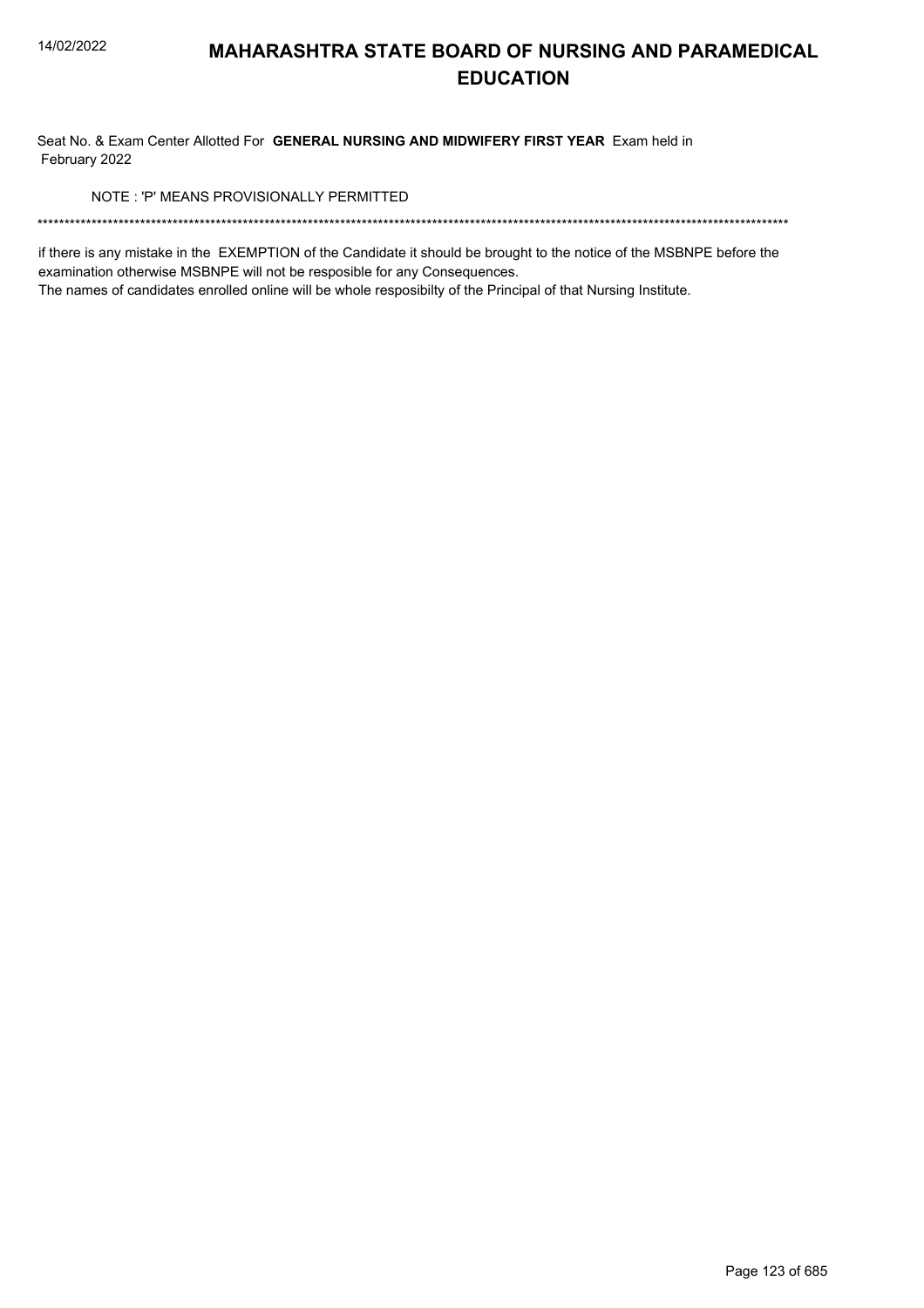# MAHARASHTRA STATE BOARD OF NURSING AND PARAMEDICAL EDUCATION

Seat No. & Exam Center Allotted For **GENERAL NURSING AND MIDWIFERY FIRST YEAR** Exam held in February 2022

NOTE : 'P' MEANS PROVISIONALLY PERMITTED

*******************************************************************************************************************************************

if there is any mistake in the EXEMPTION of the Candidate it should be brought to the notice of the MSBNPE before the examination otherwise MSBNPE will not be resposible for any Consequences.
The names of candidates enrolled online will be whole resposibilty of the Principal of that Nursing Institute.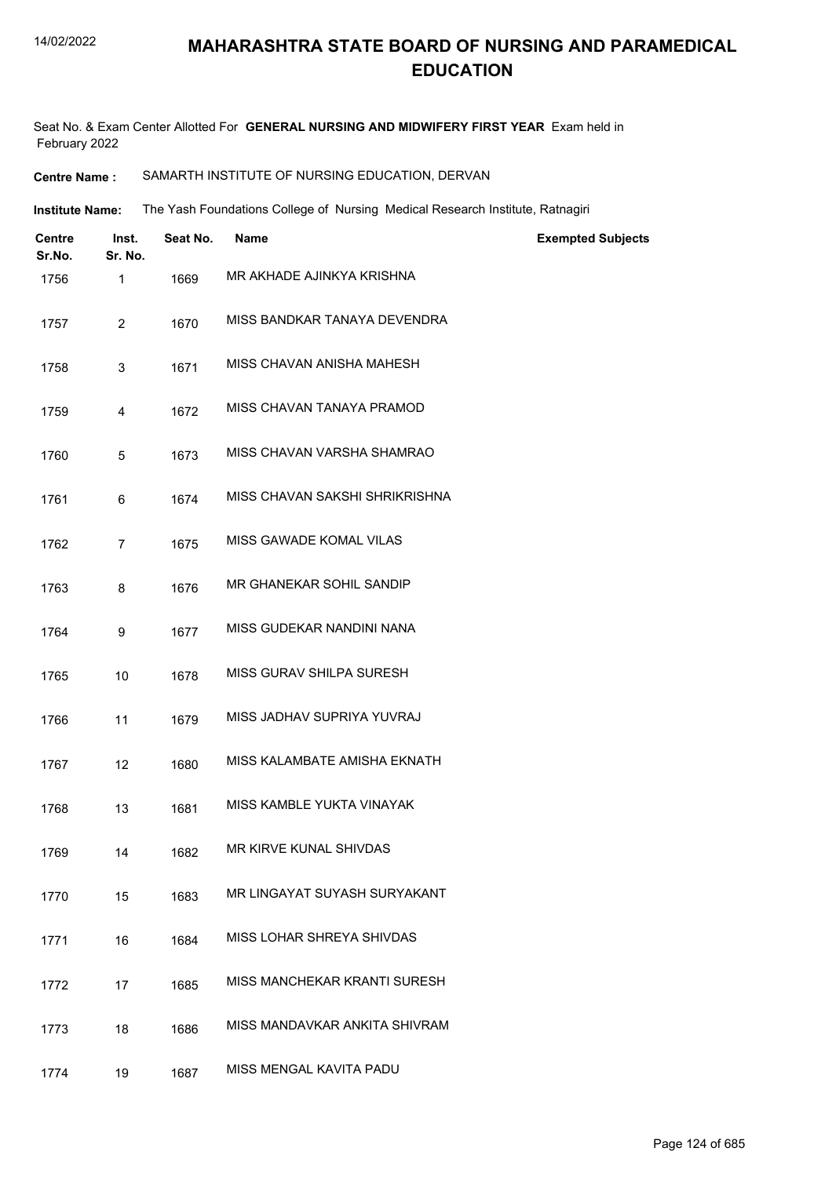# MAHARASHTRA STATE BOARD OF NURSING AND PARAMEDICAL EDUCATION

Seat No. & Exam Center Allotted For **GENERAL NURSING AND MIDWIFERY FIRST YEAR** Exam held in February 2022

**Centre Name :** SAMARTH INSTITUTE OF NURSING EDUCATION, DERVAN

**Institute Name:** The Yash Foundations College of Nursing Medical Research Institute, Ratnagiri

| Centre Sr.No. | Inst. Sr. No. | Seat No. | Name | Exempted Subjects |
|---|---|---|---|---|
| 1756 | 1 | 1669 | MR AKHADE AJINKYA KRISHNA | |
| 1757 | 2 | 1670 | MISS BANDKAR TANAYA DEVENDRA | |
| 1758 | 3 | 1671 | MISS CHAVAN ANISHA MAHESH | |
| 1759 | 4 | 1672 | MISS CHAVAN TANAYA PRAMOD | |
| 1760 | 5 | 1673 | MISS CHAVAN VARSHA SHAMRAO | |
| 1761 | 6 | 1674 | MISS CHAVAN SAKSHI SHRIKRISHNA | |
| 1762 | 7 | 1675 | MISS GAWADE KOMAL VILAS | |
| 1763 | 8 | 1676 | MR GHANEKAR SOHIL SANDIP | |
| 1764 | 9 | 1677 | MISS GUDEKAR NANDINI NANA | |
| 1765 | 10 | 1678 | MISS GURAV SHILPA SURESH | |
| 1766 | 11 | 1679 | MISS JADHAV SUPRIYA YUVRAJ | |
| 1767 | 12 | 1680 | MISS KALAMBATE AMISHA EKNATH | |
| 1768 | 13 | 1681 | MISS KAMBLE YUKTA VINAYAK | |
| 1769 | 14 | 1682 | MR KIRVE KUNAL SHIVDAS | |
| 1770 | 15 | 1683 | MR LINGAYAT SUYASH SURYAKANT | |
| 1771 | 16 | 1684 | MISS LOHAR SHREYA SHIVDAS | |
| 1772 | 17 | 1685 | MISS MANCHEKAR KRANTI SURESH | |
| 1773 | 18 | 1686 | MISS MANDAVKAR ANKITA SHIVRAM | |
| 1774 | 19 | 1687 | MISS MENGAL KAVITA PADU | |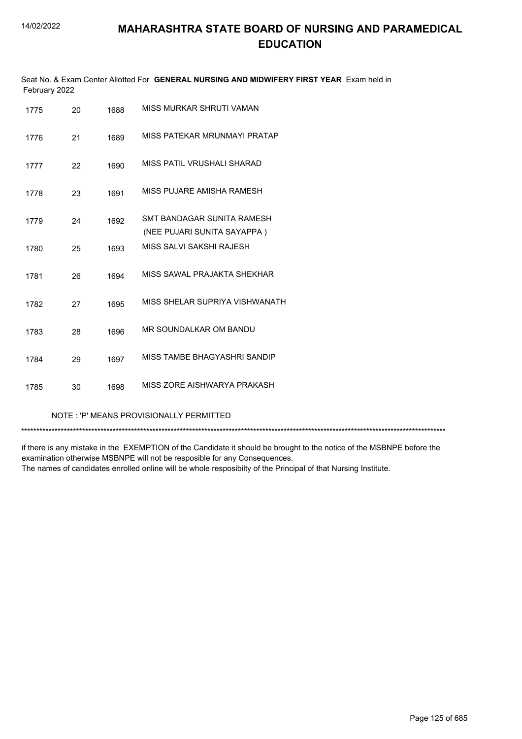# MAHARASHTRA STATE BOARD OF NURSING AND PARAMEDICAL EDUCATION

Seat No. & Exam Center Allotted For **GENERAL NURSING AND MIDWIFERY FIRST YEAR** Exam held in February 2022

| | | | |
|---|---|---|---|
| 1775 | 20 | 1688 | MISS MURKAR SHRUTI VAMAN |
| 1776 | 21 | 1689 | MISS PATEKAR MRUNMAYI PRATAP |
| 1777 | 22 | 1690 | MISS PATIL VRUSHALI SHARAD |
| 1778 | 23 | 1691 | MISS PUJARE AMISHA RAMESH |
| 1779 | 24 | 1692 | SMT BANDAGAR SUNITA RAMESH (NEE PUJARI SUNITA SAYAPPA ) |
| 1780 | 25 | 1693 | MISS SALVI SAKSHI RAJESH |
| 1781 | 26 | 1694 | MISS SAWAL PRAJAKTA SHEKHAR |
| 1782 | 27 | 1695 | MISS SHELAR SUPRIYA VISHWANATH |
| 1783 | 28 | 1696 | MR SOUNDALKAR OM BANDU |
| 1784 | 29 | 1697 | MISS TAMBE BHAGYASHRI SANDIP |
| 1785 | 30 | 1698 | MISS ZORE AISHWARYA PRAKASH |

NOTE : 'P' MEANS PROVISIONALLY PERMITTED

*******************************************************************************************************************************************

if there is any mistake in the EXEMPTION of the Candidate it should be brought to the notice of the MSBNPE before the examination otherwise MSBNPE will not be resposible for any Consequences.
The names of candidates enrolled online will be whole resposibilty of the Principal of that Nursing Institute.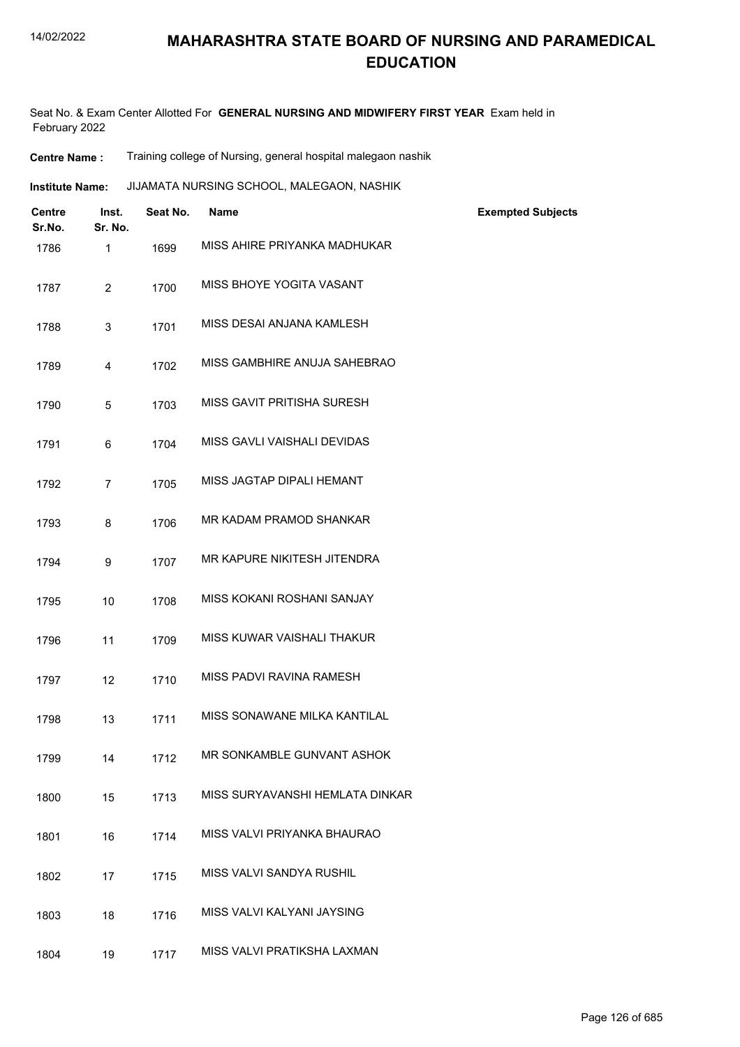# MAHARASHTRA STATE BOARD OF NURSING AND PARAMEDICAL EDUCATION

Seat No. & Exam Center Allotted For **GENERAL NURSING AND MIDWIFERY FIRST YEAR** Exam held in February 2022

**Centre Name :** Training college of Nursing, general hospital malegaon nashik

**Institute Name:** JIJAMATA NURSING SCHOOL, MALEGAON, NASHIK

| Centre Sr.No. | Inst. Sr. No. | Seat No. | Name | Exempted Subjects |
|---|---|---|---|---|
| 1786 | 1 | 1699 | MISS AHIRE PRIYANKA MADHUKAR | |
| 1787 | 2 | 1700 | MISS BHOYE YOGITA VASANT | |
| 1788 | 3 | 1701 | MISS DESAI ANJANA KAMLESH | |
| 1789 | 4 | 1702 | MISS GAMBHIRE ANUJA SAHEBRAO | |
| 1790 | 5 | 1703 | MISS GAVIT PRITISHA SURESH | |
| 1791 | 6 | 1704 | MISS GAVLI VAISHALI DEVIDAS | |
| 1792 | 7 | 1705 | MISS JAGTAP DIPALI HEMANT | |
| 1793 | 8 | 1706 | MR KADAM PRAMOD SHANKAR | |
| 1794 | 9 | 1707 | MR KAPURE NIKITESH JITENDRA | |
| 1795 | 10 | 1708 | MISS KOKANI ROSHANI SANJAY | |
| 1796 | 11 | 1709 | MISS KUWAR VAISHALI THAKUR | |
| 1797 | 12 | 1710 | MISS PADVI RAVINA RAMESH | |
| 1798 | 13 | 1711 | MISS SONAWANE MILKA KANTILAL | |
| 1799 | 14 | 1712 | MR SONKAMBLE GUNVANT ASHOK | |
| 1800 | 15 | 1713 | MISS SURYAVANSHI HEMLATA DINKAR | |
| 1801 | 16 | 1714 | MISS VALVI PRIYANKA BHAURAO | |
| 1802 | 17 | 1715 | MISS VALVI SANDYA RUSHIL | |
| 1803 | 18 | 1716 | MISS VALVI KALYANI JAYSING | |
| 1804 | 19 | 1717 | MISS VALVI PRATIKSHA LAXMAN | |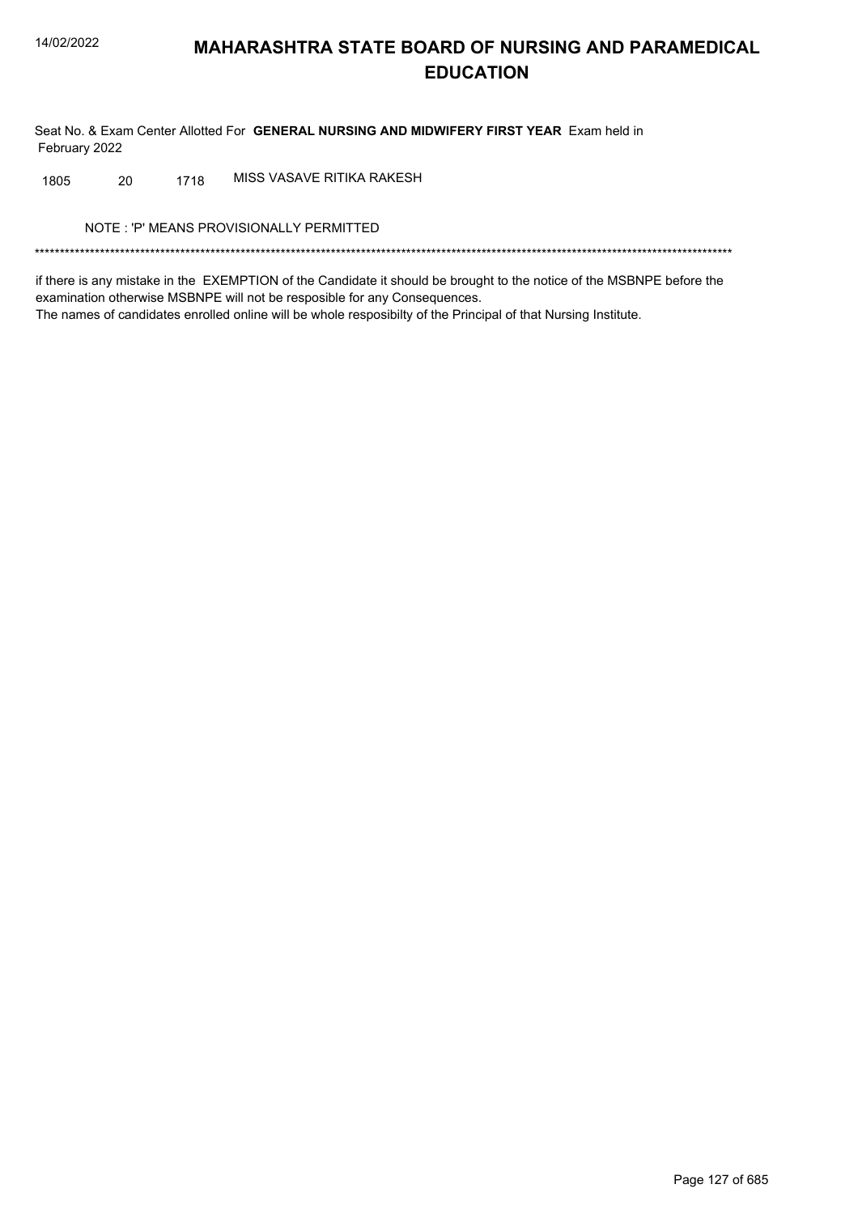# MAHARASHTRA STATE BOARD OF NURSING AND PARAMEDICAL EDUCATION

Seat No. & Exam Center Allotted For **GENERAL NURSING AND MIDWIFERY FIRST YEAR** Exam held in February 2022

| | | | |
|---|---|---|---|
| 1805 | 20 | 1718 | MISS VASAVE RITIKA RAKESH |

NOTE : 'P' MEANS PROVISIONALLY PERMITTED

*******************************************************************************************************************************************

if there is any mistake in the EXEMPTION of the Candidate it should be brought to the notice of the MSBNPE before the examination otherwise MSBNPE will not be resposible for any Consequences.

The names of candidates enrolled online will be whole resposibilty of the Principal of that Nursing Institute.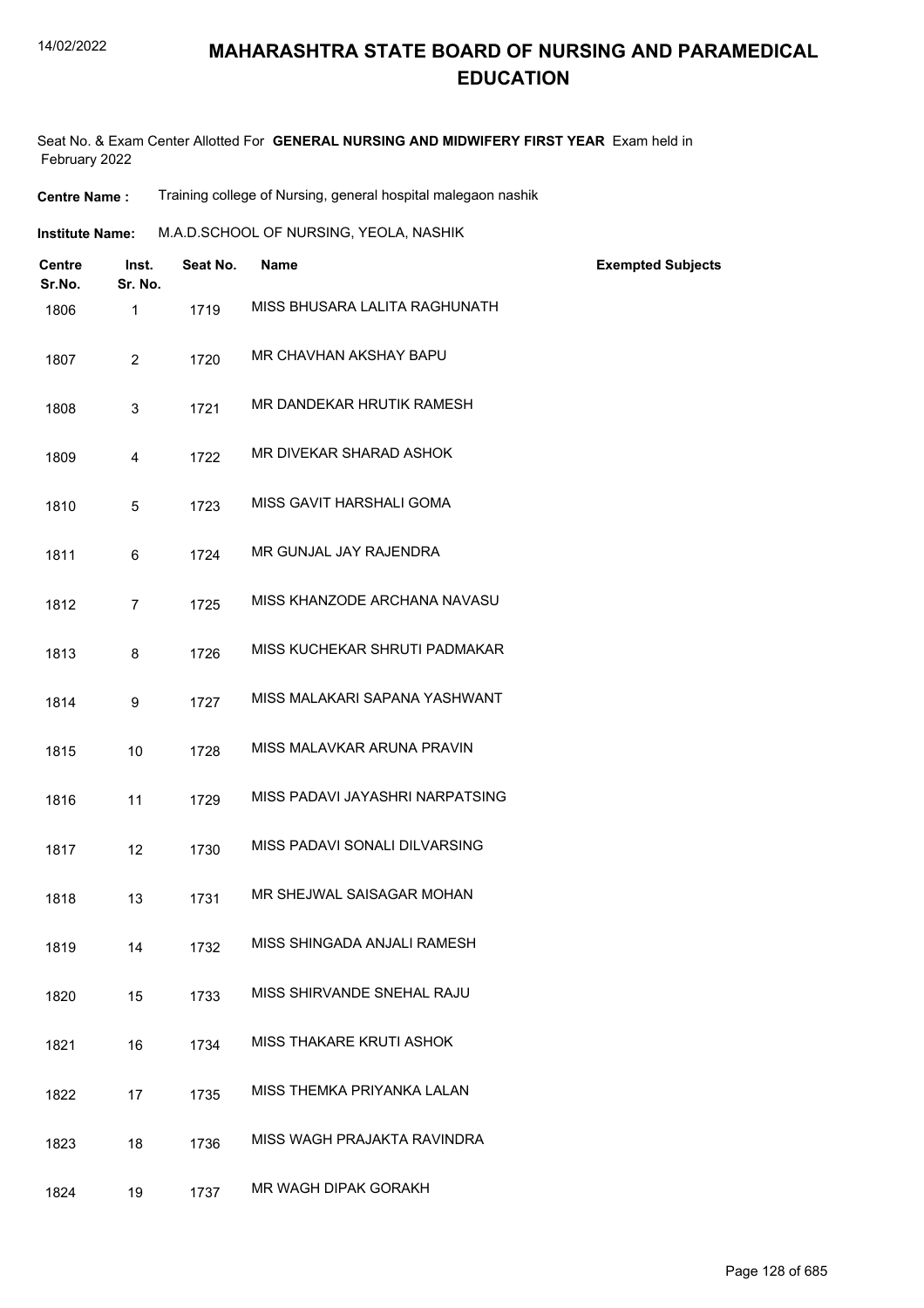# MAHARASHTRA STATE BOARD OF NURSING AND PARAMEDICAL EDUCATION

Seat No. & Exam Center Allotted For **GENERAL NURSING AND MIDWIFERY FIRST YEAR** Exam held in February 2022

**Centre Name :** Training college of Nursing, general hospital malegaon nashik

**Institute Name:** M.A.D.SCHOOL OF NURSING, YEOLA, NASHIK

| Centre Sr.No. | Inst. Sr. No. | Seat No. | Name | Exempted Subjects |
|---|---|---|---|---|
| 1806 | 1 | 1719 | MISS BHUSARA LALITA RAGHUNATH | |
| 1807 | 2 | 1720 | MR CHAVHAN AKSHAY BAPU | |
| 1808 | 3 | 1721 | MR DANDEKAR HRUTIK RAMESH | |
| 1809 | 4 | 1722 | MR DIVEKAR SHARAD ASHOK | |
| 1810 | 5 | 1723 | MISS GAVIT HARSHALI GOMA | |
| 1811 | 6 | 1724 | MR GUNJAL JAY RAJENDRA | |
| 1812 | 7 | 1725 | MISS KHANZODE ARCHANA NAVASU | |
| 1813 | 8 | 1726 | MISS KUCHEKAR SHRUTI PADMAKAR | |
| 1814 | 9 | 1727 | MISS MALAKARI SAPANA YASHWANT | |
| 1815 | 10 | 1728 | MISS MALAVKAR ARUNA PRAVIN | |
| 1816 | 11 | 1729 | MISS PADAVI JAYASHRI NARPATSING | |
| 1817 | 12 | 1730 | MISS PADAVI SONALI DILVARSING | |
| 1818 | 13 | 1731 | MR SHEJWAL SAISAGAR MOHAN | |
| 1819 | 14 | 1732 | MISS SHINGADA ANJALI RAMESH | |
| 1820 | 15 | 1733 | MISS SHIRVANDE SNEHAL RAJU | |
| 1821 | 16 | 1734 | MISS THAKARE KRUTI ASHOK | |
| 1822 | 17 | 1735 | MISS THEMKA PRIYANKA LALAN | |
| 1823 | 18 | 1736 | MISS WAGH PRAJAKTA RAVINDRA | |
| 1824 | 19 | 1737 | MR WAGH DIPAK GORAKH | |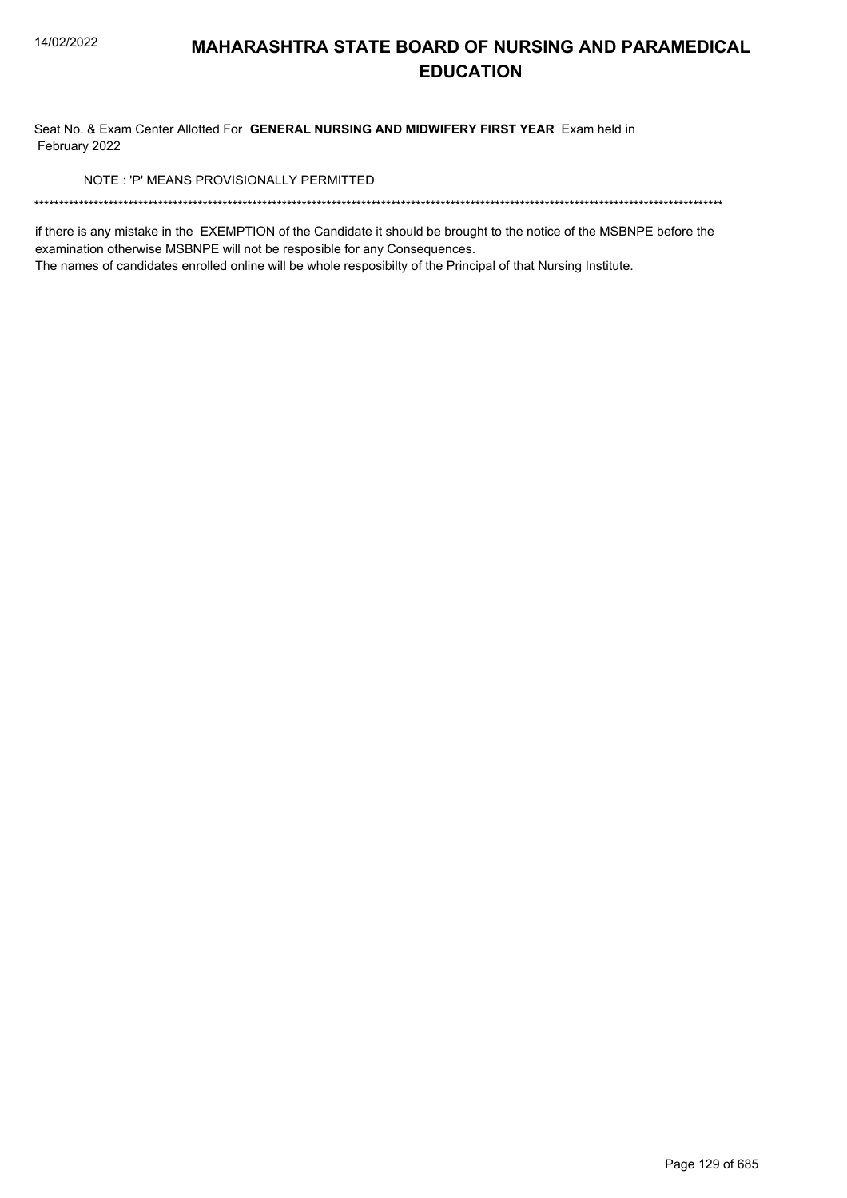# MAHARASHTRA STATE BOARD OF NURSING AND PARAMEDICAL EDUCATION

Seat No. & Exam Center Allotted For **GENERAL NURSING AND MIDWIFERY FIRST YEAR** Exam held in February 2022

NOTE : 'P' MEANS PROVISIONALLY PERMITTED

******************************************************************************************************************************************

if there is any mistake in the EXEMPTION of the Candidate it should be brought to the notice of the MSBNPE before the examination otherwise MSBNPE will not be resposible for any Consequences.

The names of candidates enrolled online will be whole resposibilty of the Principal of that Nursing Institute.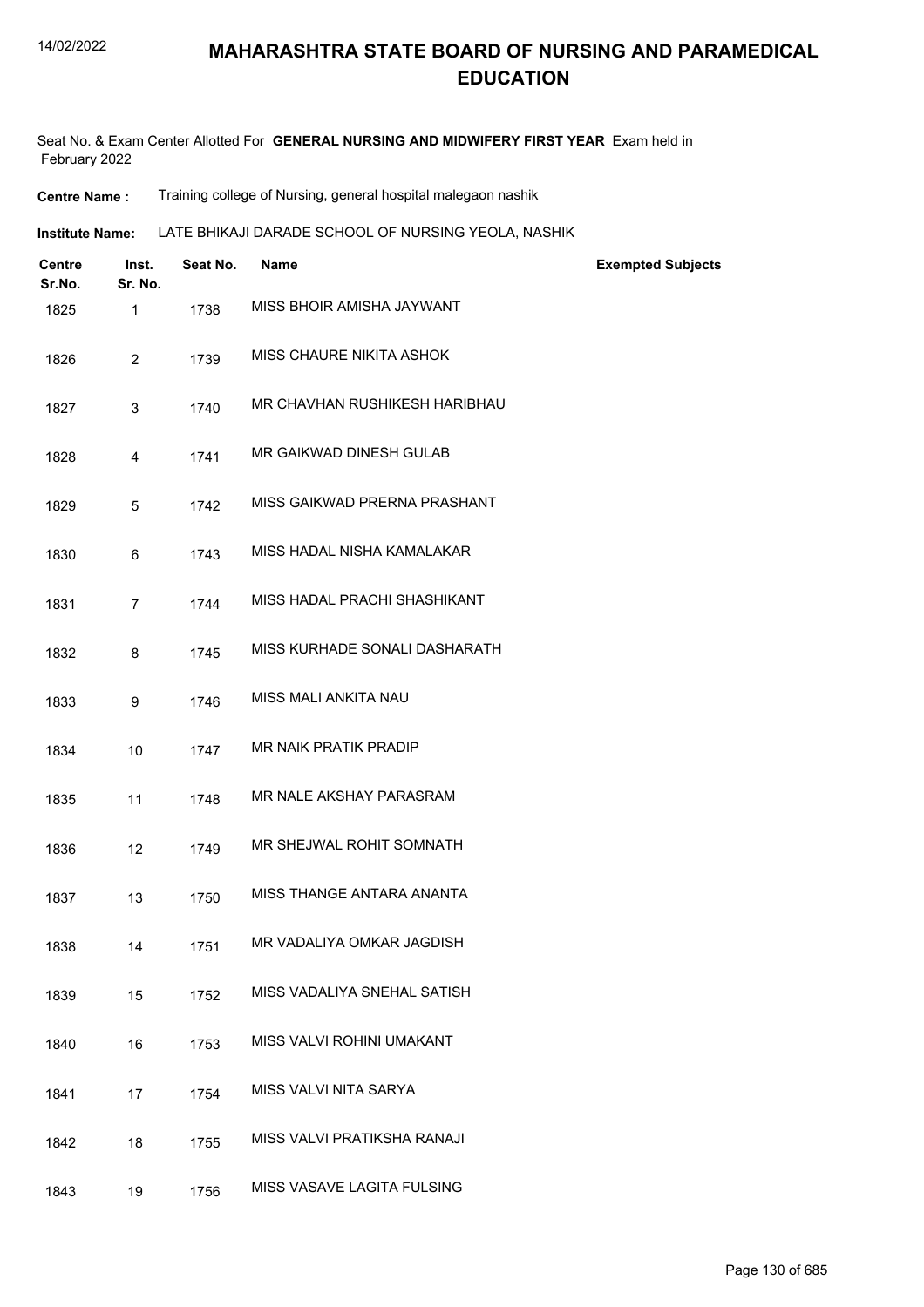# MAHARASHTRA STATE BOARD OF NURSING AND PARAMEDICAL EDUCATION

Seat No. & Exam Center Allotted For **GENERAL NURSING AND MIDWIFERY FIRST YEAR** Exam held in February 2022

**Centre Name :** Training college of Nursing, general hospital malegaon nashik

**Institute Name:** LATE BHIKAJI DARADE SCHOOL OF NURSING YEOLA, NASHIK

| Centre Sr.No. | Inst. Sr. No. | Seat No. | Name | Exempted Subjects |
|---|---|---|---|---|
| 1825 | 1 | 1738 | MISS BHOIR AMISHA JAYWANT | |
| 1826 | 2 | 1739 | MISS CHAURE NIKITA ASHOK | |
| 1827 | 3 | 1740 | MR CHAVHAN RUSHIKESH HARIBHAU | |
| 1828 | 4 | 1741 | MR GAIKWAD DINESH GULAB | |
| 1829 | 5 | 1742 | MISS GAIKWAD PRERNA PRASHANT | |
| 1830 | 6 | 1743 | MISS HADAL NISHA KAMALAKAR | |
| 1831 | 7 | 1744 | MISS HADAL PRACHI SHASHIKANT | |
| 1832 | 8 | 1745 | MISS KURHADE SONALI DASHARATH | |
| 1833 | 9 | 1746 | MISS MALI ANKITA NAU | |
| 1834 | 10 | 1747 | MR NAIK PRATIK PRADIP | |
| 1835 | 11 | 1748 | MR NALE AKSHAY PARASRAM | |
| 1836 | 12 | 1749 | MR SHEJWAL ROHIT SOMNATH | |
| 1837 | 13 | 1750 | MISS THANGE ANTARA ANANTA | |
| 1838 | 14 | 1751 | MR VADALIYA OMKAR JAGDISH | |
| 1839 | 15 | 1752 | MISS VADALIYA SNEHAL SATISH | |
| 1840 | 16 | 1753 | MISS VALVI ROHINI UMAKANT | |
| 1841 | 17 | 1754 | MISS VALVI NITA SARYA | |
| 1842 | 18 | 1755 | MISS VALVI PRATIKSHA RANAJI | |
| 1843 | 19 | 1756 | MISS VASAVE LAGITA FULSING | |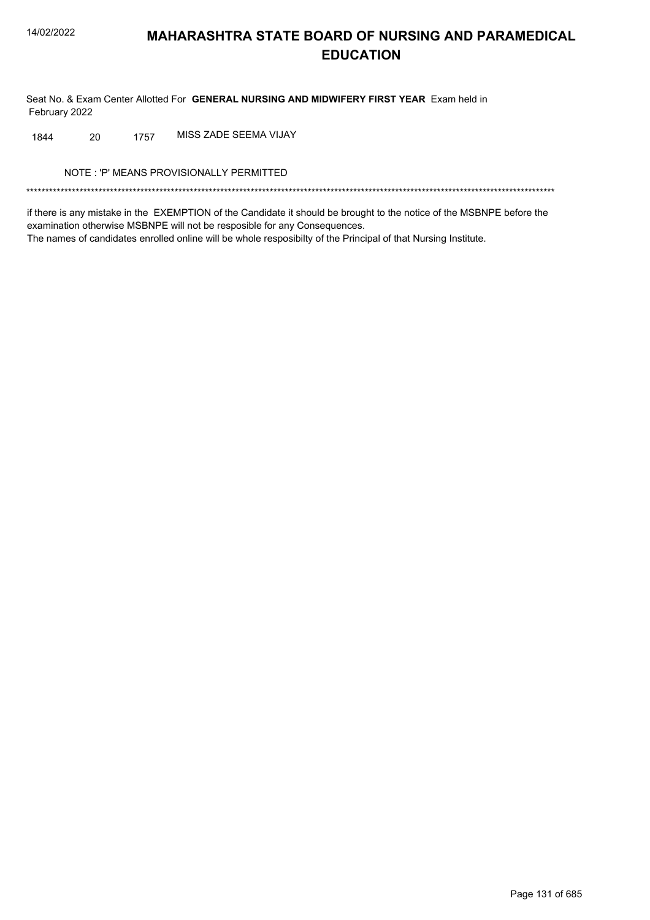# MAHARASHTRA STATE BOARD OF NURSING AND PARAMEDICAL EDUCATION

Seat No. & Exam Center Allotted For **GENERAL NURSING AND MIDWIFERY FIRST YEAR** Exam held in February 2022

| | | | |
|---|---|---|---|
| 1844 | 20 | 1757 | MISS ZADE SEEMA VIJAY |

NOTE : 'P' MEANS PROVISIONALLY PERMITTED

*******************************************************************************************************************************************

if there is any mistake in the EXEMPTION of the Candidate it should be brought to the notice of the MSBNPE before the examination otherwise MSBNPE will not be resposible for any Consequences.

The names of candidates enrolled online will be whole resposibilty of the Principal of that Nursing Institute.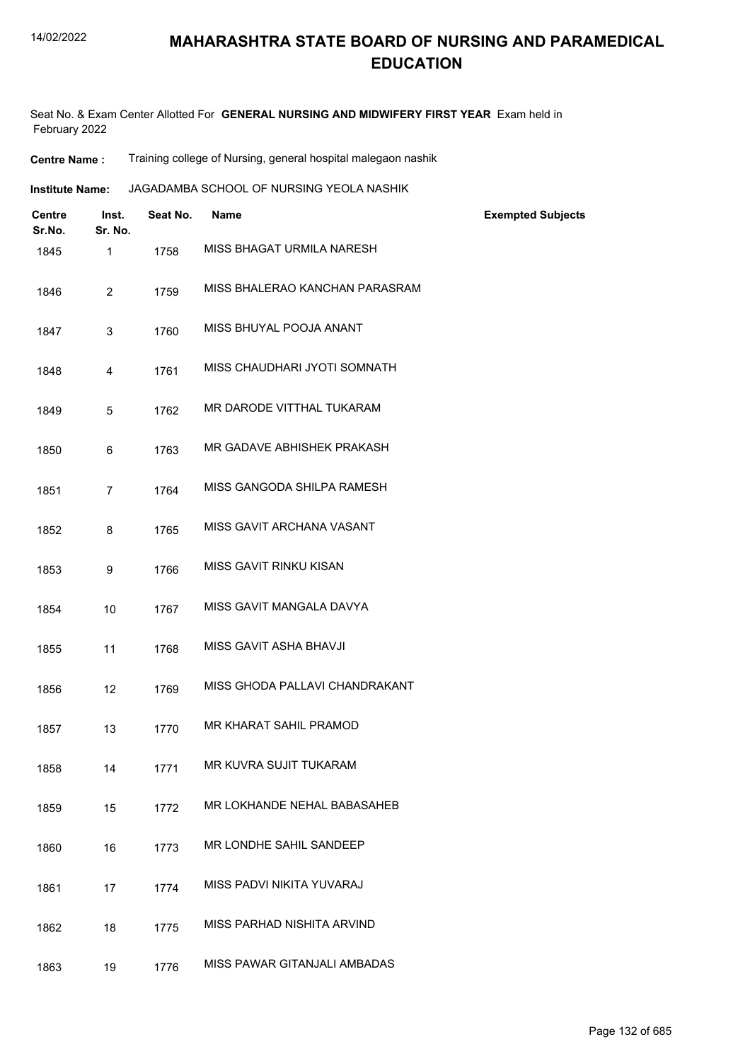# MAHARASHTRA STATE BOARD OF NURSING AND PARAMEDICAL EDUCATION

Seat No. & Exam Center Allotted For **GENERAL NURSING AND MIDWIFERY FIRST YEAR** Exam held in February 2022

**Centre Name :** Training college of Nursing, general hospital malegaon nashik

**Institute Name:** JAGADAMBA SCHOOL OF NURSING YEOLA NASHIK

| Centre Sr.No. | Inst. Sr. No. | Seat No. | Name | Exempted Subjects |
|---|---|---|---|---|
| 1845 | 1 | 1758 | MISS BHAGAT URMILA NARESH | |
| 1846 | 2 | 1759 | MISS BHALERAO KANCHAN PARASRAM | |
| 1847 | 3 | 1760 | MISS BHUYAL POOJA ANANT | |
| 1848 | 4 | 1761 | MISS CHAUDHARI JYOTI SOMNATH | |
| 1849 | 5 | 1762 | MR DARODE VITTHAL TUKARAM | |
| 1850 | 6 | 1763 | MR GADAVE ABHISHEK PRAKASH | |
| 1851 | 7 | 1764 | MISS GANGODA SHILPA RAMESH | |
| 1852 | 8 | 1765 | MISS GAVIT ARCHANA VASANT | |
| 1853 | 9 | 1766 | MISS GAVIT RINKU KISAN | |
| 1854 | 10 | 1767 | MISS GAVIT MANGALA DAVYA | |
| 1855 | 11 | 1768 | MISS GAVIT ASHA BHAVJI | |
| 1856 | 12 | 1769 | MISS GHODA PALLAVI CHANDRAKANT | |
| 1857 | 13 | 1770 | MR KHARAT SAHIL PRAMOD | |
| 1858 | 14 | 1771 | MR KUVRA SUJIT TUKARAM | |
| 1859 | 15 | 1772 | MR LOKHANDE NEHAL BABASAHEB | |
| 1860 | 16 | 1773 | MR LONDHE SAHIL SANDEEP | |
| 1861 | 17 | 1774 | MISS PADVI NIKITA YUVARAJ | |
| 1862 | 18 | 1775 | MISS PARHAD NISHITA ARVIND | |
| 1863 | 19 | 1776 | MISS PAWAR GITANJALI AMBADAS | |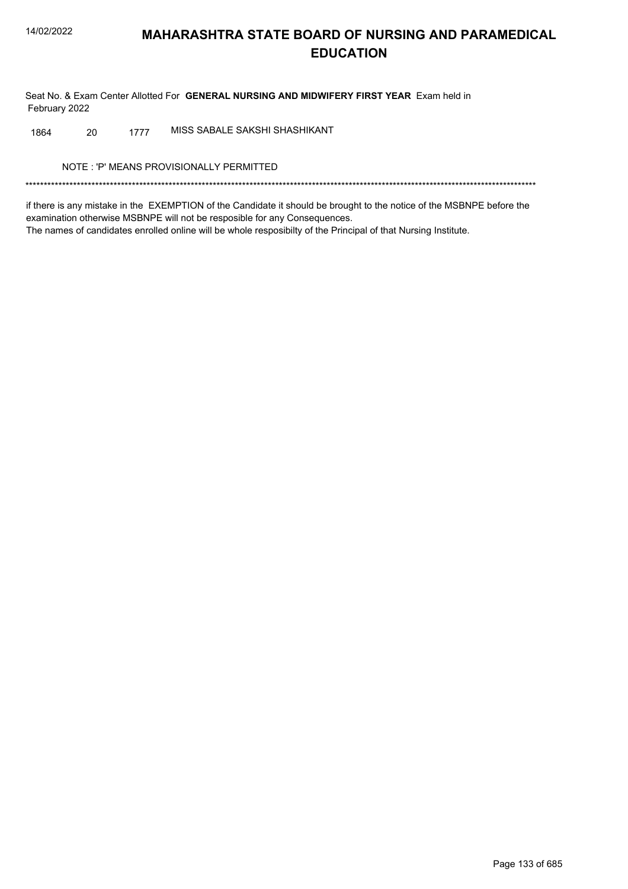# MAHARASHTRA STATE BOARD OF NURSING AND PARAMEDICAL EDUCATION

Seat No. & Exam Center Allotted For **GENERAL NURSING AND MIDWIFERY FIRST YEAR** Exam held in February 2022

| | | | |
|---|---|---|---|
| 1864 | 20 | 1777 | MISS SABALE SAKSHI SHASHIKANT |

NOTE : 'P' MEANS PROVISIONALLY PERMITTED

*******************************************************************************************************************************************

if there is any mistake in the EXEMPTION of the Candidate it should be brought to the notice of the MSBNPE before the examination otherwise MSBNPE will not be resposible for any Consequences.
The names of candidates enrolled online will be whole resposibilty of the Principal of that Nursing Institute.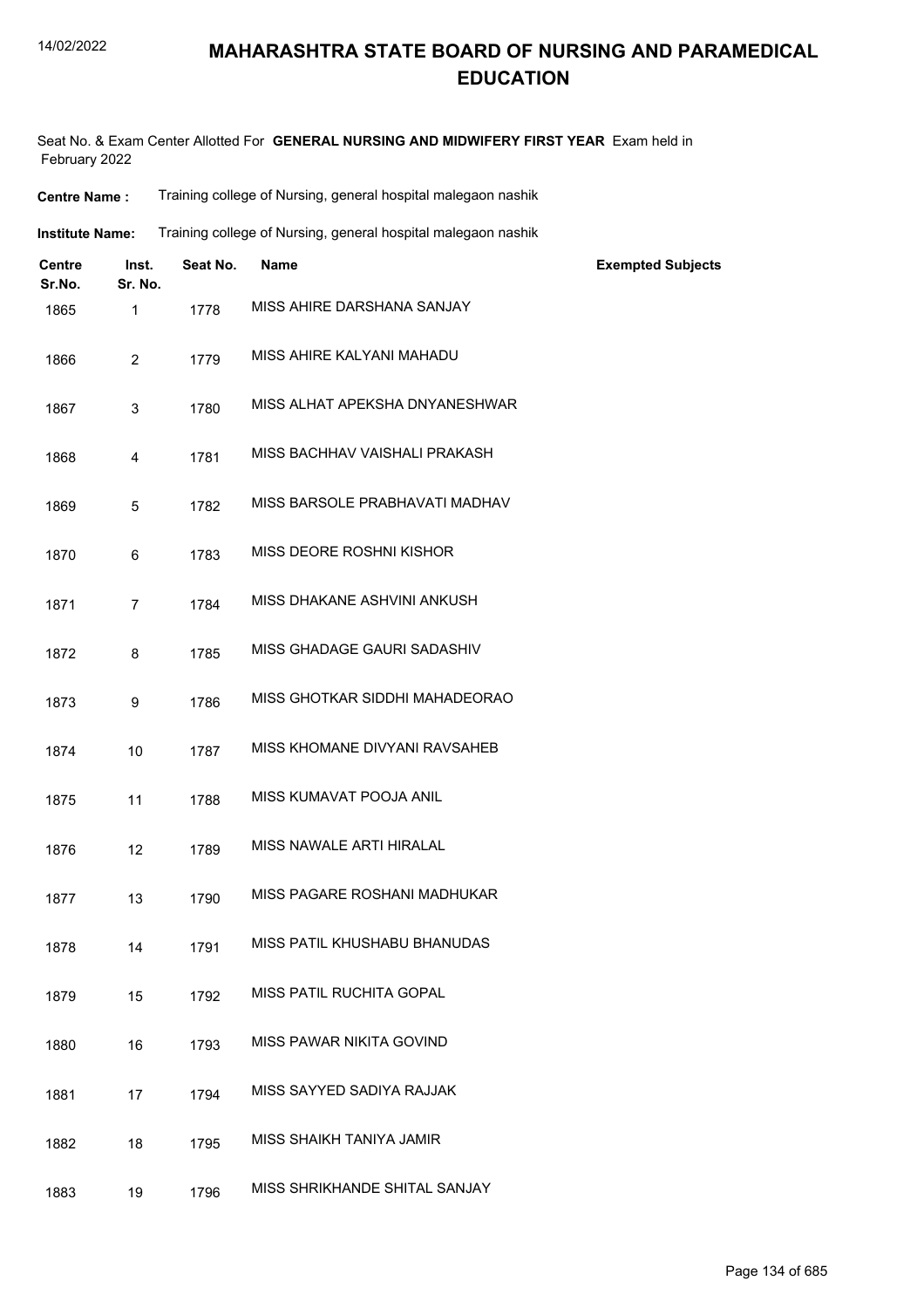# MAHARASHTRA STATE BOARD OF NURSING AND PARAMEDICAL EDUCATION

Seat No. & Exam Center Allotted For **GENERAL NURSING AND MIDWIFERY FIRST YEAR** Exam held in February 2022

**Centre Name :** Training college of Nursing, general hospital malegaon nashik

**Institute Name:** Training college of Nursing, general hospital malegaon nashik

| Centre Sr.No. | Inst. Sr. No. | Seat No. | Name | Exempted Subjects |
|---|---|---|---|---|
| 1865 | 1 | 1778 | MISS AHIRE DARSHANA SANJAY | |
| 1866 | 2 | 1779 | MISS AHIRE KALYANI MAHADU | |
| 1867 | 3 | 1780 | MISS ALHAT APEKSHA DNYANESHWAR | |
| 1868 | 4 | 1781 | MISS BACHHAV VAISHALI PRAKASH | |
| 1869 | 5 | 1782 | MISS BARSOLE PRABHAVATI MADHAV | |
| 1870 | 6 | 1783 | MISS DEORE ROSHNI KISHOR | |
| 1871 | 7 | 1784 | MISS DHAKANE ASHVINI ANKUSH | |
| 1872 | 8 | 1785 | MISS GHADAGE GAURI SADASHIV | |
| 1873 | 9 | 1786 | MISS GHOTKAR SIDDHI MAHADEORAO | |
| 1874 | 10 | 1787 | MISS KHOMANE DIVYANI RAVSAHEB | |
| 1875 | 11 | 1788 | MISS KUMAVAT POOJA ANIL | |
| 1876 | 12 | 1789 | MISS NAWALE ARTI HIRALAL | |
| 1877 | 13 | 1790 | MISS PAGARE ROSHANI MADHUKAR | |
| 1878 | 14 | 1791 | MISS PATIL KHUSHABU BHANUDAS | |
| 1879 | 15 | 1792 | MISS PATIL RUCHITA GOPAL | |
| 1880 | 16 | 1793 | MISS PAWAR NIKITA GOVIND | |
| 1881 | 17 | 1794 | MISS SAYYED SADIYA RAJJAK | |
| 1882 | 18 | 1795 | MISS SHAIKH TANIYA JAMIR | |
| 1883 | 19 | 1796 | MISS SHRIKHANDE SHITAL SANJAY | |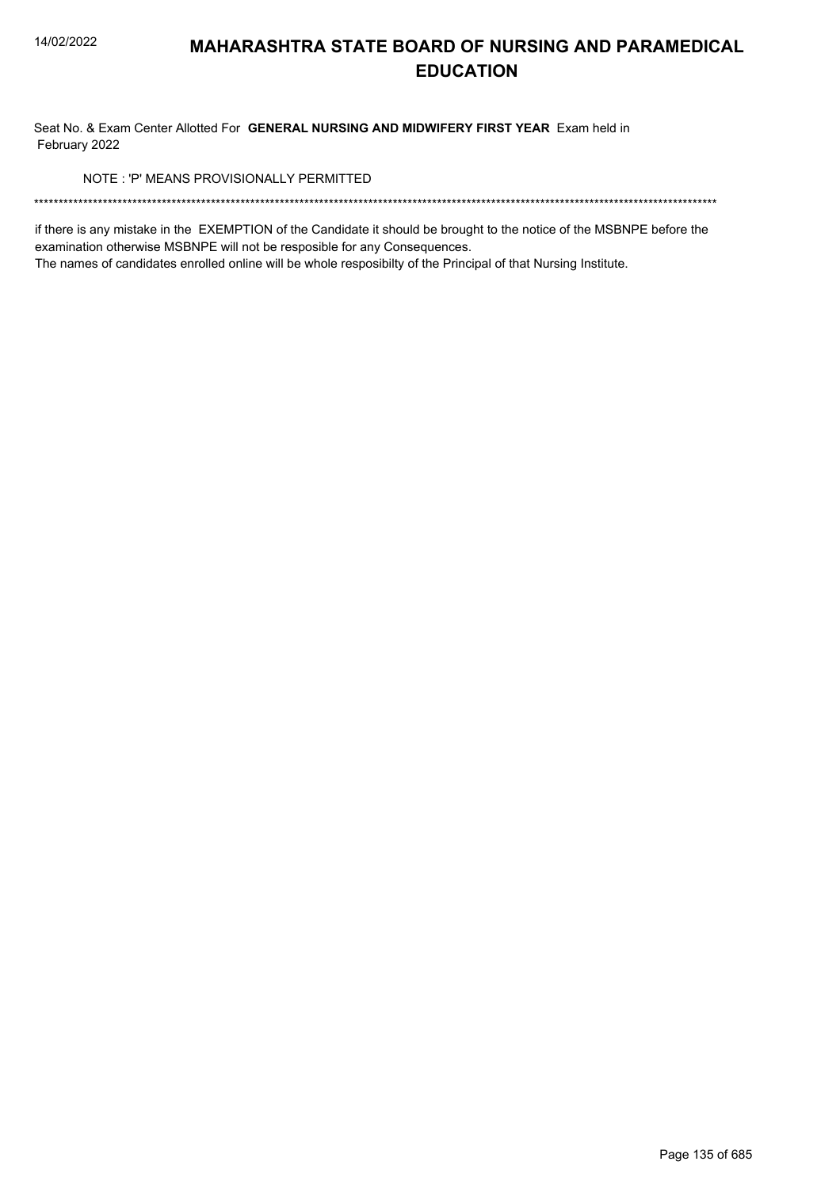# MAHARASHTRA STATE BOARD OF NURSING AND PARAMEDICAL EDUCATION

Seat No. & Exam Center Allotted For **GENERAL NURSING AND MIDWIFERY FIRST YEAR** Exam held in February 2022

NOTE : 'P' MEANS PROVISIONALLY PERMITTED

******************************************************************************************************************************************

if there is any mistake in the EXEMPTION of the Candidate it should be brought to the notice of the MSBNPE before the examination otherwise MSBNPE will not be resposible for any Consequences.
The names of candidates enrolled online will be whole resposibilty of the Principal of that Nursing Institute.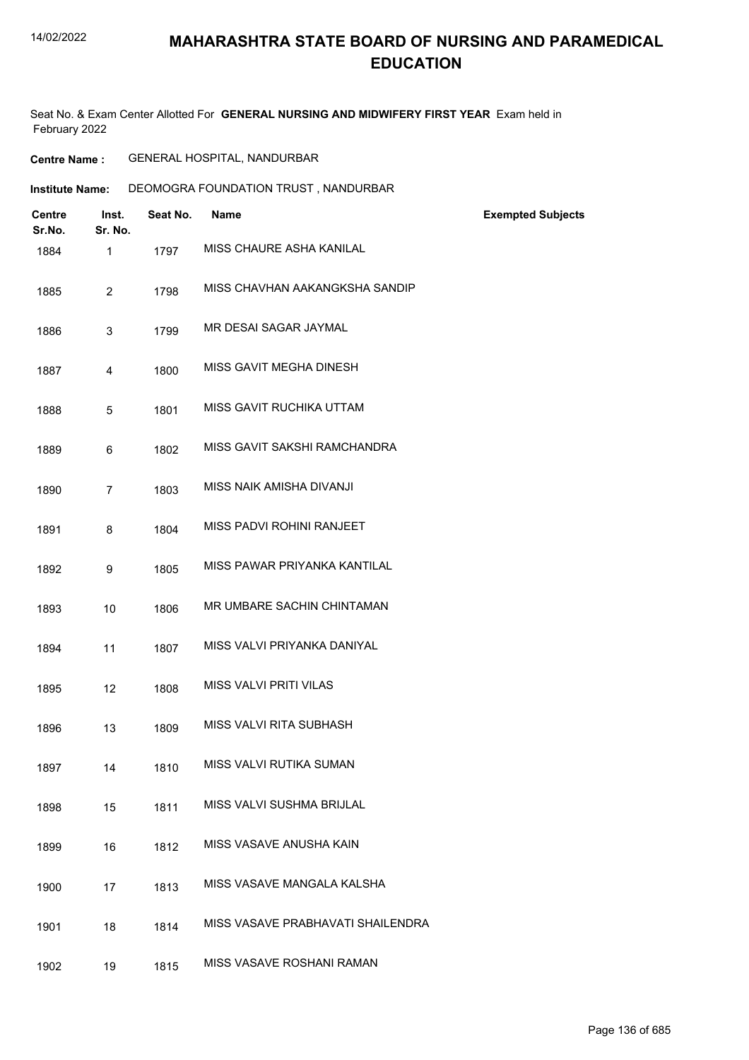# MAHARASHTRA STATE BOARD OF NURSING AND PARAMEDICAL EDUCATION

Seat No. & Exam Center Allotted For **GENERAL NURSING AND MIDWIFERY FIRST YEAR** Exam held in February 2022

**Centre Name :** GENERAL HOSPITAL, NANDURBAR

**Institute Name:** DEOMOGRA FOUNDATION TRUST , NANDURBAR

| Centre Sr.No. | Inst. Sr. No. | Seat No. | Name | Exempted Subjects |
|---|---|---|---|---|
| 1884 | 1 | 1797 | MISS CHAURE ASHA KANILAL | |
| 1885 | 2 | 1798 | MISS CHAVHAN AAKANGKSHA SANDIP | |
| 1886 | 3 | 1799 | MR DESAI SAGAR JAYMAL | |
| 1887 | 4 | 1800 | MISS GAVIT MEGHA DINESH | |
| 1888 | 5 | 1801 | MISS GAVIT RUCHIKA UTTAM | |
| 1889 | 6 | 1802 | MISS GAVIT SAKSHI RAMCHANDRA | |
| 1890 | 7 | 1803 | MISS NAIK AMISHA DIVANJI | |
| 1891 | 8 | 1804 | MISS PADVI ROHINI RANJEET | |
| 1892 | 9 | 1805 | MISS PAWAR PRIYANKA KANTILAL | |
| 1893 | 10 | 1806 | MR UMBARE SACHIN CHINTAMAN | |
| 1894 | 11 | 1807 | MISS VALVI PRIYANKA DANIYAL | |
| 1895 | 12 | 1808 | MISS VALVI PRITI VILAS | |
| 1896 | 13 | 1809 | MISS VALVI RITA SUBHASH | |
| 1897 | 14 | 1810 | MISS VALVI RUTIKA SUMAN | |
| 1898 | 15 | 1811 | MISS VALVI SUSHMA BRIJLAL | |
| 1899 | 16 | 1812 | MISS VASAVE ANUSHA KAIN | |
| 1900 | 17 | 1813 | MISS VASAVE MANGALA KALSHA | |
| 1901 | 18 | 1814 | MISS VASAVE PRABHAVATI SHAILENDRA | |
| 1902 | 19 | 1815 | MISS VASAVE ROSHANI RAMAN | |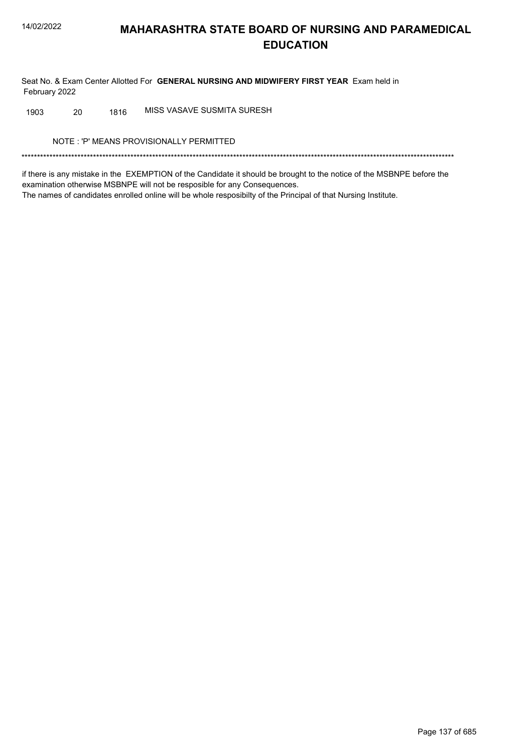# MAHARASHTRA STATE BOARD OF NURSING AND PARAMEDICAL EDUCATION

Seat No. & Exam Center Allotted For **GENERAL NURSING AND MIDWIFERY FIRST YEAR** Exam held in February 2022

| | | | |
|---|---|---|---|
| 1903 | 20 | 1816 | MISS VASAVE SUSMITA SURESH |

NOTE : 'P' MEANS PROVISIONALLY PERMITTED

******************************************************************************************************************************************

if there is any mistake in the EXEMPTION of the Candidate it should be brought to the notice of the MSBNPE before the examination otherwise MSBNPE will not be resposible for any Consequences.
The names of candidates enrolled online will be whole resposibilty of the Principal of that Nursing Institute.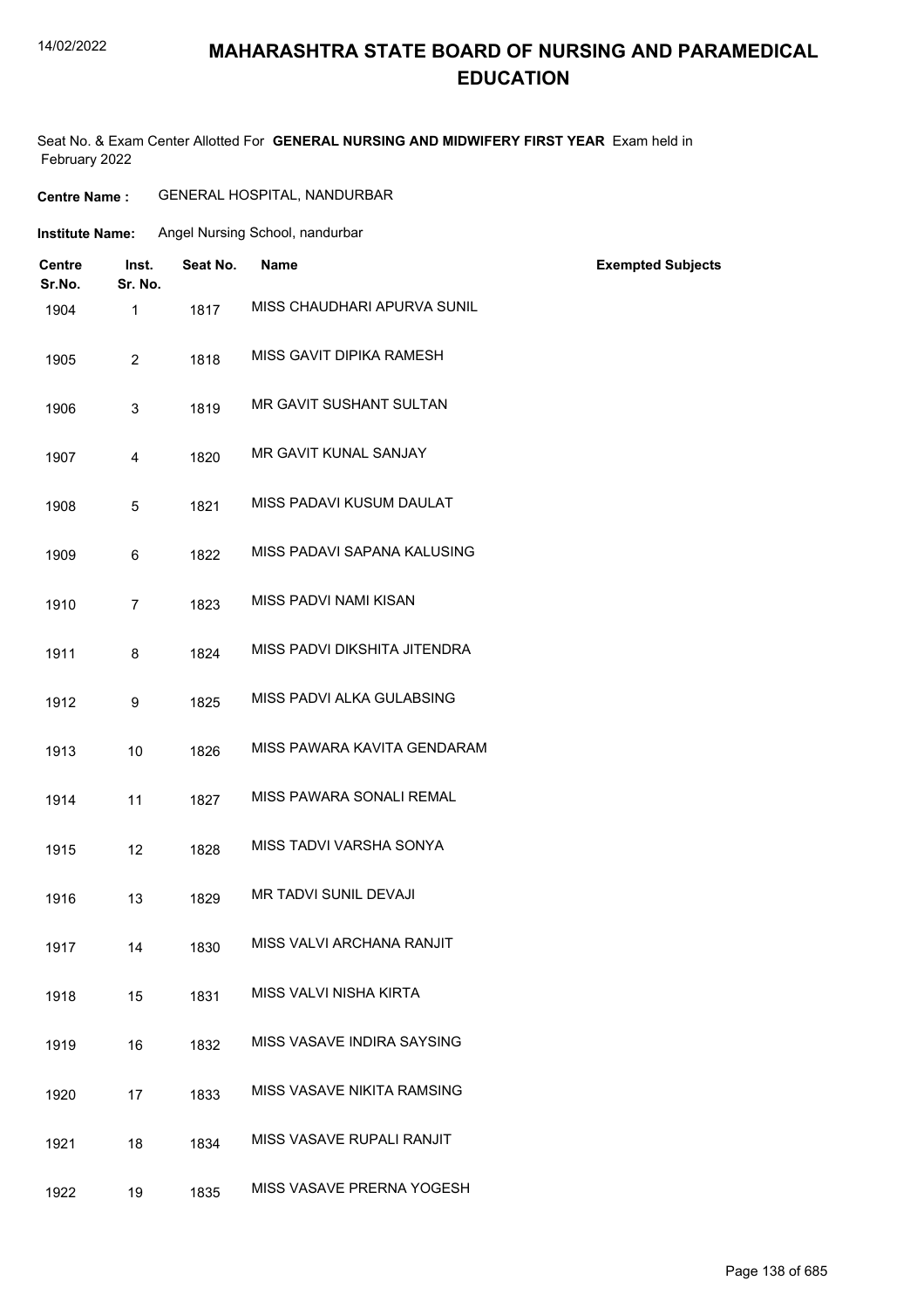# MAHARASHTRA STATE BOARD OF NURSING AND PARAMEDICAL EDUCATION

Seat No. & Exam Center Allotted For **GENERAL NURSING AND MIDWIFERY FIRST YEAR** Exam held in February 2022

**Centre Name :** GENERAL HOSPITAL, NANDURBAR

**Institute Name:** Angel Nursing School, nandurbar

| Centre Sr.No. | Inst. Sr. No. | Seat No. | Name | Exempted Subjects |
|---|---|---|---|---|
| 1904 | 1 | 1817 | MISS CHAUDHARI APURVA SUNIL | |
| 1905 | 2 | 1818 | MISS GAVIT DIPIKA RAMESH | |
| 1906 | 3 | 1819 | MR GAVIT SUSHANT SULTAN | |
| 1907 | 4 | 1820 | MR GAVIT KUNAL SANJAY | |
| 1908 | 5 | 1821 | MISS PADAVI KUSUM DAULAT | |
| 1909 | 6 | 1822 | MISS PADAVI SAPANA KALUSING | |
| 1910 | 7 | 1823 | MISS PADVI NAMI KISAN | |
| 1911 | 8 | 1824 | MISS PADVI DIKSHITA JITENDRA | |
| 1912 | 9 | 1825 | MISS PADVI ALKA GULABSING | |
| 1913 | 10 | 1826 | MISS PAWARA KAVITA GENDARAM | |
| 1914 | 11 | 1827 | MISS PAWARA SONALI REMAL | |
| 1915 | 12 | 1828 | MISS TADVI VARSHA SONYA | |
| 1916 | 13 | 1829 | MR TADVI SUNIL DEVAJI | |
| 1917 | 14 | 1830 | MISS VALVI ARCHANA RANJIT | |
| 1918 | 15 | 1831 | MISS VALVI NISHA KIRTA | |
| 1919 | 16 | 1832 | MISS VASAVE INDIRA SAYSING | |
| 1920 | 17 | 1833 | MISS VASAVE NIKITA RAMSING | |
| 1921 | 18 | 1834 | MISS VASAVE RUPALI RANJIT | |
| 1922 | 19 | 1835 | MISS VASAVE PRERNA YOGESH | |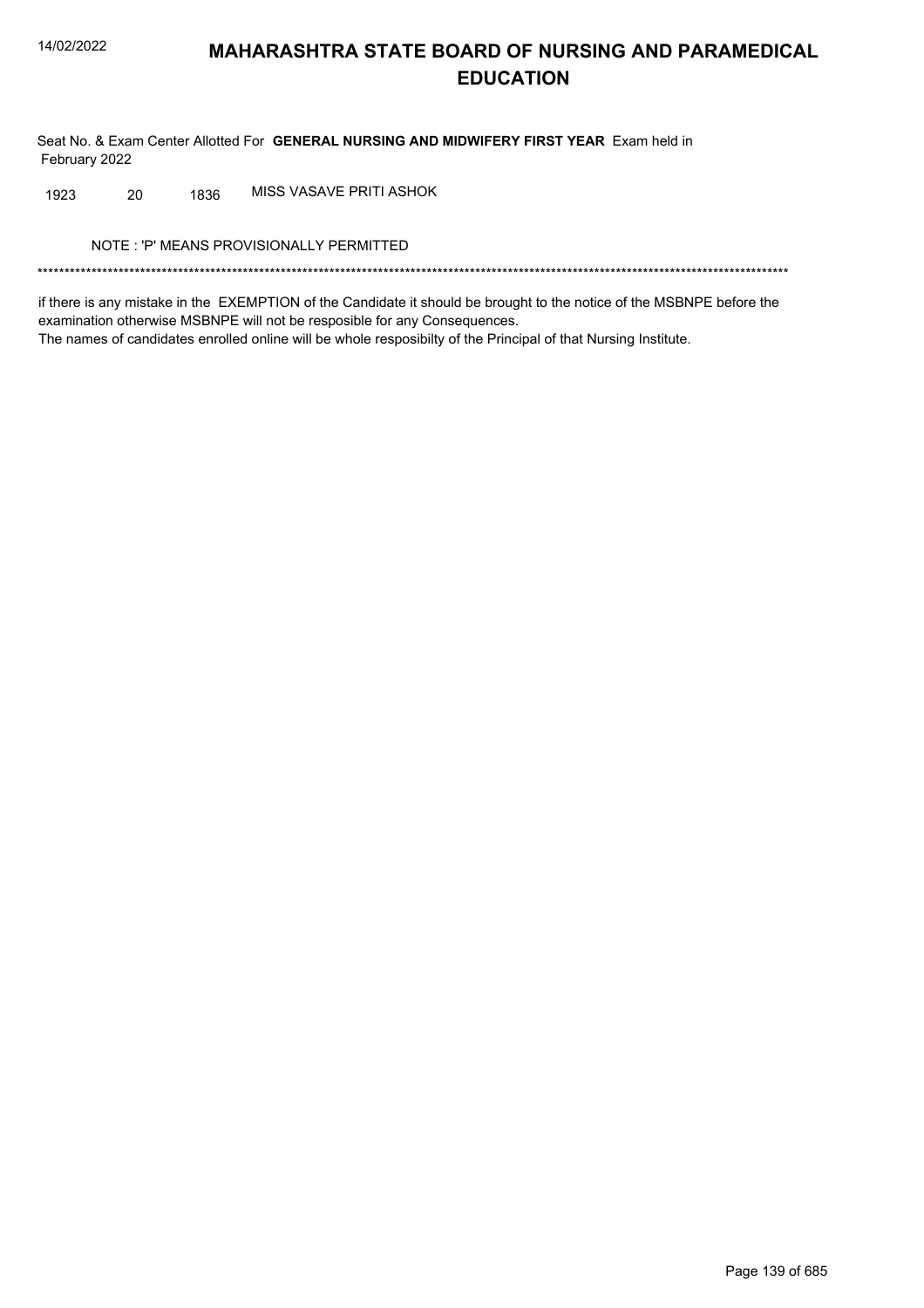# MAHARASHTRA STATE BOARD OF NURSING AND PARAMEDICAL EDUCATION

Seat No. & Exam Center Allotted For **GENERAL NURSING AND MIDWIFERY FIRST YEAR** Exam held in February 2022

| | | | |
|---|---|---|---|
| 1923 | 20 | 1836 | MISS VASAVE PRITI ASHOK |

NOTE : 'P' MEANS PROVISIONALLY PERMITTED

*******************************************************************************************************************************************

if there is any mistake in the EXEMPTION of the Candidate it should be brought to the notice of the MSBNPE before the examination otherwise MSBNPE will not be resposible for any Consequences.

The names of candidates enrolled online will be whole resposibilty of the Principal of that Nursing Institute.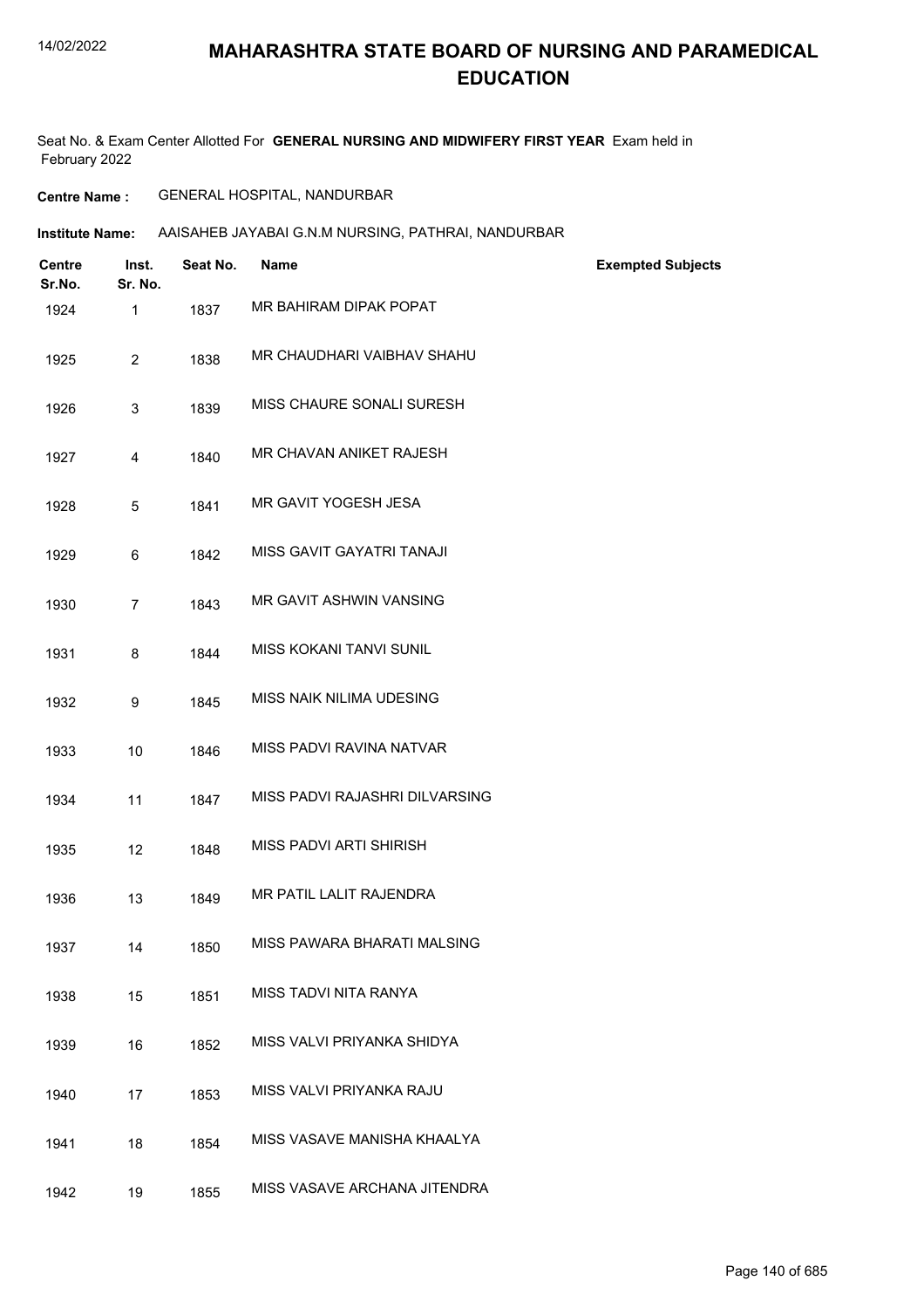# MAHARASHTRA STATE BOARD OF NURSING AND PARAMEDICAL EDUCATION

Seat No. & Exam Center Allotted For **GENERAL NURSING AND MIDWIFERY FIRST YEAR** Exam held in February 2022

**Centre Name :** GENERAL HOSPITAL, NANDURBAR

**Institute Name:** AAISAHEB JAYABAI G.N.M NURSING, PATHRAI, NANDURBAR

| Centre Sr.No. | Inst. Sr. No. | Seat No. | Name | Exempted Subjects |
|---|---|---|---|---|
| 1924 | 1 | 1837 | MR BAHIRAM DIPAK POPAT | |
| 1925 | 2 | 1838 | MR CHAUDHARI VAIBHAV SHAHU | |
| 1926 | 3 | 1839 | MISS CHAURE SONALI SURESH | |
| 1927 | 4 | 1840 | MR CHAVAN ANIKET RAJESH | |
| 1928 | 5 | 1841 | MR GAVIT YOGESH JESA | |
| 1929 | 6 | 1842 | MISS GAVIT GAYATRI TANAJI | |
| 1930 | 7 | 1843 | MR GAVIT ASHWIN VANSING | |
| 1931 | 8 | 1844 | MISS KOKANI TANVI SUNIL | |
| 1932 | 9 | 1845 | MISS NAIK NILIMA UDESING | |
| 1933 | 10 | 1846 | MISS PADVI RAVINA NATVAR | |
| 1934 | 11 | 1847 | MISS PADVI RAJASHRI DILVARSING | |
| 1935 | 12 | 1848 | MISS PADVI ARTI SHIRISH | |
| 1936 | 13 | 1849 | MR PATIL LALIT RAJENDRA | |
| 1937 | 14 | 1850 | MISS PAWARA BHARATI MALSING | |
| 1938 | 15 | 1851 | MISS TADVI NITA RANYA | |
| 1939 | 16 | 1852 | MISS VALVI PRIYANKA SHIDYA | |
| 1940 | 17 | 1853 | MISS VALVI PRIYANKA RAJU | |
| 1941 | 18 | 1854 | MISS VASAVE MANISHA KHAALYA | |
| 1942 | 19 | 1855 | MISS VASAVE ARCHANA JITENDRA | |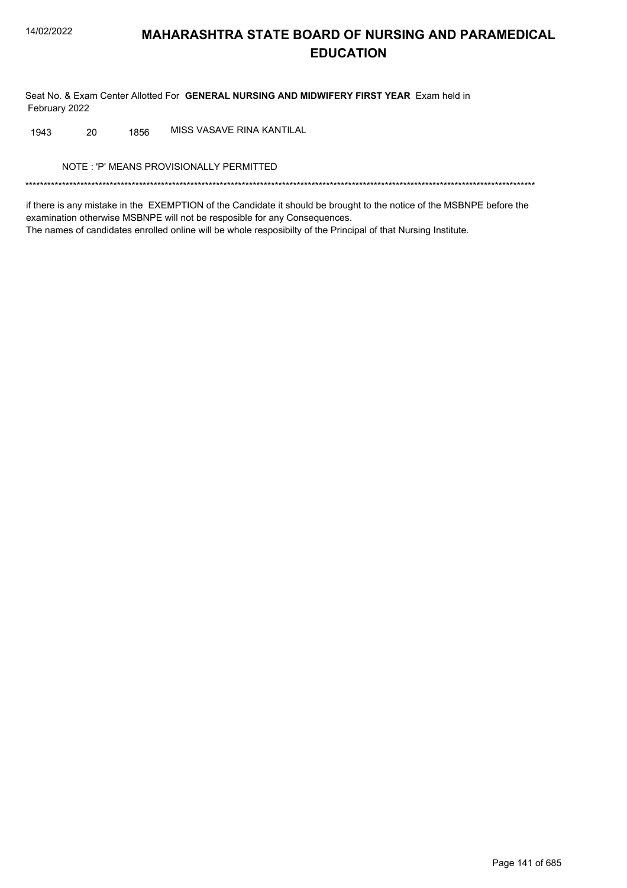# MAHARASHTRA STATE BOARD OF NURSING AND PARAMEDICAL EDUCATION

Seat No. & Exam Center Allotted For **GENERAL NURSING AND MIDWIFERY FIRST YEAR** Exam held in February 2022

| | | | |
|---|---|---|---|
| 1943 | 20 | 1856 | MISS VASAVE RINA KANTILAL |

NOTE : 'P' MEANS PROVISIONALLY PERMITTED

*******************************************************************************************************************************************

if there is any mistake in the EXEMPTION of the Candidate it should be brought to the notice of the MSBNPE before the examination otherwise MSBNPE will not be resposible for any Consequences.
The names of candidates enrolled online will be whole resposibilty of the Principal of that Nursing Institute.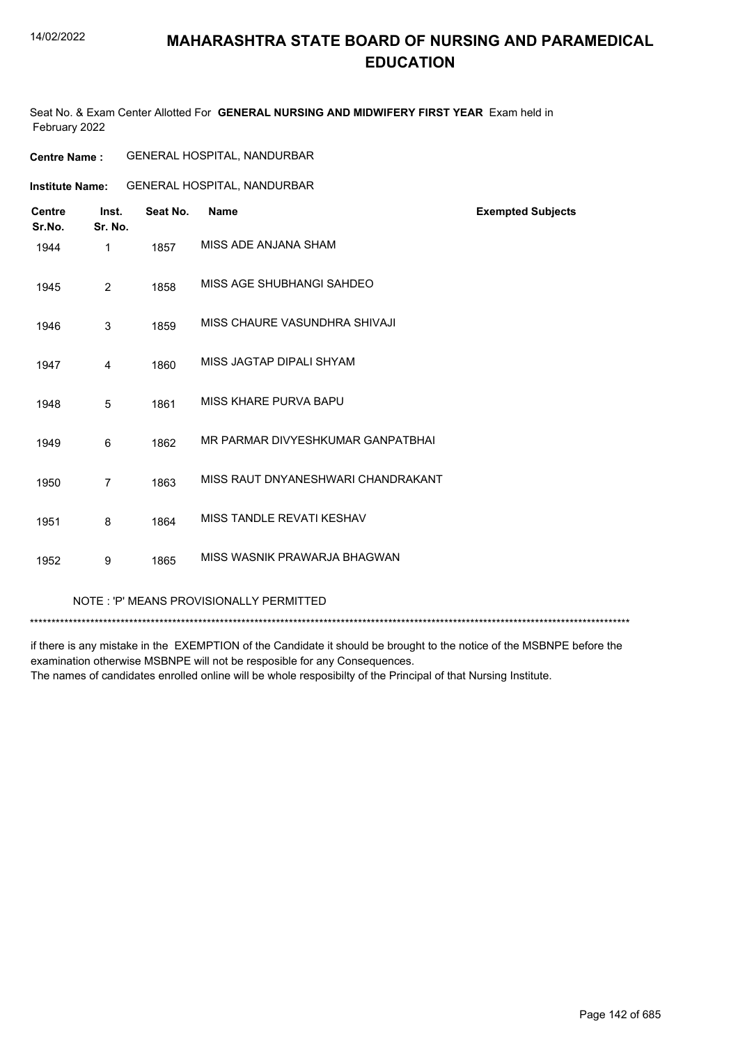# MAHARASHTRA STATE BOARD OF NURSING AND PARAMEDICAL EDUCATION

Seat No. & Exam Center Allotted For **GENERAL NURSING AND MIDWIFERY FIRST YEAR** Exam held in February 2022

**Centre Name :** GENERAL HOSPITAL, NANDURBAR

**Institute Name:** GENERAL HOSPITAL, NANDURBAR

| Centre Sr.No. | Inst. Sr. No. | Seat No. | Name | Exempted Subjects |
|---|---|---|---|---|
| 1944 | 1 | 1857 | MISS ADE ANJANA SHAM | |
| 1945 | 2 | 1858 | MISS AGE SHUBHANGI SAHDEO | |
| 1946 | 3 | 1859 | MISS CHAURE VASUNDHRA SHIVAJI | |
| 1947 | 4 | 1860 | MISS JAGTAP DIPALI SHYAM | |
| 1948 | 5 | 1861 | MISS KHARE PURVA BAPU | |
| 1949 | 6 | 1862 | MR PARMAR DIVYESHKUMAR GANPATBHAI | |
| 1950 | 7 | 1863 | MISS RAUT DNYANESHWARI CHANDRAKANT | |
| 1951 | 8 | 1864 | MISS TANDLE REVATI KESHAV | |
| 1952 | 9 | 1865 | MISS WASNIK PRAWARJA BHAGWAN | |

NOTE : 'P' MEANS PROVISIONALLY PERMITTED

******************************************************************************************************************************************

if there is any mistake in the EXEMPTION of the Candidate it should be brought to the notice of the MSBNPE before the examination otherwise MSBNPE will not be resposible for any Consequences.
The names of candidates enrolled online will be whole resposibilty of the Principal of that Nursing Institute.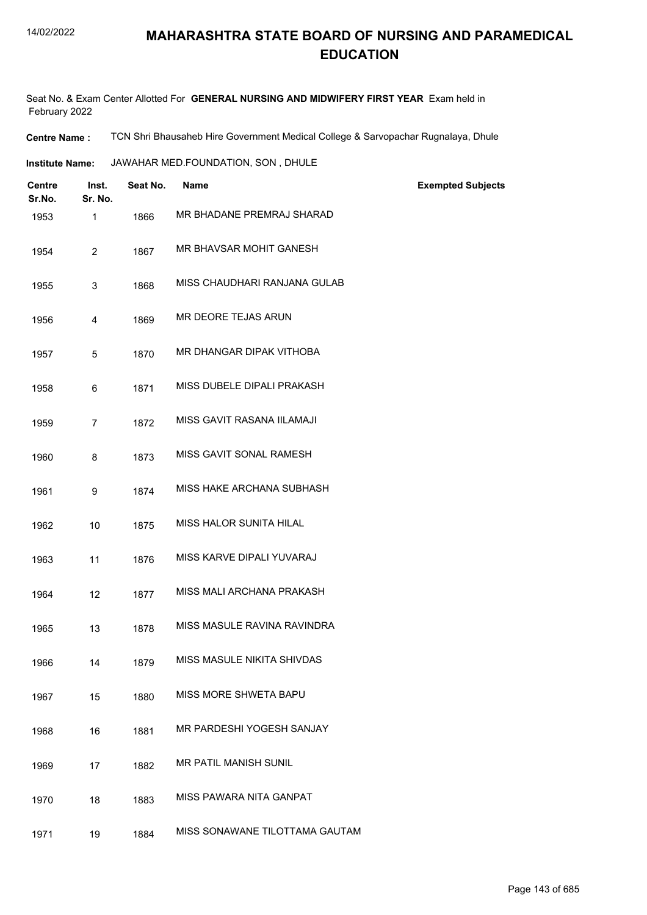# MAHARASHTRA STATE BOARD OF NURSING AND PARAMEDICAL EDUCATION

Seat No. & Exam Center Allotted For **GENERAL NURSING AND MIDWIFERY FIRST YEAR** Exam held in February 2022

**Centre Name :** TCN Shri Bhausaheb Hire Government Medical College & Sarvopachar Rugnalaya, Dhule

**Institute Name:** JAWAHAR MED.FOUNDATION, SON , DHULE

| Centre Sr.No. | Inst. Sr. No. | Seat No. | Name | Exempted Subjects |
|---|---|---|---|---|
| 1953 | 1 | 1866 | MR BHADANE PREMRAJ SHARAD | |
| 1954 | 2 | 1867 | MR BHAVSAR MOHIT GANESH | |
| 1955 | 3 | 1868 | MISS CHAUDHARI RANJANA GULAB | |
| 1956 | 4 | 1869 | MR DEORE TEJAS ARUN | |
| 1957 | 5 | 1870 | MR DHANGAR DIPAK VITHOBA | |
| 1958 | 6 | 1871 | MISS DUBELE DIPALI PRAKASH | |
| 1959 | 7 | 1872 | MISS GAVIT RASANA IILAMAJI | |
| 1960 | 8 | 1873 | MISS GAVIT SONAL RAMESH | |
| 1961 | 9 | 1874 | MISS HAKE ARCHANA SUBHASH | |
| 1962 | 10 | 1875 | MISS HALOR SUNITA HILAL | |
| 1963 | 11 | 1876 | MISS KARVE DIPALI YUVARAJ | |
| 1964 | 12 | 1877 | MISS MALI ARCHANA PRAKASH | |
| 1965 | 13 | 1878 | MISS MASULE RAVINA RAVINDRA | |
| 1966 | 14 | 1879 | MISS MASULE NIKITA SHIVDAS | |
| 1967 | 15 | 1880 | MISS MORE SHWETA BAPU | |
| 1968 | 16 | 1881 | MR PARDESHI YOGESH SANJAY | |
| 1969 | 17 | 1882 | MR PATIL MANISH SUNIL | |
| 1970 | 18 | 1883 | MISS PAWARA NITA GANPAT | |
| 1971 | 19 | 1884 | MISS SONAWANE TILOTTAMA GAUTAM | |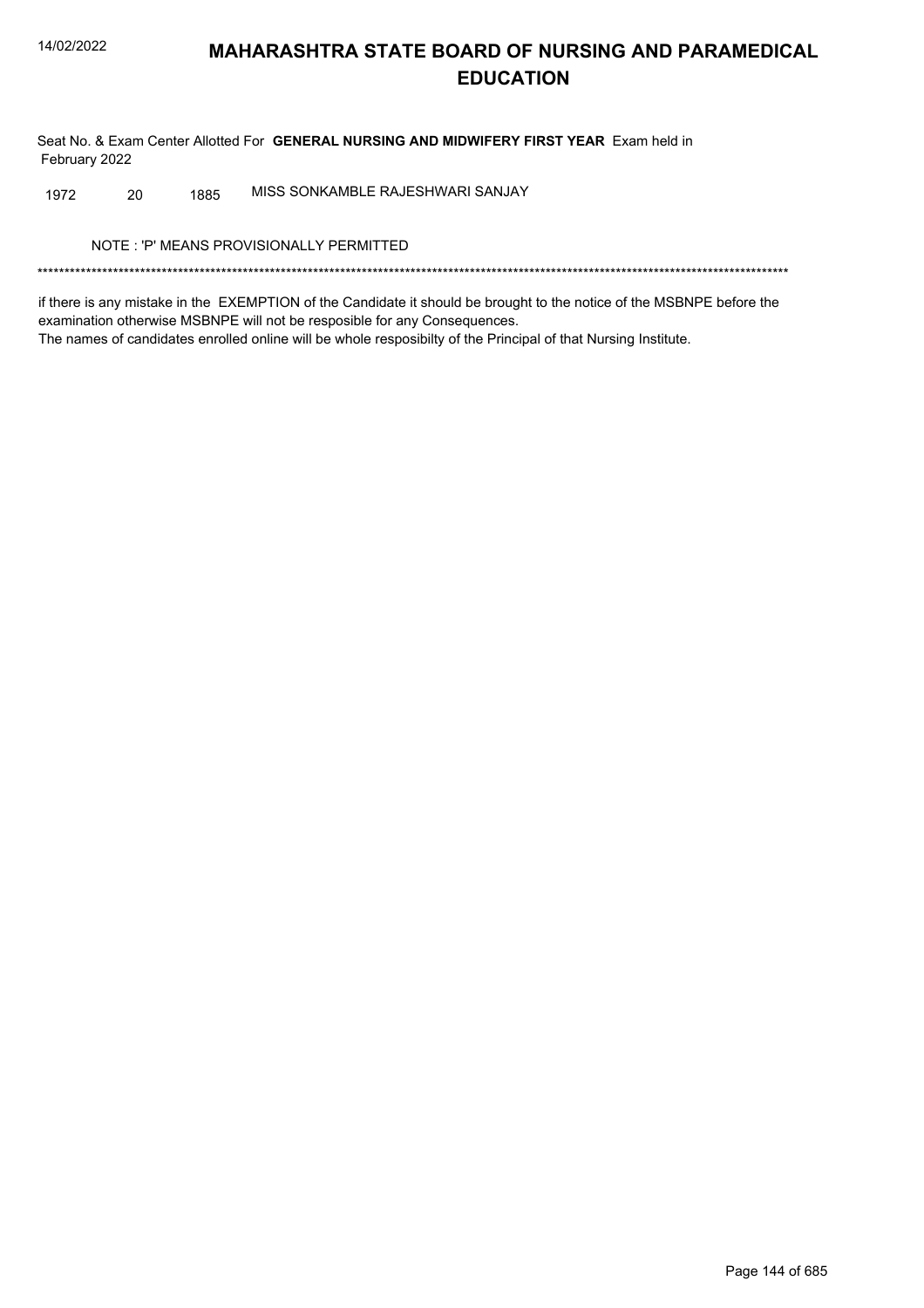# MAHARASHTRA STATE BOARD OF NURSING AND PARAMEDICAL EDUCATION

Seat No. & Exam Center Allotted For **GENERAL NURSING AND MIDWIFERY FIRST YEAR** Exam held in February 2022

| | | | |
|---|---|---|---|
| 1972 | 20 | 1885 | MISS SONKAMBLE RAJESHWARI SANJAY |

NOTE : 'P' MEANS PROVISIONALLY PERMITTED

*******************************************************************************************************************************************

if there is any mistake in the EXEMPTION of the Candidate it should be brought to the notice of the MSBNPE before the examination otherwise MSBNPE will not be resposible for any Consequences.
The names of candidates enrolled online will be whole resposibilty of the Principal of that Nursing Institute.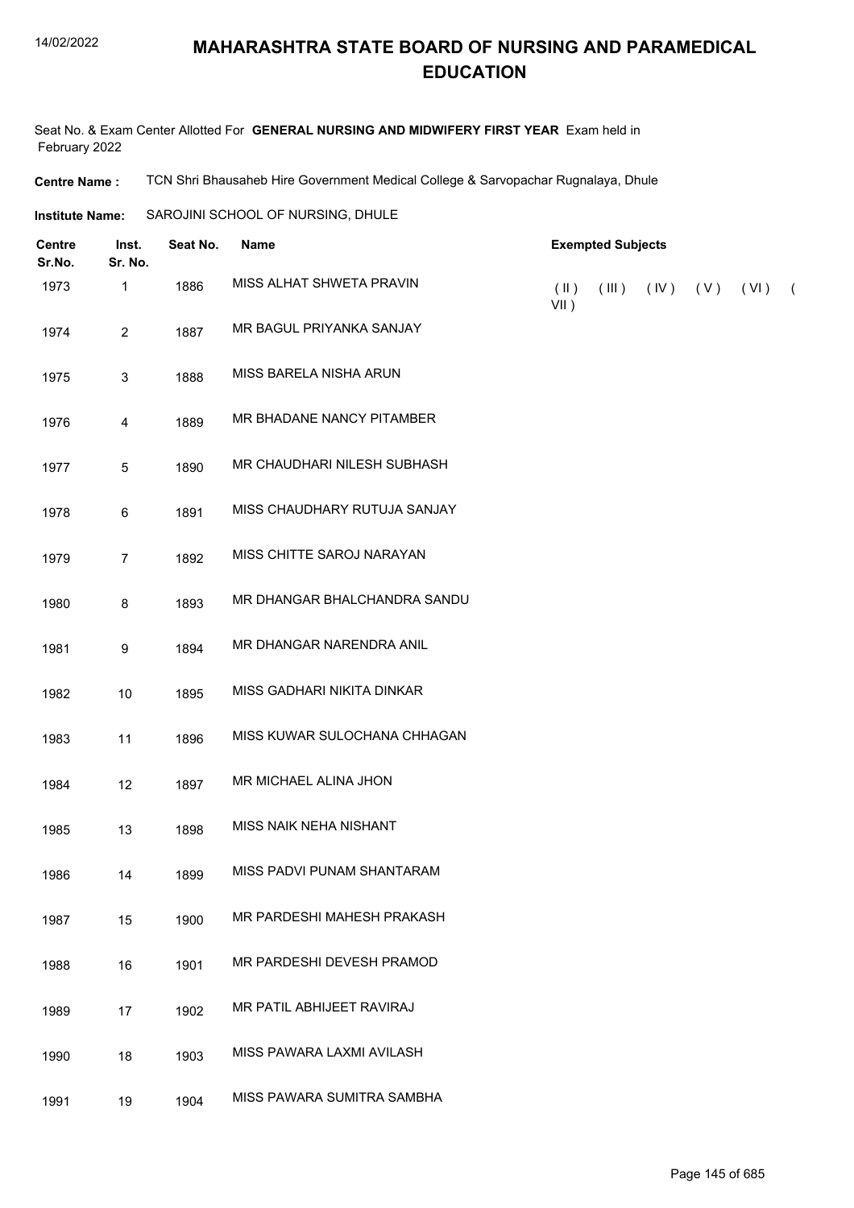# MAHARASHTRA STATE BOARD OF NURSING AND PARAMEDICAL EDUCATION

Seat No. & Exam Center Allotted For **GENERAL NURSING AND MIDWIFERY FIRST YEAR** Exam held in February 2022

**Centre Name :** TCN Shri Bhausaheb Hire Government Medical College & Sarvopachar Rugnalaya, Dhule

**Institute Name:** SAROJINI SCHOOL OF NURSING, DHULE

| Centre Sr.No. | Inst. Sr. No. | Seat No. | Name | Exempted Subjects |
|---|---|---|---|---|
| 1973 | 1 | 1886 | MISS ALHAT SHWETA PRAVIN | ( II ) ( III ) ( IV ) ( V ) ( VI ) ( VII ) |
| 1974 | 2 | 1887 | MR BAGUL PRIYANKA SANJAY | |
| 1975 | 3 | 1888 | MISS BARELA NISHA ARUN | |
| 1976 | 4 | 1889 | MR BHADANE NANCY PITAMBER | |
| 1977 | 5 | 1890 | MR CHAUDHARI NILESH SUBHASH | |
| 1978 | 6 | 1891 | MISS CHAUDHARY RUTUJA SANJAY | |
| 1979 | 7 | 1892 | MISS CHITTE SAROJ NARAYAN | |
| 1980 | 8 | 1893 | MR DHANGAR BHALCHANDRA SANDU | |
| 1981 | 9 | 1894 | MR DHANGAR NARENDRA ANIL | |
| 1982 | 10 | 1895 | MISS GADHARI NIKITA DINKAR | |
| 1983 | 11 | 1896 | MISS KUWAR SULOCHANA CHHAGAN | |
| 1984 | 12 | 1897 | MR MICHAEL ALINA JHON | |
| 1985 | 13 | 1898 | MISS NAIK NEHA NISHANT | |
| 1986 | 14 | 1899 | MISS PADVI PUNAM SHANTARAM | |
| 1987 | 15 | 1900 | MR PARDESHI MAHESH PRAKASH | |
| 1988 | 16 | 1901 | MR PARDESHI DEVESH PRAMOD | |
| 1989 | 17 | 1902 | MR PATIL ABHIJEET RAVIRAJ | |
| 1990 | 18 | 1903 | MISS PAWARA LAXMI AVILASH | |
| 1991 | 19 | 1904 | MISS PAWARA SUMITRA SAMBHA | |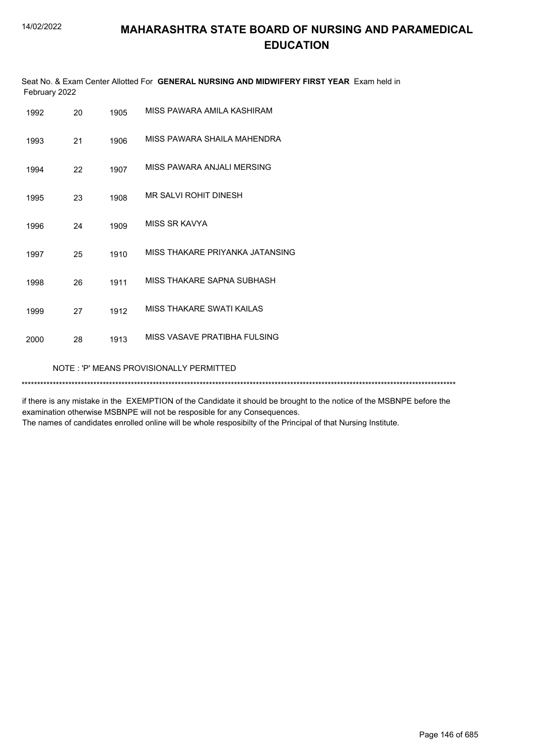# MAHARASHTRA STATE BOARD OF NURSING AND PARAMEDICAL EDUCATION

Seat No. & Exam Center Allotted For **GENERAL NURSING AND MIDWIFERY FIRST YEAR** Exam held in February 2022

| | | | |
|---|---|---|---|
| 1992 | 20 | 1905 | MISS PAWARA AMILA KASHIRAM |
| 1993 | 21 | 1906 | MISS PAWARA SHAILA MAHENDRA |
| 1994 | 22 | 1907 | MISS PAWARA ANJALI MERSING |
| 1995 | 23 | 1908 | MR SALVI ROHIT DINESH |
| 1996 | 24 | 1909 | MISS SR KAVYA |
| 1997 | 25 | 1910 | MISS THAKARE PRIYANKA JATANSING |
| 1998 | 26 | 1911 | MISS THAKARE SAPNA SUBHASH |
| 1999 | 27 | 1912 | MISS THAKARE SWATI KAILAS |
| 2000 | 28 | 1913 | MISS VASAVE PRATIBHA FULSING |

NOTE : 'P' MEANS PROVISIONALLY PERMITTED

******************************************************************************************************************************************

if there is any mistake in the EXEMPTION of the Candidate it should be brought to the notice of the MSBNPE before the examination otherwise MSBNPE will not be resposible for any Consequences.
The names of candidates enrolled online will be whole resposibilty of the Principal of that Nursing Institute.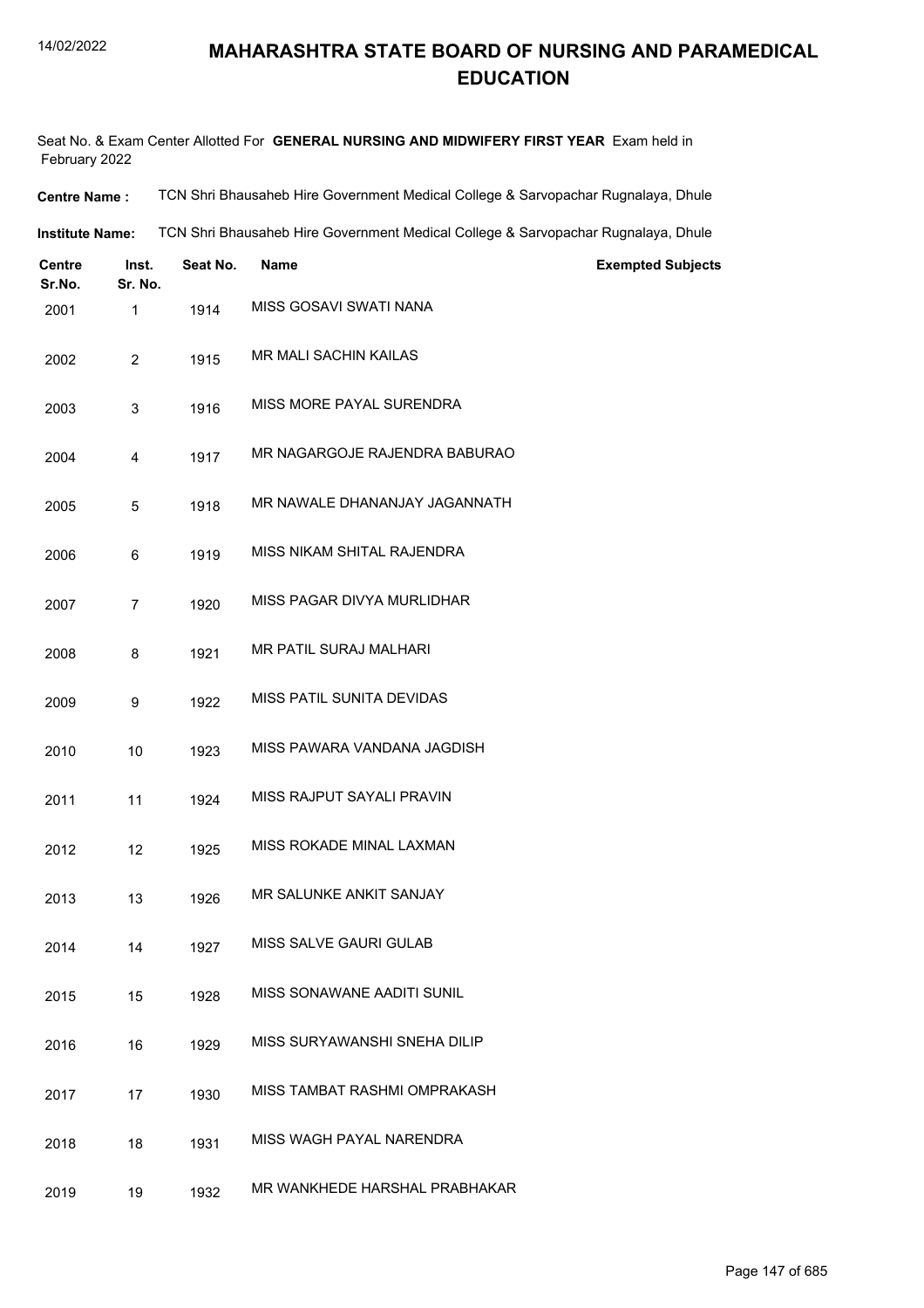# MAHARASHTRA STATE BOARD OF NURSING AND PARAMEDICAL EDUCATION

Seat No. & Exam Center Allotted For **GENERAL NURSING AND MIDWIFERY FIRST YEAR** Exam held in February 2022

**Centre Name :** TCN Shri Bhausaheb Hire Government Medical College & Sarvopachar Rugnalaya, Dhule

**Institute Name:** TCN Shri Bhausaheb Hire Government Medical College & Sarvopachar Rugnalaya, Dhule

| Centre Sr.No. | Inst. Sr. No. | Seat No. | Name | Exempted Subjects |
|---|---|---|---|---|
| 2001 | 1 | 1914 | MISS GOSAVI SWATI NANA | |
| 2002 | 2 | 1915 | MR MALI SACHIN KAILAS | |
| 2003 | 3 | 1916 | MISS MORE PAYAL SURENDRA | |
| 2004 | 4 | 1917 | MR NAGARGOJE RAJENDRA BABURAO | |
| 2005 | 5 | 1918 | MR NAWALE DHANANJAY JAGANNATH | |
| 2006 | 6 | 1919 | MISS NIKAM SHITAL RAJENDRA | |
| 2007 | 7 | 1920 | MISS PAGAR DIVYA MURLIDHAR | |
| 2008 | 8 | 1921 | MR PATIL SURAJ MALHARI | |
| 2009 | 9 | 1922 | MISS PATIL SUNITA DEVIDAS | |
| 2010 | 10 | 1923 | MISS PAWARA VANDANA JAGDISH | |
| 2011 | 11 | 1924 | MISS RAJPUT SAYALI PRAVIN | |
| 2012 | 12 | 1925 | MISS ROKADE MINAL LAXMAN | |
| 2013 | 13 | 1926 | MR SALUNKE ANKIT SANJAY | |
| 2014 | 14 | 1927 | MISS SALVE GAURI GULAB | |
| 2015 | 15 | 1928 | MISS SONAWANE AADITI SUNIL | |
| 2016 | 16 | 1929 | MISS SURYAWANSHI SNEHA DILIP | |
| 2017 | 17 | 1930 | MISS TAMBAT RASHMI OMPRAKASH | |
| 2018 | 18 | 1931 | MISS WAGH PAYAL NARENDRA | |
| 2019 | 19 | 1932 | MR WANKHEDE HARSHAL PRABHAKAR | |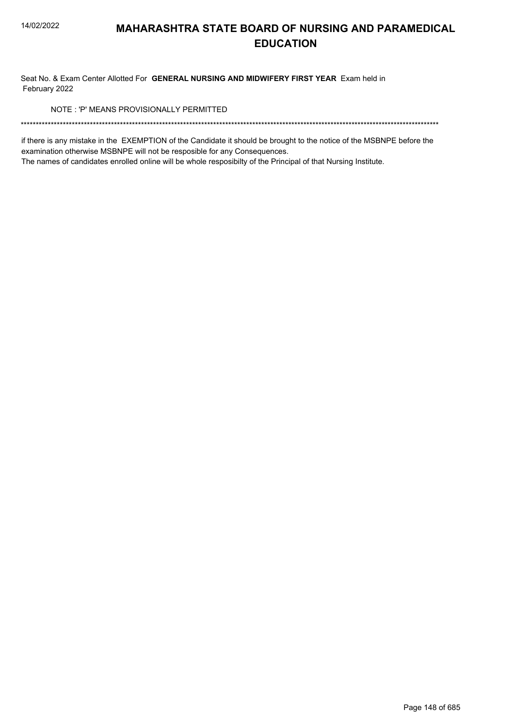# MAHARASHTRA STATE BOARD OF NURSING AND PARAMEDICAL EDUCATION

Seat No. & Exam Center Allotted For **GENERAL NURSING AND MIDWIFERY FIRST YEAR** Exam held in February 2022

NOTE : 'P' MEANS PROVISIONALLY PERMITTED

*******************************************************************************************************************************************

if there is any mistake in the EXEMPTION of the Candidate it should be brought to the notice of the MSBNPE before the examination otherwise MSBNPE will not be resposible for any Consequences.

The names of candidates enrolled online will be whole resposibilty of the Principal of that Nursing Institute.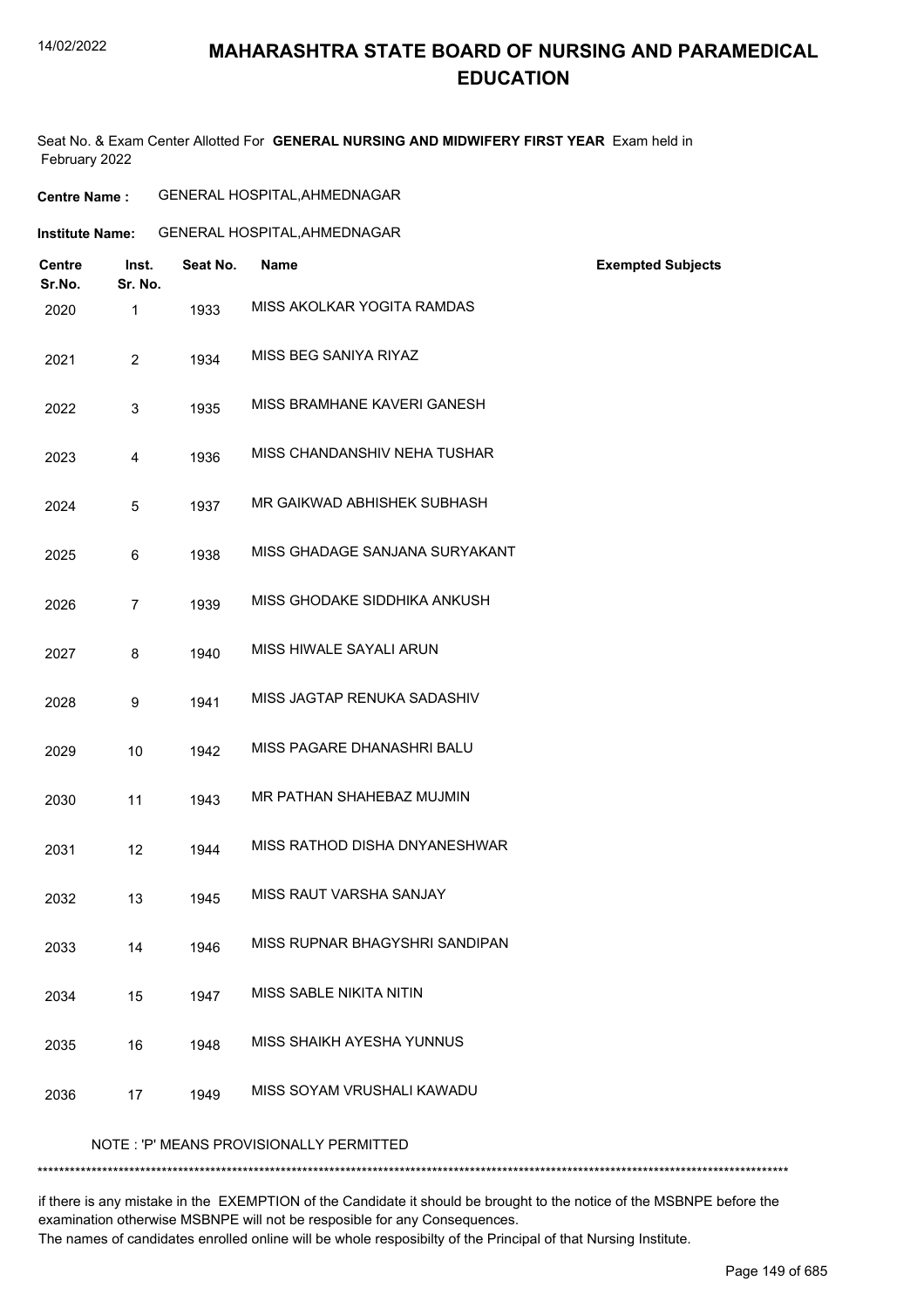# MAHARASHTRA STATE BOARD OF NURSING AND PARAMEDICAL EDUCATION

Seat No. & Exam Center Allotted For **GENERAL NURSING AND MIDWIFERY FIRST YEAR** Exam held in February 2022

**Centre Name :** GENERAL HOSPITAL,AHMEDNAGAR

**Institute Name:** GENERAL HOSPITAL,AHMEDNAGAR

| Centre Sr.No. | Inst. Sr. No. | Seat No. | Name | Exempted Subjects |
|---|---|---|---|---|
| 2020 | 1 | 1933 | MISS AKOLKAR YOGITA RAMDAS | |
| 2021 | 2 | 1934 | MISS BEG SANIYA RIYAZ | |
| 2022 | 3 | 1935 | MISS BRAMHANE KAVERI GANESH | |
| 2023 | 4 | 1936 | MISS CHANDANSHIV NEHA TUSHAR | |
| 2024 | 5 | 1937 | MR GAIKWAD ABHISHEK SUBHASH | |
| 2025 | 6 | 1938 | MISS GHADAGE SANJANA SURYAKANT | |
| 2026 | 7 | 1939 | MISS GHODAKE SIDDHIKA ANKUSH | |
| 2027 | 8 | 1940 | MISS HIWALE SAYALI ARUN | |
| 2028 | 9 | 1941 | MISS JAGTAP RENUKA SADASHIV | |
| 2029 | 10 | 1942 | MISS PAGARE DHANASHRI BALU | |
| 2030 | 11 | 1943 | MR PATHAN SHAHEBAZ MUJMIN | |
| 2031 | 12 | 1944 | MISS RATHOD DISHA DNYANESHWAR | |
| 2032 | 13 | 1945 | MISS RAUT VARSHA SANJAY | |
| 2033 | 14 | 1946 | MISS RUPNAR BHAGYSHRI SANDIPAN | |
| 2034 | 15 | 1947 | MISS SABLE NIKITA NITIN | |
| 2035 | 16 | 1948 | MISS SHAIKH AYESHA YUNNUS | |
| 2036 | 17 | 1949 | MISS SOYAM VRUSHALI KAWADU | |

NOTE : 'P' MEANS PROVISIONALLY PERMITTED

*******************************************************************************************************************************************

if there is any mistake in the EXEMPTION of the Candidate it should be brought to the notice of the MSBNPE before the examination otherwise MSBNPE will not be resposible for any Consequences.

The names of candidates enrolled online will be whole resposibilty of the Principal of that Nursing Institute.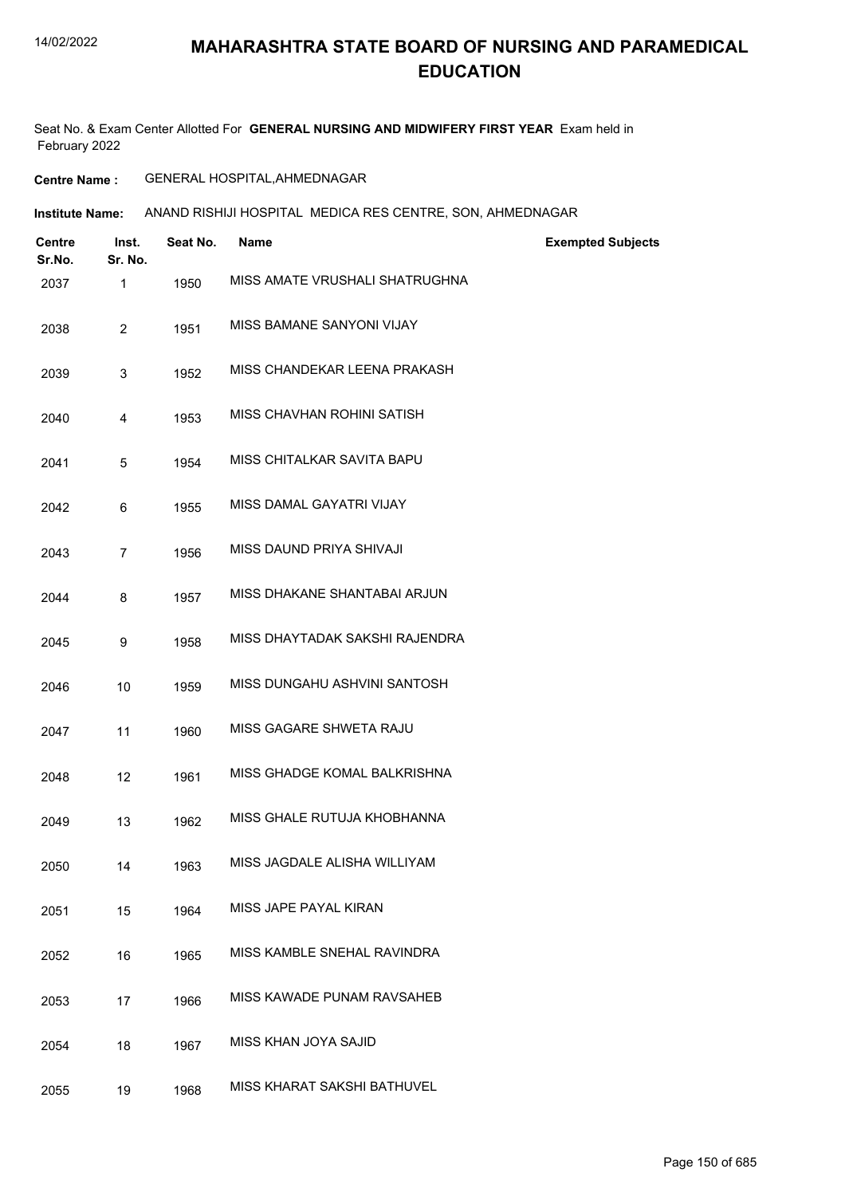# MAHARASHTRA STATE BOARD OF NURSING AND PARAMEDICAL EDUCATION

Seat No. & Exam Center Allotted For **GENERAL NURSING AND MIDWIFERY FIRST YEAR** Exam held in February 2022

**Centre Name :** GENERAL HOSPITAL,AHMEDNAGAR

**Institute Name:** ANAND RISHIJI HOSPITAL MEDICA RES CENTRE, SON, AHMEDNAGAR

| Centre Sr.No. | Inst. Sr. No. | Seat No. | Name | Exempted Subjects |
|---|---|---|---|---|
| 2037 | 1 | 1950 | MISS AMATE VRUSHALI SHATRUGHNA | |
| 2038 | 2 | 1951 | MISS BAMANE SANYONI VIJAY | |
| 2039 | 3 | 1952 | MISS CHANDEKAR LEENA PRAKASH | |
| 2040 | 4 | 1953 | MISS CHAVHAN ROHINI SATISH | |
| 2041 | 5 | 1954 | MISS CHITALKAR SAVITA BAPU | |
| 2042 | 6 | 1955 | MISS DAMAL GAYATRI VIJAY | |
| 2043 | 7 | 1956 | MISS DAUND PRIYA SHIVAJI | |
| 2044 | 8 | 1957 | MISS DHAKANE SHANTABAI ARJUN | |
| 2045 | 9 | 1958 | MISS DHAYTADAK SAKSHI RAJENDRA | |
| 2046 | 10 | 1959 | MISS DUNGAHU ASHVINI SANTOSH | |
| 2047 | 11 | 1960 | MISS GAGARE SHWETA RAJU | |
| 2048 | 12 | 1961 | MISS GHADGE KOMAL BALKRISHNA | |
| 2049 | 13 | 1962 | MISS GHALE RUTUJA KHOBHANNA | |
| 2050 | 14 | 1963 | MISS JAGDALE ALISHA WILLIYAM | |
| 2051 | 15 | 1964 | MISS JAPE PAYAL KIRAN | |
| 2052 | 16 | 1965 | MISS KAMBLE SNEHAL RAVINDRA | |
| 2053 | 17 | 1966 | MISS KAWADE PUNAM RAVSAHEB | |
| 2054 | 18 | 1967 | MISS KHAN JOYA SAJID | |
| 2055 | 19 | 1968 | MISS KHARAT SAKSHI BATHUVEL | |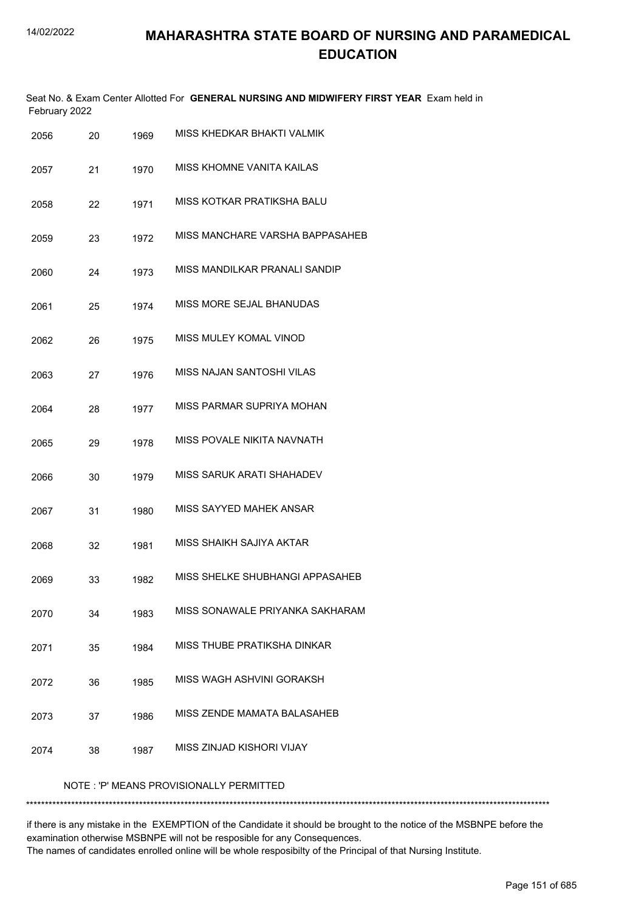# MAHARASHTRA STATE BOARD OF NURSING AND PARAMEDICAL EDUCATION

Seat No. & Exam Center Allotted For **GENERAL NURSING AND MIDWIFERY FIRST YEAR** Exam held in February 2022

| | | | |
|---|---|---|---|
| 2056 | 20 | 1969 | MISS KHEDKAR BHAKTI VALMIK |
| 2057 | 21 | 1970 | MISS KHOMNE VANITA KAILAS |
| 2058 | 22 | 1971 | MISS KOTKAR PRATIKSHA BALU |
| 2059 | 23 | 1972 | MISS MANCHARE VARSHA BAPPASAHEB |
| 2060 | 24 | 1973 | MISS MANDILKAR PRANALI SANDIP |
| 2061 | 25 | 1974 | MISS MORE SEJAL BHANUDAS |
| 2062 | 26 | 1975 | MISS MULEY KOMAL VINOD |
| 2063 | 27 | 1976 | MISS NAJAN SANTOSHI VILAS |
| 2064 | 28 | 1977 | MISS PARMAR SUPRIYA MOHAN |
| 2065 | 29 | 1978 | MISS POVALE NIKITA NAVNATH |
| 2066 | 30 | 1979 | MISS SARUK ARATI SHAHADEV |
| 2067 | 31 | 1980 | MISS SAYYED MAHEK ANSAR |
| 2068 | 32 | 1981 | MISS SHAIKH SAJIYA AKTAR |
| 2069 | 33 | 1982 | MISS SHELKE SHUBHANGI APPASAHEB |
| 2070 | 34 | 1983 | MISS SONAWALE PRIYANKA SAKHARAM |
| 2071 | 35 | 1984 | MISS THUBE PRATIKSHA DINKAR |
| 2072 | 36 | 1985 | MISS WAGH ASHVINI GORAKSH |
| 2073 | 37 | 1986 | MISS ZENDE MAMATA BALASAHEB |
| 2074 | 38 | 1987 | MISS ZINJAD KISHORI VIJAY |

NOTE : 'P' MEANS PROVISIONALLY PERMITTED

******************************************************************************************************************************************

if there is any mistake in the EXEMPTION of the Candidate it should be brought to the notice of the MSBNPE before the examination otherwise MSBNPE will not be resposible for any Consequences.
The names of candidates enrolled online will be whole resposibilty of the Principal of that Nursing Institute.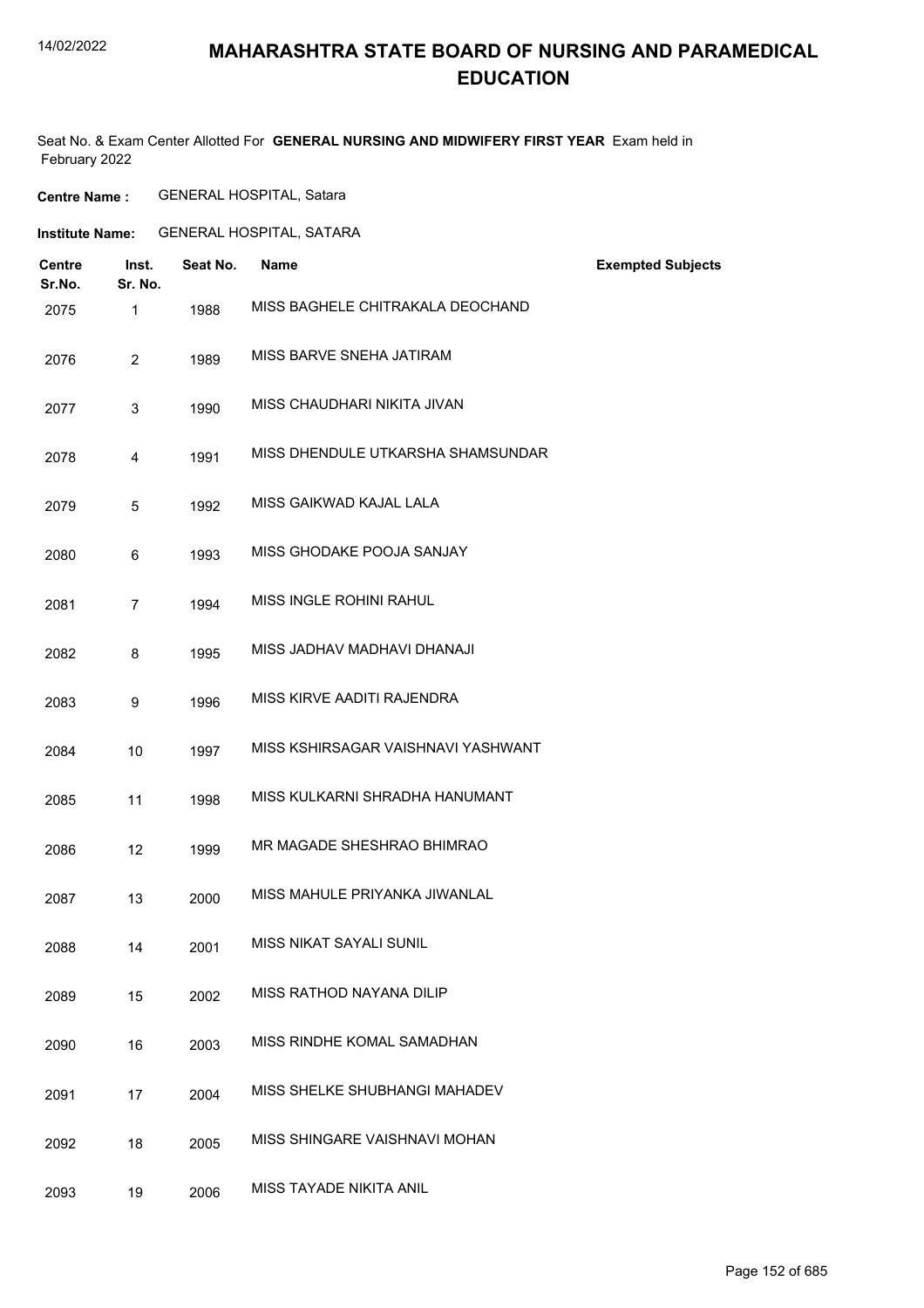# MAHARASHTRA STATE BOARD OF NURSING AND PARAMEDICAL EDUCATION

Seat No. & Exam Center Allotted For **GENERAL NURSING AND MIDWIFERY FIRST YEAR** Exam held in February 2022

**Centre Name :** GENERAL HOSPITAL, Satara

**Institute Name:** GENERAL HOSPITAL, SATARA

| Centre Sr.No. | Inst. Sr. No. | Seat No. | Name | Exempted Subjects |
|---|---|---|---|---|
| 2075 | 1 | 1988 | MISS BAGHELE CHITRAKALA DEOCHAND | |
| 2076 | 2 | 1989 | MISS BARVE SNEHA JATIRAM | |
| 2077 | 3 | 1990 | MISS CHAUDHARI NIKITA JIVAN | |
| 2078 | 4 | 1991 | MISS DHENDULE UTKARSHA SHAMSUNDAR | |
| 2079 | 5 | 1992 | MISS GAIKWAD KAJAL LALA | |
| 2080 | 6 | 1993 | MISS GHODAKE POOJA SANJAY | |
| 2081 | 7 | 1994 | MISS INGLE ROHINI RAHUL | |
| 2082 | 8 | 1995 | MISS JADHAV MADHAVI DHANAJI | |
| 2083 | 9 | 1996 | MISS KIRVE AADITI RAJENDRA | |
| 2084 | 10 | 1997 | MISS KSHIRSAGAR VAISHNAVI YASHWANT | |
| 2085 | 11 | 1998 | MISS KULKARNI SHRADHA HANUMANT | |
| 2086 | 12 | 1999 | MR MAGADE SHESHRAO BHIMRAO | |
| 2087 | 13 | 2000 | MISS MAHULE PRIYANKA JIWANLAL | |
| 2088 | 14 | 2001 | MISS NIKAT SAYALI SUNIL | |
| 2089 | 15 | 2002 | MISS RATHOD NAYANA DILIP | |
| 2090 | 16 | 2003 | MISS RINDHE KOMAL SAMADHAN | |
| 2091 | 17 | 2004 | MISS SHELKE SHUBHANGI MAHADEV | |
| 2092 | 18 | 2005 | MISS SHINGARE VAISHNAVI MOHAN | |
| 2093 | 19 | 2006 | MISS TAYADE NIKITA ANIL | |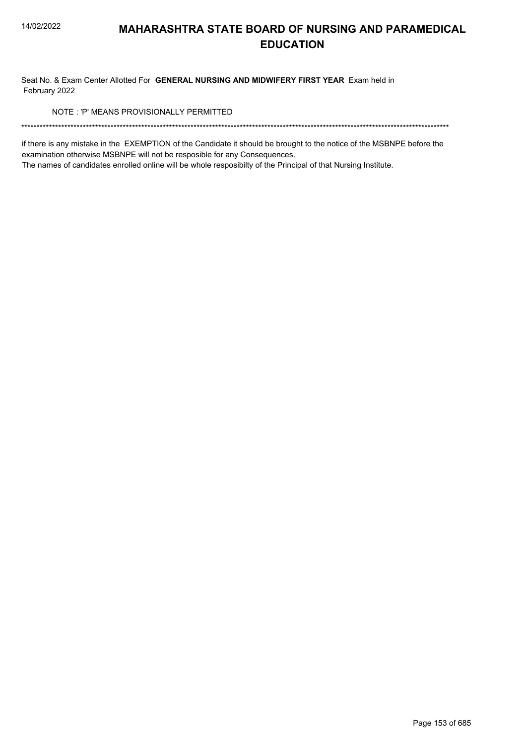# MAHARASHTRA STATE BOARD OF NURSING AND PARAMEDICAL EDUCATION

Seat No. & Exam Center Allotted For **GENERAL NURSING AND MIDWIFERY FIRST YEAR** Exam held in February 2022

NOTE : 'P' MEANS PROVISIONALLY PERMITTED

\*\*\*\*\*\*\*\*\*\*\*\*\*\*\*\*\*\*\*\*\*\*\*\*\*\*\*\*\*\*\*\*\*\*\*\*\*\*\*\*\*\*\*\*\*\*\*\*\*\*\*\*\*\*\*\*\*\*\*\*\*\*\*\*\*\*\*\*\*\*\*\*\*\*\*\*\*\*\*\*\*\*\*\*\*\*\*\*\*\*\*\*\*\*\*\*\*\*\*\*\*\*\*\*\*\*\*\*\*\*\*\*\*\*\*\*\*\*\*\*\*\*\*\*\*\*\*\*\*\*\*\*

if there is any mistake in the EXEMPTION of the Candidate it should be brought to the notice of the MSBNPE before the examination otherwise MSBNPE will not be resposible for any Consequences.

The names of candidates enrolled online will be whole resposibilty of the Principal of that Nursing Institute.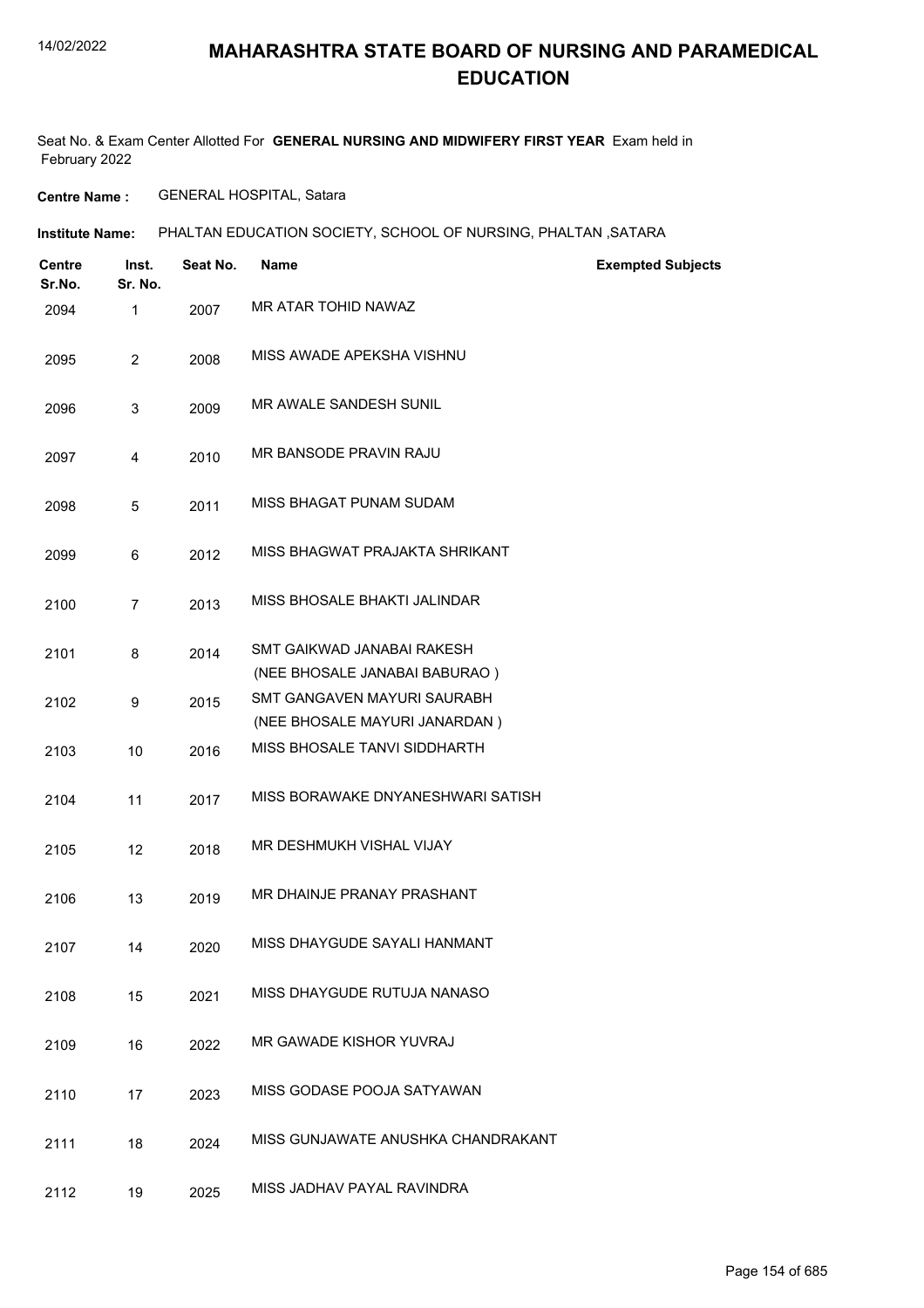# MAHARASHTRA STATE BOARD OF NURSING AND PARAMEDICAL EDUCATION

Seat No. & Exam Center Allotted For **GENERAL NURSING AND MIDWIFERY FIRST YEAR** Exam held in February 2022

**Centre Name :** GENERAL HOSPITAL, Satara

**Institute Name:** PHALTAN EDUCATION SOCIETY, SCHOOL OF NURSING, PHALTAN ,SATARA

| Centre Sr.No. | Inst. Sr. No. | Seat No. | Name | Exempted Subjects |
|---|---|---|---|---|
| 2094 | 1 | 2007 | MR ATAR TOHID NAWAZ | |
| 2095 | 2 | 2008 | MISS AWADE APEKSHA VISHNU | |
| 2096 | 3 | 2009 | MR AWALE SANDESH SUNIL | |
| 2097 | 4 | 2010 | MR BANSODE PRAVIN RAJU | |
| 2098 | 5 | 2011 | MISS BHAGAT PUNAM SUDAM | |
| 2099 | 6 | 2012 | MISS BHAGWAT PRAJAKTA SHRIKANT | |
| 2100 | 7 | 2013 | MISS BHOSALE BHAKTI JALINDAR | |
| 2101 | 8 | 2014 | SMT GAIKWAD JANABAI RAKESH (NEE BHOSALE JANABAI BABURAO ) | |
| 2102 | 9 | 2015 | SMT GANGAVEN MAYURI SAURABH (NEE BHOSALE MAYURI JANARDAN ) | |
| 2103 | 10 | 2016 | MISS BHOSALE TANVI SIDDHARTH | |
| 2104 | 11 | 2017 | MISS BORAWAKE DNYANESHWARI SATISH | |
| 2105 | 12 | 2018 | MR DESHMUKH VISHAL VIJAY | |
| 2106 | 13 | 2019 | MR DHAINJE PRANAY PRASHANT | |
| 2107 | 14 | 2020 | MISS DHAYGUDE SAYALI HANMANT | |
| 2108 | 15 | 2021 | MISS DHAYGUDE RUTUJA NANASO | |
| 2109 | 16 | 2022 | MR GAWADE KISHOR YUVRAJ | |
| 2110 | 17 | 2023 | MISS GODASE POOJA SATYAWAN | |
| 2111 | 18 | 2024 | MISS GUNJAWATE ANUSHKA CHANDRAKANT | |
| 2112 | 19 | 2025 | MISS JADHAV PAYAL RAVINDRA | |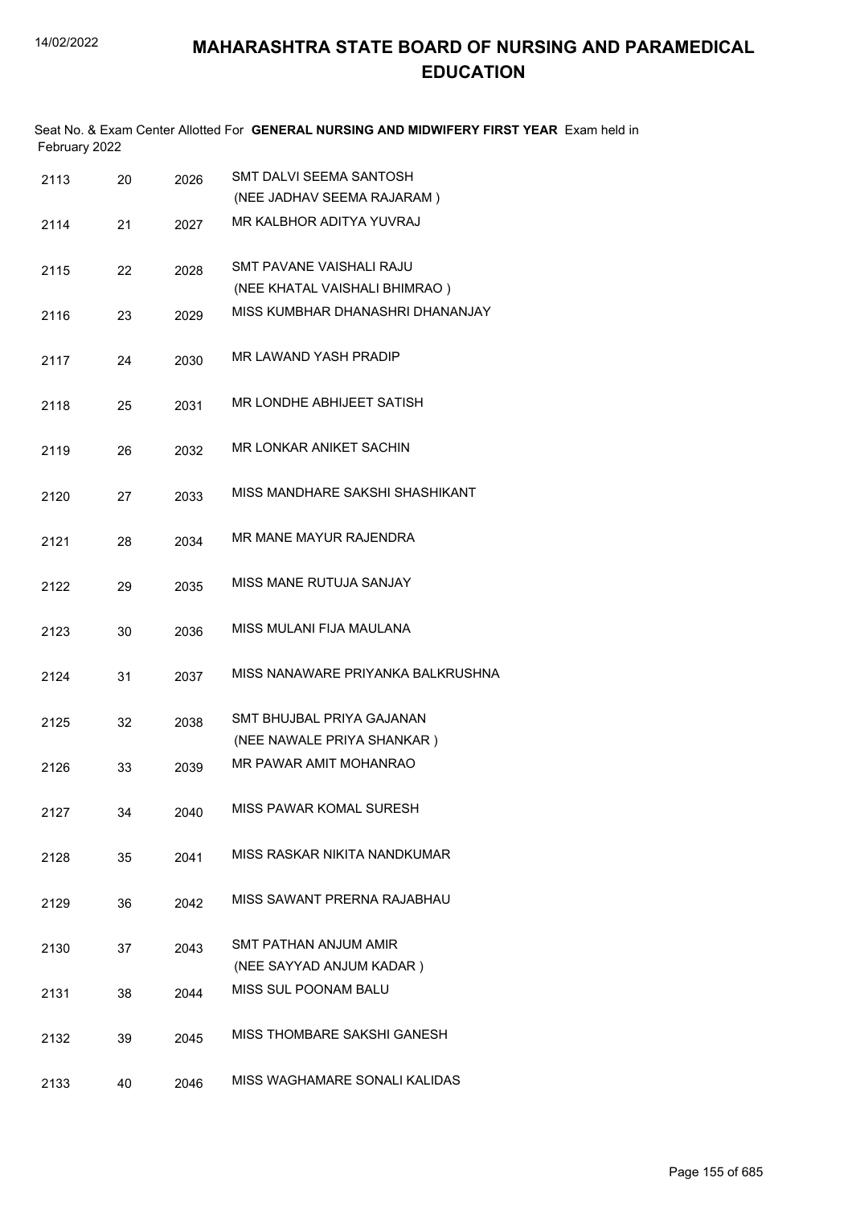# MAHARASHTRA STATE BOARD OF NURSING AND PARAMEDICAL EDUCATION

Seat No. & Exam Center Allotted For **GENERAL NURSING AND MIDWIFERY FIRST YEAR** Exam held in February 2022

| | | | |
|---|---|---|---|
| 2113 | 20 | 2026 | SMT DALVI SEEMA SANTOSH (NEE JADHAV SEEMA RAJARAM ) |
| 2114 | 21 | 2027 | MR KALBHOR ADITYA YUVRAJ |
| 2115 | 22 | 2028 | SMT PAVANE VAISHALI RAJU (NEE KHATAL VAISHALI BHIMRAO ) |
| 2116 | 23 | 2029 | MISS KUMBHAR DHANASHRI DHANANJAY |
| 2117 | 24 | 2030 | MR LAWAND YASH PRADIP |
| 2118 | 25 | 2031 | MR LONDHE ABHIJEET SATISH |
| 2119 | 26 | 2032 | MR LONKAR ANIKET SACHIN |
| 2120 | 27 | 2033 | MISS MANDHARE SAKSHI SHASHIKANT |
| 2121 | 28 | 2034 | MR MANE MAYUR RAJENDRA |
| 2122 | 29 | 2035 | MISS MANE RUTUJA SANJAY |
| 2123 | 30 | 2036 | MISS MULANI FIJA MAULANA |
| 2124 | 31 | 2037 | MISS NANAWARE PRIYANKA BALKRUSHNA |
| 2125 | 32 | 2038 | SMT BHUJBAL PRIYA GAJANAN (NEE NAWALE PRIYA SHANKAR ) |
| 2126 | 33 | 2039 | MR PAWAR AMIT MOHANRAO |
| 2127 | 34 | 2040 | MISS PAWAR KOMAL SURESH |
| 2128 | 35 | 2041 | MISS RASKAR NIKITA NANDKUMAR |
| 2129 | 36 | 2042 | MISS SAWANT PRERNA RAJABHAU |
| 2130 | 37 | 2043 | SMT PATHAN ANJUM AMIR (NEE SAYYAD ANJUM KADAR ) |
| 2131 | 38 | 2044 | MISS SUL POONAM BALU |
| 2132 | 39 | 2045 | MISS THOMBARE SAKSHI GANESH |
| 2133 | 40 | 2046 | MISS WAGHAMARE SONALI KALIDAS |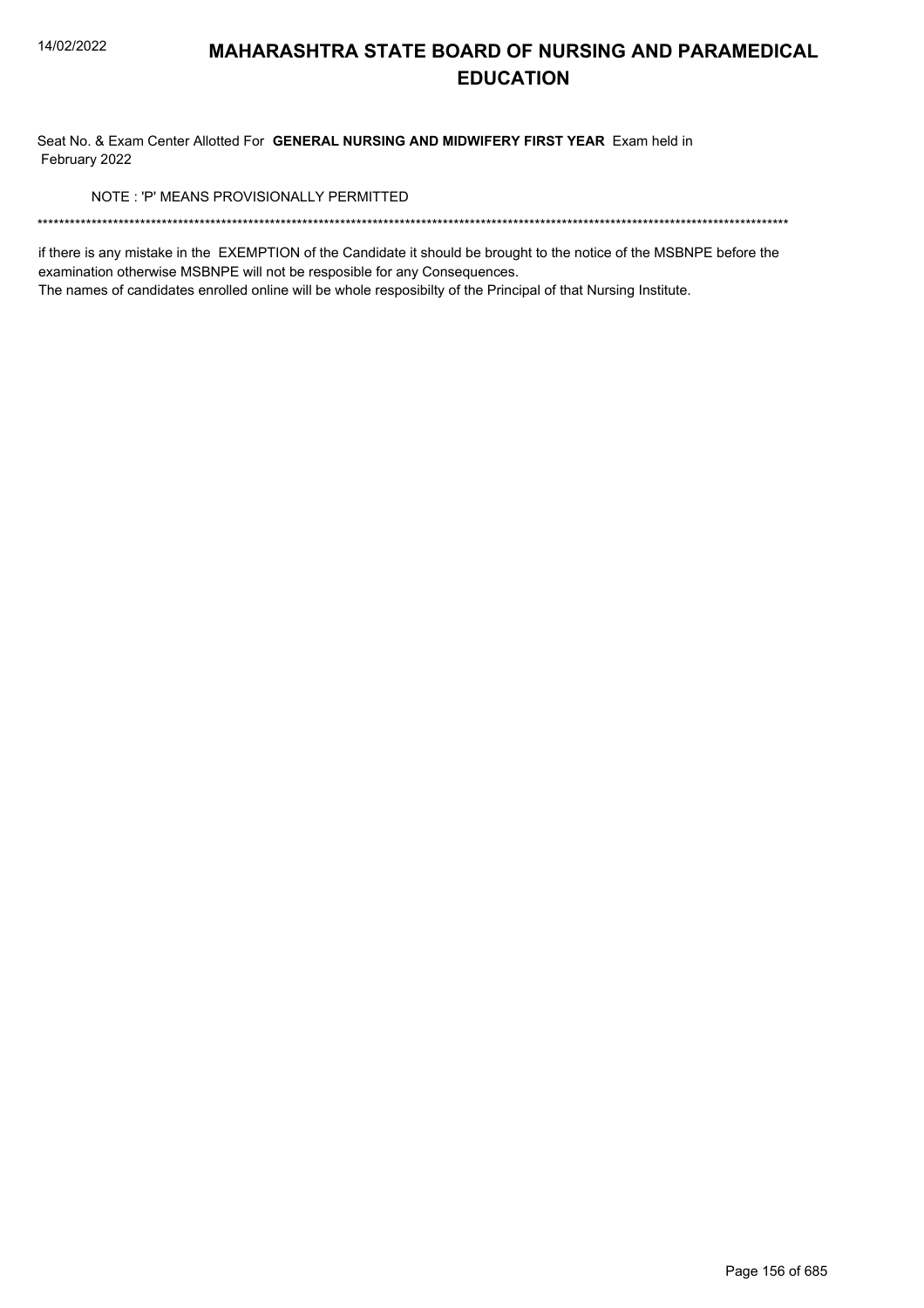# MAHARASHTRA STATE BOARD OF NURSING AND PARAMEDICAL EDUCATION

Seat No. & Exam Center Allotted For **GENERAL NURSING AND MIDWIFERY FIRST YEAR** Exam held in February 2022

NOTE : 'P' MEANS PROVISIONALLY PERMITTED

******************************************************************************************************************************************

if there is any mistake in the EXEMPTION of the Candidate it should be brought to the notice of the MSBNPE before the examination otherwise MSBNPE will not be resposible for any Consequences.

The names of candidates enrolled online will be whole resposibilty of the Principal of that Nursing Institute.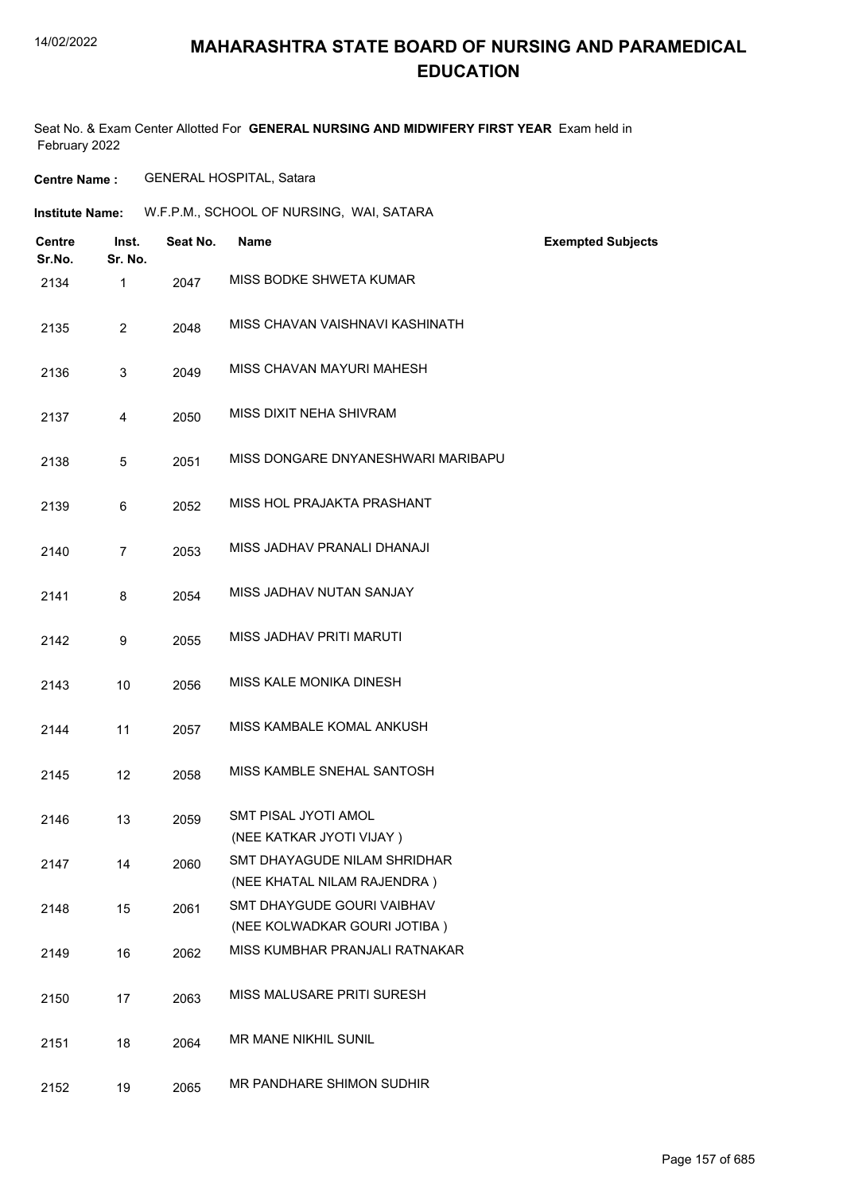# MAHARASHTRA STATE BOARD OF NURSING AND PARAMEDICAL EDUCATION

Seat No. & Exam Center Allotted For **GENERAL NURSING AND MIDWIFERY FIRST YEAR** Exam held in February 2022

**Centre Name :** GENERAL HOSPITAL, Satara

**Institute Name:** W.F.P.M., SCHOOL OF NURSING, WAI, SATARA

| Centre Sr.No. | Inst. Sr. No. | Seat No. | Name | Exempted Subjects |
|---|---|---|---|---|
| 2134 | 1 | 2047 | MISS BODKE SHWETA KUMAR | |
| 2135 | 2 | 2048 | MISS CHAVAN VAISHNAVI KASHINATH | |
| 2136 | 3 | 2049 | MISS CHAVAN MAYURI MAHESH | |
| 2137 | 4 | 2050 | MISS DIXIT NEHA SHIVRAM | |
| 2138 | 5 | 2051 | MISS DONGARE DNYANESHWARI MARIBAPU | |
| 2139 | 6 | 2052 | MISS HOL PRAJAKTA PRASHANT | |
| 2140 | 7 | 2053 | MISS JADHAV PRANALI DHANAJI | |
| 2141 | 8 | 2054 | MISS JADHAV NUTAN SANJAY | |
| 2142 | 9 | 2055 | MISS JADHAV PRITI MARUTI | |
| 2143 | 10 | 2056 | MISS KALE MONIKA DINESH | |
| 2144 | 11 | 2057 | MISS KAMBALE KOMAL ANKUSH | |
| 2145 | 12 | 2058 | MISS KAMBLE SNEHAL SANTOSH | |
| 2146 | 13 | 2059 | SMT PISAL JYOTI AMOL (NEE KATKAR JYOTI VIJAY ) | |
| 2147 | 14 | 2060 | SMT DHAYAGUDE NILAM SHRIDHAR (NEE KHATAL NILAM RAJENDRA ) | |
| 2148 | 15 | 2061 | SMT DHAYGUDE GOURI VAIBHAV (NEE KOLWADKAR GOURI JOTIBA ) | |
| 2149 | 16 | 2062 | MISS KUMBHAR PRANJALI RATNAKAR | |
| 2150 | 17 | 2063 | MISS MALUSARE PRITI SURESH | |
| 2151 | 18 | 2064 | MR MANE NIKHIL SUNIL | |
| 2152 | 19 | 2065 | MR PANDHARE SHIMON SUDHIR | |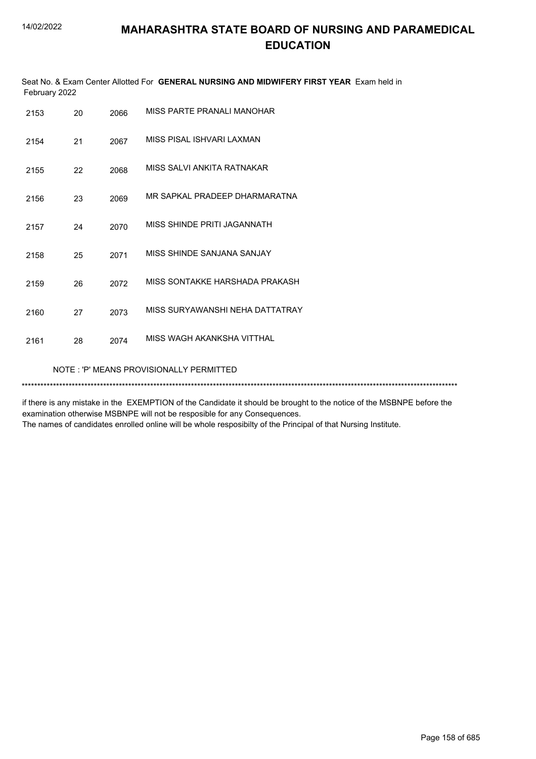# MAHARASHTRA STATE BOARD OF NURSING AND PARAMEDICAL EDUCATION

Seat No. & Exam Center Allotted For **GENERAL NURSING AND MIDWIFERY FIRST YEAR** Exam held in February 2022

| | | | |
|---|---|---|---|
| 2153 | 20 | 2066 | MISS PARTE PRANALI MANOHAR |
| 2154 | 21 | 2067 | MISS PISAL ISHVARI LAXMAN |
| 2155 | 22 | 2068 | MISS SALVI ANKITA RATNAKAR |
| 2156 | 23 | 2069 | MR SAPKAL PRADEEP DHARMARATNA |
| 2157 | 24 | 2070 | MISS SHINDE PRITI JAGANNATH |
| 2158 | 25 | 2071 | MISS SHINDE SANJANA SANJAY |
| 2159 | 26 | 2072 | MISS SONTAKKE HARSHADA PRAKASH |
| 2160 | 27 | 2073 | MISS SURYAWANSHI NEHA DATTATRAY |
| 2161 | 28 | 2074 | MISS WAGH AKANKSHA VITTHAL |

NOTE : 'P' MEANS PROVISIONALLY PERMITTED

*******************************************************************************************************************************************

if there is any mistake in the EXEMPTION of the Candidate it should be brought to the notice of the MSBNPE before the examination otherwise MSBNPE will not be resposible for any Consequences.
The names of candidates enrolled online will be whole resposibilty of the Principal of that Nursing Institute.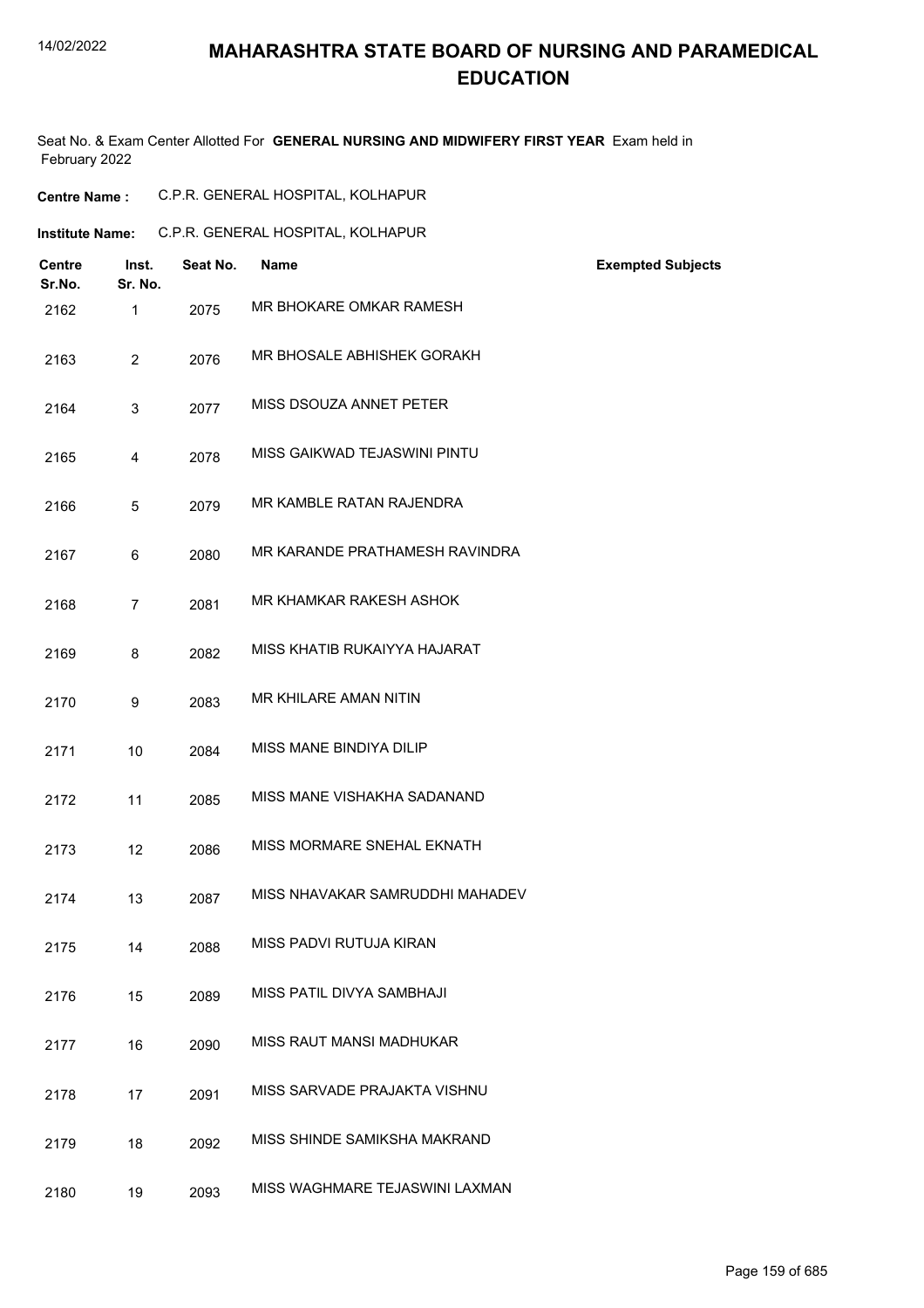# MAHARASHTRA STATE BOARD OF NURSING AND PARAMEDICAL EDUCATION

Seat No. & Exam Center Allotted For **GENERAL NURSING AND MIDWIFERY FIRST YEAR** Exam held in February 2022

**Centre Name :** C.P.R. GENERAL HOSPITAL, KOLHAPUR

**Institute Name:** C.P.R. GENERAL HOSPITAL, KOLHAPUR

| Centre Sr.No. | Inst. Sr. No. | Seat No. | Name | Exempted Subjects |
|---|---|---|---|---|
| 2162 | 1 | 2075 | MR BHOKARE OMKAR RAMESH | |
| 2163 | 2 | 2076 | MR BHOSALE ABHISHEK GORAKH | |
| 2164 | 3 | 2077 | MISS DSOUZA ANNET PETER | |
| 2165 | 4 | 2078 | MISS GAIKWAD TEJASWINI PINTU | |
| 2166 | 5 | 2079 | MR KAMBLE RATAN RAJENDRA | |
| 2167 | 6 | 2080 | MR KARANDE PRATHAMESH RAVINDRA | |
| 2168 | 7 | 2081 | MR KHAMKAR RAKESH ASHOK | |
| 2169 | 8 | 2082 | MISS KHATIB RUKAIYYA HAJARAT | |
| 2170 | 9 | 2083 | MR KHILARE AMAN NITIN | |
| 2171 | 10 | 2084 | MISS MANE BINDIYA DILIP | |
| 2172 | 11 | 2085 | MISS MANE VISHAKHA SADANAND | |
| 2173 | 12 | 2086 | MISS MORMARE SNEHAL EKNATH | |
| 2174 | 13 | 2087 | MISS NHAVAKAR SAMRUDDHI MAHADEV | |
| 2175 | 14 | 2088 | MISS PADVI RUTUJA KIRAN | |
| 2176 | 15 | 2089 | MISS PATIL DIVYA SAMBHAJI | |
| 2177 | 16 | 2090 | MISS RAUT MANSI MADHUKAR | |
| 2178 | 17 | 2091 | MISS SARVADE PRAJAKTA VISHNU | |
| 2179 | 18 | 2092 | MISS SHINDE SAMIKSHA MAKRAND | |
| 2180 | 19 | 2093 | MISS WAGHMARE TEJASWINI LAXMAN | |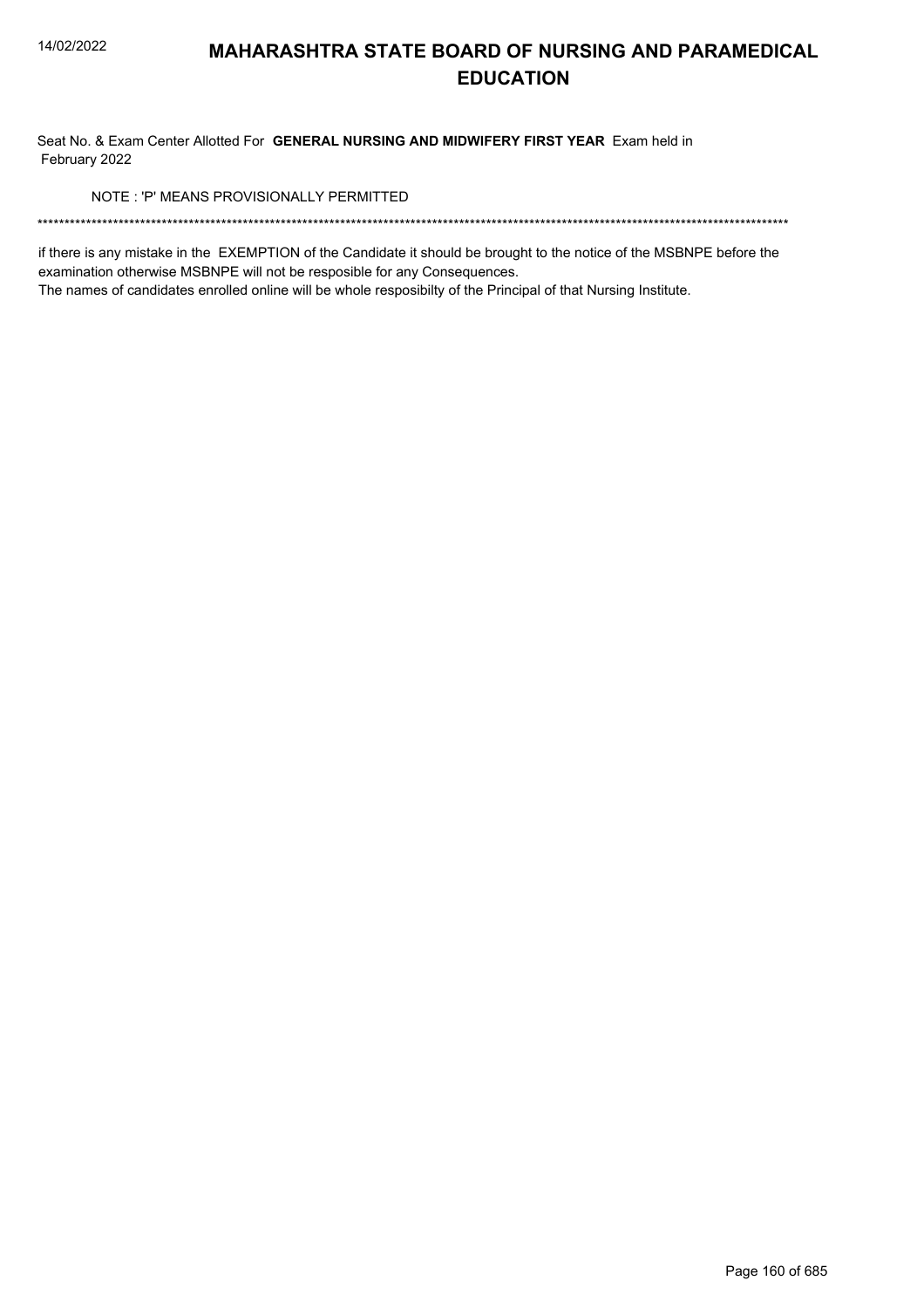# MAHARASHTRA STATE BOARD OF NURSING AND PARAMEDICAL EDUCATION

Seat No. & Exam Center Allotted For **GENERAL NURSING AND MIDWIFERY FIRST YEAR** Exam held in February 2022

NOTE : 'P' MEANS PROVISIONALLY PERMITTED

******************************************************************************************************************************************

if there is any mistake in the EXEMPTION of the Candidate it should be brought to the notice of the MSBNPE before the examination otherwise MSBNPE will not be resposible for any Consequences.

The names of candidates enrolled online will be whole resposibilty of the Principal of that Nursing Institute.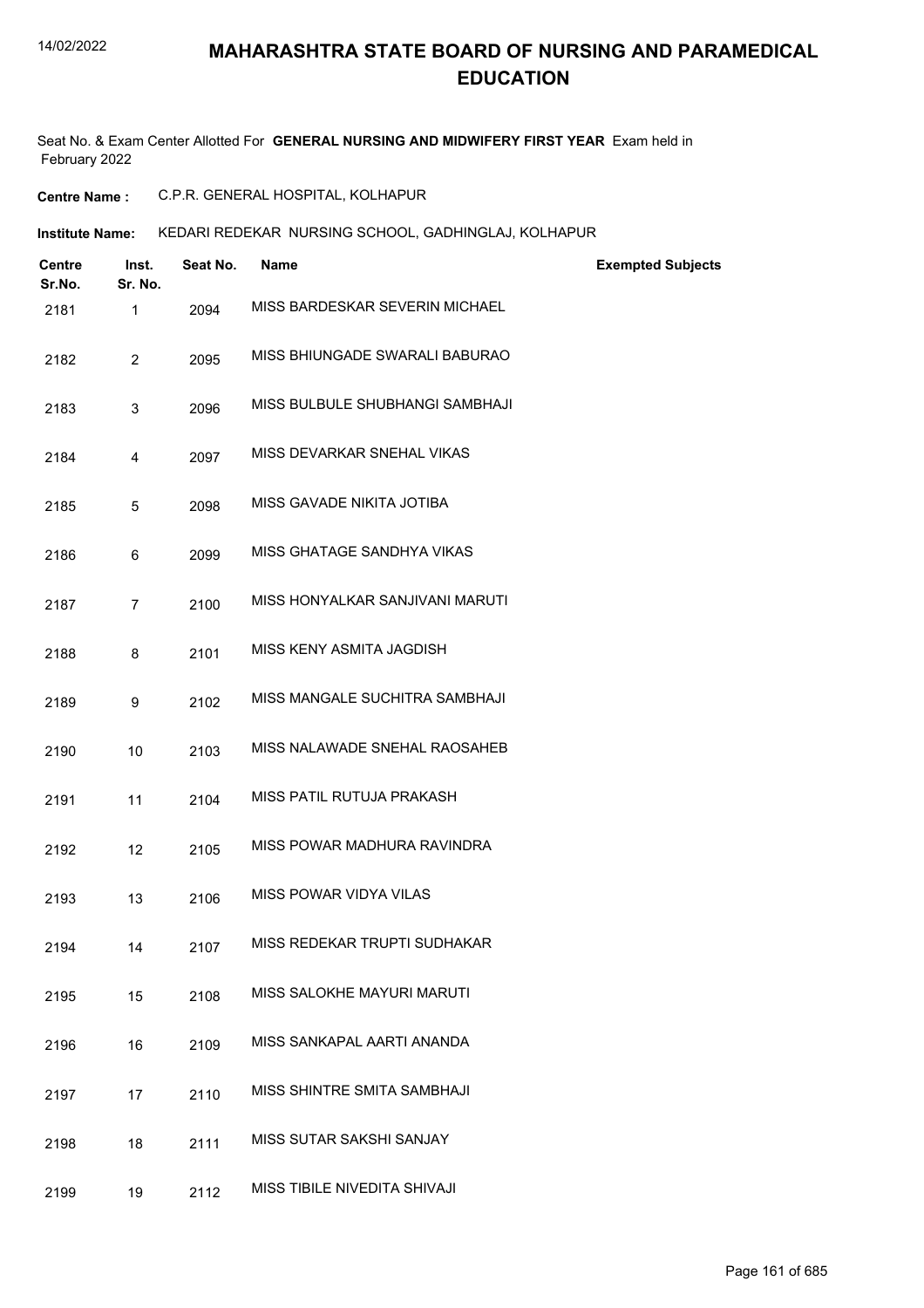# MAHARASHTRA STATE BOARD OF NURSING AND PARAMEDICAL EDUCATION

Seat No. & Exam Center Allotted For **GENERAL NURSING AND MIDWIFERY FIRST YEAR** Exam held in February 2022

**Centre Name :** C.P.R. GENERAL HOSPITAL, KOLHAPUR

**Institute Name:** KEDARI REDEKAR NURSING SCHOOL, GADHINGLAJ, KOLHAPUR

| Centre Sr.No. | Inst. Sr. No. | Seat No. | Name | Exempted Subjects |
|---|---|---|---|---|
| 2181 | 1 | 2094 | MISS BARDESKAR SEVERIN MICHAEL | |
| 2182 | 2 | 2095 | MISS BHIUNGADE SWARALI BABURAO | |
| 2183 | 3 | 2096 | MISS BULBULE SHUBHANGI SAMBHAJI | |
| 2184 | 4 | 2097 | MISS DEVARKAR SNEHAL VIKAS | |
| 2185 | 5 | 2098 | MISS GAVADE NIKITA JOTIBA | |
| 2186 | 6 | 2099 | MISS GHATAGE SANDHYA VIKAS | |
| 2187 | 7 | 2100 | MISS HONYALKAR SANJIVANI MARUTI | |
| 2188 | 8 | 2101 | MISS KENY ASMITA JAGDISH | |
| 2189 | 9 | 2102 | MISS MANGALE SUCHITRA SAMBHAJI | |
| 2190 | 10 | 2103 | MISS NALAWADE SNEHAL RAOSAHEB | |
| 2191 | 11 | 2104 | MISS PATIL RUTUJA PRAKASH | |
| 2192 | 12 | 2105 | MISS POWAR MADHURA RAVINDRA | |
| 2193 | 13 | 2106 | MISS POWAR VIDYA VILAS | |
| 2194 | 14 | 2107 | MISS REDEKAR TRUPTI SUDHAKAR | |
| 2195 | 15 | 2108 | MISS SALOKHE MAYURI MARUTI | |
| 2196 | 16 | 2109 | MISS SANKAPAL AARTI ANANDA | |
| 2197 | 17 | 2110 | MISS SHINTRE SMITA SAMBHAJI | |
| 2198 | 18 | 2111 | MISS SUTAR SAKSHI SANJAY | |
| 2199 | 19 | 2112 | MISS TIBILE NIVEDITA SHIVAJI | |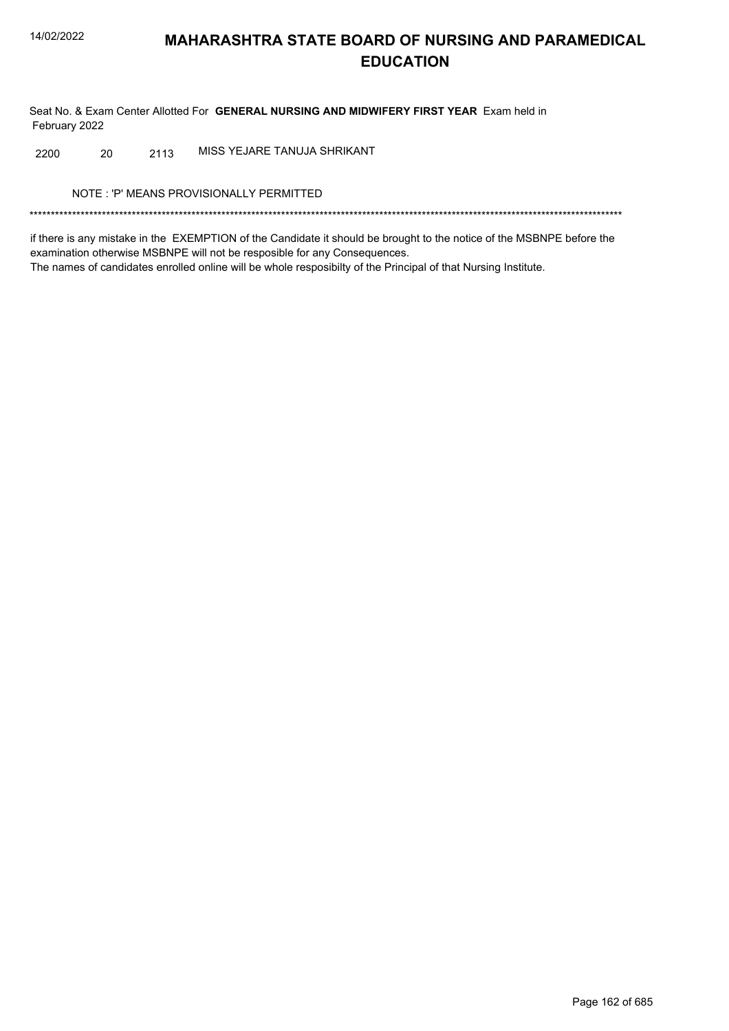# MAHARASHTRA STATE BOARD OF NURSING AND PARAMEDICAL EDUCATION

Seat No. & Exam Center Allotted For **GENERAL NURSING AND MIDWIFERY FIRST YEAR** Exam held in February 2022

| | | | |
|---|---|---|---|
| 2200 | 20 | 2113 | MISS YEJARE TANUJA SHRIKANT |

NOTE : 'P' MEANS PROVISIONALLY PERMITTED

*******************************************************************************************************************************************

if there is any mistake in the EXEMPTION of the Candidate it should be brought to the notice of the MSBNPE before the examination otherwise MSBNPE will not be resposible for any Consequences.

The names of candidates enrolled online will be whole resposibilty of the Principal of that Nursing Institute.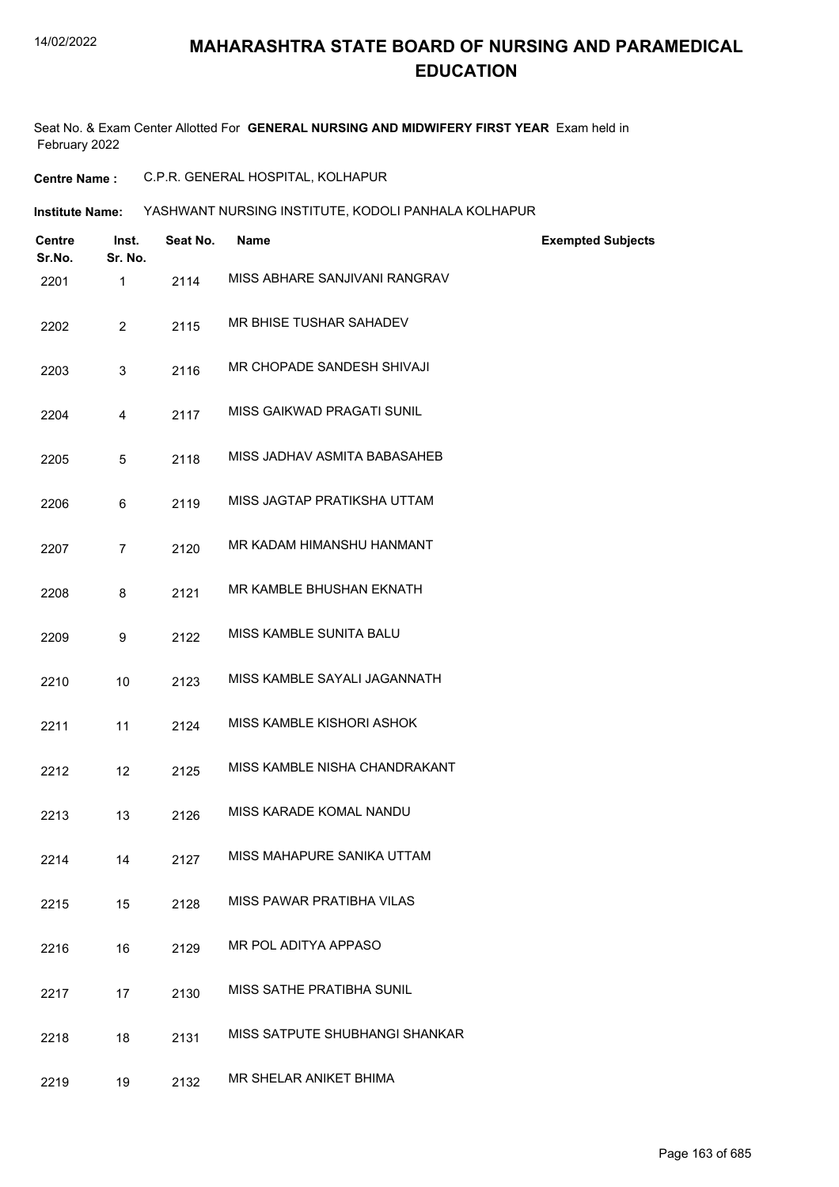# MAHARASHTRA STATE BOARD OF NURSING AND PARAMEDICAL EDUCATION

Seat No. & Exam Center Allotted For **GENERAL NURSING AND MIDWIFERY FIRST YEAR** Exam held in February 2022

**Centre Name :** C.P.R. GENERAL HOSPITAL, KOLHAPUR

**Institute Name:** YASHWANT NURSING INSTITUTE, KODOLI PANHALA KOLHAPUR

| Centre Sr.No. | Inst. Sr. No. | Seat No. | Name | Exempted Subjects |
|---|---|---|---|---|
| 2201 | 1 | 2114 | MISS ABHARE SANJIVANI RANGRAV | |
| 2202 | 2 | 2115 | MR BHISE TUSHAR SAHADEV | |
| 2203 | 3 | 2116 | MR CHOPADE SANDESH SHIVAJI | |
| 2204 | 4 | 2117 | MISS GAIKWAD PRAGATI SUNIL | |
| 2205 | 5 | 2118 | MISS JADHAV ASMITA BABASAHEB | |
| 2206 | 6 | 2119 | MISS JAGTAP PRATIKSHA UTTAM | |
| 2207 | 7 | 2120 | MR KADAM HIMANSHU HANMANT | |
| 2208 | 8 | 2121 | MR KAMBLE BHUSHAN EKNATH | |
| 2209 | 9 | 2122 | MISS KAMBLE SUNITA BALU | |
| 2210 | 10 | 2123 | MISS KAMBLE SAYALI JAGANNATH | |
| 2211 | 11 | 2124 | MISS KAMBLE KISHORI ASHOK | |
| 2212 | 12 | 2125 | MISS KAMBLE NISHA CHANDRAKANT | |
| 2213 | 13 | 2126 | MISS KARADE KOMAL NANDU | |
| 2214 | 14 | 2127 | MISS MAHAPURE SANIKA UTTAM | |
| 2215 | 15 | 2128 | MISS PAWAR PRATIBHA VILAS | |
| 2216 | 16 | 2129 | MR POL ADITYA APPASO | |
| 2217 | 17 | 2130 | MISS SATHE PRATIBHA SUNIL | |
| 2218 | 18 | 2131 | MISS SATPUTE SHUBHANGI SHANKAR | |
| 2219 | 19 | 2132 | MR SHELAR ANIKET BHIMA | |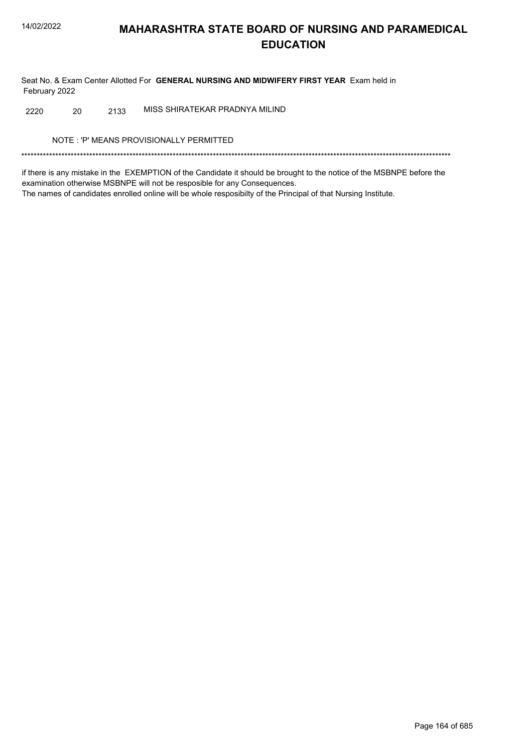Seat No. & Exam Center Allotted For **GENERAL NURSING AND MIDWIFERY FIRST YEAR** Exam held in February 2022

| | | | |
|---|---|---|---|
| 2220 | 20 | 2133 | MISS SHIRATEKAR PRADNYA MILIND |

NOTE : 'P' MEANS PROVISIONALLY PERMITTED

*******************************************************************************************************************************************

if there is any mistake in the EXEMPTION of the Candidate it should be brought to the notice of the MSBNPE before the examination otherwise MSBNPE will not be resposible for any Consequences.
The names of candidates enrolled online will be whole resposibilty of the Principal of that Nursing Institute.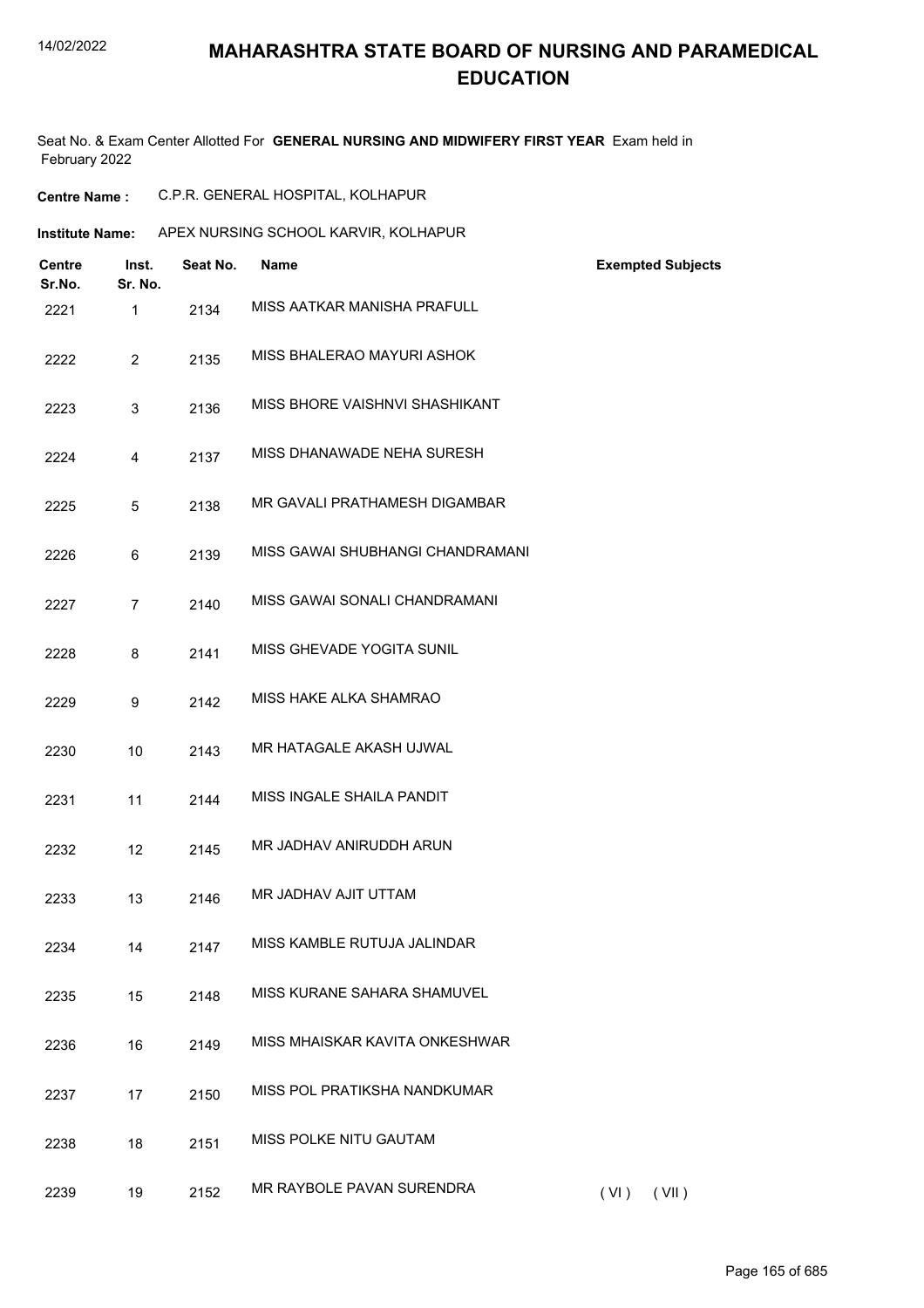# MAHARASHTRA STATE BOARD OF NURSING AND PARAMEDICAL EDUCATION

Seat No. & Exam Center Allotted For **GENERAL NURSING AND MIDWIFERY FIRST YEAR** Exam held in February 2022

**Centre Name :** C.P.R. GENERAL HOSPITAL, KOLHAPUR

**Institute Name:** APEX NURSING SCHOOL KARVIR, KOLHAPUR

| Centre Sr.No. | Inst. Sr. No. | Seat No. | Name | Exempted Subjects |
|---|---|---|---|---|
| 2221 | 1 | 2134 | MISS AATKAR MANISHA PRAFULL | |
| 2222 | 2 | 2135 | MISS BHALERAO MAYURI ASHOK | |
| 2223 | 3 | 2136 | MISS BHORE VAISHNVI SHASHIKANT | |
| 2224 | 4 | 2137 | MISS DHANAWADE NEHA SURESH | |
| 2225 | 5 | 2138 | MR GAVALI PRATHAMESH DIGAMBAR | |
| 2226 | 6 | 2139 | MISS GAWAI SHUBHANGI CHANDRAMANI | |
| 2227 | 7 | 2140 | MISS GAWAI SONALI CHANDRAMANI | |
| 2228 | 8 | 2141 | MISS GHEVADE YOGITA SUNIL | |
| 2229 | 9 | 2142 | MISS HAKE ALKA SHAMRAO | |
| 2230 | 10 | 2143 | MR HATAGALE AKASH UJWAL | |
| 2231 | 11 | 2144 | MISS INGALE SHAILA PANDIT | |
| 2232 | 12 | 2145 | MR JADHAV ANIRUDDH ARUN | |
| 2233 | 13 | 2146 | MR JADHAV AJIT UTTAM | |
| 2234 | 14 | 2147 | MISS KAMBLE RUTUJA JALINDAR | |
| 2235 | 15 | 2148 | MISS KURANE SAHARA SHAMUVEL | |
| 2236 | 16 | 2149 | MISS MHAISKAR KAVITA ONKESHWAR | |
| 2237 | 17 | 2150 | MISS POL PRATIKSHA NANDKUMAR | |
| 2238 | 18 | 2151 | MISS POLKE NITU GAUTAM | |
| 2239 | 19 | 2152 | MR RAYBOLE PAVAN SURENDRA | ( VI ) ( VII ) |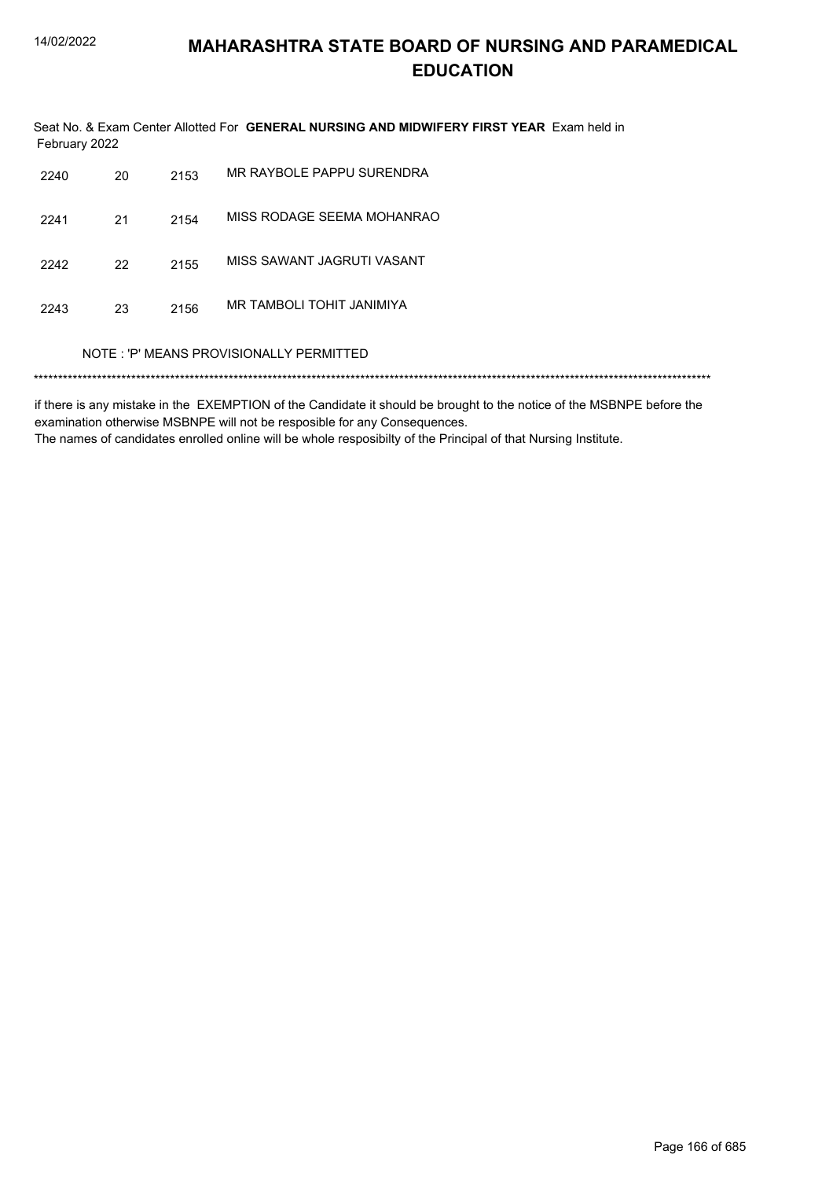Seat No. & Exam Center Allotted For **GENERAL NURSING AND MIDWIFERY FIRST YEAR** Exam held in February 2022

| | | | |
|---|---|---|---|
| 2240 | 20 | 2153 | MR RAYBOLE PAPPU SURENDRA |
| 2241 | 21 | 2154 | MISS RODAGE SEEMA MOHANRAO |
| 2242 | 22 | 2155 | MISS SAWANT JAGRUTI VASANT |
| 2243 | 23 | 2156 | MR TAMBOLI TOHIT JANIMIYA |

NOTE : 'P' MEANS PROVISIONALLY PERMITTED

*******************************************************************************************************************************************

if there is any mistake in the EXEMPTION of the Candidate it should be brought to the notice of the MSBNPE before the examination otherwise MSBNPE will not be resposible for any Consequences.

The names of candidates enrolled online will be whole resposibilty of the Principal of that Nursing Institute.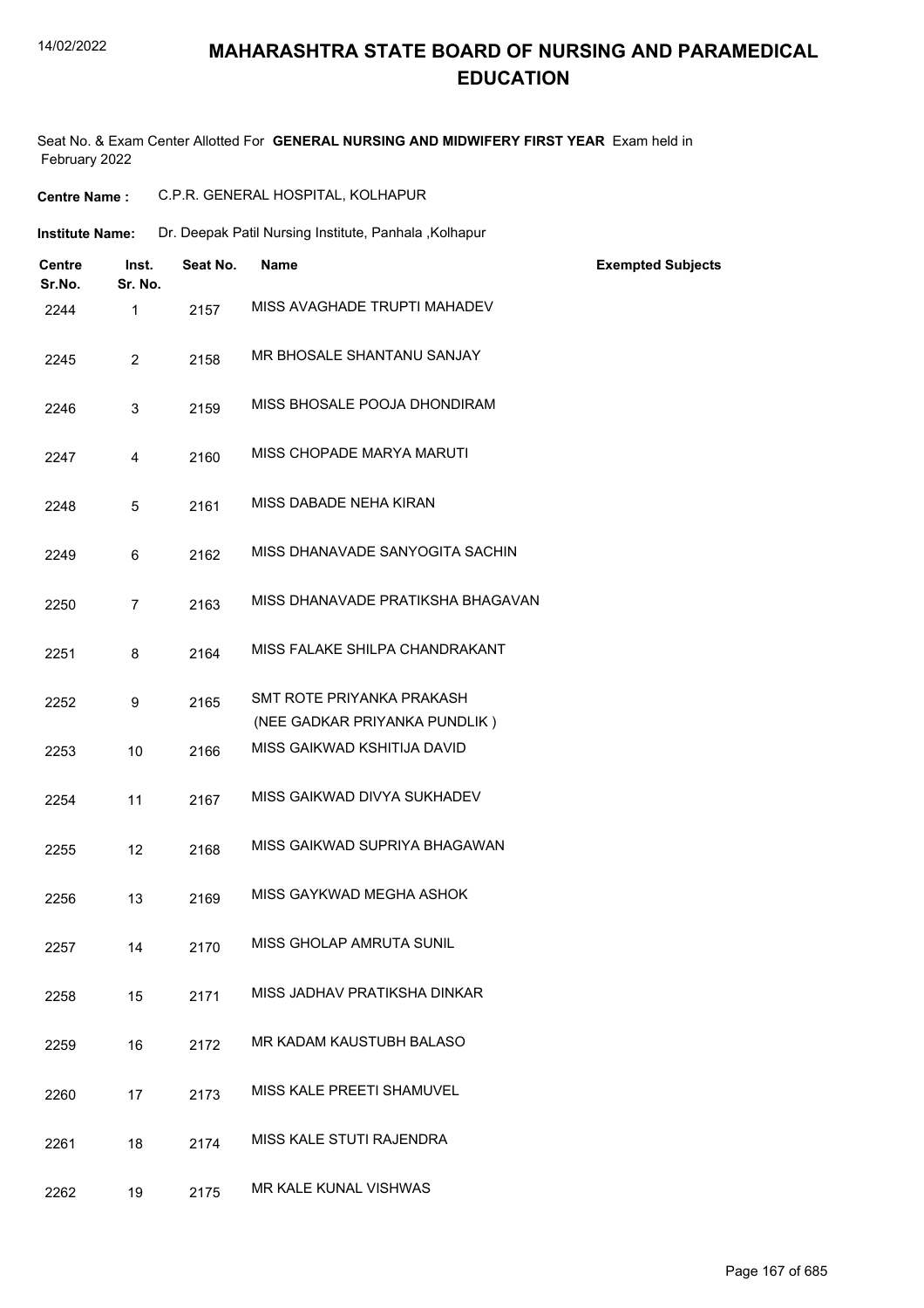# MAHARASHTRA STATE BOARD OF NURSING AND PARAMEDICAL EDUCATION

Seat No. & Exam Center Allotted For **GENERAL NURSING AND MIDWIFERY FIRST YEAR** Exam held in February 2022

**Centre Name :** C.P.R. GENERAL HOSPITAL, KOLHAPUR

**Institute Name:** Dr. Deepak Patil Nursing Institute, Panhala ,Kolhapur

| Centre Sr.No. | Inst. Sr. No. | Seat No. | Name | Exempted Subjects |
|---|---|---|---|---|
| 2244 | 1 | 2157 | MISS AVAGHADE TRUPTI MAHADEV | |
| 2245 | 2 | 2158 | MR BHOSALE SHANTANU SANJAY | |
| 2246 | 3 | 2159 | MISS BHOSALE POOJA DHONDIRAM | |
| 2247 | 4 | 2160 | MISS CHOPADE MARYA MARUTI | |
| 2248 | 5 | 2161 | MISS DABADE NEHA KIRAN | |
| 2249 | 6 | 2162 | MISS DHANAVADE SANYOGITA SACHIN | |
| 2250 | 7 | 2163 | MISS DHANAVADE PRATIKSHA BHAGAVAN | |
| 2251 | 8 | 2164 | MISS FALAKE SHILPA CHANDRAKANT | |
| 2252 | 9 | 2165 | SMT ROTE PRIYANKA PRAKASH (NEE GADKAR PRIYANKA PUNDLIK ) | |
| 2253 | 10 | 2166 | MISS GAIKWAD KSHITIJA DAVID | |
| 2254 | 11 | 2167 | MISS GAIKWAD DIVYA SUKHADEV | |
| 2255 | 12 | 2168 | MISS GAIKWAD SUPRIYA BHAGAWAN | |
| 2256 | 13 | 2169 | MISS GAYKWAD MEGHA ASHOK | |
| 2257 | 14 | 2170 | MISS GHOLAP AMRUTA SUNIL | |
| 2258 | 15 | 2171 | MISS JADHAV PRATIKSHA DINKAR | |
| 2259 | 16 | 2172 | MR KADAM KAUSTUBH BALASO | |
| 2260 | 17 | 2173 | MISS KALE PREETI SHAMUVEL | |
| 2261 | 18 | 2174 | MISS KALE STUTI RAJENDRA | |
| 2262 | 19 | 2175 | MR KALE KUNAL VISHWAS | |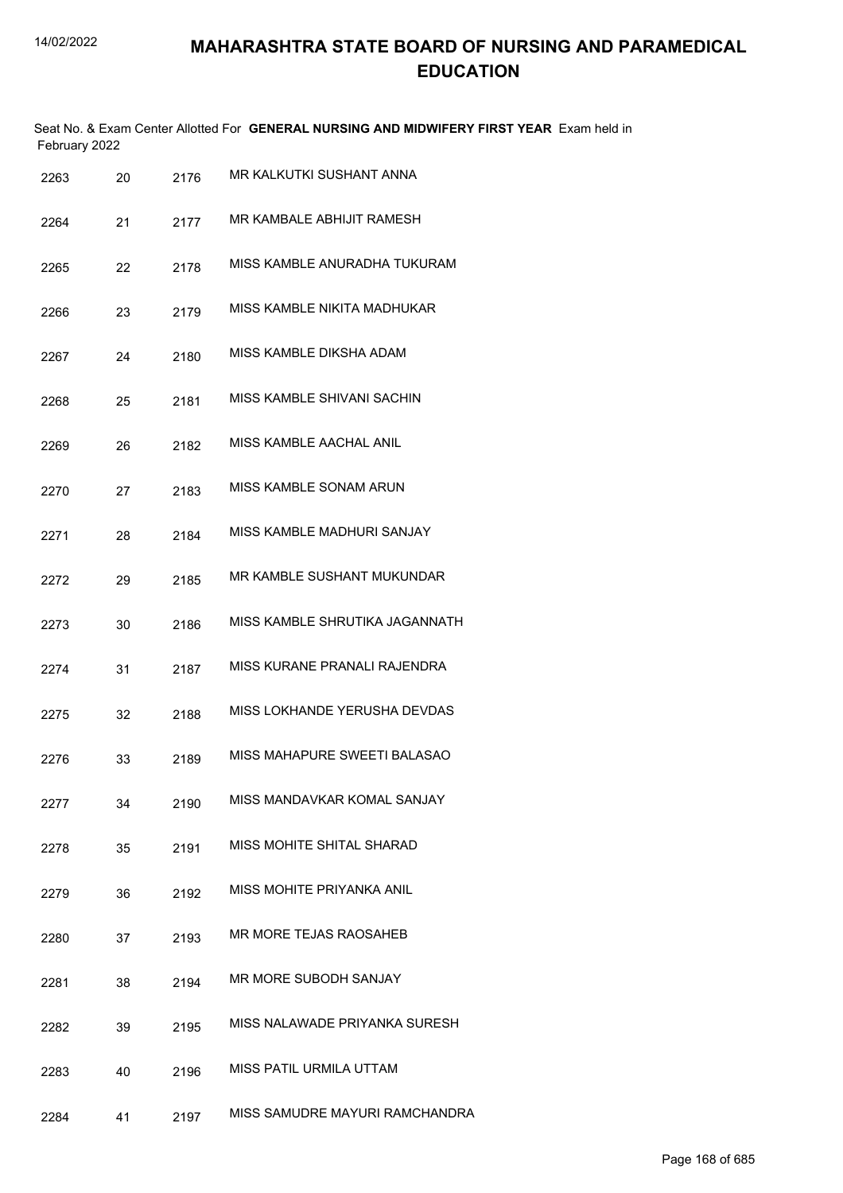# MAHARASHTRA STATE BOARD OF NURSING AND PARAMEDICAL EDUCATION

Seat No. & Exam Center Allotted For **GENERAL NURSING AND MIDWIFERY FIRST YEAR** Exam held in February 2022

| | | | |
|---|---|---|---|
| 2263 | 20 | 2176 | MR KALKUTKI SUSHANT ANNA |
| 2264 | 21 | 2177 | MR KAMBALE ABHIJIT RAMESH |
| 2265 | 22 | 2178 | MISS KAMBLE ANURADHA TUKURAM |
| 2266 | 23 | 2179 | MISS KAMBLE NIKITA MADHUKAR |
| 2267 | 24 | 2180 | MISS KAMBLE DIKSHA ADAM |
| 2268 | 25 | 2181 | MISS KAMBLE SHIVANI SACHIN |
| 2269 | 26 | 2182 | MISS KAMBLE AACHAL ANIL |
| 2270 | 27 | 2183 | MISS KAMBLE SONAM ARUN |
| 2271 | 28 | 2184 | MISS KAMBLE MADHURI SANJAY |
| 2272 | 29 | 2185 | MR KAMBLE SUSHANT MUKUNDAR |
| 2273 | 30 | 2186 | MISS KAMBLE SHRUTIKA JAGANNATH |
| 2274 | 31 | 2187 | MISS KURANE PRANALI RAJENDRA |
| 2275 | 32 | 2188 | MISS LOKHANDE YERUSHA DEVDAS |
| 2276 | 33 | 2189 | MISS MAHAPURE SWEETI BALASAO |
| 2277 | 34 | 2190 | MISS MANDAVKAR KOMAL SANJAY |
| 2278 | 35 | 2191 | MISS MOHITE SHITAL SHARAD |
| 2279 | 36 | 2192 | MISS MOHITE PRIYANKA ANIL |
| 2280 | 37 | 2193 | MR MORE TEJAS RAOSAHEB |
| 2281 | 38 | 2194 | MR MORE SUBODH SANJAY |
| 2282 | 39 | 2195 | MISS NALAWADE PRIYANKA SURESH |
| 2283 | 40 | 2196 | MISS PATIL URMILA UTTAM |
| 2284 | 41 | 2197 | MISS SAMUDRE MAYURI RAMCHANDRA |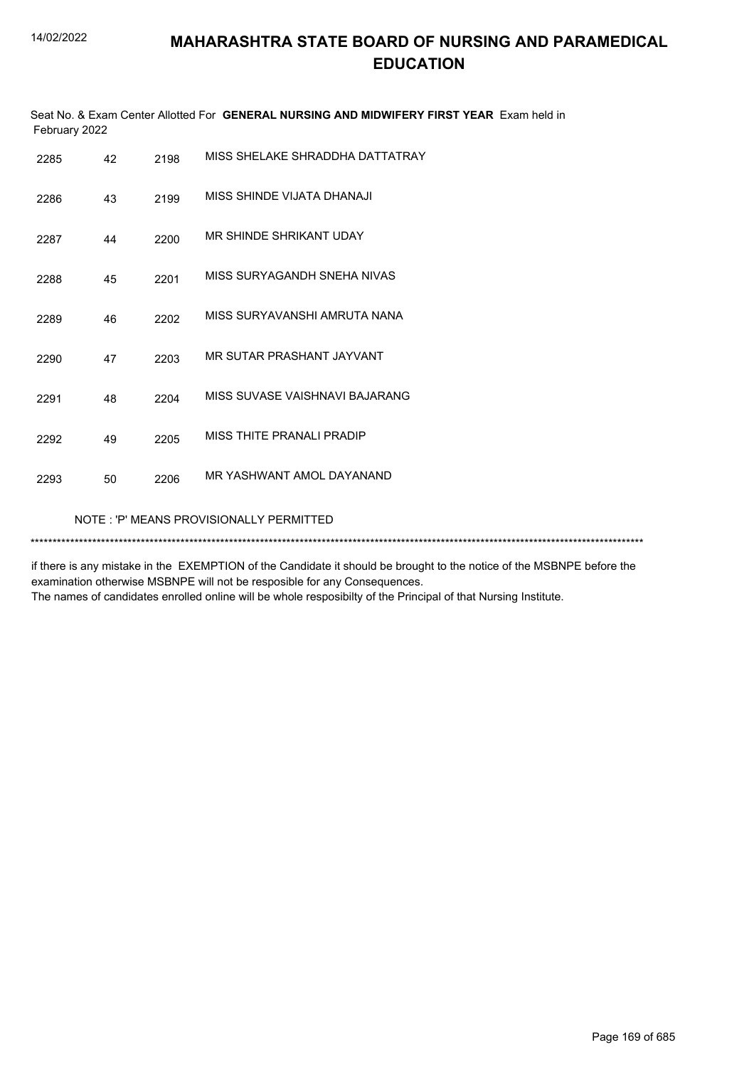# MAHARASHTRA STATE BOARD OF NURSING AND PARAMEDICAL EDUCATION

Seat No. & Exam Center Allotted For **GENERAL NURSING AND MIDWIFERY FIRST YEAR** Exam held in February 2022

| | | | |
|---|---|---|---|
| 2285 | 42 | 2198 | MISS SHELAKE SHRADDHA DATTATRAY |
| 2286 | 43 | 2199 | MISS SHINDE VIJATA DHANAJI |
| 2287 | 44 | 2200 | MR SHINDE SHRIKANT UDAY |
| 2288 | 45 | 2201 | MISS SURYAGANDH SNEHA NIVAS |
| 2289 | 46 | 2202 | MISS SURYAVANSHI AMRUTA NANA |
| 2290 | 47 | 2203 | MR SUTAR PRASHANT JAYVANT |
| 2291 | 48 | 2204 | MISS SUVASE VAISHNAVI BAJARANG |
| 2292 | 49 | 2205 | MISS THITE PRANALI PRADIP |
| 2293 | 50 | 2206 | MR YASHWANT AMOL DAYANAND |

NOTE : 'P' MEANS PROVISIONALLY PERMITTED

*******************************************************************************************************************************************

if there is any mistake in the EXEMPTION of the Candidate it should be brought to the notice of the MSBNPE before the examination otherwise MSBNPE will not be resposible for any Consequences.
The names of candidates enrolled online will be whole resposibilty of the Principal of that Nursing Institute.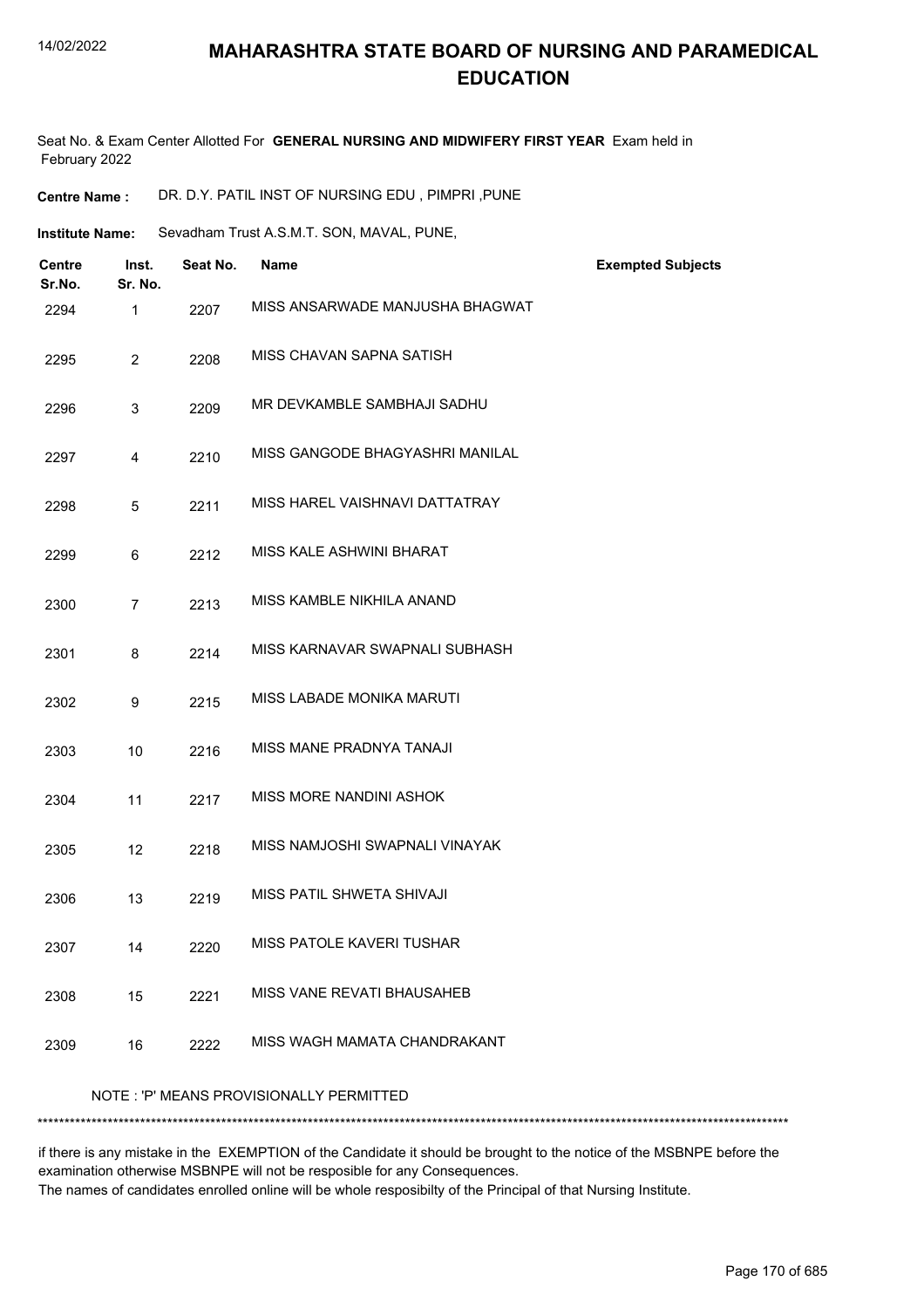# MAHARASHTRA STATE BOARD OF NURSING AND PARAMEDICAL EDUCATION

Seat No. & Exam Center Allotted For **GENERAL NURSING AND MIDWIFERY FIRST YEAR** Exam held in February 2022

**Centre Name :** DR. D.Y. PATIL INST OF NURSING EDU , PIMPRI ,PUNE

**Institute Name:** Sevadham Trust A.S.M.T. SON, MAVAL, PUNE,

| Centre Sr.No. | Inst. Sr. No. | Seat No. | Name | Exempted Subjects |
|---|---|---|---|---|
| 2294 | 1 | 2207 | MISS ANSARWADE MANJUSHA BHAGWAT | |
| 2295 | 2 | 2208 | MISS CHAVAN SAPNA SATISH | |
| 2296 | 3 | 2209 | MR DEVKAMBLE SAMBHAJI SADHU | |
| 2297 | 4 | 2210 | MISS GANGODE BHAGYASHRI MANILAL | |
| 2298 | 5 | 2211 | MISS HAREL VAISHNAVI DATTATRAY | |
| 2299 | 6 | 2212 | MISS KALE ASHWINI BHARAT | |
| 2300 | 7 | 2213 | MISS KAMBLE NIKHILA ANAND | |
| 2301 | 8 | 2214 | MISS KARNAVAR SWAPNALI SUBHASH | |
| 2302 | 9 | 2215 | MISS LABADE MONIKA MARUTI | |
| 2303 | 10 | 2216 | MISS MANE PRADNYA TANAJI | |
| 2304 | 11 | 2217 | MISS MORE NANDINI ASHOK | |
| 2305 | 12 | 2218 | MISS NAMJOSHI SWAPNALI VINAYAK | |
| 2306 | 13 | 2219 | MISS PATIL SHWETA SHIVAJI | |
| 2307 | 14 | 2220 | MISS PATOLE KAVERI TUSHAR | |
| 2308 | 15 | 2221 | MISS VANE REVATI BHAUSAHEB | |
| 2309 | 16 | 2222 | MISS WAGH MAMATA CHANDRAKANT | |

NOTE : 'P' MEANS PROVISIONALLY PERMITTED

***************************************************************************************************************************************

if there is any mistake in the EXEMPTION of the Candidate it should be brought to the notice of the MSBNPE before the examination otherwise MSBNPE will not be resposible for any Consequences.
The names of candidates enrolled online will be whole resposibilty of the Principal of that Nursing Institute.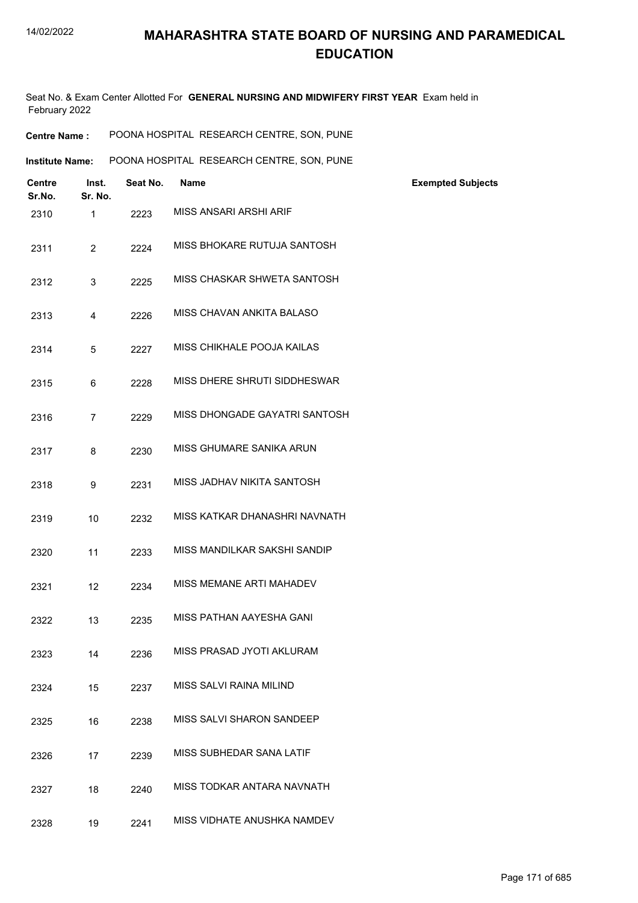# MAHARASHTRA STATE BOARD OF NURSING AND PARAMEDICAL EDUCATION

Seat No. & Exam Center Allotted For **GENERAL NURSING AND MIDWIFERY FIRST YEAR** Exam held in February 2022

**Centre Name :** POONA HOSPITAL RESEARCH CENTRE, SON, PUNE

**Institute Name:** POONA HOSPITAL RESEARCH CENTRE, SON, PUNE

| Centre Sr.No. | Inst. Sr. No. | Seat No. | Name | Exempted Subjects |
|---|---|---|---|---|
| 2310 | 1 | 2223 | MISS ANSARI ARSHI ARIF | |
| 2311 | 2 | 2224 | MISS BHOKARE RUTUJA SANTOSH | |
| 2312 | 3 | 2225 | MISS CHASKAR SHWETA SANTOSH | |
| 2313 | 4 | 2226 | MISS CHAVAN ANKITA BALASO | |
| 2314 | 5 | 2227 | MISS CHIKHALE POOJA KAILAS | |
| 2315 | 6 | 2228 | MISS DHERE SHRUTI SIDDHESWAR | |
| 2316 | 7 | 2229 | MISS DHONGADE GAYATRI SANTOSH | |
| 2317 | 8 | 2230 | MISS GHUMARE SANIKA ARUN | |
| 2318 | 9 | 2231 | MISS JADHAV NIKITA SANTOSH | |
| 2319 | 10 | 2232 | MISS KATKAR DHANASHRI NAVNATH | |
| 2320 | 11 | 2233 | MISS MANDILKAR SAKSHI SANDIP | |
| 2321 | 12 | 2234 | MISS MEMANE ARTI MAHADEV | |
| 2322 | 13 | 2235 | MISS PATHAN AAYESHA GANI | |
| 2323 | 14 | 2236 | MISS PRASAD JYOTI AKLURAM | |
| 2324 | 15 | 2237 | MISS SALVI RAINA MILIND | |
| 2325 | 16 | 2238 | MISS SALVI SHARON SANDEEP | |
| 2326 | 17 | 2239 | MISS SUBHEDAR SANA LATIF | |
| 2327 | 18 | 2240 | MISS TODKAR ANTARA NAVNATH | |
| 2328 | 19 | 2241 | MISS VIDHATE ANUSHKA NAMDEV | |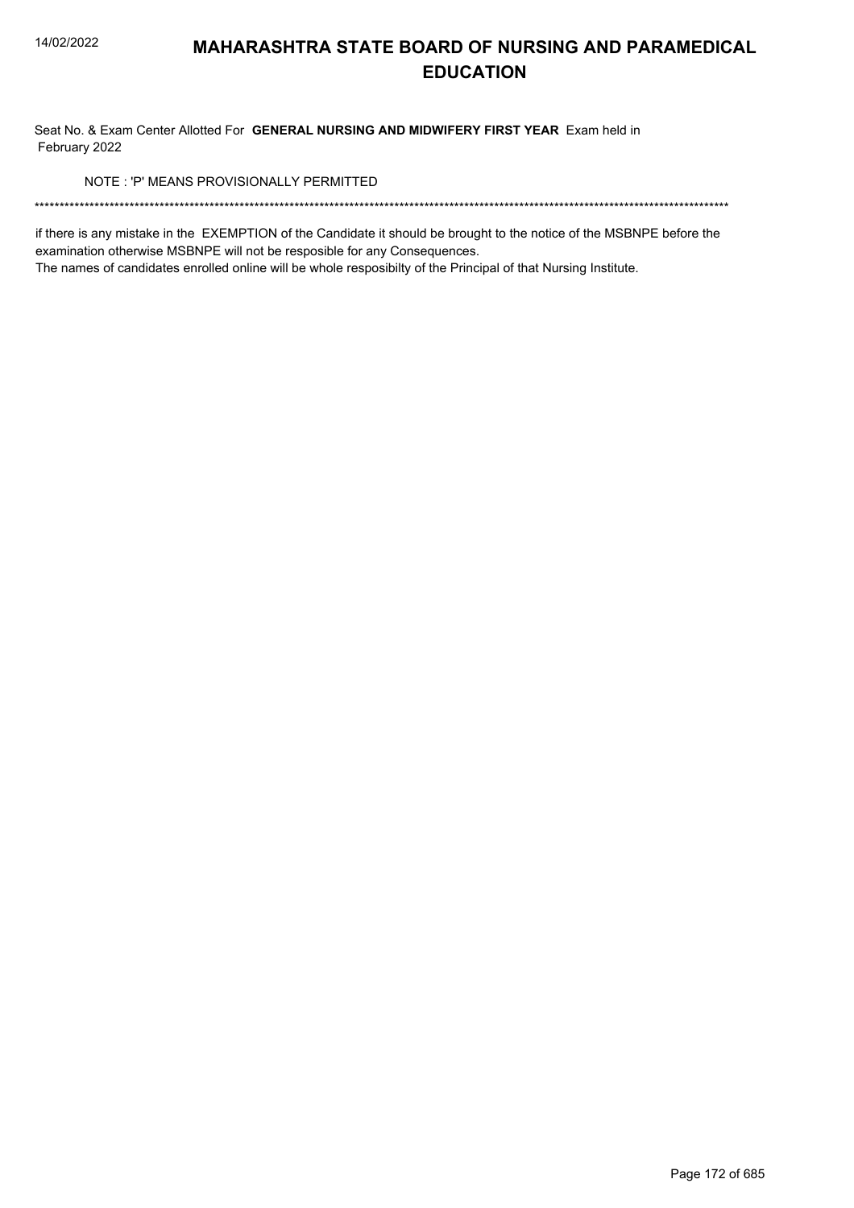# MAHARASHTRA STATE BOARD OF NURSING AND PARAMEDICAL EDUCATION

Seat No. & Exam Center Allotted For **GENERAL NURSING AND MIDWIFERY FIRST YEAR** Exam held in February 2022

NOTE : 'P' MEANS PROVISIONALLY PERMITTED

******************************************************************************************************************************************

if there is any mistake in the EXEMPTION of the Candidate it should be brought to the notice of the MSBNPE before the examination otherwise MSBNPE will not be resposible for any Consequences.

The names of candidates enrolled online will be whole resposibilty of the Principal of that Nursing Institute.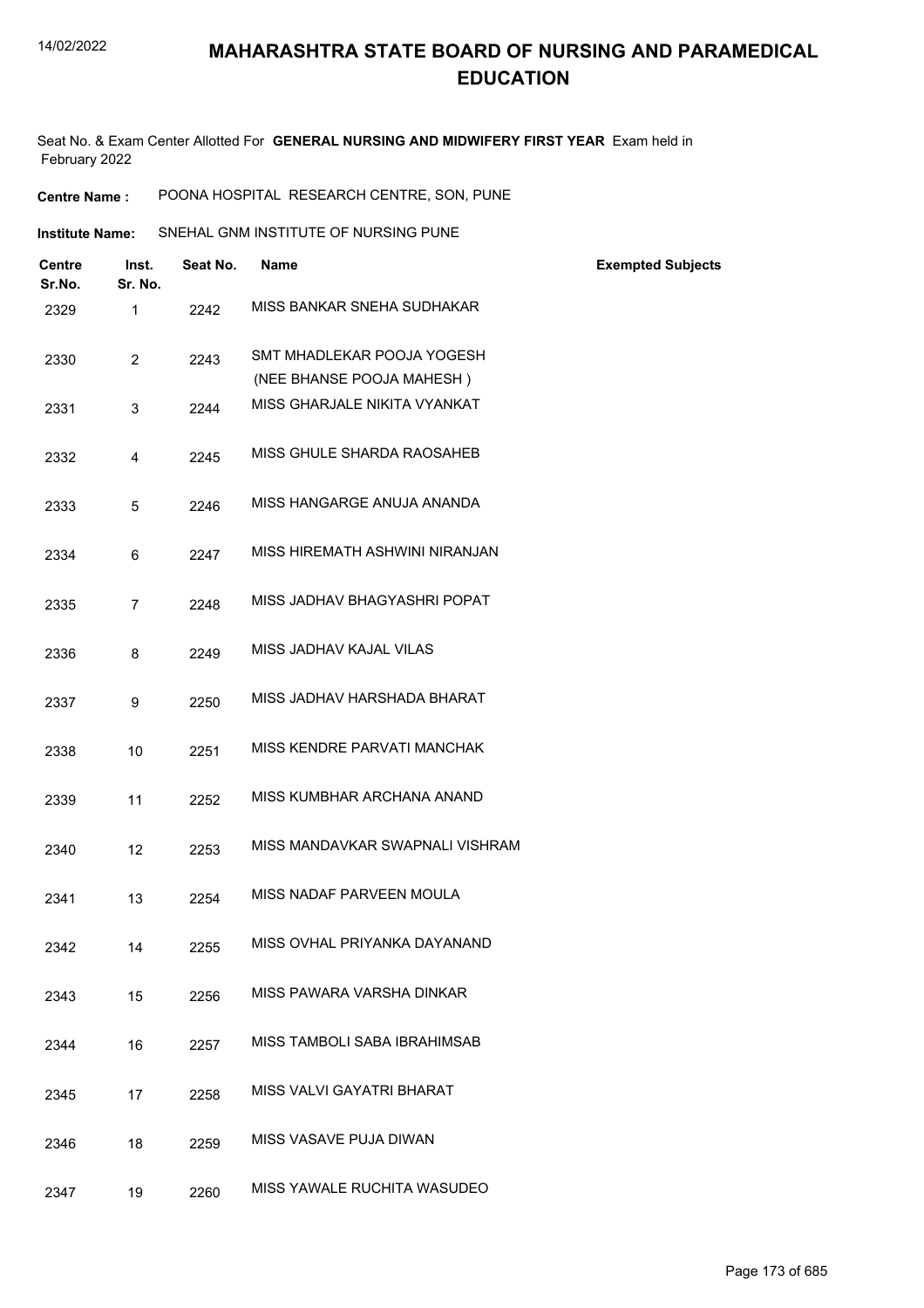# MAHARASHTRA STATE BOARD OF NURSING AND PARAMEDICAL EDUCATION

Seat No. & Exam Center Allotted For **GENERAL NURSING AND MIDWIFERY FIRST YEAR** Exam held in February 2022

**Centre Name :** POONA HOSPITAL RESEARCH CENTRE, SON, PUNE

**Institute Name:** SNEHAL GNM INSTITUTE OF NURSING PUNE

| Centre Sr.No. | Inst. Sr. No. | Seat No. | Name | Exempted Subjects |
|---|---|---|---|---|
| 2329 | 1 | 2242 | MISS BANKAR SNEHA SUDHAKAR | |
| 2330 | 2 | 2243 | SMT MHADLEKAR POOJA YOGESH (NEE BHANSE POOJA MAHESH ) | |
| 2331 | 3 | 2244 | MISS GHARJALE NIKITA VYANKAT | |
| 2332 | 4 | 2245 | MISS GHULE SHARDA RAOSAHEB | |
| 2333 | 5 | 2246 | MISS HANGARGE ANUJA ANANDA | |
| 2334 | 6 | 2247 | MISS HIREMATH ASHWINI NIRANJAN | |
| 2335 | 7 | 2248 | MISS JADHAV BHAGYASHRI POPAT | |
| 2336 | 8 | 2249 | MISS JADHAV KAJAL VILAS | |
| 2337 | 9 | 2250 | MISS JADHAV HARSHADA BHARAT | |
| 2338 | 10 | 2251 | MISS KENDRE PARVATI MANCHAK | |
| 2339 | 11 | 2252 | MISS KUMBHAR ARCHANA ANAND | |
| 2340 | 12 | 2253 | MISS MANDAVKAR SWAPNALI VISHRAM | |
| 2341 | 13 | 2254 | MISS NADAF PARVEEN MOULA | |
| 2342 | 14 | 2255 | MISS OVHAL PRIYANKA DAYANAND | |
| 2343 | 15 | 2256 | MISS PAWARA VARSHA DINKAR | |
| 2344 | 16 | 2257 | MISS TAMBOLI SABA IBRAHIMSAB | |
| 2345 | 17 | 2258 | MISS VALVI GAYATRI BHARAT | |
| 2346 | 18 | 2259 | MISS VASAVE PUJA DIWAN | |
| 2347 | 19 | 2260 | MISS YAWALE RUCHITA WASUDEO | |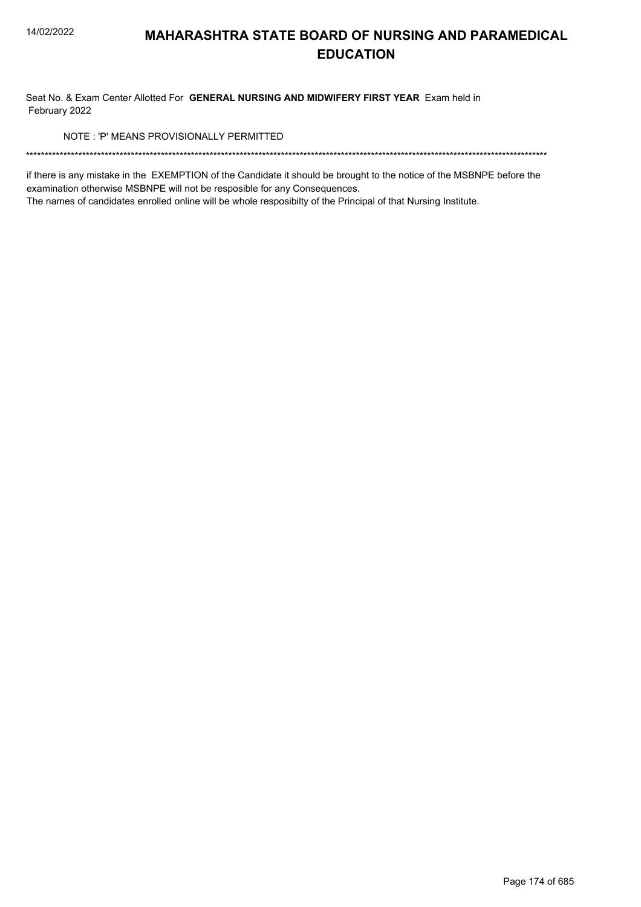# MAHARASHTRA STATE BOARD OF NURSING AND PARAMEDICAL EDUCATION

Seat No. & Exam Center Allotted For **GENERAL NURSING AND MIDWIFERY FIRST YEAR** Exam held in February 2022

NOTE : 'P' MEANS PROVISIONALLY PERMITTED

*******************************************************************************************************************************************

if there is any mistake in the EXEMPTION of the Candidate it should be brought to the notice of the MSBNPE before the examination otherwise MSBNPE will not be resposible for any Consequences.

The names of candidates enrolled online will be whole resposibilty of the Principal of that Nursing Institute.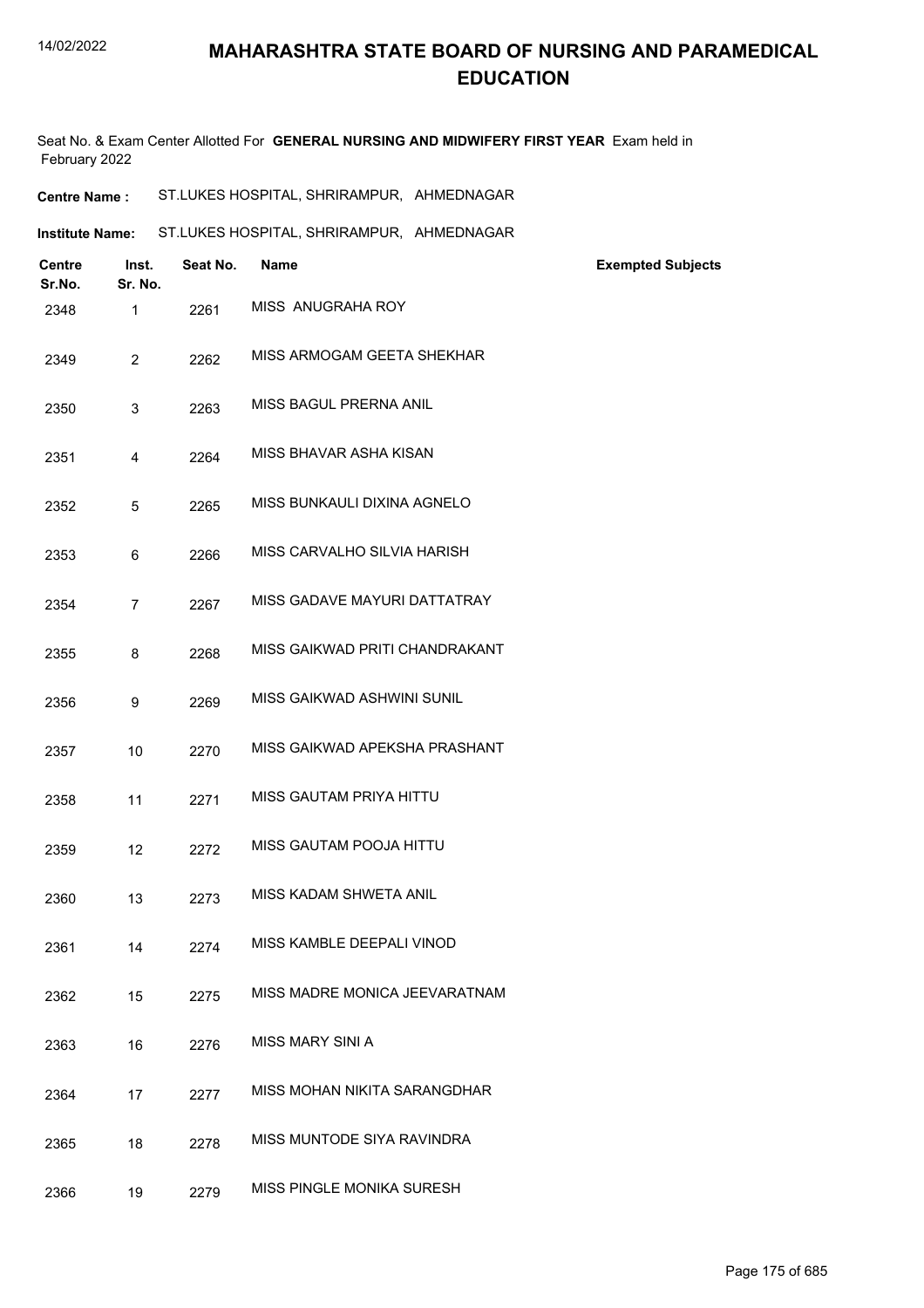# MAHARASHTRA STATE BOARD OF NURSING AND PARAMEDICAL EDUCATION

Seat No. & Exam Center Allotted For **GENERAL NURSING AND MIDWIFERY FIRST YEAR** Exam held in February 2022

**Centre Name :** ST.LUKES HOSPITAL, SHRIRAMPUR, AHMEDNAGAR

**Institute Name:** ST.LUKES HOSPITAL, SHRIRAMPUR, AHMEDNAGAR

| Centre Sr.No. | Inst. Sr. No. | Seat No. | Name | Exempted Subjects |
|---|---|---|---|---|
| 2348 | 1 | 2261 | MISS ANUGRAHA ROY | |
| 2349 | 2 | 2262 | MISS ARMOGAM GEETA SHEKHAR | |
| 2350 | 3 | 2263 | MISS BAGUL PRERNA ANIL | |
| 2351 | 4 | 2264 | MISS BHAVAR ASHA KISAN | |
| 2352 | 5 | 2265 | MISS BUNKAULI DIXINA AGNELO | |
| 2353 | 6 | 2266 | MISS CARVALHO SILVIA HARISH | |
| 2354 | 7 | 2267 | MISS GADAVE MAYURI DATTATRAY | |
| 2355 | 8 | 2268 | MISS GAIKWAD PRITI CHANDRAKANT | |
| 2356 | 9 | 2269 | MISS GAIKWAD ASHWINI SUNIL | |
| 2357 | 10 | 2270 | MISS GAIKWAD APEKSHA PRASHANT | |
| 2358 | 11 | 2271 | MISS GAUTAM PRIYA HITTU | |
| 2359 | 12 | 2272 | MISS GAUTAM POOJA HITTU | |
| 2360 | 13 | 2273 | MISS KADAM SHWETA ANIL | |
| 2361 | 14 | 2274 | MISS KAMBLE DEEPALI VINOD | |
| 2362 | 15 | 2275 | MISS MADRE MONICA JEEVARATNAM | |
| 2363 | 16 | 2276 | MISS MARY SINI A | |
| 2364 | 17 | 2277 | MISS MOHAN NIKITA SARANGDHAR | |
| 2365 | 18 | 2278 | MISS MUNTODE SIYA RAVINDRA | |
| 2366 | 19 | 2279 | MISS PINGLE MONIKA SURESH | |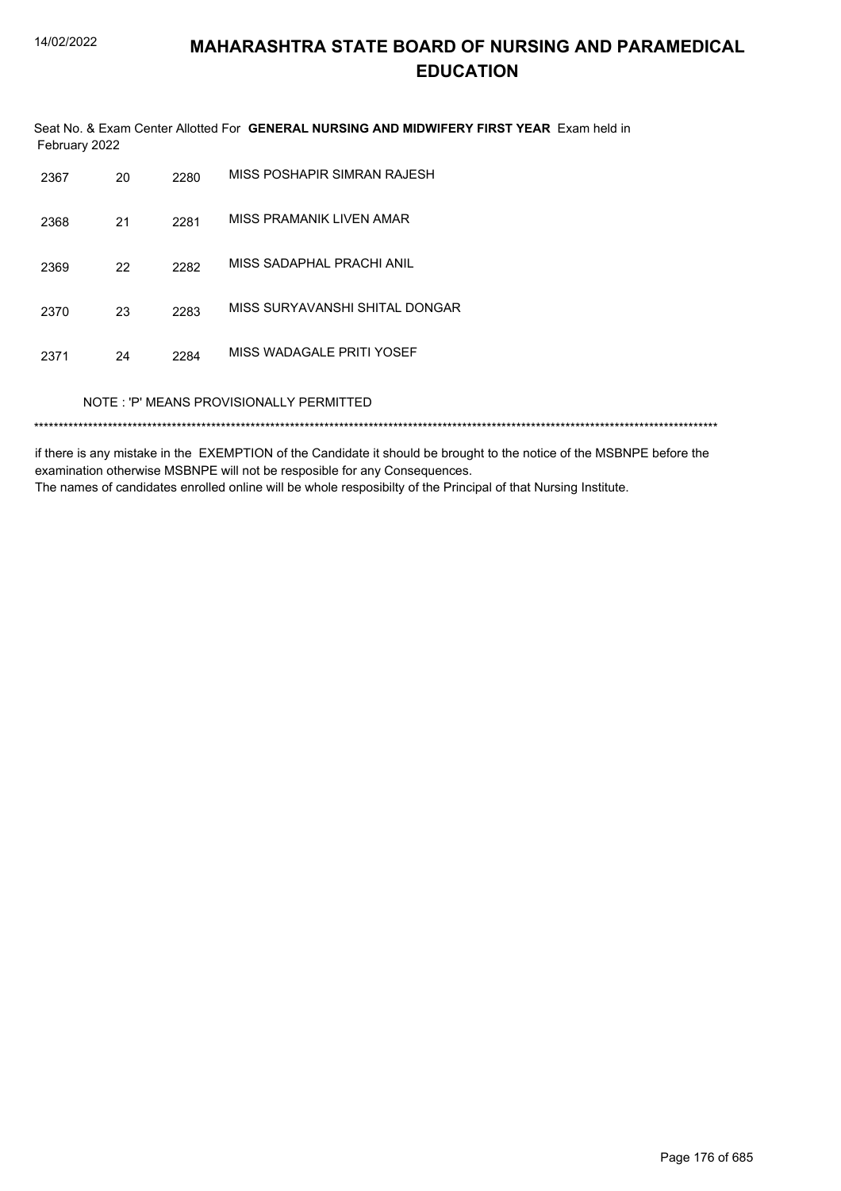# MAHARASHTRA STATE BOARD OF NURSING AND PARAMEDICAL EDUCATION

Seat No. & Exam Center Allotted For **GENERAL NURSING AND MIDWIFERY FIRST YEAR** Exam held in February 2022

| | | | |
|---|---|---|---|
| 2367 | 20 | 2280 | MISS POSHAPIR SIMRAN RAJESH |
| 2368 | 21 | 2281 | MISS PRAMANIK LIVEN AMAR |
| 2369 | 22 | 2282 | MISS SADAPHAL PRACHI ANIL |
| 2370 | 23 | 2283 | MISS SURYAVANSHI SHITAL DONGAR |
| 2371 | 24 | 2284 | MISS WADAGALE PRITI YOSEF |

NOTE : 'P' MEANS PROVISIONALLY PERMITTED

*******************************************************************************************************************************************

if there is any mistake in the EXEMPTION of the Candidate it should be brought to the notice of the MSBNPE before the examination otherwise MSBNPE will not be resposible for any Consequences.
The names of candidates enrolled online will be whole resposibilty of the Principal of that Nursing Institute.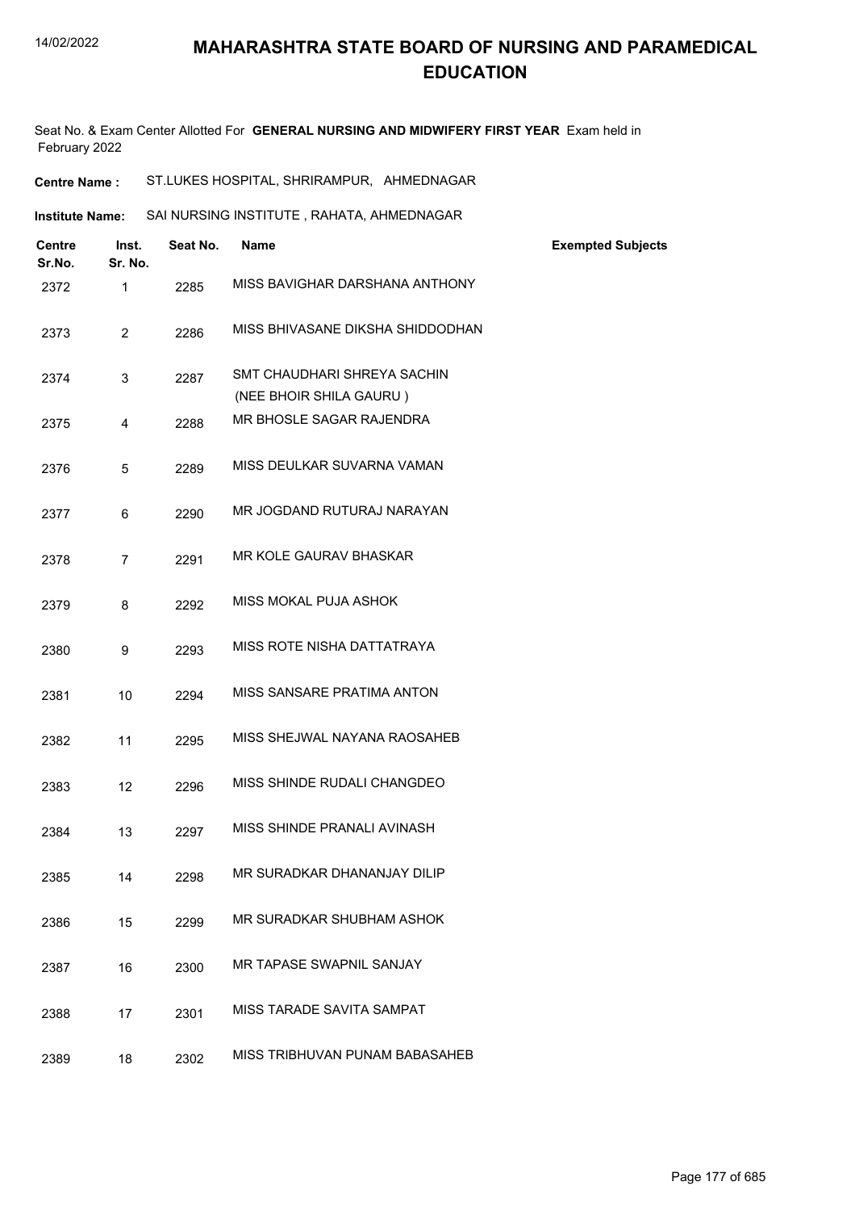# MAHARASHTRA STATE BOARD OF NURSING AND PARAMEDICAL EDUCATION

Seat No. & Exam Center Allotted For **GENERAL NURSING AND MIDWIFERY FIRST YEAR** Exam held in February 2022

**Centre Name :** ST.LUKES HOSPITAL, SHRIRAMPUR, AHMEDNAGAR

**Institute Name:** SAI NURSING INSTITUTE , RAHATA, AHMEDNAGAR

| Centre Sr.No. | Inst. Sr. No. | Seat No. | Name | Exempted Subjects |
|---|---|---|---|---|
| 2372 | 1 | 2285 | MISS BAVIGHAR DARSHANA ANTHONY | |
| 2373 | 2 | 2286 | MISS BHIVASANE DIKSHA SHIDDODHAN | |
| 2374 | 3 | 2287 | SMT CHAUDHARI SHREYA SACHIN (NEE BHOIR SHILA GAURU ) | |
| 2375 | 4 | 2288 | MR BHOSLE SAGAR RAJENDRA | |
| 2376 | 5 | 2289 | MISS DEULKAR SUVARNA VAMAN | |
| 2377 | 6 | 2290 | MR JOGDAND RUTURAJ NARAYAN | |
| 2378 | 7 | 2291 | MR KOLE GAURAV BHASKAR | |
| 2379 | 8 | 2292 | MISS MOKAL PUJA ASHOK | |
| 2380 | 9 | 2293 | MISS ROTE NISHA DATTATRAYA | |
| 2381 | 10 | 2294 | MISS SANSARE PRATIMA ANTON | |
| 2382 | 11 | 2295 | MISS SHEJWAL NAYANA RAOSAHEB | |
| 2383 | 12 | 2296 | MISS SHINDE RUDALI CHANGDEO | |
| 2384 | 13 | 2297 | MISS SHINDE PRANALI AVINASH | |
| 2385 | 14 | 2298 | MR SURADKAR DHANANJAY DILIP | |
| 2386 | 15 | 2299 | MR SURADKAR SHUBHAM ASHOK | |
| 2387 | 16 | 2300 | MR TAPASE SWAPNIL SANJAY | |
| 2388 | 17 | 2301 | MISS TARADE SAVITA SAMPAT | |
| 2389 | 18 | 2302 | MISS TRIBHUVAN PUNAM BABASAHEB | |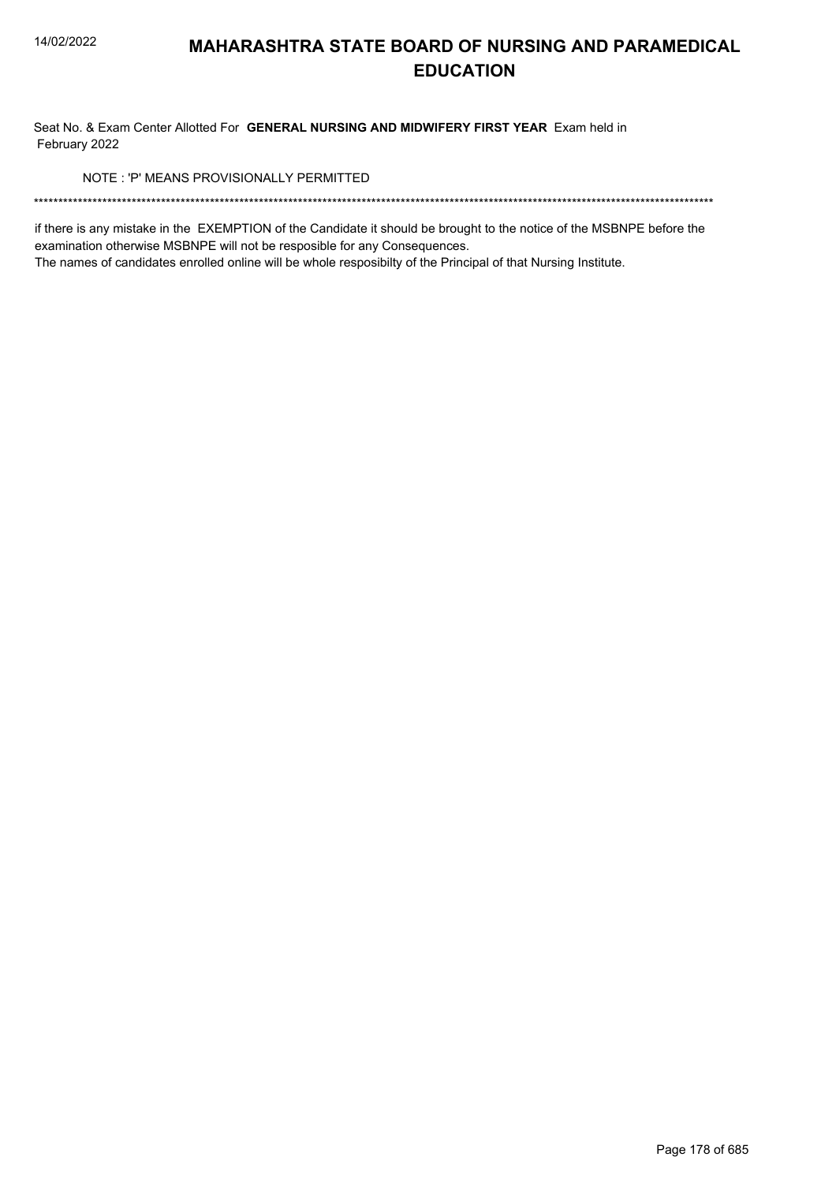# MAHARASHTRA STATE BOARD OF NURSING AND PARAMEDICAL EDUCATION

Seat No. & Exam Center Allotted For **GENERAL NURSING AND MIDWIFERY FIRST YEAR** Exam held in February 2022

NOTE : 'P' MEANS PROVISIONALLY PERMITTED

******************************************************************************************************************************************

if there is any mistake in the EXEMPTION of the Candidate it should be brought to the notice of the MSBNPE before the examination otherwise MSBNPE will not be resposible for any Consequences.
The names of candidates enrolled online will be whole resposibilty of the Principal of that Nursing Institute.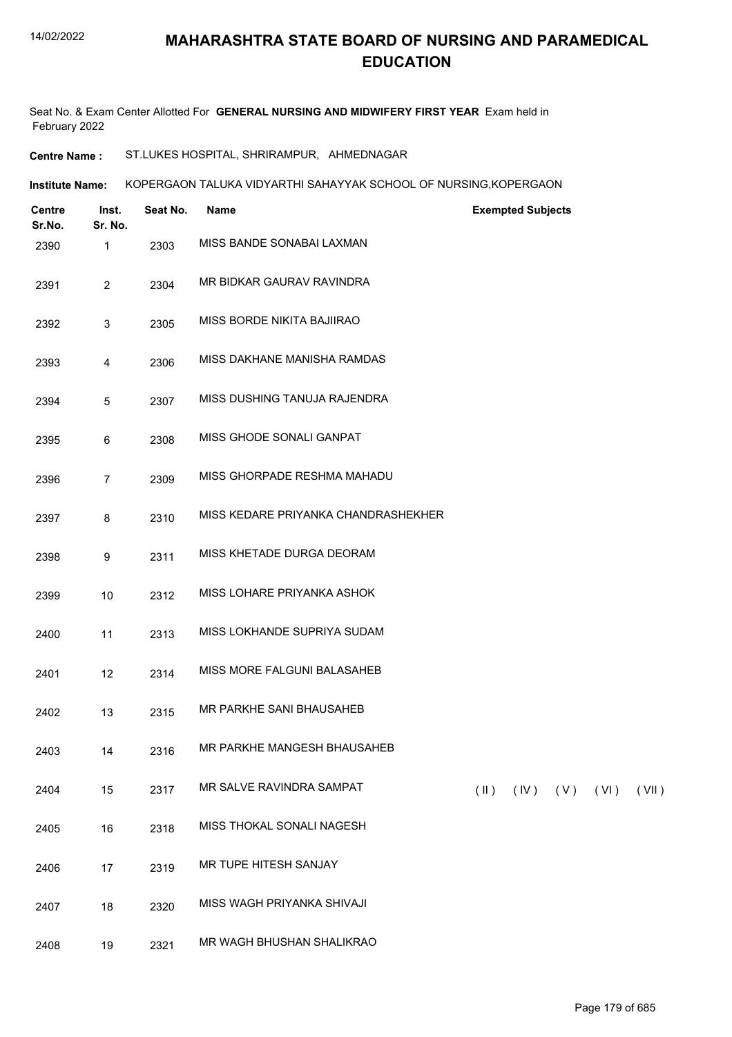# MAHARASHTRA STATE BOARD OF NURSING AND PARAMEDICAL EDUCATION

Seat No. & Exam Center Allotted For **GENERAL NURSING AND MIDWIFERY FIRST YEAR** Exam held in February 2022

**Centre Name :** ST.LUKES HOSPITAL, SHRIRAMPUR, AHMEDNAGAR

**Institute Name:** KOPERGAON TALUKA VIDYARTHI SAHAYYAK SCHOOL OF NURSING,KOPERGAON

| Centre Sr.No. | Inst. Sr. No. | Seat No. | Name | Exempted Subjects |
|---|---|---|---|---|
| 2390 | 1 | 2303 | MISS BANDE SONABAI LAXMAN | |
| 2391 | 2 | 2304 | MR BIDKAR GAURAV RAVINDRA | |
| 2392 | 3 | 2305 | MISS BORDE NIKITA BAJIIRAO | |
| 2393 | 4 | 2306 | MISS DAKHANE MANISHA RAMDAS | |
| 2394 | 5 | 2307 | MISS DUSHING TANUJA RAJENDRA | |
| 2395 | 6 | 2308 | MISS GHODE SONALI GANPAT | |
| 2396 | 7 | 2309 | MISS GHORPADE RESHMA MAHADU | |
| 2397 | 8 | 2310 | MISS KEDARE PRIYANKA CHANDRASHEKHER | |
| 2398 | 9 | 2311 | MISS KHETADE DURGA DEORAM | |
| 2399 | 10 | 2312 | MISS LOHARE PRIYANKA ASHOK | |
| 2400 | 11 | 2313 | MISS LOKHANDE SUPRIYA SUDAM | |
| 2401 | 12 | 2314 | MISS MORE FALGUNI BALASAHEB | |
| 2402 | 13 | 2315 | MR PARKHE SANI BHAUSAHEB | |
| 2403 | 14 | 2316 | MR PARKHE MANGESH BHAUSAHEB | |
| 2404 | 15 | 2317 | MR SALVE RAVINDRA SAMPAT | ( II ) ( IV ) ( V ) ( VI ) ( VII ) |
| 2405 | 16 | 2318 | MISS THOKAL SONALI NAGESH | |
| 2406 | 17 | 2319 | MR TUPE HITESH SANJAY | |
| 2407 | 18 | 2320 | MISS WAGH PRIYANKA SHIVAJI | |
| 2408 | 19 | 2321 | MR WAGH BHUSHAN SHALIKRAO | |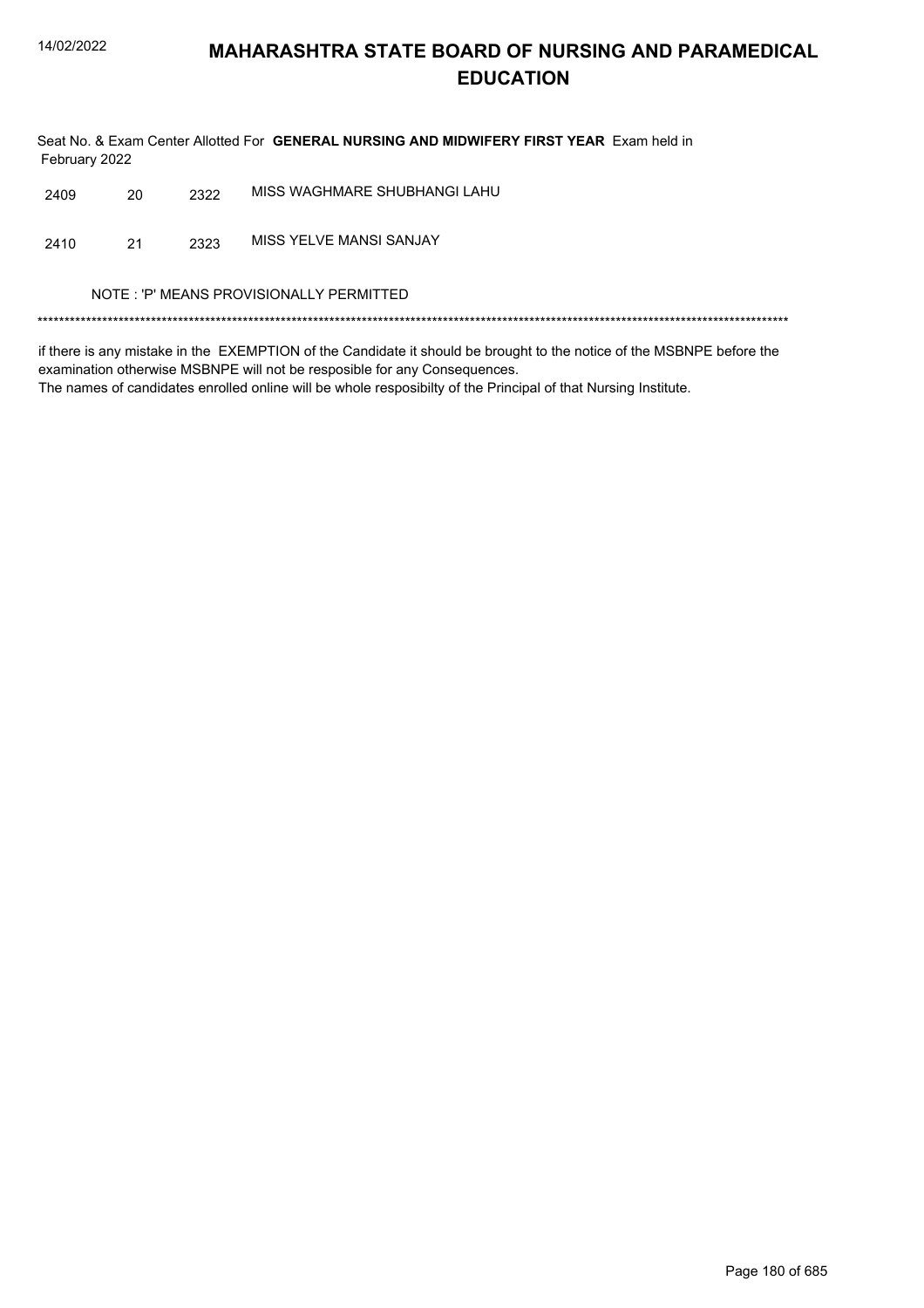# MAHARASHTRA STATE BOARD OF NURSING AND PARAMEDICAL EDUCATION

Seat No. & Exam Center Allotted For **GENERAL NURSING AND MIDWIFERY FIRST YEAR** Exam held in February 2022

| | | | |
|---|---|---|---|
| 2409 | 20 | 2322 | MISS WAGHMARE SHUBHANGI LAHU |
| 2410 | 21 | 2323 | MISS YELVE MANSI SANJAY |

NOTE : 'P' MEANS PROVISIONALLY PERMITTED

*******************************************************************************************************************************************

if there is any mistake in the EXEMPTION of the Candidate it should be brought to the notice of the MSBNPE before the examination otherwise MSBNPE will not be resposible for any Consequences.
The names of candidates enrolled online will be whole resposibilty of the Principal of that Nursing Institute.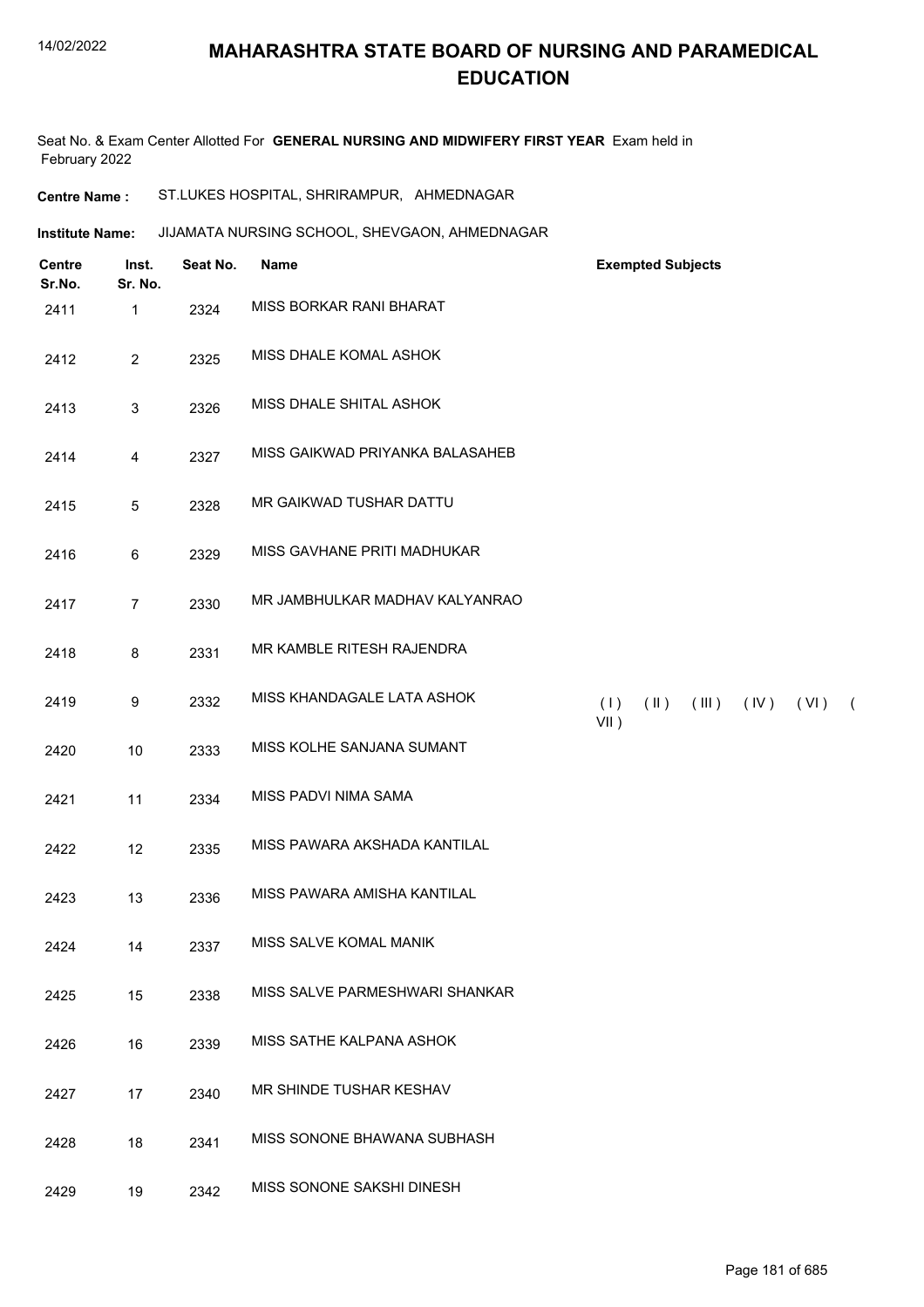# MAHARASHTRA STATE BOARD OF NURSING AND PARAMEDICAL EDUCATION

Seat No. & Exam Center Allotted For **GENERAL NURSING AND MIDWIFERY FIRST YEAR** Exam held in February 2022

**Centre Name :** ST.LUKES HOSPITAL, SHRIRAMPUR, AHMEDNAGAR

**Institute Name:** JIJAMATA NURSING SCHOOL, SHEVGAON, AHMEDNAGAR

| Centre Sr.No. | Inst. Sr. No. | Seat No. | Name | Exempted Subjects |
|---|---|---|---|---|
| 2411 | 1 | 2324 | MISS BORKAR RANI BHARAT | |
| 2412 | 2 | 2325 | MISS DHALE KOMAL ASHOK | |
| 2413 | 3 | 2326 | MISS DHALE SHITAL ASHOK | |
| 2414 | 4 | 2327 | MISS GAIKWAD PRIYANKA BALASAHEB | |
| 2415 | 5 | 2328 | MR GAIKWAD TUSHAR DATTU | |
| 2416 | 6 | 2329 | MISS GAVHANE PRITI MADHUKAR | |
| 2417 | 7 | 2330 | MR JAMBHULKAR MADHAV KALYANRAO | |
| 2418 | 8 | 2331 | MR KAMBLE RITESH RAJENDRA | |
| 2419 | 9 | 2332 | MISS KHANDAGALE LATA ASHOK | ( I ) ( II ) ( III ) ( IV ) ( VI ) ( VII ) |
| 2420 | 10 | 2333 | MISS KOLHE SANJANA SUMANT | |
| 2421 | 11 | 2334 | MISS PADVI NIMA SAMA | |
| 2422 | 12 | 2335 | MISS PAWARA AKSHADA KANTILAL | |
| 2423 | 13 | 2336 | MISS PAWARA AMISHA KANTILAL | |
| 2424 | 14 | 2337 | MISS SALVE KOMAL MANIK | |
| 2425 | 15 | 2338 | MISS SALVE PARMESHWARI SHANKAR | |
| 2426 | 16 | 2339 | MISS SATHE KALPANA ASHOK | |
| 2427 | 17 | 2340 | MR SHINDE TUSHAR KESHAV | |
| 2428 | 18 | 2341 | MISS SONONE BHAWANA SUBHASH | |
| 2429 | 19 | 2342 | MISS SONONE SAKSHI DINESH | |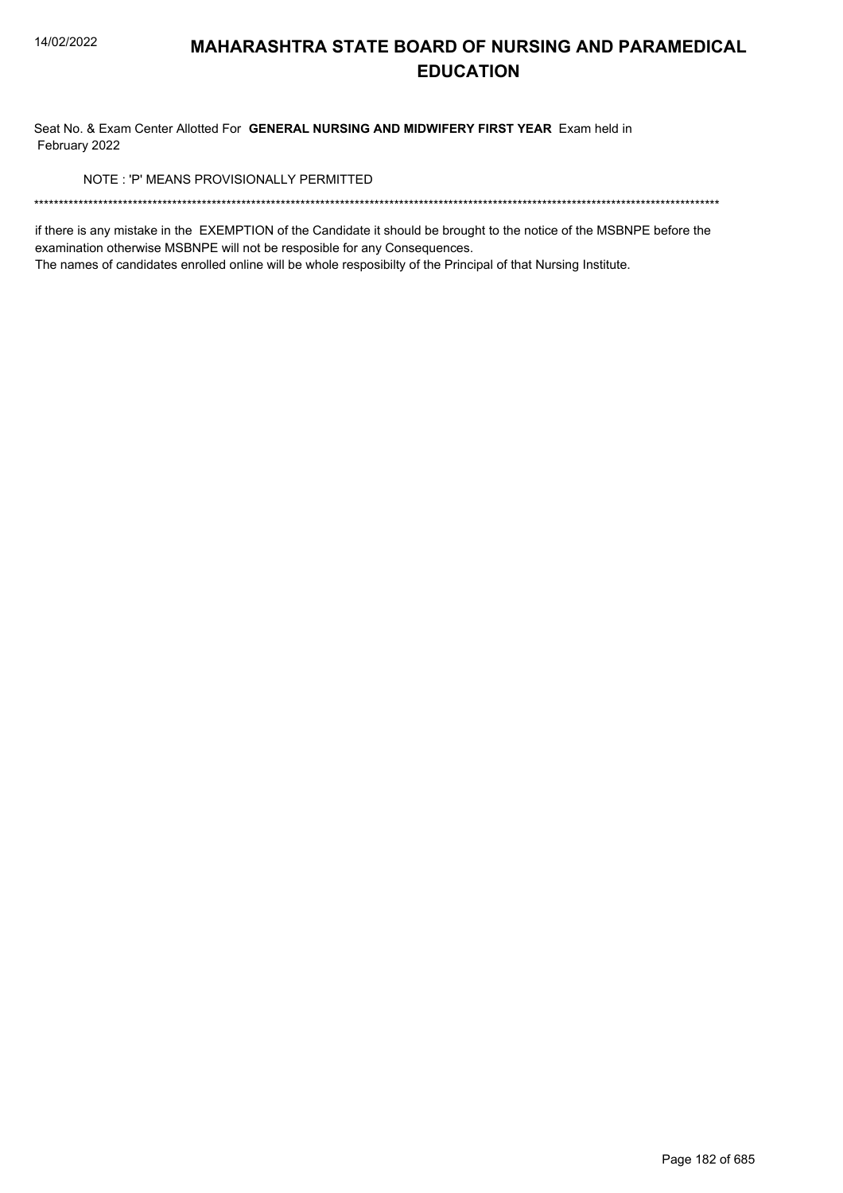# MAHARASHTRA STATE BOARD OF NURSING AND PARAMEDICAL EDUCATION

Seat No. & Exam Center Allotted For **GENERAL NURSING AND MIDWIFERY FIRST YEAR** Exam held in February 2022

NOTE : 'P' MEANS PROVISIONALLY PERMITTED

******************************************************************************************************************************************

if there is any mistake in the EXEMPTION of the Candidate it should be brought to the notice of the MSBNPE before the examination otherwise MSBNPE will not be resposible for any Consequences.

The names of candidates enrolled online will be whole resposibilty of the Principal of that Nursing Institute.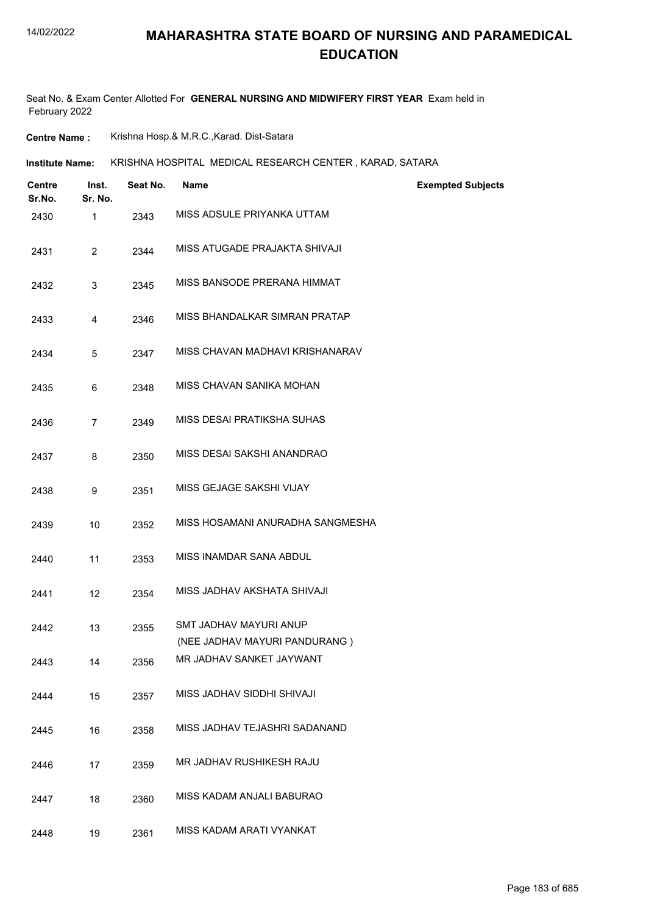# MAHARASHTRA STATE BOARD OF NURSING AND PARAMEDICAL EDUCATION

Seat No. & Exam Center Allotted For **GENERAL NURSING AND MIDWIFERY FIRST YEAR** Exam held in February 2022

**Centre Name :** Krishna Hosp.& M.R.C.,Karad. Dist-Satara

**Institute Name:** KRISHNA HOSPITAL MEDICAL RESEARCH CENTER , KARAD, SATARA

| Centre Sr.No. | Inst. Sr. No. | Seat No. | Name | Exempted Subjects |
|---|---|---|---|---|
| 2430 | 1 | 2343 | MISS ADSULE PRIYANKA UTTAM | |
| 2431 | 2 | 2344 | MISS ATUGADE PRAJAKTA SHIVAJI | |
| 2432 | 3 | 2345 | MISS BANSODE PRERANA HIMMAT | |
| 2433 | 4 | 2346 | MISS BHANDALKAR SIMRAN PRATAP | |
| 2434 | 5 | 2347 | MISS CHAVAN MADHAVI KRISHANARAV | |
| 2435 | 6 | 2348 | MISS CHAVAN SANIKA MOHAN | |
| 2436 | 7 | 2349 | MISS DESAI PRATIKSHA SUHAS | |
| 2437 | 8 | 2350 | MISS DESAI SAKSHI ANANDRAO | |
| 2438 | 9 | 2351 | MISS GEJAGE SAKSHI VIJAY | |
| 2439 | 10 | 2352 | MISS HOSAMANI ANURADHA SANGMESHA | |
| 2440 | 11 | 2353 | MISS INAMDAR SANA ABDUL | |
| 2441 | 12 | 2354 | MISS JADHAV AKSHATA SHIVAJI | |
| 2442 | 13 | 2355 | SMT JADHAV MAYURI ANUP (NEE JADHAV MAYURI PANDURANG ) | |
| 2443 | 14 | 2356 | MR JADHAV SANKET JAYWANT | |
| 2444 | 15 | 2357 | MISS JADHAV SIDDHI SHIVAJI | |
| 2445 | 16 | 2358 | MISS JADHAV TEJASHRI SADANAND | |
| 2446 | 17 | 2359 | MR JADHAV RUSHIKESH RAJU | |
| 2447 | 18 | 2360 | MISS KADAM ANJALI BABURAO | |
| 2448 | 19 | 2361 | MISS KADAM ARATI VYANKAT | |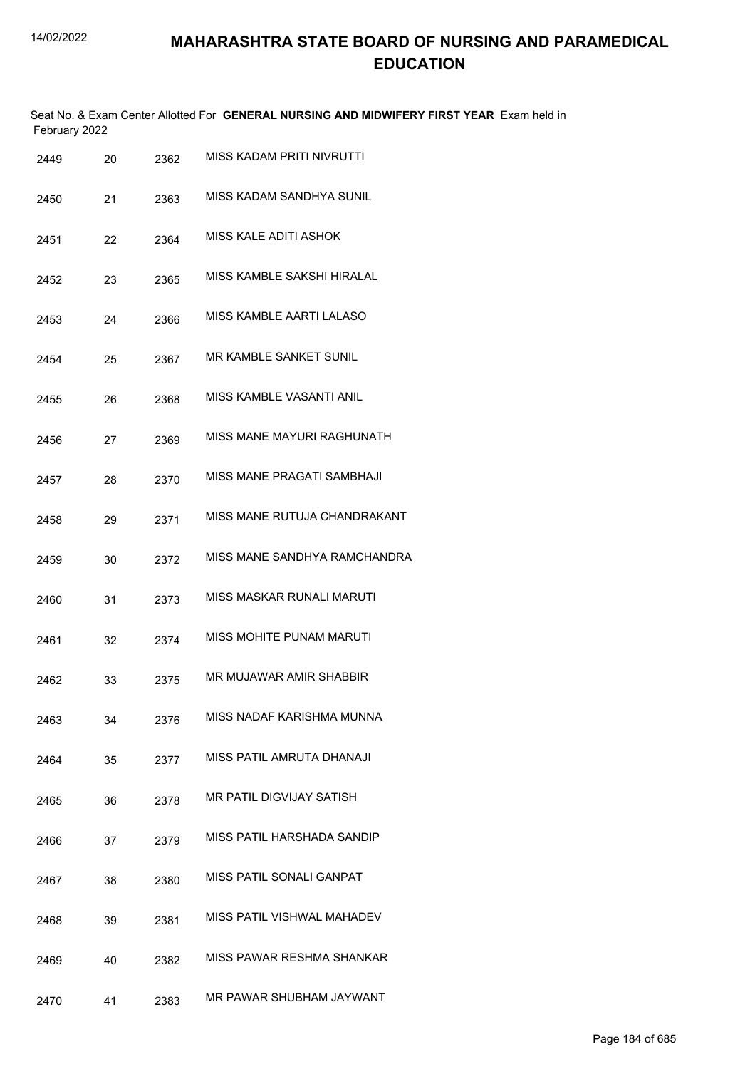# MAHARASHTRA STATE BOARD OF NURSING AND PARAMEDICAL EDUCATION

Seat No. & Exam Center Allotted For **GENERAL NURSING AND MIDWIFERY FIRST YEAR** Exam held in February 2022

| | | | |
|---|---|---|---|
| 2449 | 20 | 2362 | MISS KADAM PRITI NIVRUTTI |
| 2450 | 21 | 2363 | MISS KADAM SANDHYA SUNIL |
| 2451 | 22 | 2364 | MISS KALE ADITI ASHOK |
| 2452 | 23 | 2365 | MISS KAMBLE SAKSHI HIRALAL |
| 2453 | 24 | 2366 | MISS KAMBLE AARTI LALASO |
| 2454 | 25 | 2367 | MR KAMBLE SANKET SUNIL |
| 2455 | 26 | 2368 | MISS KAMBLE VASANTI ANIL |
| 2456 | 27 | 2369 | MISS MANE MAYURI RAGHUNATH |
| 2457 | 28 | 2370 | MISS MANE PRAGATI SAMBHAJI |
| 2458 | 29 | 2371 | MISS MANE RUTUJA CHANDRAKANT |
| 2459 | 30 | 2372 | MISS MANE SANDHYA RAMCHANDRA |
| 2460 | 31 | 2373 | MISS MASKAR RUNALI MARUTI |
| 2461 | 32 | 2374 | MISS MOHITE PUNAM MARUTI |
| 2462 | 33 | 2375 | MR MUJAWAR AMIR SHABBIR |
| 2463 | 34 | 2376 | MISS NADAF KARISHMA MUNNA |
| 2464 | 35 | 2377 | MISS PATIL AMRUTA DHANAJI |
| 2465 | 36 | 2378 | MR PATIL DIGVIJAY SATISH |
| 2466 | 37 | 2379 | MISS PATIL HARSHADA SANDIP |
| 2467 | 38 | 2380 | MISS PATIL SONALI GANPAT |
| 2468 | 39 | 2381 | MISS PATIL VISHWAL MAHADEV |
| 2469 | 40 | 2382 | MISS PAWAR RESHMA SHANKAR |
| 2470 | 41 | 2383 | MR PAWAR SHUBHAM JAYWANT |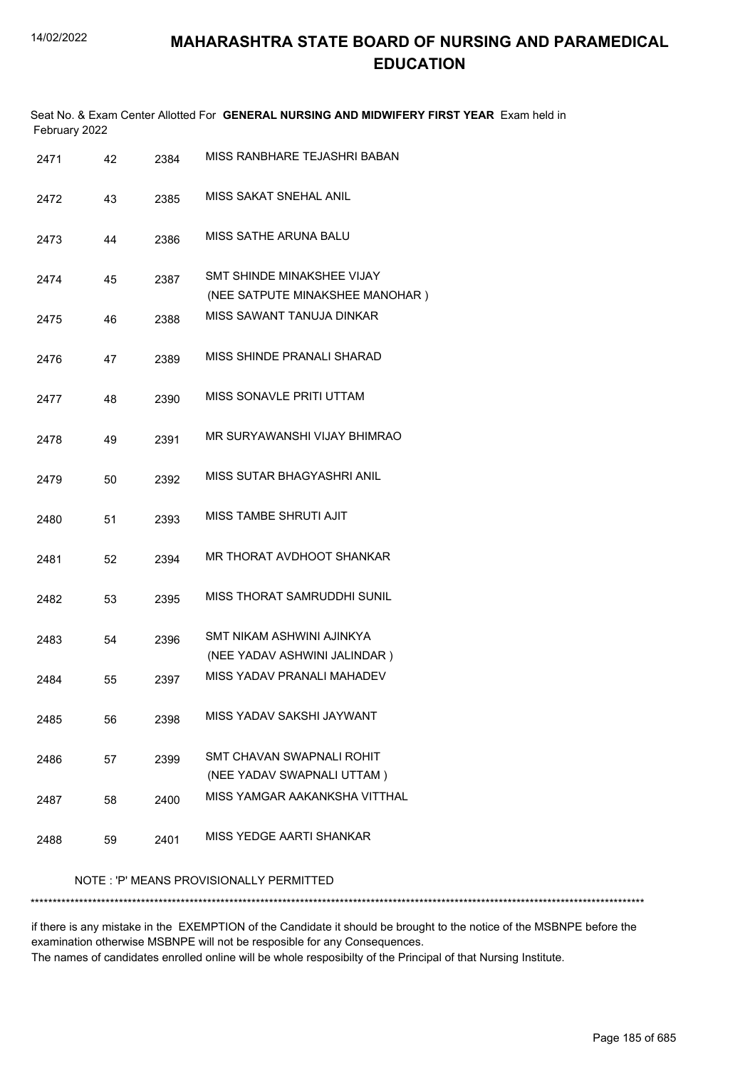# MAHARASHTRA STATE BOARD OF NURSING AND PARAMEDICAL EDUCATION

Seat No. & Exam Center Allotted For **GENERAL NURSING AND MIDWIFERY FIRST YEAR** Exam held in February 2022

| | | | |
|---|---|---|---|
| 2471 | 42 | 2384 | MISS RANBHARE TEJASHRI BABAN |
| 2472 | 43 | 2385 | MISS SAKAT SNEHAL ANIL |
| 2473 | 44 | 2386 | MISS SATHE ARUNA BALU |
| 2474 | 45 | 2387 | SMT SHINDE MINAKSHEE VIJAY (NEE SATPUTE MINAKSHEE MANOHAR ) |
| 2475 | 46 | 2388 | MISS SAWANT TANUJA DINKAR |
| 2476 | 47 | 2389 | MISS SHINDE PRANALI SHARAD |
| 2477 | 48 | 2390 | MISS SONAVLE PRITI UTTAM |
| 2478 | 49 | 2391 | MR SURYAWANSHI VIJAY BHIMRAO |
| 2479 | 50 | 2392 | MISS SUTAR BHAGYASHRI ANIL |
| 2480 | 51 | 2393 | MISS TAMBE SHRUTI AJIT |
| 2481 | 52 | 2394 | MR THORAT AVDHOOT SHANKAR |
| 2482 | 53 | 2395 | MISS THORAT SAMRUDDHI SUNIL |
| 2483 | 54 | 2396 | SMT NIKAM ASHWINI AJINKYA (NEE YADAV ASHWINI JALINDAR ) |
| 2484 | 55 | 2397 | MISS YADAV PRANALI MAHADEV |
| 2485 | 56 | 2398 | MISS YADAV SAKSHI JAYWANT |
| 2486 | 57 | 2399 | SMT CHAVAN SWAPNALI ROHIT (NEE YADAV SWAPNALI UTTAM ) |
| 2487 | 58 | 2400 | MISS YAMGAR AAKANKSHA VITTHAL |
| 2488 | 59 | 2401 | MISS YEDGE AARTI SHANKAR |

NOTE : 'P' MEANS PROVISIONALLY PERMITTED

*******************************************************************************************************************************************

if there is any mistake in the EXEMPTION of the Candidate it should be brought to the notice of the MSBNPE before the examination otherwise MSBNPE will not be resposible for any Consequences.
The names of candidates enrolled online will be whole resposibilty of the Principal of that Nursing Institute.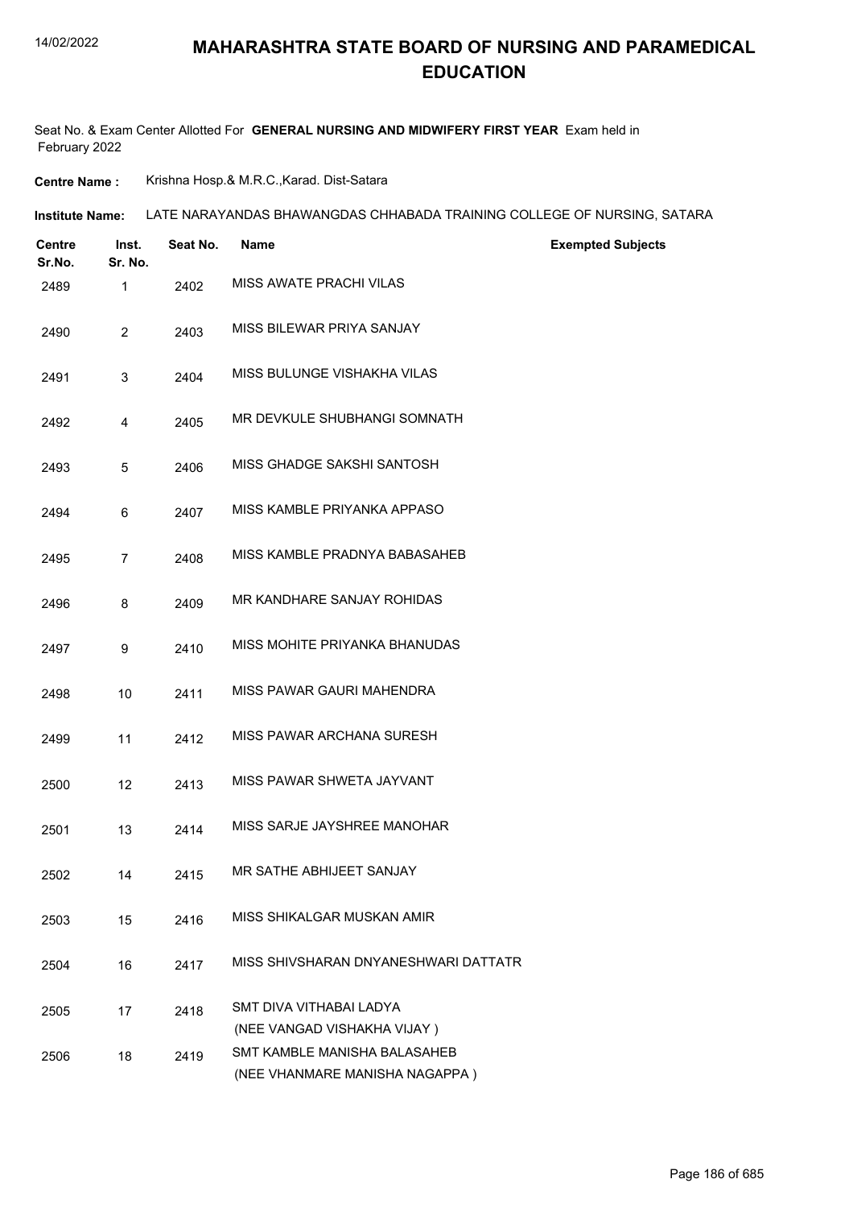# MAHARASHTRA STATE BOARD OF NURSING AND PARAMEDICAL EDUCATION

Seat No. & Exam Center Allotted For **GENERAL NURSING AND MIDWIFERY FIRST YEAR** Exam held in February 2022

**Centre Name :** Krishna Hosp.& M.R.C.,Karad. Dist-Satara

**Institute Name:** LATE NARAYANDAS BHAWANGDAS CHHABADA TRAINING COLLEGE OF NURSING, SATARA

| Centre Sr.No. | Inst. Sr. No. | Seat No. | Name | Exempted Subjects |
|---|---|---|---|---|
| 2489 | 1 | 2402 | MISS AWATE PRACHI VILAS | |
| 2490 | 2 | 2403 | MISS BILEWAR PRIYA SANJAY | |
| 2491 | 3 | 2404 | MISS BULUNGE VISHAKHA VILAS | |
| 2492 | 4 | 2405 | MR DEVKULE SHUBHANGI SOMNATH | |
| 2493 | 5 | 2406 | MISS GHADGE SAKSHI SANTOSH | |
| 2494 | 6 | 2407 | MISS KAMBLE PRIYANKA APPASO | |
| 2495 | 7 | 2408 | MISS KAMBLE PRADNYA BABASAHEB | |
| 2496 | 8 | 2409 | MR KANDHARE SANJAY ROHIDAS | |
| 2497 | 9 | 2410 | MISS MOHITE PRIYANKA BHANUDAS | |
| 2498 | 10 | 2411 | MISS PAWAR GAURI MAHENDRA | |
| 2499 | 11 | 2412 | MISS PAWAR ARCHANA SURESH | |
| 2500 | 12 | 2413 | MISS PAWAR SHWETA JAYVANT | |
| 2501 | 13 | 2414 | MISS SARJE JAYSHREE MANOHAR | |
| 2502 | 14 | 2415 | MR SATHE ABHIJEET SANJAY | |
| 2503 | 15 | 2416 | MISS SHIKALGAR MUSKAN AMIR | |
| 2504 | 16 | 2417 | MISS SHIVSHARAN DNYANESHWARI DATTATR | |
| 2505 | 17 | 2418 | SMT DIVA VITHABAI LADYA (NEE VANGAD VISHAKHA VIJAY ) | |
| 2506 | 18 | 2419 | SMT KAMBLE MANISHA BALASAHEB (NEE VHANMARE MANISHA NAGAPPA ) | |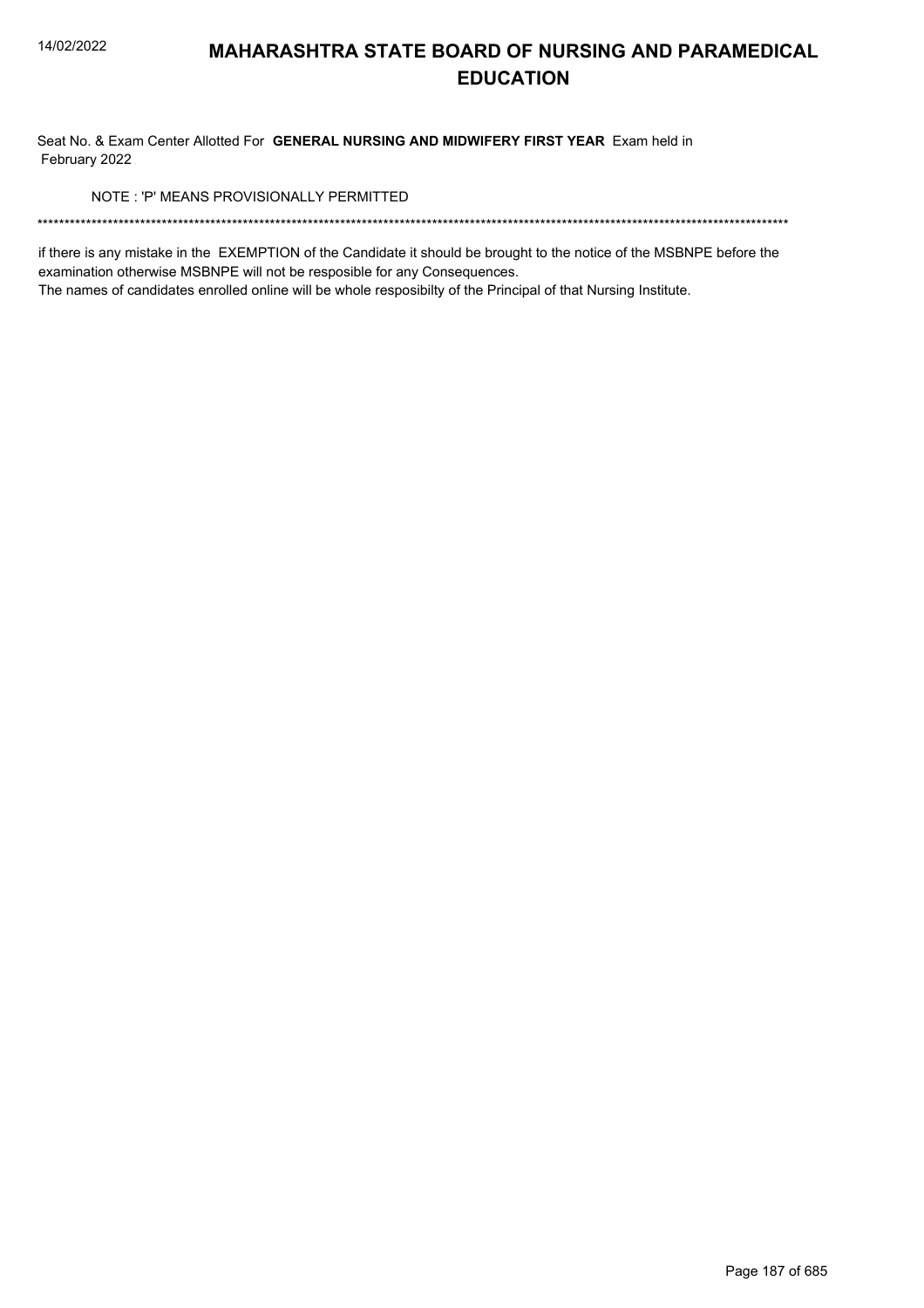# MAHARASHTRA STATE BOARD OF NURSING AND PARAMEDICAL EDUCATION

Seat No. & Exam Center Allotted For **GENERAL NURSING AND MIDWIFERY FIRST YEAR** Exam held in February 2022

NOTE : 'P' MEANS PROVISIONALLY PERMITTED

*******************************************************************************************************************************************

if there is any mistake in the EXEMPTION of the Candidate it should be brought to the notice of the MSBNPE before the examination otherwise MSBNPE will not be resposible for any Consequences.
The names of candidates enrolled online will be whole resposibilty of the Principal of that Nursing Institute.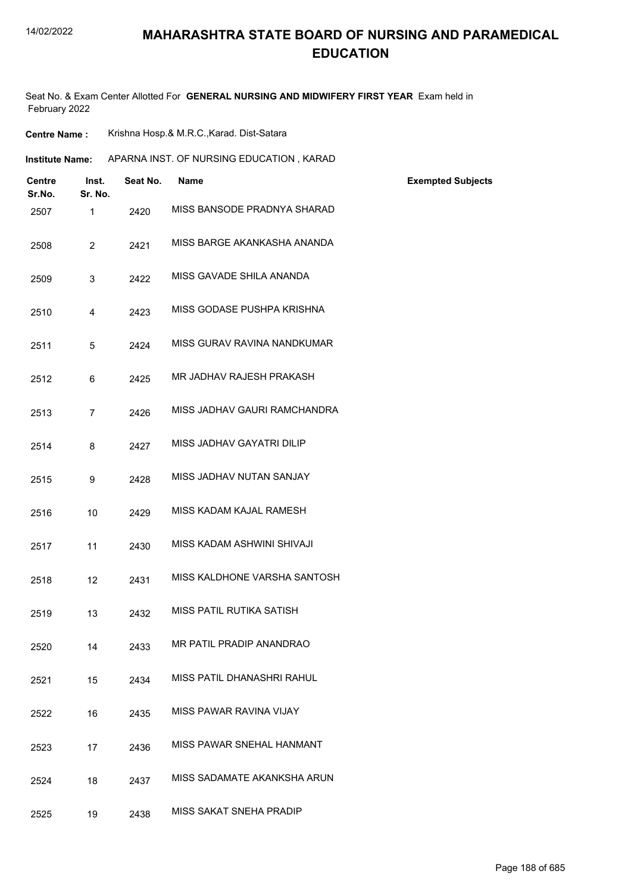# MAHARASHTRA STATE BOARD OF NURSING AND PARAMEDICAL EDUCATION

Seat No. & Exam Center Allotted For **GENERAL NURSING AND MIDWIFERY FIRST YEAR** Exam held in February 2022

**Centre Name :** Krishna Hosp.& M.R.C.,Karad. Dist-Satara

**Institute Name:** APARNA INST. OF NURSING EDUCATION , KARAD

| Centre Sr.No. | Inst. Sr. No. | Seat No. | Name | Exempted Subjects |
|---|---|---|---|---|
| 2507 | 1 | 2420 | MISS BANSODE PRADNYA SHARAD | |
| 2508 | 2 | 2421 | MISS BARGE AKANKASHA ANANDA | |
| 2509 | 3 | 2422 | MISS GAVADE SHILA ANANDA | |
| 2510 | 4 | 2423 | MISS GODASE PUSHPA KRISHNA | |
| 2511 | 5 | 2424 | MISS GURAV RAVINA NANDKUMAR | |
| 2512 | 6 | 2425 | MR JADHAV RAJESH PRAKASH | |
| 2513 | 7 | 2426 | MISS JADHAV GAURI RAMCHANDRA | |
| 2514 | 8 | 2427 | MISS JADHAV GAYATRI DILIP | |
| 2515 | 9 | 2428 | MISS JADHAV NUTAN SANJAY | |
| 2516 | 10 | 2429 | MISS KADAM KAJAL RAMESH | |
| 2517 | 11 | 2430 | MISS KADAM ASHWINI SHIVAJI | |
| 2518 | 12 | 2431 | MISS KALDHONE VARSHA SANTOSH | |
| 2519 | 13 | 2432 | MISS PATIL RUTIKA SATISH | |
| 2520 | 14 | 2433 | MR PATIL PRADIP ANANDRAO | |
| 2521 | 15 | 2434 | MISS PATIL DHANASHRI RAHUL | |
| 2522 | 16 | 2435 | MISS PAWAR RAVINA VIJAY | |
| 2523 | 17 | 2436 | MISS PAWAR SNEHAL HANMANT | |
| 2524 | 18 | 2437 | MISS SADAMATE AKANKSHA ARUN | |
| 2525 | 19 | 2438 | MISS SAKAT SNEHA PRADIP | |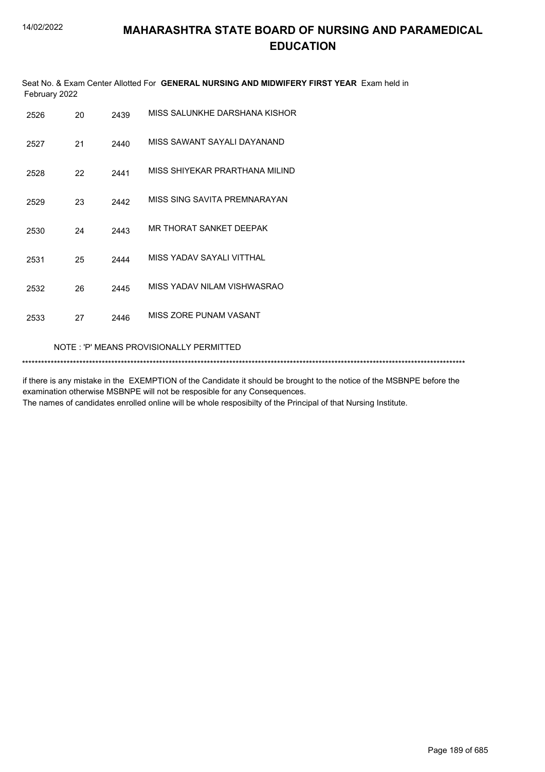# MAHARASHTRA STATE BOARD OF NURSING AND PARAMEDICAL EDUCATION

Seat No. & Exam Center Allotted For **GENERAL NURSING AND MIDWIFERY FIRST YEAR** Exam held in February 2022

| | | | |
|---|---|---|---|
| 2526 | 20 | 2439 | MISS SALUNKHE DARSHANA KISHOR |
| 2527 | 21 | 2440 | MISS SAWANT SAYALI DAYANAND |
| 2528 | 22 | 2441 | MISS SHIYEKAR PRARTHANA MILIND |
| 2529 | 23 | 2442 | MISS SING SAVITA PREMNARAYAN |
| 2530 | 24 | 2443 | MR THORAT SANKET DEEPAK |
| 2531 | 25 | 2444 | MISS YADAV SAYALI VITTHAL |
| 2532 | 26 | 2445 | MISS YADAV NILAM VISHWASRAO |
| 2533 | 27 | 2446 | MISS ZORE PUNAM VASANT |

NOTE : 'P' MEANS PROVISIONALLY PERMITTED

**********************************************************************************************************************************************

if there is any mistake in the EXEMPTION of the Candidate it should be brought to the notice of the MSBNPE before the examination otherwise MSBNPE will not be resposible for any Consequences.
The names of candidates enrolled online will be whole resposibilty of the Principal of that Nursing Institute.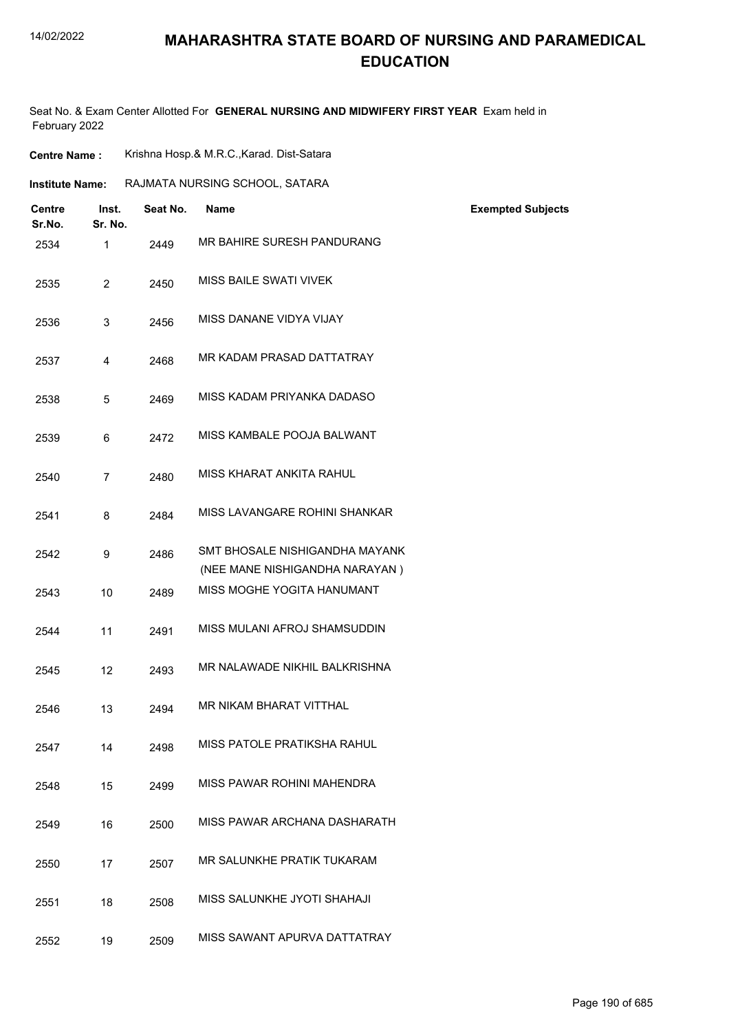# MAHARASHTRA STATE BOARD OF NURSING AND PARAMEDICAL EDUCATION

Seat No. & Exam Center Allotted For **GENERAL NURSING AND MIDWIFERY FIRST YEAR** Exam held in February 2022

**Centre Name :** Krishna Hosp.& M.R.C.,Karad. Dist-Satara

**Institute Name:** RAJMATA NURSING SCHOOL, SATARA

| Centre Sr.No. | Inst. Sr. No. | Seat No. | Name | Exempted Subjects |
|---|---|---|---|---|
| 2534 | 1 | 2449 | MR BAHIRE SURESH PANDURANG | |
| 2535 | 2 | 2450 | MISS BAILE SWATI VIVEK | |
| 2536 | 3 | 2456 | MISS DANANE VIDYA VIJAY | |
| 2537 | 4 | 2468 | MR KADAM PRASAD DATTATRAY | |
| 2538 | 5 | 2469 | MISS KADAM PRIYANKA DADASO | |
| 2539 | 6 | 2472 | MISS KAMBALE POOJA BALWANT | |
| 2540 | 7 | 2480 | MISS KHARAT ANKITA RAHUL | |
| 2541 | 8 | 2484 | MISS LAVANGARE ROHINI SHANKAR | |
| 2542 | 9 | 2486 | SMT BHOSALE NISHIGANDHA MAYANK (NEE MANE NISHIGANDHA NARAYAN ) | |
| 2543 | 10 | 2489 | MISS MOGHE YOGITA HANUMANT | |
| 2544 | 11 | 2491 | MISS MULANI AFROJ SHAMSUDDIN | |
| 2545 | 12 | 2493 | MR NALAWADE NIKHIL BALKRISHNA | |
| 2546 | 13 | 2494 | MR NIKAM BHARAT VITTHAL | |
| 2547 | 14 | 2498 | MISS PATOLE PRATIKSHA RAHUL | |
| 2548 | 15 | 2499 | MISS PAWAR ROHINI MAHENDRA | |
| 2549 | 16 | 2500 | MISS PAWAR ARCHANA DASHARATH | |
| 2550 | 17 | 2507 | MR SALUNKHE PRATIK TUKARAM | |
| 2551 | 18 | 2508 | MISS SALUNKHE JYOTI SHAHAJI | |
| 2552 | 19 | 2509 | MISS SAWANT APURVA DATTATRAY | |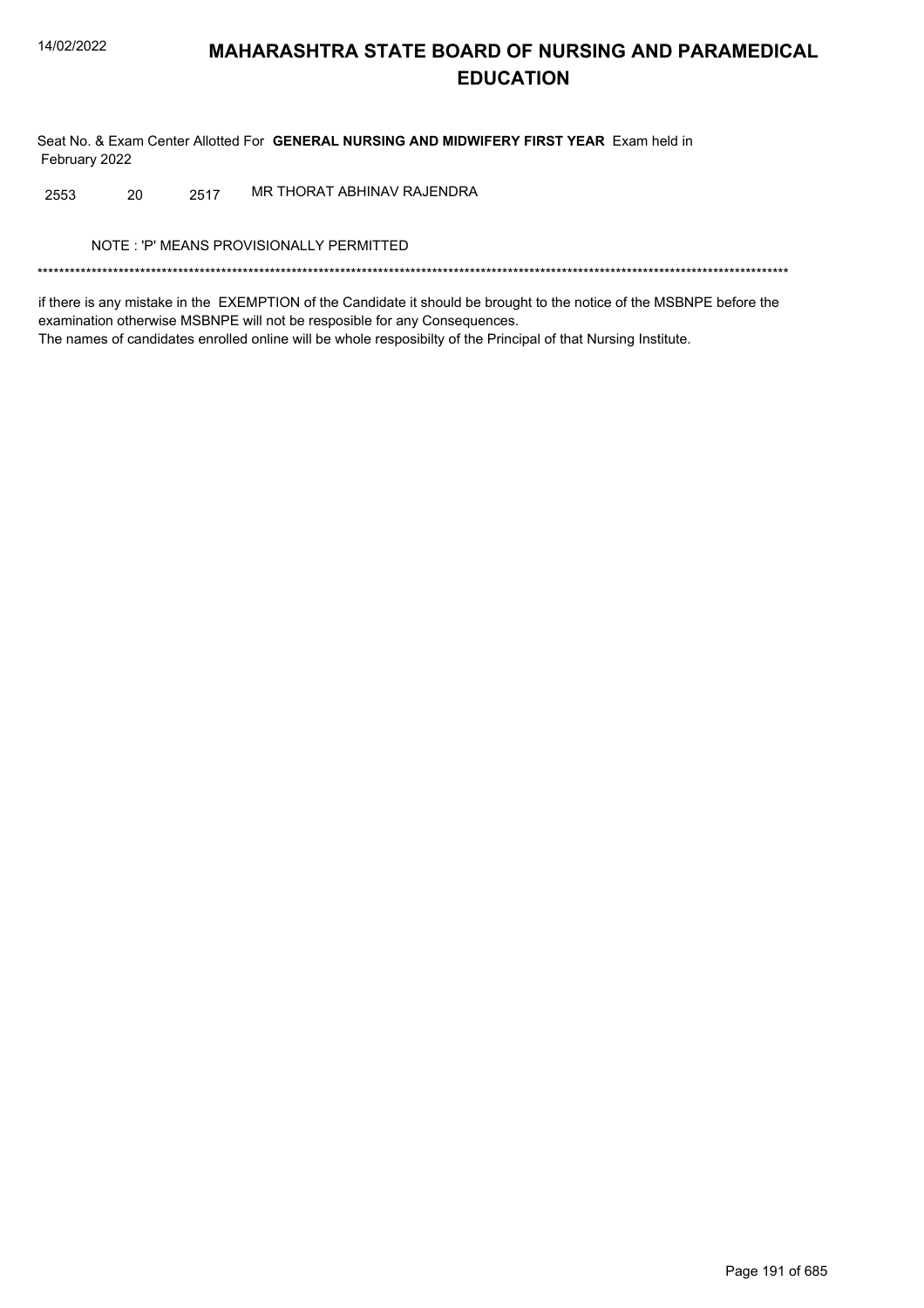# MAHARASHTRA STATE BOARD OF NURSING AND PARAMEDICAL EDUCATION

Seat No. & Exam Center Allotted For **GENERAL NURSING AND MIDWIFERY FIRST YEAR** Exam held in February 2022

| | | | |
|---|---|---|---|
| 2553 | 20 | 2517 | MR THORAT ABHINAV RAJENDRA |

NOTE : 'P' MEANS PROVISIONALLY PERMITTED

*******************************************************************************************************************************************

if there is any mistake in the EXEMPTION of the Candidate it should be brought to the notice of the MSBNPE before the examination otherwise MSBNPE will not be resposible for any Consequences.
The names of candidates enrolled online will be whole resposibilty of the Principal of that Nursing Institute.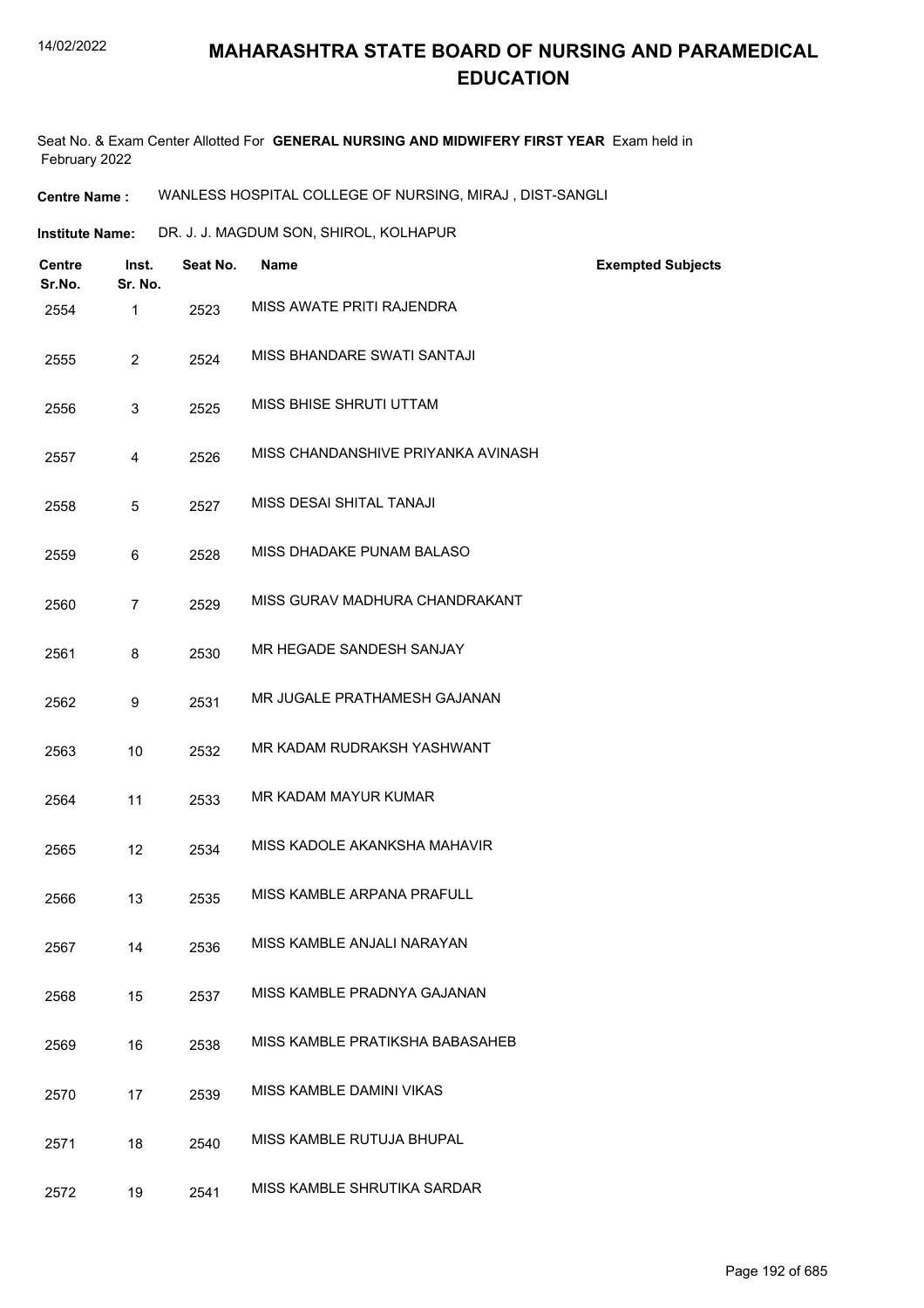# MAHARASHTRA STATE BOARD OF NURSING AND PARAMEDICAL EDUCATION

Seat No. & Exam Center Allotted For **GENERAL NURSING AND MIDWIFERY FIRST YEAR** Exam held in February 2022

**Centre Name :** WANLESS HOSPITAL COLLEGE OF NURSING, MIRAJ , DIST-SANGLI

**Institute Name:** DR. J. J. MAGDUM SON, SHIROL, KOLHAPUR

| Centre Sr.No. | Inst. Sr. No. | Seat No. | Name | Exempted Subjects |
|---|---|---|---|---|
| 2554 | 1 | 2523 | MISS AWATE PRITI RAJENDRA | |
| 2555 | 2 | 2524 | MISS BHANDARE SWATI SANTAJI | |
| 2556 | 3 | 2525 | MISS BHISE SHRUTI UTTAM | |
| 2557 | 4 | 2526 | MISS CHANDANSHIVE PRIYANKA AVINASH | |
| 2558 | 5 | 2527 | MISS DESAI SHITAL TANAJI | |
| 2559 | 6 | 2528 | MISS DHADAKE PUNAM BALASO | |
| 2560 | 7 | 2529 | MISS GURAV MADHURA CHANDRAKANT | |
| 2561 | 8 | 2530 | MR HEGADE SANDESH SANJAY | |
| 2562 | 9 | 2531 | MR JUGALE PRATHAMESH GAJANAN | |
| 2563 | 10 | 2532 | MR KADAM RUDRAKSH YASHWANT | |
| 2564 | 11 | 2533 | MR KADAM MAYUR KUMAR | |
| 2565 | 12 | 2534 | MISS KADOLE AKANKSHA MAHAVIR | |
| 2566 | 13 | 2535 | MISS KAMBLE ARPANA PRAFULL | |
| 2567 | 14 | 2536 | MISS KAMBLE ANJALI NARAYAN | |
| 2568 | 15 | 2537 | MISS KAMBLE PRADNYA GAJANAN | |
| 2569 | 16 | 2538 | MISS KAMBLE PRATIKSHA BABASAHEB | |
| 2570 | 17 | 2539 | MISS KAMBLE DAMINI VIKAS | |
| 2571 | 18 | 2540 | MISS KAMBLE RUTUJA BHUPAL | |
| 2572 | 19 | 2541 | MISS KAMBLE SHRUTIKA SARDAR | |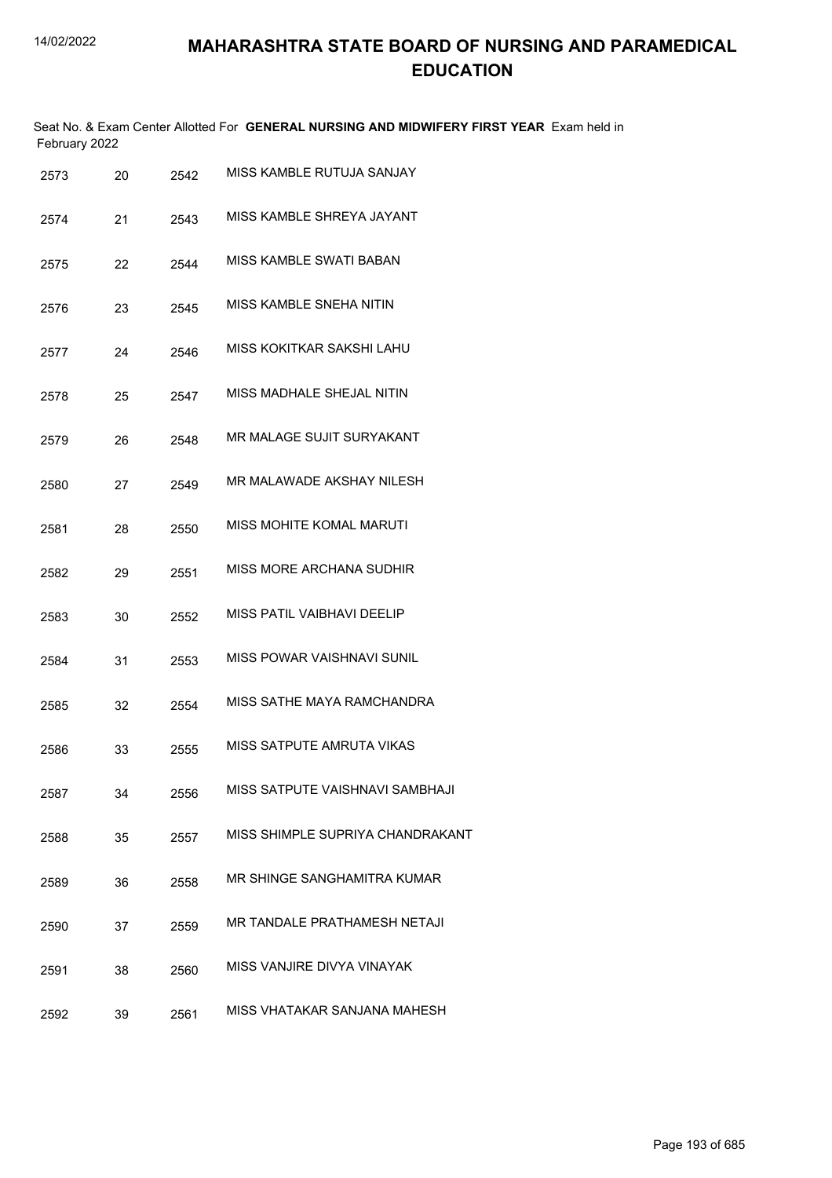# MAHARASHTRA STATE BOARD OF NURSING AND PARAMEDICAL EDUCATION

Seat No. & Exam Center Allotted For **GENERAL NURSING AND MIDWIFERY FIRST YEAR** Exam held in February 2022

| | | | |
|---|---|---|---|
| 2573 | 20 | 2542 | MISS KAMBLE RUTUJA SANJAY |
| 2574 | 21 | 2543 | MISS KAMBLE SHREYA JAYANT |
| 2575 | 22 | 2544 | MISS KAMBLE SWATI BABAN |
| 2576 | 23 | 2545 | MISS KAMBLE SNEHA NITIN |
| 2577 | 24 | 2546 | MISS KOKITKAR SAKSHI LAHU |
| 2578 | 25 | 2547 | MISS MADHALE SHEJAL NITIN |
| 2579 | 26 | 2548 | MR MALAGE SUJIT SURYAKANT |
| 2580 | 27 | 2549 | MR MALAWADE AKSHAY NILESH |
| 2581 | 28 | 2550 | MISS MOHITE KOMAL MARUTI |
| 2582 | 29 | 2551 | MISS MORE ARCHANA SUDHIR |
| 2583 | 30 | 2552 | MISS PATIL VAIBHAVI DEELIP |
| 2584 | 31 | 2553 | MISS POWAR VAISHNAVI SUNIL |
| 2585 | 32 | 2554 | MISS SATHE MAYA RAMCHANDRA |
| 2586 | 33 | 2555 | MISS SATPUTE AMRUTA VIKAS |
| 2587 | 34 | 2556 | MISS SATPUTE VAISHNAVI SAMBHAJI |
| 2588 | 35 | 2557 | MISS SHIMPLE SUPRIYA CHANDRAKANT |
| 2589 | 36 | 2558 | MR SHINGE SANGHAMITRA KUMAR |
| 2590 | 37 | 2559 | MR TANDALE PRATHAMESH NETAJI |
| 2591 | 38 | 2560 | MISS VANJIRE DIVYA VINAYAK |
| 2592 | 39 | 2561 | MISS VHATAKAR SANJANA MAHESH |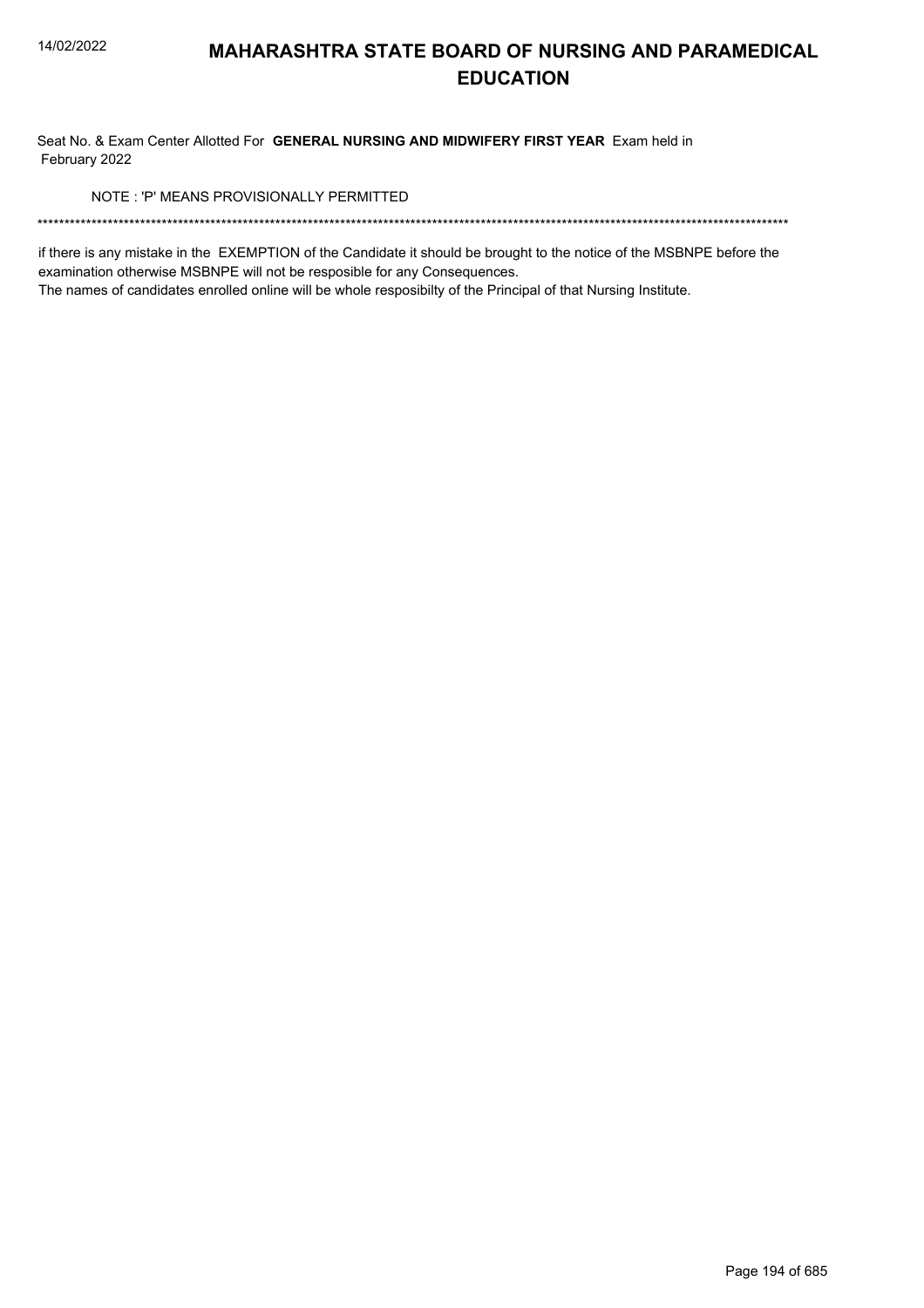# MAHARASHTRA STATE BOARD OF NURSING AND PARAMEDICAL EDUCATION

Seat No. & Exam Center Allotted For **GENERAL NURSING AND MIDWIFERY FIRST YEAR** Exam held in February 2022

NOTE : 'P' MEANS PROVISIONALLY PERMITTED

******************************************************************************************************************************************

if there is any mistake in the EXEMPTION of the Candidate it should be brought to the notice of the MSBNPE before the examination otherwise MSBNPE will not be resposible for any Consequences.
The names of candidates enrolled online will be whole resposibilty of the Principal of that Nursing Institute.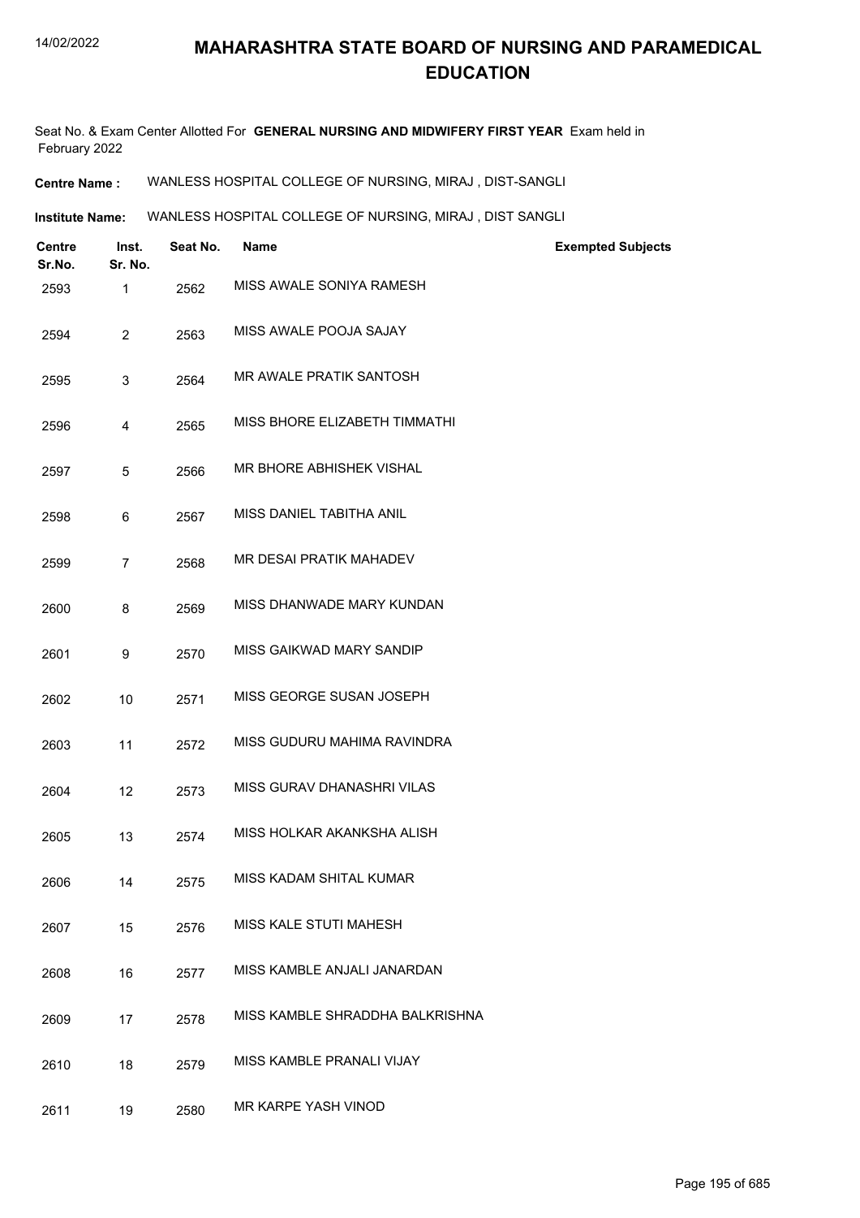# MAHARASHTRA STATE BOARD OF NURSING AND PARAMEDICAL EDUCATION

Seat No. & Exam Center Allotted For **GENERAL NURSING AND MIDWIFERY FIRST YEAR** Exam held in February 2022

**Centre Name :** WANLESS HOSPITAL COLLEGE OF NURSING, MIRAJ , DIST-SANGLI

**Institute Name:** WANLESS HOSPITAL COLLEGE OF NURSING, MIRAJ , DIST SANGLI

| Centre Sr.No. | Inst. Sr. No. | Seat No. | Name | Exempted Subjects |
|---|---|---|---|---|
| 2593 | 1 | 2562 | MISS AWALE SONIYA RAMESH | |
| 2594 | 2 | 2563 | MISS AWALE POOJA SAJAY | |
| 2595 | 3 | 2564 | MR AWALE PRATIK SANTOSH | |
| 2596 | 4 | 2565 | MISS BHORE ELIZABETH TIMMATHI | |
| 2597 | 5 | 2566 | MR BHORE ABHISHEK VISHAL | |
| 2598 | 6 | 2567 | MISS DANIEL TABITHA ANIL | |
| 2599 | 7 | 2568 | MR DESAI PRATIK MAHADEV | |
| 2600 | 8 | 2569 | MISS DHANWADE MARY KUNDAN | |
| 2601 | 9 | 2570 | MISS GAIKWAD MARY SANDIP | |
| 2602 | 10 | 2571 | MISS GEORGE SUSAN JOSEPH | |
| 2603 | 11 | 2572 | MISS GUDURU MAHIMA RAVINDRA | |
| 2604 | 12 | 2573 | MISS GURAV DHANASHRI VILAS | |
| 2605 | 13 | 2574 | MISS HOLKAR AKANKSHA ALISH | |
| 2606 | 14 | 2575 | MISS KADAM SHITAL KUMAR | |
| 2607 | 15 | 2576 | MISS KALE STUTI MAHESH | |
| 2608 | 16 | 2577 | MISS KAMBLE ANJALI JANARDAN | |
| 2609 | 17 | 2578 | MISS KAMBLE SHRADDHA BALKRISHNA | |
| 2610 | 18 | 2579 | MISS KAMBLE PRANALI VIJAY | |
| 2611 | 19 | 2580 | MR KARPE YASH VINOD | |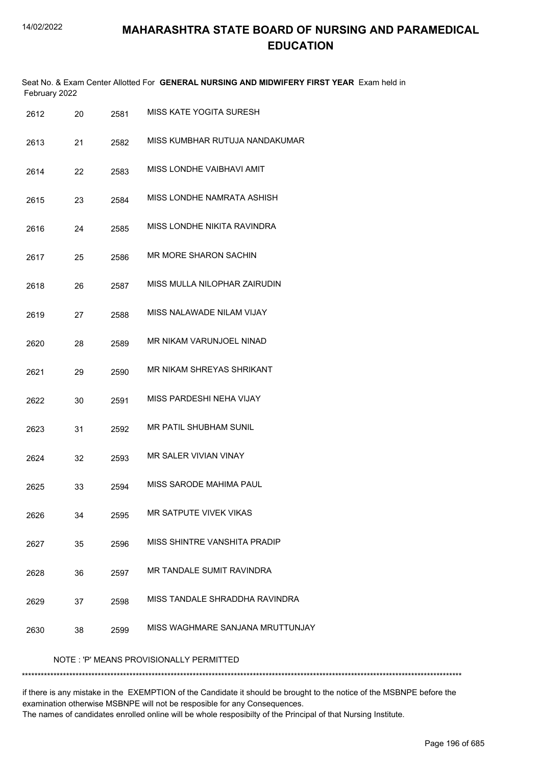# MAHARASHTRA STATE BOARD OF NURSING AND PARAMEDICAL EDUCATION

Seat No. & Exam Center Allotted For **GENERAL NURSING AND MIDWIFERY FIRST YEAR** Exam held in February 2022

| | | | |
|---|---|---|---|
| 2612 | 20 | 2581 | MISS KATE YOGITA SURESH |
| 2613 | 21 | 2582 | MISS KUMBHAR RUTUJA NANDAKUMAR |
| 2614 | 22 | 2583 | MISS LONDHE VAIBHAVI AMIT |
| 2615 | 23 | 2584 | MISS LONDHE NAMRATA ASHISH |
| 2616 | 24 | 2585 | MISS LONDHE NIKITA RAVINDRA |
| 2617 | 25 | 2586 | MR MORE SHARON SACHIN |
| 2618 | 26 | 2587 | MISS MULLA NILOPHAR ZAIRUDIN |
| 2619 | 27 | 2588 | MISS NALAWADE NILAM VIJAY |
| 2620 | 28 | 2589 | MR NIKAM VARUNJOEL NINAD |
| 2621 | 29 | 2590 | MR NIKAM SHREYAS SHRIKANT |
| 2622 | 30 | 2591 | MISS PARDESHI NEHA VIJAY |
| 2623 | 31 | 2592 | MR PATIL SHUBHAM SUNIL |
| 2624 | 32 | 2593 | MR SALER VIVIAN VINAY |
| 2625 | 33 | 2594 | MISS SARODE MAHIMA PAUL |
| 2626 | 34 | 2595 | MR SATPUTE VIVEK VIKAS |
| 2627 | 35 | 2596 | MISS SHINTRE VANSHITA PRADIP |
| 2628 | 36 | 2597 | MR TANDALE SUMIT RAVINDRA |
| 2629 | 37 | 2598 | MISS TANDALE SHRADDHA RAVINDRA |
| 2630 | 38 | 2599 | MISS WAGHMARE SANJANA MRUTTUNJAY |

NOTE : 'P' MEANS PROVISIONALLY PERMITTED

*******************************************************************************************************************************************

if there is any mistake in the EXEMPTION of the Candidate it should be brought to the notice of the MSBNPE before the examination otherwise MSBNPE will not be resposible for any Consequences.

The names of candidates enrolled online will be whole resposibilty of the Principal of that Nursing Institute.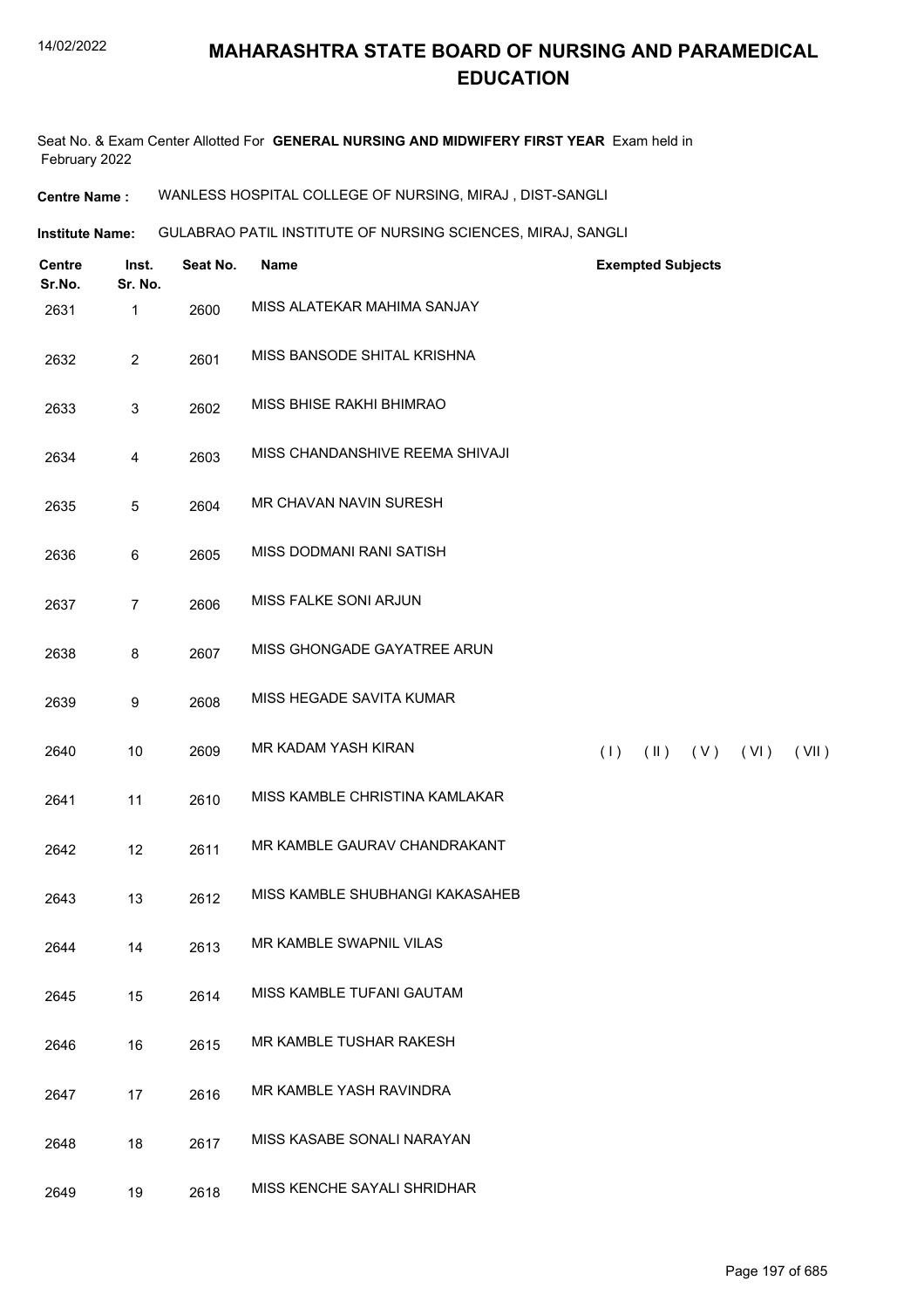# MAHARASHTRA STATE BOARD OF NURSING AND PARAMEDICAL EDUCATION

Seat No. & Exam Center Allotted For **GENERAL NURSING AND MIDWIFERY FIRST YEAR** Exam held in February 2022

**Centre Name :** WANLESS HOSPITAL COLLEGE OF NURSING, MIRAJ , DIST-SANGLI

**Institute Name:** GULABRAO PATIL INSTITUTE OF NURSING SCIENCES, MIRAJ, SANGLI

| Centre Sr.No. | Inst. Sr. No. | Seat No. | Name | Exempted Subjects |
|---|---|---|---|---|
| 2631 | 1 | 2600 | MISS ALATEKAR MAHIMA SANJAY | |
| 2632 | 2 | 2601 | MISS BANSODE SHITAL KRISHNA | |
| 2633 | 3 | 2602 | MISS BHISE RAKHI BHIMRAO | |
| 2634 | 4 | 2603 | MISS CHANDANSHIVE REEMA SHIVAJI | |
| 2635 | 5 | 2604 | MR CHAVAN NAVIN SURESH | |
| 2636 | 6 | 2605 | MISS DODMANI RANI SATISH | |
| 2637 | 7 | 2606 | MISS FALKE SONI ARJUN | |
| 2638 | 8 | 2607 | MISS GHONGADE GAYATREE ARUN | |
| 2639 | 9 | 2608 | MISS HEGADE SAVITA KUMAR | |
| 2640 | 10 | 2609 | MR KADAM YASH KIRAN | ( I ) ( II ) ( V ) ( VI ) ( VII ) |
| 2641 | 11 | 2610 | MISS KAMBLE CHRISTINA KAMLAKAR | |
| 2642 | 12 | 2611 | MR KAMBLE GAURAV CHANDRAKANT | |
| 2643 | 13 | 2612 | MISS KAMBLE SHUBHANGI KAKASAHEB | |
| 2644 | 14 | 2613 | MR KAMBLE SWAPNIL VILAS | |
| 2645 | 15 | 2614 | MISS KAMBLE TUFANI GAUTAM | |
| 2646 | 16 | 2615 | MR KAMBLE TUSHAR RAKESH | |
| 2647 | 17 | 2616 | MR KAMBLE YASH RAVINDRA | |
| 2648 | 18 | 2617 | MISS KASABE SONALI NARAYAN | |
| 2649 | 19 | 2618 | MISS KENCHE SAYALI SHRIDHAR | |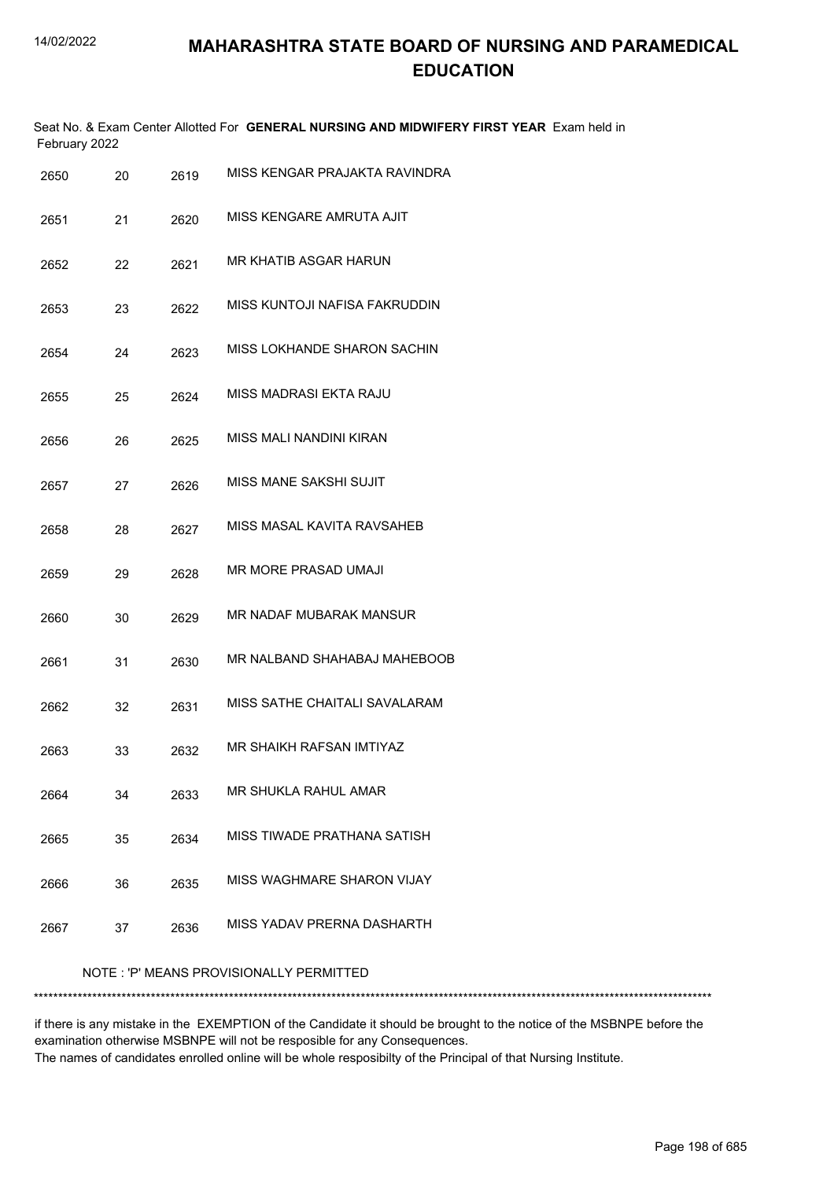# MAHARASHTRA STATE BOARD OF NURSING AND PARAMEDICAL EDUCATION

Seat No. & Exam Center Allotted For **GENERAL NURSING AND MIDWIFERY FIRST YEAR** Exam held in February 2022

| | | | |
|---|---|---|---|
| 2650 | 20 | 2619 | MISS KENGAR PRAJAKTA RAVINDRA |
| 2651 | 21 | 2620 | MISS KENGARE AMRUTA AJIT |
| 2652 | 22 | 2621 | MR KHATIB ASGAR HARUN |
| 2653 | 23 | 2622 | MISS KUNTOJI NAFISA FAKRUDDIN |
| 2654 | 24 | 2623 | MISS LOKHANDE SHARON SACHIN |
| 2655 | 25 | 2624 | MISS MADRASI EKTA RAJU |
| 2656 | 26 | 2625 | MISS MALI NANDINI KIRAN |
| 2657 | 27 | 2626 | MISS MANE SAKSHI SUJIT |
| 2658 | 28 | 2627 | MISS MASAL KAVITA RAVSAHEB |
| 2659 | 29 | 2628 | MR MORE PRASAD UMAJI |
| 2660 | 30 | 2629 | MR NADAF MUBARAK MANSUR |
| 2661 | 31 | 2630 | MR NALBAND SHAHABAJ MAHEBOOB |
| 2662 | 32 | 2631 | MISS SATHE CHAITALI SAVALARAM |
| 2663 | 33 | 2632 | MR SHAIKH RAFSAN IMTIYAZ |
| 2664 | 34 | 2633 | MR SHUKLA RAHUL AMAR |
| 2665 | 35 | 2634 | MISS TIWADE PRATHANA SATISH |
| 2666 | 36 | 2635 | MISS WAGHMARE SHARON VIJAY |
| 2667 | 37 | 2636 | MISS YADAV PRERNA DASHARTH |

NOTE : 'P' MEANS PROVISIONALLY PERMITTED

*******************************************************************************************************************************************

if there is any mistake in the EXEMPTION of the Candidate it should be brought to the notice of the MSBNPE before the examination otherwise MSBNPE will not be resposible for any Consequences.

The names of candidates enrolled online will be whole resposibilty of the Principal of that Nursing Institute.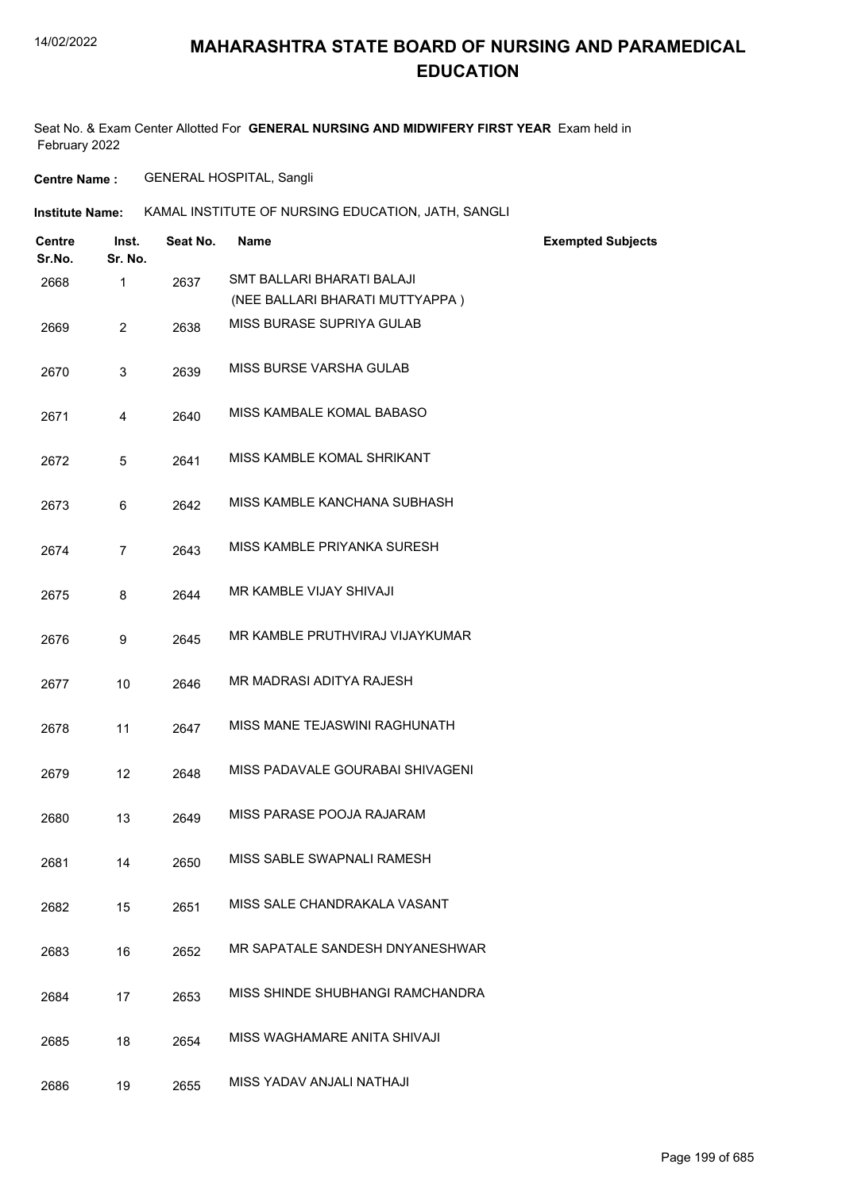# MAHARASHTRA STATE BOARD OF NURSING AND PARAMEDICAL EDUCATION

Seat No. & Exam Center Allotted For **GENERAL NURSING AND MIDWIFERY FIRST YEAR** Exam held in February 2022

**Centre Name :** GENERAL HOSPITAL, Sangli

**Institute Name:** KAMAL INSTITUTE OF NURSING EDUCATION, JATH, SANGLI

| Centre Sr.No. | Inst. Sr. No. | Seat No. | Name | Exempted Subjects |
|---|---|---|---|---|
| 2668 | 1 | 2637 | SMT BALLARI BHARATI BALAJI (NEE BALLARI BHARATI MUTTYAPPA ) | |
| 2669 | 2 | 2638 | MISS BURASE SUPRIYA GULAB | |
| 2670 | 3 | 2639 | MISS BURSE VARSHA GULAB | |
| 2671 | 4 | 2640 | MISS KAMBALE KOMAL BABASO | |
| 2672 | 5 | 2641 | MISS KAMBLE KOMAL SHRIKANT | |
| 2673 | 6 | 2642 | MISS KAMBLE KANCHANA SUBHASH | |
| 2674 | 7 | 2643 | MISS KAMBLE PRIYANKA SURESH | |
| 2675 | 8 | 2644 | MR KAMBLE VIJAY SHIVAJI | |
| 2676 | 9 | 2645 | MR KAMBLE PRUTHVIRAJ VIJAYKUMAR | |
| 2677 | 10 | 2646 | MR MADRASI ADITYA RAJESH | |
| 2678 | 11 | 2647 | MISS MANE TEJASWINI RAGHUNATH | |
| 2679 | 12 | 2648 | MISS PADAVALE GOURABAI SHIVAGENI | |
| 2680 | 13 | 2649 | MISS PARASE POOJA RAJARAM | |
| 2681 | 14 | 2650 | MISS SABLE SWAPNALI RAMESH | |
| 2682 | 15 | 2651 | MISS SALE CHANDRAKALA VASANT | |
| 2683 | 16 | 2652 | MR SAPATALE SANDESH DNYANESHWAR | |
| 2684 | 17 | 2653 | MISS SHINDE SHUBHANGI RAMCHANDRA | |
| 2685 | 18 | 2654 | MISS WAGHAMARE ANITA SHIVAJI | |
| 2686 | 19 | 2655 | MISS YADAV ANJALI NATHAJI | |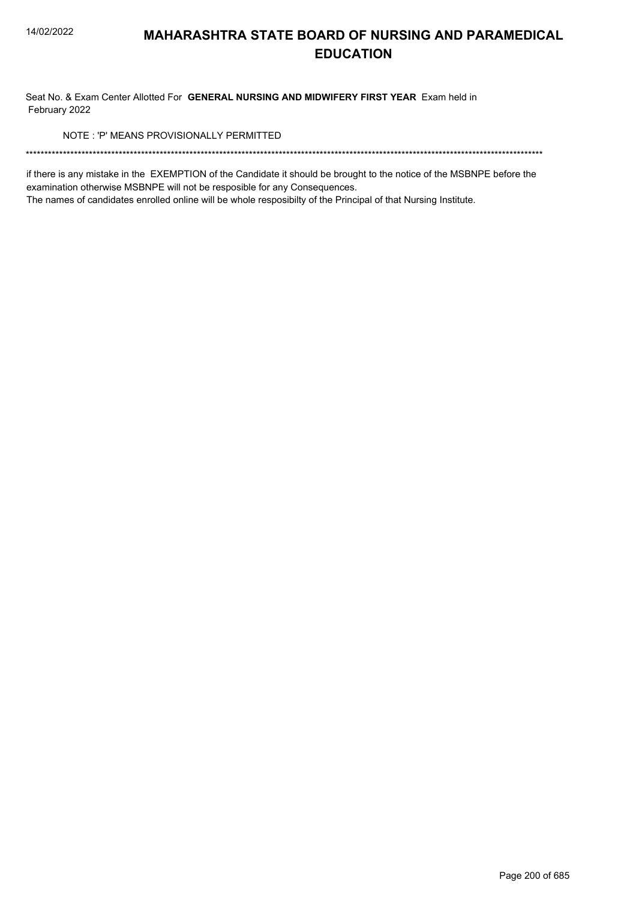# MAHARASHTRA STATE BOARD OF NURSING AND PARAMEDICAL EDUCATION

Seat No. & Exam Center Allotted For **GENERAL NURSING AND MIDWIFERY FIRST YEAR** Exam held in February 2022

NOTE : 'P' MEANS PROVISIONALLY PERMITTED

*******************************************************************************************************************************************

if there is any mistake in the EXEMPTION of the Candidate it should be brought to the notice of the MSBNPE before the examination otherwise MSBNPE will not be resposible for any Consequences.
The names of candidates enrolled online will be whole resposibilty of the Principal of that Nursing Institute.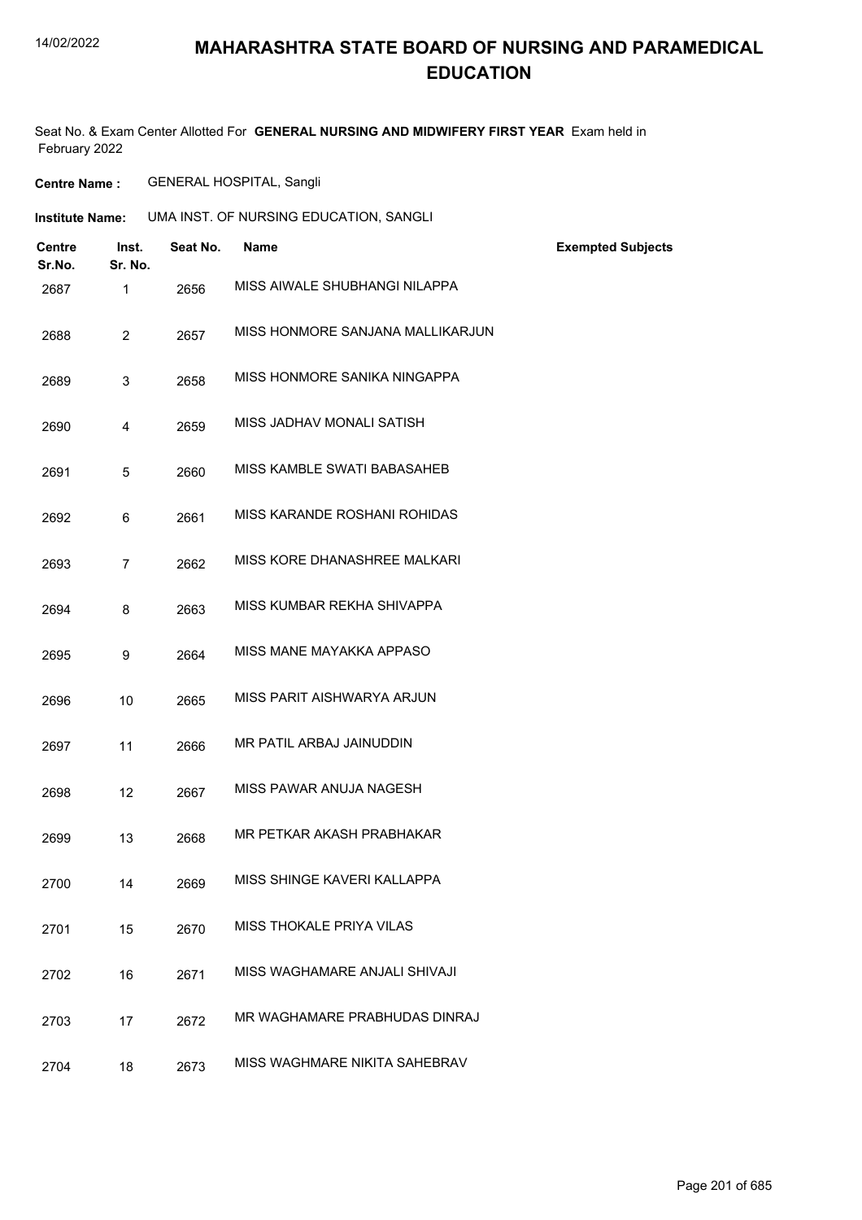# MAHARASHTRA STATE BOARD OF NURSING AND PARAMEDICAL EDUCATION

Seat No. & Exam Center Allotted For **GENERAL NURSING AND MIDWIFERY FIRST YEAR** Exam held in February 2022

**Centre Name :** GENERAL HOSPITAL, Sangli

**Institute Name:** UMA INST. OF NURSING EDUCATION, SANGLI

| Centre Sr.No. | Inst. Sr. No. | Seat No. | Name | Exempted Subjects |
|---|---|---|---|---|
| 2687 | 1 | 2656 | MISS AIWALE SHUBHANGI NILAPPA | |
| 2688 | 2 | 2657 | MISS HONMORE SANJANA MALLIKARJUN | |
| 2689 | 3 | 2658 | MISS HONMORE SANIKA NINGAPPA | |
| 2690 | 4 | 2659 | MISS JADHAV MONALI SATISH | |
| 2691 | 5 | 2660 | MISS KAMBLE SWATI BABASAHEB | |
| 2692 | 6 | 2661 | MISS KARANDE ROSHANI ROHIDAS | |
| 2693 | 7 | 2662 | MISS KORE DHANASHREE MALKARI | |
| 2694 | 8 | 2663 | MISS KUMBAR REKHA SHIVAPPA | |
| 2695 | 9 | 2664 | MISS MANE MAYAKKA APPASO | |
| 2696 | 10 | 2665 | MISS PARIT AISHWARYA ARJUN | |
| 2697 | 11 | 2666 | MR PATIL ARBAJ JAINUDDIN | |
| 2698 | 12 | 2667 | MISS PAWAR ANUJA NAGESH | |
| 2699 | 13 | 2668 | MR PETKAR AKASH PRABHAKAR | |
| 2700 | 14 | 2669 | MISS SHINGE KAVERI KALLAPPA | |
| 2701 | 15 | 2670 | MISS THOKALE PRIYA VILAS | |
| 2702 | 16 | 2671 | MISS WAGHAMARE ANJALI SHIVAJI | |
| 2703 | 17 | 2672 | MR WAGHAMARE PRABHUDAS DINRAJ | |
| 2704 | 18 | 2673 | MISS WAGHMARE NIKITA SAHEBRAV | |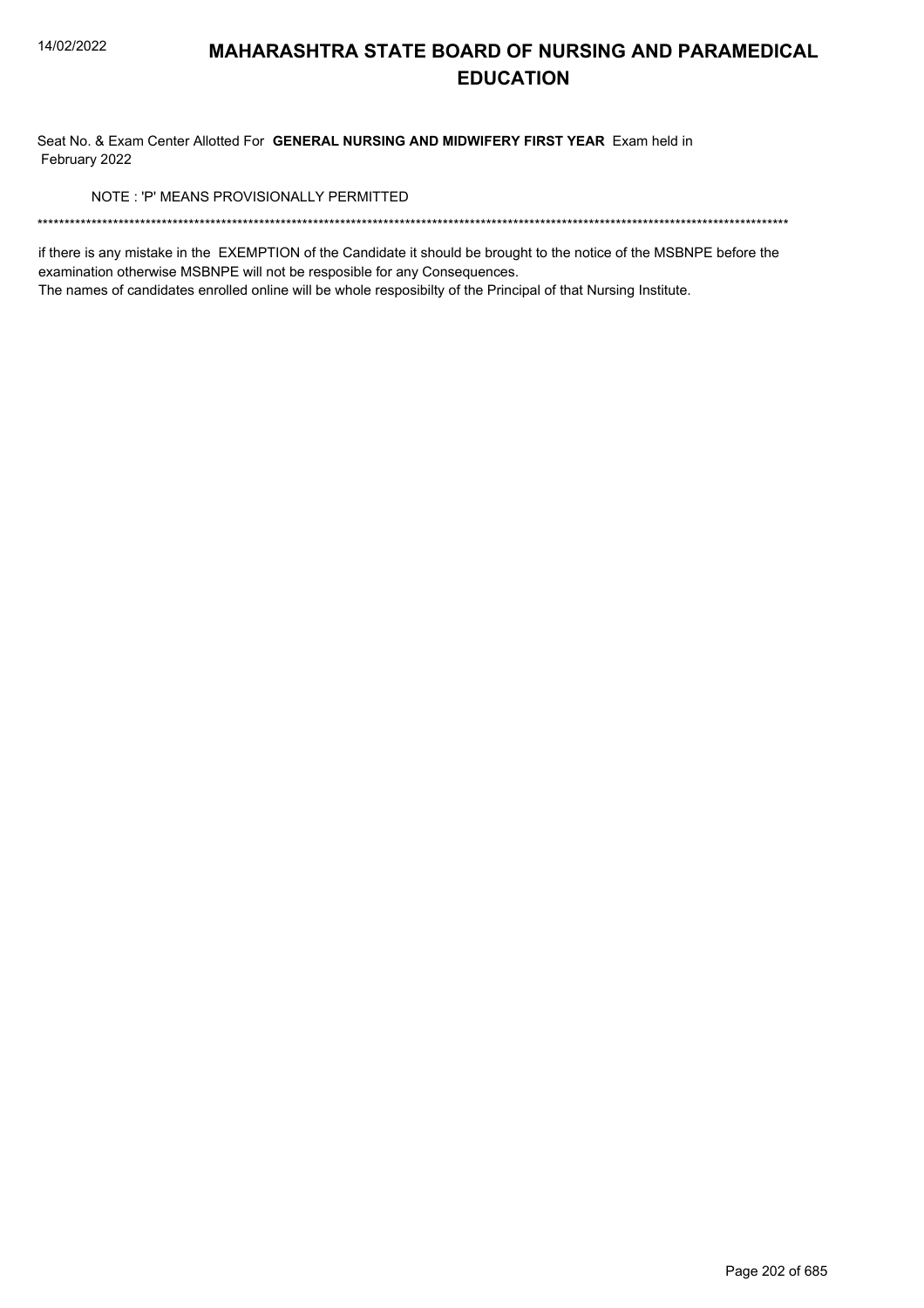# MAHARASHTRA STATE BOARD OF NURSING AND PARAMEDICAL EDUCATION

Seat No. & Exam Center Allotted For **GENERAL NURSING AND MIDWIFERY FIRST YEAR** Exam held in February 2022

NOTE : 'P' MEANS PROVISIONALLY PERMITTED

******************************************************************************************************************************************

if there is any mistake in the EXEMPTION of the Candidate it should be brought to the notice of the MSBNPE before the examination otherwise MSBNPE will not be resposible for any Consequences.

The names of candidates enrolled online will be whole resposibilty of the Principal of that Nursing Institute.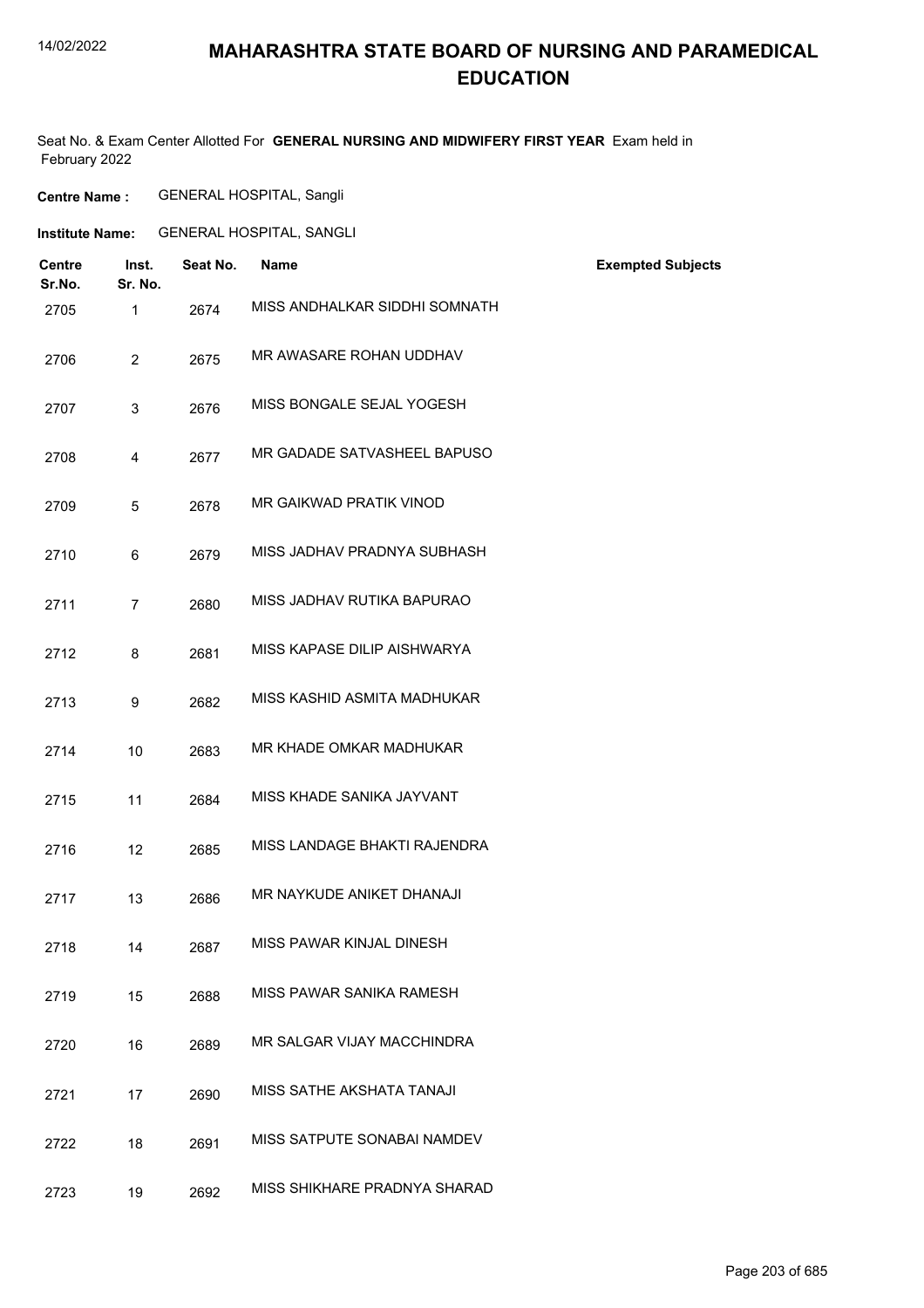# MAHARASHTRA STATE BOARD OF NURSING AND PARAMEDICAL EDUCATION

Seat No. & Exam Center Allotted For **GENERAL NURSING AND MIDWIFERY FIRST YEAR** Exam held in February 2022

**Centre Name :** GENERAL HOSPITAL, Sangli

**Institute Name:** GENERAL HOSPITAL, SANGLI

| Centre Sr.No. | Inst. Sr. No. | Seat No. | Name | Exempted Subjects |
|---|---|---|---|---|
| 2705 | 1 | 2674 | MISS ANDHALKAR SIDDHI SOMNATH | |
| 2706 | 2 | 2675 | MR AWASARE ROHAN UDDHAV | |
| 2707 | 3 | 2676 | MISS BONGALE SEJAL YOGESH | |
| 2708 | 4 | 2677 | MR GADADE SATVASHEEL BAPUSO | |
| 2709 | 5 | 2678 | MR GAIKWAD PRATIK VINOD | |
| 2710 | 6 | 2679 | MISS JADHAV PRADNYA SUBHASH | |
| 2711 | 7 | 2680 | MISS JADHAV RUTIKA BAPURAO | |
| 2712 | 8 | 2681 | MISS KAPASE DILIP AISHWARYA | |
| 2713 | 9 | 2682 | MISS KASHID ASMITA MADHUKAR | |
| 2714 | 10 | 2683 | MR KHADE OMKAR MADHUKAR | |
| 2715 | 11 | 2684 | MISS KHADE SANIKA JAYVANT | |
| 2716 | 12 | 2685 | MISS LANDAGE BHAKTI RAJENDRA | |
| 2717 | 13 | 2686 | MR NAYKUDE ANIKET DHANAJI | |
| 2718 | 14 | 2687 | MISS PAWAR KINJAL DINESH | |
| 2719 | 15 | 2688 | MISS PAWAR SANIKA RAMESH | |
| 2720 | 16 | 2689 | MR SALGAR VIJAY MACCHINDRA | |
| 2721 | 17 | 2690 | MISS SATHE AKSHATA TANAJI | |
| 2722 | 18 | 2691 | MISS SATPUTE SONABAI NAMDEV | |
| 2723 | 19 | 2692 | MISS SHIKHARE PRADNYA SHARAD | |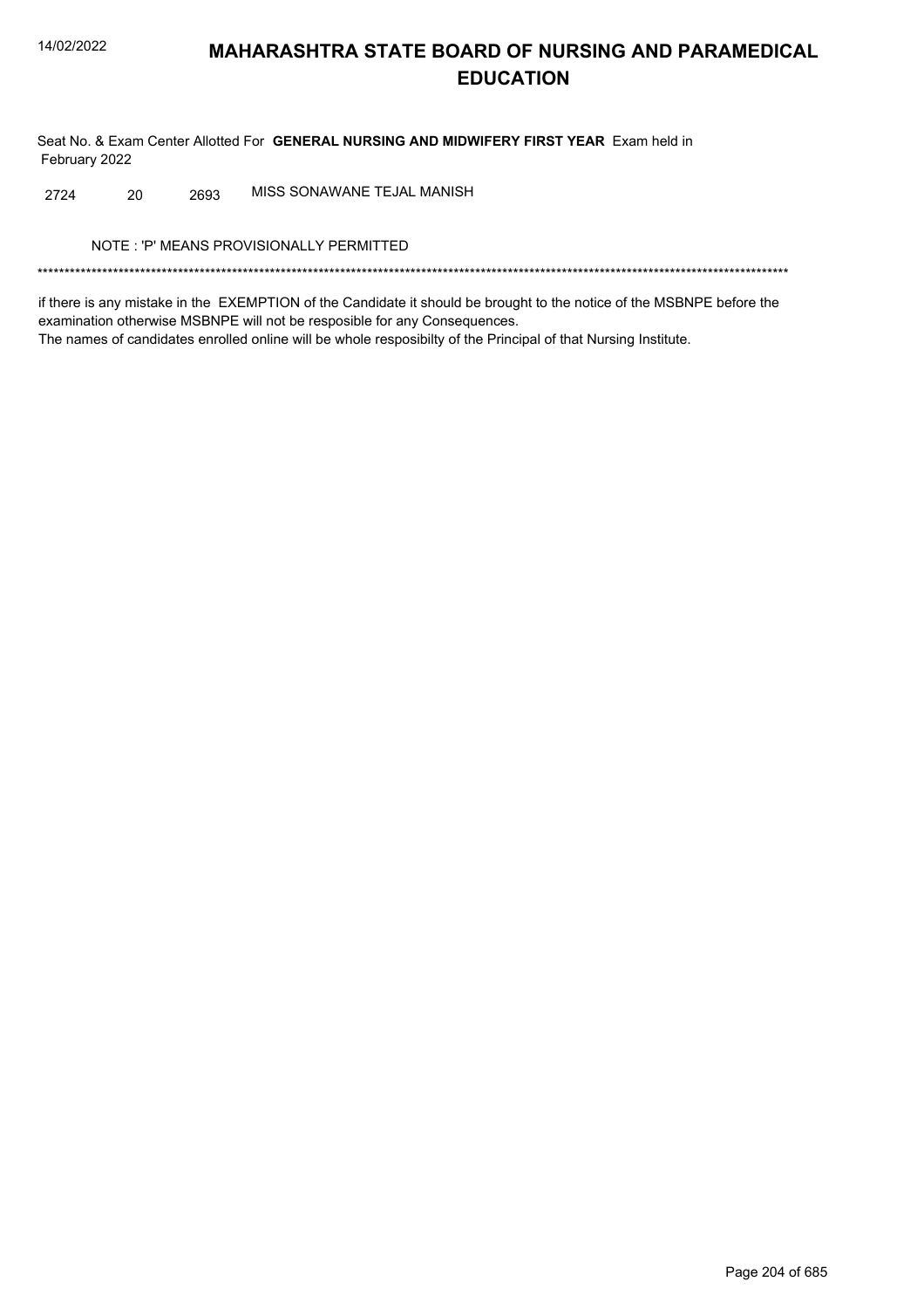# MAHARASHTRA STATE BOARD OF NURSING AND PARAMEDICAL EDUCATION

Seat No. & Exam Center Allotted For **GENERAL NURSING AND MIDWIFERY FIRST YEAR** Exam held in February 2022

| | | | |
|---|---|---|---|
| 2724 | 20 | 2693 | MISS SONAWANE TEJAL MANISH |

NOTE : 'P' MEANS PROVISIONALLY PERMITTED

*******************************************************************************************************************************************

if there is any mistake in the EXEMPTION of the Candidate it should be brought to the notice of the MSBNPE before the examination otherwise MSBNPE will not be resposible for any Consequences.

The names of candidates enrolled online will be whole resposibilty of the Principal of that Nursing Institute.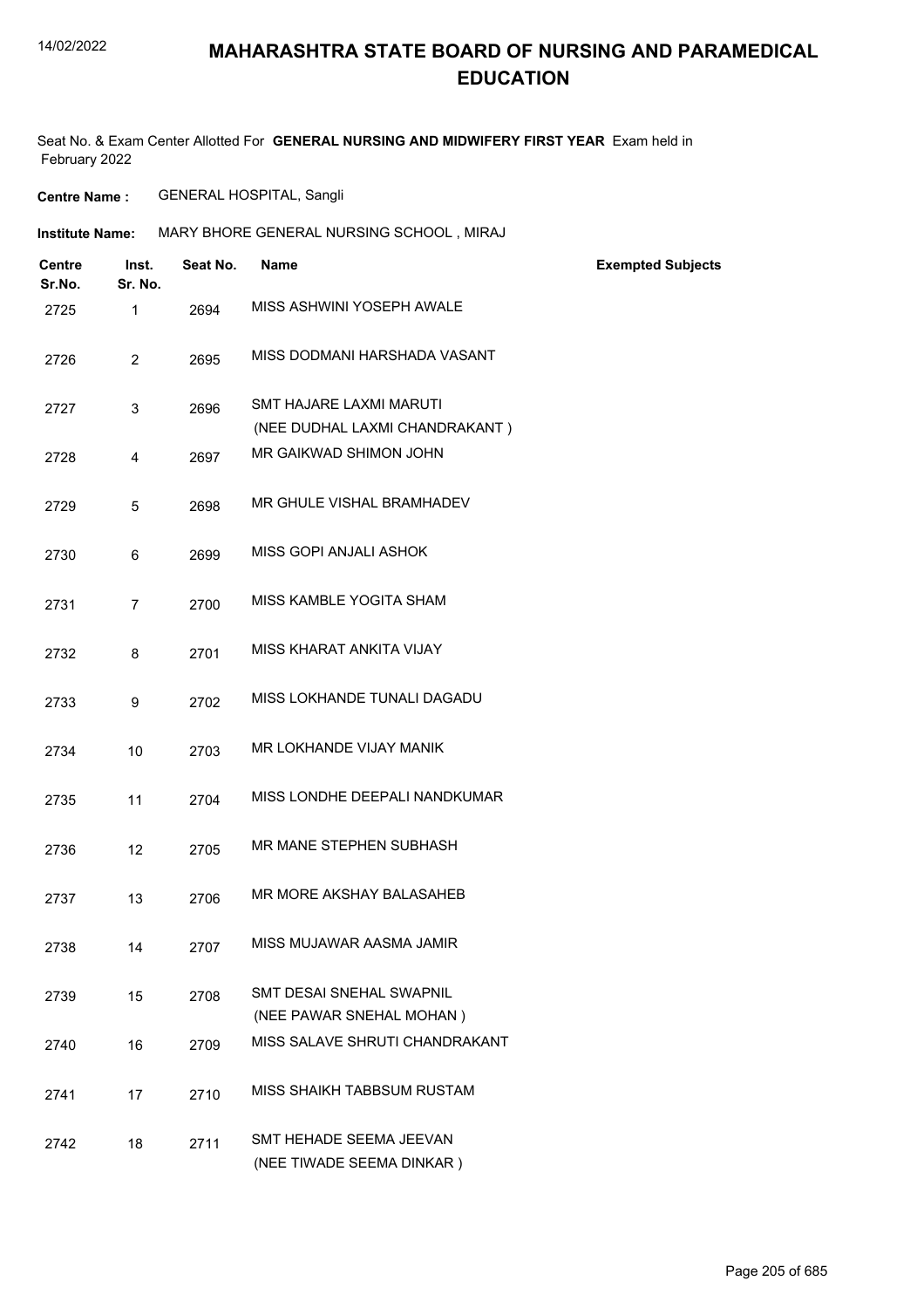# MAHARASHTRA STATE BOARD OF NURSING AND PARAMEDICAL EDUCATION

14/02/2022

Seat No. & Exam Center Allotted For **GENERAL NURSING AND MIDWIFERY FIRST YEAR** Exam held in February 2022

**Centre Name :** GENERAL HOSPITAL, Sangli

**Institute Name:** MARY BHORE GENERAL NURSING SCHOOL , MIRAJ

| Centre Sr.No. | Inst. Sr. No. | Seat No. | Name | Exempted Subjects |
|---|---|---|---|---|
| 2725 | 1 | 2694 | MISS ASHWINI YOSEPH AWALE | |
| 2726 | 2 | 2695 | MISS DODMANI HARSHADA VASANT | |
| 2727 | 3 | 2696 | SMT HAJARE LAXMI MARUTI (NEE DUDHAL LAXMI CHANDRAKANT ) | |
| 2728 | 4 | 2697 | MR GAIKWAD SHIMON JOHN | |
| 2729 | 5 | 2698 | MR GHULE VISHAL BRAMHADEV | |
| 2730 | 6 | 2699 | MISS GOPI ANJALI ASHOK | |
| 2731 | 7 | 2700 | MISS KAMBLE YOGITA SHAM | |
| 2732 | 8 | 2701 | MISS KHARAT ANKITA VIJAY | |
| 2733 | 9 | 2702 | MISS LOKHANDE TUNALI DAGADU | |
| 2734 | 10 | 2703 | MR LOKHANDE VIJAY MANIK | |
| 2735 | 11 | 2704 | MISS LONDHE DEEPALI NANDKUMAR | |
| 2736 | 12 | 2705 | MR MANE STEPHEN SUBHASH | |
| 2737 | 13 | 2706 | MR MORE AKSHAY BALASAHEB | |
| 2738 | 14 | 2707 | MISS MUJAWAR AASMA JAMIR | |
| 2739 | 15 | 2708 | SMT DESAI SNEHAL SWAPNIL (NEE PAWAR SNEHAL MOHAN ) | |
| 2740 | 16 | 2709 | MISS SALAVE SHRUTI CHANDRAKANT | |
| 2741 | 17 | 2710 | MISS SHAIKH TABBSUM RUSTAM | |
| 2742 | 18 | 2711 | SMT HEHADE SEEMA JEEVAN (NEE TIWADE SEEMA DINKAR ) | |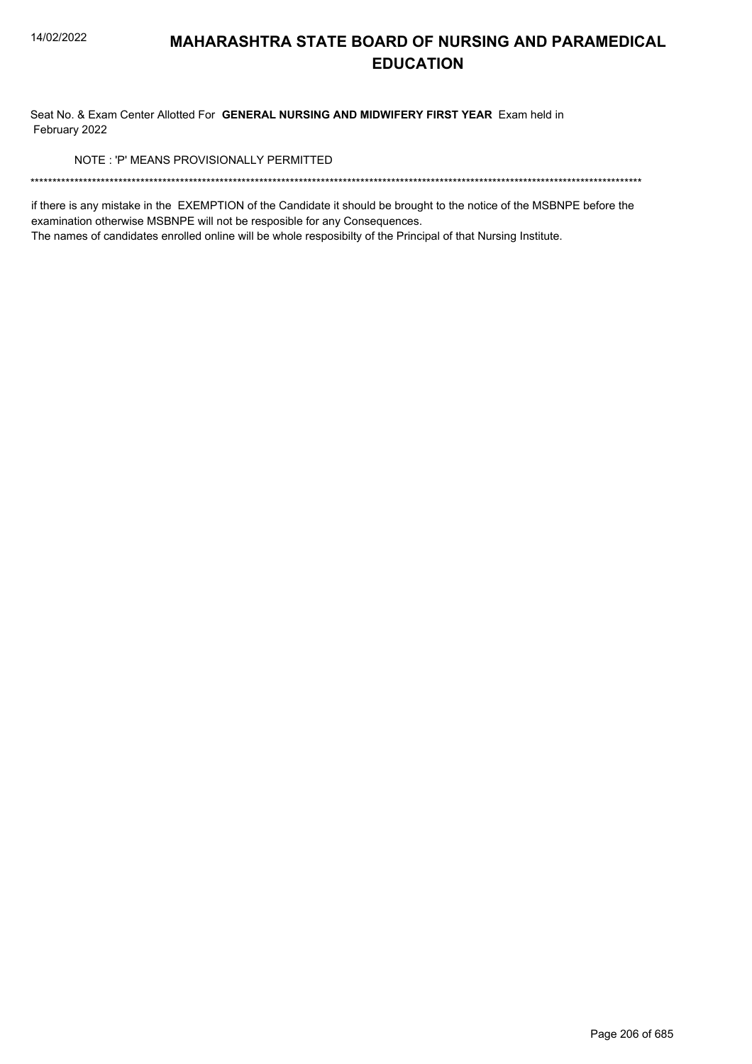# MAHARASHTRA STATE BOARD OF NURSING AND PARAMEDICAL EDUCATION

Seat No. & Exam Center Allotted For **GENERAL NURSING AND MIDWIFERY FIRST YEAR** Exam held in February 2022

NOTE : 'P' MEANS PROVISIONALLY PERMITTED

*******************************************************************************************************************************************

if there is any mistake in the EXEMPTION of the Candidate it should be brought to the notice of the MSBNPE before the examination otherwise MSBNPE will not be resposible for any Consequences.
The names of candidates enrolled online will be whole resposibilty of the Principal of that Nursing Institute.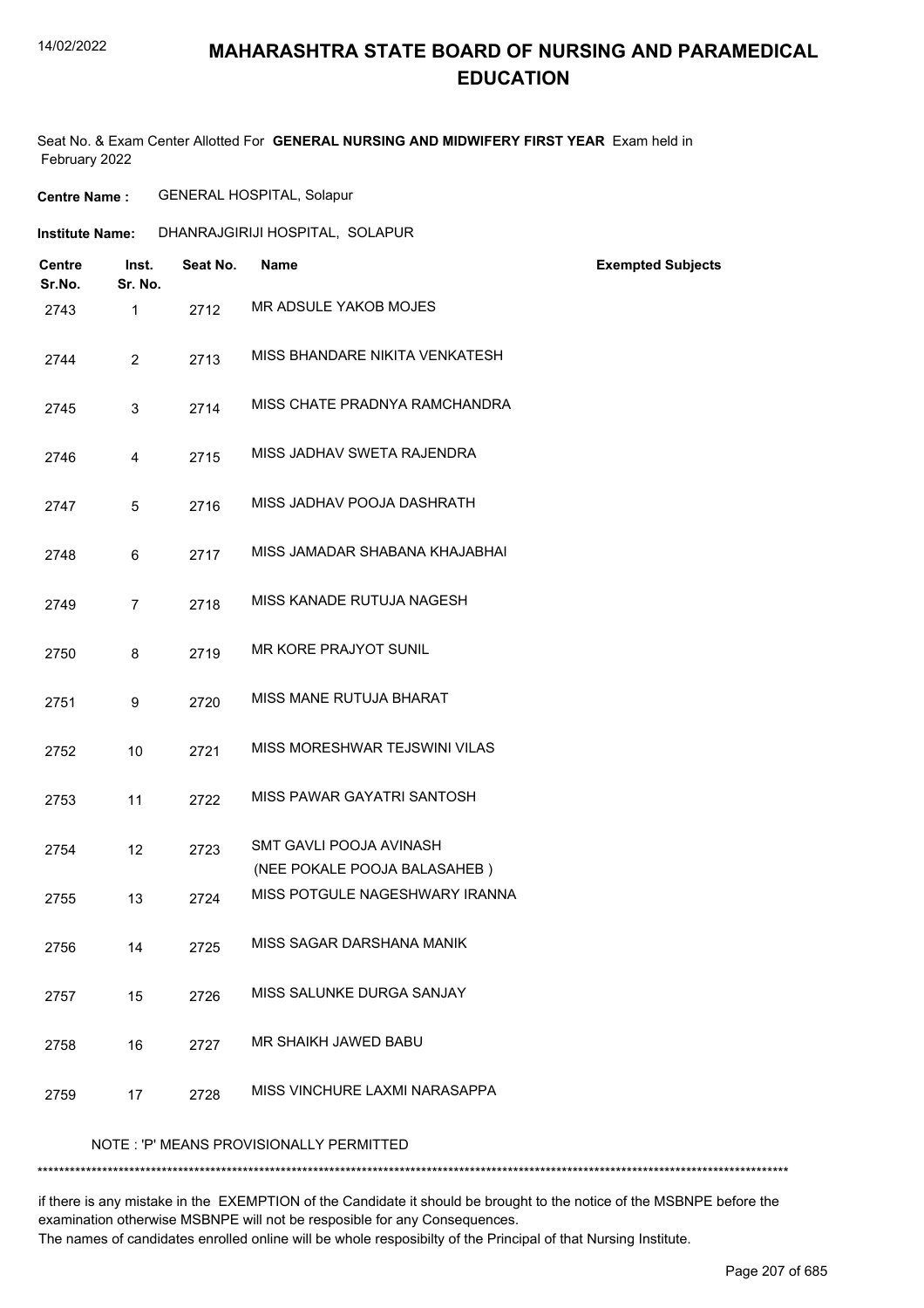# MAHARASHTRA STATE BOARD OF NURSING AND PARAMEDICAL EDUCATION

Seat No. & Exam Center Allotted For **GENERAL NURSING AND MIDWIFERY FIRST YEAR** Exam held in February 2022

**Centre Name :** GENERAL HOSPITAL, Solapur

**Institute Name:** DHANRAJGIRIJI HOSPITAL, SOLAPUR

| Centre Sr.No. | Inst. Sr. No. | Seat No. | Name | Exempted Subjects |
|---|---|---|---|---|
| 2743 | 1 | 2712 | MR ADSULE YAKOB MOJES | |
| 2744 | 2 | 2713 | MISS BHANDARE NIKITA VENKATESH | |
| 2745 | 3 | 2714 | MISS CHATE PRADNYA RAMCHANDRA | |
| 2746 | 4 | 2715 | MISS JADHAV SWETA RAJENDRA | |
| 2747 | 5 | 2716 | MISS JADHAV POOJA DASHRATH | |
| 2748 | 6 | 2717 | MISS JAMADAR SHABANA KHAJABHAI | |
| 2749 | 7 | 2718 | MISS KANADE RUTUJA NAGESH | |
| 2750 | 8 | 2719 | MR KORE PRAJYOT SUNIL | |
| 2751 | 9 | 2720 | MISS MANE RUTUJA BHARAT | |
| 2752 | 10 | 2721 | MISS MORESHWAR TEJSWINI VILAS | |
| 2753 | 11 | 2722 | MISS PAWAR GAYATRI SANTOSH | |
| 2754 | 12 | 2723 | SMT GAVLI POOJA AVINASH (NEE POKALE POOJA BALASAHEB ) | |
| 2755 | 13 | 2724 | MISS POTGULE NAGESHWARY IRANNA | |
| 2756 | 14 | 2725 | MISS SAGAR DARSHANA MANIK | |
| 2757 | 15 | 2726 | MISS SALUNKE DURGA SANJAY | |
| 2758 | 16 | 2727 | MR SHAIKH JAWED BABU | |
| 2759 | 17 | 2728 | MISS VINCHURE LAXMI NARASAPPA | |

NOTE : 'P' MEANS PROVISIONALLY PERMITTED

*******************************************************************************************************************************************

if there is any mistake in the EXEMPTION of the Candidate it should be brought to the notice of the MSBNPE before the examination otherwise MSBNPE will not be resposible for any Consequences.
The names of candidates enrolled online will be whole resposibilty of the Principal of that Nursing Institute.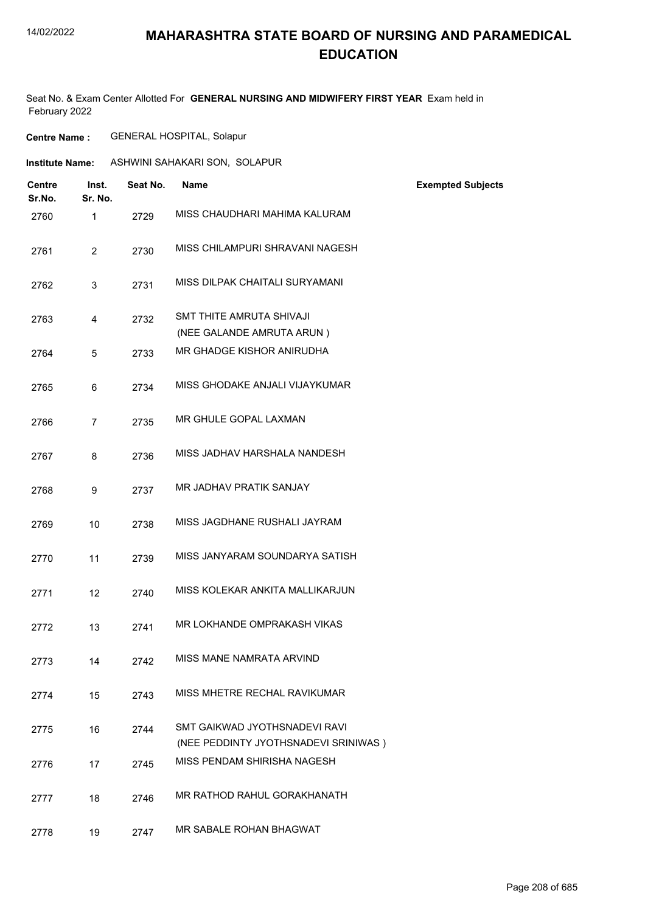# MAHARASHTRA STATE BOARD OF NURSING AND PARAMEDICAL EDUCATION

Seat No. & Exam Center Allotted For **GENERAL NURSING AND MIDWIFERY FIRST YEAR** Exam held in February 2022

**Centre Name :** GENERAL HOSPITAL, Solapur

**Institute Name:** ASHWINI SAHAKARI SON, SOLAPUR

| Centre Sr.No. | Inst. Sr. No. | Seat No. | Name | Exempted Subjects |
|---|---|---|---|---|
| 2760 | 1 | 2729 | MISS CHAUDHARI MAHIMA KALURAM | |
| 2761 | 2 | 2730 | MISS CHILAMPURI SHRAVANI NAGESH | |
| 2762 | 3 | 2731 | MISS DILPAK CHAITALI SURYAMANI | |
| 2763 | 4 | 2732 | SMT THITE AMRUTA SHIVAJI (NEE GALANDE AMRUTA ARUN ) | |
| 2764 | 5 | 2733 | MR GHADGE KISHOR ANIRUDHA | |
| 2765 | 6 | 2734 | MISS GHODAKE ANJALI VIJAYKUMAR | |
| 2766 | 7 | 2735 | MR GHULE GOPAL LAXMAN | |
| 2767 | 8 | 2736 | MISS JADHAV HARSHALA NANDESH | |
| 2768 | 9 | 2737 | MR JADHAV PRATIK SANJAY | |
| 2769 | 10 | 2738 | MISS JAGDHANE RUSHALI JAYRAM | |
| 2770 | 11 | 2739 | MISS JANYARAM SOUNDARYA SATISH | |
| 2771 | 12 | 2740 | MISS KOLEKAR ANKITA MALLIKARJUN | |
| 2772 | 13 | 2741 | MR LOKHANDE OMPRAKASH VIKAS | |
| 2773 | 14 | 2742 | MISS MANE NAMRATA ARVIND | |
| 2774 | 15 | 2743 | MISS MHETRE RECHAL RAVIKUMAR | |
| 2775 | 16 | 2744 | SMT GAIKWAD JYOTHSNADEVI RAVI (NEE PEDDINTY JYOTHSNADEVI SRINIWAS ) | |
| 2776 | 17 | 2745 | MISS PENDAM SHIRISHA NAGESH | |
| 2777 | 18 | 2746 | MR RATHOD RAHUL GORAKHANATH | |
| 2778 | 19 | 2747 | MR SABALE ROHAN BHAGWAT | |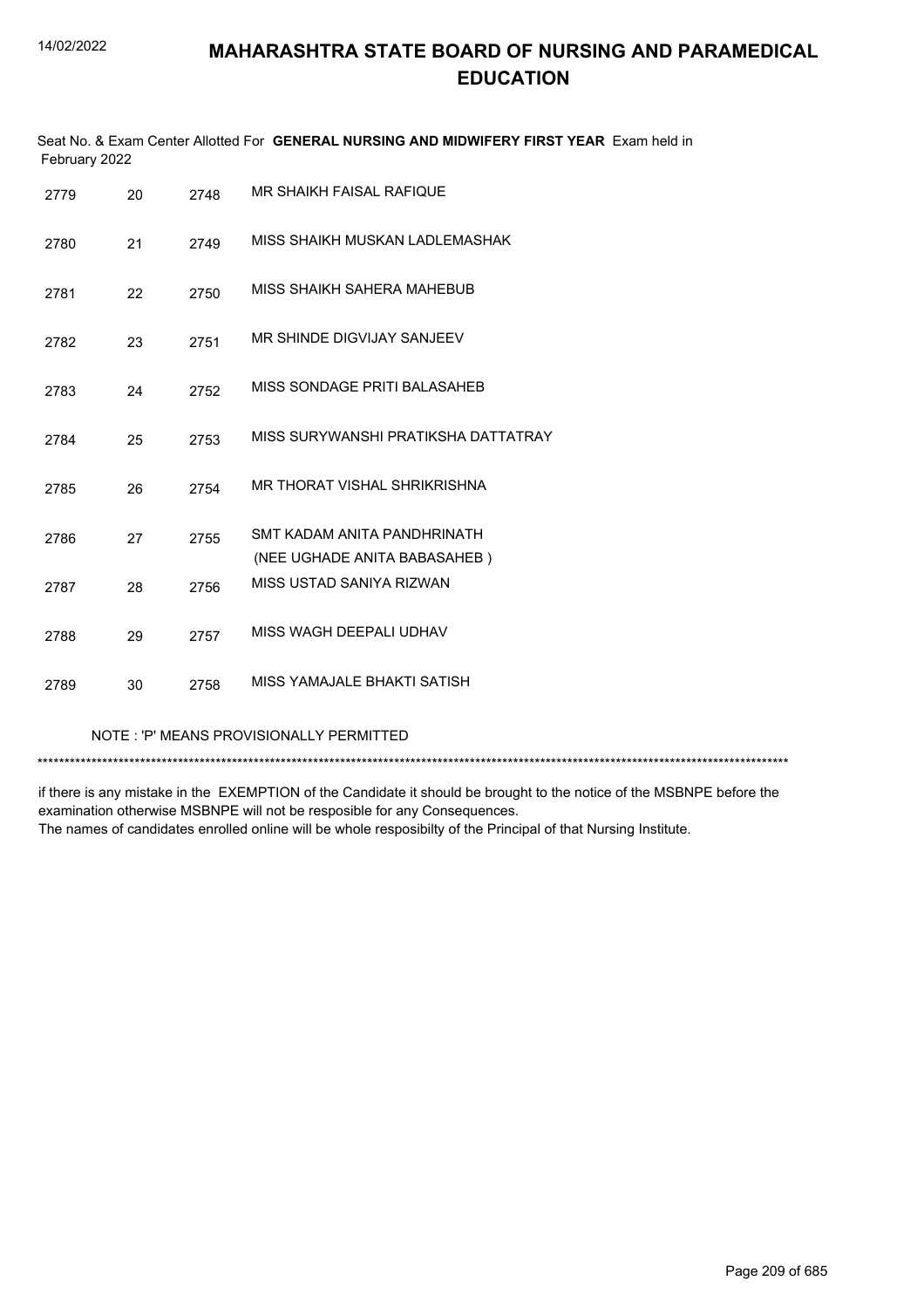Seat No. & Exam Center Allotted For **GENERAL NURSING AND MIDWIFERY FIRST YEAR** Exam held in February 2022

| | | | |
|---|---|---|---|
| 2779 | 20 | 2748 | MR SHAIKH FAISAL RAFIQUE |
| 2780 | 21 | 2749 | MISS SHAIKH MUSKAN LADLEMASHAK |
| 2781 | 22 | 2750 | MISS SHAIKH SAHERA MAHEBUB |
| 2782 | 23 | 2751 | MR SHINDE DIGVIJAY SANJEEV |
| 2783 | 24 | 2752 | MISS SONDAGE PRITI BALASAHEB |
| 2784 | 25 | 2753 | MISS SURYWANSHI PRATIKSHA DATTATRAY |
| 2785 | 26 | 2754 | MR THORAT VISHAL SHRIKRISHNA |
| 2786 | 27 | 2755 | SMT KADAM ANITA PANDHRINATH (NEE UGHADE ANITA BABASAHEB ) |
| 2787 | 28 | 2756 | MISS USTAD SANIYA RIZWAN |
| 2788 | 29 | 2757 | MISS WAGH DEEPALI UDHAV |
| 2789 | 30 | 2758 | MISS YAMAJALE BHAKTI SATISH |

NOTE : 'P' MEANS PROVISIONALLY PERMITTED

*******************************************************************************************************************************************

if there is any mistake in the EXEMPTION of the Candidate it should be brought to the notice of the MSBNPE before the examination otherwise MSBNPE will not be resposible for any Consequences.
The names of candidates enrolled online will be whole resposibilty of the Principal of that Nursing Institute.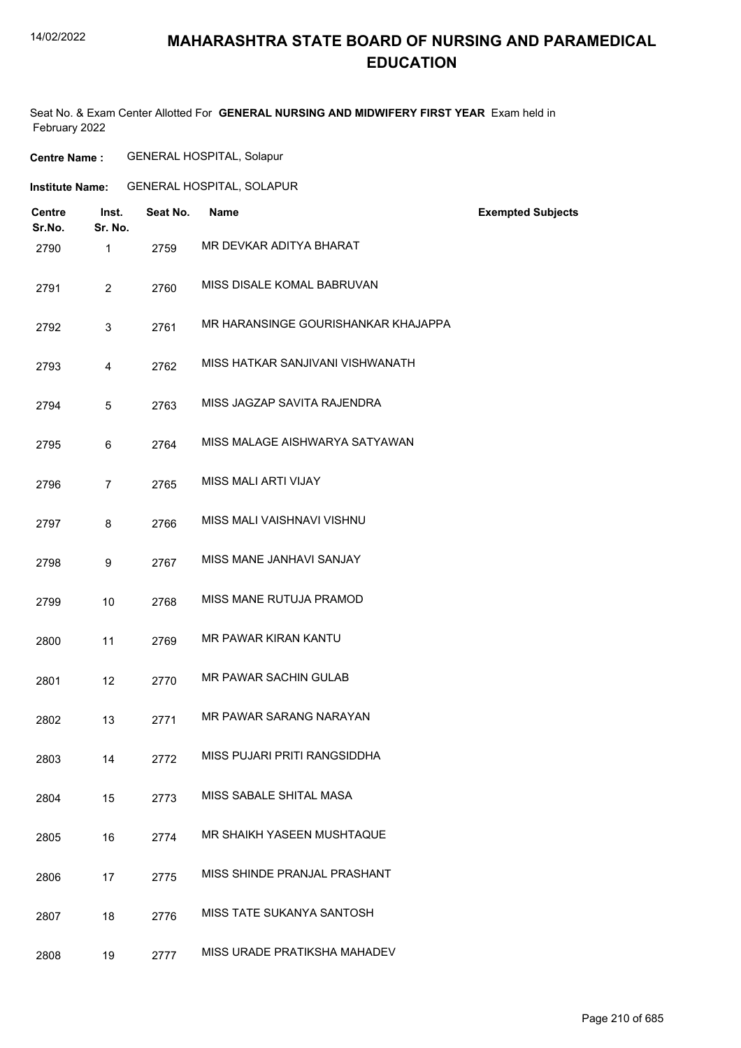# MAHARASHTRA STATE BOARD OF NURSING AND PARAMEDICAL EDUCATION

Seat No. & Exam Center Allotted For **GENERAL NURSING AND MIDWIFERY FIRST YEAR** Exam held in February 2022

**Centre Name :** GENERAL HOSPITAL, Solapur

**Institute Name:** GENERAL HOSPITAL, SOLAPUR

| Centre Sr.No. | Inst. Sr. No. | Seat No. | Name | Exempted Subjects |
|---|---|---|---|---|
| 2790 | 1 | 2759 | MR DEVKAR ADITYA BHARAT | |
| 2791 | 2 | 2760 | MISS DISALE KOMAL BABRUVAN | |
| 2792 | 3 | 2761 | MR HARANSINGE GOURISHANKAR KHAJAPPA | |
| 2793 | 4 | 2762 | MISS HATKAR SANJIVANI VISHWANATH | |
| 2794 | 5 | 2763 | MISS JAGZAP SAVITA RAJENDRA | |
| 2795 | 6 | 2764 | MISS MALAGE AISHWARYA SATYAWAN | |
| 2796 | 7 | 2765 | MISS MALI ARTI VIJAY | |
| 2797 | 8 | 2766 | MISS MALI VAISHNAVI VISHNU | |
| 2798 | 9 | 2767 | MISS MANE JANHAVI SANJAY | |
| 2799 | 10 | 2768 | MISS MANE RUTUJA PRAMOD | |
| 2800 | 11 | 2769 | MR PAWAR KIRAN KANTU | |
| 2801 | 12 | 2770 | MR PAWAR SACHIN GULAB | |
| 2802 | 13 | 2771 | MR PAWAR SARANG NARAYAN | |
| 2803 | 14 | 2772 | MISS PUJARI PRITI RANGSIDDHA | |
| 2804 | 15 | 2773 | MISS SABALE SHITAL MASA | |
| 2805 | 16 | 2774 | MR SHAIKH YASEEN MUSHTAQUE | |
| 2806 | 17 | 2775 | MISS SHINDE PRANJAL PRASHANT | |
| 2807 | 18 | 2776 | MISS TATE SUKANYA SANTOSH | |
| 2808 | 19 | 2777 | MISS URADE PRATIKSHA MAHADEV | |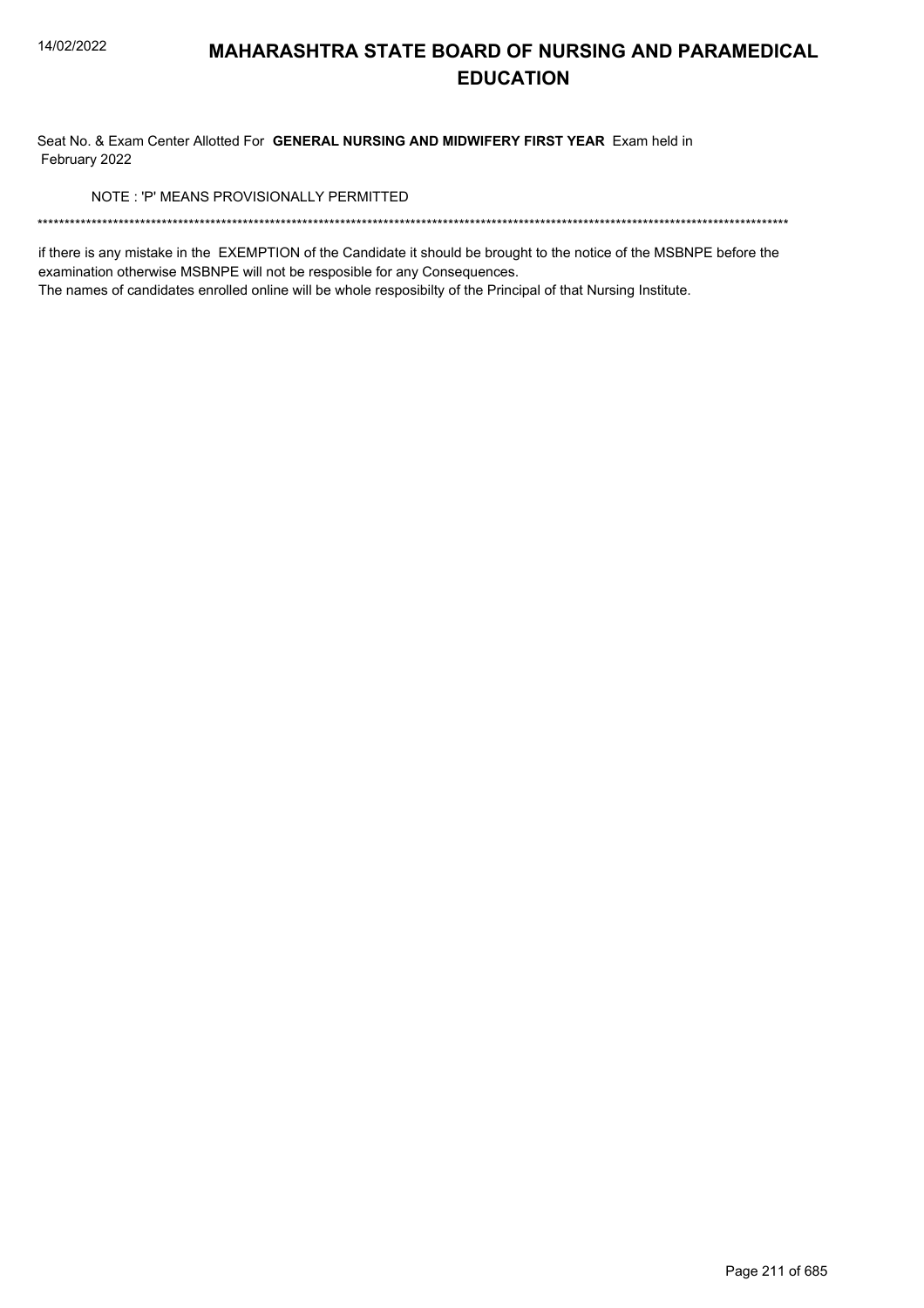# MAHARASHTRA STATE BOARD OF NURSING AND PARAMEDICAL EDUCATION

Seat No. & Exam Center Allotted For **GENERAL NURSING AND MIDWIFERY FIRST YEAR** Exam held in February 2022

NOTE : 'P' MEANS PROVISIONALLY PERMITTED

*******************************************************************************************************************************************

if there is any mistake in the EXEMPTION of the Candidate it should be brought to the notice of the MSBNPE before the examination otherwise MSBNPE will not be resposible for any Consequences.

The names of candidates enrolled online will be whole resposibilty of the Principal of that Nursing Institute.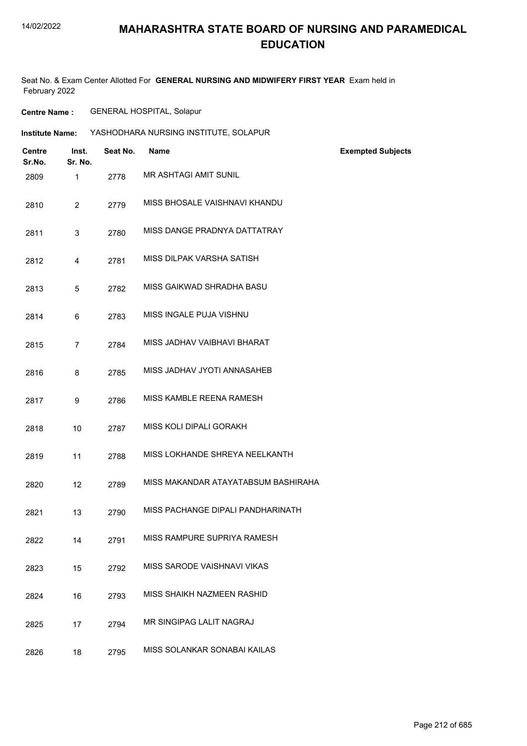# MAHARASHTRA STATE BOARD OF NURSING AND PARAMEDICAL EDUCATION

Seat No. & Exam Center Allotted For **GENERAL NURSING AND MIDWIFERY FIRST YEAR** Exam held in February 2022

**Centre Name :** GENERAL HOSPITAL, Solapur

**Institute Name:** YASHODHARA NURSING INSTITUTE, SOLAPUR

| Centre Sr.No. | Inst. Sr. No. | Seat No. | Name | Exempted Subjects |
|---|---|---|---|---|
| 2809 | 1 | 2778 | MR ASHTAGI AMIT SUNIL | |
| 2810 | 2 | 2779 | MISS BHOSALE VAISHNAVI KHANDU | |
| 2811 | 3 | 2780 | MISS DANGE PRADNYA DATTATRAY | |
| 2812 | 4 | 2781 | MISS DILPAK VARSHA SATISH | |
| 2813 | 5 | 2782 | MISS GAIKWAD SHRADHA BASU | |
| 2814 | 6 | 2783 | MISS INGALE PUJA VISHNU | |
| 2815 | 7 | 2784 | MISS JADHAV VAIBHAVI BHARAT | |
| 2816 | 8 | 2785 | MISS JADHAV JYOTI ANNASAHEB | |
| 2817 | 9 | 2786 | MISS KAMBLE REENA RAMESH | |
| 2818 | 10 | 2787 | MISS KOLI DIPALI GORAKH | |
| 2819 | 11 | 2788 | MISS LOKHANDE SHREYA NEELKANTH | |
| 2820 | 12 | 2789 | MISS MAKANDAR ATAYATABSUM BASHIRAHA | |
| 2821 | 13 | 2790 | MISS PACHANGE DIPALI PANDHARINATH | |
| 2822 | 14 | 2791 | MISS RAMPURE SUPRIYA RAMESH | |
| 2823 | 15 | 2792 | MISS SARODE VAISHNAVI VIKAS | |
| 2824 | 16 | 2793 | MISS SHAIKH NAZMEEN RASHID | |
| 2825 | 17 | 2794 | MR SINGIPAG LALIT NAGRAJ | |
| 2826 | 18 | 2795 | MISS SOLANKAR SONABAI KAILAS | |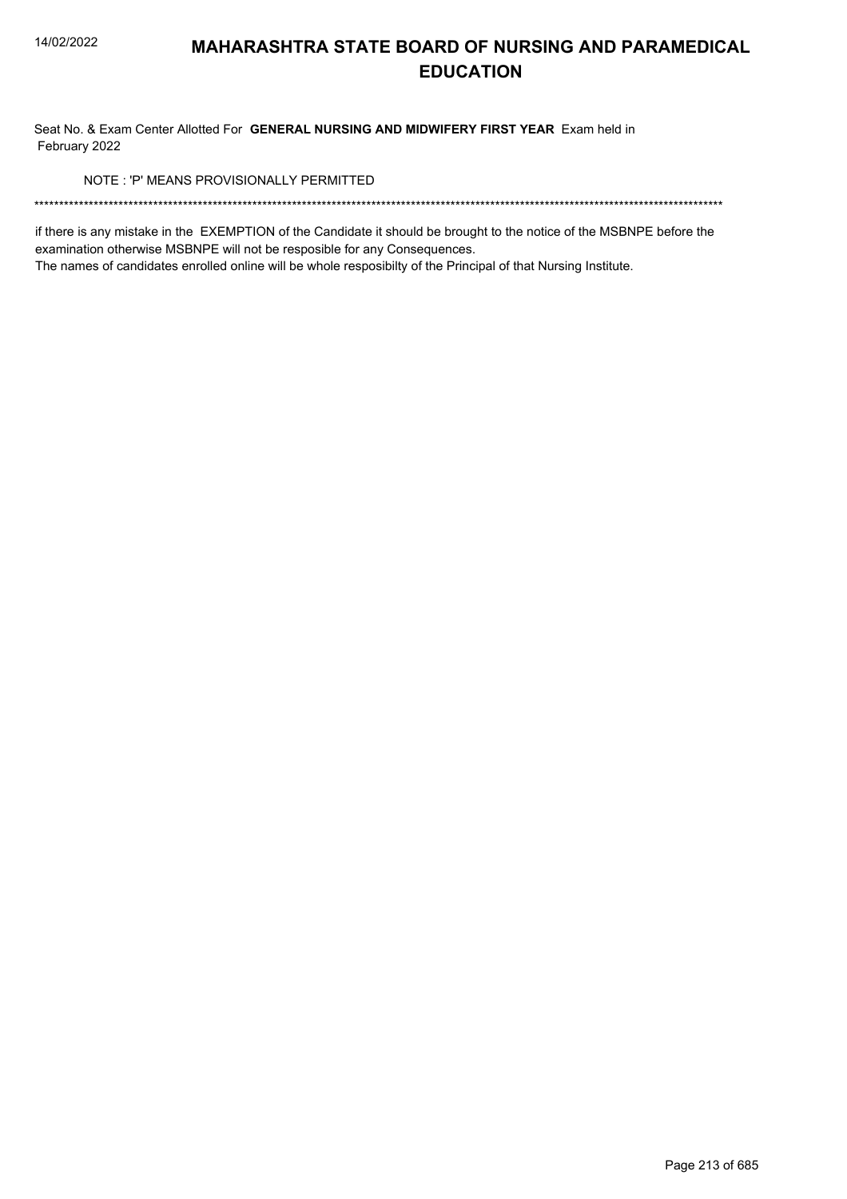# MAHARASHTRA STATE BOARD OF NURSING AND PARAMEDICAL EDUCATION

Seat No. & Exam Center Allotted For **GENERAL NURSING AND MIDWIFERY FIRST YEAR** Exam held in February 2022

NOTE : 'P' MEANS PROVISIONALLY PERMITTED

*******************************************************************************************************************************************

if there is any mistake in the EXEMPTION of the Candidate it should be brought to the notice of the MSBNPE before the examination otherwise MSBNPE will not be resposible for any Consequences.

The names of candidates enrolled online will be whole resposibilty of the Principal of that Nursing Institute.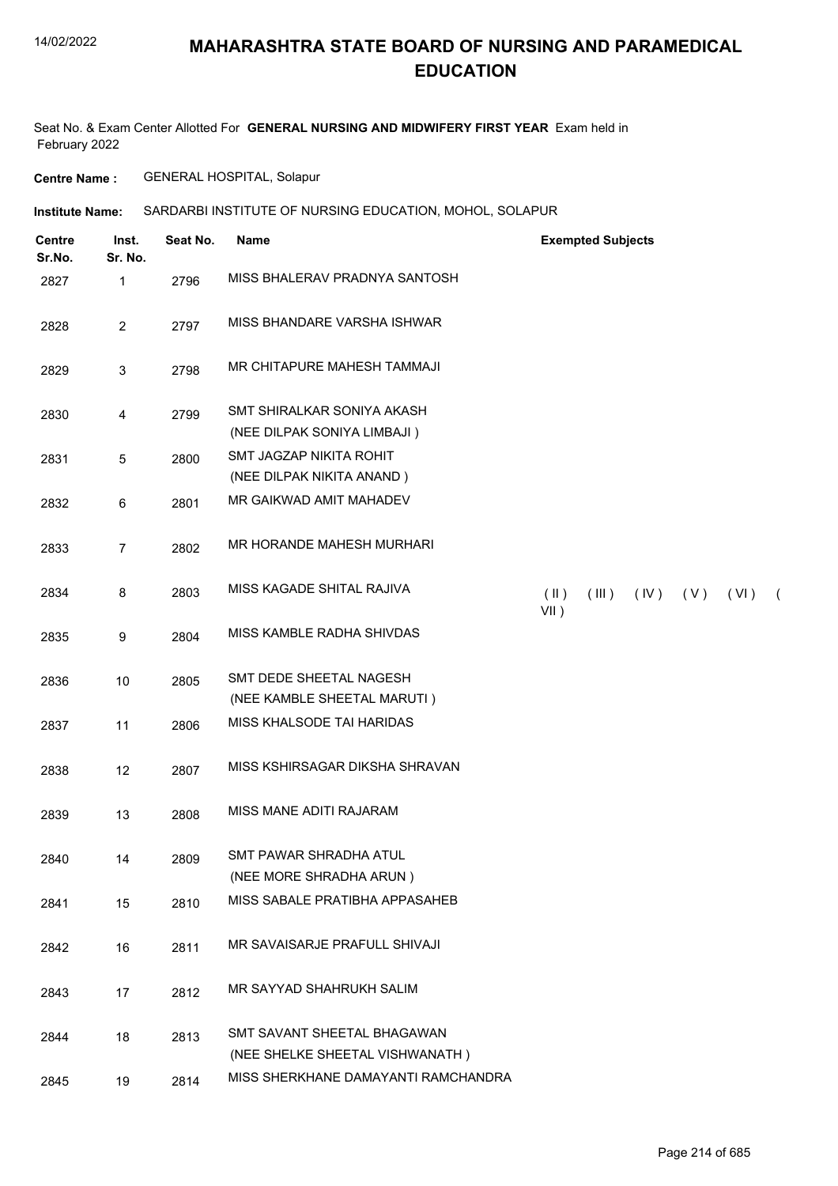# MAHARASHTRA STATE BOARD OF NURSING AND PARAMEDICAL EDUCATION

Seat No. & Exam Center Allotted For **GENERAL NURSING AND MIDWIFERY FIRST YEAR** Exam held in February 2022

**Centre Name :** GENERAL HOSPITAL, Solapur

**Institute Name:** SARDARBI INSTITUTE OF NURSING EDUCATION, MOHOL, SOLAPUR

| Centre Sr.No. | Inst. Sr. No. | Seat No. | Name | Exempted Subjects |
|---|---|---|---|---|
| 2827 | 1 | 2796 | MISS BHALERAV PRADNYA SANTOSH | |
| 2828 | 2 | 2797 | MISS BHANDARE VARSHA ISHWAR | |
| 2829 | 3 | 2798 | MR CHITAPURE MAHESH TAMMAJI | |
| 2830 | 4 | 2799 | SMT SHIRALKAR SONIYA AKASH (NEE DILPAK SONIYA LIMBAJI ) | |
| 2831 | 5 | 2800 | SMT JAGZAP NIKITA ROHIT (NEE DILPAK NIKITA ANAND ) | |
| 2832 | 6 | 2801 | MR GAIKWAD AMIT MAHADEV | |
| 2833 | 7 | 2802 | MR HORANDE MAHESH MURHARI | |
| 2834 | 8 | 2803 | MISS KAGADE SHITAL RAJIVA | ( II ) ( III ) ( IV ) ( V ) ( VI ) ( VII ) |
| 2835 | 9 | 2804 | MISS KAMBLE RADHA SHIVDAS | |
| 2836 | 10 | 2805 | SMT DEDE SHEETAL NAGESH (NEE KAMBLE SHEETAL MARUTI ) | |
| 2837 | 11 | 2806 | MISS KHALSODE TAI HARIDAS | |
| 2838 | 12 | 2807 | MISS KSHIRSAGAR DIKSHA SHRAVAN | |
| 2839 | 13 | 2808 | MISS MANE ADITI RAJARAM | |
| 2840 | 14 | 2809 | SMT PAWAR SHRADHA ATUL (NEE MORE SHRADHA ARUN ) | |
| 2841 | 15 | 2810 | MISS SABALE PRATIBHA APPASAHEB | |
| 2842 | 16 | 2811 | MR SAVAISARJE PRAFULL SHIVAJI | |
| 2843 | 17 | 2812 | MR SAYYAD SHAHRUKH SALIM | |
| 2844 | 18 | 2813 | SMT SAVANT SHEETAL BHAGAWAN (NEE SHELKE SHEETAL VISHWANATH ) | |
| 2845 | 19 | 2814 | MISS SHERKHANE DAMAYANTI RAMCHANDRA | |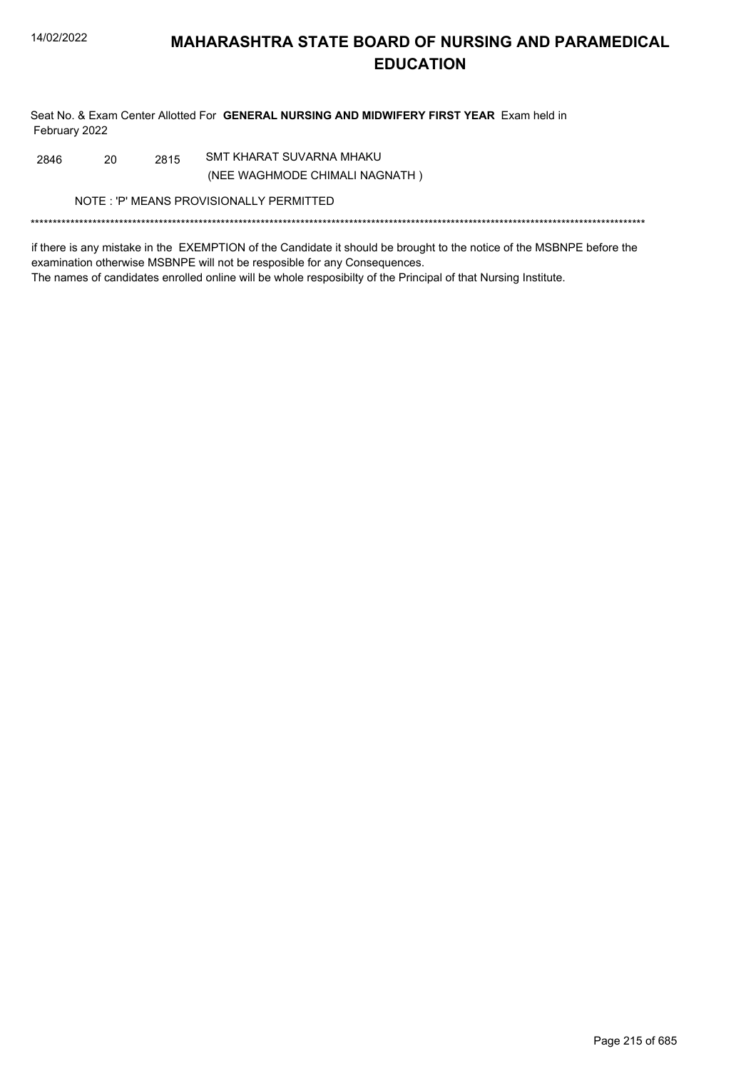# MAHARASHTRA STATE BOARD OF NURSING AND PARAMEDICAL EDUCATION

Seat No. & Exam Center Allotted For **GENERAL NURSING AND MIDWIFERY FIRST YEAR** Exam held in February 2022

| | | | |
|---|---|---|---|
| 2846 | 20 | 2815 | SMT KHARAT SUVARNA MHAKU<br>(NEE WAGHMODE CHIMALI NAGNATH ) |

NOTE : 'P' MEANS PROVISIONALLY PERMITTED

******************************************************************************************************************************************

if there is any mistake in the EXEMPTION of the Candidate it should be brought to the notice of the MSBNPE before the examination otherwise MSBNPE will not be resposible for any Consequences.
The names of candidates enrolled online will be whole resposibilty of the Principal of that Nursing Institute.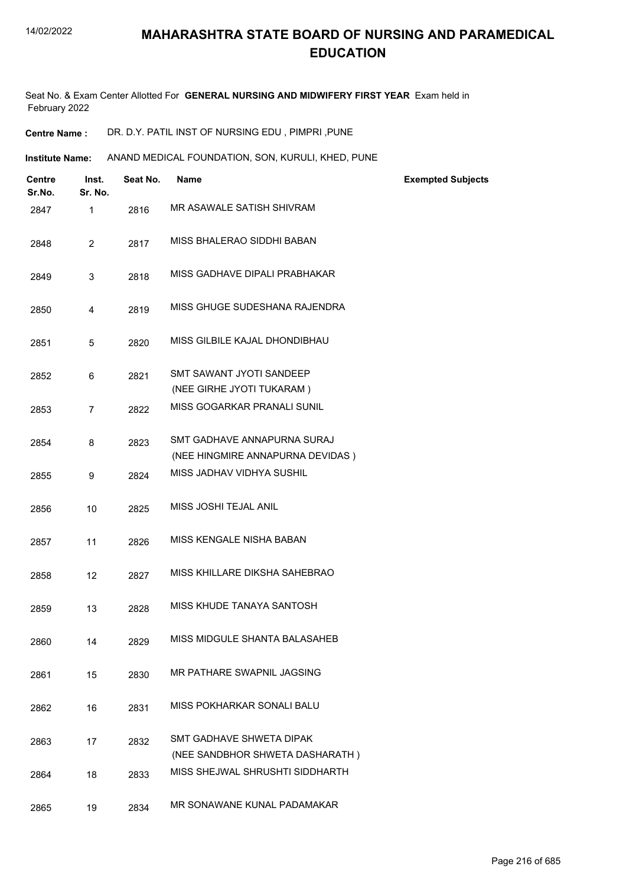# MAHARASHTRA STATE BOARD OF NURSING AND PARAMEDICAL EDUCATION

Seat No. & Exam Center Allotted For **GENERAL NURSING AND MIDWIFERY FIRST YEAR** Exam held in February 2022

**Centre Name :** DR. D.Y. PATIL INST OF NURSING EDU , PIMPRI ,PUNE

**Institute Name:** ANAND MEDICAL FOUNDATION, SON, KURULI, KHED, PUNE

| Centre Sr.No. | Inst. Sr. No. | Seat No. | Name | Exempted Subjects |
|---|---|---|---|---|
| 2847 | 1 | 2816 | MR ASAWALE SATISH SHIVRAM | |
| 2848 | 2 | 2817 | MISS BHALERAO SIDDHI BABAN | |
| 2849 | 3 | 2818 | MISS GADHAVE DIPALI PRABHAKAR | |
| 2850 | 4 | 2819 | MISS GHUGE SUDESHANA RAJENDRA | |
| 2851 | 5 | 2820 | MISS GILBILE KAJAL DHONDIBHAU | |
| 2852 | 6 | 2821 | SMT SAWANT JYOTI SANDEEP (NEE GIRHE JYOTI TUKARAM ) | |
| 2853 | 7 | 2822 | MISS GOGARKAR PRANALI SUNIL | |
| 2854 | 8 | 2823 | SMT GADHAVE ANNAPURNA SURAJ (NEE HINGMIRE ANNAPURNA DEVIDAS ) | |
| 2855 | 9 | 2824 | MISS JADHAV VIDHYA SUSHIL | |
| 2856 | 10 | 2825 | MISS JOSHI TEJAL ANIL | |
| 2857 | 11 | 2826 | MISS KENGALE NISHA BABAN | |
| 2858 | 12 | 2827 | MISS KHILLARE DIKSHA SAHEBRAO | |
| 2859 | 13 | 2828 | MISS KHUDE TANAYA SANTOSH | |
| 2860 | 14 | 2829 | MISS MIDGULE SHANTA BALASAHEB | |
| 2861 | 15 | 2830 | MR PATHARE SWAPNIL JAGSING | |
| 2862 | 16 | 2831 | MISS POKHARKAR SONALI BALU | |
| 2863 | 17 | 2832 | SMT GADHAVE SHWETA DIPAK (NEE SANDBHOR SHWETA DASHARATH ) | |
| 2864 | 18 | 2833 | MISS SHEJWAL SHRUSHTI SIDDHARTH | |
| 2865 | 19 | 2834 | MR SONAWANE KUNAL PADAMAKAR | |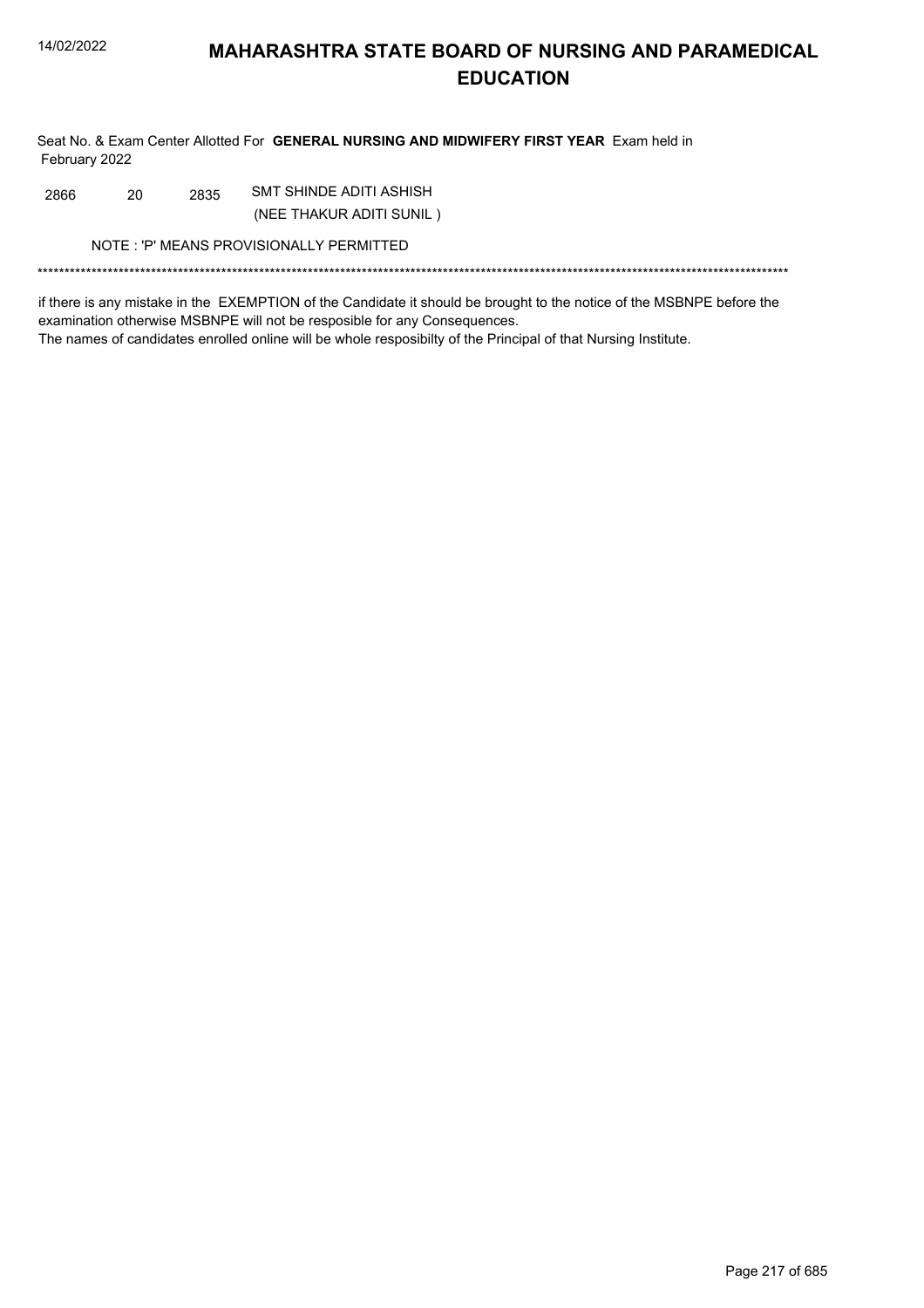# MAHARASHTRA STATE BOARD OF NURSING AND PARAMEDICAL EDUCATION

Seat No. & Exam Center Allotted For **GENERAL NURSING AND MIDWIFERY FIRST YEAR** Exam held in February 2022

| | | | |
|---|---|---|---|
| 2866 | 20 | 2835 | SMT SHINDE ADITI ASHISH<br>(NEE THAKUR ADITI SUNIL ) |

NOTE : 'P' MEANS PROVISIONALLY PERMITTED

*******************************************************************************************************************************************

if there is any mistake in the EXEMPTION of the Candidate it should be brought to the notice of the MSBNPE before the examination otherwise MSBNPE will not be resposible for any Consequences.
The names of candidates enrolled online will be whole resposibilty of the Principal of that Nursing Institute.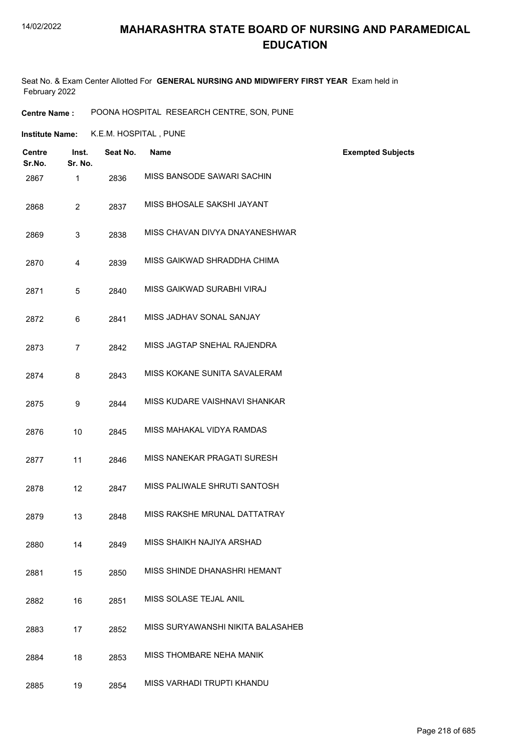# MAHARASHTRA STATE BOARD OF NURSING AND PARAMEDICAL EDUCATION

Seat No. & Exam Center Allotted For **GENERAL NURSING AND MIDWIFERY FIRST YEAR** Exam held in February 2022

**Centre Name :** POONA HOSPITAL RESEARCH CENTRE, SON, PUNE

**Institute Name:** K.E.M. HOSPITAL , PUNE

| Centre Sr.No. | Inst. Sr. No. | Seat No. | Name | Exempted Subjects |
|---|---|---|---|---|
| 2867 | 1 | 2836 | MISS BANSODE SAWARI SACHIN | |
| 2868 | 2 | 2837 | MISS BHOSALE SAKSHI JAYANT | |
| 2869 | 3 | 2838 | MISS CHAVAN DIVYA DNAYANESHWAR | |
| 2870 | 4 | 2839 | MISS GAIKWAD SHRADDHA CHIMA | |
| 2871 | 5 | 2840 | MISS GAIKWAD SURABHI VIRAJ | |
| 2872 | 6 | 2841 | MISS JADHAV SONAL SANJAY | |
| 2873 | 7 | 2842 | MISS JAGTAP SNEHAL RAJENDRA | |
| 2874 | 8 | 2843 | MISS KOKANE SUNITA SAVALERAM | |
| 2875 | 9 | 2844 | MISS KUDARE VAISHNAVI SHANKAR | |
| 2876 | 10 | 2845 | MISS MAHAKAL VIDYA RAMDAS | |
| 2877 | 11 | 2846 | MISS NANEKAR PRAGATI SURESH | |
| 2878 | 12 | 2847 | MISS PALIWALE SHRUTI SANTOSH | |
| 2879 | 13 | 2848 | MISS RAKSHE MRUNAL DATTATRAY | |
| 2880 | 14 | 2849 | MISS SHAIKH NAJIYA ARSHAD | |
| 2881 | 15 | 2850 | MISS SHINDE DHANASHRI HEMANT | |
| 2882 | 16 | 2851 | MISS SOLASE TEJAL ANIL | |
| 2883 | 17 | 2852 | MISS SURYAWANSHI NIKITA BALASAHEB | |
| 2884 | 18 | 2853 | MISS THOMBARE NEHA MANIK | |
| 2885 | 19 | 2854 | MISS VARHADI TRUPTI KHANDU | |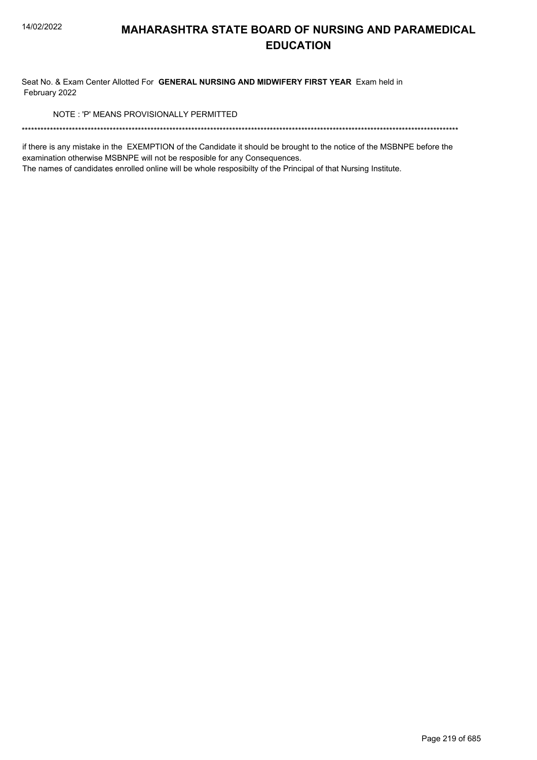# MAHARASHTRA STATE BOARD OF NURSING AND PARAMEDICAL EDUCATION

Seat No. & Exam Center Allotted For **GENERAL NURSING AND MIDWIFERY FIRST YEAR** Exam held in February 2022

NOTE : 'P' MEANS PROVISIONALLY PERMITTED

******************************************************************************************************************************************

if there is any mistake in the EXEMPTION of the Candidate it should be brought to the notice of the MSBNPE before the examination otherwise MSBNPE will not be resposible for any Consequences.

The names of candidates enrolled online will be whole resposibilty of the Principal of that Nursing Institute.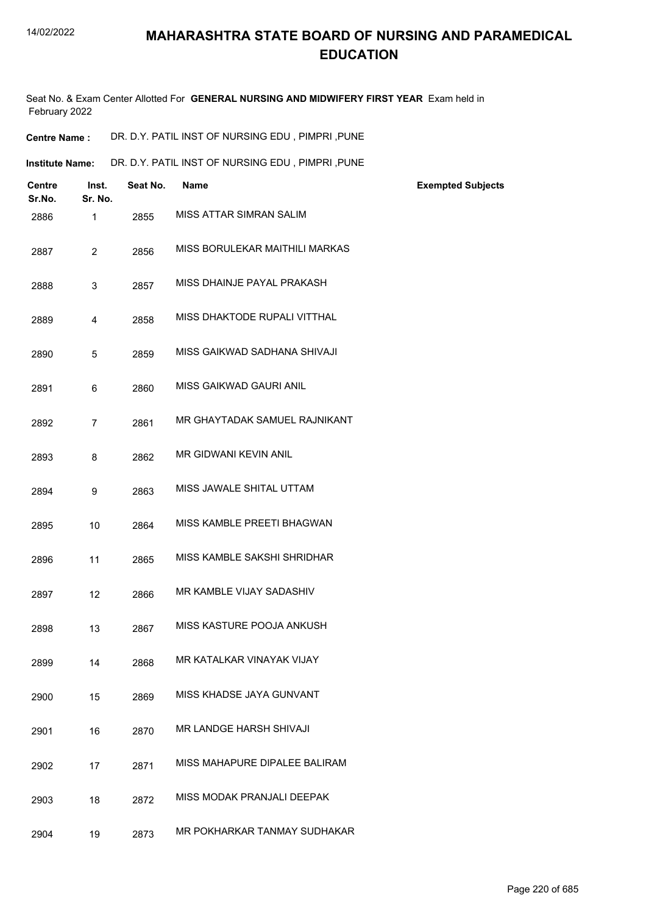# MAHARASHTRA STATE BOARD OF NURSING AND PARAMEDICAL EDUCATION

Seat No. & Exam Center Allotted For **GENERAL NURSING AND MIDWIFERY FIRST YEAR** Exam held in February 2022

**Centre Name :** DR. D.Y. PATIL INST OF NURSING EDU , PIMPRI ,PUNE

**Institute Name:** DR. D.Y. PATIL INST OF NURSING EDU , PIMPRI ,PUNE

| Centre Sr.No. | Inst. Sr. No. | Seat No. | Name | Exempted Subjects |
|---|---|---|---|---|
| 2886 | 1 | 2855 | MISS ATTAR SIMRAN SALIM | |
| 2887 | 2 | 2856 | MISS BORULEKAR MAITHILI MARKAS | |
| 2888 | 3 | 2857 | MISS DHAINJE PAYAL PRAKASH | |
| 2889 | 4 | 2858 | MISS DHAKTODE RUPALI VITTHAL | |
| 2890 | 5 | 2859 | MISS GAIKWAD SADHANA SHIVAJI | |
| 2891 | 6 | 2860 | MISS GAIKWAD GAURI ANIL | |
| 2892 | 7 | 2861 | MR GHAYTADAK SAMUEL RAJNIKANT | |
| 2893 | 8 | 2862 | MR GIDWANI KEVIN ANIL | |
| 2894 | 9 | 2863 | MISS JAWALE SHITAL UTTAM | |
| 2895 | 10 | 2864 | MISS KAMBLE PREETI BHAGWAN | |
| 2896 | 11 | 2865 | MISS KAMBLE SAKSHI SHRIDHAR | |
| 2897 | 12 | 2866 | MR KAMBLE VIJAY SADASHIV | |
| 2898 | 13 | 2867 | MISS KASTURE POOJA ANKUSH | |
| 2899 | 14 | 2868 | MR KATALKAR VINAYAK VIJAY | |
| 2900 | 15 | 2869 | MISS KHADSE JAYA GUNVANT | |
| 2901 | 16 | 2870 | MR LANDGE HARSH SHIVAJI | |
| 2902 | 17 | 2871 | MISS MAHAPURE DIPALEE BALIRAM | |
| 2903 | 18 | 2872 | MISS MODAK PRANJALI DEEPAK | |
| 2904 | 19 | 2873 | MR POKHARKAR TANMAY SUDHAKAR | |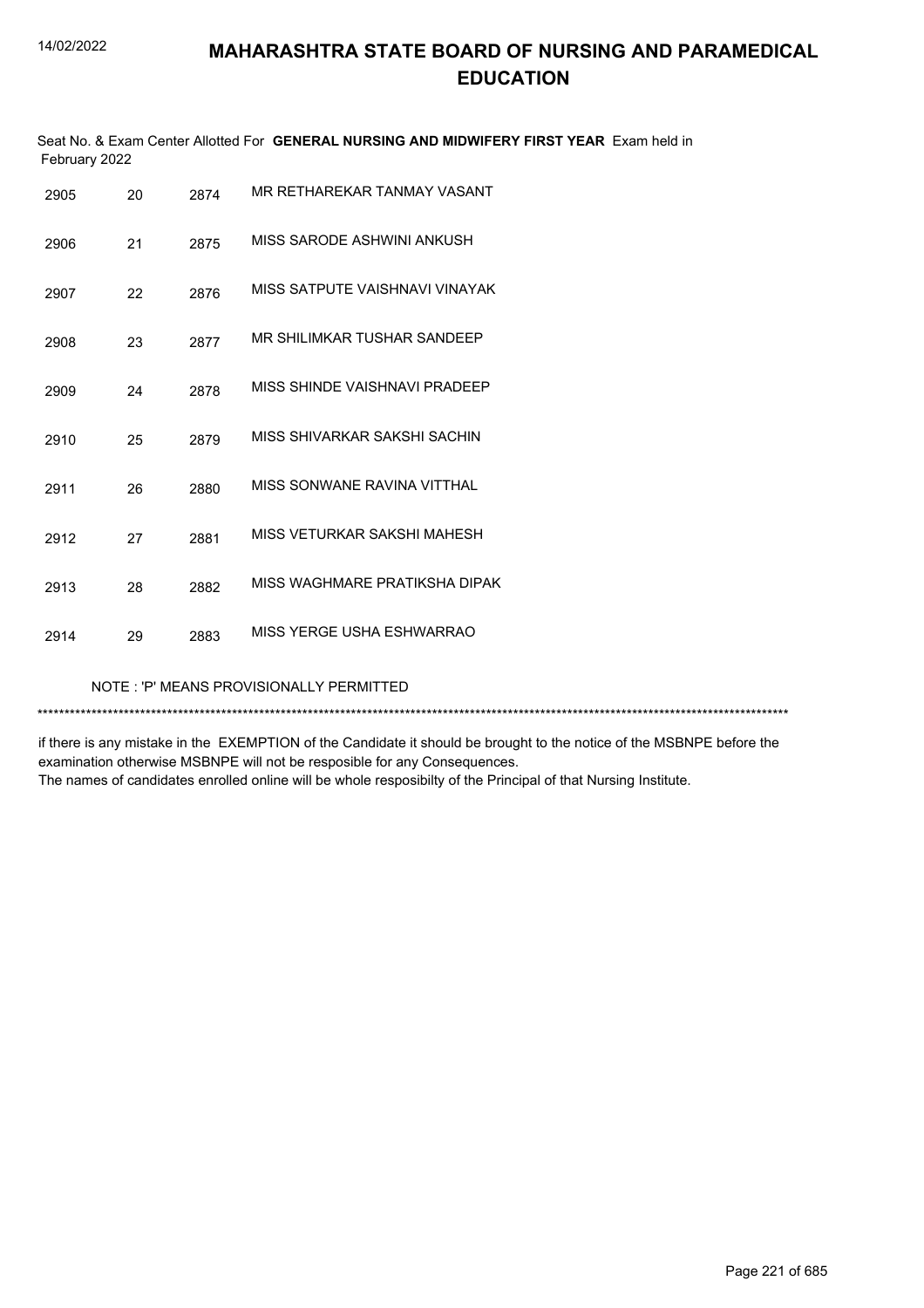# MAHARASHTRA STATE BOARD OF NURSING AND PARAMEDICAL EDUCATION

Seat No. & Exam Center Allotted For **GENERAL NURSING AND MIDWIFERY FIRST YEAR** Exam held in February 2022

| | | | |
|---|---|---|---|
| 2905 | 20 | 2874 | MR RETHAREKAR TANMAY VASANT |
| 2906 | 21 | 2875 | MISS SARODE ASHWINI ANKUSH |
| 2907 | 22 | 2876 | MISS SATPUTE VAISHNAVI VINAYAK |
| 2908 | 23 | 2877 | MR SHILIMKAR TUSHAR SANDEEP |
| 2909 | 24 | 2878 | MISS SHINDE VAISHNAVI PRADEEP |
| 2910 | 25 | 2879 | MISS SHIVARKAR SAKSHI SACHIN |
| 2911 | 26 | 2880 | MISS SONWANE RAVINA VITTHAL |
| 2912 | 27 | 2881 | MISS VETURKAR SAKSHI MAHESH |
| 2913 | 28 | 2882 | MISS WAGHMARE PRATIKSHA DIPAK |
| 2914 | 29 | 2883 | MISS YERGE USHA ESHWARRAO |

NOTE : 'P' MEANS PROVISIONALLY PERMITTED

*******************************************************************************************************************************************

if there is any mistake in the EXEMPTION of the Candidate it should be brought to the notice of the MSBNPE before the examination otherwise MSBNPE will not be resposible for any Consequences.
The names of candidates enrolled online will be whole resposibilty of the Principal of that Nursing Institute.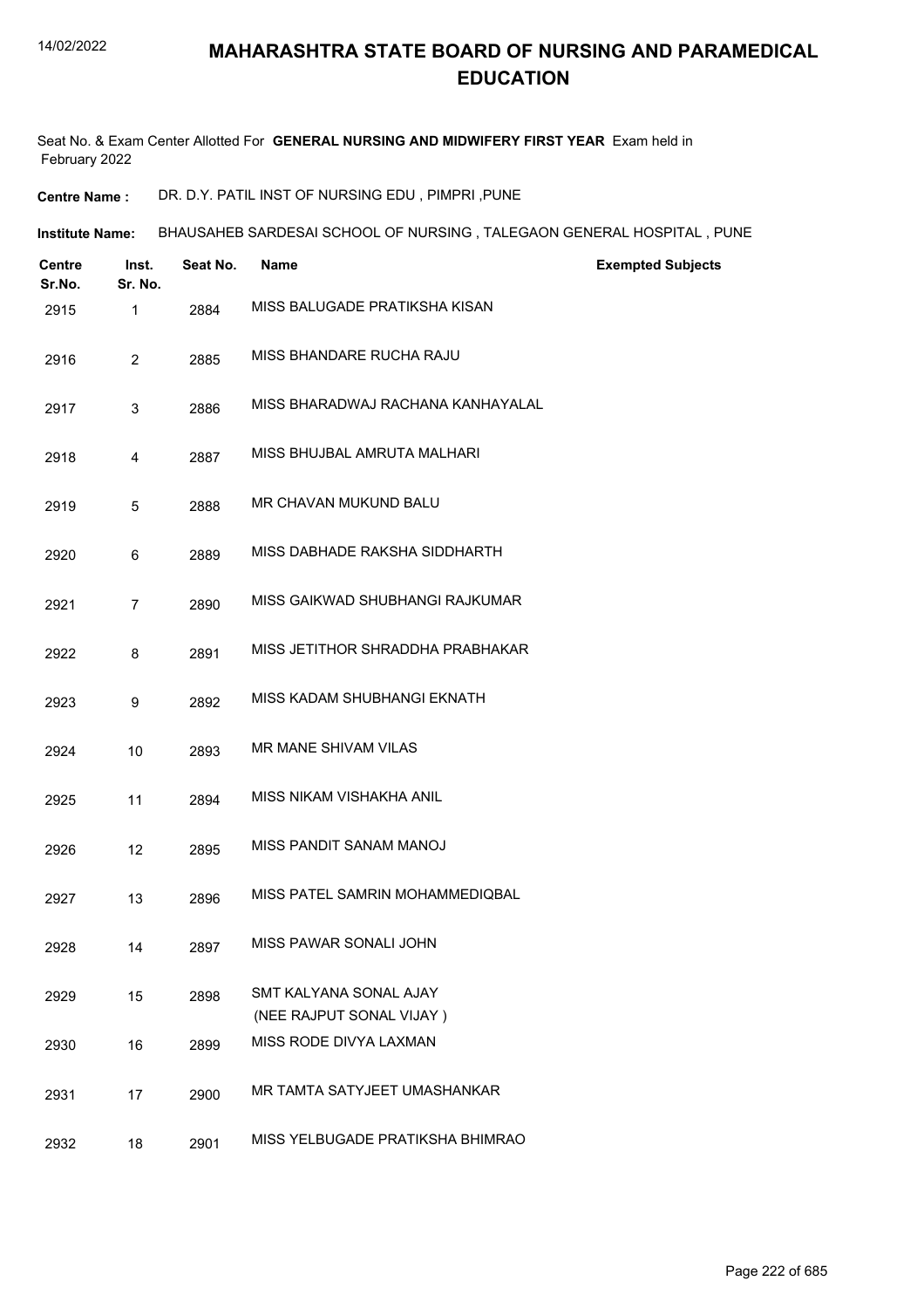# MAHARASHTRA STATE BOARD OF NURSING AND PARAMEDICAL EDUCATION

Seat No. & Exam Center Allotted For **GENERAL NURSING AND MIDWIFERY FIRST YEAR** Exam held in February 2022

**Centre Name :** DR. D.Y. PATIL INST OF NURSING EDU , PIMPRI ,PUNE

**Institute Name:** BHAUSAHEB SARDESAI SCHOOL OF NURSING , TALEGAON GENERAL HOSPITAL , PUNE

| Centre Sr.No. | Inst. Sr. No. | Seat No. | Name | Exempted Subjects |
|---|---|---|---|---|
| 2915 | 1 | 2884 | MISS BALUGADE PRATIKSHA KISAN | |
| 2916 | 2 | 2885 | MISS BHANDARE RUCHA RAJU | |
| 2917 | 3 | 2886 | MISS BHARADWAJ RACHANA KANHAYALAL | |
| 2918 | 4 | 2887 | MISS BHUJBAL AMRUTA MALHARI | |
| 2919 | 5 | 2888 | MR CHAVAN MUKUND BALU | |
| 2920 | 6 | 2889 | MISS DABHADE RAKSHA SIDDHARTH | |
| 2921 | 7 | 2890 | MISS GAIKWAD SHUBHANGI RAJKUMAR | |
| 2922 | 8 | 2891 | MISS JETITHOR SHRADDHA PRABHAKAR | |
| 2923 | 9 | 2892 | MISS KADAM SHUBHANGI EKNATH | |
| 2924 | 10 | 2893 | MR MANE SHIVAM VILAS | |
| 2925 | 11 | 2894 | MISS NIKAM VISHAKHA ANIL | |
| 2926 | 12 | 2895 | MISS PANDIT SANAM MANOJ | |
| 2927 | 13 | 2896 | MISS PATEL SAMRIN MOHAMMEDIQBAL | |
| 2928 | 14 | 2897 | MISS PAWAR SONALI JOHN | |
| 2929 | 15 | 2898 | SMT KALYANA SONAL AJAY (NEE RAJPUT SONAL VIJAY ) | |
| 2930 | 16 | 2899 | MISS RODE DIVYA LAXMAN | |
| 2931 | 17 | 2900 | MR TAMTA SATYJEET UMASHANKAR | |
| 2932 | 18 | 2901 | MISS YELBUGADE PRATIKSHA BHIMRAO | |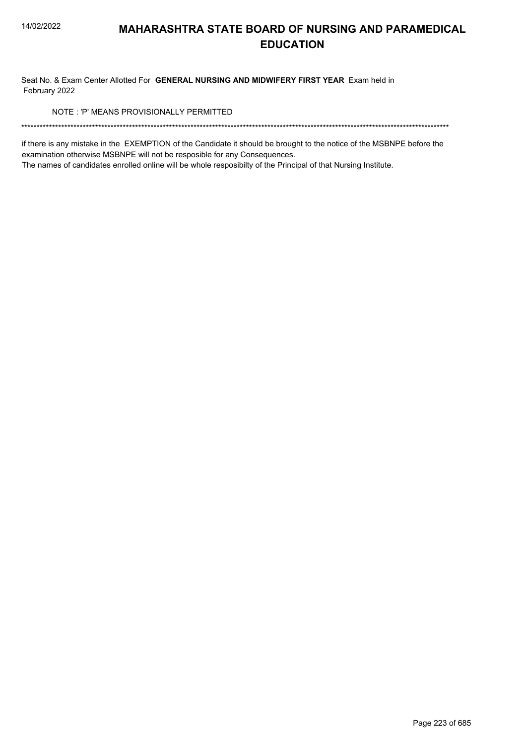# MAHARASHTRA STATE BOARD OF NURSING AND PARAMEDICAL EDUCATION

Seat No. & Exam Center Allotted For **GENERAL NURSING AND MIDWIFERY FIRST YEAR** Exam held in February 2022

NOTE : 'P' MEANS PROVISIONALLY PERMITTED

*******************************************************************************************************************************************

if there is any mistake in the EXEMPTION of the Candidate it should be brought to the notice of the MSBNPE before the examination otherwise MSBNPE will not be resposible for any Consequences.

The names of candidates enrolled online will be whole resposibilty of the Principal of that Nursing Institute.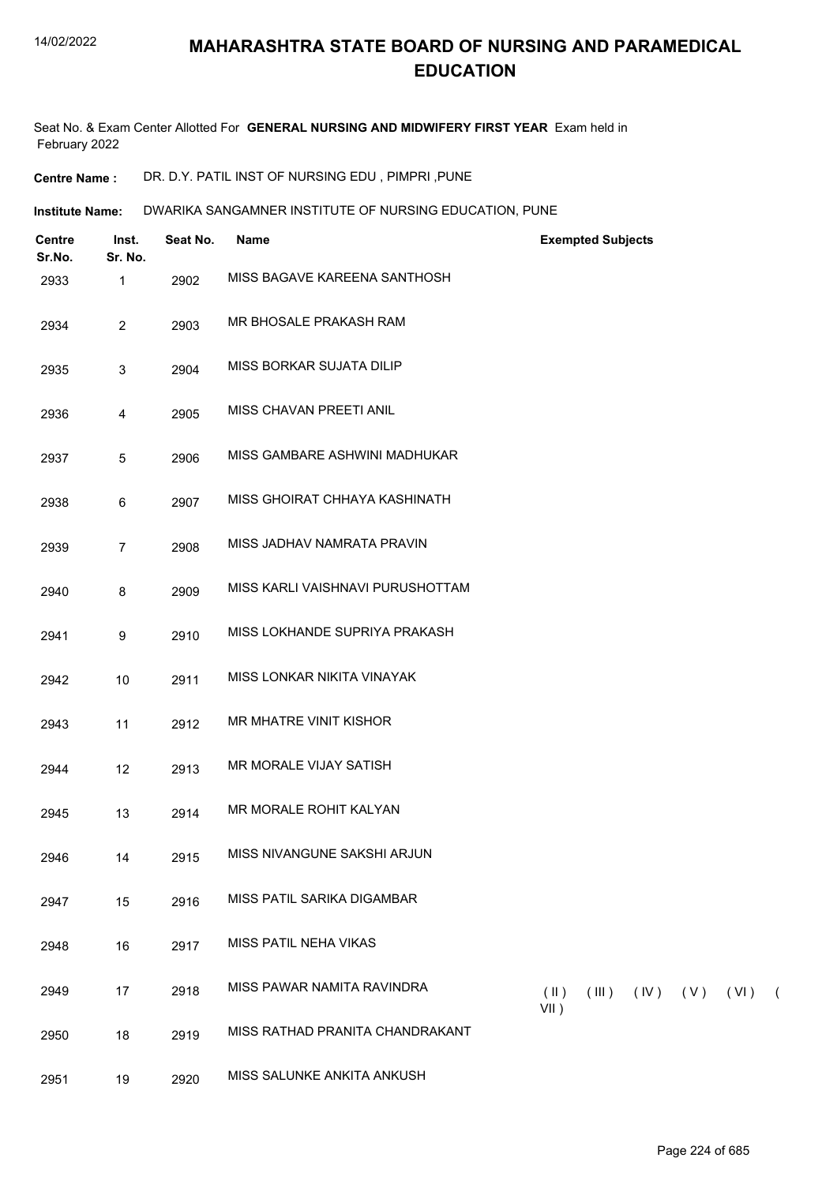# MAHARASHTRA STATE BOARD OF NURSING AND PARAMEDICAL EDUCATION

Seat No. & Exam Center Allotted For **GENERAL NURSING AND MIDWIFERY FIRST YEAR** Exam held in February 2022

**Centre Name :** DR. D.Y. PATIL INST OF NURSING EDU , PIMPRI ,PUNE

**Institute Name:** DWARIKA SANGAMNER INSTITUTE OF NURSING EDUCATION, PUNE

| Centre Sr.No. | Inst. Sr. No. | Seat No. | Name | Exempted Subjects |
|---|---|---|---|---|
| 2933 | 1 | 2902 | MISS BAGAVE KAREENA SANTHOSH | |
| 2934 | 2 | 2903 | MR BHOSALE PRAKASH RAM | |
| 2935 | 3 | 2904 | MISS BORKAR SUJATA DILIP | |
| 2936 | 4 | 2905 | MISS CHAVAN PREETI ANIL | |
| 2937 | 5 | 2906 | MISS GAMBARE ASHWINI MADHUKAR | |
| 2938 | 6 | 2907 | MISS GHOIRAT CHHAYA KASHINATH | |
| 2939 | 7 | 2908 | MISS JADHAV NAMRATA PRAVIN | |
| 2940 | 8 | 2909 | MISS KARLI VAISHNAVI PURUSHOTTAM | |
| 2941 | 9 | 2910 | MISS LOKHANDE SUPRIYA PRAKASH | |
| 2942 | 10 | 2911 | MISS LONKAR NIKITA VINAYAK | |
| 2943 | 11 | 2912 | MR MHATRE VINIT KISHOR | |
| 2944 | 12 | 2913 | MR MORALE VIJAY SATISH | |
| 2945 | 13 | 2914 | MR MORALE ROHIT KALYAN | |
| 2946 | 14 | 2915 | MISS NIVANGUNE SAKSHI ARJUN | |
| 2947 | 15 | 2916 | MISS PATIL SARIKA DIGAMBAR | |
| 2948 | 16 | 2917 | MISS PATIL NEHA VIKAS | |
| 2949 | 17 | 2918 | MISS PAWAR NAMITA RAVINDRA | ( II ) ( III ) ( IV ) ( V ) ( VI ) ( VII ) |
| 2950 | 18 | 2919 | MISS RATHAD PRANITA CHANDRAKANT | |
| 2951 | 19 | 2920 | MISS SALUNKE ANKITA ANKUSH | |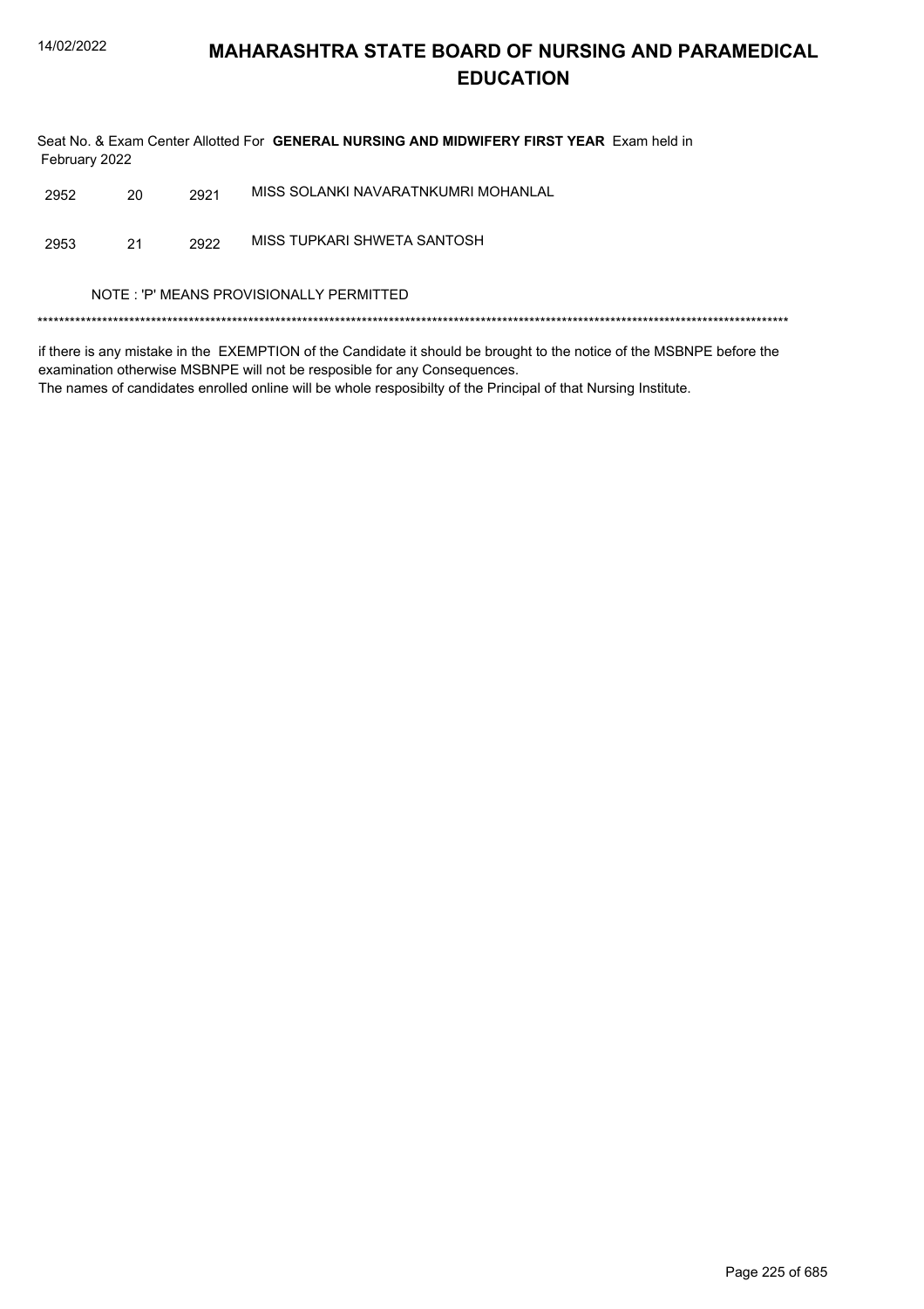# MAHARASHTRA STATE BOARD OF NURSING AND PARAMEDICAL EDUCATION

Seat No. & Exam Center Allotted For **GENERAL NURSING AND MIDWIFERY FIRST YEAR** Exam held in February 2022

| | | | |
|---|---|---|---|
| 2952 | 20 | 2921 | MISS SOLANKI NAVARATNKUMRI MOHANLAL |
| 2953 | 21 | 2922 | MISS TUPKARI SHWETA SANTOSH |

NOTE : 'P' MEANS PROVISIONALLY PERMITTED

*******************************************************************************************************************************************

if there is any mistake in the EXEMPTION of the Candidate it should be brought to the notice of the MSBNPE before the examination otherwise MSBNPE will not be resposible for any Consequences.
The names of candidates enrolled online will be whole resposibilty of the Principal of that Nursing Institute.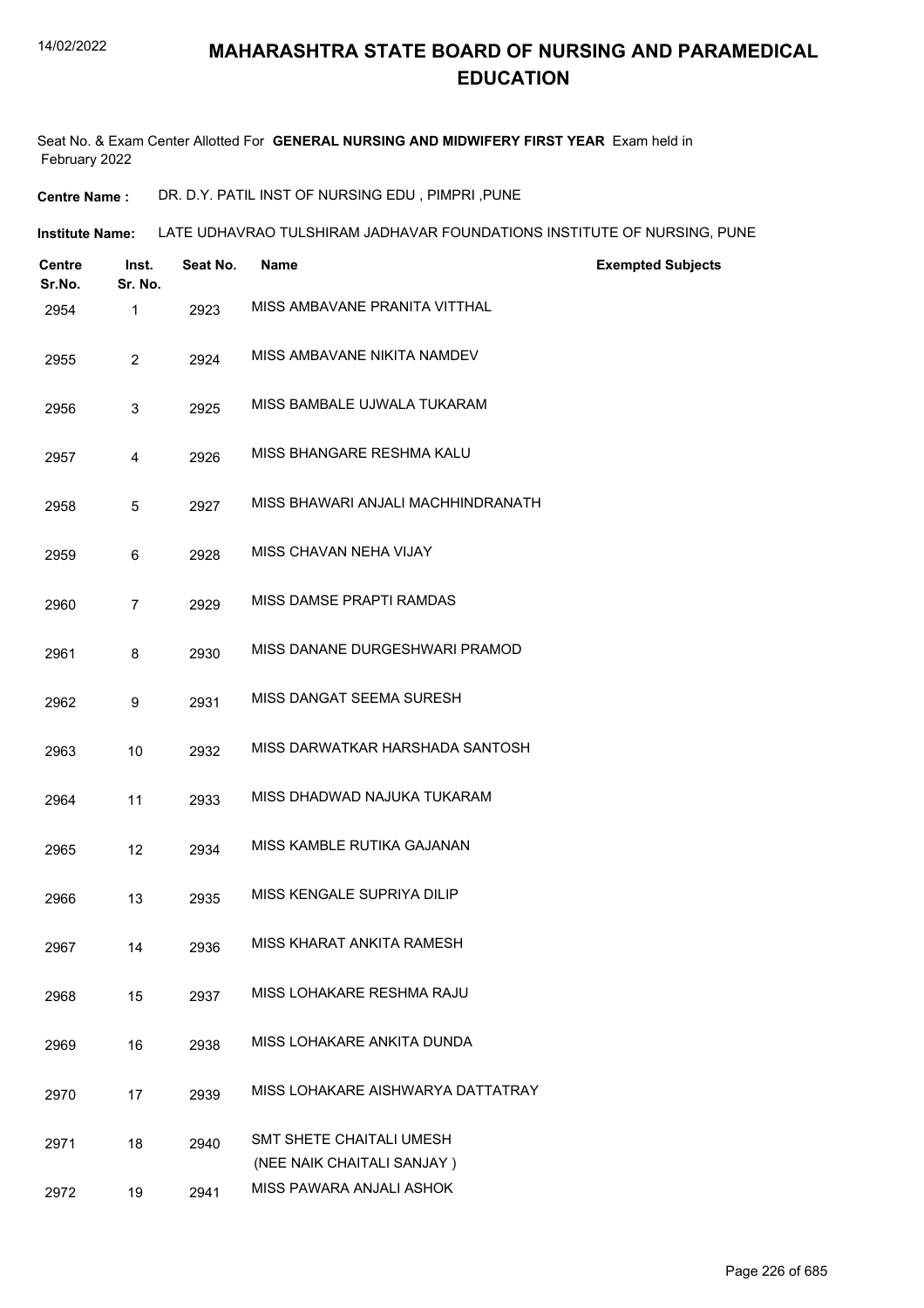# MAHARASHTRA STATE BOARD OF NURSING AND PARAMEDICAL EDUCATION

Seat No. & Exam Center Allotted For **GENERAL NURSING AND MIDWIFERY FIRST YEAR** Exam held in February 2022

**Centre Name :** DR. D.Y. PATIL INST OF NURSING EDU , PIMPRI ,PUNE

**Institute Name:** LATE UDHAVRAO TULSHIRAM JADHAVAR FOUNDATIONS INSTITUTE OF NURSING, PUNE

| Centre Sr.No. | Inst. Sr. No. | Seat No. | Name | Exempted Subjects |
|---|---|---|---|---|
| 2954 | 1 | 2923 | MISS AMBAVANE PRANITA VITTHAL | |
| 2955 | 2 | 2924 | MISS AMBAVANE NIKITA NAMDEV | |
| 2956 | 3 | 2925 | MISS BAMBALE UJWALA TUKARAM | |
| 2957 | 4 | 2926 | MISS BHANGARE RESHMA KALU | |
| 2958 | 5 | 2927 | MISS BHAWARI ANJALI MACHHINDRANATH | |
| 2959 | 6 | 2928 | MISS CHAVAN NEHA VIJAY | |
| 2960 | 7 | 2929 | MISS DAMSE PRAPTI RAMDAS | |
| 2961 | 8 | 2930 | MISS DANANE DURGESHWARI PRAMOD | |
| 2962 | 9 | 2931 | MISS DANGAT SEEMA SURESH | |
| 2963 | 10 | 2932 | MISS DARWATKAR HARSHADA SANTOSH | |
| 2964 | 11 | 2933 | MISS DHADWAD NAJUKA TUKARAM | |
| 2965 | 12 | 2934 | MISS KAMBLE RUTIKA GAJANAN | |
| 2966 | 13 | 2935 | MISS KENGALE SUPRIYA DILIP | |
| 2967 | 14 | 2936 | MISS KHARAT ANKITA RAMESH | |
| 2968 | 15 | 2937 | MISS LOHAKARE RESHMA RAJU | |
| 2969 | 16 | 2938 | MISS LOHAKARE ANKITA DUNDA | |
| 2970 | 17 | 2939 | MISS LOHAKARE AISHWARYA DATTATRAY | |
| 2971 | 18 | 2940 | SMT SHETE CHAITALI UMESH (NEE NAIK CHAITALI SANJAY ) | |
| 2972 | 19 | 2941 | MISS PAWARA ANJALI ASHOK | |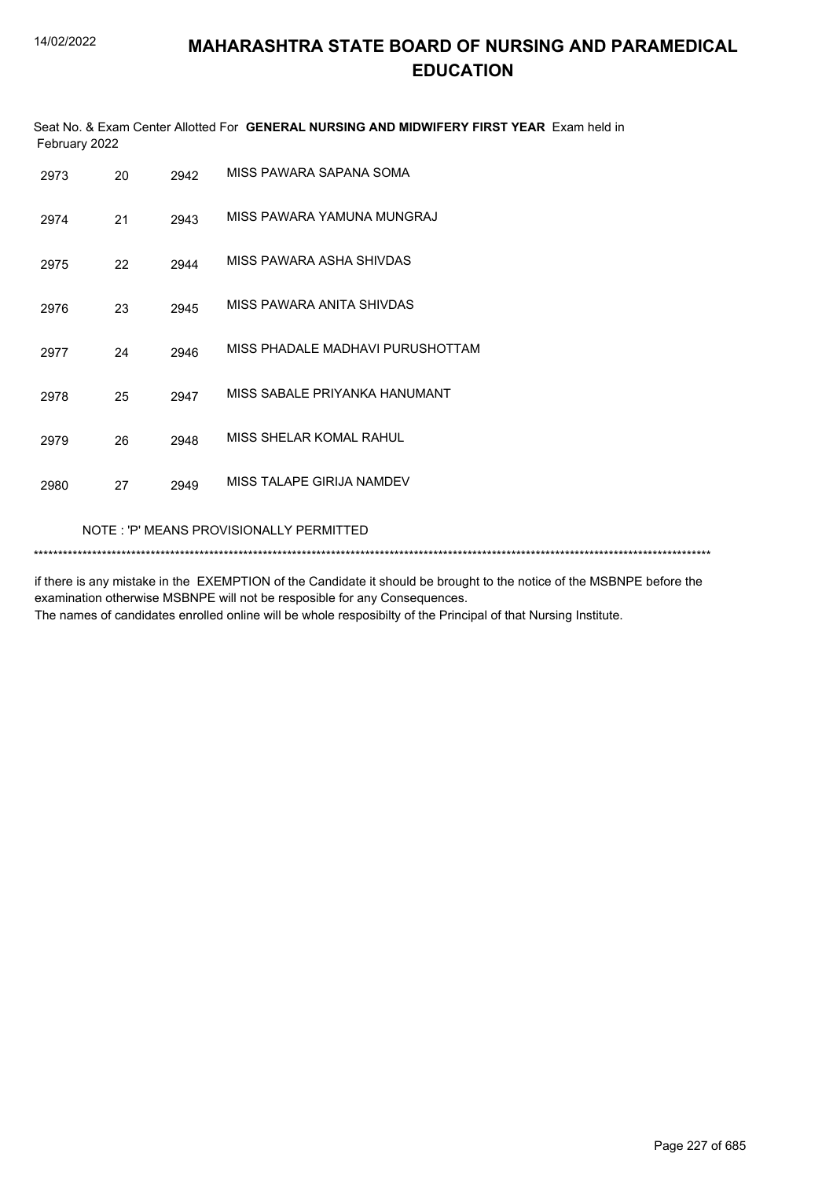# MAHARASHTRA STATE BOARD OF NURSING AND PARAMEDICAL EDUCATION

Seat No. & Exam Center Allotted For **GENERAL NURSING AND MIDWIFERY FIRST YEAR** Exam held in February 2022

| | | | |
|---|---|---|---|
| 2973 | 20 | 2942 | MISS PAWARA SAPANA SOMA |
| 2974 | 21 | 2943 | MISS PAWARA YAMUNA MUNGRAJ |
| 2975 | 22 | 2944 | MISS PAWARA ASHA SHIVDAS |
| 2976 | 23 | 2945 | MISS PAWARA ANITA SHIVDAS |
| 2977 | 24 | 2946 | MISS PHADALE MADHAVI PURUSHOTTAM |
| 2978 | 25 | 2947 | MISS SABALE PRIYANKA HANUMANT |
| 2979 | 26 | 2948 | MISS SHELAR KOMAL RAHUL |
| 2980 | 27 | 2949 | MISS TALAPE GIRIJA NAMDEV |

NOTE : 'P' MEANS PROVISIONALLY PERMITTED

*******************************************************************************************************************************************

if there is any mistake in the EXEMPTION of the Candidate it should be brought to the notice of the MSBNPE before the examination otherwise MSBNPE will not be resposible for any Consequences.
The names of candidates enrolled online will be whole resposibilty of the Principal of that Nursing Institute.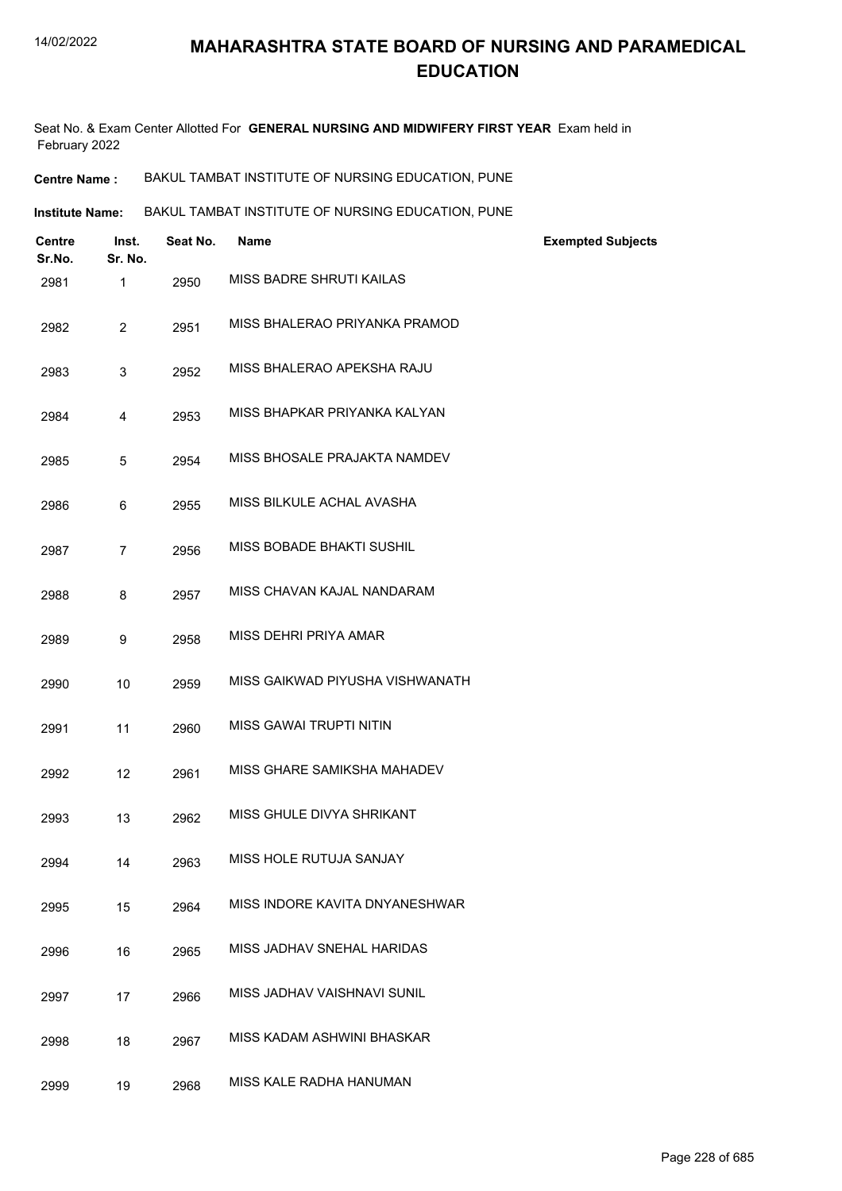# MAHARASHTRA STATE BOARD OF NURSING AND PARAMEDICAL EDUCATION

Seat No. & Exam Center Allotted For **GENERAL NURSING AND MIDWIFERY FIRST YEAR** Exam held in February 2022

**Centre Name :** BAKUL TAMBAT INSTITUTE OF NURSING EDUCATION, PUNE

**Institute Name:** BAKUL TAMBAT INSTITUTE OF NURSING EDUCATION, PUNE

| Centre Sr.No. | Inst. Sr. No. | Seat No. | Name | Exempted Subjects |
|---|---|---|---|---|
| 2981 | 1 | 2950 | MISS BADRE SHRUTI KAILAS | |
| 2982 | 2 | 2951 | MISS BHALERAO PRIYANKA PRAMOD | |
| 2983 | 3 | 2952 | MISS BHALERAO APEKSHA RAJU | |
| 2984 | 4 | 2953 | MISS BHAPKAR PRIYANKA KALYAN | |
| 2985 | 5 | 2954 | MISS BHOSALE PRAJAKTA NAMDEV | |
| 2986 | 6 | 2955 | MISS BILKULE ACHAL AVASHA | |
| 2987 | 7 | 2956 | MISS BOBADE BHAKTI SUSHIL | |
| 2988 | 8 | 2957 | MISS CHAVAN KAJAL NANDARAM | |
| 2989 | 9 | 2958 | MISS DEHRI PRIYA AMAR | |
| 2990 | 10 | 2959 | MISS GAIKWAD PIYUSHA VISHWANATH | |
| 2991 | 11 | 2960 | MISS GAWAI TRUPTI NITIN | |
| 2992 | 12 | 2961 | MISS GHARE SAMIKSHA MAHADEV | |
| 2993 | 13 | 2962 | MISS GHULE DIVYA SHRIKANT | |
| 2994 | 14 | 2963 | MISS HOLE RUTUJA SANJAY | |
| 2995 | 15 | 2964 | MISS INDORE KAVITA DNYANESHWAR | |
| 2996 | 16 | 2965 | MISS JADHAV SNEHAL HARIDAS | |
| 2997 | 17 | 2966 | MISS JADHAV VAISHNAVI SUNIL | |
| 2998 | 18 | 2967 | MISS KADAM ASHWINI BHASKAR | |
| 2999 | 19 | 2968 | MISS KALE RADHA HANUMAN | |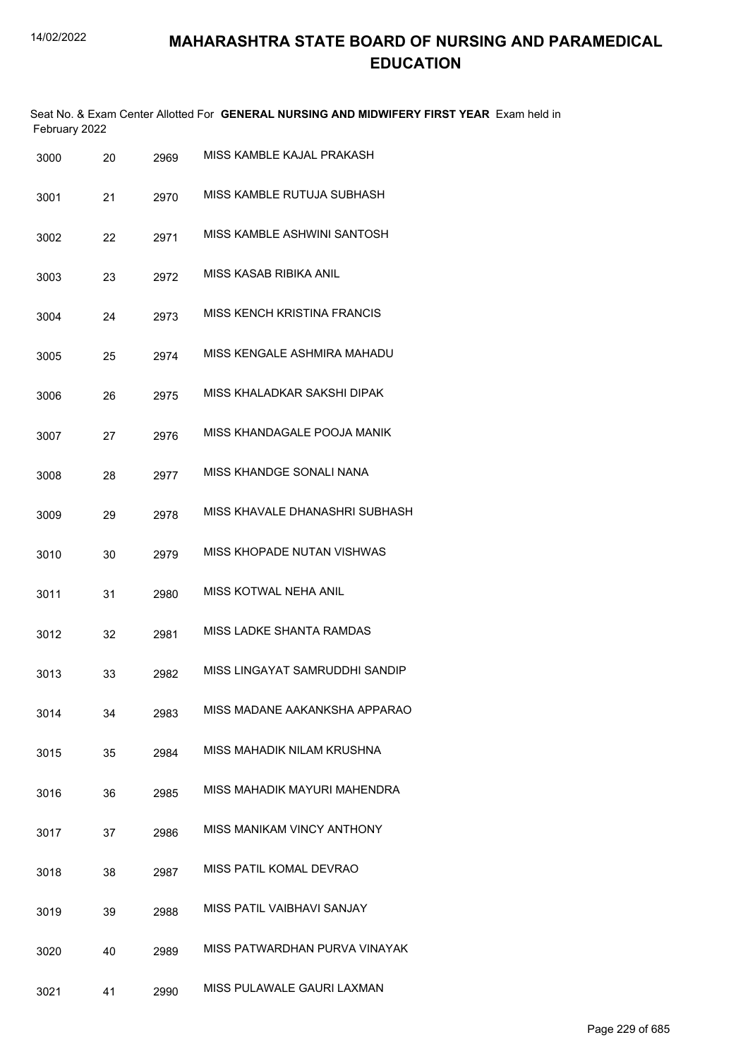# MAHARASHTRA STATE BOARD OF NURSING AND PARAMEDICAL EDUCATION

Seat No. & Exam Center Allotted For **GENERAL NURSING AND MIDWIFERY FIRST YEAR** Exam held in February 2022

| | | | |
|---|---|---|---|
| 3000 | 20 | 2969 | MISS KAMBLE KAJAL PRAKASH |
| 3001 | 21 | 2970 | MISS KAMBLE RUTUJA SUBHASH |
| 3002 | 22 | 2971 | MISS KAMBLE ASHWINI SANTOSH |
| 3003 | 23 | 2972 | MISS KASAB RIBIKA ANIL |
| 3004 | 24 | 2973 | MISS KENCH KRISTINA FRANCIS |
| 3005 | 25 | 2974 | MISS KENGALE ASHMIRA MAHADU |
| 3006 | 26 | 2975 | MISS KHALADKAR SAKSHI DIPAK |
| 3007 | 27 | 2976 | MISS KHANDAGALE POOJA MANIK |
| 3008 | 28 | 2977 | MISS KHANDGE SONALI NANA |
| 3009 | 29 | 2978 | MISS KHAVALE DHANASHRI SUBHASH |
| 3010 | 30 | 2979 | MISS KHOPADE NUTAN VISHWAS |
| 3011 | 31 | 2980 | MISS KOTWAL NEHA ANIL |
| 3012 | 32 | 2981 | MISS LADKE SHANTA RAMDAS |
| 3013 | 33 | 2982 | MISS LINGAYAT SAMRUDDHI SANDIP |
| 3014 | 34 | 2983 | MISS MADANE AAKANKSHA APPARAO |
| 3015 | 35 | 2984 | MISS MAHADIK NILAM KRUSHNA |
| 3016 | 36 | 2985 | MISS MAHADIK MAYURI MAHENDRA |
| 3017 | 37 | 2986 | MISS MANIKAM VINCY ANTHONY |
| 3018 | 38 | 2987 | MISS PATIL KOMAL DEVRAO |
| 3019 | 39 | 2988 | MISS PATIL VAIBHAVI SANJAY |
| 3020 | 40 | 2989 | MISS PATWARDHAN PURVA VINAYAK |
| 3021 | 41 | 2990 | MISS PULAWALE GAURI LAXMAN |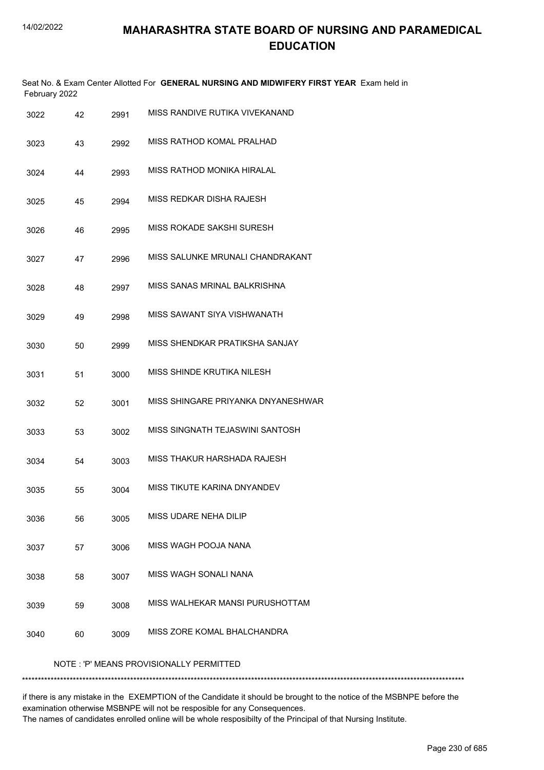# MAHARASHTRA STATE BOARD OF NURSING AND PARAMEDICAL EDUCATION

Seat No. & Exam Center Allotted For **GENERAL NURSING AND MIDWIFERY FIRST YEAR** Exam held in February 2022

| | | | |
|---|---|---|---|
| 3022 | 42 | 2991 | MISS RANDIVE RUTIKA VIVEKANAND |
| 3023 | 43 | 2992 | MISS RATHOD KOMAL PRALHAD |
| 3024 | 44 | 2993 | MISS RATHOD MONIKA HIRALAL |
| 3025 | 45 | 2994 | MISS REDKAR DISHA RAJESH |
| 3026 | 46 | 2995 | MISS ROKADE SAKSHI SURESH |
| 3027 | 47 | 2996 | MISS SALUNKE MRUNALI CHANDRAKANT |
| 3028 | 48 | 2997 | MISS SANAS MRINAL BALKRISHNA |
| 3029 | 49 | 2998 | MISS SAWANT SIYA VISHWANATH |
| 3030 | 50 | 2999 | MISS SHENDKAR PRATIKSHA SANJAY |
| 3031 | 51 | 3000 | MISS SHINDE KRUTIKA NILESH |
| 3032 | 52 | 3001 | MISS SHINGARE PRIYANKA DNYANESHWAR |
| 3033 | 53 | 3002 | MISS SINGNATH TEJASWINI SANTOSH |
| 3034 | 54 | 3003 | MISS THAKUR HARSHADA RAJESH |
| 3035 | 55 | 3004 | MISS TIKUTE KARINA DNYANDEV |
| 3036 | 56 | 3005 | MISS UDARE NEHA DILIP |
| 3037 | 57 | 3006 | MISS WAGH POOJA NANA |
| 3038 | 58 | 3007 | MISS WAGH SONALI NANA |
| 3039 | 59 | 3008 | MISS WALHEKAR MANSI PURUSHOTTAM |
| 3040 | 60 | 3009 | MISS ZORE KOMAL BHALCHANDRA |

NOTE : 'P' MEANS PROVISIONALLY PERMITTED

*******************************************************************************************************************************************

if there is any mistake in the EXEMPTION of the Candidate it should be brought to the notice of the MSBNPE before the examination otherwise MSBNPE will not be resposible for any Consequences.
The names of candidates enrolled online will be whole resposibilty of the Principal of that Nursing Institute.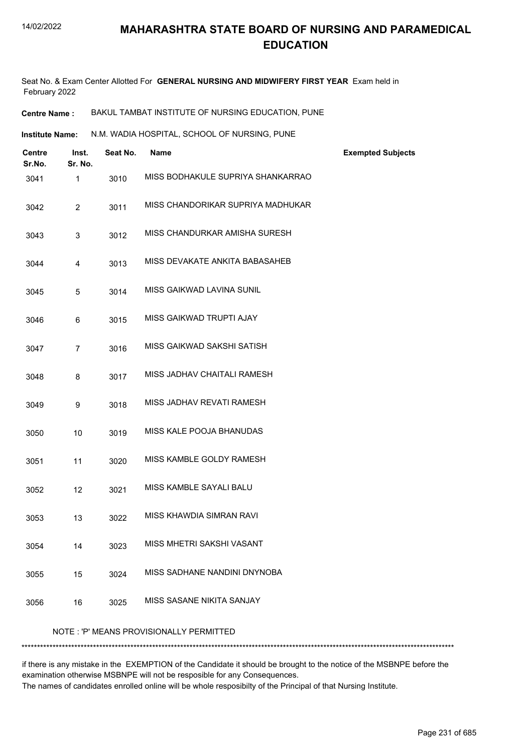# MAHARASHTRA STATE BOARD OF NURSING AND PARAMEDICAL EDUCATION

Seat No. & Exam Center Allotted For **GENERAL NURSING AND MIDWIFERY FIRST YEAR** Exam held in February 2022

**Centre Name :** BAKUL TAMBAT INSTITUTE OF NURSING EDUCATION, PUNE

**Institute Name:** N.M. WADIA HOSPITAL, SCHOOL OF NURSING, PUNE

| Centre Sr.No. | Inst. Sr. No. | Seat No. | Name | Exempted Subjects |
|---|---|---|---|---|
| 3041 | 1 | 3010 | MISS BODHAKULE SUPRIYA SHANKARRAO | |
| 3042 | 2 | 3011 | MISS CHANDORIKAR SUPRIYA MADHUKAR | |
| 3043 | 3 | 3012 | MISS CHANDURKAR AMISHA SURESH | |
| 3044 | 4 | 3013 | MISS DEVAKATE ANKITA BABASAHEB | |
| 3045 | 5 | 3014 | MISS GAIKWAD LAVINA SUNIL | |
| 3046 | 6 | 3015 | MISS GAIKWAD TRUPTI AJAY | |
| 3047 | 7 | 3016 | MISS GAIKWAD SAKSHI SATISH | |
| 3048 | 8 | 3017 | MISS JADHAV CHAITALI RAMESH | |
| 3049 | 9 | 3018 | MISS JADHAV REVATI RAMESH | |
| 3050 | 10 | 3019 | MISS KALE POOJA BHANUDAS | |
| 3051 | 11 | 3020 | MISS KAMBLE GOLDY RAMESH | |
| 3052 | 12 | 3021 | MISS KAMBLE SAYALI BALU | |
| 3053 | 13 | 3022 | MISS KHAWDIA SIMRAN RAVI | |
| 3054 | 14 | 3023 | MISS MHETRI SAKSHI VASANT | |
| 3055 | 15 | 3024 | MISS SADHANE NANDINI DNYNOBA | |
| 3056 | 16 | 3025 | MISS SASANE NIKITA SANJAY | |

NOTE : 'P' MEANS PROVISIONALLY PERMITTED

*******************************************************************************************************************************************

if there is any mistake in the EXEMPTION of the Candidate it should be brought to the notice of the MSBNPE before the examination otherwise MSBNPE will not be resposible for any Consequences.
The names of candidates enrolled online will be whole resposibilty of the Principal of that Nursing Institute.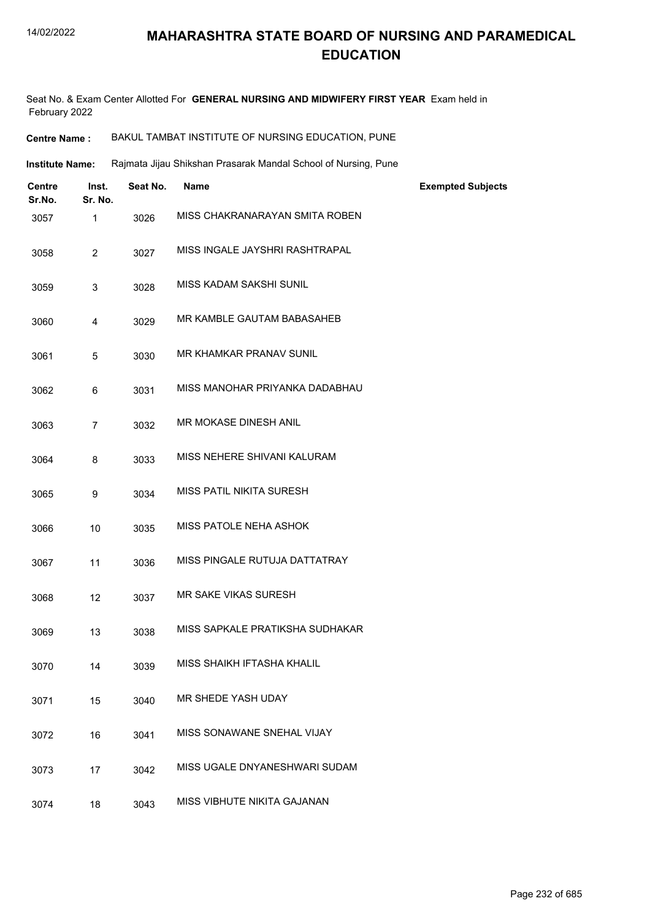# MAHARASHTRA STATE BOARD OF NURSING AND PARAMEDICAL EDUCATION

Seat No. & Exam Center Allotted For **GENERAL NURSING AND MIDWIFERY FIRST YEAR** Exam held in February 2022

**Centre Name :** BAKUL TAMBAT INSTITUTE OF NURSING EDUCATION, PUNE

**Institute Name:** Rajmata Jijau Shikshan Prasarak Mandal School of Nursing, Pune

| Centre Sr.No. | Inst. Sr. No. | Seat No. | Name | Exempted Subjects |
|---|---|---|---|---|
| 3057 | 1 | 3026 | MISS CHAKRANARAYAN SMITA ROBEN | |
| 3058 | 2 | 3027 | MISS INGALE JAYSHRI RASHTRAPAL | |
| 3059 | 3 | 3028 | MISS KADAM SAKSHI SUNIL | |
| 3060 | 4 | 3029 | MR KAMBLE GAUTAM BABASAHEB | |
| 3061 | 5 | 3030 | MR KHAMKAR PRANAV SUNIL | |
| 3062 | 6 | 3031 | MISS MANOHAR PRIYANKA DADABHAU | |
| 3063 | 7 | 3032 | MR MOKASE DINESH ANIL | |
| 3064 | 8 | 3033 | MISS NEHERE SHIVANI KALURAM | |
| 3065 | 9 | 3034 | MISS PATIL NIKITA SURESH | |
| 3066 | 10 | 3035 | MISS PATOLE NEHA ASHOK | |
| 3067 | 11 | 3036 | MISS PINGALE RUTUJA DATTATRAY | |
| 3068 | 12 | 3037 | MR SAKE VIKAS SURESH | |
| 3069 | 13 | 3038 | MISS SAPKALE PRATIKSHA SUDHAKAR | |
| 3070 | 14 | 3039 | MISS SHAIKH IFTASHA KHALIL | |
| 3071 | 15 | 3040 | MR SHEDE YASH UDAY | |
| 3072 | 16 | 3041 | MISS SONAWANE SNEHAL VIJAY | |
| 3073 | 17 | 3042 | MISS UGALE DNYANESHWARI SUDAM | |
| 3074 | 18 | 3043 | MISS VIBHUTE NIKITA GAJANAN | |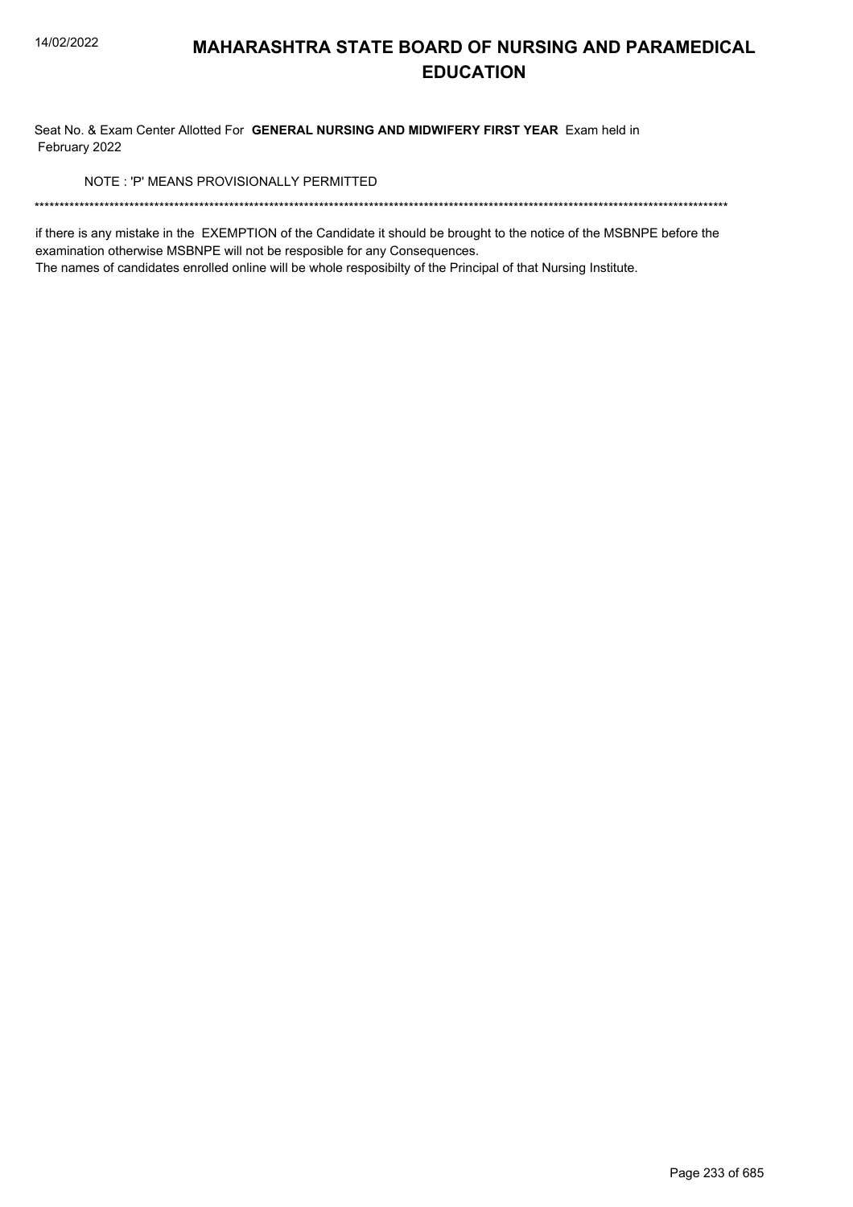# MAHARASHTRA STATE BOARD OF NURSING AND PARAMEDICAL EDUCATION

Seat No. & Exam Center Allotted For **GENERAL NURSING AND MIDWIFERY FIRST YEAR** Exam held in February 2022

NOTE : 'P' MEANS PROVISIONALLY PERMITTED

******************************************************************************************************************************************

if there is any mistake in the EXEMPTION of the Candidate it should be brought to the notice of the MSBNPE before the examination otherwise MSBNPE will not be resposible for any Consequences.

The names of candidates enrolled online will be whole resposibilty of the Principal of that Nursing Institute.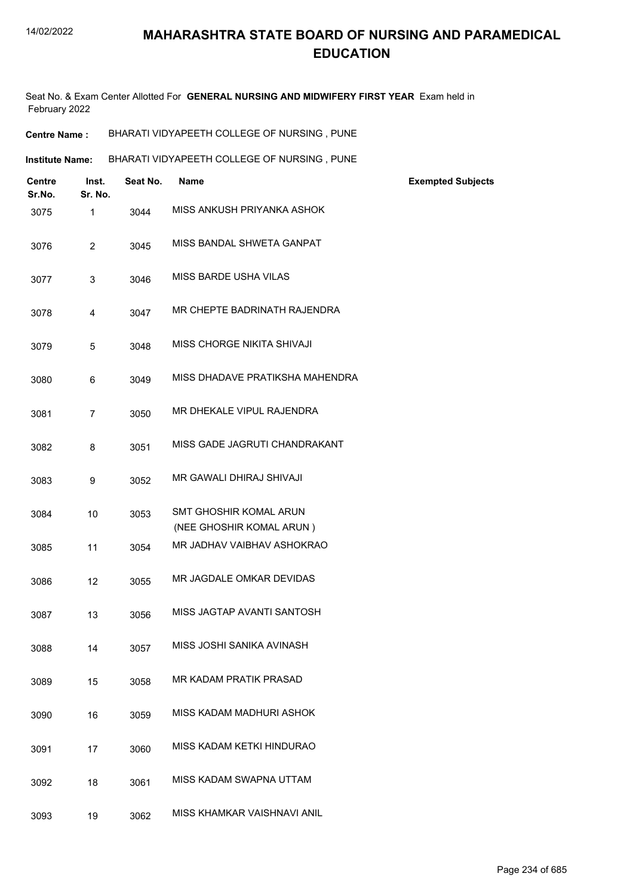# MAHARASHTRA STATE BOARD OF NURSING AND PARAMEDICAL EDUCATION

Seat No. & Exam Center Allotted For **GENERAL NURSING AND MIDWIFERY FIRST YEAR** Exam held in February 2022

**Centre Name :** BHARATI VIDYAPEETH COLLEGE OF NURSING , PUNE

**Institute Name:** BHARATI VIDYAPEETH COLLEGE OF NURSING , PUNE

| Centre Sr.No. | Inst. Sr. No. | Seat No. | Name | Exempted Subjects |
|---|---|---|---|---|
| 3075 | 1 | 3044 | MISS ANKUSH PRIYANKA ASHOK | |
| 3076 | 2 | 3045 | MISS BANDAL SHWETA GANPAT | |
| 3077 | 3 | 3046 | MISS BARDE USHA VILAS | |
| 3078 | 4 | 3047 | MR CHEPTE BADRINATH RAJENDRA | |
| 3079 | 5 | 3048 | MISS CHORGE NIKITA SHIVAJI | |
| 3080 | 6 | 3049 | MISS DHADAVE PRATIKSHA MAHENDRA | |
| 3081 | 7 | 3050 | MR DHEKALE VIPUL RAJENDRA | |
| 3082 | 8 | 3051 | MISS GADE JAGRUTI CHANDRAKANT | |
| 3083 | 9 | 3052 | MR GAWALI DHIRAJ SHIVAJI | |
| 3084 | 10 | 3053 | SMT GHOSHIR KOMAL ARUN (NEE GHOSHIR KOMAL ARUN ) | |
| 3085 | 11 | 3054 | MR JADHAV VAIBHAV ASHOKRAO | |
| 3086 | 12 | 3055 | MR JAGDALE OMKAR DEVIDAS | |
| 3087 | 13 | 3056 | MISS JAGTAP AVANTI SANTOSH | |
| 3088 | 14 | 3057 | MISS JOSHI SANIKA AVINASH | |
| 3089 | 15 | 3058 | MR KADAM PRATIK PRASAD | |
| 3090 | 16 | 3059 | MISS KADAM MADHURI ASHOK | |
| 3091 | 17 | 3060 | MISS KADAM KETKI HINDURAO | |
| 3092 | 18 | 3061 | MISS KADAM SWAPNA UTTAM | |
| 3093 | 19 | 3062 | MISS KHAMKAR VAISHNAVI ANIL | |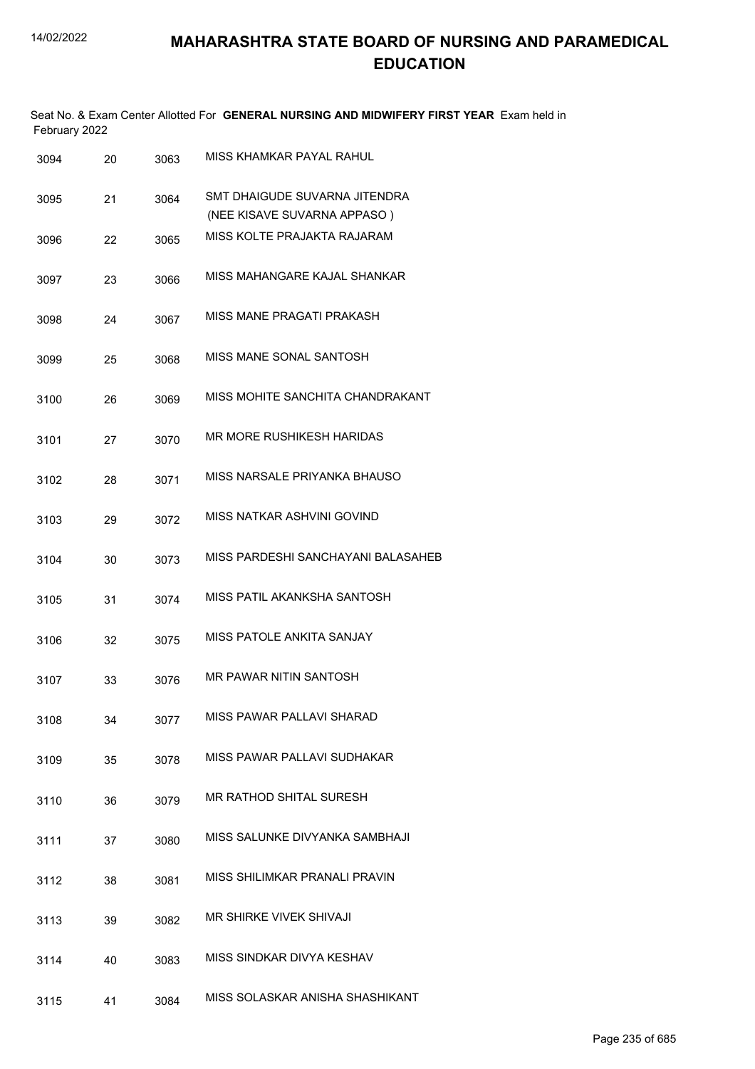# MAHARASHTRA STATE BOARD OF NURSING AND PARAMEDICAL EDUCATION

Seat No. & Exam Center Allotted For **GENERAL NURSING AND MIDWIFERY FIRST YEAR** Exam held in February 2022

| | | | |
|---|---|---|---|
| 3094 | 20 | 3063 | MISS KHAMKAR PAYAL RAHUL |
| 3095 | 21 | 3064 | SMT DHAIGUDE SUVARNA JITENDRA (NEE KISAVE SUVARNA APPASO ) |
| 3096 | 22 | 3065 | MISS KOLTE PRAJAKTA RAJARAM |
| 3097 | 23 | 3066 | MISS MAHANGARE KAJAL SHANKAR |
| 3098 | 24 | 3067 | MISS MANE PRAGATI PRAKASH |
| 3099 | 25 | 3068 | MISS MANE SONAL SANTOSH |
| 3100 | 26 | 3069 | MISS MOHITE SANCHITA CHANDRAKANT |
| 3101 | 27 | 3070 | MR MORE RUSHIKESH HARIDAS |
| 3102 | 28 | 3071 | MISS NARSALE PRIYANKA BHAUSO |
| 3103 | 29 | 3072 | MISS NATKAR ASHVINI GOVIND |
| 3104 | 30 | 3073 | MISS PARDESHI SANCHAYANI BALASAHEB |
| 3105 | 31 | 3074 | MISS PATIL AKANKSHA SANTOSH |
| 3106 | 32 | 3075 | MISS PATOLE ANKITA SANJAY |
| 3107 | 33 | 3076 | MR PAWAR NITIN SANTOSH |
| 3108 | 34 | 3077 | MISS PAWAR PALLAVI SHARAD |
| 3109 | 35 | 3078 | MISS PAWAR PALLAVI SUDHAKAR |
| 3110 | 36 | 3079 | MR RATHOD SHITAL SURESH |
| 3111 | 37 | 3080 | MISS SALUNKE DIVYANKA SAMBHAJI |
| 3112 | 38 | 3081 | MISS SHILIMKAR PRANALI PRAVIN |
| 3113 | 39 | 3082 | MR SHIRKE VIVEK SHIVAJI |
| 3114 | 40 | 3083 | MISS SINDKAR DIVYA KESHAV |
| 3115 | 41 | 3084 | MISS SOLASKAR ANISHA SHASHIKANT |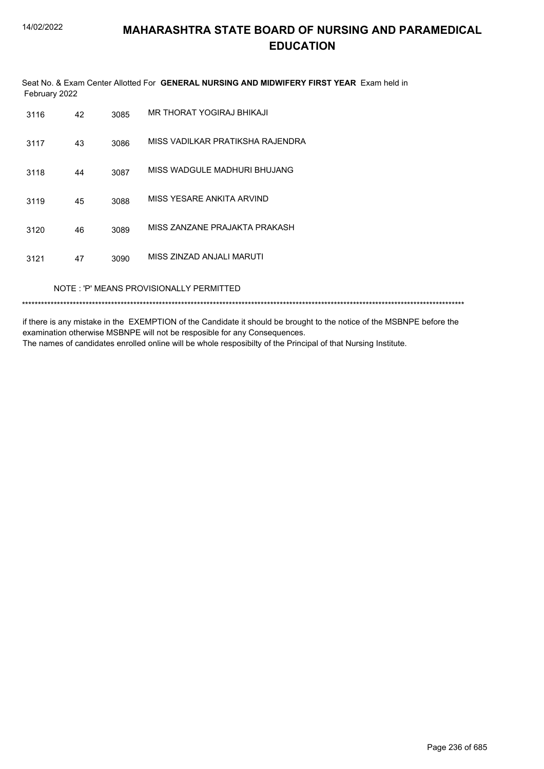# MAHARASHTRA STATE BOARD OF NURSING AND PARAMEDICAL EDUCATION

Seat No. & Exam Center Allotted For **GENERAL NURSING AND MIDWIFERY FIRST YEAR** Exam held in February 2022

| | | | |
|---|---|---|---|
| 3116 | 42 | 3085 | MR THORAT YOGIRAJ BHIKAJI |
| 3117 | 43 | 3086 | MISS VADILKAR PRATIKSHA RAJENDRA |
| 3118 | 44 | 3087 | MISS WADGULE MADHURI BHUJANG |
| 3119 | 45 | 3088 | MISS YESARE ANKITA ARVIND |
| 3120 | 46 | 3089 | MISS ZANZANE PRAJAKTA PRAKASH |
| 3121 | 47 | 3090 | MISS ZINZAD ANJALI MARUTI |

NOTE : 'P' MEANS PROVISIONALLY PERMITTED

*******************************************************************************************************************************************

if there is any mistake in the EXEMPTION of the Candidate it should be brought to the notice of the MSBNPE before the examination otherwise MSBNPE will not be resposible for any Consequences.
The names of candidates enrolled online will be whole resposibilty of the Principal of that Nursing Institute.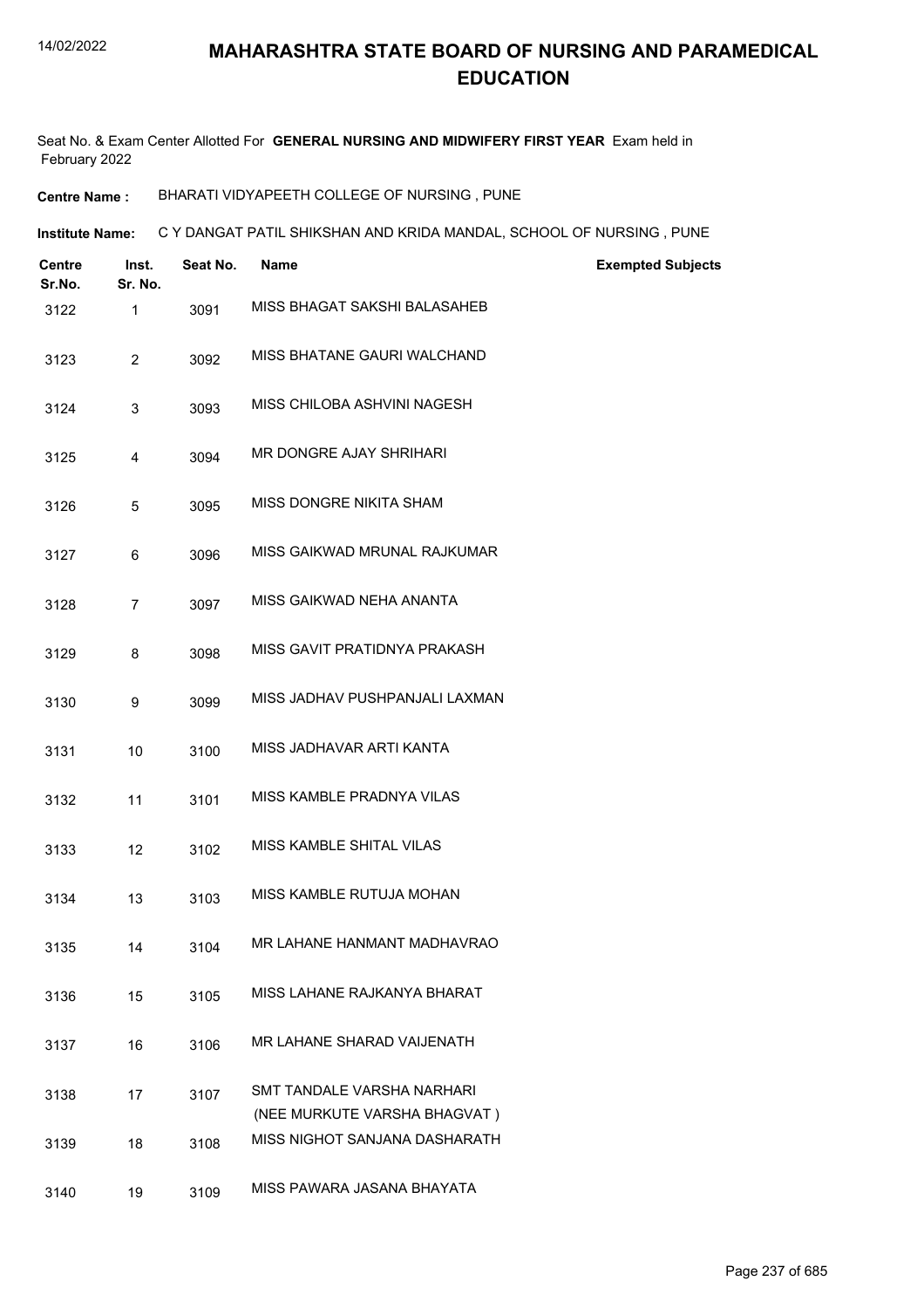# MAHARASHTRA STATE BOARD OF NURSING AND PARAMEDICAL EDUCATION

Seat No. & Exam Center Allotted For **GENERAL NURSING AND MIDWIFERY FIRST YEAR** Exam held in February 2022

**Centre Name :** BHARATI VIDYAPEETH COLLEGE OF NURSING , PUNE

**Institute Name:** C Y DANGAT PATIL SHIKSHAN AND KRIDA MANDAL, SCHOOL OF NURSING , PUNE

| Centre Sr.No. | Inst. Sr. No. | Seat No. | Name | Exempted Subjects |
|---|---|---|---|---|
| 3122 | 1 | 3091 | MISS BHAGAT SAKSHI BALASAHEB | |
| 3123 | 2 | 3092 | MISS BHATANE GAURI WALCHAND | |
| 3124 | 3 | 3093 | MISS CHILOBA ASHVINI NAGESH | |
| 3125 | 4 | 3094 | MR DONGRE AJAY SHRIHARI | |
| 3126 | 5 | 3095 | MISS DONGRE NIKITA SHAM | |
| 3127 | 6 | 3096 | MISS GAIKWAD MRUNAL RAJKUMAR | |
| 3128 | 7 | 3097 | MISS GAIKWAD NEHA ANANTA | |
| 3129 | 8 | 3098 | MISS GAVIT PRATIDNYA PRAKASH | |
| 3130 | 9 | 3099 | MISS JADHAV PUSHPANJALI LAXMAN | |
| 3131 | 10 | 3100 | MISS JADHAVAR ARTI KANTA | |
| 3132 | 11 | 3101 | MISS KAMBLE PRADNYA VILAS | |
| 3133 | 12 | 3102 | MISS KAMBLE SHITAL VILAS | |
| 3134 | 13 | 3103 | MISS KAMBLE RUTUJA MOHAN | |
| 3135 | 14 | 3104 | MR LAHANE HANMANT MADHAVRAO | |
| 3136 | 15 | 3105 | MISS LAHANE RAJKANYA BHARAT | |
| 3137 | 16 | 3106 | MR LAHANE SHARAD VAIJENATH | |
| 3138 | 17 | 3107 | SMT TANDALE VARSHA NARHARI (NEE MURKUTE VARSHA BHAGVAT ) | |
| 3139 | 18 | 3108 | MISS NIGHOT SANJANA DASHARATH | |
| 3140 | 19 | 3109 | MISS PAWARA JASANA BHAYATA | |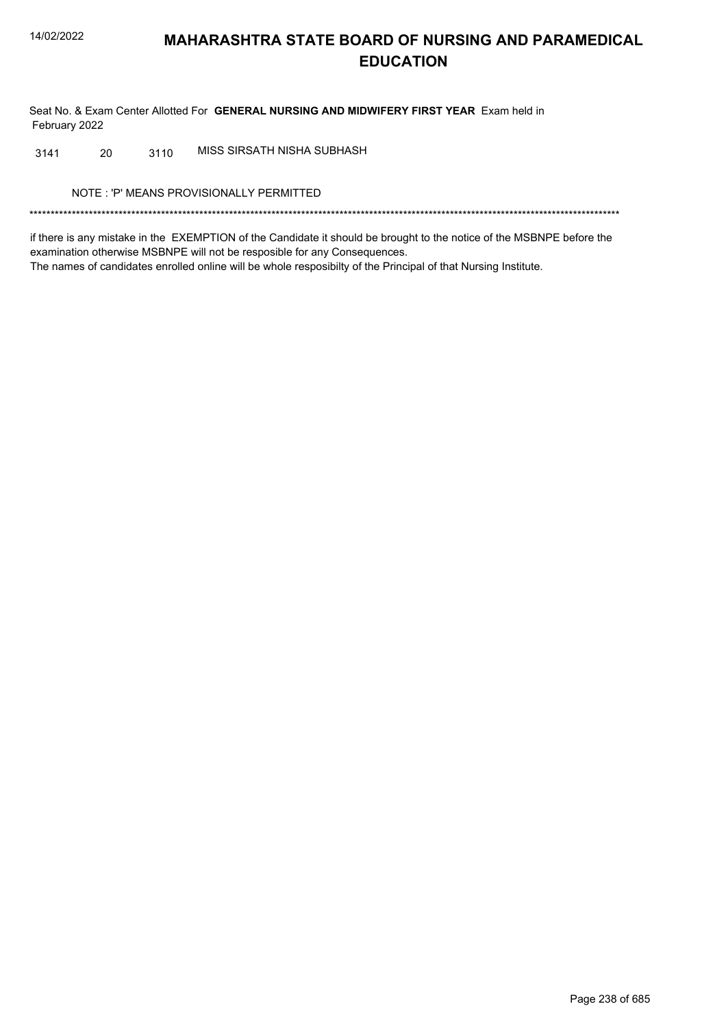# MAHARASHTRA STATE BOARD OF NURSING AND PARAMEDICAL EDUCATION

Seat No. & Exam Center Allotted For **GENERAL NURSING AND MIDWIFERY FIRST YEAR** Exam held in February 2022

| | | | |
|---|---|---|---|
| 3141 | 20 | 3110 | MISS SIRSATH NISHA SUBHASH |

NOTE : 'P' MEANS PROVISIONALLY PERMITTED

******************************************************************************************************************************************

if there is any mistake in the EXEMPTION of the Candidate it should be brought to the notice of the MSBNPE before the examination otherwise MSBNPE will not be resposible for any Consequences.
The names of candidates enrolled online will be whole resposibilty of the Principal of that Nursing Institute.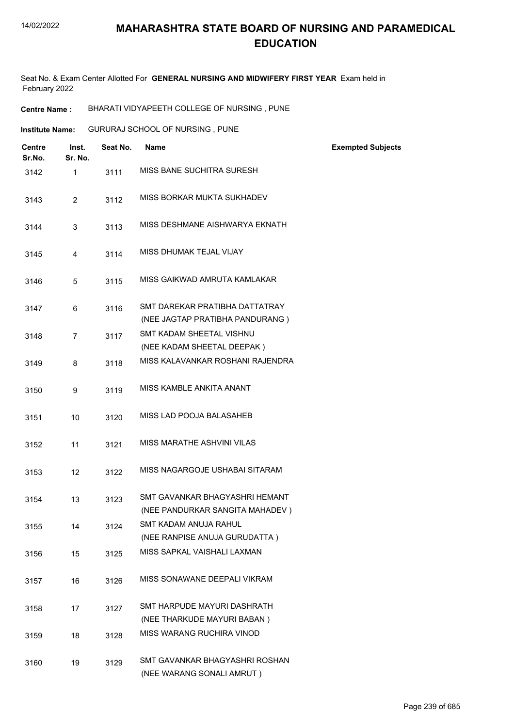# MAHARASHTRA STATE BOARD OF NURSING AND PARAMEDICAL EDUCATION

Seat No. & Exam Center Allotted For **GENERAL NURSING AND MIDWIFERY FIRST YEAR** Exam held in February 2022

**Centre Name :** BHARATI VIDYAPEETH COLLEGE OF NURSING , PUNE

**Institute Name:** GURURAJ SCHOOL OF NURSING , PUNE

| Centre Sr.No. | Inst. Sr. No. | Seat No. | Name | Exempted Subjects |
|---|---|---|---|---|
| 3142 | 1 | 3111 | MISS BANE SUCHITRA SURESH | |
| 3143 | 2 | 3112 | MISS BORKAR MUKTA SUKHADEV | |
| 3144 | 3 | 3113 | MISS DESHMANE AISHWARYA EKNATH | |
| 3145 | 4 | 3114 | MISS DHUMAK TEJAL VIJAY | |
| 3146 | 5 | 3115 | MISS GAIKWAD AMRUTA KAMLAKAR | |
| 3147 | 6 | 3116 | SMT DAREKAR PRATIBHA DATTATRAY (NEE JAGTAP PRATIBHA PANDURANG ) | |
| 3148 | 7 | 3117 | SMT KADAM SHEETAL VISHNU (NEE KADAM SHEETAL DEEPAK ) | |
| 3149 | 8 | 3118 | MISS KALAVANKAR ROSHANI RAJENDRA | |
| 3150 | 9 | 3119 | MISS KAMBLE ANKITA ANANT | |
| 3151 | 10 | 3120 | MISS LAD POOJA BALASAHEB | |
| 3152 | 11 | 3121 | MISS MARATHE ASHVINI VILAS | |
| 3153 | 12 | 3122 | MISS NAGARGOJE USHABAI SITARAM | |
| 3154 | 13 | 3123 | SMT GAVANKAR BHAGYASHRI HEMANT (NEE PANDURKAR SANGITA MAHADEV ) | |
| 3155 | 14 | 3124 | SMT KADAM ANUJA RAHUL (NEE RANPISE ANUJA GURUDATTA ) | |
| 3156 | 15 | 3125 | MISS SAPKAL VAISHALI LAXMAN | |
| 3157 | 16 | 3126 | MISS SONAWANE DEEPALI VIKRAM | |
| 3158 | 17 | 3127 | SMT HARPUDE MAYURI DASHRATH (NEE THARKUDE MAYURI BABAN ) | |
| 3159 | 18 | 3128 | MISS WARANG RUCHIRA VINOD | |
| 3160 | 19 | 3129 | SMT GAVANKAR BHAGYASHRI ROSHAN (NEE WARANG SONALI AMRUT ) | |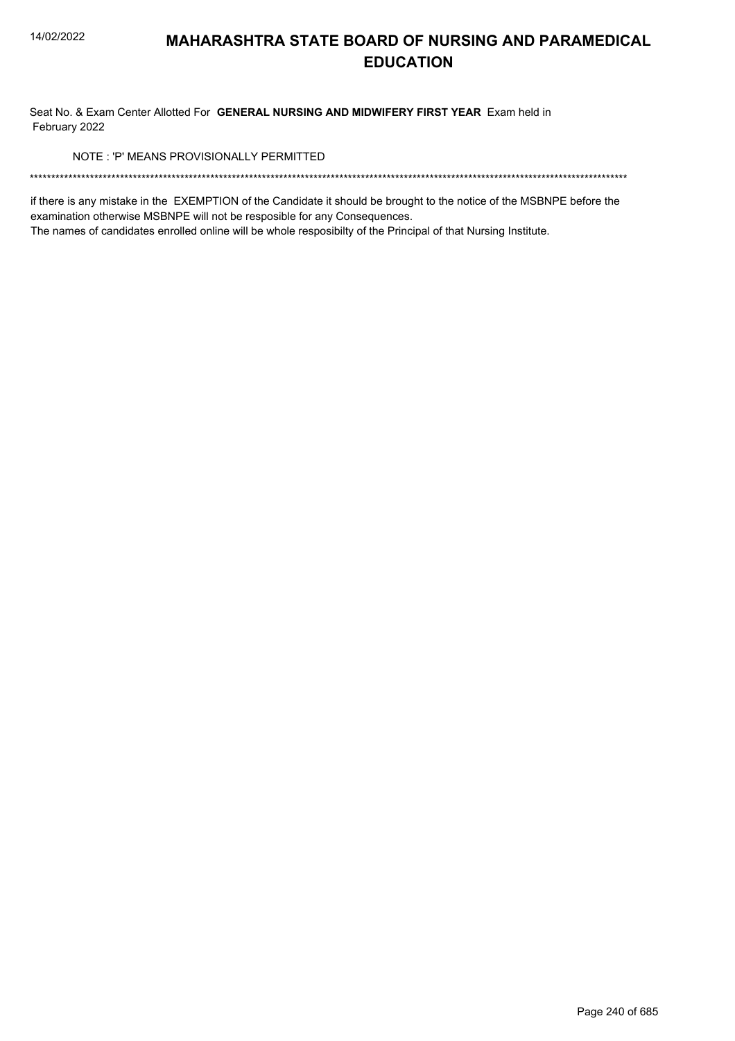# MAHARASHTRA STATE BOARD OF NURSING AND PARAMEDICAL EDUCATION

Seat No. & Exam Center Allotted For **GENERAL NURSING AND MIDWIFERY FIRST YEAR** Exam held in February 2022

NOTE : 'P' MEANS PROVISIONALLY PERMITTED

*******************************************************************************************************************************************

if there is any mistake in the EXEMPTION of the Candidate it should be brought to the notice of the MSBNPE before the examination otherwise MSBNPE will not be resposible for any Consequences.

The names of candidates enrolled online will be whole resposibilty of the Principal of that Nursing Institute.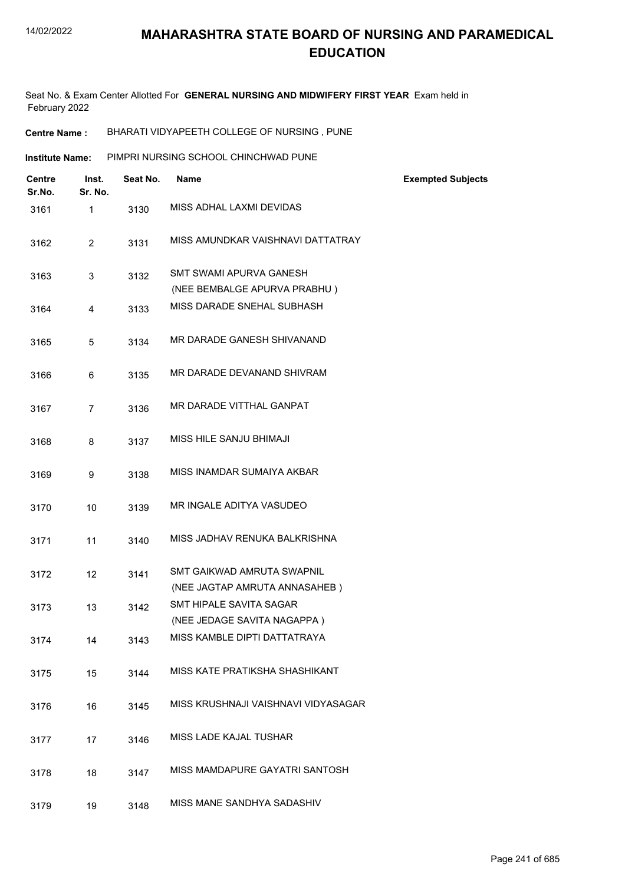# MAHARASHTRA STATE BOARD OF NURSING AND PARAMEDICAL EDUCATION

Seat No. & Exam Center Allotted For **GENERAL NURSING AND MIDWIFERY FIRST YEAR** Exam held in February 2022

**Centre Name :** BHARATI VIDYAPEETH COLLEGE OF NURSING , PUNE

**Institute Name:** PIMPRI NURSING SCHOOL CHINCHWAD PUNE

| Centre Sr.No. | Inst. Sr. No. | Seat No. | Name | Exempted Subjects |
|---|---|---|---|---|
| 3161 | 1 | 3130 | MISS ADHAL LAXMI DEVIDAS | |
| 3162 | 2 | 3131 | MISS AMUNDKAR VAISHNAVI DATTATRAY | |
| 3163 | 3 | 3132 | SMT SWAMI APURVA GANESH (NEE BEMBALGE APURVA PRABHU ) | |
| 3164 | 4 | 3133 | MISS DARADE SNEHAL SUBHASH | |
| 3165 | 5 | 3134 | MR DARADE GANESH SHIVANAND | |
| 3166 | 6 | 3135 | MR DARADE DEVANAND SHIVRAM | |
| 3167 | 7 | 3136 | MR DARADE VITTHAL GANPAT | |
| 3168 | 8 | 3137 | MISS HILE SANJU BHIMAJI | |
| 3169 | 9 | 3138 | MISS INAMDAR SUMAIYA AKBAR | |
| 3170 | 10 | 3139 | MR INGALE ADITYA VASUDEO | |
| 3171 | 11 | 3140 | MISS JADHAV RENUKA BALKRISHNA | |
| 3172 | 12 | 3141 | SMT GAIKWAD AMRUTA SWAPNIL (NEE JAGTAP AMRUTA ANNASAHEB ) | |
| 3173 | 13 | 3142 | SMT HIPALE SAVITA SAGAR (NEE JEDAGE SAVITA NAGAPPA ) | |
| 3174 | 14 | 3143 | MISS KAMBLE DIPTI DATTATRAYA | |
| 3175 | 15 | 3144 | MISS KATE PRATIKSHA SHASHIKANT | |
| 3176 | 16 | 3145 | MISS KRUSHNAJI VAISHNAVI VIDYASAGAR | |
| 3177 | 17 | 3146 | MISS LADE KAJAL TUSHAR | |
| 3178 | 18 | 3147 | MISS MAMDAPURE GAYATRI SANTOSH | |
| 3179 | 19 | 3148 | MISS MANE SANDHYA SADASHIV | |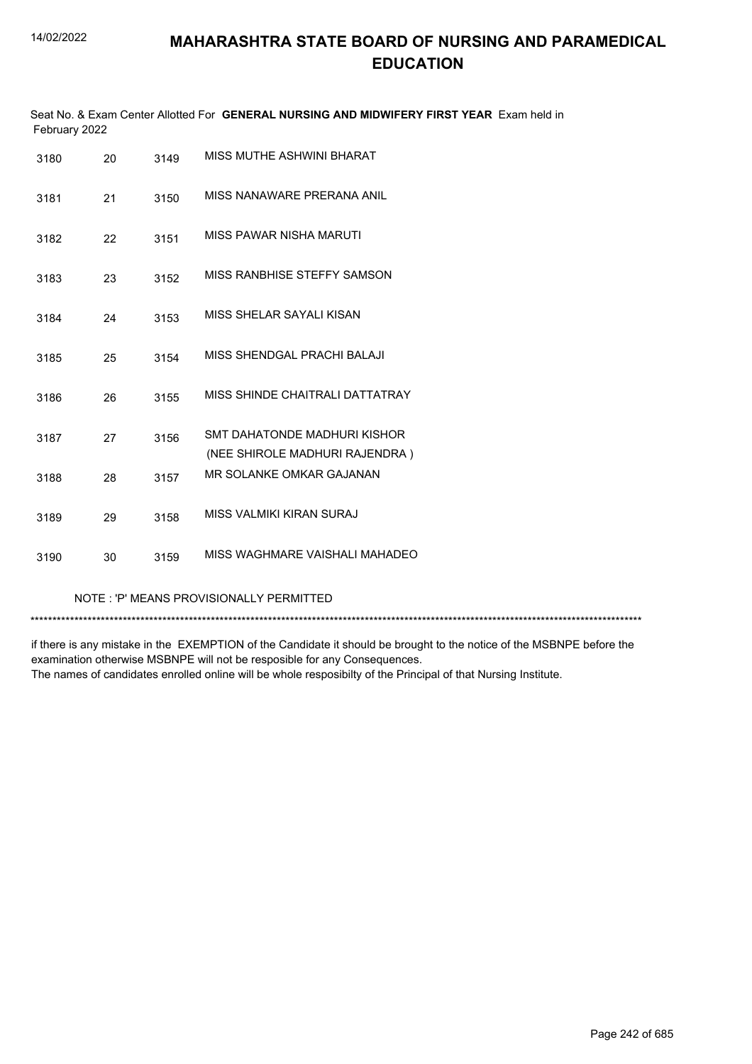# MAHARASHTRA STATE BOARD OF NURSING AND PARAMEDICAL EDUCATION

Seat No. & Exam Center Allotted For **GENERAL NURSING AND MIDWIFERY FIRST YEAR** Exam held in February 2022

| | | | |
|---|---|---|---|
| 3180 | 20 | 3149 | MISS MUTHE ASHWINI BHARAT |
| 3181 | 21 | 3150 | MISS NANAWARE PRERANA ANIL |
| 3182 | 22 | 3151 | MISS PAWAR NISHA MARUTI |
| 3183 | 23 | 3152 | MISS RANBHISE STEFFY SAMSON |
| 3184 | 24 | 3153 | MISS SHELAR SAYALI KISAN |
| 3185 | 25 | 3154 | MISS SHENDGAL PRACHI BALAJI |
| 3186 | 26 | 3155 | MISS SHINDE CHAITRALI DATTATRAY |
| 3187 | 27 | 3156 | SMT DAHATONDE MADHURI KISHOR (NEE SHIROLE MADHURI RAJENDRA ) |
| 3188 | 28 | 3157 | MR SOLANKE OMKAR GAJANAN |
| 3189 | 29 | 3158 | MISS VALMIKI KIRAN SURAJ |
| 3190 | 30 | 3159 | MISS WAGHMARE VAISHALI MAHADEO |

NOTE : 'P' MEANS PROVISIONALLY PERMITTED

*******************************************************************************************************************************************

if there is any mistake in the EXEMPTION of the Candidate it should be brought to the notice of the MSBNPE before the examination otherwise MSBNPE will not be resposible for any Consequences.

The names of candidates enrolled online will be whole resposibilty of the Principal of that Nursing Institute.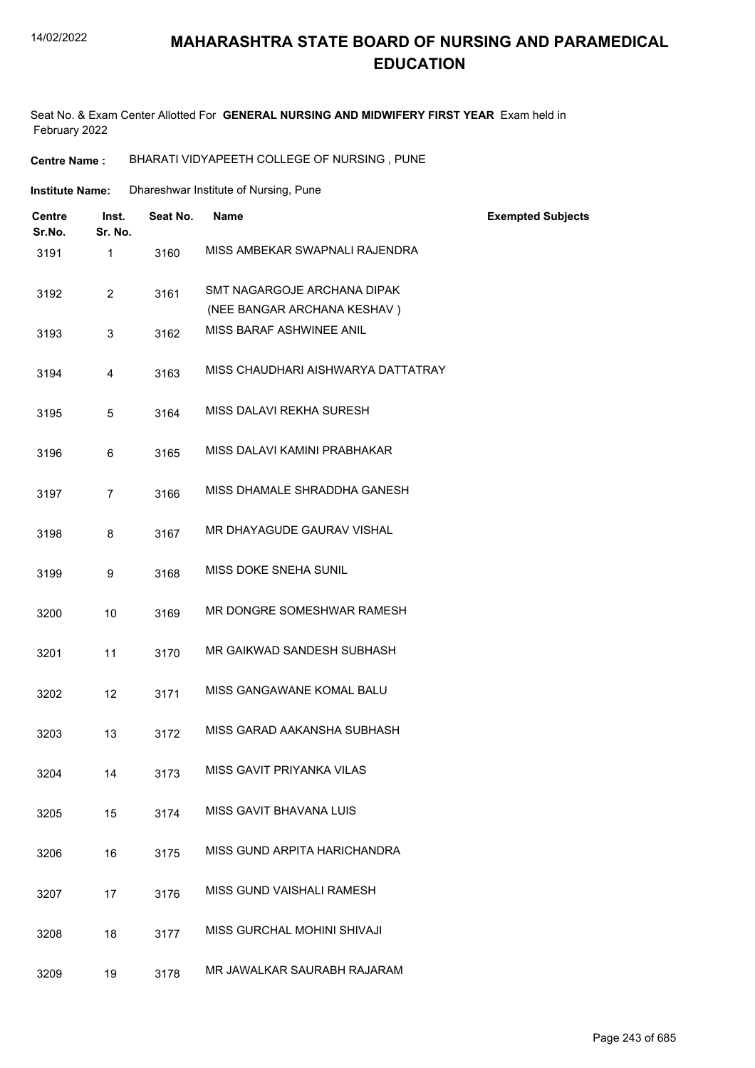# MAHARASHTRA STATE BOARD OF NURSING AND PARAMEDICAL EDUCATION

Seat No. & Exam Center Allotted For **GENERAL NURSING AND MIDWIFERY FIRST YEAR** Exam held in February 2022

**Centre Name :** BHARATI VIDYAPEETH COLLEGE OF NURSING , PUNE

**Institute Name:** Dhareshwar Institute of Nursing, Pune

| Centre Sr.No. | Inst. Sr. No. | Seat No. | Name | Exempted Subjects |
|---|---|---|---|---|
| 3191 | 1 | 3160 | MISS AMBEKAR SWAPNALI RAJENDRA | |
| 3192 | 2 | 3161 | SMT NAGARGOJE ARCHANA DIPAK (NEE BANGAR ARCHANA KESHAV ) | |
| 3193 | 3 | 3162 | MISS BARAF ASHWINEE ANIL | |
| 3194 | 4 | 3163 | MISS CHAUDHARI AISHWARYA DATTATRAY | |
| 3195 | 5 | 3164 | MISS DALAVI REKHA SURESH | |
| 3196 | 6 | 3165 | MISS DALAVI KAMINI PRABHAKAR | |
| 3197 | 7 | 3166 | MISS DHAMALE SHRADDHA GANESH | |
| 3198 | 8 | 3167 | MR DHAYAGUDE GAURAV VISHAL | |
| 3199 | 9 | 3168 | MISS DOKE SNEHA SUNIL | |
| 3200 | 10 | 3169 | MR DONGRE SOMESHWAR RAMESH | |
| 3201 | 11 | 3170 | MR GAIKWAD SANDESH SUBHASH | |
| 3202 | 12 | 3171 | MISS GANGAWANE KOMAL BALU | |
| 3203 | 13 | 3172 | MISS GARAD AAKANSHA SUBHASH | |
| 3204 | 14 | 3173 | MISS GAVIT PRIYANKA VILAS | |
| 3205 | 15 | 3174 | MISS GAVIT BHAVANA LUIS | |
| 3206 | 16 | 3175 | MISS GUND ARPITA HARICHANDRA | |
| 3207 | 17 | 3176 | MISS GUND VAISHALI RAMESH | |
| 3208 | 18 | 3177 | MISS GURCHAL MOHINI SHIVAJI | |
| 3209 | 19 | 3178 | MR JAWALKAR SAURABH RAJARAM | |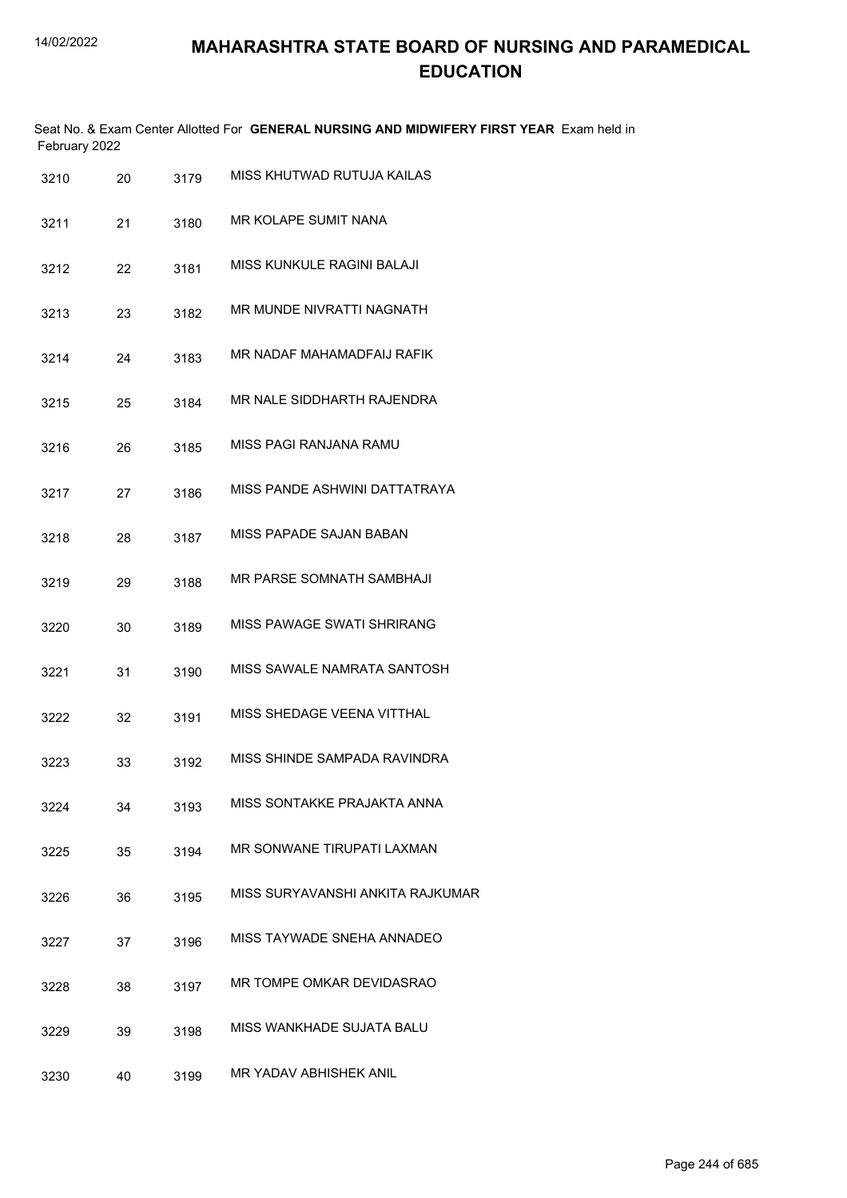# MAHARASHTRA STATE BOARD OF NURSING AND PARAMEDICAL EDUCATION

Seat No. & Exam Center Allotted For **GENERAL NURSING AND MIDWIFERY FIRST YEAR** Exam held in February 2022

| | | | |
|---|---|---|---|
| 3210 | 20 | 3179 | MISS KHUTWAD RUTUJA KAILAS |
| 3211 | 21 | 3180 | MR KOLAPE SUMIT NANA |
| 3212 | 22 | 3181 | MISS KUNKULE RAGINI BALAJI |
| 3213 | 23 | 3182 | MR MUNDE NIVRATTI NAGNATH |
| 3214 | 24 | 3183 | MR NADAF MAHAMADFAIJ RAFIK |
| 3215 | 25 | 3184 | MR NALE SIDDHARTH RAJENDRA |
| 3216 | 26 | 3185 | MISS PAGI RANJANA RAMU |
| 3217 | 27 | 3186 | MISS PANDE ASHWINI DATTATRAYA |
| 3218 | 28 | 3187 | MISS PAPADE SAJAN BABAN |
| 3219 | 29 | 3188 | MR PARSE SOMNATH SAMBHAJI |
| 3220 | 30 | 3189 | MISS PAWAGE SWATI SHRIRANG |
| 3221 | 31 | 3190 | MISS SAWALE NAMRATA SANTOSH |
| 3222 | 32 | 3191 | MISS SHEDAGE VEENA VITTHAL |
| 3223 | 33 | 3192 | MISS SHINDE SAMPADA RAVINDRA |
| 3224 | 34 | 3193 | MISS SONTAKKE PRAJAKTA ANNA |
| 3225 | 35 | 3194 | MR SONWANE TIRUPATI LAXMAN |
| 3226 | 36 | 3195 | MISS SURYAVANSHI ANKITA RAJKUMAR |
| 3227 | 37 | 3196 | MISS TAYWADE SNEHA ANNADEO |
| 3228 | 38 | 3197 | MR TOMPE OMKAR DEVIDASRAO |
| 3229 | 39 | 3198 | MISS WANKHADE SUJATA BALU |
| 3230 | 40 | 3199 | MR YADAV ABHISHEK ANIL |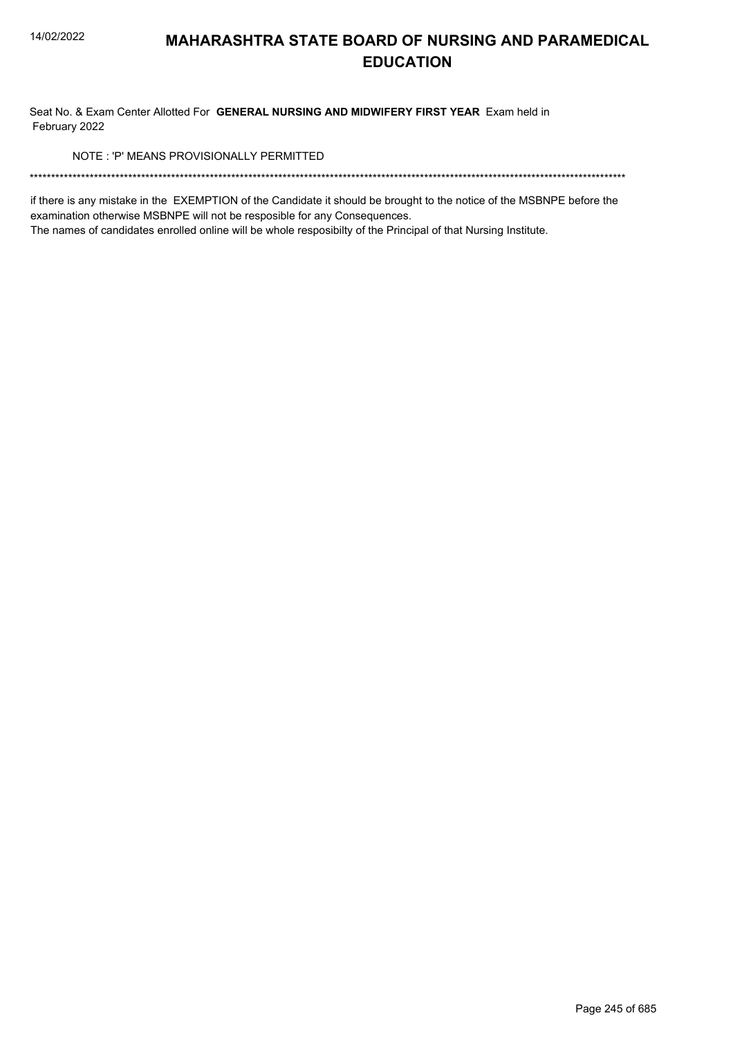# MAHARASHTRA STATE BOARD OF NURSING AND PARAMEDICAL EDUCATION

Seat No. & Exam Center Allotted For **GENERAL NURSING AND MIDWIFERY FIRST YEAR** Exam held in February 2022

NOTE : 'P' MEANS PROVISIONALLY PERMITTED

******************************************************************************************************************************************

if there is any mistake in the EXEMPTION of the Candidate it should be brought to the notice of the MSBNPE before the examination otherwise MSBNPE will not be resposible for any Consequences.

The names of candidates enrolled online will be whole resposibilty of the Principal of that Nursing Institute.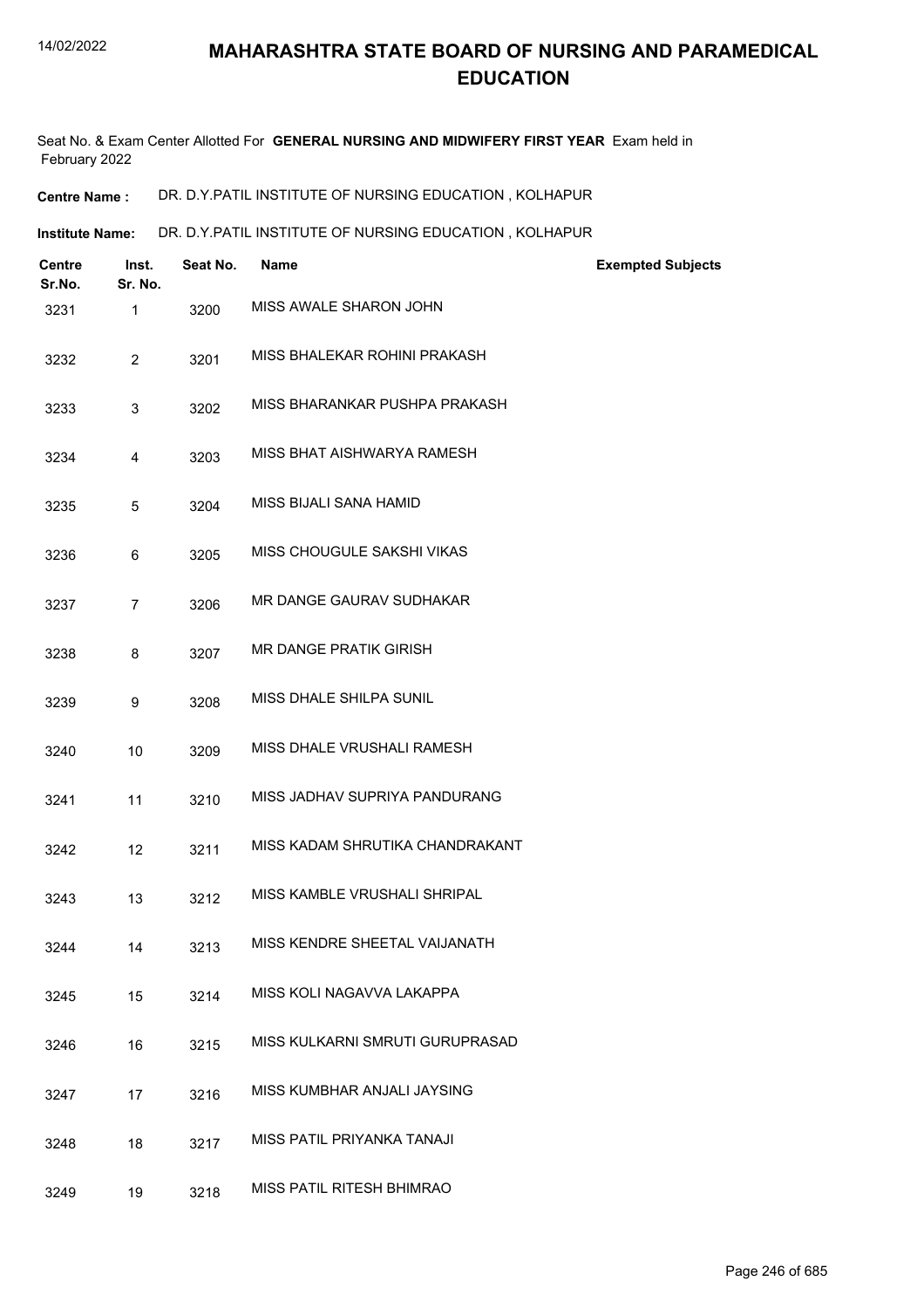# MAHARASHTRA STATE BOARD OF NURSING AND PARAMEDICAL EDUCATION

Seat No. & Exam Center Allotted For **GENERAL NURSING AND MIDWIFERY FIRST YEAR** Exam held in February 2022

**Centre Name :** DR. D.Y.PATIL INSTITUTE OF NURSING EDUCATION , KOLHAPUR

**Institute Name:** DR. D.Y.PATIL INSTITUTE OF NURSING EDUCATION , KOLHAPUR

| Centre Sr.No. | Inst. Sr. No. | Seat No. | Name | Exempted Subjects |
|---|---|---|---|---|
| 3231 | 1 | 3200 | MISS AWALE SHARON JOHN | |
| 3232 | 2 | 3201 | MISS BHALEKAR ROHINI PRAKASH | |
| 3233 | 3 | 3202 | MISS BHARANKAR PUSHPA PRAKASH | |
| 3234 | 4 | 3203 | MISS BHAT AISHWARYA RAMESH | |
| 3235 | 5 | 3204 | MISS BIJALI SANA HAMID | |
| 3236 | 6 | 3205 | MISS CHOUGULE SAKSHI VIKAS | |
| 3237 | 7 | 3206 | MR DANGE GAURAV SUDHAKAR | |
| 3238 | 8 | 3207 | MR DANGE PRATIK GIRISH | |
| 3239 | 9 | 3208 | MISS DHALE SHILPA SUNIL | |
| 3240 | 10 | 3209 | MISS DHALE VRUSHALI RAMESH | |
| 3241 | 11 | 3210 | MISS JADHAV SUPRIYA PANDURANG | |
| 3242 | 12 | 3211 | MISS KADAM SHRUTIKA CHANDRAKANT | |
| 3243 | 13 | 3212 | MISS KAMBLE VRUSHALI SHRIPAL | |
| 3244 | 14 | 3213 | MISS KENDRE SHEETAL VAIJANATH | |
| 3245 | 15 | 3214 | MISS KOLI NAGAVVA LAKAPPA | |
| 3246 | 16 | 3215 | MISS KULKARNI SMRUTI GURUPRASAD | |
| 3247 | 17 | 3216 | MISS KUMBHAR ANJALI JAYSING | |
| 3248 | 18 | 3217 | MISS PATIL PRIYANKA TANAJI | |
| 3249 | 19 | 3218 | MISS PATIL RITESH BHIMRAO | |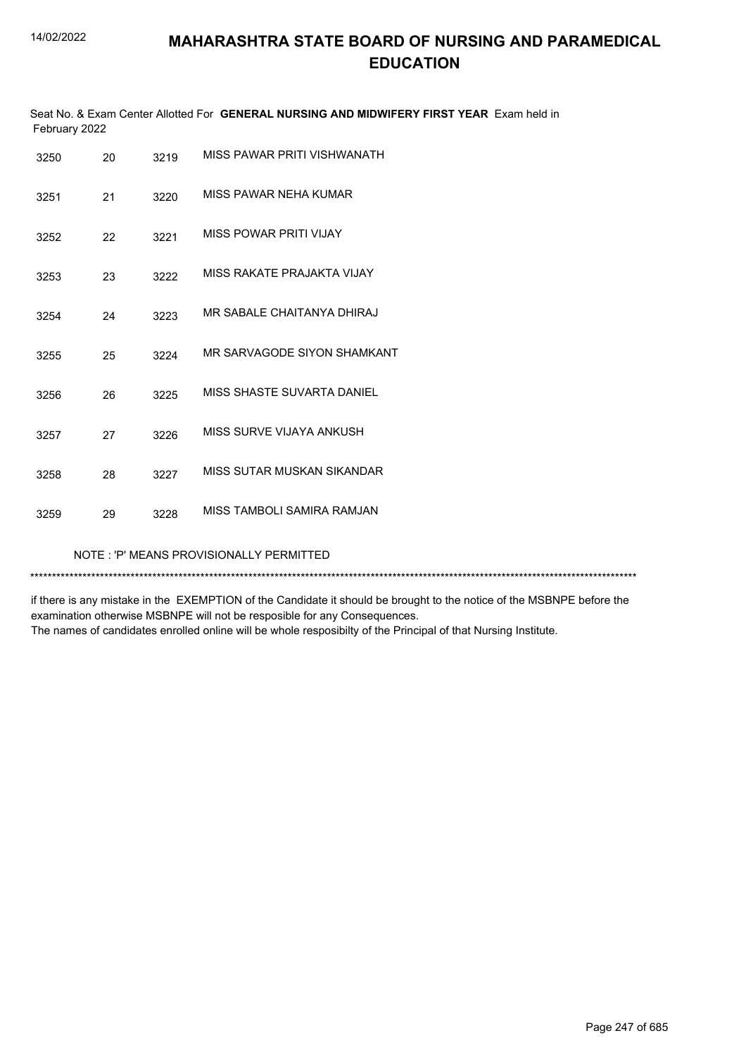# MAHARASHTRA STATE BOARD OF NURSING AND PARAMEDICAL EDUCATION

Seat No. & Exam Center Allotted For **GENERAL NURSING AND MIDWIFERY FIRST YEAR** Exam held in February 2022

| | | | |
|---|---|---|---|
| 3250 | 20 | 3219 | MISS PAWAR PRITI VISHWANATH |
| 3251 | 21 | 3220 | MISS PAWAR NEHA KUMAR |
| 3252 | 22 | 3221 | MISS POWAR PRITI VIJAY |
| 3253 | 23 | 3222 | MISS RAKATE PRAJAKTA VIJAY |
| 3254 | 24 | 3223 | MR SABALE CHAITANYA DHIRAJ |
| 3255 | 25 | 3224 | MR SARVAGODE SIYON SHAMKANT |
| 3256 | 26 | 3225 | MISS SHASTE SUVARTA DANIEL |
| 3257 | 27 | 3226 | MISS SURVE VIJAYA ANKUSH |
| 3258 | 28 | 3227 | MISS SUTAR MUSKAN SIKANDAR |
| 3259 | 29 | 3228 | MISS TAMBOLI SAMIRA RAMJAN |

NOTE : 'P' MEANS PROVISIONALLY PERMITTED

******************************************************************************************************************************************

if there is any mistake in the EXEMPTION of the Candidate it should be brought to the notice of the MSBNPE before the examination otherwise MSBNPE will not be resposible for any Consequences.
The names of candidates enrolled online will be whole resposibilty of the Principal of that Nursing Institute.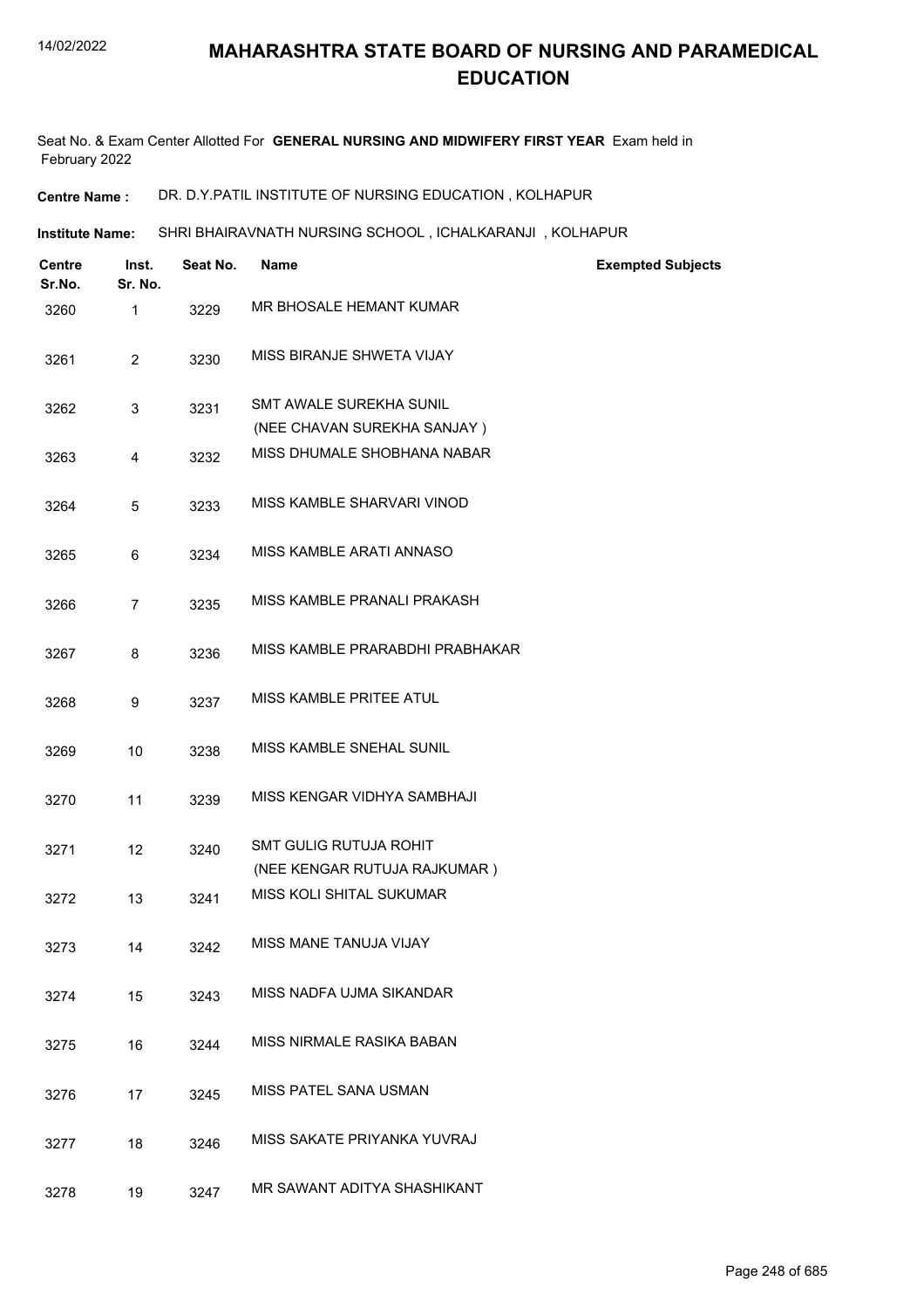# MAHARASHTRA STATE BOARD OF NURSING AND PARAMEDICAL EDUCATION

Seat No. & Exam Center Allotted For **GENERAL NURSING AND MIDWIFERY FIRST YEAR** Exam held in February 2022

**Centre Name :** DR. D.Y.PATIL INSTITUTE OF NURSING EDUCATION , KOLHAPUR

**Institute Name:** SHRI BHAIRAVNATH NURSING SCHOOL , ICHALKARANJI , KOLHAPUR

| Centre Sr.No. | Inst. Sr. No. | Seat No. | Name | Exempted Subjects |
|---|---|---|---|---|
| 3260 | 1 | 3229 | MR BHOSALE HEMANT KUMAR | |
| 3261 | 2 | 3230 | MISS BIRANJE SHWETA VIJAY | |
| 3262 | 3 | 3231 | SMT AWALE SUREKHA SUNIL (NEE CHAVAN SUREKHA SANJAY ) | |
| 3263 | 4 | 3232 | MISS DHUMALE SHOBHANA NABAR | |
| 3264 | 5 | 3233 | MISS KAMBLE SHARVARI VINOD | |
| 3265 | 6 | 3234 | MISS KAMBLE ARATI ANNASO | |
| 3266 | 7 | 3235 | MISS KAMBLE PRANALI PRAKASH | |
| 3267 | 8 | 3236 | MISS KAMBLE PRARABDHI PRABHAKAR | |
| 3268 | 9 | 3237 | MISS KAMBLE PRITEE ATUL | |
| 3269 | 10 | 3238 | MISS KAMBLE SNEHAL SUNIL | |
| 3270 | 11 | 3239 | MISS KENGAR VIDHYA SAMBHAJI | |
| 3271 | 12 | 3240 | SMT GULIG RUTUJA ROHIT (NEE KENGAR RUTUJA RAJKUMAR ) | |
| 3272 | 13 | 3241 | MISS KOLI SHITAL SUKUMAR | |
| 3273 | 14 | 3242 | MISS MANE TANUJA VIJAY | |
| 3274 | 15 | 3243 | MISS NADFA UJMA SIKANDAR | |
| 3275 | 16 | 3244 | MISS NIRMALE RASIKA BABAN | |
| 3276 | 17 | 3245 | MISS PATEL SANA USMAN | |
| 3277 | 18 | 3246 | MISS SAKATE PRIYANKA YUVRAJ | |
| 3278 | 19 | 3247 | MR SAWANT ADITYA SHASHIKANT | |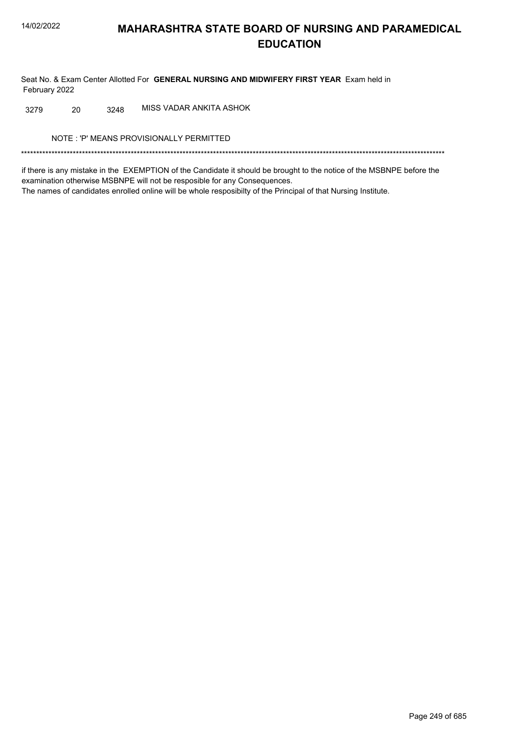# MAHARASHTRA STATE BOARD OF NURSING AND PARAMEDICAL EDUCATION

Seat No. & Exam Center Allotted For **GENERAL NURSING AND MIDWIFERY FIRST YEAR** Exam held in February 2022

| | | | |
|---|---|---|---|
| 3279 | 20 | 3248 | MISS VADAR ANKITA ASHOK |

NOTE : 'P' MEANS PROVISIONALLY PERMITTED

*******************************************************************************************************************************************

if there is any mistake in the EXEMPTION of the Candidate it should be brought to the notice of the MSBNPE before the examination otherwise MSBNPE will not be resposible for any Consequences.

The names of candidates enrolled online will be whole resposibilty of the Principal of that Nursing Institute.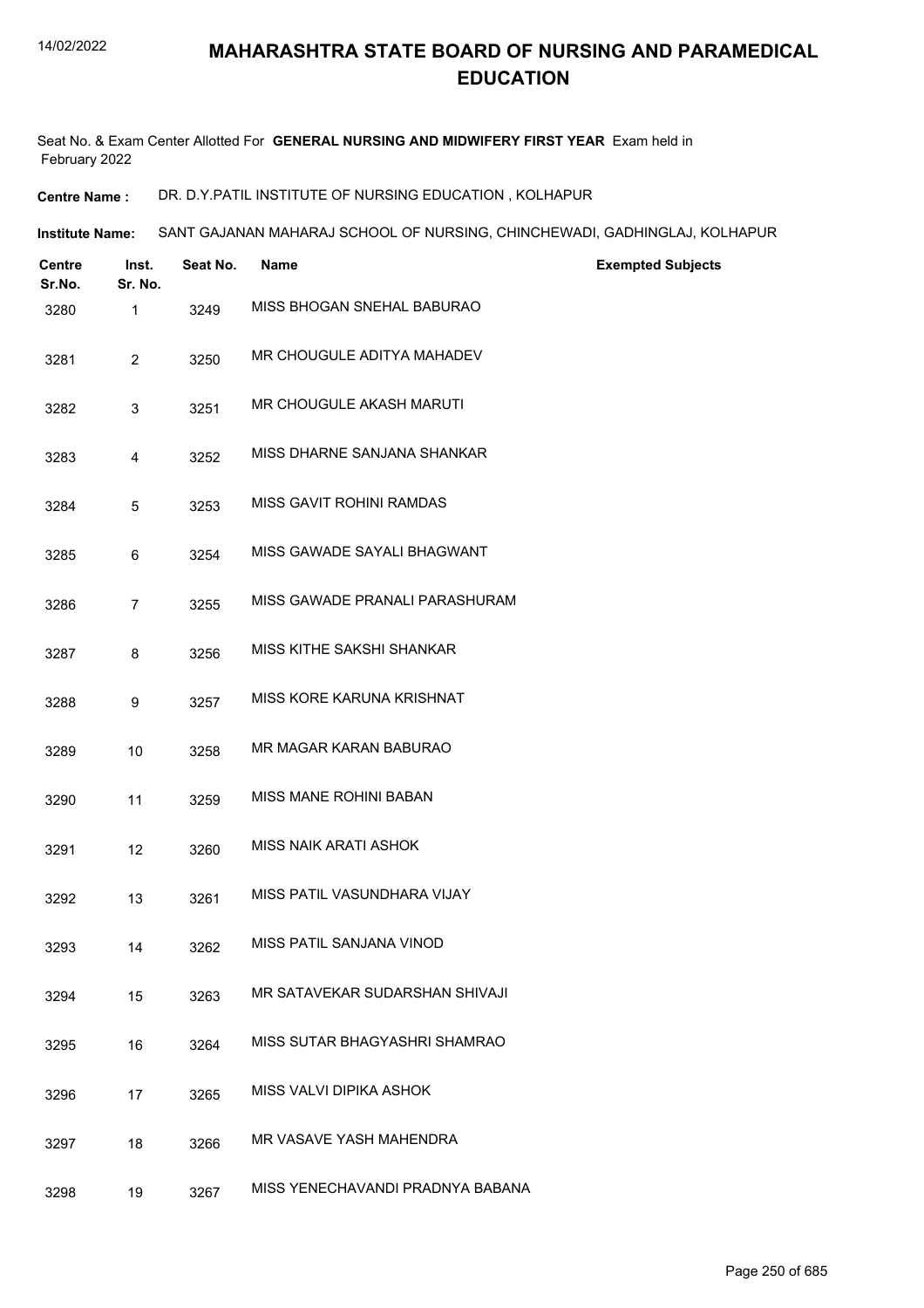# MAHARASHTRA STATE BOARD OF NURSING AND PARAMEDICAL EDUCATION

Seat No. & Exam Center Allotted For **GENERAL NURSING AND MIDWIFERY FIRST YEAR** Exam held in February 2022

**Centre Name :** DR. D.Y.PATIL INSTITUTE OF NURSING EDUCATION , KOLHAPUR

**Institute Name:** SANT GAJANAN MAHARAJ SCHOOL OF NURSING, CHINCHEWADI, GADHINGLAJ, KOLHAPUR

| Centre Sr.No. | Inst. Sr. No. | Seat No. | Name | Exempted Subjects |
|---|---|---|---|---|
| 3280 | 1 | 3249 | MISS BHOGAN SNEHAL BABURAO | |
| 3281 | 2 | 3250 | MR CHOUGULE ADITYA MAHADEV | |
| 3282 | 3 | 3251 | MR CHOUGULE AKASH MARUTI | |
| 3283 | 4 | 3252 | MISS DHARNE SANJANA SHANKAR | |
| 3284 | 5 | 3253 | MISS GAVIT ROHINI RAMDAS | |
| 3285 | 6 | 3254 | MISS GAWADE SAYALI BHAGWANT | |
| 3286 | 7 | 3255 | MISS GAWADE PRANALI PARASHURAM | |
| 3287 | 8 | 3256 | MISS KITHE SAKSHI SHANKAR | |
| 3288 | 9 | 3257 | MISS KORE KARUNA KRISHNAT | |
| 3289 | 10 | 3258 | MR MAGAR KARAN BABURAO | |
| 3290 | 11 | 3259 | MISS MANE ROHINI BABAN | |
| 3291 | 12 | 3260 | MISS NAIK ARATI ASHOK | |
| 3292 | 13 | 3261 | MISS PATIL VASUNDHARA VIJAY | |
| 3293 | 14 | 3262 | MISS PATIL SANJANA VINOD | |
| 3294 | 15 | 3263 | MR SATAVEKAR SUDARSHAN SHIVAJI | |
| 3295 | 16 | 3264 | MISS SUTAR BHAGYASHRI SHAMRAO | |
| 3296 | 17 | 3265 | MISS VALVI DIPIKA ASHOK | |
| 3297 | 18 | 3266 | MR VASAVE YASH MAHENDRA | |
| 3298 | 19 | 3267 | MISS YENECHAVANDI PRADNYA BABANA | |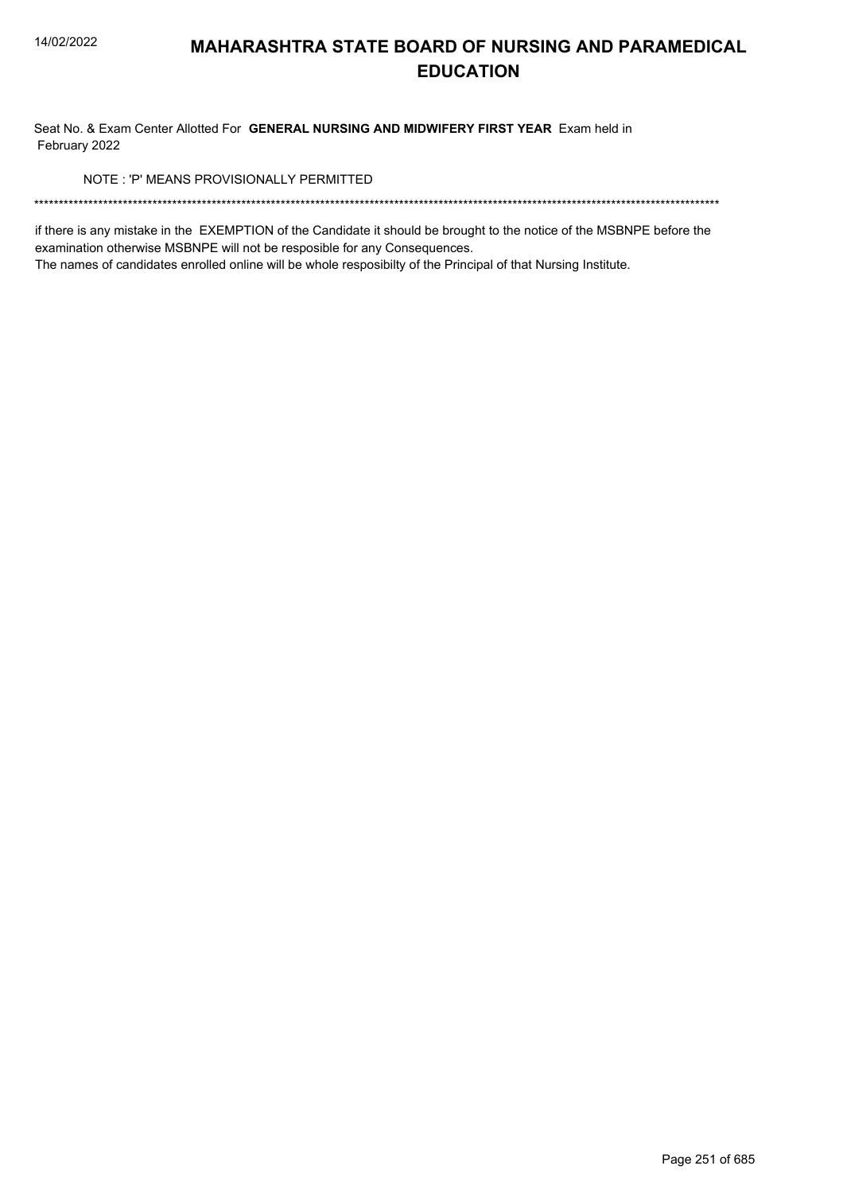# MAHARASHTRA STATE BOARD OF NURSING AND PARAMEDICAL EDUCATION

Seat No. & Exam Center Allotted For **GENERAL NURSING AND MIDWIFERY FIRST YEAR** Exam held in February 2022

NOTE : 'P' MEANS PROVISIONALLY PERMITTED

******************************************************************************************************************************************

if there is any mistake in the EXEMPTION of the Candidate it should be brought to the notice of the MSBNPE before the examination otherwise MSBNPE will not be resposible for any Consequences.
The names of candidates enrolled online will be whole resposibilty of the Principal of that Nursing Institute.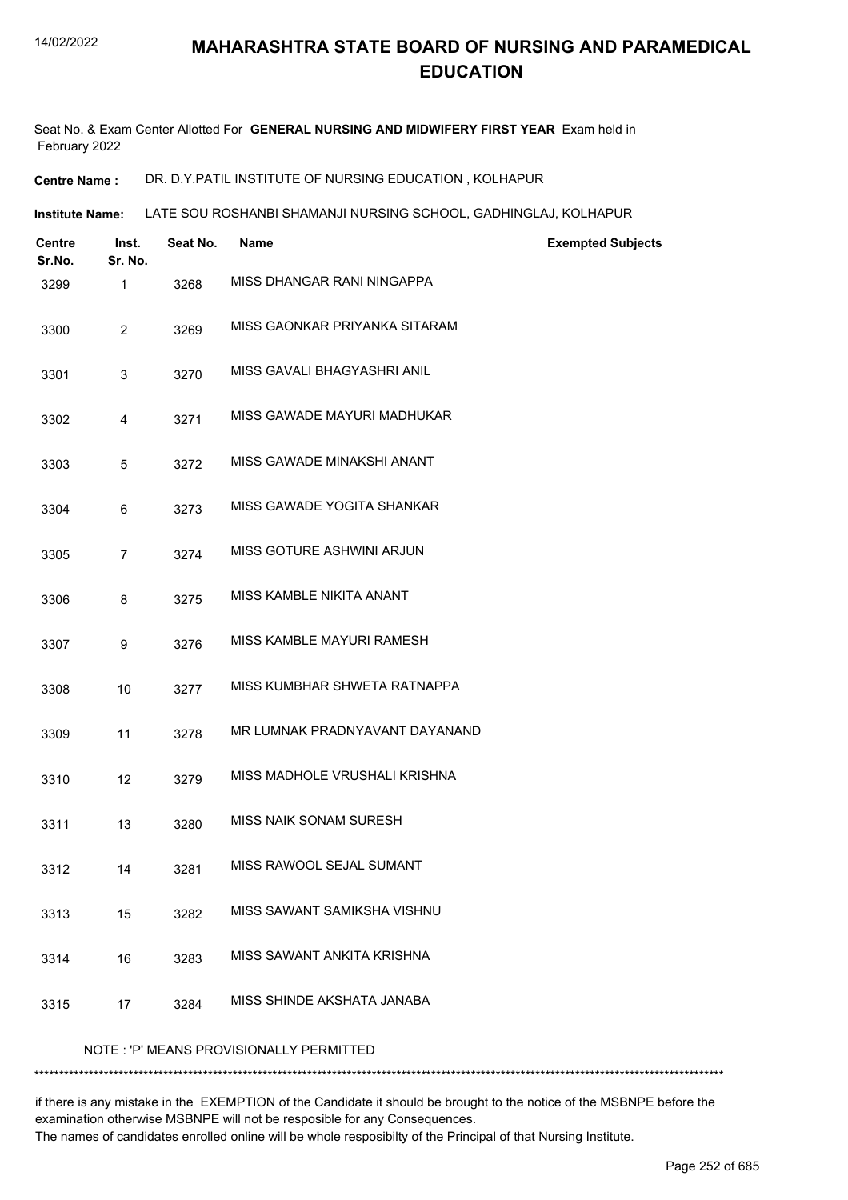# MAHARASHTRA STATE BOARD OF NURSING AND PARAMEDICAL EDUCATION

Seat No. & Exam Center Allotted For **GENERAL NURSING AND MIDWIFERY FIRST YEAR** Exam held in February 2022

**Centre Name :** DR. D.Y.PATIL INSTITUTE OF NURSING EDUCATION , KOLHAPUR

**Institute Name:** LATE SOU ROSHANBI SHAMANJI NURSING SCHOOL, GADHINGLAJ, KOLHAPUR

| Centre Sr.No. | Inst. Sr. No. | Seat No. | Name | Exempted Subjects |
|---|---|---|---|---|
| 3299 | 1 | 3268 | MISS DHANGAR RANI NINGAPPA | |
| 3300 | 2 | 3269 | MISS GAONKAR PRIYANKA SITARAM | |
| 3301 | 3 | 3270 | MISS GAVALI BHAGYASHRI ANIL | |
| 3302 | 4 | 3271 | MISS GAWADE MAYURI MADHUKAR | |
| 3303 | 5 | 3272 | MISS GAWADE MINAKSHI ANANT | |
| 3304 | 6 | 3273 | MISS GAWADE YOGITA SHANKAR | |
| 3305 | 7 | 3274 | MISS GOTURE ASHWINI ARJUN | |
| 3306 | 8 | 3275 | MISS KAMBLE NIKITA ANANT | |
| 3307 | 9 | 3276 | MISS KAMBLE MAYURI RAMESH | |
| 3308 | 10 | 3277 | MISS KUMBHAR SHWETA RATNAPPA | |
| 3309 | 11 | 3278 | MR LUMNAK PRADNYAVANT DAYANAND | |
| 3310 | 12 | 3279 | MISS MADHOLE VRUSHALI KRISHNA | |
| 3311 | 13 | 3280 | MISS NAIK SONAM SURESH | |
| 3312 | 14 | 3281 | MISS RAWOOL SEJAL SUMANT | |
| 3313 | 15 | 3282 | MISS SAWANT SAMIKSHA VISHNU | |
| 3314 | 16 | 3283 | MISS SAWANT ANKITA KRISHNA | |
| 3315 | 17 | 3284 | MISS SHINDE AKSHATA JANABA | |

NOTE : 'P' MEANS PROVISIONALLY PERMITTED

******************************************************************************************************************************************

if there is any mistake in the EXEMPTION of the Candidate it should be brought to the notice of the MSBNPE before the examination otherwise MSBNPE will not be resposible for any Consequences.
The names of candidates enrolled online will be whole resposibilty of the Principal of that Nursing Institute.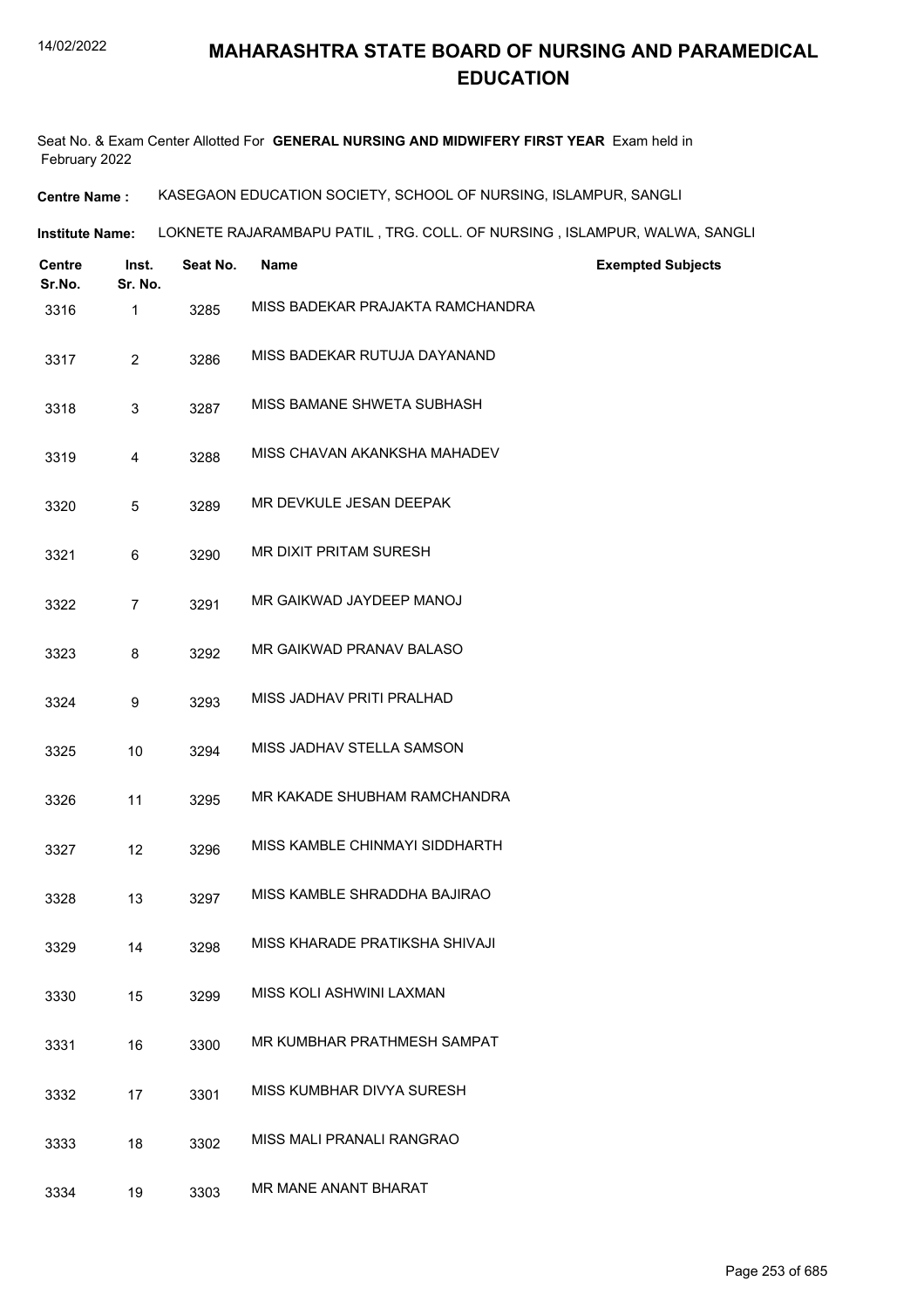# MAHARASHTRA STATE BOARD OF NURSING AND PARAMEDICAL EDUCATION

Seat No. & Exam Center Allotted For **GENERAL NURSING AND MIDWIFERY FIRST YEAR** Exam held in February 2022

**Centre Name :** KASEGAON EDUCATION SOCIETY, SCHOOL OF NURSING, ISLAMPUR, SANGLI

**Institute Name:** LOKNETE RAJARAMBAPU PATIL , TRG. COLL. OF NURSING , ISLAMPUR, WALWA, SANGLI

| Centre Sr.No. | Inst. Sr. No. | Seat No. | Name | Exempted Subjects |
|---|---|---|---|---|
| 3316 | 1 | 3285 | MISS BADEKAR PRAJAKTA RAMCHANDRA | |
| 3317 | 2 | 3286 | MISS BADEKAR RUTUJA DAYANAND | |
| 3318 | 3 | 3287 | MISS BAMANE SHWETA SUBHASH | |
| 3319 | 4 | 3288 | MISS CHAVAN AKANKSHA MAHADEV | |
| 3320 | 5 | 3289 | MR DEVKULE JESAN DEEPAK | |
| 3321 | 6 | 3290 | MR DIXIT PRITAM SURESH | |
| 3322 | 7 | 3291 | MR GAIKWAD JAYDEEP MANOJ | |
| 3323 | 8 | 3292 | MR GAIKWAD PRANAV BALASO | |
| 3324 | 9 | 3293 | MISS JADHAV PRITI PRALHAD | |
| 3325 | 10 | 3294 | MISS JADHAV STELLA SAMSON | |
| 3326 | 11 | 3295 | MR KAKADE SHUBHAM RAMCHANDRA | |
| 3327 | 12 | 3296 | MISS KAMBLE CHINMAYI SIDDHARTH | |
| 3328 | 13 | 3297 | MISS KAMBLE SHRADDHA BAJIRAO | |
| 3329 | 14 | 3298 | MISS KHARADE PRATIKSHA SHIVAJI | |
| 3330 | 15 | 3299 | MISS KOLI ASHWINI LAXMAN | |
| 3331 | 16 | 3300 | MR KUMBHAR PRATHMESH SAMPAT | |
| 3332 | 17 | 3301 | MISS KUMBHAR DIVYA SURESH | |
| 3333 | 18 | 3302 | MISS MALI PRANALI RANGRAO | |
| 3334 | 19 | 3303 | MR MANE ANANT BHARAT | |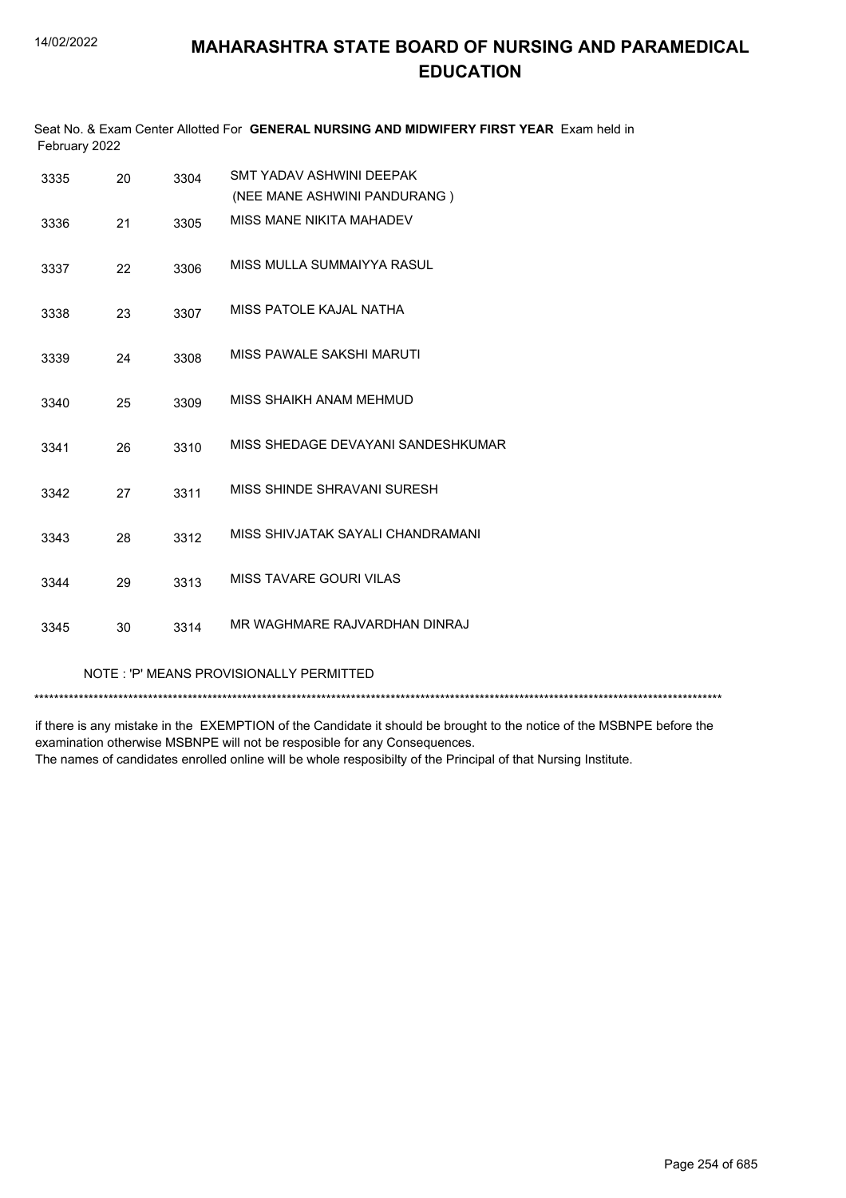# MAHARASHTRA STATE BOARD OF NURSING AND PARAMEDICAL EDUCATION

Seat No. & Exam Center Allotted For **GENERAL NURSING AND MIDWIFERY FIRST YEAR** Exam held in February 2022

| | | | |
|---|---|---|---|
| 3335 | 20 | 3304 | SMT YADAV ASHWINI DEEPAK (NEE MANE ASHWINI PANDURANG ) |
| 3336 | 21 | 3305 | MISS MANE NIKITA MAHADEV |
| 3337 | 22 | 3306 | MISS MULLA SUMMAIYYA RASUL |
| 3338 | 23 | 3307 | MISS PATOLE KAJAL NATHA |
| 3339 | 24 | 3308 | MISS PAWALE SAKSHI MARUTI |
| 3340 | 25 | 3309 | MISS SHAIKH ANAM MEHMUD |
| 3341 | 26 | 3310 | MISS SHEDAGE DEVAYANI SANDESHKUMAR |
| 3342 | 27 | 3311 | MISS SHINDE SHRAVANI SURESH |
| 3343 | 28 | 3312 | MISS SHIVJATAK SAYALI CHANDRAMANI |
| 3344 | 29 | 3313 | MISS TAVARE GOURI VILAS |
| 3345 | 30 | 3314 | MR WAGHMARE RAJVARDHAN DINRAJ |

NOTE : 'P' MEANS PROVISIONALLY PERMITTED

******************************************************************************************************************************************

if there is any mistake in the EXEMPTION of the Candidate it should be brought to the notice of the MSBNPE before the examination otherwise MSBNPE will not be resposible for any Consequences.
The names of candidates enrolled online will be whole resposibilty of the Principal of that Nursing Institute.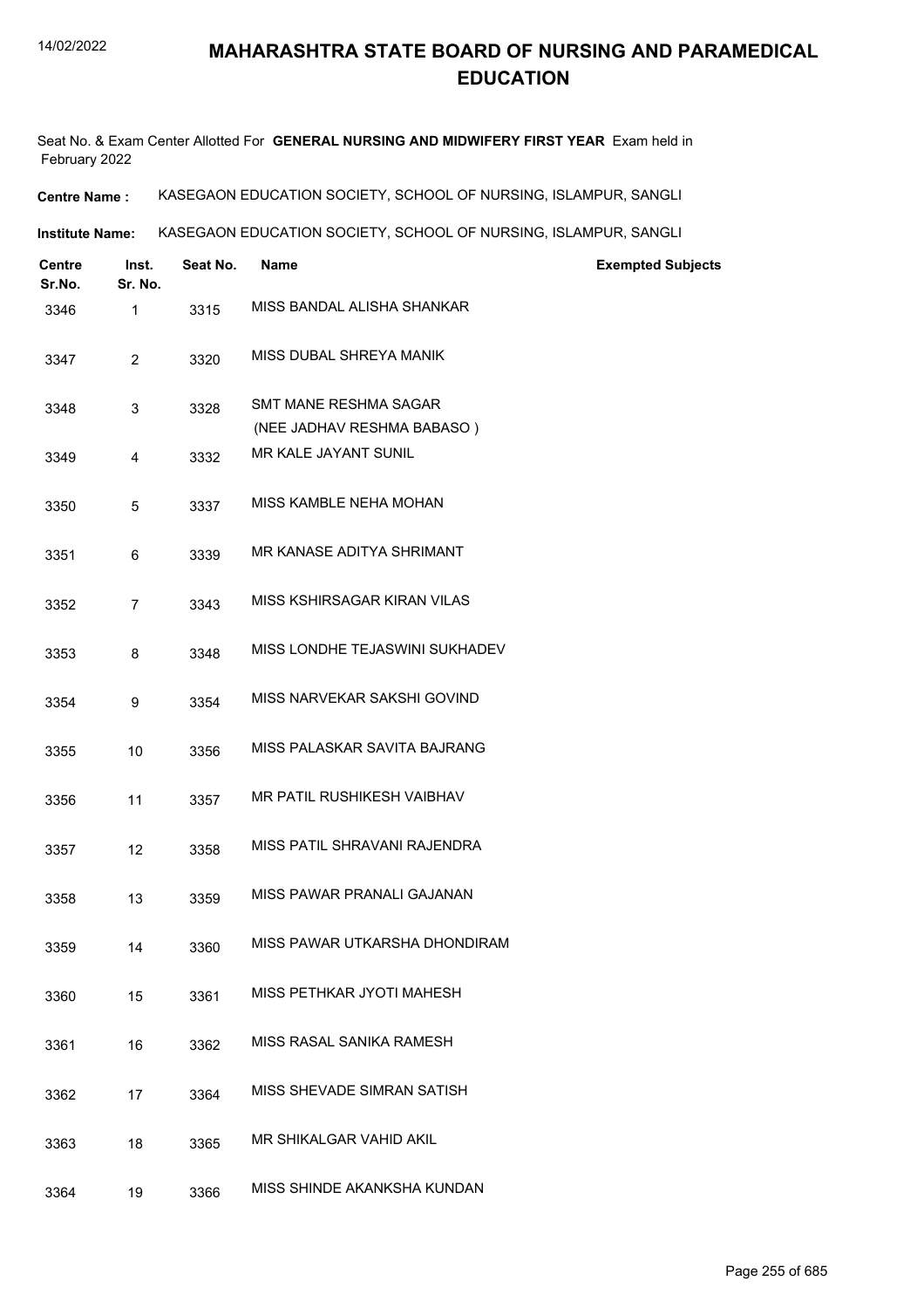# MAHARASHTRA STATE BOARD OF NURSING AND PARAMEDICAL EDUCATION

Seat No. & Exam Center Allotted For **GENERAL NURSING AND MIDWIFERY FIRST YEAR** Exam held in February 2022

**Centre Name :** KASEGAON EDUCATION SOCIETY, SCHOOL OF NURSING, ISLAMPUR, SANGLI

**Institute Name:** KASEGAON EDUCATION SOCIETY, SCHOOL OF NURSING, ISLAMPUR, SANGLI

| Centre Sr.No. | Inst. Sr. No. | Seat No. | Name | Exempted Subjects |
|---|---|---|---|---|
| 3346 | 1 | 3315 | MISS BANDAL ALISHA SHANKAR | |
| 3347 | 2 | 3320 | MISS DUBAL SHREYA MANIK | |
| 3348 | 3 | 3328 | SMT MANE RESHMA SAGAR (NEE JADHAV RESHMA BABASO ) | |
| 3349 | 4 | 3332 | MR KALE JAYANT SUNIL | |
| 3350 | 5 | 3337 | MISS KAMBLE NEHA MOHAN | |
| 3351 | 6 | 3339 | MR KANASE ADITYA SHRIMANT | |
| 3352 | 7 | 3343 | MISS KSHIRSAGAR KIRAN VILAS | |
| 3353 | 8 | 3348 | MISS LONDHE TEJASWINI SUKHADEV | |
| 3354 | 9 | 3354 | MISS NARVEKAR SAKSHI GOVIND | |
| 3355 | 10 | 3356 | MISS PALASKAR SAVITA BAJRANG | |
| 3356 | 11 | 3357 | MR PATIL RUSHIKESH VAIBHAV | |
| 3357 | 12 | 3358 | MISS PATIL SHRAVANI RAJENDRA | |
| 3358 | 13 | 3359 | MISS PAWAR PRANALI GAJANAN | |
| 3359 | 14 | 3360 | MISS PAWAR UTKARSHA DHONDIRAM | |
| 3360 | 15 | 3361 | MISS PETHKAR JYOTI MAHESH | |
| 3361 | 16 | 3362 | MISS RASAL SANIKA RAMESH | |
| 3362 | 17 | 3364 | MISS SHEVADE SIMRAN SATISH | |
| 3363 | 18 | 3365 | MR SHIKALGAR VAHID AKIL | |
| 3364 | 19 | 3366 | MISS SHINDE AKANKSHA KUNDAN | |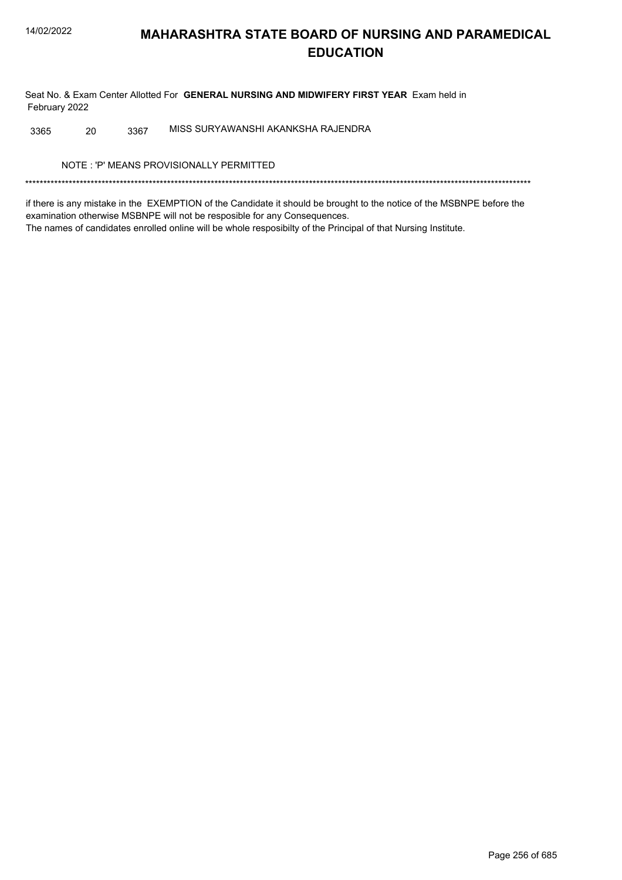# MAHARASHTRA STATE BOARD OF NURSING AND PARAMEDICAL EDUCATION

Seat No. & Exam Center Allotted For **GENERAL NURSING AND MIDWIFERY FIRST YEAR** Exam held in February 2022

| | | | |
|---|---|---|---|
| 3365 | 20 | 3367 | MISS SURYAWANSHI AKANKSHA RAJENDRA |

NOTE : 'P' MEANS PROVISIONALLY PERMITTED

*******************************************************************************************************************************************

if there is any mistake in the EXEMPTION of the Candidate it should be brought to the notice of the MSBNPE before the examination otherwise MSBNPE will not be resposible for any Consequences.
The names of candidates enrolled online will be whole resposibilty of the Principal of that Nursing Institute.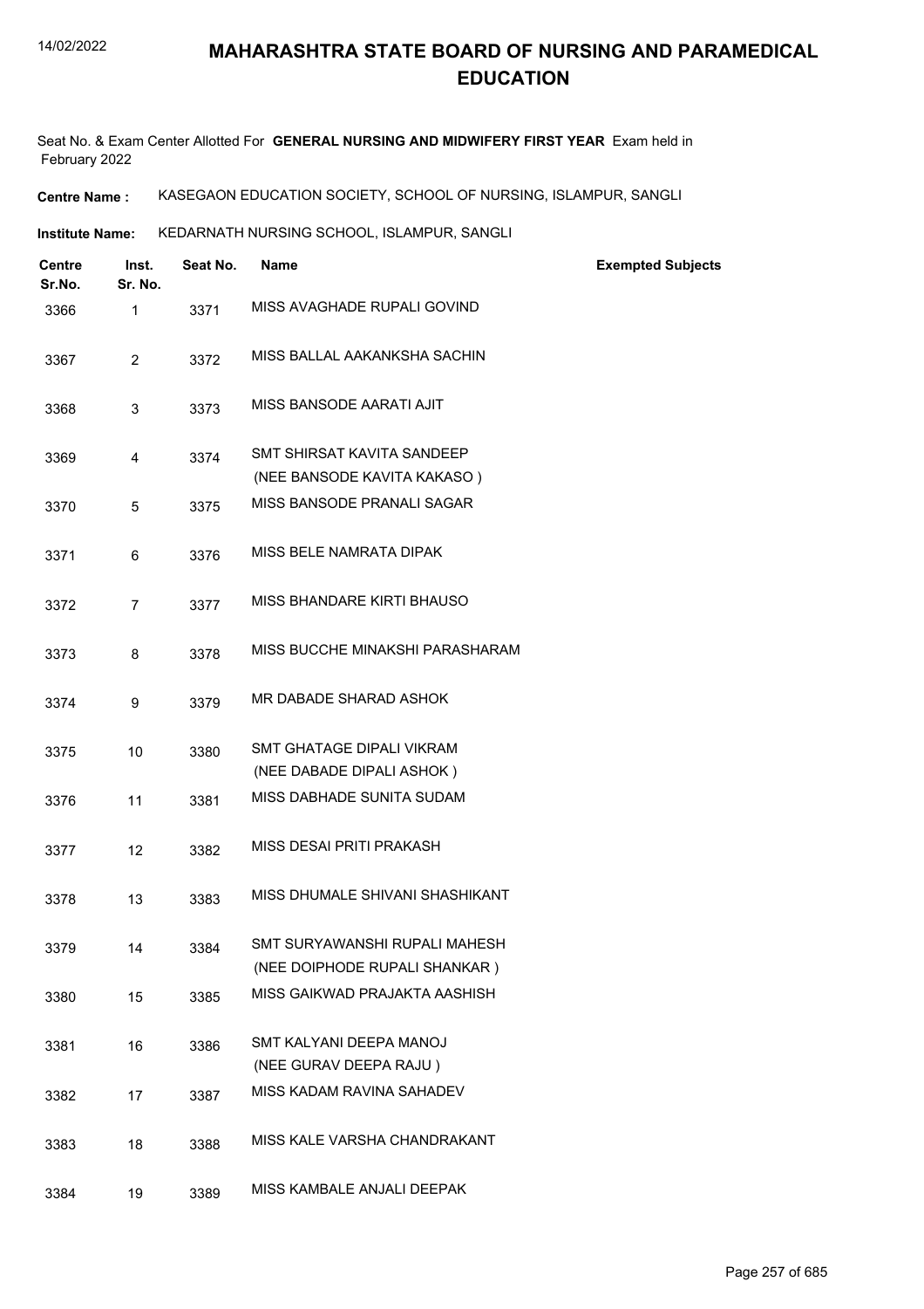# MAHARASHTRA STATE BOARD OF NURSING AND PARAMEDICAL EDUCATION

Seat No. & Exam Center Allotted For **GENERAL NURSING AND MIDWIFERY FIRST YEAR** Exam held in February 2022

**Centre Name :** KASEGAON EDUCATION SOCIETY, SCHOOL OF NURSING, ISLAMPUR, SANGLI

**Institute Name:** KEDARNATH NURSING SCHOOL, ISLAMPUR, SANGLI

| Centre Sr.No. | Inst. Sr. No. | Seat No. | Name | Exempted Subjects |
|---|---|---|---|---|
| 3366 | 1 | 3371 | MISS AVAGHADE RUPALI GOVIND | |
| 3367 | 2 | 3372 | MISS BALLAL AAKANKSHA SACHIN | |
| 3368 | 3 | 3373 | MISS BANSODE AARATI AJIT | |
| 3369 | 4 | 3374 | SMT SHIRSAT KAVITA SANDEEP (NEE BANSODE KAVITA KAKASO ) | |
| 3370 | 5 | 3375 | MISS BANSODE PRANALI SAGAR | |
| 3371 | 6 | 3376 | MISS BELE NAMRATA DIPAK | |
| 3372 | 7 | 3377 | MISS BHANDARE KIRTI BHAUSO | |
| 3373 | 8 | 3378 | MISS BUCCHE MINAKSHI PARASHARAM | |
| 3374 | 9 | 3379 | MR DABADE SHARAD ASHOK | |
| 3375 | 10 | 3380 | SMT GHATAGE DIPALI VIKRAM (NEE DABADE DIPALI ASHOK ) | |
| 3376 | 11 | 3381 | MISS DABHADE SUNITA SUDAM | |
| 3377 | 12 | 3382 | MISS DESAI PRITI PRAKASH | |
| 3378 | 13 | 3383 | MISS DHUMALE SHIVANI SHASHIKANT | |
| 3379 | 14 | 3384 | SMT SURYAWANSHI RUPALI MAHESH (NEE DOIPHODE RUPALI SHANKAR ) | |
| 3380 | 15 | 3385 | MISS GAIKWAD PRAJAKTA AASHISH | |
| 3381 | 16 | 3386 | SMT KALYANI DEEPA MANOJ (NEE GURAV DEEPA RAJU ) | |
| 3382 | 17 | 3387 | MISS KADAM RAVINA SAHADEV | |
| 3383 | 18 | 3388 | MISS KALE VARSHA CHANDRAKANT | |
| 3384 | 19 | 3389 | MISS KAMBALE ANJALI DEEPAK | |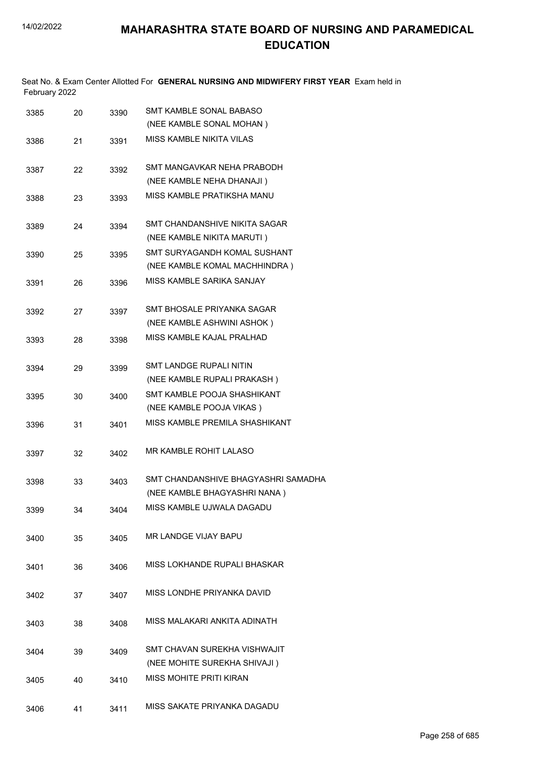# MAHARASHTRA STATE BOARD OF NURSING AND PARAMEDICAL EDUCATION

Seat No. & Exam Center Allotted For **GENERAL NURSING AND MIDWIFERY FIRST YEAR** Exam held in February 2022

| | | | |
|---|---|---|---|
| 3385 | 20 | 3390 | SMT KAMBLE SONAL BABASO<br>(NEE KAMBLE SONAL MOHAN ) |
| 3386 | 21 | 3391 | MISS KAMBLE NIKITA VILAS |
| 3387 | 22 | 3392 | SMT MANGAVKAR NEHA PRABODH<br>(NEE KAMBLE NEHA DHANAJI ) |
| 3388 | 23 | 3393 | MISS KAMBLE PRATIKSHA MANU |
| 3389 | 24 | 3394 | SMT CHANDANSHIVE NIKITA SAGAR<br>(NEE KAMBLE NIKITA MARUTI ) |
| 3390 | 25 | 3395 | SMT SURYAGANDH KOMAL SUSHANT<br>(NEE KAMBLE KOMAL MACHHINDRA ) |
| 3391 | 26 | 3396 | MISS KAMBLE SARIKA SANJAY |
| 3392 | 27 | 3397 | SMT BHOSALE PRIYANKA SAGAR<br>(NEE KAMBLE ASHWINI ASHOK ) |
| 3393 | 28 | 3398 | MISS KAMBLE KAJAL PRALHAD |
| 3394 | 29 | 3399 | SMT LANDGE RUPALI NITIN<br>(NEE KAMBLE RUPALI PRAKASH ) |
| 3395 | 30 | 3400 | SMT KAMBLE POOJA SHASHIKANT<br>(NEE KAMBLE POOJA VIKAS ) |
| 3396 | 31 | 3401 | MISS KAMBLE PREMILA SHASHIKANT |
| 3397 | 32 | 3402 | MR KAMBLE ROHIT LALASO |
| 3398 | 33 | 3403 | SMT CHANDANSHIVE BHAGYASHRI SAMADHA<br>(NEE KAMBLE BHAGYASHRI NANA ) |
| 3399 | 34 | 3404 | MISS KAMBLE UJWALA DAGADU |
| 3400 | 35 | 3405 | MR LANDGE VIJAY BAPU |
| 3401 | 36 | 3406 | MISS LOKHANDE RUPALI BHASKAR |
| 3402 | 37 | 3407 | MISS LONDHE PRIYANKA DAVID |
| 3403 | 38 | 3408 | MISS MALAKARI ANKITA ADINATH |
| 3404 | 39 | 3409 | SMT CHAVAN SUREKHA VISHWAJIT<br>(NEE MOHITE SUREKHA SHIVAJI ) |
| 3405 | 40 | 3410 | MISS MOHITE PRITI KIRAN |
| 3406 | 41 | 3411 | MISS SAKATE PRIYANKA DAGADU |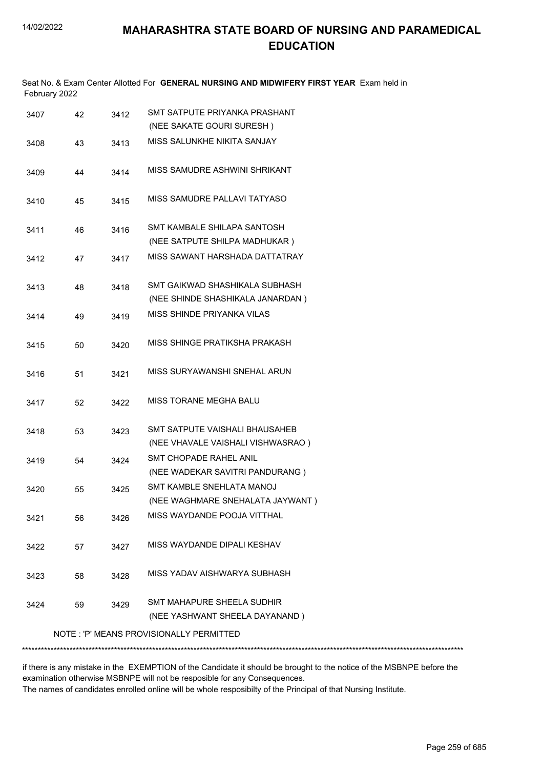# MAHARASHTRA STATE BOARD OF NURSING AND PARAMEDICAL EDUCATION

Seat No. & Exam Center Allotted For **GENERAL NURSING AND MIDWIFERY FIRST YEAR** Exam held in February 2022

| | | | |
|---|---|---|---|
| 3407 | 42 | 3412 | SMT SATPUTE PRIYANKA PRASHANT (NEE SAKATE GOURI SURESH ) |
| 3408 | 43 | 3413 | MISS SALUNKHE NIKITA SANJAY |
| 3409 | 44 | 3414 | MISS SAMUDRE ASHWINI SHRIKANT |
| 3410 | 45 | 3415 | MISS SAMUDRE PALLAVI TATYASO |
| 3411 | 46 | 3416 | SMT KAMBALE SHILAPA SANTOSH (NEE SATPUTE SHILPA MADHUKAR ) |
| 3412 | 47 | 3417 | MISS SAWANT HARSHADA DATTATRAY |
| 3413 | 48 | 3418 | SMT GAIKWAD SHASHIKALA SUBHASH (NEE SHINDE SHASHIKALA JANARDAN ) |
| 3414 | 49 | 3419 | MISS SHINDE PRIYANKA VILAS |
| 3415 | 50 | 3420 | MISS SHINGE PRATIKSHA PRAKASH |
| 3416 | 51 | 3421 | MISS SURYAWANSHI SNEHAL ARUN |
| 3417 | 52 | 3422 | MISS TORANE MEGHA BALU |
| 3418 | 53 | 3423 | SMT SATPUTE VAISHALI BHAUSAHEB (NEE VHAVALE VAISHALI VISHWASRAO ) |
| 3419 | 54 | 3424 | SMT CHOPADE RAHEL ANIL (NEE WADEKAR SAVITRI PANDURANG ) |
| 3420 | 55 | 3425 | SMT KAMBLE SNEHLATA MANOJ (NEE WAGHMARE SNEHALATA JAYWANT ) |
| 3421 | 56 | 3426 | MISS WAYDANDE POOJA VITTHAL |
| 3422 | 57 | 3427 | MISS WAYDANDE DIPALI KESHAV |
| 3423 | 58 | 3428 | MISS YADAV AISHWARYA SUBHASH |
| 3424 | 59 | 3429 | SMT MAHAPURE SHEELA SUDHIR (NEE YASHWANT SHEELA DAYANAND ) |

NOTE : 'P' MEANS PROVISIONALLY PERMITTED

******************************************************************************************************************************************

if there is any mistake in the EXEMPTION of the Candidate it should be brought to the notice of the MSBNPE before the examination otherwise MSBNPE will not be resposible for any Consequences.
The names of candidates enrolled online will be whole resposibilty of the Principal of that Nursing Institute.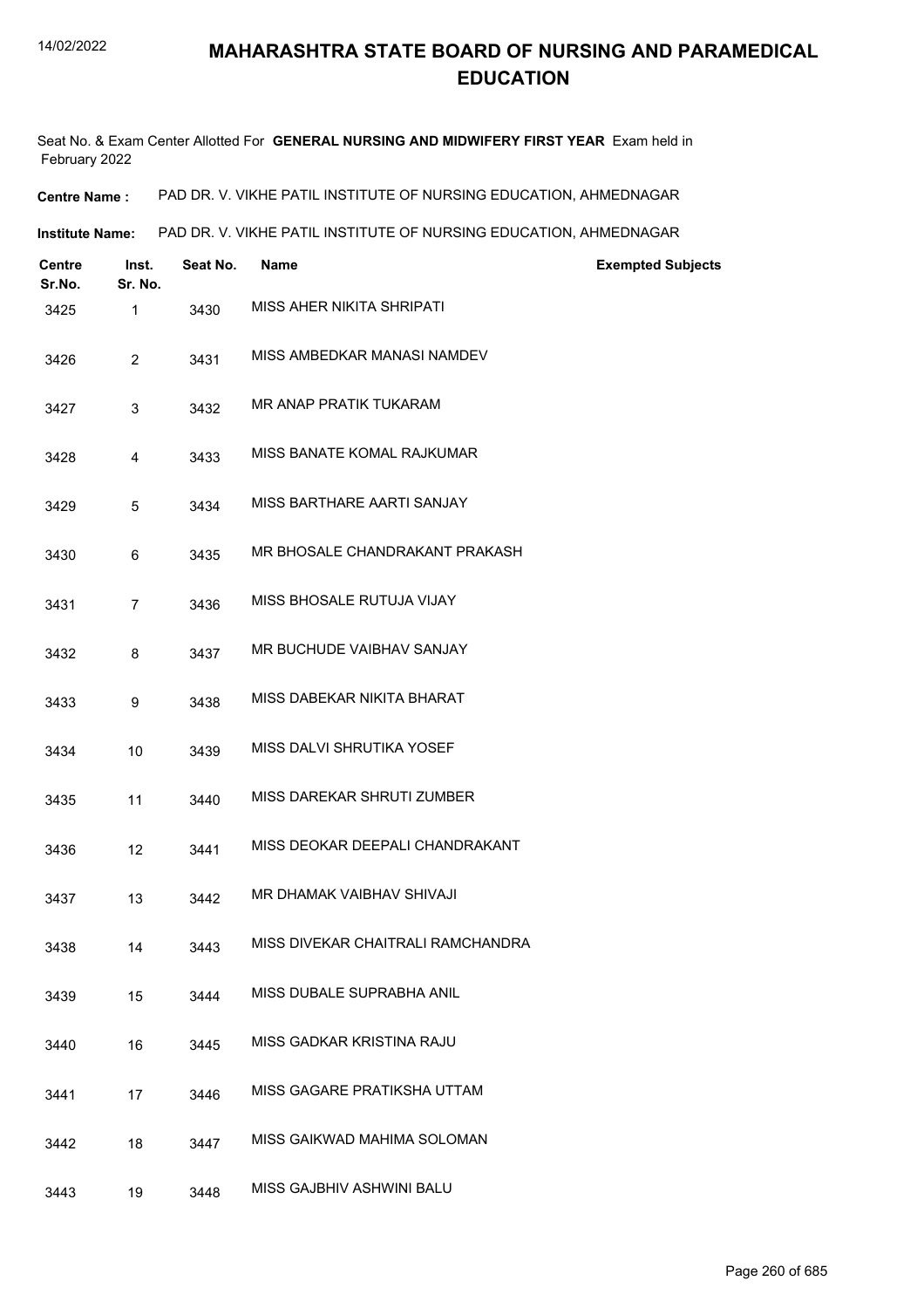# MAHARASHTRA STATE BOARD OF NURSING AND PARAMEDICAL EDUCATION

Seat No. & Exam Center Allotted For **GENERAL NURSING AND MIDWIFERY FIRST YEAR** Exam held in February 2022

**Centre Name :** PAD DR. V. VIKHE PATIL INSTITUTE OF NURSING EDUCATION, AHMEDNAGAR

**Institute Name:** PAD DR. V. VIKHE PATIL INSTITUTE OF NURSING EDUCATION, AHMEDNAGAR

| Centre Sr.No. | Inst. Sr. No. | Seat No. | Name | Exempted Subjects |
|---|---|---|---|---|
| 3425 | 1 | 3430 | MISS AHER NIKITA SHRIPATI | |
| 3426 | 2 | 3431 | MISS AMBEDKAR MANASI NAMDEV | |
| 3427 | 3 | 3432 | MR ANAP PRATIK TUKARAM | |
| 3428 | 4 | 3433 | MISS BANATE KOMAL RAJKUMAR | |
| 3429 | 5 | 3434 | MISS BARTHARE AARTI SANJAY | |
| 3430 | 6 | 3435 | MR BHOSALE CHANDRAKANT PRAKASH | |
| 3431 | 7 | 3436 | MISS BHOSALE RUTUJA VIJAY | |
| 3432 | 8 | 3437 | MR BUCHUDE VAIBHAV SANJAY | |
| 3433 | 9 | 3438 | MISS DABEKAR NIKITA BHARAT | |
| 3434 | 10 | 3439 | MISS DALVI SHRUTIKA YOSEF | |
| 3435 | 11 | 3440 | MISS DAREKAR SHRUTI ZUMBER | |
| 3436 | 12 | 3441 | MISS DEOKAR DEEPALI CHANDRAKANT | |
| 3437 | 13 | 3442 | MR DHAMAK VAIBHAV SHIVAJI | |
| 3438 | 14 | 3443 | MISS DIVEKAR CHAITRALI RAMCHANDRA | |
| 3439 | 15 | 3444 | MISS DUBALE SUPRABHA ANIL | |
| 3440 | 16 | 3445 | MISS GADKAR KRISTINA RAJU | |
| 3441 | 17 | 3446 | MISS GAGARE PRATIKSHA UTTAM | |
| 3442 | 18 | 3447 | MISS GAIKWAD MAHIMA SOLOMAN | |
| 3443 | 19 | 3448 | MISS GAJBHIV ASHWINI BALU | |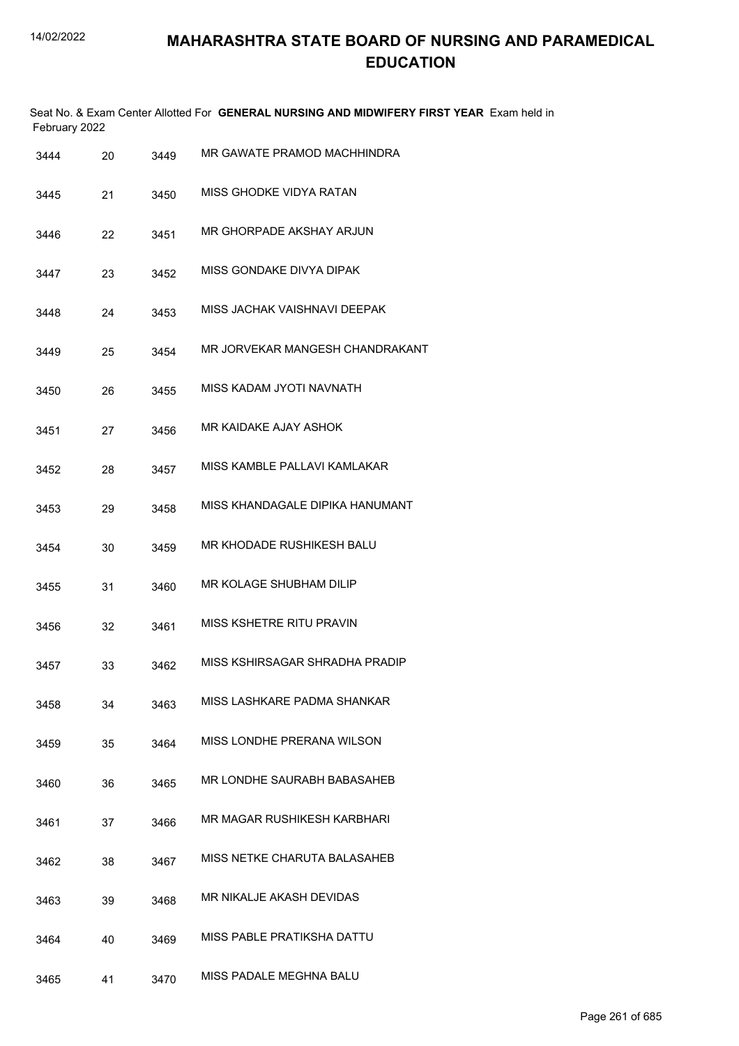# MAHARASHTRA STATE BOARD OF NURSING AND PARAMEDICAL EDUCATION

Seat No. & Exam Center Allotted For **GENERAL NURSING AND MIDWIFERY FIRST YEAR** Exam held in February 2022

| | | | |
|---|---|---|---|
| 3444 | 20 | 3449 | MR GAWATE PRAMOD MACHHINDRA |
| 3445 | 21 | 3450 | MISS GHODKE VIDYA RATAN |
| 3446 | 22 | 3451 | MR GHORPADE AKSHAY ARJUN |
| 3447 | 23 | 3452 | MISS GONDAKE DIVYA DIPAK |
| 3448 | 24 | 3453 | MISS JACHAK VAISHNAVI DEEPAK |
| 3449 | 25 | 3454 | MR JORVEKAR MANGESH CHANDRAKANT |
| 3450 | 26 | 3455 | MISS KADAM JYOTI NAVNATH |
| 3451 | 27 | 3456 | MR KAIDAKE AJAY ASHOK |
| 3452 | 28 | 3457 | MISS KAMBLE PALLAVI KAMLAKAR |
| 3453 | 29 | 3458 | MISS KHANDAGALE DIPIKA HANUMANT |
| 3454 | 30 | 3459 | MR KHODADE RUSHIKESH BALU |
| 3455 | 31 | 3460 | MR KOLAGE SHUBHAM DILIP |
| 3456 | 32 | 3461 | MISS KSHETRE RITU PRAVIN |
| 3457 | 33 | 3462 | MISS KSHIRSAGAR SHRADHA PRADIP |
| 3458 | 34 | 3463 | MISS LASHKARE PADMA SHANKAR |
| 3459 | 35 | 3464 | MISS LONDHE PRERANA WILSON |
| 3460 | 36 | 3465 | MR LONDHE SAURABH BABASAHEB |
| 3461 | 37 | 3466 | MR MAGAR RUSHIKESH KARBHARI |
| 3462 | 38 | 3467 | MISS NETKE CHARUTA BALASAHEB |
| 3463 | 39 | 3468 | MR NIKALJE AKASH DEVIDAS |
| 3464 | 40 | 3469 | MISS PABLE PRATIKSHA DATTU |
| 3465 | 41 | 3470 | MISS PADALE MEGHNA BALU |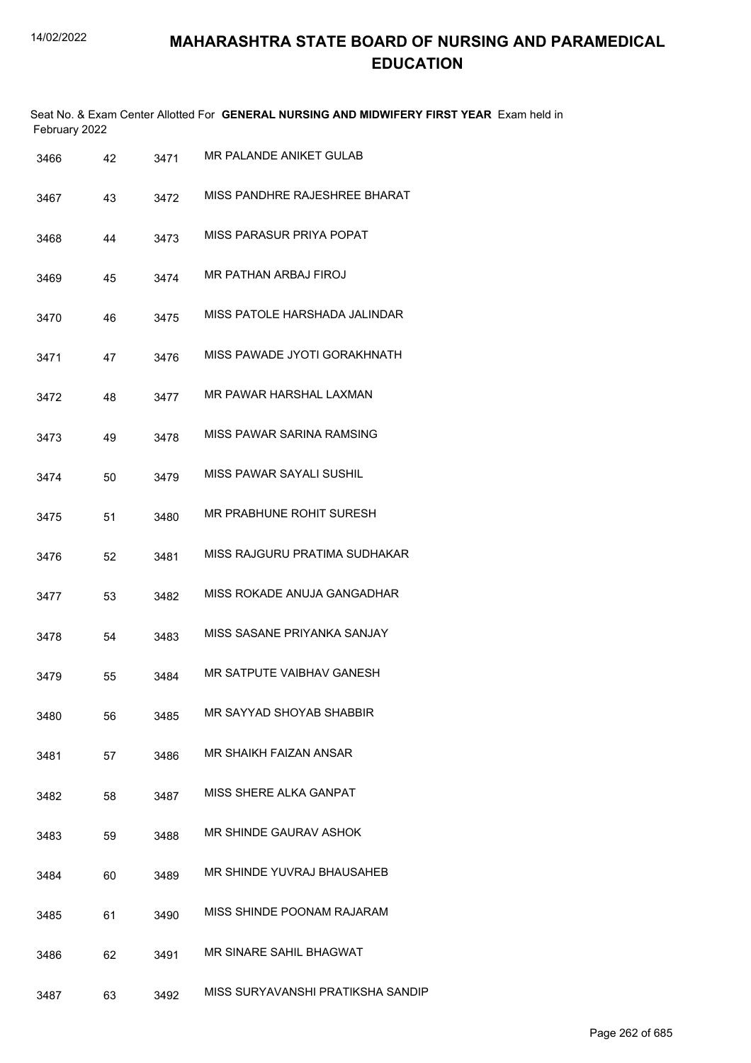# MAHARASHTRA STATE BOARD OF NURSING AND PARAMEDICAL EDUCATION

Seat No. & Exam Center Allotted For **GENERAL NURSING AND MIDWIFERY FIRST YEAR** Exam held in February 2022

| | | | |
|---|---|---|---|
| 3466 | 42 | 3471 | MR PALANDE ANIKET GULAB |
| 3467 | 43 | 3472 | MISS PANDHRE RAJESHREE BHARAT |
| 3468 | 44 | 3473 | MISS PARASUR PRIYA POPAT |
| 3469 | 45 | 3474 | MR PATHAN ARBAJ FIROJ |
| 3470 | 46 | 3475 | MISS PATOLE HARSHADA JALINDAR |
| 3471 | 47 | 3476 | MISS PAWADE JYOTI GORAKHNATH |
| 3472 | 48 | 3477 | MR PAWAR HARSHAL LAXMAN |
| 3473 | 49 | 3478 | MISS PAWAR SARINA RAMSING |
| 3474 | 50 | 3479 | MISS PAWAR SAYALI SUSHIL |
| 3475 | 51 | 3480 | MR PRABHUNE ROHIT SURESH |
| 3476 | 52 | 3481 | MISS RAJGURU PRATIMA SUDHAKAR |
| 3477 | 53 | 3482 | MISS ROKADE ANUJA GANGADHAR |
| 3478 | 54 | 3483 | MISS SASANE PRIYANKA SANJAY |
| 3479 | 55 | 3484 | MR SATPUTE VAIBHAV GANESH |
| 3480 | 56 | 3485 | MR SAYYAD SHOYAB SHABBIR |
| 3481 | 57 | 3486 | MR SHAIKH FAIZAN ANSAR |
| 3482 | 58 | 3487 | MISS SHERE ALKA GANPAT |
| 3483 | 59 | 3488 | MR SHINDE GAURAV ASHOK |
| 3484 | 60 | 3489 | MR SHINDE YUVRAJ BHAUSAHEB |
| 3485 | 61 | 3490 | MISS SHINDE POONAM RAJARAM |
| 3486 | 62 | 3491 | MR SINARE SAHIL BHAGWAT |
| 3487 | 63 | 3492 | MISS SURYAVANSHI PRATIKSHA SANDIP |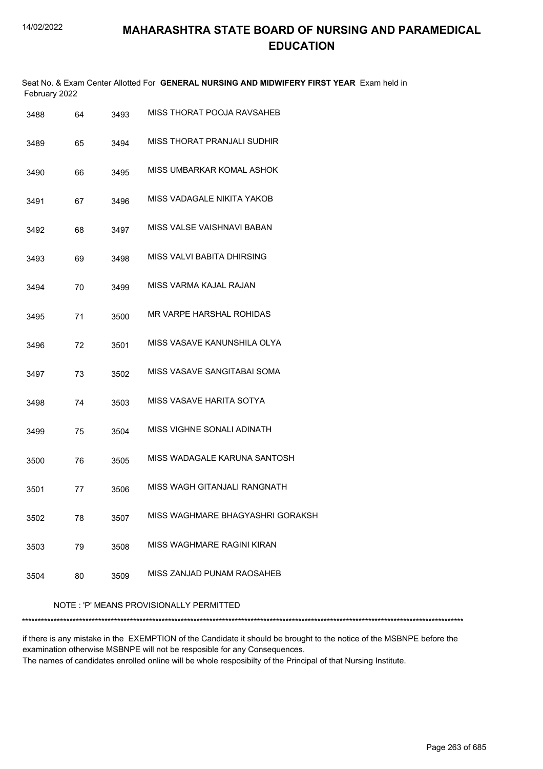# MAHARASHTRA STATE BOARD OF NURSING AND PARAMEDICAL EDUCATION

Seat No. & Exam Center Allotted For **GENERAL NURSING AND MIDWIFERY FIRST YEAR** Exam held in February 2022

| | | | |
|---|---|---|---|
| 3488 | 64 | 3493 | MISS THORAT POOJA RAVSAHEB |
| 3489 | 65 | 3494 | MISS THORAT PRANJALI SUDHIR |
| 3490 | 66 | 3495 | MISS UMBARKAR KOMAL ASHOK |
| 3491 | 67 | 3496 | MISS VADAGALE NIKITA YAKOB |
| 3492 | 68 | 3497 | MISS VALSE VAISHNAVI BABAN |
| 3493 | 69 | 3498 | MISS VALVI BABITA DHIRSING |
| 3494 | 70 | 3499 | MISS VARMA KAJAL RAJAN |
| 3495 | 71 | 3500 | MR VARPE HARSHAL ROHIDAS |
| 3496 | 72 | 3501 | MISS VASAVE KANUNSHILA OLYA |
| 3497 | 73 | 3502 | MISS VASAVE SANGITABAI SOMA |
| 3498 | 74 | 3503 | MISS VASAVE HARITA SOTYA |
| 3499 | 75 | 3504 | MISS VIGHNE SONALI ADINATH |
| 3500 | 76 | 3505 | MISS WADAGALE KARUNA SANTOSH |
| 3501 | 77 | 3506 | MISS WAGH GITANJALI RANGNATH |
| 3502 | 78 | 3507 | MISS WAGHMARE BHAGYASHRI GORAKSH |
| 3503 | 79 | 3508 | MISS WAGHMARE RAGINI KIRAN |
| 3504 | 80 | 3509 | MISS ZANJAD PUNAM RAOSAHEB |

NOTE : 'P' MEANS PROVISIONALLY PERMITTED

if there is any mistake in the EXEMPTION of the Candidate it should be brought to the notice of the MSBNPE before the examination otherwise MSBNPE will not be resposible for any Consequences.
The names of candidates enrolled online will be whole resposibilty of the Principal of that Nursing Institute.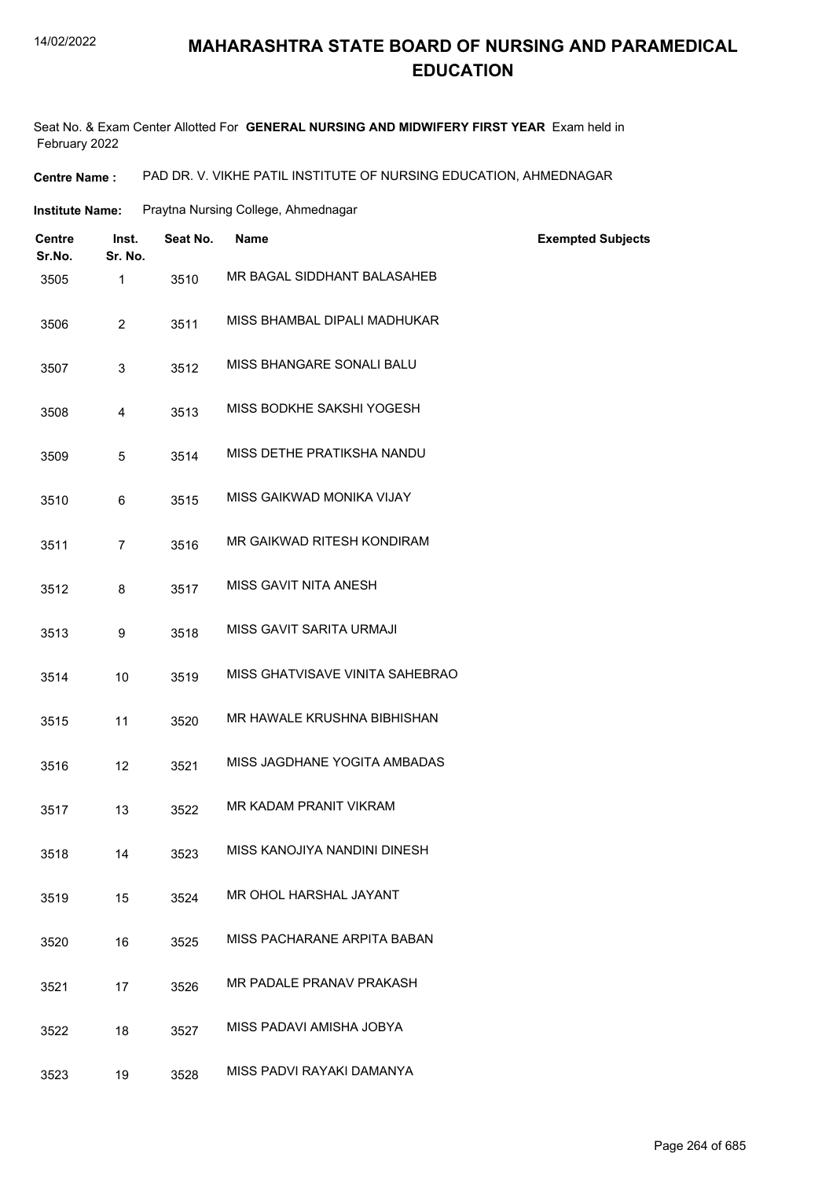# MAHARASHTRA STATE BOARD OF NURSING AND PARAMEDICAL EDUCATION

Seat No. & Exam Center Allotted For **GENERAL NURSING AND MIDWIFERY FIRST YEAR** Exam held in February 2022

**Centre Name :** PAD DR. V. VIKHE PATIL INSTITUTE OF NURSING EDUCATION, AHMEDNAGAR

**Institute Name:** Praytna Nursing College, Ahmednagar

| Centre Sr.No. | Inst. Sr. No. | Seat No. | Name | Exempted Subjects |
|---|---|---|---|---|
| 3505 | 1 | 3510 | MR BAGAL SIDDHANT BALASAHEB | |
| 3506 | 2 | 3511 | MISS BHAMBAL DIPALI MADHUKAR | |
| 3507 | 3 | 3512 | MISS BHANGARE SONALI BALU | |
| 3508 | 4 | 3513 | MISS BODKHE SAKSHI YOGESH | |
| 3509 | 5 | 3514 | MISS DETHE PRATIKSHA NANDU | |
| 3510 | 6 | 3515 | MISS GAIKWAD MONIKA VIJAY | |
| 3511 | 7 | 3516 | MR GAIKWAD RITESH KONDIRAM | |
| 3512 | 8 | 3517 | MISS GAVIT NITA ANESH | |
| 3513 | 9 | 3518 | MISS GAVIT SARITA URMAJI | |
| 3514 | 10 | 3519 | MISS GHATVISAVE VINITA SAHEBRAO | |
| 3515 | 11 | 3520 | MR HAWALE KRUSHNA BIBHISHAN | |
| 3516 | 12 | 3521 | MISS JAGDHANE YOGITA AMBADAS | |
| 3517 | 13 | 3522 | MR KADAM PRANIT VIKRAM | |
| 3518 | 14 | 3523 | MISS KANOJIYA NANDINI DINESH | |
| 3519 | 15 | 3524 | MR OHOL HARSHAL JAYANT | |
| 3520 | 16 | 3525 | MISS PACHARANE ARPITA BABAN | |
| 3521 | 17 | 3526 | MR PADALE PRANAV PRAKASH | |
| 3522 | 18 | 3527 | MISS PADAVI AMISHA JOBYA | |
| 3523 | 19 | 3528 | MISS PADVI RAYAKI DAMANYA | |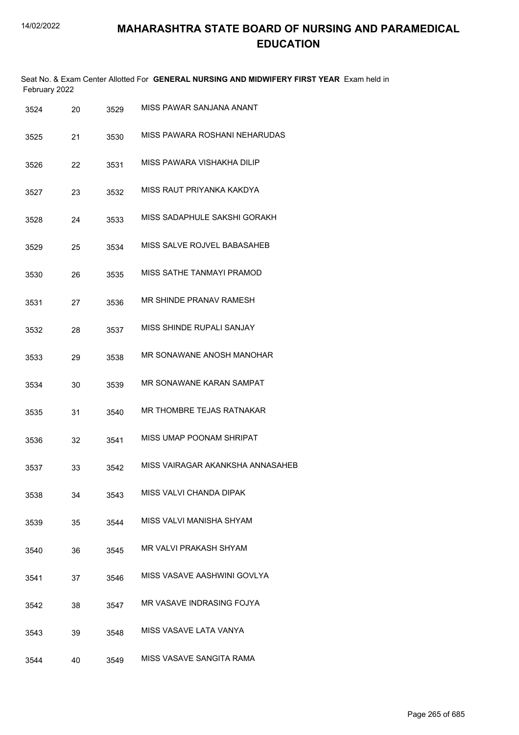# MAHARASHTRA STATE BOARD OF NURSING AND PARAMEDICAL EDUCATION

Seat No. & Exam Center Allotted For **GENERAL NURSING AND MIDWIFERY FIRST YEAR** Exam held in February 2022

| | | | |
|---|---|---|---|
| 3524 | 20 | 3529 | MISS PAWAR SANJANA ANANT |
| 3525 | 21 | 3530 | MISS PAWARA ROSHANI NEHARUDAS |
| 3526 | 22 | 3531 | MISS PAWARA VISHAKHA DILIP |
| 3527 | 23 | 3532 | MISS RAUT PRIYANKA KAKDYA |
| 3528 | 24 | 3533 | MISS SADAPHULE SAKSHI GORAKH |
| 3529 | 25 | 3534 | MISS SALVE ROJVEL BABASAHEB |
| 3530 | 26 | 3535 | MISS SATHE TANMAYI PRAMOD |
| 3531 | 27 | 3536 | MR SHINDE PRANAV RAMESH |
| 3532 | 28 | 3537 | MISS SHINDE RUPALI SANJAY |
| 3533 | 29 | 3538 | MR SONAWANE ANOSH MANOHAR |
| 3534 | 30 | 3539 | MR SONAWANE KARAN SAMPAT |
| 3535 | 31 | 3540 | MR THOMBRE TEJAS RATNAKAR |
| 3536 | 32 | 3541 | MISS UMAP POONAM SHRIPAT |
| 3537 | 33 | 3542 | MISS VAIRAGAR AKANKSHA ANNASAHEB |
| 3538 | 34 | 3543 | MISS VALVI CHANDA DIPAK |
| 3539 | 35 | 3544 | MISS VALVI MANISHA SHYAM |
| 3540 | 36 | 3545 | MR VALVI PRAKASH SHYAM |
| 3541 | 37 | 3546 | MISS VASAVE AASHWINI GOVLYA |
| 3542 | 38 | 3547 | MR VASAVE INDRASING FOJYA |
| 3543 | 39 | 3548 | MISS VASAVE LATA VANYA |
| 3544 | 40 | 3549 | MISS VASAVE SANGITA RAMA |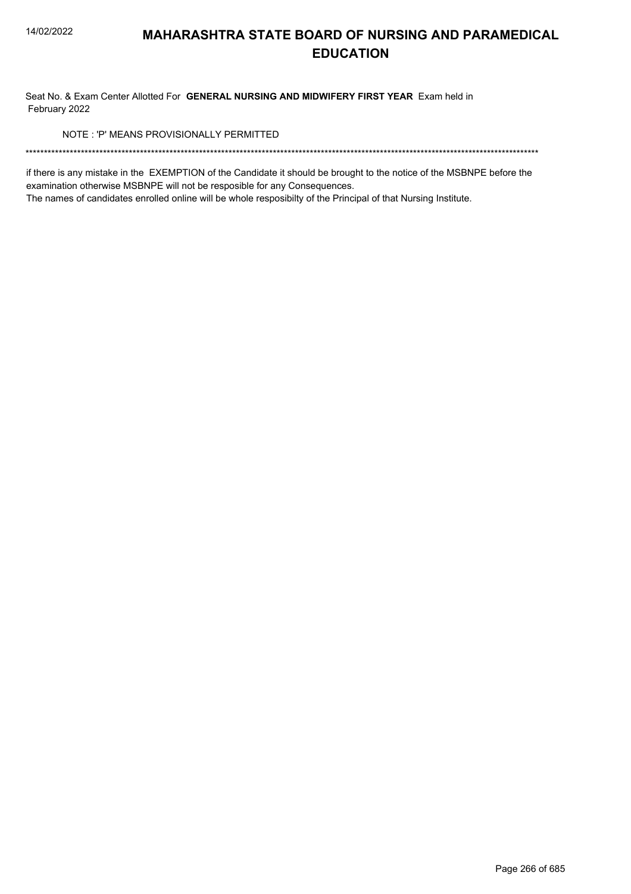# MAHARASHTRA STATE BOARD OF NURSING AND PARAMEDICAL EDUCATION

Seat No. & Exam Center Allotted For **GENERAL NURSING AND MIDWIFERY FIRST YEAR** Exam held in February 2022

NOTE : 'P' MEANS PROVISIONALLY PERMITTED

******************************************************************************************************************************************

if there is any mistake in the EXEMPTION of the Candidate it should be brought to the notice of the MSBNPE before the examination otherwise MSBNPE will not be resposible for any Consequences.

The names of candidates enrolled online will be whole resposibilty of the Principal of that Nursing Institute.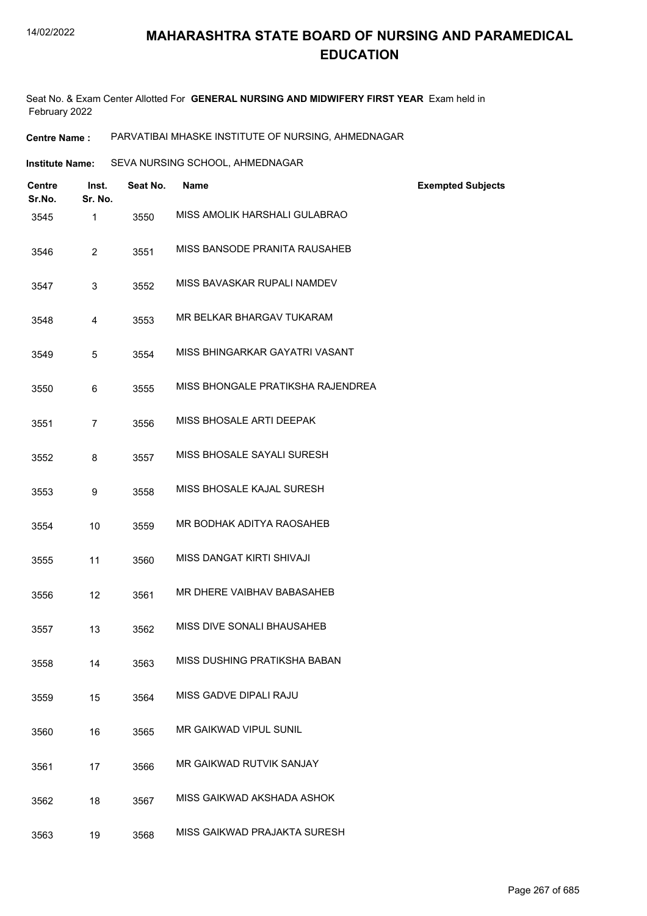# MAHARASHTRA STATE BOARD OF NURSING AND PARAMEDICAL EDUCATION

Seat No. & Exam Center Allotted For **GENERAL NURSING AND MIDWIFERY FIRST YEAR** Exam held in February 2022

**Centre Name :** PARVATIBAI MHASKE INSTITUTE OF NURSING, AHMEDNAGAR

**Institute Name:** SEVA NURSING SCHOOL, AHMEDNAGAR

| Centre Sr.No. | Inst. Sr. No. | Seat No. | Name | Exempted Subjects |
|---|---|---|---|---|
| 3545 | 1 | 3550 | MISS AMOLIK HARSHALI GULABRAO | |
| 3546 | 2 | 3551 | MISS BANSODE PRANITA RAUSAHEB | |
| 3547 | 3 | 3552 | MISS BAVASKAR RUPALI NAMDEV | |
| 3548 | 4 | 3553 | MR BELKAR BHARGAV TUKARAM | |
| 3549 | 5 | 3554 | MISS BHINGARKAR GAYATRI VASANT | |
| 3550 | 6 | 3555 | MISS BHONGALE PRATIKSHA RAJENDREA | |
| 3551 | 7 | 3556 | MISS BHOSALE ARTI DEEPAK | |
| 3552 | 8 | 3557 | MISS BHOSALE SAYALI SURESH | |
| 3553 | 9 | 3558 | MISS BHOSALE KAJAL SURESH | |
| 3554 | 10 | 3559 | MR BODHAK ADITYA RAOSAHEB | |
| 3555 | 11 | 3560 | MISS DANGAT KIRTI SHIVAJI | |
| 3556 | 12 | 3561 | MR DHERE VAIBHAV BABASAHEB | |
| 3557 | 13 | 3562 | MISS DIVE SONALI BHAUSAHEB | |
| 3558 | 14 | 3563 | MISS DUSHING PRATIKSHA BABAN | |
| 3559 | 15 | 3564 | MISS GADVE DIPALI RAJU | |
| 3560 | 16 | 3565 | MR GAIKWAD VIPUL SUNIL | |
| 3561 | 17 | 3566 | MR GAIKWAD RUTVIK SANJAY | |
| 3562 | 18 | 3567 | MISS GAIKWAD AKSHADA ASHOK | |
| 3563 | 19 | 3568 | MISS GAIKWAD PRAJAKTA SURESH | |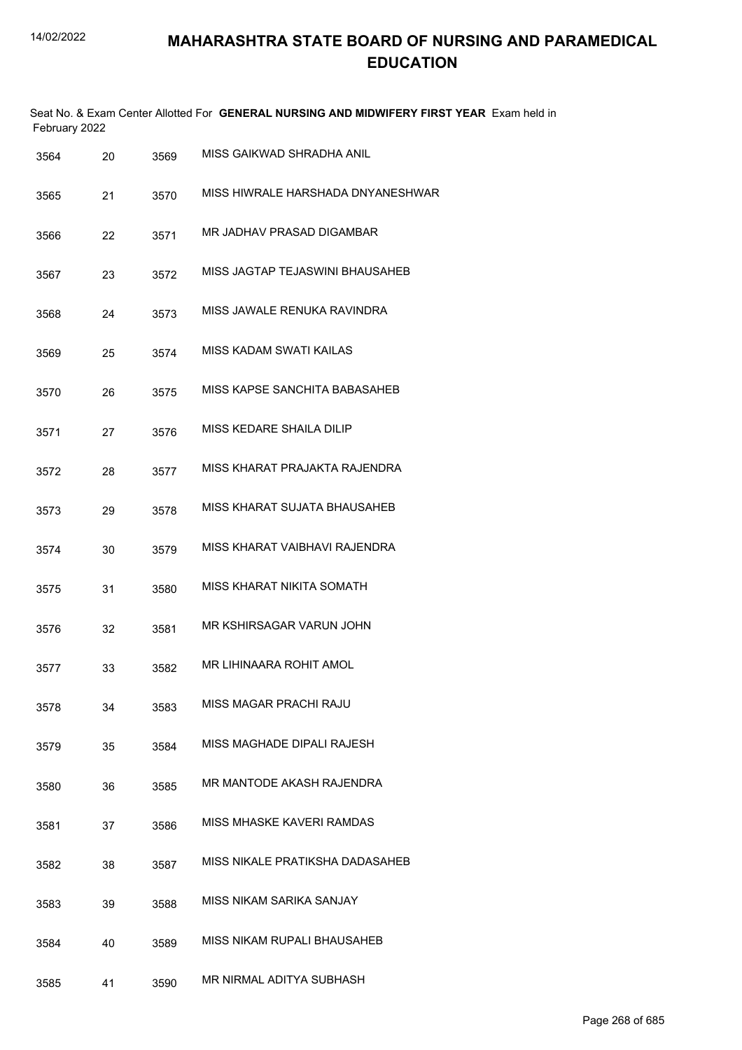# MAHARASHTRA STATE BOARD OF NURSING AND PARAMEDICAL EDUCATION

Seat No. & Exam Center Allotted For **GENERAL NURSING AND MIDWIFERY FIRST YEAR** Exam held in February 2022

| | | | |
|---|---|---|---|
| 3564 | 20 | 3569 | MISS GAIKWAD SHRADHA ANIL |
| 3565 | 21 | 3570 | MISS HIWRALE HARSHADA DNYANESHWAR |
| 3566 | 22 | 3571 | MR JADHAV PRASAD DIGAMBAR |
| 3567 | 23 | 3572 | MISS JAGTAP TEJASWINI BHAUSAHEB |
| 3568 | 24 | 3573 | MISS JAWALE RENUKA RAVINDRA |
| 3569 | 25 | 3574 | MISS KADAM SWATI KAILAS |
| 3570 | 26 | 3575 | MISS KAPSE SANCHITA BABASAHEB |
| 3571 | 27 | 3576 | MISS KEDARE SHAILA DILIP |
| 3572 | 28 | 3577 | MISS KHARAT PRAJAKTA RAJENDRA |
| 3573 | 29 | 3578 | MISS KHARAT SUJATA BHAUSAHEB |
| 3574 | 30 | 3579 | MISS KHARAT VAIBHAVI RAJENDRA |
| 3575 | 31 | 3580 | MISS KHARAT NIKITA SOMATH |
| 3576 | 32 | 3581 | MR KSHIRSAGAR VARUN JOHN |
| 3577 | 33 | 3582 | MR LIHINAARA ROHIT AMOL |
| 3578 | 34 | 3583 | MISS MAGAR PRACHI RAJU |
| 3579 | 35 | 3584 | MISS MAGHADE DIPALI RAJESH |
| 3580 | 36 | 3585 | MR MANTODE AKASH RAJENDRA |
| 3581 | 37 | 3586 | MISS MHASKE KAVERI RAMDAS |
| 3582 | 38 | 3587 | MISS NIKALE PRATIKSHA DADASAHEB |
| 3583 | 39 | 3588 | MISS NIKAM SARIKA SANJAY |
| 3584 | 40 | 3589 | MISS NIKAM RUPALI BHAUSAHEB |
| 3585 | 41 | 3590 | MR NIRMAL ADITYA SUBHASH |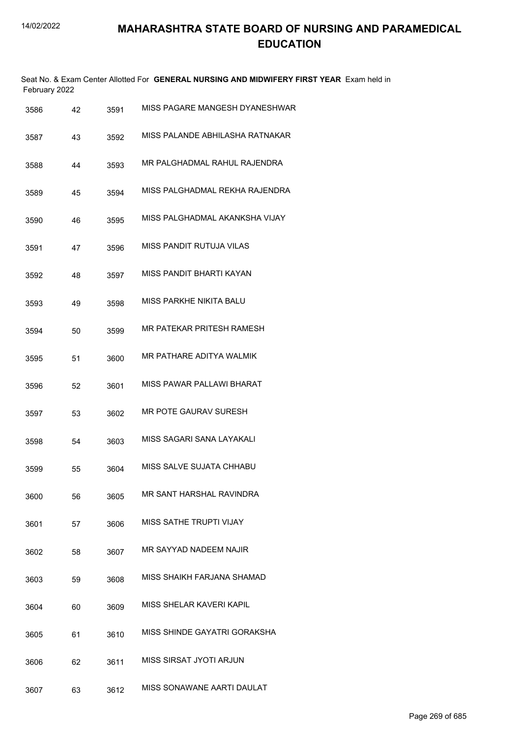# MAHARASHTRA STATE BOARD OF NURSING AND PARAMEDICAL EDUCATION

Seat No. & Exam Center Allotted For **GENERAL NURSING AND MIDWIFERY FIRST YEAR** Exam held in February 2022

| | | | |
|---|---|---|---|
| 3586 | 42 | 3591 | MISS PAGARE MANGESH DYANESHWAR |
| 3587 | 43 | 3592 | MISS PALANDE ABHILASHA RATNAKAR |
| 3588 | 44 | 3593 | MR PALGHADMAL RAHUL RAJENDRA |
| 3589 | 45 | 3594 | MISS PALGHADMAL REKHA RAJENDRA |
| 3590 | 46 | 3595 | MISS PALGHADMAL AKANKSHA VIJAY |
| 3591 | 47 | 3596 | MISS PANDIT RUTUJA VILAS |
| 3592 | 48 | 3597 | MISS PANDIT BHARTI KAYAN |
| 3593 | 49 | 3598 | MISS PARKHE NIKITA BALU |
| 3594 | 50 | 3599 | MR PATEKAR PRITESH RAMESH |
| 3595 | 51 | 3600 | MR PATHARE ADITYA WALMIK |
| 3596 | 52 | 3601 | MISS PAWAR PALLAWI BHARAT |
| 3597 | 53 | 3602 | MR POTE GAURAV SURESH |
| 3598 | 54 | 3603 | MISS SAGARI SANA LAYAKALI |
| 3599 | 55 | 3604 | MISS SALVE SUJATA CHHABU |
| 3600 | 56 | 3605 | MR SANT HARSHAL RAVINDRA |
| 3601 | 57 | 3606 | MISS SATHE TRUPTI VIJAY |
| 3602 | 58 | 3607 | MR SAYYAD NADEEM NAJIR |
| 3603 | 59 | 3608 | MISS SHAIKH FARJANA SHAMAD |
| 3604 | 60 | 3609 | MISS SHELAR KAVERI KAPIL |
| 3605 | 61 | 3610 | MISS SHINDE GAYATRI GORAKSHA |
| 3606 | 62 | 3611 | MISS SIRSAT JYOTI ARJUN |
| 3607 | 63 | 3612 | MISS SONAWANE AARTI DAULAT |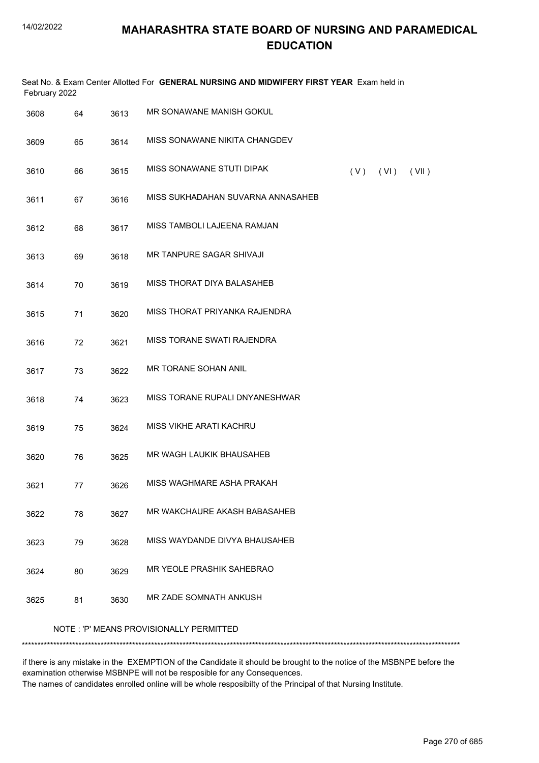# MAHARASHTRA STATE BOARD OF NURSING AND PARAMEDICAL EDUCATION

Seat No. & Exam Center Allotted For **GENERAL NURSING AND MIDWIFERY FIRST YEAR** Exam held in February 2022

| | | | | |
|---|---|---|---|---|
| 3608 | 64 | 3613 | MR SONAWANE MANISH GOKUL | |
| 3609 | 65 | 3614 | MISS SONAWANE NIKITA CHANGDEV | |
| 3610 | 66 | 3615 | MISS SONAWANE STUTI DIPAK | ( V ) ( VI ) ( VII ) |
| 3611 | 67 | 3616 | MISS SUKHADAHAN SUVARNA ANNASAHEB | |
| 3612 | 68 | 3617 | MISS TAMBOLI LAJEENA RAMJAN | |
| 3613 | 69 | 3618 | MR TANPURE SAGAR SHIVAJI | |
| 3614 | 70 | 3619 | MISS THORAT DIYA BALASAHEB | |
| 3615 | 71 | 3620 | MISS THORAT PRIYANKA RAJENDRA | |
| 3616 | 72 | 3621 | MISS TORANE SWATI RAJENDRA | |
| 3617 | 73 | 3622 | MR TORANE SOHAN ANIL | |
| 3618 | 74 | 3623 | MISS TORANE RUPALI DNYANESHWAR | |
| 3619 | 75 | 3624 | MISS VIKHE ARATI KACHRU | |
| 3620 | 76 | 3625 | MR WAGH LAUKIK BHAUSAHEB | |
| 3621 | 77 | 3626 | MISS WAGHMARE ASHA PRAKAH | |
| 3622 | 78 | 3627 | MR WAKCHAURE AKASH BABASAHEB | |
| 3623 | 79 | 3628 | MISS WAYDANDE DIVYA BHAUSAHEB | |
| 3624 | 80 | 3629 | MR YEOLE PRASHIK SAHEBRAO | |
| 3625 | 81 | 3630 | MR ZADE SOMNATH ANKUSH | |

NOTE : 'P' MEANS PROVISIONALLY PERMITTED

*******************************************************************************************************************************************

if there is any mistake in the EXEMPTION of the Candidate it should be brought to the notice of the MSBNPE before the examination otherwise MSBNPE will not be resposible for any Consequences.
The names of candidates enrolled online will be whole resposibilty of the Principal of that Nursing Institute.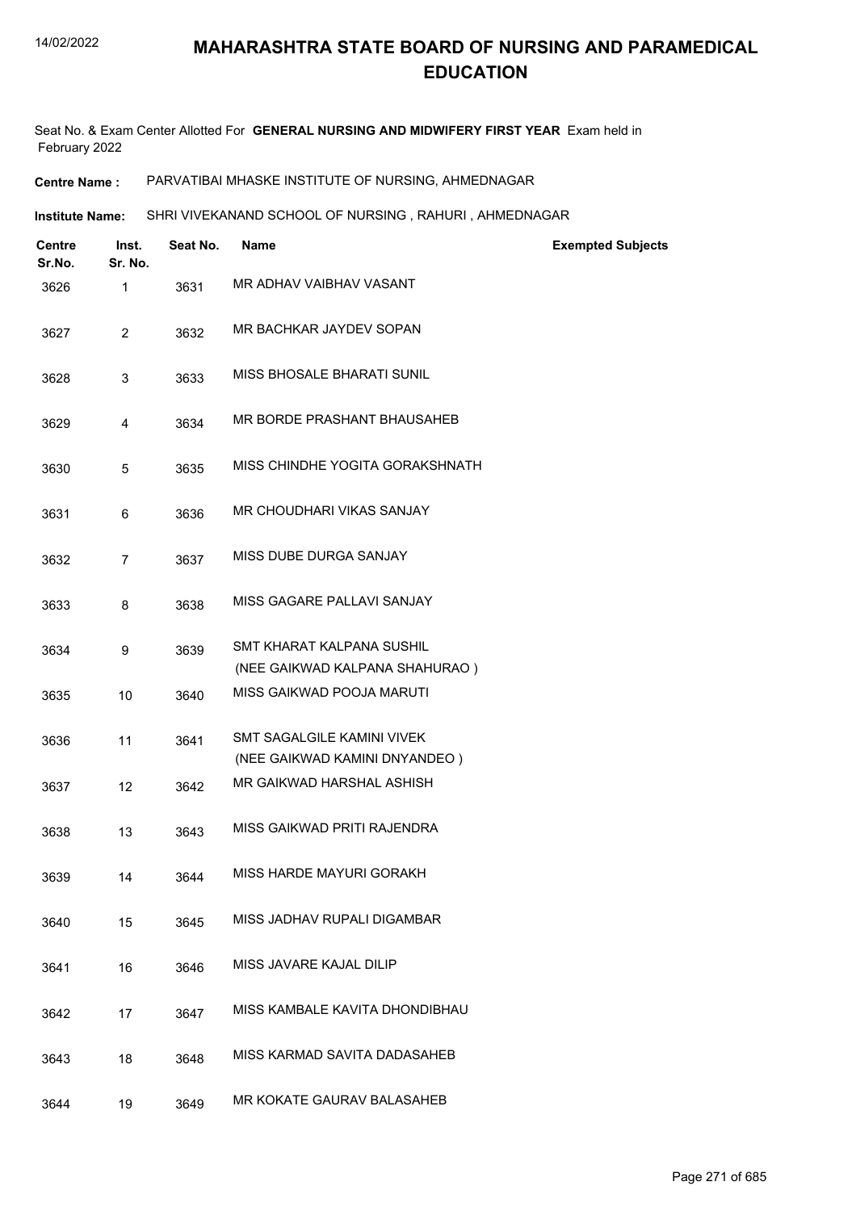# MAHARASHTRA STATE BOARD OF NURSING AND PARAMEDICAL EDUCATION

Seat No. & Exam Center Allotted For **GENERAL NURSING AND MIDWIFERY FIRST YEAR** Exam held in February 2022

**Centre Name :** PARVATIBAI MHASKE INSTITUTE OF NURSING, AHMEDNAGAR

**Institute Name:** SHRI VIVEKANAND SCHOOL OF NURSING , RAHURI , AHMEDNAGAR

| Centre Sr.No. | Inst. Sr. No. | Seat No. | Name | Exempted Subjects |
|---|---|---|---|---|
| 3626 | 1 | 3631 | MR ADHAV VAIBHAV VASANT | |
| 3627 | 2 | 3632 | MR BACHKAR JAYDEV SOPAN | |
| 3628 | 3 | 3633 | MISS BHOSALE BHARATI SUNIL | |
| 3629 | 4 | 3634 | MR BORDE PRASHANT BHAUSAHEB | |
| 3630 | 5 | 3635 | MISS CHINDHE YOGITA GORAKSHNATH | |
| 3631 | 6 | 3636 | MR CHOUDHARI VIKAS SANJAY | |
| 3632 | 7 | 3637 | MISS DUBE DURGA SANJAY | |
| 3633 | 8 | 3638 | MISS GAGARE PALLAVI SANJAY | |
| 3634 | 9 | 3639 | SMT KHARAT KALPANA SUSHIL (NEE GAIKWAD KALPANA SHAHURAO ) | |
| 3635 | 10 | 3640 | MISS GAIKWAD POOJA MARUTI | |
| 3636 | 11 | 3641 | SMT SAGALGILE KAMINI VIVEK (NEE GAIKWAD KAMINI DNYANDEO ) | |
| 3637 | 12 | 3642 | MR GAIKWAD HARSHAL ASHISH | |
| 3638 | 13 | 3643 | MISS GAIKWAD PRITI RAJENDRA | |
| 3639 | 14 | 3644 | MISS HARDE MAYURI GORAKH | |
| 3640 | 15 | 3645 | MISS JADHAV RUPALI DIGAMBAR | |
| 3641 | 16 | 3646 | MISS JAVARE KAJAL DILIP | |
| 3642 | 17 | 3647 | MISS KAMBALE KAVITA DHONDIBHAU | |
| 3643 | 18 | 3648 | MISS KARMAD SAVITA DADASAHEB | |
| 3644 | 19 | 3649 | MR KOKATE GAURAV BALASAHEB | |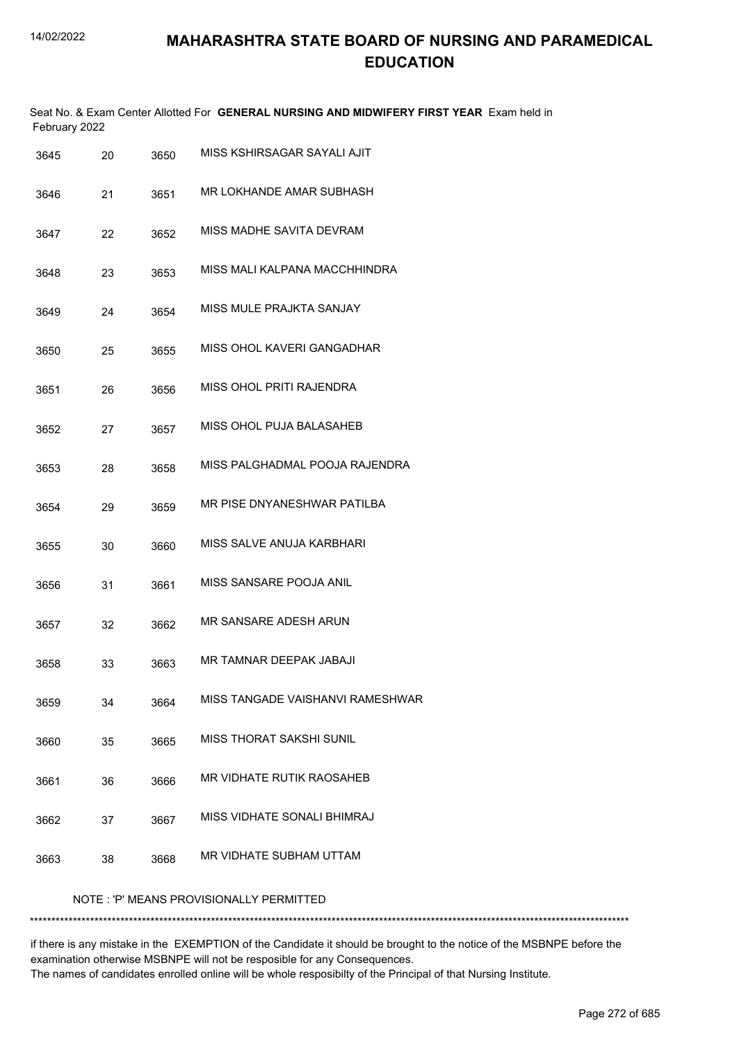# MAHARASHTRA STATE BOARD OF NURSING AND PARAMEDICAL EDUCATION

Seat No. & Exam Center Allotted For **GENERAL NURSING AND MIDWIFERY FIRST YEAR** Exam held in February 2022

| | | | |
|---|---|---|---|
| 3645 | 20 | 3650 | MISS KSHIRSAGAR SAYALI AJIT |
| 3646 | 21 | 3651 | MR LOKHANDE AMAR SUBHASH |
| 3647 | 22 | 3652 | MISS MADHE SAVITA DEVRAM |
| 3648 | 23 | 3653 | MISS MALI KALPANA MACCHHINDRA |
| 3649 | 24 | 3654 | MISS MULE PRAJKTA SANJAY |
| 3650 | 25 | 3655 | MISS OHOL KAVERI GANGADHAR |
| 3651 | 26 | 3656 | MISS OHOL PRITI RAJENDRA |
| 3652 | 27 | 3657 | MISS OHOL PUJA BALASAHEB |
| 3653 | 28 | 3658 | MISS PALGHADMAL POOJA RAJENDRA |
| 3654 | 29 | 3659 | MR PISE DNYANESHWAR PATILBA |
| 3655 | 30 | 3660 | MISS SALVE ANUJA KARBHARI |
| 3656 | 31 | 3661 | MISS SANSARE POOJA ANIL |
| 3657 | 32 | 3662 | MR SANSARE ADESH ARUN |
| 3658 | 33 | 3663 | MR TAMNAR DEEPAK JABAJI |
| 3659 | 34 | 3664 | MISS TANGADE VAISHANVI RAMESHWAR |
| 3660 | 35 | 3665 | MISS THORAT SAKSHI SUNIL |
| 3661 | 36 | 3666 | MR VIDHATE RUTIK RAOSAHEB |
| 3662 | 37 | 3667 | MISS VIDHATE SONALI BHIMRAJ |
| 3663 | 38 | 3668 | MR VIDHATE SUBHAM UTTAM |

NOTE : 'P' MEANS PROVISIONALLY PERMITTED

******************************************************************************************************************************************

if there is any mistake in the EXEMPTION of the Candidate it should be brought to the notice of the MSBNPE before the examination otherwise MSBNPE will not be resposible for any Consequences.
The names of candidates enrolled online will be whole resposibilty of the Principal of that Nursing Institute.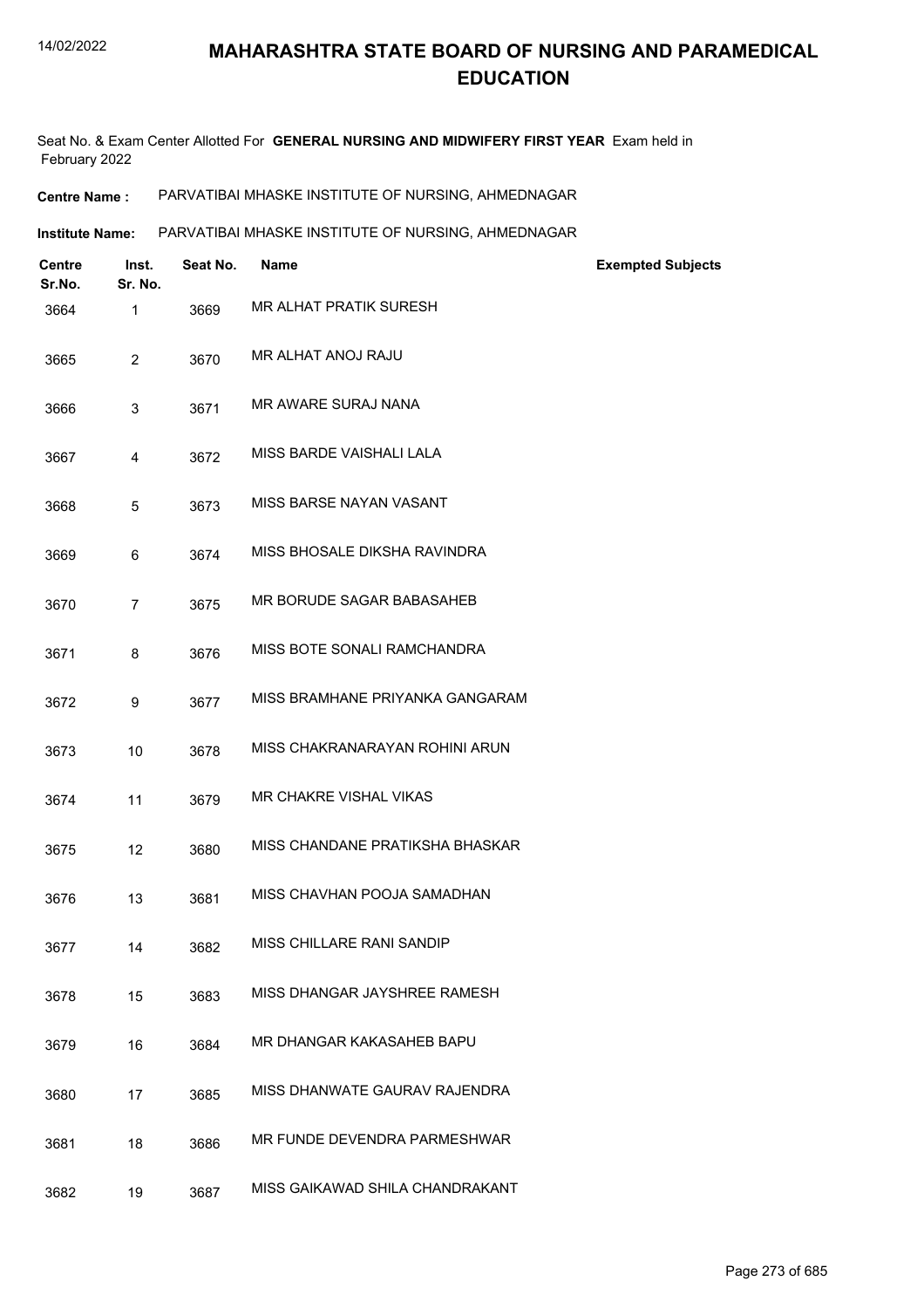# MAHARASHTRA STATE BOARD OF NURSING AND PARAMEDICAL EDUCATION

Seat No. & Exam Center Allotted For **GENERAL NURSING AND MIDWIFERY FIRST YEAR** Exam held in February 2022

**Centre Name :** PARVATIBAI MHASKE INSTITUTE OF NURSING, AHMEDNAGAR

**Institute Name:** PARVATIBAI MHASKE INSTITUTE OF NURSING, AHMEDNAGAR

| Centre Sr.No. | Inst. Sr. No. | Seat No. | Name | Exempted Subjects |
|---|---|---|---|---|
| 3664 | 1 | 3669 | MR ALHAT PRATIK SURESH | |
| 3665 | 2 | 3670 | MR ALHAT ANOJ RAJU | |
| 3666 | 3 | 3671 | MR AWARE SURAJ NANA | |
| 3667 | 4 | 3672 | MISS BARDE VAISHALI LALA | |
| 3668 | 5 | 3673 | MISS BARSE NAYAN VASANT | |
| 3669 | 6 | 3674 | MISS BHOSALE DIKSHA RAVINDRA | |
| 3670 | 7 | 3675 | MR BORUDE SAGAR BABASAHEB | |
| 3671 | 8 | 3676 | MISS BOTE SONALI RAMCHANDRA | |
| 3672 | 9 | 3677 | MISS BRAMHANE PRIYANKA GANGARAM | |
| 3673 | 10 | 3678 | MISS CHAKRANARAYAN ROHINI ARUN | |
| 3674 | 11 | 3679 | MR CHAKRE VISHAL VIKAS | |
| 3675 | 12 | 3680 | MISS CHANDANE PRATIKSHA BHASKAR | |
| 3676 | 13 | 3681 | MISS CHAVHAN POOJA SAMADHAN | |
| 3677 | 14 | 3682 | MISS CHILLARE RANI SANDIP | |
| 3678 | 15 | 3683 | MISS DHANGAR JAYSHREE RAMESH | |
| 3679 | 16 | 3684 | MR DHANGAR KAKASAHEB BAPU | |
| 3680 | 17 | 3685 | MISS DHANWATE GAURAV RAJENDRA | |
| 3681 | 18 | 3686 | MR FUNDE DEVENDRA PARMESHWAR | |
| 3682 | 19 | 3687 | MISS GAIKAWAD SHILA CHANDRAKANT | |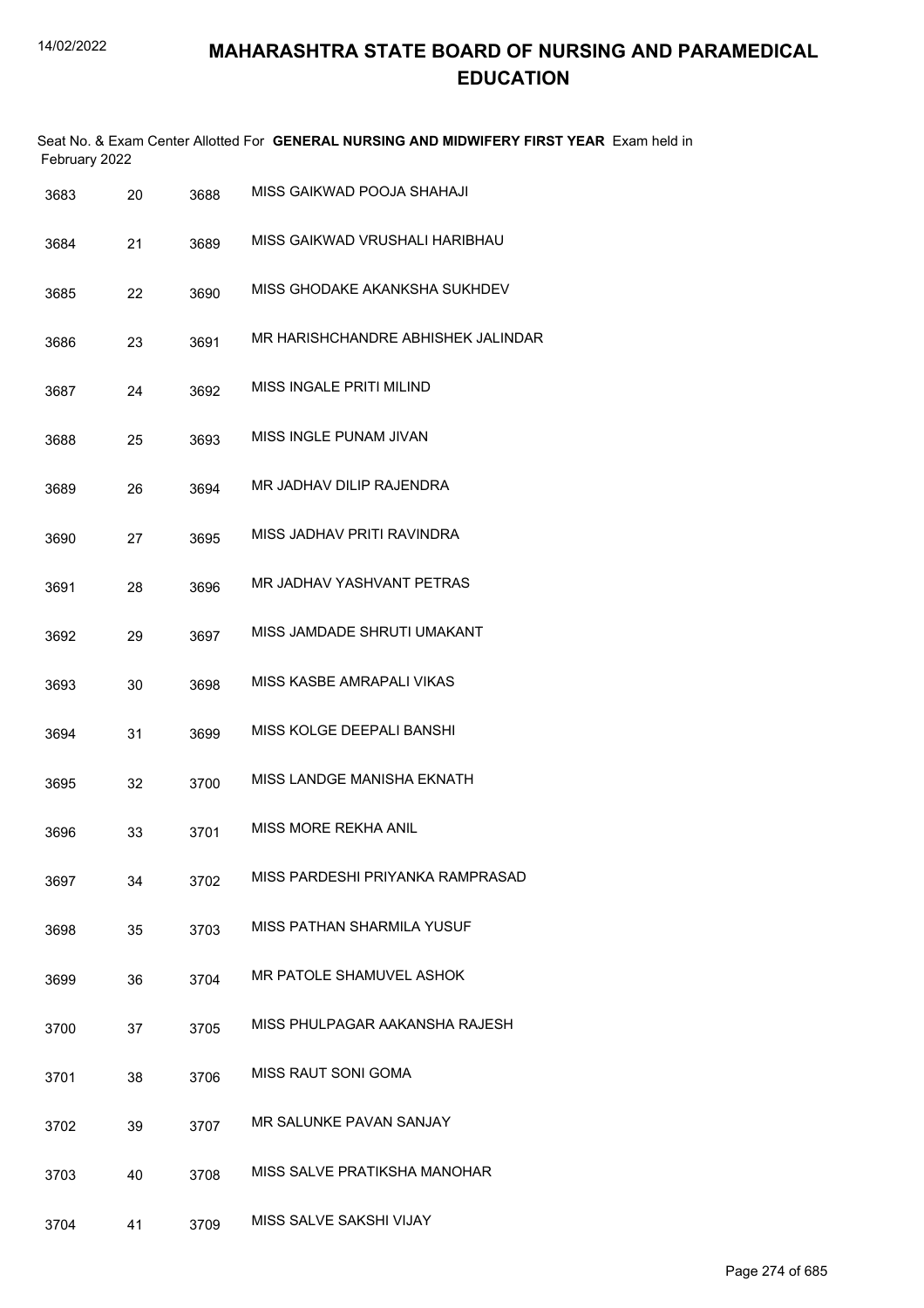# MAHARASHTRA STATE BOARD OF NURSING AND PARAMEDICAL EDUCATION

Seat No. & Exam Center Allotted For **GENERAL NURSING AND MIDWIFERY FIRST YEAR** Exam held in February 2022

| | | | |
|---|---|---|---|
| 3683 | 20 | 3688 | MISS GAIKWAD POOJA SHAHAJI |
| 3684 | 21 | 3689 | MISS GAIKWAD VRUSHALI HARIBHAU |
| 3685 | 22 | 3690 | MISS GHODAKE AKANKSHA SUKHDEV |
| 3686 | 23 | 3691 | MR HARISHCHANDRE ABHISHEK JALINDAR |
| 3687 | 24 | 3692 | MISS INGALE PRITI MILIND |
| 3688 | 25 | 3693 | MISS INGLE PUNAM JIVAN |
| 3689 | 26 | 3694 | MR JADHAV DILIP RAJENDRA |
| 3690 | 27 | 3695 | MISS JADHAV PRITI RAVINDRA |
| 3691 | 28 | 3696 | MR JADHAV YASHVANT PETRAS |
| 3692 | 29 | 3697 | MISS JAMDADE SHRUTI UMAKANT |
| 3693 | 30 | 3698 | MISS KASBE AMRAPALI VIKAS |
| 3694 | 31 | 3699 | MISS KOLGE DEEPALI BANSHI |
| 3695 | 32 | 3700 | MISS LANDGE MANISHA EKNATH |
| 3696 | 33 | 3701 | MISS MORE REKHA ANIL |
| 3697 | 34 | 3702 | MISS PARDESHI PRIYANKA RAMPRASAD |
| 3698 | 35 | 3703 | MISS PATHAN SHARMILA YUSUF |
| 3699 | 36 | 3704 | MR PATOLE SHAMUVEL ASHOK |
| 3700 | 37 | 3705 | MISS PHULPAGAR AAKANSHA RAJESH |
| 3701 | 38 | 3706 | MISS RAUT SONI GOMA |
| 3702 | 39 | 3707 | MR SALUNKE PAVAN SANJAY |
| 3703 | 40 | 3708 | MISS SALVE PRATIKSHA MANOHAR |
| 3704 | 41 | 3709 | MISS SALVE SAKSHI VIJAY |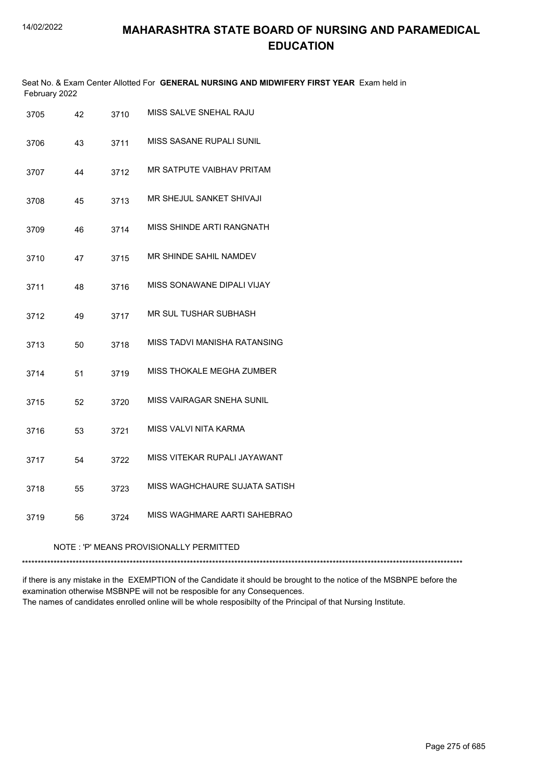# MAHARASHTRA STATE BOARD OF NURSING AND PARAMEDICAL EDUCATION

Seat No. & Exam Center Allotted For **GENERAL NURSING AND MIDWIFERY FIRST YEAR** Exam held in February 2022

| | | | |
|---|---|---|---|
| 3705 | 42 | 3710 | MISS SALVE SNEHAL RAJU |
| 3706 | 43 | 3711 | MISS SASANE RUPALI SUNIL |
| 3707 | 44 | 3712 | MR SATPUTE VAIBHAV PRITAM |
| 3708 | 45 | 3713 | MR SHEJUL SANKET SHIVAJI |
| 3709 | 46 | 3714 | MISS SHINDE ARTI RANGNATH |
| 3710 | 47 | 3715 | MR SHINDE SAHIL NAMDEV |
| 3711 | 48 | 3716 | MISS SONAWANE DIPALI VIJAY |
| 3712 | 49 | 3717 | MR SUL TUSHAR SUBHASH |
| 3713 | 50 | 3718 | MISS TADVI MANISHA RATANSING |
| 3714 | 51 | 3719 | MISS THOKALE MEGHA ZUMBER |
| 3715 | 52 | 3720 | MISS VAIRAGAR SNEHA SUNIL |
| 3716 | 53 | 3721 | MISS VALVI NITA KARMA |
| 3717 | 54 | 3722 | MISS VITEKAR RUPALI JAYAWANT |
| 3718 | 55 | 3723 | MISS WAGHCHAURE SUJATA SATISH |
| 3719 | 56 | 3724 | MISS WAGHMARE AARTI SAHEBRAO |

NOTE : 'P' MEANS PROVISIONALLY PERMITTED

*******************************************************************************************************************************************

if there is any mistake in the EXEMPTION of the Candidate it should be brought to the notice of the MSBNPE before the examination otherwise MSBNPE will not be resposible for any Consequences.
The names of candidates enrolled online will be whole resposibilty of the Principal of that Nursing Institute.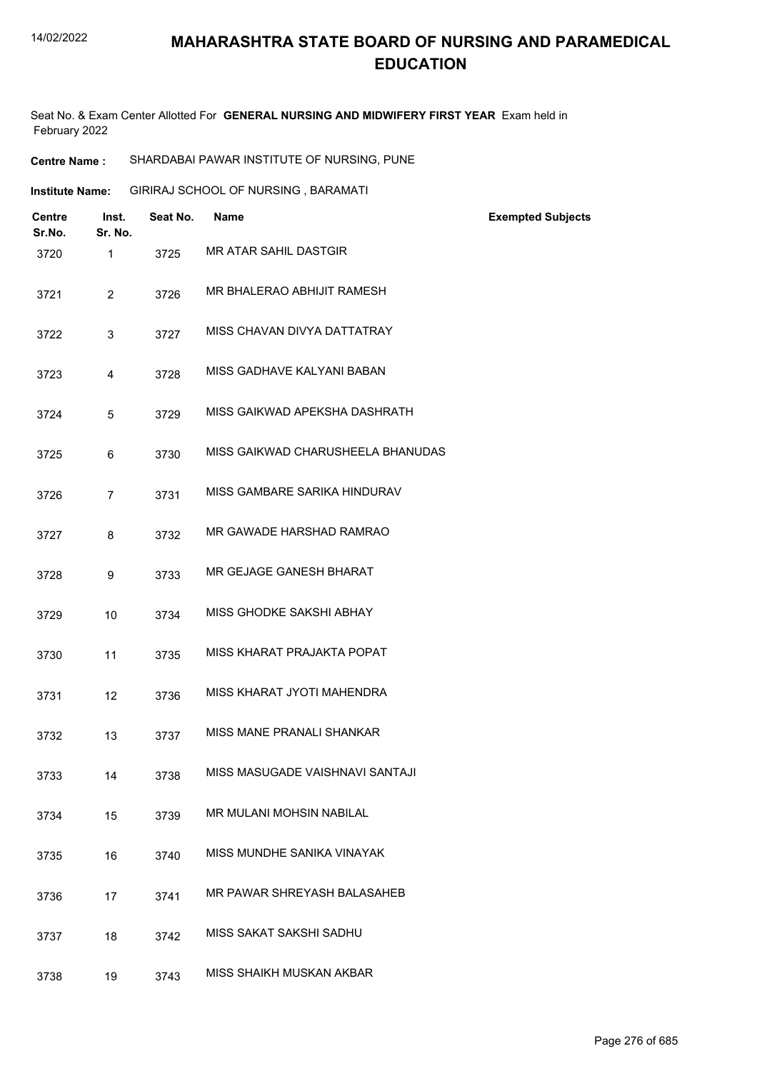# MAHARASHTRA STATE BOARD OF NURSING AND PARAMEDICAL EDUCATION

Seat No. & Exam Center Allotted For **GENERAL NURSING AND MIDWIFERY FIRST YEAR** Exam held in February 2022

**Centre Name :** SHARDABAI PAWAR INSTITUTE OF NURSING, PUNE

**Institute Name:** GIRIRAJ SCHOOL OF NURSING , BARAMATI

| Centre Sr.No. | Inst. Sr. No. | Seat No. | Name | Exempted Subjects |
|---|---|---|---|---|
| 3720 | 1 | 3725 | MR ATAR SAHIL DASTGIR | |
| 3721 | 2 | 3726 | MR BHALERAO ABHIJIT RAMESH | |
| 3722 | 3 | 3727 | MISS CHAVAN DIVYA DATTATRAY | |
| 3723 | 4 | 3728 | MISS GADHAVE KALYANI BABAN | |
| 3724 | 5 | 3729 | MISS GAIKWAD APEKSHA DASHRATH | |
| 3725 | 6 | 3730 | MISS GAIKWAD CHARUSHEELA BHANUDAS | |
| 3726 | 7 | 3731 | MISS GAMBARE SARIKA HINDURAV | |
| 3727 | 8 | 3732 | MR GAWADE HARSHAD RAMRAO | |
| 3728 | 9 | 3733 | MR GEJAGE GANESH BHARAT | |
| 3729 | 10 | 3734 | MISS GHODKE SAKSHI ABHAY | |
| 3730 | 11 | 3735 | MISS KHARAT PRAJAKTA POPAT | |
| 3731 | 12 | 3736 | MISS KHARAT JYOTI MAHENDRA | |
| 3732 | 13 | 3737 | MISS MANE PRANALI SHANKAR | |
| 3733 | 14 | 3738 | MISS MASUGADE VAISHNAVI SANTAJI | |
| 3734 | 15 | 3739 | MR MULANI MOHSIN NABILAL | |
| 3735 | 16 | 3740 | MISS MUNDHE SANIKA VINAYAK | |
| 3736 | 17 | 3741 | MR PAWAR SHREYASH BALASAHEB | |
| 3737 | 18 | 3742 | MISS SAKAT SAKSHI SADHU | |
| 3738 | 19 | 3743 | MISS SHAIKH MUSKAN AKBAR | |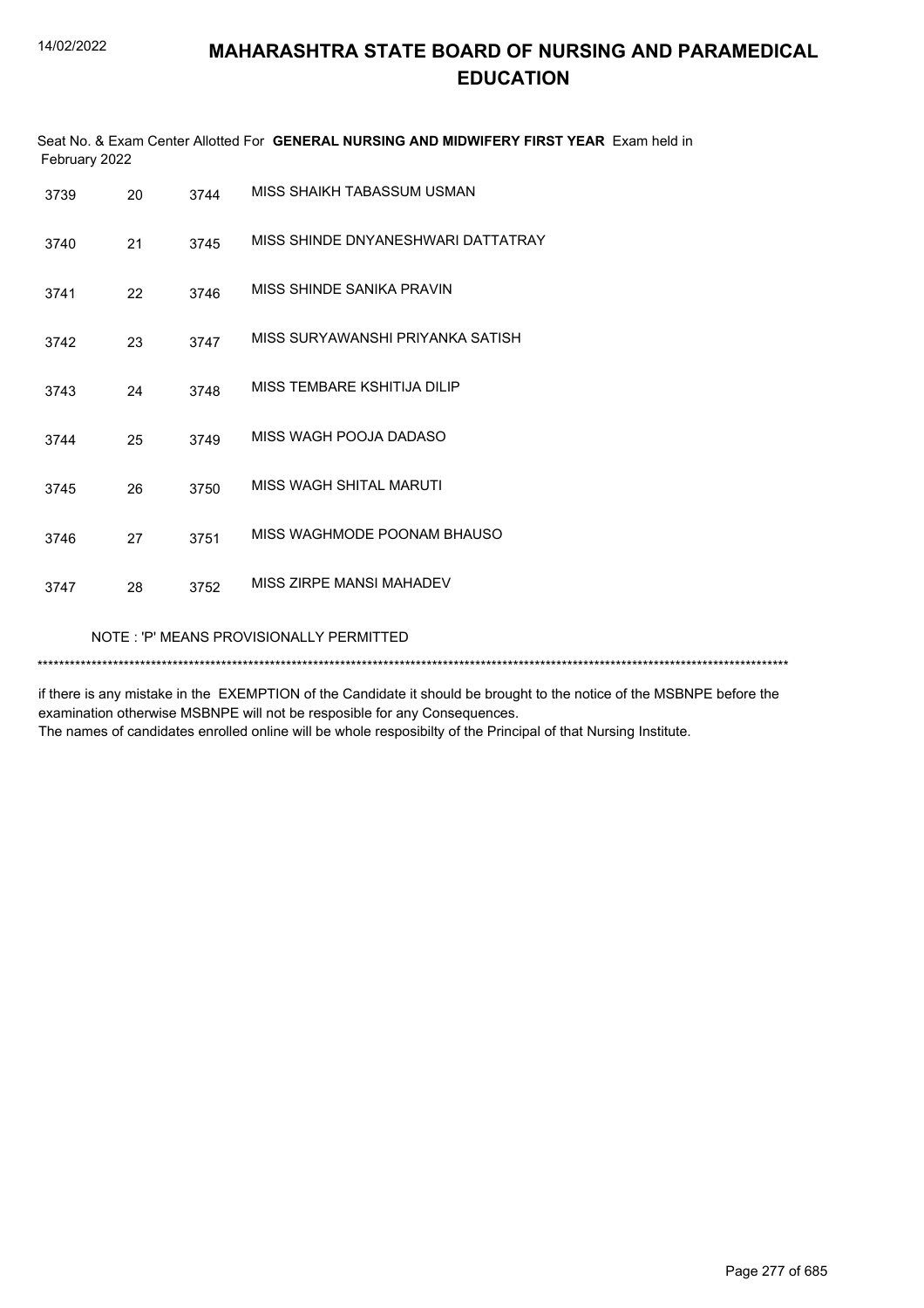# MAHARASHTRA STATE BOARD OF NURSING AND PARAMEDICAL EDUCATION

Seat No. & Exam Center Allotted For **GENERAL NURSING AND MIDWIFERY FIRST YEAR** Exam held in February 2022

| | | | |
|---|---|---|---|
| 3739 | 20 | 3744 | MISS SHAIKH TABASSUM USMAN |
| 3740 | 21 | 3745 | MISS SHINDE DNYANESHWARI DATTATRAY |
| 3741 | 22 | 3746 | MISS SHINDE SANIKA PRAVIN |
| 3742 | 23 | 3747 | MISS SURYAWANSHI PRIYANKA SATISH |
| 3743 | 24 | 3748 | MISS TEMBARE KSHITIJA DILIP |
| 3744 | 25 | 3749 | MISS WAGH POOJA DADASO |
| 3745 | 26 | 3750 | MISS WAGH SHITAL MARUTI |
| 3746 | 27 | 3751 | MISS WAGHMODE POONAM BHAUSO |
| 3747 | 28 | 3752 | MISS ZIRPE MANSI MAHADEV |

NOTE : 'P' MEANS PROVISIONALLY PERMITTED

*******************************************************************************************************************************************

if there is any mistake in the EXEMPTION of the Candidate it should be brought to the notice of the MSBNPE before the examination otherwise MSBNPE will not be resposible for any Consequences.
The names of candidates enrolled online will be whole resposibilty of the Principal of that Nursing Institute.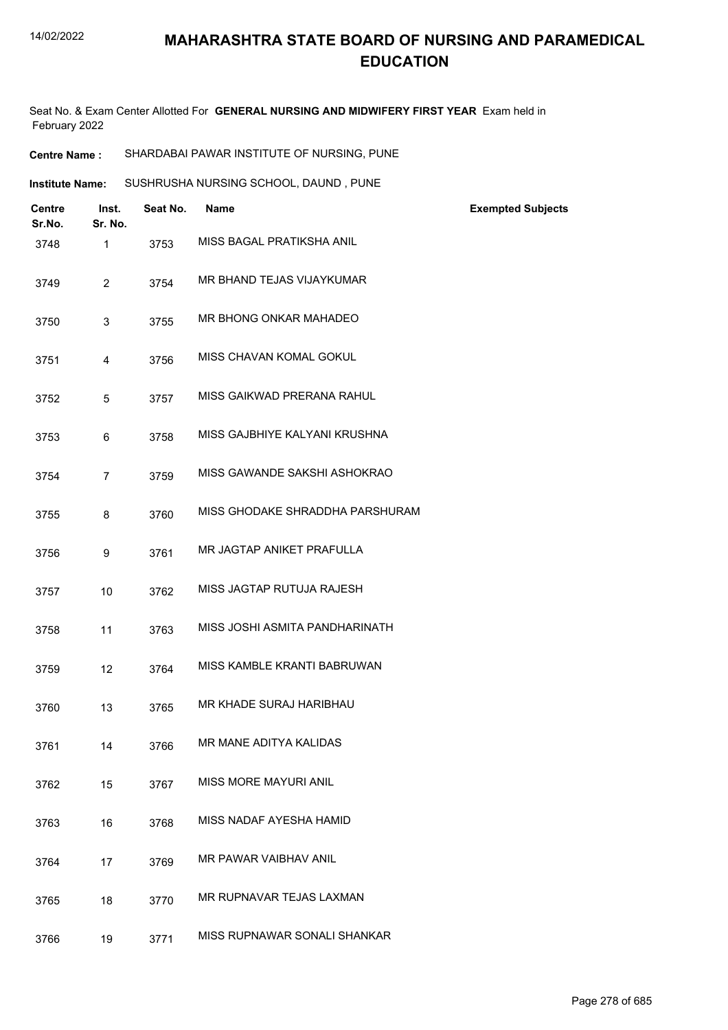# MAHARASHTRA STATE BOARD OF NURSING AND PARAMEDICAL EDUCATION

Seat No. & Exam Center Allotted For **GENERAL NURSING AND MIDWIFERY FIRST YEAR** Exam held in February 2022

**Centre Name :** SHARDABAI PAWAR INSTITUTE OF NURSING, PUNE

**Institute Name:** SUSHRUSHA NURSING SCHOOL, DAUND , PUNE

| Centre Sr.No. | Inst. Sr. No. | Seat No. | Name | Exempted Subjects |
|---|---|---|---|---|
| 3748 | 1 | 3753 | MISS BAGAL PRATIKSHA ANIL | |
| 3749 | 2 | 3754 | MR BHAND TEJAS VIJAYKUMAR | |
| 3750 | 3 | 3755 | MR BHONG ONKAR MAHADEO | |
| 3751 | 4 | 3756 | MISS CHAVAN KOMAL GOKUL | |
| 3752 | 5 | 3757 | MISS GAIKWAD PRERANA RAHUL | |
| 3753 | 6 | 3758 | MISS GAJBHIYE KALYANI KRUSHNA | |
| 3754 | 7 | 3759 | MISS GAWANDE SAKSHI ASHOKRAO | |
| 3755 | 8 | 3760 | MISS GHODAKE SHRADDHA PARSHURAM | |
| 3756 | 9 | 3761 | MR JAGTAP ANIKET PRAFULLA | |
| 3757 | 10 | 3762 | MISS JAGTAP RUTUJA RAJESH | |
| 3758 | 11 | 3763 | MISS JOSHI ASMITA PANDHARINATH | |
| 3759 | 12 | 3764 | MISS KAMBLE KRANTI BABRUWAN | |
| 3760 | 13 | 3765 | MR KHADE SURAJ HARIBHAU | |
| 3761 | 14 | 3766 | MR MANE ADITYA KALIDAS | |
| 3762 | 15 | 3767 | MISS MORE MAYURI ANIL | |
| 3763 | 16 | 3768 | MISS NADAF AYESHA HAMID | |
| 3764 | 17 | 3769 | MR PAWAR VAIBHAV ANIL | |
| 3765 | 18 | 3770 | MR RUPNAVAR TEJAS LAXMAN | |
| 3766 | 19 | 3771 | MISS RUPNAWAR SONALI SHANKAR | |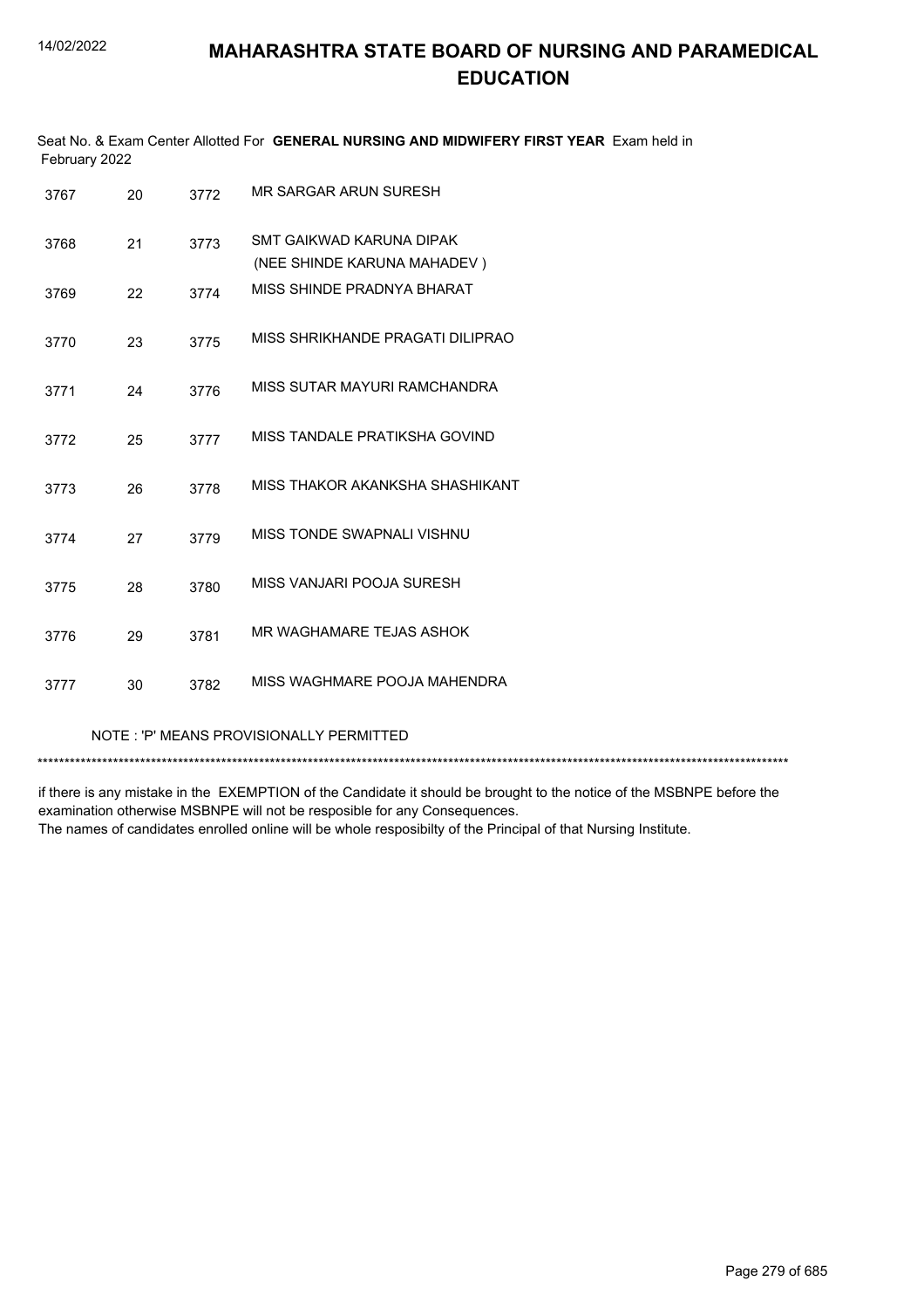# MAHARASHTRA STATE BOARD OF NURSING AND PARAMEDICAL EDUCATION

Seat No. & Exam Center Allotted For **GENERAL NURSING AND MIDWIFERY FIRST YEAR** Exam held in February 2022

| | | | |
|---|---|---|---|
| 3767 | 20 | 3772 | MR SARGAR ARUN SURESH |
| 3768 | 21 | 3773 | SMT GAIKWAD KARUNA DIPAK (NEE SHINDE KARUNA MAHADEV ) |
| 3769 | 22 | 3774 | MISS SHINDE PRADNYA BHARAT |
| 3770 | 23 | 3775 | MISS SHRIKHANDE PRAGATI DILIPRAO |
| 3771 | 24 | 3776 | MISS SUTAR MAYURI RAMCHANDRA |
| 3772 | 25 | 3777 | MISS TANDALE PRATIKSHA GOVIND |
| 3773 | 26 | 3778 | MISS THAKOR AKANKSHA SHASHIKANT |
| 3774 | 27 | 3779 | MISS TONDE SWAPNALI VISHNU |
| 3775 | 28 | 3780 | MISS VANJARI POOJA SURESH |
| 3776 | 29 | 3781 | MR WAGHAMARE TEJAS ASHOK |
| 3777 | 30 | 3782 | MISS WAGHMARE POOJA MAHENDRA |

NOTE : 'P' MEANS PROVISIONALLY PERMITTED

*******************************************************************************************************************************************

if there is any mistake in the EXEMPTION of the Candidate it should be brought to the notice of the MSBNPE before the examination otherwise MSBNPE will not be resposible for any Consequences.
The names of candidates enrolled online will be whole resposibilty of the Principal of that Nursing Institute.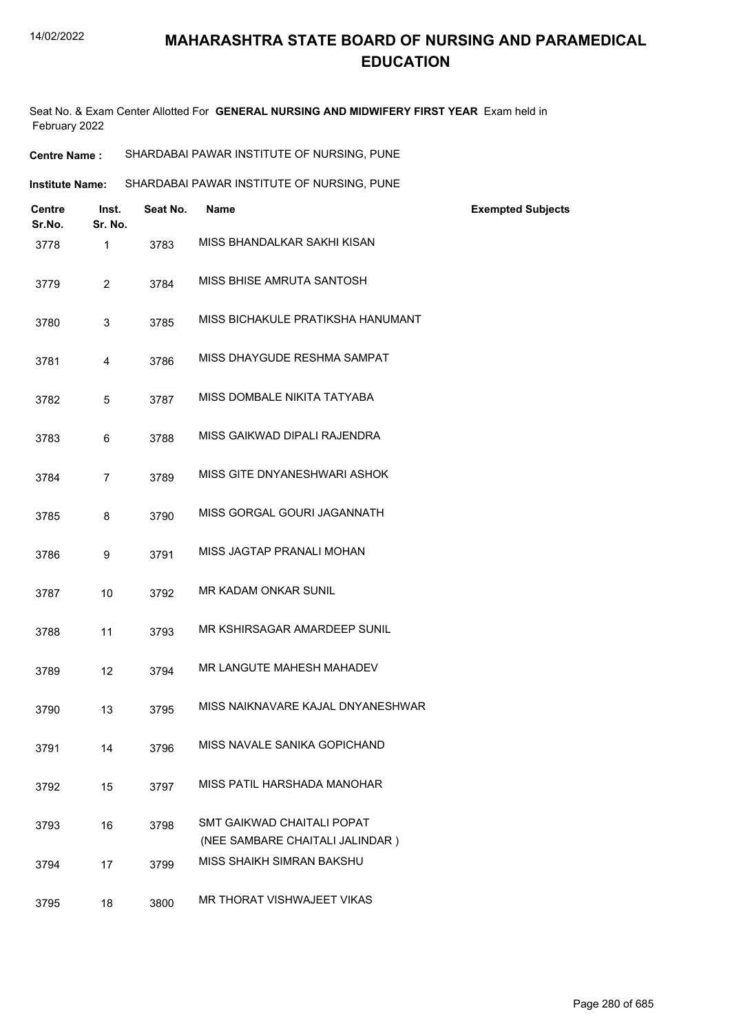# MAHARASHTRA STATE BOARD OF NURSING AND PARAMEDICAL EDUCATION

Seat No. & Exam Center Allotted For **GENERAL NURSING AND MIDWIFERY FIRST YEAR** Exam held in February 2022

**Centre Name :** SHARDABAI PAWAR INSTITUTE OF NURSING, PUNE

**Institute Name:** SHARDABAI PAWAR INSTITUTE OF NURSING, PUNE

| Centre Sr.No. | Inst. Sr. No. | Seat No. | Name | Exempted Subjects |
|---|---|---|---|---|
| 3778 | 1 | 3783 | MISS BHANDALKAR SAKHI KISAN | |
| 3779 | 2 | 3784 | MISS BHISE AMRUTA SANTOSH | |
| 3780 | 3 | 3785 | MISS BICHAKULE PRATIKSHA HANUMANT | |
| 3781 | 4 | 3786 | MISS DHAYGUDE RESHMA SAMPAT | |
| 3782 | 5 | 3787 | MISS DOMBALE NIKITA TATYABA | |
| 3783 | 6 | 3788 | MISS GAIKWAD DIPALI RAJENDRA | |
| 3784 | 7 | 3789 | MISS GITE DNYANESHWARI ASHOK | |
| 3785 | 8 | 3790 | MISS GORGAL GOURI JAGANNATH | |
| 3786 | 9 | 3791 | MISS JAGTAP PRANALI MOHAN | |
| 3787 | 10 | 3792 | MR KADAM ONKAR SUNIL | |
| 3788 | 11 | 3793 | MR KSHIRSAGAR AMARDEEP SUNIL | |
| 3789 | 12 | 3794 | MR LANGUTE MAHESH MAHADEV | |
| 3790 | 13 | 3795 | MISS NAIKNAVARE KAJAL DNYANESHWAR | |
| 3791 | 14 | 3796 | MISS NAVALE SANIKA GOPICHAND | |
| 3792 | 15 | 3797 | MISS PATIL HARSHADA MANOHAR | |
| 3793 | 16 | 3798 | SMT GAIKWAD CHAITALI POPAT (NEE SAMBARE CHAITALI JALINDAR ) | |
| 3794 | 17 | 3799 | MISS SHAIKH SIMRAN BAKSHU | |
| 3795 | 18 | 3800 | MR THORAT VISHWAJEET VIKAS | |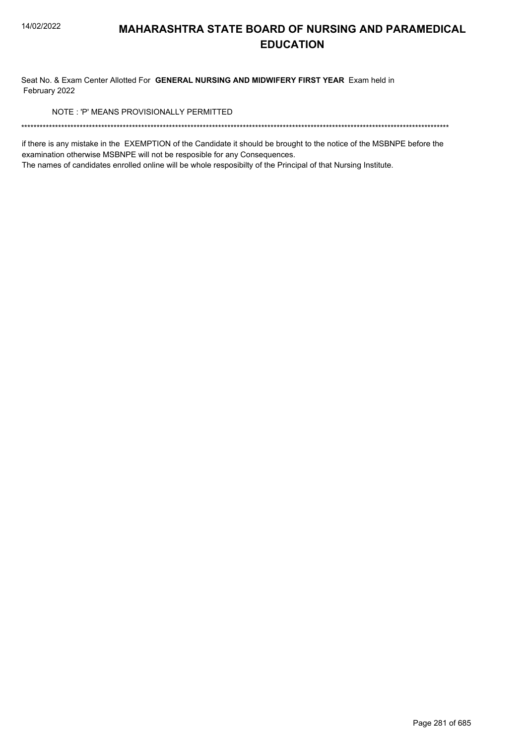# MAHARASHTRA STATE BOARD OF NURSING AND PARAMEDICAL EDUCATION

Seat No. & Exam Center Allotted For **GENERAL NURSING AND MIDWIFERY FIRST YEAR** Exam held in February 2022

NOTE : 'P' MEANS PROVISIONALLY PERMITTED

*******************************************************************************************************************************************

if there is any mistake in the EXEMPTION of the Candidate it should be brought to the notice of the MSBNPE before the examination otherwise MSBNPE will not be resposible for any Consequences.
The names of candidates enrolled online will be whole resposibilty of the Principal of that Nursing Institute.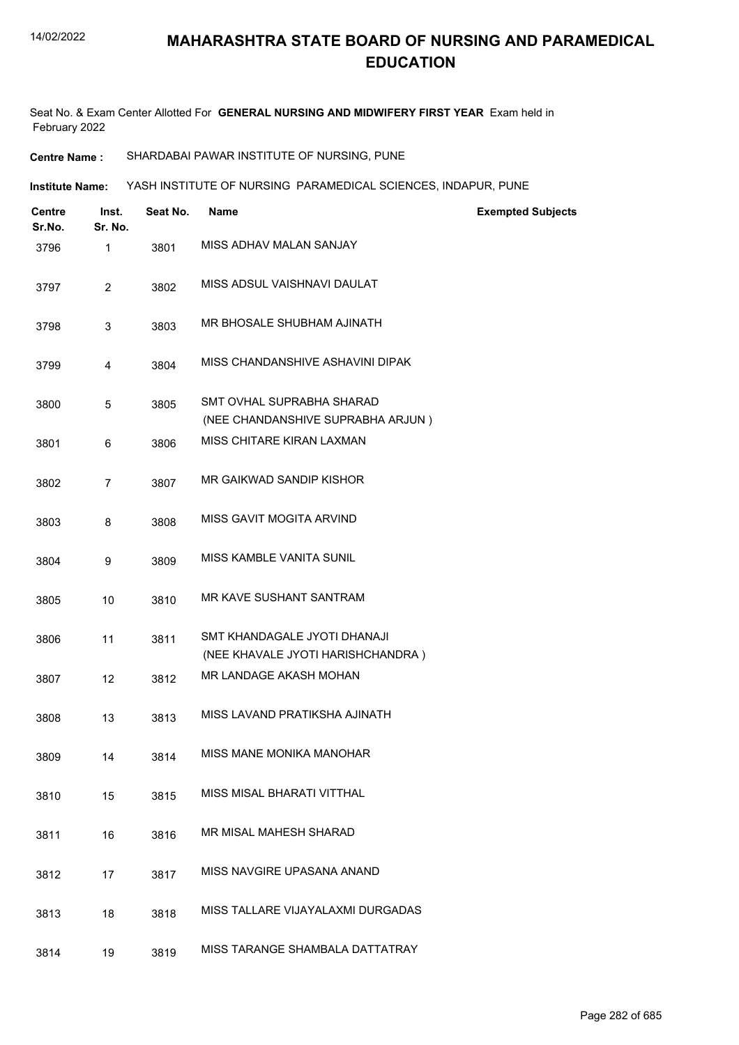# MAHARASHTRA STATE BOARD OF NURSING AND PARAMEDICAL EDUCATION

Seat No. & Exam Center Allotted For **GENERAL NURSING AND MIDWIFERY FIRST YEAR** Exam held in February 2022

**Centre Name :** SHARDABAI PAWAR INSTITUTE OF NURSING, PUNE

**Institute Name:** YASH INSTITUTE OF NURSING PARAMEDICAL SCIENCES, INDAPUR, PUNE

| Centre Sr.No. | Inst. Sr. No. | Seat No. | Name | Exempted Subjects |
|---|---|---|---|---|
| 3796 | 1 | 3801 | MISS ADHAV MALAN SANJAY | |
| 3797 | 2 | 3802 | MISS ADSUL VAISHNAVI DAULAT | |
| 3798 | 3 | 3803 | MR BHOSALE SHUBHAM AJINATH | |
| 3799 | 4 | 3804 | MISS CHANDANSHIVE ASHAVINI DIPAK | |
| 3800 | 5 | 3805 | SMT OVHAL SUPRABHA SHARAD (NEE CHANDANSHIVE SUPRABHA ARJUN ) | |
| 3801 | 6 | 3806 | MISS CHITARE KIRAN LAXMAN | |
| 3802 | 7 | 3807 | MR GAIKWAD SANDIP KISHOR | |
| 3803 | 8 | 3808 | MISS GAVIT MOGITA ARVIND | |
| 3804 | 9 | 3809 | MISS KAMBLE VANITA SUNIL | |
| 3805 | 10 | 3810 | MR KAVE SUSHANT SANTRAM | |
| 3806 | 11 | 3811 | SMT KHANDAGALE JYOTI DHANAJI (NEE KHAVALE JYOTI HARISHCHANDRA ) | |
| 3807 | 12 | 3812 | MR LANDAGE AKASH MOHAN | |
| 3808 | 13 | 3813 | MISS LAVAND PRATIKSHA AJINATH | |
| 3809 | 14 | 3814 | MISS MANE MONIKA MANOHAR | |
| 3810 | 15 | 3815 | MISS MISAL BHARATI VITTHAL | |
| 3811 | 16 | 3816 | MR MISAL MAHESH SHARAD | |
| 3812 | 17 | 3817 | MISS NAVGIRE UPASANA ANAND | |
| 3813 | 18 | 3818 | MISS TALLARE VIJAYALAXMI DURGADAS | |
| 3814 | 19 | 3819 | MISS TARANGE SHAMBALA DATTATRAY | |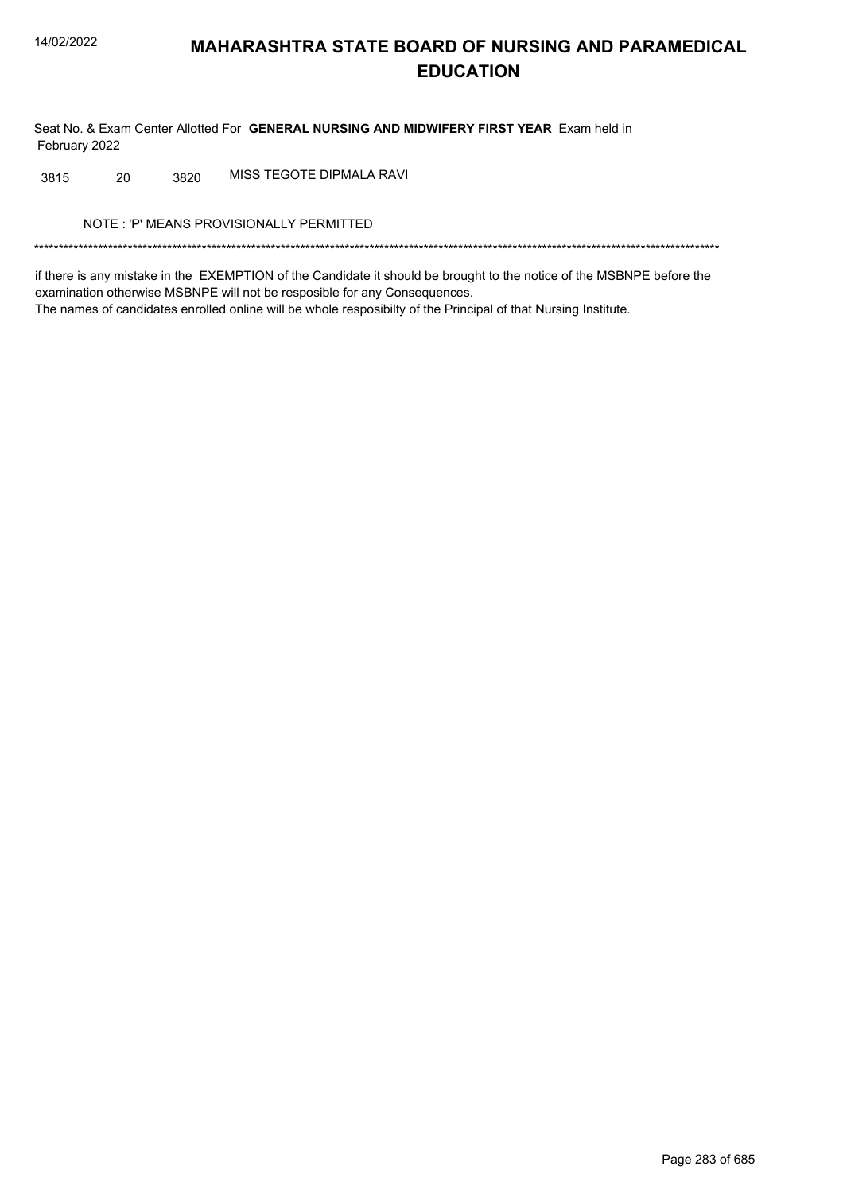# MAHARASHTRA STATE BOARD OF NURSING AND PARAMEDICAL EDUCATION

Seat No. & Exam Center Allotted For **GENERAL NURSING AND MIDWIFERY FIRST YEAR** Exam held in February 2022

| | | | |
|---|---|---|---|
| 3815 | 20 | 3820 | MISS TEGOTE DIPMALA RAVI |

NOTE : 'P' MEANS PROVISIONALLY PERMITTED

*******************************************************************************************************************************************

if there is any mistake in the EXEMPTION of the Candidate it should be brought to the notice of the MSBNPE before the examination otherwise MSBNPE will not be resposible for any Consequences.
The names of candidates enrolled online will be whole resposibilty of the Principal of that Nursing Institute.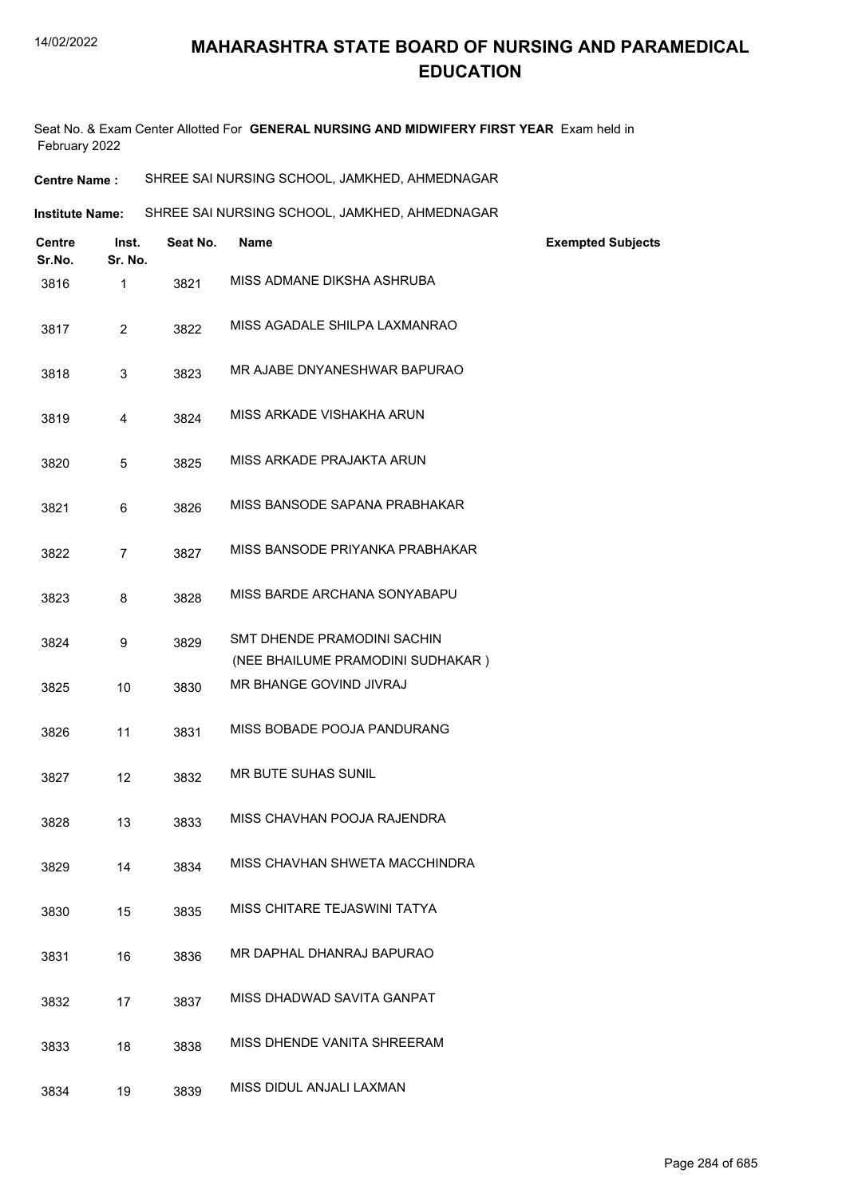# MAHARASHTRA STATE BOARD OF NURSING AND PARAMEDICAL EDUCATION

Seat No. & Exam Center Allotted For **GENERAL NURSING AND MIDWIFERY FIRST YEAR** Exam held in February 2022

**Centre Name :** SHREE SAI NURSING SCHOOL, JAMKHED, AHMEDNAGAR

**Institute Name:** SHREE SAI NURSING SCHOOL, JAMKHED, AHMEDNAGAR

| Centre Sr.No. | Inst. Sr. No. | Seat No. | Name | Exempted Subjects |
|---|---|---|---|---|
| 3816 | 1 | 3821 | MISS ADMANE DIKSHA ASHRUBA | |
| 3817 | 2 | 3822 | MISS AGADALE SHILPA LAXMANRAO | |
| 3818 | 3 | 3823 | MR AJABE DNYANESHWAR BAPURAO | |
| 3819 | 4 | 3824 | MISS ARKADE VISHAKHA ARUN | |
| 3820 | 5 | 3825 | MISS ARKADE PRAJAKTA ARUN | |
| 3821 | 6 | 3826 | MISS BANSODE SAPANA PRABHAKAR | |
| 3822 | 7 | 3827 | MISS BANSODE PRIYANKA PRABHAKAR | |
| 3823 | 8 | 3828 | MISS BARDE ARCHANA SONYABAPU | |
| 3824 | 9 | 3829 | SMT DHENDE PRAMODINI SACHIN (NEE BHAILUME PRAMODINI SUDHAKAR ) | |
| 3825 | 10 | 3830 | MR BHANGE GOVIND JIVRAJ | |
| 3826 | 11 | 3831 | MISS BOBADE POOJA PANDURANG | |
| 3827 | 12 | 3832 | MR BUTE SUHAS SUNIL | |
| 3828 | 13 | 3833 | MISS CHAVHAN POOJA RAJENDRA | |
| 3829 | 14 | 3834 | MISS CHAVHAN SHWETA MACCHINDRA | |
| 3830 | 15 | 3835 | MISS CHITARE TEJASWINI TATYA | |
| 3831 | 16 | 3836 | MR DAPHAL DHANRAJ BAPURAO | |
| 3832 | 17 | 3837 | MISS DHADWAD SAVITA GANPAT | |
| 3833 | 18 | 3838 | MISS DHENDE VANITA SHREERAM | |
| 3834 | 19 | 3839 | MISS DIDUL ANJALI LAXMAN | |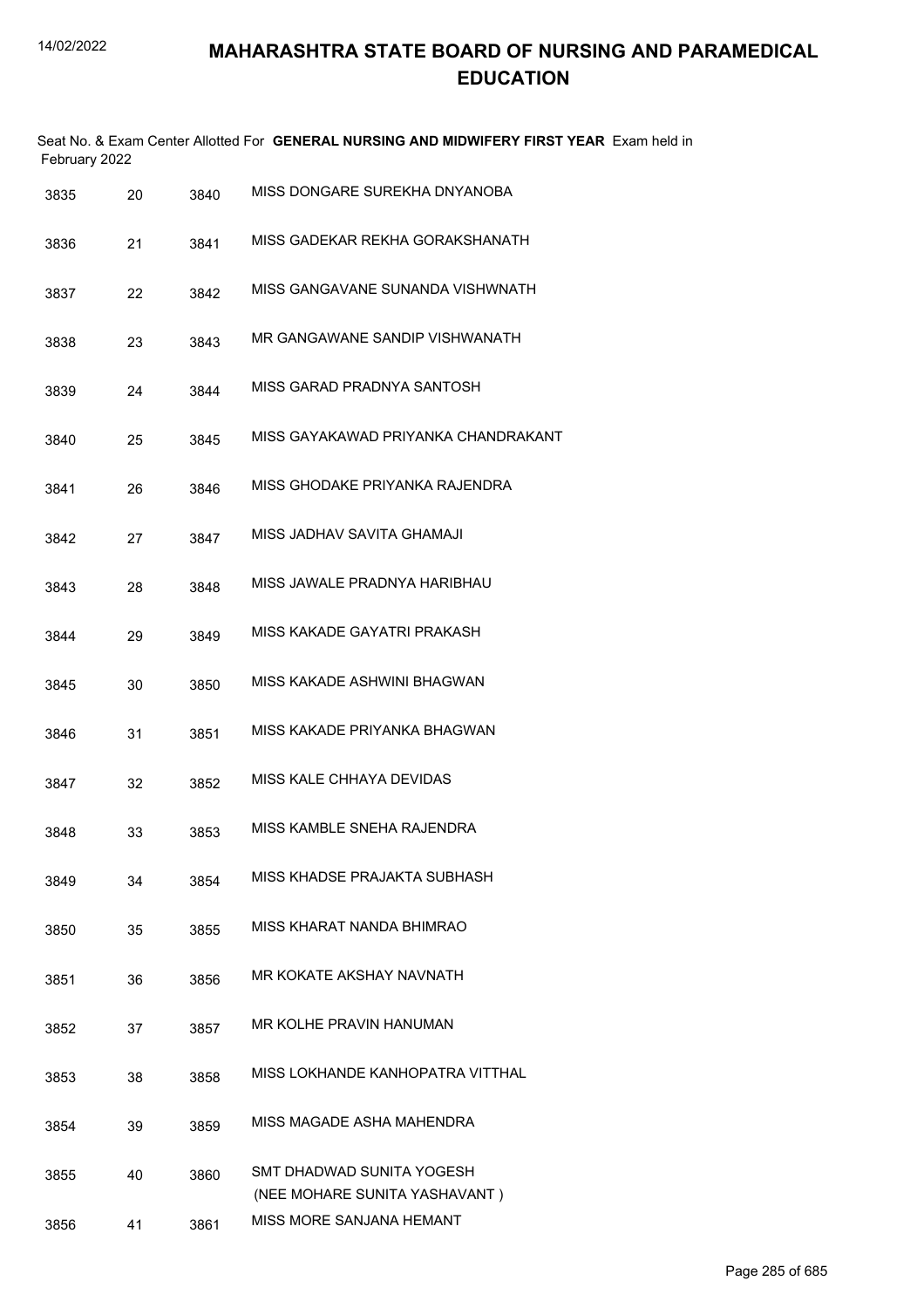# MAHARASHTRA STATE BOARD OF NURSING AND PARAMEDICAL EDUCATION

Seat No. & Exam Center Allotted For **GENERAL NURSING AND MIDWIFERY FIRST YEAR** Exam held in February 2022

| | | | |
|---|---|---|---|
| 3835 | 20 | 3840 | MISS DONGARE SUREKHA DNYANOBA |
| 3836 | 21 | 3841 | MISS GADEKAR REKHA GORAKSHANATH |
| 3837 | 22 | 3842 | MISS GANGAVANE SUNANDA VISHWNATH |
| 3838 | 23 | 3843 | MR GANGAWANE SANDIP VISHWANATH |
| 3839 | 24 | 3844 | MISS GARAD PRADNYA SANTOSH |
| 3840 | 25 | 3845 | MISS GAYAKAWAD PRIYANKA CHANDRAKANT |
| 3841 | 26 | 3846 | MISS GHODAKE PRIYANKA RAJENDRA |
| 3842 | 27 | 3847 | MISS JADHAV SAVITA GHAMAJI |
| 3843 | 28 | 3848 | MISS JAWALE PRADNYA HARIBHAU |
| 3844 | 29 | 3849 | MISS KAKADE GAYATRI PRAKASH |
| 3845 | 30 | 3850 | MISS KAKADE ASHWINI BHAGWAN |
| 3846 | 31 | 3851 | MISS KAKADE PRIYANKA BHAGWAN |
| 3847 | 32 | 3852 | MISS KALE CHHAYA DEVIDAS |
| 3848 | 33 | 3853 | MISS KAMBLE SNEHA RAJENDRA |
| 3849 | 34 | 3854 | MISS KHADSE PRAJAKTA SUBHASH |
| 3850 | 35 | 3855 | MISS KHARAT NANDA BHIMRAO |
| 3851 | 36 | 3856 | MR KOKATE AKSHAY NAVNATH |
| 3852 | 37 | 3857 | MR KOLHE PRAVIN HANUMAN |
| 3853 | 38 | 3858 | MISS LOKHANDE KANHOPATRA VITTHAL |
| 3854 | 39 | 3859 | MISS MAGADE ASHA MAHENDRA |
| 3855 | 40 | 3860 | SMT DHADWAD SUNITA YOGESH (NEE MOHARE SUNITA YASHAVANT ) |
| 3856 | 41 | 3861 | MISS MORE SANJANA HEMANT |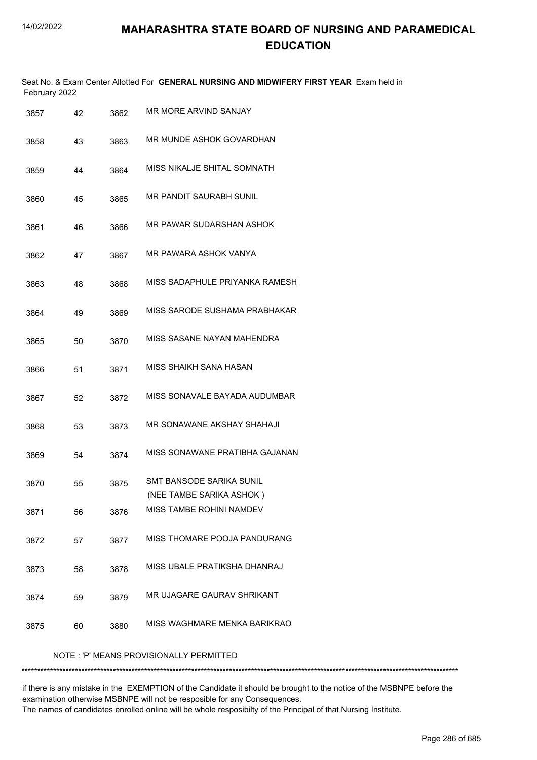# MAHARASHTRA STATE BOARD OF NURSING AND PARAMEDICAL EDUCATION

Seat No. & Exam Center Allotted For **GENERAL NURSING AND MIDWIFERY FIRST YEAR** Exam held in February 2022

| | | | |
|---|---|---|---|
| 3857 | 42 | 3862 | MR MORE ARVIND SANJAY |
| 3858 | 43 | 3863 | MR MUNDE ASHOK GOVARDHAN |
| 3859 | 44 | 3864 | MISS NIKALJE SHITAL SOMNATH |
| 3860 | 45 | 3865 | MR PANDIT SAURABH SUNIL |
| 3861 | 46 | 3866 | MR PAWAR SUDARSHAN ASHOK |
| 3862 | 47 | 3867 | MR PAWARA ASHOK VANYA |
| 3863 | 48 | 3868 | MISS SADAPHULE PRIYANKA RAMESH |
| 3864 | 49 | 3869 | MISS SARODE SUSHAMA PRABHAKAR |
| 3865 | 50 | 3870 | MISS SASANE NAYAN MAHENDRA |
| 3866 | 51 | 3871 | MISS SHAIKH SANA HASAN |
| 3867 | 52 | 3872 | MISS SONAVALE BAYADA AUDUMBAR |
| 3868 | 53 | 3873 | MR SONAWANE AKSHAY SHAHAJI |
| 3869 | 54 | 3874 | MISS SONAWANE PRATIBHA GAJANAN |
| 3870 | 55 | 3875 | SMT BANSODE SARIKA SUNIL (NEE TAMBE SARIKA ASHOK ) |
| 3871 | 56 | 3876 | MISS TAMBE ROHINI NAMDEV |
| 3872 | 57 | 3877 | MISS THOMARE POOJA PANDURANG |
| 3873 | 58 | 3878 | MISS UBALE PRATIKSHA DHANRAJ |
| 3874 | 59 | 3879 | MR UJAGARE GAURAV SHRIKANT |
| 3875 | 60 | 3880 | MISS WAGHMARE MENKA BARIKRAO |

NOTE : 'P' MEANS PROVISIONALLY PERMITTED

*******************************************************************************************************************************************

if there is any mistake in the EXEMPTION of the Candidate it should be brought to the notice of the MSBNPE before the examination otherwise MSBNPE will not be resposible for any Consequences.
The names of candidates enrolled online will be whole resposibilty of the Principal of that Nursing Institute.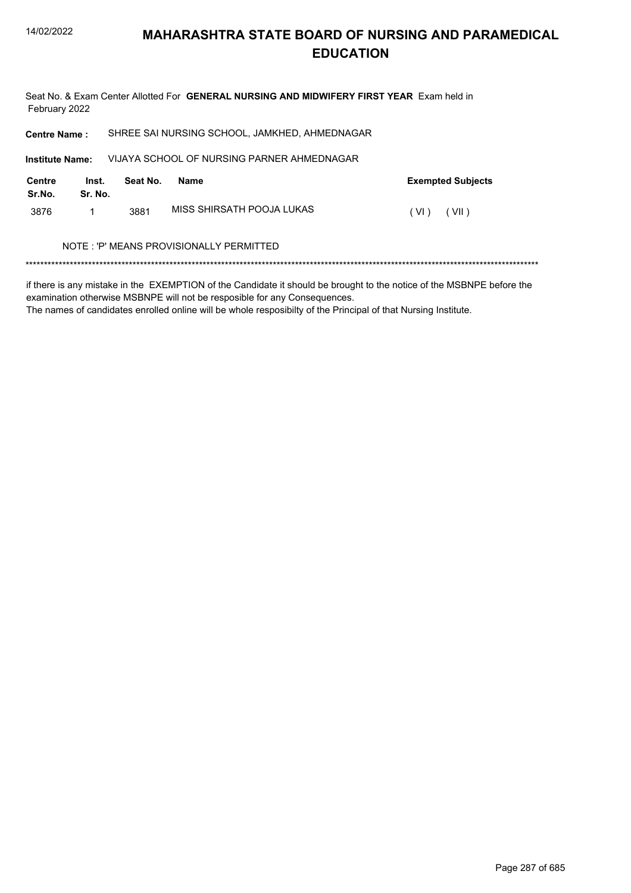# MAHARASHTRA STATE BOARD OF NURSING AND PARAMEDICAL EDUCATION

Seat No. & Exam Center Allotted For **GENERAL NURSING AND MIDWIFERY FIRST YEAR** Exam held in February 2022

**Centre Name :** SHREE SAI NURSING SCHOOL, JAMKHED, AHMEDNAGAR

**Institute Name:** VIJAYA SCHOOL OF NURSING PARNER AHMEDNAGAR

| Centre Sr.No. | Inst. Sr. No. | Seat No. | Name | Exempted Subjects |
|---|---|---|---|---|
| 3876 | 1 | 3881 | MISS SHIRSATH POOJA LUKAS | ( VI ) ( VII ) |

NOTE : 'P' MEANS PROVISIONALLY PERMITTED

******************************************************************************************************************************************

if there is any mistake in the EXEMPTION of the Candidate it should be brought to the notice of the MSBNPE before the examination otherwise MSBNPE will not be resposible for any Consequences.
The names of candidates enrolled online will be whole resposibilty of the Principal of that Nursing Institute.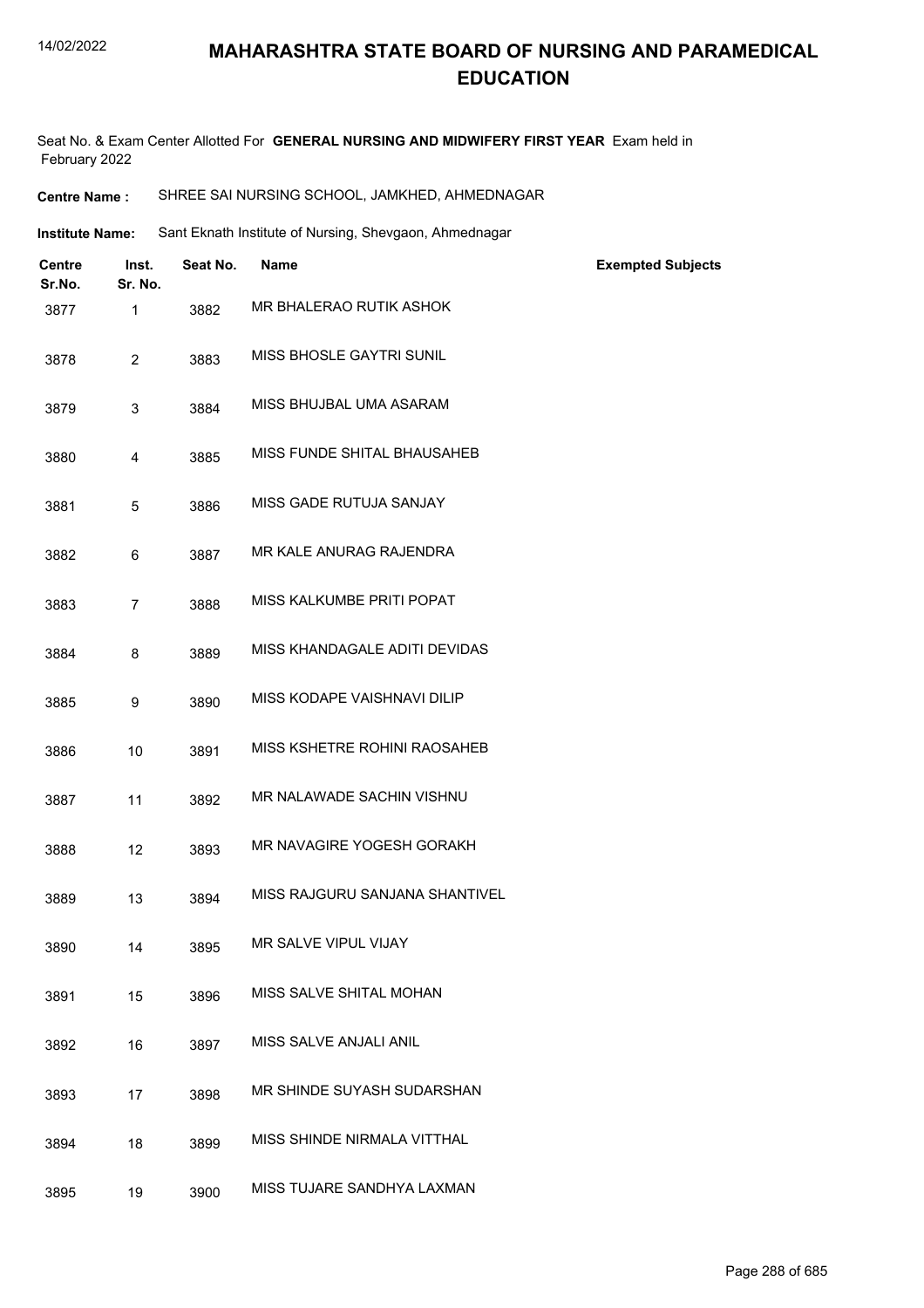# MAHARASHTRA STATE BOARD OF NURSING AND PARAMEDICAL EDUCATION

Seat No. & Exam Center Allotted For **GENERAL NURSING AND MIDWIFERY FIRST YEAR** Exam held in February 2022

**Centre Name :** SHREE SAI NURSING SCHOOL, JAMKHED, AHMEDNAGAR

**Institute Name:** Sant Eknath Institute of Nursing, Shevgaon, Ahmednagar

| Centre Sr.No. | Inst. Sr. No. | Seat No. | Name | Exempted Subjects |
|---|---|---|---|---|
| 3877 | 1 | 3882 | MR BHALERAO RUTIK ASHOK | |
| 3878 | 2 | 3883 | MISS BHOSLE GAYTRI SUNIL | |
| 3879 | 3 | 3884 | MISS BHUJBAL UMA ASARAM | |
| 3880 | 4 | 3885 | MISS FUNDE SHITAL BHAUSAHEB | |
| 3881 | 5 | 3886 | MISS GADE RUTUJA SANJAY | |
| 3882 | 6 | 3887 | MR KALE ANURAG RAJENDRA | |
| 3883 | 7 | 3888 | MISS KALKUMBE PRITI POPAT | |
| 3884 | 8 | 3889 | MISS KHANDAGALE ADITI DEVIDAS | |
| 3885 | 9 | 3890 | MISS KODAPE VAISHNAVI DILIP | |
| 3886 | 10 | 3891 | MISS KSHETRE ROHINI RAOSAHEB | |
| 3887 | 11 | 3892 | MR NALAWADE SACHIN VISHNU | |
| 3888 | 12 | 3893 | MR NAVAGIRE YOGESH GORAKH | |
| 3889 | 13 | 3894 | MISS RAJGURU SANJANA SHANTIVEL | |
| 3890 | 14 | 3895 | MR SALVE VIPUL VIJAY | |
| 3891 | 15 | 3896 | MISS SALVE SHITAL MOHAN | |
| 3892 | 16 | 3897 | MISS SALVE ANJALI ANIL | |
| 3893 | 17 | 3898 | MR SHINDE SUYASH SUDARSHAN | |
| 3894 | 18 | 3899 | MISS SHINDE NIRMALA VITTHAL | |
| 3895 | 19 | 3900 | MISS TUJARE SANDHYA LAXMAN | |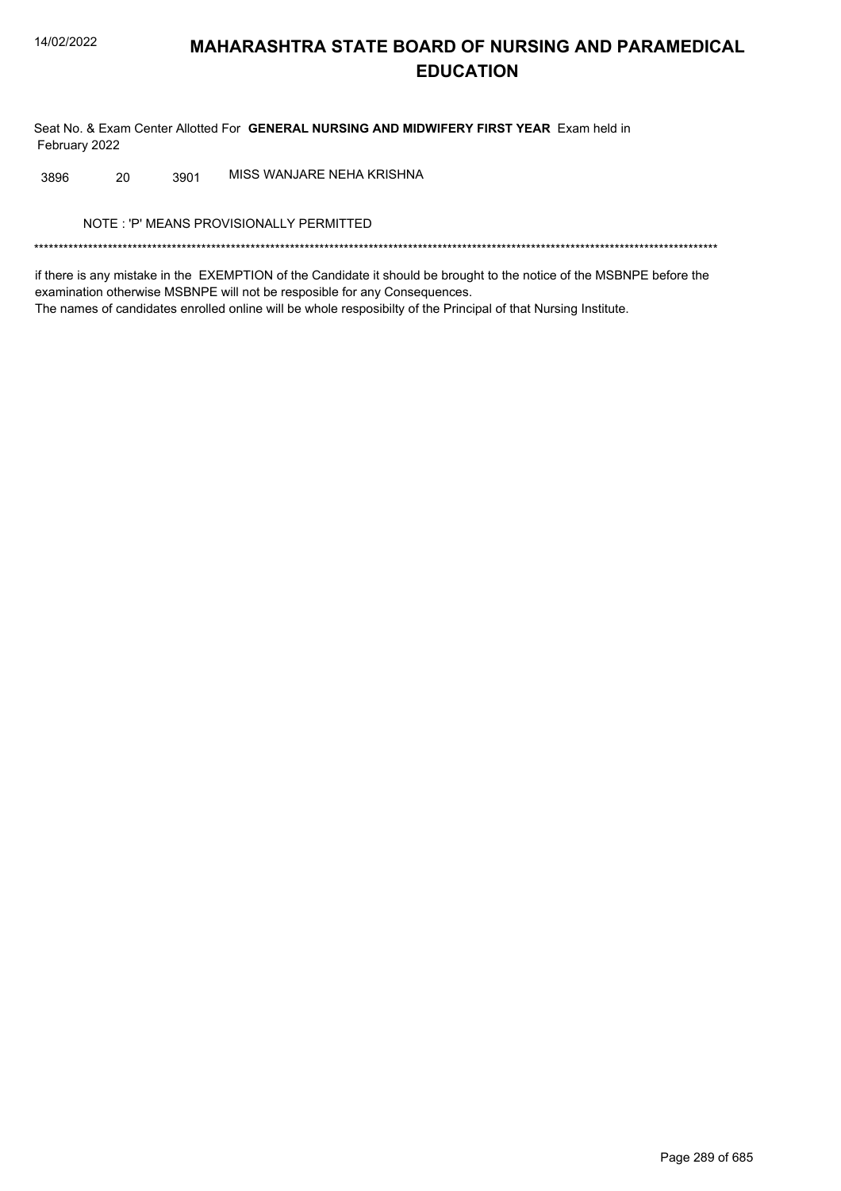# MAHARASHTRA STATE BOARD OF NURSING AND PARAMEDICAL EDUCATION

Seat No. & Exam Center Allotted For **GENERAL NURSING AND MIDWIFERY FIRST YEAR** Exam held in February 2022

| | | | |
|---|---|---|---|
| 3896 | 20 | 3901 | MISS WANJARE NEHA KRISHNA |

NOTE : 'P' MEANS PROVISIONALLY PERMITTED

******************************************************************************************************************************************

if there is any mistake in the EXEMPTION of the Candidate it should be brought to the notice of the MSBNPE before the examination otherwise MSBNPE will not be resposible for any Consequences.
The names of candidates enrolled online will be whole resposibilty of the Principal of that Nursing Institute.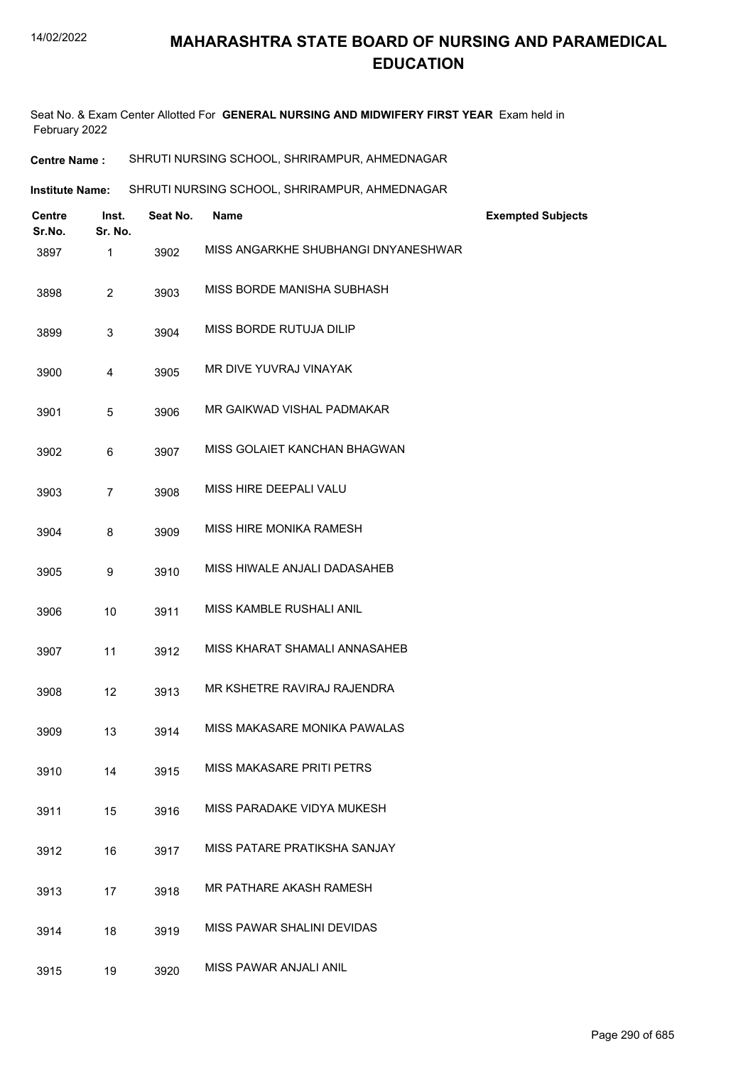# MAHARASHTRA STATE BOARD OF NURSING AND PARAMEDICAL EDUCATION

Seat No. & Exam Center Allotted For **GENERAL NURSING AND MIDWIFERY FIRST YEAR** Exam held in February 2022

**Centre Name :** SHRUTI NURSING SCHOOL, SHRIRAMPUR, AHMEDNAGAR

**Institute Name:** SHRUTI NURSING SCHOOL, SHRIRAMPUR, AHMEDNAGAR

| Centre Sr.No. | Inst. Sr. No. | Seat No. | Name | Exempted Subjects |
|---|---|---|---|---|
| 3897 | 1 | 3902 | MISS ANGARKHE SHUBHANGI DNYANESHWAR | |
| 3898 | 2 | 3903 | MISS BORDE MANISHA SUBHASH | |
| 3899 | 3 | 3904 | MISS BORDE RUTUJA DILIP | |
| 3900 | 4 | 3905 | MR DIVE YUVRAJ VINAYAK | |
| 3901 | 5 | 3906 | MR GAIKWAD VISHAL PADMAKAR | |
| 3902 | 6 | 3907 | MISS GOLAIET KANCHAN BHAGWAN | |
| 3903 | 7 | 3908 | MISS HIRE DEEPALI VALU | |
| 3904 | 8 | 3909 | MISS HIRE MONIKA RAMESH | |
| 3905 | 9 | 3910 | MISS HIWALE ANJALI DADASAHEB | |
| 3906 | 10 | 3911 | MISS KAMBLE RUSHALI ANIL | |
| 3907 | 11 | 3912 | MISS KHARAT SHAMALI ANNASAHEB | |
| 3908 | 12 | 3913 | MR KSHETRE RAVIRAJ RAJENDRA | |
| 3909 | 13 | 3914 | MISS MAKASARE MONIKA PAWALAS | |
| 3910 | 14 | 3915 | MISS MAKASARE PRITI PETRS | |
| 3911 | 15 | 3916 | MISS PARADAKE VIDYA MUKESH | |
| 3912 | 16 | 3917 | MISS PATARE PRATIKSHA SANJAY | |
| 3913 | 17 | 3918 | MR PATHARE AKASH RAMESH | |
| 3914 | 18 | 3919 | MISS PAWAR SHALINI DEVIDAS | |
| 3915 | 19 | 3920 | MISS PAWAR ANJALI ANIL | |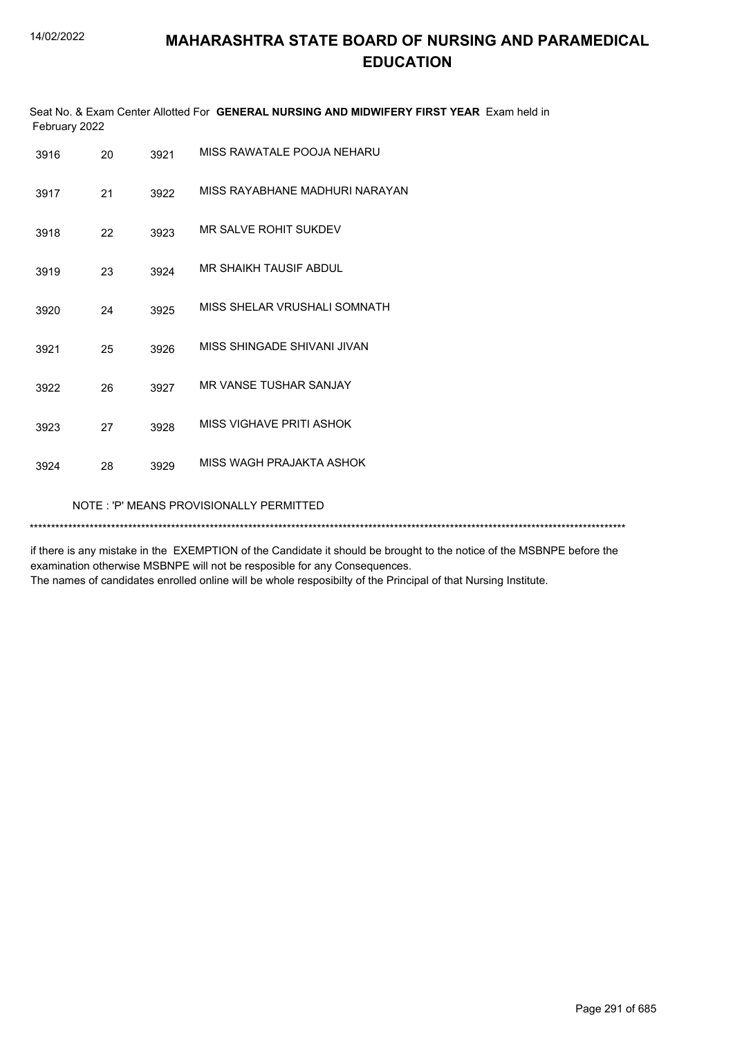# MAHARASHTRA STATE BOARD OF NURSING AND PARAMEDICAL EDUCATION

Seat No. & Exam Center Allotted For **GENERAL NURSING AND MIDWIFERY FIRST YEAR** Exam held in February 2022

| | | | |
|---|---|---|---|
| 3916 | 20 | 3921 | MISS RAWATALE POOJA NEHARU |
| 3917 | 21 | 3922 | MISS RAYABHANE MADHURI NARAYAN |
| 3918 | 22 | 3923 | MR SALVE ROHIT SUKDEV |
| 3919 | 23 | 3924 | MR SHAIKH TAUSIF ABDUL |
| 3920 | 24 | 3925 | MISS SHELAR VRUSHALI SOMNATH |
| 3921 | 25 | 3926 | MISS SHINGADE SHIVANI JIVAN |
| 3922 | 26 | 3927 | MR VANSE TUSHAR SANJAY |
| 3923 | 27 | 3928 | MISS VIGHAVE PRITI ASHOK |
| 3924 | 28 | 3929 | MISS WAGH PRAJAKTA ASHOK |

NOTE : 'P' MEANS PROVISIONALLY PERMITTED

******************************************************************************************************************************************

if there is any mistake in the EXEMPTION of the Candidate it should be brought to the notice of the MSBNPE before the examination otherwise MSBNPE will not be resposible for any Consequences.
The names of candidates enrolled online will be whole resposibilty of the Principal of that Nursing Institute.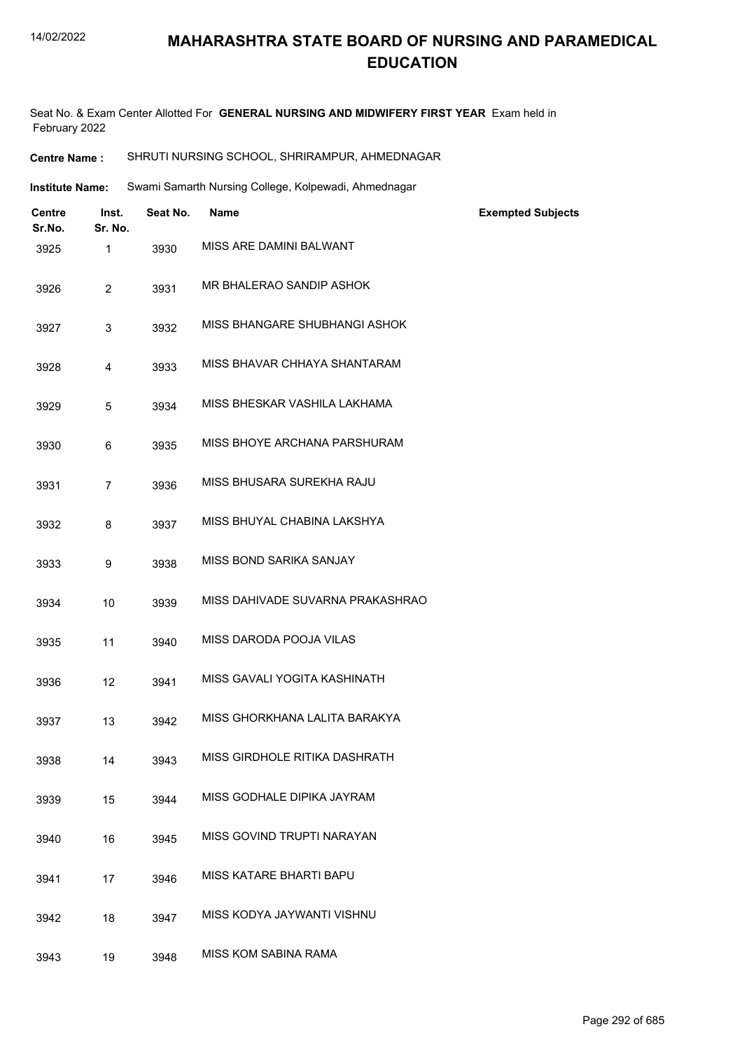# MAHARASHTRA STATE BOARD OF NURSING AND PARAMEDICAL EDUCATION

Seat No. & Exam Center Allotted For **GENERAL NURSING AND MIDWIFERY FIRST YEAR** Exam held in February 2022

**Centre Name :** SHRUTI NURSING SCHOOL, SHRIRAMPUR, AHMEDNAGAR

**Institute Name:** Swami Samarth Nursing College, Kolpewadi, Ahmednagar

| Centre Sr.No. | Inst. Sr. No. | Seat No. | Name | Exempted Subjects |
|---|---|---|---|---|
| 3925 | 1 | 3930 | MISS ARE DAMINI BALWANT | |
| 3926 | 2 | 3931 | MR BHALERAO SANDIP ASHOK | |
| 3927 | 3 | 3932 | MISS BHANGARE SHUBHANGI ASHOK | |
| 3928 | 4 | 3933 | MISS BHAVAR CHHAYA SHANTARAM | |
| 3929 | 5 | 3934 | MISS BHESKAR VASHILA LAKHAMA | |
| 3930 | 6 | 3935 | MISS BHOYE ARCHANA PARSHURAM | |
| 3931 | 7 | 3936 | MISS BHUSARA SUREKHA RAJU | |
| 3932 | 8 | 3937 | MISS BHUYAL CHABINA LAKSHYA | |
| 3933 | 9 | 3938 | MISS BOND SARIKA SANJAY | |
| 3934 | 10 | 3939 | MISS DAHIVADE SUVARNA PRAKASHRAO | |
| 3935 | 11 | 3940 | MISS DARODA POOJA VILAS | |
| 3936 | 12 | 3941 | MISS GAVALI YOGITA KASHINATH | |
| 3937 | 13 | 3942 | MISS GHORKHANA LALITA BARAKYA | |
| 3938 | 14 | 3943 | MISS GIRDHOLE RITIKA DASHRATH | |
| 3939 | 15 | 3944 | MISS GODHALE DIPIKA JAYRAM | |
| 3940 | 16 | 3945 | MISS GOVIND TRUPTI NARAYAN | |
| 3941 | 17 | 3946 | MISS KATARE BHARTI BAPU | |
| 3942 | 18 | 3947 | MISS KODYA JAYWANTI VISHNU | |
| 3943 | 19 | 3948 | MISS KOM SABINA RAMA | |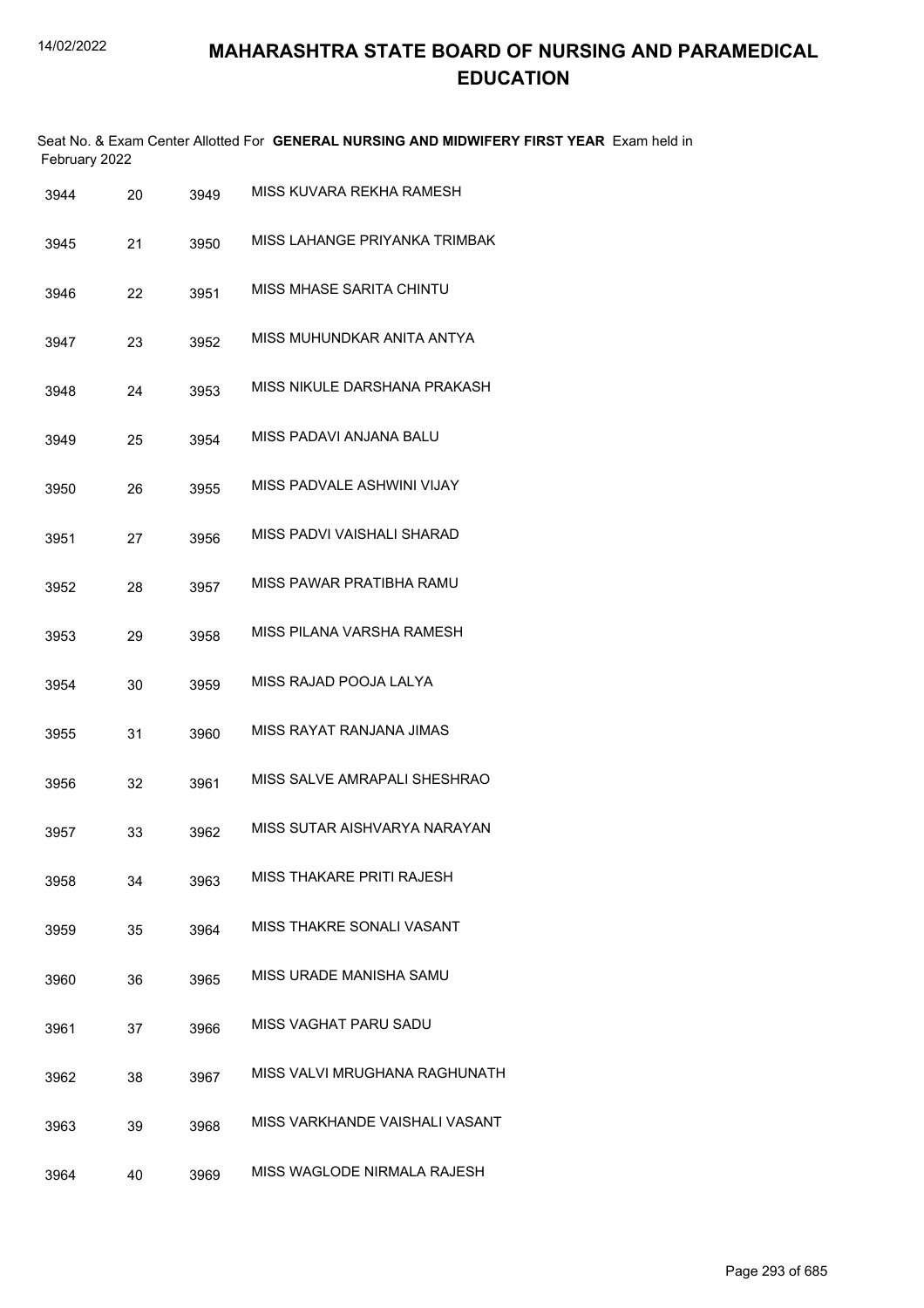# MAHARASHTRA STATE BOARD OF NURSING AND PARAMEDICAL EDUCATION

Seat No. & Exam Center Allotted For **GENERAL NURSING AND MIDWIFERY FIRST YEAR** Exam held in February 2022

| | | | |
|---|---|---|---|
| 3944 | 20 | 3949 | MISS KUVARA REKHA RAMESH |
| 3945 | 21 | 3950 | MISS LAHANGE PRIYANKA TRIMBAK |
| 3946 | 22 | 3951 | MISS MHASE SARITA CHINTU |
| 3947 | 23 | 3952 | MISS MUHUNDKAR ANITA ANTYA |
| 3948 | 24 | 3953 | MISS NIKULE DARSHANA PRAKASH |
| 3949 | 25 | 3954 | MISS PADAVI ANJANA BALU |
| 3950 | 26 | 3955 | MISS PADVALE ASHWINI VIJAY |
| 3951 | 27 | 3956 | MISS PADVI VAISHALI SHARAD |
| 3952 | 28 | 3957 | MISS PAWAR PRATIBHA RAMU |
| 3953 | 29 | 3958 | MISS PILANA VARSHA RAMESH |
| 3954 | 30 | 3959 | MISS RAJAD POOJA LALYA |
| 3955 | 31 | 3960 | MISS RAYAT RANJANA JIMAS |
| 3956 | 32 | 3961 | MISS SALVE AMRAPALI SHESHRAO |
| 3957 | 33 | 3962 | MISS SUTAR AISHVARYA NARAYAN |
| 3958 | 34 | 3963 | MISS THAKARE PRITI RAJESH |
| 3959 | 35 | 3964 | MISS THAKRE SONALI VASANT |
| 3960 | 36 | 3965 | MISS URADE MANISHA SAMU |
| 3961 | 37 | 3966 | MISS VAGHAT PARU SADU |
| 3962 | 38 | 3967 | MISS VALVI MRUGHANA RAGHUNATH |
| 3963 | 39 | 3968 | MISS VARKHANDE VAISHALI VASANT |
| 3964 | 40 | 3969 | MISS WAGLODE NIRMALA RAJESH |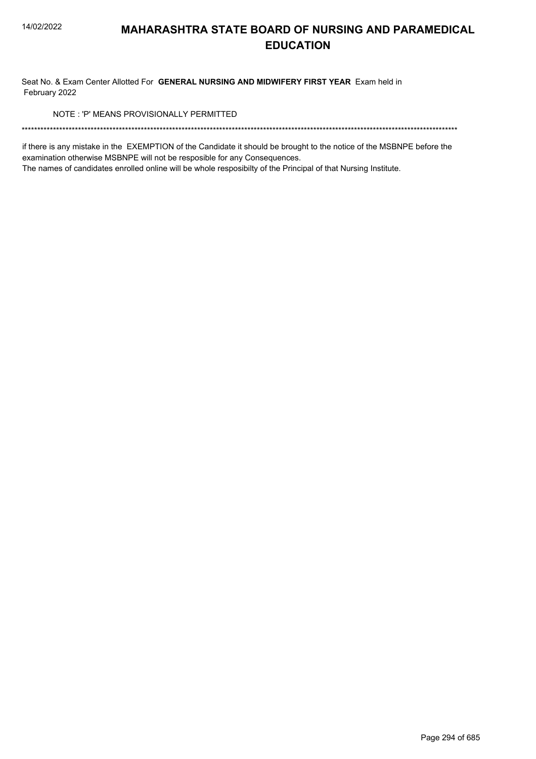# MAHARASHTRA STATE BOARD OF NURSING AND PARAMEDICAL EDUCATION

Seat No. & Exam Center Allotted For **GENERAL NURSING AND MIDWIFERY FIRST YEAR** Exam held in February 2022

NOTE : 'P' MEANS PROVISIONALLY PERMITTED

*******************************************************************************************************************************************

if there is any mistake in the EXEMPTION of the Candidate it should be brought to the notice of the MSBNPE before the examination otherwise MSBNPE will not be resposible for any Consequences.
The names of candidates enrolled online will be whole resposibilty of the Principal of that Nursing Institute.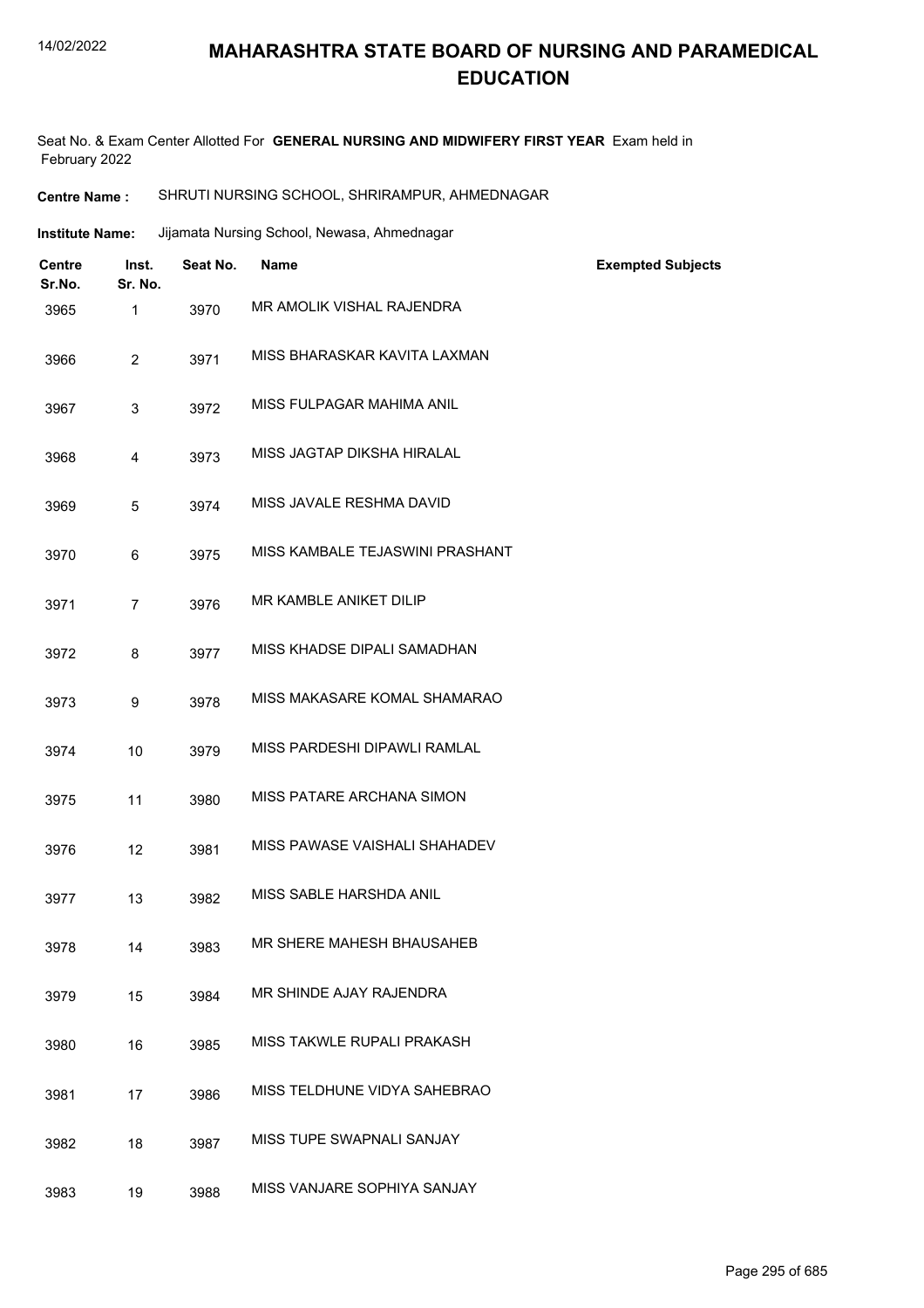# MAHARASHTRA STATE BOARD OF NURSING AND PARAMEDICAL EDUCATION

Seat No. & Exam Center Allotted For **GENERAL NURSING AND MIDWIFERY FIRST YEAR** Exam held in February 2022

**Centre Name :** SHRUTI NURSING SCHOOL, SHRIRAMPUR, AHMEDNAGAR

**Institute Name:** Jijamata Nursing School, Newasa, Ahmednagar

| Centre Sr.No. | Inst. Sr. No. | Seat No. | Name | Exempted Subjects |
|---|---|---|---|---|
| 3965 | 1 | 3970 | MR AMOLIK VISHAL RAJENDRA | |
| 3966 | 2 | 3971 | MISS BHARASKAR KAVITA LAXMAN | |
| 3967 | 3 | 3972 | MISS FULPAGAR MAHIMA ANIL | |
| 3968 | 4 | 3973 | MISS JAGTAP DIKSHA HIRALAL | |
| 3969 | 5 | 3974 | MISS JAVALE RESHMA DAVID | |
| 3970 | 6 | 3975 | MISS KAMBALE TEJASWINI PRASHANT | |
| 3971 | 7 | 3976 | MR KAMBLE ANIKET DILIP | |
| 3972 | 8 | 3977 | MISS KHADSE DIPALI SAMADHAN | |
| 3973 | 9 | 3978 | MISS MAKASARE KOMAL SHAMARAO | |
| 3974 | 10 | 3979 | MISS PARDESHI DIPAWLI RAMLAL | |
| 3975 | 11 | 3980 | MISS PATARE ARCHANA SIMON | |
| 3976 | 12 | 3981 | MISS PAWASE VAISHALI SHAHADEV | |
| 3977 | 13 | 3982 | MISS SABLE HARSHDA ANIL | |
| 3978 | 14 | 3983 | MR SHERE MAHESH BHAUSAHEB | |
| 3979 | 15 | 3984 | MR SHINDE AJAY RAJENDRA | |
| 3980 | 16 | 3985 | MISS TAKWLE RUPALI PRAKASH | |
| 3981 | 17 | 3986 | MISS TELDHUNE VIDYA SAHEBRAO | |
| 3982 | 18 | 3987 | MISS TUPE SWAPNALI SANJAY | |
| 3983 | 19 | 3988 | MISS VANJARE SOPHIYA SANJAY | |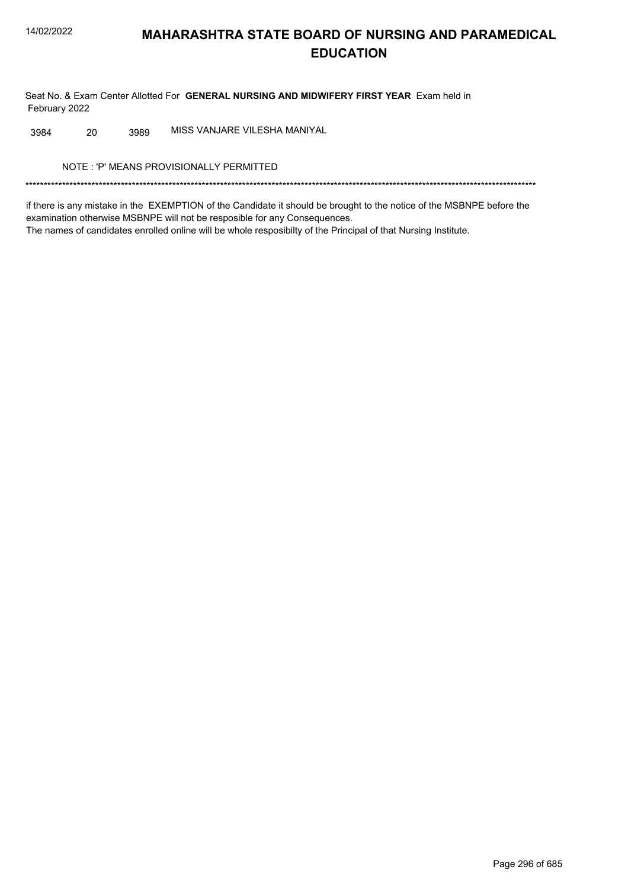# MAHARASHTRA STATE BOARD OF NURSING AND PARAMEDICAL EDUCATION

Seat No. & Exam Center Allotted For **GENERAL NURSING AND MIDWIFERY FIRST YEAR** Exam held in February 2022

| | | | |
|---|---|---|---|
| 3984 | 20 | 3989 | MISS VANJARE VILESHA MANIYAL |

NOTE : 'P' MEANS PROVISIONALLY PERMITTED

*******************************************************************************************************************************************

if there is any mistake in the EXEMPTION of the Candidate it should be brought to the notice of the MSBNPE before the examination otherwise MSBNPE will not be resposible for any Consequences.
The names of candidates enrolled online will be whole resposibilty of the Principal of that Nursing Institute.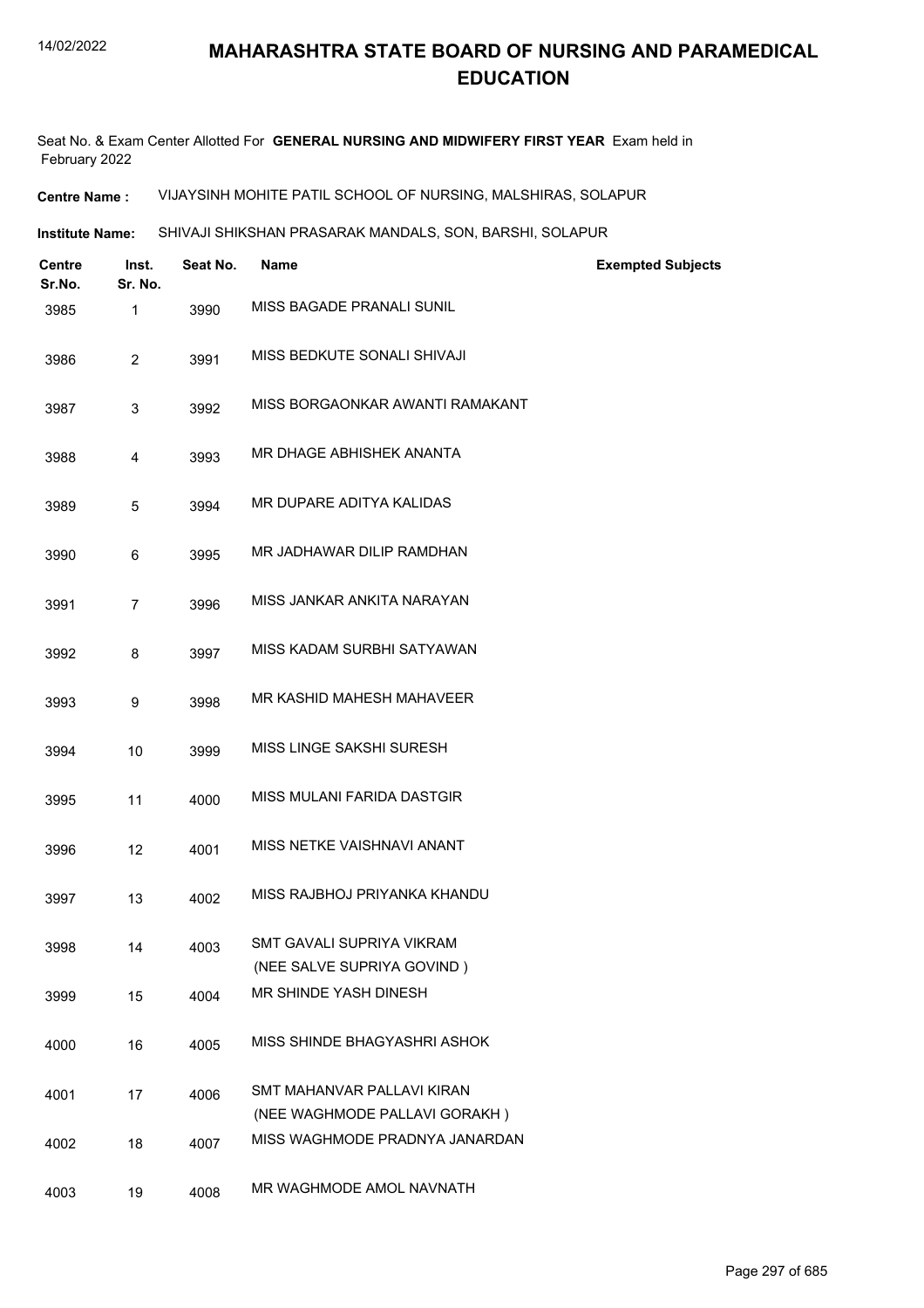# MAHARASHTRA STATE BOARD OF NURSING AND PARAMEDICAL EDUCATION

Seat No. & Exam Center Allotted For **GENERAL NURSING AND MIDWIFERY FIRST YEAR** Exam held in February 2022

**Centre Name :** VIJAYSINH MOHITE PATIL SCHOOL OF NURSING, MALSHIRAS, SOLAPUR

**Institute Name:** SHIVAJI SHIKSHAN PRASARAK MANDALS, SON, BARSHI, SOLAPUR

| Centre Sr.No. | Inst. Sr. No. | Seat No. | Name | Exempted Subjects |
|---|---|---|---|---|
| 3985 | 1 | 3990 | MISS BAGADE PRANALI SUNIL | |
| 3986 | 2 | 3991 | MISS BEDKUTE SONALI SHIVAJI | |
| 3987 | 3 | 3992 | MISS BORGAONKAR AWANTI RAMAKANT | |
| 3988 | 4 | 3993 | MR DHAGE ABHISHEK ANANTA | |
| 3989 | 5 | 3994 | MR DUPARE ADITYA KALIDAS | |
| 3990 | 6 | 3995 | MR JADHAWAR DILIP RAMDHAN | |
| 3991 | 7 | 3996 | MISS JANKAR ANKITA NARAYAN | |
| 3992 | 8 | 3997 | MISS KADAM SURBHI SATYAWAN | |
| 3993 | 9 | 3998 | MR KASHID MAHESH MAHAVEER | |
| 3994 | 10 | 3999 | MISS LINGE SAKSHI SURESH | |
| 3995 | 11 | 4000 | MISS MULANI FARIDA DASTGIR | |
| 3996 | 12 | 4001 | MISS NETKE VAISHNAVI ANANT | |
| 3997 | 13 | 4002 | MISS RAJBHOJ PRIYANKA KHANDU | |
| 3998 | 14 | 4003 | SMT GAVALI SUPRIYA VIKRAM (NEE SALVE SUPRIYA GOVIND ) | |
| 3999 | 15 | 4004 | MR SHINDE YASH DINESH | |
| 4000 | 16 | 4005 | MISS SHINDE BHAGYASHRI ASHOK | |
| 4001 | 17 | 4006 | SMT MAHANVAR PALLAVI KIRAN (NEE WAGHMODE PALLAVI GORAKH ) | |
| 4002 | 18 | 4007 | MISS WAGHMODE PRADNYA JANARDAN | |
| 4003 | 19 | 4008 | MR WAGHMODE AMOL NAVNATH | |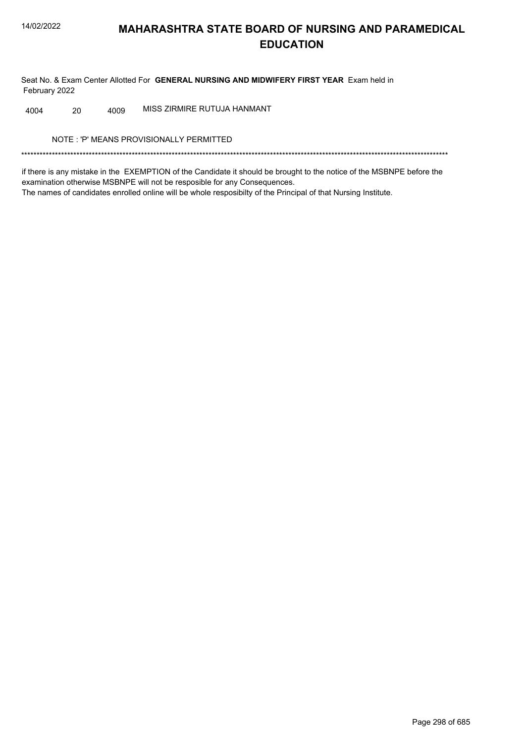# MAHARASHTRA STATE BOARD OF NURSING AND PARAMEDICAL EDUCATION

Seat No. & Exam Center Allotted For **GENERAL NURSING AND MIDWIFERY FIRST YEAR** Exam held in February 2022

| | | | |
|---|---|---|---|
| 4004 | 20 | 4009 | MISS ZIRMIRE RUTUJA HANMANT |

NOTE : 'P' MEANS PROVISIONALLY PERMITTED

*******************************************************************************************************************************************

if there is any mistake in the EXEMPTION of the Candidate it should be brought to the notice of the MSBNPE before the examination otherwise MSBNPE will not be resposible for any Consequences.
The names of candidates enrolled online will be whole resposibilty of the Principal of that Nursing Institute.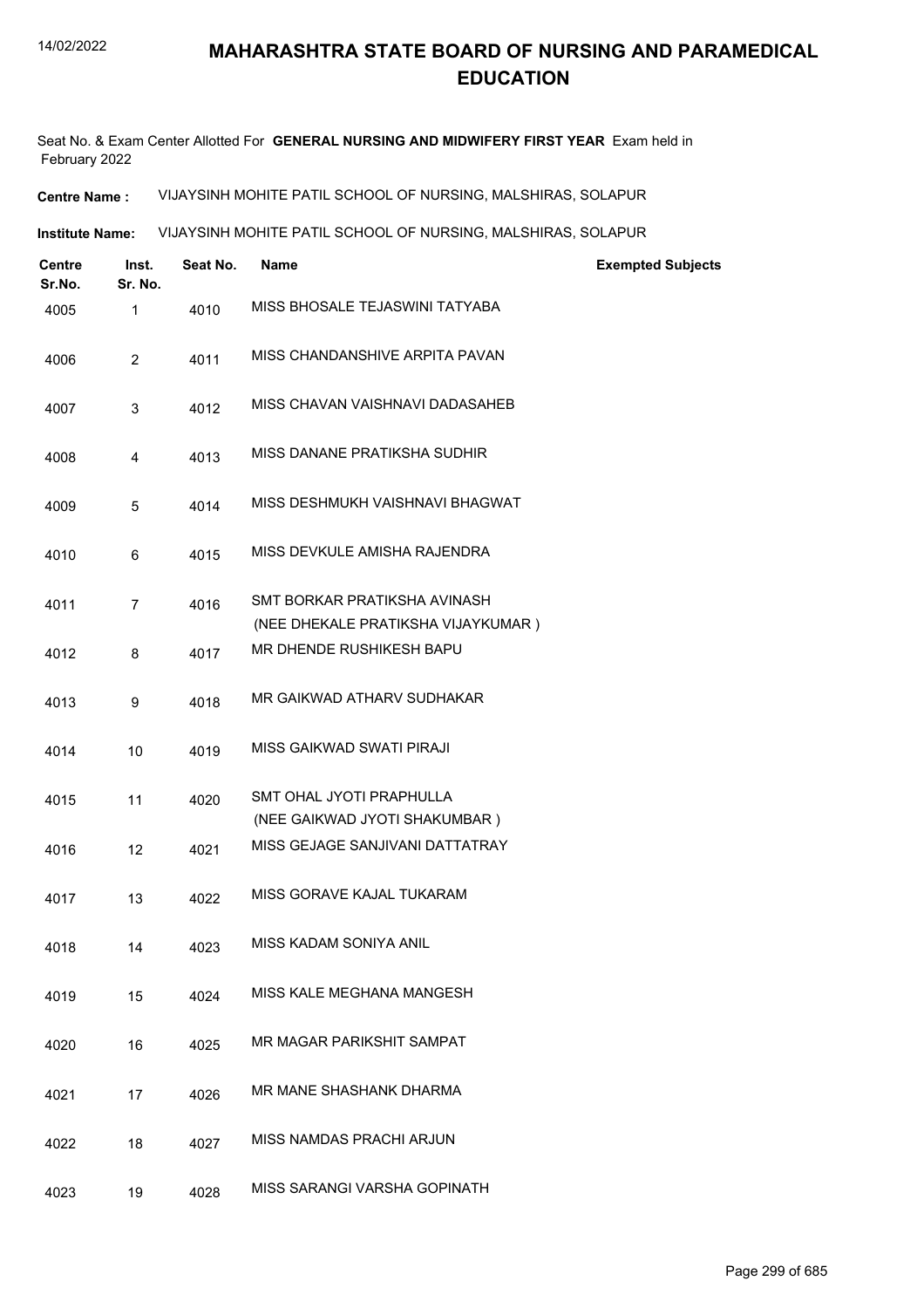# MAHARASHTRA STATE BOARD OF NURSING AND PARAMEDICAL EDUCATION

Seat No. & Exam Center Allotted For **GENERAL NURSING AND MIDWIFERY FIRST YEAR** Exam held in February 2022

**Centre Name :** VIJAYSINH MOHITE PATIL SCHOOL OF NURSING, MALSHIRAS, SOLAPUR

**Institute Name:** VIJAYSINH MOHITE PATIL SCHOOL OF NURSING, MALSHIRAS, SOLAPUR

| Centre Sr.No. | Inst. Sr. No. | Seat No. | Name | Exempted Subjects |
|---|---|---|---|---|
| 4005 | 1 | 4010 | MISS BHOSALE TEJASWINI TATYABA | |
| 4006 | 2 | 4011 | MISS CHANDANSHIVE ARPITA PAVAN | |
| 4007 | 3 | 4012 | MISS CHAVAN VAISHNAVI DADASAHEB | |
| 4008 | 4 | 4013 | MISS DANANE PRATIKSHA SUDHIR | |
| 4009 | 5 | 4014 | MISS DESHMUKH VAISHNAVI BHAGWAT | |
| 4010 | 6 | 4015 | MISS DEVKULE AMISHA RAJENDRA | |
| 4011 | 7 | 4016 | SMT BORKAR PRATIKSHA AVINASH (NEE DHEKALE PRATIKSHA VIJAYKUMAR ) | |
| 4012 | 8 | 4017 | MR DHENDE RUSHIKESH BAPU | |
| 4013 | 9 | 4018 | MR GAIKWAD ATHARV SUDHAKAR | |
| 4014 | 10 | 4019 | MISS GAIKWAD SWATI PIRAJI | |
| 4015 | 11 | 4020 | SMT OHAL JYOTI PRAPHULLA (NEE GAIKWAD JYOTI SHAKUMBAR ) | |
| 4016 | 12 | 4021 | MISS GEJAGE SANJIVANI DATTATRAY | |
| 4017 | 13 | 4022 | MISS GORAVE KAJAL TUKARAM | |
| 4018 | 14 | 4023 | MISS KADAM SONIYA ANIL | |
| 4019 | 15 | 4024 | MISS KALE MEGHANA MANGESH | |
| 4020 | 16 | 4025 | MR MAGAR PARIKSHIT SAMPAT | |
| 4021 | 17 | 4026 | MR MANE SHASHANK DHARMA | |
| 4022 | 18 | 4027 | MISS NAMDAS PRACHI ARJUN | |
| 4023 | 19 | 4028 | MISS SARANGI VARSHA GOPINATH | |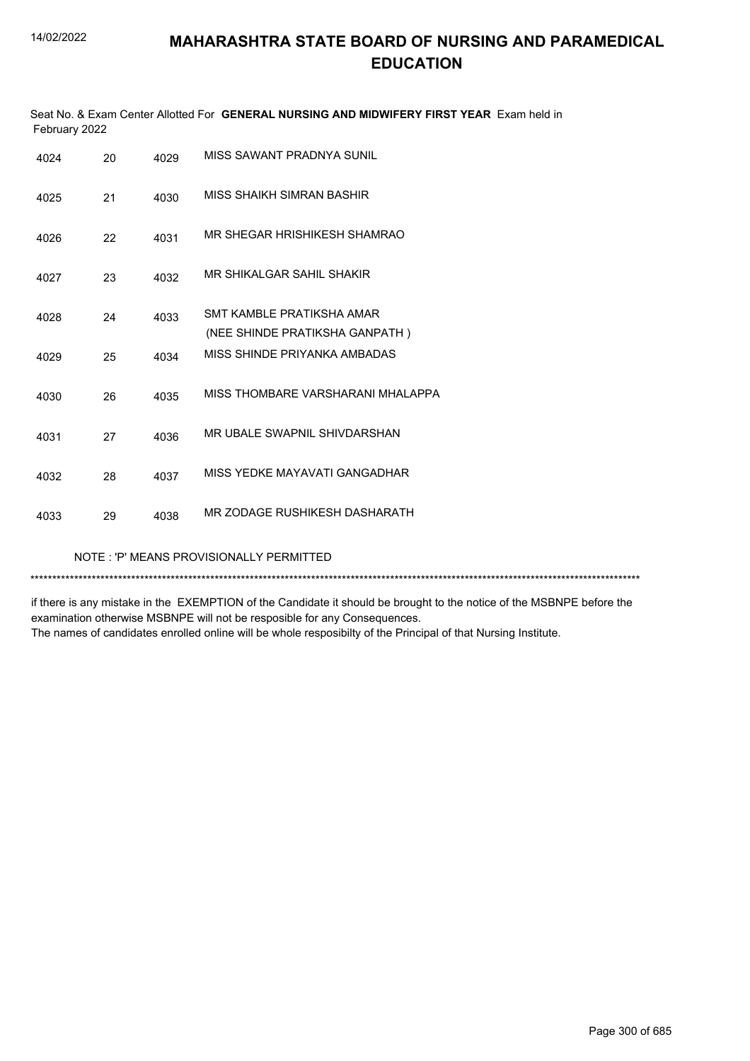# MAHARASHTRA STATE BOARD OF NURSING AND PARAMEDICAL EDUCATION

Seat No. & Exam Center Allotted For **GENERAL NURSING AND MIDWIFERY FIRST YEAR** Exam held in February 2022

| | | | |
|---|---|---|---|
| 4024 | 20 | 4029 | MISS SAWANT PRADNYA SUNIL |
| 4025 | 21 | 4030 | MISS SHAIKH SIMRAN BASHIR |
| 4026 | 22 | 4031 | MR SHEGAR HRISHIKESH SHAMRAO |
| 4027 | 23 | 4032 | MR SHIKALGAR SAHIL SHAKIR |
| 4028 | 24 | 4033 | SMT KAMBLE PRATIKSHA AMAR (NEE SHINDE PRATIKSHA GANPATH ) |
| 4029 | 25 | 4034 | MISS SHINDE PRIYANKA AMBADAS |
| 4030 | 26 | 4035 | MISS THOMBARE VARSHARANI MHALAPPA |
| 4031 | 27 | 4036 | MR UBALE SWAPNIL SHIVDARSHAN |
| 4032 | 28 | 4037 | MISS YEDKE MAYAVATI GANGADHAR |
| 4033 | 29 | 4038 | MR ZODAGE RUSHIKESH DASHARATH |

NOTE : 'P' MEANS PROVISIONALLY PERMITTED

******************************************************************************************************************************************

if there is any mistake in the EXEMPTION of the Candidate it should be brought to the notice of the MSBNPE before the examination otherwise MSBNPE will not be resposible for any Consequences.
The names of candidates enrolled online will be whole resposibilty of the Principal of that Nursing Institute.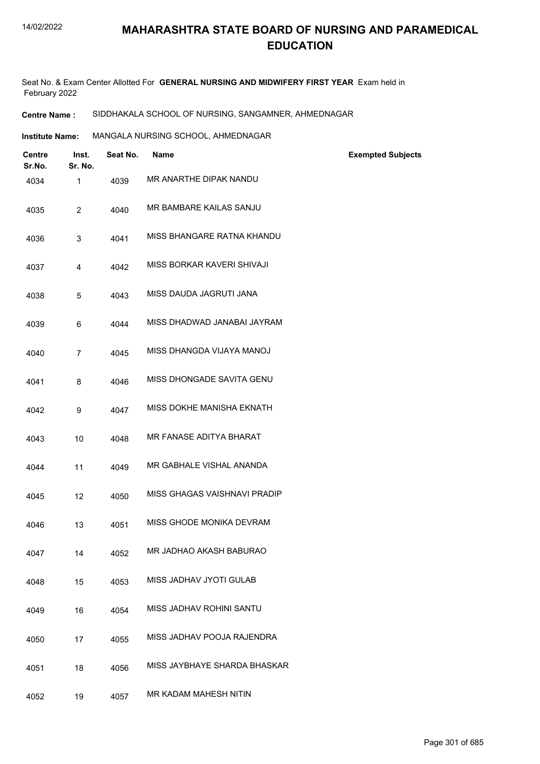# MAHARASHTRA STATE BOARD OF NURSING AND PARAMEDICAL EDUCATION

Seat No. & Exam Center Allotted For **GENERAL NURSING AND MIDWIFERY FIRST YEAR** Exam held in February 2022

**Centre Name :** SIDDHAKALA SCHOOL OF NURSING, SANGAMNER, AHMEDNAGAR

**Institute Name:** MANGALA NURSING SCHOOL, AHMEDNAGAR

| Centre Sr.No. | Inst. Sr. No. | Seat No. | Name | Exempted Subjects |
|---|---|---|---|---|
| 4034 | 1 | 4039 | MR ANARTHE DIPAK NANDU | |
| 4035 | 2 | 4040 | MR BAMBARE KAILAS SANJU | |
| 4036 | 3 | 4041 | MISS BHANGARE RATNA KHANDU | |
| 4037 | 4 | 4042 | MISS BORKAR KAVERI SHIVAJI | |
| 4038 | 5 | 4043 | MISS DAUDA JAGRUTI JANA | |
| 4039 | 6 | 4044 | MISS DHADWAD JANABAI JAYRAM | |
| 4040 | 7 | 4045 | MISS DHANGDA VIJAYA MANOJ | |
| 4041 | 8 | 4046 | MISS DHONGADE SAVITA GENU | |
| 4042 | 9 | 4047 | MISS DOKHE MANISHA EKNATH | |
| 4043 | 10 | 4048 | MR FANASE ADITYA BHARAT | |
| 4044 | 11 | 4049 | MR GABHALE VISHAL ANANDA | |
| 4045 | 12 | 4050 | MISS GHAGAS VAISHNAVI PRADIP | |
| 4046 | 13 | 4051 | MISS GHODE MONIKA DEVRAM | |
| 4047 | 14 | 4052 | MR JADHAO AKASH BABURAO | |
| 4048 | 15 | 4053 | MISS JADHAV JYOTI GULAB | |
| 4049 | 16 | 4054 | MISS JADHAV ROHINI SANTU | |
| 4050 | 17 | 4055 | MISS JADHAV POOJA RAJENDRA | |
| 4051 | 18 | 4056 | MISS JAYBHAYE SHARDA BHASKAR | |
| 4052 | 19 | 4057 | MR KADAM MAHESH NITIN | |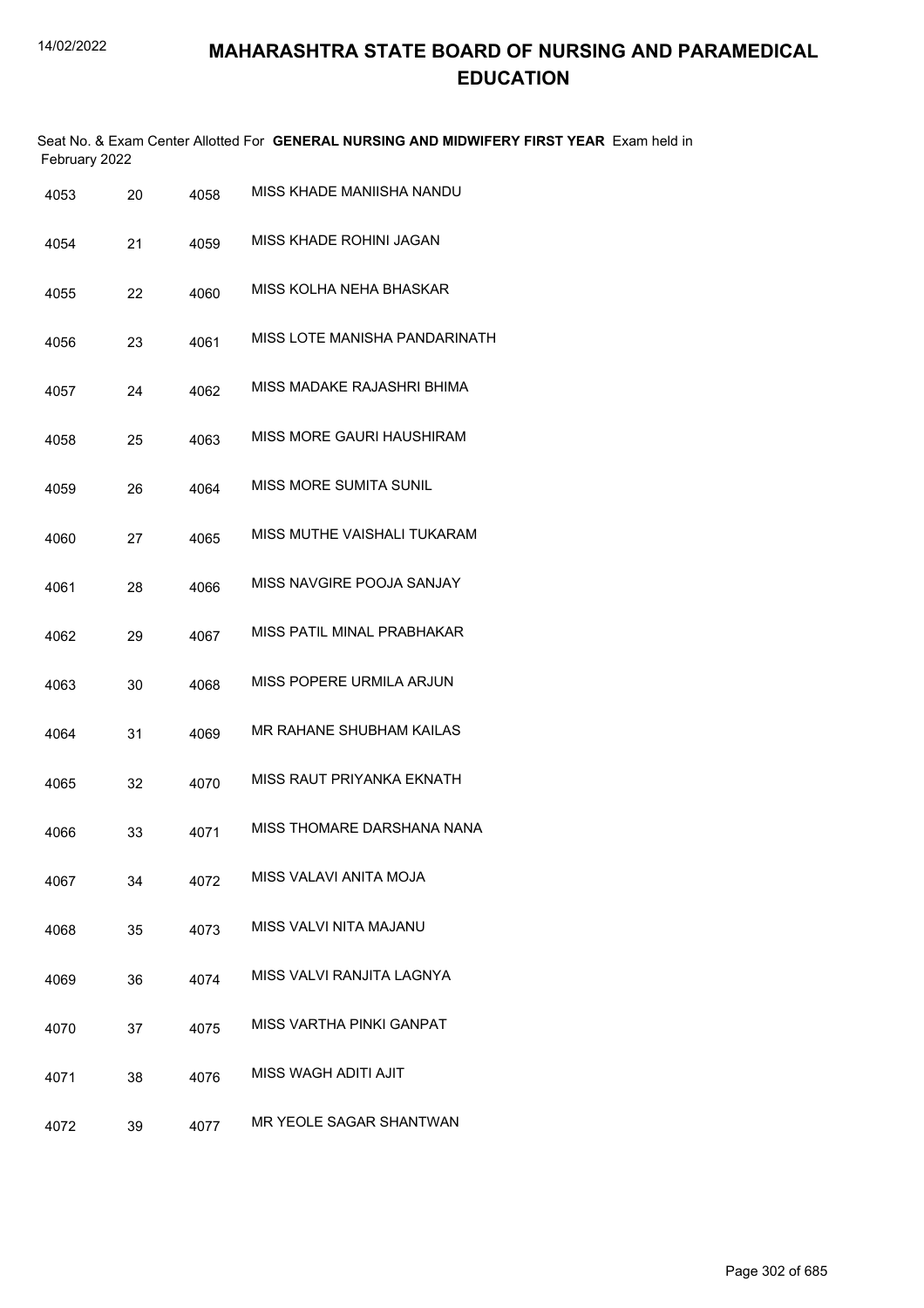# MAHARASHTRA STATE BOARD OF NURSING AND PARAMEDICAL EDUCATION

Seat No. & Exam Center Allotted For **GENERAL NURSING AND MIDWIFERY FIRST YEAR** Exam held in February 2022

| | | | |
|---|---|---|---|
| 4053 | 20 | 4058 | MISS KHADE MANIISHA NANDU |
| 4054 | 21 | 4059 | MISS KHADE ROHINI JAGAN |
| 4055 | 22 | 4060 | MISS KOLHA NEHA BHASKAR |
| 4056 | 23 | 4061 | MISS LOTE MANISHA PANDARINATH |
| 4057 | 24 | 4062 | MISS MADAKE RAJASHRI BHIMA |
| 4058 | 25 | 4063 | MISS MORE GAURI HAUSHIRAM |
| 4059 | 26 | 4064 | MISS MORE SUMITA SUNIL |
| 4060 | 27 | 4065 | MISS MUTHE VAISHALI TUKARAM |
| 4061 | 28 | 4066 | MISS NAVGIRE POOJA SANJAY |
| 4062 | 29 | 4067 | MISS PATIL MINAL PRABHAKAR |
| 4063 | 30 | 4068 | MISS POPERE URMILA ARJUN |
| 4064 | 31 | 4069 | MR RAHANE SHUBHAM KAILAS |
| 4065 | 32 | 4070 | MISS RAUT PRIYANKA EKNATH |
| 4066 | 33 | 4071 | MISS THOMARE DARSHANA NANA |
| 4067 | 34 | 4072 | MISS VALAVI ANITA MOJA |
| 4068 | 35 | 4073 | MISS VALVI NITA MAJANU |
| 4069 | 36 | 4074 | MISS VALVI RANJITA LAGNYA |
| 4070 | 37 | 4075 | MISS VARTHA PINKI GANPAT |
| 4071 | 38 | 4076 | MISS WAGH ADITI AJIT |
| 4072 | 39 | 4077 | MR YEOLE SAGAR SHANTWAN |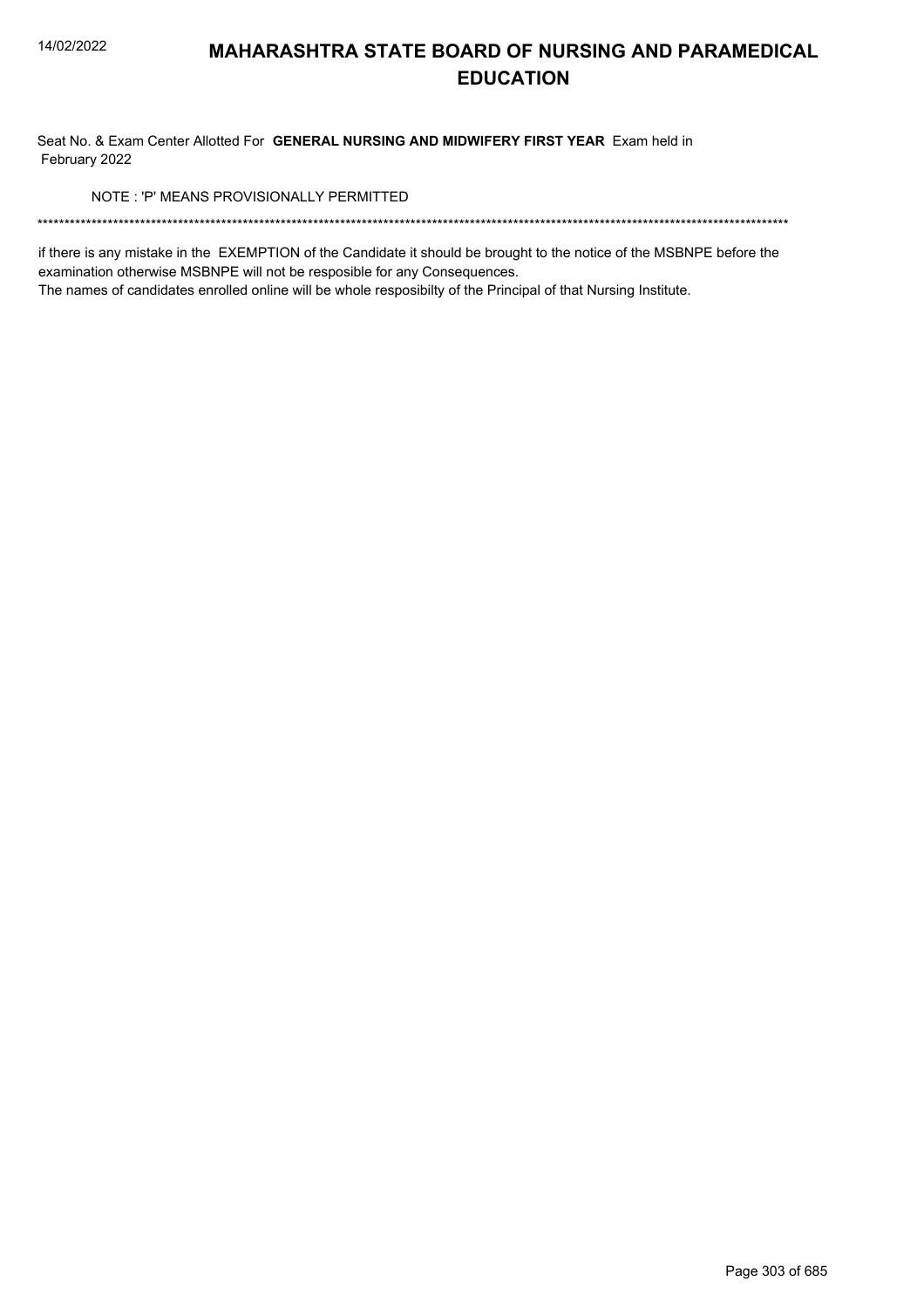# MAHARASHTRA STATE BOARD OF NURSING AND PARAMEDICAL EDUCATION

Seat No. & Exam Center Allotted For **GENERAL NURSING AND MIDWIFERY FIRST YEAR** Exam held in February 2022

NOTE : 'P' MEANS PROVISIONALLY PERMITTED

*******************************************************************************************************************************************

if there is any mistake in the EXEMPTION of the Candidate it should be brought to the notice of the MSBNPE before the examination otherwise MSBNPE will not be resposible for any Consequences.

The names of candidates enrolled online will be whole resposibilty of the Principal of that Nursing Institute.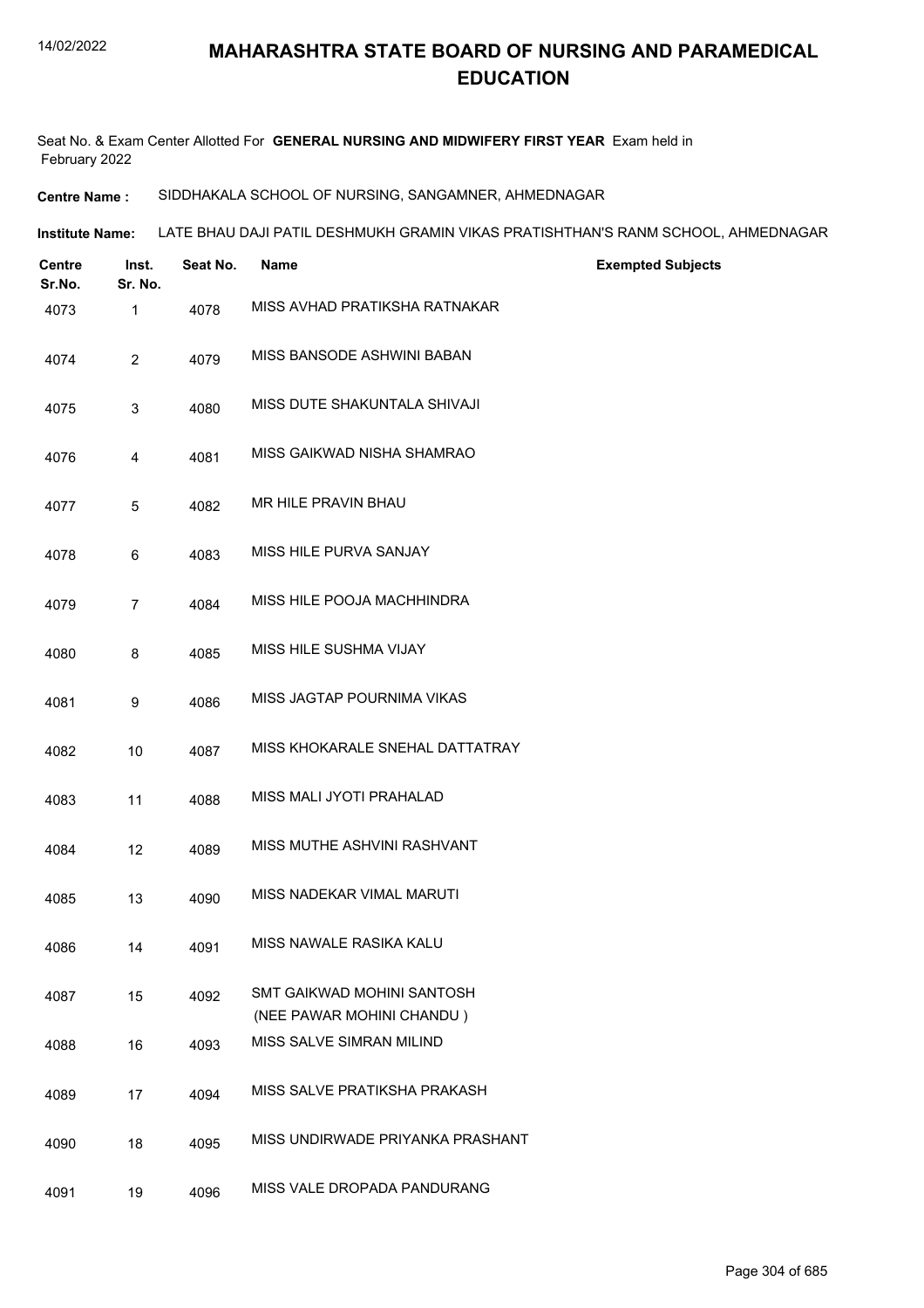# MAHARASHTRA STATE BOARD OF NURSING AND PARAMEDICAL EDUCATION

Seat No. & Exam Center Allotted For **GENERAL NURSING AND MIDWIFERY FIRST YEAR** Exam held in February 2022

**Centre Name :** SIDDHAKALA SCHOOL OF NURSING, SANGAMNER, AHMEDNAGAR

**Institute Name:** LATE BHAU DAJI PATIL DESHMUKH GRAMIN VIKAS PRATISHTHAN'S RANM SCHOOL, AHMEDNAGAR

| Centre Sr.No. | Inst. Sr. No. | Seat No. | Name | Exempted Subjects |
|---|---|---|---|---|
| 4073 | 1 | 4078 | MISS AVHAD PRATIKSHA RATNAKAR | |
| 4074 | 2 | 4079 | MISS BANSODE ASHWINI BABAN | |
| 4075 | 3 | 4080 | MISS DUTE SHAKUNTALA SHIVAJI | |
| 4076 | 4 | 4081 | MISS GAIKWAD NISHA SHAMRAO | |
| 4077 | 5 | 4082 | MR HILE PRAVIN BHAU | |
| 4078 | 6 | 4083 | MISS HILE PURVA SANJAY | |
| 4079 | 7 | 4084 | MISS HILE POOJA MACHHINDRA | |
| 4080 | 8 | 4085 | MISS HILE SUSHMA VIJAY | |
| 4081 | 9 | 4086 | MISS JAGTAP POURNIMA VIKAS | |
| 4082 | 10 | 4087 | MISS KHOKARALE SNEHAL DATTATRAY | |
| 4083 | 11 | 4088 | MISS MALI JYOTI PRAHALAD | |
| 4084 | 12 | 4089 | MISS MUTHE ASHVINI RASHVANT | |
| 4085 | 13 | 4090 | MISS NADEKAR VIMAL MARUTI | |
| 4086 | 14 | 4091 | MISS NAWALE RASIKA KALU | |
| 4087 | 15 | 4092 | SMT GAIKWAD MOHINI SANTOSH (NEE PAWAR MOHINI CHANDU ) | |
| 4088 | 16 | 4093 | MISS SALVE SIMRAN MILIND | |
| 4089 | 17 | 4094 | MISS SALVE PRATIKSHA PRAKASH | |
| 4090 | 18 | 4095 | MISS UNDIRWADE PRIYANKA PRASHANT | |
| 4091 | 19 | 4096 | MISS VALE DROPADA PANDURANG | |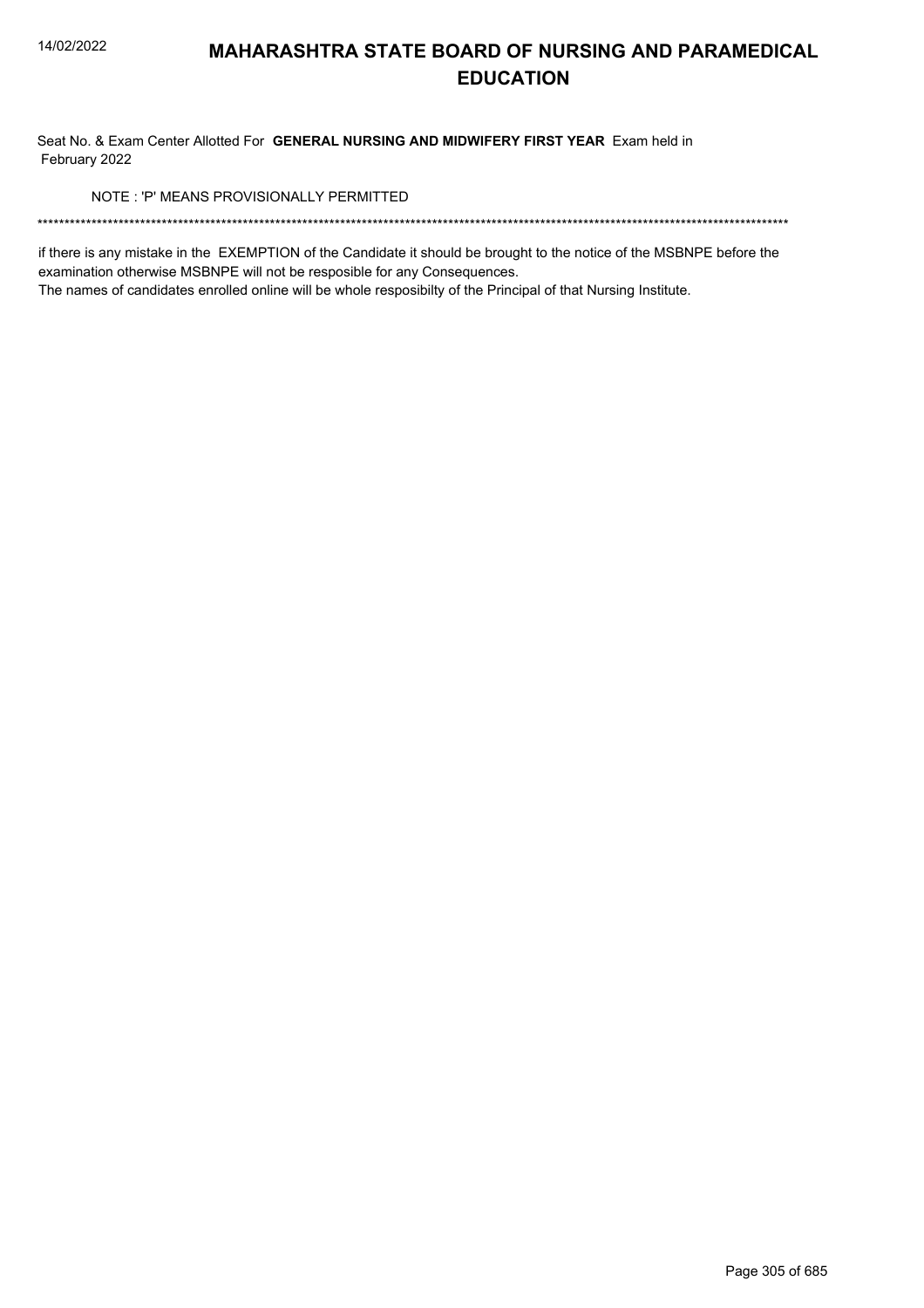# MAHARASHTRA STATE BOARD OF NURSING AND PARAMEDICAL EDUCATION

Seat No. & Exam Center Allotted For **GENERAL NURSING AND MIDWIFERY FIRST YEAR** Exam held in February 2022

NOTE : 'P' MEANS PROVISIONALLY PERMITTED

\*\*\*\*\*\*\*\*\*\*\*\*\*\*\*\*\*\*\*\*\*\*\*\*\*\*\*\*\*\*\*\*\*\*\*\*\*\*\*\*\*\*\*\*\*\*\*\*\*\*\*\*\*\*\*\*\*\*\*\*\*\*\*\*\*\*\*\*\*\*\*\*\*\*\*\*\*\*\*\*\*\*\*\*\*\*\*\*\*\*\*\*\*\*\*\*\*\*\*\*\*\*\*\*\*\*\*\*\*\*\*\*\*\*\*\*\*\*\*\*\*\*\*\*\*\*\*\*\*\*\*\*\*\*\*\*\*\*\*\*\*\*\*\*\*

if there is any mistake in the EXEMPTION of the Candidate it should be brought to the notice of the MSBNPE before the examination otherwise MSBNPE will not be resposible for any Consequences.

The names of candidates enrolled online will be whole resposibilty of the Principal of that Nursing Institute.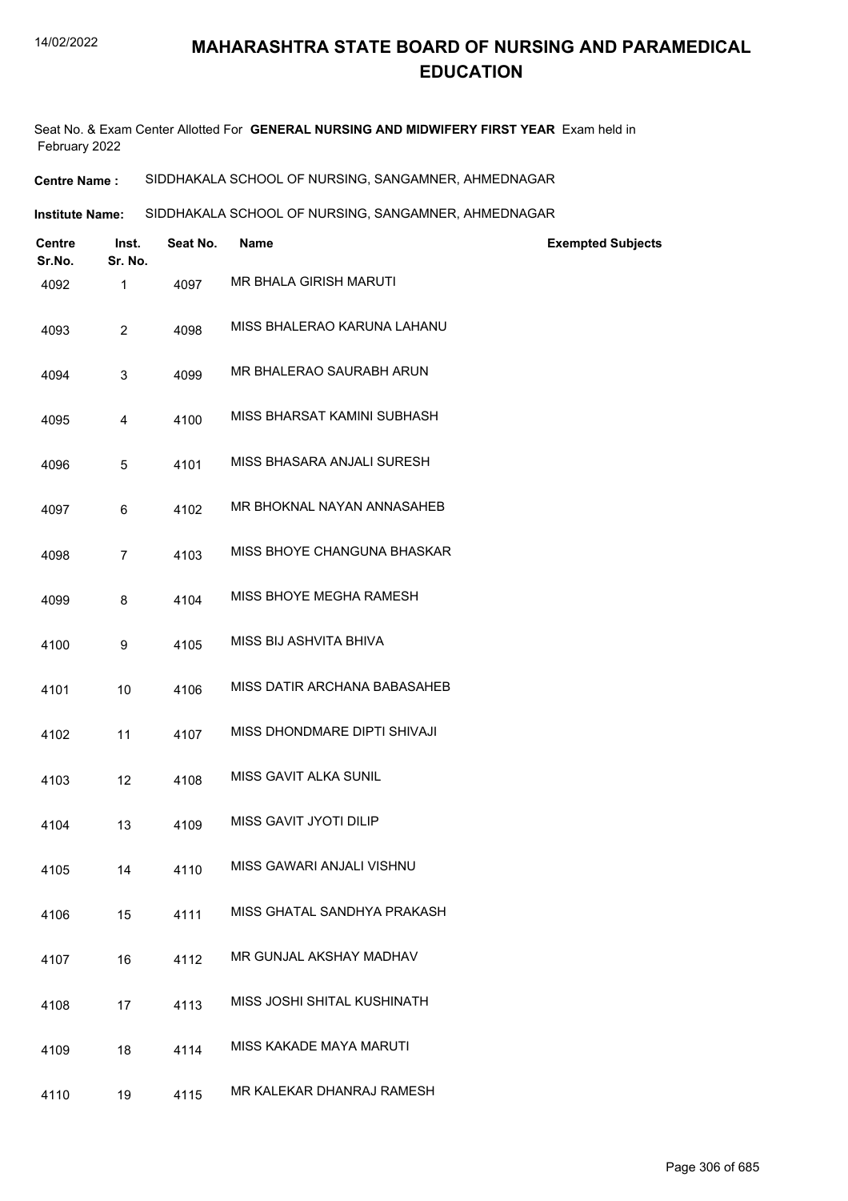# MAHARASHTRA STATE BOARD OF NURSING AND PARAMEDICAL EDUCATION

Seat No. & Exam Center Allotted For **GENERAL NURSING AND MIDWIFERY FIRST YEAR** Exam held in February 2022

**Centre Name :** SIDDHAKALA SCHOOL OF NURSING, SANGAMNER, AHMEDNAGAR

**Institute Name:** SIDDHAKALA SCHOOL OF NURSING, SANGAMNER, AHMEDNAGAR

| Centre Sr.No. | Inst. Sr. No. | Seat No. | Name | Exempted Subjects |
|---|---|---|---|---|
| 4092 | 1 | 4097 | MR BHALA GIRISH MARUTI | |
| 4093 | 2 | 4098 | MISS BHALERAO KARUNA LAHANU | |
| 4094 | 3 | 4099 | MR BHALERAO SAURABH ARUN | |
| 4095 | 4 | 4100 | MISS BHARSAT KAMINI SUBHASH | |
| 4096 | 5 | 4101 | MISS BHASARA ANJALI SURESH | |
| 4097 | 6 | 4102 | MR BHOKNAL NAYAN ANNASAHEB | |
| 4098 | 7 | 4103 | MISS BHOYE CHANGUNA BHASKAR | |
| 4099 | 8 | 4104 | MISS BHOYE MEGHA RAMESH | |
| 4100 | 9 | 4105 | MISS BIJ ASHVITA BHIVA | |
| 4101 | 10 | 4106 | MISS DATIR ARCHANA BABASAHEB | |
| 4102 | 11 | 4107 | MISS DHONDMARE DIPTI SHIVAJI | |
| 4103 | 12 | 4108 | MISS GAVIT ALKA SUNIL | |
| 4104 | 13 | 4109 | MISS GAVIT JYOTI DILIP | |
| 4105 | 14 | 4110 | MISS GAWARI ANJALI VISHNU | |
| 4106 | 15 | 4111 | MISS GHATAL SANDHYA PRAKASH | |
| 4107 | 16 | 4112 | MR GUNJAL AKSHAY MADHAV | |
| 4108 | 17 | 4113 | MISS JOSHI SHITAL KUSHINATH | |
| 4109 | 18 | 4114 | MISS KAKADE MAYA MARUTI | |
| 4110 | 19 | 4115 | MR KALEKAR DHANRAJ RAMESH | |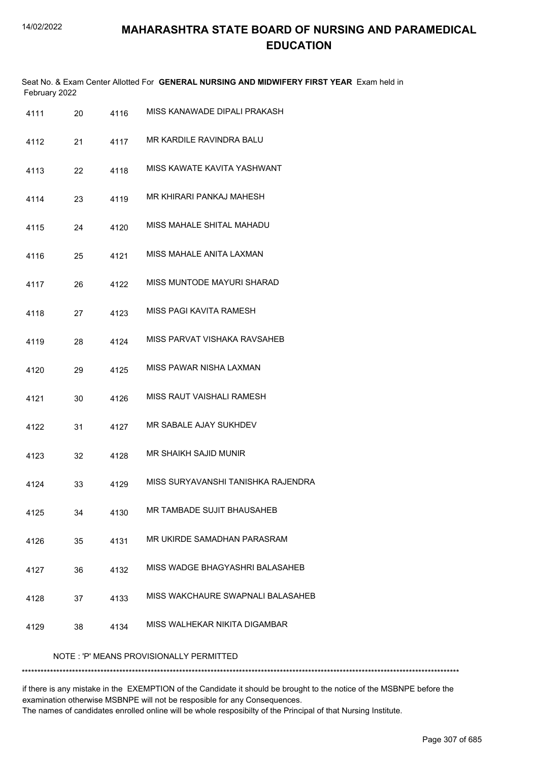# MAHARASHTRA STATE BOARD OF NURSING AND PARAMEDICAL EDUCATION

Seat No. & Exam Center Allotted For **GENERAL NURSING AND MIDWIFERY FIRST YEAR** Exam held in February 2022

| | | | |
|---|---|---|---|
| 4111 | 20 | 4116 | MISS KANAWADE DIPALI PRAKASH |
| 4112 | 21 | 4117 | MR KARDILE RAVINDRA BALU |
| 4113 | 22 | 4118 | MISS KAWATE KAVITA YASHWANT |
| 4114 | 23 | 4119 | MR KHIRARI PANKAJ MAHESH |
| 4115 | 24 | 4120 | MISS MAHALE SHITAL MAHADU |
| 4116 | 25 | 4121 | MISS MAHALE ANITA LAXMAN |
| 4117 | 26 | 4122 | MISS MUNTODE MAYURI SHARAD |
| 4118 | 27 | 4123 | MISS PAGI KAVITA RAMESH |
| 4119 | 28 | 4124 | MISS PARVAT VISHAKA RAVSAHEB |
| 4120 | 29 | 4125 | MISS PAWAR NISHA LAXMAN |
| 4121 | 30 | 4126 | MISS RAUT VAISHALI RAMESH |
| 4122 | 31 | 4127 | MR SABALE AJAY SUKHDEV |
| 4123 | 32 | 4128 | MR SHAIKH SAJID MUNIR |
| 4124 | 33 | 4129 | MISS SURYAVANSHI TANISHKA RAJENDRA |
| 4125 | 34 | 4130 | MR TAMBADE SUJIT BHAUSAHEB |
| 4126 | 35 | 4131 | MR UKIRDE SAMADHAN PARASRAM |
| 4127 | 36 | 4132 | MISS WADGE BHAGYASHRI BALASAHEB |
| 4128 | 37 | 4133 | MISS WAKCHAURE SWAPNALI BALASAHEB |
| 4129 | 38 | 4134 | MISS WALHEKAR NIKITA DIGAMBAR |

NOTE : 'P' MEANS PROVISIONALLY PERMITTED

******************************************************************************************************************************************

if there is any mistake in the EXEMPTION of the Candidate it should be brought to the notice of the MSBNPE before the examination otherwise MSBNPE will not be resposible for any Consequences.

The names of candidates enrolled online will be whole resposibilty of the Principal of that Nursing Institute.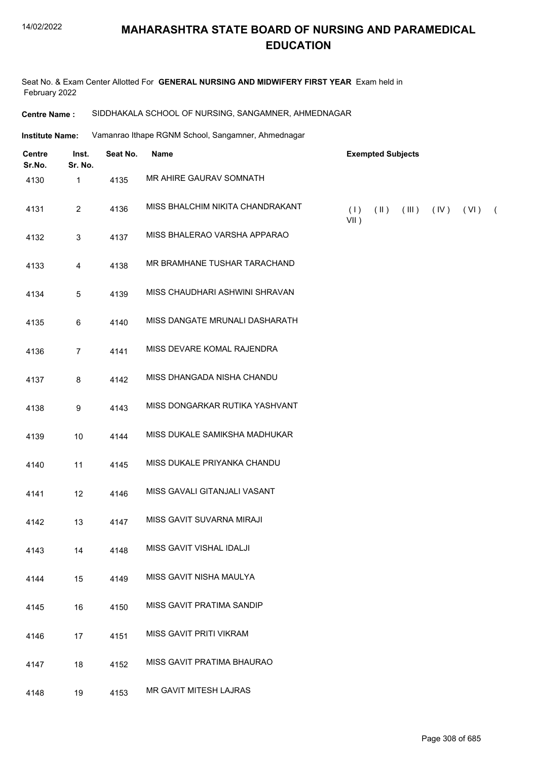# MAHARASHTRA STATE BOARD OF NURSING AND PARAMEDICAL EDUCATION

Seat No. & Exam Center Allotted For **GENERAL NURSING AND MIDWIFERY FIRST YEAR** Exam held in February 2022

**Centre Name :** SIDDHAKALA SCHOOL OF NURSING, SANGAMNER, AHMEDNAGAR

**Institute Name:** Vamanrao Ithape RGNM School, Sangamner, Ahmednagar

| Centre Sr.No. | Inst. Sr. No. | Seat No. | Name | Exempted Subjects |
|---|---|---|---|---|
| 4130 | 1 | 4135 | MR AHIRE GAURAV SOMNATH | |
| 4131 | 2 | 4136 | MISS BHALCHIM NIKITA CHANDRAKANT | ( I ) ( II ) ( III ) ( IV ) ( VI ) ( VII ) |
| 4132 | 3 | 4137 | MISS BHALERAO VARSHA APPARAO | |
| 4133 | 4 | 4138 | MR BRAMHANE TUSHAR TARACHAND | |
| 4134 | 5 | 4139 | MISS CHAUDHARI ASHWINI SHRAVAN | |
| 4135 | 6 | 4140 | MISS DANGATE MRUNALI DASHARATH | |
| 4136 | 7 | 4141 | MISS DEVARE KOMAL RAJENDRA | |
| 4137 | 8 | 4142 | MISS DHANGADA NISHA CHANDU | |
| 4138 | 9 | 4143 | MISS DONGARKAR RUTIKA YASHVANT | |
| 4139 | 10 | 4144 | MISS DUKALE SAMIKSHA MADHUKAR | |
| 4140 | 11 | 4145 | MISS DUKALE PRIYANKA CHANDU | |
| 4141 | 12 | 4146 | MISS GAVALI GITANJALI VASANT | |
| 4142 | 13 | 4147 | MISS GAVIT SUVARNA MIRAJI | |
| 4143 | 14 | 4148 | MISS GAVIT VISHAL IDALJI | |
| 4144 | 15 | 4149 | MISS GAVIT NISHA MAULYA | |
| 4145 | 16 | 4150 | MISS GAVIT PRATIMA SANDIP | |
| 4146 | 17 | 4151 | MISS GAVIT PRITI VIKRAM | |
| 4147 | 18 | 4152 | MISS GAVIT PRATIMA BHAURAO | |
| 4148 | 19 | 4153 | MR GAVIT MITESH LAJRAS | |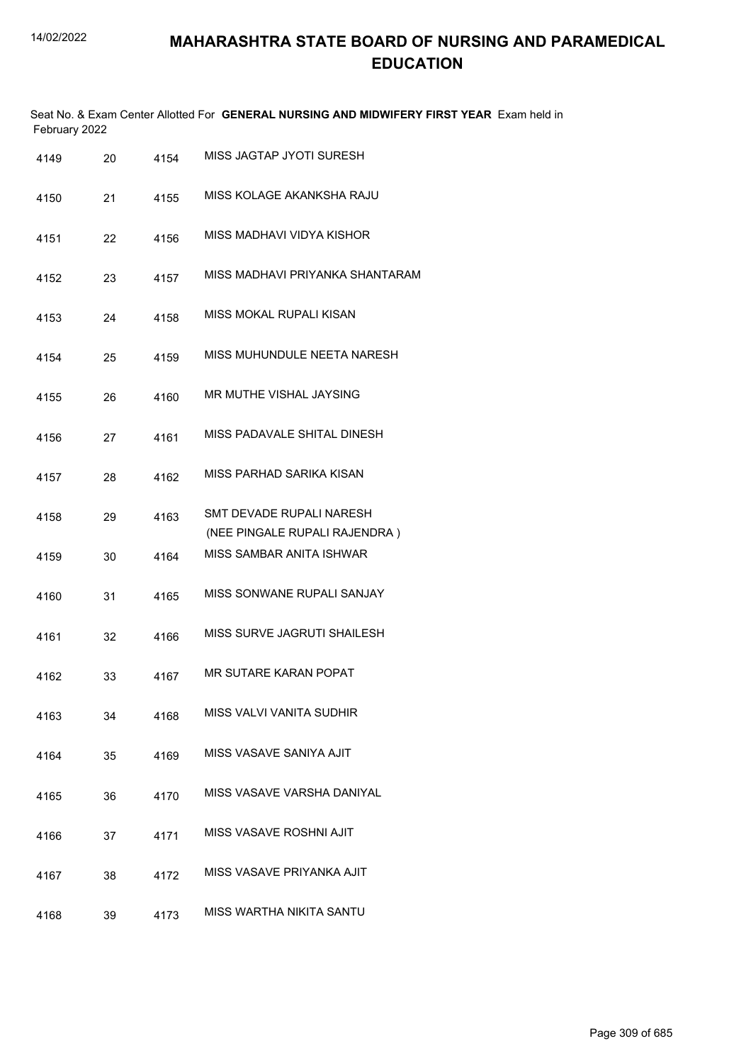# MAHARASHTRA STATE BOARD OF NURSING AND PARAMEDICAL EDUCATION

Seat No. & Exam Center Allotted For **GENERAL NURSING AND MIDWIFERY FIRST YEAR** Exam held in February 2022

| | | | |
|---|---|---|---|
| 4149 | 20 | 4154 | MISS JAGTAP JYOTI SURESH |
| 4150 | 21 | 4155 | MISS KOLAGE AKANKSHA RAJU |
| 4151 | 22 | 4156 | MISS MADHAVI VIDYA KISHOR |
| 4152 | 23 | 4157 | MISS MADHAVI PRIYANKA SHANTARAM |
| 4153 | 24 | 4158 | MISS MOKAL RUPALI KISAN |
| 4154 | 25 | 4159 | MISS MUHUNDULE NEETA NARESH |
| 4155 | 26 | 4160 | MR MUTHE VISHAL JAYSING |
| 4156 | 27 | 4161 | MISS PADAVALE SHITAL DINESH |
| 4157 | 28 | 4162 | MISS PARHAD SARIKA KISAN |
| 4158 | 29 | 4163 | SMT DEVADE RUPALI NARESH (NEE PINGALE RUPALI RAJENDRA ) |
| 4159 | 30 | 4164 | MISS SAMBAR ANITA ISHWAR |
| 4160 | 31 | 4165 | MISS SONWANE RUPALI SANJAY |
| 4161 | 32 | 4166 | MISS SURVE JAGRUTI SHAILESH |
| 4162 | 33 | 4167 | MR SUTARE KARAN POPAT |
| 4163 | 34 | 4168 | MISS VALVI VANITA SUDHIR |
| 4164 | 35 | 4169 | MISS VASAVE SANIYA AJIT |
| 4165 | 36 | 4170 | MISS VASAVE VARSHA DANIYAL |
| 4166 | 37 | 4171 | MISS VASAVE ROSHNI AJIT |
| 4167 | 38 | 4172 | MISS VASAVE PRIYANKA AJIT |
| 4168 | 39 | 4173 | MISS WARTHA NIKITA SANTU |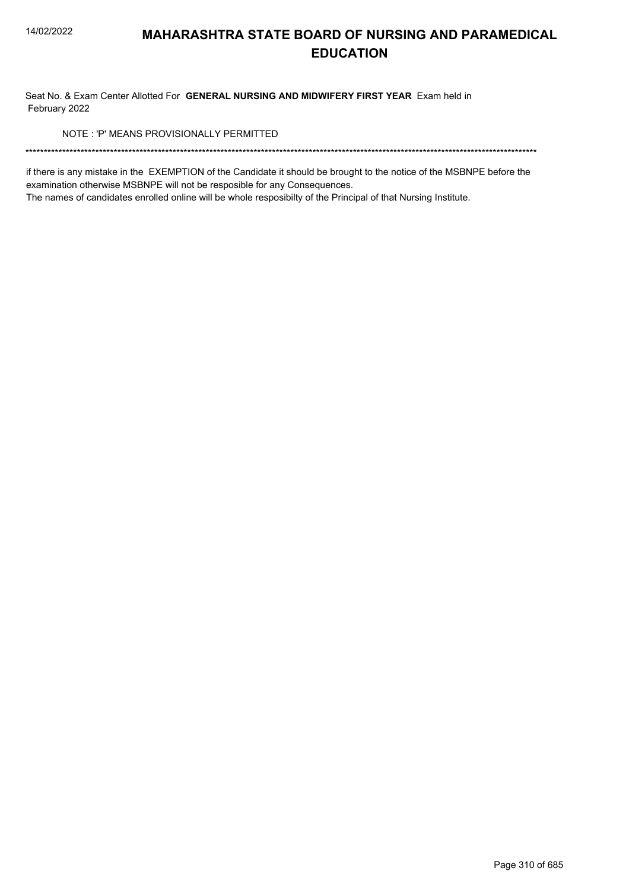# MAHARASHTRA STATE BOARD OF NURSING AND PARAMEDICAL EDUCATION

Seat No. & Exam Center Allotted For **GENERAL NURSING AND MIDWIFERY FIRST YEAR** Exam held in February 2022

NOTE : 'P' MEANS PROVISIONALLY PERMITTED

*******************************************************************************************************************************************

if there is any mistake in the EXEMPTION of the Candidate it should be brought to the notice of the MSBNPE before the examination otherwise MSBNPE will not be resposible for any Consequences.

The names of candidates enrolled online will be whole resposibilty of the Principal of that Nursing Institute.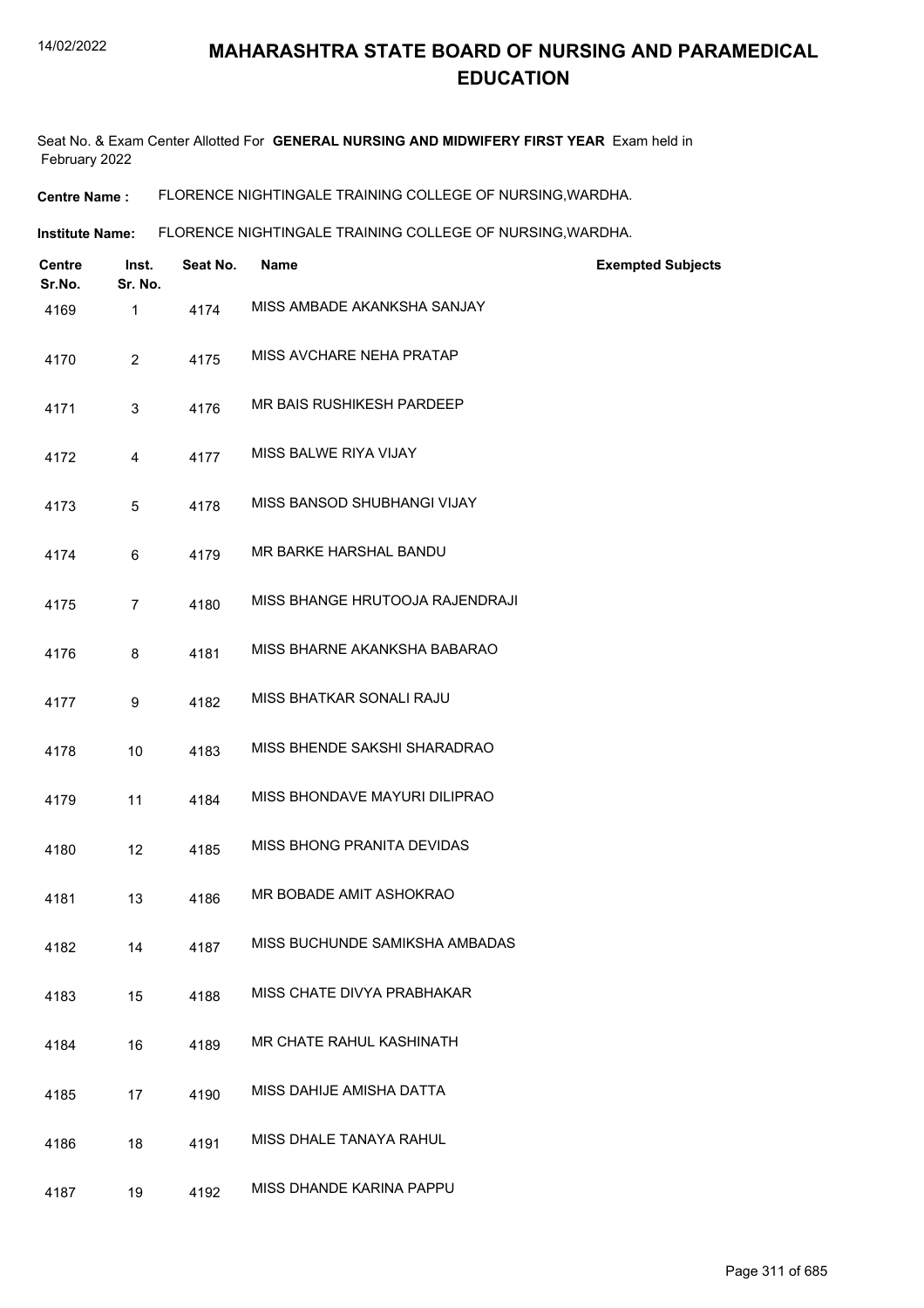# MAHARASHTRA STATE BOARD OF NURSING AND PARAMEDICAL EDUCATION

Seat No. & Exam Center Allotted For **GENERAL NURSING AND MIDWIFERY FIRST YEAR** Exam held in February 2022

**Centre Name :** FLORENCE NIGHTINGALE TRAINING COLLEGE OF NURSING,WARDHA.

**Institute Name:** FLORENCE NIGHTINGALE TRAINING COLLEGE OF NURSING,WARDHA.

| Centre Sr.No. | Inst. Sr. No. | Seat No. | Name | Exempted Subjects |
|---|---|---|---|---|
| 4169 | 1 | 4174 | MISS AMBADE AKANKSHA SANJAY | |
| 4170 | 2 | 4175 | MISS AVCHARE NEHA PRATAP | |
| 4171 | 3 | 4176 | MR BAIS RUSHIKESH PARDEEP | |
| 4172 | 4 | 4177 | MISS BALWE RIYA VIJAY | |
| 4173 | 5 | 4178 | MISS BANSOD SHUBHANGI VIJAY | |
| 4174 | 6 | 4179 | MR BARKE HARSHAL BANDU | |
| 4175 | 7 | 4180 | MISS BHANGE HRUTOOJA RAJENDRAJI | |
| 4176 | 8 | 4181 | MISS BHARNE AKANKSHA BABARAO | |
| 4177 | 9 | 4182 | MISS BHATKAR SONALI RAJU | |
| 4178 | 10 | 4183 | MISS BHENDE SAKSHI SHARADRAO | |
| 4179 | 11 | 4184 | MISS BHONDAVE MAYURI DILIPRAO | |
| 4180 | 12 | 4185 | MISS BHONG PRANITA DEVIDAS | |
| 4181 | 13 | 4186 | MR BOBADE AMIT ASHOKRAO | |
| 4182 | 14 | 4187 | MISS BUCHUNDE SAMIKSHA AMBADAS | |
| 4183 | 15 | 4188 | MISS CHATE DIVYA PRABHAKAR | |
| 4184 | 16 | 4189 | MR CHATE RAHUL KASHINATH | |
| 4185 | 17 | 4190 | MISS DAHIJE AMISHA DATTA | |
| 4186 | 18 | 4191 | MISS DHALE TANAYA RAHUL | |
| 4187 | 19 | 4192 | MISS DHANDE KARINA PAPPU | |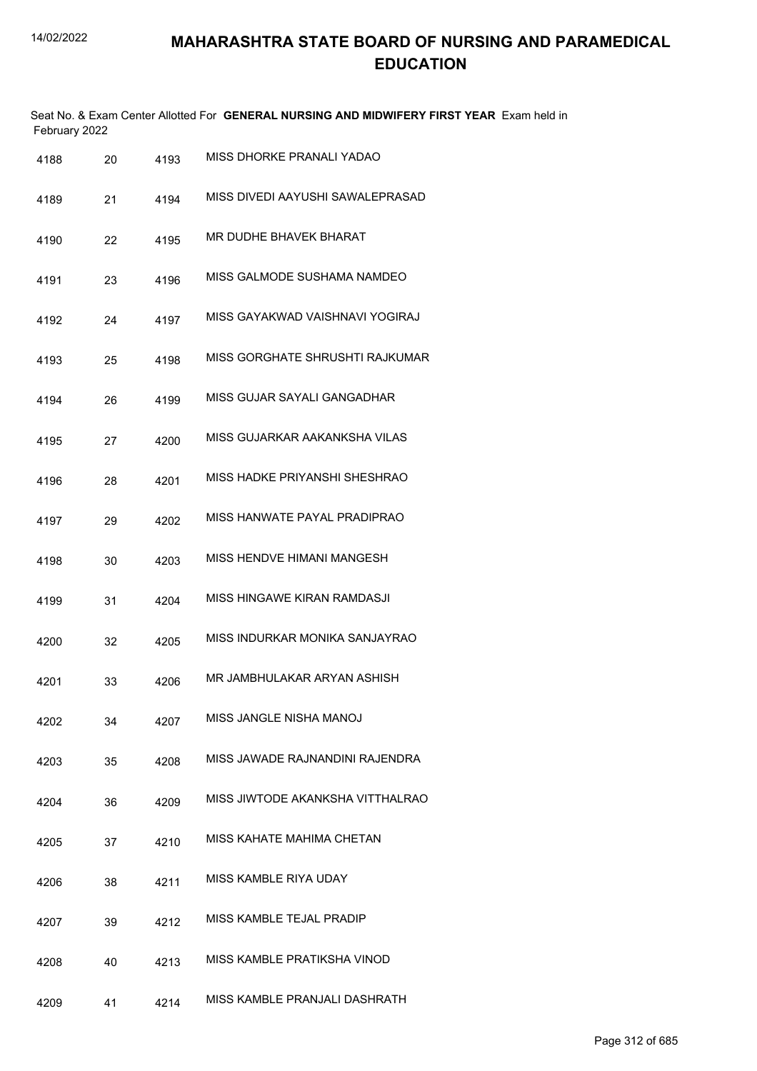# MAHARASHTRA STATE BOARD OF NURSING AND PARAMEDICAL EDUCATION

Seat No. & Exam Center Allotted For **GENERAL NURSING AND MIDWIFERY FIRST YEAR** Exam held in February 2022

| | | | |
|---|---|---|---|
| 4188 | 20 | 4193 | MISS DHORKE PRANALI YADAO |
| 4189 | 21 | 4194 | MISS DIVEDI AAYUSHI SAWALEPRASAD |
| 4190 | 22 | 4195 | MR DUDHE BHAVEK BHARAT |
| 4191 | 23 | 4196 | MISS GALMODE SUSHAMA NAMDEO |
| 4192 | 24 | 4197 | MISS GAYAKWAD VAISHNAVI YOGIRAJ |
| 4193 | 25 | 4198 | MISS GORGHATE SHRUSHTI RAJKUMAR |
| 4194 | 26 | 4199 | MISS GUJAR SAYALI GANGADHAR |
| 4195 | 27 | 4200 | MISS GUJARKAR AAKANKSHA VILAS |
| 4196 | 28 | 4201 | MISS HADKE PRIYANSHI SHESHRAO |
| 4197 | 29 | 4202 | MISS HANWATE PAYAL PRADIPRAO |
| 4198 | 30 | 4203 | MISS HENDVE HIMANI MANGESH |
| 4199 | 31 | 4204 | MISS HINGAWE KIRAN RAMDASJI |
| 4200 | 32 | 4205 | MISS INDURKAR MONIKA SANJAYRAO |
| 4201 | 33 | 4206 | MR JAMBHULAKAR ARYAN ASHISH |
| 4202 | 34 | 4207 | MISS JANGLE NISHA MANOJ |
| 4203 | 35 | 4208 | MISS JAWADE RAJNANDINI RAJENDRA |
| 4204 | 36 | 4209 | MISS JIWTODE AKANKSHA VITTHALRAO |
| 4205 | 37 | 4210 | MISS KAHATE MAHIMA CHETAN |
| 4206 | 38 | 4211 | MISS KAMBLE RIYA UDAY |
| 4207 | 39 | 4212 | MISS KAMBLE TEJAL PRADIP |
| 4208 | 40 | 4213 | MISS KAMBLE PRATIKSHA VINOD |
| 4209 | 41 | 4214 | MISS KAMBLE PRANJALI DASHRATH |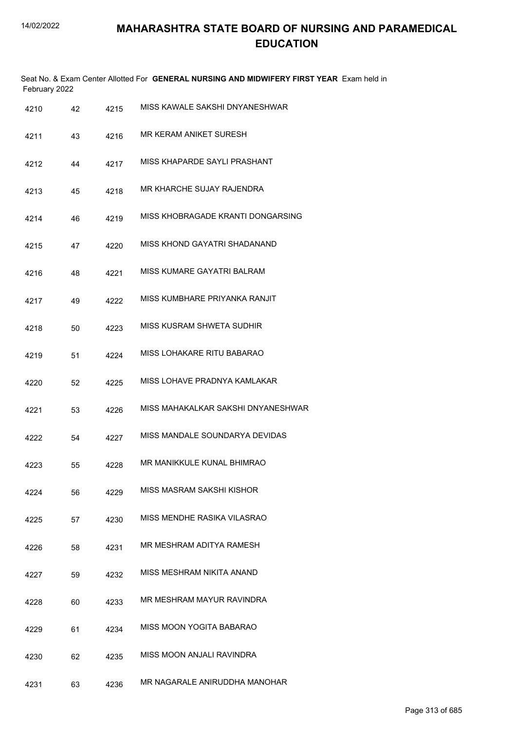# MAHARASHTRA STATE BOARD OF NURSING AND PARAMEDICAL EDUCATION

Seat No. & Exam Center Allotted For **GENERAL NURSING AND MIDWIFERY FIRST YEAR** Exam held in February 2022

| | | | |
|---|---|---|---|
| 4210 | 42 | 4215 | MISS KAWALE SAKSHI DNYANESHWAR |
| 4211 | 43 | 4216 | MR KERAM ANIKET SURESH |
| 4212 | 44 | 4217 | MISS KHAPARDE SAYLI PRASHANT |
| 4213 | 45 | 4218 | MR KHARCHE SUJAY RAJENDRA |
| 4214 | 46 | 4219 | MISS KHOBRAGADE KRANTI DONGARSING |
| 4215 | 47 | 4220 | MISS KHOND GAYATRI SHADANAND |
| 4216 | 48 | 4221 | MISS KUMARE GAYATRI BALRAM |
| 4217 | 49 | 4222 | MISS KUMBHARE PRIYANKA RANJIT |
| 4218 | 50 | 4223 | MISS KUSRAM SHWETA SUDHIR |
| 4219 | 51 | 4224 | MISS LOHAKARE RITU BABARAO |
| 4220 | 52 | 4225 | MISS LOHAVE PRADNYA KAMLAKAR |
| 4221 | 53 | 4226 | MISS MAHAKALKAR SAKSHI DNYANESHWAR |
| 4222 | 54 | 4227 | MISS MANDALE SOUNDARYA DEVIDAS |
| 4223 | 55 | 4228 | MR MANIKKULE KUNAL BHIMRAO |
| 4224 | 56 | 4229 | MISS MASRAM SAKSHI KISHOR |
| 4225 | 57 | 4230 | MISS MENDHE RASIKA VILASRAO |
| 4226 | 58 | 4231 | MR MESHRAM ADITYA RAMESH |
| 4227 | 59 | 4232 | MISS MESHRAM NIKITA ANAND |
| 4228 | 60 | 4233 | MR MESHRAM MAYUR RAVINDRA |
| 4229 | 61 | 4234 | MISS MOON YOGITA BABARAO |
| 4230 | 62 | 4235 | MISS MOON ANJALI RAVINDRA |
| 4231 | 63 | 4236 | MR NAGARALE ANIRUDDHA MANOHAR |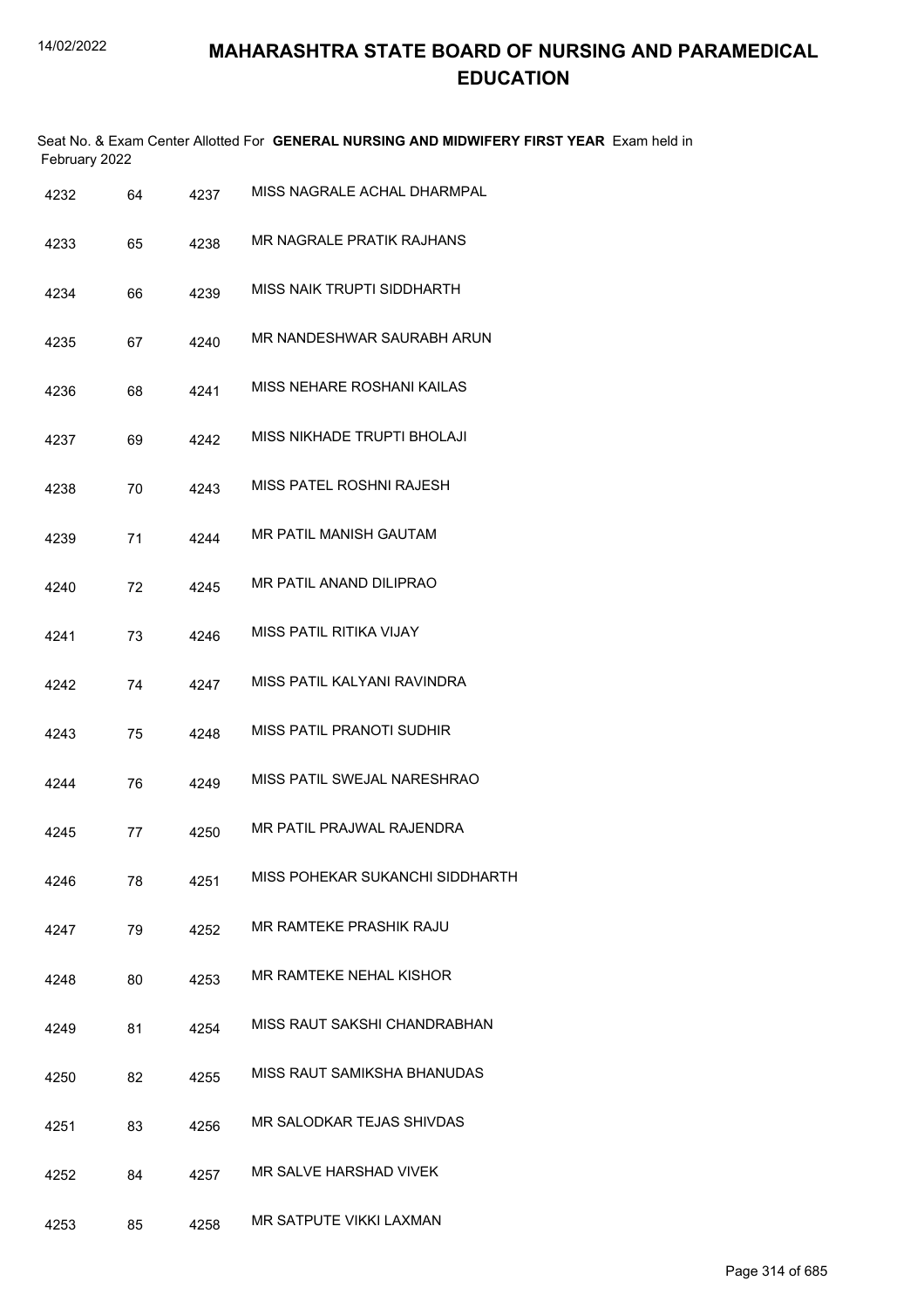# MAHARASHTRA STATE BOARD OF NURSING AND PARAMEDICAL EDUCATION

Seat No. & Exam Center Allotted For **GENERAL NURSING AND MIDWIFERY FIRST YEAR** Exam held in February 2022

| | | | |
|---|---|---|---|
| 4232 | 64 | 4237 | MISS NAGRALE ACHAL DHARMPAL |
| 4233 | 65 | 4238 | MR NAGRALE PRATIK RAJHANS |
| 4234 | 66 | 4239 | MISS NAIK TRUPTI SIDDHARTH |
| 4235 | 67 | 4240 | MR NANDESHWAR SAURABH ARUN |
| 4236 | 68 | 4241 | MISS NEHARE ROSHANI KAILAS |
| 4237 | 69 | 4242 | MISS NIKHADE TRUPTI BHOLAJI |
| 4238 | 70 | 4243 | MISS PATEL ROSHNI RAJESH |
| 4239 | 71 | 4244 | MR PATIL MANISH GAUTAM |
| 4240 | 72 | 4245 | MR PATIL ANAND DILIPRAO |
| 4241 | 73 | 4246 | MISS PATIL RITIKA VIJAY |
| 4242 | 74 | 4247 | MISS PATIL KALYANI RAVINDRA |
| 4243 | 75 | 4248 | MISS PATIL PRANOTI SUDHIR |
| 4244 | 76 | 4249 | MISS PATIL SWEJAL NARESHRAO |
| 4245 | 77 | 4250 | MR PATIL PRAJWAL RAJENDRA |
| 4246 | 78 | 4251 | MISS POHEKAR SUKANCHI SIDDHARTH |
| 4247 | 79 | 4252 | MR RAMTEKE PRASHIK RAJU |
| 4248 | 80 | 4253 | MR RAMTEKE NEHAL KISHOR |
| 4249 | 81 | 4254 | MISS RAUT SAKSHI CHANDRABHAN |
| 4250 | 82 | 4255 | MISS RAUT SAMIKSHA BHANUDAS |
| 4251 | 83 | 4256 | MR SALODKAR TEJAS SHIVDAS |
| 4252 | 84 | 4257 | MR SALVE HARSHAD VIVEK |
| 4253 | 85 | 4258 | MR SATPUTE VIKKI LAXMAN |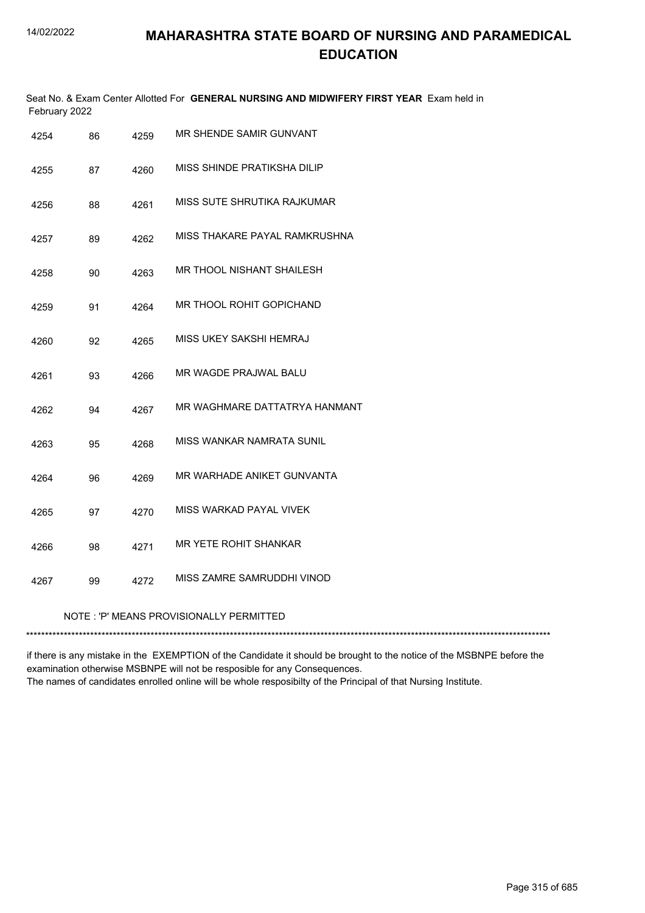# MAHARASHTRA STATE BOARD OF NURSING AND PARAMEDICAL EDUCATION

Seat No. & Exam Center Allotted For **GENERAL NURSING AND MIDWIFERY FIRST YEAR** Exam held in February 2022

| | | | |
|---|---|---|---|
| 4254 | 86 | 4259 | MR SHENDE SAMIR GUNVANT |
| 4255 | 87 | 4260 | MISS SHINDE PRATIKSHA DILIP |
| 4256 | 88 | 4261 | MISS SUTE SHRUTIKA RAJKUMAR |
| 4257 | 89 | 4262 | MISS THAKARE PAYAL RAMKRUSHNA |
| 4258 | 90 | 4263 | MR THOOL NISHANT SHAILESH |
| 4259 | 91 | 4264 | MR THOOL ROHIT GOPICHAND |
| 4260 | 92 | 4265 | MISS UKEY SAKSHI HEMRAJ |
| 4261 | 93 | 4266 | MR WAGDE PRAJWAL BALU |
| 4262 | 94 | 4267 | MR WAGHMARE DATTATRYA HANMANT |
| 4263 | 95 | 4268 | MISS WANKAR NAMRATA SUNIL |
| 4264 | 96 | 4269 | MR WARHADE ANIKET GUNVANTA |
| 4265 | 97 | 4270 | MISS WARKAD PAYAL VIVEK |
| 4266 | 98 | 4271 | MR YETE ROHIT SHANKAR |
| 4267 | 99 | 4272 | MISS ZAMRE SAMRUDDHI VINOD |

NOTE : 'P' MEANS PROVISIONALLY PERMITTED

*******************************************************************************************************************************************

if there is any mistake in the EXEMPTION of the Candidate it should be brought to the notice of the MSBNPE before the examination otherwise MSBNPE will not be resposible for any Consequences.

The names of candidates enrolled online will be whole resposibilty of the Principal of that Nursing Institute.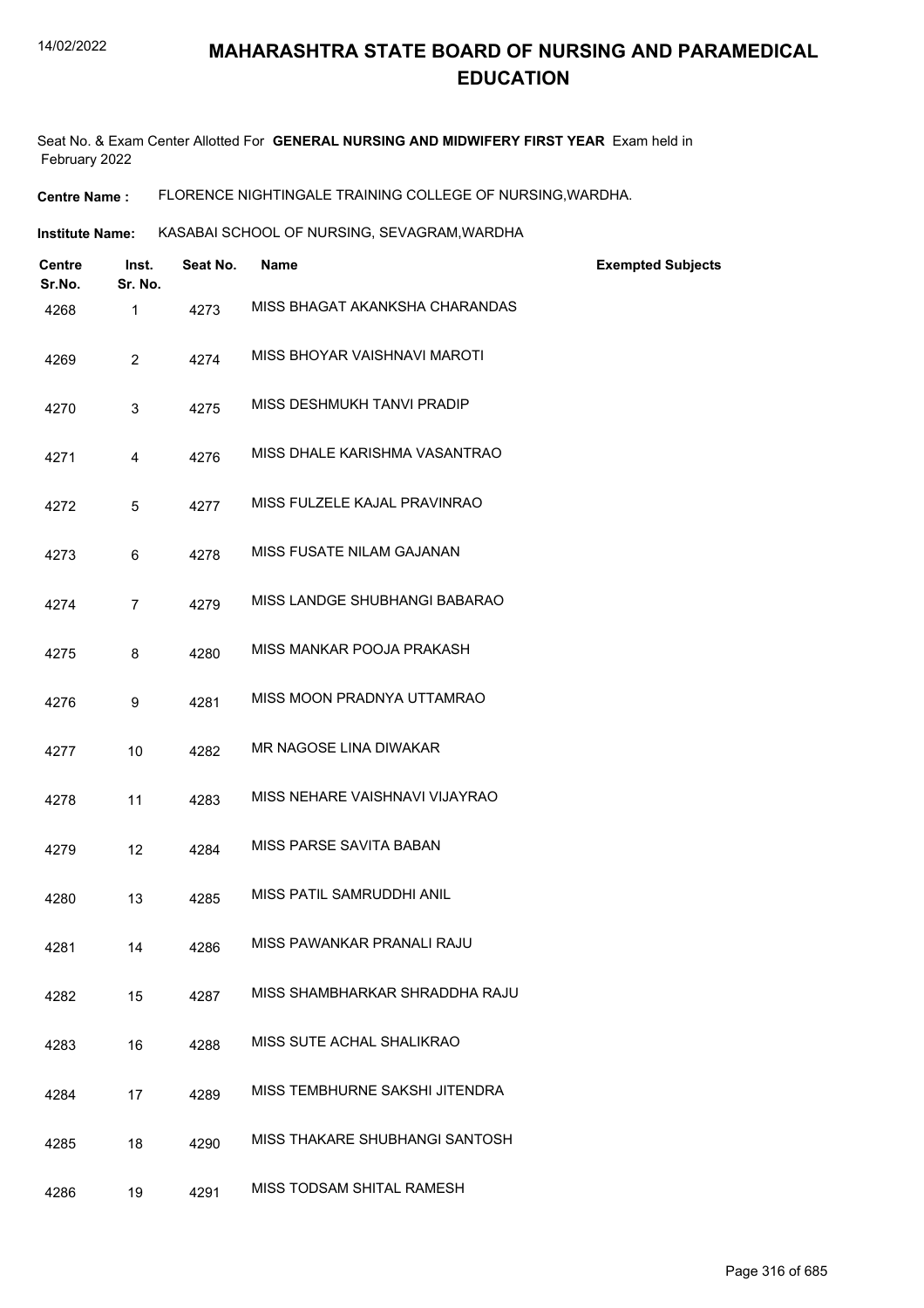# MAHARASHTRA STATE BOARD OF NURSING AND PARAMEDICAL EDUCATION

Seat No. & Exam Center Allotted For **GENERAL NURSING AND MIDWIFERY FIRST YEAR** Exam held in February 2022

**Centre Name :** FLORENCE NIGHTINGALE TRAINING COLLEGE OF NURSING,WARDHA.

**Institute Name:** KASABAI SCHOOL OF NURSING, SEVAGRAM,WARDHA

| Centre Sr.No. | Inst. Sr. No. | Seat No. | Name | Exempted Subjects |
|---|---|---|---|---|
| 4268 | 1 | 4273 | MISS BHAGAT AKANKSHA CHARANDAS | |
| 4269 | 2 | 4274 | MISS BHOYAR VAISHNAVI MAROTI | |
| 4270 | 3 | 4275 | MISS DESHMUKH TANVI PRADIP | |
| 4271 | 4 | 4276 | MISS DHALE KARISHMA VASANTRAO | |
| 4272 | 5 | 4277 | MISS FULZELE KAJAL PRAVINRAO | |
| 4273 | 6 | 4278 | MISS FUSATE NILAM GAJANAN | |
| 4274 | 7 | 4279 | MISS LANDGE SHUBHANGI BABARAO | |
| 4275 | 8 | 4280 | MISS MANKAR POOJA PRAKASH | |
| 4276 | 9 | 4281 | MISS MOON PRADNYA UTTAMRAO | |
| 4277 | 10 | 4282 | MR NAGOSE LINA DIWAKAR | |
| 4278 | 11 | 4283 | MISS NEHARE VAISHNAVI VIJAYRAO | |
| 4279 | 12 | 4284 | MISS PARSE SAVITA BABAN | |
| 4280 | 13 | 4285 | MISS PATIL SAMRUDDHI ANIL | |
| 4281 | 14 | 4286 | MISS PAWANKAR PRANALI RAJU | |
| 4282 | 15 | 4287 | MISS SHAMBHARKAR SHRADDHA RAJU | |
| 4283 | 16 | 4288 | MISS SUTE ACHAL SHALIKRAO | |
| 4284 | 17 | 4289 | MISS TEMBHURNE SAKSHI JITENDRA | |
| 4285 | 18 | 4290 | MISS THAKARE SHUBHANGI SANTOSH | |
| 4286 | 19 | 4291 | MISS TODSAM SHITAL RAMESH | |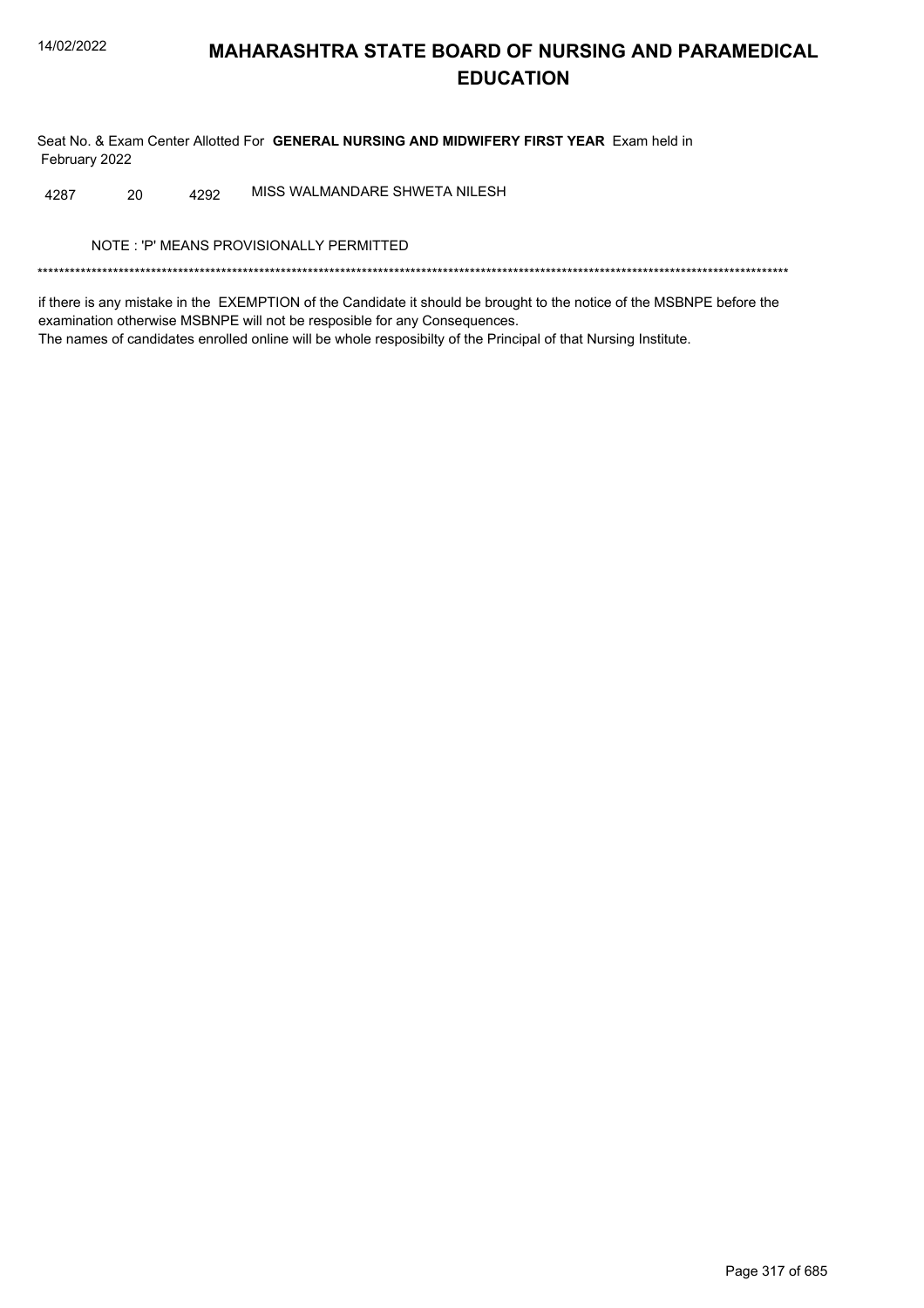# MAHARASHTRA STATE BOARD OF NURSING AND PARAMEDICAL EDUCATION

Seat No. & Exam Center Allotted For **GENERAL NURSING AND MIDWIFERY FIRST YEAR** Exam held in February 2022

| | | | |
|---|---|---|---|
| 4287 | 20 | 4292 | MISS WALMANDARE SHWETA NILESH |

NOTE : 'P' MEANS PROVISIONALLY PERMITTED

*******************************************************************************************************************************************

if there is any mistake in the EXEMPTION of the Candidate it should be brought to the notice of the MSBNPE before the examination otherwise MSBNPE will not be resposible for any Consequences.
The names of candidates enrolled online will be whole resposibilty of the Principal of that Nursing Institute.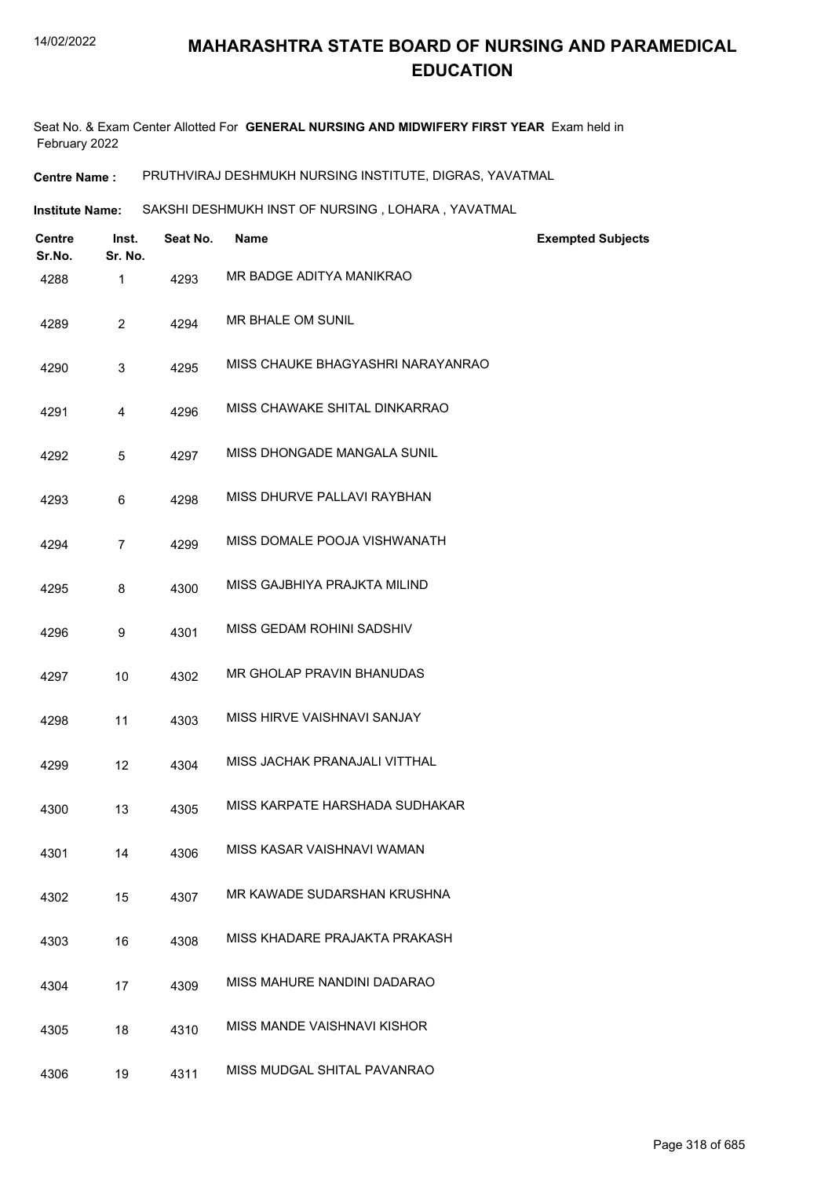# MAHARASHTRA STATE BOARD OF NURSING AND PARAMEDICAL EDUCATION

Seat No. & Exam Center Allotted For **GENERAL NURSING AND MIDWIFERY FIRST YEAR** Exam held in February 2022

**Centre Name :** PRUTHVIRAJ DESHMUKH NURSING INSTITUTE, DIGRAS, YAVATMAL

**Institute Name:** SAKSHI DESHMUKH INST OF NURSING , LOHARA , YAVATMAL

| Centre Sr.No. | Inst. Sr. No. | Seat No. | Name | Exempted Subjects |
|---|---|---|---|---|
| 4288 | 1 | 4293 | MR BADGE ADITYA MANIKRAO | |
| 4289 | 2 | 4294 | MR BHALE OM SUNIL | |
| 4290 | 3 | 4295 | MISS CHAUKE BHAGYASHRI NARAYANRAO | |
| 4291 | 4 | 4296 | MISS CHAWAKE SHITAL DINKARRAO | |
| 4292 | 5 | 4297 | MISS DHONGADE MANGALA SUNIL | |
| 4293 | 6 | 4298 | MISS DHURVE PALLAVI RAYBHAN | |
| 4294 | 7 | 4299 | MISS DOMALE POOJA VISHWANATH | |
| 4295 | 8 | 4300 | MISS GAJBHIYA PRAJKTA MILIND | |
| 4296 | 9 | 4301 | MISS GEDAM ROHINI SADSHIV | |
| 4297 | 10 | 4302 | MR GHOLAP PRAVIN BHANUDAS | |
| 4298 | 11 | 4303 | MISS HIRVE VAISHNAVI SANJAY | |
| 4299 | 12 | 4304 | MISS JACHAK PRANAJALI VITTHAL | |
| 4300 | 13 | 4305 | MISS KARPATE HARSHADA SUDHAKAR | |
| 4301 | 14 | 4306 | MISS KASAR VAISHNAVI WAMAN | |
| 4302 | 15 | 4307 | MR KAWADE SUDARSHAN KRUSHNA | |
| 4303 | 16 | 4308 | MISS KHADARE PRAJAKTA PRAKASH | |
| 4304 | 17 | 4309 | MISS MAHURE NANDINI DADARAO | |
| 4305 | 18 | 4310 | MISS MANDE VAISHNAVI KISHOR | |
| 4306 | 19 | 4311 | MISS MUDGAL SHITAL PAVANRAO | |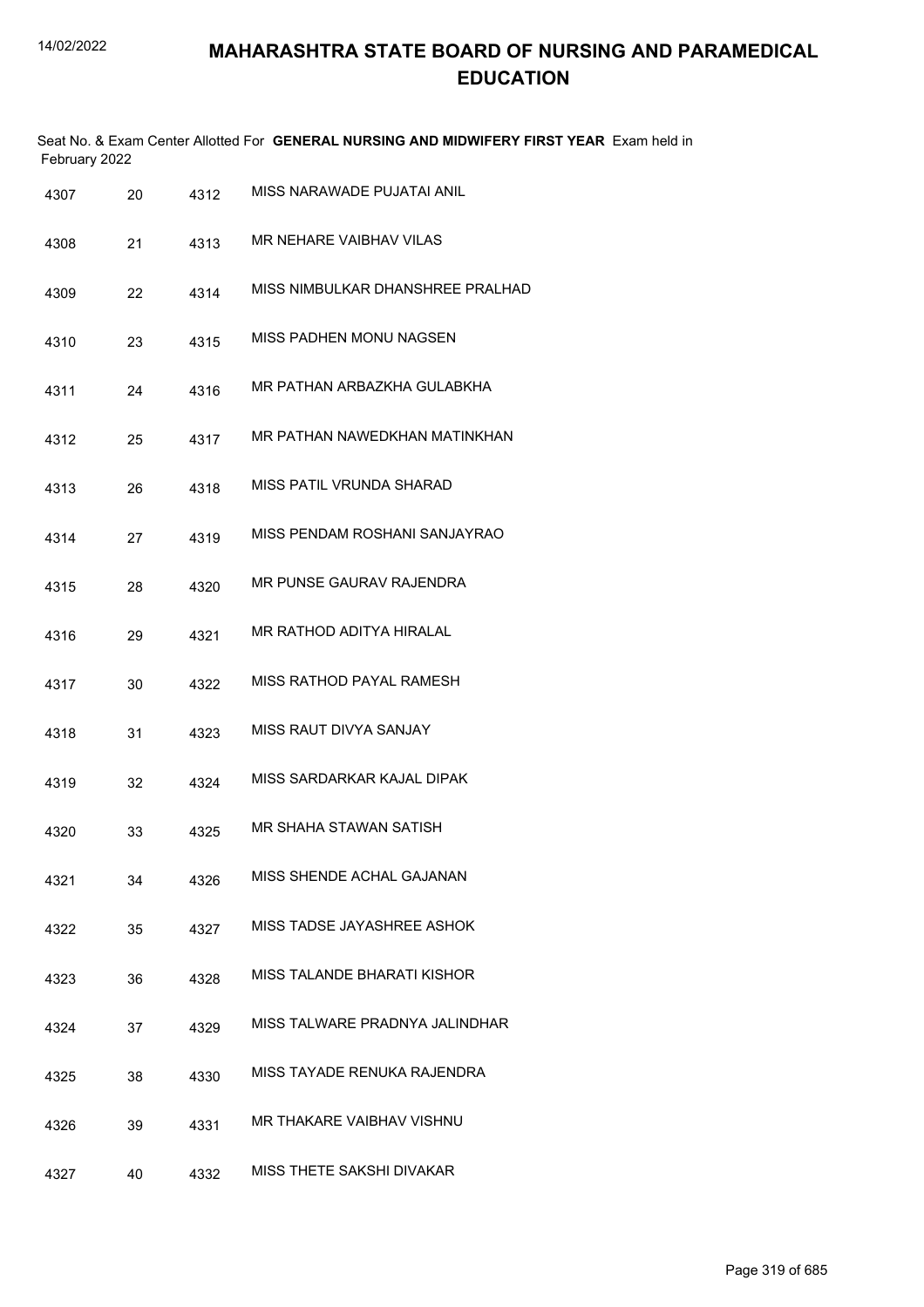# MAHARASHTRA STATE BOARD OF NURSING AND PARAMEDICAL EDUCATION

Seat No. & Exam Center Allotted For **GENERAL NURSING AND MIDWIFERY FIRST YEAR** Exam held in February 2022

| | | | |
|---|---|---|---|
| 4307 | 20 | 4312 | MISS NARAWADE PUJATAI ANIL |
| 4308 | 21 | 4313 | MR NEHARE VAIBHAV VILAS |
| 4309 | 22 | 4314 | MISS NIMBULKAR DHANSHREE PRALHAD |
| 4310 | 23 | 4315 | MISS PADHEN MONU NAGSEN |
| 4311 | 24 | 4316 | MR PATHAN ARBAZKHA GULABKHA |
| 4312 | 25 | 4317 | MR PATHAN NAWEDKHAN MATINKHAN |
| 4313 | 26 | 4318 | MISS PATIL VRUNDA SHARAD |
| 4314 | 27 | 4319 | MISS PENDAM ROSHANI SANJAYRAO |
| 4315 | 28 | 4320 | MR PUNSE GAURAV RAJENDRA |
| 4316 | 29 | 4321 | MR RATHOD ADITYA HIRALAL |
| 4317 | 30 | 4322 | MISS RATHOD PAYAL RAMESH |
| 4318 | 31 | 4323 | MISS RAUT DIVYA SANJAY |
| 4319 | 32 | 4324 | MISS SARDARKAR KAJAL DIPAK |
| 4320 | 33 | 4325 | MR SHAHA STAWAN SATISH |
| 4321 | 34 | 4326 | MISS SHENDE ACHAL GAJANAN |
| 4322 | 35 | 4327 | MISS TADSE JAYASHREE ASHOK |
| 4323 | 36 | 4328 | MISS TALANDE BHARATI KISHOR |
| 4324 | 37 | 4329 | MISS TALWARE PRADNYA JALINDHAR |
| 4325 | 38 | 4330 | MISS TAYADE RENUKA RAJENDRA |
| 4326 | 39 | 4331 | MR THAKARE VAIBHAV VISHNU |
| 4327 | 40 | 4332 | MISS THETE SAKSHI DIVAKAR |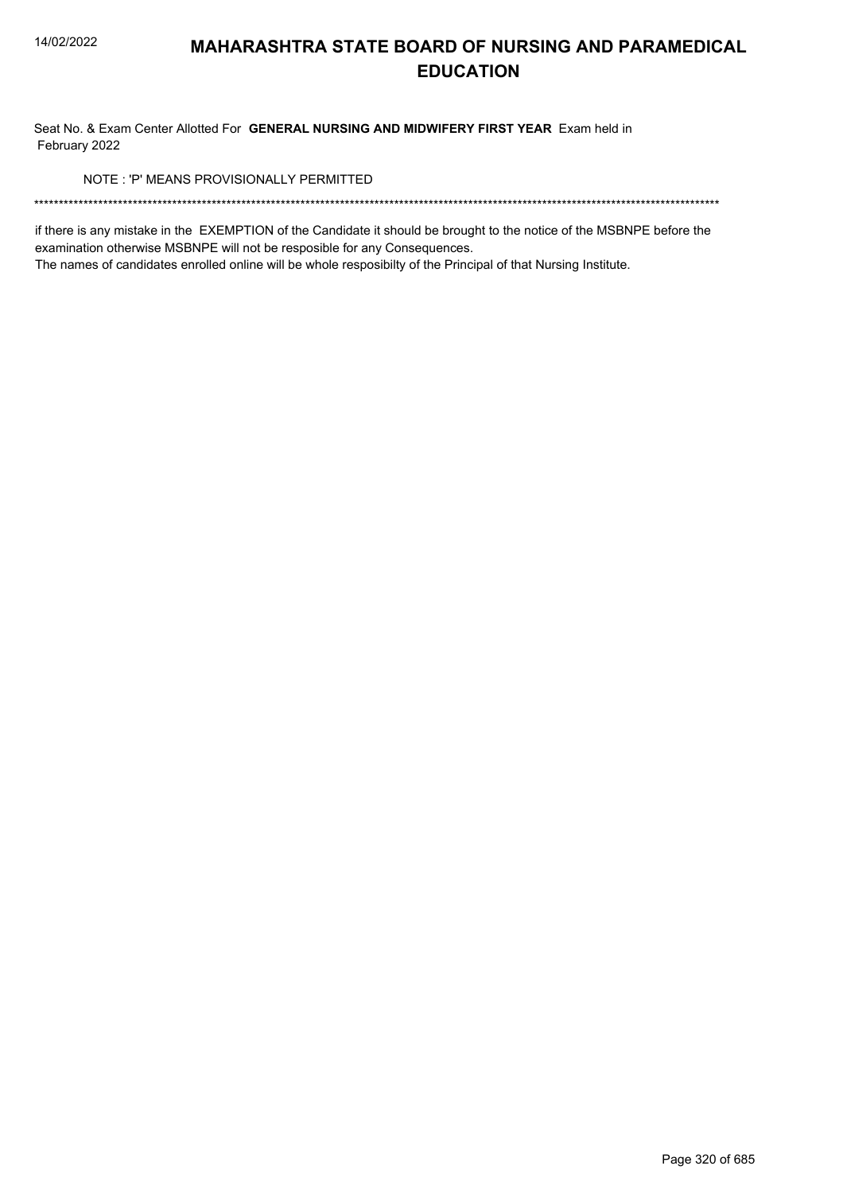# MAHARASHTRA STATE BOARD OF NURSING AND PARAMEDICAL EDUCATION

Seat No. & Exam Center Allotted For **GENERAL NURSING AND MIDWIFERY FIRST YEAR** Exam held in February 2022

NOTE : 'P' MEANS PROVISIONALLY PERMITTED

*******************************************************************************************************************************************

if there is any mistake in the EXEMPTION of the Candidate it should be brought to the notice of the MSBNPE before the examination otherwise MSBNPE will not be resposible for any Consequences.

The names of candidates enrolled online will be whole resposibilty of the Principal of that Nursing Institute.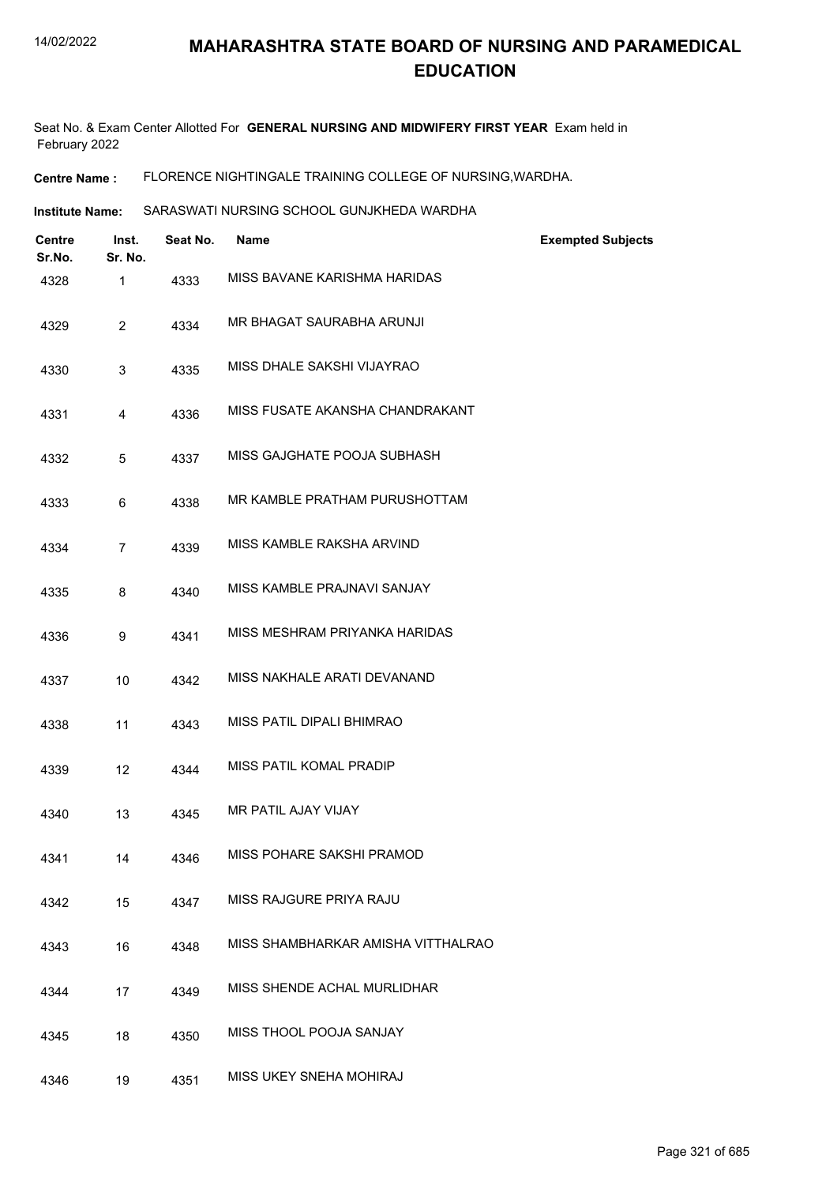# MAHARASHTRA STATE BOARD OF NURSING AND PARAMEDICAL EDUCATION

Seat No. & Exam Center Allotted For **GENERAL NURSING AND MIDWIFERY FIRST YEAR** Exam held in February 2022

**Centre Name :** FLORENCE NIGHTINGALE TRAINING COLLEGE OF NURSING,WARDHA.

**Institute Name:** SARASWATI NURSING SCHOOL GUNJKHEDA WARDHA

| Centre Sr.No. | Inst. Sr. No. | Seat No. | Name | Exempted Subjects |
|---|---|---|---|---|
| 4328 | 1 | 4333 | MISS BAVANE KARISHMA HARIDAS | |
| 4329 | 2 | 4334 | MR BHAGAT SAURABHA ARUNJI | |
| 4330 | 3 | 4335 | MISS DHALE SAKSHI VIJAYRAO | |
| 4331 | 4 | 4336 | MISS FUSATE AKANSHA CHANDRAKANT | |
| 4332 | 5 | 4337 | MISS GAJGHATE POOJA SUBHASH | |
| 4333 | 6 | 4338 | MR KAMBLE PRATHAM PURUSHOTTAM | |
| 4334 | 7 | 4339 | MISS KAMBLE RAKSHA ARVIND | |
| 4335 | 8 | 4340 | MISS KAMBLE PRAJNAVI SANJAY | |
| 4336 | 9 | 4341 | MISS MESHRAM PRIYANKA HARIDAS | |
| 4337 | 10 | 4342 | MISS NAKHALE ARATI DEVANAND | |
| 4338 | 11 | 4343 | MISS PATIL DIPALI BHIMRAO | |
| 4339 | 12 | 4344 | MISS PATIL KOMAL PRADIP | |
| 4340 | 13 | 4345 | MR PATIL AJAY VIJAY | |
| 4341 | 14 | 4346 | MISS POHARE SAKSHI PRAMOD | |
| 4342 | 15 | 4347 | MISS RAJGURE PRIYA RAJU | |
| 4343 | 16 | 4348 | MISS SHAMBHARKAR AMISHA VITTHALRAO | |
| 4344 | 17 | 4349 | MISS SHENDE ACHAL MURLIDHAR | |
| 4345 | 18 | 4350 | MISS THOOL POOJA SANJAY | |
| 4346 | 19 | 4351 | MISS UKEY SNEHA MOHIRAJ | |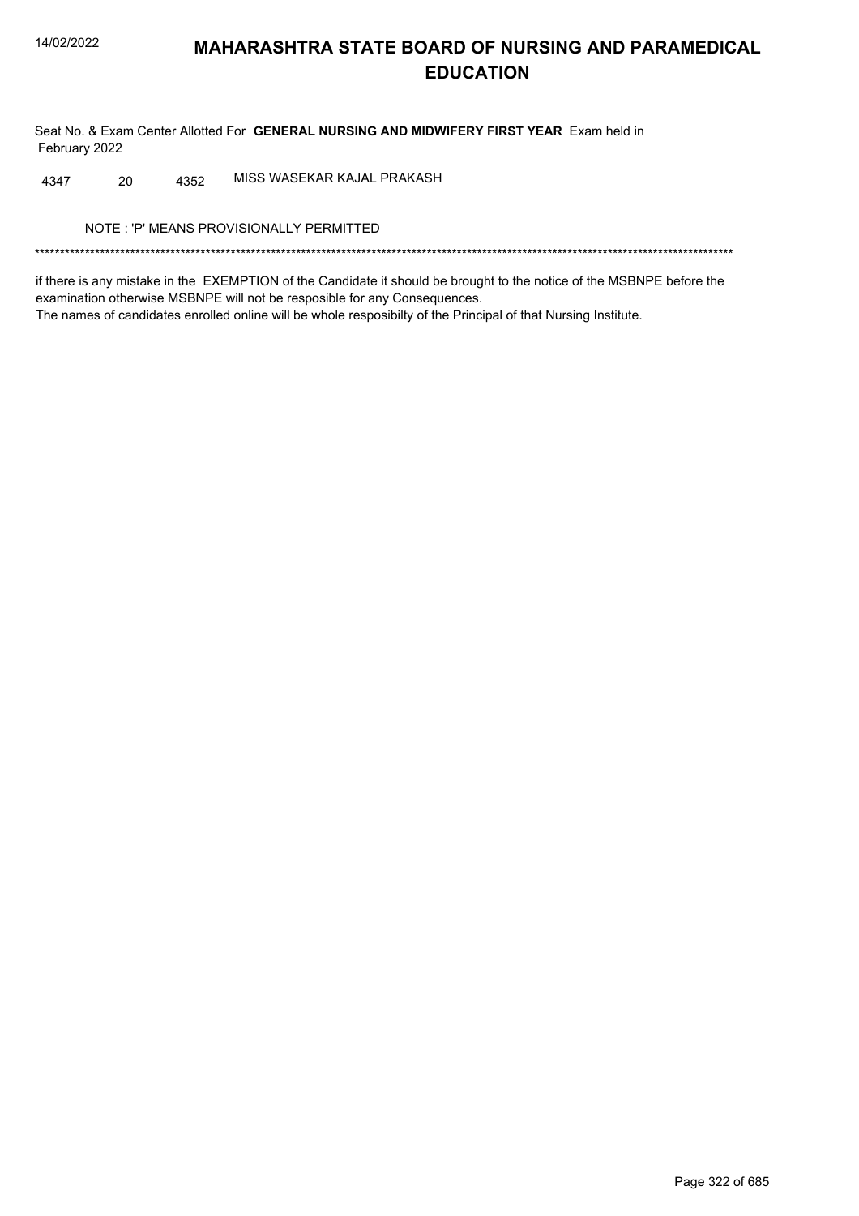# MAHARASHTRA STATE BOARD OF NURSING AND PARAMEDICAL EDUCATION

Seat No. & Exam Center Allotted For **GENERAL NURSING AND MIDWIFERY FIRST YEAR** Exam held in February 2022

| | | | |
|---|---|---|---|
| 4347 | 20 | 4352 | MISS WASEKAR KAJAL PRAKASH |

NOTE : 'P' MEANS PROVISIONALLY PERMITTED

*******************************************************************************************************************************************

if there is any mistake in the EXEMPTION of the Candidate it should be brought to the notice of the MSBNPE before the examination otherwise MSBNPE will not be resposible for any Consequences.

The names of candidates enrolled online will be whole resposibilty of the Principal of that Nursing Institute.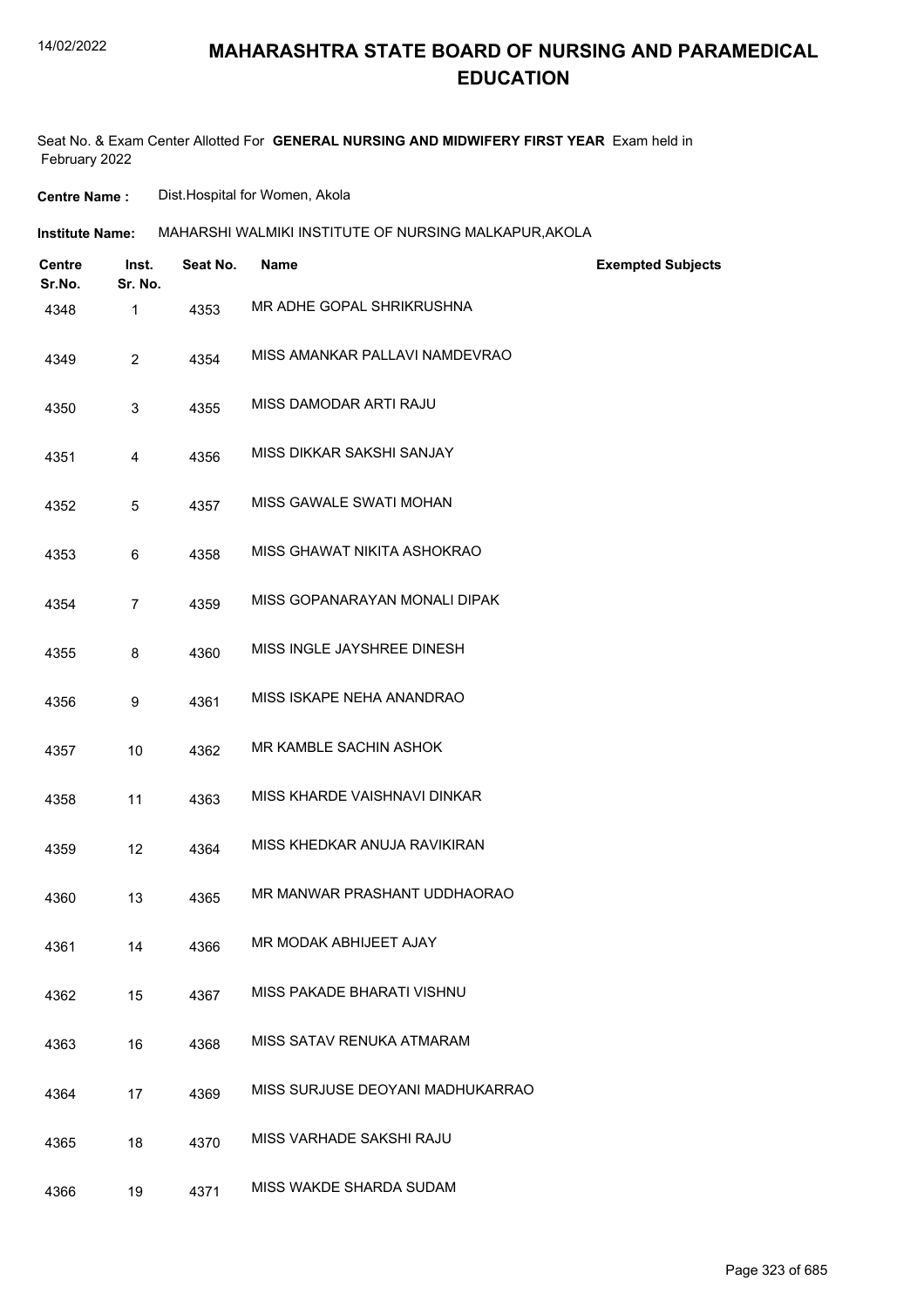# MAHARASHTRA STATE BOARD OF NURSING AND PARAMEDICAL EDUCATION

Seat No. & Exam Center Allotted For **GENERAL NURSING AND MIDWIFERY FIRST YEAR** Exam held in February 2022

**Centre Name :** Dist.Hospital for Women, Akola

**Institute Name:** MAHARSHI WALMIKI INSTITUTE OF NURSING MALKAPUR,AKOLA

| Centre Sr.No. | Inst. Sr. No. | Seat No. | Name | Exempted Subjects |
|---|---|---|---|---|
| 4348 | 1 | 4353 | MR ADHE GOPAL SHRIKRUSHNA | |
| 4349 | 2 | 4354 | MISS AMANKAR PALLAVI NAMDEVRAO | |
| 4350 | 3 | 4355 | MISS DAMODAR ARTI RAJU | |
| 4351 | 4 | 4356 | MISS DIKKAR SAKSHI SANJAY | |
| 4352 | 5 | 4357 | MISS GAWALE SWATI MOHAN | |
| 4353 | 6 | 4358 | MISS GHAWAT NIKITA ASHOKRAO | |
| 4354 | 7 | 4359 | MISS GOPANARAYAN MONALI DIPAK | |
| 4355 | 8 | 4360 | MISS INGLE JAYSHREE DINESH | |
| 4356 | 9 | 4361 | MISS ISKAPE NEHA ANANDRAO | |
| 4357 | 10 | 4362 | MR KAMBLE SACHIN ASHOK | |
| 4358 | 11 | 4363 | MISS KHARDE VAISHNAVI DINKAR | |
| 4359 | 12 | 4364 | MISS KHEDKAR ANUJA RAVIKIRAN | |
| 4360 | 13 | 4365 | MR MANWAR PRASHANT UDDHAORAO | |
| 4361 | 14 | 4366 | MR MODAK ABHIJEET AJAY | |
| 4362 | 15 | 4367 | MISS PAKADE BHARATI VISHNU | |
| 4363 | 16 | 4368 | MISS SATAV RENUKA ATMARAM | |
| 4364 | 17 | 4369 | MISS SURJUSE DEOYANI MADHUKARRAO | |
| 4365 | 18 | 4370 | MISS VARHADE SAKSHI RAJU | |
| 4366 | 19 | 4371 | MISS WAKDE SHARDA SUDAM | |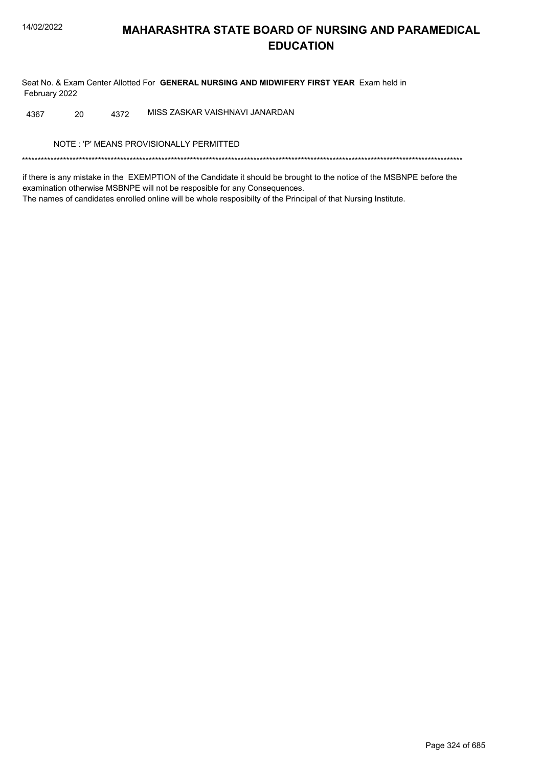# MAHARASHTRA STATE BOARD OF NURSING AND PARAMEDICAL EDUCATION

Seat No. & Exam Center Allotted For **GENERAL NURSING AND MIDWIFERY FIRST YEAR** Exam held in February 2022

| | | | |
|---|---|---|---|
| 4367 | 20 | 4372 | MISS ZASKAR VAISHNAVI JANARDAN |

NOTE : 'P' MEANS PROVISIONALLY PERMITTED

*******************************************************************************************************************************************

if there is any mistake in the EXEMPTION of the Candidate it should be brought to the notice of the MSBNPE before the examination otherwise MSBNPE will not be resposible for any Consequences.
The names of candidates enrolled online will be whole resposibilty of the Principal of that Nursing Institute.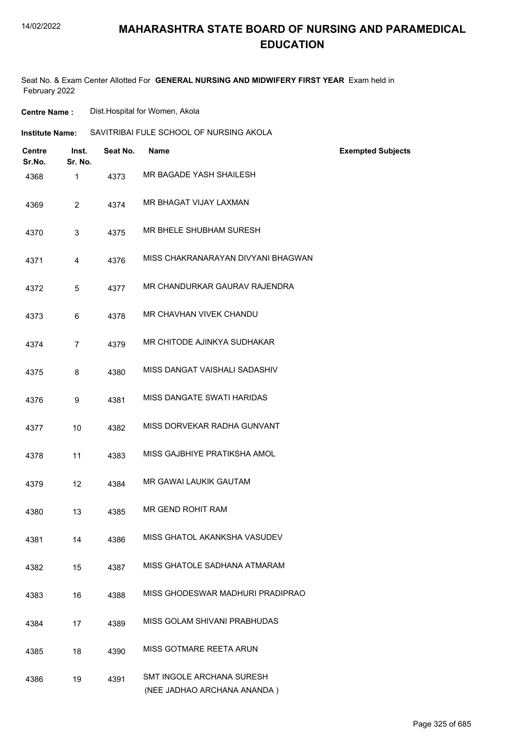# MAHARASHTRA STATE BOARD OF NURSING AND PARAMEDICAL EDUCATION

Seat No. & Exam Center Allotted For **GENERAL NURSING AND MIDWIFERY FIRST YEAR** Exam held in February 2022

**Centre Name :** Dist.Hospital for Women, Akola

**Institute Name:** SAVITRIBAI FULE SCHOOL OF NURSING AKOLA

| Centre Sr.No. | Inst. Sr. No. | Seat No. | Name | Exempted Subjects |
|---|---|---|---|---|
| 4368 | 1 | 4373 | MR BAGADE YASH SHAILESH | |
| 4369 | 2 | 4374 | MR BHAGAT VIJAY LAXMAN | |
| 4370 | 3 | 4375 | MR BHELE SHUBHAM SURESH | |
| 4371 | 4 | 4376 | MISS CHAKRANARAYAN DIVYANI BHAGWAN | |
| 4372 | 5 | 4377 | MR CHANDURKAR GAURAV RAJENDRA | |
| 4373 | 6 | 4378 | MR CHAVHAN VIVEK CHANDU | |
| 4374 | 7 | 4379 | MR CHITODE AJINKYA SUDHAKAR | |
| 4375 | 8 | 4380 | MISS DANGAT VAISHALI SADASHIV | |
| 4376 | 9 | 4381 | MISS DANGATE SWATI HARIDAS | |
| 4377 | 10 | 4382 | MISS DORVEKAR RADHA GUNVANT | |
| 4378 | 11 | 4383 | MISS GAJBHIYE PRATIKSHA AMOL | |
| 4379 | 12 | 4384 | MR GAWAI LAUKIK GAUTAM | |
| 4380 | 13 | 4385 | MR GEND ROHIT RAM | |
| 4381 | 14 | 4386 | MISS GHATOL AKANKSHA VASUDEV | |
| 4382 | 15 | 4387 | MISS GHATOLE SADHANA ATMARAM | |
| 4383 | 16 | 4388 | MISS GHODESWAR MADHURI PRADIPRAO | |
| 4384 | 17 | 4389 | MISS GOLAM SHIVANI PRABHUDAS | |
| 4385 | 18 | 4390 | MISS GOTMARE REETA ARUN | |
| 4386 | 19 | 4391 | SMT INGOLE ARCHANA SURESH (NEE JADHAO ARCHANA ANANDA ) | |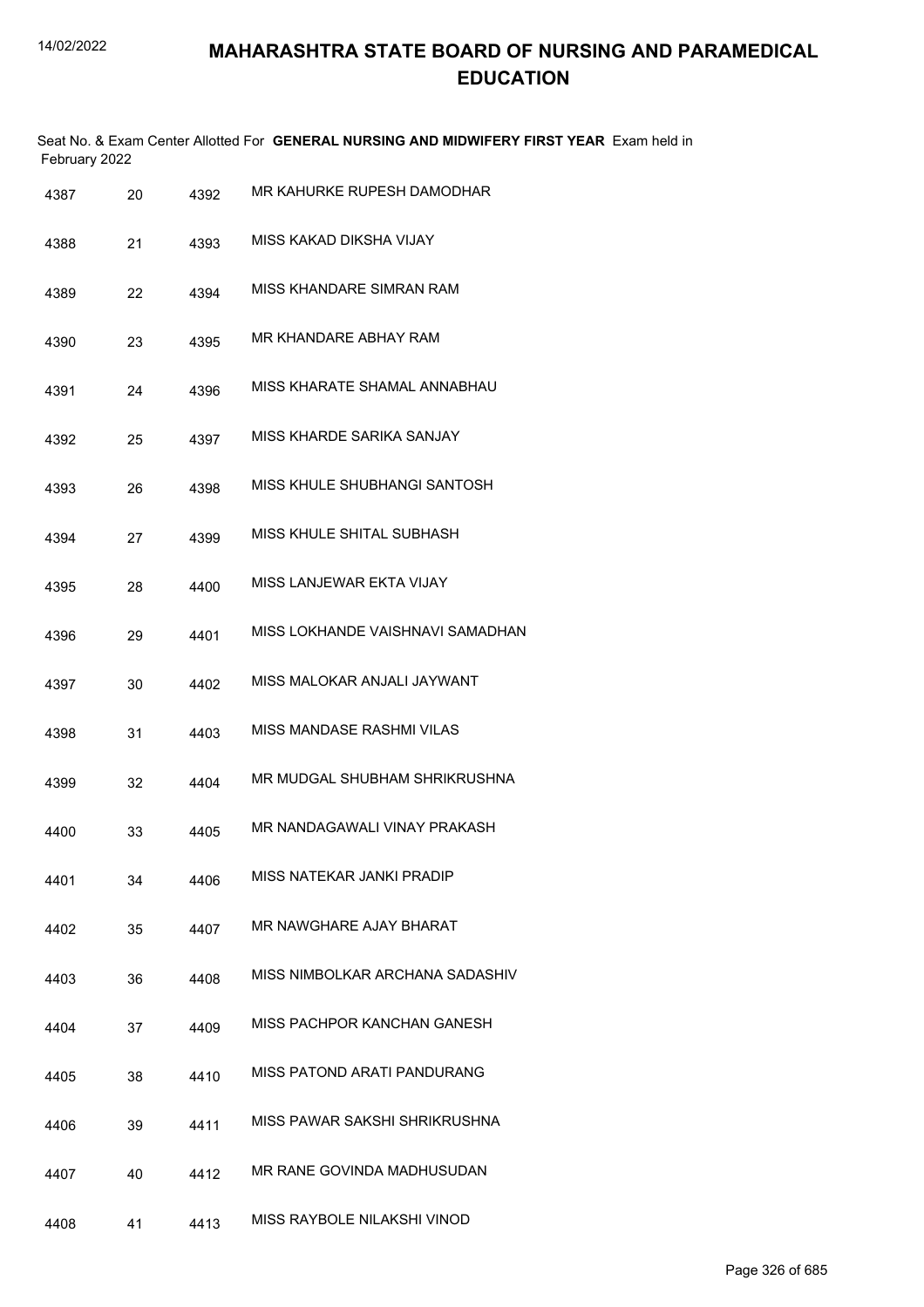# MAHARASHTRA STATE BOARD OF NURSING AND PARAMEDICAL EDUCATION

Seat No. & Exam Center Allotted For **GENERAL NURSING AND MIDWIFERY FIRST YEAR** Exam held in February 2022

| | | | |
|---|---|---|---|
| 4387 | 20 | 4392 | MR KAHURKE RUPESH DAMODHAR |
| 4388 | 21 | 4393 | MISS KAKAD DIKSHA VIJAY |
| 4389 | 22 | 4394 | MISS KHANDARE SIMRAN RAM |
| 4390 | 23 | 4395 | MR KHANDARE ABHAY RAM |
| 4391 | 24 | 4396 | MISS KHARATE SHAMAL ANNABHAU |
| 4392 | 25 | 4397 | MISS KHARDE SARIKA SANJAY |
| 4393 | 26 | 4398 | MISS KHULE SHUBHANGI SANTOSH |
| 4394 | 27 | 4399 | MISS KHULE SHITAL SUBHASH |
| 4395 | 28 | 4400 | MISS LANJEWAR EKTA VIJAY |
| 4396 | 29 | 4401 | MISS LOKHANDE VAISHNAVI SAMADHAN |
| 4397 | 30 | 4402 | MISS MALOKAR ANJALI JAYWANT |
| 4398 | 31 | 4403 | MISS MANDASE RASHMI VILAS |
| 4399 | 32 | 4404 | MR MUDGAL SHUBHAM SHRIKRUSHNA |
| 4400 | 33 | 4405 | MR NANDAGAWALI VINAY PRAKASH |
| 4401 | 34 | 4406 | MISS NATEKAR JANKI PRADIP |
| 4402 | 35 | 4407 | MR NAWGHARE AJAY BHARAT |
| 4403 | 36 | 4408 | MISS NIMBOLKAR ARCHANA SADASHIV |
| 4404 | 37 | 4409 | MISS PACHPOR KANCHAN GANESH |
| 4405 | 38 | 4410 | MISS PATOND ARATI PANDURANG |
| 4406 | 39 | 4411 | MISS PAWAR SAKSHI SHRIKRUSHNA |
| 4407 | 40 | 4412 | MR RANE GOVINDA MADHUSUDAN |
| 4408 | 41 | 4413 | MISS RAYBOLE NILAKSHI VINOD |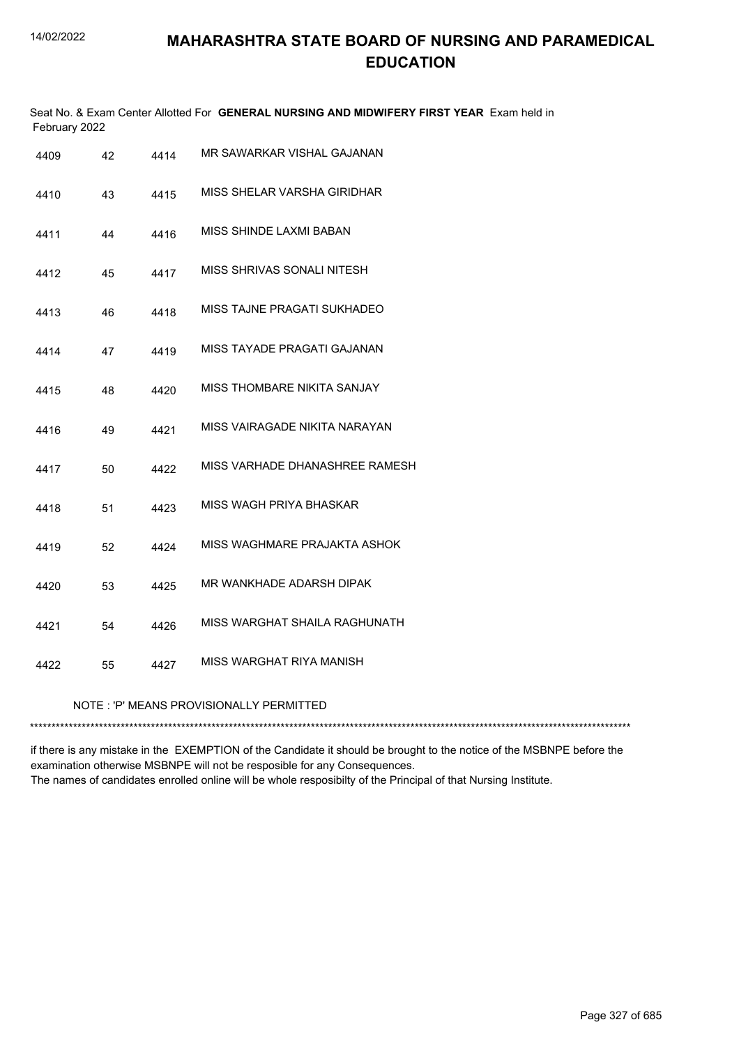# MAHARASHTRA STATE BOARD OF NURSING AND PARAMEDICAL EDUCATION

Seat No. & Exam Center Allotted For **GENERAL NURSING AND MIDWIFERY FIRST YEAR** Exam held in February 2022

| | | | |
|---|---|---|---|
| 4409 | 42 | 4414 | MR SAWARKAR VISHAL GAJANAN |
| 4410 | 43 | 4415 | MISS SHELAR VARSHA GIRIDHAR |
| 4411 | 44 | 4416 | MISS SHINDE LAXMI BABAN |
| 4412 | 45 | 4417 | MISS SHRIVAS SONALI NITESH |
| 4413 | 46 | 4418 | MISS TAJNE PRAGATI SUKHADEO |
| 4414 | 47 | 4419 | MISS TAYADE PRAGATI GAJANAN |
| 4415 | 48 | 4420 | MISS THOMBARE NIKITA SANJAY |
| 4416 | 49 | 4421 | MISS VAIRAGADE NIKITA NARAYAN |
| 4417 | 50 | 4422 | MISS VARHADE DHANASHREE RAMESH |
| 4418 | 51 | 4423 | MISS WAGH PRIYA BHASKAR |
| 4419 | 52 | 4424 | MISS WAGHMARE PRAJAKTA ASHOK |
| 4420 | 53 | 4425 | MR WANKHADE ADARSH DIPAK |
| 4421 | 54 | 4426 | MISS WARGHAT SHAILA RAGHUNATH |
| 4422 | 55 | 4427 | MISS WARGHAT RIYA MANISH |

NOTE : 'P' MEANS PROVISIONALLY PERMITTED

*******************************************************************************************************************************************

if there is any mistake in the EXEMPTION of the Candidate it should be brought to the notice of the MSBNPE before the examination otherwise MSBNPE will not be resposible for any Consequences.
The names of candidates enrolled online will be whole resposibilty of the Principal of that Nursing Institute.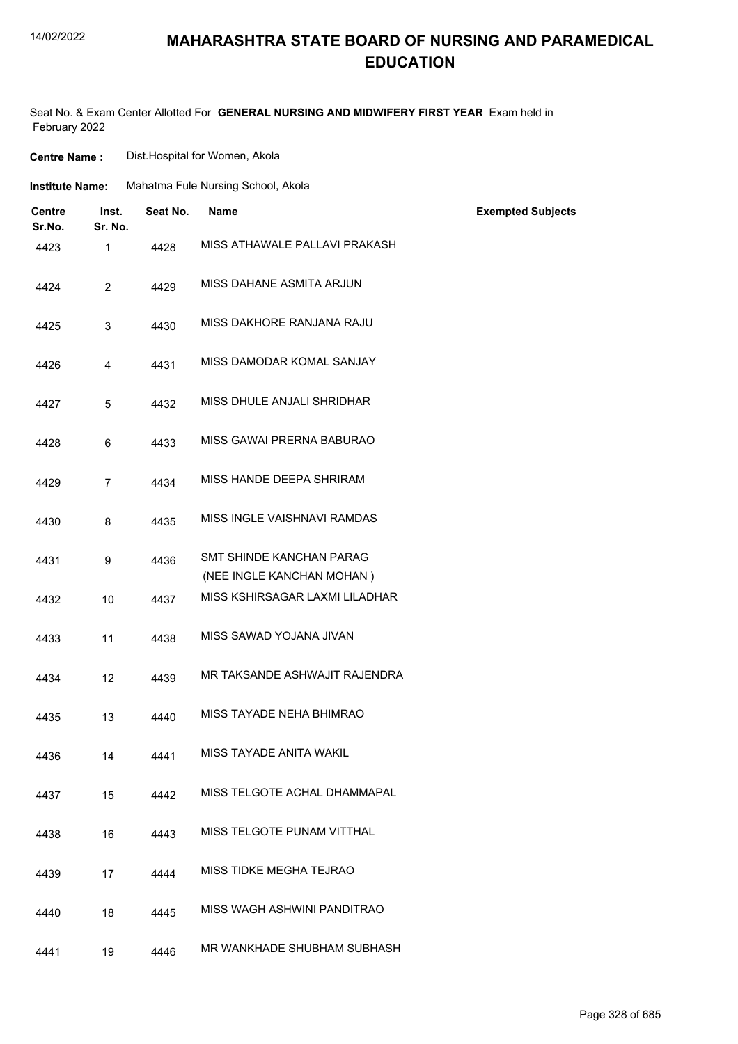# MAHARASHTRA STATE BOARD OF NURSING AND PARAMEDICAL EDUCATION

Seat No. & Exam Center Allotted For **GENERAL NURSING AND MIDWIFERY FIRST YEAR** Exam held in February 2022

**Centre Name :** Dist.Hospital for Women, Akola

**Institute Name:** Mahatma Fule Nursing School, Akola

| Centre Sr.No. | Inst. Sr. No. | Seat No. | Name | Exempted Subjects |
|---|---|---|---|---|
| 4423 | 1 | 4428 | MISS ATHAWALE PALLAVI PRAKASH | |
| 4424 | 2 | 4429 | MISS DAHANE ASMITA ARJUN | |
| 4425 | 3 | 4430 | MISS DAKHORE RANJANA RAJU | |
| 4426 | 4 | 4431 | MISS DAMODAR KOMAL SANJAY | |
| 4427 | 5 | 4432 | MISS DHULE ANJALI SHRIDHAR | |
| 4428 | 6 | 4433 | MISS GAWAI PRERNA BABURAO | |
| 4429 | 7 | 4434 | MISS HANDE DEEPA SHRIRAM | |
| 4430 | 8 | 4435 | MISS INGLE VAISHNAVI RAMDAS | |
| 4431 | 9 | 4436 | SMT SHINDE KANCHAN PARAG (NEE INGLE KANCHAN MOHAN ) | |
| 4432 | 10 | 4437 | MISS KSHIRSAGAR LAXMI LILADHAR | |
| 4433 | 11 | 4438 | MISS SAWAD YOJANA JIVAN | |
| 4434 | 12 | 4439 | MR TAKSANDE ASHWAJIT RAJENDRA | |
| 4435 | 13 | 4440 | MISS TAYADE NEHA BHIMRAO | |
| 4436 | 14 | 4441 | MISS TAYADE ANITA WAKIL | |
| 4437 | 15 | 4442 | MISS TELGOTE ACHAL DHAMMAPAL | |
| 4438 | 16 | 4443 | MISS TELGOTE PUNAM VITTHAL | |
| 4439 | 17 | 4444 | MISS TIDKE MEGHA TEJRAO | |
| 4440 | 18 | 4445 | MISS WAGH ASHWINI PANDITRAO | |
| 4441 | 19 | 4446 | MR WANKHADE SHUBHAM SUBHASH | |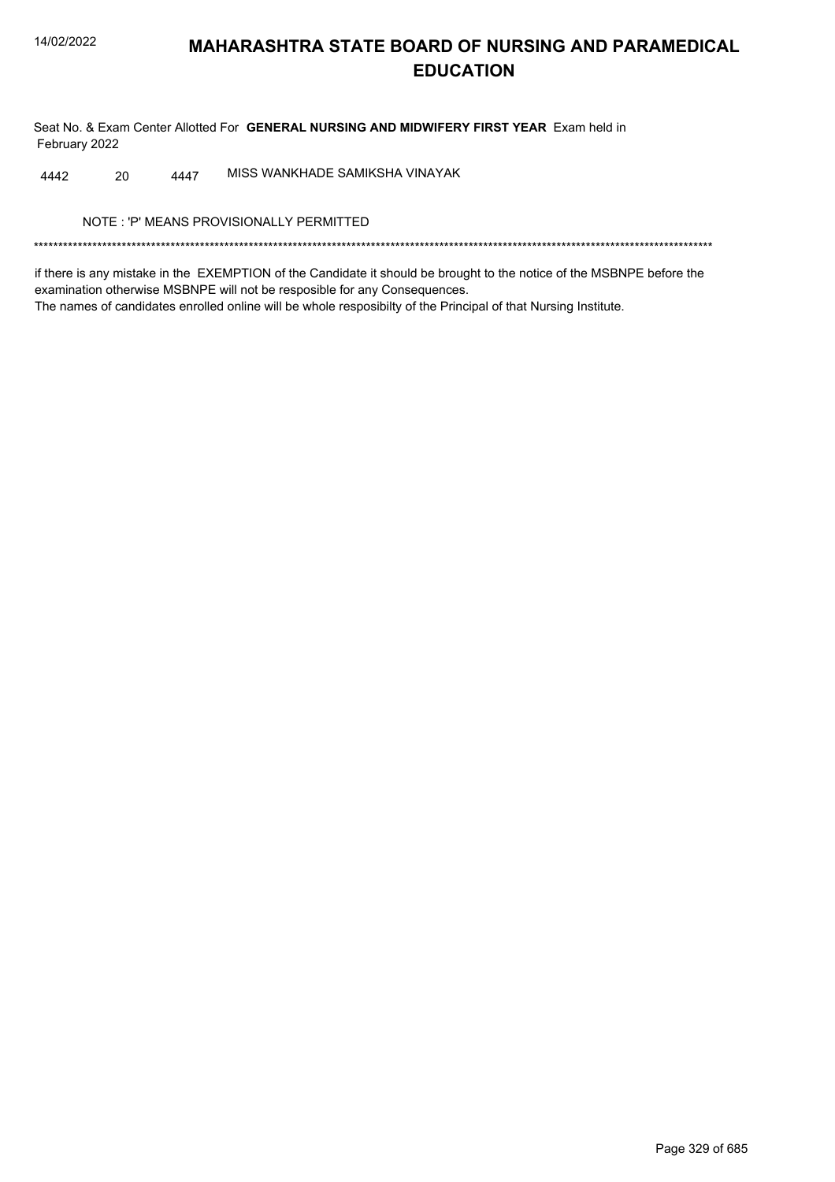# MAHARASHTRA STATE BOARD OF NURSING AND PARAMEDICAL EDUCATION

Seat No. & Exam Center Allotted For **GENERAL NURSING AND MIDWIFERY FIRST YEAR** Exam held in February 2022

| | | | |
|---|---|---|---|
| 4442 | 20 | 4447 | MISS WANKHADE SAMIKSHA VINAYAK |

NOTE : 'P' MEANS PROVISIONALLY PERMITTED

*******************************************************************************************************************************************

if there is any mistake in the EXEMPTION of the Candidate it should be brought to the notice of the MSBNPE before the examination otherwise MSBNPE will not be resposible for any Consequences.

The names of candidates enrolled online will be whole resposibilty of the Principal of that Nursing Institute.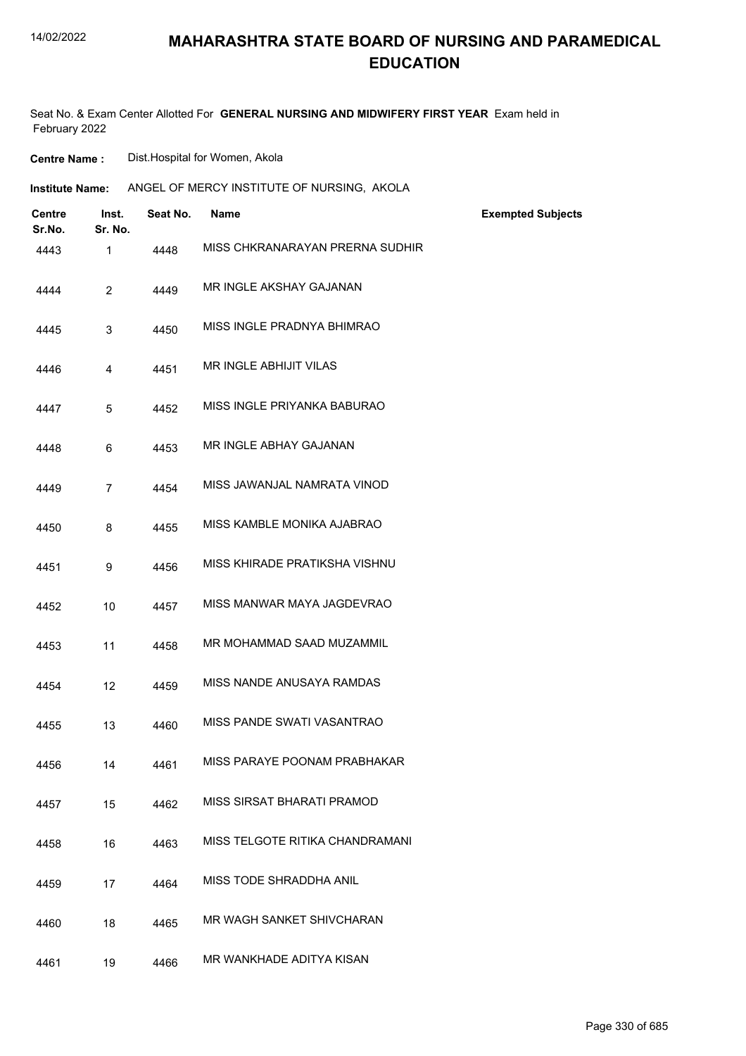# MAHARASHTRA STATE BOARD OF NURSING AND PARAMEDICAL EDUCATION

Seat No. & Exam Center Allotted For **GENERAL NURSING AND MIDWIFERY FIRST YEAR** Exam held in February 2022

**Centre Name :** Dist.Hospital for Women, Akola

**Institute Name:** ANGEL OF MERCY INSTITUTE OF NURSING, AKOLA

| Centre Sr.No. | Inst. Sr. No. | Seat No. | Name | Exempted Subjects |
|---|---|---|---|---|
| 4443 | 1 | 4448 | MISS CHKRANARAYAN PRERNA SUDHIR | |
| 4444 | 2 | 4449 | MR INGLE AKSHAY GAJANAN | |
| 4445 | 3 | 4450 | MISS INGLE PRADNYA BHIMRAO | |
| 4446 | 4 | 4451 | MR INGLE ABHIJIT VILAS | |
| 4447 | 5 | 4452 | MISS INGLE PRIYANKA BABURAO | |
| 4448 | 6 | 4453 | MR INGLE ABHAY GAJANAN | |
| 4449 | 7 | 4454 | MISS JAWANJAL NAMRATA VINOD | |
| 4450 | 8 | 4455 | MISS KAMBLE MONIKA AJABRAO | |
| 4451 | 9 | 4456 | MISS KHIRADE PRATIKSHA VISHNU | |
| 4452 | 10 | 4457 | MISS MANWAR MAYA JAGDEVRAO | |
| 4453 | 11 | 4458 | MR MOHAMMAD SAAD MUZAMMIL | |
| 4454 | 12 | 4459 | MISS NANDE ANUSAYA RAMDAS | |
| 4455 | 13 | 4460 | MISS PANDE SWATI VASANTRAO | |
| 4456 | 14 | 4461 | MISS PARAYE POONAM PRABHAKAR | |
| 4457 | 15 | 4462 | MISS SIRSAT BHARATI PRAMOD | |
| 4458 | 16 | 4463 | MISS TELGOTE RITIKA CHANDRAMANI | |
| 4459 | 17 | 4464 | MISS TODE SHRADDHA ANIL | |
| 4460 | 18 | 4465 | MR WAGH SANKET SHIVCHARAN | |
| 4461 | 19 | 4466 | MR WANKHADE ADITYA KISAN | |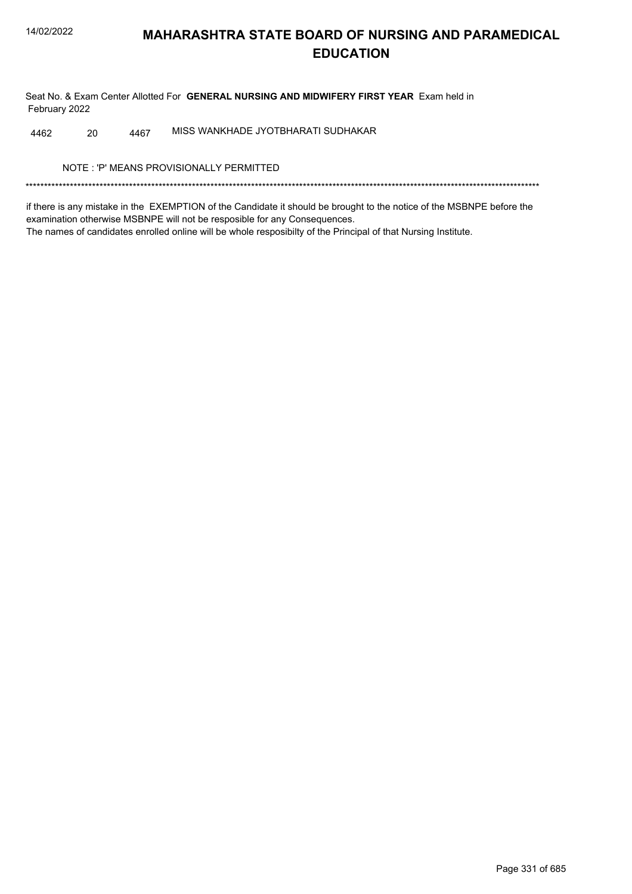# MAHARASHTRA STATE BOARD OF NURSING AND PARAMEDICAL EDUCATION

Seat No. & Exam Center Allotted For **GENERAL NURSING AND MIDWIFERY FIRST YEAR** Exam held in February 2022

| | | | |
|---|---|---|---|
| 4462 | 20 | 4467 | MISS WANKHADE JYOTBHARATI SUDHAKAR |

NOTE : 'P' MEANS PROVISIONALLY PERMITTED

*******************************************************************************************************************************************

if there is any mistake in the EXEMPTION of the Candidate it should be brought to the notice of the MSBNPE before the examination otherwise MSBNPE will not be resposible for any Consequences.

The names of candidates enrolled online will be whole resposibilty of the Principal of that Nursing Institute.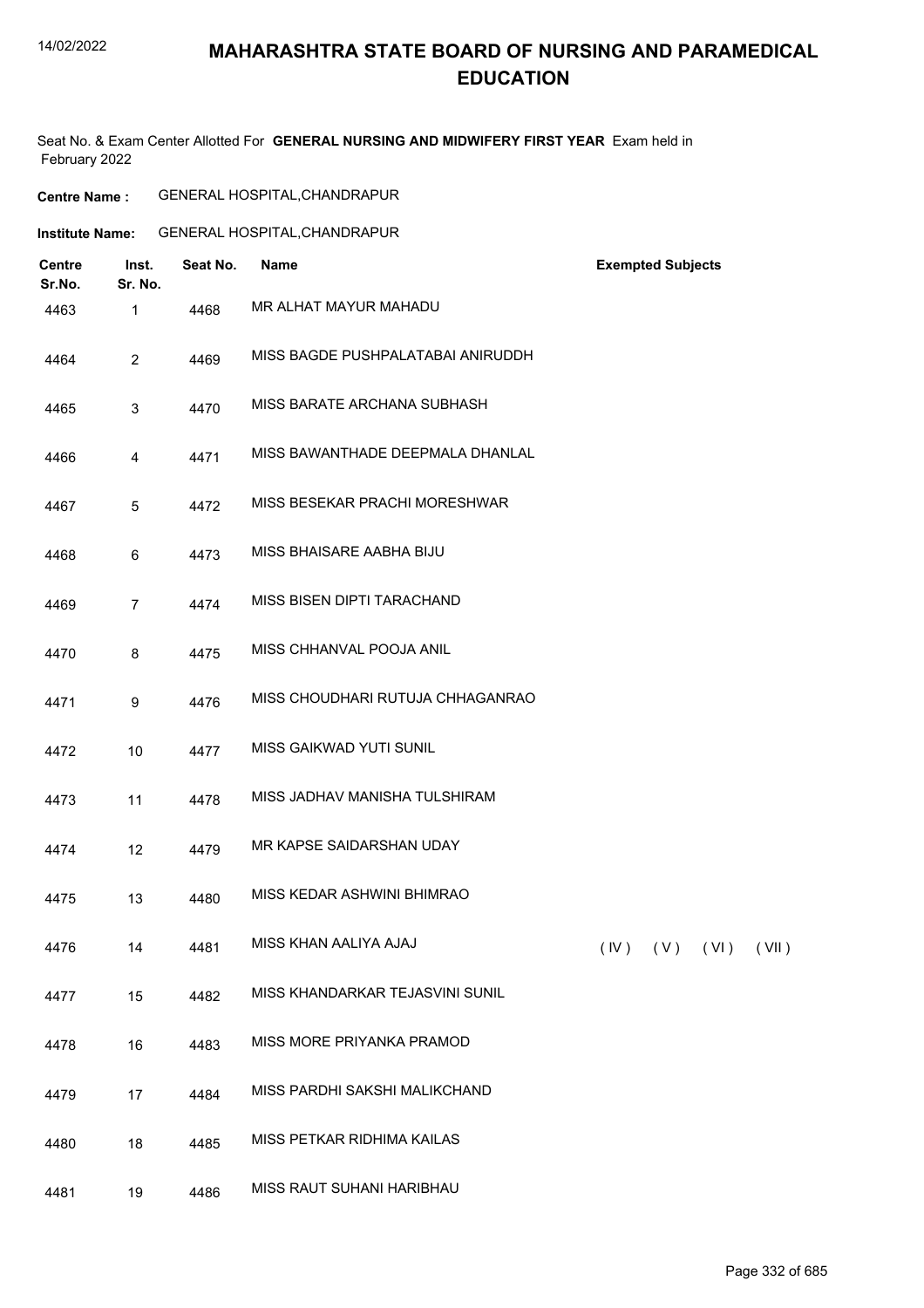# MAHARASHTRA STATE BOARD OF NURSING AND PARAMEDICAL EDUCATION

Seat No. & Exam Center Allotted For **GENERAL NURSING AND MIDWIFERY FIRST YEAR** Exam held in February 2022

**Centre Name :** GENERAL HOSPITAL,CHANDRAPUR

**Institute Name:** GENERAL HOSPITAL,CHANDRAPUR

| Centre Sr.No. | Inst. Sr. No. | Seat No. | Name | Exempted Subjects |
|---|---|---|---|---|
| 4463 | 1 | 4468 | MR ALHAT MAYUR MAHADU | |
| 4464 | 2 | 4469 | MISS BAGDE PUSHPALATABAI ANIRUDDH | |
| 4465 | 3 | 4470 | MISS BARATE ARCHANA SUBHASH | |
| 4466 | 4 | 4471 | MISS BAWANTHADE DEEPMALA DHANLAL | |
| 4467 | 5 | 4472 | MISS BESEKAR PRACHI MORESHWAR | |
| 4468 | 6 | 4473 | MISS BHAISARE AABHA BIJU | |
| 4469 | 7 | 4474 | MISS BISEN DIPTI TARACHAND | |
| 4470 | 8 | 4475 | MISS CHHANVAL POOJA ANIL | |
| 4471 | 9 | 4476 | MISS CHOUDHARI RUTUJA CHHAGANRAO | |
| 4472 | 10 | 4477 | MISS GAIKWAD YUTI SUNIL | |
| 4473 | 11 | 4478 | MISS JADHAV MANISHA TULSHIRAM | |
| 4474 | 12 | 4479 | MR KAPSE SAIDARSHAN UDAY | |
| 4475 | 13 | 4480 | MISS KEDAR ASHWINI BHIMRAO | |
| 4476 | 14 | 4481 | MISS KHAN AALIYA AJAJ | ( IV ) ( V ) ( VI ) ( VII ) |
| 4477 | 15 | 4482 | MISS KHANDARKAR TEJASVINI SUNIL | |
| 4478 | 16 | 4483 | MISS MORE PRIYANKA PRAMOD | |
| 4479 | 17 | 4484 | MISS PARDHI SAKSHI MALIKCHAND | |
| 4480 | 18 | 4485 | MISS PETKAR RIDHIMA KAILAS | |
| 4481 | 19 | 4486 | MISS RAUT SUHANI HARIBHAU | |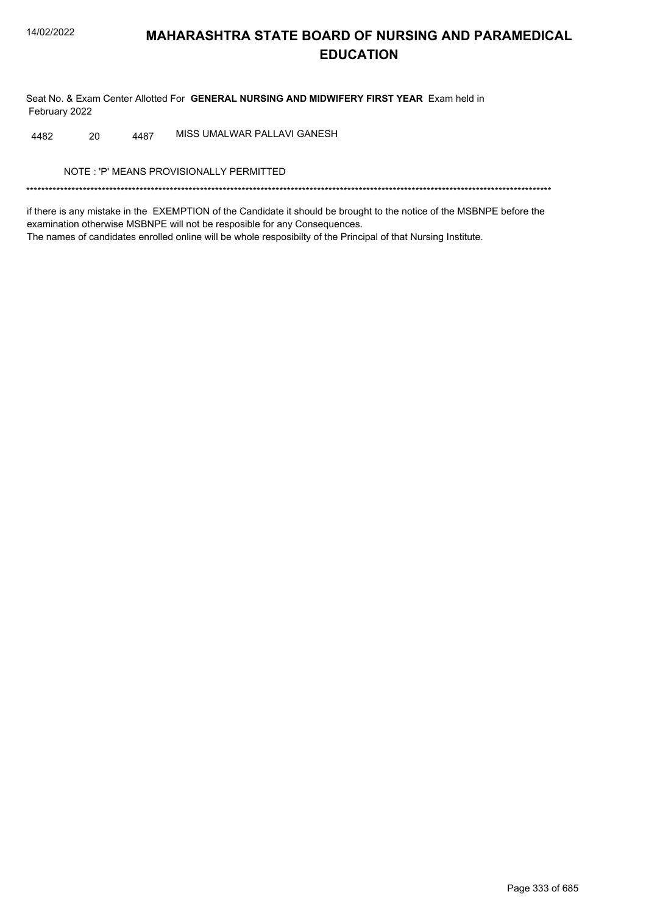# MAHARASHTRA STATE BOARD OF NURSING AND PARAMEDICAL EDUCATION

Seat No. & Exam Center Allotted For **GENERAL NURSING AND MIDWIFERY FIRST YEAR** Exam held in February 2022

| | | | |
|---|---|---|---|
| 4482 | 20 | 4487 | MISS UMALWAR PALLAVI GANESH |

NOTE : 'P' MEANS PROVISIONALLY PERMITTED

*******************************************************************************************************************************************

if there is any mistake in the EXEMPTION of the Candidate it should be brought to the notice of the MSBNPE before the examination otherwise MSBNPE will not be resposible for any Consequences.

The names of candidates enrolled online will be whole resposibilty of the Principal of that Nursing Institute.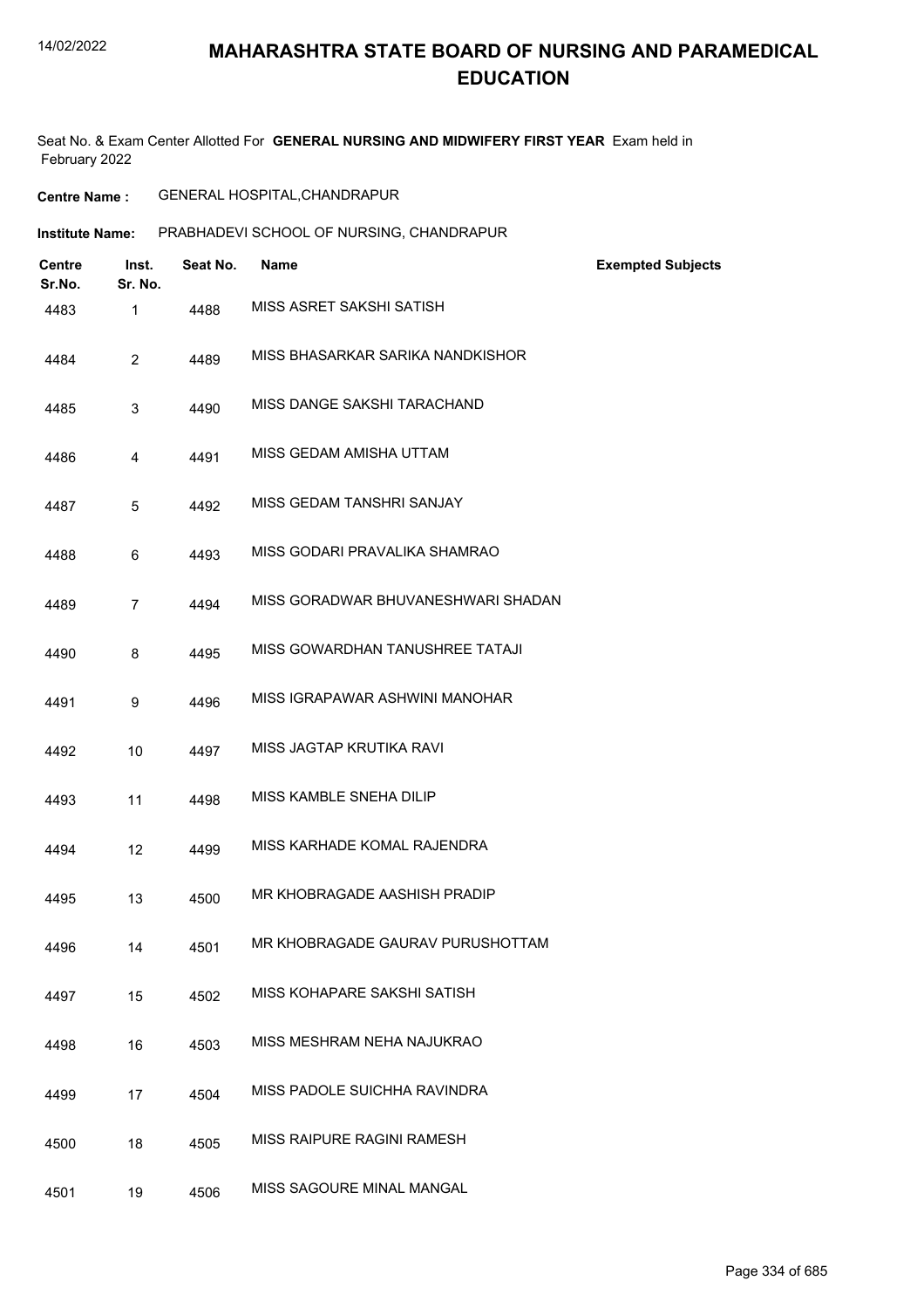# MAHARASHTRA STATE BOARD OF NURSING AND PARAMEDICAL EDUCATION

Seat No. & Exam Center Allotted For **GENERAL NURSING AND MIDWIFERY FIRST YEAR** Exam held in February 2022

**Centre Name :** GENERAL HOSPITAL,CHANDRAPUR

**Institute Name:** PRABHADEVI SCHOOL OF NURSING, CHANDRAPUR

| Centre Sr.No. | Inst. Sr. No. | Seat No. | Name | Exempted Subjects |
|---|---|---|---|---|
| 4483 | 1 | 4488 | MISS ASRET SAKSHI SATISH | |
| 4484 | 2 | 4489 | MISS BHASARKAR SARIKA NANDKISHOR | |
| 4485 | 3 | 4490 | MISS DANGE SAKSHI TARACHAND | |
| 4486 | 4 | 4491 | MISS GEDAM AMISHA UTTAM | |
| 4487 | 5 | 4492 | MISS GEDAM TANSHRI SANJAY | |
| 4488 | 6 | 4493 | MISS GODARI PRAVALIKA SHAMRAO | |
| 4489 | 7 | 4494 | MISS GORADWAR BHUVANESHWARI SHADAN | |
| 4490 | 8 | 4495 | MISS GOWARDHAN TANUSHREE TATAJI | |
| 4491 | 9 | 4496 | MISS IGRAPAWAR ASHWINI MANOHAR | |
| 4492 | 10 | 4497 | MISS JAGTAP KRUTIKA RAVI | |
| 4493 | 11 | 4498 | MISS KAMBLE SNEHA DILIP | |
| 4494 | 12 | 4499 | MISS KARHADE KOMAL RAJENDRA | |
| 4495 | 13 | 4500 | MR KHOBRAGADE AASHISH PRADIP | |
| 4496 | 14 | 4501 | MR KHOBRAGADE GAURAV PURUSHOTTAM | |
| 4497 | 15 | 4502 | MISS KOHAPARE SAKSHI SATISH | |
| 4498 | 16 | 4503 | MISS MESHRAM NEHA NAJUKRAO | |
| 4499 | 17 | 4504 | MISS PADOLE SUICHHA RAVINDRA | |
| 4500 | 18 | 4505 | MISS RAIPURE RAGINI RAMESH | |
| 4501 | 19 | 4506 | MISS SAGOURE MINAL MANGAL | |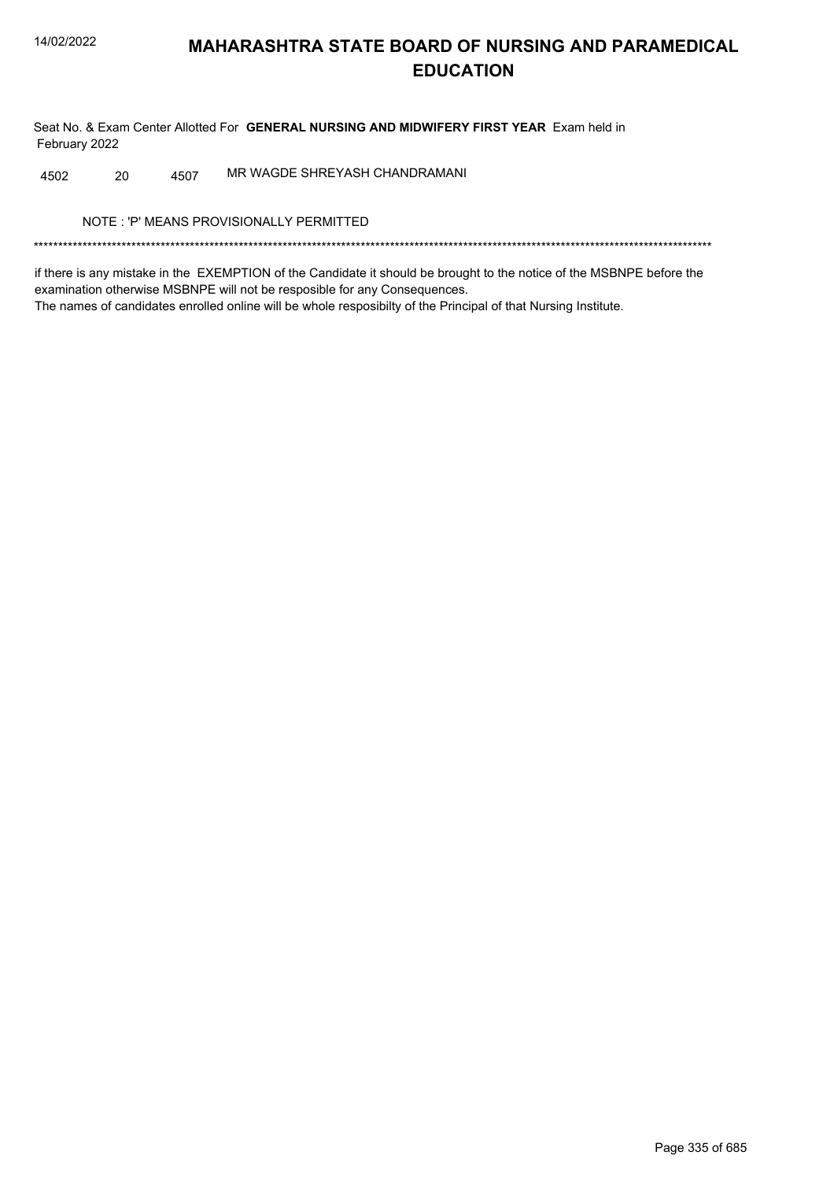# MAHARASHTRA STATE BOARD OF NURSING AND PARAMEDICAL EDUCATION

Seat No. & Exam Center Allotted For **GENERAL NURSING AND MIDWIFERY FIRST YEAR** Exam held in February 2022

| | | | |
|---|---|---|---|
| 4502 | 20 | 4507 | MR WAGDE SHREYASH CHANDRAMANI |

NOTE : 'P' MEANS PROVISIONALLY PERMITTED

*******************************************************************************************************************************************

if there is any mistake in the EXEMPTION of the Candidate it should be brought to the notice of the MSBNPE before the examination otherwise MSBNPE will not be resposible for any Consequences.
The names of candidates enrolled online will be whole resposibilty of the Principal of that Nursing Institute.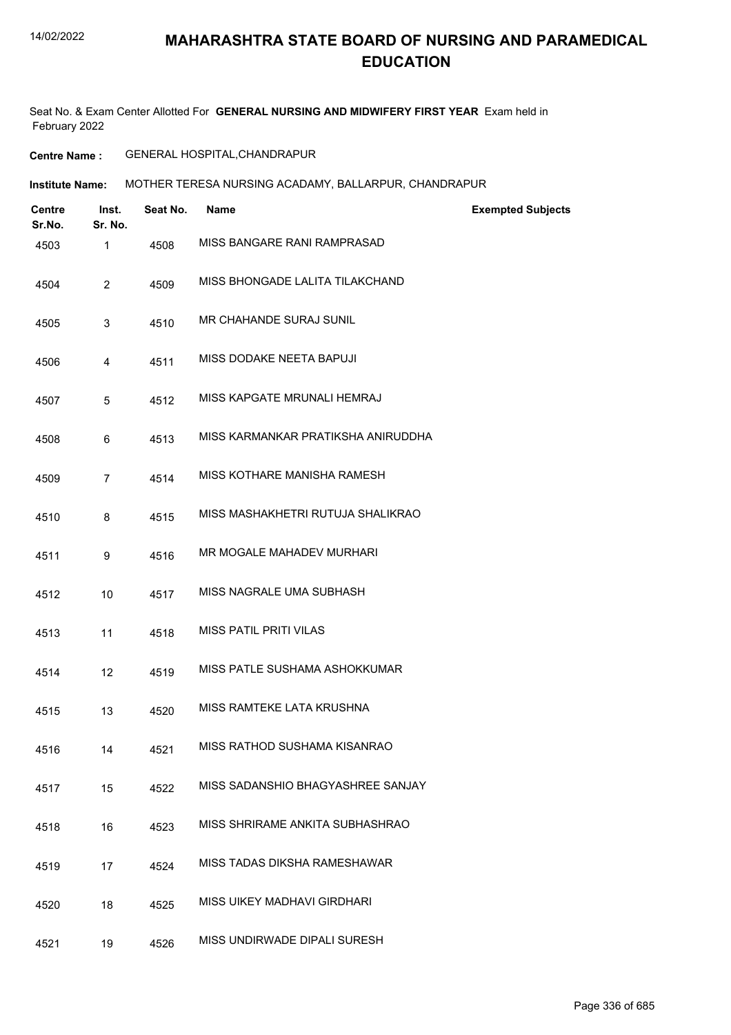# MAHARASHTRA STATE BOARD OF NURSING AND PARAMEDICAL EDUCATION

Seat No. & Exam Center Allotted For **GENERAL NURSING AND MIDWIFERY FIRST YEAR** Exam held in February 2022

**Centre Name :** GENERAL HOSPITAL,CHANDRAPUR

**Institute Name:** MOTHER TERESA NURSING ACADAMY, BALLARPUR, CHANDRAPUR

| Centre Sr.No. | Inst. Sr. No. | Seat No. | Name | Exempted Subjects |
|---|---|---|---|---|
| 4503 | 1 | 4508 | MISS BANGARE RANI RAMPRASAD | |
| 4504 | 2 | 4509 | MISS BHONGADE LALITA TILAKCHAND | |
| 4505 | 3 | 4510 | MR CHAHANDE SURAJ SUNIL | |
| 4506 | 4 | 4511 | MISS DODAKE NEETA BAPUJI | |
| 4507 | 5 | 4512 | MISS KAPGATE MRUNALI HEMRAJ | |
| 4508 | 6 | 4513 | MISS KARMANKAR PRATIKSHA ANIRUDDHA | |
| 4509 | 7 | 4514 | MISS KOTHARE MANISHA RAMESH | |
| 4510 | 8 | 4515 | MISS MASHAKHETRI RUTUJA SHALIKRAO | |
| 4511 | 9 | 4516 | MR MOGALE MAHADEV MURHARI | |
| 4512 | 10 | 4517 | MISS NAGRALE UMA SUBHASH | |
| 4513 | 11 | 4518 | MISS PATIL PRITI VILAS | |
| 4514 | 12 | 4519 | MISS PATLE SUSHAMA ASHOKKUMAR | |
| 4515 | 13 | 4520 | MISS RAMTEKE LATA KRUSHNA | |
| 4516 | 14 | 4521 | MISS RATHOD SUSHAMA KISANRAO | |
| 4517 | 15 | 4522 | MISS SADANSHIO BHAGYASHREE SANJAY | |
| 4518 | 16 | 4523 | MISS SHRIRAME ANKITA SUBHASHRAO | |
| 4519 | 17 | 4524 | MISS TADAS DIKSHA RAMESHAWAR | |
| 4520 | 18 | 4525 | MISS UIKEY MADHAVI GIRDHARI | |
| 4521 | 19 | 4526 | MISS UNDIRWADE DIPALI SURESH | |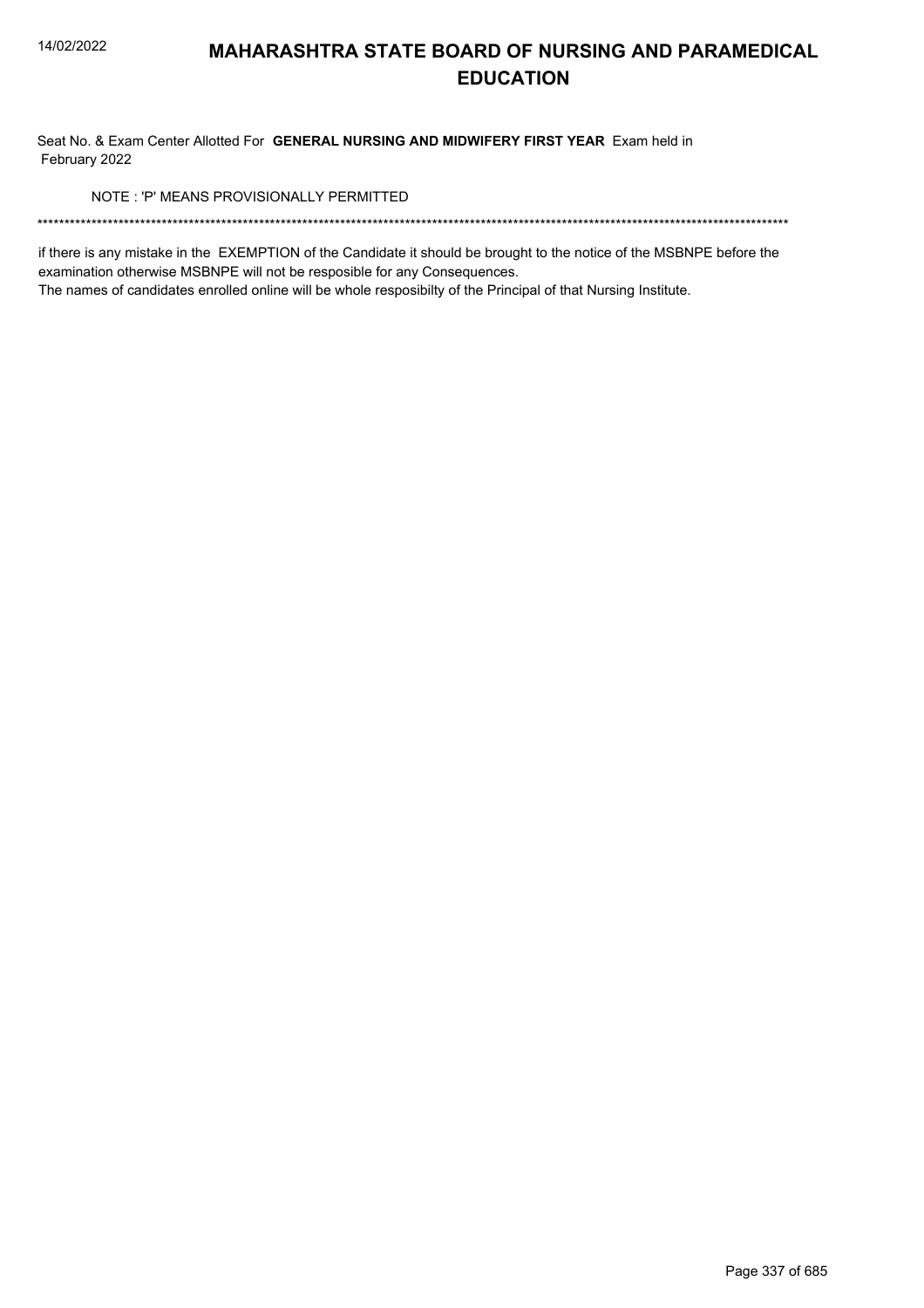# MAHARASHTRA STATE BOARD OF NURSING AND PARAMEDICAL EDUCATION

Seat No. & Exam Center Allotted For **GENERAL NURSING AND MIDWIFERY FIRST YEAR** Exam held in February 2022

NOTE : 'P' MEANS PROVISIONALLY PERMITTED

*******************************************************************************************************************************************

if there is any mistake in the EXEMPTION of the Candidate it should be brought to the notice of the MSBNPE before the examination otherwise MSBNPE will not be resposible for any Consequences.

The names of candidates enrolled online will be whole resposibilty of the Principal of that Nursing Institute.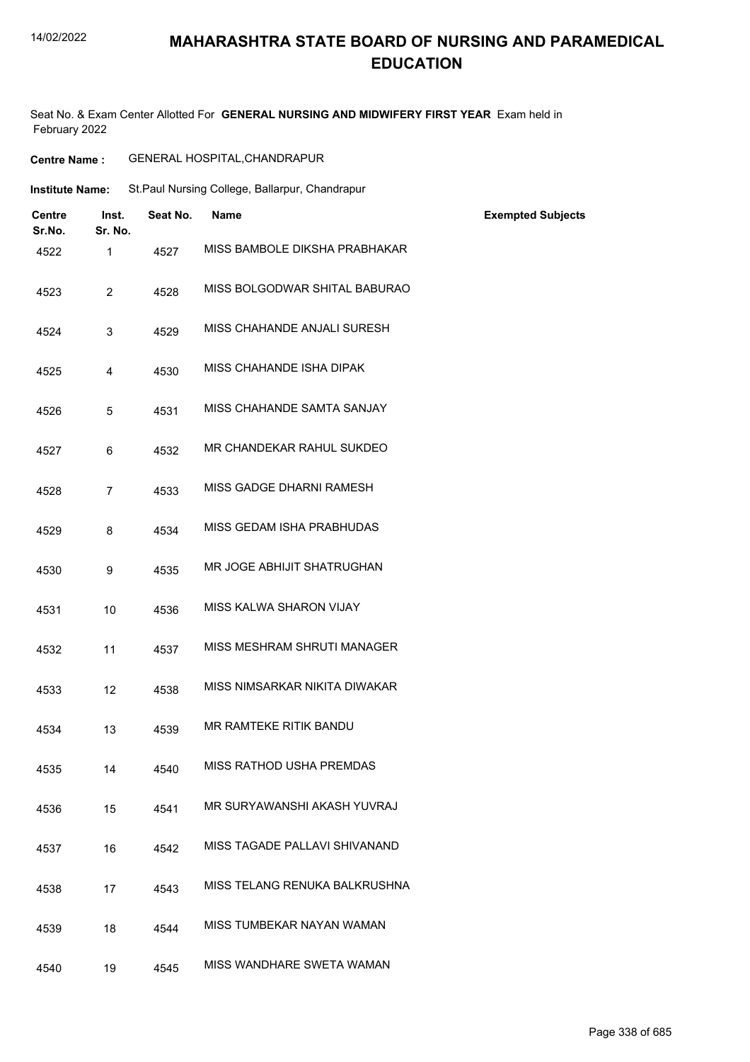# MAHARASHTRA STATE BOARD OF NURSING AND PARAMEDICAL EDUCATION

Seat No. & Exam Center Allotted For **GENERAL NURSING AND MIDWIFERY FIRST YEAR** Exam held in February 2022

**Centre Name :** GENERAL HOSPITAL,CHANDRAPUR

**Institute Name:** St.Paul Nursing College, Ballarpur, Chandrapur

| Centre Sr.No. | Inst. Sr. No. | Seat No. | Name | Exempted Subjects |
|---|---|---|---|---|
| 4522 | 1 | 4527 | MISS BAMBOLE DIKSHA PRABHAKAR | |
| 4523 | 2 | 4528 | MISS BOLGODWAR SHITAL BABURAO | |
| 4524 | 3 | 4529 | MISS CHAHANDE ANJALI SURESH | |
| 4525 | 4 | 4530 | MISS CHAHANDE ISHA DIPAK | |
| 4526 | 5 | 4531 | MISS CHAHANDE SAMTA SANJAY | |
| 4527 | 6 | 4532 | MR CHANDEKAR RAHUL SUKDEO | |
| 4528 | 7 | 4533 | MISS GADGE DHARNI RAMESH | |
| 4529 | 8 | 4534 | MISS GEDAM ISHA PRABHUDAS | |
| 4530 | 9 | 4535 | MR JOGE ABHIJIT SHATRUGHAN | |
| 4531 | 10 | 4536 | MISS KALWA SHARON VIJAY | |
| 4532 | 11 | 4537 | MISS MESHRAM SHRUTI MANAGER | |
| 4533 | 12 | 4538 | MISS NIMSARKAR NIKITA DIWAKAR | |
| 4534 | 13 | 4539 | MR RAMTEKE RITIK BANDU | |
| 4535 | 14 | 4540 | MISS RATHOD USHA PREMDAS | |
| 4536 | 15 | 4541 | MR SURYAWANSHI AKASH YUVRAJ | |
| 4537 | 16 | 4542 | MISS TAGADE PALLAVI SHIVANAND | |
| 4538 | 17 | 4543 | MISS TELANG RENUKA BALKRUSHNA | |
| 4539 | 18 | 4544 | MISS TUMBEKAR NAYAN WAMAN | |
| 4540 | 19 | 4545 | MISS WANDHARE SWETA WAMAN | |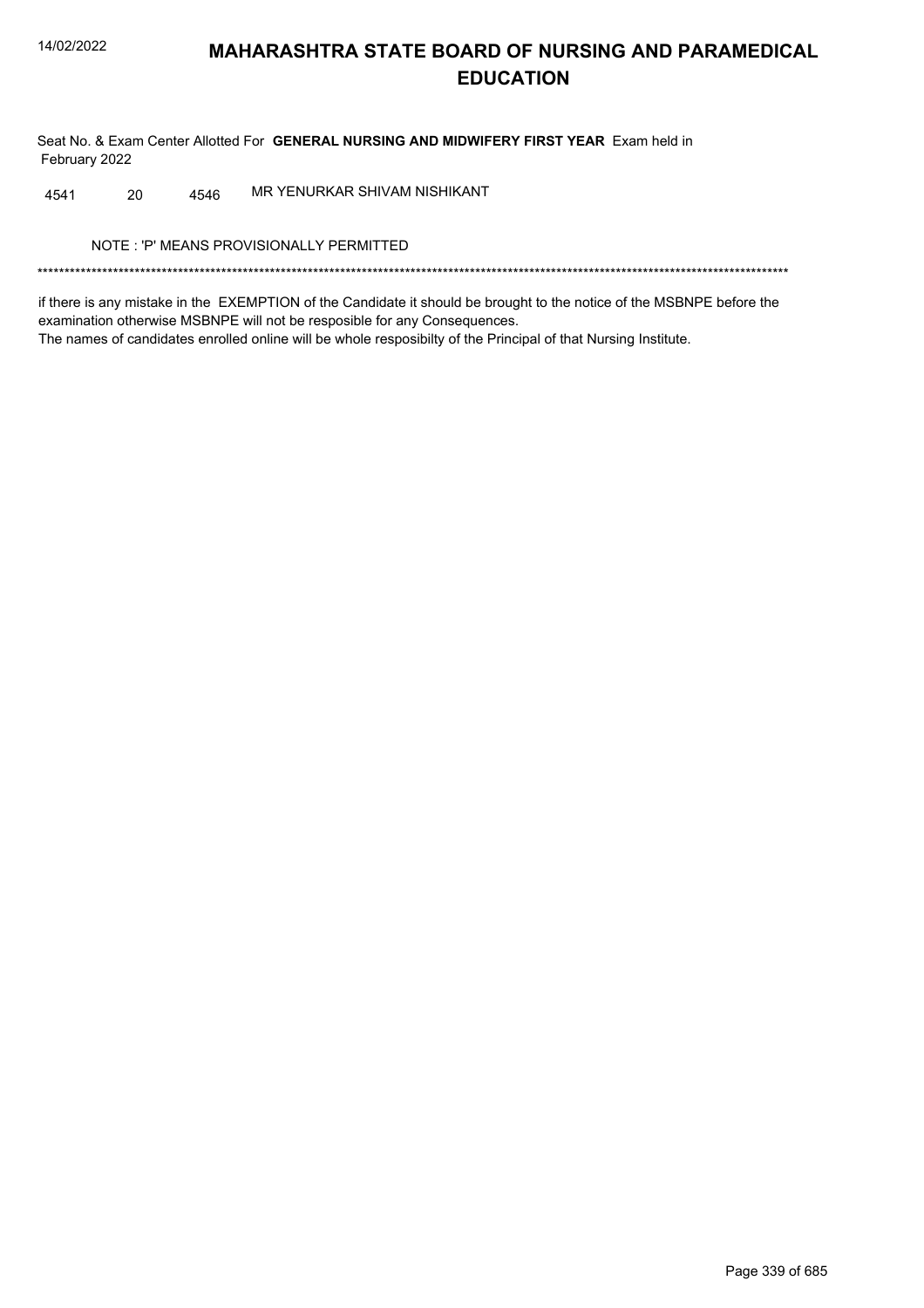# MAHARASHTRA STATE BOARD OF NURSING AND PARAMEDICAL EDUCATION

Seat No. & Exam Center Allotted For **GENERAL NURSING AND MIDWIFERY FIRST YEAR** Exam held in February 2022

| | | | |
|---|---|---|---|
| 4541 | 20 | 4546 | MR YENURKAR SHIVAM NISHIKANT |

NOTE : 'P' MEANS PROVISIONALLY PERMITTED

*******************************************************************************************************************************************

if there is any mistake in the EXEMPTION of the Candidate it should be brought to the notice of the MSBNPE before the examination otherwise MSBNPE will not be resposible for any Consequences.
The names of candidates enrolled online will be whole resposibilty of the Principal of that Nursing Institute.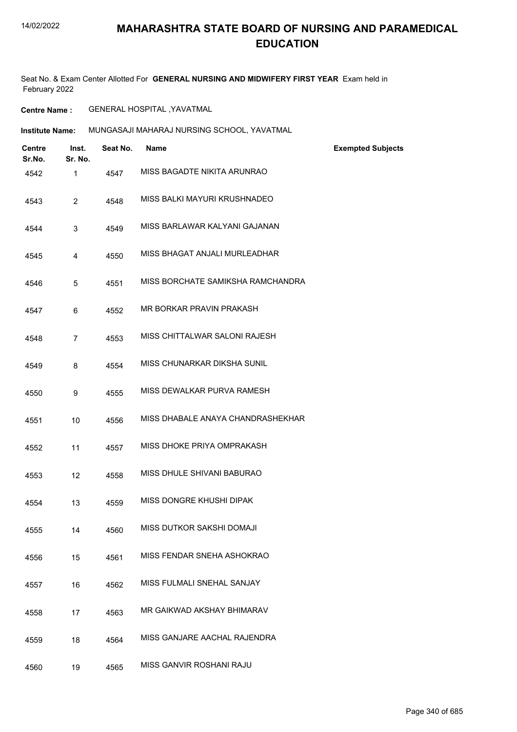# MAHARASHTRA STATE BOARD OF NURSING AND PARAMEDICAL EDUCATION

Seat No. & Exam Center Allotted For **GENERAL NURSING AND MIDWIFERY FIRST YEAR** Exam held in February 2022

**Centre Name :** GENERAL HOSPITAL ,YAVATMAL

**Institute Name:** MUNGASAJI MAHARAJ NURSING SCHOOL, YAVATMAL

| Centre Sr.No. | Inst. Sr. No. | Seat No. | Name | Exempted Subjects |
|---|---|---|---|---|
| 4542 | 1 | 4547 | MISS BAGADTE NIKITA ARUNRAO | |
| 4543 | 2 | 4548 | MISS BALKI MAYURI KRUSHNADEO | |
| 4544 | 3 | 4549 | MISS BARLAWAR KALYANI GAJANAN | |
| 4545 | 4 | 4550 | MISS BHAGAT ANJALI MURLEADHAR | |
| 4546 | 5 | 4551 | MISS BORCHATE SAMIKSHA RAMCHANDRA | |
| 4547 | 6 | 4552 | MR BORKAR PRAVIN PRAKASH | |
| 4548 | 7 | 4553 | MISS CHITTALWAR SALONI RAJESH | |
| 4549 | 8 | 4554 | MISS CHUNARKAR DIKSHA SUNIL | |
| 4550 | 9 | 4555 | MISS DEWALKAR PURVA RAMESH | |
| 4551 | 10 | 4556 | MISS DHABALE ANAYA CHANDRASHEKHAR | |
| 4552 | 11 | 4557 | MISS DHOKE PRIYA OMPRAKASH | |
| 4553 | 12 | 4558 | MISS DHULE SHIVANI BABURAO | |
| 4554 | 13 | 4559 | MISS DONGRE KHUSHI DIPAK | |
| 4555 | 14 | 4560 | MISS DUTKOR SAKSHI DOMAJI | |
| 4556 | 15 | 4561 | MISS FENDAR SNEHA ASHOKRAO | |
| 4557 | 16 | 4562 | MISS FULMALI SNEHAL SANJAY | |
| 4558 | 17 | 4563 | MR GAIKWAD AKSHAY BHIMARAV | |
| 4559 | 18 | 4564 | MISS GANJARE AACHAL RAJENDRA | |
| 4560 | 19 | 4565 | MISS GANVIR ROSHANI RAJU | |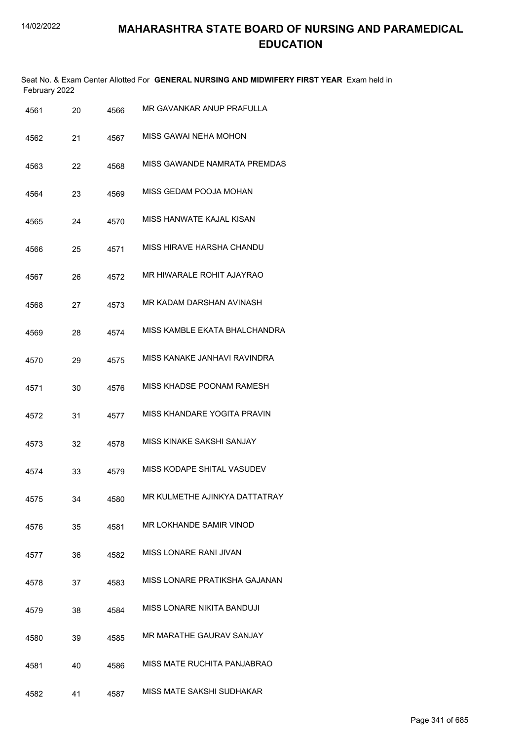# MAHARASHTRA STATE BOARD OF NURSING AND PARAMEDICAL EDUCATION

Seat No. & Exam Center Allotted For **GENERAL NURSING AND MIDWIFERY FIRST YEAR** Exam held in February 2022

| | | | |
|---|---|---|---|
| 4561 | 20 | 4566 | MR GAVANKAR ANUP PRAFULLA |
| 4562 | 21 | 4567 | MISS GAWAI NEHA MOHON |
| 4563 | 22 | 4568 | MISS GAWANDE NAMRATA PREMDAS |
| 4564 | 23 | 4569 | MISS GEDAM POOJA MOHAN |
| 4565 | 24 | 4570 | MISS HANWATE KAJAL KISAN |
| 4566 | 25 | 4571 | MISS HIRAVE HARSHA CHANDU |
| 4567 | 26 | 4572 | MR HIWARALE ROHIT AJAYRAO |
| 4568 | 27 | 4573 | MR KADAM DARSHAN AVINASH |
| 4569 | 28 | 4574 | MISS KAMBLE EKATA BHALCHANDRA |
| 4570 | 29 | 4575 | MISS KANAKE JANHAVI RAVINDRA |
| 4571 | 30 | 4576 | MISS KHADSE POONAM RAMESH |
| 4572 | 31 | 4577 | MISS KHANDARE YOGITA PRAVIN |
| 4573 | 32 | 4578 | MISS KINAKE SAKSHI SANJAY |
| 4574 | 33 | 4579 | MISS KODAPE SHITAL VASUDEV |
| 4575 | 34 | 4580 | MR KULMETHE AJINKYA DATTATRAY |
| 4576 | 35 | 4581 | MR LOKHANDE SAMIR VINOD |
| 4577 | 36 | 4582 | MISS LONARE RANI JIVAN |
| 4578 | 37 | 4583 | MISS LONARE PRATIKSHA GAJANAN |
| 4579 | 38 | 4584 | MISS LONARE NIKITA BANDUJI |
| 4580 | 39 | 4585 | MR MARATHE GAURAV SANJAY |
| 4581 | 40 | 4586 | MISS MATE RUCHITA PANJABRAO |
| 4582 | 41 | 4587 | MISS MATE SAKSHI SUDHAKAR |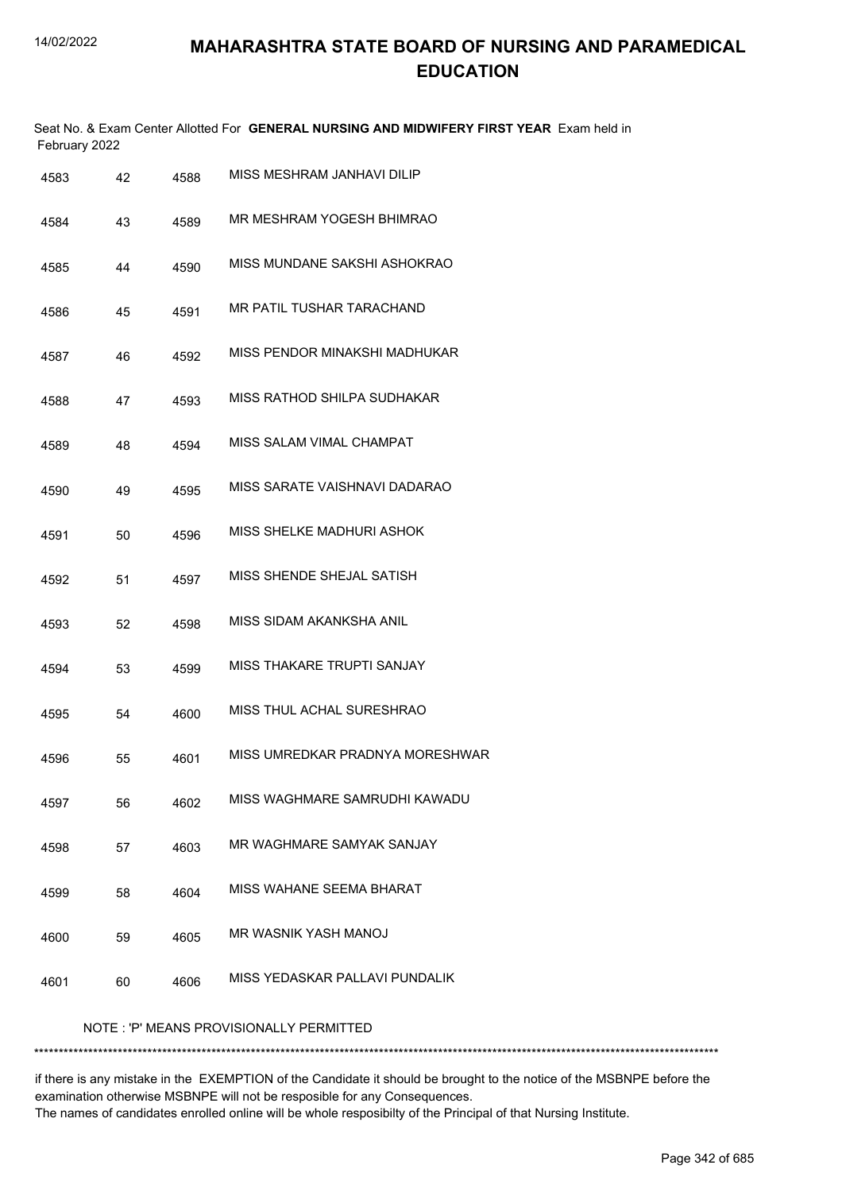# MAHARASHTRA STATE BOARD OF NURSING AND PARAMEDICAL EDUCATION

Seat No. & Exam Center Allotted For **GENERAL NURSING AND MIDWIFERY FIRST YEAR** Exam held in February 2022

| | | | |
|---|---|---|---|
| 4583 | 42 | 4588 | MISS MESHRAM JANHAVI DILIP |
| 4584 | 43 | 4589 | MR MESHRAM YOGESH BHIMRAO |
| 4585 | 44 | 4590 | MISS MUNDANE SAKSHI ASHOKRAO |
| 4586 | 45 | 4591 | MR PATIL TUSHAR TARACHAND |
| 4587 | 46 | 4592 | MISS PENDOR MINAKSHI MADHUKAR |
| 4588 | 47 | 4593 | MISS RATHOD SHILPA SUDHAKAR |
| 4589 | 48 | 4594 | MISS SALAM VIMAL CHAMPAT |
| 4590 | 49 | 4595 | MISS SARATE VAISHNAVI DADARAO |
| 4591 | 50 | 4596 | MISS SHELKE MADHURI ASHOK |
| 4592 | 51 | 4597 | MISS SHENDE SHEJAL SATISH |
| 4593 | 52 | 4598 | MISS SIDAM AKANKSHA ANIL |
| 4594 | 53 | 4599 | MISS THAKARE TRUPTI SANJAY |
| 4595 | 54 | 4600 | MISS THUL ACHAL SURESHRAO |
| 4596 | 55 | 4601 | MISS UMREDKAR PRADNYA MORESHWAR |
| 4597 | 56 | 4602 | MISS WAGHMARE SAMRUDHI KAWADU |
| 4598 | 57 | 4603 | MR WAGHMARE SAMYAK SANJAY |
| 4599 | 58 | 4604 | MISS WAHANE SEEMA BHARAT |
| 4600 | 59 | 4605 | MR WASNIK YASH MANOJ |
| 4601 | 60 | 4606 | MISS YEDASKAR PALLAVI PUNDALIK |

NOTE : 'P' MEANS PROVISIONALLY PERMITTED

*******************************************************************************************************************************************

if there is any mistake in the EXEMPTION of the Candidate it should be brought to the notice of the MSBNPE before the examination otherwise MSBNPE will not be resposible for any Consequences.
The names of candidates enrolled online will be whole resposibilty of the Principal of that Nursing Institute.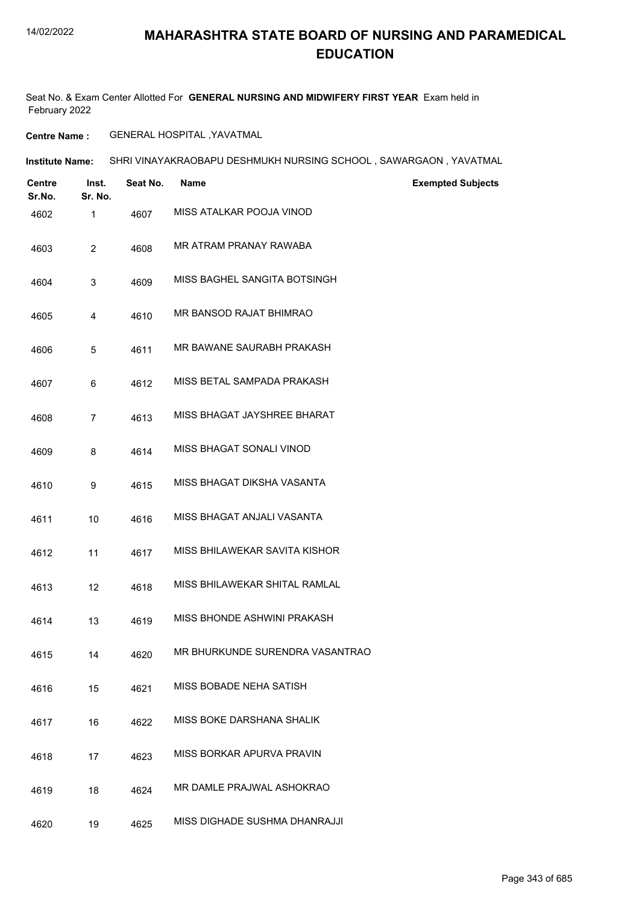# MAHARASHTRA STATE BOARD OF NURSING AND PARAMEDICAL EDUCATION

Seat No. & Exam Center Allotted For **GENERAL NURSING AND MIDWIFERY FIRST YEAR** Exam held in February 2022

**Centre Name :** GENERAL HOSPITAL ,YAVATMAL

**Institute Name:** SHRI VINAYAKRAOBAPU DESHMUKH NURSING SCHOOL , SAWARGAON , YAVATMAL

| Centre Sr.No. | Inst. Sr. No. | Seat No. | Name | Exempted Subjects |
|---|---|---|---|---|
| 4602 | 1 | 4607 | MISS ATALKAR POOJA VINOD | |
| 4603 | 2 | 4608 | MR ATRAM PRANAY RAWABA | |
| 4604 | 3 | 4609 | MISS BAGHEL SANGITA BOTSINGH | |
| 4605 | 4 | 4610 | MR BANSOD RAJAT BHIMRAO | |
| 4606 | 5 | 4611 | MR BAWANE SAURABH PRAKASH | |
| 4607 | 6 | 4612 | MISS BETAL SAMPADA PRAKASH | |
| 4608 | 7 | 4613 | MISS BHAGAT JAYSHREE BHARAT | |
| 4609 | 8 | 4614 | MISS BHAGAT SONALI VINOD | |
| 4610 | 9 | 4615 | MISS BHAGAT DIKSHA VASANTA | |
| 4611 | 10 | 4616 | MISS BHAGAT ANJALI VASANTA | |
| 4612 | 11 | 4617 | MISS BHILAWEKAR SAVITA KISHOR | |
| 4613 | 12 | 4618 | MISS BHILAWEKAR SHITAL RAMLAL | |
| 4614 | 13 | 4619 | MISS BHONDE ASHWINI PRAKASH | |
| 4615 | 14 | 4620 | MR BHURKUNDE SURENDRA VASANTRAO | |
| 4616 | 15 | 4621 | MISS BOBADE NEHA SATISH | |
| 4617 | 16 | 4622 | MISS BOKE DARSHANA SHALIK | |
| 4618 | 17 | 4623 | MISS BORKAR APURVA PRAVIN | |
| 4619 | 18 | 4624 | MR DAMLE PRAJWAL ASHOKRAO | |
| 4620 | 19 | 4625 | MISS DIGHADE SUSHMA DHANRAJJI | |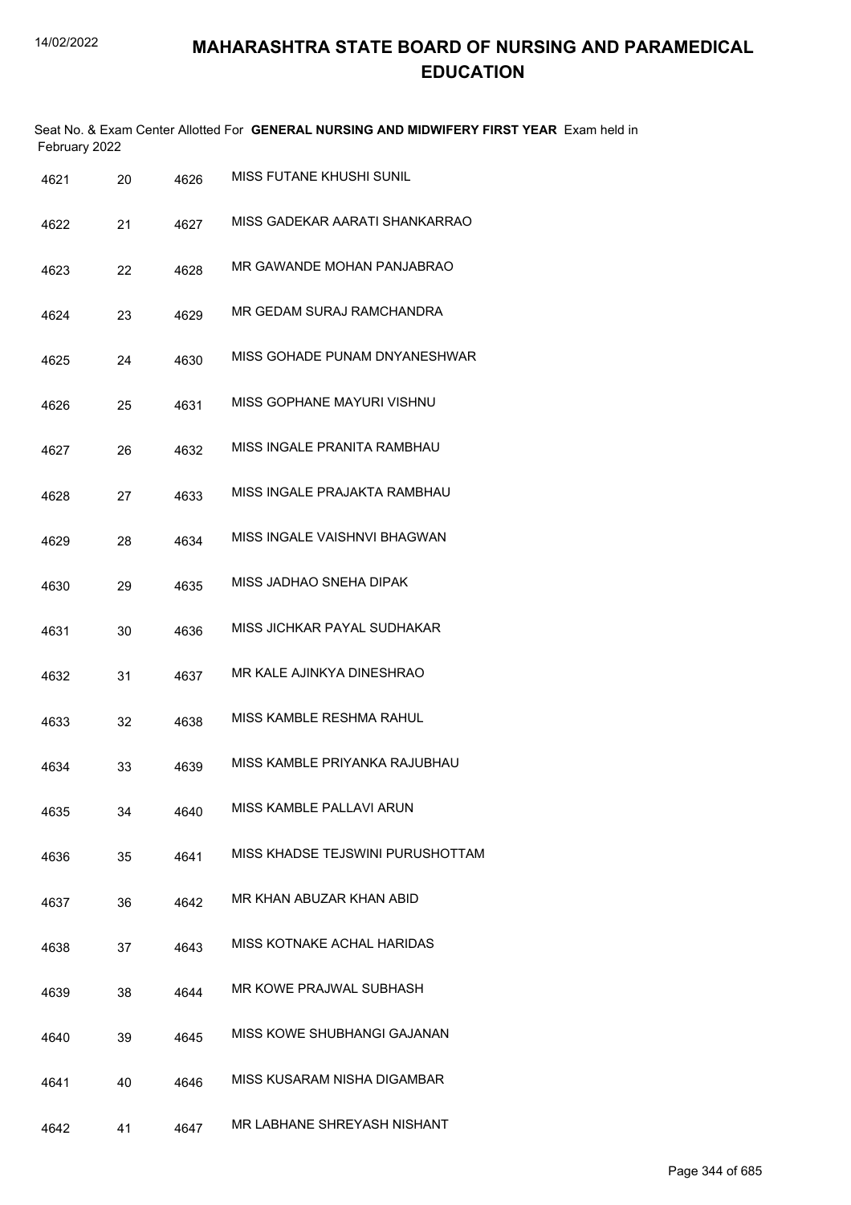# MAHARASHTRA STATE BOARD OF NURSING AND PARAMEDICAL EDUCATION

Seat No. & Exam Center Allotted For **GENERAL NURSING AND MIDWIFERY FIRST YEAR** Exam held in February 2022

| | | | |
|---|---|---|---|
| 4621 | 20 | 4626 | MISS FUTANE KHUSHI SUNIL |
| 4622 | 21 | 4627 | MISS GADEKAR AARATI SHANKARRAO |
| 4623 | 22 | 4628 | MR GAWANDE MOHAN PANJABRAO |
| 4624 | 23 | 4629 | MR GEDAM SURAJ RAMCHANDRA |
| 4625 | 24 | 4630 | MISS GOHADE PUNAM DNYANESHWAR |
| 4626 | 25 | 4631 | MISS GOPHANE MAYURI VISHNU |
| 4627 | 26 | 4632 | MISS INGALE PRANITA RAMBHAU |
| 4628 | 27 | 4633 | MISS INGALE PRAJAKTA RAMBHAU |
| 4629 | 28 | 4634 | MISS INGALE VAISHNVI BHAGWAN |
| 4630 | 29 | 4635 | MISS JADHAO SNEHA DIPAK |
| 4631 | 30 | 4636 | MISS JICHKAR PAYAL SUDHAKAR |
| 4632 | 31 | 4637 | MR KALE AJINKYA DINESHRAO |
| 4633 | 32 | 4638 | MISS KAMBLE RESHMA RAHUL |
| 4634 | 33 | 4639 | MISS KAMBLE PRIYANKA RAJUBHAU |
| 4635 | 34 | 4640 | MISS KAMBLE PALLAVI ARUN |
| 4636 | 35 | 4641 | MISS KHADSE TEJSWINI PURUSHOTTAM |
| 4637 | 36 | 4642 | MR KHAN ABUZAR KHAN ABID |
| 4638 | 37 | 4643 | MISS KOTNAKE ACHAL HARIDAS |
| 4639 | 38 | 4644 | MR KOWE PRAJWAL SUBHASH |
| 4640 | 39 | 4645 | MISS KOWE SHUBHANGI GAJANAN |
| 4641 | 40 | 4646 | MISS KUSARAM NISHA DIGAMBAR |
| 4642 | 41 | 4647 | MR LABHANE SHREYASH NISHANT |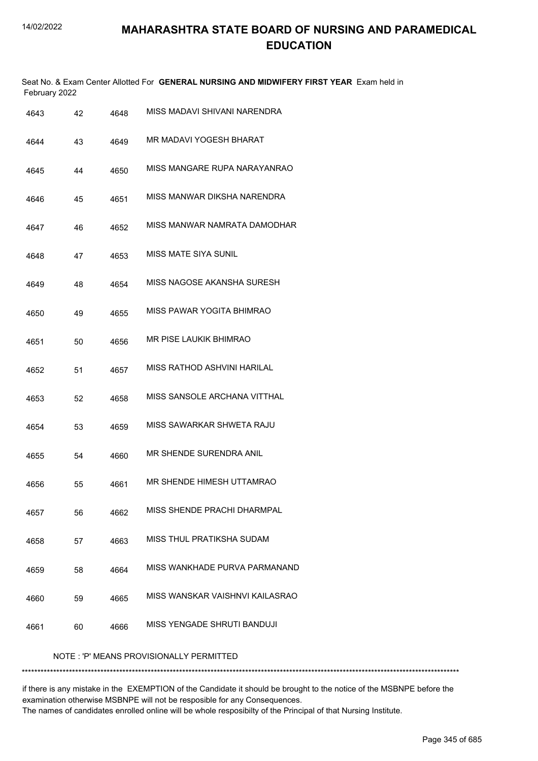# MAHARASHTRA STATE BOARD OF NURSING AND PARAMEDICAL EDUCATION

Seat No. & Exam Center Allotted For **GENERAL NURSING AND MIDWIFERY FIRST YEAR** Exam held in February 2022

| | | | |
|---|---|---|---|
| 4643 | 42 | 4648 | MISS MADAVI SHIVANI NARENDRA |
| 4644 | 43 | 4649 | MR MADAVI YOGESH BHARAT |
| 4645 | 44 | 4650 | MISS MANGARE RUPA NARAYANRAO |
| 4646 | 45 | 4651 | MISS MANWAR DIKSHA NARENDRA |
| 4647 | 46 | 4652 | MISS MANWAR NAMRATA DAMODHAR |
| 4648 | 47 | 4653 | MISS MATE SIYA SUNIL |
| 4649 | 48 | 4654 | MISS NAGOSE AKANSHA SURESH |
| 4650 | 49 | 4655 | MISS PAWAR YOGITA BHIMRAO |
| 4651 | 50 | 4656 | MR PISE LAUKIK BHIMRAO |
| 4652 | 51 | 4657 | MISS RATHOD ASHVINI HARILAL |
| 4653 | 52 | 4658 | MISS SANSOLE ARCHANA VITTHAL |
| 4654 | 53 | 4659 | MISS SAWARKAR SHWETA RAJU |
| 4655 | 54 | 4660 | MR SHENDE SURENDRA ANIL |
| 4656 | 55 | 4661 | MR SHENDE HIMESH UTTAMRAO |
| 4657 | 56 | 4662 | MISS SHENDE PRACHI DHARMPAL |
| 4658 | 57 | 4663 | MISS THUL PRATIKSHA SUDAM |
| 4659 | 58 | 4664 | MISS WANKHADE PURVA PARMANAND |
| 4660 | 59 | 4665 | MISS WANSKAR VAISHNVI KAILASRAO |
| 4661 | 60 | 4666 | MISS YENGADE SHRUTI BANDUJI |

NOTE : 'P' MEANS PROVISIONALLY PERMITTED

******************************************************************************************************************************************

if there is any mistake in the EXEMPTION of the Candidate it should be brought to the notice of the MSBNPE before the examination otherwise MSBNPE will not be resposible for any Consequences.
The names of candidates enrolled online will be whole resposibilty of the Principal of that Nursing Institute.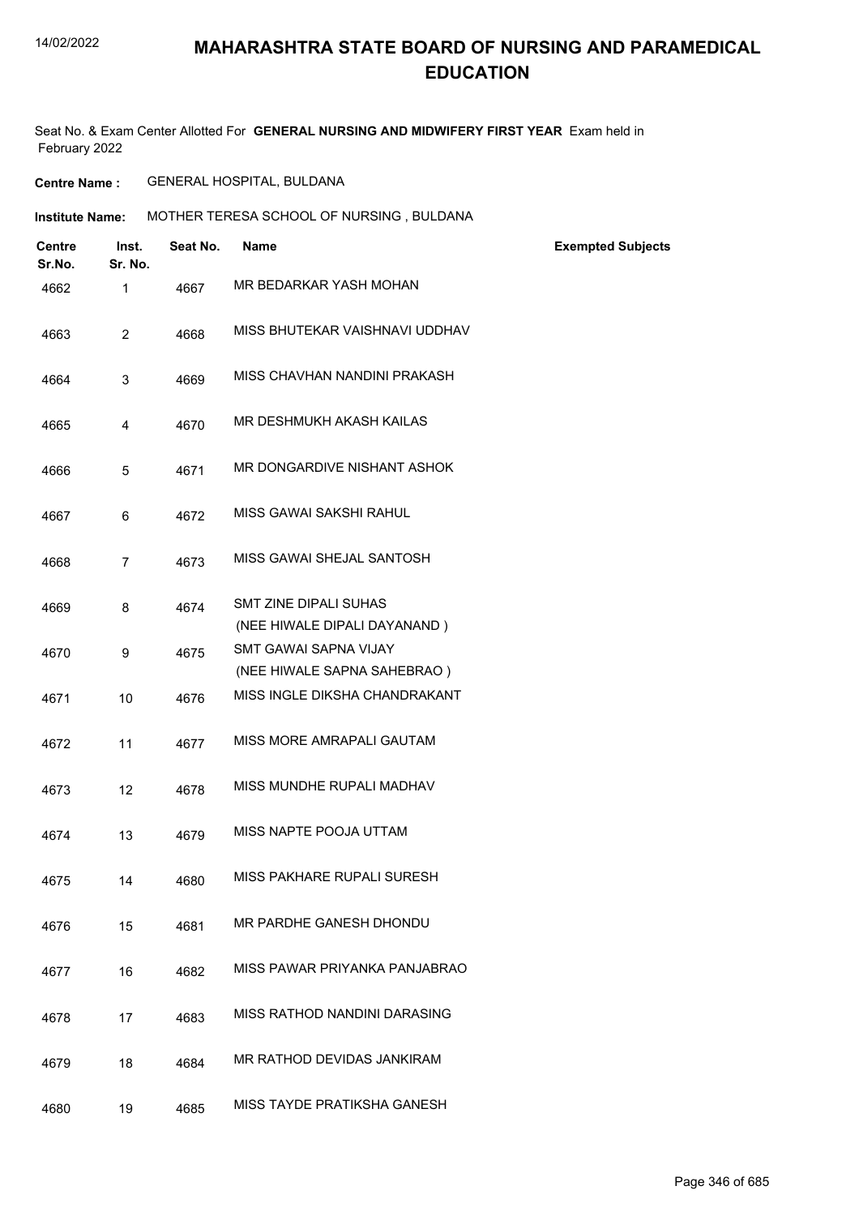# MAHARASHTRA STATE BOARD OF NURSING AND PARAMEDICAL EDUCATION

Seat No. & Exam Center Allotted For **GENERAL NURSING AND MIDWIFERY FIRST YEAR** Exam held in February 2022

**Centre Name :** GENERAL HOSPITAL, BULDANA

**Institute Name:** MOTHER TERESA SCHOOL OF NURSING , BULDANA

| Centre Sr.No. | Inst. Sr. No. | Seat No. | Name | Exempted Subjects |
|---|---|---|---|---|
| 4662 | 1 | 4667 | MR BEDARKAR YASH MOHAN | |
| 4663 | 2 | 4668 | MISS BHUTEKAR VAISHNAVI UDDHAV | |
| 4664 | 3 | 4669 | MISS CHAVHAN NANDINI PRAKASH | |
| 4665 | 4 | 4670 | MR DESHMUKH AKASH KAILAS | |
| 4666 | 5 | 4671 | MR DONGARDIVE NISHANT ASHOK | |
| 4667 | 6 | 4672 | MISS GAWAI SAKSHI RAHUL | |
| 4668 | 7 | 4673 | MISS GAWAI SHEJAL SANTOSH | |
| 4669 | 8 | 4674 | SMT ZINE DIPALI SUHAS (NEE HIWALE DIPALI DAYANAND ) | |
| 4670 | 9 | 4675 | SMT GAWAI SAPNA VIJAY (NEE HIWALE SAPNA SAHEBRAO ) | |
| 4671 | 10 | 4676 | MISS INGLE DIKSHA CHANDRAKANT | |
| 4672 | 11 | 4677 | MISS MORE AMRAPALI GAUTAM | |
| 4673 | 12 | 4678 | MISS MUNDHE RUPALI MADHAV | |
| 4674 | 13 | 4679 | MISS NAPTE POOJA UTTAM | |
| 4675 | 14 | 4680 | MISS PAKHARE RUPALI SURESH | |
| 4676 | 15 | 4681 | MR PARDHE GANESH DHONDU | |
| 4677 | 16 | 4682 | MISS PAWAR PRIYANKA PANJABRAO | |
| 4678 | 17 | 4683 | MISS RATHOD NANDINI DARASING | |
| 4679 | 18 | 4684 | MR RATHOD DEVIDAS JANKIRAM | |
| 4680 | 19 | 4685 | MISS TAYDE PRATIKSHA GANESH | |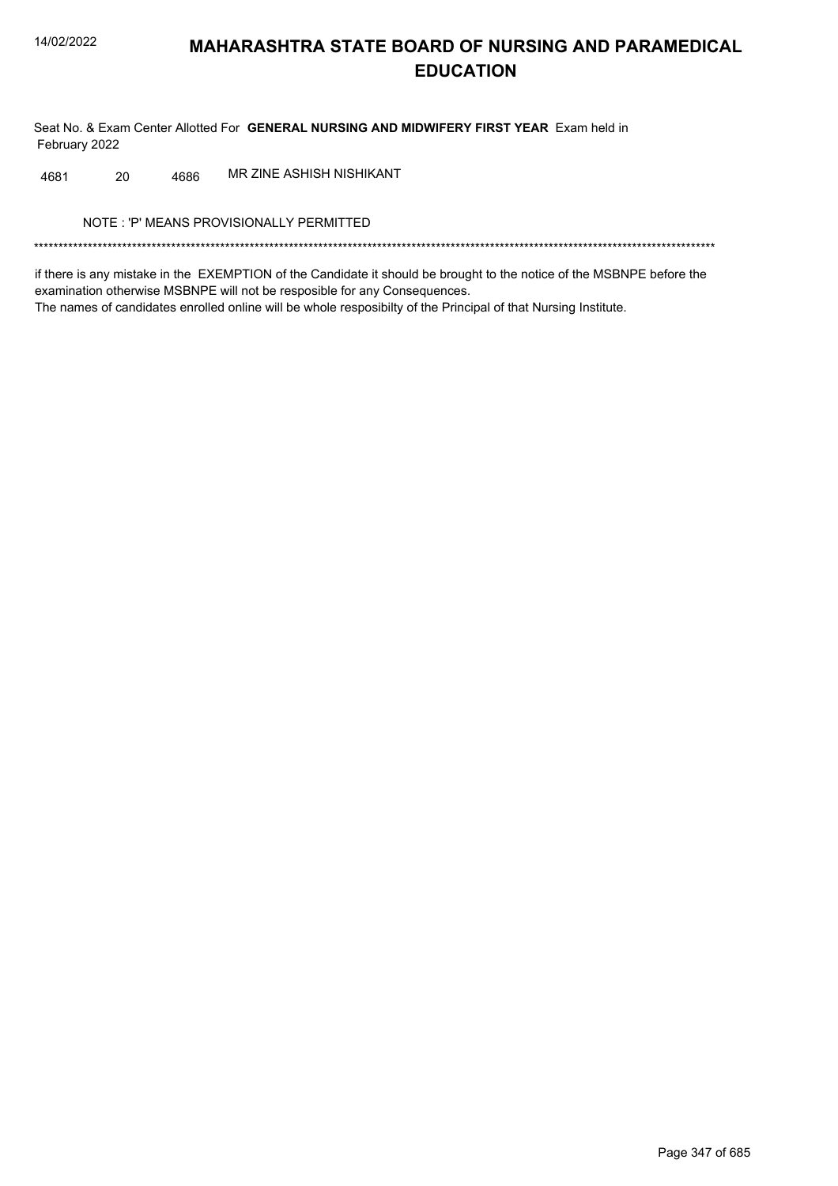# MAHARASHTRA STATE BOARD OF NURSING AND PARAMEDICAL EDUCATION

Seat No. & Exam Center Allotted For **GENERAL NURSING AND MIDWIFERY FIRST YEAR** Exam held in February 2022

| | | | |
|---|---|---|---|
| 4681 | 20 | 4686 | MR ZINE ASHISH NISHIKANT |

NOTE : 'P' MEANS PROVISIONALLY PERMITTED

*******************************************************************************************************************************************

if there is any mistake in the EXEMPTION of the Candidate it should be brought to the notice of the MSBNPE before the examination otherwise MSBNPE will not be resposible for any Consequences.
The names of candidates enrolled online will be whole resposibilty of the Principal of that Nursing Institute.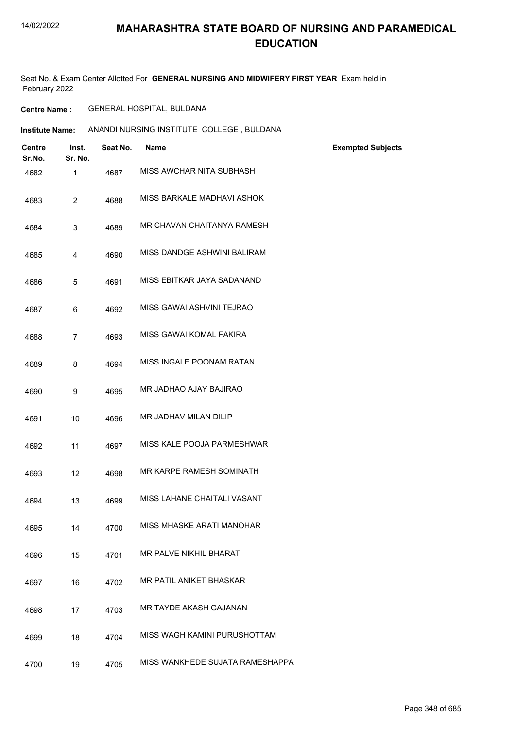# MAHARASHTRA STATE BOARD OF NURSING AND PARAMEDICAL EDUCATION

Seat No. & Exam Center Allotted For **GENERAL NURSING AND MIDWIFERY FIRST YEAR** Exam held in February 2022

**Centre Name :** GENERAL HOSPITAL, BULDANA

**Institute Name:** ANANDI NURSING INSTITUTE COLLEGE , BULDANA

| Centre Sr.No. | Inst. Sr. No. | Seat No. | Name | Exempted Subjects |
|---|---|---|---|---|
| 4682 | 1 | 4687 | MISS AWCHAR NITA SUBHASH | |
| 4683 | 2 | 4688 | MISS BARKALE MADHAVI ASHOK | |
| 4684 | 3 | 4689 | MR CHAVAN CHAITANYA RAMESH | |
| 4685 | 4 | 4690 | MISS DANDGE ASHWINI BALIRAM | |
| 4686 | 5 | 4691 | MISS EBITKAR JAYA SADANAND | |
| 4687 | 6 | 4692 | MISS GAWAI ASHVINI TEJRAO | |
| 4688 | 7 | 4693 | MISS GAWAI KOMAL FAKIRA | |
| 4689 | 8 | 4694 | MISS INGALE POONAM RATAN | |
| 4690 | 9 | 4695 | MR JADHAO AJAY BAJIRAO | |
| 4691 | 10 | 4696 | MR JADHAV MILAN DILIP | |
| 4692 | 11 | 4697 | MISS KALE POOJA PARMESHWAR | |
| 4693 | 12 | 4698 | MR KARPE RAMESH SOMINATH | |
| 4694 | 13 | 4699 | MISS LAHANE CHAITALI VASANT | |
| 4695 | 14 | 4700 | MISS MHASKE ARATI MANOHAR | |
| 4696 | 15 | 4701 | MR PALVE NIKHIL BHARAT | |
| 4697 | 16 | 4702 | MR PATIL ANIKET BHASKAR | |
| 4698 | 17 | 4703 | MR TAYDE AKASH GAJANAN | |
| 4699 | 18 | 4704 | MISS WAGH KAMINI PURUSHOTTAM | |
| 4700 | 19 | 4705 | MISS WANKHEDE SUJATA RAMESHAPPA | |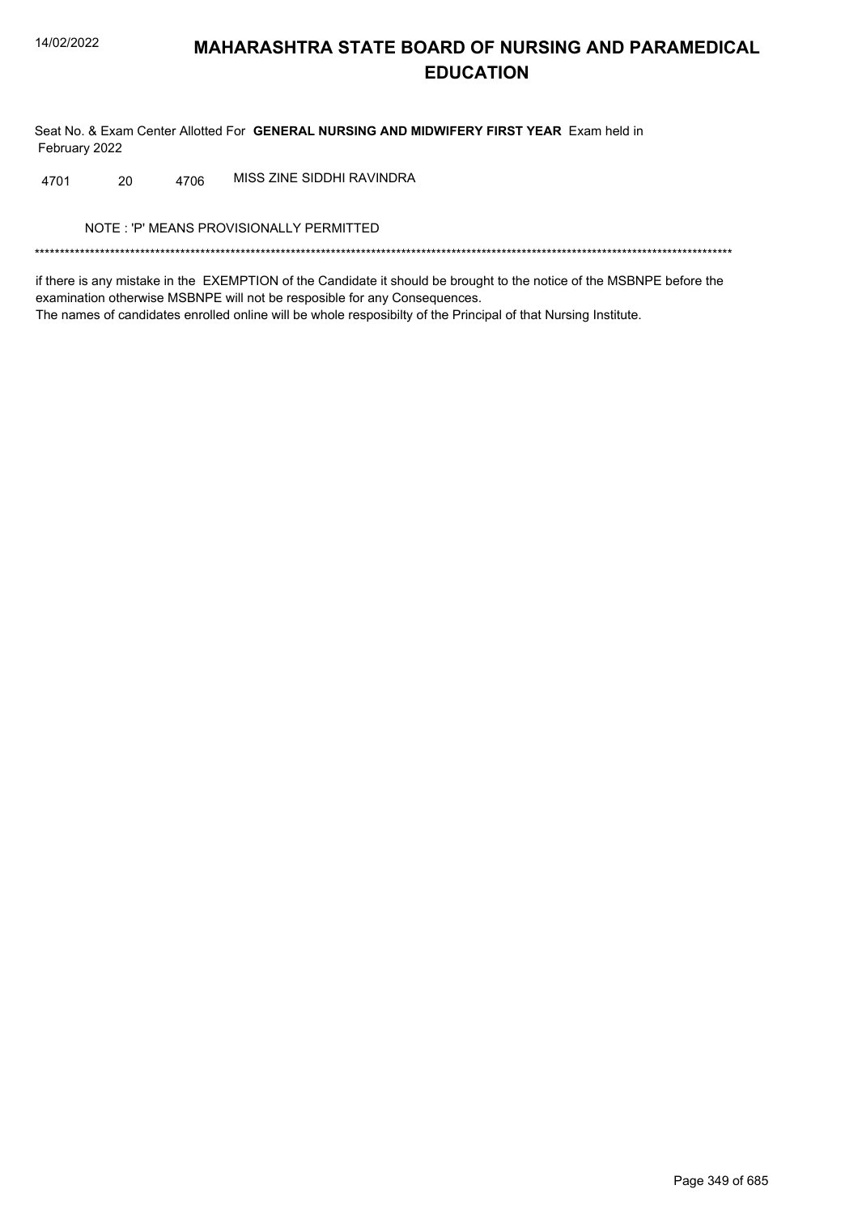# MAHARASHTRA STATE BOARD OF NURSING AND PARAMEDICAL EDUCATION

Seat No. & Exam Center Allotted For **GENERAL NURSING AND MIDWIFERY FIRST YEAR** Exam held in February 2022

| | | | |
|---|---|---|---|
| 4701 | 20 | 4706 | MISS ZINE SIDDHI RAVINDRA |

NOTE : 'P' MEANS PROVISIONALLY PERMITTED

*******************************************************************************************************************************************

if there is any mistake in the EXEMPTION of the Candidate it should be brought to the notice of the MSBNPE before the examination otherwise MSBNPE will not be resposible for any Consequences.

The names of candidates enrolled online will be whole resposibilty of the Principal of that Nursing Institute.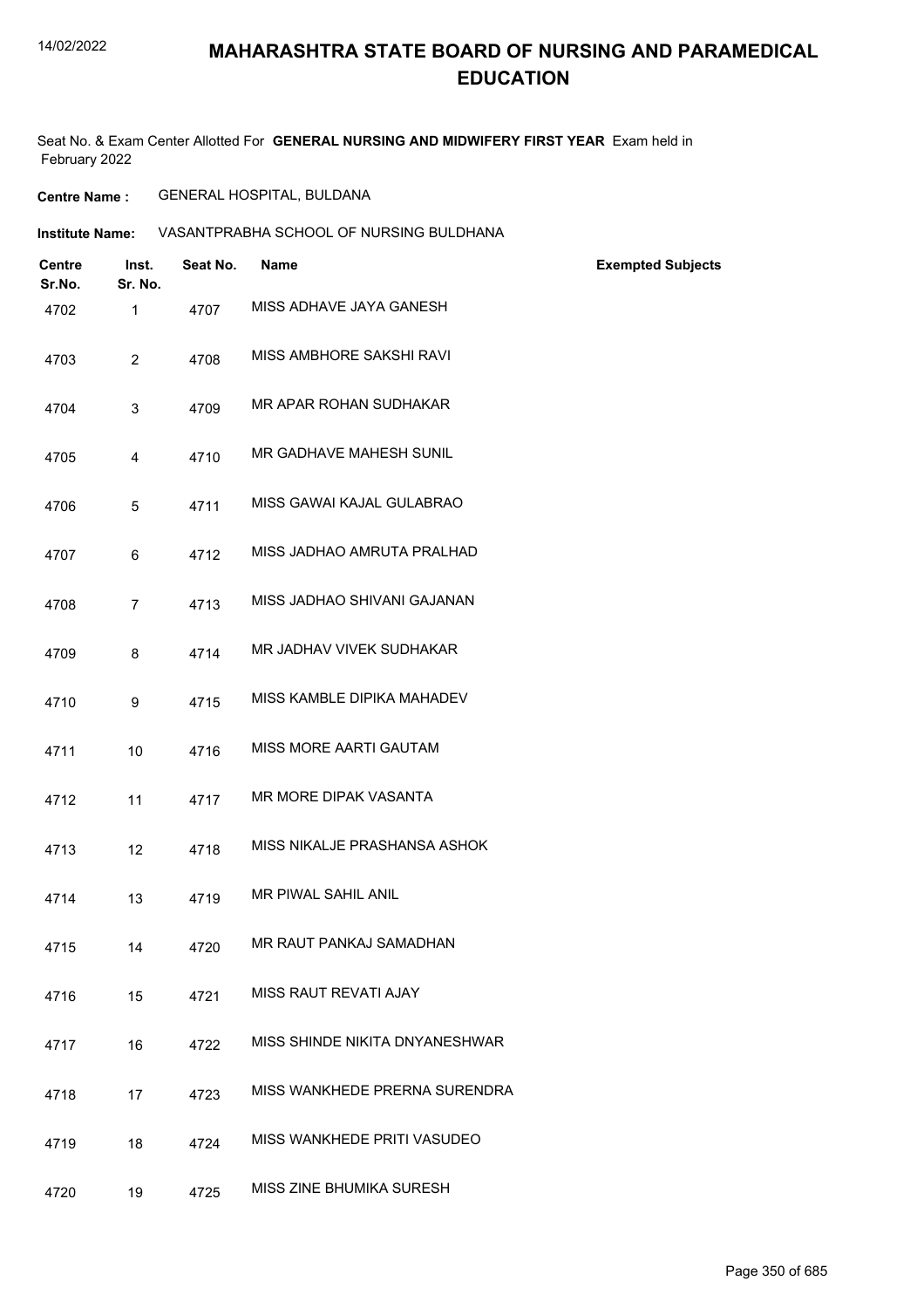# MAHARASHTRA STATE BOARD OF NURSING AND PARAMEDICAL EDUCATION

Seat No. & Exam Center Allotted For **GENERAL NURSING AND MIDWIFERY FIRST YEAR** Exam held in February 2022

**Centre Name :** GENERAL HOSPITAL, BULDANA

**Institute Name:** VASANTPRABHA SCHOOL OF NURSING BULDHANA

| Centre Sr.No. | Inst. Sr. No. | Seat No. | Name | Exempted Subjects |
|---|---|---|---|---|
| 4702 | 1 | 4707 | MISS ADHAVE JAYA GANESH | |
| 4703 | 2 | 4708 | MISS AMBHORE SAKSHI RAVI | |
| 4704 | 3 | 4709 | MR APAR ROHAN SUDHAKAR | |
| 4705 | 4 | 4710 | MR GADHAVE MAHESH SUNIL | |
| 4706 | 5 | 4711 | MISS GAWAI KAJAL GULABRAO | |
| 4707 | 6 | 4712 | MISS JADHAO AMRUTA PRALHAD | |
| 4708 | 7 | 4713 | MISS JADHAO SHIVANI GAJANAN | |
| 4709 | 8 | 4714 | MR JADHAV VIVEK SUDHAKAR | |
| 4710 | 9 | 4715 | MISS KAMBLE DIPIKA MAHADEV | |
| 4711 | 10 | 4716 | MISS MORE AARTI GAUTAM | |
| 4712 | 11 | 4717 | MR MORE DIPAK VASANTA | |
| 4713 | 12 | 4718 | MISS NIKALJE PRASHANSA ASHOK | |
| 4714 | 13 | 4719 | MR PIWAL SAHIL ANIL | |
| 4715 | 14 | 4720 | MR RAUT PANKAJ SAMADHAN | |
| 4716 | 15 | 4721 | MISS RAUT REVATI AJAY | |
| 4717 | 16 | 4722 | MISS SHINDE NIKITA DNYANESHWAR | |
| 4718 | 17 | 4723 | MISS WANKHEDE PRERNA SURENDRA | |
| 4719 | 18 | 4724 | MISS WANKHEDE PRITI VASUDEO | |
| 4720 | 19 | 4725 | MISS ZINE BHUMIKA SURESH | |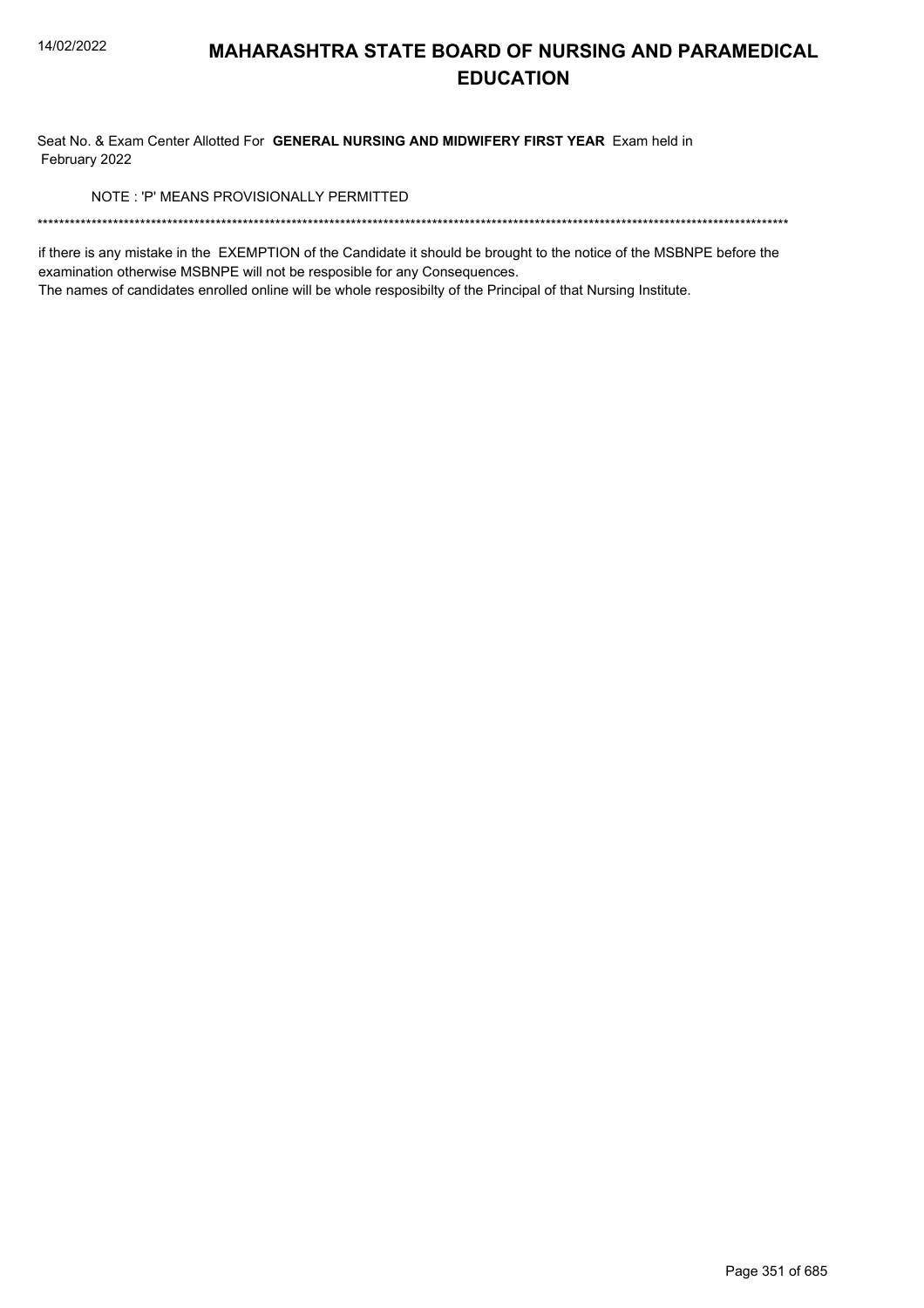# MAHARASHTRA STATE BOARD OF NURSING AND PARAMEDICAL EDUCATION

Seat No. & Exam Center Allotted For **GENERAL NURSING AND MIDWIFERY FIRST YEAR** Exam held in February 2022

NOTE : 'P' MEANS PROVISIONALLY PERMITTED

******************************************************************************************************************************************

if there is any mistake in the EXEMPTION of the Candidate it should be brought to the notice of the MSBNPE before the examination otherwise MSBNPE will not be resposible for any Consequences.

The names of candidates enrolled online will be whole resposibilty of the Principal of that Nursing Institute.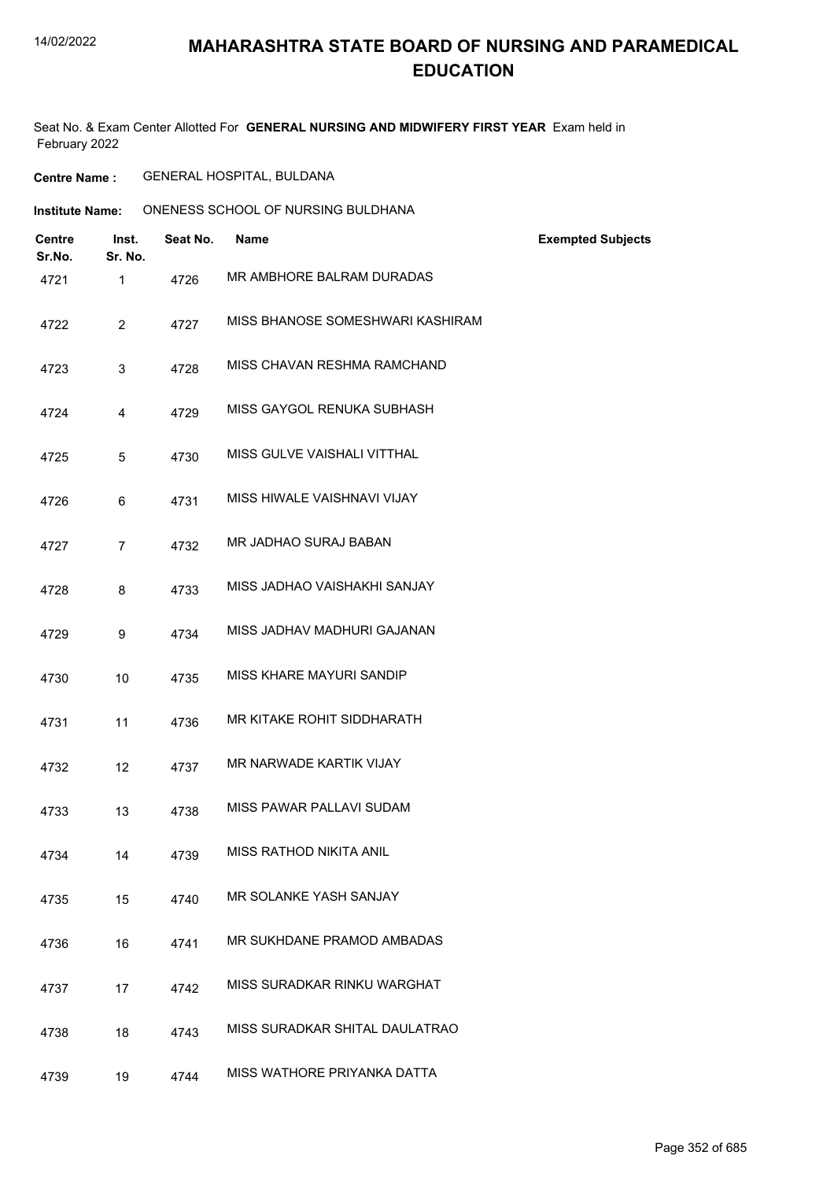# MAHARASHTRA STATE BOARD OF NURSING AND PARAMEDICAL EDUCATION

Seat No. & Exam Center Allotted For **GENERAL NURSING AND MIDWIFERY FIRST YEAR** Exam held in February 2022

**Centre Name :** GENERAL HOSPITAL, BULDANA

**Institute Name:** ONENESS SCHOOL OF NURSING BULDHANA

| Centre Sr.No. | Inst. Sr. No. | Seat No. | Name | Exempted Subjects |
|---|---|---|---|---|
| 4721 | 1 | 4726 | MR AMBHORE BALRAM DURADAS | |
| 4722 | 2 | 4727 | MISS BHANOSE SOMESHWARI KASHIRAM | |
| 4723 | 3 | 4728 | MISS CHAVAN RESHMA RAMCHAND | |
| 4724 | 4 | 4729 | MISS GAYGOL RENUKA SUBHASH | |
| 4725 | 5 | 4730 | MISS GULVE VAISHALI VITTHAL | |
| 4726 | 6 | 4731 | MISS HIWALE VAISHNAVI VIJAY | |
| 4727 | 7 | 4732 | MR JADHAO SURAJ BABAN | |
| 4728 | 8 | 4733 | MISS JADHAO VAISHAKHI SANJAY | |
| 4729 | 9 | 4734 | MISS JADHAV MADHURI GAJANAN | |
| 4730 | 10 | 4735 | MISS KHARE MAYURI SANDIP | |
| 4731 | 11 | 4736 | MR KITAKE ROHIT SIDDHARATH | |
| 4732 | 12 | 4737 | MR NARWADE KARTIK VIJAY | |
| 4733 | 13 | 4738 | MISS PAWAR PALLAVI SUDAM | |
| 4734 | 14 | 4739 | MISS RATHOD NIKITA ANIL | |
| 4735 | 15 | 4740 | MR SOLANKE YASH SANJAY | |
| 4736 | 16 | 4741 | MR SUKHDANE PRAMOD AMBADAS | |
| 4737 | 17 | 4742 | MISS SURADKAR RINKU WARGHAT | |
| 4738 | 18 | 4743 | MISS SURADKAR SHITAL DAULATRAO | |
| 4739 | 19 | 4744 | MISS WATHORE PRIYANKA DATTA | |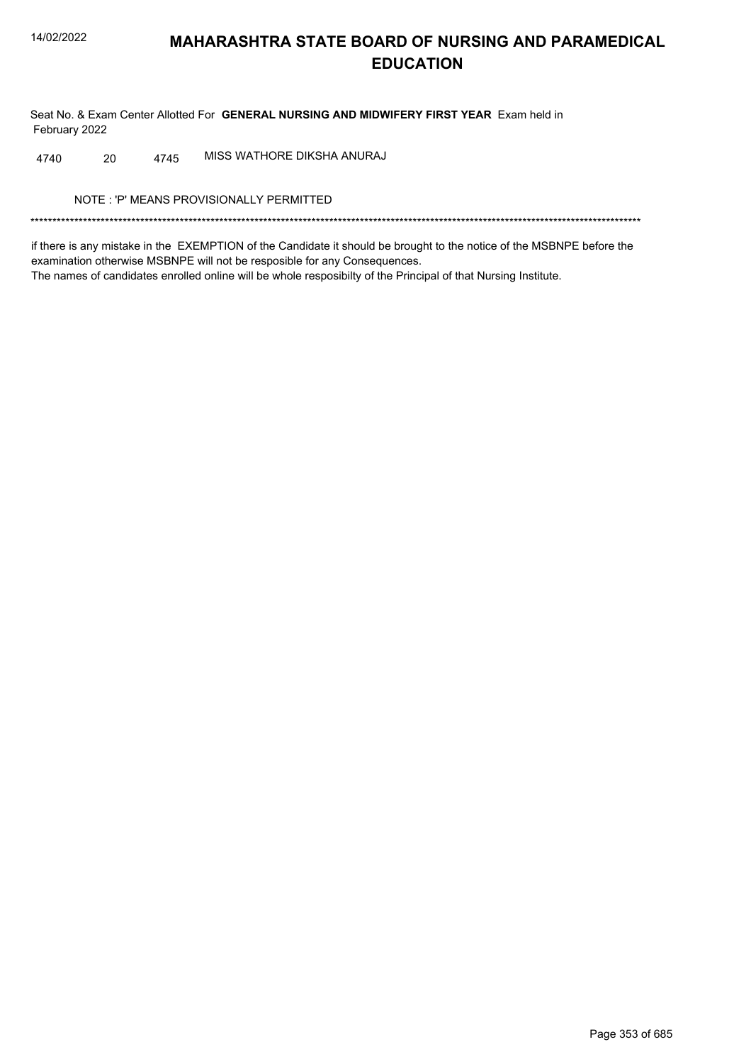# MAHARASHTRA STATE BOARD OF NURSING AND PARAMEDICAL EDUCATION

Seat No. & Exam Center Allotted For **GENERAL NURSING AND MIDWIFERY FIRST YEAR** Exam held in February 2022

| | | | |
|---|---|---|---|
| 4740 | 20 | 4745 | MISS WATHORE DIKSHA ANURAJ |

NOTE : 'P' MEANS PROVISIONALLY PERMITTED

*******************************************************************************************************************************************

if there is any mistake in the EXEMPTION of the Candidate it should be brought to the notice of the MSBNPE before the examination otherwise MSBNPE will not be resposible for any Consequences.

The names of candidates enrolled online will be whole resposibilty of the Principal of that Nursing Institute.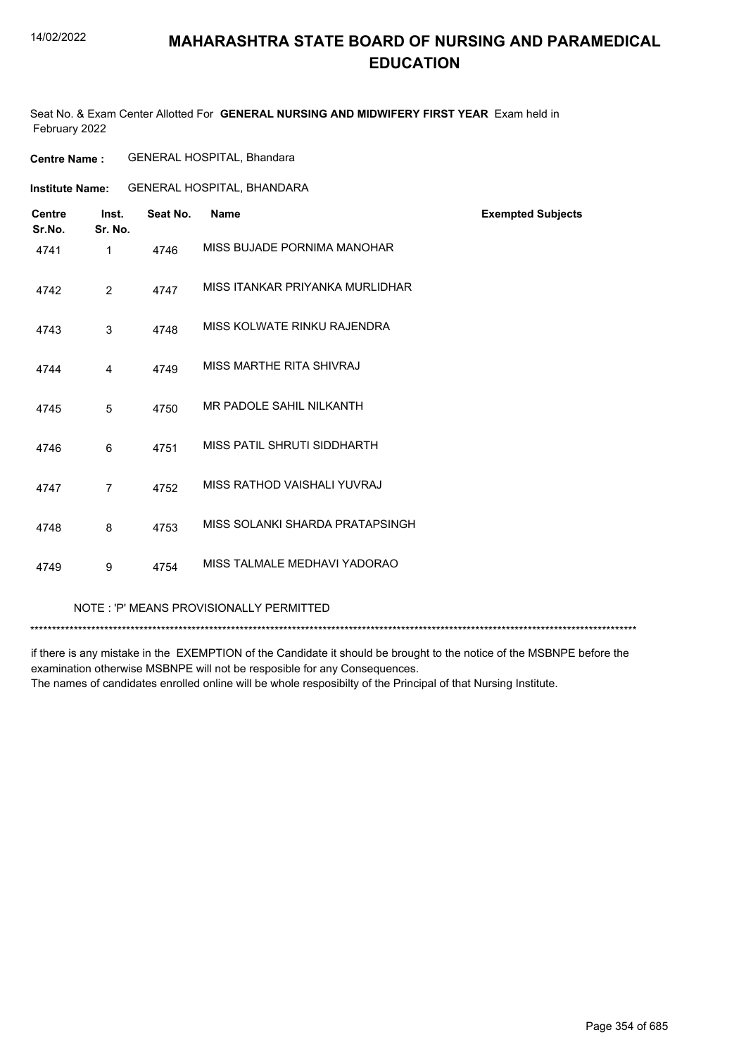# MAHARASHTRA STATE BOARD OF NURSING AND PARAMEDICAL EDUCATION

Seat No. & Exam Center Allotted For **GENERAL NURSING AND MIDWIFERY FIRST YEAR** Exam held in February 2022

**Centre Name :** GENERAL HOSPITAL, Bhandara

**Institute Name:** GENERAL HOSPITAL, BHANDARA

| Centre Sr.No. | Inst. Sr. No. | Seat No. | Name | Exempted Subjects |
|---|---|---|---|---|
| 4741 | 1 | 4746 | MISS BUJADE PORNIMA MANOHAR | |
| 4742 | 2 | 4747 | MISS ITANKAR PRIYANKA MURLIDHAR | |
| 4743 | 3 | 4748 | MISS KOLWATE RINKU RAJENDRA | |
| 4744 | 4 | 4749 | MISS MARTHE RITA SHIVRAJ | |
| 4745 | 5 | 4750 | MR PADOLE SAHIL NILKANTH | |
| 4746 | 6 | 4751 | MISS PATIL SHRUTI SIDDHARTH | |
| 4747 | 7 | 4752 | MISS RATHOD VAISHALI YUVRAJ | |
| 4748 | 8 | 4753 | MISS SOLANKI SHARDA PRATAPSINGH | |
| 4749 | 9 | 4754 | MISS TALMALE MEDHAVI YADORAO | |

NOTE : 'P' MEANS PROVISIONALLY PERMITTED

*******************************************************************************************************************************************

if there is any mistake in the EXEMPTION of the Candidate it should be brought to the notice of the MSBNPE before the examination otherwise MSBNPE will not be resposible for any Consequences.
The names of candidates enrolled online will be whole resposibilty of the Principal of that Nursing Institute.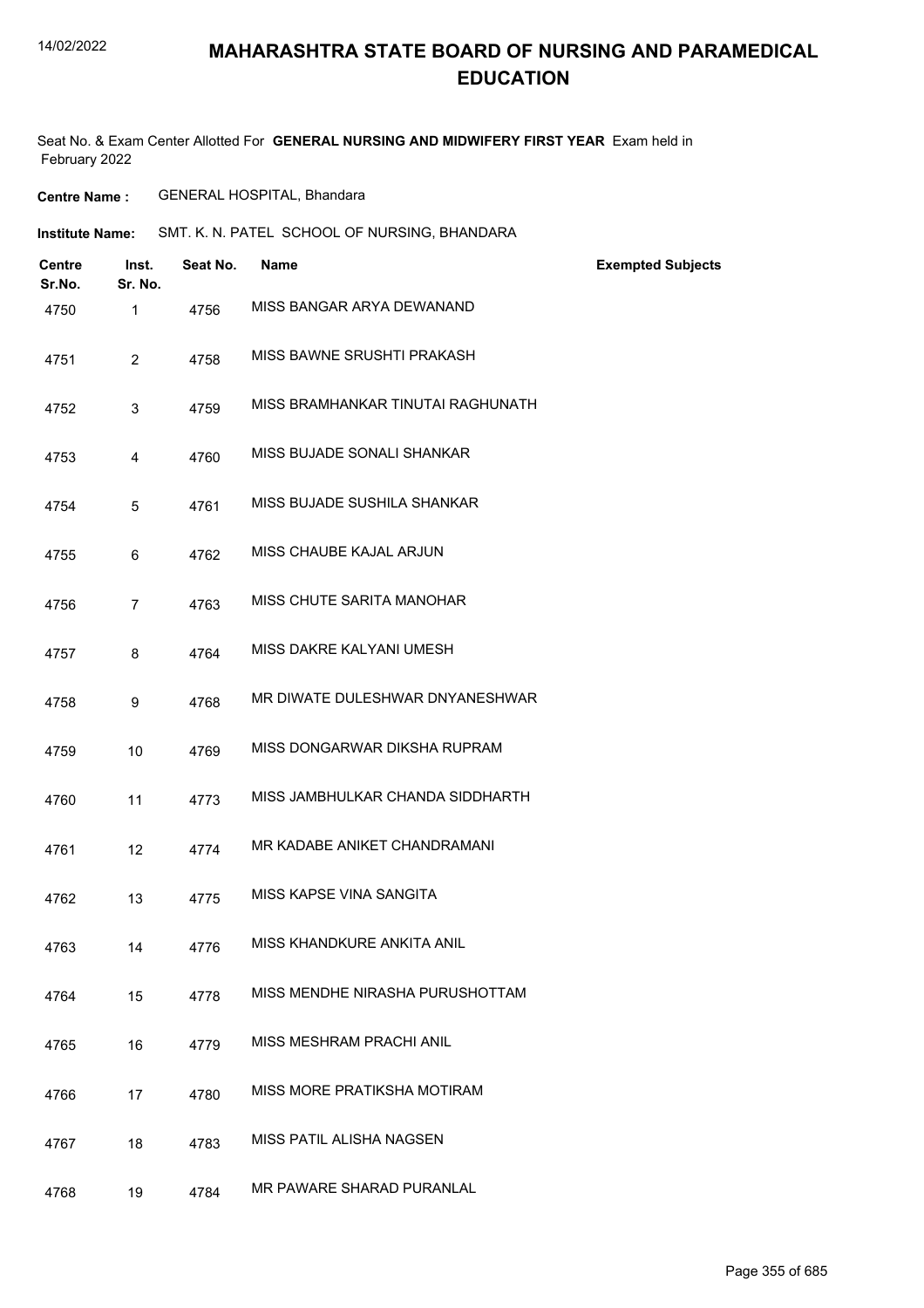# MAHARASHTRA STATE BOARD OF NURSING AND PARAMEDICAL EDUCATION

Seat No. & Exam Center Allotted For **GENERAL NURSING AND MIDWIFERY FIRST YEAR** Exam held in February 2022

**Centre Name :** GENERAL HOSPITAL, Bhandara

**Institute Name:** SMT. K. N. PATEL SCHOOL OF NURSING, BHANDARA

| Centre Sr.No. | Inst. Sr. No. | Seat No. | Name | Exempted Subjects |
|---|---|---|---|---|
| 4750 | 1 | 4756 | MISS BANGAR ARYA DEWANAND | |
| 4751 | 2 | 4758 | MISS BAWNE SRUSHTI PRAKASH | |
| 4752 | 3 | 4759 | MISS BRAMHANKAR TINUTAI RAGHUNATH | |
| 4753 | 4 | 4760 | MISS BUJADE SONALI SHANKAR | |
| 4754 | 5 | 4761 | MISS BUJADE SUSHILA SHANKAR | |
| 4755 | 6 | 4762 | MISS CHAUBE KAJAL ARJUN | |
| 4756 | 7 | 4763 | MISS CHUTE SARITA MANOHAR | |
| 4757 | 8 | 4764 | MISS DAKRE KALYANI UMESH | |
| 4758 | 9 | 4768 | MR DIWATE DULESHWAR DNYANESHWAR | |
| 4759 | 10 | 4769 | MISS DONGARWAR DIKSHA RUPRAM | |
| 4760 | 11 | 4773 | MISS JAMBHULKAR CHANDA SIDDHARTH | |
| 4761 | 12 | 4774 | MR KADABE ANIKET CHANDRAMANI | |
| 4762 | 13 | 4775 | MISS KAPSE VINA SANGITA | |
| 4763 | 14 | 4776 | MISS KHANDKURE ANKITA ANIL | |
| 4764 | 15 | 4778 | MISS MENDHE NIRASHA PURUSHOTTAM | |
| 4765 | 16 | 4779 | MISS MESHRAM PRACHI ANIL | |
| 4766 | 17 | 4780 | MISS MORE PRATIKSHA MOTIRAM | |
| 4767 | 18 | 4783 | MISS PATIL ALISHA NAGSEN | |
| 4768 | 19 | 4784 | MR PAWARE SHARAD PURANLAL | |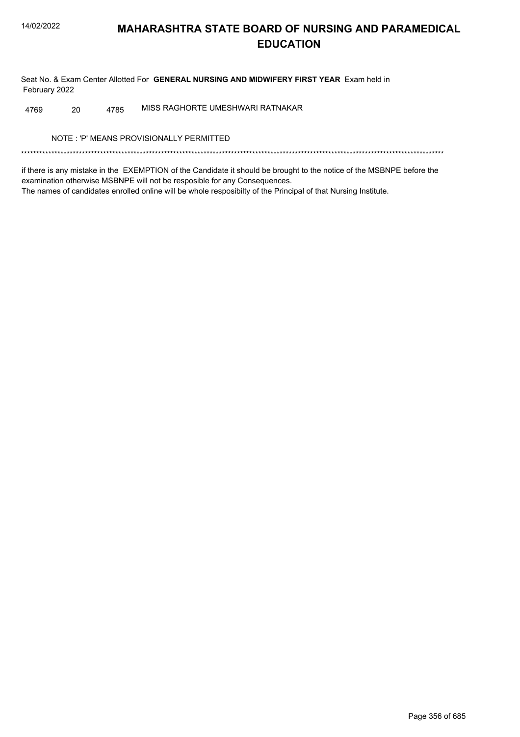# MAHARASHTRA STATE BOARD OF NURSING AND PARAMEDICAL EDUCATION

Seat No. & Exam Center Allotted For **GENERAL NURSING AND MIDWIFERY FIRST YEAR** Exam held in February 2022

| | | | |
|---|---|---|---|
| 4769 | 20 | 4785 | MISS RAGHORTE UMESHWARI RATNAKAR |

NOTE : 'P' MEANS PROVISIONALLY PERMITTED

*******************************************************************************************************************************************

if there is any mistake in the EXEMPTION of the Candidate it should be brought to the notice of the MSBNPE before the examination otherwise MSBNPE will not be resposible for any Consequences.
The names of candidates enrolled online will be whole resposibilty of the Principal of that Nursing Institute.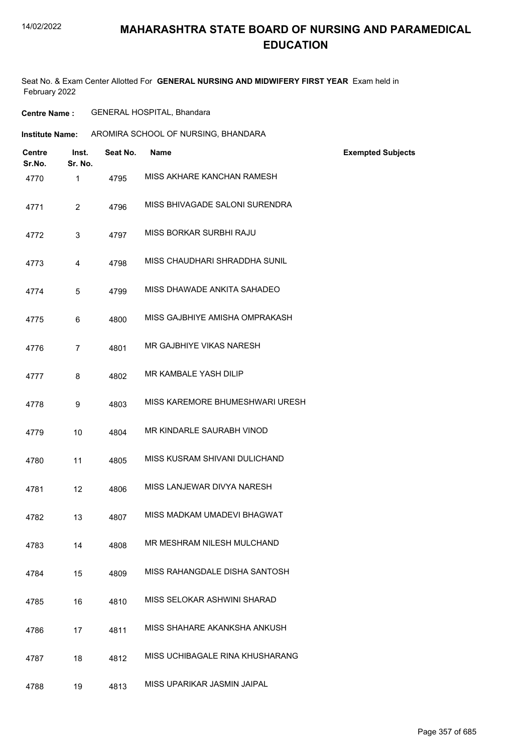# MAHARASHTRA STATE BOARD OF NURSING AND PARAMEDICAL EDUCATION

Seat No. & Exam Center Allotted For **GENERAL NURSING AND MIDWIFERY FIRST YEAR** Exam held in February 2022

**Centre Name :** GENERAL HOSPITAL, Bhandara

**Institute Name:** AROMIRA SCHOOL OF NURSING, BHANDARA

| Centre Sr.No. | Inst. Sr. No. | Seat No. | Name | Exempted Subjects |
|---|---|---|---|---|
| 4770 | 1 | 4795 | MISS AKHARE KANCHAN RAMESH | |
| 4771 | 2 | 4796 | MISS BHIVAGADE SALONI SURENDRA | |
| 4772 | 3 | 4797 | MISS BORKAR SURBHI RAJU | |
| 4773 | 4 | 4798 | MISS CHAUDHARI SHRADDHA SUNIL | |
| 4774 | 5 | 4799 | MISS DHAWADE ANKITA SAHADEO | |
| 4775 | 6 | 4800 | MISS GAJBHIYE AMISHA OMPRAKASH | |
| 4776 | 7 | 4801 | MR GAJBHIYE VIKAS NARESH | |
| 4777 | 8 | 4802 | MR KAMBALE YASH DILIP | |
| 4778 | 9 | 4803 | MISS KAREMORE BHUMESHWARI URESH | |
| 4779 | 10 | 4804 | MR KINDARLE SAURABH VINOD | |
| 4780 | 11 | 4805 | MISS KUSRAM SHIVANI DULICHAND | |
| 4781 | 12 | 4806 | MISS LANJEWAR DIVYA NARESH | |
| 4782 | 13 | 4807 | MISS MADKAM UMADEVI BHAGWAT | |
| 4783 | 14 | 4808 | MR MESHRAM NILESH MULCHAND | |
| 4784 | 15 | 4809 | MISS RAHANGDALE DISHA SANTOSH | |
| 4785 | 16 | 4810 | MISS SELOKAR ASHWINI SHARAD | |
| 4786 | 17 | 4811 | MISS SHAHARE AKANKSHA ANKUSH | |
| 4787 | 18 | 4812 | MISS UCHIBAGALE RINA KHUSHARANG | |
| 4788 | 19 | 4813 | MISS UPARIKAR JASMIN JAIPAL | |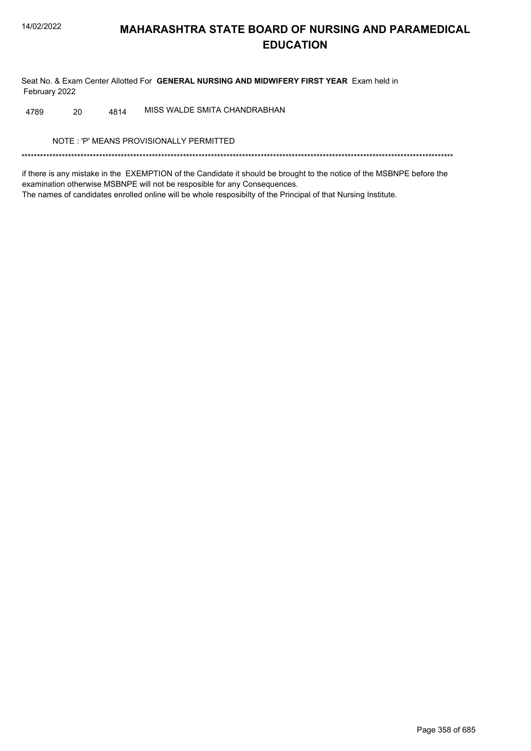# MAHARASHTRA STATE BOARD OF NURSING AND PARAMEDICAL EDUCATION

Seat No. & Exam Center Allotted For **GENERAL NURSING AND MIDWIFERY FIRST YEAR** Exam held in February 2022

| | | | |
|---|---|---|---|
| 4789 | 20 | 4814 | MISS WALDE SMITA CHANDRABHAN |

NOTE : 'P' MEANS PROVISIONALLY PERMITTED

*******************************************************************************************************************************************

if there is any mistake in the EXEMPTION of the Candidate it should be brought to the notice of the MSBNPE before the examination otherwise MSBNPE will not be resposible for any Consequences.
The names of candidates enrolled online will be whole resposibilty of the Principal of that Nursing Institute.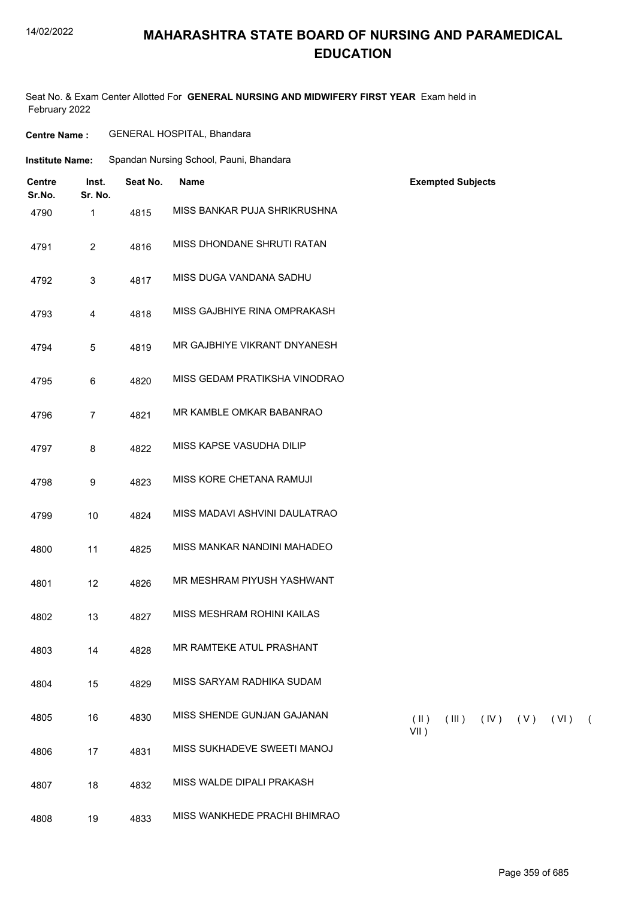# MAHARASHTRA STATE BOARD OF NURSING AND PARAMEDICAL EDUCATION

Seat No. & Exam Center Allotted For **GENERAL NURSING AND MIDWIFERY FIRST YEAR** Exam held in February 2022

**Centre Name :** GENERAL HOSPITAL, Bhandara

**Institute Name:** Spandan Nursing School, Pauni, Bhandara

| Centre Sr.No. | Inst. Sr. No. | Seat No. | Name | Exempted Subjects |
|---|---|---|---|---|
| 4790 | 1 | 4815 | MISS BANKAR PUJA SHRIKRUSHNA | |
| 4791 | 2 | 4816 | MISS DHONDANE SHRUTI RATAN | |
| 4792 | 3 | 4817 | MISS DUGA VANDANA SADHU | |
| 4793 | 4 | 4818 | MISS GAJBHIYE RINA OMPRAKASH | |
| 4794 | 5 | 4819 | MR GAJBHIYE VIKRANT DNYANESH | |
| 4795 | 6 | 4820 | MISS GEDAM PRATIKSHA VINODRAO | |
| 4796 | 7 | 4821 | MR KAMBLE OMKAR BABANRAO | |
| 4797 | 8 | 4822 | MISS KAPSE VASUDHA DILIP | |
| 4798 | 9 | 4823 | MISS KORE CHETANA RAMUJI | |
| 4799 | 10 | 4824 | MISS MADAVI ASHVINI DAULATRAO | |
| 4800 | 11 | 4825 | MISS MANKAR NANDINI MAHADEO | |
| 4801 | 12 | 4826 | MR MESHRAM PIYUSH YASHWANT | |
| 4802 | 13 | 4827 | MISS MESHRAM ROHINI KAILAS | |
| 4803 | 14 | 4828 | MR RAMTEKE ATUL PRASHANT | |
| 4804 | 15 | 4829 | MISS SARYAM RADHIKA SUDAM | |
| 4805 | 16 | 4830 | MISS SHENDE GUNJAN GAJANAN | ( II ) ( III ) ( IV ) ( V ) ( VI ) ( VII ) |
| 4806 | 17 | 4831 | MISS SUKHADEVE SWEETI MANOJ | |
| 4807 | 18 | 4832 | MISS WALDE DIPALI PRAKASH | |
| 4808 | 19 | 4833 | MISS WANKHEDE PRACHI BHIMRAO | |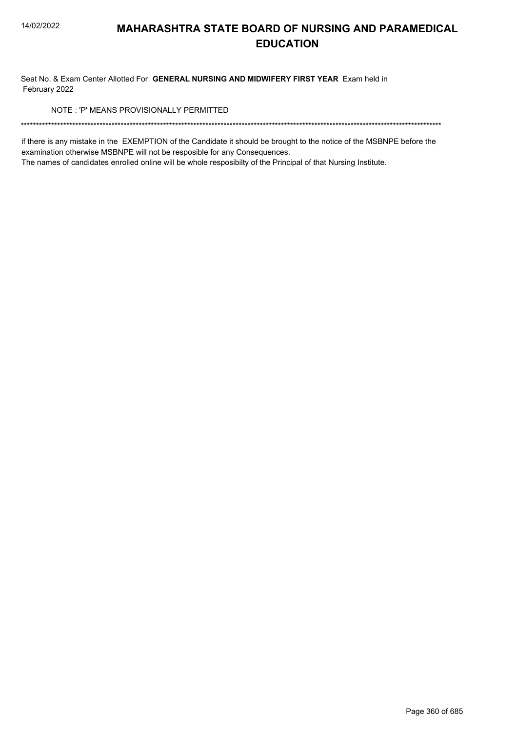# MAHARASHTRA STATE BOARD OF NURSING AND PARAMEDICAL EDUCATION

Seat No. & Exam Center Allotted For **GENERAL NURSING AND MIDWIFERY FIRST YEAR** Exam held in February 2022

NOTE : 'P' MEANS PROVISIONALLY PERMITTED

******************************************************************************************************************************************

if there is any mistake in the EXEMPTION of the Candidate it should be brought to the notice of the MSBNPE before the examination otherwise MSBNPE will not be resposible for any Consequences.

The names of candidates enrolled online will be whole resposibilty of the Principal of that Nursing Institute.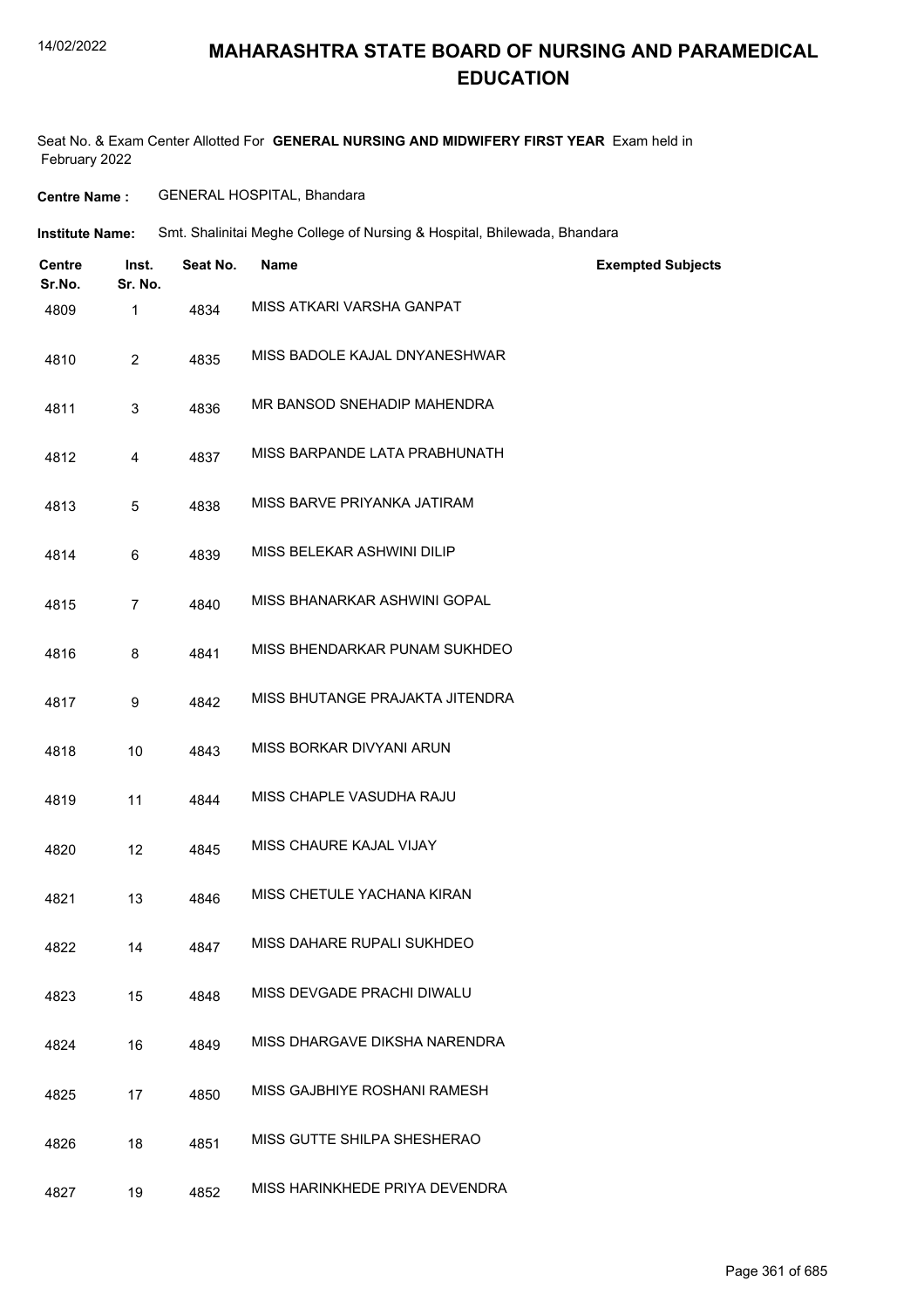# MAHARASHTRA STATE BOARD OF NURSING AND PARAMEDICAL EDUCATION

Seat No. & Exam Center Allotted For **GENERAL NURSING AND MIDWIFERY FIRST YEAR** Exam held in February 2022

**Centre Name :** GENERAL HOSPITAL, Bhandara

**Institute Name:** Smt. Shalinitai Meghe College of Nursing & Hospital, Bhilewada, Bhandara

| Centre Sr.No. | Inst. Sr. No. | Seat No. | Name | Exempted Subjects |
|---|---|---|---|---|
| 4809 | 1 | 4834 | MISS ATKARI VARSHA GANPAT | |
| 4810 | 2 | 4835 | MISS BADOLE KAJAL DNYANESHWAR | |
| 4811 | 3 | 4836 | MR BANSOD SNEHADIP MAHENDRA | |
| 4812 | 4 | 4837 | MISS BARPANDE LATA PRABHUNATH | |
| 4813 | 5 | 4838 | MISS BARVE PRIYANKA JATIRAM | |
| 4814 | 6 | 4839 | MISS BELEKAR ASHWINI DILIP | |
| 4815 | 7 | 4840 | MISS BHANARKAR ASHWINI GOPAL | |
| 4816 | 8 | 4841 | MISS BHENDARKAR PUNAM SUKHDEO | |
| 4817 | 9 | 4842 | MISS BHUTANGE PRAJAKTA JITENDRA | |
| 4818 | 10 | 4843 | MISS BORKAR DIVYANI ARUN | |
| 4819 | 11 | 4844 | MISS CHAPLE VASUDHA RAJU | |
| 4820 | 12 | 4845 | MISS CHAURE KAJAL VIJAY | |
| 4821 | 13 | 4846 | MISS CHETULE YACHANA KIRAN | |
| 4822 | 14 | 4847 | MISS DAHARE RUPALI SUKHDEO | |
| 4823 | 15 | 4848 | MISS DEVGADE PRACHI DIWALU | |
| 4824 | 16 | 4849 | MISS DHARGAVE DIKSHA NARENDRA | |
| 4825 | 17 | 4850 | MISS GAJBHIYE ROSHANI RAMESH | |
| 4826 | 18 | 4851 | MISS GUTTE SHILPA SHESHERAO | |
| 4827 | 19 | 4852 | MISS HARINKHEDE PRIYA DEVENDRA | |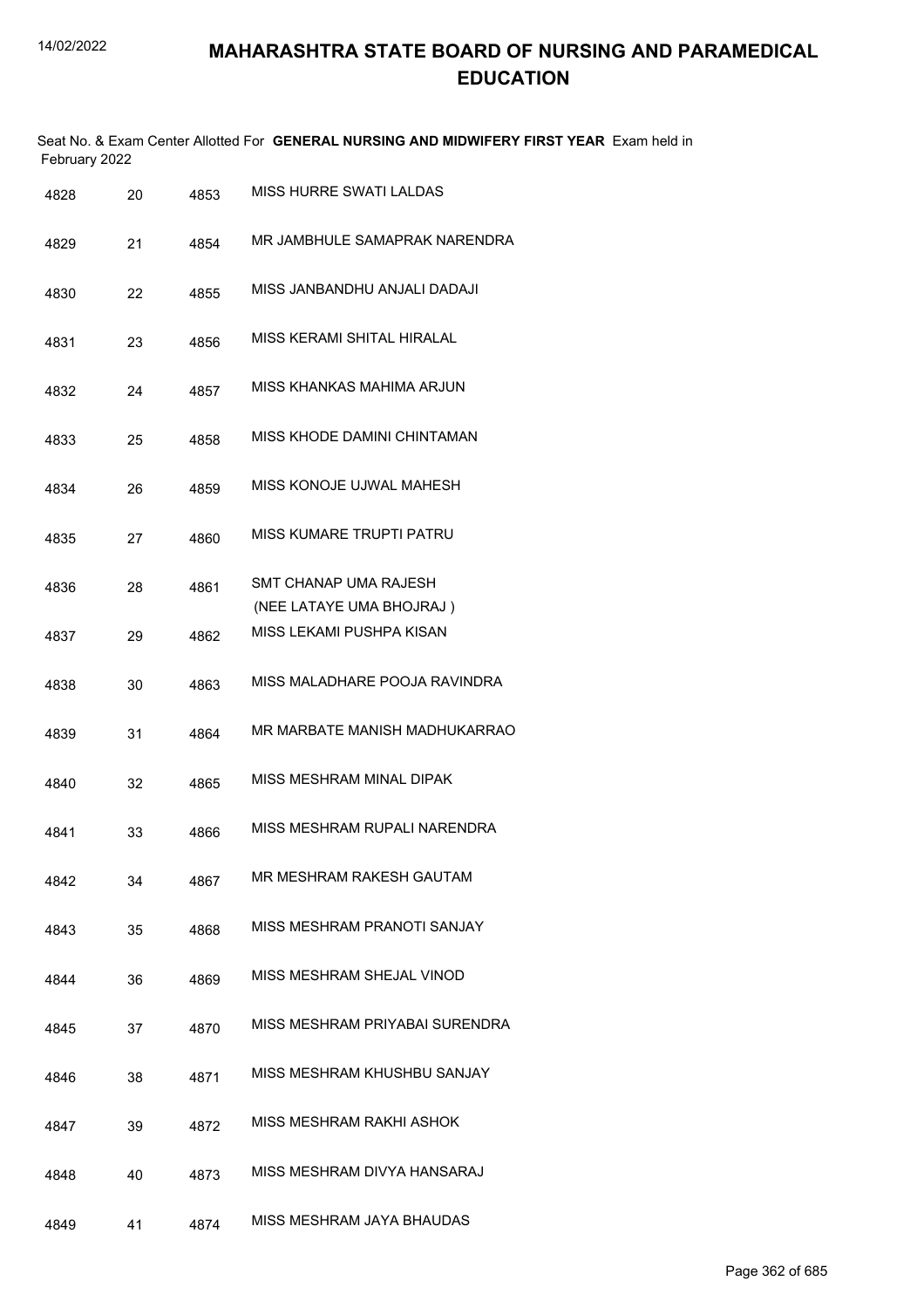# MAHARASHTRA STATE BOARD OF NURSING AND PARAMEDICAL EDUCATION

Seat No. & Exam Center Allotted For **GENERAL NURSING AND MIDWIFERY FIRST YEAR** Exam held in February 2022

| | | | |
|---|---|---|---|
| 4828 | 20 | 4853 | MISS HURRE SWATI LALDAS |
| 4829 | 21 | 4854 | MR JAMBHULE SAMAPRAK NARENDRA |
| 4830 | 22 | 4855 | MISS JANBANDHU ANJALI DADAJI |
| 4831 | 23 | 4856 | MISS KERAMI SHITAL HIRALAL |
| 4832 | 24 | 4857 | MISS KHANKAS MAHIMA ARJUN |
| 4833 | 25 | 4858 | MISS KHODE DAMINI CHINTAMAN |
| 4834 | 26 | 4859 | MISS KONOJE UJWAL MAHESH |
| 4835 | 27 | 4860 | MISS KUMARE TRUPTI PATRU |
| 4836 | 28 | 4861 | SMT CHANAP UMA RAJESH (NEE LATAYE UMA BHOJRAJ ) |
| 4837 | 29 | 4862 | MISS LEKAMI PUSHPA KISAN |
| 4838 | 30 | 4863 | MISS MALADHARE POOJA RAVINDRA |
| 4839 | 31 | 4864 | MR MARBATE MANISH MADHUKARRAO |
| 4840 | 32 | 4865 | MISS MESHRAM MINAL DIPAK |
| 4841 | 33 | 4866 | MISS MESHRAM RUPALI NARENDRA |
| 4842 | 34 | 4867 | MR MESHRAM RAKESH GAUTAM |
| 4843 | 35 | 4868 | MISS MESHRAM PRANOTI SANJAY |
| 4844 | 36 | 4869 | MISS MESHRAM SHEJAL VINOD |
| 4845 | 37 | 4870 | MISS MESHRAM PRIYABAI SURENDRA |
| 4846 | 38 | 4871 | MISS MESHRAM KHUSHBU SANJAY |
| 4847 | 39 | 4872 | MISS MESHRAM RAKHI ASHOK |
| 4848 | 40 | 4873 | MISS MESHRAM DIVYA HANSARAJ |
| 4849 | 41 | 4874 | MISS MESHRAM JAYA BHAUDAS |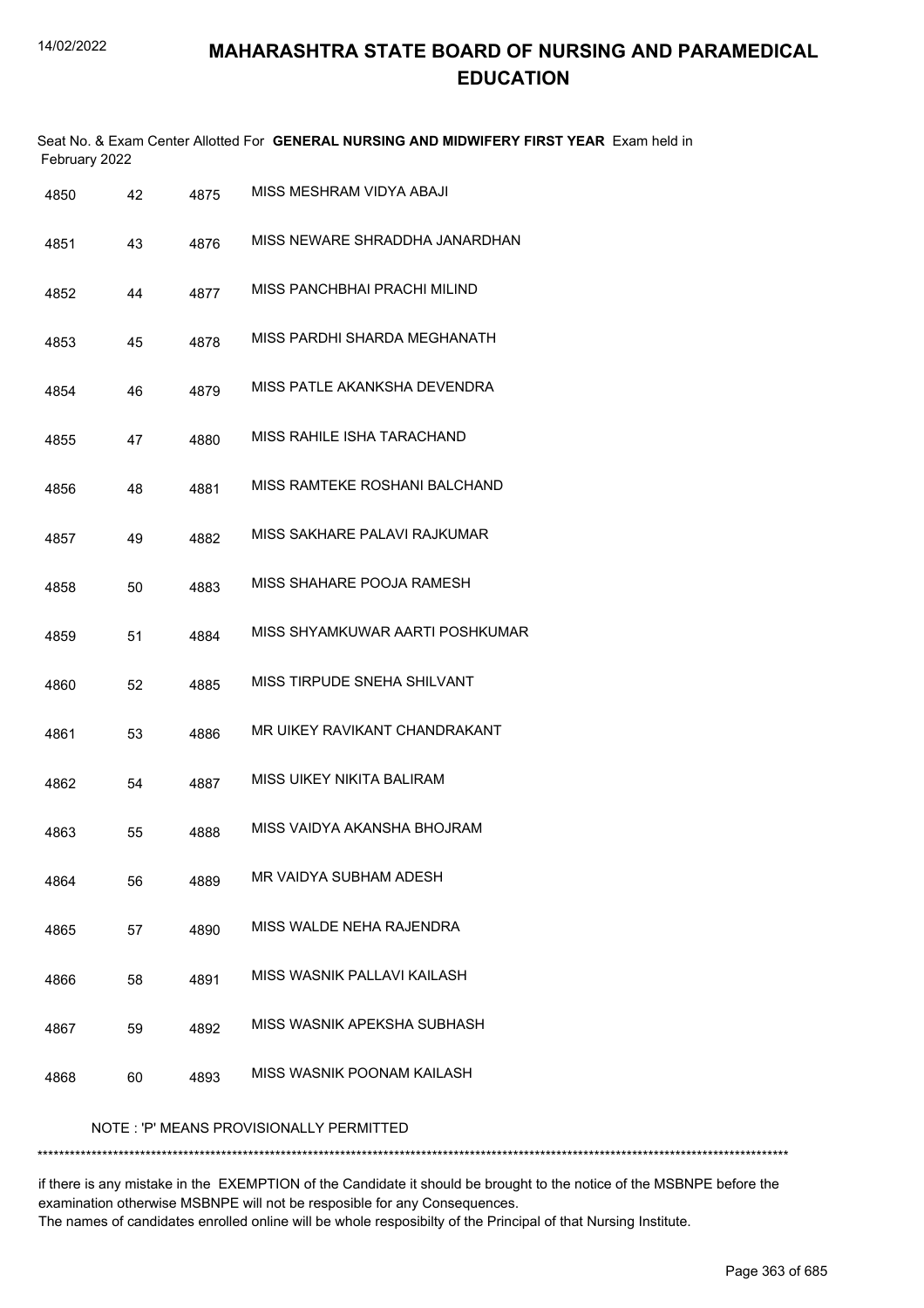# MAHARASHTRA STATE BOARD OF NURSING AND PARAMEDICAL EDUCATION

Seat No. & Exam Center Allotted For **GENERAL NURSING AND MIDWIFERY FIRST YEAR** Exam held in February 2022

| | | | |
|---|---|---|---|
| 4850 | 42 | 4875 | MISS MESHRAM VIDYA ABAJI |
| 4851 | 43 | 4876 | MISS NEWARE SHRADDHA JANARDHAN |
| 4852 | 44 | 4877 | MISS PANCHBHAI PRACHI MILIND |
| 4853 | 45 | 4878 | MISS PARDHI SHARDA MEGHANATH |
| 4854 | 46 | 4879 | MISS PATLE AKANKSHA DEVENDRA |
| 4855 | 47 | 4880 | MISS RAHILE ISHA TARACHAND |
| 4856 | 48 | 4881 | MISS RAMTEKE ROSHANI BALCHAND |
| 4857 | 49 | 4882 | MISS SAKHARE PALAVI RAJKUMAR |
| 4858 | 50 | 4883 | MISS SHAHARE POOJA RAMESH |
| 4859 | 51 | 4884 | MISS SHYAMKUWAR AARTI POSHKUMAR |
| 4860 | 52 | 4885 | MISS TIRPUDE SNEHA SHILVANT |
| 4861 | 53 | 4886 | MR UIKEY RAVIKANT CHANDRAKANT |
| 4862 | 54 | 4887 | MISS UIKEY NIKITA BALIRAM |
| 4863 | 55 | 4888 | MISS VAIDYA AKANSHA BHOJRAM |
| 4864 | 56 | 4889 | MR VAIDYA SUBHAM ADESH |
| 4865 | 57 | 4890 | MISS WALDE NEHA RAJENDRA |
| 4866 | 58 | 4891 | MISS WASNIK PALLAVI KAILASH |
| 4867 | 59 | 4892 | MISS WASNIK APEKSHA SUBHASH |
| 4868 | 60 | 4893 | MISS WASNIK POONAM KAILASH |

NOTE : 'P' MEANS PROVISIONALLY PERMITTED

*******************************************************************************************************************************************

if there is any mistake in the EXEMPTION of the Candidate it should be brought to the notice of the MSBNPE before the examination otherwise MSBNPE will not be resposible for any Consequences.
The names of candidates enrolled online will be whole resposibilty of the Principal of that Nursing Institute.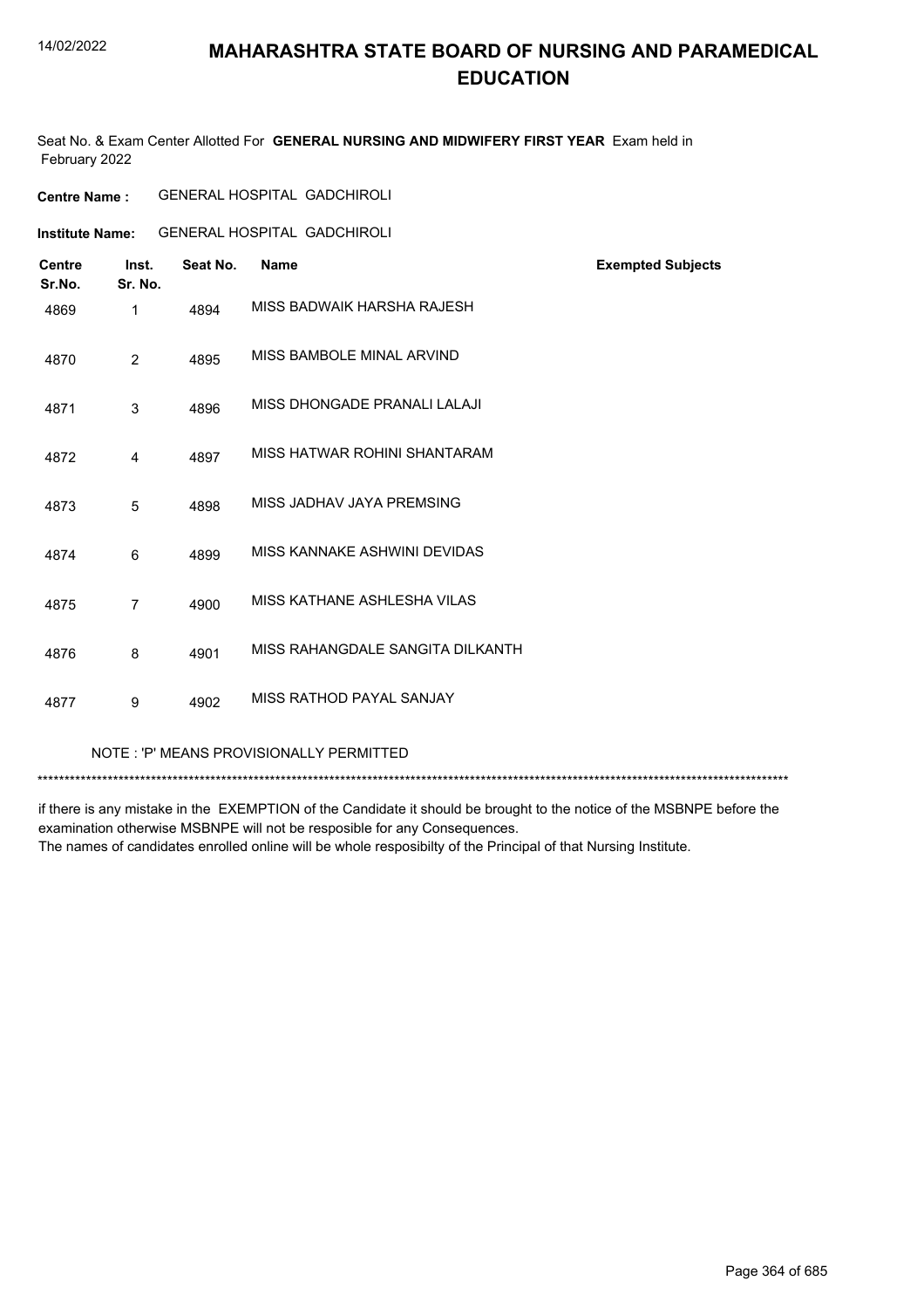# MAHARASHTRA STATE BOARD OF NURSING AND PARAMEDICAL EDUCATION

Seat No. & Exam Center Allotted For **GENERAL NURSING AND MIDWIFERY FIRST YEAR** Exam held in February 2022

**Centre Name :** GENERAL HOSPITAL GADCHIROLI

**Institute Name:** GENERAL HOSPITAL GADCHIROLI

| Centre Sr.No. | Inst. Sr. No. | Seat No. | Name | Exempted Subjects |
|---|---|---|---|---|
| 4869 | 1 | 4894 | MISS BADWAIK HARSHA RAJESH | |
| 4870 | 2 | 4895 | MISS BAMBOLE MINAL ARVIND | |
| 4871 | 3 | 4896 | MISS DHONGADE PRANALI LALAJI | |
| 4872 | 4 | 4897 | MISS HATWAR ROHINI SHANTARAM | |
| 4873 | 5 | 4898 | MISS JADHAV JAYA PREMSING | |
| 4874 | 6 | 4899 | MISS KANNAKE ASHWINI DEVIDAS | |
| 4875 | 7 | 4900 | MISS KATHANE ASHLESHA VILAS | |
| 4876 | 8 | 4901 | MISS RAHANGDALE SANGITA DILKANTH | |
| 4877 | 9 | 4902 | MISS RATHOD PAYAL SANJAY | |

NOTE : 'P' MEANS PROVISIONALLY PERMITTED

******************************************************************************************************************************************

if there is any mistake in the EXEMPTION of the Candidate it should be brought to the notice of the MSBNPE before the examination otherwise MSBNPE will not be resposible for any Consequences.
The names of candidates enrolled online will be whole resposibilty of the Principal of that Nursing Institute.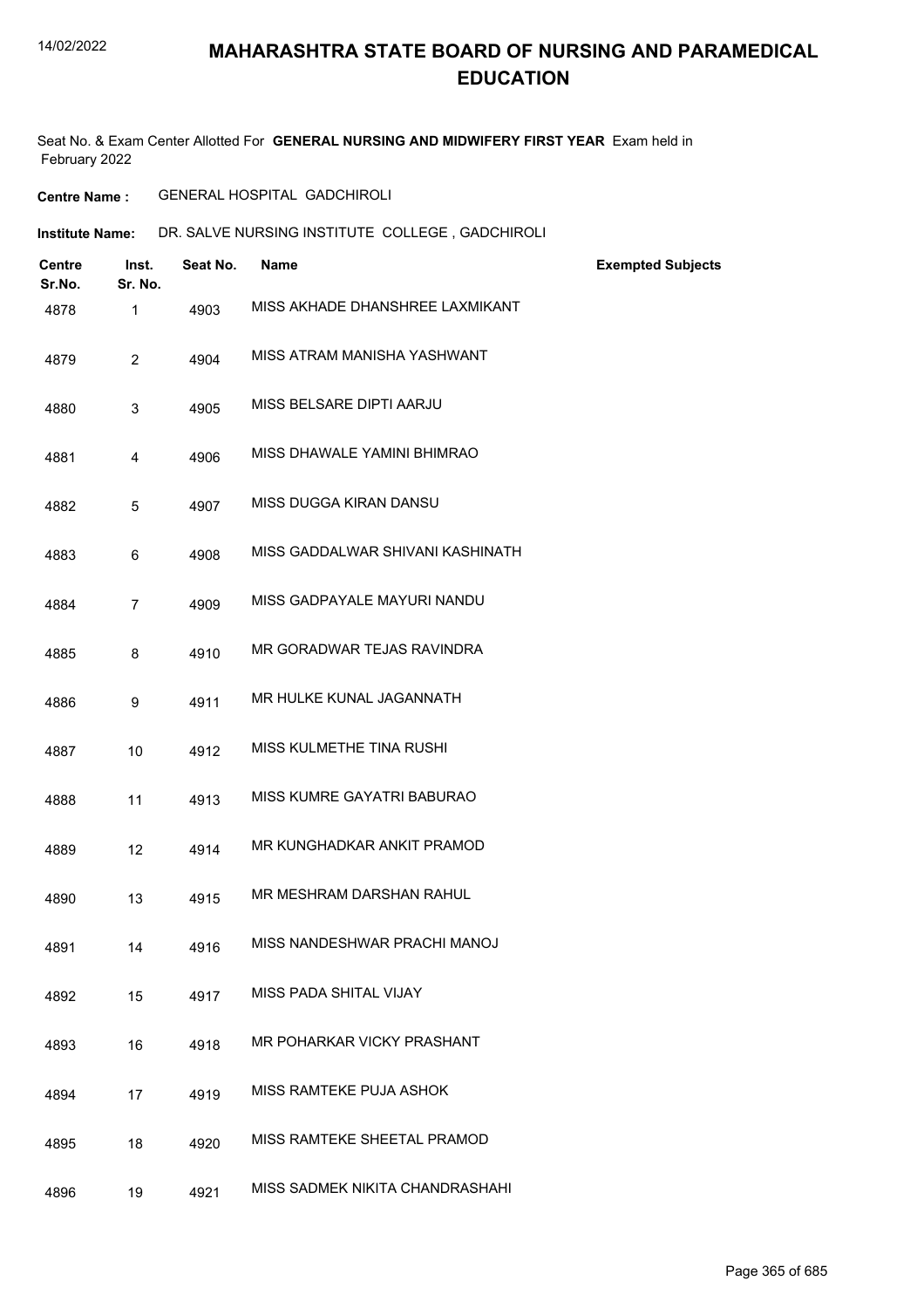# MAHARASHTRA STATE BOARD OF NURSING AND PARAMEDICAL EDUCATION

Seat No. & Exam Center Allotted For **GENERAL NURSING AND MIDWIFERY FIRST YEAR** Exam held in February 2022

**Centre Name :** GENERAL HOSPITAL GADCHIROLI

**Institute Name:** DR. SALVE NURSING INSTITUTE COLLEGE , GADCHIROLI

| Centre Sr.No. | Inst. Sr. No. | Seat No. | Name | Exempted Subjects |
|---|---|---|---|---|
| 4878 | 1 | 4903 | MISS AKHADE DHANSHREE LAXMIKANT | |
| 4879 | 2 | 4904 | MISS ATRAM MANISHA YASHWANT | |
| 4880 | 3 | 4905 | MISS BELSARE DIPTI AARJU | |
| 4881 | 4 | 4906 | MISS DHAWALE YAMINI BHIMRAO | |
| 4882 | 5 | 4907 | MISS DUGGA KIRAN DANSU | |
| 4883 | 6 | 4908 | MISS GADDALWAR SHIVANI KASHINATH | |
| 4884 | 7 | 4909 | MISS GADPAYALE MAYURI NANDU | |
| 4885 | 8 | 4910 | MR GORADWAR TEJAS RAVINDRA | |
| 4886 | 9 | 4911 | MR HULKE KUNAL JAGANNATH | |
| 4887 | 10 | 4912 | MISS KULMETHE TINA RUSHI | |
| 4888 | 11 | 4913 | MISS KUMRE GAYATRI BABURAO | |
| 4889 | 12 | 4914 | MR KUNGHADKAR ANKIT PRAMOD | |
| 4890 | 13 | 4915 | MR MESHRAM DARSHAN RAHUL | |
| 4891 | 14 | 4916 | MISS NANDESHWAR PRACHI MANOJ | |
| 4892 | 15 | 4917 | MISS PADA SHITAL VIJAY | |
| 4893 | 16 | 4918 | MR POHARKAR VICKY PRASHANT | |
| 4894 | 17 | 4919 | MISS RAMTEKE PUJA ASHOK | |
| 4895 | 18 | 4920 | MISS RAMTEKE SHEETAL PRAMOD | |
| 4896 | 19 | 4921 | MISS SADMEK NIKITA CHANDRASHAHI | |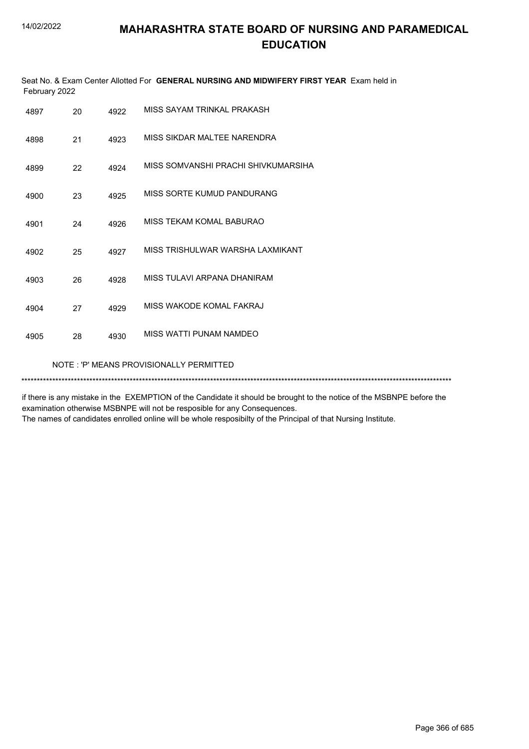# MAHARASHTRA STATE BOARD OF NURSING AND PARAMEDICAL EDUCATION

Seat No. & Exam Center Allotted For **GENERAL NURSING AND MIDWIFERY FIRST YEAR** Exam held in February 2022

| | | | |
|---|---|---|---|
| 4897 | 20 | 4922 | MISS SAYAM TRINKAL PRAKASH |
| 4898 | 21 | 4923 | MISS SIKDAR MALTEE NARENDRA |
| 4899 | 22 | 4924 | MISS SOMVANSHI PRACHI SHIVKUMARSIHA |
| 4900 | 23 | 4925 | MISS SORTE KUMUD PANDURANG |
| 4901 | 24 | 4926 | MISS TEKAM KOMAL BABURAO |
| 4902 | 25 | 4927 | MISS TRISHULWAR WARSHA LAXMIKANT |
| 4903 | 26 | 4928 | MISS TULAVI ARPANA DHANIRAM |
| 4904 | 27 | 4929 | MISS WAKODE KOMAL FAKRAJ |
| 4905 | 28 | 4930 | MISS WATTI PUNAM NAMDEO |

NOTE : 'P' MEANS PROVISIONALLY PERMITTED

*******************************************************************************************************************************************

if there is any mistake in the EXEMPTION of the Candidate it should be brought to the notice of the MSBNPE before the examination otherwise MSBNPE will not be resposible for any Consequences.
The names of candidates enrolled online will be whole resposibilty of the Principal of that Nursing Institute.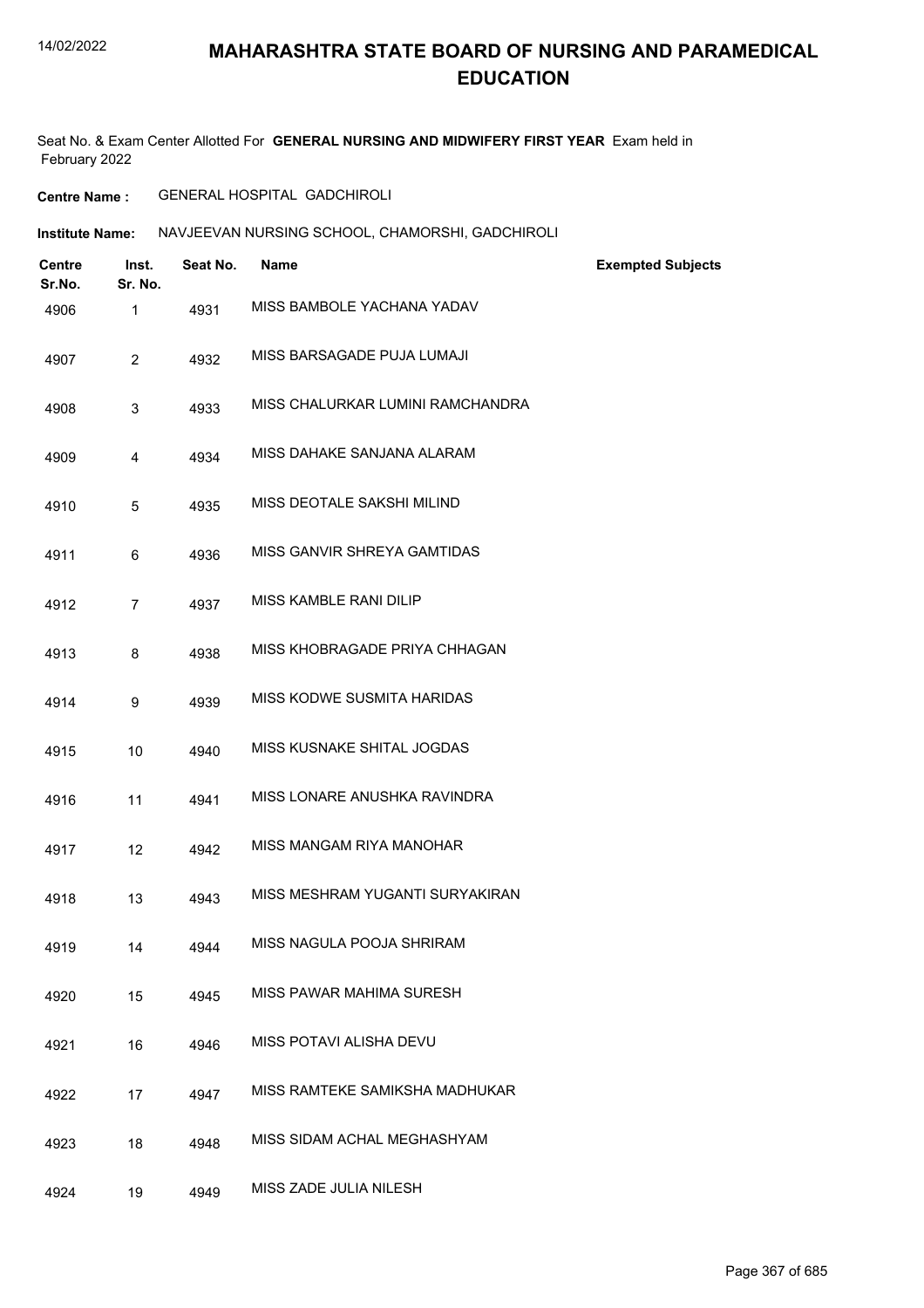# MAHARASHTRA STATE BOARD OF NURSING AND PARAMEDICAL EDUCATION

Seat No. & Exam Center Allotted For **GENERAL NURSING AND MIDWIFERY FIRST YEAR** Exam held in February 2022

**Centre Name :** GENERAL HOSPITAL GADCHIROLI

**Institute Name:** NAVJEEVAN NURSING SCHOOL, CHAMORSHI, GADCHIROLI

| Centre Sr.No. | Inst. Sr. No. | Seat No. | Name | Exempted Subjects |
|---|---|---|---|---|
| 4906 | 1 | 4931 | MISS BAMBOLE YACHANA YADAV | |
| 4907 | 2 | 4932 | MISS BARSAGADE PUJA LUMAJI | |
| 4908 | 3 | 4933 | MISS CHALURKAR LUMINI RAMCHANDRA | |
| 4909 | 4 | 4934 | MISS DAHAKE SANJANA ALARAM | |
| 4910 | 5 | 4935 | MISS DEOTALE SAKSHI MILIND | |
| 4911 | 6 | 4936 | MISS GANVIR SHREYA GAMTIDAS | |
| 4912 | 7 | 4937 | MISS KAMBLE RANI DILIP | |
| 4913 | 8 | 4938 | MISS KHOBRAGADE PRIYA CHHAGAN | |
| 4914 | 9 | 4939 | MISS KODWE SUSMITA HARIDAS | |
| 4915 | 10 | 4940 | MISS KUSNAKE SHITAL JOGDAS | |
| 4916 | 11 | 4941 | MISS LONARE ANUSHKA RAVINDRA | |
| 4917 | 12 | 4942 | MISS MANGAM RIYA MANOHAR | |
| 4918 | 13 | 4943 | MISS MESHRAM YUGANTI SURYAKIRAN | |
| 4919 | 14 | 4944 | MISS NAGULA POOJA SHRIRAM | |
| 4920 | 15 | 4945 | MISS PAWAR MAHIMA SURESH | |
| 4921 | 16 | 4946 | MISS POTAVI ALISHA DEVU | |
| 4922 | 17 | 4947 | MISS RAMTEKE SAMIKSHA MADHUKAR | |
| 4923 | 18 | 4948 | MISS SIDAM ACHAL MEGHASHYAM | |
| 4924 | 19 | 4949 | MISS ZADE JULIA NILESH | |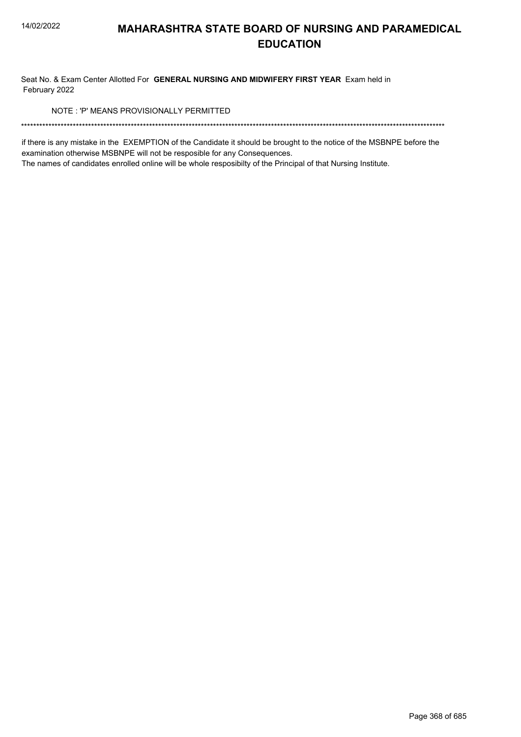# MAHARASHTRA STATE BOARD OF NURSING AND PARAMEDICAL EDUCATION

Seat No. & Exam Center Allotted For **GENERAL NURSING AND MIDWIFERY FIRST YEAR** Exam held in February 2022

NOTE : 'P' MEANS PROVISIONALLY PERMITTED

*******************************************************************************************************************************************

if there is any mistake in the EXEMPTION of the Candidate it should be brought to the notice of the MSBNPE before the examination otherwise MSBNPE will not be resposible for any Consequences.
The names of candidates enrolled online will be whole resposibilty of the Principal of that Nursing Institute.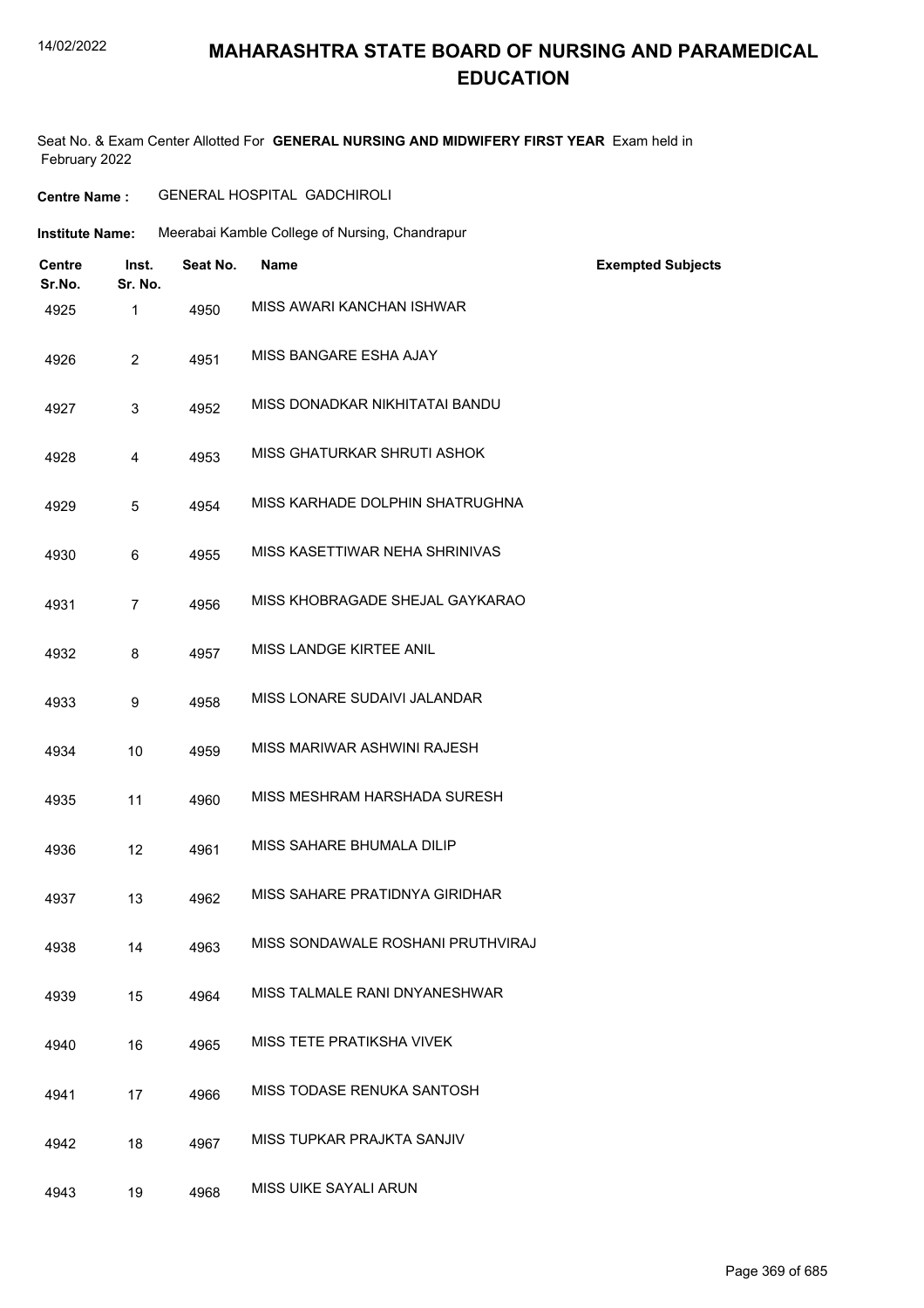# MAHARASHTRA STATE BOARD OF NURSING AND PARAMEDICAL EDUCATION

Seat No. & Exam Center Allotted For **GENERAL NURSING AND MIDWIFERY FIRST YEAR** Exam held in February 2022

**Centre Name :** GENERAL HOSPITAL GADCHIROLI

**Institute Name:** Meerabai Kamble College of Nursing, Chandrapur

| Centre Sr.No. | Inst. Sr. No. | Seat No. | Name | Exempted Subjects |
|---|---|---|---|---|
| 4925 | 1 | 4950 | MISS AWARI KANCHAN ISHWAR | |
| 4926 | 2 | 4951 | MISS BANGARE ESHA AJAY | |
| 4927 | 3 | 4952 | MISS DONADKAR NIKHITATAI BANDU | |
| 4928 | 4 | 4953 | MISS GHATURKAR SHRUTI ASHOK | |
| 4929 | 5 | 4954 | MISS KARHADE DOLPHIN SHATRUGHNA | |
| 4930 | 6 | 4955 | MISS KASETTIWAR NEHA SHRINIVAS | |
| 4931 | 7 | 4956 | MISS KHOBRAGADE SHEJAL GAYKARAO | |
| 4932 | 8 | 4957 | MISS LANDGE KIRTEE ANIL | |
| 4933 | 9 | 4958 | MISS LONARE SUDAIVI JALANDAR | |
| 4934 | 10 | 4959 | MISS MARIWAR ASHWINI RAJESH | |
| 4935 | 11 | 4960 | MISS MESHRAM HARSHADA SURESH | |
| 4936 | 12 | 4961 | MISS SAHARE BHUMALA DILIP | |
| 4937 | 13 | 4962 | MISS SAHARE PRATIDNYA GIRIDHAR | |
| 4938 | 14 | 4963 | MISS SONDAWALE ROSHANI PRUTHVIRAJ | |
| 4939 | 15 | 4964 | MISS TALMALE RANI DNYANESHWAR | |
| 4940 | 16 | 4965 | MISS TETE PRATIKSHA VIVEK | |
| 4941 | 17 | 4966 | MISS TODASE RENUKA SANTOSH | |
| 4942 | 18 | 4967 | MISS TUPKAR PRAJKTA SANJIV | |
| 4943 | 19 | 4968 | MISS UIKE SAYALI ARUN | |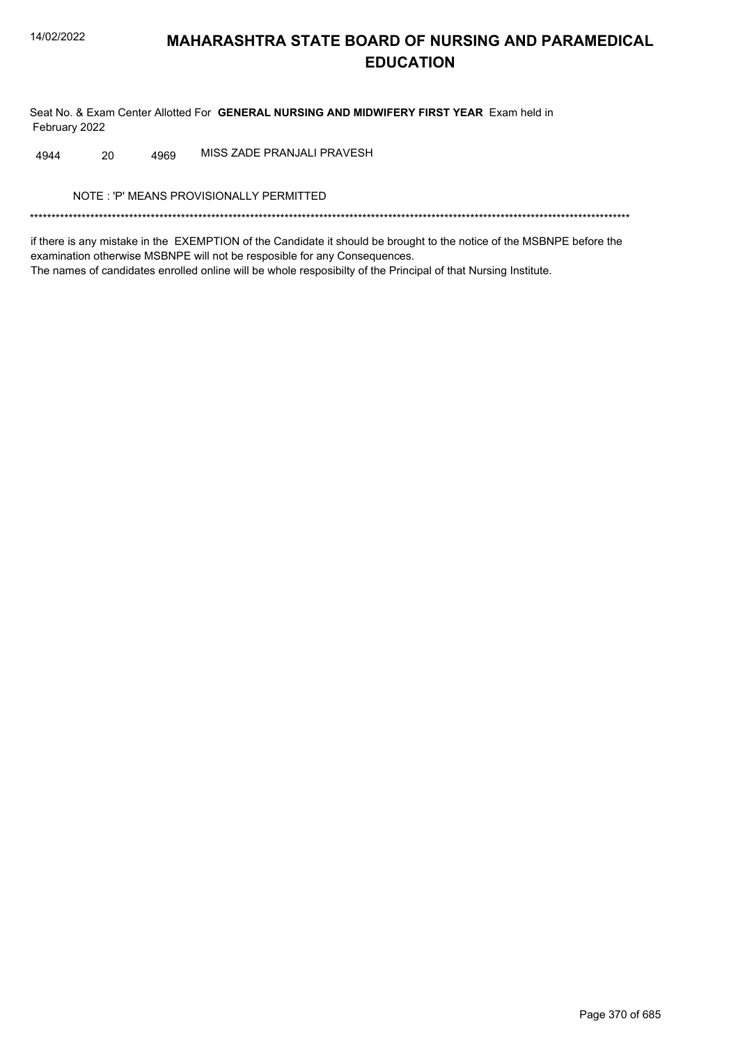# MAHARASHTRA STATE BOARD OF NURSING AND PARAMEDICAL EDUCATION

Seat No. & Exam Center Allotted For **GENERAL NURSING AND MIDWIFERY FIRST YEAR** Exam held in February 2022

| | | | |
|---|---|---|---|
| 4944 | 20 | 4969 | MISS ZADE PRANJALI PRAVESH |

NOTE : 'P' MEANS PROVISIONALLY PERMITTED

*******************************************************************************************************************************************

if there is any mistake in the EXEMPTION of the Candidate it should be brought to the notice of the MSBNPE before the examination otherwise MSBNPE will not be resposible for any Consequences.

The names of candidates enrolled online will be whole resposibilty of the Principal of that Nursing Institute.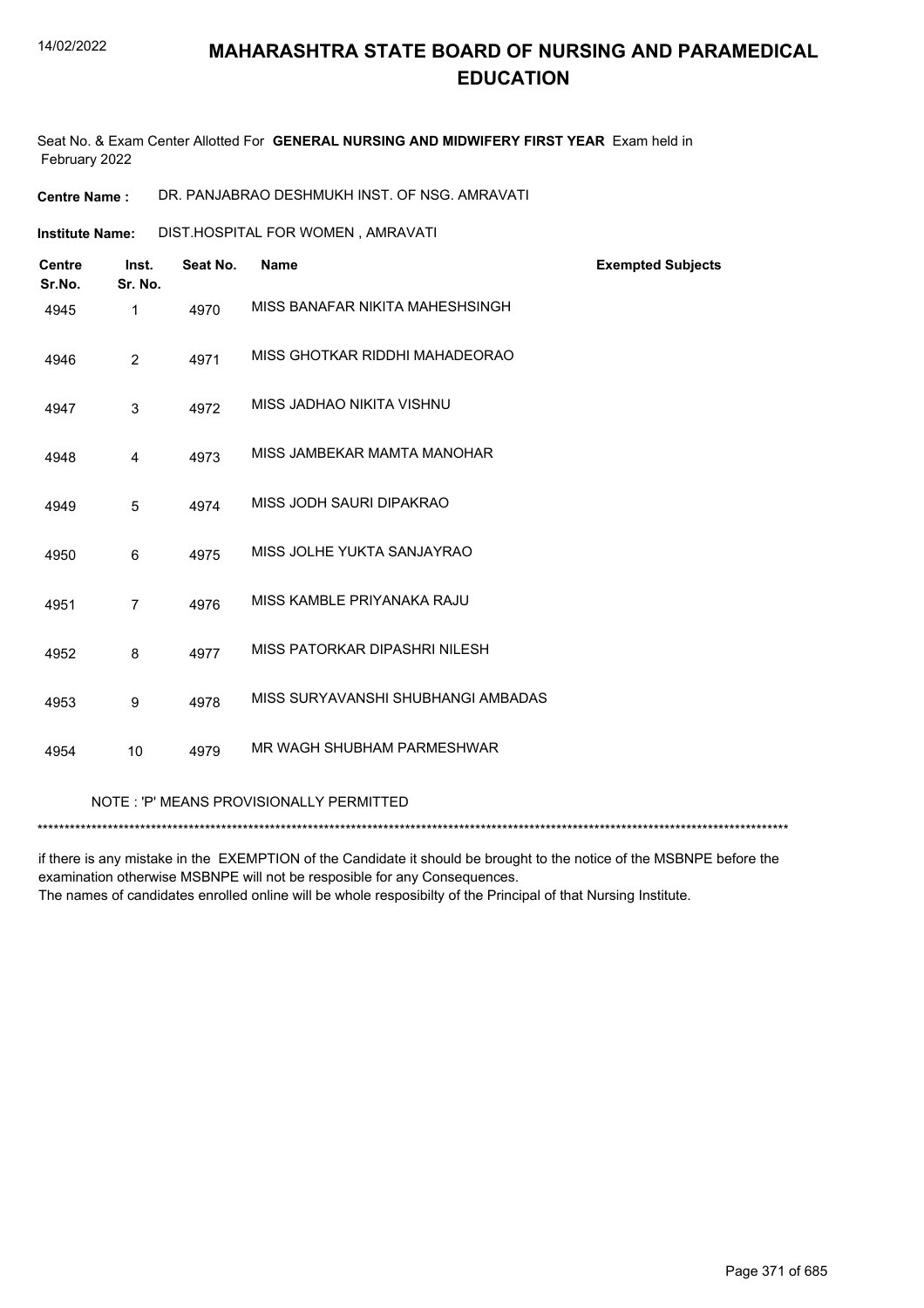# MAHARASHTRA STATE BOARD OF NURSING AND PARAMEDICAL EDUCATION

Seat No. & Exam Center Allotted For **GENERAL NURSING AND MIDWIFERY FIRST YEAR** Exam held in February 2022

**Centre Name :** DR. PANJABRAO DESHMUKH INST. OF NSG. AMRAVATI

**Institute Name:** DIST.HOSPITAL FOR WOMEN , AMRAVATI

| Centre Sr.No. | Inst. Sr. No. | Seat No. | Name | Exempted Subjects |
|---|---|---|---|---|
| 4945 | 1 | 4970 | MISS BANAFAR NIKITA MAHESHSINGH | |
| 4946 | 2 | 4971 | MISS GHOTKAR RIDDHI MAHADEORAO | |
| 4947 | 3 | 4972 | MISS JADHAO NIKITA VISHNU | |
| 4948 | 4 | 4973 | MISS JAMBEKAR MAMTA MANOHAR | |
| 4949 | 5 | 4974 | MISS JODH SAURI DIPAKRAO | |
| 4950 | 6 | 4975 | MISS JOLHE YUKTA SANJAYRAO | |
| 4951 | 7 | 4976 | MISS KAMBLE PRIYANAKA RAJU | |
| 4952 | 8 | 4977 | MISS PATORKAR DIPASHRI NILESH | |
| 4953 | 9 | 4978 | MISS SURYAVANSHI SHUBHANGI AMBADAS | |
| 4954 | 10 | 4979 | MR WAGH SHUBHAM PARMESHWAR | |

NOTE : 'P' MEANS PROVISIONALLY PERMITTED

*******************************************************************************************************************************************

if there is any mistake in the EXEMPTION of the Candidate it should be brought to the notice of the MSBNPE before the examination otherwise MSBNPE will not be resposible for any Consequences.
The names of candidates enrolled online will be whole resposibilty of the Principal of that Nursing Institute.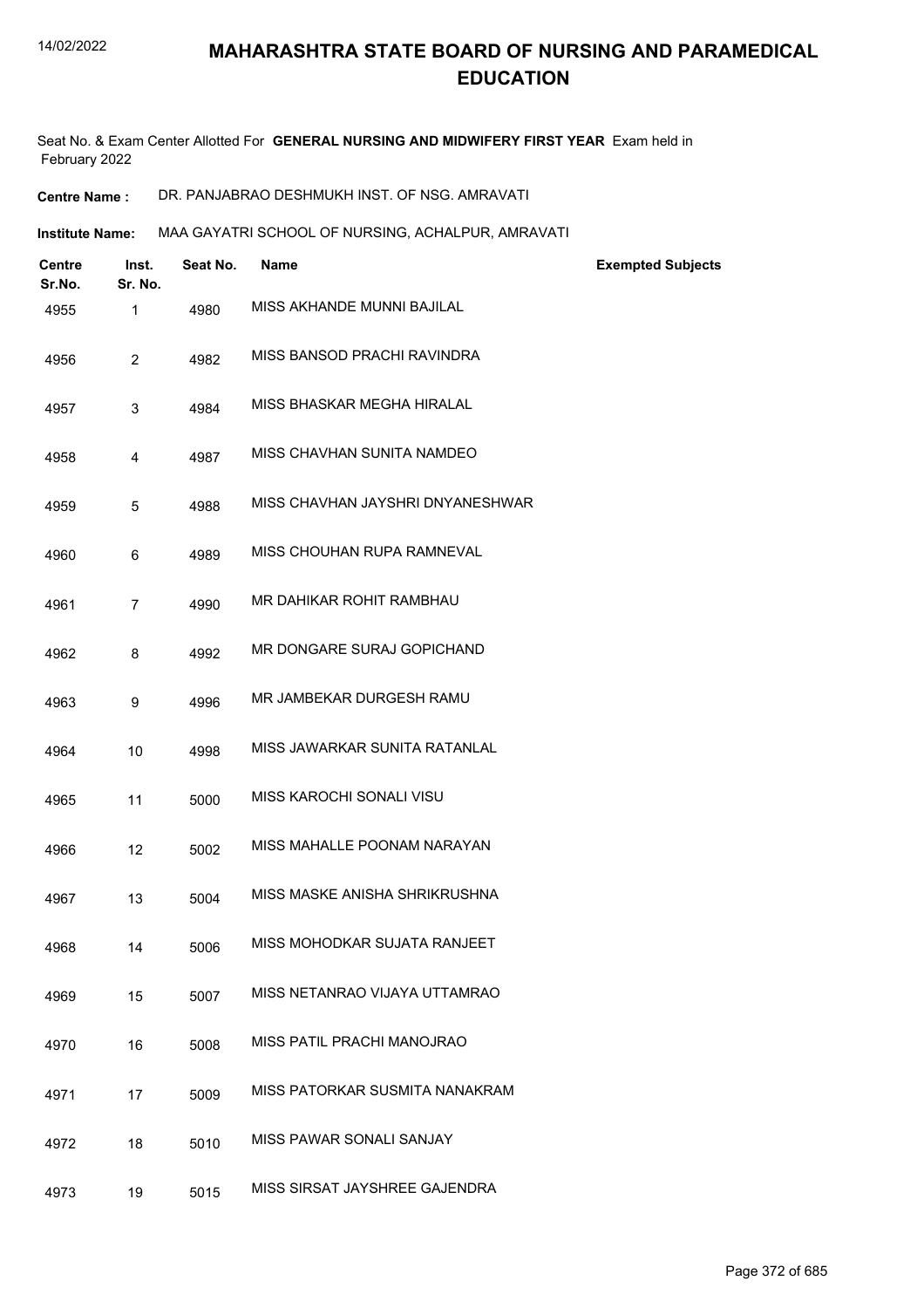# MAHARASHTRA STATE BOARD OF NURSING AND PARAMEDICAL EDUCATION

Seat No. & Exam Center Allotted For **GENERAL NURSING AND MIDWIFERY FIRST YEAR** Exam held in February 2022

**Centre Name :** DR. PANJABRAO DESHMUKH INST. OF NSG. AMRAVATI

**Institute Name:** MAA GAYATRI SCHOOL OF NURSING, ACHALPUR, AMRAVATI

| Centre Sr.No. | Inst. Sr. No. | Seat No. | Name | Exempted Subjects |
|---|---|---|---|---|
| 4955 | 1 | 4980 | MISS AKHANDE MUNNI BAJILAL | |
| 4956 | 2 | 4982 | MISS BANSOD PRACHI RAVINDRA | |
| 4957 | 3 | 4984 | MISS BHASKAR MEGHA HIRALAL | |
| 4958 | 4 | 4987 | MISS CHAVHAN SUNITA NAMDEO | |
| 4959 | 5 | 4988 | MISS CHAVHAN JAYSHRI DNYANESHWAR | |
| 4960 | 6 | 4989 | MISS CHOUHAN RUPA RAMNEVAL | |
| 4961 | 7 | 4990 | MR DAHIKAR ROHIT RAMBHAU | |
| 4962 | 8 | 4992 | MR DONGARE SURAJ GOPICHAND | |
| 4963 | 9 | 4996 | MR JAMBEKAR DURGESH RAMU | |
| 4964 | 10 | 4998 | MISS JAWARKAR SUNITA RATANLAL | |
| 4965 | 11 | 5000 | MISS KAROCHI SONALI VISU | |
| 4966 | 12 | 5002 | MISS MAHALLE POONAM NARAYAN | |
| 4967 | 13 | 5004 | MISS MASKE ANISHA SHRIKRUSHNA | |
| 4968 | 14 | 5006 | MISS MOHODKAR SUJATA RANJEET | |
| 4969 | 15 | 5007 | MISS NETANRAO VIJAYA UTTAMRAO | |
| 4970 | 16 | 5008 | MISS PATIL PRACHI MANOJRAO | |
| 4971 | 17 | 5009 | MISS PATORKAR SUSMITA NANAKRAM | |
| 4972 | 18 | 5010 | MISS PAWAR SONALI SANJAY | |
| 4973 | 19 | 5015 | MISS SIRSAT JAYSHREE GAJENDRA | |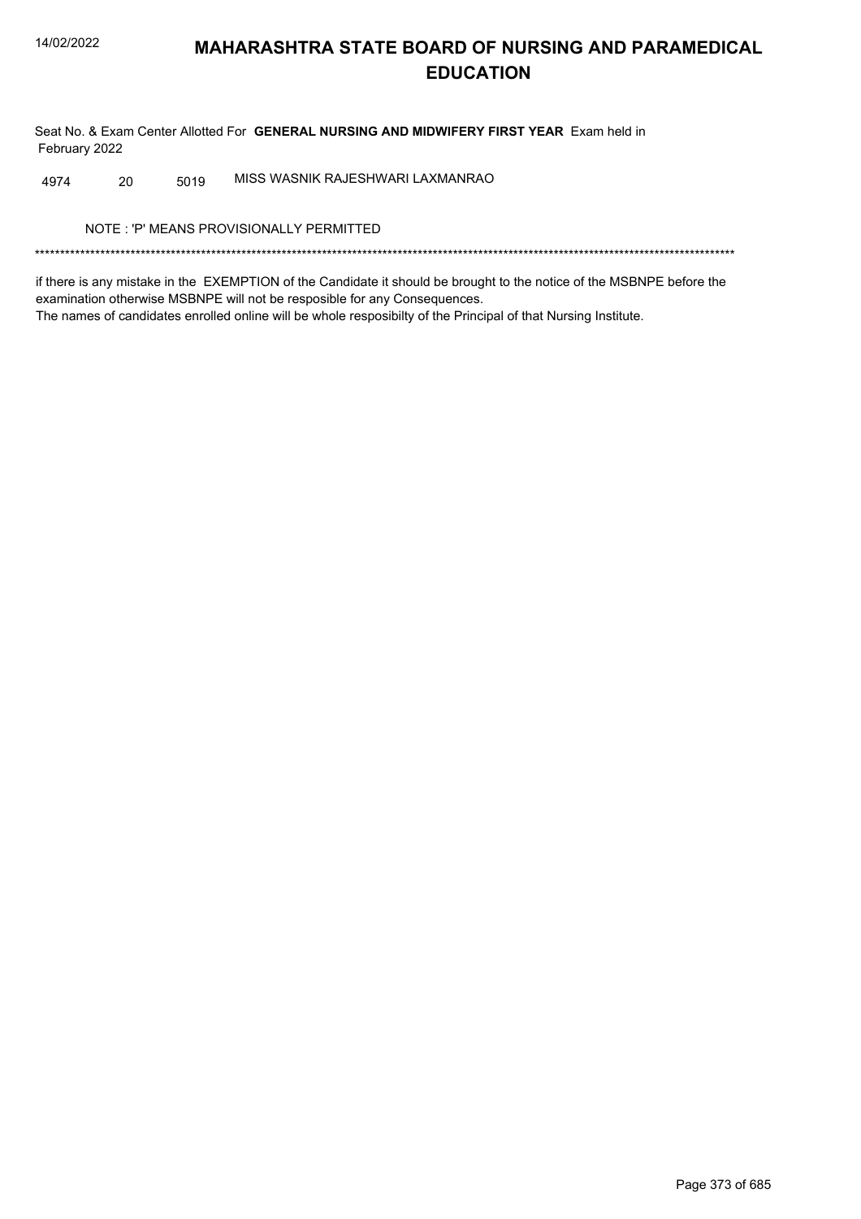Seat No. & Exam Center Allotted For **GENERAL NURSING AND MIDWIFERY FIRST YEAR** Exam held in February 2022

| | | | |
|---|---|---|---|
| 4974 | 20 | 5019 | MISS WASNIK RAJESHWARI LAXMANRAO |

NOTE : 'P' MEANS PROVISIONALLY PERMITTED

*******************************************************************************************************************************************

if there is any mistake in the EXEMPTION of the Candidate it should be brought to the notice of the MSBNPE before the examination otherwise MSBNPE will not be resposible for any Consequences.
The names of candidates enrolled online will be whole resposibilty of the Principal of that Nursing Institute.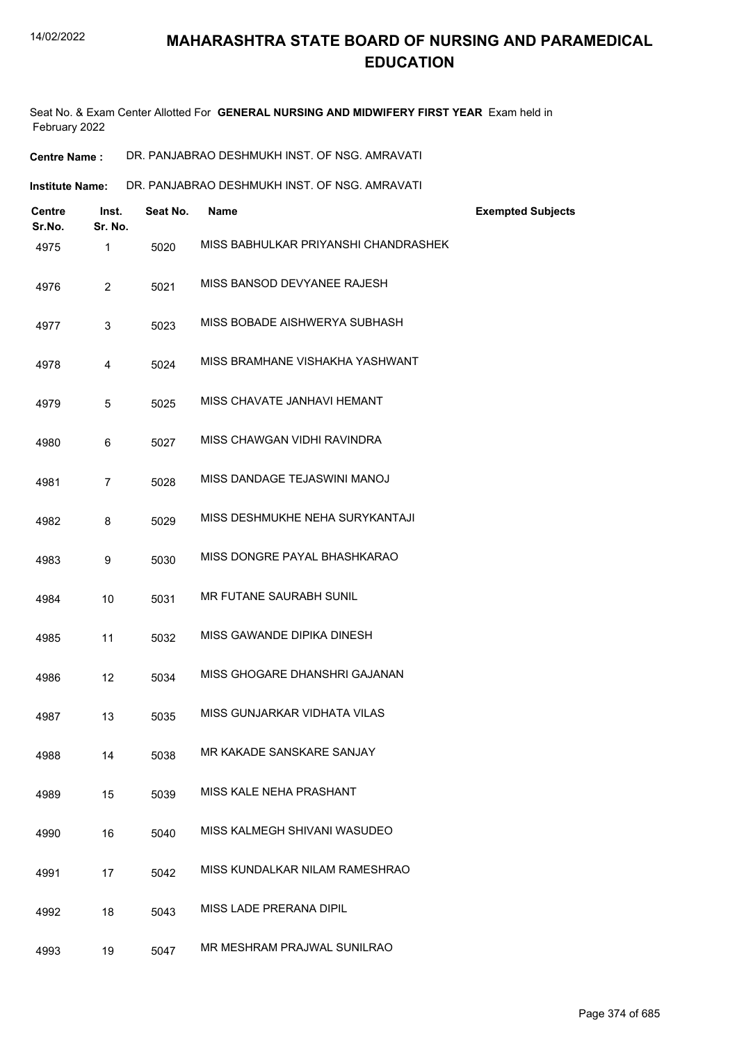# MAHARASHTRA STATE BOARD OF NURSING AND PARAMEDICAL EDUCATION

Seat No. & Exam Center Allotted For **GENERAL NURSING AND MIDWIFERY FIRST YEAR** Exam held in February 2022

**Centre Name :** DR. PANJABRAO DESHMUKH INST. OF NSG. AMRAVATI

**Institute Name:** DR. PANJABRAO DESHMUKH INST. OF NSG. AMRAVATI

| Centre Sr.No. | Inst. Sr. No. | Seat No. | Name | Exempted Subjects |
|---|---|---|---|---|
| 4975 | 1 | 5020 | MISS BABHULKAR PRIYANSHI CHANDRASHEK | |
| 4976 | 2 | 5021 | MISS BANSOD DEVYANEE RAJESH | |
| 4977 | 3 | 5023 | MISS BOBADE AISHWERYA SUBHASH | |
| 4978 | 4 | 5024 | MISS BRAMHANE VISHAKHA YASHWANT | |
| 4979 | 5 | 5025 | MISS CHAVATE JANHAVI HEMANT | |
| 4980 | 6 | 5027 | MISS CHAWGAN VIDHI RAVINDRA | |
| 4981 | 7 | 5028 | MISS DANDAGE TEJASWINI MANOJ | |
| 4982 | 8 | 5029 | MISS DESHMUKHE NEHA SURYKANTAJI | |
| 4983 | 9 | 5030 | MISS DONGRE PAYAL BHASHKARAO | |
| 4984 | 10 | 5031 | MR FUTANE SAURABH SUNIL | |
| 4985 | 11 | 5032 | MISS GAWANDE DIPIKA DINESH | |
| 4986 | 12 | 5034 | MISS GHOGARE DHANSHRI GAJANAN | |
| 4987 | 13 | 5035 | MISS GUNJARKAR VIDHATA VILAS | |
| 4988 | 14 | 5038 | MR KAKADE SANSKARE SANJAY | |
| 4989 | 15 | 5039 | MISS KALE NEHA PRASHANT | |
| 4990 | 16 | 5040 | MISS KALMEGH SHIVANI WASUDEO | |
| 4991 | 17 | 5042 | MISS KUNDALKAR NILAM RAMESHRAO | |
| 4992 | 18 | 5043 | MISS LADE PRERANA DIPIL | |
| 4993 | 19 | 5047 | MR MESHRAM PRAJWAL SUNILRAO | |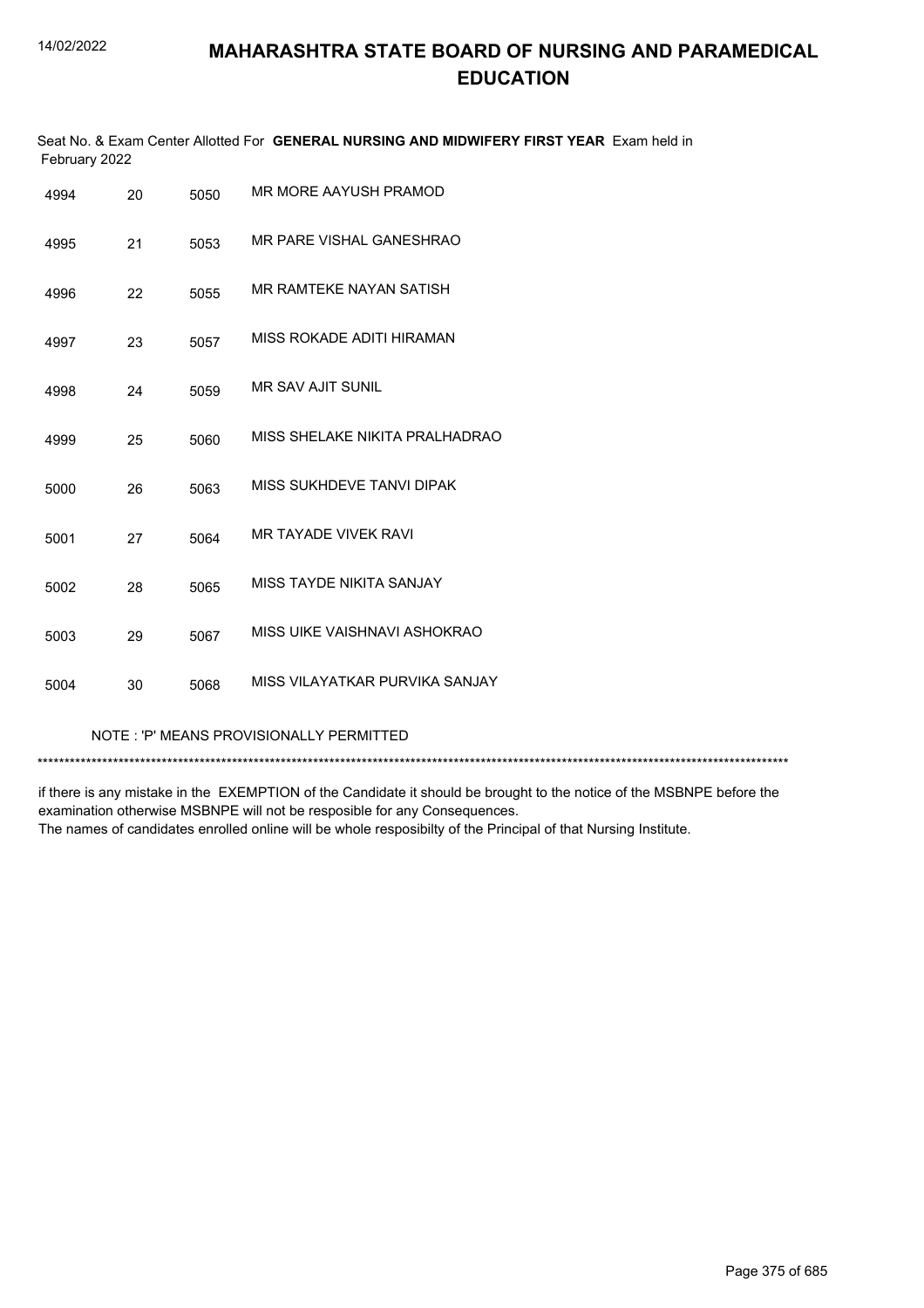# MAHARASHTRA STATE BOARD OF NURSING AND PARAMEDICAL EDUCATION

Seat No. & Exam Center Allotted For **GENERAL NURSING AND MIDWIFERY FIRST YEAR** Exam held in February 2022

| | | | |
|---|---|---|---|
| 4994 | 20 | 5050 | MR MORE AAYUSH PRAMOD |
| 4995 | 21 | 5053 | MR PARE VISHAL GANESHRAO |
| 4996 | 22 | 5055 | MR RAMTEKE NAYAN SATISH |
| 4997 | 23 | 5057 | MISS ROKADE ADITI HIRAMAN |
| 4998 | 24 | 5059 | MR SAV AJIT SUNIL |
| 4999 | 25 | 5060 | MISS SHELAKE NIKITA PRALHADRAO |
| 5000 | 26 | 5063 | MISS SUKHDEVE TANVI DIPAK |
| 5001 | 27 | 5064 | MR TAYADE VIVEK RAVI |
| 5002 | 28 | 5065 | MISS TAYDE NIKITA SANJAY |
| 5003 | 29 | 5067 | MISS UIKE VAISHNAVI ASHOKRAO |
| 5004 | 30 | 5068 | MISS VILAYATKAR PURVIKA SANJAY |

NOTE : 'P' MEANS PROVISIONALLY PERMITTED

*******************************************************************************************************************************************

if there is any mistake in the EXEMPTION of the Candidate it should be brought to the notice of the MSBNPE before the examination otherwise MSBNPE will not be resposible for any Consequences.
The names of candidates enrolled online will be whole resposibilty of the Principal of that Nursing Institute.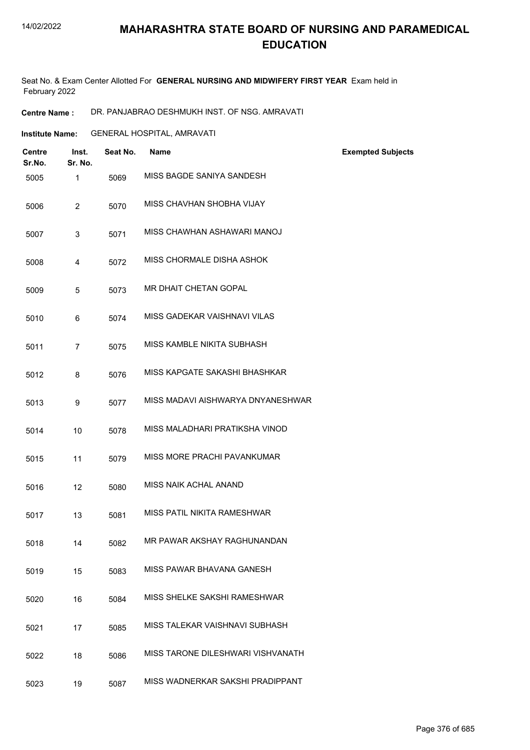# MAHARASHTRA STATE BOARD OF NURSING AND PARAMEDICAL EDUCATION

Seat No. & Exam Center Allotted For **GENERAL NURSING AND MIDWIFERY FIRST YEAR** Exam held in February 2022

**Centre Name :** DR. PANJABRAO DESHMUKH INST. OF NSG. AMRAVATI

**Institute Name:** GENERAL HOSPITAL, AMRAVATI

| Centre Sr.No. | Inst. Sr. No. | Seat No. | Name | Exempted Subjects |
|---|---|---|---|---|
| 5005 | 1 | 5069 | MISS BAGDE SANIYA SANDESH | |
| 5006 | 2 | 5070 | MISS CHAVHAN SHOBHA VIJAY | |
| 5007 | 3 | 5071 | MISS CHAWHAN ASHAWARI MANOJ | |
| 5008 | 4 | 5072 | MISS CHORMALE DISHA ASHOK | |
| 5009 | 5 | 5073 | MR DHAIT CHETAN GOPAL | |
| 5010 | 6 | 5074 | MISS GADEKAR VAISHNAVI VILAS | |
| 5011 | 7 | 5075 | MISS KAMBLE NIKITA SUBHASH | |
| 5012 | 8 | 5076 | MISS KAPGATE SAKASHI BHASHKAR | |
| 5013 | 9 | 5077 | MISS MADAVI AISHWARYA DNYANESHWAR | |
| 5014 | 10 | 5078 | MISS MALADHARI PRATIKSHA VINOD | |
| 5015 | 11 | 5079 | MISS MORE PRACHI PAVANKUMAR | |
| 5016 | 12 | 5080 | MISS NAIK ACHAL ANAND | |
| 5017 | 13 | 5081 | MISS PATIL NIKITA RAMESHWAR | |
| 5018 | 14 | 5082 | MR PAWAR AKSHAY RAGHUNANDAN | |
| 5019 | 15 | 5083 | MISS PAWAR BHAVANA GANESH | |
| 5020 | 16 | 5084 | MISS SHELKE SAKSHI RAMESHWAR | |
| 5021 | 17 | 5085 | MISS TALEKAR VAISHNAVI SUBHASH | |
| 5022 | 18 | 5086 | MISS TARONE DILESHWARI VISHVANATH | |
| 5023 | 19 | 5087 | MISS WADNERKAR SAKSHI PRADIPPANT | |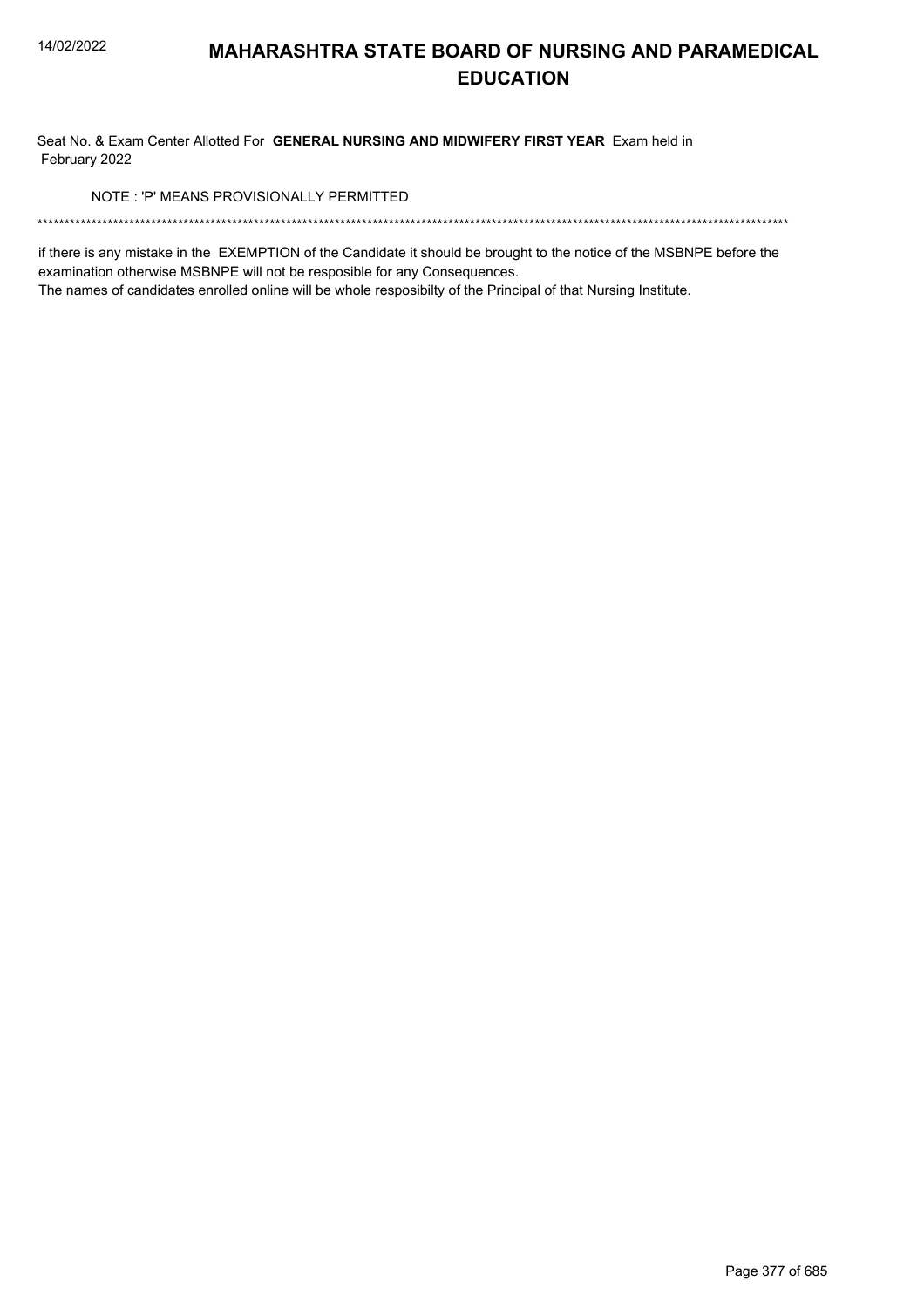# MAHARASHTRA STATE BOARD OF NURSING AND PARAMEDICAL EDUCATION

Seat No. & Exam Center Allotted For **GENERAL NURSING AND MIDWIFERY FIRST YEAR** Exam held in February 2022

NOTE : 'P' MEANS PROVISIONALLY PERMITTED

******************************************************************************************************************************************

if there is any mistake in the EXEMPTION of the Candidate it should be brought to the notice of the MSBNPE before the examination otherwise MSBNPE will not be resposible for any Consequences.

The names of candidates enrolled online will be whole resposibilty of the Principal of that Nursing Institute.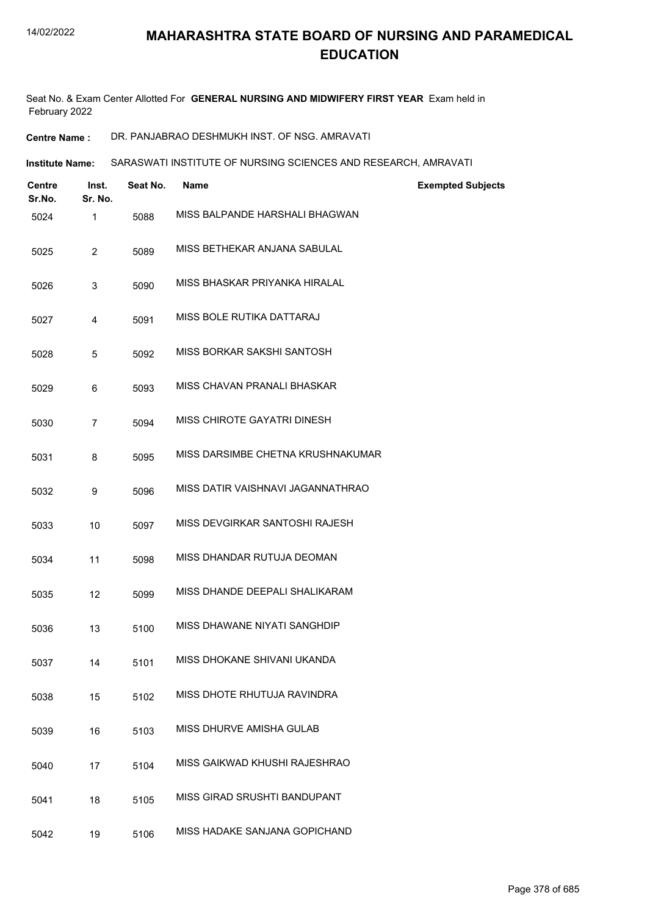# MAHARASHTRA STATE BOARD OF NURSING AND PARAMEDICAL EDUCATION

Seat No. & Exam Center Allotted For **GENERAL NURSING AND MIDWIFERY FIRST YEAR** Exam held in February 2022

**Centre Name :** DR. PANJABRAO DESHMUKH INST. OF NSG. AMRAVATI

**Institute Name:** SARASWATI INSTITUTE OF NURSING SCIENCES AND RESEARCH, AMRAVATI

| Centre Sr.No. | Inst. Sr. No. | Seat No. | Name | Exempted Subjects |
|---|---|---|---|---|
| 5024 | 1 | 5088 | MISS BALPANDE HARSHALI BHAGWAN | |
| 5025 | 2 | 5089 | MISS BETHEKAR ANJANA SABULAL | |
| 5026 | 3 | 5090 | MISS BHASKAR PRIYANKA HIRALAL | |
| 5027 | 4 | 5091 | MISS BOLE RUTIKA DATTARAJ | |
| 5028 | 5 | 5092 | MISS BORKAR SAKSHI SANTOSH | |
| 5029 | 6 | 5093 | MISS CHAVAN PRANALI BHASKAR | |
| 5030 | 7 | 5094 | MISS CHIROTE GAYATRI DINESH | |
| 5031 | 8 | 5095 | MISS DARSIMBE CHETNA KRUSHNAKUMAR | |
| 5032 | 9 | 5096 | MISS DATIR VAISHNAVI JAGANNATHRAO | |
| 5033 | 10 | 5097 | MISS DEVGIRKAR SANTOSHI RAJESH | |
| 5034 | 11 | 5098 | MISS DHANDAR RUTUJA DEOMAN | |
| 5035 | 12 | 5099 | MISS DHANDE DEEPALI SHALIKARAM | |
| 5036 | 13 | 5100 | MISS DHAWANE NIYATI SANGHDIP | |
| 5037 | 14 | 5101 | MISS DHOKANE SHIVANI UKANDA | |
| 5038 | 15 | 5102 | MISS DHOTE RHUTUJA RAVINDRA | |
| 5039 | 16 | 5103 | MISS DHURVE AMISHA GULAB | |
| 5040 | 17 | 5104 | MISS GAIKWAD KHUSHI RAJESHRAO | |
| 5041 | 18 | 5105 | MISS GIRAD SRUSHTI BANDUPANT | |
| 5042 | 19 | 5106 | MISS HADAKE SANJANA GOPICHAND | |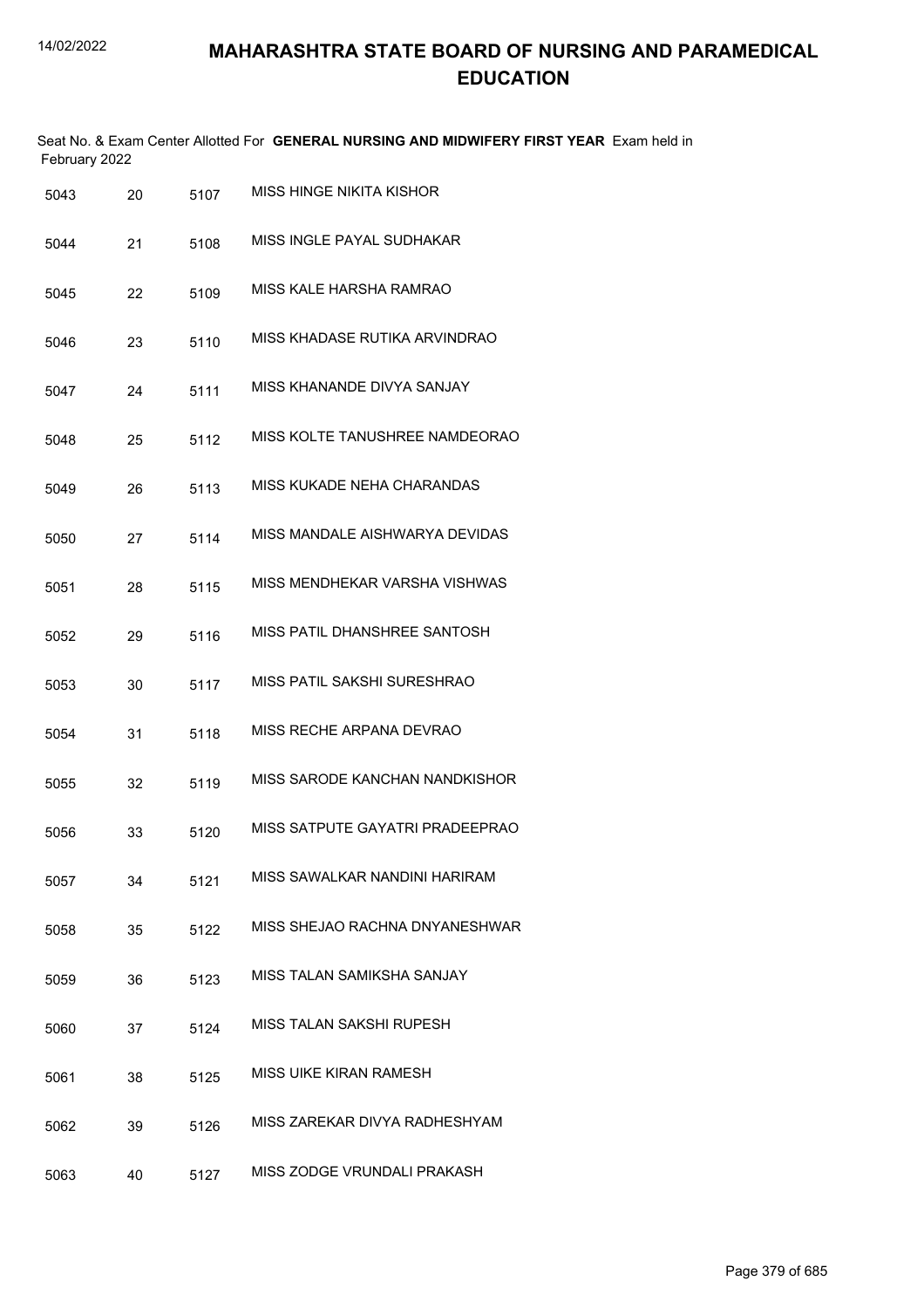# MAHARASHTRA STATE BOARD OF NURSING AND PARAMEDICAL EDUCATION

Seat No. & Exam Center Allotted For **GENERAL NURSING AND MIDWIFERY FIRST YEAR** Exam held in February 2022

| | | | |
|---|---|---|---|
| 5043 | 20 | 5107 | MISS HINGE NIKITA KISHOR |
| 5044 | 21 | 5108 | MISS INGLE PAYAL SUDHAKAR |
| 5045 | 22 | 5109 | MISS KALE HARSHA RAMRAO |
| 5046 | 23 | 5110 | MISS KHADASE RUTIKA ARVINDRAO |
| 5047 | 24 | 5111 | MISS KHANANDE DIVYA SANJAY |
| 5048 | 25 | 5112 | MISS KOLTE TANUSHREE NAMDEORAO |
| 5049 | 26 | 5113 | MISS KUKADE NEHA CHARANDAS |
| 5050 | 27 | 5114 | MISS MANDALE AISHWARYA DEVIDAS |
| 5051 | 28 | 5115 | MISS MENDHEKAR VARSHA VISHWAS |
| 5052 | 29 | 5116 | MISS PATIL DHANSHREE SANTOSH |
| 5053 | 30 | 5117 | MISS PATIL SAKSHI SURESHRAO |
| 5054 | 31 | 5118 | MISS RECHE ARPANA DEVRAO |
| 5055 | 32 | 5119 | MISS SARODE KANCHAN NANDKISHOR |
| 5056 | 33 | 5120 | MISS SATPUTE GAYATRI PRADEEPRAO |
| 5057 | 34 | 5121 | MISS SAWALKAR NANDINI HARIRAM |
| 5058 | 35 | 5122 | MISS SHEJAO RACHNA DNYANESHWAR |
| 5059 | 36 | 5123 | MISS TALAN SAMIKSHA SANJAY |
| 5060 | 37 | 5124 | MISS TALAN SAKSHI RUPESH |
| 5061 | 38 | 5125 | MISS UIKE KIRAN RAMESH |
| 5062 | 39 | 5126 | MISS ZAREKAR DIVYA RADHESHYAM |
| 5063 | 40 | 5127 | MISS ZODGE VRUNDALI PRAKASH |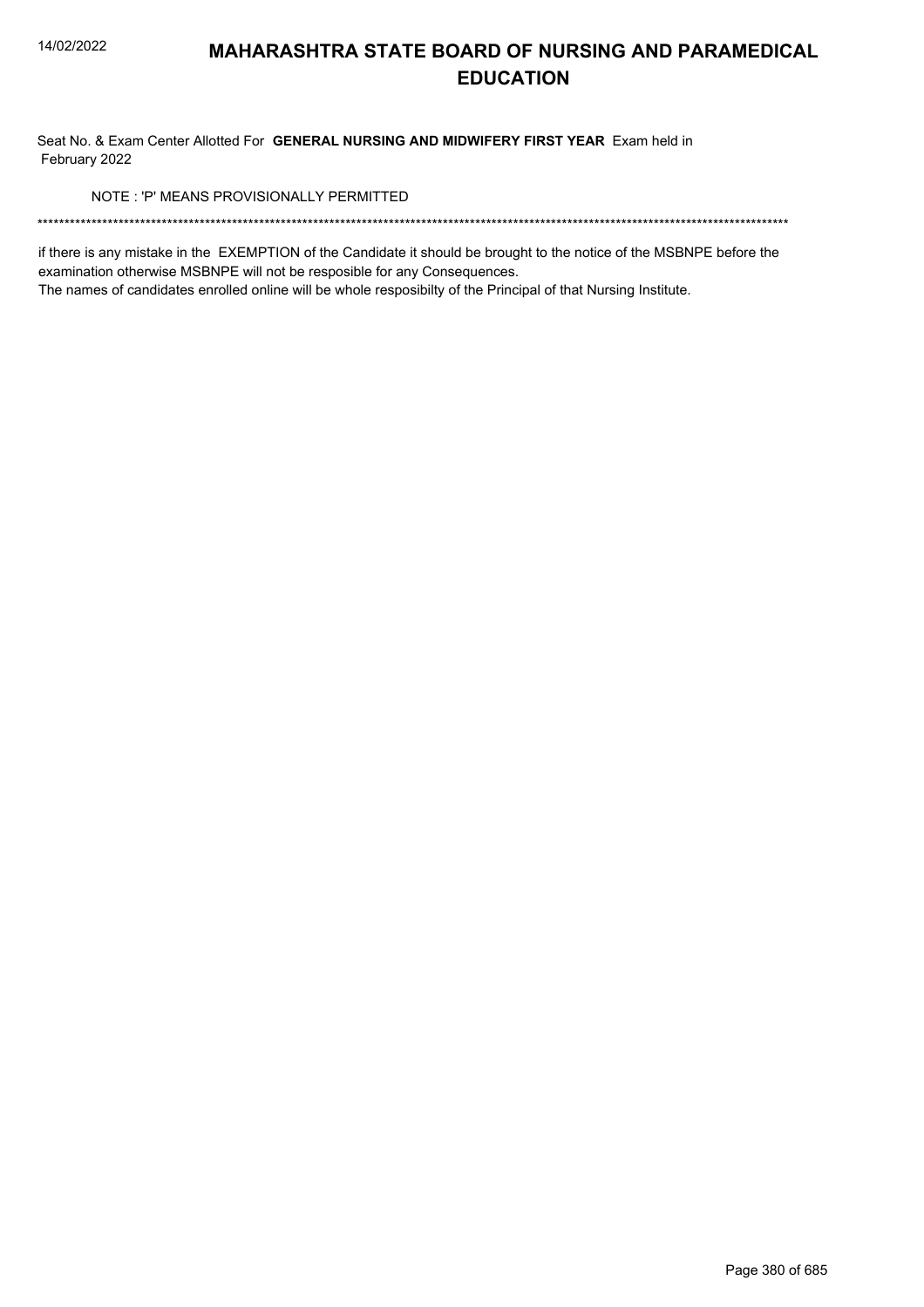# MAHARASHTRA STATE BOARD OF NURSING AND PARAMEDICAL EDUCATION

Seat No. & Exam Center Allotted For **GENERAL NURSING AND MIDWIFERY FIRST YEAR** Exam held in February 2022

NOTE : 'P' MEANS PROVISIONALLY PERMITTED

******************************************************************************************************************************************

if there is any mistake in the EXEMPTION of the Candidate it should be brought to the notice of the MSBNPE before the examination otherwise MSBNPE will not be resposible for any Consequences.

The names of candidates enrolled online will be whole resposibilty of the Principal of that Nursing Institute.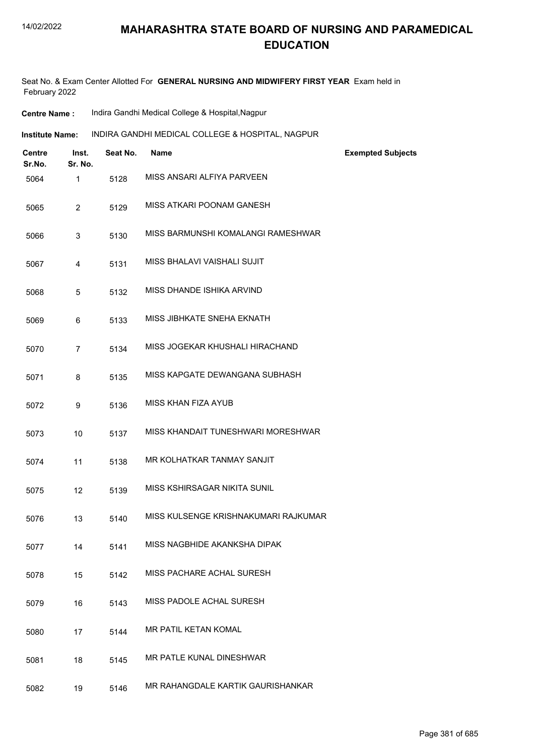# MAHARASHTRA STATE BOARD OF NURSING AND PARAMEDICAL EDUCATION

Seat No. & Exam Center Allotted For **GENERAL NURSING AND MIDWIFERY FIRST YEAR** Exam held in February 2022

**Centre Name :** Indira Gandhi Medical College & Hospital,Nagpur

**Institute Name:** INDIRA GANDHI MEDICAL COLLEGE & HOSPITAL, NAGPUR

| Centre Sr.No. | Inst. Sr. No. | Seat No. | Name | Exempted Subjects |
|---|---|---|---|---|
| 5064 | 1 | 5128 | MISS ANSARI ALFIYA PARVEEN | |
| 5065 | 2 | 5129 | MISS ATKARI POONAM GANESH | |
| 5066 | 3 | 5130 | MISS BARMUNSHI KOMALANGI RAMESHWAR | |
| 5067 | 4 | 5131 | MISS BHALAVI VAISHALI SUJIT | |
| 5068 | 5 | 5132 | MISS DHANDE ISHIKA ARVIND | |
| 5069 | 6 | 5133 | MISS JIBHKATE SNEHA EKNATH | |
| 5070 | 7 | 5134 | MISS JOGEKAR KHUSHALI HIRACHAND | |
| 5071 | 8 | 5135 | MISS KAPGATE DEWANGANA SUBHASH | |
| 5072 | 9 | 5136 | MISS KHAN FIZA AYUB | |
| 5073 | 10 | 5137 | MISS KHANDAIT TUNESHWARI MORESHWAR | |
| 5074 | 11 | 5138 | MR KOLHATKAR TANMAY SANJIT | |
| 5075 | 12 | 5139 | MISS KSHIRSAGAR NIKITA SUNIL | |
| 5076 | 13 | 5140 | MISS KULSENGE KRISHNAKUMARI RAJKUMAR | |
| 5077 | 14 | 5141 | MISS NAGBHIDE AKANKSHA DIPAK | |
| 5078 | 15 | 5142 | MISS PACHARE ACHAL SURESH | |
| 5079 | 16 | 5143 | MISS PADOLE ACHAL SURESH | |
| 5080 | 17 | 5144 | MR PATIL KETAN KOMAL | |
| 5081 | 18 | 5145 | MR PATLE KUNAL DINESHWAR | |
| 5082 | 19 | 5146 | MR RAHANGDALE KARTIK GAURISHANKAR | |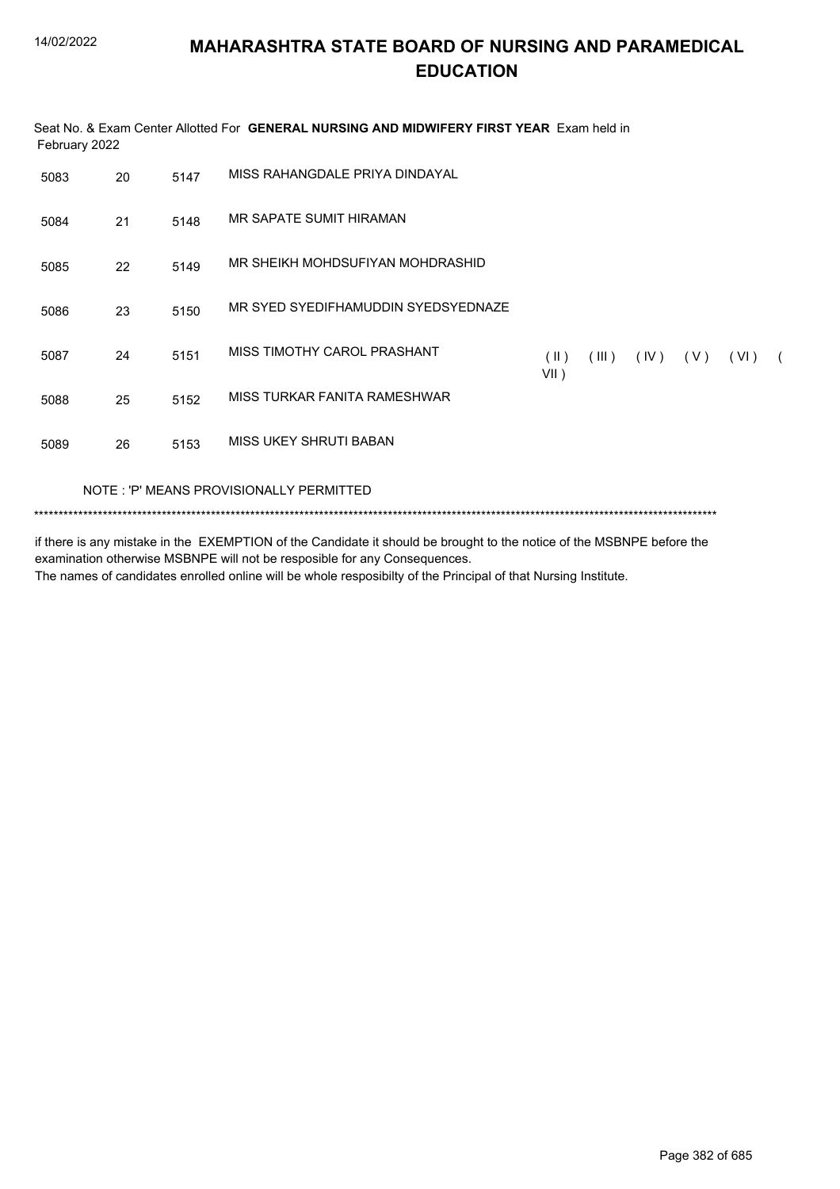Seat No. & Exam Center Allotted For **GENERAL NURSING AND MIDWIFERY FIRST YEAR** Exam held in February 2022

| | | | | |
|---|---|---|---|---|
| 5083 | 20 | 5147 | MISS RAHANGDALE PRIYA DINDAYAL | |
| 5084 | 21 | 5148 | MR SAPATE SUMIT HIRAMAN | |
| 5085 | 22 | 5149 | MR SHEIKH MOHDSUFIYAN MOHDRASHID | |
| 5086 | 23 | 5150 | MR SYED SYEDIFHAMUDDIN SYEDSYEDNAZE | |
| 5087 | 24 | 5151 | MISS TIMOTHY CAROL PRASHANT | ( II ) ( III ) ( IV ) ( V ) ( VI ) ( VII ) |
| 5088 | 25 | 5152 | MISS TURKAR FANITA RAMESHWAR | |
| 5089 | 26 | 5153 | MISS UKEY SHRUTI BABAN | |

NOTE : 'P' MEANS PROVISIONALLY PERMITTED

*******************************************************************************************************************************************

if there is any mistake in the EXEMPTION of the Candidate it should be brought to the notice of the MSBNPE before the examination otherwise MSBNPE will not be resposible for any Consequences.
The names of candidates enrolled online will be whole resposibilty of the Principal of that Nursing Institute.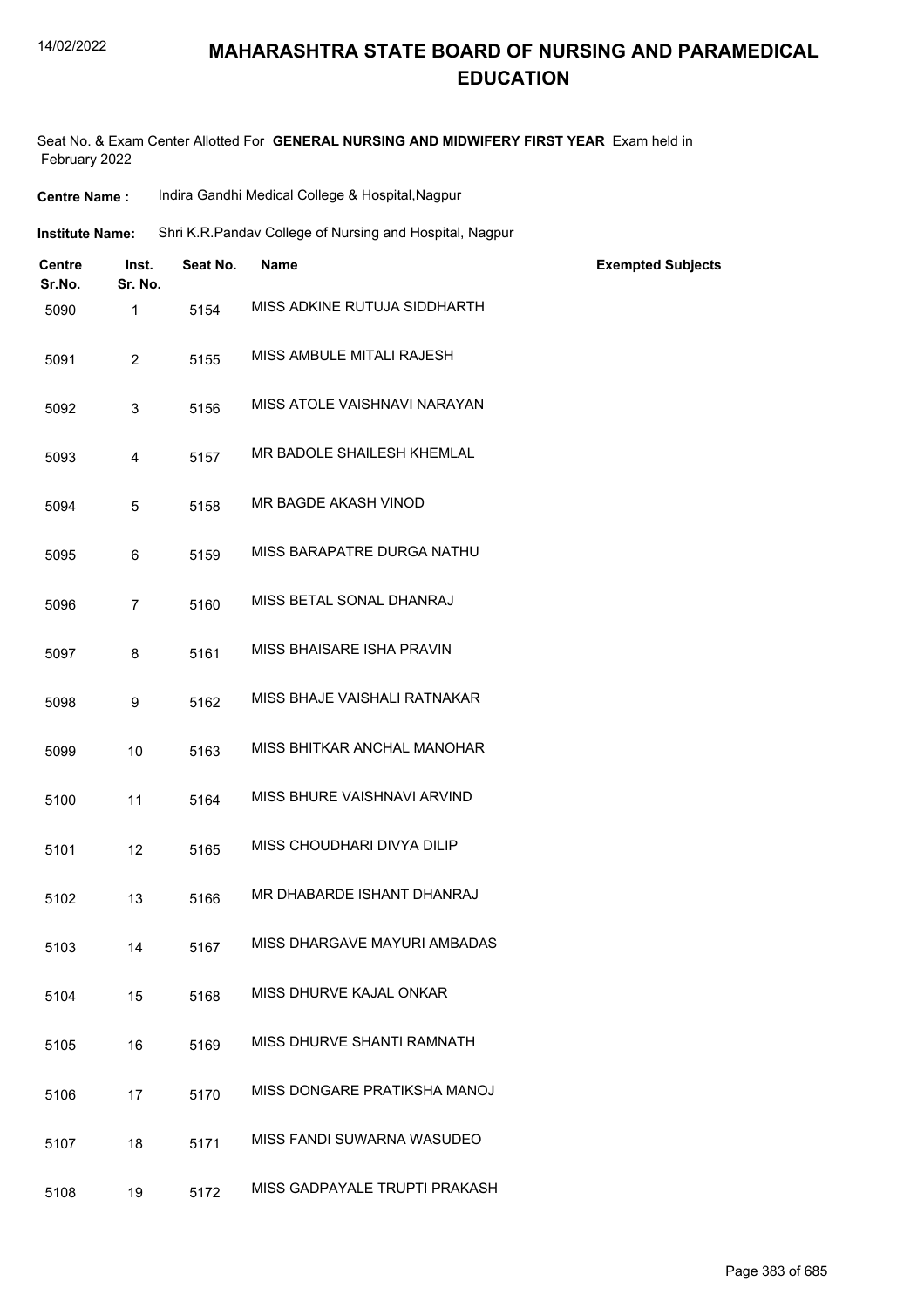# MAHARASHTRA STATE BOARD OF NURSING AND PARAMEDICAL EDUCATION

Seat No. & Exam Center Allotted For **GENERAL NURSING AND MIDWIFERY FIRST YEAR** Exam held in February 2022

**Centre Name :** Indira Gandhi Medical College & Hospital,Nagpur

**Institute Name:** Shri K.R.Pandav College of Nursing and Hospital, Nagpur

| Centre Sr.No. | Inst. Sr. No. | Seat No. | Name | Exempted Subjects |
|---|---|---|---|---|
| 5090 | 1 | 5154 | MISS ADKINE RUTUJA SIDDHARTH | |
| 5091 | 2 | 5155 | MISS AMBULE MITALI RAJESH | |
| 5092 | 3 | 5156 | MISS ATOLE VAISHNAVI NARAYAN | |
| 5093 | 4 | 5157 | MR BADOLE SHAILESH KHEMLAL | |
| 5094 | 5 | 5158 | MR BAGDE AKASH VINOD | |
| 5095 | 6 | 5159 | MISS BARAPATRE DURGA NATHU | |
| 5096 | 7 | 5160 | MISS BETAL SONAL DHANRAJ | |
| 5097 | 8 | 5161 | MISS BHAISARE ISHA PRAVIN | |
| 5098 | 9 | 5162 | MISS BHAJE VAISHALI RATNAKAR | |
| 5099 | 10 | 5163 | MISS BHITKAR ANCHAL MANOHAR | |
| 5100 | 11 | 5164 | MISS BHURE VAISHNAVI ARVIND | |
| 5101 | 12 | 5165 | MISS CHOUDHARI DIVYA DILIP | |
| 5102 | 13 | 5166 | MR DHABARDE ISHANT DHANRAJ | |
| 5103 | 14 | 5167 | MISS DHARGAVE MAYURI AMBADAS | |
| 5104 | 15 | 5168 | MISS DHURVE KAJAL ONKAR | |
| 5105 | 16 | 5169 | MISS DHURVE SHANTI RAMNATH | |
| 5106 | 17 | 5170 | MISS DONGARE PRATIKSHA MANOJ | |
| 5107 | 18 | 5171 | MISS FANDI SUWARNA WASUDEO | |
| 5108 | 19 | 5172 | MISS GADPAYALE TRUPTI PRAKASH | |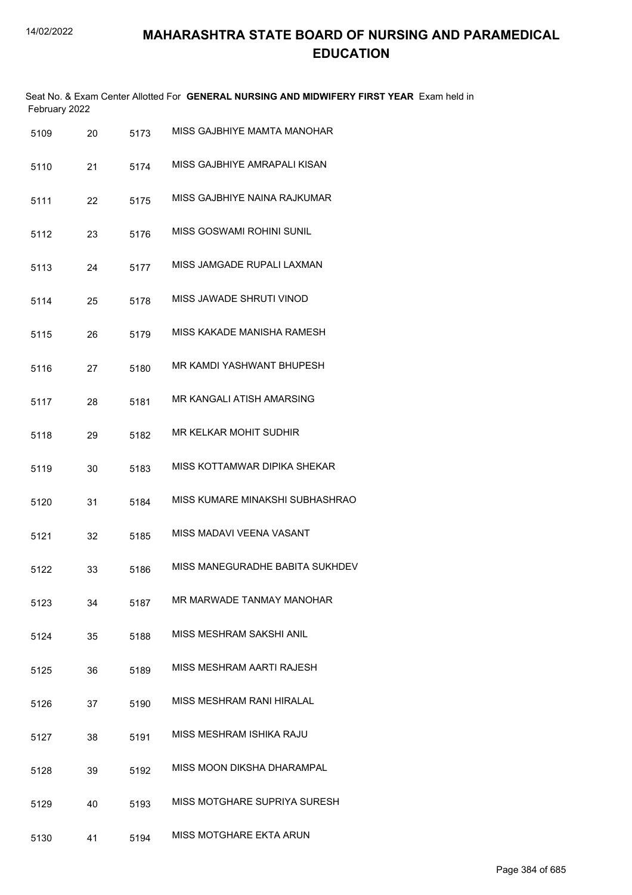# MAHARASHTRA STATE BOARD OF NURSING AND PARAMEDICAL EDUCATION

Seat No. & Exam Center Allotted For **GENERAL NURSING AND MIDWIFERY FIRST YEAR** Exam held in February 2022

| | | | |
|---|---|---|---|
| 5109 | 20 | 5173 | MISS GAJBHIYE MAMTA MANOHAR |
| 5110 | 21 | 5174 | MISS GAJBHIYE AMRAPALI KISAN |
| 5111 | 22 | 5175 | MISS GAJBHIYE NAINA RAJKUMAR |
| 5112 | 23 | 5176 | MISS GOSWAMI ROHINI SUNIL |
| 5113 | 24 | 5177 | MISS JAMGADE RUPALI LAXMAN |
| 5114 | 25 | 5178 | MISS JAWADE SHRUTI VINOD |
| 5115 | 26 | 5179 | MISS KAKADE MANISHA RAMESH |
| 5116 | 27 | 5180 | MR KAMDI YASHWANT BHUPESH |
| 5117 | 28 | 5181 | MR KANGALI ATISH AMARSING |
| 5118 | 29 | 5182 | MR KELKAR MOHIT SUDHIR |
| 5119 | 30 | 5183 | MISS KOTTAMWAR DIPIKA SHEKAR |
| 5120 | 31 | 5184 | MISS KUMARE MINAKSHI SUBHASHRAO |
| 5121 | 32 | 5185 | MISS MADAVI VEENA VASANT |
| 5122 | 33 | 5186 | MISS MANEGURADHE BABITA SUKHDEV |
| 5123 | 34 | 5187 | MR MARWADE TANMAY MANOHAR |
| 5124 | 35 | 5188 | MISS MESHRAM SAKSHI ANIL |
| 5125 | 36 | 5189 | MISS MESHRAM AARTI RAJESH |
| 5126 | 37 | 5190 | MISS MESHRAM RANI HIRALAL |
| 5127 | 38 | 5191 | MISS MESHRAM ISHIKA RAJU |
| 5128 | 39 | 5192 | MISS MOON DIKSHA DHARAMPAL |
| 5129 | 40 | 5193 | MISS MOTGHARE SUPRIYA SURESH |
| 5130 | 41 | 5194 | MISS MOTGHARE EKTA ARUN |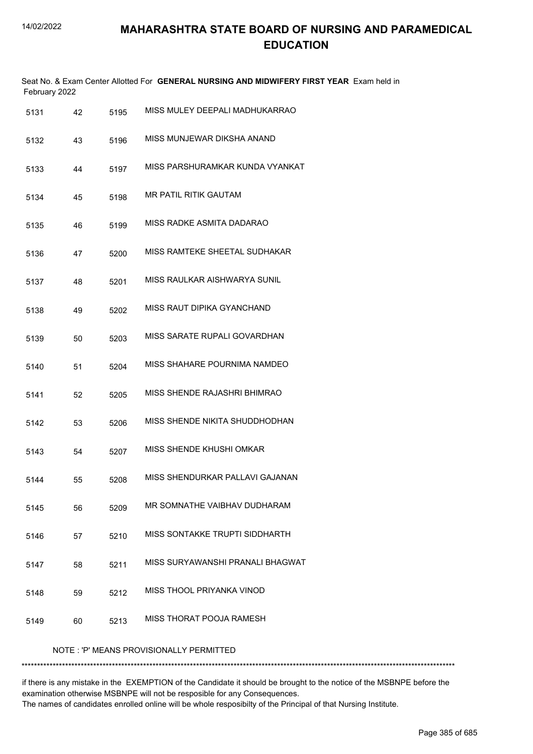# MAHARASHTRA STATE BOARD OF NURSING AND PARAMEDICAL EDUCATION

Seat No. & Exam Center Allotted For **GENERAL NURSING AND MIDWIFERY FIRST YEAR** Exam held in February 2022

| | | | |
|---|---|---|---|
| 5131 | 42 | 5195 | MISS MULEY DEEPALI MADHUKARRAO |
| 5132 | 43 | 5196 | MISS MUNJEWAR DIKSHA ANAND |
| 5133 | 44 | 5197 | MISS PARSHURAMKAR KUNDA VYANKAT |
| 5134 | 45 | 5198 | MR PATIL RITIK GAUTAM |
| 5135 | 46 | 5199 | MISS RADKE ASMITA DADARAO |
| 5136 | 47 | 5200 | MISS RAMTEKE SHEETAL SUDHAKAR |
| 5137 | 48 | 5201 | MISS RAULKAR AISHWARYA SUNIL |
| 5138 | 49 | 5202 | MISS RAUT DIPIKA GYANCHAND |
| 5139 | 50 | 5203 | MISS SARATE RUPALI GOVARDHAN |
| 5140 | 51 | 5204 | MISS SHAHARE POURNIMA NAMDEO |
| 5141 | 52 | 5205 | MISS SHENDE RAJASHRI BHIMRAO |
| 5142 | 53 | 5206 | MISS SHENDE NIKITA SHUDDHODHAN |
| 5143 | 54 | 5207 | MISS SHENDE KHUSHI OMKAR |
| 5144 | 55 | 5208 | MISS SHENDURKAR PALLAVI GAJANAN |
| 5145 | 56 | 5209 | MR SOMNATHE VAIBHAV DUDHARAM |
| 5146 | 57 | 5210 | MISS SONTAKKE TRUPTI SIDDHARTH |
| 5147 | 58 | 5211 | MISS SURYAWANSHI PRANALI BHAGWAT |
| 5148 | 59 | 5212 | MISS THOOL PRIYANKA VINOD |
| 5149 | 60 | 5213 | MISS THORAT POOJA RAMESH |

NOTE : 'P' MEANS PROVISIONALLY PERMITTED

******************************************************************************************************************************************

if there is any mistake in the EXEMPTION of the Candidate it should be brought to the notice of the MSBNPE before the examination otherwise MSBNPE will not be resposible for any Consequences.
The names of candidates enrolled online will be whole resposibilty of the Principal of that Nursing Institute.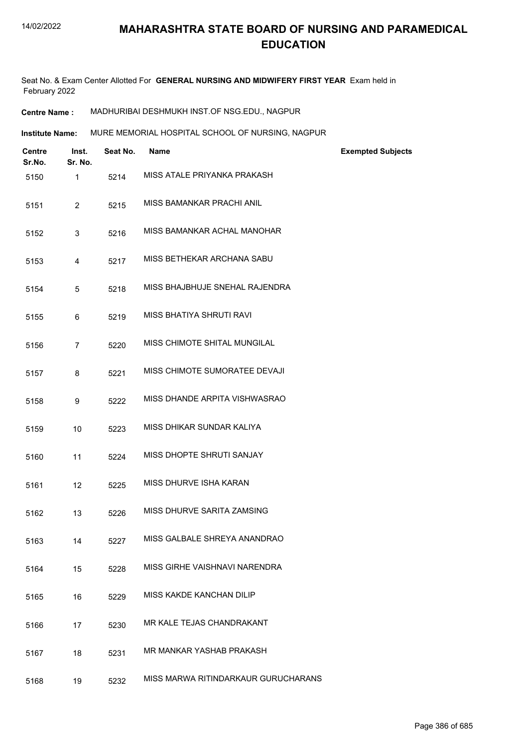# MAHARASHTRA STATE BOARD OF NURSING AND PARAMEDICAL EDUCATION

Seat No. & Exam Center Allotted For **GENERAL NURSING AND MIDWIFERY FIRST YEAR** Exam held in February 2022

**Centre Name :** MADHURIBAI DESHMUKH INST.OF NSG.EDU., NAGPUR

**Institute Name:** MURE MEMORIAL HOSPITAL SCHOOL OF NURSING, NAGPUR

| Centre Sr.No. | Inst. Sr. No. | Seat No. | Name | Exempted Subjects |
|---|---|---|---|---|
| 5150 | 1 | 5214 | MISS ATALE PRIYANKA PRAKASH | |
| 5151 | 2 | 5215 | MISS BAMANKAR PRACHI ANIL | |
| 5152 | 3 | 5216 | MISS BAMANKAR ACHAL MANOHAR | |
| 5153 | 4 | 5217 | MISS BETHEKAR ARCHANA SABU | |
| 5154 | 5 | 5218 | MISS BHAJBHUJE SNEHAL RAJENDRA | |
| 5155 | 6 | 5219 | MISS BHATIYA SHRUTI RAVI | |
| 5156 | 7 | 5220 | MISS CHIMOTE SHITAL MUNGILAL | |
| 5157 | 8 | 5221 | MISS CHIMOTE SUMORATEE DEVAJI | |
| 5158 | 9 | 5222 | MISS DHANDE ARPITA VISHWASRAO | |
| 5159 | 10 | 5223 | MISS DHIKAR SUNDAR KALIYA | |
| 5160 | 11 | 5224 | MISS DHOPTE SHRUTI SANJAY | |
| 5161 | 12 | 5225 | MISS DHURVE ISHA KARAN | |
| 5162 | 13 | 5226 | MISS DHURVE SARITA ZAMSING | |
| 5163 | 14 | 5227 | MISS GALBALE SHREYA ANANDRAO | |
| 5164 | 15 | 5228 | MISS GIRHE VAISHNAVI NARENDRA | |
| 5165 | 16 | 5229 | MISS KAKDE KANCHAN DILIP | |
| 5166 | 17 | 5230 | MR KALE TEJAS CHANDRAKANT | |
| 5167 | 18 | 5231 | MR MANKAR YASHAB PRAKASH | |
| 5168 | 19 | 5232 | MISS MARWA RITINDARKAUR GURUCHARANS | |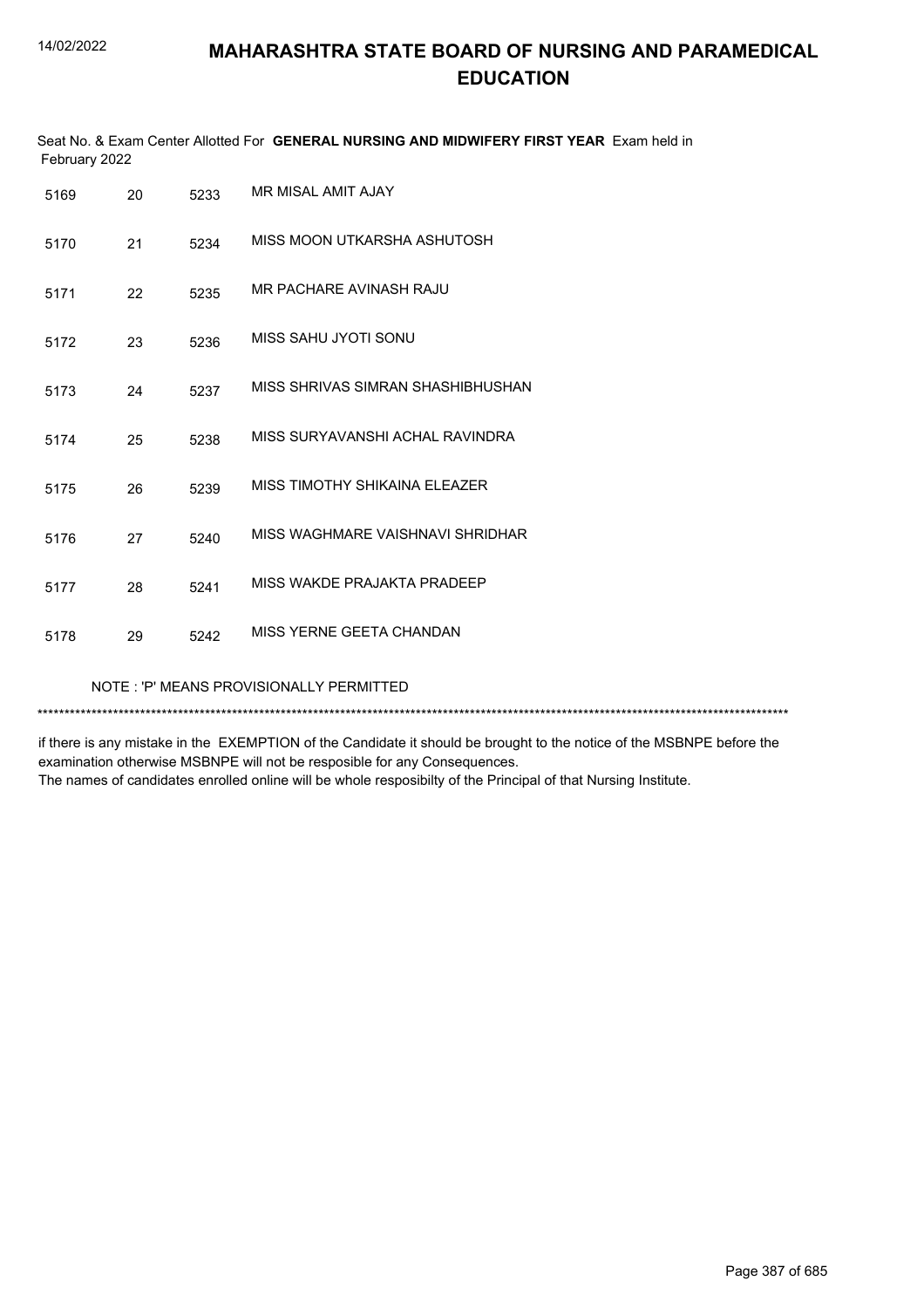# MAHARASHTRA STATE BOARD OF NURSING AND PARAMEDICAL EDUCATION

Seat No. & Exam Center Allotted For **GENERAL NURSING AND MIDWIFERY FIRST YEAR** Exam held in February 2022

| | | | |
|---|---|---|---|
| 5169 | 20 | 5233 | MR MISAL AMIT AJAY |
| 5170 | 21 | 5234 | MISS MOON UTKARSHA ASHUTOSH |
| 5171 | 22 | 5235 | MR PACHARE AVINASH RAJU |
| 5172 | 23 | 5236 | MISS SAHU JYOTI SONU |
| 5173 | 24 | 5237 | MISS SHRIVAS SIMRAN SHASHIBHUSHAN |
| 5174 | 25 | 5238 | MISS SURYAVANSHI ACHAL RAVINDRA |
| 5175 | 26 | 5239 | MISS TIMOTHY SHIKAINA ELEAZER |
| 5176 | 27 | 5240 | MISS WAGHMARE VAISHNAVI SHRIDHAR |
| 5177 | 28 | 5241 | MISS WAKDE PRAJAKTA PRADEEP |
| 5178 | 29 | 5242 | MISS YERNE GEETA CHANDAN |

NOTE : 'P' MEANS PROVISIONALLY PERMITTED

*******************************************************************************************************************************************

if there is any mistake in the EXEMPTION of the Candidate it should be brought to the notice of the MSBNPE before the examination otherwise MSBNPE will not be resposible for any Consequences.
The names of candidates enrolled online will be whole resposibilty of the Principal of that Nursing Institute.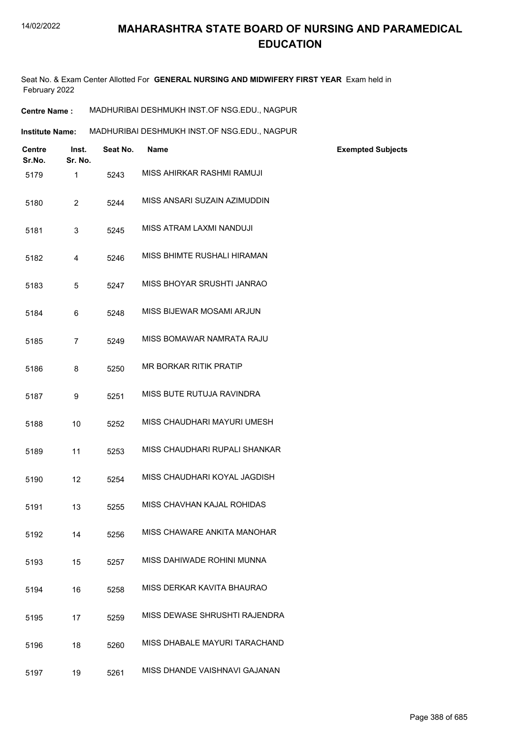# MAHARASHTRA STATE BOARD OF NURSING AND PARAMEDICAL EDUCATION

Seat No. & Exam Center Allotted For **GENERAL NURSING AND MIDWIFERY FIRST YEAR** Exam held in February 2022

**Centre Name :** MADHURIBAI DESHMUKH INST.OF NSG.EDU., NAGPUR

**Institute Name:** MADHURIBAI DESHMUKH INST.OF NSG.EDU., NAGPUR

| Centre Sr.No. | Inst. Sr. No. | Seat No. | Name | Exempted Subjects |
|---|---|---|---|---|
| 5179 | 1 | 5243 | MISS AHIRKAR RASHMI RAMUJI | |
| 5180 | 2 | 5244 | MISS ANSARI SUZAIN AZIMUDDIN | |
| 5181 | 3 | 5245 | MISS ATRAM LAXMI NANDUJI | |
| 5182 | 4 | 5246 | MISS BHIMTE RUSHALI HIRAMAN | |
| 5183 | 5 | 5247 | MISS BHOYAR SRUSHTI JANRAO | |
| 5184 | 6 | 5248 | MISS BIJEWAR MOSAMI ARJUN | |
| 5185 | 7 | 5249 | MISS BOMAWAR NAMRATA RAJU | |
| 5186 | 8 | 5250 | MR BORKAR RITIK PRATIP | |
| 5187 | 9 | 5251 | MISS BUTE RUTUJA RAVINDRA | |
| 5188 | 10 | 5252 | MISS CHAUDHARI MAYURI UMESH | |
| 5189 | 11 | 5253 | MISS CHAUDHARI RUPALI SHANKAR | |
| 5190 | 12 | 5254 | MISS CHAUDHARI KOYAL JAGDISH | |
| 5191 | 13 | 5255 | MISS CHAVHAN KAJAL ROHIDAS | |
| 5192 | 14 | 5256 | MISS CHAWARE ANKITA MANOHAR | |
| 5193 | 15 | 5257 | MISS DAHIWADE ROHINI MUNNA | |
| 5194 | 16 | 5258 | MISS DERKAR KAVITA BHAURAO | |
| 5195 | 17 | 5259 | MISS DEWASE SHRUSHTI RAJENDRA | |
| 5196 | 18 | 5260 | MISS DHABALE MAYURI TARACHAND | |
| 5197 | 19 | 5261 | MISS DHANDE VAISHNAVI GAJANAN | |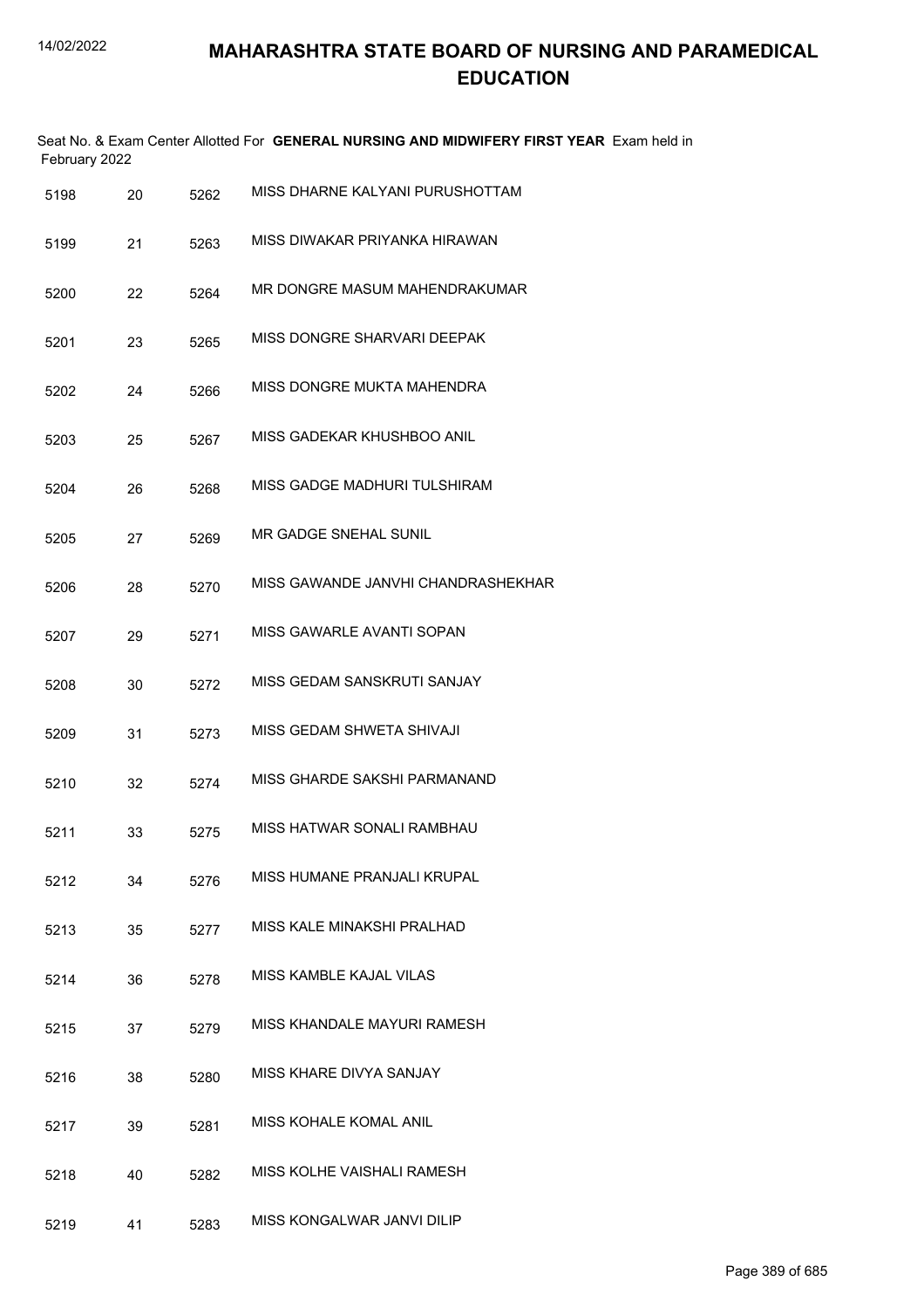# MAHARASHTRA STATE BOARD OF NURSING AND PARAMEDICAL EDUCATION

Seat No. & Exam Center Allotted For **GENERAL NURSING AND MIDWIFERY FIRST YEAR** Exam held in February 2022

| | | | |
|---|---|---|---|
| 5198 | 20 | 5262 | MISS DHARNE KALYANI PURUSHOTTAM |
| 5199 | 21 | 5263 | MISS DIWAKAR PRIYANKA HIRAWAN |
| 5200 | 22 | 5264 | MR DONGRE MASUM MAHENDRAKUMAR |
| 5201 | 23 | 5265 | MISS DONGRE SHARVARI DEEPAK |
| 5202 | 24 | 5266 | MISS DONGRE MUKTA MAHENDRA |
| 5203 | 25 | 5267 | MISS GADEKAR KHUSHBOO ANIL |
| 5204 | 26 | 5268 | MISS GADGE MADHURI TULSHIRAM |
| 5205 | 27 | 5269 | MR GADGE SNEHAL SUNIL |
| 5206 | 28 | 5270 | MISS GAWANDE JANVHI CHANDRASHEKHAR |
| 5207 | 29 | 5271 | MISS GAWARLE AVANTI SOPAN |
| 5208 | 30 | 5272 | MISS GEDAM SANSKRUTI SANJAY |
| 5209 | 31 | 5273 | MISS GEDAM SHWETA SHIVAJI |
| 5210 | 32 | 5274 | MISS GHARDE SAKSHI PARMANAND |
| 5211 | 33 | 5275 | MISS HATWAR SONALI RAMBHAU |
| 5212 | 34 | 5276 | MISS HUMANE PRANJALI KRUPAL |
| 5213 | 35 | 5277 | MISS KALE MINAKSHI PRALHAD |
| 5214 | 36 | 5278 | MISS KAMBLE KAJAL VILAS |
| 5215 | 37 | 5279 | MISS KHANDALE MAYURI RAMESH |
| 5216 | 38 | 5280 | MISS KHARE DIVYA SANJAY |
| 5217 | 39 | 5281 | MISS KOHALE KOMAL ANIL |
| 5218 | 40 | 5282 | MISS KOLHE VAISHALI RAMESH |
| 5219 | 41 | 5283 | MISS KONGALWAR JANVI DILIP |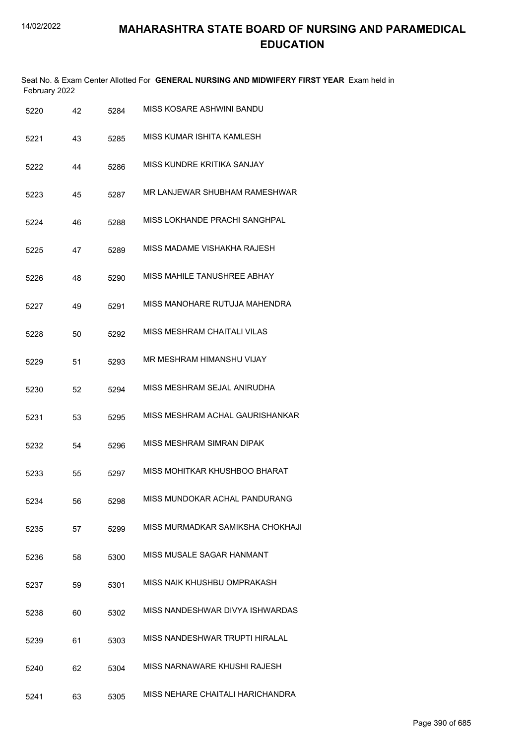# MAHARASHTRA STATE BOARD OF NURSING AND PARAMEDICAL EDUCATION

Seat No. & Exam Center Allotted For **GENERAL NURSING AND MIDWIFERY FIRST YEAR** Exam held in February 2022

| | | | |
|---|---|---|---|
| 5220 | 42 | 5284 | MISS KOSARE ASHWINI BANDU |
| 5221 | 43 | 5285 | MISS KUMAR ISHITA KAMLESH |
| 5222 | 44 | 5286 | MISS KUNDRE KRITIKA SANJAY |
| 5223 | 45 | 5287 | MR LANJEWAR SHUBHAM RAMESHWAR |
| 5224 | 46 | 5288 | MISS LOKHANDE PRACHI SANGHPAL |
| 5225 | 47 | 5289 | MISS MADAME VISHAKHA RAJESH |
| 5226 | 48 | 5290 | MISS MAHILE TANUSHREE ABHAY |
| 5227 | 49 | 5291 | MISS MANOHARE RUTUJA MAHENDRA |
| 5228 | 50 | 5292 | MISS MESHRAM CHAITALI VILAS |
| 5229 | 51 | 5293 | MR MESHRAM HIMANSHU VIJAY |
| 5230 | 52 | 5294 | MISS MESHRAM SEJAL ANIRUDHA |
| 5231 | 53 | 5295 | MISS MESHRAM ACHAL GAURISHANKAR |
| 5232 | 54 | 5296 | MISS MESHRAM SIMRAN DIPAK |
| 5233 | 55 | 5297 | MISS MOHITKAR KHUSHBOO BHARAT |
| 5234 | 56 | 5298 | MISS MUNDOKAR ACHAL PANDURANG |
| 5235 | 57 | 5299 | MISS MURMADKAR SAMIKSHA CHOKHAJI |
| 5236 | 58 | 5300 | MISS MUSALE SAGAR HANMANT |
| 5237 | 59 | 5301 | MISS NAIK KHUSHBU OMPRAKASH |
| 5238 | 60 | 5302 | MISS NANDESHWAR DIVYA ISHWARDAS |
| 5239 | 61 | 5303 | MISS NANDESHWAR TRUPTI HIRALAL |
| 5240 | 62 | 5304 | MISS NARNAWARE KHUSHI RAJESH |
| 5241 | 63 | 5305 | MISS NEHARE CHAITALI HARICHANDRA |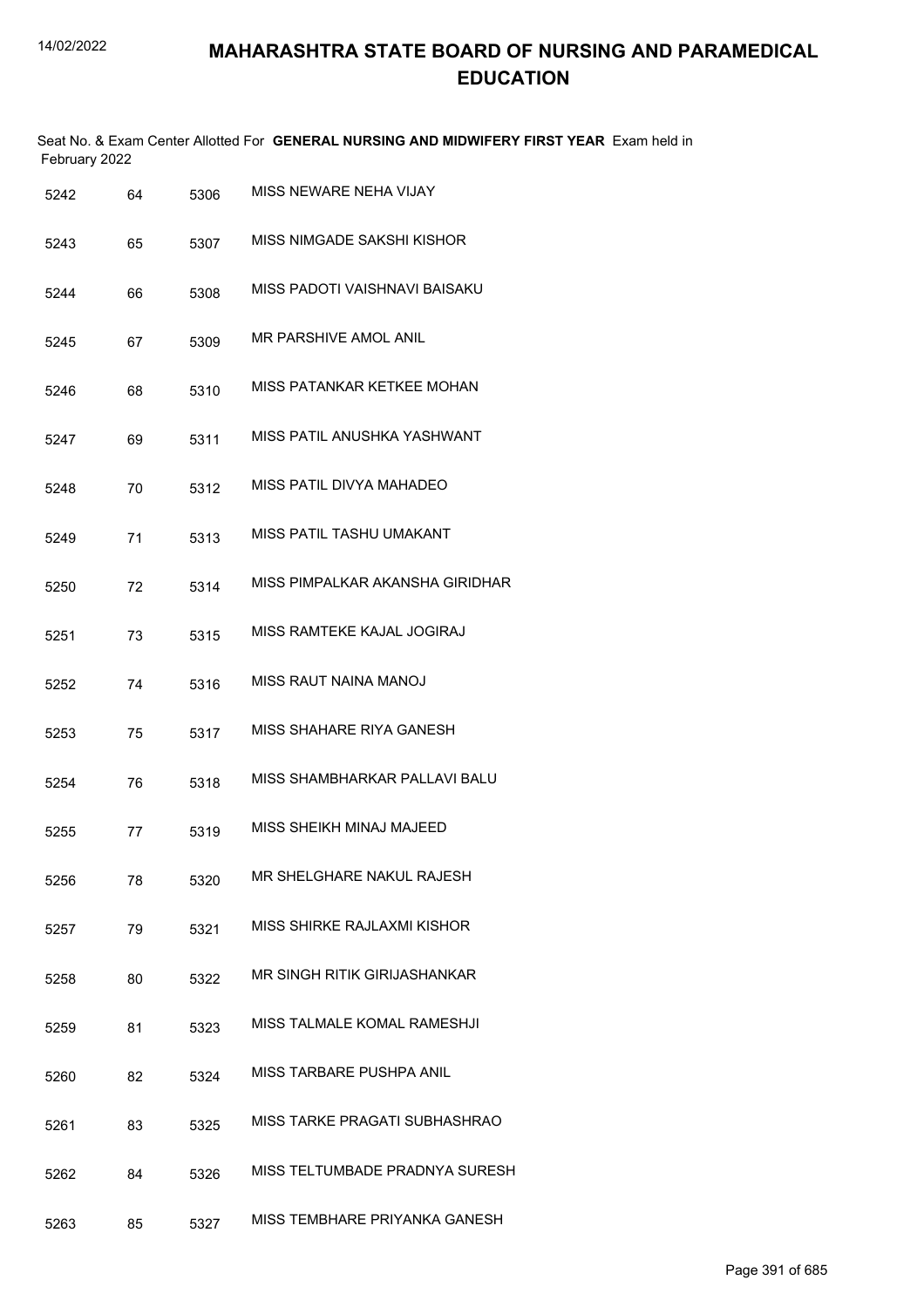# MAHARASHTRA STATE BOARD OF NURSING AND PARAMEDICAL EDUCATION

Seat No. & Exam Center Allotted For **GENERAL NURSING AND MIDWIFERY FIRST YEAR** Exam held in February 2022

| | | | |
|---|---|---|---|
| 5242 | 64 | 5306 | MISS NEWARE NEHA VIJAY |
| 5243 | 65 | 5307 | MISS NIMGADE SAKSHI KISHOR |
| 5244 | 66 | 5308 | MISS PADOTI VAISHNAVI BAISAKU |
| 5245 | 67 | 5309 | MR PARSHIVE AMOL ANIL |
| 5246 | 68 | 5310 | MISS PATANKAR KETKEE MOHAN |
| 5247 | 69 | 5311 | MISS PATIL ANUSHKA YASHWANT |
| 5248 | 70 | 5312 | MISS PATIL DIVYA MAHADEO |
| 5249 | 71 | 5313 | MISS PATIL TASHU UMAKANT |
| 5250 | 72 | 5314 | MISS PIMPALKAR AKANSHA GIRIDHAR |
| 5251 | 73 | 5315 | MISS RAMTEKE KAJAL JOGIRAJ |
| 5252 | 74 | 5316 | MISS RAUT NAINA MANOJ |
| 5253 | 75 | 5317 | MISS SHAHARE RIYA GANESH |
| 5254 | 76 | 5318 | MISS SHAMBHARKAR PALLAVI BALU |
| 5255 | 77 | 5319 | MISS SHEIKH MINAJ MAJEED |
| 5256 | 78 | 5320 | MR SHELGHARE NAKUL RAJESH |
| 5257 | 79 | 5321 | MISS SHIRKE RAJLAXMI KISHOR |
| 5258 | 80 | 5322 | MR SINGH RITIK GIRIJASHANKAR |
| 5259 | 81 | 5323 | MISS TALMALE KOMAL RAMESHJI |
| 5260 | 82 | 5324 | MISS TARBARE PUSHPA ANIL |
| 5261 | 83 | 5325 | MISS TARKE PRAGATI SUBHASHRAO |
| 5262 | 84 | 5326 | MISS TELTUMBADE PRADNYA SURESH |
| 5263 | 85 | 5327 | MISS TEMBHARE PRIYANKA GANESH |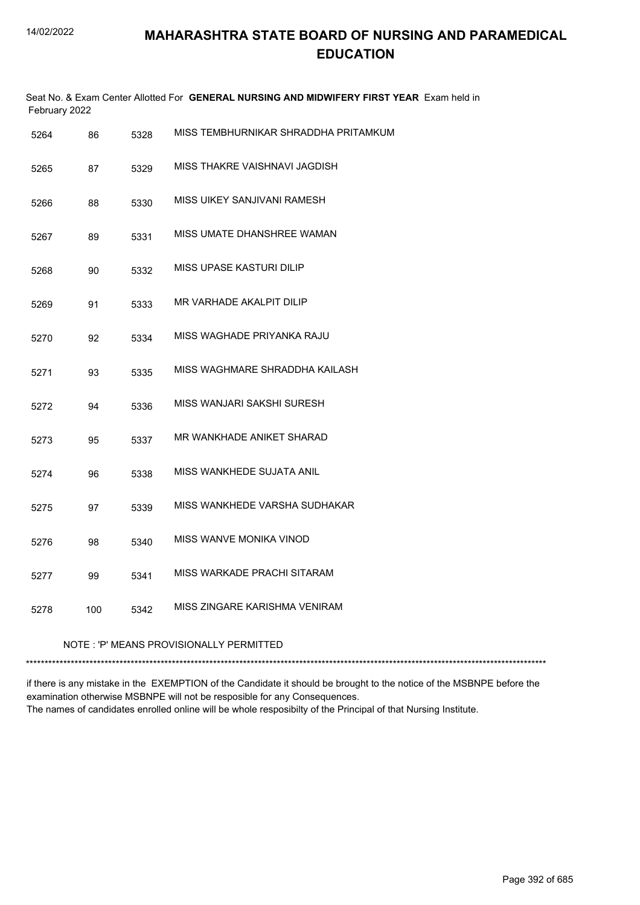# MAHARASHTRA STATE BOARD OF NURSING AND PARAMEDICAL EDUCATION

Seat No. & Exam Center Allotted For **GENERAL NURSING AND MIDWIFERY FIRST YEAR** Exam held in February 2022

| | | | |
|---|---|---|---|
| 5264 | 86 | 5328 | MISS TEMBHURNIKAR SHRADDHA PRITAMKUM |
| 5265 | 87 | 5329 | MISS THAKRE VAISHNAVI JAGDISH |
| 5266 | 88 | 5330 | MISS UIKEY SANJIVANI RAMESH |
| 5267 | 89 | 5331 | MISS UMATE DHANSHREE WAMAN |
| 5268 | 90 | 5332 | MISS UPASE KASTURI DILIP |
| 5269 | 91 | 5333 | MR VARHADE AKALPIT DILIP |
| 5270 | 92 | 5334 | MISS WAGHADE PRIYANKA RAJU |
| 5271 | 93 | 5335 | MISS WAGHMARE SHRADDHA KAILASH |
| 5272 | 94 | 5336 | MISS WANJARI SAKSHI SURESH |
| 5273 | 95 | 5337 | MR WANKHADE ANIKET SHARAD |
| 5274 | 96 | 5338 | MISS WANKHEDE SUJATA ANIL |
| 5275 | 97 | 5339 | MISS WANKHEDE VARSHA SUDHAKAR |
| 5276 | 98 | 5340 | MISS WANVE MONIKA VINOD |
| 5277 | 99 | 5341 | MISS WARKADE PRACHI SITARAM |
| 5278 | 100 | 5342 | MISS ZINGARE KARISHMA VENIRAM |

NOTE : 'P' MEANS PROVISIONALLY PERMITTED

*******************************************************************************************************************************************

if there is any mistake in the EXEMPTION of the Candidate it should be brought to the notice of the MSBNPE before the examination otherwise MSBNPE will not be resposible for any Consequences.
The names of candidates enrolled online will be whole resposibilty of the Principal of that Nursing Institute.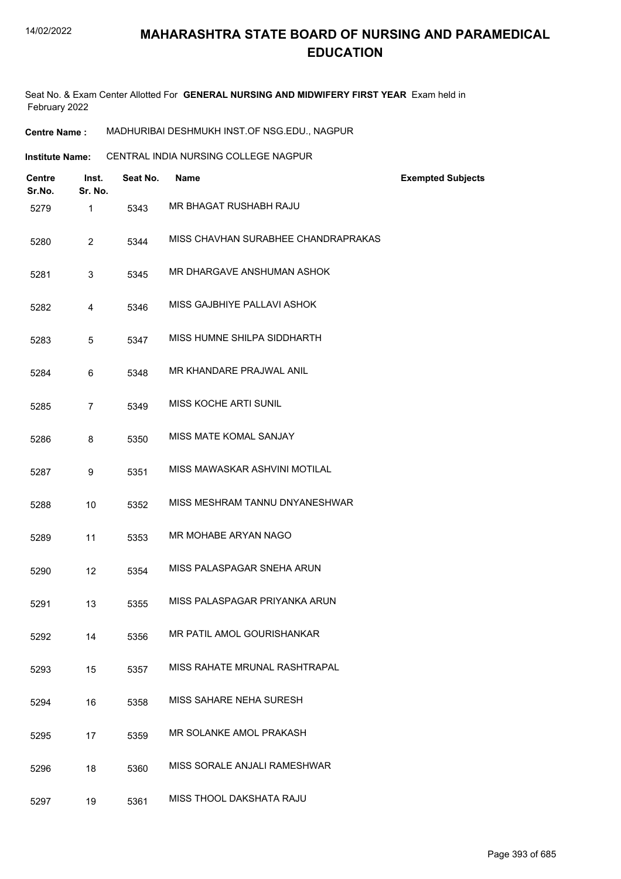# MAHARASHTRA STATE BOARD OF NURSING AND PARAMEDICAL EDUCATION

Seat No. & Exam Center Allotted For **GENERAL NURSING AND MIDWIFERY FIRST YEAR** Exam held in February 2022

**Centre Name :** MADHURIBAI DESHMUKH INST.OF NSG.EDU., NAGPUR

**Institute Name:** CENTRAL INDIA NURSING COLLEGE NAGPUR

| Centre Sr.No. | Inst. Sr. No. | Seat No. | Name | Exempted Subjects |
|---|---|---|---|---|
| 5279 | 1 | 5343 | MR BHAGAT RUSHABH RAJU | |
| 5280 | 2 | 5344 | MISS CHAVHAN SURABHEE CHANDRAPRAKAS | |
| 5281 | 3 | 5345 | MR DHARGAVE ANSHUMAN ASHOK | |
| 5282 | 4 | 5346 | MISS GAJBHIYE PALLAVI ASHOK | |
| 5283 | 5 | 5347 | MISS HUMNE SHILPA SIDDHARTH | |
| 5284 | 6 | 5348 | MR KHANDARE PRAJWAL ANIL | |
| 5285 | 7 | 5349 | MISS KOCHE ARTI SUNIL | |
| 5286 | 8 | 5350 | MISS MATE KOMAL SANJAY | |
| 5287 | 9 | 5351 | MISS MAWASKAR ASHVINI MOTILAL | |
| 5288 | 10 | 5352 | MISS MESHRAM TANNU DNYANESHWAR | |
| 5289 | 11 | 5353 | MR MOHABE ARYAN NAGO | |
| 5290 | 12 | 5354 | MISS PALASPAGAR SNEHA ARUN | |
| 5291 | 13 | 5355 | MISS PALASPAGAR PRIYANKA ARUN | |
| 5292 | 14 | 5356 | MR PATIL AMOL GOURISHANKAR | |
| 5293 | 15 | 5357 | MISS RAHATE MRUNAL RASHTRAPAL | |
| 5294 | 16 | 5358 | MISS SAHARE NEHA SURESH | |
| 5295 | 17 | 5359 | MR SOLANKE AMOL PRAKASH | |
| 5296 | 18 | 5360 | MISS SORALE ANJALI RAMESHWAR | |
| 5297 | 19 | 5361 | MISS THOOL DAKSHATA RAJU | |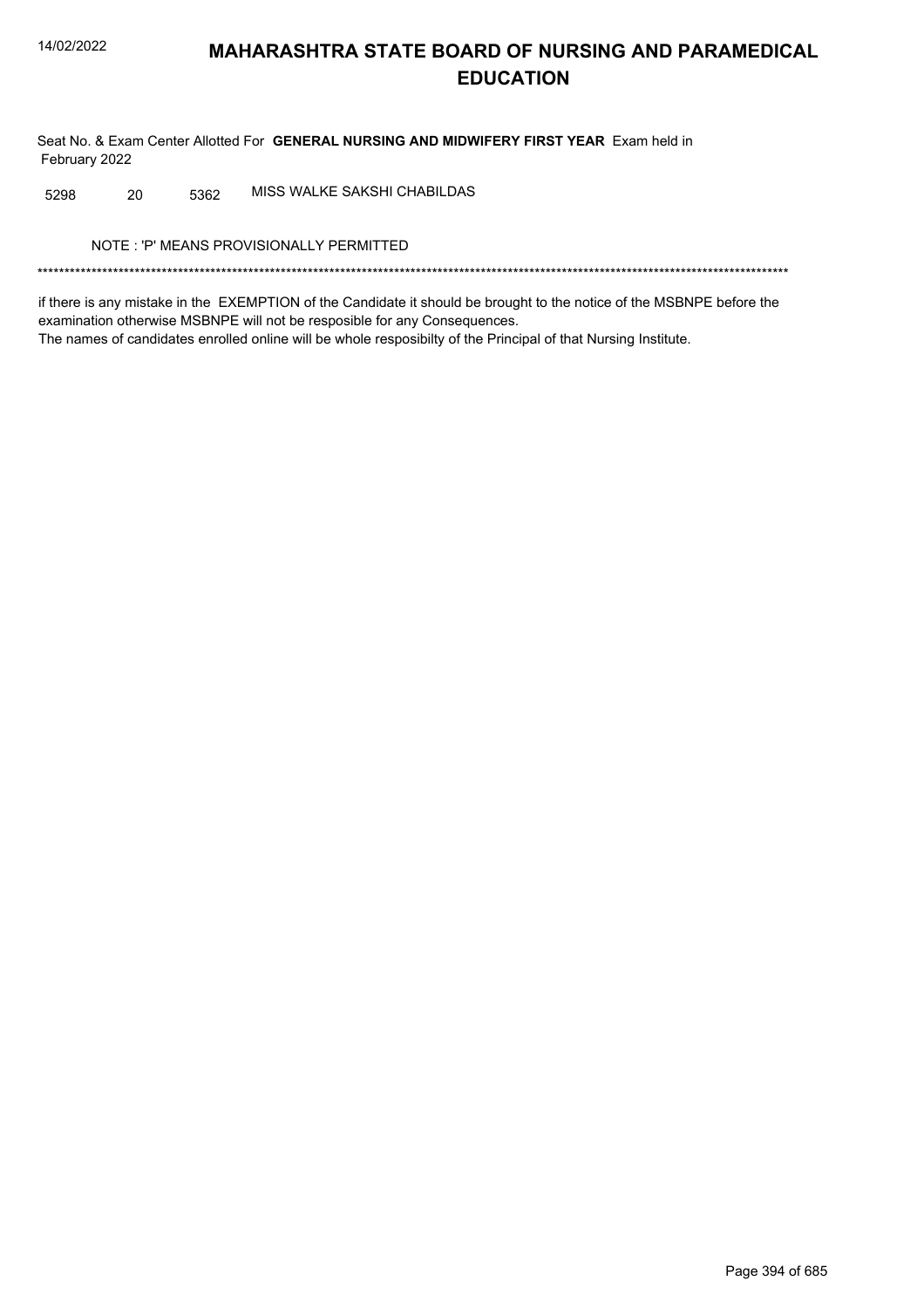# MAHARASHTRA STATE BOARD OF NURSING AND PARAMEDICAL EDUCATION

Seat No. & Exam Center Allotted For **GENERAL NURSING AND MIDWIFERY FIRST YEAR** Exam held in February 2022

| | | | |
|---|---|---|---|
| 5298 | 20 | 5362 | MISS WALKE SAKSHI CHABILDAS |

NOTE : 'P' MEANS PROVISIONALLY PERMITTED

*******************************************************************************************************************************************

if there is any mistake in the EXEMPTION of the Candidate it should be brought to the notice of the MSBNPE before the examination otherwise MSBNPE will not be resposible for any Consequences.
The names of candidates enrolled online will be whole resposibilty of the Principal of that Nursing Institute.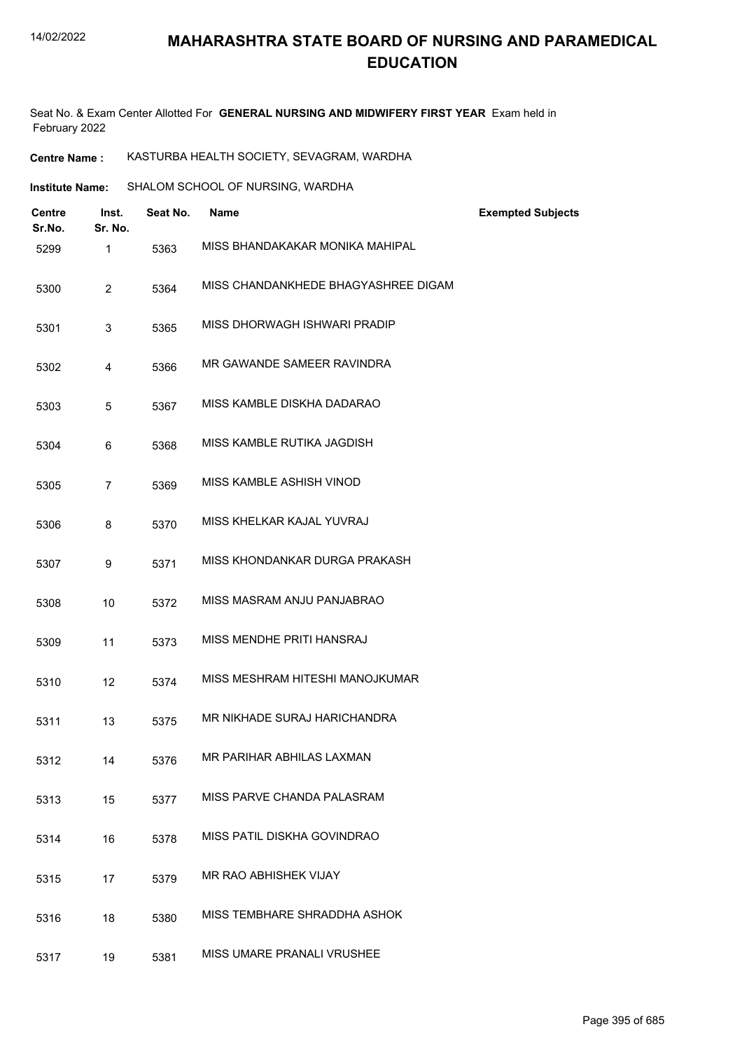# MAHARASHTRA STATE BOARD OF NURSING AND PARAMEDICAL EDUCATION

Seat No. & Exam Center Allotted For **GENERAL NURSING AND MIDWIFERY FIRST YEAR** Exam held in February 2022

**Centre Name :** KASTURBA HEALTH SOCIETY, SEVAGRAM, WARDHA

**Institute Name:** SHALOM SCHOOL OF NURSING, WARDHA

| Centre Sr.No. | Inst. Sr. No. | Seat No. | Name | Exempted Subjects |
|---|---|---|---|---|
| 5299 | 1 | 5363 | MISS BHANDAKAKAR MONIKA MAHIPAL | |
| 5300 | 2 | 5364 | MISS CHANDANKHEDE BHAGYASHREE DIGAM | |
| 5301 | 3 | 5365 | MISS DHORWAGH ISHWARI PRADIP | |
| 5302 | 4 | 5366 | MR GAWANDE SAMEER RAVINDRA | |
| 5303 | 5 | 5367 | MISS KAMBLE DISKHA DADARAO | |
| 5304 | 6 | 5368 | MISS KAMBLE RUTIKA JAGDISH | |
| 5305 | 7 | 5369 | MISS KAMBLE ASHISH VINOD | |
| 5306 | 8 | 5370 | MISS KHELKAR KAJAL YUVRAJ | |
| 5307 | 9 | 5371 | MISS KHONDANKAR DURGA PRAKASH | |
| 5308 | 10 | 5372 | MISS MASRAM ANJU PANJABRAO | |
| 5309 | 11 | 5373 | MISS MENDHE PRITI HANSRAJ | |
| 5310 | 12 | 5374 | MISS MESHRAM HITESHI MANOJKUMAR | |
| 5311 | 13 | 5375 | MR NIKHADE SURAJ HARICHANDRA | |
| 5312 | 14 | 5376 | MR PARIHAR ABHILAS LAXMAN | |
| 5313 | 15 | 5377 | MISS PARVE CHANDA PALASRAM | |
| 5314 | 16 | 5378 | MISS PATIL DISKHA GOVINDRAO | |
| 5315 | 17 | 5379 | MR RAO ABHISHEK VIJAY | |
| 5316 | 18 | 5380 | MISS TEMBHARE SHRADDHA ASHOK | |
| 5317 | 19 | 5381 | MISS UMARE PRANALI VRUSHEE | |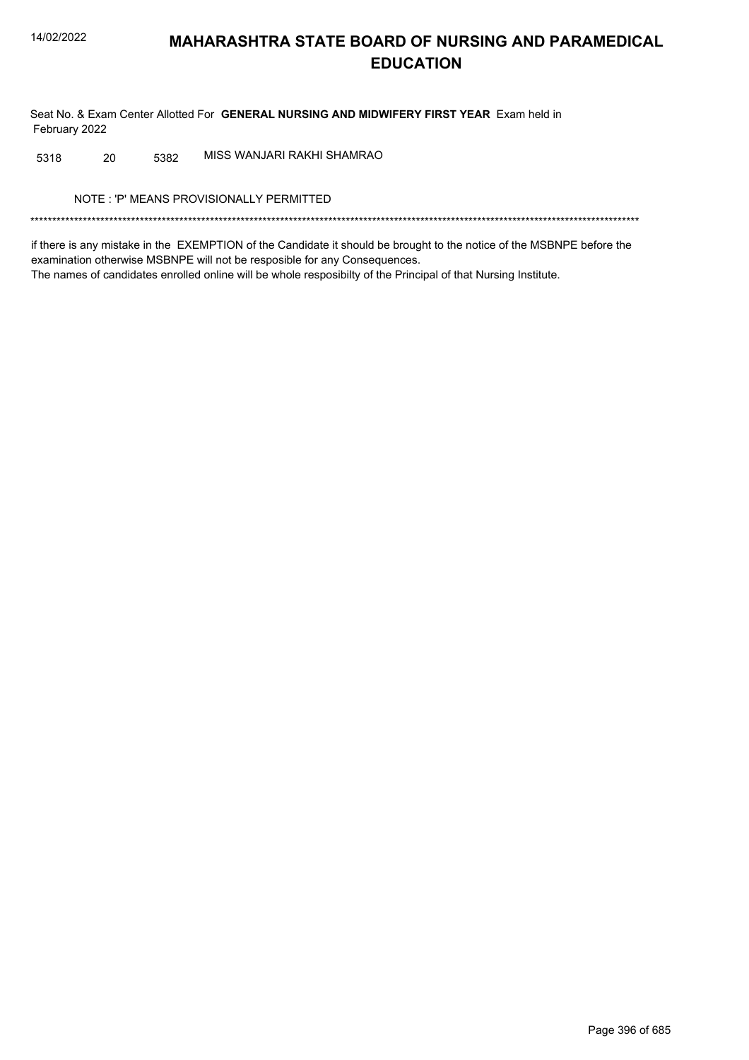Seat No. & Exam Center Allotted For **GENERAL NURSING AND MIDWIFERY FIRST YEAR** Exam held in February 2022

| | | | |
|---|---|---|---|
| 5318 | 20 | 5382 | MISS WANJARI RAKHI SHAMRAO |

NOTE : 'P' MEANS PROVISIONALLY PERMITTED

*******************************************************************************************************************************************

if there is any mistake in the EXEMPTION of the Candidate it should be brought to the notice of the MSBNPE before the examination otherwise MSBNPE will not be resposible for any Consequences.

The names of candidates enrolled online will be whole resposibilty of the Principal of that Nursing Institute.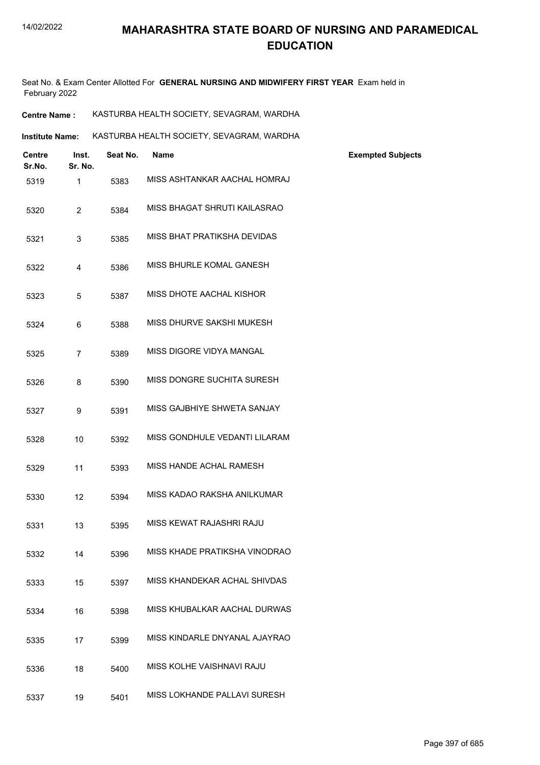# MAHARASHTRA STATE BOARD OF NURSING AND PARAMEDICAL EDUCATION

Seat No. & Exam Center Allotted For **GENERAL NURSING AND MIDWIFERY FIRST YEAR** Exam held in February 2022

**Centre Name :** KASTURBA HEALTH SOCIETY, SEVAGRAM, WARDHA

**Institute Name:** KASTURBA HEALTH SOCIETY, SEVAGRAM, WARDHA

| Centre Sr.No. | Inst. Sr. No. | Seat No. | Name | Exempted Subjects |
|---|---|---|---|---|
| 5319 | 1 | 5383 | MISS ASHTANKAR AACHAL HOMRAJ | |
| 5320 | 2 | 5384 | MISS BHAGAT SHRUTI KAILASRAO | |
| 5321 | 3 | 5385 | MISS BHAT PRATIKSHA DEVIDAS | |
| 5322 | 4 | 5386 | MISS BHURLE KOMAL GANESH | |
| 5323 | 5 | 5387 | MISS DHOTE AACHAL KISHOR | |
| 5324 | 6 | 5388 | MISS DHURVE SAKSHI MUKESH | |
| 5325 | 7 | 5389 | MISS DIGORE VIDYA MANGAL | |
| 5326 | 8 | 5390 | MISS DONGRE SUCHITA SURESH | |
| 5327 | 9 | 5391 | MISS GAJBHIYE SHWETA SANJAY | |
| 5328 | 10 | 5392 | MISS GONDHULE VEDANTI LILARAM | |
| 5329 | 11 | 5393 | MISS HANDE ACHAL RAMESH | |
| 5330 | 12 | 5394 | MISS KADAO RAKSHA ANILKUMAR | |
| 5331 | 13 | 5395 | MISS KEWAT RAJASHRI RAJU | |
| 5332 | 14 | 5396 | MISS KHADE PRATIKSHA VINODRAO | |
| 5333 | 15 | 5397 | MISS KHANDEKAR ACHAL SHIVDAS | |
| 5334 | 16 | 5398 | MISS KHUBALKAR AACHAL DURWAS | |
| 5335 | 17 | 5399 | MISS KINDARLE DNYANAL AJAYRAO | |
| 5336 | 18 | 5400 | MISS KOLHE VAISHNAVI RAJU | |
| 5337 | 19 | 5401 | MISS LOKHANDE PALLAVI SURESH | |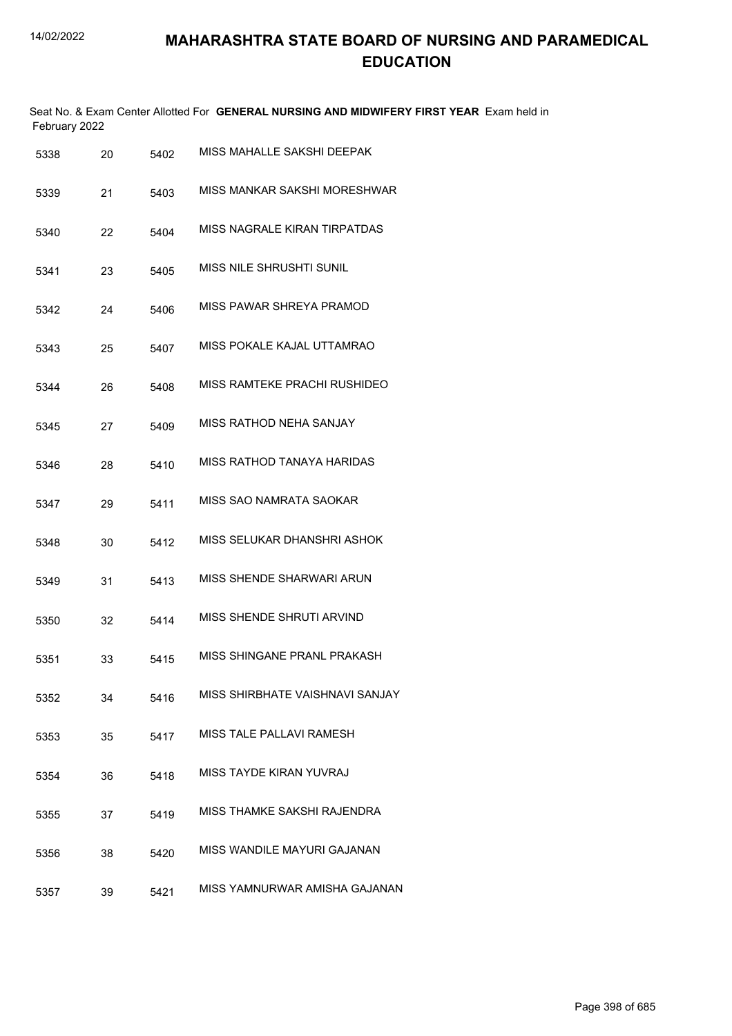# MAHARASHTRA STATE BOARD OF NURSING AND PARAMEDICAL EDUCATION

Seat No. & Exam Center Allotted For **GENERAL NURSING AND MIDWIFERY FIRST YEAR** Exam held in February 2022

| | | | |
|---|---|---|---|
| 5338 | 20 | 5402 | MISS MAHALLE SAKSHI DEEPAK |
| 5339 | 21 | 5403 | MISS MANKAR SAKSHI MORESHWAR |
| 5340 | 22 | 5404 | MISS NAGRALE KIRAN TIRPATDAS |
| 5341 | 23 | 5405 | MISS NILE SHRUSHTI SUNIL |
| 5342 | 24 | 5406 | MISS PAWAR SHREYA PRAMOD |
| 5343 | 25 | 5407 | MISS POKALE KAJAL UTTAMRAO |
| 5344 | 26 | 5408 | MISS RAMTEKE PRACHI RUSHIDEO |
| 5345 | 27 | 5409 | MISS RATHOD NEHA SANJAY |
| 5346 | 28 | 5410 | MISS RATHOD TANAYA HARIDAS |
| 5347 | 29 | 5411 | MISS SAO NAMRATA SAOKAR |
| 5348 | 30 | 5412 | MISS SELUKAR DHANSHRI ASHOK |
| 5349 | 31 | 5413 | MISS SHENDE SHARWARI ARUN |
| 5350 | 32 | 5414 | MISS SHENDE SHRUTI ARVIND |
| 5351 | 33 | 5415 | MISS SHINGANE PRANL PRAKASH |
| 5352 | 34 | 5416 | MISS SHIRBHATE VAISHNAVI SANJAY |
| 5353 | 35 | 5417 | MISS TALE PALLAVI RAMESH |
| 5354 | 36 | 5418 | MISS TAYDE KIRAN YUVRAJ |
| 5355 | 37 | 5419 | MISS THAMKE SAKSHI RAJENDRA |
| 5356 | 38 | 5420 | MISS WANDILE MAYURI GAJANAN |
| 5357 | 39 | 5421 | MISS YAMNURWAR AMISHA GAJANAN |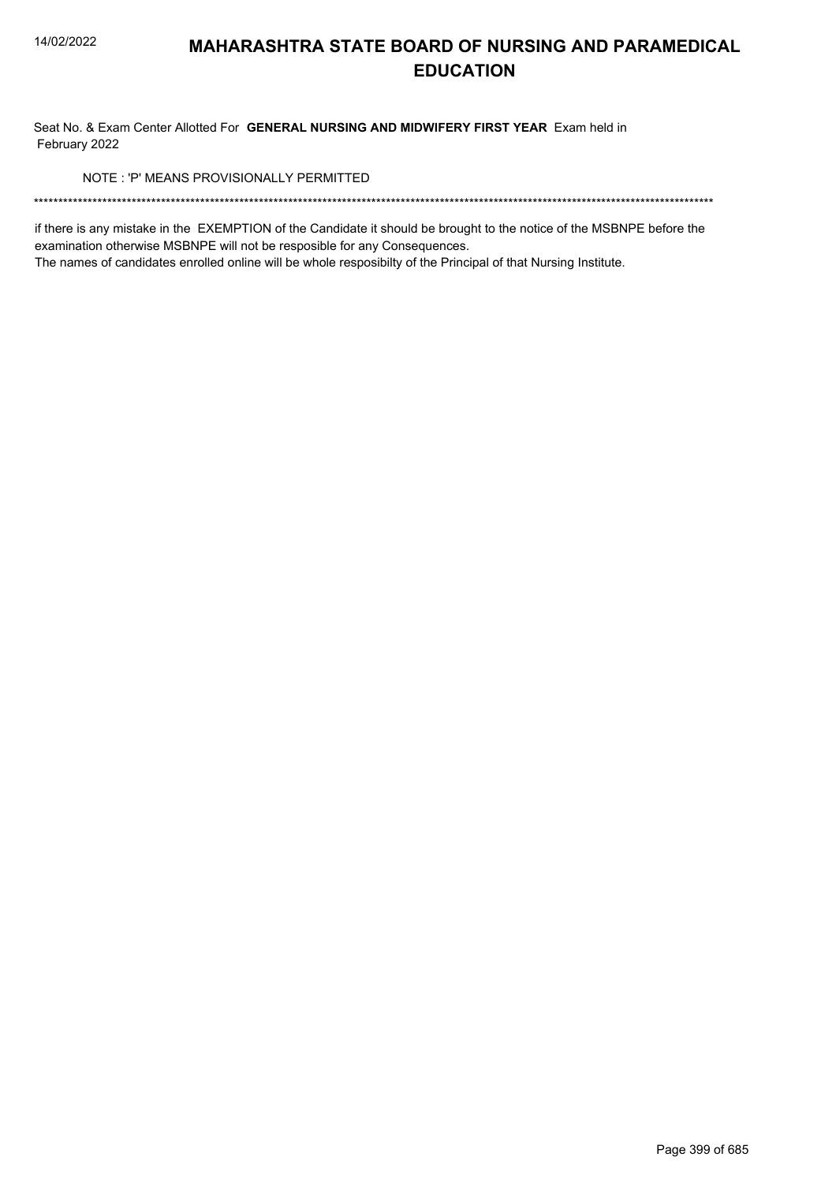# MAHARASHTRA STATE BOARD OF NURSING AND PARAMEDICAL EDUCATION

Seat No. & Exam Center Allotted For **GENERAL NURSING AND MIDWIFERY FIRST YEAR** Exam held in February 2022

NOTE : 'P' MEANS PROVISIONALLY PERMITTED

******************************************************************************************************************************************

if there is any mistake in the EXEMPTION of the Candidate it should be brought to the notice of the MSBNPE before the examination otherwise MSBNPE will not be resposible for any Consequences.

The names of candidates enrolled online will be whole resposibilty of the Principal of that Nursing Institute.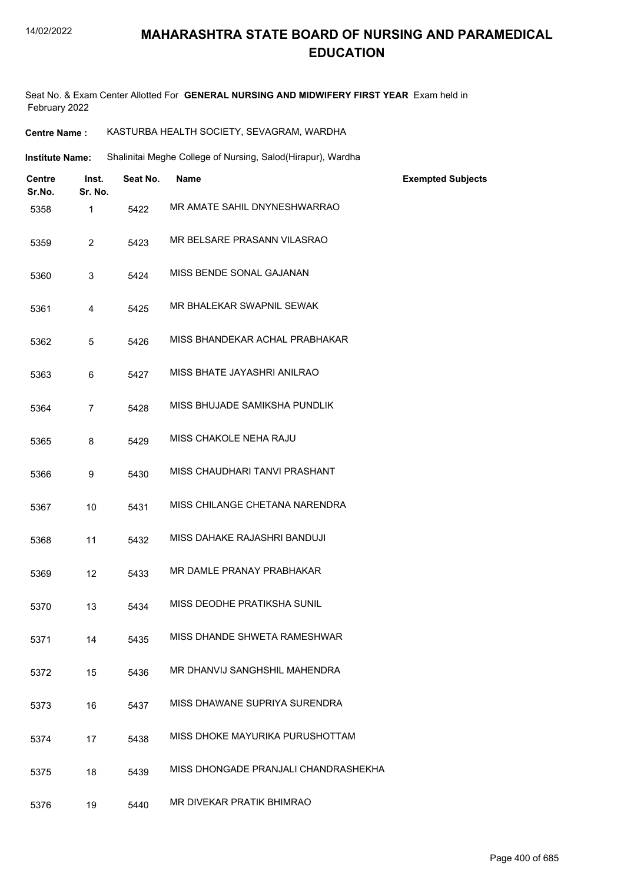# MAHARASHTRA STATE BOARD OF NURSING AND PARAMEDICAL EDUCATION

Seat No. & Exam Center Allotted For **GENERAL NURSING AND MIDWIFERY FIRST YEAR** Exam held in February 2022

**Centre Name :** KASTURBA HEALTH SOCIETY, SEVAGRAM, WARDHA

**Institute Name:** Shalinitai Meghe College of Nursing, Salod(Hirapur), Wardha

| Centre Sr.No. | Inst. Sr. No. | Seat No. | Name | Exempted Subjects |
|---|---|---|---|---|
| 5358 | 1 | 5422 | MR AMATE SAHIL DNYNESHWARRAO | |
| 5359 | 2 | 5423 | MR BELSARE PRASANN VILASRAO | |
| 5360 | 3 | 5424 | MISS BENDE SONAL GAJANAN | |
| 5361 | 4 | 5425 | MR BHALEKAR SWAPNIL SEWAK | |
| 5362 | 5 | 5426 | MISS BHANDEKAR ACHAL PRABHAKAR | |
| 5363 | 6 | 5427 | MISS BHATE JAYASHRI ANILRAO | |
| 5364 | 7 | 5428 | MISS BHUJADE SAMIKSHA PUNDLIK | |
| 5365 | 8 | 5429 | MISS CHAKOLE NEHA RAJU | |
| 5366 | 9 | 5430 | MISS CHAUDHARI TANVI PRASHANT | |
| 5367 | 10 | 5431 | MISS CHILANGE CHETANA NARENDRA | |
| 5368 | 11 | 5432 | MISS DAHAKE RAJASHRI BANDUJI | |
| 5369 | 12 | 5433 | MR DAMLE PRANAY PRABHAKAR | |
| 5370 | 13 | 5434 | MISS DEODHE PRATIKSHA SUNIL | |
| 5371 | 14 | 5435 | MISS DHANDE SHWETA RAMESHWAR | |
| 5372 | 15 | 5436 | MR DHANVIJ SANGHSHIL MAHENDRA | |
| 5373 | 16 | 5437 | MISS DHAWANE SUPRIYA SURENDRA | |
| 5374 | 17 | 5438 | MISS DHOKE MAYURIKA PURUSHOTTAM | |
| 5375 | 18 | 5439 | MISS DHONGADE PRANJALI CHANDRASHEKHA | |
| 5376 | 19 | 5440 | MR DIVEKAR PRATIK BHIMRAO | |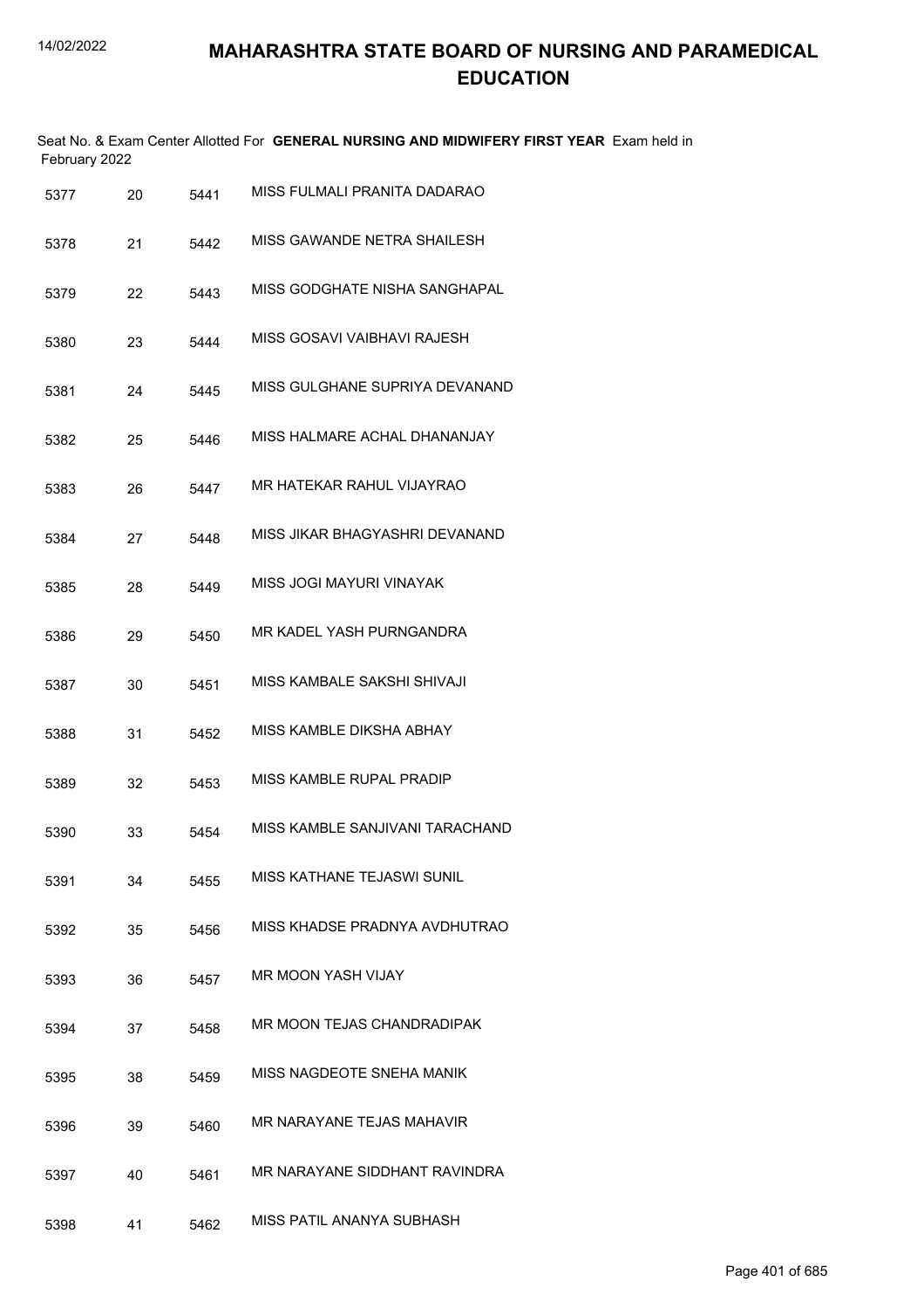# MAHARASHTRA STATE BOARD OF NURSING AND PARAMEDICAL EDUCATION

Seat No. & Exam Center Allotted For **GENERAL NURSING AND MIDWIFERY FIRST YEAR** Exam held in February 2022

| | | | |
|---|---|---|---|
| 5377 | 20 | 5441 | MISS FULMALI PRANITA DADARAO |
| 5378 | 21 | 5442 | MISS GAWANDE NETRA SHAILESH |
| 5379 | 22 | 5443 | MISS GODGHATE NISHA SANGHAPAL |
| 5380 | 23 | 5444 | MISS GOSAVI VAIBHAVI RAJESH |
| 5381 | 24 | 5445 | MISS GULGHANE SUPRIYA DEVANAND |
| 5382 | 25 | 5446 | MISS HALMARE ACHAL DHANANJAY |
| 5383 | 26 | 5447 | MR HATEKAR RAHUL VIJAYRAO |
| 5384 | 27 | 5448 | MISS JIKAR BHAGYASHRI DEVANAND |
| 5385 | 28 | 5449 | MISS JOGI MAYURI VINAYAK |
| 5386 | 29 | 5450 | MR KADEL YASH PURNGANDRA |
| 5387 | 30 | 5451 | MISS KAMBALE SAKSHI SHIVAJI |
| 5388 | 31 | 5452 | MISS KAMBLE DIKSHA ABHAY |
| 5389 | 32 | 5453 | MISS KAMBLE RUPAL PRADIP |
| 5390 | 33 | 5454 | MISS KAMBLE SANJIVANI TARACHAND |
| 5391 | 34 | 5455 | MISS KATHANE TEJASWI SUNIL |
| 5392 | 35 | 5456 | MISS KHADSE PRADNYA AVDHUTRAO |
| 5393 | 36 | 5457 | MR MOON YASH VIJAY |
| 5394 | 37 | 5458 | MR MOON TEJAS CHANDRADIPAK |
| 5395 | 38 | 5459 | MISS NAGDEOTE SNEHA MANIK |
| 5396 | 39 | 5460 | MR NARAYANE TEJAS MAHAVIR |
| 5397 | 40 | 5461 | MR NARAYANE SIDDHANT RAVINDRA |
| 5398 | 41 | 5462 | MISS PATIL ANANYA SUBHASH |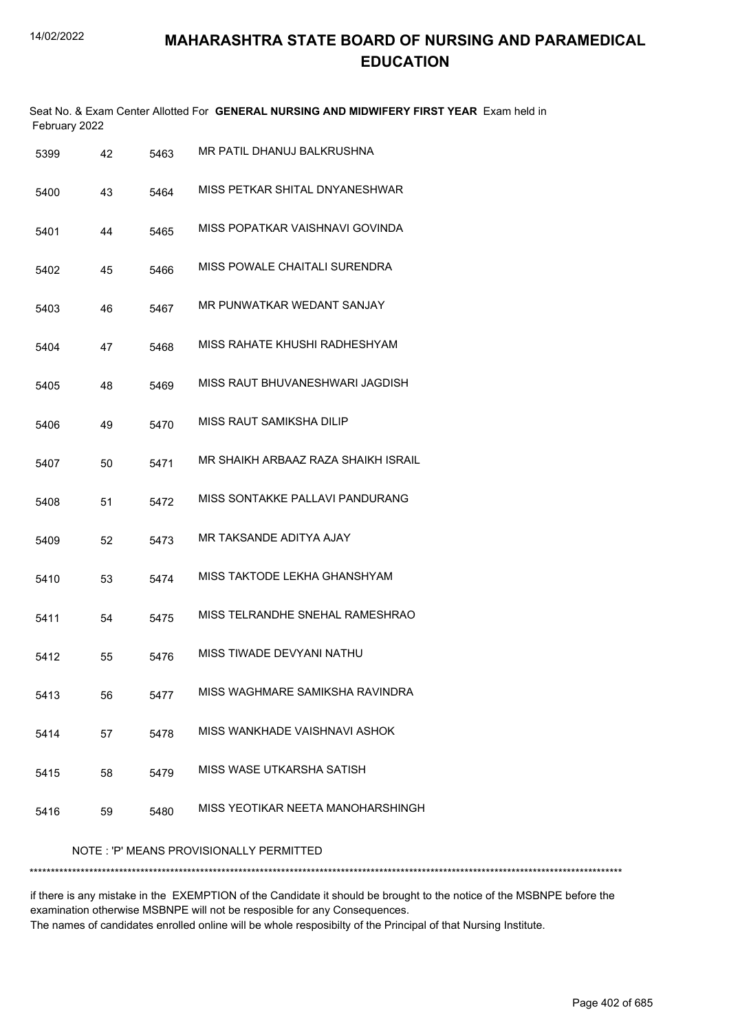# MAHARASHTRA STATE BOARD OF NURSING AND PARAMEDICAL EDUCATION

Seat No. & Exam Center Allotted For **GENERAL NURSING AND MIDWIFERY FIRST YEAR** Exam held in February 2022

| | | | |
|---|---|---|---|
| 5399 | 42 | 5463 | MR PATIL DHANUJ BALKRUSHNA |
| 5400 | 43 | 5464 | MISS PETKAR SHITAL DNYANESHWAR |
| 5401 | 44 | 5465 | MISS POPATKAR VAISHNAVI GOVINDA |
| 5402 | 45 | 5466 | MISS POWALE CHAITALI SURENDRA |
| 5403 | 46 | 5467 | MR PUNWATKAR WEDANT SANJAY |
| 5404 | 47 | 5468 | MISS RAHATE KHUSHI RADHESHYAM |
| 5405 | 48 | 5469 | MISS RAUT BHUVANESHWARI JAGDISH |
| 5406 | 49 | 5470 | MISS RAUT SAMIKSHA DILIP |
| 5407 | 50 | 5471 | MR SHAIKH ARBAAZ RAZA SHAIKH ISRAIL |
| 5408 | 51 | 5472 | MISS SONTAKKE PALLAVI PANDURANG |
| 5409 | 52 | 5473 | MR TAKSANDE ADITYA AJAY |
| 5410 | 53 | 5474 | MISS TAKTODE LEKHA GHANSHYAM |
| 5411 | 54 | 5475 | MISS TELRANDHE SNEHAL RAMESHRAO |
| 5412 | 55 | 5476 | MISS TIWADE DEVYANI NATHU |
| 5413 | 56 | 5477 | MISS WAGHMARE SAMIKSHA RAVINDRA |
| 5414 | 57 | 5478 | MISS WANKHADE VAISHNAVI ASHOK |
| 5415 | 58 | 5479 | MISS WASE UTKARSHA SATISH |
| 5416 | 59 | 5480 | MISS YEOTIKAR NEETA MANOHARSHINGH |

NOTE : 'P' MEANS PROVISIONALLY PERMITTED

*******************************************************************************************************************************************

if there is any mistake in the EXEMPTION of the Candidate it should be brought to the notice of the MSBNPE before the examination otherwise MSBNPE will not be resposible for any Consequences.
The names of candidates enrolled online will be whole resposibilty of the Principal of that Nursing Institute.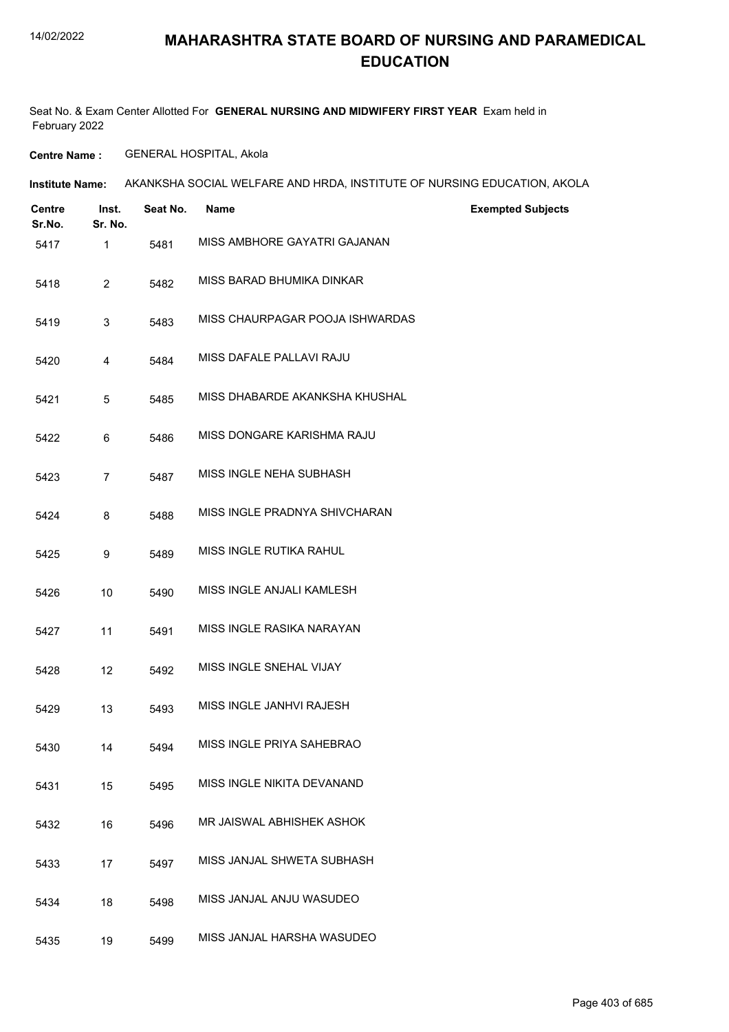# MAHARASHTRA STATE BOARD OF NURSING AND PARAMEDICAL EDUCATION

Seat No. & Exam Center Allotted For **GENERAL NURSING AND MIDWIFERY FIRST YEAR** Exam held in February 2022

**Centre Name :** GENERAL HOSPITAL, Akola

**Institute Name:** AKANKSHA SOCIAL WELFARE AND HRDA, INSTITUTE OF NURSING EDUCATION, AKOLA

| Centre Sr.No. | Inst. Sr. No. | Seat No. | Name | Exempted Subjects |
|---|---|---|---|---|
| 5417 | 1 | 5481 | MISS AMBHORE GAYATRI GAJANAN | |
| 5418 | 2 | 5482 | MISS BARAD BHUMIKA DINKAR | |
| 5419 | 3 | 5483 | MISS CHAURPAGAR POOJA ISHWARDAS | |
| 5420 | 4 | 5484 | MISS DAFALE PALLAVI RAJU | |
| 5421 | 5 | 5485 | MISS DHABARDE AKANKSHA KHUSHAL | |
| 5422 | 6 | 5486 | MISS DONGARE KARISHMA RAJU | |
| 5423 | 7 | 5487 | MISS INGLE NEHA SUBHASH | |
| 5424 | 8 | 5488 | MISS INGLE PRADNYA SHIVCHARAN | |
| 5425 | 9 | 5489 | MISS INGLE RUTIKA RAHUL | |
| 5426 | 10 | 5490 | MISS INGLE ANJALI KAMLESH | |
| 5427 | 11 | 5491 | MISS INGLE RASIKA NARAYAN | |
| 5428 | 12 | 5492 | MISS INGLE SNEHAL VIJAY | |
| 5429 | 13 | 5493 | MISS INGLE JANHVI RAJESH | |
| 5430 | 14 | 5494 | MISS INGLE PRIYA SAHEBRAO | |
| 5431 | 15 | 5495 | MISS INGLE NIKITA DEVANAND | |
| 5432 | 16 | 5496 | MR JAISWAL ABHISHEK ASHOK | |
| 5433 | 17 | 5497 | MISS JANJAL SHWETA SUBHASH | |
| 5434 | 18 | 5498 | MISS JANJAL ANJU WASUDEO | |
| 5435 | 19 | 5499 | MISS JANJAL HARSHA WASUDEO | |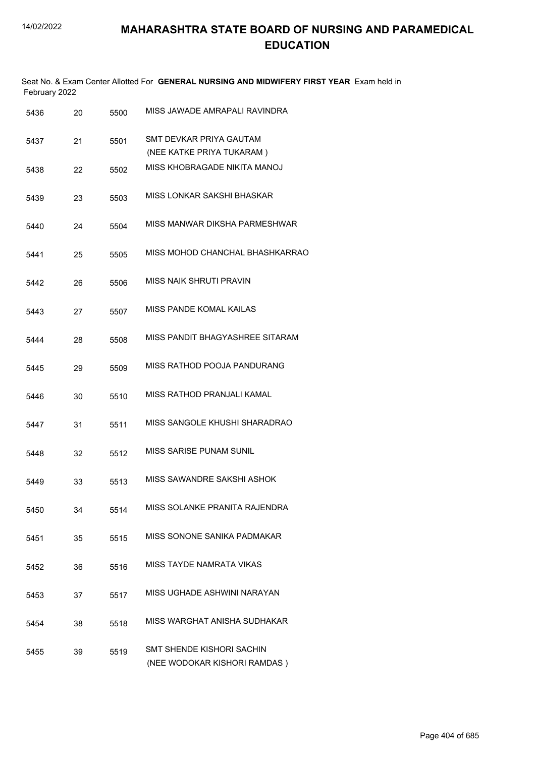# MAHARASHTRA STATE BOARD OF NURSING AND PARAMEDICAL EDUCATION

Seat No. & Exam Center Allotted For **GENERAL NURSING AND MIDWIFERY FIRST YEAR** Exam held in February 2022

| | | | |
|---|---|---|---|
| 5436 | 20 | 5500 | MISS JAWADE AMRAPALI RAVINDRA |
| 5437 | 21 | 5501 | SMT DEVKAR PRIYA GAUTAM (NEE KATKE PRIYA TUKARAM ) |
| 5438 | 22 | 5502 | MISS KHOBRAGADE NIKITA MANOJ |
| 5439 | 23 | 5503 | MISS LONKAR SAKSHI BHASKAR |
| 5440 | 24 | 5504 | MISS MANWAR DIKSHA PARMESHWAR |
| 5441 | 25 | 5505 | MISS MOHOD CHANCHAL BHASHKARRAO |
| 5442 | 26 | 5506 | MISS NAIK SHRUTI PRAVIN |
| 5443 | 27 | 5507 | MISS PANDE KOMAL KAILAS |
| 5444 | 28 | 5508 | MISS PANDIT BHAGYASHREE SITARAM |
| 5445 | 29 | 5509 | MISS RATHOD POOJA PANDURANG |
| 5446 | 30 | 5510 | MISS RATHOD PRANJALI KAMAL |
| 5447 | 31 | 5511 | MISS SANGOLE KHUSHI SHARADRAO |
| 5448 | 32 | 5512 | MISS SARISE PUNAM SUNIL |
| 5449 | 33 | 5513 | MISS SAWANDRE SAKSHI ASHOK |
| 5450 | 34 | 5514 | MISS SOLANKE PRANITA RAJENDRA |
| 5451 | 35 | 5515 | MISS SONONE SANIKA PADMAKAR |
| 5452 | 36 | 5516 | MISS TAYDE NAMRATA VIKAS |
| 5453 | 37 | 5517 | MISS UGHADE ASHWINI NARAYAN |
| 5454 | 38 | 5518 | MISS WARGHAT ANISHA SUDHAKAR |
| 5455 | 39 | 5519 | SMT SHENDE KISHORI SACHIN (NEE WODOKAR KISHORI RAMDAS ) |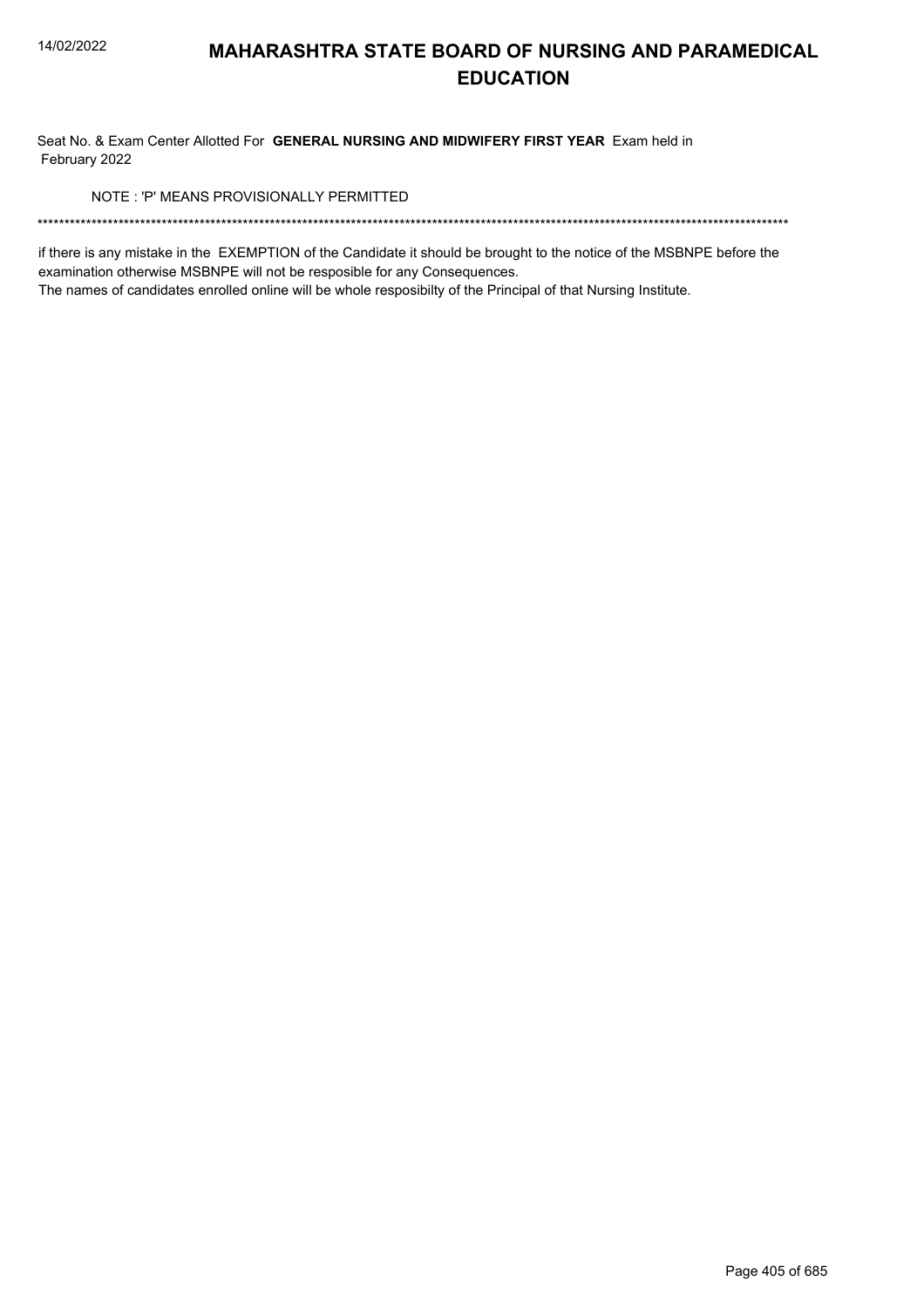# MAHARASHTRA STATE BOARD OF NURSING AND PARAMEDICAL EDUCATION

Seat No. & Exam Center Allotted For **GENERAL NURSING AND MIDWIFERY FIRST YEAR** Exam held in February 2022

NOTE : 'P' MEANS PROVISIONALLY PERMITTED

******************************************************************************************************************************************

if there is any mistake in the EXEMPTION of the Candidate it should be brought to the notice of the MSBNPE before the examination otherwise MSBNPE will not be resposible for any Consequences.

The names of candidates enrolled online will be whole resposibilty of the Principal of that Nursing Institute.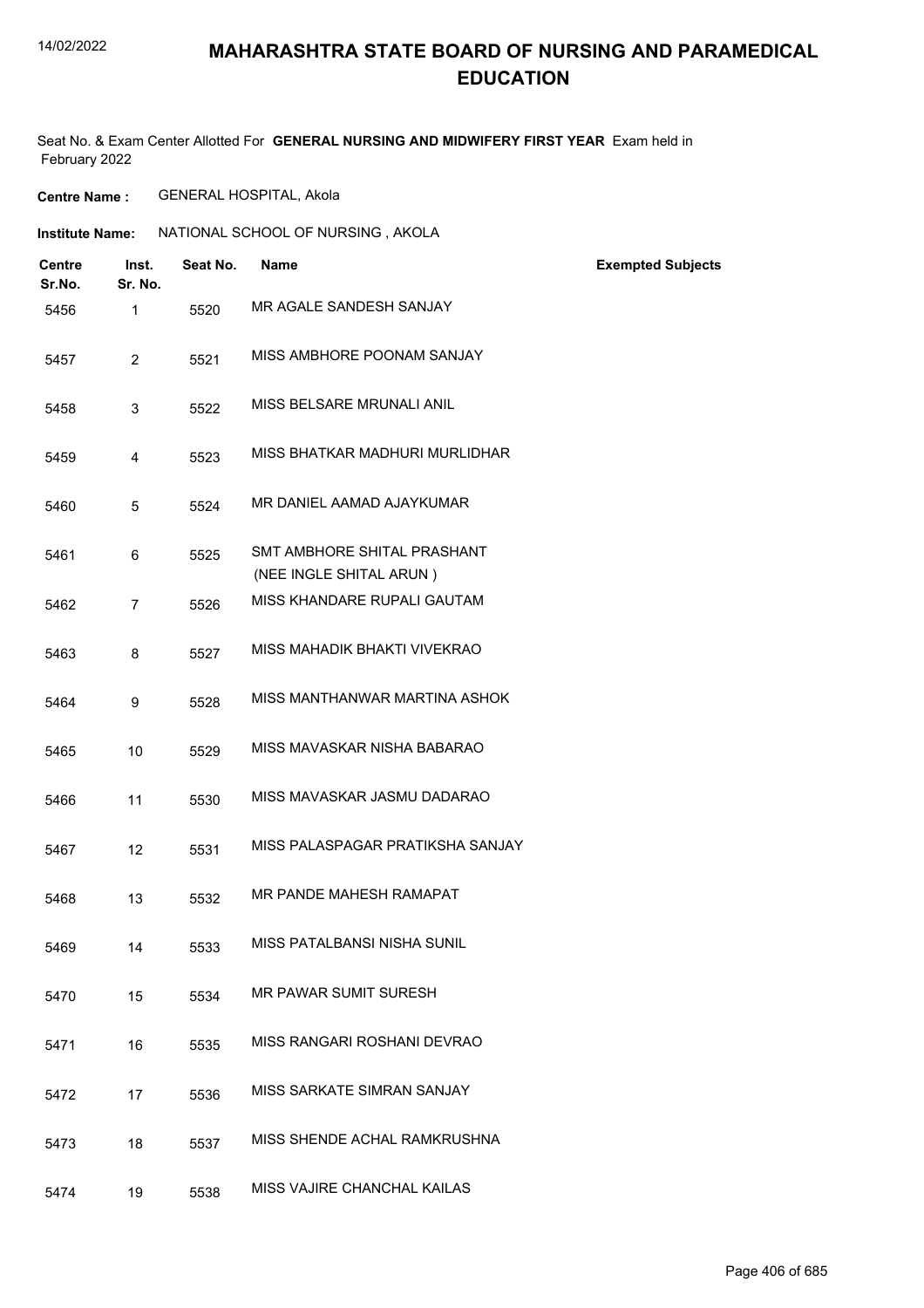# MAHARASHTRA STATE BOARD OF NURSING AND PARAMEDICAL EDUCATION

Seat No. & Exam Center Allotted For **GENERAL NURSING AND MIDWIFERY FIRST YEAR** Exam held in February 2022

**Centre Name :** GENERAL HOSPITAL, Akola

**Institute Name:** NATIONAL SCHOOL OF NURSING , AKOLA

| Centre Sr.No. | Inst. Sr. No. | Seat No. | Name | Exempted Subjects |
|---|---|---|---|---|
| 5456 | 1 | 5520 | MR AGALE SANDESH SANJAY | |
| 5457 | 2 | 5521 | MISS AMBHORE POONAM SANJAY | |
| 5458 | 3 | 5522 | MISS BELSARE MRUNALI ANIL | |
| 5459 | 4 | 5523 | MISS BHATKAR MADHURI MURLIDHAR | |
| 5460 | 5 | 5524 | MR DANIEL AAMAD AJAYKUMAR | |
| 5461 | 6 | 5525 | SMT AMBHORE SHITAL PRASHANT (NEE INGLE SHITAL ARUN ) | |
| 5462 | 7 | 5526 | MISS KHANDARE RUPALI GAUTAM | |
| 5463 | 8 | 5527 | MISS MAHADIK BHAKTI VIVEKRAO | |
| 5464 | 9 | 5528 | MISS MANTHANWAR MARTINA ASHOK | |
| 5465 | 10 | 5529 | MISS MAVASKAR NISHA BABARAO | |
| 5466 | 11 | 5530 | MISS MAVASKAR JASMU DADARAO | |
| 5467 | 12 | 5531 | MISS PALASPAGAR PRATIKSHA SANJAY | |
| 5468 | 13 | 5532 | MR PANDE MAHESH RAMAPAT | |
| 5469 | 14 | 5533 | MISS PATALBANSI NISHA SUNIL | |
| 5470 | 15 | 5534 | MR PAWAR SUMIT SURESH | |
| 5471 | 16 | 5535 | MISS RANGARI ROSHANI DEVRAO | |
| 5472 | 17 | 5536 | MISS SARKATE SIMRAN SANJAY | |
| 5473 | 18 | 5537 | MISS SHENDE ACHAL RAMKRUSHNA | |
| 5474 | 19 | 5538 | MISS VAJIRE CHANCHAL KAILAS | |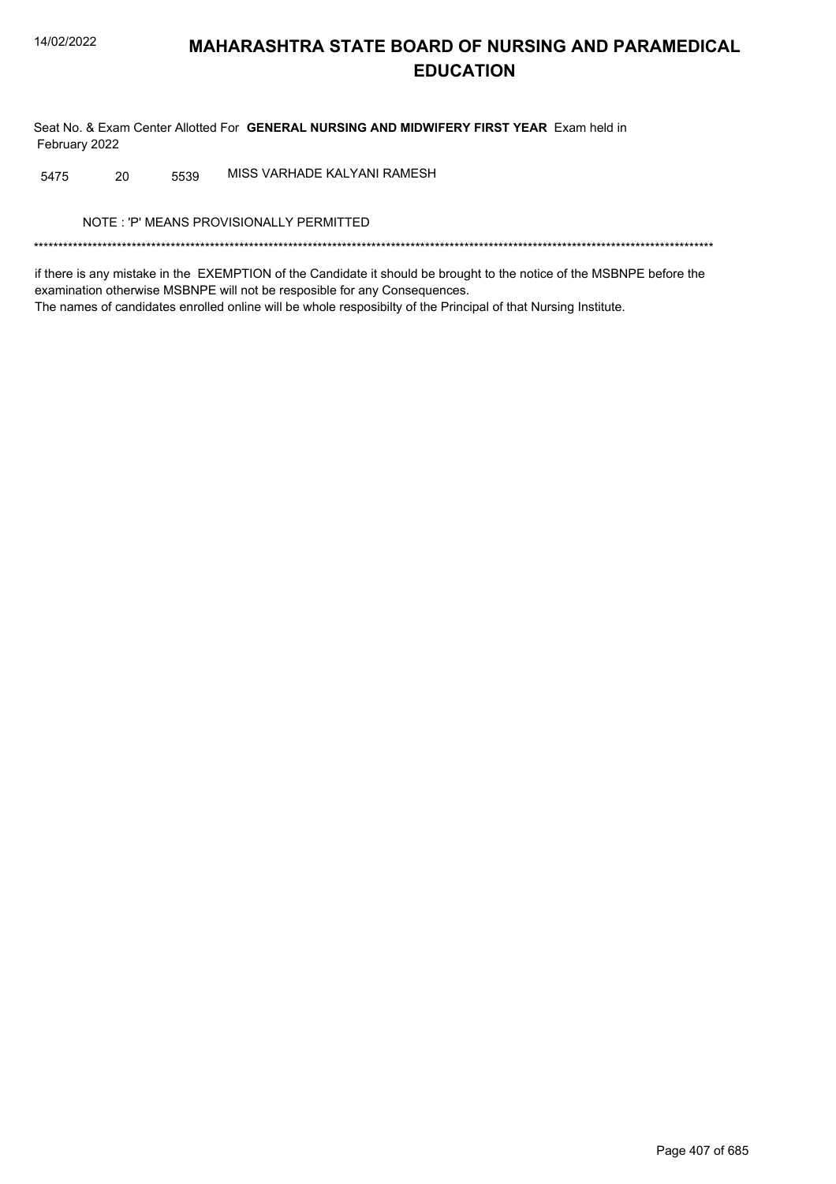# MAHARASHTRA STATE BOARD OF NURSING AND PARAMEDICAL EDUCATION

Seat No. & Exam Center Allotted For **GENERAL NURSING AND MIDWIFERY FIRST YEAR** Exam held in February 2022

| | | | |
|---|---|---|---|
| 5475 | 20 | 5539 | MISS VARHADE KALYANI RAMESH |

NOTE : 'P' MEANS PROVISIONALLY PERMITTED

*******************************************************************************************************************************************

if there is any mistake in the EXEMPTION of the Candidate it should be brought to the notice of the MSBNPE before the examination otherwise MSBNPE will not be resposible for any Consequences.
The names of candidates enrolled online will be whole resposibilty of the Principal of that Nursing Institute.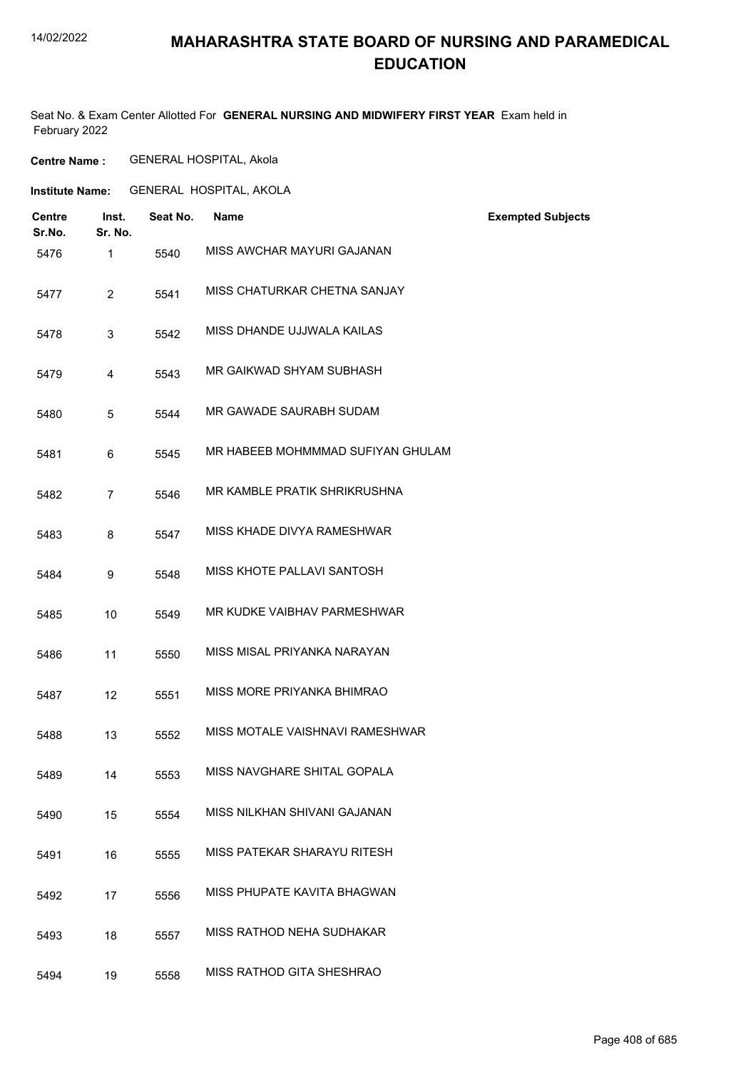# MAHARASHTRA STATE BOARD OF NURSING AND PARAMEDICAL EDUCATION

Seat No. & Exam Center Allotted For **GENERAL NURSING AND MIDWIFERY FIRST YEAR** Exam held in February 2022

**Centre Name :** GENERAL HOSPITAL, Akola

**Institute Name:** GENERAL HOSPITAL, AKOLA

| Centre Sr.No. | Inst. Sr. No. | Seat No. | Name | Exempted Subjects |
|---|---|---|---|---|
| 5476 | 1 | 5540 | MISS AWCHAR MAYURI GAJANAN | |
| 5477 | 2 | 5541 | MISS CHATURKAR CHETNA SANJAY | |
| 5478 | 3 | 5542 | MISS DHANDE UJJWALA KAILAS | |
| 5479 | 4 | 5543 | MR GAIKWAD SHYAM SUBHASH | |
| 5480 | 5 | 5544 | MR GAWADE SAURABH SUDAM | |
| 5481 | 6 | 5545 | MR HABEEB MOHMMMAD SUFIYAN GHULAM | |
| 5482 | 7 | 5546 | MR KAMBLE PRATIK SHRIKRUSHNA | |
| 5483 | 8 | 5547 | MISS KHADE DIVYA RAMESHWAR | |
| 5484 | 9 | 5548 | MISS KHOTE PALLAVI SANTOSH | |
| 5485 | 10 | 5549 | MR KUDKE VAIBHAV PARMESHWAR | |
| 5486 | 11 | 5550 | MISS MISAL PRIYANKA NARAYAN | |
| 5487 | 12 | 5551 | MISS MORE PRIYANKA BHIMRAO | |
| 5488 | 13 | 5552 | MISS MOTALE VAISHNAVI RAMESHWAR | |
| 5489 | 14 | 5553 | MISS NAVGHARE SHITAL GOPALA | |
| 5490 | 15 | 5554 | MISS NILKHAN SHIVANI GAJANAN | |
| 5491 | 16 | 5555 | MISS PATEKAR SHARAYU RITESH | |
| 5492 | 17 | 5556 | MISS PHUPATE KAVITA BHAGWAN | |
| 5493 | 18 | 5557 | MISS RATHOD NEHA SUDHAKAR | |
| 5494 | 19 | 5558 | MISS RATHOD GITA SHESHRAO | |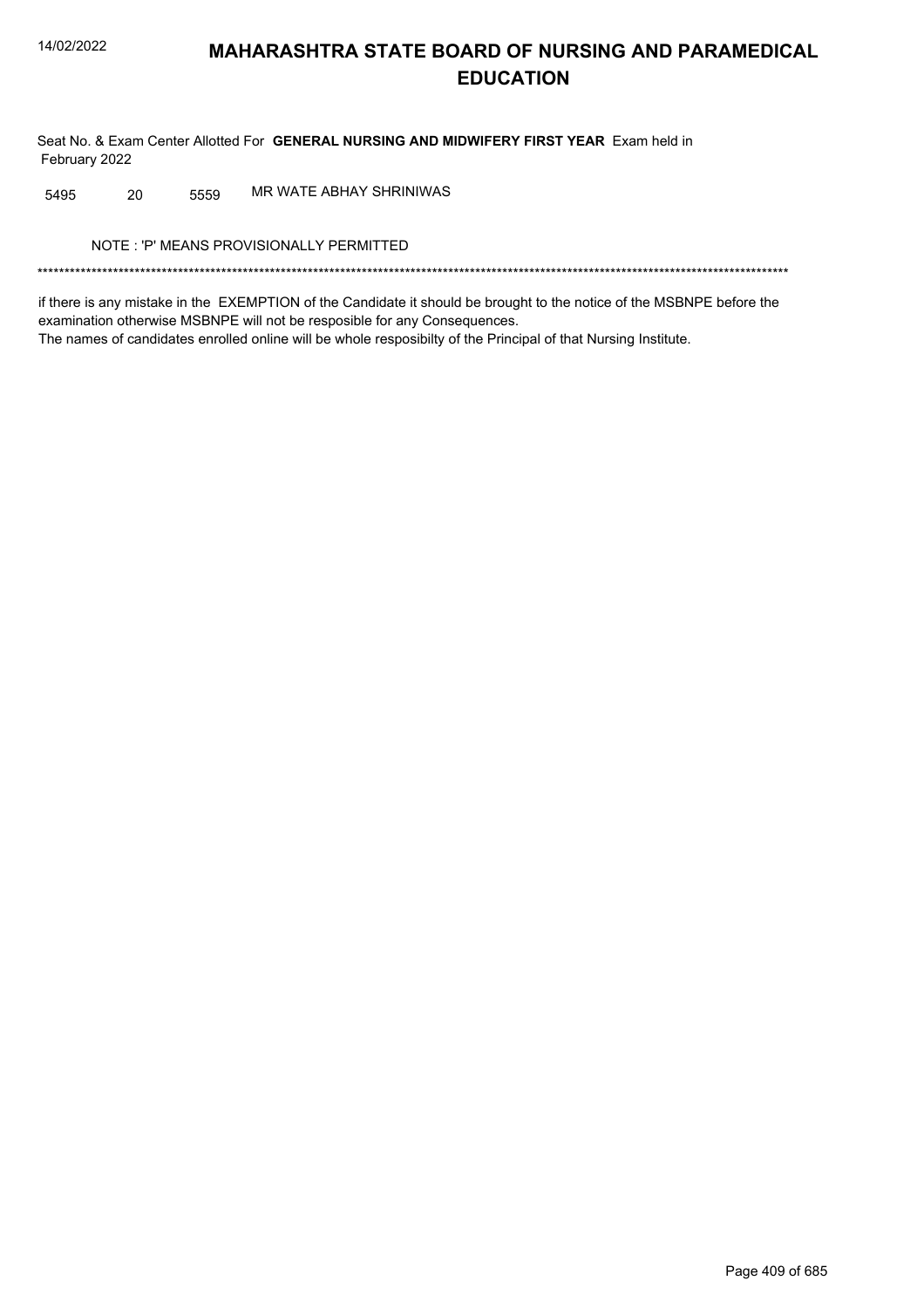# MAHARASHTRA STATE BOARD OF NURSING AND PARAMEDICAL EDUCATION

Seat No. & Exam Center Allotted For **GENERAL NURSING AND MIDWIFERY FIRST YEAR** Exam held in February 2022

| 5495 | 20 | 5559 | MR WATE ABHAY SHRINIWAS |
|---|---|---|---|

NOTE : 'P' MEANS PROVISIONALLY PERMITTED

*******************************************************************************************************************************************

if there is any mistake in the EXEMPTION of the Candidate it should be brought to the notice of the MSBNPE before the examination otherwise MSBNPE will not be resposible for any Consequences.
The names of candidates enrolled online will be whole resposibilty of the Principal of that Nursing Institute.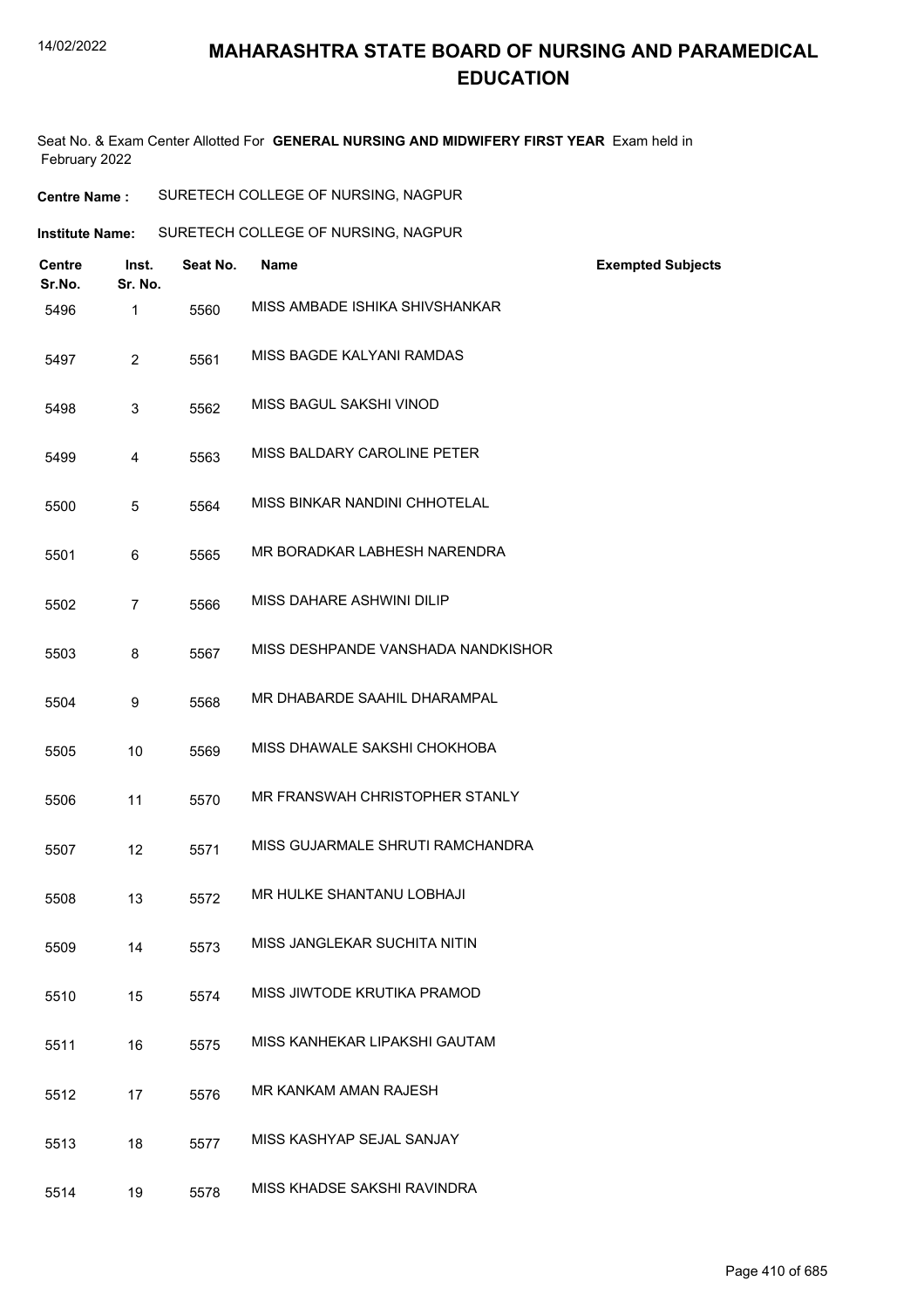# MAHARASHTRA STATE BOARD OF NURSING AND PARAMEDICAL EDUCATION

Seat No. & Exam Center Allotted For **GENERAL NURSING AND MIDWIFERY FIRST YEAR** Exam held in February 2022

**Centre Name :** SURETECH COLLEGE OF NURSING, NAGPUR

**Institute Name:** SURETECH COLLEGE OF NURSING, NAGPUR

| Centre Sr.No. | Inst. Sr. No. | Seat No. | Name | Exempted Subjects |
|---|---|---|---|---|
| 5496 | 1 | 5560 | MISS AMBADE ISHIKA SHIVSHANKAR | |
| 5497 | 2 | 5561 | MISS BAGDE KALYANI RAMDAS | |
| 5498 | 3 | 5562 | MISS BAGUL SAKSHI VINOD | |
| 5499 | 4 | 5563 | MISS BALDARY CAROLINE PETER | |
| 5500 | 5 | 5564 | MISS BINKAR NANDINI CHHOTELAL | |
| 5501 | 6 | 5565 | MR BORADKAR LABHESH NARENDRA | |
| 5502 | 7 | 5566 | MISS DAHARE ASHWINI DILIP | |
| 5503 | 8 | 5567 | MISS DESHPANDE VANSHADA NANDKISHOR | |
| 5504 | 9 | 5568 | MR DHABARDE SAAHIL DHARAMPAL | |
| 5505 | 10 | 5569 | MISS DHAWALE SAKSHI CHOKHOBA | |
| 5506 | 11 | 5570 | MR FRANSWAH CHRISTOPHER STANLY | |
| 5507 | 12 | 5571 | MISS GUJARMALE SHRUTI RAMCHANDRA | |
| 5508 | 13 | 5572 | MR HULKE SHANTANU LOBHAJI | |
| 5509 | 14 | 5573 | MISS JANGLEKAR SUCHITA NITIN | |
| 5510 | 15 | 5574 | MISS JIWTODE KRUTIKA PRAMOD | |
| 5511 | 16 | 5575 | MISS KANHEKAR LIPAKSHI GAUTAM | |
| 5512 | 17 | 5576 | MR KANKAM AMAN RAJESH | |
| 5513 | 18 | 5577 | MISS KASHYAP SEJAL SANJAY | |
| 5514 | 19 | 5578 | MISS KHADSE SAKSHI RAVINDRA | |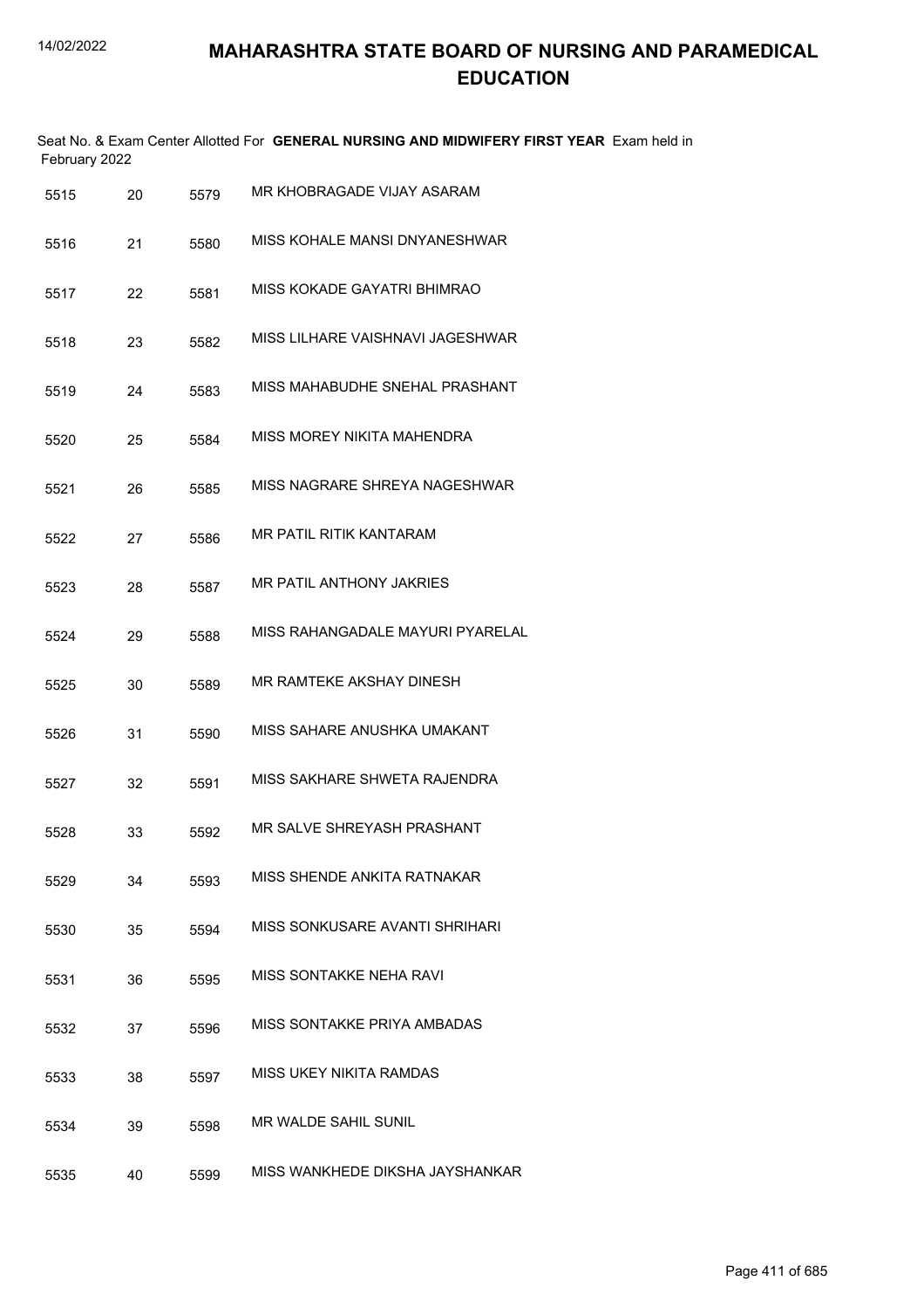# MAHARASHTRA STATE BOARD OF NURSING AND PARAMEDICAL EDUCATION

Seat No. & Exam Center Allotted For **GENERAL NURSING AND MIDWIFERY FIRST YEAR** Exam held in February 2022

| | | | |
|---|---|---|---|
| 5515 | 20 | 5579 | MR KHOBRAGADE VIJAY ASARAM |
| 5516 | 21 | 5580 | MISS KOHALE MANSI DNYANESHWAR |
| 5517 | 22 | 5581 | MISS KOKADE GAYATRI BHIMRAO |
| 5518 | 23 | 5582 | MISS LILHARE VAISHNAVI JAGESHWAR |
| 5519 | 24 | 5583 | MISS MAHABUDHE SNEHAL PRASHANT |
| 5520 | 25 | 5584 | MISS MOREY NIKITA MAHENDRA |
| 5521 | 26 | 5585 | MISS NAGRARE SHREYA NAGESHWAR |
| 5522 | 27 | 5586 | MR PATIL RITIK KANTARAM |
| 5523 | 28 | 5587 | MR PATIL ANTHONY JAKRIES |
| 5524 | 29 | 5588 | MISS RAHANGADALE MAYURI PYARELAL |
| 5525 | 30 | 5589 | MR RAMTEKE AKSHAY DINESH |
| 5526 | 31 | 5590 | MISS SAHARE ANUSHKA UMAKANT |
| 5527 | 32 | 5591 | MISS SAKHARE SHWETA RAJENDRA |
| 5528 | 33 | 5592 | MR SALVE SHREYASH PRASHANT |
| 5529 | 34 | 5593 | MISS SHENDE ANKITA RATNAKAR |
| 5530 | 35 | 5594 | MISS SONKUSARE AVANTI SHRIHARI |
| 5531 | 36 | 5595 | MISS SONTAKKE NEHA RAVI |
| 5532 | 37 | 5596 | MISS SONTAKKE PRIYA AMBADAS |
| 5533 | 38 | 5597 | MISS UKEY NIKITA RAMDAS |
| 5534 | 39 | 5598 | MR WALDE SAHIL SUNIL |
| 5535 | 40 | 5599 | MISS WANKHEDE DIKSHA JAYSHANKAR |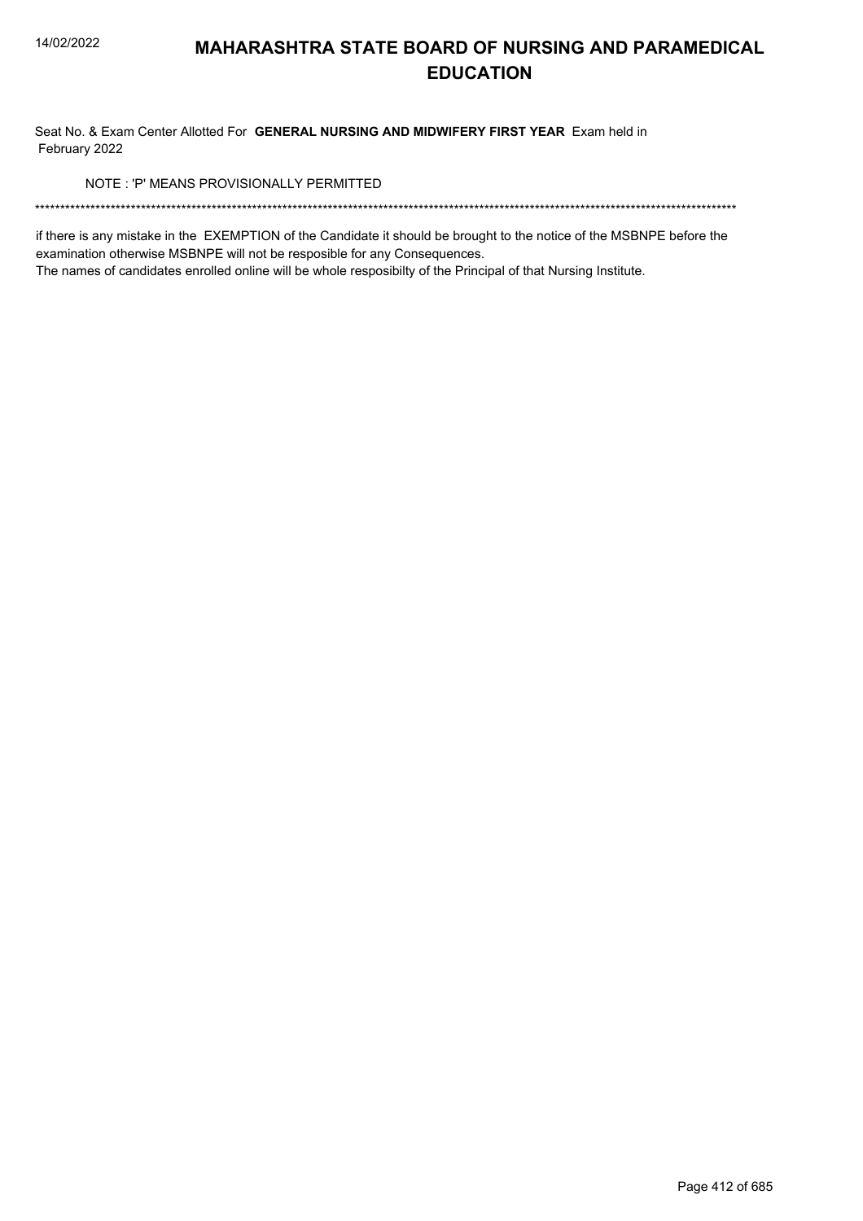# MAHARASHTRA STATE BOARD OF NURSING AND PARAMEDICAL EDUCATION

Seat No. & Exam Center Allotted For **GENERAL NURSING AND MIDWIFERY FIRST YEAR** Exam held in February 2022

NOTE : 'P' MEANS PROVISIONALLY PERMITTED

******************************************************************************************************************************************

if there is any mistake in the EXEMPTION of the Candidate it should be brought to the notice of the MSBNPE before the examination otherwise MSBNPE will not be resposible for any Consequences.

The names of candidates enrolled online will be whole resposibilty of the Principal of that Nursing Institute.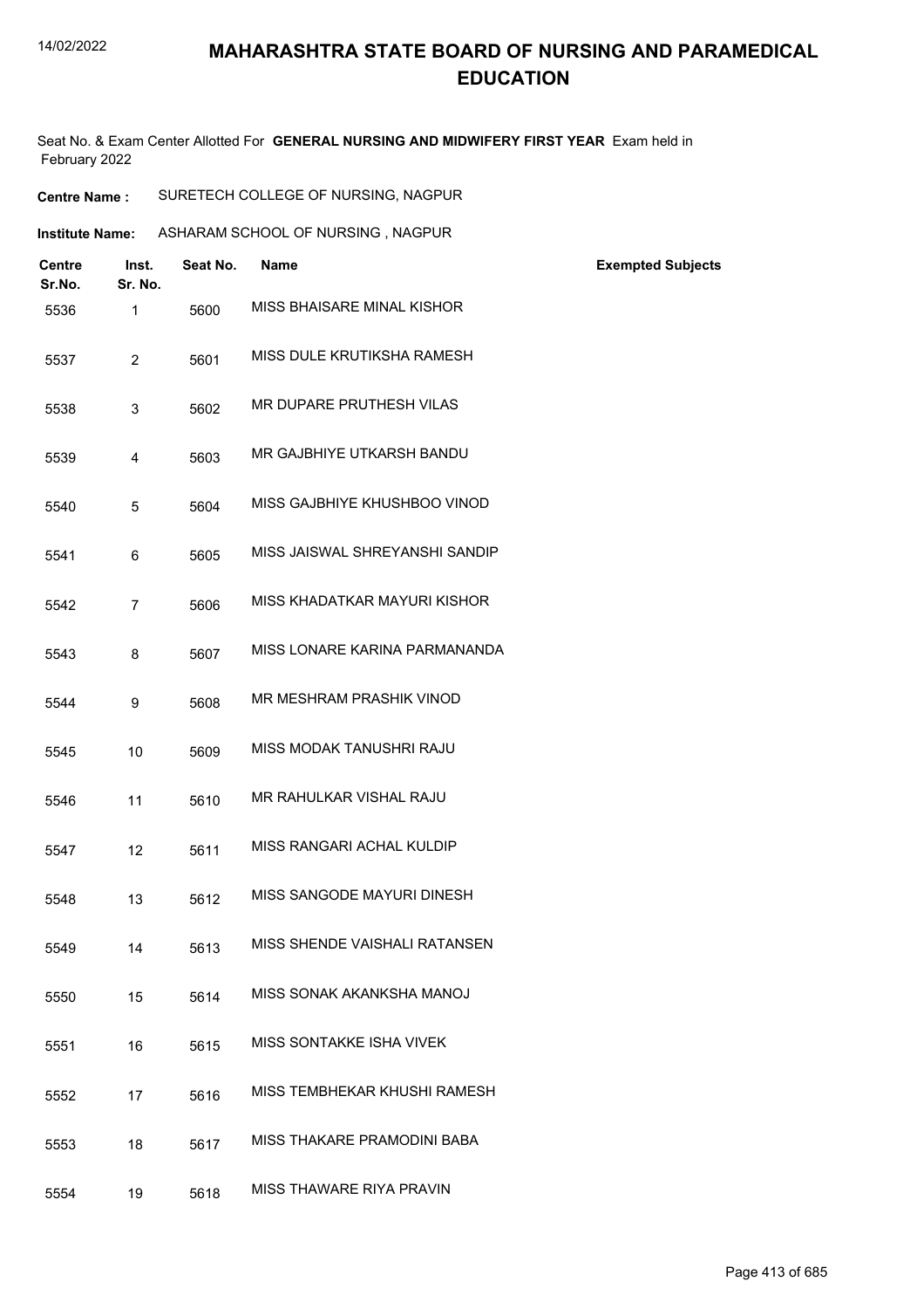# MAHARASHTRA STATE BOARD OF NURSING AND PARAMEDICAL EDUCATION

Seat No. & Exam Center Allotted For **GENERAL NURSING AND MIDWIFERY FIRST YEAR** Exam held in February 2022

**Centre Name :** SURETECH COLLEGE OF NURSING, NAGPUR

**Institute Name:** ASHARAM SCHOOL OF NURSING , NAGPUR

| Centre Sr.No. | Inst. Sr. No. | Seat No. | Name | Exempted Subjects |
|---|---|---|---|---|
| 5536 | 1 | 5600 | MISS BHAISARE MINAL KISHOR | |
| 5537 | 2 | 5601 | MISS DULE KRUTIKSHA RAMESH | |
| 5538 | 3 | 5602 | MR DUPARE PRUTHESH VILAS | |
| 5539 | 4 | 5603 | MR GAJBHIYE UTKARSH BANDU | |
| 5540 | 5 | 5604 | MISS GAJBHIYE KHUSHBOO VINOD | |
| 5541 | 6 | 5605 | MISS JAISWAL SHREYANSHI SANDIP | |
| 5542 | 7 | 5606 | MISS KHADATKAR MAYURI KISHOR | |
| 5543 | 8 | 5607 | MISS LONARE KARINA PARMANANDA | |
| 5544 | 9 | 5608 | MR MESHRAM PRASHIK VINOD | |
| 5545 | 10 | 5609 | MISS MODAK TANUSHRI RAJU | |
| 5546 | 11 | 5610 | MR RAHULKAR VISHAL RAJU | |
| 5547 | 12 | 5611 | MISS RANGARI ACHAL KULDIP | |
| 5548 | 13 | 5612 | MISS SANGODE MAYURI DINESH | |
| 5549 | 14 | 5613 | MISS SHENDE VAISHALI RATANSEN | |
| 5550 | 15 | 5614 | MISS SONAK AKANKSHA MANOJ | |
| 5551 | 16 | 5615 | MISS SONTAKKE ISHA VIVEK | |
| 5552 | 17 | 5616 | MISS TEMBHEKAR KHUSHI RAMESH | |
| 5553 | 18 | 5617 | MISS THAKARE PRAMODINI BABA | |
| 5554 | 19 | 5618 | MISS THAWARE RIYA PRAVIN | |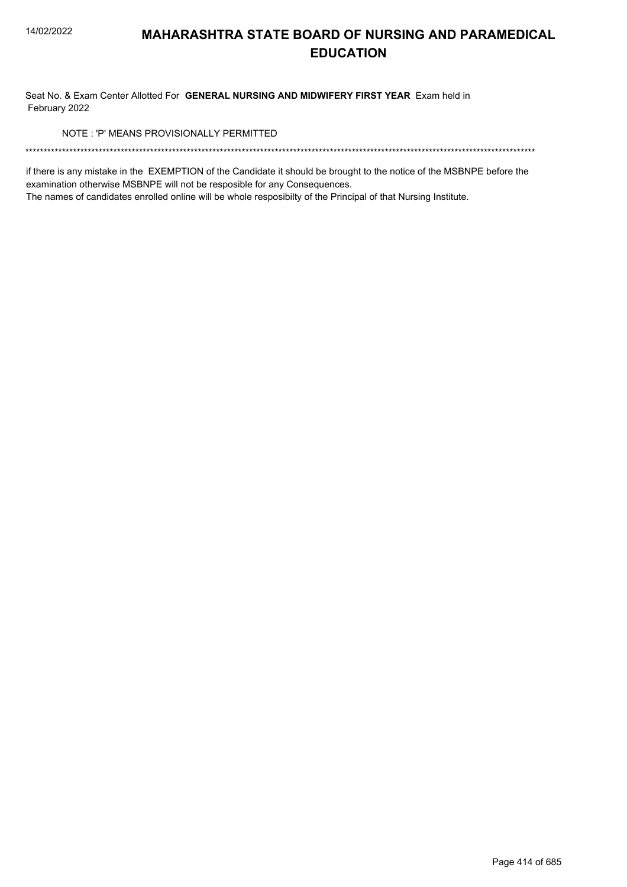# MAHARASHTRA STATE BOARD OF NURSING AND PARAMEDICAL EDUCATION

Seat No. & Exam Center Allotted For **GENERAL NURSING AND MIDWIFERY FIRST YEAR** Exam held in February 2022

NOTE : 'P' MEANS PROVISIONALLY PERMITTED

******************************************************************************************************************************************

if there is any mistake in the EXEMPTION of the Candidate it should be brought to the notice of the MSBNPE before the examination otherwise MSBNPE will not be resposible for any Consequences.

The names of candidates enrolled online will be whole resposibilty of the Principal of that Nursing Institute.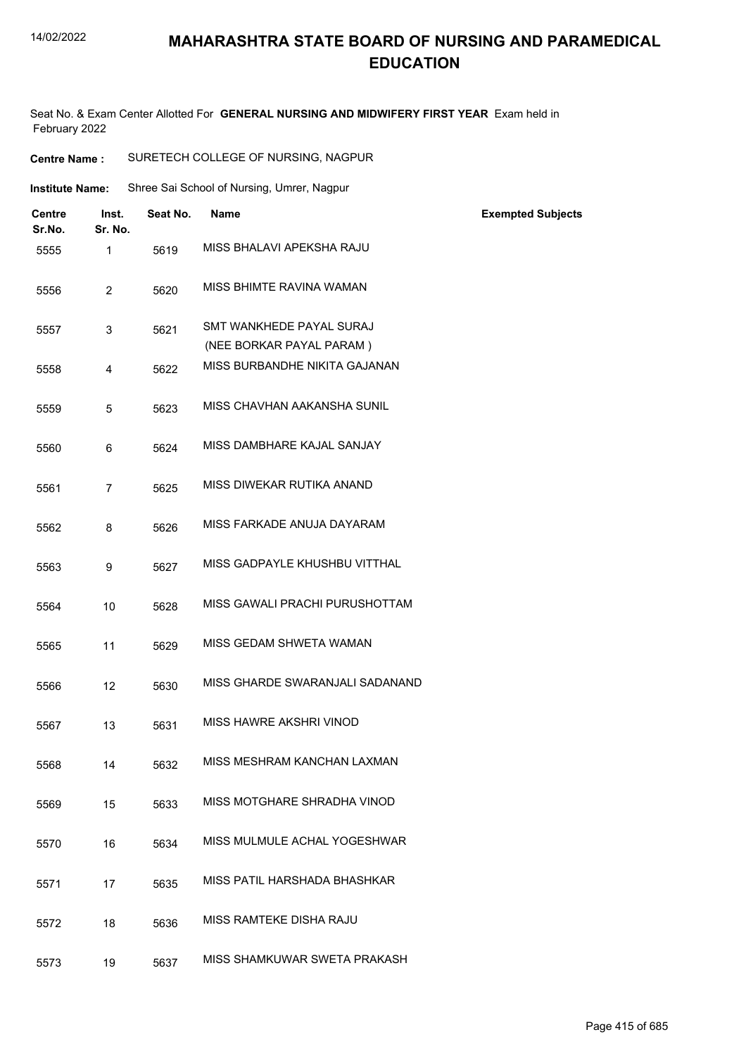# MAHARASHTRA STATE BOARD OF NURSING AND PARAMEDICAL EDUCATION

Seat No. & Exam Center Allotted For **GENERAL NURSING AND MIDWIFERY FIRST YEAR** Exam held in February 2022

**Centre Name :** SURETECH COLLEGE OF NURSING, NAGPUR

**Institute Name:** Shree Sai School of Nursing, Umrer, Nagpur

| Centre Sr.No. | Inst. Sr. No. | Seat No. | Name | Exempted Subjects |
|---|---|---|---|---|
| 5555 | 1 | 5619 | MISS BHALAVI APEKSHA RAJU | |
| 5556 | 2 | 5620 | MISS BHIMTE RAVINA WAMAN | |
| 5557 | 3 | 5621 | SMT WANKHEDE PAYAL SURAJ (NEE BORKAR PAYAL PARAM ) | |
| 5558 | 4 | 5622 | MISS BURBANDHE NIKITA GAJANAN | |
| 5559 | 5 | 5623 | MISS CHAVHAN AAKANSHA SUNIL | |
| 5560 | 6 | 5624 | MISS DAMBHARE KAJAL SANJAY | |
| 5561 | 7 | 5625 | MISS DIWEKAR RUTIKA ANAND | |
| 5562 | 8 | 5626 | MISS FARKADE ANUJA DAYARAM | |
| 5563 | 9 | 5627 | MISS GADPAYLE KHUSHBU VITTHAL | |
| 5564 | 10 | 5628 | MISS GAWALI PRACHI PURUSHOTTAM | |
| 5565 | 11 | 5629 | MISS GEDAM SHWETA WAMAN | |
| 5566 | 12 | 5630 | MISS GHARDE SWARANJALI SADANAND | |
| 5567 | 13 | 5631 | MISS HAWRE AKSHRI VINOD | |
| 5568 | 14 | 5632 | MISS MESHRAM KANCHAN LAXMAN | |
| 5569 | 15 | 5633 | MISS MOTGHARE SHRADHA VINOD | |
| 5570 | 16 | 5634 | MISS MULMULE ACHAL YOGESHWAR | |
| 5571 | 17 | 5635 | MISS PATIL HARSHADA BHASHKAR | |
| 5572 | 18 | 5636 | MISS RAMTEKE DISHA RAJU | |
| 5573 | 19 | 5637 | MISS SHAMKUWAR SWETA PRAKASH | |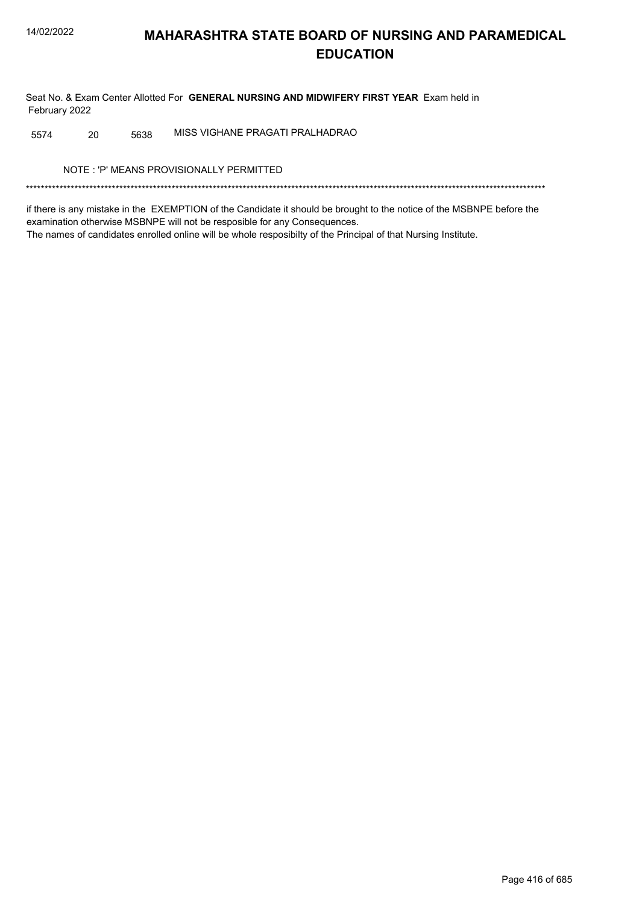# MAHARASHTRA STATE BOARD OF NURSING AND PARAMEDICAL EDUCATION

Seat No. & Exam Center Allotted For **GENERAL NURSING AND MIDWIFERY FIRST YEAR** Exam held in February 2022

| | | | |
|---|---|---|---|
| 5574 | 20 | 5638 | MISS VIGHANE PRAGATI PRALHADRAO |

NOTE : 'P' MEANS PROVISIONALLY PERMITTED

*******************************************************************************************************************************************

if there is any mistake in the EXEMPTION of the Candidate it should be brought to the notice of the MSBNPE before the examination otherwise MSBNPE will not be resposible for any Consequences.
The names of candidates enrolled online will be whole resposibilty of the Principal of that Nursing Institute.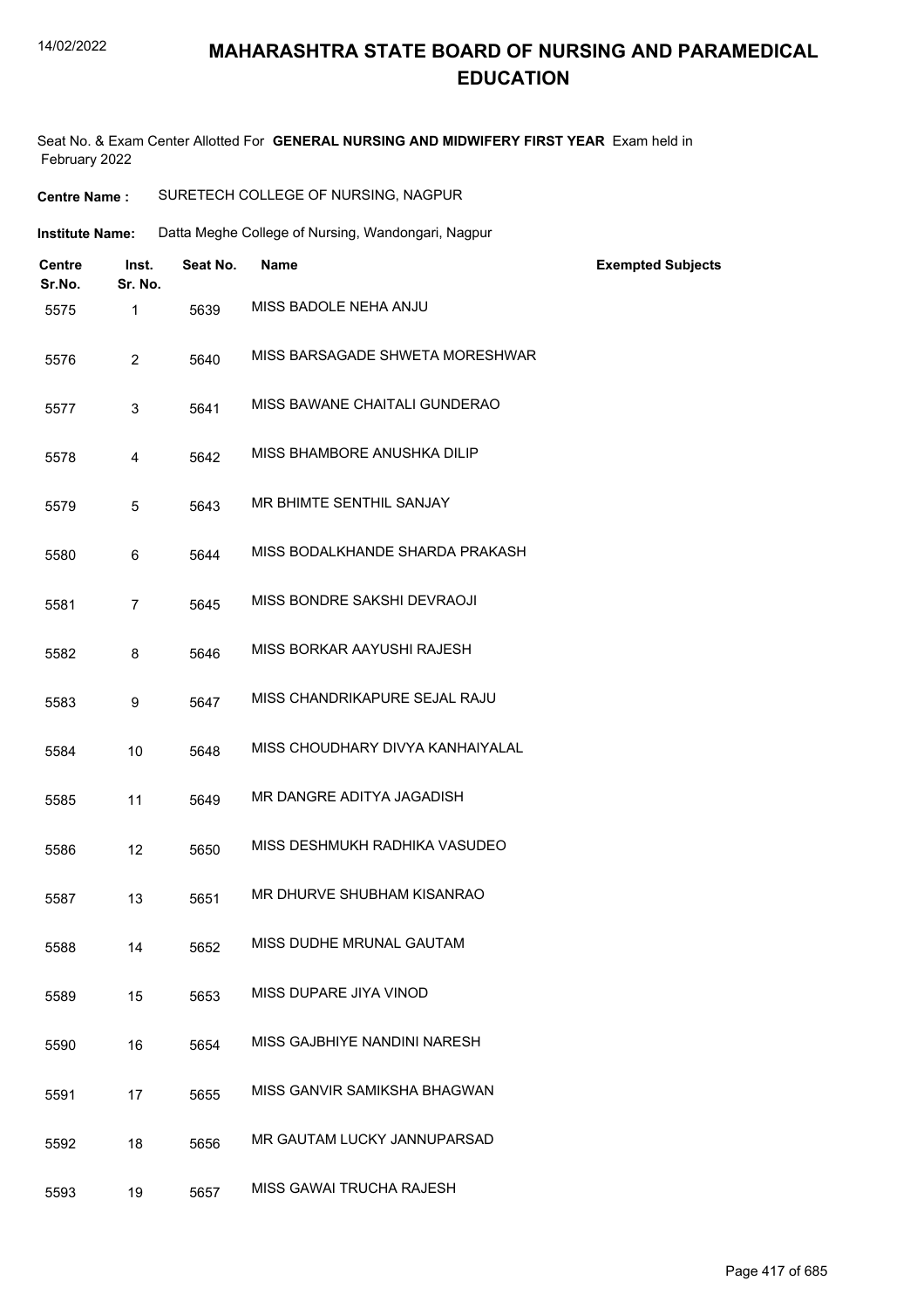# MAHARASHTRA STATE BOARD OF NURSING AND PARAMEDICAL EDUCATION

Seat No. & Exam Center Allotted For **GENERAL NURSING AND MIDWIFERY FIRST YEAR** Exam held in February 2022

**Centre Name :** SURETECH COLLEGE OF NURSING, NAGPUR

**Institute Name:** Datta Meghe College of Nursing, Wandongari, Nagpur

| Centre Sr.No. | Inst. Sr. No. | Seat No. | Name | Exempted Subjects |
|---|---|---|---|---|
| 5575 | 1 | 5639 | MISS BADOLE NEHA ANJU | |
| 5576 | 2 | 5640 | MISS BARSAGADE SHWETA MORESHWAR | |
| 5577 | 3 | 5641 | MISS BAWANE CHAITALI GUNDERAO | |
| 5578 | 4 | 5642 | MISS BHAMBORE ANUSHKA DILIP | |
| 5579 | 5 | 5643 | MR BHIMTE SENTHIL SANJAY | |
| 5580 | 6 | 5644 | MISS BODALKHANDE SHARDA PRAKASH | |
| 5581 | 7 | 5645 | MISS BONDRE SAKSHI DEVRAOJI | |
| 5582 | 8 | 5646 | MISS BORKAR AAYUSHI RAJESH | |
| 5583 | 9 | 5647 | MISS CHANDRIKAPURE SEJAL RAJU | |
| 5584 | 10 | 5648 | MISS CHOUDHARY DIVYA KANHAIYALAL | |
| 5585 | 11 | 5649 | MR DANGRE ADITYA JAGADISH | |
| 5586 | 12 | 5650 | MISS DESHMUKH RADHIKA VASUDEO | |
| 5587 | 13 | 5651 | MR DHURVE SHUBHAM KISANRAO | |
| 5588 | 14 | 5652 | MISS DUDHE MRUNAL GAUTAM | |
| 5589 | 15 | 5653 | MISS DUPARE JIYA VINOD | |
| 5590 | 16 | 5654 | MISS GAJBHIYE NANDINI NARESH | |
| 5591 | 17 | 5655 | MISS GANVIR SAMIKSHA BHAGWAN | |
| 5592 | 18 | 5656 | MR GAUTAM LUCKY JANNUPARSAD | |
| 5593 | 19 | 5657 | MISS GAWAI TRUCHA RAJESH | |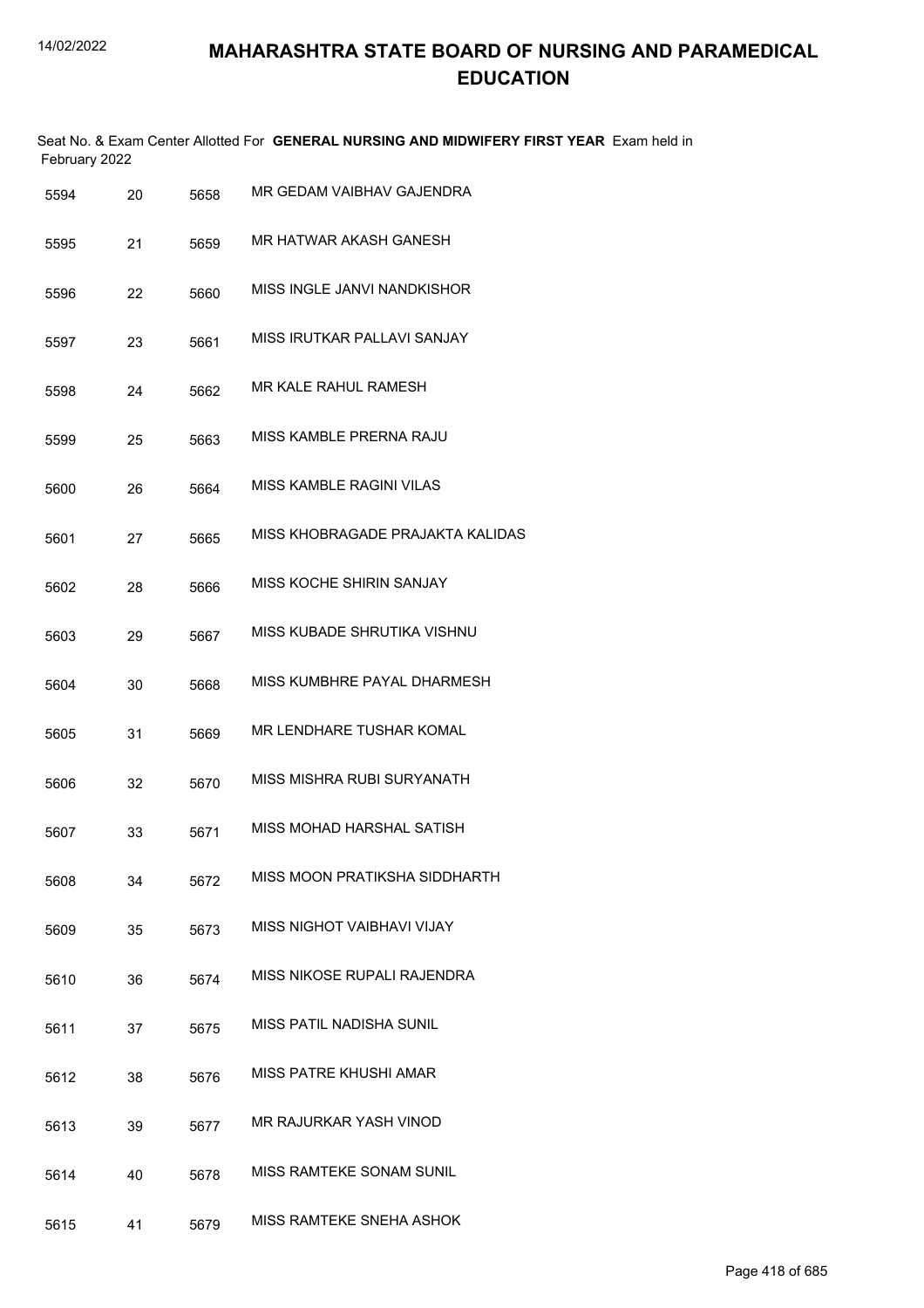# MAHARASHTRA STATE BOARD OF NURSING AND PARAMEDICAL EDUCATION

Seat No. & Exam Center Allotted For **GENERAL NURSING AND MIDWIFERY FIRST YEAR** Exam held in February 2022

| | | | |
|---|---|---|---|
| 5594 | 20 | 5658 | MR GEDAM VAIBHAV GAJENDRA |
| 5595 | 21 | 5659 | MR HATWAR AKASH GANESH |
| 5596 | 22 | 5660 | MISS INGLE JANVI NANDKISHOR |
| 5597 | 23 | 5661 | MISS IRUTKAR PALLAVI SANJAY |
| 5598 | 24 | 5662 | MR KALE RAHUL RAMESH |
| 5599 | 25 | 5663 | MISS KAMBLE PRERNA RAJU |
| 5600 | 26 | 5664 | MISS KAMBLE RAGINI VILAS |
| 5601 | 27 | 5665 | MISS KHOBRAGADE PRAJAKTA KALIDAS |
| 5602 | 28 | 5666 | MISS KOCHE SHIRIN SANJAY |
| 5603 | 29 | 5667 | MISS KUBADE SHRUTIKA VISHNU |
| 5604 | 30 | 5668 | MISS KUMBHRE PAYAL DHARMESH |
| 5605 | 31 | 5669 | MR LENDHARE TUSHAR KOMAL |
| 5606 | 32 | 5670 | MISS MISHRA RUBI SURYANATH |
| 5607 | 33 | 5671 | MISS MOHAD HARSHAL SATISH |
| 5608 | 34 | 5672 | MISS MOON PRATIKSHA SIDDHARTH |
| 5609 | 35 | 5673 | MISS NIGHOT VAIBHAVI VIJAY |
| 5610 | 36 | 5674 | MISS NIKOSE RUPALI RAJENDRA |
| 5611 | 37 | 5675 | MISS PATIL NADISHA SUNIL |
| 5612 | 38 | 5676 | MISS PATRE KHUSHI AMAR |
| 5613 | 39 | 5677 | MR RAJURKAR YASH VINOD |
| 5614 | 40 | 5678 | MISS RAMTEKE SONAM SUNIL |
| 5615 | 41 | 5679 | MISS RAMTEKE SNEHA ASHOK |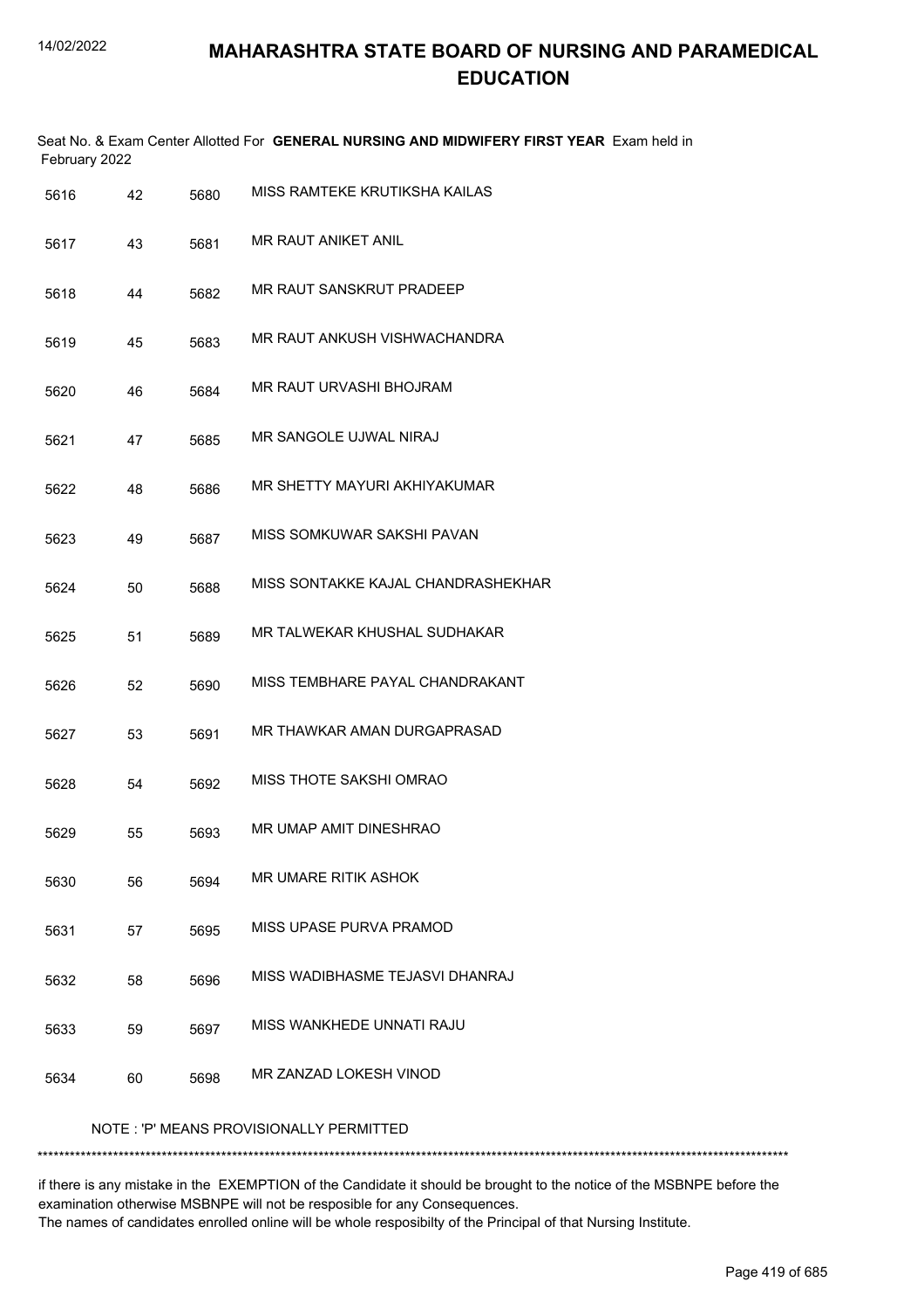# MAHARASHTRA STATE BOARD OF NURSING AND PARAMEDICAL EDUCATION

Seat No. & Exam Center Allotted For **GENERAL NURSING AND MIDWIFERY FIRST YEAR** Exam held in February 2022

| | | | |
|---|---|---|---|
| 5616 | 42 | 5680 | MISS RAMTEKE KRUTIKSHA KAILAS |
| 5617 | 43 | 5681 | MR RAUT ANIKET ANIL |
| 5618 | 44 | 5682 | MR RAUT SANSKRUT PRADEEP |
| 5619 | 45 | 5683 | MR RAUT ANKUSH VISHWACHANDRA |
| 5620 | 46 | 5684 | MR RAUT URVASHI BHOJRAM |
| 5621 | 47 | 5685 | MR SANGOLE UJWAL NIRAJ |
| 5622 | 48 | 5686 | MR SHETTY MAYURI AKHIYAKUMAR |
| 5623 | 49 | 5687 | MISS SOMKUWAR SAKSHI PAVAN |
| 5624 | 50 | 5688 | MISS SONTAKKE KAJAL CHANDRASHEKHAR |
| 5625 | 51 | 5689 | MR TALWEKAR KHUSHAL SUDHAKAR |
| 5626 | 52 | 5690 | MISS TEMBHARE PAYAL CHANDRAKANT |
| 5627 | 53 | 5691 | MR THAWKAR AMAN DURGAPRASAD |
| 5628 | 54 | 5692 | MISS THOTE SAKSHI OMRAO |
| 5629 | 55 | 5693 | MR UMAP AMIT DINESHRAO |
| 5630 | 56 | 5694 | MR UMARE RITIK ASHOK |
| 5631 | 57 | 5695 | MISS UPASE PURVA PRAMOD |
| 5632 | 58 | 5696 | MISS WADIBHASME TEJASVI DHANRAJ |
| 5633 | 59 | 5697 | MISS WANKHEDE UNNATI RAJU |
| 5634 | 60 | 5698 | MR ZANZAD LOKESH VINOD |

NOTE : 'P' MEANS PROVISIONALLY PERMITTED

*******************************************************************************************************************************************

if there is any mistake in the EXEMPTION of the Candidate it should be brought to the notice of the MSBNPE before the examination otherwise MSBNPE will not be resposible for any Consequences.
The names of candidates enrolled online will be whole resposibilty of the Principal of that Nursing Institute.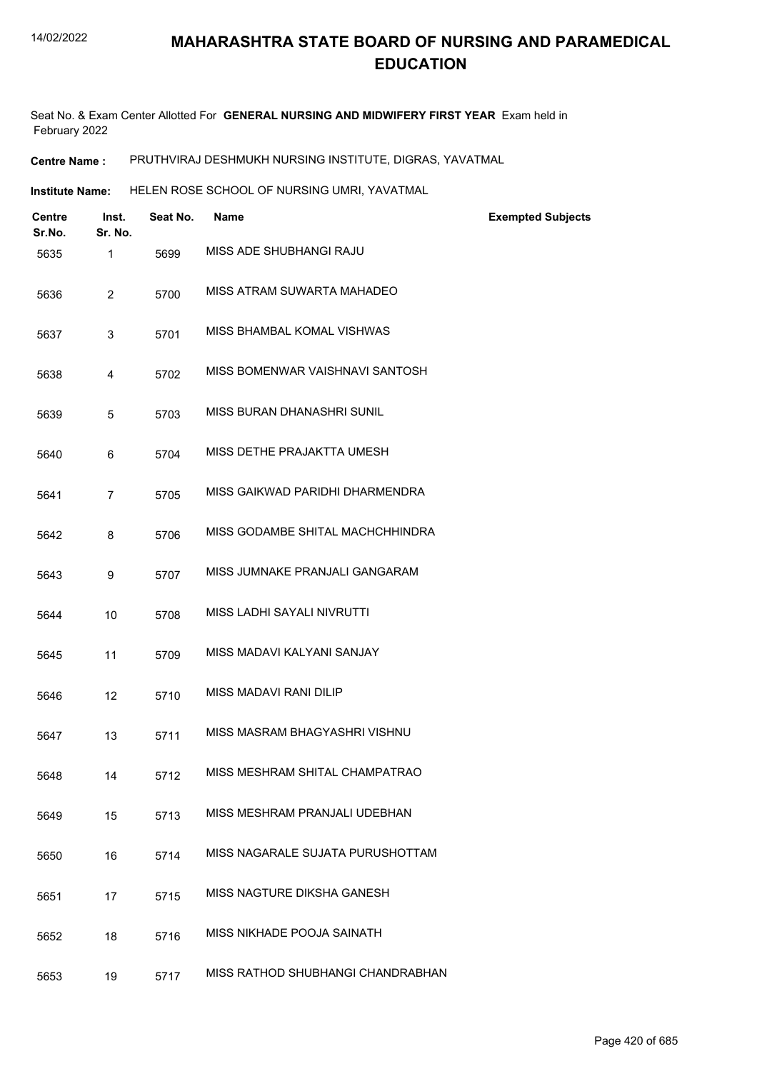# MAHARASHTRA STATE BOARD OF NURSING AND PARAMEDICAL EDUCATION

Seat No. & Exam Center Allotted For **GENERAL NURSING AND MIDWIFERY FIRST YEAR** Exam held in February 2022

**Centre Name :** PRUTHVIRAJ DESHMUKH NURSING INSTITUTE, DIGRAS, YAVATMAL

**Institute Name:** HELEN ROSE SCHOOL OF NURSING UMRI, YAVATMAL

| Centre Sr.No. | Inst. Sr. No. | Seat No. | Name | Exempted Subjects |
|---|---|---|---|---|
| 5635 | 1 | 5699 | MISS ADE SHUBHANGI RAJU | |
| 5636 | 2 | 5700 | MISS ATRAM SUWARTA MAHADEO | |
| 5637 | 3 | 5701 | MISS BHAMBAL KOMAL VISHWAS | |
| 5638 | 4 | 5702 | MISS BOMENWAR VAISHNAVI SANTOSH | |
| 5639 | 5 | 5703 | MISS BURAN DHANASHRI SUNIL | |
| 5640 | 6 | 5704 | MISS DETHE PRAJAKTTA UMESH | |
| 5641 | 7 | 5705 | MISS GAIKWAD PARIDHI DHARMENDRA | |
| 5642 | 8 | 5706 | MISS GODAMBE SHITAL MACHCHHINDRA | |
| 5643 | 9 | 5707 | MISS JUMNAKE PRANJALI GANGARAM | |
| 5644 | 10 | 5708 | MISS LADHI SAYALI NIVRUTTI | |
| 5645 | 11 | 5709 | MISS MADAVI KALYANI SANJAY | |
| 5646 | 12 | 5710 | MISS MADAVI RANI DILIP | |
| 5647 | 13 | 5711 | MISS MASRAM BHAGYASHRI VISHNU | |
| 5648 | 14 | 5712 | MISS MESHRAM SHITAL CHAMPATRAO | |
| 5649 | 15 | 5713 | MISS MESHRAM PRANJALI UDEBHAN | |
| 5650 | 16 | 5714 | MISS NAGARALE SUJATA PURUSHOTTAM | |
| 5651 | 17 | 5715 | MISS NAGTURE DIKSHA GANESH | |
| 5652 | 18 | 5716 | MISS NIKHADE POOJA SAINATH | |
| 5653 | 19 | 5717 | MISS RATHOD SHUBHANGI CHANDRABHAN | |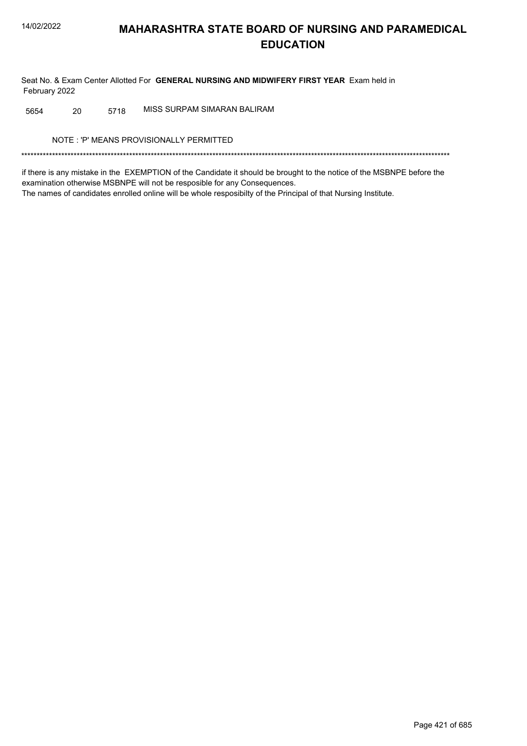# MAHARASHTRA STATE BOARD OF NURSING AND PARAMEDICAL EDUCATION

Seat No. & Exam Center Allotted For **GENERAL NURSING AND MIDWIFERY FIRST YEAR** Exam held in February 2022

| | | | |
|---|---|---|---|
| 5654 | 20 | 5718 | MISS SURPAM SIMARAN BALIRAM |

NOTE : 'P' MEANS PROVISIONALLY PERMITTED

*******************************************************************************************************************************************

if there is any mistake in the EXEMPTION of the Candidate it should be brought to the notice of the MSBNPE before the examination otherwise MSBNPE will not be resposible for any Consequences.
The names of candidates enrolled online will be whole resposibilty of the Principal of that Nursing Institute.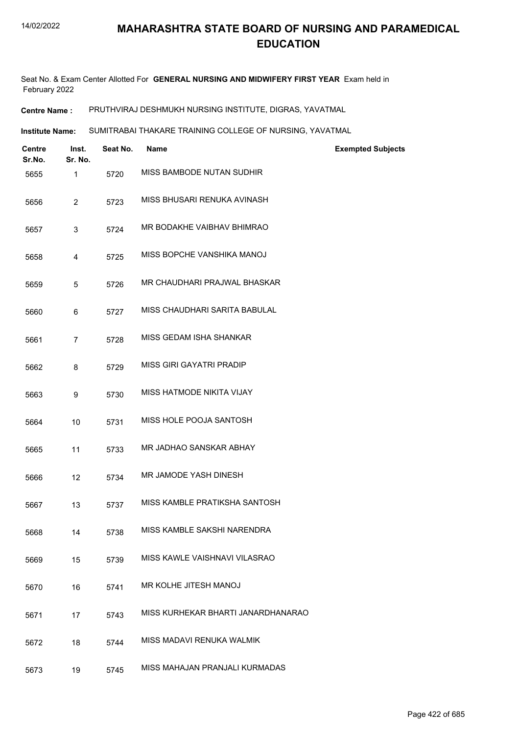# MAHARASHTRA STATE BOARD OF NURSING AND PARAMEDICAL EDUCATION

Seat No. & Exam Center Allotted For **GENERAL NURSING AND MIDWIFERY FIRST YEAR** Exam held in February 2022

**Centre Name :** PRUTHVIRAJ DESHMUKH NURSING INSTITUTE, DIGRAS, YAVATMAL

**Institute Name:** SUMITRABAI THAKARE TRAINING COLLEGE OF NURSING, YAVATMAL

| Centre Sr.No. | Inst. Sr. No. | Seat No. | Name | Exempted Subjects |
|---|---|---|---|---|
| 5655 | 1 | 5720 | MISS BAMBODE NUTAN SUDHIR | |
| 5656 | 2 | 5723 | MISS BHUSARI RENUKA AVINASH | |
| 5657 | 3 | 5724 | MR BODAKHE VAIBHAV BHIMRAO | |
| 5658 | 4 | 5725 | MISS BOPCHE VANSHIKA MANOJ | |
| 5659 | 5 | 5726 | MR CHAUDHARI PRAJWAL BHASKAR | |
| 5660 | 6 | 5727 | MISS CHAUDHARI SARITA BABULAL | |
| 5661 | 7 | 5728 | MISS GEDAM ISHA SHANKAR | |
| 5662 | 8 | 5729 | MISS GIRI GAYATRI PRADIP | |
| 5663 | 9 | 5730 | MISS HATMODE NIKITA VIJAY | |
| 5664 | 10 | 5731 | MISS HOLE POOJA SANTOSH | |
| 5665 | 11 | 5733 | MR JADHAO SANSKAR ABHAY | |
| 5666 | 12 | 5734 | MR JAMODE YASH DINESH | |
| 5667 | 13 | 5737 | MISS KAMBLE PRATIKSHA SANTOSH | |
| 5668 | 14 | 5738 | MISS KAMBLE SAKSHI NARENDRA | |
| 5669 | 15 | 5739 | MISS KAWLE VAISHNAVI VILASRAO | |
| 5670 | 16 | 5741 | MR KOLHE JITESH MANOJ | |
| 5671 | 17 | 5743 | MISS KURHEKAR BHARTI JANARDHANARAO | |
| 5672 | 18 | 5744 | MISS MADAVI RENUKA WALMIK | |
| 5673 | 19 | 5745 | MISS MAHAJAN PRANJALI KURMADAS | |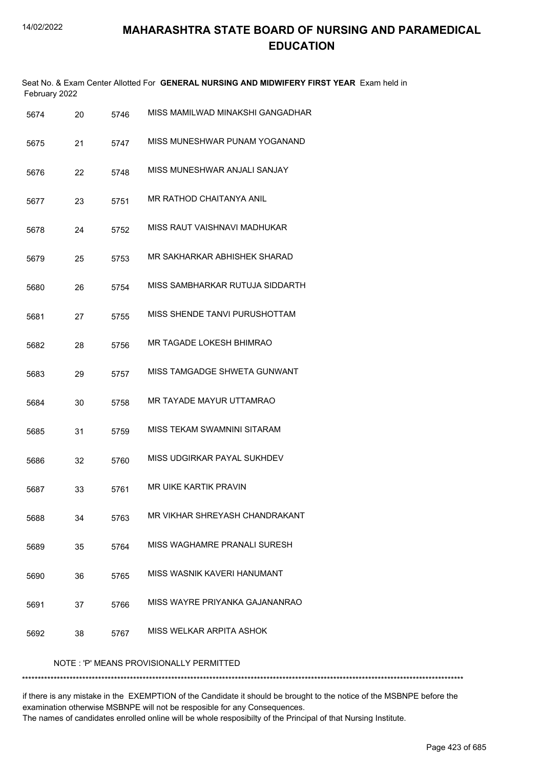# MAHARASHTRA STATE BOARD OF NURSING AND PARAMEDICAL EDUCATION

Seat No. & Exam Center Allotted For **GENERAL NURSING AND MIDWIFERY FIRST YEAR** Exam held in February 2022

| | | | |
|---|---|---|---|
| 5674 | 20 | 5746 | MISS MAMILWAD MINAKSHI GANGADHAR |
| 5675 | 21 | 5747 | MISS MUNESHWAR PUNAM YOGANAND |
| 5676 | 22 | 5748 | MISS MUNESHWAR ANJALI SANJAY |
| 5677 | 23 | 5751 | MR RATHOD CHAITANYA ANIL |
| 5678 | 24 | 5752 | MISS RAUT VAISHNAVI MADHUKAR |
| 5679 | 25 | 5753 | MR SAKHARKAR ABHISHEK SHARAD |
| 5680 | 26 | 5754 | MISS SAMBHARKAR RUTUJA SIDDARTH |
| 5681 | 27 | 5755 | MISS SHENDE TANVI PURUSHOTTAM |
| 5682 | 28 | 5756 | MR TAGADE LOKESH BHIMRAO |
| 5683 | 29 | 5757 | MISS TAMGADGE SHWETA GUNWANT |
| 5684 | 30 | 5758 | MR TAYADE MAYUR UTTAMRAO |
| 5685 | 31 | 5759 | MISS TEKAM SWAMNINI SITARAM |
| 5686 | 32 | 5760 | MISS UDGIRKAR PAYAL SUKHDEV |
| 5687 | 33 | 5761 | MR UIKE KARTIK PRAVIN |
| 5688 | 34 | 5763 | MR VIKHAR SHREYASH CHANDRAKANT |
| 5689 | 35 | 5764 | MISS WAGHAMRE PRANALI SURESH |
| 5690 | 36 | 5765 | MISS WASNIK KAVERI HANUMANT |
| 5691 | 37 | 5766 | MISS WAYRE PRIYANKA GAJANANRAO |
| 5692 | 38 | 5767 | MISS WELKAR ARPITA ASHOK |

NOTE : 'P' MEANS PROVISIONALLY PERMITTED

******************************************************************************************************************************************

if there is any mistake in the EXEMPTION of the Candidate it should be brought to the notice of the MSBNPE before the examination otherwise MSBNPE will not be resposible for any Consequences.
The names of candidates enrolled online will be whole resposibilty of the Principal of that Nursing Institute.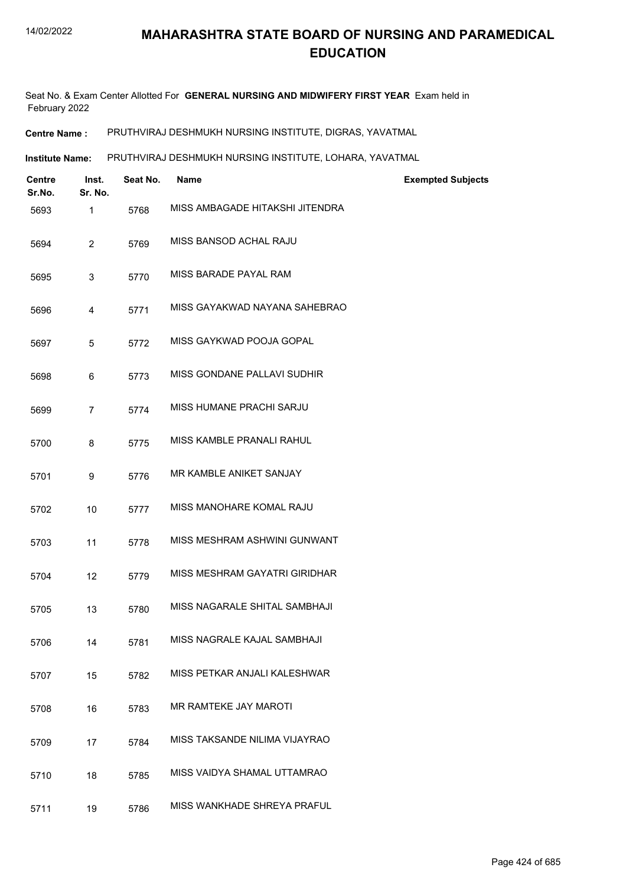# MAHARASHTRA STATE BOARD OF NURSING AND PARAMEDICAL EDUCATION

Seat No. & Exam Center Allotted For **GENERAL NURSING AND MIDWIFERY FIRST YEAR** Exam held in February 2022

**Centre Name :** PRUTHVIRAJ DESHMUKH NURSING INSTITUTE, DIGRAS, YAVATMAL

**Institute Name:** PRUTHVIRAJ DESHMUKH NURSING INSTITUTE, LOHARA, YAVATMAL

| Centre Sr.No. | Inst. Sr. No. | Seat No. | Name | Exempted Subjects |
|---|---|---|---|---|
| 5693 | 1 | 5768 | MISS AMBAGADE HITAKSHI JITENDRA | |
| 5694 | 2 | 5769 | MISS BANSOD ACHAL RAJU | |
| 5695 | 3 | 5770 | MISS BARADE PAYAL RAM | |
| 5696 | 4 | 5771 | MISS GAYAKWAD NAYANA SAHEBRAO | |
| 5697 | 5 | 5772 | MISS GAYKWAD POOJA GOPAL | |
| 5698 | 6 | 5773 | MISS GONDANE PALLAVI SUDHIR | |
| 5699 | 7 | 5774 | MISS HUMANE PRACHI SARJU | |
| 5700 | 8 | 5775 | MISS KAMBLE PRANALI RAHUL | |
| 5701 | 9 | 5776 | MR KAMBLE ANIKET SANJAY | |
| 5702 | 10 | 5777 | MISS MANOHARE KOMAL RAJU | |
| 5703 | 11 | 5778 | MISS MESHRAM ASHWINI GUNWANT | |
| 5704 | 12 | 5779 | MISS MESHRAM GAYATRI GIRIDHAR | |
| 5705 | 13 | 5780 | MISS NAGARALE SHITAL SAMBHAJI | |
| 5706 | 14 | 5781 | MISS NAGRALE KAJAL SAMBHAJI | |
| 5707 | 15 | 5782 | MISS PETKAR ANJALI KALESHWAR | |
| 5708 | 16 | 5783 | MR RAMTEKE JAY MAROTI | |
| 5709 | 17 | 5784 | MISS TAKSANDE NILIMA VIJAYRAO | |
| 5710 | 18 | 5785 | MISS VAIDYA SHAMAL UTTAMRAO | |
| 5711 | 19 | 5786 | MISS WANKHADE SHREYA PRAFUL | |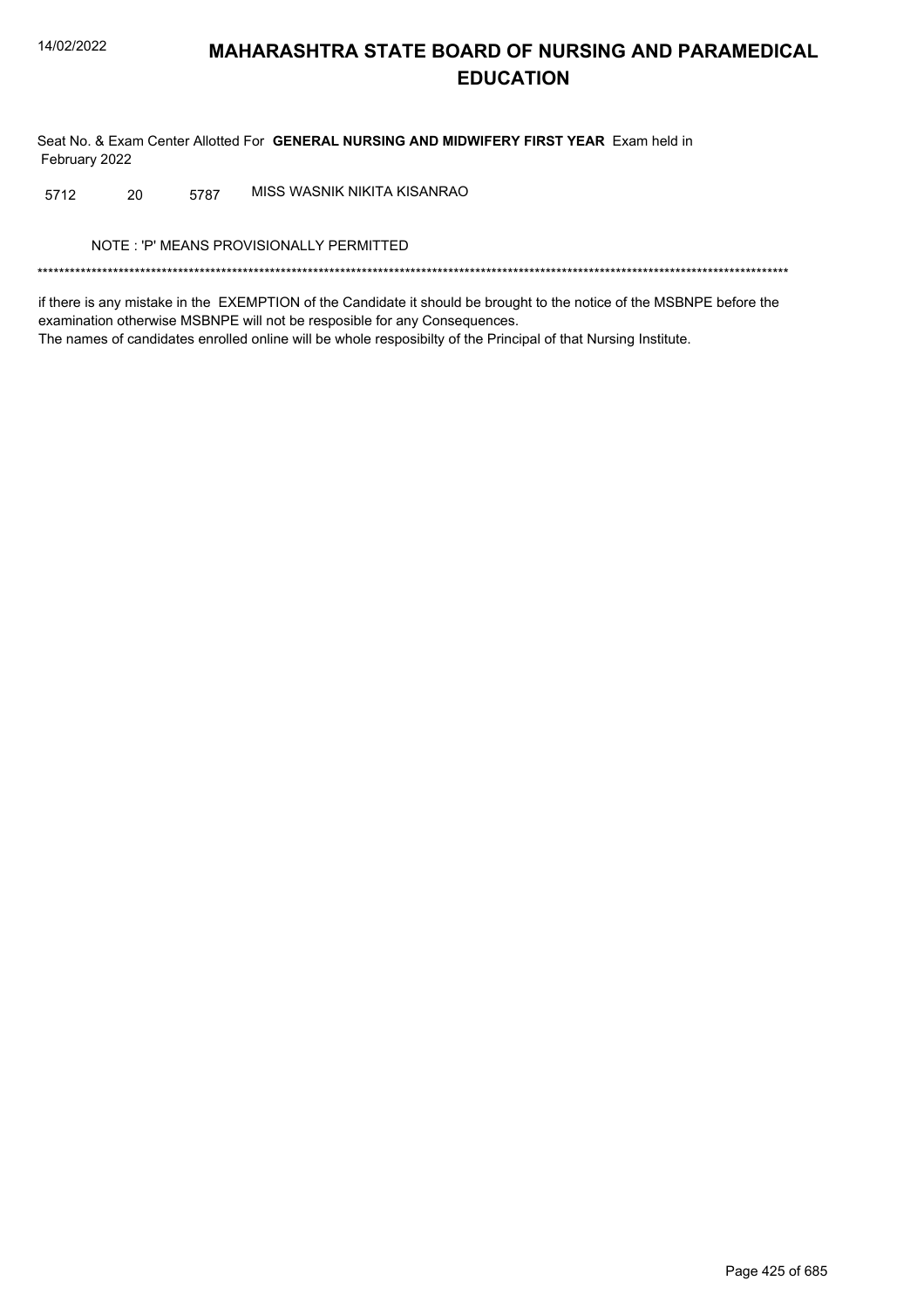# MAHARASHTRA STATE BOARD OF NURSING AND PARAMEDICAL EDUCATION

Seat No. & Exam Center Allotted For **GENERAL NURSING AND MIDWIFERY FIRST YEAR** Exam held in February 2022

| | | | |
|---|---|---|---|
| 5712 | 20 | 5787 | MISS WASNIK NIKITA KISANRAO |

NOTE : 'P' MEANS PROVISIONALLY PERMITTED

*******************************************************************************************************************************************

if there is any mistake in the EXEMPTION of the Candidate it should be brought to the notice of the MSBNPE before the examination otherwise MSBNPE will not be resposible for any Consequences.
The names of candidates enrolled online will be whole resposibilty of the Principal of that Nursing Institute.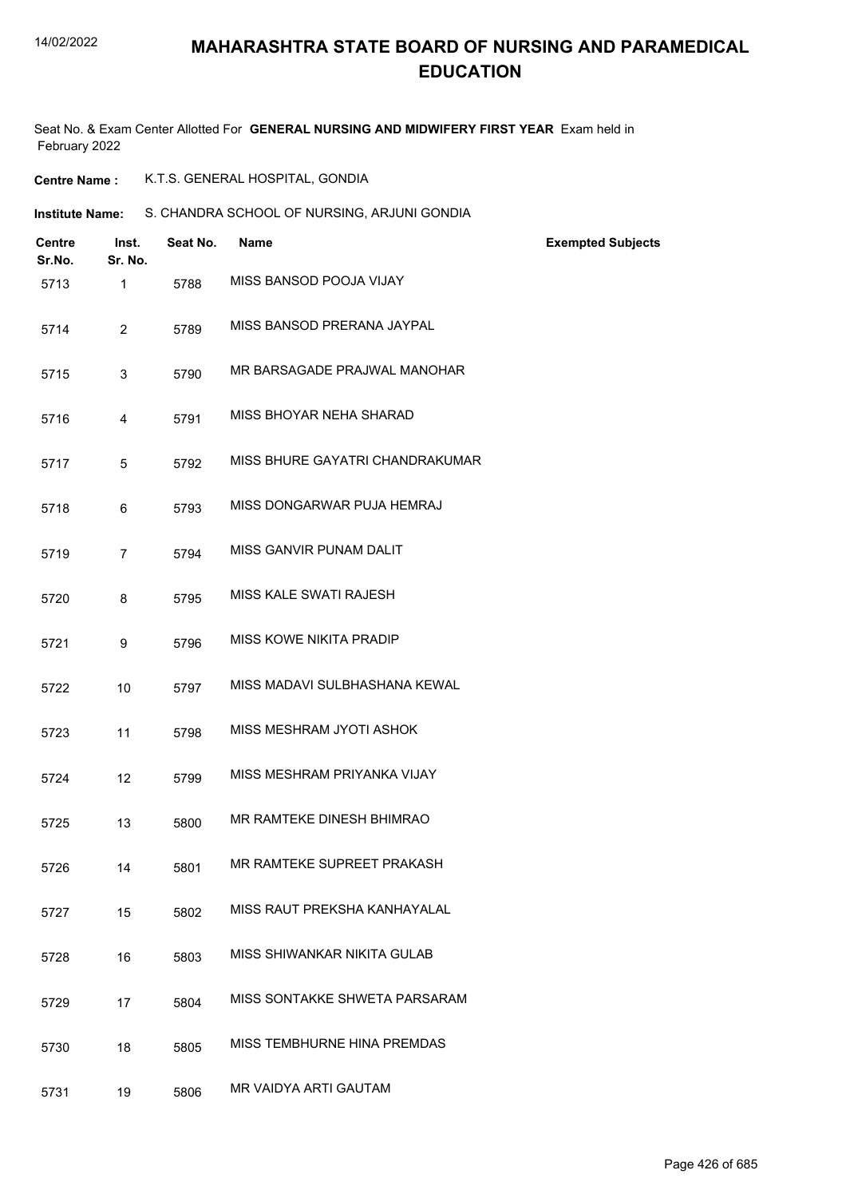# MAHARASHTRA STATE BOARD OF NURSING AND PARAMEDICAL EDUCATION

Seat No. & Exam Center Allotted For **GENERAL NURSING AND MIDWIFERY FIRST YEAR** Exam held in February 2022

**Centre Name :** K.T.S. GENERAL HOSPITAL, GONDIA

**Institute Name:** S. CHANDRA SCHOOL OF NURSING, ARJUNI GONDIA

| Centre Sr.No. | Inst. Sr. No. | Seat No. | Name | Exempted Subjects |
|---|---|---|---|---|
| 5713 | 1 | 5788 | MISS BANSOD POOJA VIJAY | |
| 5714 | 2 | 5789 | MISS BANSOD PRERANA JAYPAL | |
| 5715 | 3 | 5790 | MR BARSAGADE PRAJWAL MANOHAR | |
| 5716 | 4 | 5791 | MISS BHOYAR NEHA SHARAD | |
| 5717 | 5 | 5792 | MISS BHURE GAYATRI CHANDRAKUMAR | |
| 5718 | 6 | 5793 | MISS DONGARWAR PUJA HEMRAJ | |
| 5719 | 7 | 5794 | MISS GANVIR PUNAM DALIT | |
| 5720 | 8 | 5795 | MISS KALE SWATI RAJESH | |
| 5721 | 9 | 5796 | MISS KOWE NIKITA PRADIP | |
| 5722 | 10 | 5797 | MISS MADAVI SULBHASHANA KEWAL | |
| 5723 | 11 | 5798 | MISS MESHRAM JYOTI ASHOK | |
| 5724 | 12 | 5799 | MISS MESHRAM PRIYANKA VIJAY | |
| 5725 | 13 | 5800 | MR RAMTEKE DINESH BHIMRAO | |
| 5726 | 14 | 5801 | MR RAMTEKE SUPREET PRAKASH | |
| 5727 | 15 | 5802 | MISS RAUT PREKSHA KANHAYALAL | |
| 5728 | 16 | 5803 | MISS SHIWANKAR NIKITA GULAB | |
| 5729 | 17 | 5804 | MISS SONTAKKE SHWETA PARSARAM | |
| 5730 | 18 | 5805 | MISS TEMBHURNE HINA PREMDAS | |
| 5731 | 19 | 5806 | MR VAIDYA ARTI GAUTAM | |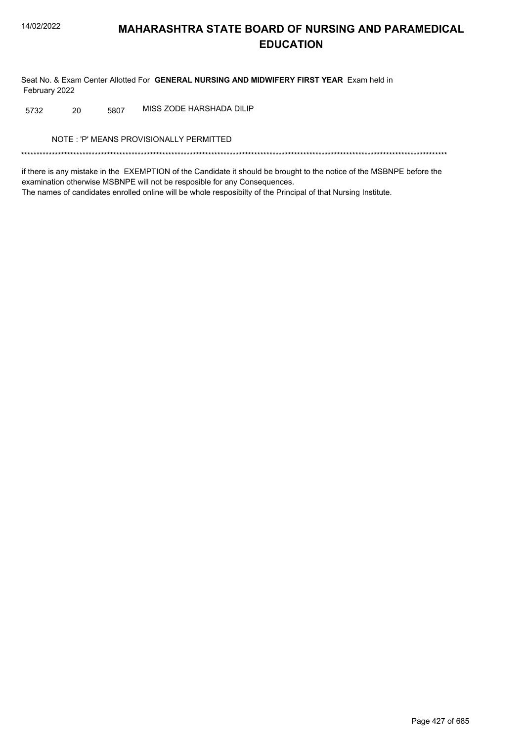# MAHARASHTRA STATE BOARD OF NURSING AND PARAMEDICAL EDUCATION

Seat No. & Exam Center Allotted For **GENERAL NURSING AND MIDWIFERY FIRST YEAR** Exam held in February 2022

| | | | |
|---|---|---|---|
| 5732 | 20 | 5807 | MISS ZODE HARSHADA DILIP |

NOTE : 'P' MEANS PROVISIONALLY PERMITTED

*******************************************************************************************************************************************

if there is any mistake in the EXEMPTION of the Candidate it should be brought to the notice of the MSBNPE before the examination otherwise MSBNPE will not be resposible for any Consequences.

The names of candidates enrolled online will be whole resposibilty of the Principal of that Nursing Institute.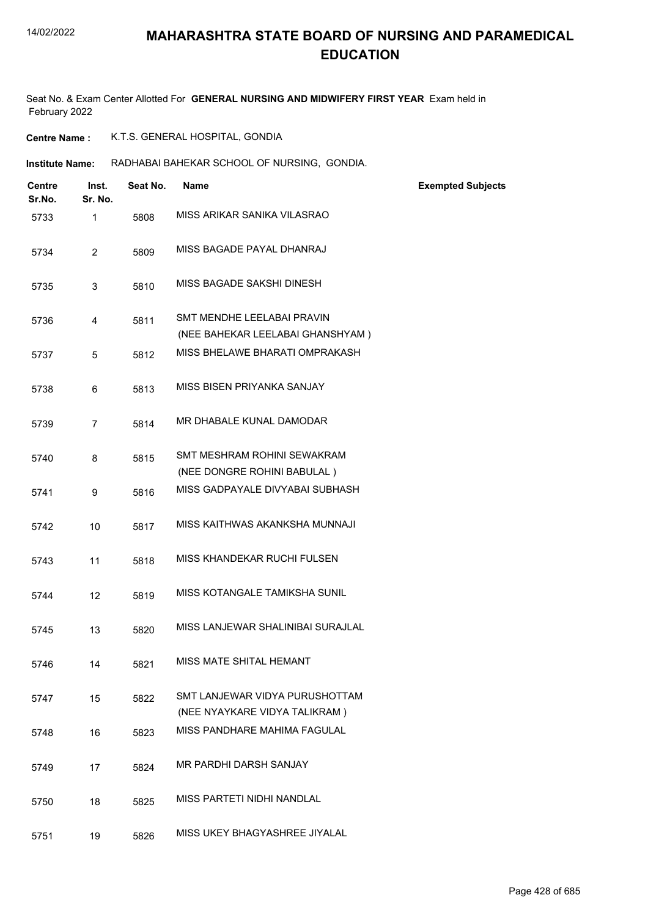# MAHARASHTRA STATE BOARD OF NURSING AND PARAMEDICAL EDUCATION

Seat No. & Exam Center Allotted For **GENERAL NURSING AND MIDWIFERY FIRST YEAR** Exam held in February 2022

**Centre Name :** K.T.S. GENERAL HOSPITAL, GONDIA

**Institute Name:** RADHABAI BAHEKAR SCHOOL OF NURSING, GONDIA.

| Centre Sr.No. | Inst. Sr. No. | Seat No. | Name | Exempted Subjects |
|---|---|---|---|---|
| 5733 | 1 | 5808 | MISS ARIKAR SANIKA VILASRAO | |
| 5734 | 2 | 5809 | MISS BAGADE PAYAL DHANRAJ | |
| 5735 | 3 | 5810 | MISS BAGADE SAKSHI DINESH | |
| 5736 | 4 | 5811 | SMT MENDHE LEELABAI PRAVIN (NEE BAHEKAR LEELABAI GHANSHYAM ) | |
| 5737 | 5 | 5812 | MISS BHELAWE BHARATI OMPRAKASH | |
| 5738 | 6 | 5813 | MISS BISEN PRIYANKA SANJAY | |
| 5739 | 7 | 5814 | MR DHABALE KUNAL DAMODAR | |
| 5740 | 8 | 5815 | SMT MESHRAM ROHINI SEWAKRAM (NEE DONGRE ROHINI BABULAL ) | |
| 5741 | 9 | 5816 | MISS GADPAYALE DIVYABAI SUBHASH | |
| 5742 | 10 | 5817 | MISS KAITHWAS AKANKSHA MUNNAJI | |
| 5743 | 11 | 5818 | MISS KHANDEKAR RUCHI FULSEN | |
| 5744 | 12 | 5819 | MISS KOTANGALE TAMIKSHA SUNIL | |
| 5745 | 13 | 5820 | MISS LANJEWAR SHALINIBAI SURAJLAL | |
| 5746 | 14 | 5821 | MISS MATE SHITAL HEMANT | |
| 5747 | 15 | 5822 | SMT LANJEWAR VIDYA PURUSHOTTAM (NEE NYAYKARE VIDYA TALIKRAM ) | |
| 5748 | 16 | 5823 | MISS PANDHARE MAHIMA FAGULAL | |
| 5749 | 17 | 5824 | MR PARDHI DARSH SANJAY | |
| 5750 | 18 | 5825 | MISS PARTETI NIDHI NANDLAL | |
| 5751 | 19 | 5826 | MISS UKEY BHAGYASHREE JIYALAL | |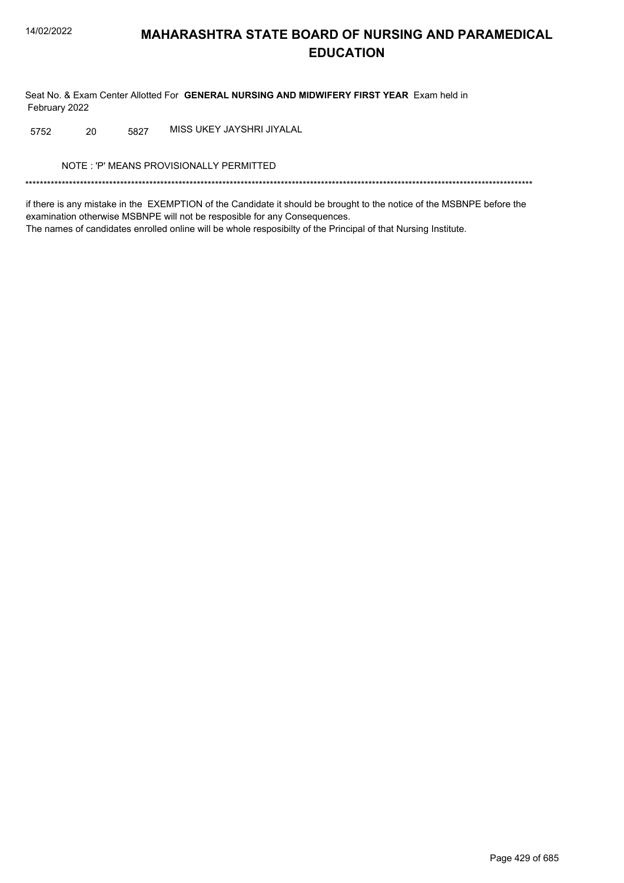# MAHARASHTRA STATE BOARD OF NURSING AND PARAMEDICAL EDUCATION

Seat No. & Exam Center Allotted For **GENERAL NURSING AND MIDWIFERY FIRST YEAR** Exam held in February 2022

| | | | |
|---|---|---|---|
| 5752 | 20 | 5827 | MISS UKEY JAYSHRI JIYALAL |

NOTE : 'P' MEANS PROVISIONALLY PERMITTED

*******************************************************************************************************************************************

if there is any mistake in the EXEMPTION of the Candidate it should be brought to the notice of the MSBNPE before the examination otherwise MSBNPE will not be resposible for any Consequences.

The names of candidates enrolled online will be whole resposibilty of the Principal of that Nursing Institute.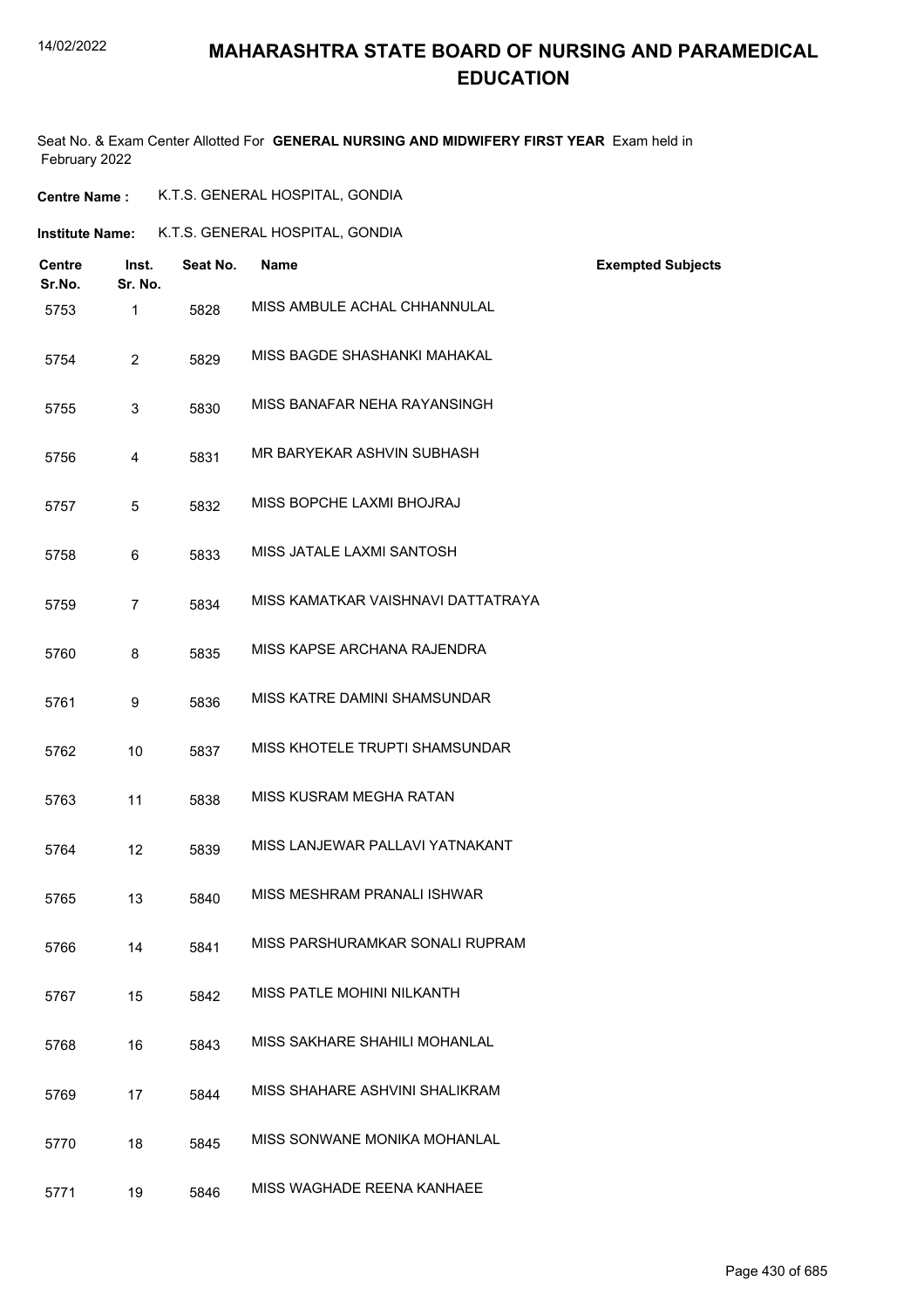# MAHARASHTRA STATE BOARD OF NURSING AND PARAMEDICAL EDUCATION

Seat No. & Exam Center Allotted For **GENERAL NURSING AND MIDWIFERY FIRST YEAR** Exam held in February 2022

**Centre Name :** K.T.S. GENERAL HOSPITAL, GONDIA

**Institute Name:** K.T.S. GENERAL HOSPITAL, GONDIA

| Centre Sr.No. | Inst. Sr. No. | Seat No. | Name | Exempted Subjects |
|---|---|---|---|---|
| 5753 | 1 | 5828 | MISS AMBULE ACHAL CHHANNULAL | |
| 5754 | 2 | 5829 | MISS BAGDE SHASHANKI MAHAKAL | |
| 5755 | 3 | 5830 | MISS BANAFAR NEHA RAYANSINGH | |
| 5756 | 4 | 5831 | MR BARYEKAR ASHVIN SUBHASH | |
| 5757 | 5 | 5832 | MISS BOPCHE LAXMI BHOJRAJ | |
| 5758 | 6 | 5833 | MISS JATALE LAXMI SANTOSH | |
| 5759 | 7 | 5834 | MISS KAMATKAR VAISHNAVI DATTATRAYA | |
| 5760 | 8 | 5835 | MISS KAPSE ARCHANA RAJENDRA | |
| 5761 | 9 | 5836 | MISS KATRE DAMINI SHAMSUNDAR | |
| 5762 | 10 | 5837 | MISS KHOTELE TRUPTI SHAMSUNDAR | |
| 5763 | 11 | 5838 | MISS KUSRAM MEGHA RATAN | |
| 5764 | 12 | 5839 | MISS LANJEWAR PALLAVI YATNAKANT | |
| 5765 | 13 | 5840 | MISS MESHRAM PRANALI ISHWAR | |
| 5766 | 14 | 5841 | MISS PARSHURAMKAR SONALI RUPRAM | |
| 5767 | 15 | 5842 | MISS PATLE MOHINI NILKANTH | |
| 5768 | 16 | 5843 | MISS SAKHARE SHAHILI MOHANLAL | |
| 5769 | 17 | 5844 | MISS SHAHARE ASHVINI SHALIKRAM | |
| 5770 | 18 | 5845 | MISS SONWANE MONIKA MOHANLAL | |
| 5771 | 19 | 5846 | MISS WAGHADE REENA KANHAEE | |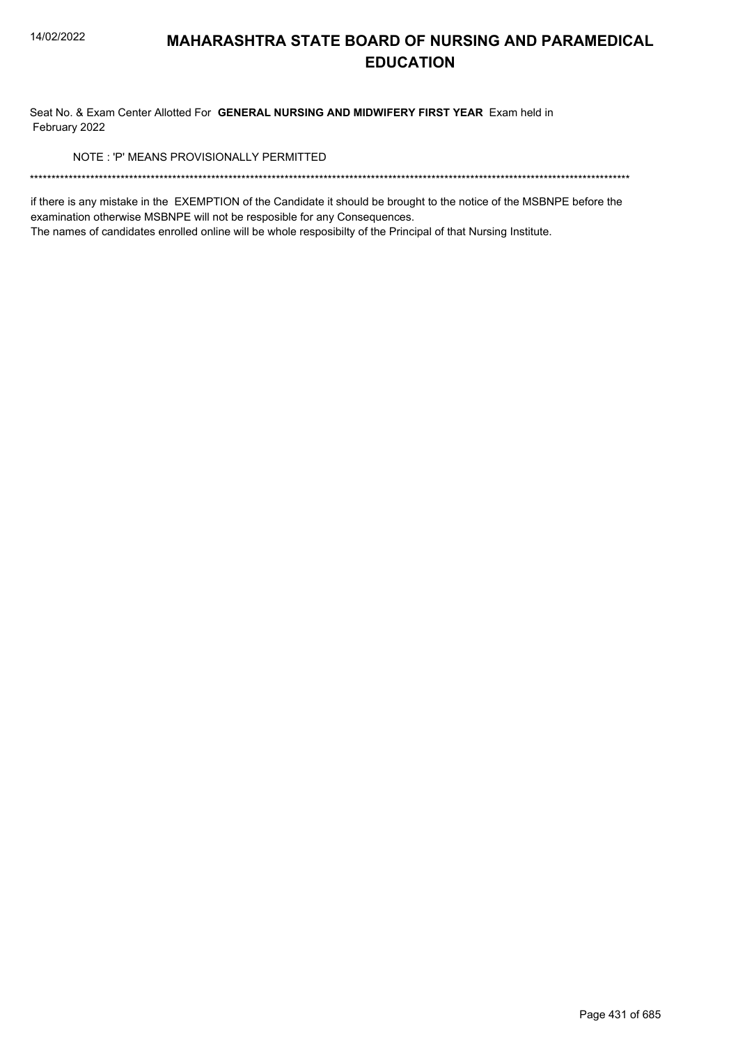# MAHARASHTRA STATE BOARD OF NURSING AND PARAMEDICAL EDUCATION

Seat No. & Exam Center Allotted For **GENERAL NURSING AND MIDWIFERY FIRST YEAR** Exam held in February 2022

NOTE : 'P' MEANS PROVISIONALLY PERMITTED

******************************************************************************************************************************************

if there is any mistake in the EXEMPTION of the Candidate it should be brought to the notice of the MSBNPE before the examination otherwise MSBNPE will not be resposible for any Consequences.

The names of candidates enrolled online will be whole resposibilty of the Principal of that Nursing Institute.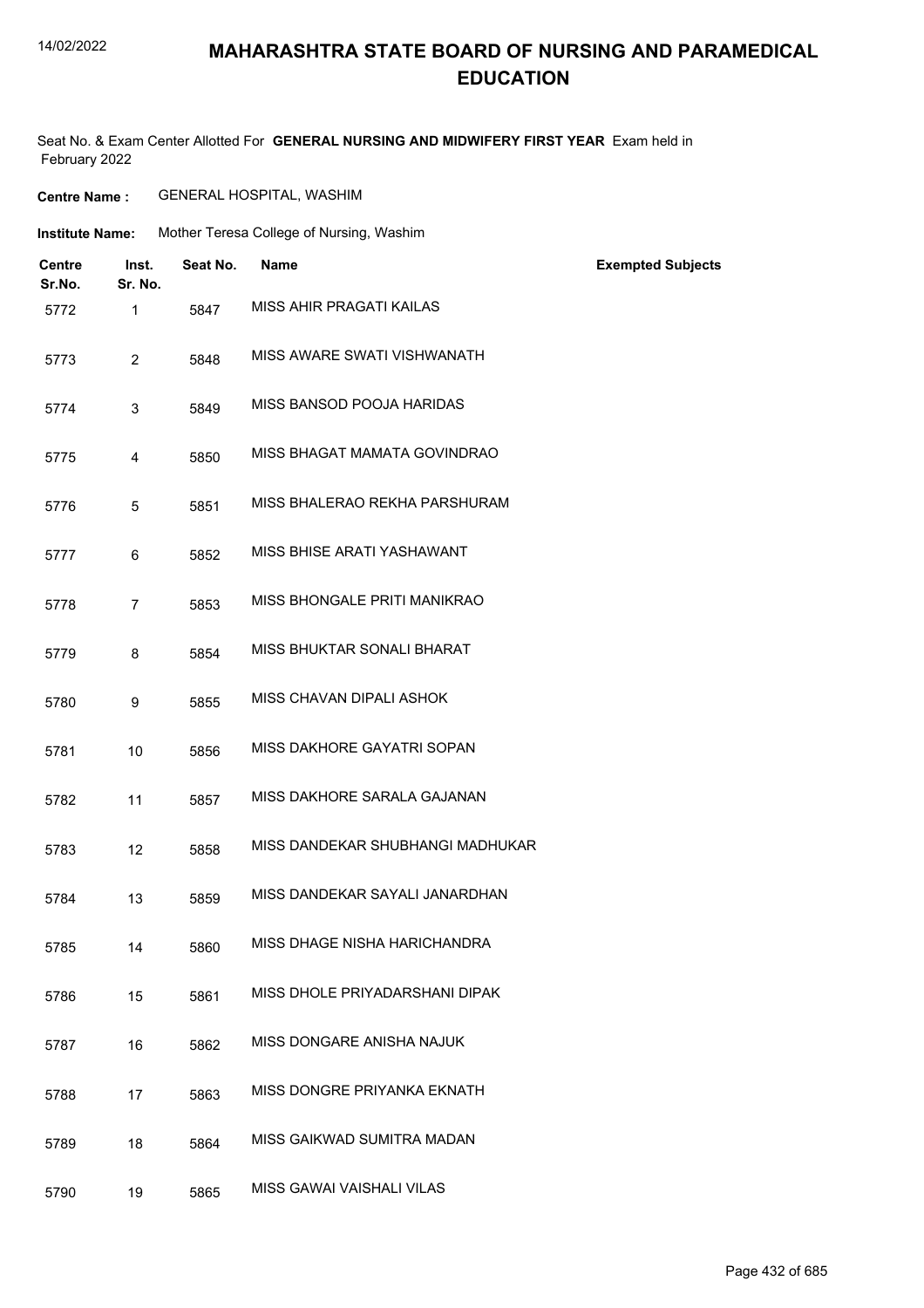# MAHARASHTRA STATE BOARD OF NURSING AND PARAMEDICAL EDUCATION

Seat No. & Exam Center Allotted For **GENERAL NURSING AND MIDWIFERY FIRST YEAR** Exam held in February 2022

**Centre Name :** GENERAL HOSPITAL, WASHIM

**Institute Name:** Mother Teresa College of Nursing, Washim

| Centre Sr.No. | Inst. Sr. No. | Seat No. | Name | Exempted Subjects |
|---|---|---|---|---|
| 5772 | 1 | 5847 | MISS AHIR PRAGATI KAILAS | |
| 5773 | 2 | 5848 | MISS AWARE SWATI VISHWANATH | |
| 5774 | 3 | 5849 | MISS BANSOD POOJA HARIDAS | |
| 5775 | 4 | 5850 | MISS BHAGAT MAMATA GOVINDRAO | |
| 5776 | 5 | 5851 | MISS BHALERAO REKHA PARSHURAM | |
| 5777 | 6 | 5852 | MISS BHISE ARATI YASHAWANT | |
| 5778 | 7 | 5853 | MISS BHONGALE PRITI MANIKRAO | |
| 5779 | 8 | 5854 | MISS BHUKTAR SONALI BHARAT | |
| 5780 | 9 | 5855 | MISS CHAVAN DIPALI ASHOK | |
| 5781 | 10 | 5856 | MISS DAKHORE GAYATRI SOPAN | |
| 5782 | 11 | 5857 | MISS DAKHORE SARALA GAJANAN | |
| 5783 | 12 | 5858 | MISS DANDEKAR SHUBHANGI MADHUKAR | |
| 5784 | 13 | 5859 | MISS DANDEKAR SAYALI JANARDHAN | |
| 5785 | 14 | 5860 | MISS DHAGE NISHA HARICHANDRA | |
| 5786 | 15 | 5861 | MISS DHOLE PRIYADARSHANI DIPAK | |
| 5787 | 16 | 5862 | MISS DONGARE ANISHA NAJUK | |
| 5788 | 17 | 5863 | MISS DONGRE PRIYANKA EKNATH | |
| 5789 | 18 | 5864 | MISS GAIKWAD SUMITRA MADAN | |
| 5790 | 19 | 5865 | MISS GAWAI VAISHALI VILAS | |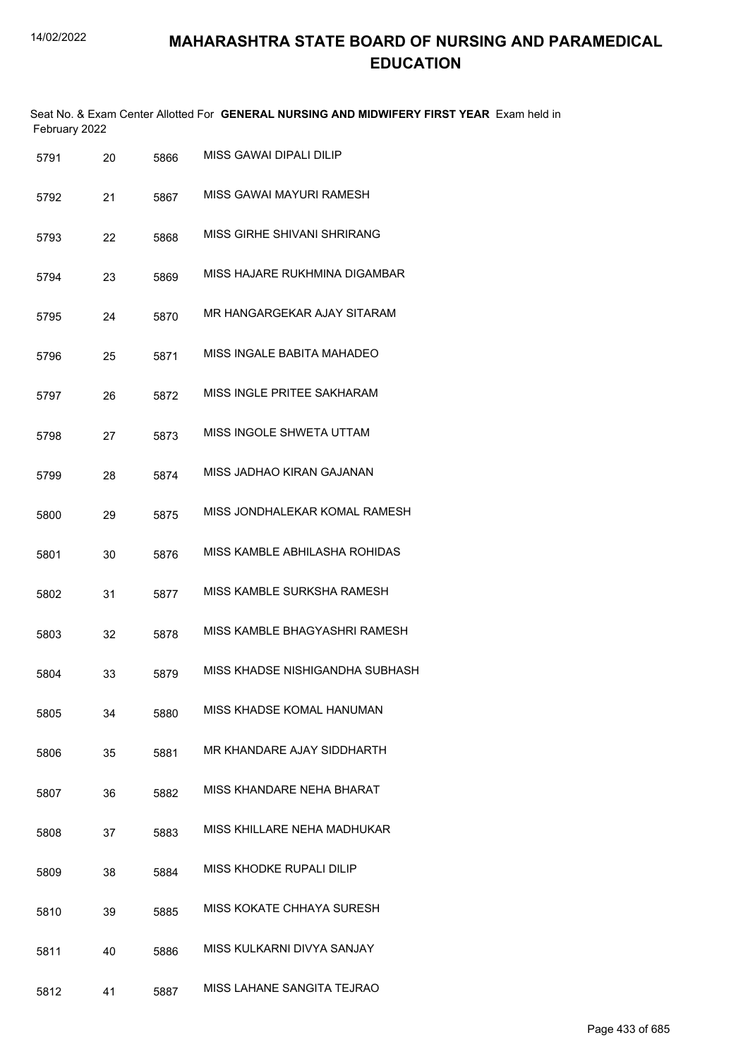# MAHARASHTRA STATE BOARD OF NURSING AND PARAMEDICAL EDUCATION

Seat No. & Exam Center Allotted For **GENERAL NURSING AND MIDWIFERY FIRST YEAR** Exam held in February 2022

| | | | |
|---|---|---|---|
| 5791 | 20 | 5866 | MISS GAWAI DIPALI DILIP |
| 5792 | 21 | 5867 | MISS GAWAI MAYURI RAMESH |
| 5793 | 22 | 5868 | MISS GIRHE SHIVANI SHRIRANG |
| 5794 | 23 | 5869 | MISS HAJARE RUKHMINA DIGAMBAR |
| 5795 | 24 | 5870 | MR HANGARGEKAR AJAY SITARAM |
| 5796 | 25 | 5871 | MISS INGALE BABITA MAHADEO |
| 5797 | 26 | 5872 | MISS INGLE PRITEE SAKHARAM |
| 5798 | 27 | 5873 | MISS INGOLE SHWETA UTTAM |
| 5799 | 28 | 5874 | MISS JADHAO KIRAN GAJANAN |
| 5800 | 29 | 5875 | MISS JONDHALEKAR KOMAL RAMESH |
| 5801 | 30 | 5876 | MISS KAMBLE ABHILASHA ROHIDAS |
| 5802 | 31 | 5877 | MISS KAMBLE SURKSHA RAMESH |
| 5803 | 32 | 5878 | MISS KAMBLE BHAGYASHRI RAMESH |
| 5804 | 33 | 5879 | MISS KHADSE NISHIGANDHA SUBHASH |
| 5805 | 34 | 5880 | MISS KHADSE KOMAL HANUMAN |
| 5806 | 35 | 5881 | MR KHANDARE AJAY SIDDHARTH |
| 5807 | 36 | 5882 | MISS KHANDARE NEHA BHARAT |
| 5808 | 37 | 5883 | MISS KHILLARE NEHA MADHUKAR |
| 5809 | 38 | 5884 | MISS KHODKE RUPALI DILIP |
| 5810 | 39 | 5885 | MISS KOKATE CHHAYA SURESH |
| 5811 | 40 | 5886 | MISS KULKARNI DIVYA SANJAY |
| 5812 | 41 | 5887 | MISS LAHANE SANGITA TEJRAO |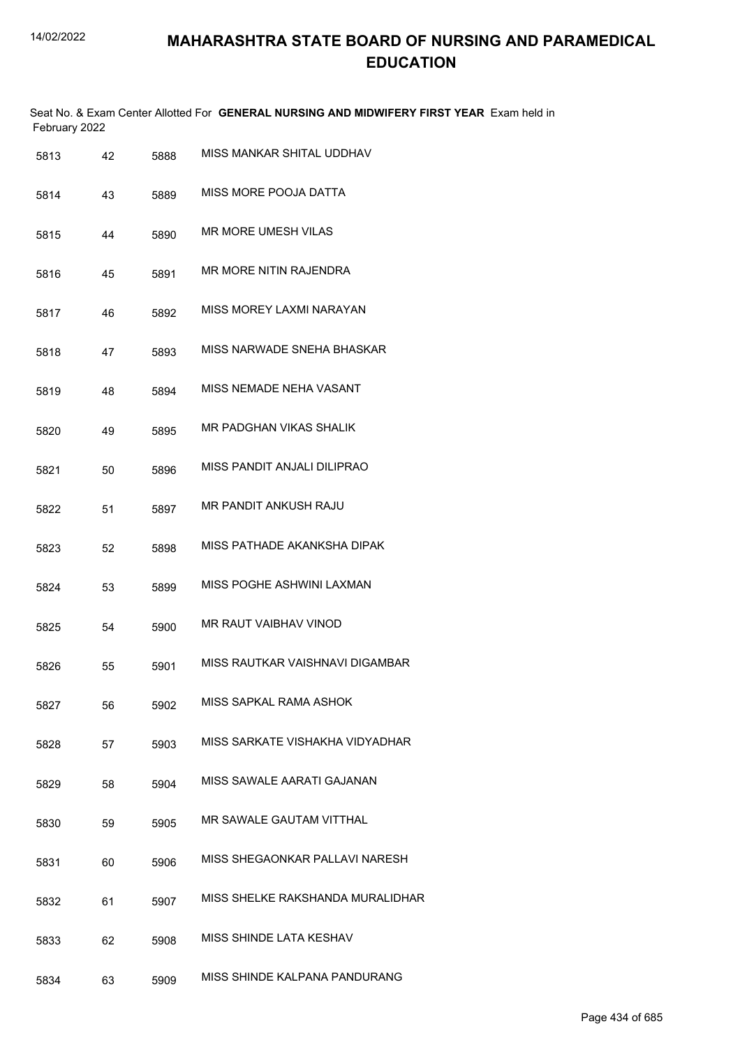# MAHARASHTRA STATE BOARD OF NURSING AND PARAMEDICAL EDUCATION

Seat No. & Exam Center Allotted For **GENERAL NURSING AND MIDWIFERY FIRST YEAR** Exam held in February 2022

| | | | |
|---|---|---|---|
| 5813 | 42 | 5888 | MISS MANKAR SHITAL UDDHAV |
| 5814 | 43 | 5889 | MISS MORE POOJA DATTA |
| 5815 | 44 | 5890 | MR MORE UMESH VILAS |
| 5816 | 45 | 5891 | MR MORE NITIN RAJENDRA |
| 5817 | 46 | 5892 | MISS MOREY LAXMI NARAYAN |
| 5818 | 47 | 5893 | MISS NARWADE SNEHA BHASKAR |
| 5819 | 48 | 5894 | MISS NEMADE NEHA VASANT |
| 5820 | 49 | 5895 | MR PADGHAN VIKAS SHALIK |
| 5821 | 50 | 5896 | MISS PANDIT ANJALI DILIPRAO |
| 5822 | 51 | 5897 | MR PANDIT ANKUSH RAJU |
| 5823 | 52 | 5898 | MISS PATHADE AKANKSHA DIPAK |
| 5824 | 53 | 5899 | MISS POGHE ASHWINI LAXMAN |
| 5825 | 54 | 5900 | MR RAUT VAIBHAV VINOD |
| 5826 | 55 | 5901 | MISS RAUTKAR VAISHNAVI DIGAMBAR |
| 5827 | 56 | 5902 | MISS SAPKAL RAMA ASHOK |
| 5828 | 57 | 5903 | MISS SARKATE VISHAKHA VIDYADHAR |
| 5829 | 58 | 5904 | MISS SAWALE AARATI GAJANAN |
| 5830 | 59 | 5905 | MR SAWALE GAUTAM VITTHAL |
| 5831 | 60 | 5906 | MISS SHEGAONKAR PALLAVI NARESH |
| 5832 | 61 | 5907 | MISS SHELKE RAKSHANDA MURALIDHAR |
| 5833 | 62 | 5908 | MISS SHINDE LATA KESHAV |
| 5834 | 63 | 5909 | MISS SHINDE KALPANA PANDURANG |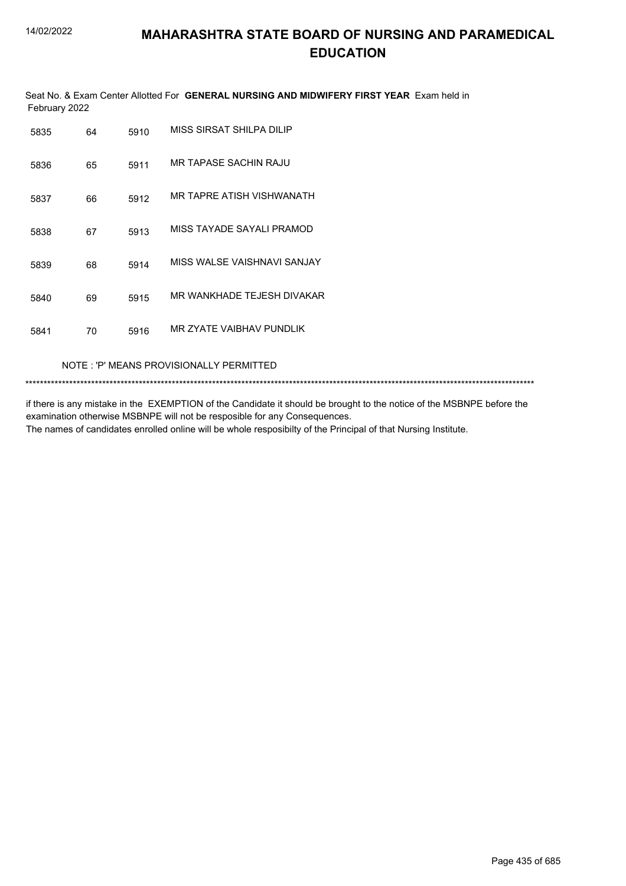# MAHARASHTRA STATE BOARD OF NURSING AND PARAMEDICAL EDUCATION

Seat No. & Exam Center Allotted For **GENERAL NURSING AND MIDWIFERY FIRST YEAR** Exam held in February 2022

| | | | |
|---|---|---|---|
| 5835 | 64 | 5910 | MISS SIRSAT SHILPA DILIP |
| 5836 | 65 | 5911 | MR TAPASE SACHIN RAJU |
| 5837 | 66 | 5912 | MR TAPRE ATISH VISHWANATH |
| 5838 | 67 | 5913 | MISS TAYADE SAYALI PRAMOD |
| 5839 | 68 | 5914 | MISS WALSE VAISHNAVI SANJAY |
| 5840 | 69 | 5915 | MR WANKHADE TEJESH DIVAKAR |
| 5841 | 70 | 5916 | MR ZYATE VAIBHAV PUNDLIK |

NOTE : 'P' MEANS PROVISIONALLY PERMITTED

*******************************************************************************************************************************************

if there is any mistake in the EXEMPTION of the Candidate it should be brought to the notice of the MSBNPE before the examination otherwise MSBNPE will not be resposible for any Consequences.
The names of candidates enrolled online will be whole resposibilty of the Principal of that Nursing Institute.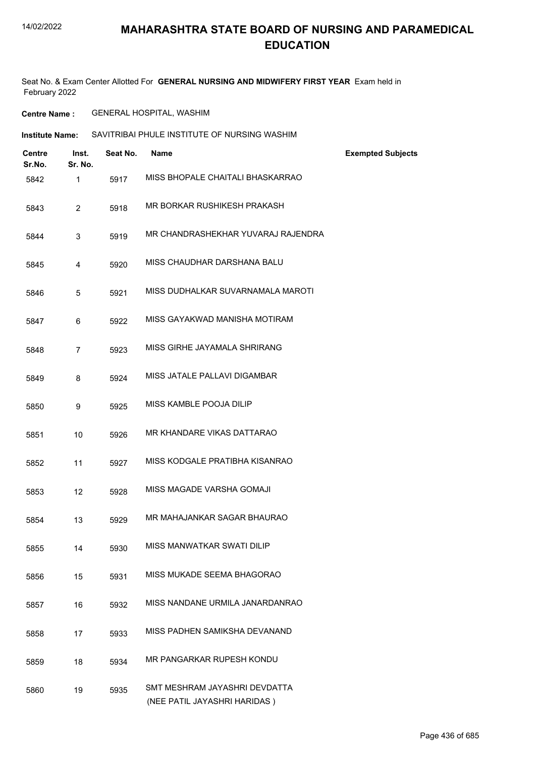# MAHARASHTRA STATE BOARD OF NURSING AND PARAMEDICAL EDUCATION

Seat No. & Exam Center Allotted For **GENERAL NURSING AND MIDWIFERY FIRST YEAR** Exam held in February 2022

**Centre Name :** GENERAL HOSPITAL, WASHIM

**Institute Name:** SAVITRIBAI PHULE INSTITUTE OF NURSING WASHIM

| Centre Sr.No. | Inst. Sr. No. | Seat No. | Name | Exempted Subjects |
|---|---|---|---|---|
| 5842 | 1 | 5917 | MISS BHOPALE CHAITALI BHASKARRAO | |
| 5843 | 2 | 5918 | MR BORKAR RUSHIKESH PRAKASH | |
| 5844 | 3 | 5919 | MR CHANDRASHEKHAR YUVARAJ RAJENDRA | |
| 5845 | 4 | 5920 | MISS CHAUDHAR DARSHANA BALU | |
| 5846 | 5 | 5921 | MISS DUDHALKAR SUVARNAMALA MAROTI | |
| 5847 | 6 | 5922 | MISS GAYAKWAD MANISHA MOTIRAM | |
| 5848 | 7 | 5923 | MISS GIRHE JAYAMALA SHRIRANG | |
| 5849 | 8 | 5924 | MISS JATALE PALLAVI DIGAMBAR | |
| 5850 | 9 | 5925 | MISS KAMBLE POOJA DILIP | |
| 5851 | 10 | 5926 | MR KHANDARE VIKAS DATTARAO | |
| 5852 | 11 | 5927 | MISS KODGALE PRATIBHA KISANRAO | |
| 5853 | 12 | 5928 | MISS MAGADE VARSHA GOMAJI | |
| 5854 | 13 | 5929 | MR MAHAJANKAR SAGAR BHAURAO | |
| 5855 | 14 | 5930 | MISS MANWATKAR SWATI DILIP | |
| 5856 | 15 | 5931 | MISS MUKADE SEEMA BHAGORAO | |
| 5857 | 16 | 5932 | MISS NANDANE URMILA JANARDANRAO | |
| 5858 | 17 | 5933 | MISS PADHEN SAMIKSHA DEVANAND | |
| 5859 | 18 | 5934 | MR PANGARKAR RUPESH KONDU | |
| 5860 | 19 | 5935 | SMT MESHRAM JAYASHRI DEVDATTA (NEE PATIL JAYASHRI HARIDAS ) | |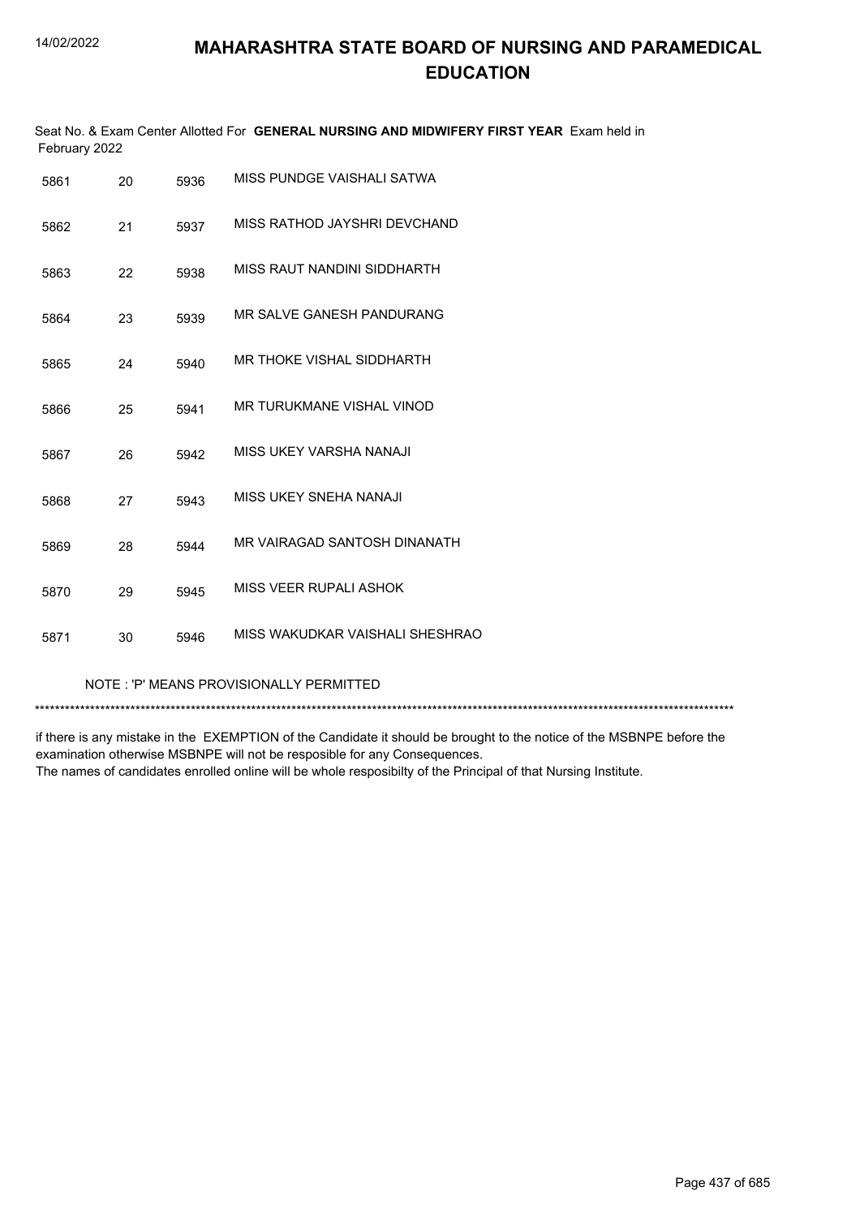# MAHARASHTRA STATE BOARD OF NURSING AND PARAMEDICAL EDUCATION

Seat No. & Exam Center Allotted For **GENERAL NURSING AND MIDWIFERY FIRST YEAR** Exam held in February 2022

| | | | |
|---|---|---|---|
| 5861 | 20 | 5936 | MISS PUNDGE VAISHALI SATWA |
| 5862 | 21 | 5937 | MISS RATHOD JAYSHRI DEVCHAND |
| 5863 | 22 | 5938 | MISS RAUT NANDINI SIDDHARTH |
| 5864 | 23 | 5939 | MR SALVE GANESH PANDURANG |
| 5865 | 24 | 5940 | MR THOKE VISHAL SIDDHARTH |
| 5866 | 25 | 5941 | MR TURUKMANE VISHAL VINOD |
| 5867 | 26 | 5942 | MISS UKEY VARSHA NANAJI |
| 5868 | 27 | 5943 | MISS UKEY SNEHA NANAJI |
| 5869 | 28 | 5944 | MR VAIRAGAD SANTOSH DINANATH |
| 5870 | 29 | 5945 | MISS VEER RUPALI ASHOK |
| 5871 | 30 | 5946 | MISS WAKUDKAR VAISHALI SHESHRAO |

NOTE : 'P' MEANS PROVISIONALLY PERMITTED

*******************************************************************************************************************************************

if there is any mistake in the EXEMPTION of the Candidate it should be brought to the notice of the MSBNPE before the examination otherwise MSBNPE will not be resposible for any Consequences.
The names of candidates enrolled online will be whole resposibilty of the Principal of that Nursing Institute.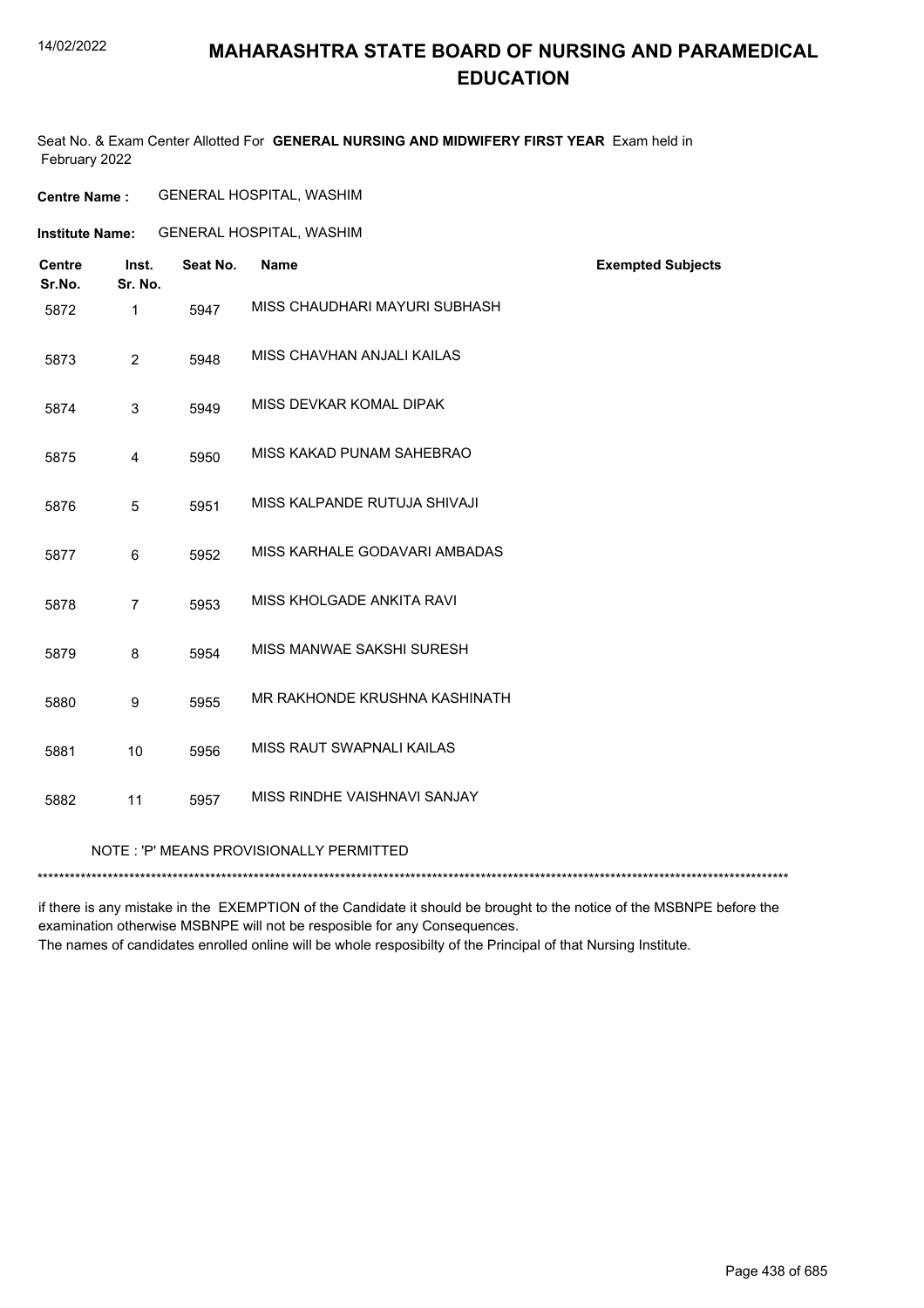# MAHARASHTRA STATE BOARD OF NURSING AND PARAMEDICAL EDUCATION

Seat No. & Exam Center Allotted For **GENERAL NURSING AND MIDWIFERY FIRST YEAR** Exam held in February 2022

**Centre Name :** GENERAL HOSPITAL, WASHIM

**Institute Name:** GENERAL HOSPITAL, WASHIM

| Centre Sr.No. | Inst. Sr. No. | Seat No. | Name | Exempted Subjects |
|---|---|---|---|---|
| 5872 | 1 | 5947 | MISS CHAUDHARI MAYURI SUBHASH | |
| 5873 | 2 | 5948 | MISS CHAVHAN ANJALI KAILAS | |
| 5874 | 3 | 5949 | MISS DEVKAR KOMAL DIPAK | |
| 5875 | 4 | 5950 | MISS KAKAD PUNAM SAHEBRAO | |
| 5876 | 5 | 5951 | MISS KALPANDE RUTUJA SHIVAJI | |
| 5877 | 6 | 5952 | MISS KARHALE GODAVARI AMBADAS | |
| 5878 | 7 | 5953 | MISS KHOLGADE ANKITA RAVI | |
| 5879 | 8 | 5954 | MISS MANWAE SAKSHI SURESH | |
| 5880 | 9 | 5955 | MR RAKHONDE KRUSHNA KASHINATH | |
| 5881 | 10 | 5956 | MISS RAUT SWAPNALI KAILAS | |
| 5882 | 11 | 5957 | MISS RINDHE VAISHNAVI SANJAY | |

NOTE : 'P' MEANS PROVISIONALLY PERMITTED

*******************************************************************************************************************************************

if there is any mistake in the EXEMPTION of the Candidate it should be brought to the notice of the MSBNPE before the examination otherwise MSBNPE will not be resposible for any Consequences.
The names of candidates enrolled online will be whole resposibilty of the Principal of that Nursing Institute.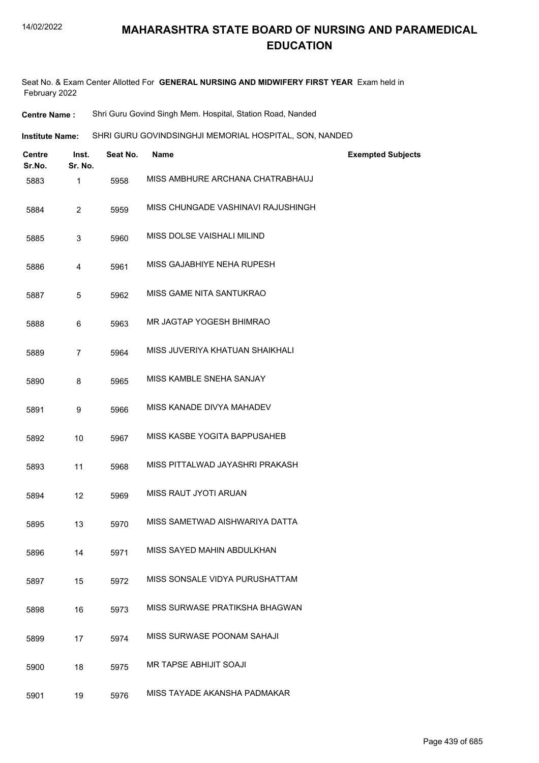# MAHARASHTRA STATE BOARD OF NURSING AND PARAMEDICAL EDUCATION

Seat No. & Exam Center Allotted For **GENERAL NURSING AND MIDWIFERY FIRST YEAR** Exam held in February 2022

**Centre Name :** Shri Guru Govind Singh Mem. Hospital, Station Road, Nanded

**Institute Name:** SHRI GURU GOVINDSINGHJI MEMORIAL HOSPITAL, SON, NANDED

| Centre Sr.No. | Inst. Sr. No. | Seat No. | Name | Exempted Subjects |
|---|---|---|---|---|
| 5883 | 1 | 5958 | MISS AMBHURE ARCHANA CHATRABHAUJ | |
| 5884 | 2 | 5959 | MISS CHUNGADE VASHINAVI RAJUSHINGH | |
| 5885 | 3 | 5960 | MISS DOLSE VAISHALI MILIND | |
| 5886 | 4 | 5961 | MISS GAJABHIYE NEHA RUPESH | |
| 5887 | 5 | 5962 | MISS GAME NITA SANTUKRAO | |
| 5888 | 6 | 5963 | MR JAGTAP YOGESH BHIMRAO | |
| 5889 | 7 | 5964 | MISS JUVERIYA KHATUAN SHAIKHALI | |
| 5890 | 8 | 5965 | MISS KAMBLE SNEHA SANJAY | |
| 5891 | 9 | 5966 | MISS KANADE DIVYA MAHADEV | |
| 5892 | 10 | 5967 | MISS KASBE YOGITA BAPPUSAHEB | |
| 5893 | 11 | 5968 | MISS PITTALWAD JAYASHRI PRAKASH | |
| 5894 | 12 | 5969 | MISS RAUT JYOTI ARUAN | |
| 5895 | 13 | 5970 | MISS SAMETWAD AISHWARIYA DATTA | |
| 5896 | 14 | 5971 | MISS SAYED MAHIN ABDULKHAN | |
| 5897 | 15 | 5972 | MISS SONSALE VIDYA PURUSHATTAM | |
| 5898 | 16 | 5973 | MISS SURWASE PRATIKSHA BHAGWAN | |
| 5899 | 17 | 5974 | MISS SURWASE POONAM SAHAJI | |
| 5900 | 18 | 5975 | MR TAPSE ABHIJIT SOAJI | |
| 5901 | 19 | 5976 | MISS TAYADE AKANSHA PADMAKAR | |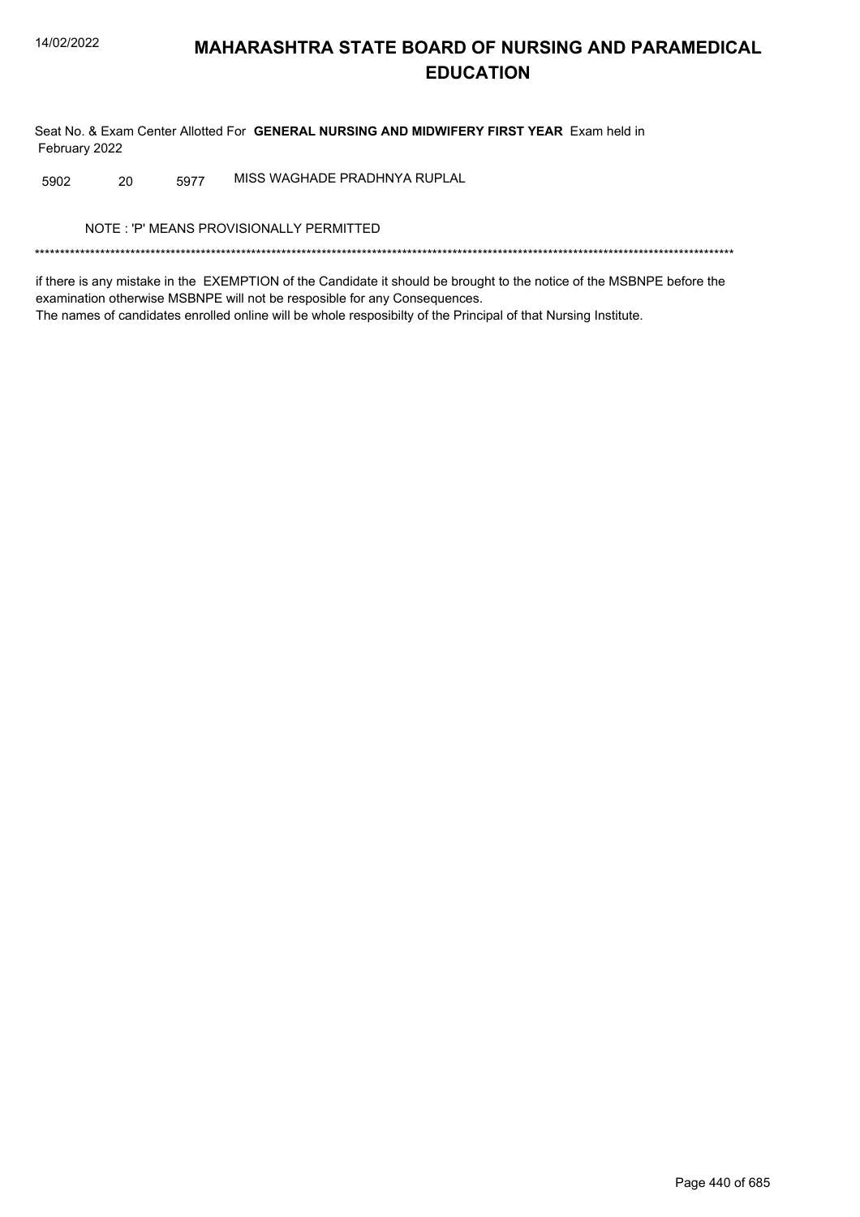# MAHARASHTRA STATE BOARD OF NURSING AND PARAMEDICAL EDUCATION

Seat No. & Exam Center Allotted For **GENERAL NURSING AND MIDWIFERY FIRST YEAR** Exam held in February 2022

| | | | |
|---|---|---|---|
| 5902 | 20 | 5977 | MISS WAGHADE PRADHNYA RUPLAL |

NOTE : 'P' MEANS PROVISIONALLY PERMITTED

*******************************************************************************************************************************************

if there is any mistake in the EXEMPTION of the Candidate it should be brought to the notice of the MSBNPE before the examination otherwise MSBNPE will not be resposible for any Consequences.
The names of candidates enrolled online will be whole resposibilty of the Principal of that Nursing Institute.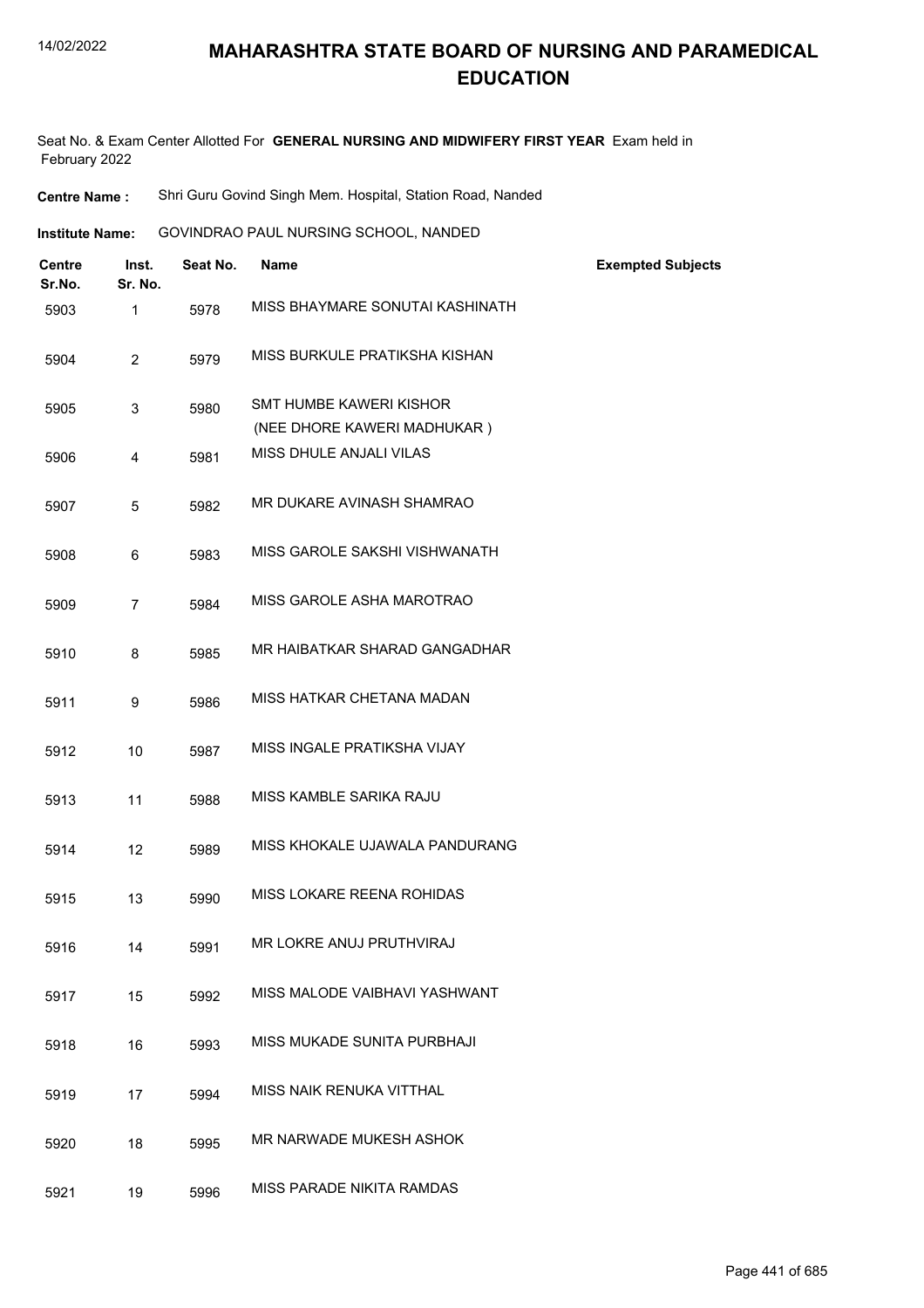# MAHARASHTRA STATE BOARD OF NURSING AND PARAMEDICAL EDUCATION

Seat No. & Exam Center Allotted For **GENERAL NURSING AND MIDWIFERY FIRST YEAR** Exam held in February 2022

**Centre Name :** Shri Guru Govind Singh Mem. Hospital, Station Road, Nanded

**Institute Name:** GOVINDRAO PAUL NURSING SCHOOL, NANDED

| Centre Sr.No. | Inst. Sr. No. | Seat No. | Name | Exempted Subjects |
|---|---|---|---|---|
| 5903 | 1 | 5978 | MISS BHAYMARE SONUTAI KASHINATH | |
| 5904 | 2 | 5979 | MISS BURKULE PRATIKSHA KISHAN | |
| 5905 | 3 | 5980 | SMT HUMBE KAWERI KISHOR (NEE DHORE KAWERI MADHUKAR ) | |
| 5906 | 4 | 5981 | MISS DHULE ANJALI VILAS | |
| 5907 | 5 | 5982 | MR DUKARE AVINASH SHAMRAO | |
| 5908 | 6 | 5983 | MISS GAROLE SAKSHI VISHWANATH | |
| 5909 | 7 | 5984 | MISS GAROLE ASHA MAROTRAO | |
| 5910 | 8 | 5985 | MR HAIBATKAR SHARAD GANGADHAR | |
| 5911 | 9 | 5986 | MISS HATKAR CHETANA MADAN | |
| 5912 | 10 | 5987 | MISS INGALE PRATIKSHA VIJAY | |
| 5913 | 11 | 5988 | MISS KAMBLE SARIKA RAJU | |
| 5914 | 12 | 5989 | MISS KHOKALE UJAWALA PANDURANG | |
| 5915 | 13 | 5990 | MISS LOKARE REENA ROHIDAS | |
| 5916 | 14 | 5991 | MR LOKRE ANUJ PRUTHVIRAJ | |
| 5917 | 15 | 5992 | MISS MALODE VAIBHAVI YASHWANT | |
| 5918 | 16 | 5993 | MISS MUKADE SUNITA PURBHAJI | |
| 5919 | 17 | 5994 | MISS NAIK RENUKA VITTHAL | |
| 5920 | 18 | 5995 | MR NARWADE MUKESH ASHOK | |
| 5921 | 19 | 5996 | MISS PARADE NIKITA RAMDAS | |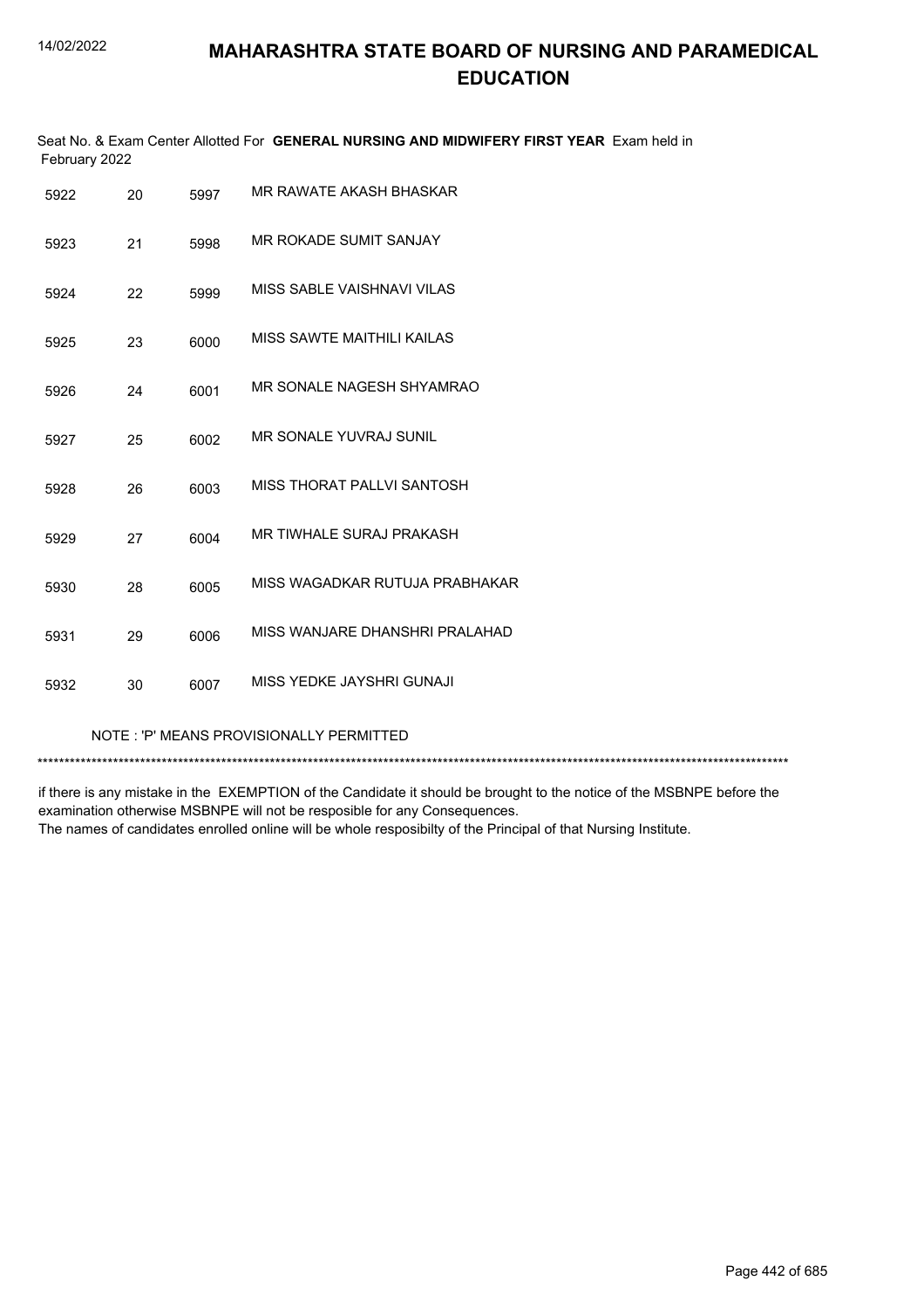Seat No. & Exam Center Allotted For **GENERAL NURSING AND MIDWIFERY FIRST YEAR** Exam held in February 2022

| | | | |
|---|---|---|---|
| 5922 | 20 | 5997 | MR RAWATE AKASH BHASKAR |
| 5923 | 21 | 5998 | MR ROKADE SUMIT SANJAY |
| 5924 | 22 | 5999 | MISS SABLE VAISHNAVI VILAS |
| 5925 | 23 | 6000 | MISS SAWTE MAITHILI KAILAS |
| 5926 | 24 | 6001 | MR SONALE NAGESH SHYAMRAO |
| 5927 | 25 | 6002 | MR SONALE YUVRAJ SUNIL |
| 5928 | 26 | 6003 | MISS THORAT PALLVI SANTOSH |
| 5929 | 27 | 6004 | MR TIWHALE SURAJ PRAKASH |
| 5930 | 28 | 6005 | MISS WAGADKAR RUTUJA PRABHAKAR |
| 5931 | 29 | 6006 | MISS WANJARE DHANSHRI PRALAHAD |
| 5932 | 30 | 6007 | MISS YEDKE JAYSHRI GUNAJI |

NOTE : 'P' MEANS PROVISIONALLY PERMITTED

*******************************************************************************************************************************************

if there is any mistake in the EXEMPTION of the Candidate it should be brought to the notice of the MSBNPE before the examination otherwise MSBNPE will not be resposible for any Consequences.
The names of candidates enrolled online will be whole resposibilty of the Principal of that Nursing Institute.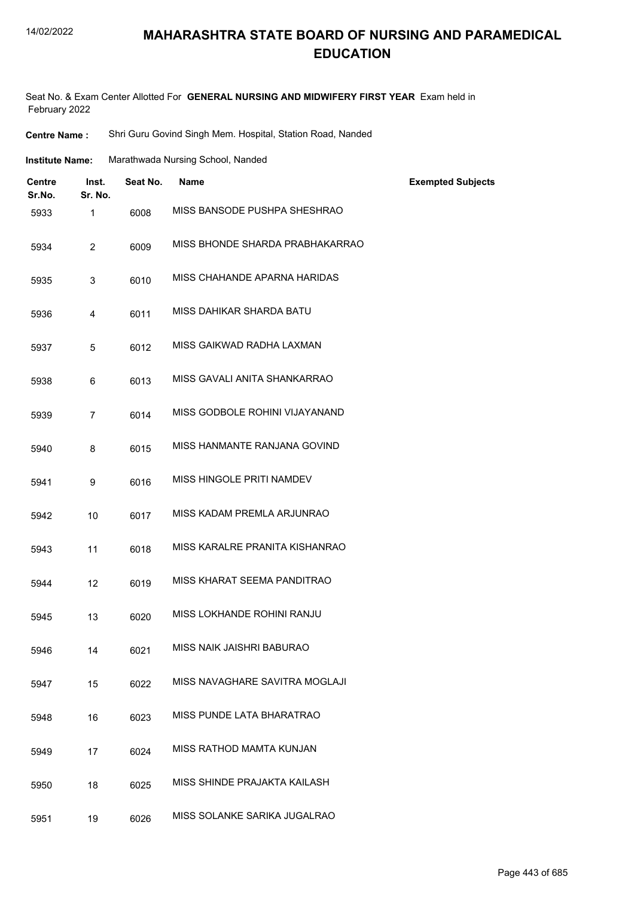# MAHARASHTRA STATE BOARD OF NURSING AND PARAMEDICAL EDUCATION

Seat No. & Exam Center Allotted For **GENERAL NURSING AND MIDWIFERY FIRST YEAR** Exam held in February 2022

**Centre Name :** Shri Guru Govind Singh Mem. Hospital, Station Road, Nanded

**Institute Name:** Marathwada Nursing School, Nanded

| Centre Sr.No. | Inst. Sr. No. | Seat No. | Name | Exempted Subjects |
|---|---|---|---|---|
| 5933 | 1 | 6008 | MISS BANSODE PUSHPA SHESHRAO | |
| 5934 | 2 | 6009 | MISS BHONDE SHARDA PRABHAKARRAO | |
| 5935 | 3 | 6010 | MISS CHAHANDE APARNA HARIDAS | |
| 5936 | 4 | 6011 | MISS DAHIKAR SHARDA BATU | |
| 5937 | 5 | 6012 | MISS GAIKWAD RADHA LAXMAN | |
| 5938 | 6 | 6013 | MISS GAVALI ANITA SHANKARRAO | |
| 5939 | 7 | 6014 | MISS GODBOLE ROHINI VIJAYANAND | |
| 5940 | 8 | 6015 | MISS HANMANTE RANJANA GOVIND | |
| 5941 | 9 | 6016 | MISS HINGOLE PRITI NAMDEV | |
| 5942 | 10 | 6017 | MISS KADAM PREMLA ARJUNRAO | |
| 5943 | 11 | 6018 | MISS KARALRE PRANITA KISHANRAO | |
| 5944 | 12 | 6019 | MISS KHARAT SEEMA PANDITRAO | |
| 5945 | 13 | 6020 | MISS LOKHANDE ROHINI RANJU | |
| 5946 | 14 | 6021 | MISS NAIK JAISHRI BABURAO | |
| 5947 | 15 | 6022 | MISS NAVAGHARE SAVITRA MOGLAJI | |
| 5948 | 16 | 6023 | MISS PUNDE LATA BHARATRAO | |
| 5949 | 17 | 6024 | MISS RATHOD MAMTA KUNJAN | |
| 5950 | 18 | 6025 | MISS SHINDE PRAJAKTA KAILASH | |
| 5951 | 19 | 6026 | MISS SOLANKE SARIKA JUGALRAO | |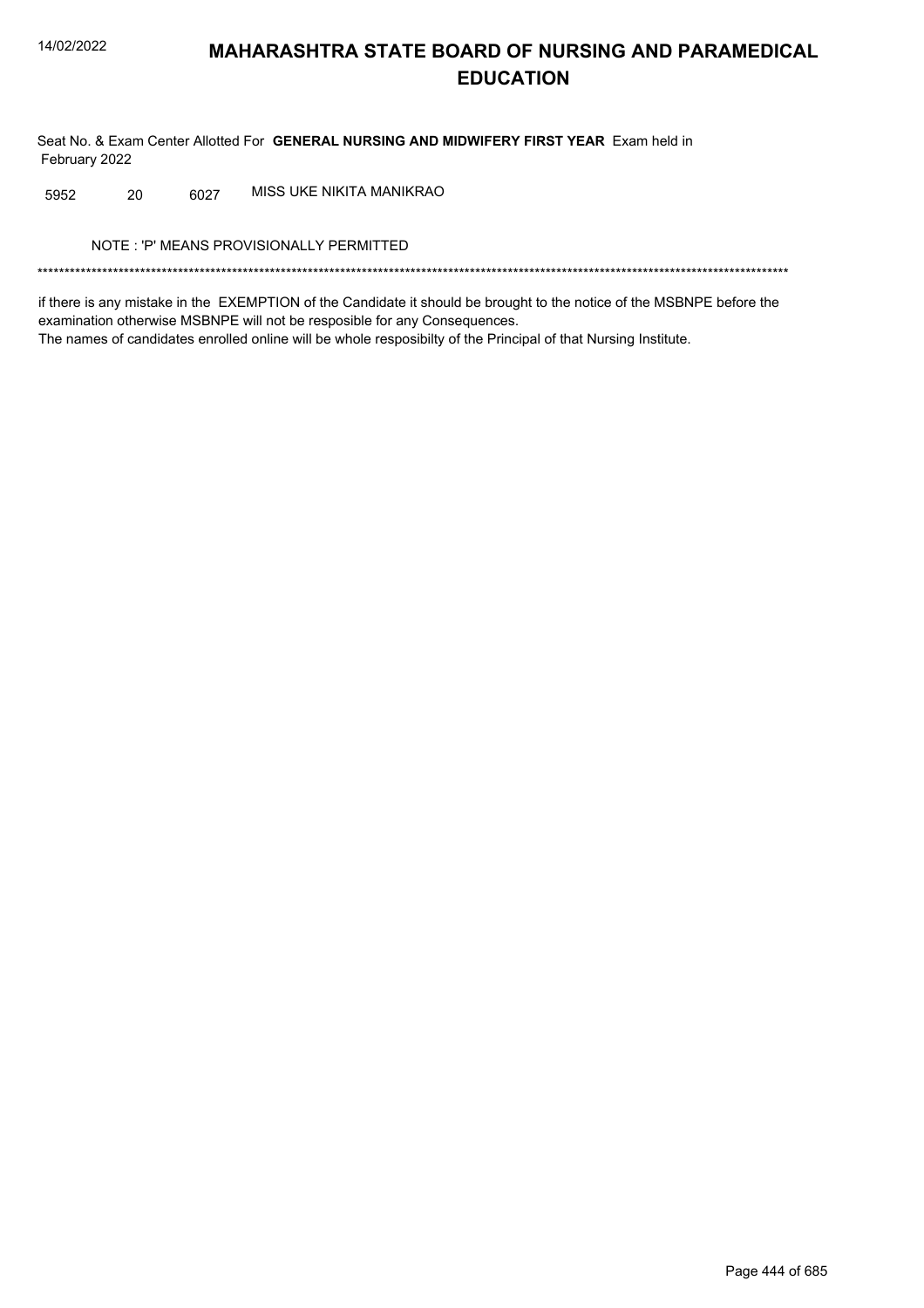# MAHARASHTRA STATE BOARD OF NURSING AND PARAMEDICAL EDUCATION

Seat No. & Exam Center Allotted For **GENERAL NURSING AND MIDWIFERY FIRST YEAR** Exam held in February 2022

| | | | |
|---|---|---|---|
| 5952 | 20 | 6027 | MISS UKE NIKITA MANIKRAO |

NOTE : 'P' MEANS PROVISIONALLY PERMITTED

*******************************************************************************************************************************************

if there is any mistake in the EXEMPTION of the Candidate it should be brought to the notice of the MSBNPE before the examination otherwise MSBNPE will not be resposible for any Consequences.
The names of candidates enrolled online will be whole resposibilty of the Principal of that Nursing Institute.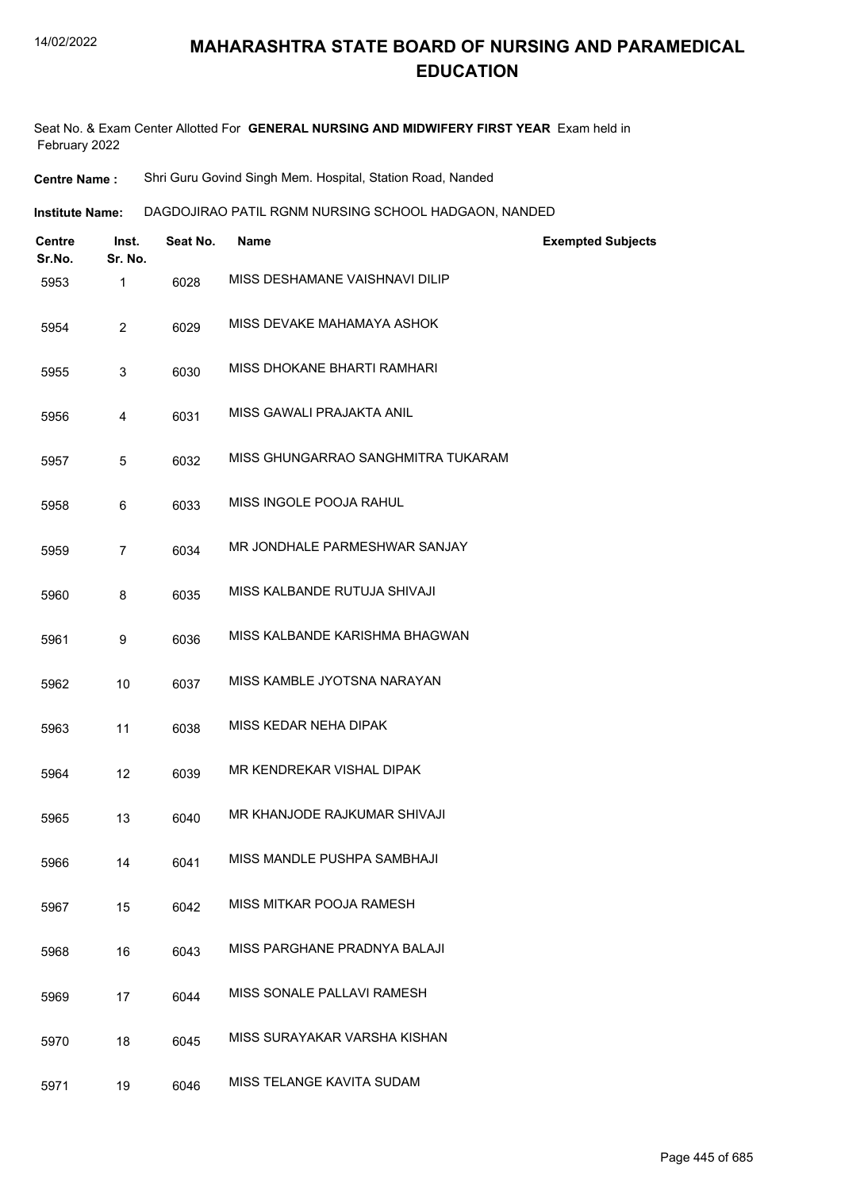# MAHARASHTRA STATE BOARD OF NURSING AND PARAMEDICAL EDUCATION

Seat No. & Exam Center Allotted For **GENERAL NURSING AND MIDWIFERY FIRST YEAR** Exam held in February 2022

**Centre Name :** Shri Guru Govind Singh Mem. Hospital, Station Road, Nanded

**Institute Name:** DAGDOJIRAO PATIL RGNM NURSING SCHOOL HADGAON, NANDED

| Centre Sr.No. | Inst. Sr. No. | Seat No. | Name | Exempted Subjects |
|---|---|---|---|---|
| 5953 | 1 | 6028 | MISS DESHAMANE VAISHNAVI DILIP | |
| 5954 | 2 | 6029 | MISS DEVAKE MAHAMAYA ASHOK | |
| 5955 | 3 | 6030 | MISS DHOKANE BHARTI RAMHARI | |
| 5956 | 4 | 6031 | MISS GAWALI PRAJAKTA ANIL | |
| 5957 | 5 | 6032 | MISS GHUNGARRAO SANGHMITRA TUKARAM | |
| 5958 | 6 | 6033 | MISS INGOLE POOJA RAHUL | |
| 5959 | 7 | 6034 | MR JONDHALE PARMESHWAR SANJAY | |
| 5960 | 8 | 6035 | MISS KALBANDE RUTUJA SHIVAJI | |
| 5961 | 9 | 6036 | MISS KALBANDE KARISHMA BHAGWAN | |
| 5962 | 10 | 6037 | MISS KAMBLE JYOTSNA NARAYAN | |
| 5963 | 11 | 6038 | MISS KEDAR NEHA DIPAK | |
| 5964 | 12 | 6039 | MR KENDREKAR VISHAL DIPAK | |
| 5965 | 13 | 6040 | MR KHANJODE RAJKUMAR SHIVAJI | |
| 5966 | 14 | 6041 | MISS MANDLE PUSHPA SAMBHAJI | |
| 5967 | 15 | 6042 | MISS MITKAR POOJA RAMESH | |
| 5968 | 16 | 6043 | MISS PARGHANE PRADNYA BALAJI | |
| 5969 | 17 | 6044 | MISS SONALE PALLAVI RAMESH | |
| 5970 | 18 | 6045 | MISS SURAYAKAR VARSHA KISHAN | |
| 5971 | 19 | 6046 | MISS TELANGE KAVITA SUDAM | |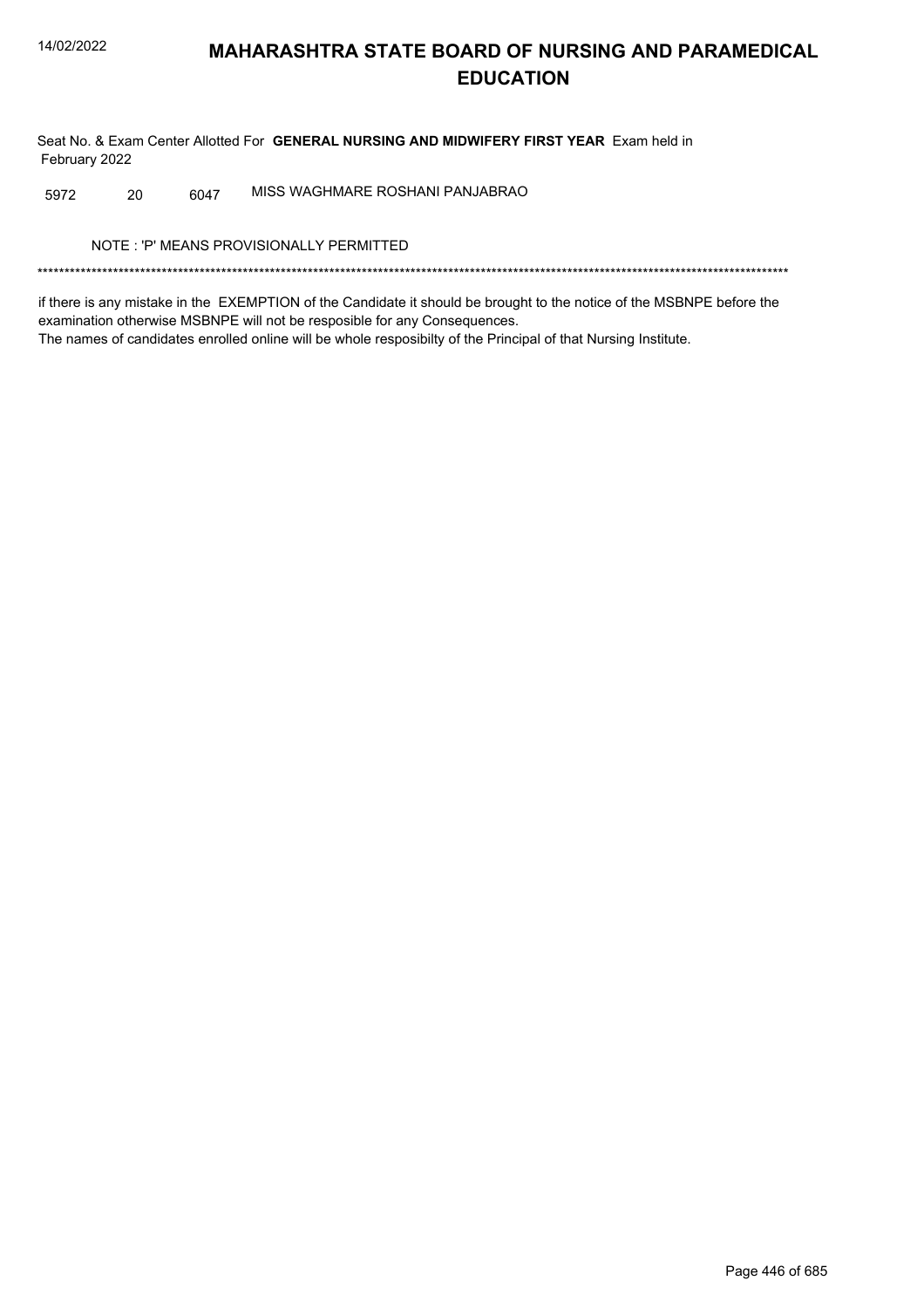# MAHARASHTRA STATE BOARD OF NURSING AND PARAMEDICAL EDUCATION

Seat No. & Exam Center Allotted For **GENERAL NURSING AND MIDWIFERY FIRST YEAR** Exam held in February 2022

| | | | |
|---|---|---|---|
| 5972 | 20 | 6047 | MISS WAGHMARE ROSHANI PANJABRAO |

NOTE : 'P' MEANS PROVISIONALLY PERMITTED

******************************************************************************************************************************************

if there is any mistake in the EXEMPTION of the Candidate it should be brought to the notice of the MSBNPE before the examination otherwise MSBNPE will not be resposible for any Consequences.
The names of candidates enrolled online will be whole resposibilty of the Principal of that Nursing Institute.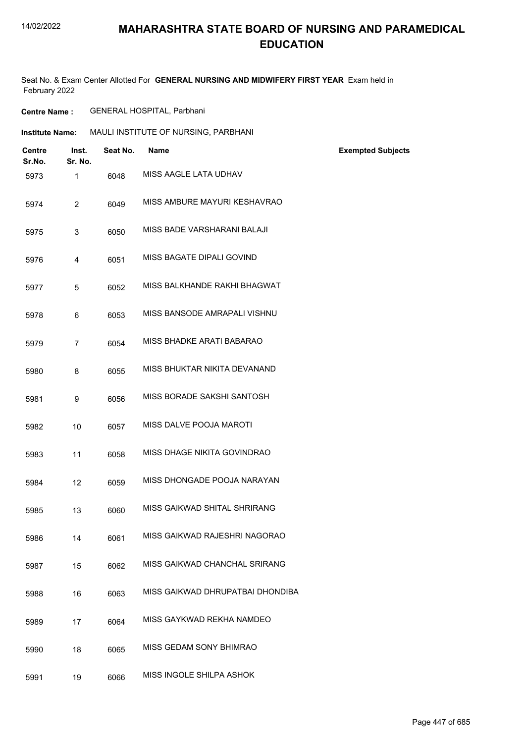# MAHARASHTRA STATE BOARD OF NURSING AND PARAMEDICAL EDUCATION

Seat No. & Exam Center Allotted For **GENERAL NURSING AND MIDWIFERY FIRST YEAR** Exam held in February 2022

**Centre Name :** GENERAL HOSPITAL, Parbhani

**Institute Name:** MAULI INSTITUTE OF NURSING, PARBHANI

| Centre Sr.No. | Inst. Sr. No. | Seat No. | Name | Exempted Subjects |
|---|---|---|---|---|
| 5973 | 1 | 6048 | MISS AAGLE LATA UDHAV | |
| 5974 | 2 | 6049 | MISS AMBURE MAYURI KESHAVRAO | |
| 5975 | 3 | 6050 | MISS BADE VARSHARANI BALAJI | |
| 5976 | 4 | 6051 | MISS BAGATE DIPALI GOVIND | |
| 5977 | 5 | 6052 | MISS BALKHANDE RAKHI BHAGWAT | |
| 5978 | 6 | 6053 | MISS BANSODE AMRAPALI VISHNU | |
| 5979 | 7 | 6054 | MISS BHADKE ARATI BABARAO | |
| 5980 | 8 | 6055 | MISS BHUKTAR NIKITA DEVANAND | |
| 5981 | 9 | 6056 | MISS BORADE SAKSHI SANTOSH | |
| 5982 | 10 | 6057 | MISS DALVE POOJA MAROTI | |
| 5983 | 11 | 6058 | MISS DHAGE NIKITA GOVINDRAO | |
| 5984 | 12 | 6059 | MISS DHONGADE POOJA NARAYAN | |
| 5985 | 13 | 6060 | MISS GAIKWAD SHITAL SHRIRANG | |
| 5986 | 14 | 6061 | MISS GAIKWAD RAJESHRI NAGORAO | |
| 5987 | 15 | 6062 | MISS GAIKWAD CHANCHAL SRIRANG | |
| 5988 | 16 | 6063 | MISS GAIKWAD DHRUPATBAI DHONDIBA | |
| 5989 | 17 | 6064 | MISS GAYKWAD REKHA NAMDEO | |
| 5990 | 18 | 6065 | MISS GEDAM SONY BHIMRAO | |
| 5991 | 19 | 6066 | MISS INGOLE SHILPA ASHOK | |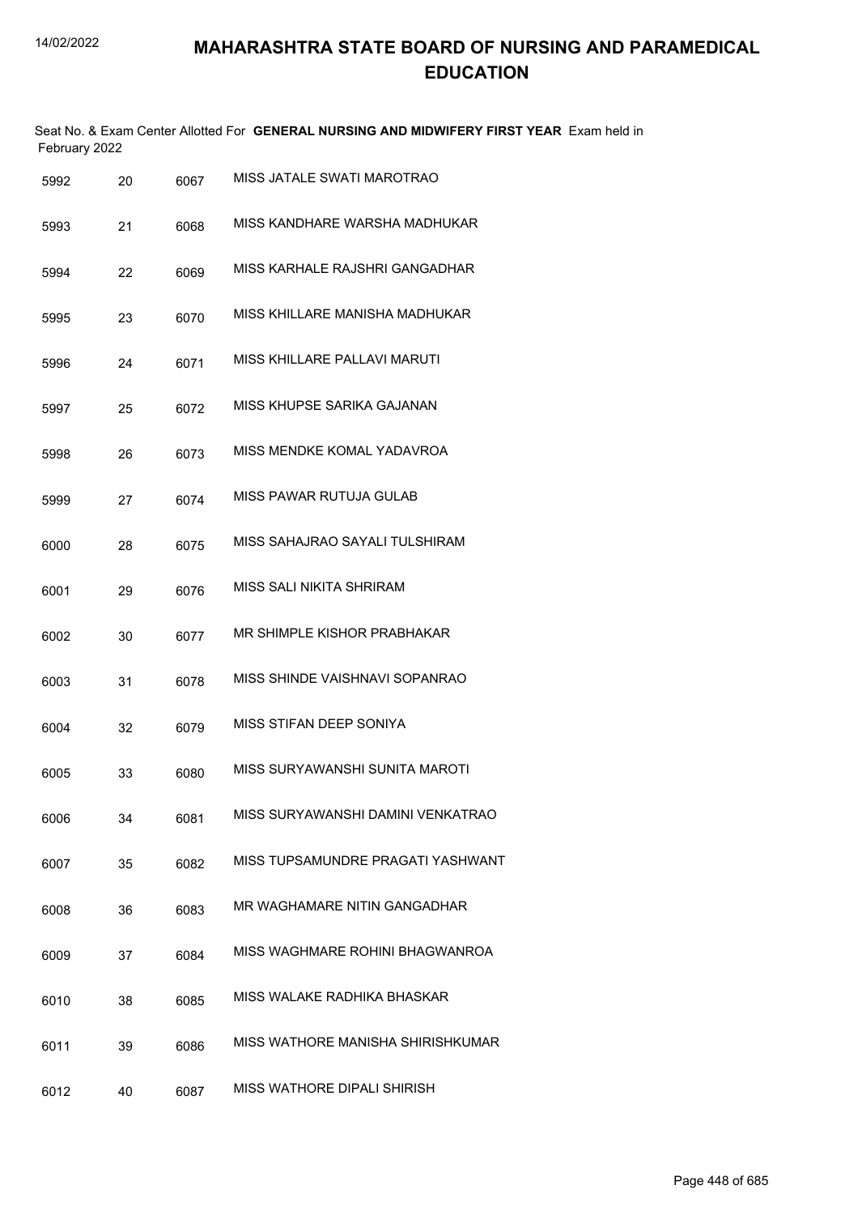# MAHARASHTRA STATE BOARD OF NURSING AND PARAMEDICAL EDUCATION

Seat No. & Exam Center Allotted For **GENERAL NURSING AND MIDWIFERY FIRST YEAR** Exam held in February 2022

| | | | |
|---|---|---|---|
| 5992 | 20 | 6067 | MISS JATALE SWATI MAROTRAO |
| 5993 | 21 | 6068 | MISS KANDHARE WARSHA MADHUKAR |
| 5994 | 22 | 6069 | MISS KARHALE RAJSHRI GANGADHAR |
| 5995 | 23 | 6070 | MISS KHILLARE MANISHA MADHUKAR |
| 5996 | 24 | 6071 | MISS KHILLARE PALLAVI MARUTI |
| 5997 | 25 | 6072 | MISS KHUPSE SARIKA GAJANAN |
| 5998 | 26 | 6073 | MISS MENDKE KOMAL YADAVROA |
| 5999 | 27 | 6074 | MISS PAWAR RUTUJA GULAB |
| 6000 | 28 | 6075 | MISS SAHAJRAO SAYALI TULSHIRAM |
| 6001 | 29 | 6076 | MISS SALI NIKITA SHRIRAM |
| 6002 | 30 | 6077 | MR SHIMPLE KISHOR PRABHAKAR |
| 6003 | 31 | 6078 | MISS SHINDE VAISHNAVI SOPANRAO |
| 6004 | 32 | 6079 | MISS STIFAN DEEP SONIYA |
| 6005 | 33 | 6080 | MISS SURYAWANSHI SUNITA MAROTI |
| 6006 | 34 | 6081 | MISS SURYAWANSHI DAMINI VENKATRAO |
| 6007 | 35 | 6082 | MISS TUPSAMUNDRE PRAGATI YASHWANT |
| 6008 | 36 | 6083 | MR WAGHAMARE NITIN GANGADHAR |
| 6009 | 37 | 6084 | MISS WAGHMARE ROHINI BHAGWANROA |
| 6010 | 38 | 6085 | MISS WALAKE RADHIKA BHASKAR |
| 6011 | 39 | 6086 | MISS WATHORE MANISHA SHIRISHKUMAR |
| 6012 | 40 | 6087 | MISS WATHORE DIPALI SHIRISH |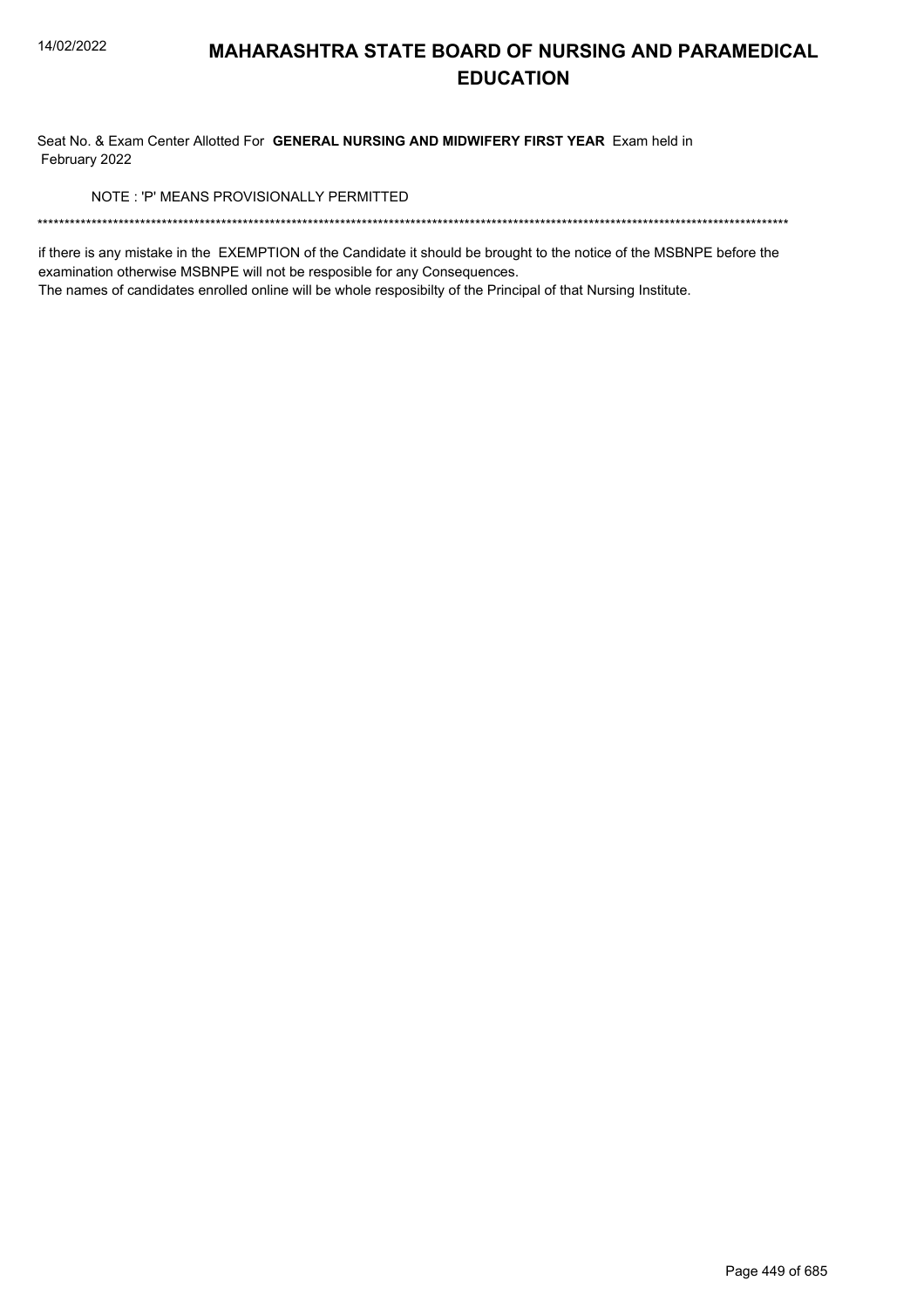# MAHARASHTRA STATE BOARD OF NURSING AND PARAMEDICAL EDUCATION

Seat No. & Exam Center Allotted For **GENERAL NURSING AND MIDWIFERY FIRST YEAR** Exam held in February 2022

NOTE : 'P' MEANS PROVISIONALLY PERMITTED

******************************************************************************************************************************************

if there is any mistake in the EXEMPTION of the Candidate it should be brought to the notice of the MSBNPE before the examination otherwise MSBNPE will not be resposible for any Consequences.

The names of candidates enrolled online will be whole resposibilty of the Principal of that Nursing Institute.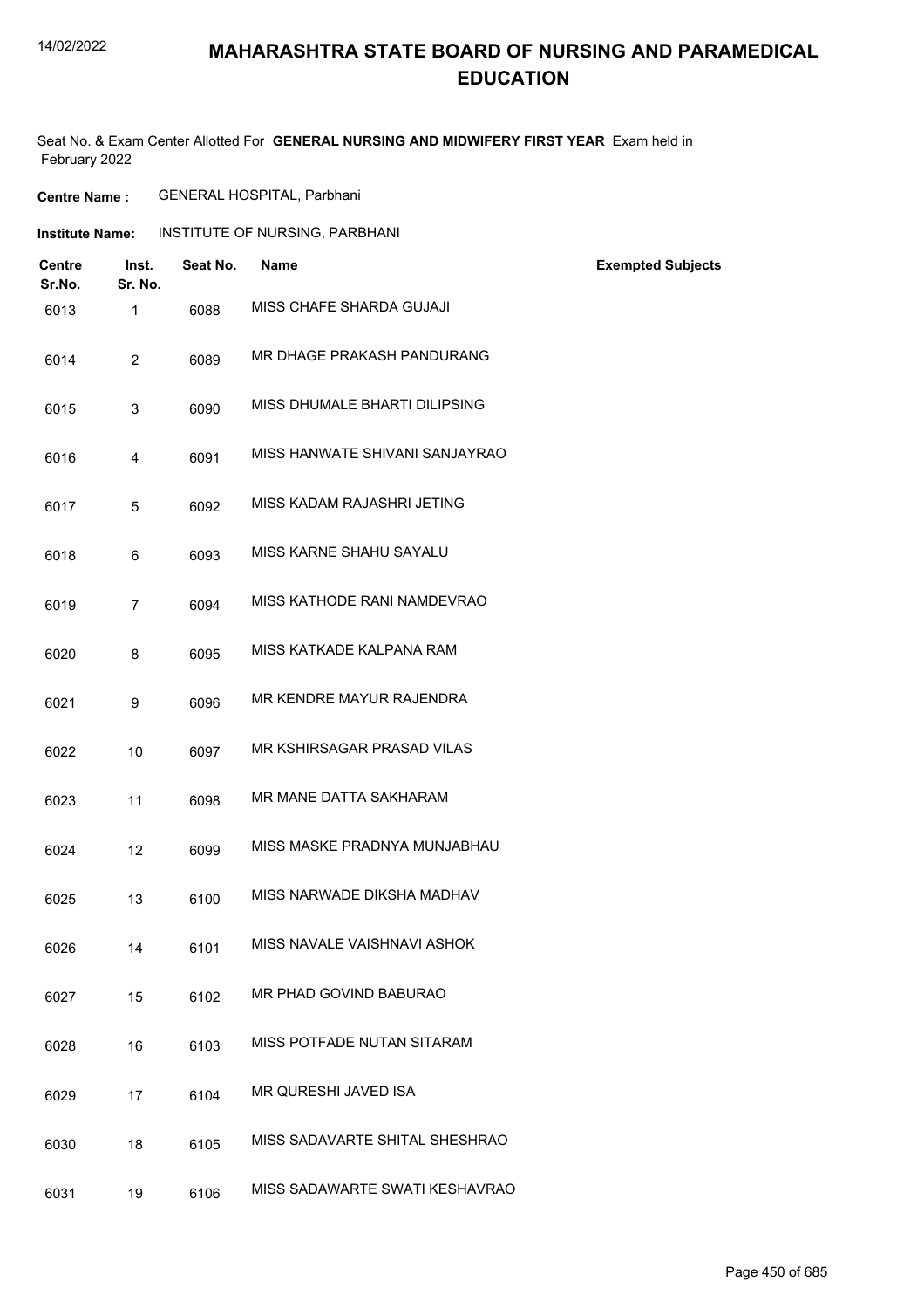# MAHARASHTRA STATE BOARD OF NURSING AND PARAMEDICAL EDUCATION

Seat No. & Exam Center Allotted For **GENERAL NURSING AND MIDWIFERY FIRST YEAR** Exam held in February 2022

**Centre Name :** GENERAL HOSPITAL, Parbhani

**Institute Name:** INSTITUTE OF NURSING, PARBHANI

| Centre Sr.No. | Inst. Sr. No. | Seat No. | Name | Exempted Subjects |
|---|---|---|---|---|
| 6013 | 1 | 6088 | MISS CHAFE SHARDA GUJAJI | |
| 6014 | 2 | 6089 | MR DHAGE PRAKASH PANDURANG | |
| 6015 | 3 | 6090 | MISS DHUMALE BHARTI DILIPSING | |
| 6016 | 4 | 6091 | MISS HANWATE SHIVANI SANJAYRAO | |
| 6017 | 5 | 6092 | MISS KADAM RAJASHRI JETING | |
| 6018 | 6 | 6093 | MISS KARNE SHAHU SAYALU | |
| 6019 | 7 | 6094 | MISS KATHODE RANI NAMDEVRAO | |
| 6020 | 8 | 6095 | MISS KATKADE KALPANA RAM | |
| 6021 | 9 | 6096 | MR KENDRE MAYUR RAJENDRA | |
| 6022 | 10 | 6097 | MR KSHIRSAGAR PRASAD VILAS | |
| 6023 | 11 | 6098 | MR MANE DATTA SAKHARAM | |
| 6024 | 12 | 6099 | MISS MASKE PRADNYA MUNJABHAU | |
| 6025 | 13 | 6100 | MISS NARWADE DIKSHA MADHAV | |
| 6026 | 14 | 6101 | MISS NAVALE VAISHNAVI ASHOK | |
| 6027 | 15 | 6102 | MR PHAD GOVIND BABURAO | |
| 6028 | 16 | 6103 | MISS POTFADE NUTAN SITARAM | |
| 6029 | 17 | 6104 | MR QURESHI JAVED ISA | |
| 6030 | 18 | 6105 | MISS SADAVARTE SHITAL SHESHRAO | |
| 6031 | 19 | 6106 | MISS SADAWARTE SWATI KESHAVRAO | |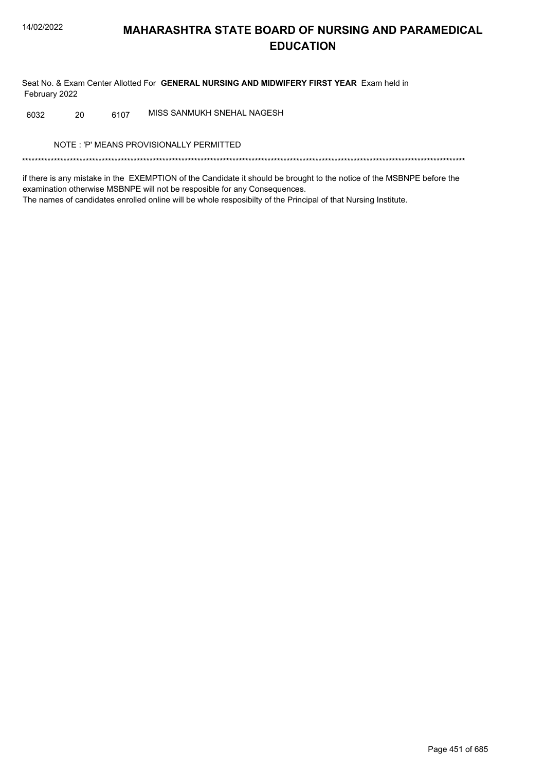# MAHARASHTRA STATE BOARD OF NURSING AND PARAMEDICAL EDUCATION

Seat No. & Exam Center Allotted For **GENERAL NURSING AND MIDWIFERY FIRST YEAR** Exam held in February 2022

| | | | |
|---|---|---|---|
| 6032 | 20 | 6107 | MISS SANMUKH SNEHAL NAGESH |

NOTE : 'P' MEANS PROVISIONALLY PERMITTED

******************************************************************************************************************************************

if there is any mistake in the EXEMPTION of the Candidate it should be brought to the notice of the MSBNPE before the examination otherwise MSBNPE will not be resposible for any Consequences.
The names of candidates enrolled online will be whole resposibilty of the Principal of that Nursing Institute.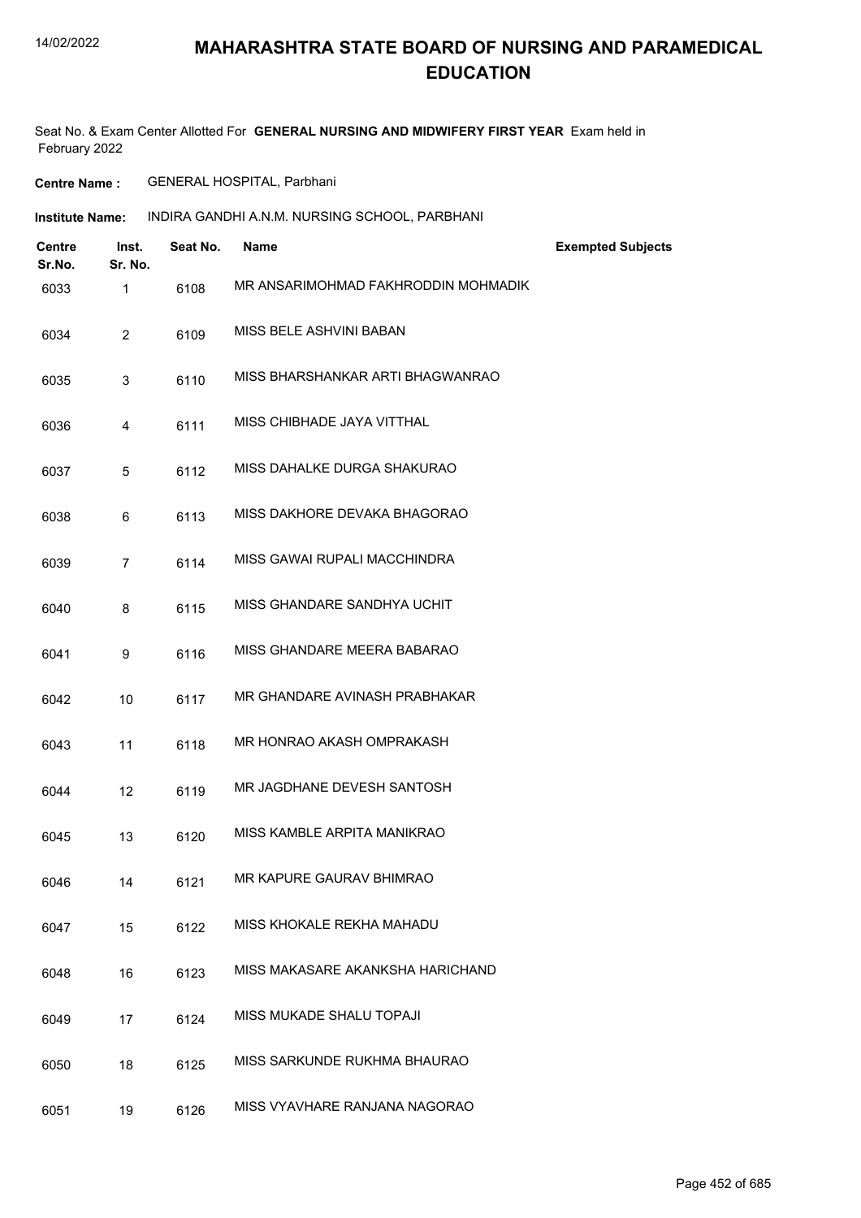# MAHARASHTRA STATE BOARD OF NURSING AND PARAMEDICAL EDUCATION

Seat No. & Exam Center Allotted For **GENERAL NURSING AND MIDWIFERY FIRST YEAR** Exam held in February 2022

**Centre Name :** GENERAL HOSPITAL, Parbhani

**Institute Name:** INDIRA GANDHI A.N.M. NURSING SCHOOL, PARBHANI

| Centre Sr.No. | Inst. Sr. No. | Seat No. | Name | Exempted Subjects |
|---|---|---|---|---|
| 6033 | 1 | 6108 | MR ANSARIMOHMAD FAKHRODDIN MOHMADIK | |
| 6034 | 2 | 6109 | MISS BELE ASHVINI BABAN | |
| 6035 | 3 | 6110 | MISS BHARSHANKAR ARTI BHAGWANRAO | |
| 6036 | 4 | 6111 | MISS CHIBHADE JAYA VITTHAL | |
| 6037 | 5 | 6112 | MISS DAHALKE DURGA SHAKURAO | |
| 6038 | 6 | 6113 | MISS DAKHORE DEVAKA BHAGORAO | |
| 6039 | 7 | 6114 | MISS GAWAI RUPALI MACCHINDRA | |
| 6040 | 8 | 6115 | MISS GHANDARE SANDHYA UCHIT | |
| 6041 | 9 | 6116 | MISS GHANDARE MEERA BABARAO | |
| 6042 | 10 | 6117 | MR GHANDARE AVINASH PRABHAKAR | |
| 6043 | 11 | 6118 | MR HONRAO AKASH OMPRAKASH | |
| 6044 | 12 | 6119 | MR JAGDHANE DEVESH SANTOSH | |
| 6045 | 13 | 6120 | MISS KAMBLE ARPITA MANIKRAO | |
| 6046 | 14 | 6121 | MR KAPURE GAURAV BHIMRAO | |
| 6047 | 15 | 6122 | MISS KHOKALE REKHA MAHADU | |
| 6048 | 16 | 6123 | MISS MAKASARE AKANKSHA HARICHAND | |
| 6049 | 17 | 6124 | MISS MUKADE SHALU TOPAJI | |
| 6050 | 18 | 6125 | MISS SARKUNDE RUKHMA BHAURAO | |
| 6051 | 19 | 6126 | MISS VYAVHARE RANJANA NAGORAO | |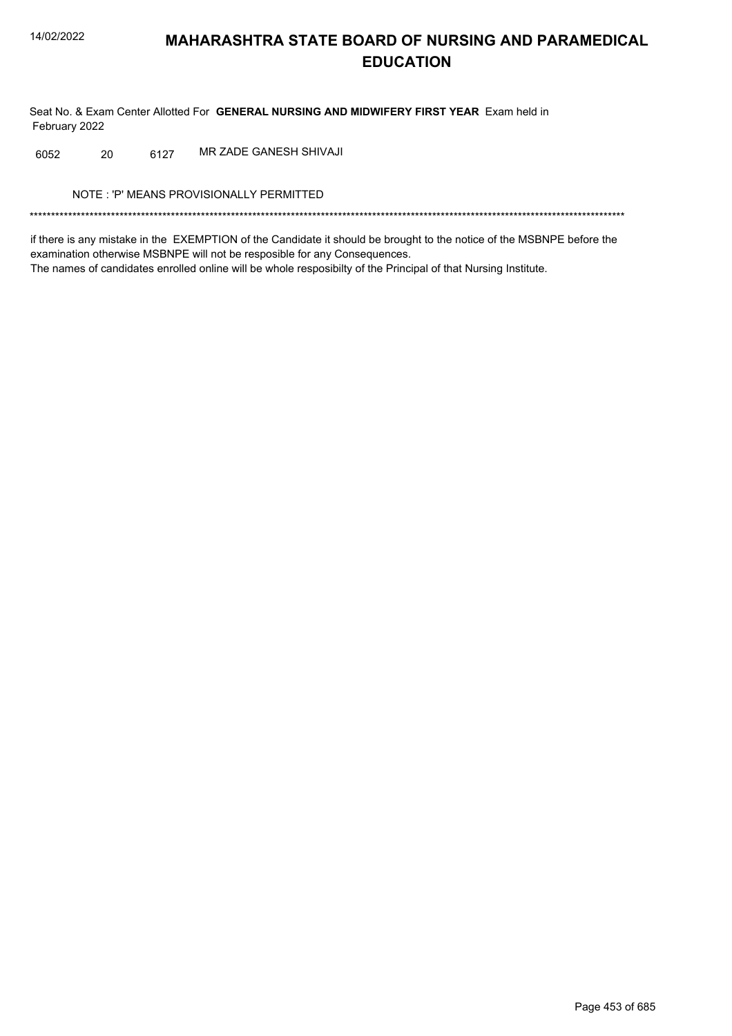# MAHARASHTRA STATE BOARD OF NURSING AND PARAMEDICAL EDUCATION

Seat No. & Exam Center Allotted For **GENERAL NURSING AND MIDWIFERY FIRST YEAR** Exam held in February 2022

| 6052 | 20 | 6127 | MR ZADE GANESH SHIVAJI |
|---|---|---|---|

NOTE : 'P' MEANS PROVISIONALLY PERMITTED

*******************************************************************************************************************************************

if there is any mistake in the EXEMPTION of the Candidate it should be brought to the notice of the MSBNPE before the examination otherwise MSBNPE will not be resposible for any Consequences.

The names of candidates enrolled online will be whole resposibilty of the Principal of that Nursing Institute.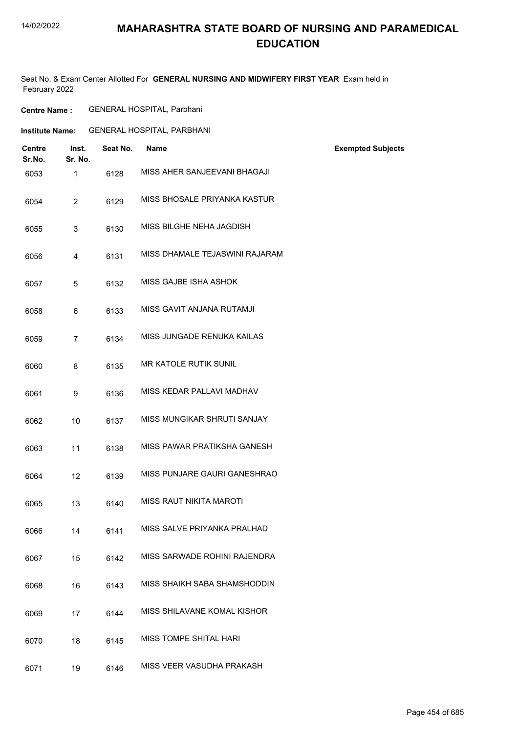# MAHARASHTRA STATE BOARD OF NURSING AND PARAMEDICAL EDUCATION

Seat No. & Exam Center Allotted For **GENERAL NURSING AND MIDWIFERY FIRST YEAR** Exam held in February 2022

**Centre Name :** GENERAL HOSPITAL, Parbhani

**Institute Name:** GENERAL HOSPITAL, PARBHANI

| Centre Sr.No. | Inst. Sr. No. | Seat No. | Name | Exempted Subjects |
|---|---|---|---|---|
| 6053 | 1 | 6128 | MISS AHER SANJEEVANI BHAGAJI | |
| 6054 | 2 | 6129 | MISS BHOSALE PRIYANKA KASTUR | |
| 6055 | 3 | 6130 | MISS BILGHE NEHA JAGDISH | |
| 6056 | 4 | 6131 | MISS DHAMALE TEJASWINI RAJARAM | |
| 6057 | 5 | 6132 | MISS GAJBE ISHA ASHOK | |
| 6058 | 6 | 6133 | MISS GAVIT ANJANA RUTAMJI | |
| 6059 | 7 | 6134 | MISS JUNGADE RENUKA KAILAS | |
| 6060 | 8 | 6135 | MR KATOLE RUTIK SUNIL | |
| 6061 | 9 | 6136 | MISS KEDAR PALLAVI MADHAV | |
| 6062 | 10 | 6137 | MISS MUNGIKAR SHRUTI SANJAY | |
| 6063 | 11 | 6138 | MISS PAWAR PRATIKSHA GANESH | |
| 6064 | 12 | 6139 | MISS PUNJARE GAURI GANESHRAO | |
| 6065 | 13 | 6140 | MISS RAUT NIKITA MAROTI | |
| 6066 | 14 | 6141 | MISS SALVE PRIYANKA PRALHAD | |
| 6067 | 15 | 6142 | MISS SARWADE ROHINI RAJENDRA | |
| 6068 | 16 | 6143 | MISS SHAIKH SABA SHAMSHODDIN | |
| 6069 | 17 | 6144 | MISS SHILAVANE KOMAL KISHOR | |
| 6070 | 18 | 6145 | MISS TOMPE SHITAL HARI | |
| 6071 | 19 | 6146 | MISS VEER VASUDHA PRAKASH | |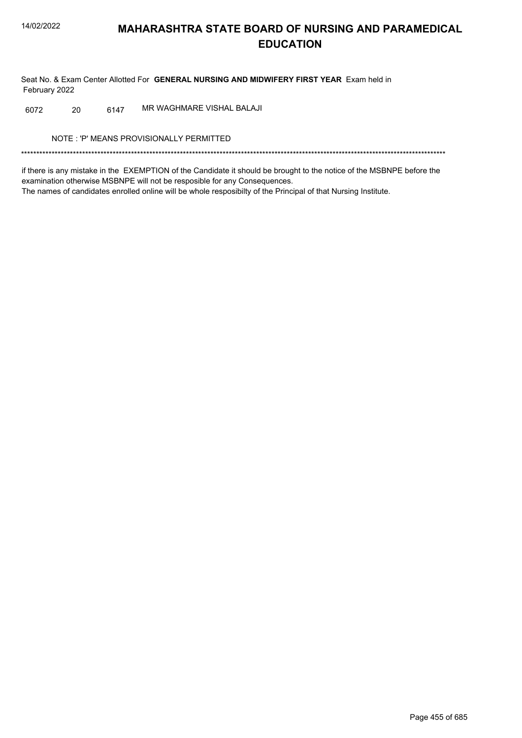# MAHARASHTRA STATE BOARD OF NURSING AND PARAMEDICAL EDUCATION

Seat No. & Exam Center Allotted For **GENERAL NURSING AND MIDWIFERY FIRST YEAR** Exam held in February 2022

| | | | |
|---|---|---|---|
| 6072 | 20 | 6147 | MR WAGHMARE VISHAL BALAJI |

NOTE : 'P' MEANS PROVISIONALLY PERMITTED

*******************************************************************************************************************************************

if there is any mistake in the EXEMPTION of the Candidate it should be brought to the notice of the MSBNPE before the examination otherwise MSBNPE will not be resposible for any Consequences.

The names of candidates enrolled online will be whole resposibilty of the Principal of that Nursing Institute.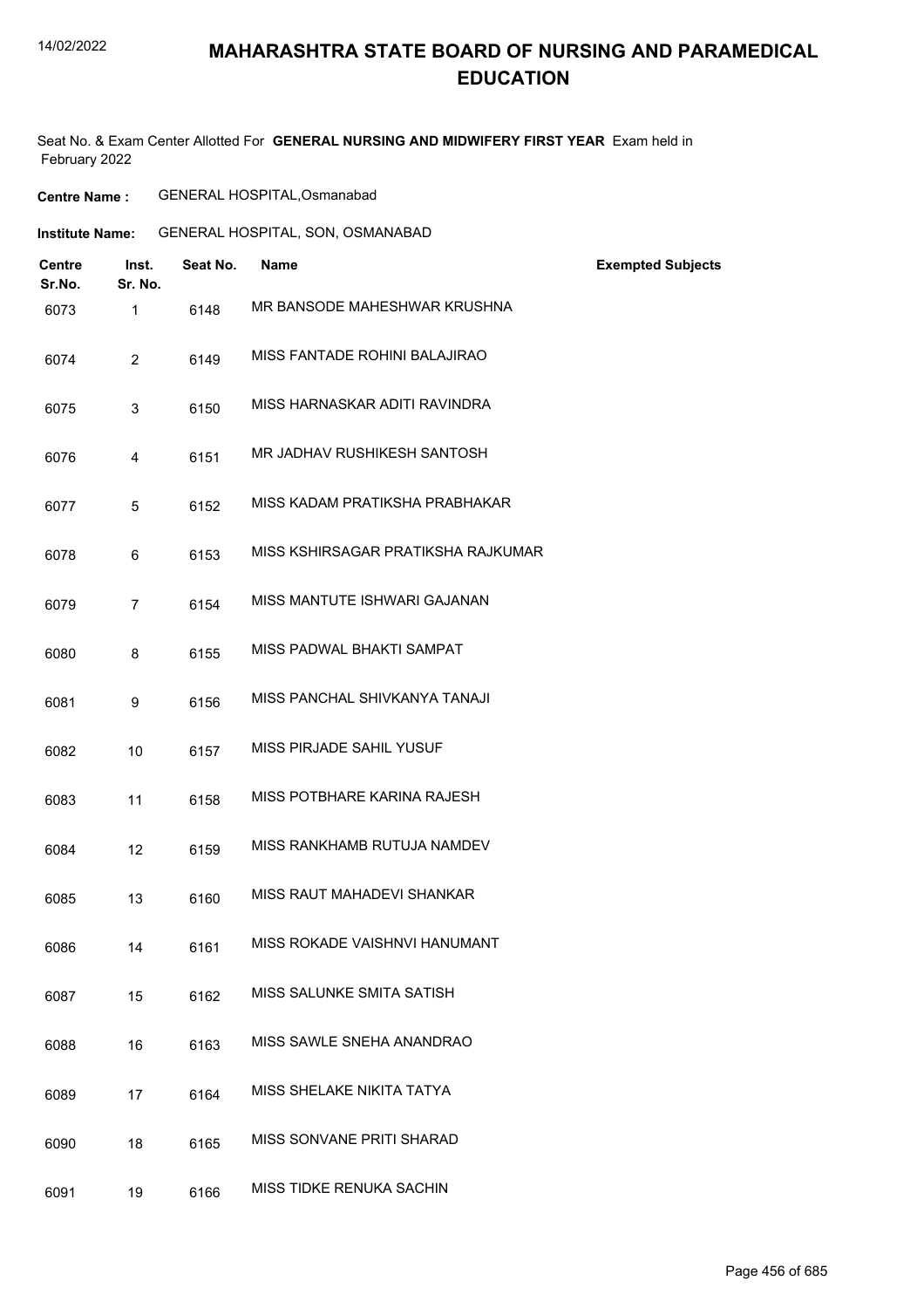# MAHARASHTRA STATE BOARD OF NURSING AND PARAMEDICAL EDUCATION

Seat No. & Exam Center Allotted For **GENERAL NURSING AND MIDWIFERY FIRST YEAR** Exam held in February 2022

**Centre Name :** GENERAL HOSPITAL,Osmanabad

**Institute Name:** GENERAL HOSPITAL, SON, OSMANABAD

| Centre Sr.No. | Inst. Sr. No. | Seat No. | Name | Exempted Subjects |
|---|---|---|---|---|
| 6073 | 1 | 6148 | MR BANSODE MAHESHWAR KRUSHNA | |
| 6074 | 2 | 6149 | MISS FANTADE ROHINI BALAJIRAO | |
| 6075 | 3 | 6150 | MISS HARNASKAR ADITI RAVINDRA | |
| 6076 | 4 | 6151 | MR JADHAV RUSHIKESH SANTOSH | |
| 6077 | 5 | 6152 | MISS KADAM PRATIKSHA PRABHAKAR | |
| 6078 | 6 | 6153 | MISS KSHIRSAGAR PRATIKSHA RAJKUMAR | |
| 6079 | 7 | 6154 | MISS MANTUTE ISHWARI GAJANAN | |
| 6080 | 8 | 6155 | MISS PADWAL BHAKTI SAMPAT | |
| 6081 | 9 | 6156 | MISS PANCHAL SHIVKANYA TANAJI | |
| 6082 | 10 | 6157 | MISS PIRJADE SAHIL YUSUF | |
| 6083 | 11 | 6158 | MISS POTBHARE KARINA RAJESH | |
| 6084 | 12 | 6159 | MISS RANKHAMB RUTUJA NAMDEV | |
| 6085 | 13 | 6160 | MISS RAUT MAHADEVI SHANKAR | |
| 6086 | 14 | 6161 | MISS ROKADE VAISHNVI HANUMANT | |
| 6087 | 15 | 6162 | MISS SALUNKE SMITA SATISH | |
| 6088 | 16 | 6163 | MISS SAWLE SNEHA ANANDRAO | |
| 6089 | 17 | 6164 | MISS SHELAKE NIKITA TATYA | |
| 6090 | 18 | 6165 | MISS SONVANE PRITI SHARAD | |
| 6091 | 19 | 6166 | MISS TIDKE RENUKA SACHIN | |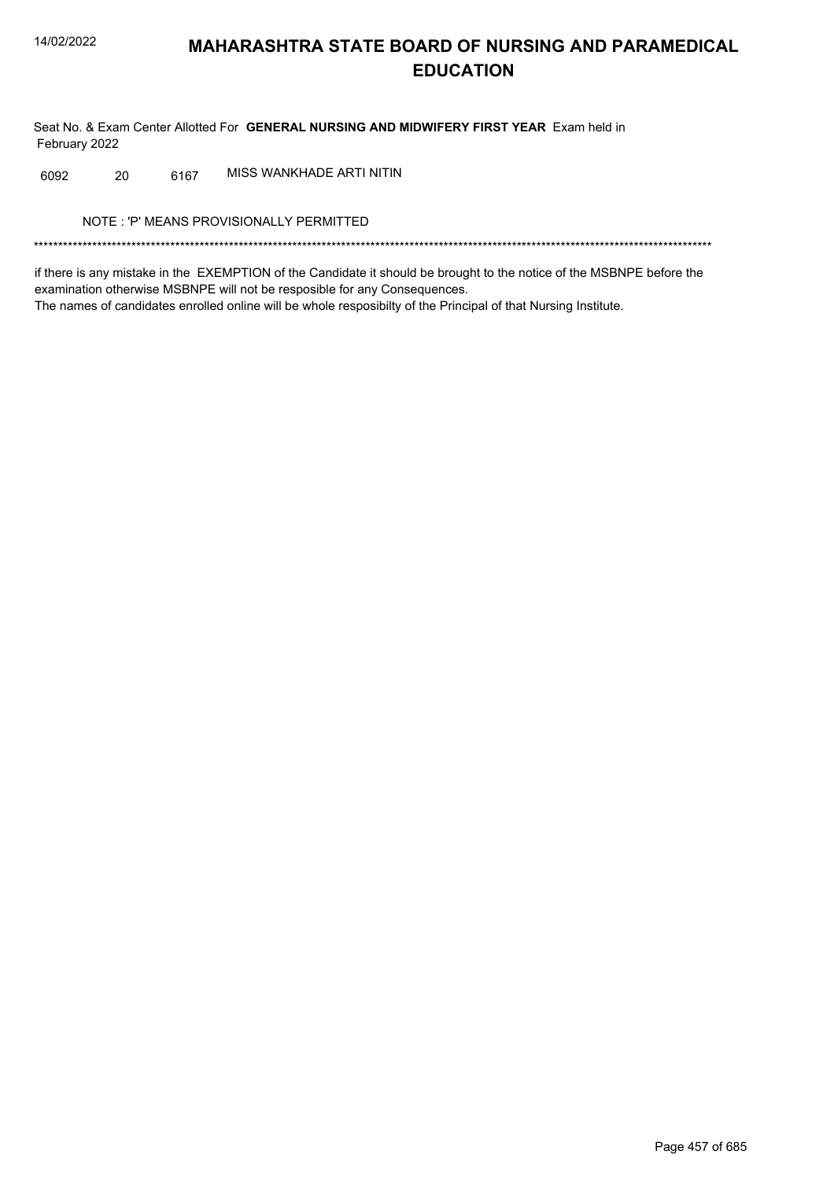# MAHARASHTRA STATE BOARD OF NURSING AND PARAMEDICAL EDUCATION

Seat No. & Exam Center Allotted For **GENERAL NURSING AND MIDWIFERY FIRST YEAR** Exam held in February 2022

| | | | |
|---|---|---|---|
| 6092 | 20 | 6167 | MISS WANKHADE ARTI NITIN |

NOTE : 'P' MEANS PROVISIONALLY PERMITTED

*******************************************************************************************************************************************

if there is any mistake in the EXEMPTION of the Candidate it should be brought to the notice of the MSBNPE before the examination otherwise MSBNPE will not be resposible for any Consequences.

The names of candidates enrolled online will be whole resposibilty of the Principal of that Nursing Institute.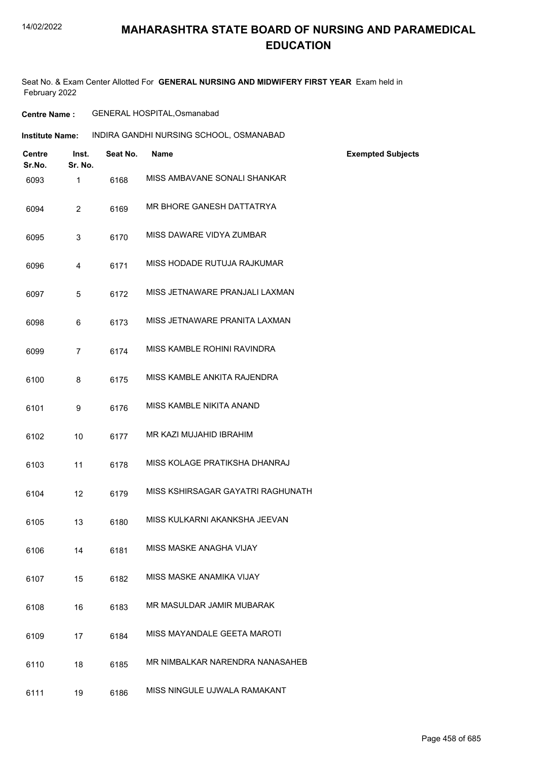# MAHARASHTRA STATE BOARD OF NURSING AND PARAMEDICAL EDUCATION

Seat No. & Exam Center Allotted For **GENERAL NURSING AND MIDWIFERY FIRST YEAR** Exam held in February 2022

**Centre Name :** GENERAL HOSPITAL,Osmanabad

**Institute Name:** INDIRA GANDHI NURSING SCHOOL, OSMANABAD

| Centre Sr.No. | Inst. Sr. No. | Seat No. | Name | Exempted Subjects |
|---|---|---|---|---|
| 6093 | 1 | 6168 | MISS AMBAVANE SONALI SHANKAR | |
| 6094 | 2 | 6169 | MR BHORE GANESH DATTATRYA | |
| 6095 | 3 | 6170 | MISS DAWARE VIDYA ZUMBAR | |
| 6096 | 4 | 6171 | MISS HODADE RUTUJA RAJKUMAR | |
| 6097 | 5 | 6172 | MISS JETNAWARE PRANJALI LAXMAN | |
| 6098 | 6 | 6173 | MISS JETNAWARE PRANITA LAXMAN | |
| 6099 | 7 | 6174 | MISS KAMBLE ROHINI RAVINDRA | |
| 6100 | 8 | 6175 | MISS KAMBLE ANKITA RAJENDRA | |
| 6101 | 9 | 6176 | MISS KAMBLE NIKITA ANAND | |
| 6102 | 10 | 6177 | MR KAZI MUJAHID IBRAHIM | |
| 6103 | 11 | 6178 | MISS KOLAGE PRATIKSHA DHANRAJ | |
| 6104 | 12 | 6179 | MISS KSHIRSAGAR GAYATRI RAGHUNATH | |
| 6105 | 13 | 6180 | MISS KULKARNI AKANKSHA JEEVAN | |
| 6106 | 14 | 6181 | MISS MASKE ANAGHA VIJAY | |
| 6107 | 15 | 6182 | MISS MASKE ANAMIKA VIJAY | |
| 6108 | 16 | 6183 | MR MASULDAR JAMIR MUBARAK | |
| 6109 | 17 | 6184 | MISS MAYANDALE GEETA MAROTI | |
| 6110 | 18 | 6185 | MR NIMBALKAR NARENDRA NANASAHEB | |
| 6111 | 19 | 6186 | MISS NINGULE UJWALA RAMAKANT | |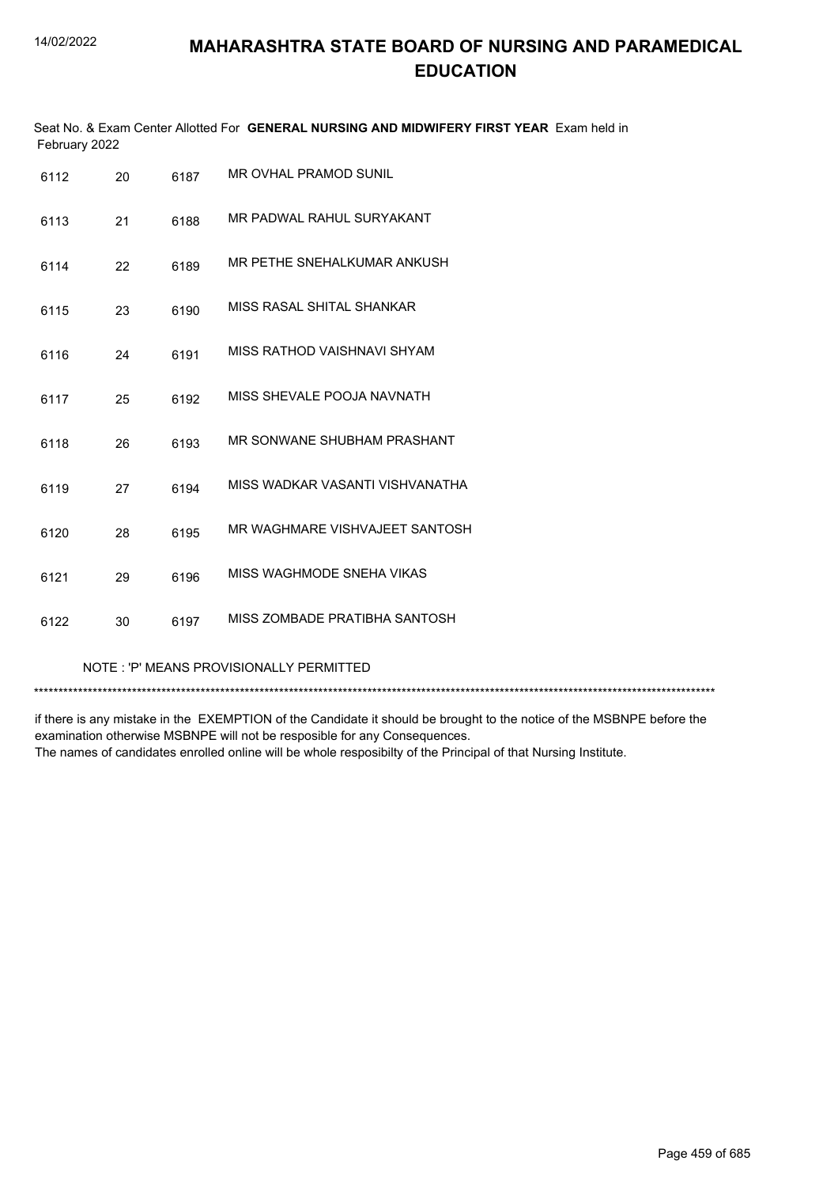# MAHARASHTRA STATE BOARD OF NURSING AND PARAMEDICAL EDUCATION

Seat No. & Exam Center Allotted For **GENERAL NURSING AND MIDWIFERY FIRST YEAR** Exam held in February 2022

| | | | |
|---|---|---|---|
| 6112 | 20 | 6187 | MR OVHAL PRAMOD SUNIL |
| 6113 | 21 | 6188 | MR PADWAL RAHUL SURYAKANT |
| 6114 | 22 | 6189 | MR PETHE SNEHALKUMAR ANKUSH |
| 6115 | 23 | 6190 | MISS RASAL SHITAL SHANKAR |
| 6116 | 24 | 6191 | MISS RATHOD VAISHNAVI SHYAM |
| 6117 | 25 | 6192 | MISS SHEVALE POOJA NAVNATH |
| 6118 | 26 | 6193 | MR SONWANE SHUBHAM PRASHANT |
| 6119 | 27 | 6194 | MISS WADKAR VASANTI VISHVANATHA |
| 6120 | 28 | 6195 | MR WAGHMARE VISHVAJEET SANTOSH |
| 6121 | 29 | 6196 | MISS WAGHMODE SNEHA VIKAS |
| 6122 | 30 | 6197 | MISS ZOMBADE PRATIBHA SANTOSH |

NOTE : 'P' MEANS PROVISIONALLY PERMITTED

*******************************************************************************************************************************************

if there is any mistake in the EXEMPTION of the Candidate it should be brought to the notice of the MSBNPE before the examination otherwise MSBNPE will not be resposible for any Consequences.
The names of candidates enrolled online will be whole resposibilty of the Principal of that Nursing Institute.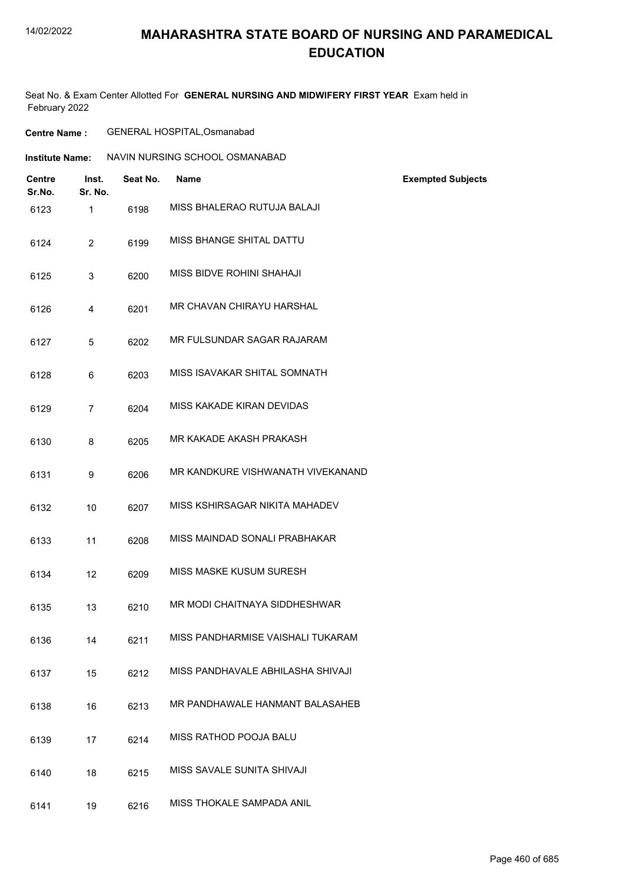# MAHARASHTRA STATE BOARD OF NURSING AND PARAMEDICAL EDUCATION

Seat No. & Exam Center Allotted For **GENERAL NURSING AND MIDWIFERY FIRST YEAR** Exam held in February 2022

**Centre Name :** GENERAL HOSPITAL,Osmanabad

**Institute Name:** NAVIN NURSING SCHOOL OSMANABAD

| Centre Sr.No. | Inst. Sr. No. | Seat No. | Name | Exempted Subjects |
|---|---|---|---|---|
| 6123 | 1 | 6198 | MISS BHALERAO RUTUJA BALAJI | |
| 6124 | 2 | 6199 | MISS BHANGE SHITAL DATTU | |
| 6125 | 3 | 6200 | MISS BIDVE ROHINI SHAHAJI | |
| 6126 | 4 | 6201 | MR CHAVAN CHIRAYU HARSHAL | |
| 6127 | 5 | 6202 | MR FULSUNDAR SAGAR RAJARAM | |
| 6128 | 6 | 6203 | MISS ISAVAKAR SHITAL SOMNATH | |
| 6129 | 7 | 6204 | MISS KAKADE KIRAN DEVIDAS | |
| 6130 | 8 | 6205 | MR KAKADE AKASH PRAKASH | |
| 6131 | 9 | 6206 | MR KANDKURE VISHWANATH VIVEKANAND | |
| 6132 | 10 | 6207 | MISS KSHIRSAGAR NIKITA MAHADEV | |
| 6133 | 11 | 6208 | MISS MAINDAD SONALI PRABHAKAR | |
| 6134 | 12 | 6209 | MISS MASKE KUSUM SURESH | |
| 6135 | 13 | 6210 | MR MODI CHAITNAYA SIDDHESHWAR | |
| 6136 | 14 | 6211 | MISS PANDHARMISE VAISHALI TUKARAM | |
| 6137 | 15 | 6212 | MISS PANDHAVALE ABHILASHA SHIVAJI | |
| 6138 | 16 | 6213 | MR PANDHAWALE HANMANT BALASAHEB | |
| 6139 | 17 | 6214 | MISS RATHOD POOJA BALU | |
| 6140 | 18 | 6215 | MISS SAVALE SUNITA SHIVAJI | |
| 6141 | 19 | 6216 | MISS THOKALE SAMPADA ANIL | |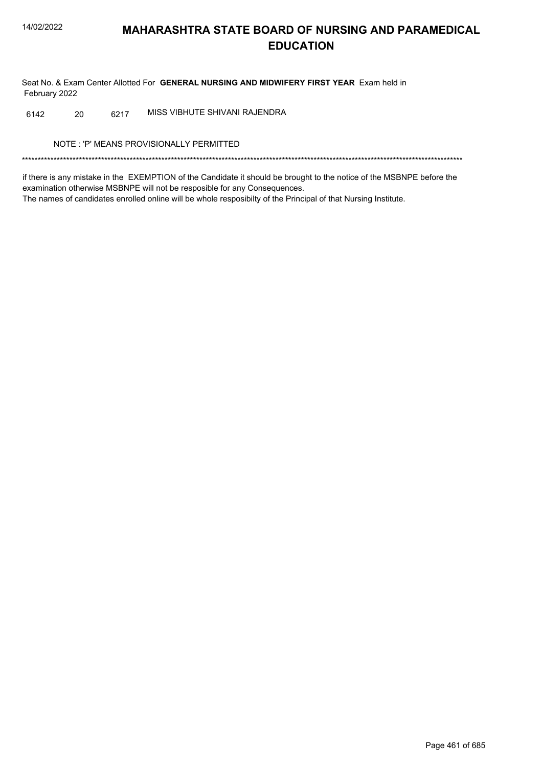Seat No. & Exam Center Allotted For **GENERAL NURSING AND MIDWIFERY FIRST YEAR** Exam held in February 2022

| | | | |
|---|---|---|---|
| 6142 | 20 | 6217 | MISS VIBHUTE SHIVANI RAJENDRA |

NOTE : 'P' MEANS PROVISIONALLY PERMITTED

*******************************************************************************************************************************************

if there is any mistake in the EXEMPTION of the Candidate it should be brought to the notice of the MSBNPE before the examination otherwise MSBNPE will not be resposible for any Consequences.
The names of candidates enrolled online will be whole resposibilty of the Principal of that Nursing Institute.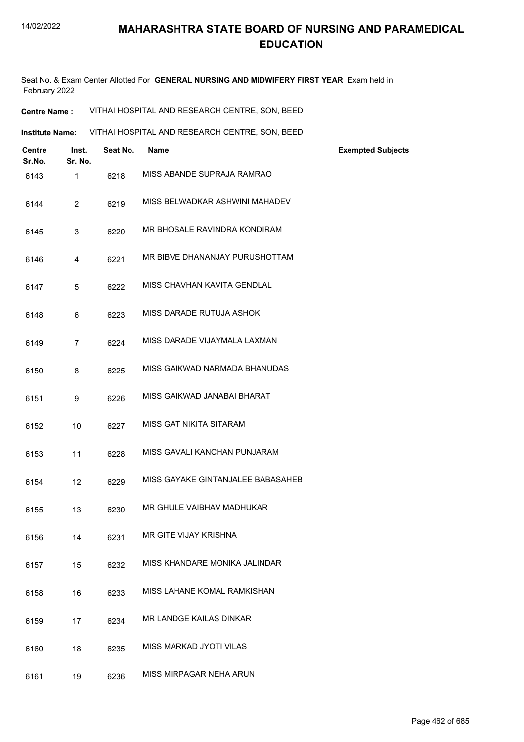# MAHARASHTRA STATE BOARD OF NURSING AND PARAMEDICAL EDUCATION

Seat No. & Exam Center Allotted For **GENERAL NURSING AND MIDWIFERY FIRST YEAR** Exam held in February 2022

**Centre Name :** VITHAI HOSPITAL AND RESEARCH CENTRE, SON, BEED

**Institute Name:** VITHAI HOSPITAL AND RESEARCH CENTRE, SON, BEED

| Centre Sr.No. | Inst. Sr. No. | Seat No. | Name | Exempted Subjects |
|---|---|---|---|---|
| 6143 | 1 | 6218 | MISS ABANDE SUPRAJA RAMRAO | |
| 6144 | 2 | 6219 | MISS BELWADKAR ASHWINI MAHADEV | |
| 6145 | 3 | 6220 | MR BHOSALE RAVINDRA KONDIRAM | |
| 6146 | 4 | 6221 | MR BIBVE DHANANJAY PURUSHOTTAM | |
| 6147 | 5 | 6222 | MISS CHAVHAN KAVITA GENDLAL | |
| 6148 | 6 | 6223 | MISS DARADE RUTUJA ASHOK | |
| 6149 | 7 | 6224 | MISS DARADE VIJAYMALA LAXMAN | |
| 6150 | 8 | 6225 | MISS GAIKWAD NARMADA BHANUDAS | |
| 6151 | 9 | 6226 | MISS GAIKWAD JANABAI BHARAT | |
| 6152 | 10 | 6227 | MISS GAT NIKITA SITARAM | |
| 6153 | 11 | 6228 | MISS GAVALI KANCHAN PUNJARAM | |
| 6154 | 12 | 6229 | MISS GAYAKE GINTANJALEE BABASAHEB | |
| 6155 | 13 | 6230 | MR GHULE VAIBHAV MADHUKAR | |
| 6156 | 14 | 6231 | MR GITE VIJAY KRISHNA | |
| 6157 | 15 | 6232 | MISS KHANDARE MONIKA JALINDAR | |
| 6158 | 16 | 6233 | MISS LAHANE KOMAL RAMKISHAN | |
| 6159 | 17 | 6234 | MR LANDGE KAILAS DINKAR | |
| 6160 | 18 | 6235 | MISS MARKAD JYOTI VILAS | |
| 6161 | 19 | 6236 | MISS MIRPAGAR NEHA ARUN | |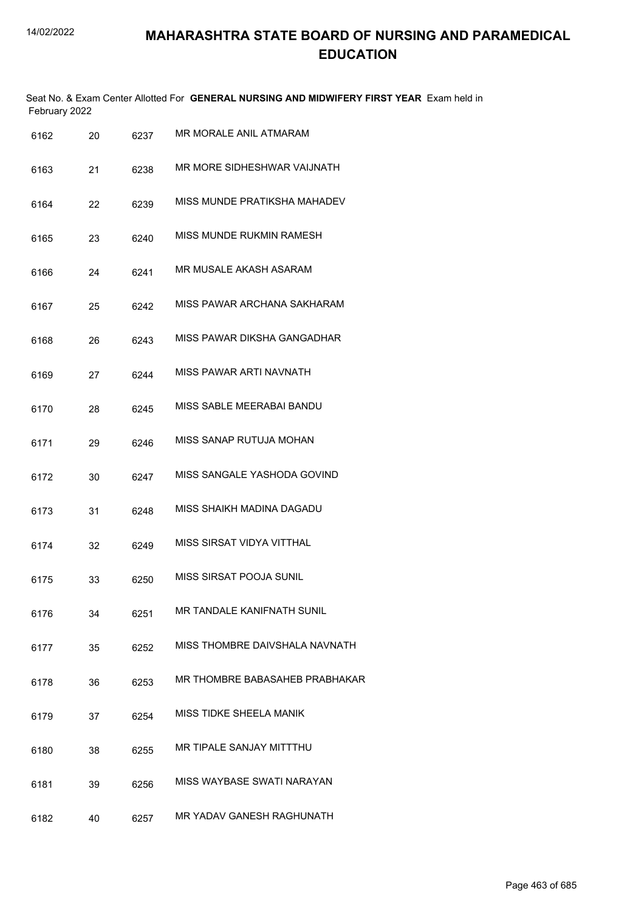# MAHARASHTRA STATE BOARD OF NURSING AND PARAMEDICAL EDUCATION

Seat No. & Exam Center Allotted For **GENERAL NURSING AND MIDWIFERY FIRST YEAR** Exam held in February 2022

| | | | |
|---|---|---|---|
| 6162 | 20 | 6237 | MR MORALE ANIL ATMARAM |
| 6163 | 21 | 6238 | MR MORE SIDHESHWAR VAIJNATH |
| 6164 | 22 | 6239 | MISS MUNDE PRATIKSHA MAHADEV |
| 6165 | 23 | 6240 | MISS MUNDE RUKMIN RAMESH |
| 6166 | 24 | 6241 | MR MUSALE AKASH ASARAM |
| 6167 | 25 | 6242 | MISS PAWAR ARCHANA SAKHARAM |
| 6168 | 26 | 6243 | MISS PAWAR DIKSHA GANGADHAR |
| 6169 | 27 | 6244 | MISS PAWAR ARTI NAVNATH |
| 6170 | 28 | 6245 | MISS SABLE MEERABAI BANDU |
| 6171 | 29 | 6246 | MISS SANAP RUTUJA MOHAN |
| 6172 | 30 | 6247 | MISS SANGALE YASHODA GOVIND |
| 6173 | 31 | 6248 | MISS SHAIKH MADINA DAGADU |
| 6174 | 32 | 6249 | MISS SIRSAT VIDYA VITTHAL |
| 6175 | 33 | 6250 | MISS SIRSAT POOJA SUNIL |
| 6176 | 34 | 6251 | MR TANDALE KANIFNATH SUNIL |
| 6177 | 35 | 6252 | MISS THOMBRE DAIVSHALA NAVNATH |
| 6178 | 36 | 6253 | MR THOMBRE BABASAHEB PRABHAKAR |
| 6179 | 37 | 6254 | MISS TIDKE SHEELA MANIK |
| 6180 | 38 | 6255 | MR TIPALE SANJAY MITTTHU |
| 6181 | 39 | 6256 | MISS WAYBASE SWATI NARAYAN |
| 6182 | 40 | 6257 | MR YADAV GANESH RAGHUNATH |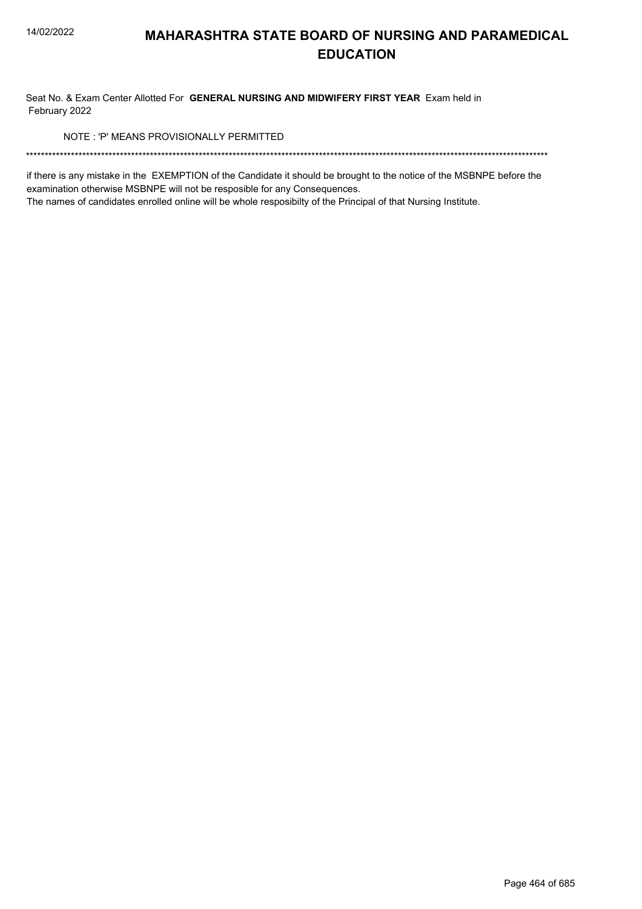# MAHARASHTRA STATE BOARD OF NURSING AND PARAMEDICAL EDUCATION

Seat No. & Exam Center Allotted For **GENERAL NURSING AND MIDWIFERY FIRST YEAR** Exam held in February 2022

NOTE : 'P' MEANS PROVISIONALLY PERMITTED

******************************************************************************************************************************************

if there is any mistake in the EXEMPTION of the Candidate it should be brought to the notice of the MSBNPE before the examination otherwise MSBNPE will not be resposible for any Consequences.

The names of candidates enrolled online will be whole resposibilty of the Principal of that Nursing Institute.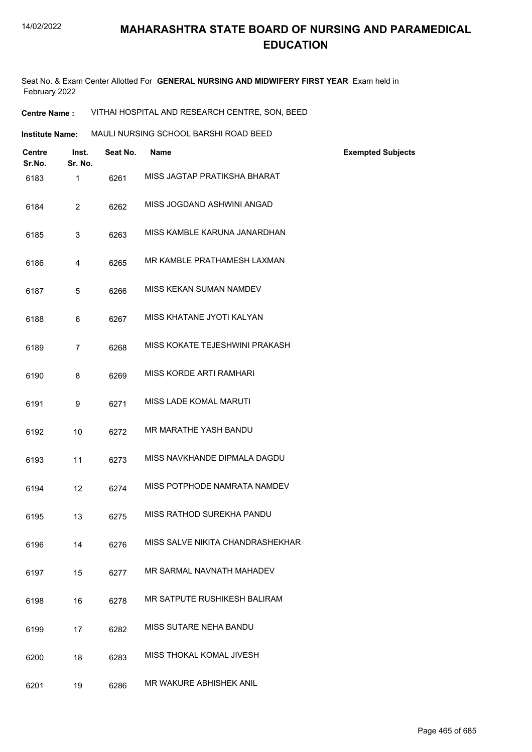# MAHARASHTRA STATE BOARD OF NURSING AND PARAMEDICAL EDUCATION

Seat No. & Exam Center Allotted For **GENERAL NURSING AND MIDWIFERY FIRST YEAR** Exam held in February 2022

**Centre Name :** VITHAI HOSPITAL AND RESEARCH CENTRE, SON, BEED

**Institute Name:** MAULI NURSING SCHOOL BARSHI ROAD BEED

| Centre Sr.No. | Inst. Sr. No. | Seat No. | Name | Exempted Subjects |
|---|---|---|---|---|
| 6183 | 1 | 6261 | MISS JAGTAP PRATIKSHA BHARAT | |
| 6184 | 2 | 6262 | MISS JOGDAND ASHWINI ANGAD | |
| 6185 | 3 | 6263 | MISS KAMBLE KARUNA JANARDHAN | |
| 6186 | 4 | 6265 | MR KAMBLE PRATHAMESH LAXMAN | |
| 6187 | 5 | 6266 | MISS KEKAN SUMAN NAMDEV | |
| 6188 | 6 | 6267 | MISS KHATANE JYOTI KALYAN | |
| 6189 | 7 | 6268 | MISS KOKATE TEJESHWINI PRAKASH | |
| 6190 | 8 | 6269 | MISS KORDE ARTI RAMHARI | |
| 6191 | 9 | 6271 | MISS LADE KOMAL MARUTI | |
| 6192 | 10 | 6272 | MR MARATHE YASH BANDU | |
| 6193 | 11 | 6273 | MISS NAVKHANDE DIPMALA DAGDU | |
| 6194 | 12 | 6274 | MISS POTPHODE NAMRATA NAMDEV | |
| 6195 | 13 | 6275 | MISS RATHOD SUREKHA PANDU | |
| 6196 | 14 | 6276 | MISS SALVE NIKITA CHANDRASHEKHAR | |
| 6197 | 15 | 6277 | MR SARMAL NAVNATH MAHADEV | |
| 6198 | 16 | 6278 | MR SATPUTE RUSHIKESH BALIRAM | |
| 6199 | 17 | 6282 | MISS SUTARE NEHA BANDU | |
| 6200 | 18 | 6283 | MISS THOKAL KOMAL JIVESH | |
| 6201 | 19 | 6286 | MR WAKURE ABHISHEK ANIL | |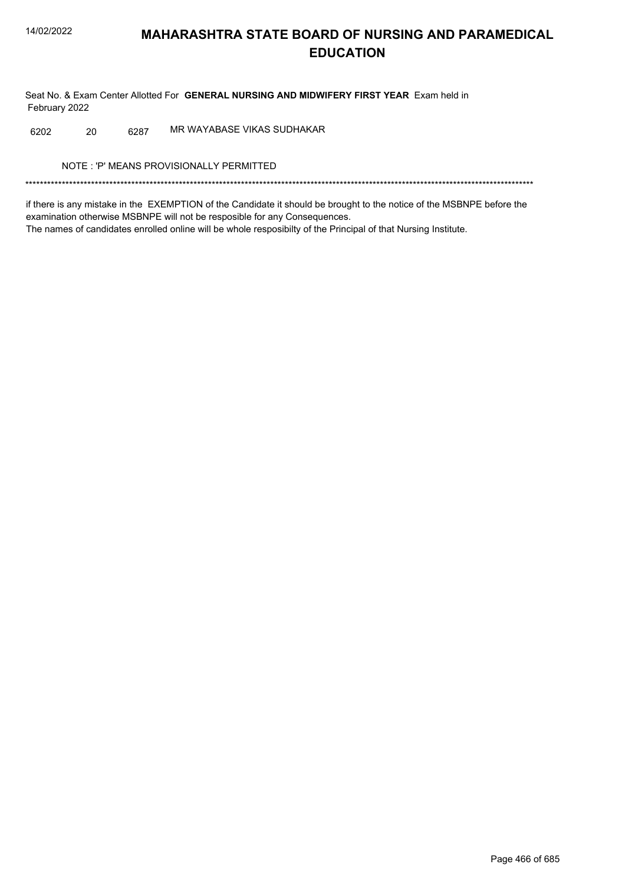# MAHARASHTRA STATE BOARD OF NURSING AND PARAMEDICAL EDUCATION

Seat No. & Exam Center Allotted For **GENERAL NURSING AND MIDWIFERY FIRST YEAR** Exam held in February 2022

| | | | |
|---|---|---|---|
| 6202 | 20 | 6287 | MR WAYABASE VIKAS SUDHAKAR |

NOTE : 'P' MEANS PROVISIONALLY PERMITTED

*******************************************************************************************************************************************

if there is any mistake in the EXEMPTION of the Candidate it should be brought to the notice of the MSBNPE before the examination otherwise MSBNPE will not be resposible for any Consequences.
The names of candidates enrolled online will be whole resposibilty of the Principal of that Nursing Institute.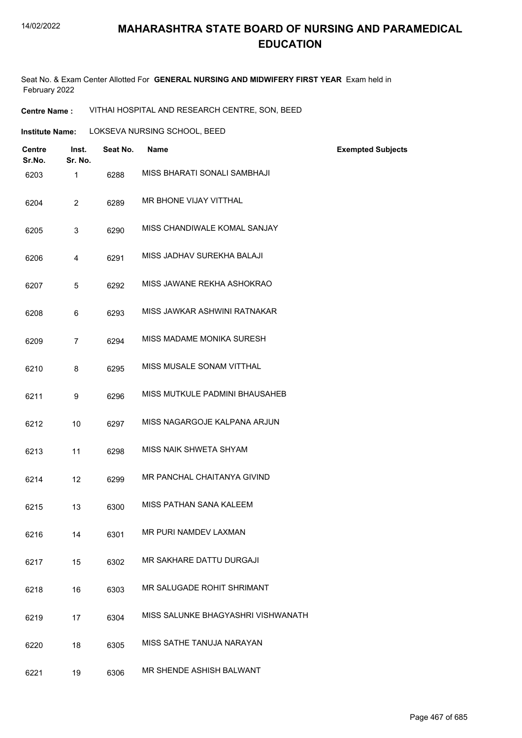# MAHARASHTRA STATE BOARD OF NURSING AND PARAMEDICAL EDUCATION

Seat No. & Exam Center Allotted For **GENERAL NURSING AND MIDWIFERY FIRST YEAR** Exam held in February 2022

**Centre Name :** VITHAI HOSPITAL AND RESEARCH CENTRE, SON, BEED

**Institute Name:** LOKSEVA NURSING SCHOOL, BEED

| Centre Sr.No. | Inst. Sr. No. | Seat No. | Name | Exempted Subjects |
|---|---|---|---|---|
| 6203 | 1 | 6288 | MISS BHARATI SONALI SAMBHAJI | |
| 6204 | 2 | 6289 | MR BHONE VIJAY VITTHAL | |
| 6205 | 3 | 6290 | MISS CHANDIWALE KOMAL SANJAY | |
| 6206 | 4 | 6291 | MISS JADHAV SUREKHA BALAJI | |
| 6207 | 5 | 6292 | MISS JAWANE REKHA ASHOKRAO | |
| 6208 | 6 | 6293 | MISS JAWKAR ASHWINI RATNAKAR | |
| 6209 | 7 | 6294 | MISS MADAME MONIKA SURESH | |
| 6210 | 8 | 6295 | MISS MUSALE SONAM VITTHAL | |
| 6211 | 9 | 6296 | MISS MUTKULE PADMINI BHAUSAHEB | |
| 6212 | 10 | 6297 | MISS NAGARGOJE KALPANA ARJUN | |
| 6213 | 11 | 6298 | MISS NAIK SHWETA SHYAM | |
| 6214 | 12 | 6299 | MR PANCHAL CHAITANYA GIVIND | |
| 6215 | 13 | 6300 | MISS PATHAN SANA KALEEM | |
| 6216 | 14 | 6301 | MR PURI NAMDEV LAXMAN | |
| 6217 | 15 | 6302 | MR SAKHARE DATTU DURGAJI | |
| 6218 | 16 | 6303 | MR SALUGADE ROHIT SHRIMANT | |
| 6219 | 17 | 6304 | MISS SALUNKE BHAGYASHRI VISHWANATH | |
| 6220 | 18 | 6305 | MISS SATHE TANUJA NARAYAN | |
| 6221 | 19 | 6306 | MR SHENDE ASHISH BALWANT | |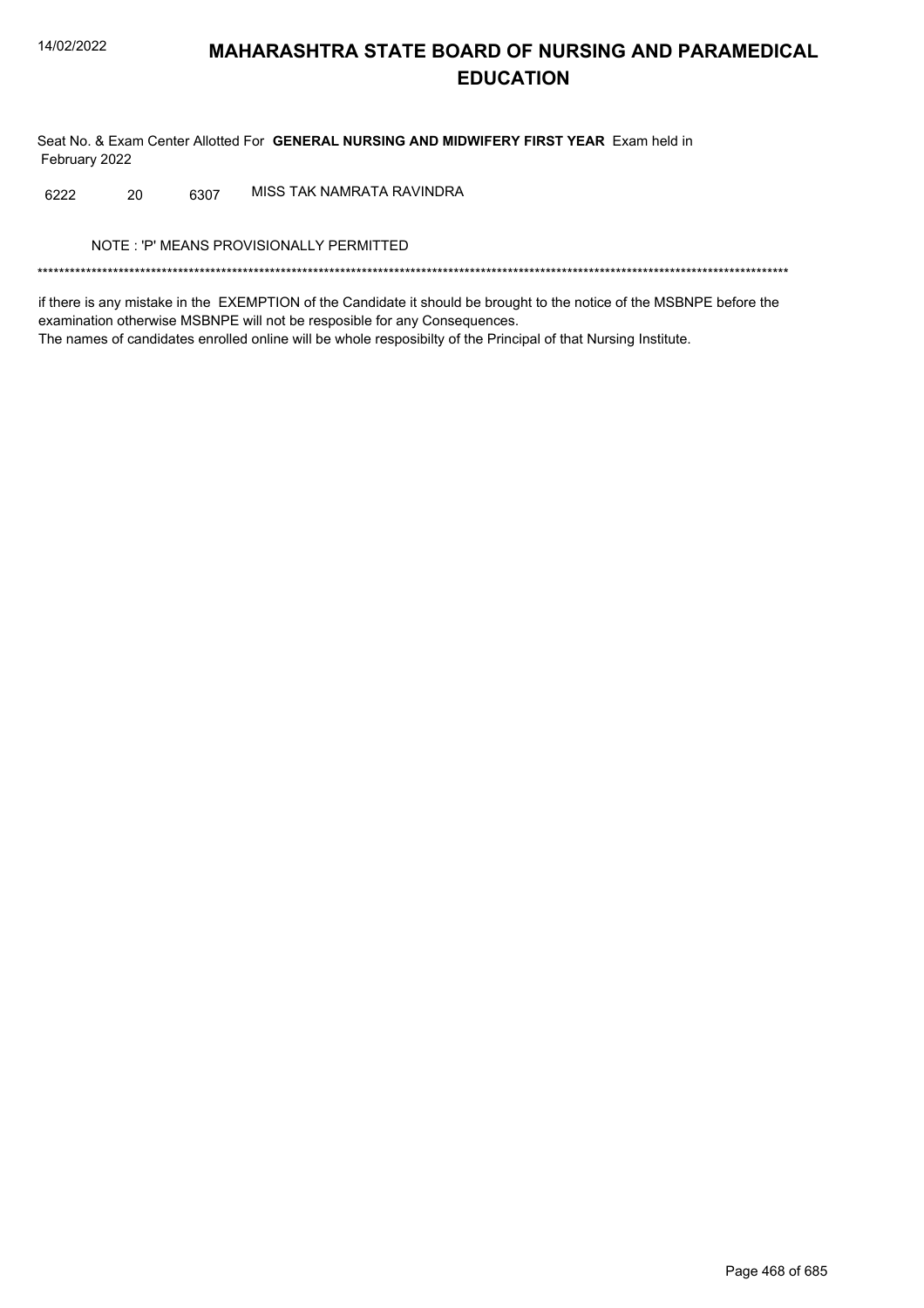# MAHARASHTRA STATE BOARD OF NURSING AND PARAMEDICAL EDUCATION

Seat No. & Exam Center Allotted For **GENERAL NURSING AND MIDWIFERY FIRST YEAR** Exam held in February 2022

| | | | |
|---|---|---|---|
| 6222 | 20 | 6307 | MISS TAK NAMRATA RAVINDRA |

NOTE : 'P' MEANS PROVISIONALLY PERMITTED

*******************************************************************************************************************************************

if there is any mistake in the EXEMPTION of the Candidate it should be brought to the notice of the MSBNPE before the examination otherwise MSBNPE will not be resposible for any Consequences.
The names of candidates enrolled online will be whole resposibilty of the Principal of that Nursing Institute.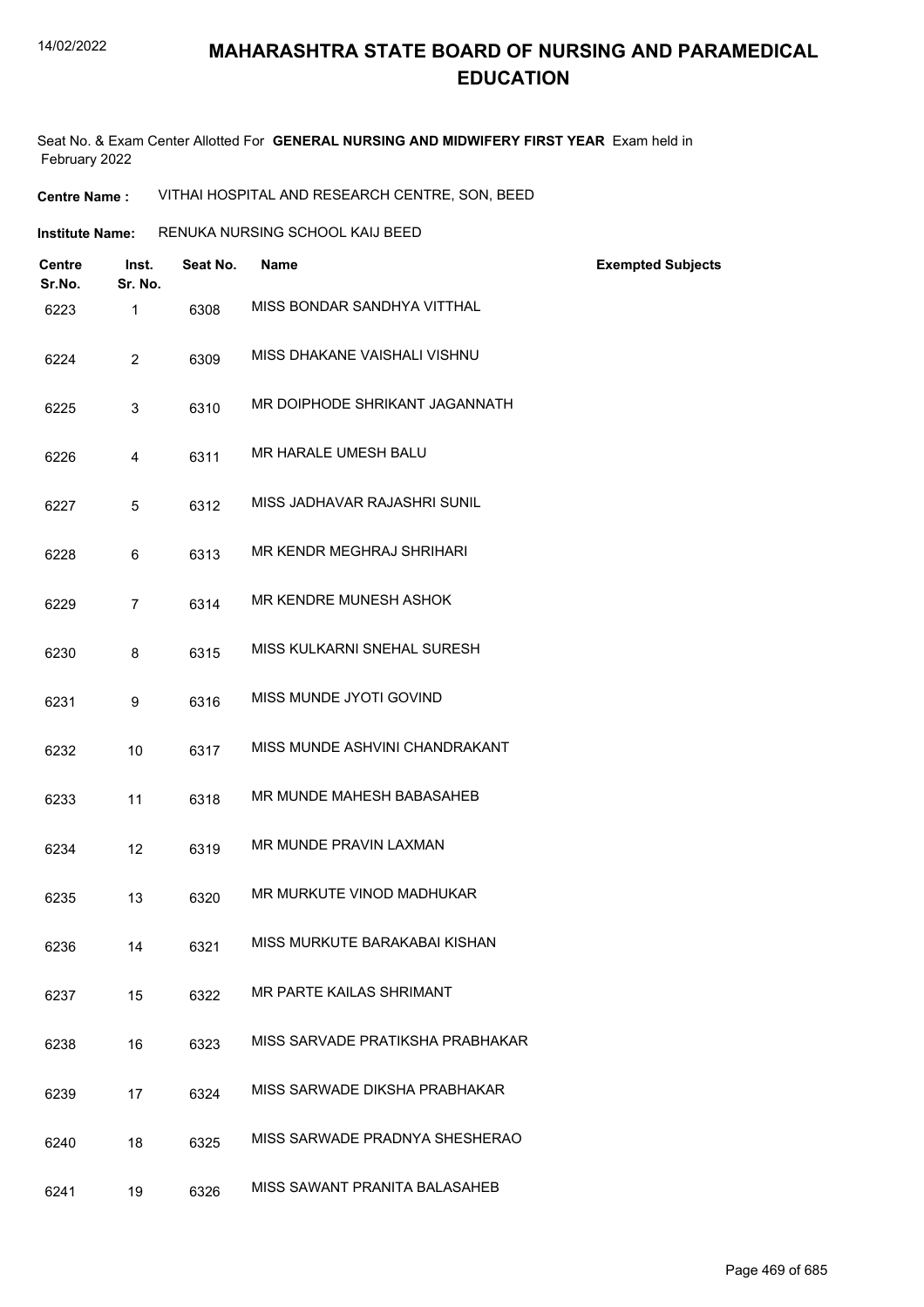# MAHARASHTRA STATE BOARD OF NURSING AND PARAMEDICAL EDUCATION

Seat No. & Exam Center Allotted For **GENERAL NURSING AND MIDWIFERY FIRST YEAR** Exam held in February 2022

**Centre Name :** VITHAI HOSPITAL AND RESEARCH CENTRE, SON, BEED

**Institute Name:** RENUKA NURSING SCHOOL KAIJ BEED

| Centre Sr.No. | Inst. Sr. No. | Seat No. | Name | Exempted Subjects |
|---|---|---|---|---|
| 6223 | 1 | 6308 | MISS BONDAR SANDHYA VITTHAL | |
| 6224 | 2 | 6309 | MISS DHAKANE VAISHALI VISHNU | |
| 6225 | 3 | 6310 | MR DOIPHODE SHRIKANT JAGANNATH | |
| 6226 | 4 | 6311 | MR HARALE UMESH BALU | |
| 6227 | 5 | 6312 | MISS JADHAVAR RAJASHRI SUNIL | |
| 6228 | 6 | 6313 | MR KENDR MEGHRAJ SHRIHARI | |
| 6229 | 7 | 6314 | MR KENDRE MUNESH ASHOK | |
| 6230 | 8 | 6315 | MISS KULKARNI SNEHAL SURESH | |
| 6231 | 9 | 6316 | MISS MUNDE JYOTI GOVIND | |
| 6232 | 10 | 6317 | MISS MUNDE ASHVINI CHANDRAKANT | |
| 6233 | 11 | 6318 | MR MUNDE MAHESH BABASAHEB | |
| 6234 | 12 | 6319 | MR MUNDE PRAVIN LAXMAN | |
| 6235 | 13 | 6320 | MR MURKUTE VINOD MADHUKAR | |
| 6236 | 14 | 6321 | MISS MURKUTE BARAKABAI KISHAN | |
| 6237 | 15 | 6322 | MR PARTE KAILAS SHRIMANT | |
| 6238 | 16 | 6323 | MISS SARVADE PRATIKSHA PRABHAKAR | |
| 6239 | 17 | 6324 | MISS SARWADE DIKSHA PRABHAKAR | |
| 6240 | 18 | 6325 | MISS SARWADE PRADNYA SHESHERAO | |
| 6241 | 19 | 6326 | MISS SAWANT PRANITA BALASAHEB | |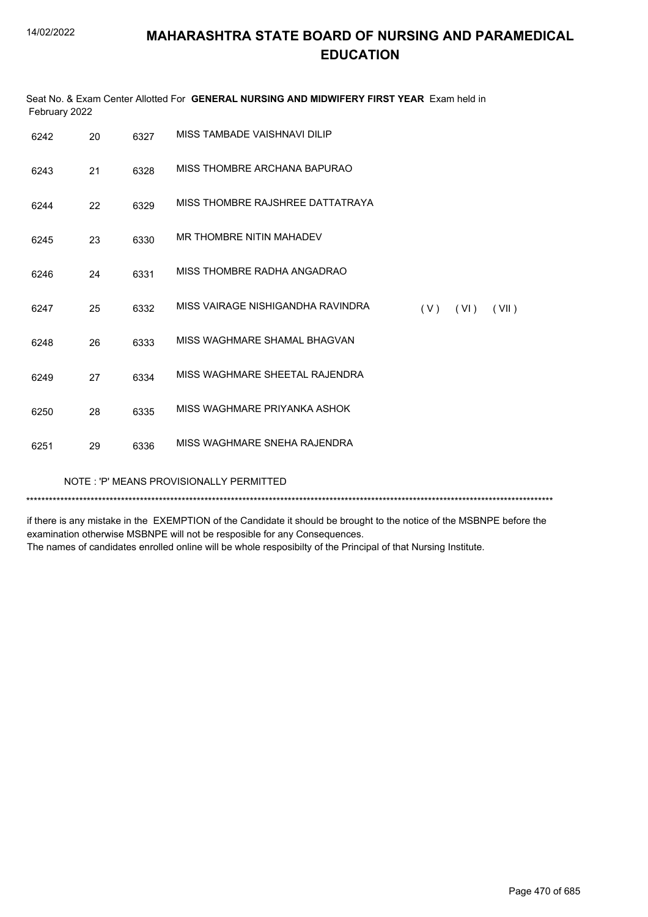# MAHARASHTRA STATE BOARD OF NURSING AND PARAMEDICAL EDUCATION

Seat No. & Exam Center Allotted For **GENERAL NURSING AND MIDWIFERY FIRST YEAR** Exam held in February 2022

| | | | | |
|---|---|---|---|---|
| 6242 | 20 | 6327 | MISS TAMBADE VAISHNAVI DILIP | |
| 6243 | 21 | 6328 | MISS THOMBRE ARCHANA BAPURAO | |
| 6244 | 22 | 6329 | MISS THOMBRE RAJSHREE DATTATRAYA | |
| 6245 | 23 | 6330 | MR THOMBRE NITIN MAHADEV | |
| 6246 | 24 | 6331 | MISS THOMBRE RADHA ANGADRAO | |
| 6247 | 25 | 6332 | MISS VAIRAGE NISHIGANDHA RAVINDRA | ( V ) ( VI ) ( VII ) |
| 6248 | 26 | 6333 | MISS WAGHMARE SHAMAL BHAGVAN | |
| 6249 | 27 | 6334 | MISS WAGHMARE SHEETAL RAJENDRA | |
| 6250 | 28 | 6335 | MISS WAGHMARE PRIYANKA ASHOK | |
| 6251 | 29 | 6336 | MISS WAGHMARE SNEHA RAJENDRA | |

NOTE : 'P' MEANS PROVISIONALLY PERMITTED

*******************************************************************************************************************************************

if there is any mistake in the EXEMPTION of the Candidate it should be brought to the notice of the MSBNPE before the examination otherwise MSBNPE will not be resposible for any Consequences.
The names of candidates enrolled online will be whole resposibilty of the Principal of that Nursing Institute.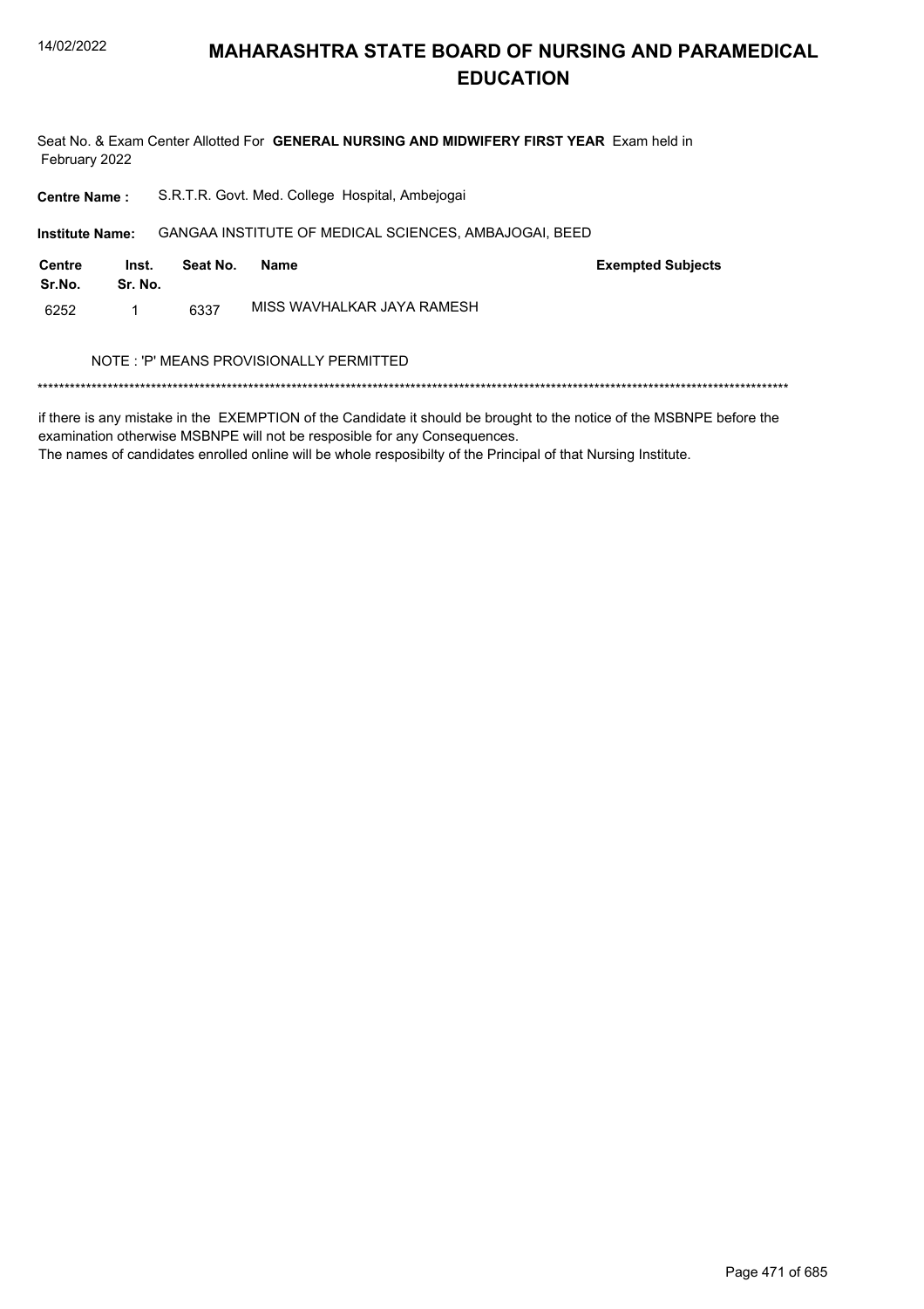# MAHARASHTRA STATE BOARD OF NURSING AND PARAMEDICAL EDUCATION

Seat No. & Exam Center Allotted For **GENERAL NURSING AND MIDWIFERY FIRST YEAR** Exam held in February 2022

**Centre Name :** S.R.T.R. Govt. Med. College Hospital, Ambejogai

**Institute Name:** GANGAA INSTITUTE OF MEDICAL SCIENCES, AMBAJOGAI, BEED

| Centre Sr.No. | Inst. Sr. No. | Seat No. | Name | Exempted Subjects |
|---|---|---|---|---|
| 6252 | 1 | 6337 | MISS WAVHALKAR JAYA RAMESH | |

NOTE : 'P' MEANS PROVISIONALLY PERMITTED

*******************************************************************************************************************************************

if there is any mistake in the EXEMPTION of the Candidate it should be brought to the notice of the MSBNPE before the examination otherwise MSBNPE will not be resposible for any Consequences.
The names of candidates enrolled online will be whole resposibilty of the Principal of that Nursing Institute.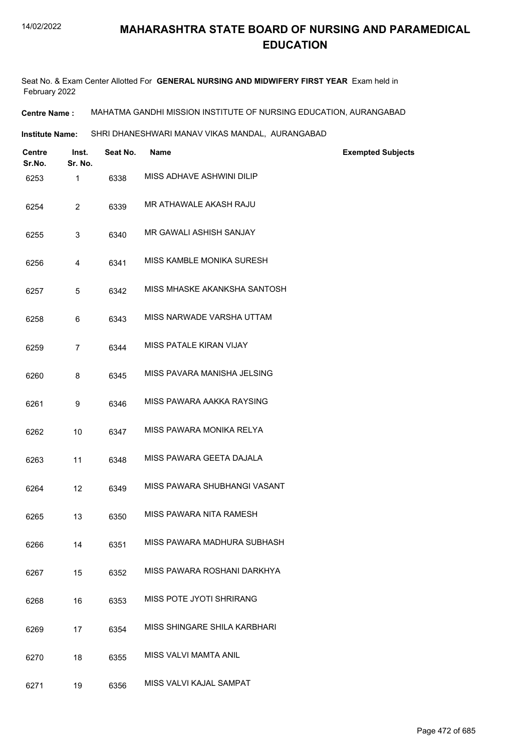# MAHARASHTRA STATE BOARD OF NURSING AND PARAMEDICAL EDUCATION

Seat No. & Exam Center Allotted For **GENERAL NURSING AND MIDWIFERY FIRST YEAR** Exam held in February 2022

**Centre Name :** MAHATMA GANDHI MISSION INSTITUTE OF NURSING EDUCATION, AURANGABAD

**Institute Name:** SHRI DHANESHWARI MANAV VIKAS MANDAL, AURANGABAD

| Centre Sr.No. | Inst. Sr. No. | Seat No. | Name | Exempted Subjects |
|---|---|---|---|---|
| 6253 | 1 | 6338 | MISS ADHAVE ASHWINI DILIP | |
| 6254 | 2 | 6339 | MR ATHAWALE AKASH RAJU | |
| 6255 | 3 | 6340 | MR GAWALI ASHISH SANJAY | |
| 6256 | 4 | 6341 | MISS KAMBLE MONIKA SURESH | |
| 6257 | 5 | 6342 | MISS MHASKE AKANKSHA SANTOSH | |
| 6258 | 6 | 6343 | MISS NARWADE VARSHA UTTAM | |
| 6259 | 7 | 6344 | MISS PATALE KIRAN VIJAY | |
| 6260 | 8 | 6345 | MISS PAVARA MANISHA JELSING | |
| 6261 | 9 | 6346 | MISS PAWARA AAKKA RAYSING | |
| 6262 | 10 | 6347 | MISS PAWARA MONIKA RELYA | |
| 6263 | 11 | 6348 | MISS PAWARA GEETA DAJALA | |
| 6264 | 12 | 6349 | MISS PAWARA SHUBHANGI VASANT | |
| 6265 | 13 | 6350 | MISS PAWARA NITA RAMESH | |
| 6266 | 14 | 6351 | MISS PAWARA MADHURA SUBHASH | |
| 6267 | 15 | 6352 | MISS PAWARA ROSHANI DARKHYA | |
| 6268 | 16 | 6353 | MISS POTE JYOTI SHRIRANG | |
| 6269 | 17 | 6354 | MISS SHINGARE SHILA KARBHARI | |
| 6270 | 18 | 6355 | MISS VALVI MAMTA ANIL | |
| 6271 | 19 | 6356 | MISS VALVI KAJAL SAMPAT | |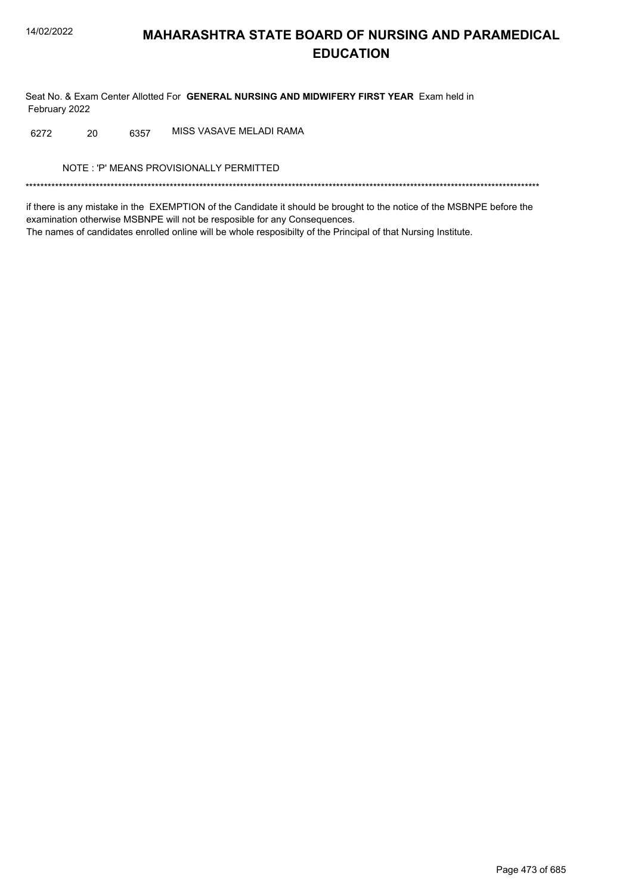# MAHARASHTRA STATE BOARD OF NURSING AND PARAMEDICAL EDUCATION

Seat No. & Exam Center Allotted For **GENERAL NURSING AND MIDWIFERY FIRST YEAR** Exam held in February 2022

| | | | |
|---|---|---|---|
| 6272 | 20 | 6357 | MISS VASAVE MELADI RAMA |

NOTE : 'P' MEANS PROVISIONALLY PERMITTED

*******************************************************************************************************************************************

if there is any mistake in the EXEMPTION of the Candidate it should be brought to the notice of the MSBNPE before the examination otherwise MSBNPE will not be resposible for any Consequences.
The names of candidates enrolled online will be whole resposibilty of the Principal of that Nursing Institute.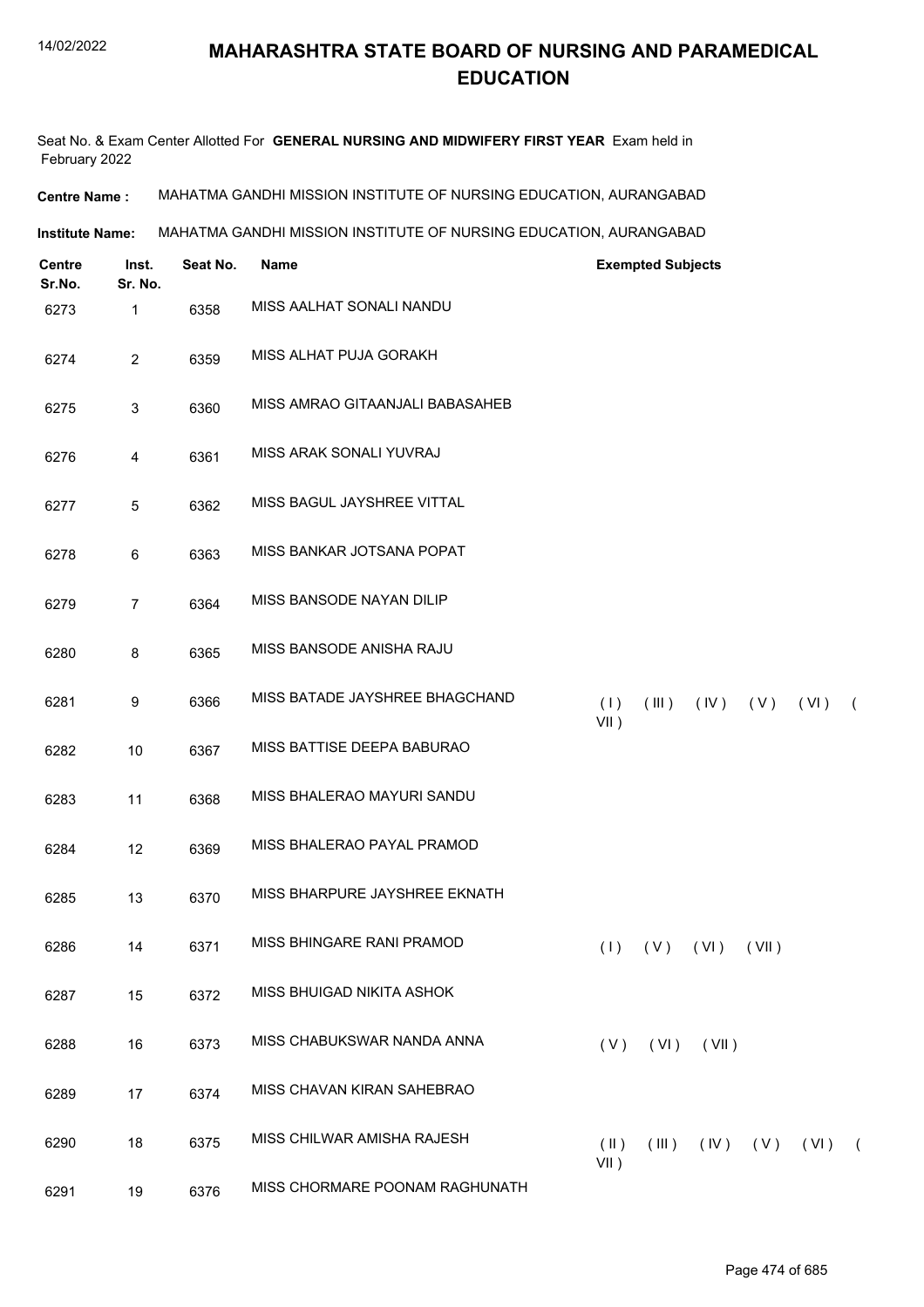# MAHARASHTRA STATE BOARD OF NURSING AND PARAMEDICAL EDUCATION

Seat No. & Exam Center Allotted For **GENERAL NURSING AND MIDWIFERY FIRST YEAR** Exam held in February 2022

**Centre Name :** MAHATMA GANDHI MISSION INSTITUTE OF NURSING EDUCATION, AURANGABAD

**Institute Name:** MAHATMA GANDHI MISSION INSTITUTE OF NURSING EDUCATION, AURANGABAD

| Centre Sr.No. | Inst. Sr. No. | Seat No. | Name | Exempted Subjects |
|---|---|---|---|---|
| 6273 | 1 | 6358 | MISS AALHAT SONALI NANDU | |
| 6274 | 2 | 6359 | MISS ALHAT PUJA GORAKH | |
| 6275 | 3 | 6360 | MISS AMRAO GITAANJALI BABASAHEB | |
| 6276 | 4 | 6361 | MISS ARAK SONALI YUVRAJ | |
| 6277 | 5 | 6362 | MISS BAGUL JAYSHREE VITTAL | |
| 6278 | 6 | 6363 | MISS BANKAR JOTSANA POPAT | |
| 6279 | 7 | 6364 | MISS BANSODE NAYAN DILIP | |
| 6280 | 8 | 6365 | MISS BANSODE ANISHA RAJU | |
| 6281 | 9 | 6366 | MISS BATADE JAYSHREE BHAGCHAND | ( I ) ( III ) ( IV ) ( V ) ( VI ) ( VII ) |
| 6282 | 10 | 6367 | MISS BATTISE DEEPA BABURAO | |
| 6283 | 11 | 6368 | MISS BHALERAO MAYURI SANDU | |
| 6284 | 12 | 6369 | MISS BHALERAO PAYAL PRAMOD | |
| 6285 | 13 | 6370 | MISS BHARPURE JAYSHREE EKNATH | |
| 6286 | 14 | 6371 | MISS BHINGARE RANI PRAMOD | ( I ) ( V ) ( VI ) ( VII ) |
| 6287 | 15 | 6372 | MISS BHUIGAD NIKITA ASHOK | |
| 6288 | 16 | 6373 | MISS CHABUKSWAR NANDA ANNA | ( V ) ( VI ) ( VII ) |
| 6289 | 17 | 6374 | MISS CHAVAN KIRAN SAHEBRAO | |
| 6290 | 18 | 6375 | MISS CHILWAR AMISHA RAJESH | ( II ) ( III ) ( IV ) ( V ) ( VI ) ( VII ) |
| 6291 | 19 | 6376 | MISS CHORMARE POONAM RAGHUNATH | |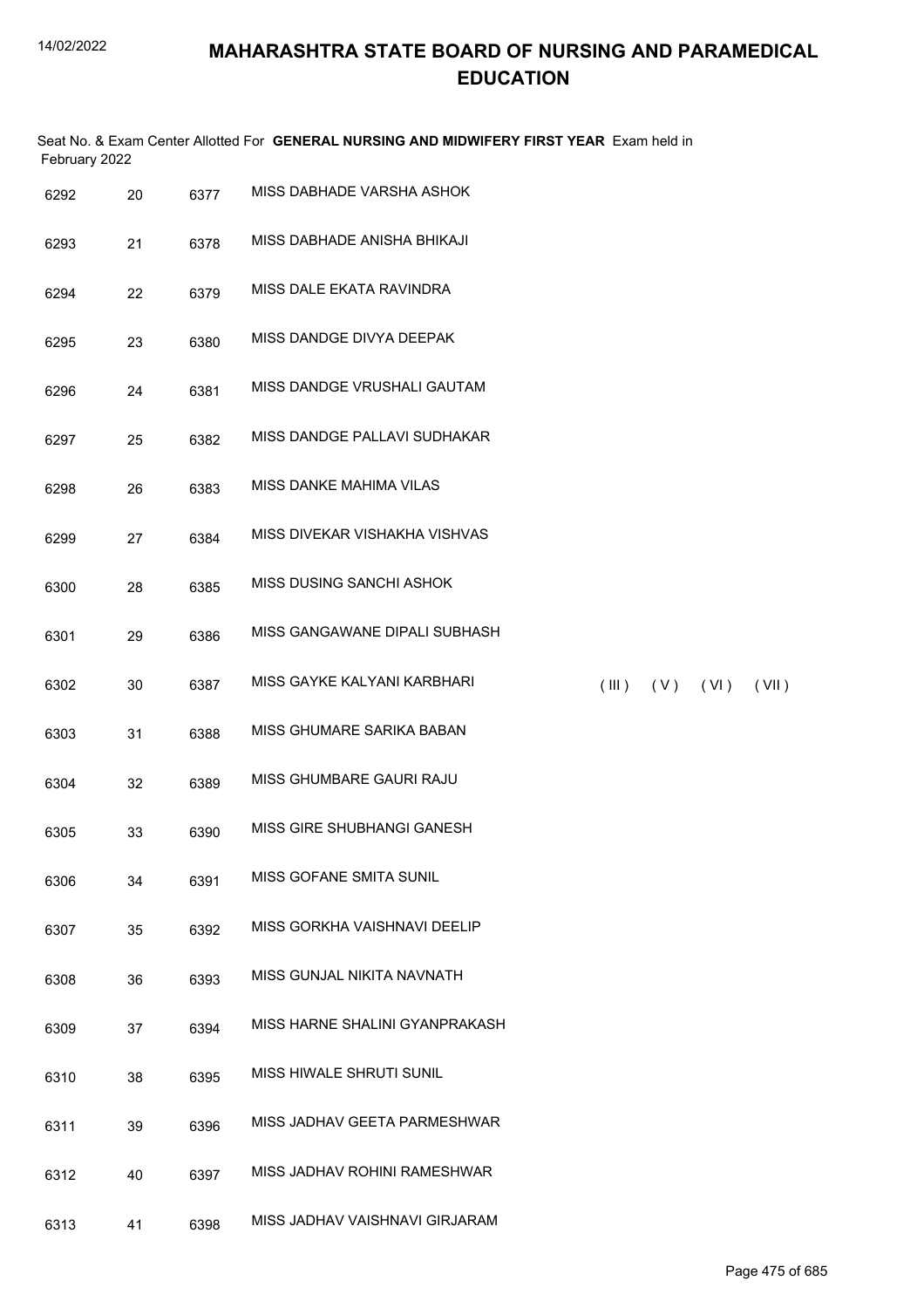# MAHARASHTRA STATE BOARD OF NURSING AND PARAMEDICAL EDUCATION

Seat No. & Exam Center Allotted For **GENERAL NURSING AND MIDWIFERY FIRST YEAR** Exam held in February 2022

| | | | | |
|---|---|---|---|---|
| 6292 | 20 | 6377 | MISS DABHADE VARSHA ASHOK | |
| 6293 | 21 | 6378 | MISS DABHADE ANISHA BHIKAJI | |
| 6294 | 22 | 6379 | MISS DALE EKATA RAVINDRA | |
| 6295 | 23 | 6380 | MISS DANDGE DIVYA DEEPAK | |
| 6296 | 24 | 6381 | MISS DANDGE VRUSHALI GAUTAM | |
| 6297 | 25 | 6382 | MISS DANDGE PALLAVI SUDHAKAR | |
| 6298 | 26 | 6383 | MISS DANKE MAHIMA VILAS | |
| 6299 | 27 | 6384 | MISS DIVEKAR VISHAKHA VISHVAS | |
| 6300 | 28 | 6385 | MISS DUSING SANCHI ASHOK | |
| 6301 | 29 | 6386 | MISS GANGAWANE DIPALI SUBHASH | |
| 6302 | 30 | 6387 | MISS GAYKE KALYANI KARBHARI | ( III ) ( V ) ( VI ) ( VII ) |
| 6303 | 31 | 6388 | MISS GHUMARE SARIKA BABAN | |
| 6304 | 32 | 6389 | MISS GHUMBARE GAURI RAJU | |
| 6305 | 33 | 6390 | MISS GIRE SHUBHANGI GANESH | |
| 6306 | 34 | 6391 | MISS GOFANE SMITA SUNIL | |
| 6307 | 35 | 6392 | MISS GORKHA VAISHNAVI DEELIP | |
| 6308 | 36 | 6393 | MISS GUNJAL NIKITA NAVNATH | |
| 6309 | 37 | 6394 | MISS HARNE SHALINI GYANPRAKASH | |
| 6310 | 38 | 6395 | MISS HIWALE SHRUTI SUNIL | |
| 6311 | 39 | 6396 | MISS JADHAV GEETA PARMESHWAR | |
| 6312 | 40 | 6397 | MISS JADHAV ROHINI RAMESHWAR | |
| 6313 | 41 | 6398 | MISS JADHAV VAISHNAVI GIRJARAM | |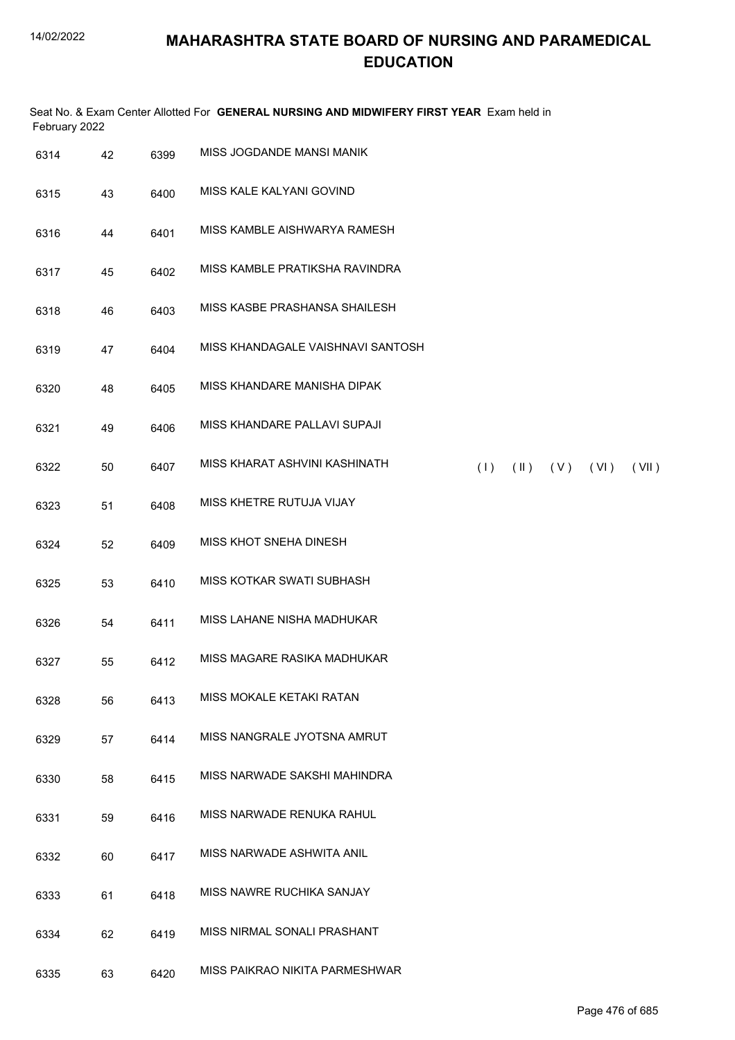# MAHARASHTRA STATE BOARD OF NURSING AND PARAMEDICAL EDUCATION

Seat No. & Exam Center Allotted For **GENERAL NURSING AND MIDWIFERY FIRST YEAR** Exam held in February 2022

| | | | | |
|---|---|---|---|---|
| 6314 | 42 | 6399 | MISS JOGDANDE MANSI MANIK | |
| 6315 | 43 | 6400 | MISS KALE KALYANI GOVIND | |
| 6316 | 44 | 6401 | MISS KAMBLE AISHWARYA RAMESH | |
| 6317 | 45 | 6402 | MISS KAMBLE PRATIKSHA RAVINDRA | |
| 6318 | 46 | 6403 | MISS KASBE PRASHANSA SHAILESH | |
| 6319 | 47 | 6404 | MISS KHANDAGALE VAISHNAVI SANTOSH | |
| 6320 | 48 | 6405 | MISS KHANDARE MANISHA DIPAK | |
| 6321 | 49 | 6406 | MISS KHANDARE PALLAVI SUPAJI | |
| 6322 | 50 | 6407 | MISS KHARAT ASHVINI KASHINATH | ( I ) ( II ) ( V ) ( VI ) ( VII ) |
| 6323 | 51 | 6408 | MISS KHETRE RUTUJA VIJAY | |
| 6324 | 52 | 6409 | MISS KHOT SNEHA DINESH | |
| 6325 | 53 | 6410 | MISS KOTKAR SWATI SUBHASH | |
| 6326 | 54 | 6411 | MISS LAHANE NISHA MADHUKAR | |
| 6327 | 55 | 6412 | MISS MAGARE RASIKA MADHUKAR | |
| 6328 | 56 | 6413 | MISS MOKALE KETAKI RATAN | |
| 6329 | 57 | 6414 | MISS NANGRALE JYOTSNA AMRUT | |
| 6330 | 58 | 6415 | MISS NARWADE SAKSHI MAHINDRA | |
| 6331 | 59 | 6416 | MISS NARWADE RENUKA RAHUL | |
| 6332 | 60 | 6417 | MISS NARWADE ASHWITA ANIL | |
| 6333 | 61 | 6418 | MISS NAWRE RUCHIKA SANJAY | |
| 6334 | 62 | 6419 | MISS NIRMAL SONALI PRASHANT | |
| 6335 | 63 | 6420 | MISS PAIKRAO NIKITA PARMESHWAR | |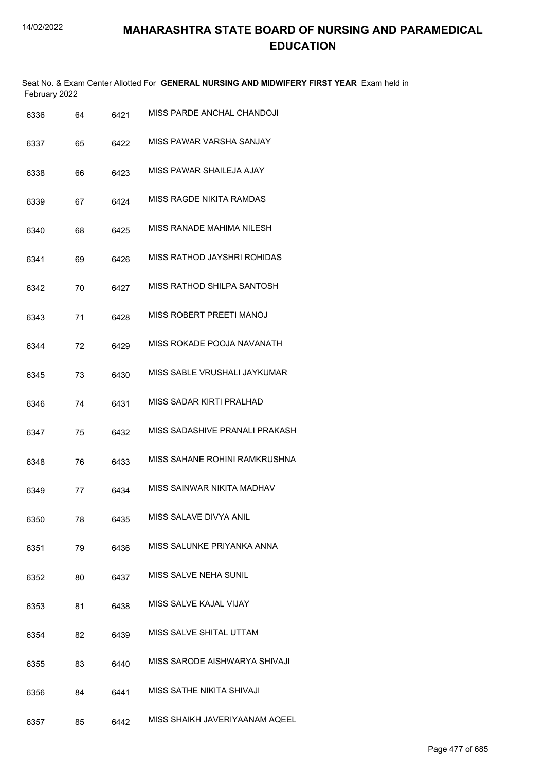# MAHARASHTRA STATE BOARD OF NURSING AND PARAMEDICAL EDUCATION

Seat No. & Exam Center Allotted For **GENERAL NURSING AND MIDWIFERY FIRST YEAR** Exam held in February 2022

| | | | |
|---|---|---|---|
| 6336 | 64 | 6421 | MISS PARDE ANCHAL CHANDOJI |
| 6337 | 65 | 6422 | MISS PAWAR VARSHA SANJAY |
| 6338 | 66 | 6423 | MISS PAWAR SHAILEJA AJAY |
| 6339 | 67 | 6424 | MISS RAGDE NIKITA RAMDAS |
| 6340 | 68 | 6425 | MISS RANADE MAHIMA NILESH |
| 6341 | 69 | 6426 | MISS RATHOD JAYSHRI ROHIDAS |
| 6342 | 70 | 6427 | MISS RATHOD SHILPA SANTOSH |
| 6343 | 71 | 6428 | MISS ROBERT PREETI MANOJ |
| 6344 | 72 | 6429 | MISS ROKADE POOJA NAVANATH |
| 6345 | 73 | 6430 | MISS SABLE VRUSHALI JAYKUMAR |
| 6346 | 74 | 6431 | MISS SADAR KIRTI PRALHAD |
| 6347 | 75 | 6432 | MISS SADASHIVE PRANALI PRAKASH |
| 6348 | 76 | 6433 | MISS SAHANE ROHINI RAMKRUSHNA |
| 6349 | 77 | 6434 | MISS SAINWAR NIKITA MADHAV |
| 6350 | 78 | 6435 | MISS SALAVE DIVYA ANIL |
| 6351 | 79 | 6436 | MISS SALUNKE PRIYANKA ANNA |
| 6352 | 80 | 6437 | MISS SALVE NEHA SUNIL |
| 6353 | 81 | 6438 | MISS SALVE KAJAL VIJAY |
| 6354 | 82 | 6439 | MISS SALVE SHITAL UTTAM |
| 6355 | 83 | 6440 | MISS SARODE AISHWARYA SHIVAJI |
| 6356 | 84 | 6441 | MISS SATHE NIKITA SHIVAJI |
| 6357 | 85 | 6442 | MISS SHAIKH JAVERIYAANAM AQEEL |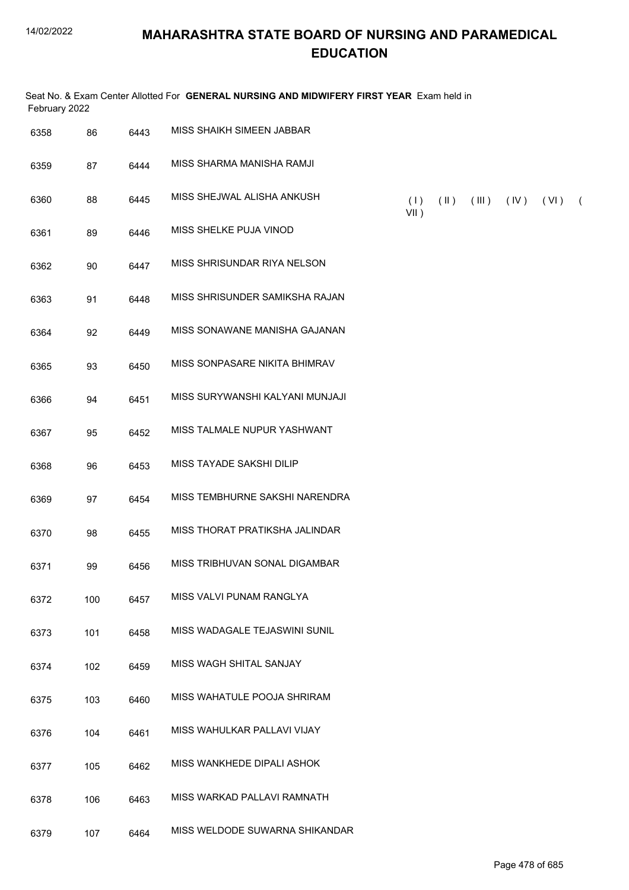# MAHARASHTRA STATE BOARD OF NURSING AND PARAMEDICAL EDUCATION

Seat No. & Exam Center Allotted For **GENERAL NURSING AND MIDWIFERY FIRST YEAR** Exam held in February 2022

| | | | | |
|---|---|---|---|---|
| 6358 | 86 | 6443 | MISS SHAIKH SIMEEN JABBAR | |
| 6359 | 87 | 6444 | MISS SHARMA MANISHA RAMJI | |
| 6360 | 88 | 6445 | MISS SHEJWAL ALISHA ANKUSH | ( I ) ( II ) ( III ) ( IV ) ( VI ) ( VII ) |
| 6361 | 89 | 6446 | MISS SHELKE PUJA VINOD | |
| 6362 | 90 | 6447 | MISS SHRISUNDAR RIYA NELSON | |
| 6363 | 91 | 6448 | MISS SHRISUNDER SAMIKSHA RAJAN | |
| 6364 | 92 | 6449 | MISS SONAWANE MANISHA GAJANAN | |
| 6365 | 93 | 6450 | MISS SONPASARE NIKITA BHIMRAV | |
| 6366 | 94 | 6451 | MISS SURYWANSHI KALYANI MUNJAJI | |
| 6367 | 95 | 6452 | MISS TALMALE NUPUR YASHWANT | |
| 6368 | 96 | 6453 | MISS TAYADE SAKSHI DILIP | |
| 6369 | 97 | 6454 | MISS TEMBHURNE SAKSHI NARENDRA | |
| 6370 | 98 | 6455 | MISS THORAT PRATIKSHA JALINDAR | |
| 6371 | 99 | 6456 | MISS TRIBHUVAN SONAL DIGAMBAR | |
| 6372 | 100 | 6457 | MISS VALVI PUNAM RANGLYA | |
| 6373 | 101 | 6458 | MISS WADAGALE TEJASWINI SUNIL | |
| 6374 | 102 | 6459 | MISS WAGH SHITAL SANJAY | |
| 6375 | 103 | 6460 | MISS WAHATULE POOJA SHRIRAM | |
| 6376 | 104 | 6461 | MISS WAHULKAR PALLAVI VIJAY | |
| 6377 | 105 | 6462 | MISS WANKHEDE DIPALI ASHOK | |
| 6378 | 106 | 6463 | MISS WARKAD PALLAVI RAMNATH | |
| 6379 | 107 | 6464 | MISS WELDODE SUWARNA SHIKANDAR | |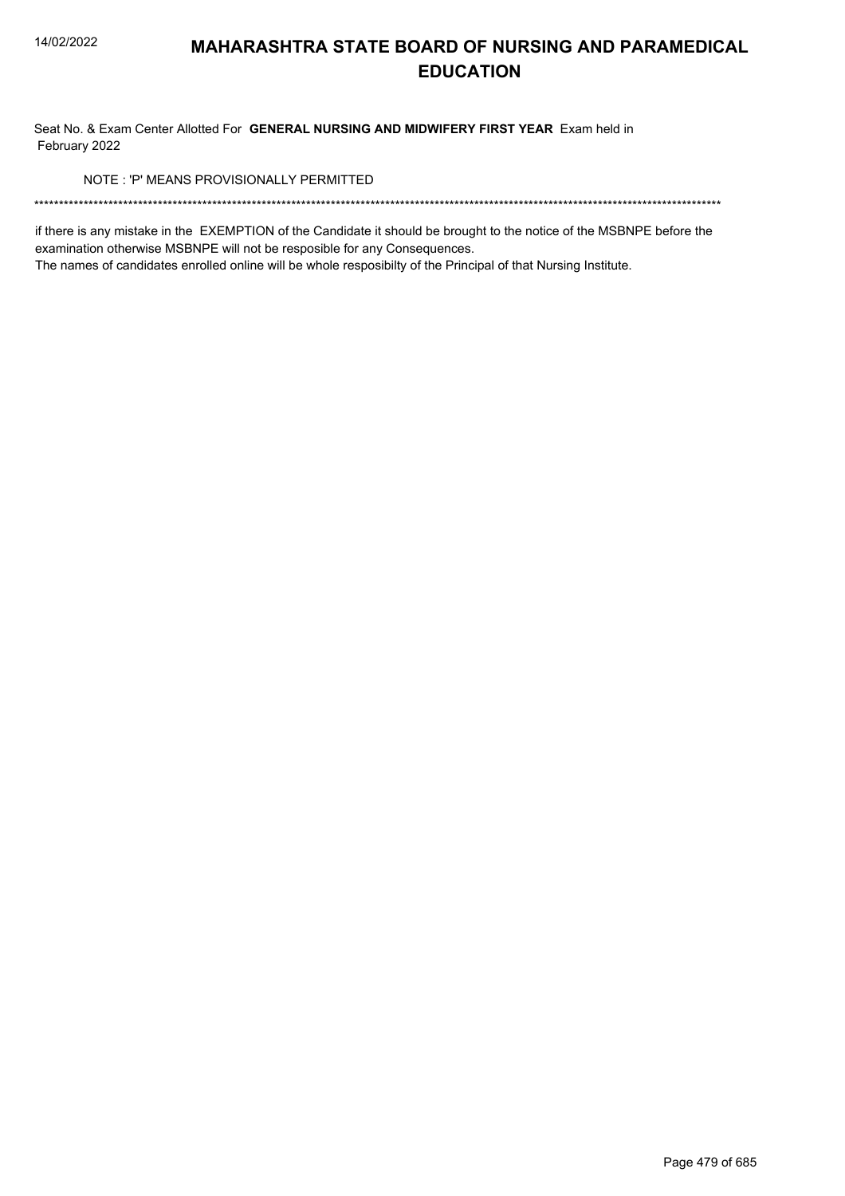# MAHARASHTRA STATE BOARD OF NURSING AND PARAMEDICAL EDUCATION

Seat No. & Exam Center Allotted For **GENERAL NURSING AND MIDWIFERY FIRST YEAR** Exam held in February 2022

NOTE : 'P' MEANS PROVISIONALLY PERMITTED

******************************************************************************************************************************************

if there is any mistake in the EXEMPTION of the Candidate it should be brought to the notice of the MSBNPE before the examination otherwise MSBNPE will not be resposible for any Consequences.
The names of candidates enrolled online will be whole resposibilty of the Principal of that Nursing Institute.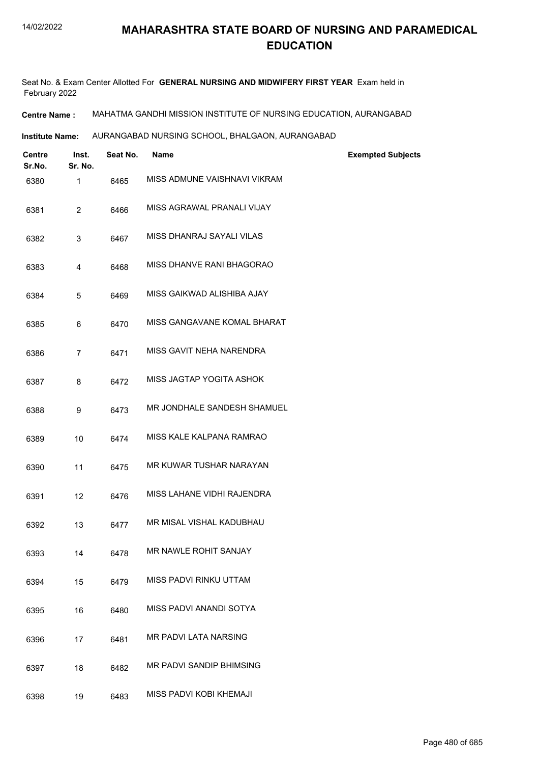# MAHARASHTRA STATE BOARD OF NURSING AND PARAMEDICAL EDUCATION

Seat No. & Exam Center Allotted For **GENERAL NURSING AND MIDWIFERY FIRST YEAR** Exam held in February 2022

**Centre Name :** MAHATMA GANDHI MISSION INSTITUTE OF NURSING EDUCATION, AURANGABAD

**Institute Name:** AURANGABAD NURSING SCHOOL, BHALGAON, AURANGABAD

| Centre Sr.No. | Inst. Sr. No. | Seat No. | Name | Exempted Subjects |
|---|---|---|---|---|
| 6380 | 1 | 6465 | MISS ADMUNE VAISHNAVI VIKRAM | |
| 6381 | 2 | 6466 | MISS AGRAWAL PRANALI VIJAY | |
| 6382 | 3 | 6467 | MISS DHANRAJ SAYALI VILAS | |
| 6383 | 4 | 6468 | MISS DHANVE RANI BHAGORAO | |
| 6384 | 5 | 6469 | MISS GAIKWAD ALISHIBA AJAY | |
| 6385 | 6 | 6470 | MISS GANGAVANE KOMAL BHARAT | |
| 6386 | 7 | 6471 | MISS GAVIT NEHA NARENDRA | |
| 6387 | 8 | 6472 | MISS JAGTAP YOGITA ASHOK | |
| 6388 | 9 | 6473 | MR JONDHALE SANDESH SHAMUEL | |
| 6389 | 10 | 6474 | MISS KALE KALPANA RAMRAO | |
| 6390 | 11 | 6475 | MR KUWAR TUSHAR NARAYAN | |
| 6391 | 12 | 6476 | MISS LAHANE VIDHI RAJENDRA | |
| 6392 | 13 | 6477 | MR MISAL VISHAL KADUBHAU | |
| 6393 | 14 | 6478 | MR NAWLE ROHIT SANJAY | |
| 6394 | 15 | 6479 | MISS PADVI RINKU UTTAM | |
| 6395 | 16 | 6480 | MISS PADVI ANANDI SOTYA | |
| 6396 | 17 | 6481 | MR PADVI LATA NARSING | |
| 6397 | 18 | 6482 | MR PADVI SANDIP BHIMSING | |
| 6398 | 19 | 6483 | MISS PADVI KOBI KHEMAJI | |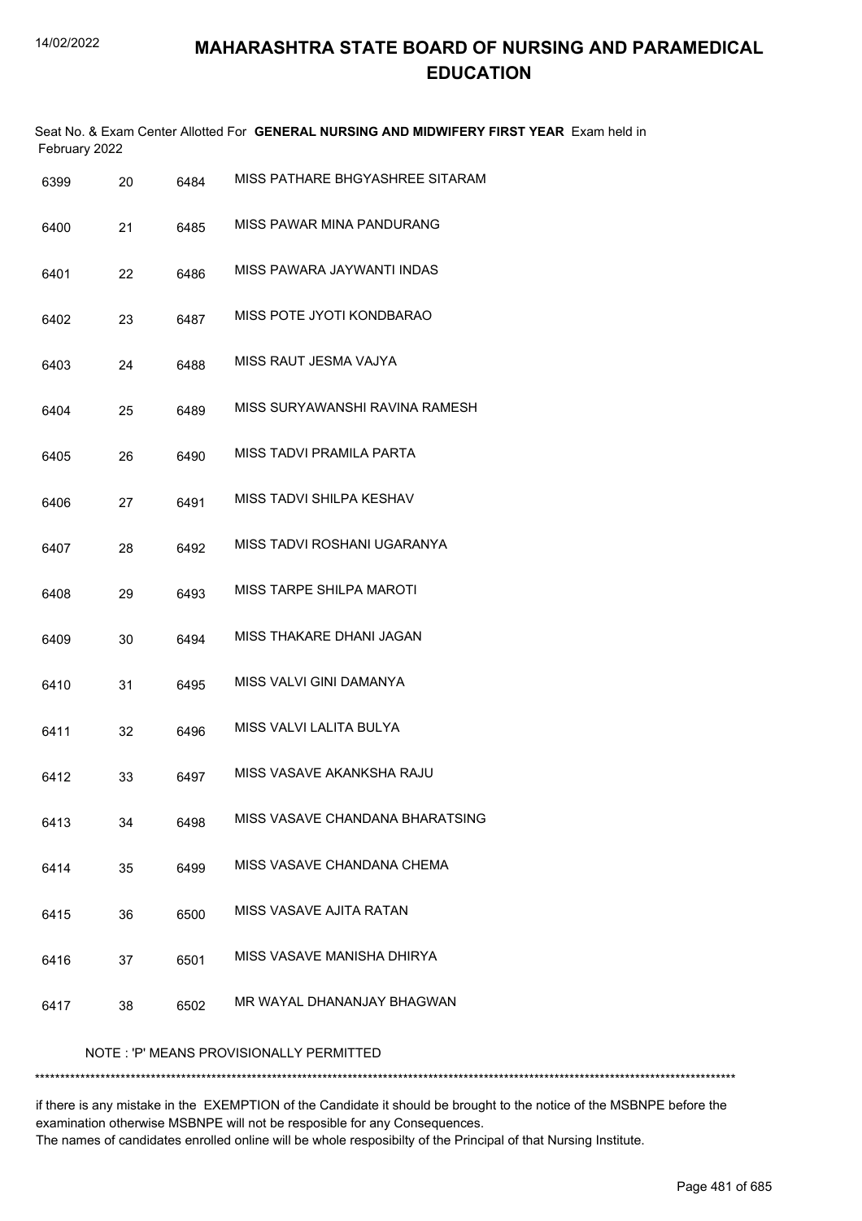# MAHARASHTRA STATE BOARD OF NURSING AND PARAMEDICAL EDUCATION

Seat No. & Exam Center Allotted For **GENERAL NURSING AND MIDWIFERY FIRST YEAR** Exam held in February 2022

| | | | |
|---|---|---|---|
| 6399 | 20 | 6484 | MISS PATHARE BHGYASHREE SITARAM |
| 6400 | 21 | 6485 | MISS PAWAR MINA PANDURANG |
| 6401 | 22 | 6486 | MISS PAWARA JAYWANTI INDAS |
| 6402 | 23 | 6487 | MISS POTE JYOTI KONDBARAO |
| 6403 | 24 | 6488 | MISS RAUT JESMA VAJYA |
| 6404 | 25 | 6489 | MISS SURYAWANSHI RAVINA RAMESH |
| 6405 | 26 | 6490 | MISS TADVI PRAMILA PARTA |
| 6406 | 27 | 6491 | MISS TADVI SHILPA KESHAV |
| 6407 | 28 | 6492 | MISS TADVI ROSHANI UGARANYA |
| 6408 | 29 | 6493 | MISS TARPE SHILPA MAROTI |
| 6409 | 30 | 6494 | MISS THAKARE DHANI JAGAN |
| 6410 | 31 | 6495 | MISS VALVI GINI DAMANYA |
| 6411 | 32 | 6496 | MISS VALVI LALITA BULYA |
| 6412 | 33 | 6497 | MISS VASAVE AKANKSHA RAJU |
| 6413 | 34 | 6498 | MISS VASAVE CHANDANA BHARATSING |
| 6414 | 35 | 6499 | MISS VASAVE CHANDANA CHEMA |
| 6415 | 36 | 6500 | MISS VASAVE AJITA RATAN |
| 6416 | 37 | 6501 | MISS VASAVE MANISHA DHIRYA |
| 6417 | 38 | 6502 | MR WAYAL DHANANJAY BHAGWAN |

NOTE : 'P' MEANS PROVISIONALLY PERMITTED

*******************************************************************************************************************************************

if there is any mistake in the EXEMPTION of the Candidate it should be brought to the notice of the MSBNPE before the examination otherwise MSBNPE will not be resposible for any Consequences.
The names of candidates enrolled online will be whole resposibilty of the Principal of that Nursing Institute.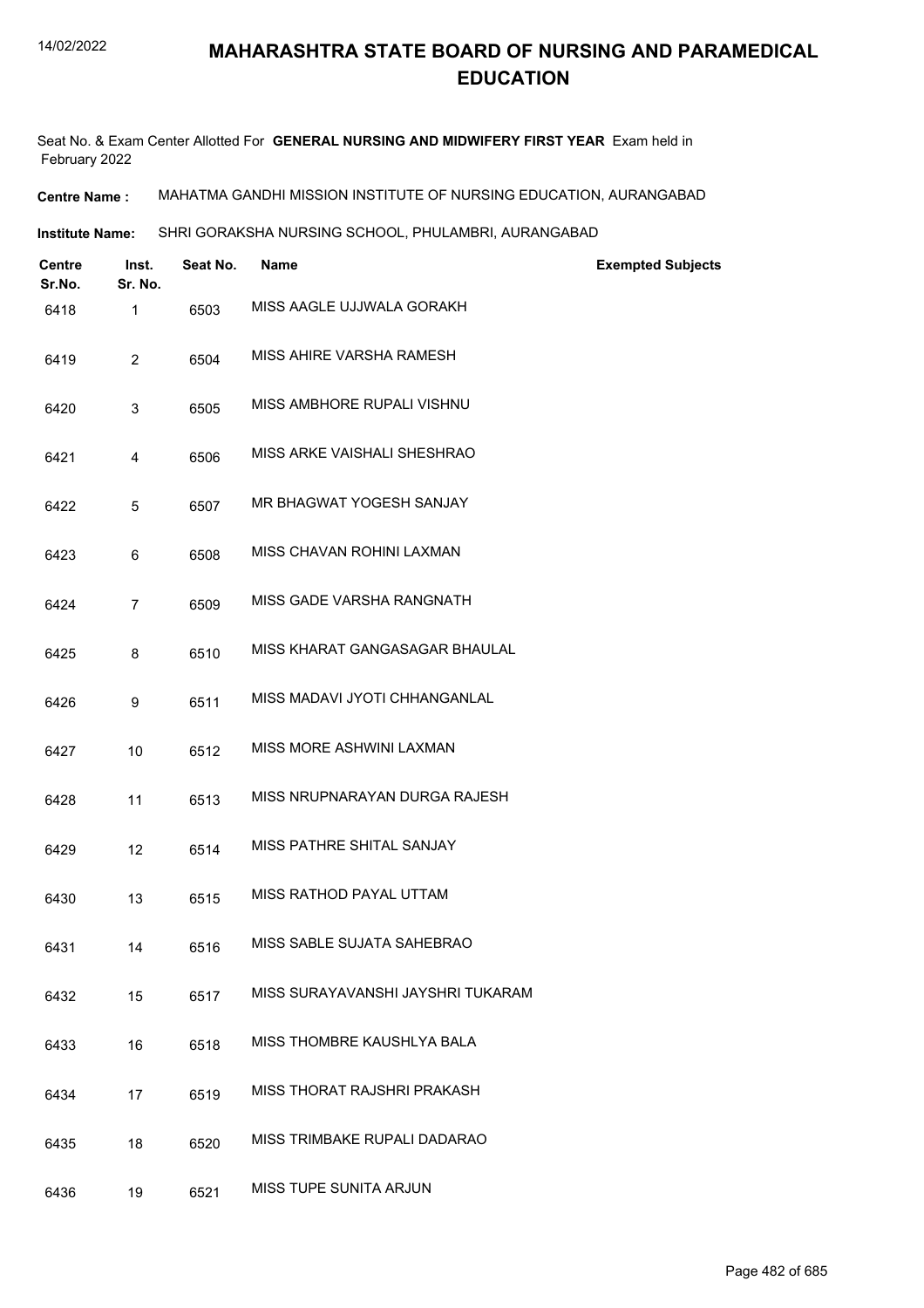# MAHARASHTRA STATE BOARD OF NURSING AND PARAMEDICAL EDUCATION

Seat No. & Exam Center Allotted For **GENERAL NURSING AND MIDWIFERY FIRST YEAR** Exam held in February 2022

**Centre Name :** MAHATMA GANDHI MISSION INSTITUTE OF NURSING EDUCATION, AURANGABAD

**Institute Name:** SHRI GORAKSHA NURSING SCHOOL, PHULAMBRI, AURANGABAD

| Centre Sr.No. | Inst. Sr. No. | Seat No. | Name | Exempted Subjects |
|---|---|---|---|---|
| 6418 | 1 | 6503 | MISS AAGLE UJJWALA GORAKH | |
| 6419 | 2 | 6504 | MISS AHIRE VARSHA RAMESH | |
| 6420 | 3 | 6505 | MISS AMBHORE RUPALI VISHNU | |
| 6421 | 4 | 6506 | MISS ARKE VAISHALI SHESHRAO | |
| 6422 | 5 | 6507 | MR BHAGWAT YOGESH SANJAY | |
| 6423 | 6 | 6508 | MISS CHAVAN ROHINI LAXMAN | |
| 6424 | 7 | 6509 | MISS GADE VARSHA RANGNATH | |
| 6425 | 8 | 6510 | MISS KHARAT GANGASAGAR BHAULAL | |
| 6426 | 9 | 6511 | MISS MADAVI JYOTI CHHANGANLAL | |
| 6427 | 10 | 6512 | MISS MORE ASHWINI LAXMAN | |
| 6428 | 11 | 6513 | MISS NRUPNARAYAN DURGA RAJESH | |
| 6429 | 12 | 6514 | MISS PATHRE SHITAL SANJAY | |
| 6430 | 13 | 6515 | MISS RATHOD PAYAL UTTAM | |
| 6431 | 14 | 6516 | MISS SABLE SUJATA SAHEBRAO | |
| 6432 | 15 | 6517 | MISS SURAYAVANSHI JAYSHRI TUKARAM | |
| 6433 | 16 | 6518 | MISS THOMBRE KAUSHLYA BALA | |
| 6434 | 17 | 6519 | MISS THORAT RAJSHRI PRAKASH | |
| 6435 | 18 | 6520 | MISS TRIMBAKE RUPALI DADARAO | |
| 6436 | 19 | 6521 | MISS TUPE SUNITA ARJUN | |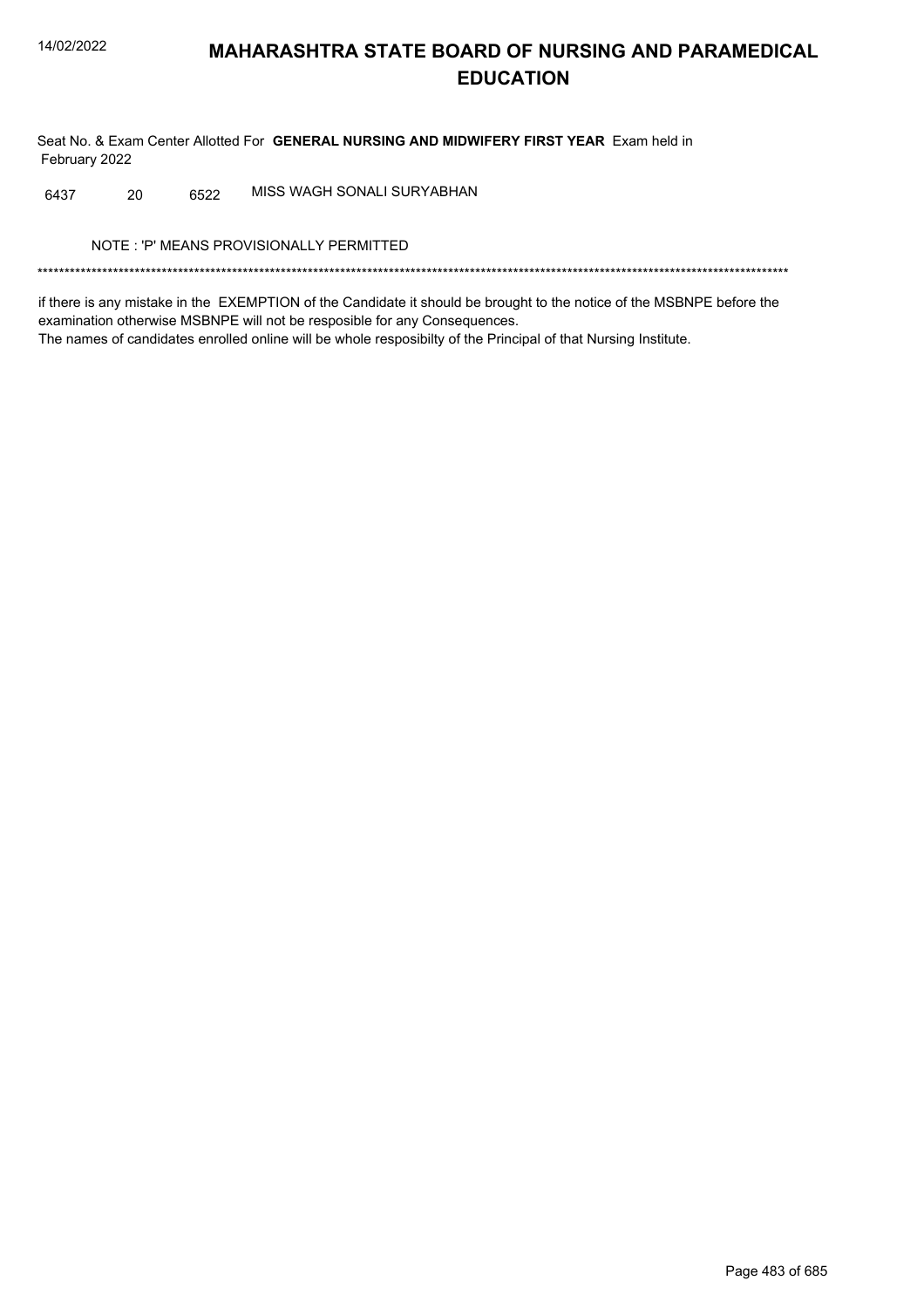# MAHARASHTRA STATE BOARD OF NURSING AND PARAMEDICAL EDUCATION

Seat No. & Exam Center Allotted For **GENERAL NURSING AND MIDWIFERY FIRST YEAR** Exam held in February 2022

| | | | |
|---|---|---|---|
| 6437 | 20 | 6522 | MISS WAGH SONALI SURYABHAN |

NOTE : 'P' MEANS PROVISIONALLY PERMITTED

*******************************************************************************************************************************************

if there is any mistake in the EXEMPTION of the Candidate it should be brought to the notice of the MSBNPE before the examination otherwise MSBNPE will not be resposible for any Consequences.
The names of candidates enrolled online will be whole resposibilty of the Principal of that Nursing Institute.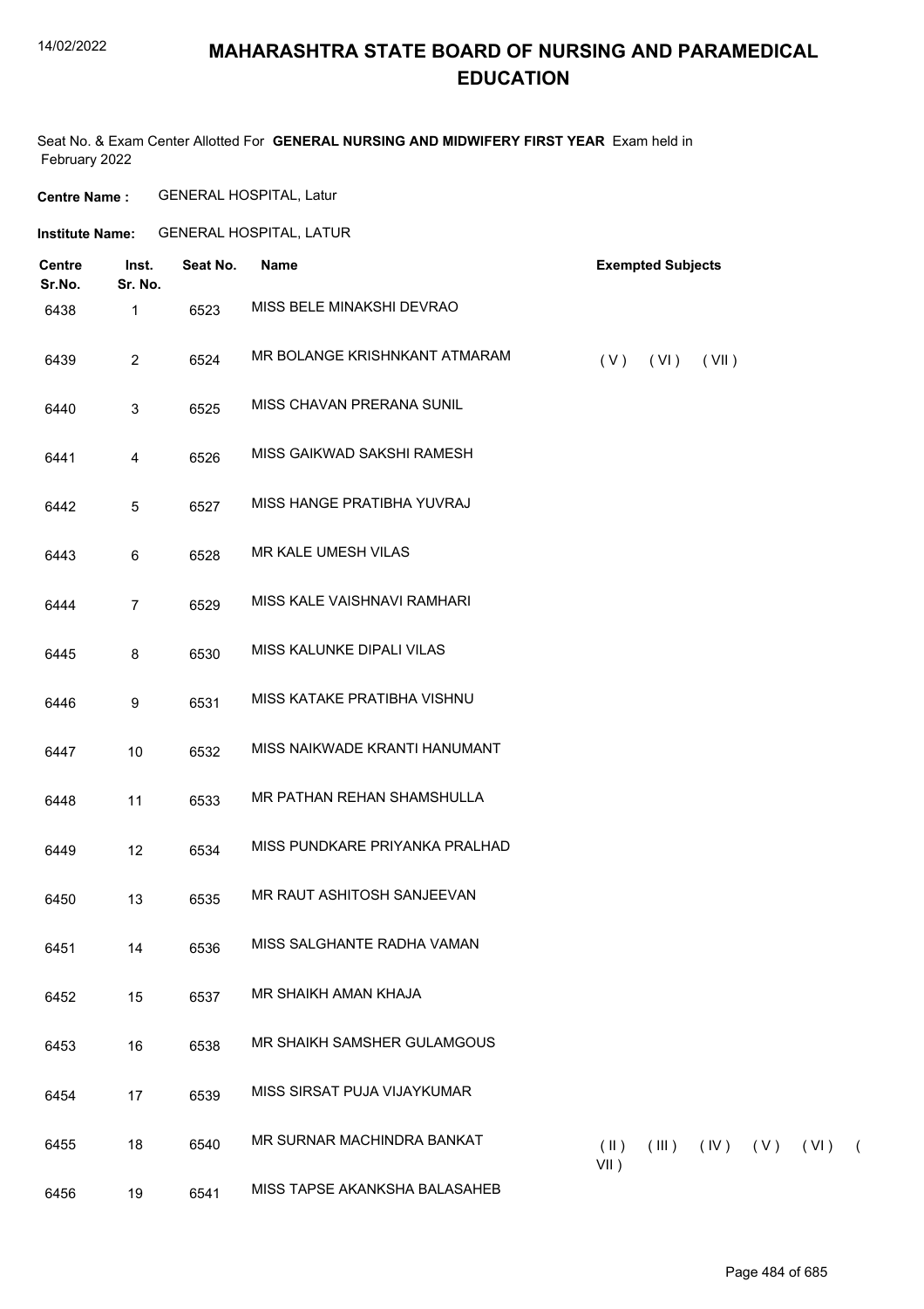# MAHARASHTRA STATE BOARD OF NURSING AND PARAMEDICAL EDUCATION

Seat No. & Exam Center Allotted For **GENERAL NURSING AND MIDWIFERY FIRST YEAR** Exam held in February 2022

**Centre Name :** GENERAL HOSPITAL, Latur

**Institute Name:** GENERAL HOSPITAL, LATUR

| Centre Sr.No. | Inst. Sr. No. | Seat No. | Name | Exempted Subjects |
|---|---|---|---|---|
| 6438 | 1 | 6523 | MISS BELE MINAKSHI DEVRAO | |
| 6439 | 2 | 6524 | MR BOLANGE KRISHNKANT ATMARAM | ( V ) ( VI ) ( VII ) |
| 6440 | 3 | 6525 | MISS CHAVAN PRERANA SUNIL | |
| 6441 | 4 | 6526 | MISS GAIKWAD SAKSHI RAMESH | |
| 6442 | 5 | 6527 | MISS HANGE PRATIBHA YUVRAJ | |
| 6443 | 6 | 6528 | MR KALE UMESH VILAS | |
| 6444 | 7 | 6529 | MISS KALE VAISHNAVI RAMHARI | |
| 6445 | 8 | 6530 | MISS KALUNKE DIPALI VILAS | |
| 6446 | 9 | 6531 | MISS KATAKE PRATIBHA VISHNU | |
| 6447 | 10 | 6532 | MISS NAIKWADE KRANTI HANUMANT | |
| 6448 | 11 | 6533 | MR PATHAN REHAN SHAMSHULLA | |
| 6449 | 12 | 6534 | MISS PUNDKARE PRIYANKA PRALHAD | |
| 6450 | 13 | 6535 | MR RAUT ASHITOSH SANJEEVAN | |
| 6451 | 14 | 6536 | MISS SALGHANTE RADHA VAMAN | |
| 6452 | 15 | 6537 | MR SHAIKH AMAN KHAJA | |
| 6453 | 16 | 6538 | MR SHAIKH SAMSHER GULAMGOUS | |
| 6454 | 17 | 6539 | MISS SIRSAT PUJA VIJAYKUMAR | |
| 6455 | 18 | 6540 | MR SURNAR MACHINDRA BANKAT | ( II ) ( III ) ( IV ) ( V ) ( VI ) ( VII ) |
| 6456 | 19 | 6541 | MISS TAPSE AKANKSHA BALASAHEB | |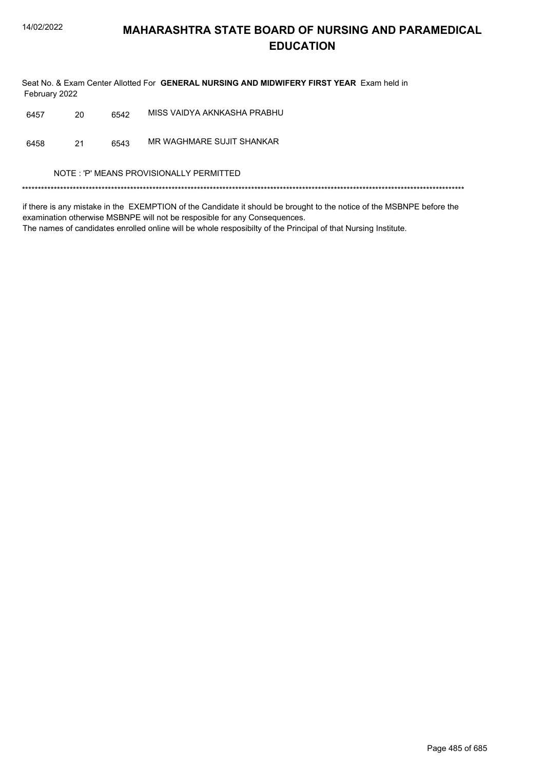# MAHARASHTRA STATE BOARD OF NURSING AND PARAMEDICAL EDUCATION

Seat No. & Exam Center Allotted For **GENERAL NURSING AND MIDWIFERY FIRST YEAR** Exam held in February 2022

| | | | |
|---|---|---|---|
| 6457 | 20 | 6542 | MISS VAIDYA AKNKASHA PRABHU |
| 6458 | 21 | 6543 | MR WAGHMARE SUJIT SHANKAR |

NOTE : 'P' MEANS PROVISIONALLY PERMITTED

*******************************************************************************************************************************************

if there is any mistake in the EXEMPTION of the Candidate it should be brought to the notice of the MSBNPE before the examination otherwise MSBNPE will not be resposible for any Consequences.
The names of candidates enrolled online will be whole resposibilty of the Principal of that Nursing Institute.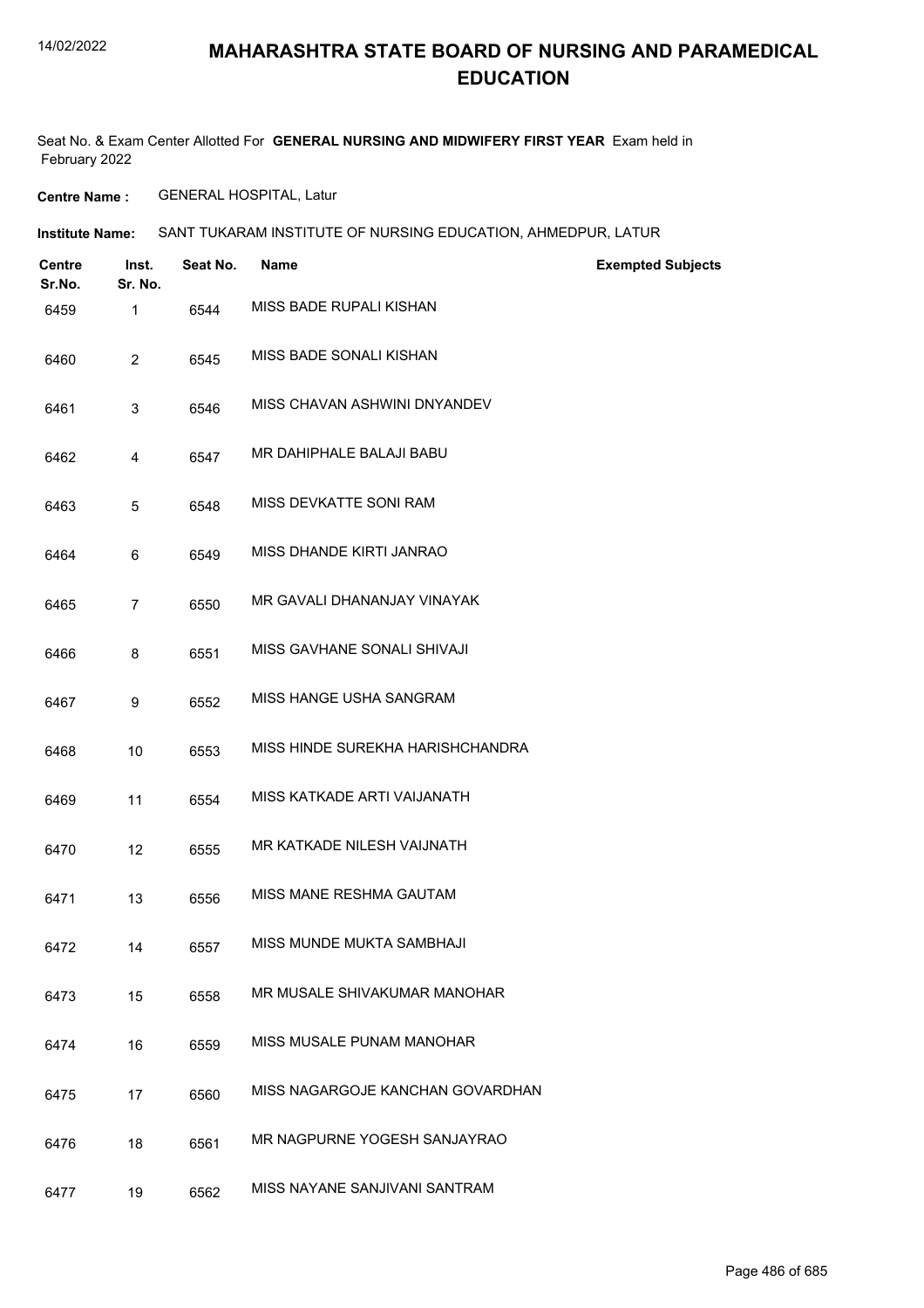# MAHARASHTRA STATE BOARD OF NURSING AND PARAMEDICAL EDUCATION

Seat No. & Exam Center Allotted For **GENERAL NURSING AND MIDWIFERY FIRST YEAR** Exam held in February 2022

**Centre Name :** GENERAL HOSPITAL, Latur

**Institute Name:** SANT TUKARAM INSTITUTE OF NURSING EDUCATION, AHMEDPUR, LATUR

| Centre Sr.No. | Inst. Sr. No. | Seat No. | Name | Exempted Subjects |
|---|---|---|---|---|
| 6459 | 1 | 6544 | MISS BADE RUPALI KISHAN | |
| 6460 | 2 | 6545 | MISS BADE SONALI KISHAN | |
| 6461 | 3 | 6546 | MISS CHAVAN ASHWINI DNYANDEV | |
| 6462 | 4 | 6547 | MR DAHIPHALE BALAJI BABU | |
| 6463 | 5 | 6548 | MISS DEVKATTE SONI RAM | |
| 6464 | 6 | 6549 | MISS DHANDE KIRTI JANRAO | |
| 6465 | 7 | 6550 | MR GAVALI DHANANJAY VINAYAK | |
| 6466 | 8 | 6551 | MISS GAVHANE SONALI SHIVAJI | |
| 6467 | 9 | 6552 | MISS HANGE USHA SANGRAM | |
| 6468 | 10 | 6553 | MISS HINDE SUREKHA HARISHCHANDRA | |
| 6469 | 11 | 6554 | MISS KATKADE ARTI VAIJANATH | |
| 6470 | 12 | 6555 | MR KATKADE NILESH VAIJNATH | |
| 6471 | 13 | 6556 | MISS MANE RESHMA GAUTAM | |
| 6472 | 14 | 6557 | MISS MUNDE MUKTA SAMBHAJI | |
| 6473 | 15 | 6558 | MR MUSALE SHIVAKUMAR MANOHAR | |
| 6474 | 16 | 6559 | MISS MUSALE PUNAM MANOHAR | |
| 6475 | 17 | 6560 | MISS NAGARGOJE KANCHAN GOVARDHAN | |
| 6476 | 18 | 6561 | MR NAGPURNE YOGESH SANJAYRAO | |
| 6477 | 19 | 6562 | MISS NAYANE SANJIVANI SANTRAM | |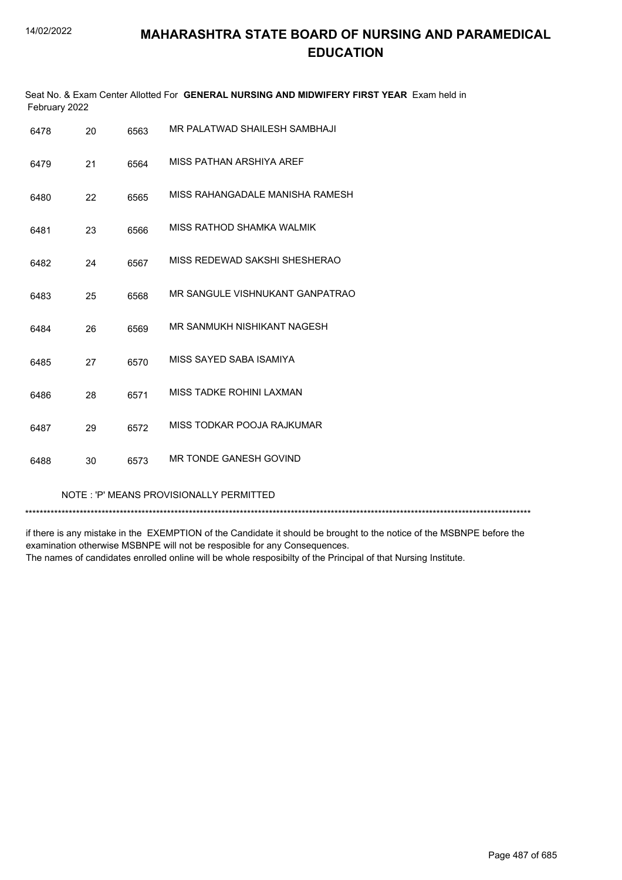# MAHARASHTRA STATE BOARD OF NURSING AND PARAMEDICAL EDUCATION

Seat No. & Exam Center Allotted For **GENERAL NURSING AND MIDWIFERY FIRST YEAR** Exam held in February 2022

| | | | |
|---|---|---|---|
| 6478 | 20 | 6563 | MR PALATWAD SHAILESH SAMBHAJI |
| 6479 | 21 | 6564 | MISS PATHAN ARSHIYA AREF |
| 6480 | 22 | 6565 | MISS RAHANGADALE MANISHA RAMESH |
| 6481 | 23 | 6566 | MISS RATHOD SHAMKA WALMIK |
| 6482 | 24 | 6567 | MISS REDEWAD SAKSHI SHESHERAO |
| 6483 | 25 | 6568 | MR SANGULE VISHNUKANT GANPATRAO |
| 6484 | 26 | 6569 | MR SANMUKH NISHIKANT NAGESH |
| 6485 | 27 | 6570 | MISS SAYED SABA ISAMIYA |
| 6486 | 28 | 6571 | MISS TADKE ROHINI LAXMAN |
| 6487 | 29 | 6572 | MISS TODKAR POOJA RAJKUMAR |
| 6488 | 30 | 6573 | MR TONDE GANESH GOVIND |

NOTE : 'P' MEANS PROVISIONALLY PERMITTED

*******************************************************************************************************************************************

if there is any mistake in the EXEMPTION of the Candidate it should be brought to the notice of the MSBNPE before the examination otherwise MSBNPE will not be resposible for any Consequences.
The names of candidates enrolled online will be whole resposibilty of the Principal of that Nursing Institute.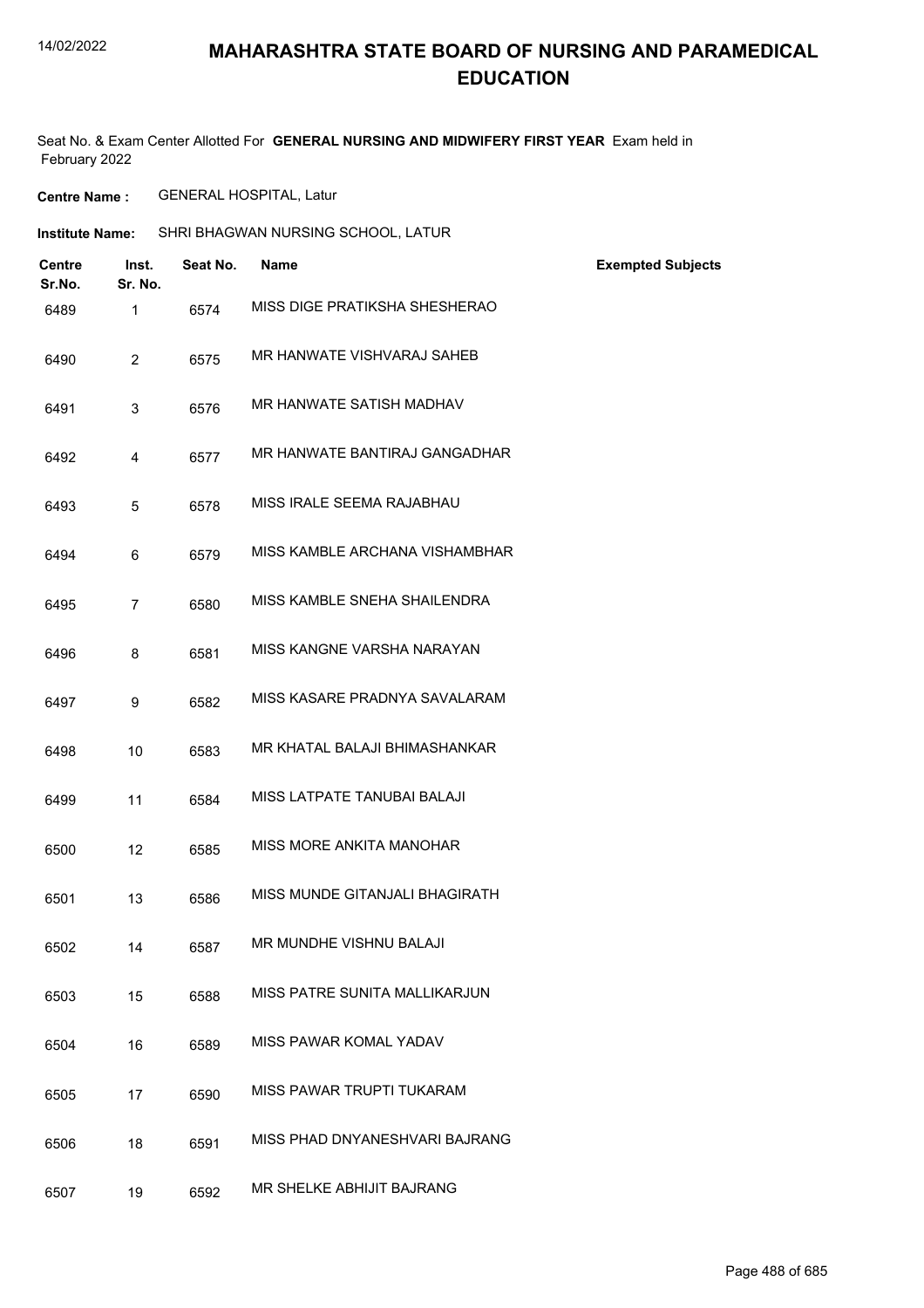# MAHARASHTRA STATE BOARD OF NURSING AND PARAMEDICAL EDUCATION

Seat No. & Exam Center Allotted For **GENERAL NURSING AND MIDWIFERY FIRST YEAR** Exam held in February 2022

**Centre Name :** GENERAL HOSPITAL, Latur

**Institute Name:** SHRI BHAGWAN NURSING SCHOOL, LATUR

| Centre Sr.No. | Inst. Sr. No. | Seat No. | Name | Exempted Subjects |
|---|---|---|---|---|
| 6489 | 1 | 6574 | MISS DIGE PRATIKSHA SHESHERAO | |
| 6490 | 2 | 6575 | MR HANWATE VISHVARAJ SAHEB | |
| 6491 | 3 | 6576 | MR HANWATE SATISH MADHAV | |
| 6492 | 4 | 6577 | MR HANWATE BANTIRAJ GANGADHAR | |
| 6493 | 5 | 6578 | MISS IRALE SEEMA RAJABHAU | |
| 6494 | 6 | 6579 | MISS KAMBLE ARCHANA VISHAMBHAR | |
| 6495 | 7 | 6580 | MISS KAMBLE SNEHA SHAILENDRA | |
| 6496 | 8 | 6581 | MISS KANGNE VARSHA NARAYAN | |
| 6497 | 9 | 6582 | MISS KASARE PRADNYA SAVALARAM | |
| 6498 | 10 | 6583 | MR KHATAL BALAJI BHIMASHANKAR | |
| 6499 | 11 | 6584 | MISS LATPATE TANUBAI BALAJI | |
| 6500 | 12 | 6585 | MISS MORE ANKITA MANOHAR | |
| 6501 | 13 | 6586 | MISS MUNDE GITANJALI BHAGIRATH | |
| 6502 | 14 | 6587 | MR MUNDHE VISHNU BALAJI | |
| 6503 | 15 | 6588 | MISS PATRE SUNITA MALLIKARJUN | |
| 6504 | 16 | 6589 | MISS PAWAR KOMAL YADAV | |
| 6505 | 17 | 6590 | MISS PAWAR TRUPTI TUKARAM | |
| 6506 | 18 | 6591 | MISS PHAD DNYANESHVARI BAJRANG | |
| 6507 | 19 | 6592 | MR SHELKE ABHIJIT BAJRANG | |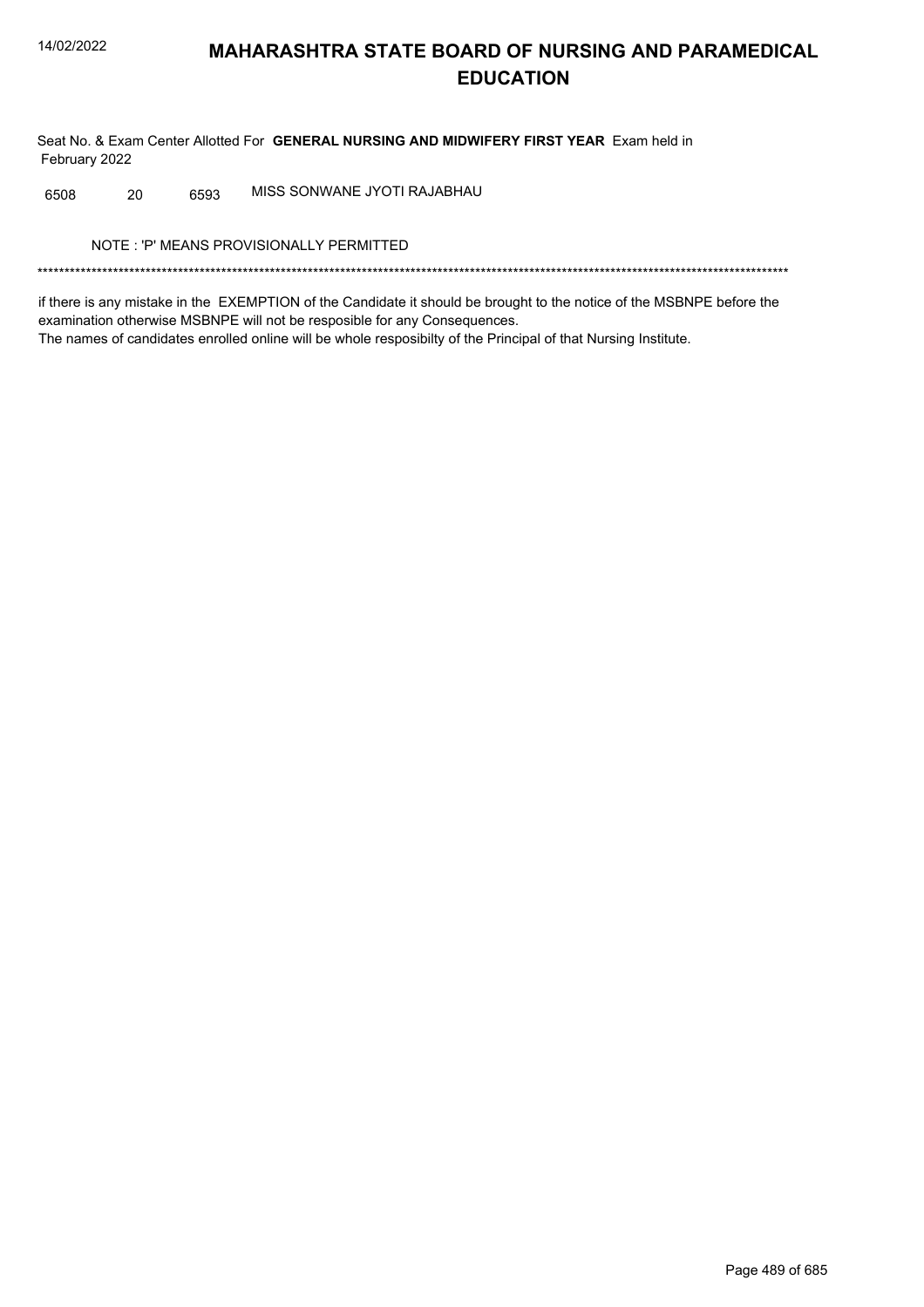# MAHARASHTRA STATE BOARD OF NURSING AND PARAMEDICAL EDUCATION

Seat No. & Exam Center Allotted For **GENERAL NURSING AND MIDWIFERY FIRST YEAR** Exam held in February 2022

| | | | |
|---|---|---|---|
| 6508 | 20 | 6593 | MISS SONWANE JYOTI RAJABHAU |

NOTE : 'P' MEANS PROVISIONALLY PERMITTED

*******************************************************************************************************************************************

if there is any mistake in the EXEMPTION of the Candidate it should be brought to the notice of the MSBNPE before the examination otherwise MSBNPE will not be resposible for any Consequences.
The names of candidates enrolled online will be whole resposibilty of the Principal of that Nursing Institute.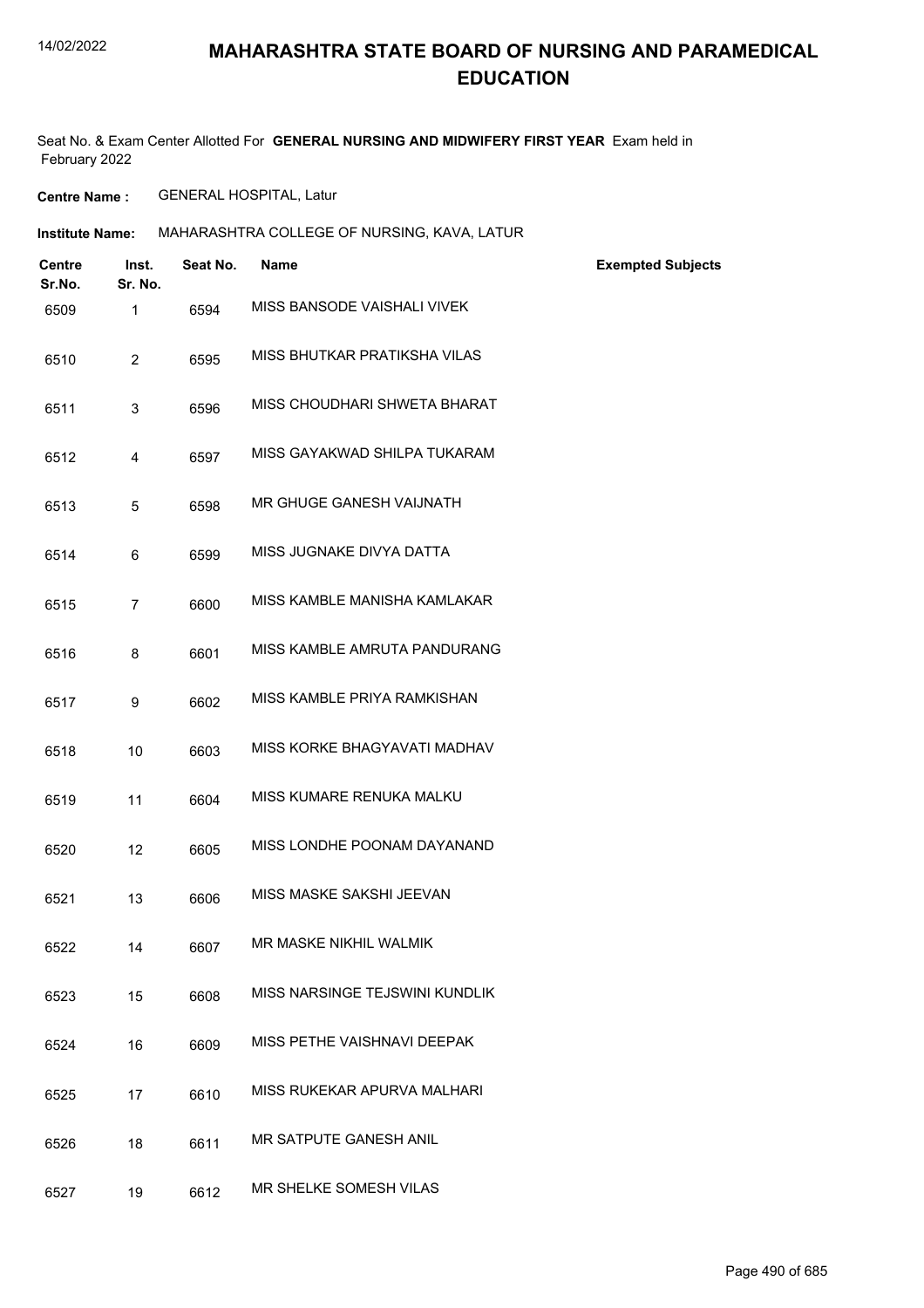# MAHARASHTRA STATE BOARD OF NURSING AND PARAMEDICAL EDUCATION

Seat No. & Exam Center Allotted For **GENERAL NURSING AND MIDWIFERY FIRST YEAR** Exam held in February 2022

**Centre Name :** GENERAL HOSPITAL, Latur

**Institute Name:** MAHARASHTRA COLLEGE OF NURSING, KAVA, LATUR

| Centre Sr.No. | Inst. Sr. No. | Seat No. | Name | Exempted Subjects |
|---|---|---|---|---|
| 6509 | 1 | 6594 | MISS BANSODE VAISHALI VIVEK | |
| 6510 | 2 | 6595 | MISS BHUTKAR PRATIKSHA VILAS | |
| 6511 | 3 | 6596 | MISS CHOUDHARI SHWETA BHARAT | |
| 6512 | 4 | 6597 | MISS GAYAKWAD SHILPA TUKARAM | |
| 6513 | 5 | 6598 | MR GHUGE GANESH VAIJNATH | |
| 6514 | 6 | 6599 | MISS JUGNAKE DIVYA DATTA | |
| 6515 | 7 | 6600 | MISS KAMBLE MANISHA KAMLAKAR | |
| 6516 | 8 | 6601 | MISS KAMBLE AMRUTA PANDURANG | |
| 6517 | 9 | 6602 | MISS KAMBLE PRIYA RAMKISHAN | |
| 6518 | 10 | 6603 | MISS KORKE BHAGYAVATI MADHAV | |
| 6519 | 11 | 6604 | MISS KUMARE RENUKA MALKU | |
| 6520 | 12 | 6605 | MISS LONDHE POONAM DAYANAND | |
| 6521 | 13 | 6606 | MISS MASKE SAKSHI JEEVAN | |
| 6522 | 14 | 6607 | MR MASKE NIKHIL WALMIK | |
| 6523 | 15 | 6608 | MISS NARSINGE TEJSWINI KUNDLIK | |
| 6524 | 16 | 6609 | MISS PETHE VAISHNAVI DEEPAK | |
| 6525 | 17 | 6610 | MISS RUKEKAR APURVA MALHARI | |
| 6526 | 18 | 6611 | MR SATPUTE GANESH ANIL | |
| 6527 | 19 | 6612 | MR SHELKE SOMESH VILAS | |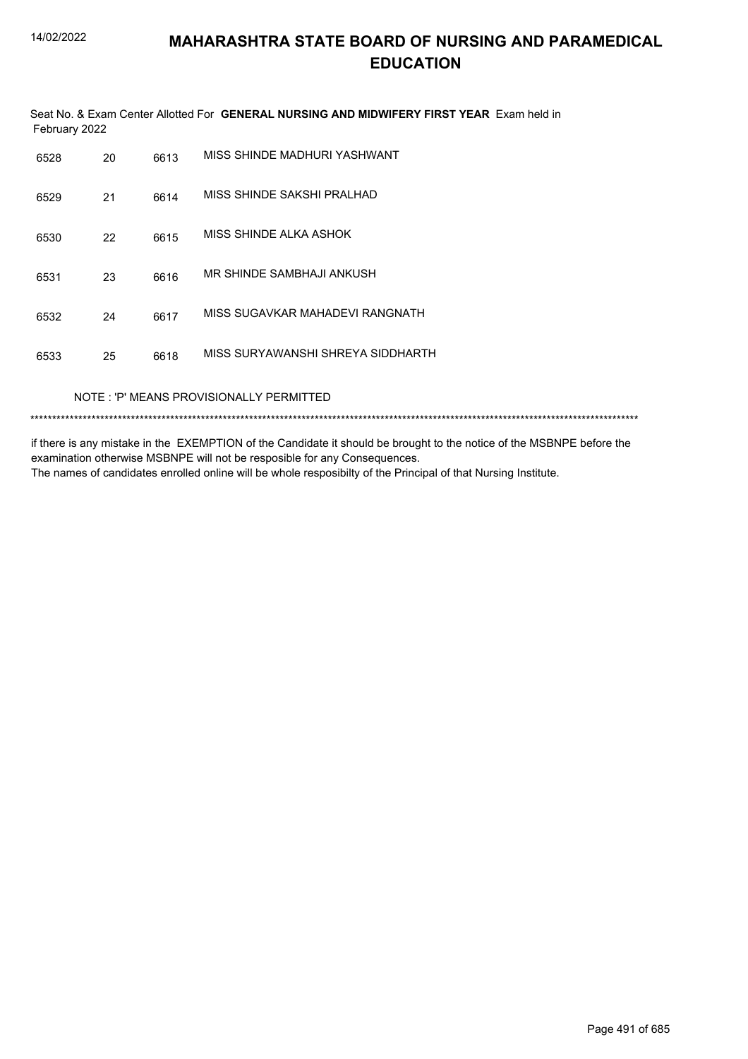# MAHARASHTRA STATE BOARD OF NURSING AND PARAMEDICAL EDUCATION

Seat No. & Exam Center Allotted For **GENERAL NURSING AND MIDWIFERY FIRST YEAR** Exam held in February 2022

| | | | |
|---|---|---|---|
| 6528 | 20 | 6613 | MISS SHINDE MADHURI YASHWANT |
| 6529 | 21 | 6614 | MISS SHINDE SAKSHI PRALHAD |
| 6530 | 22 | 6615 | MISS SHINDE ALKA ASHOK |
| 6531 | 23 | 6616 | MR SHINDE SAMBHAJI ANKUSH |
| 6532 | 24 | 6617 | MISS SUGAVKAR MAHADEVI RANGNATH |
| 6533 | 25 | 6618 | MISS SURYAWANSHI SHREYA SIDDHARTH |

NOTE : 'P' MEANS PROVISIONALLY PERMITTED

******************************************************************************************************************************************

if there is any mistake in the EXEMPTION of the Candidate it should be brought to the notice of the MSBNPE before the examination otherwise MSBNPE will not be resposible for any Consequences.
The names of candidates enrolled online will be whole resposibilty of the Principal of that Nursing Institute.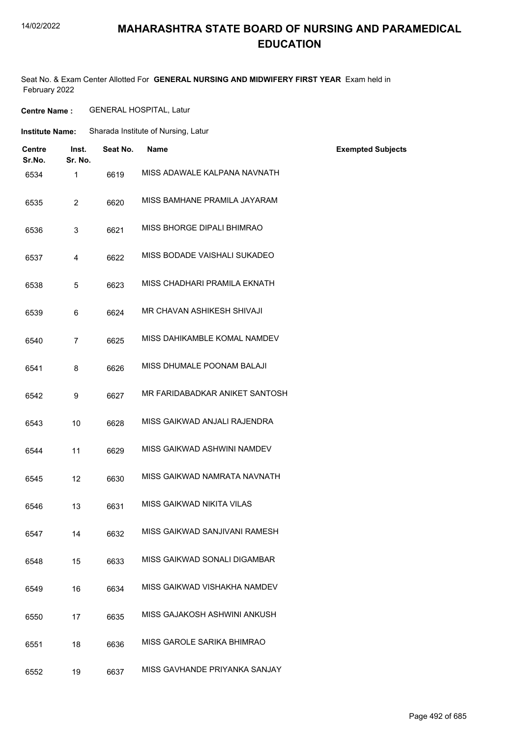# MAHARASHTRA STATE BOARD OF NURSING AND PARAMEDICAL EDUCATION

Seat No. & Exam Center Allotted For **GENERAL NURSING AND MIDWIFERY FIRST YEAR** Exam held in February 2022

**Centre Name :** GENERAL HOSPITAL, Latur

**Institute Name:** Sharada Institute of Nursing, Latur

| Centre Sr.No. | Inst. Sr. No. | Seat No. | Name | Exempted Subjects |
|---|---|---|---|---|
| 6534 | 1 | 6619 | MISS ADAWALE KALPANA NAVNATH | |
| 6535 | 2 | 6620 | MISS BAMHANE PRAMILA JAYARAM | |
| 6536 | 3 | 6621 | MISS BHORGE DIPALI BHIMRAO | |
| 6537 | 4 | 6622 | MISS BODADE VAISHALI SUKADEO | |
| 6538 | 5 | 6623 | MISS CHADHARI PRAMILA EKNATH | |
| 6539 | 6 | 6624 | MR CHAVAN ASHIKESH SHIVAJI | |
| 6540 | 7 | 6625 | MISS DAHIKAMBLE KOMAL NAMDEV | |
| 6541 | 8 | 6626 | MISS DHUMALE POONAM BALAJI | |
| 6542 | 9 | 6627 | MR FARIDABADKAR ANIKET SANTOSH | |
| 6543 | 10 | 6628 | MISS GAIKWAD ANJALI RAJENDRA | |
| 6544 | 11 | 6629 | MISS GAIKWAD ASHWINI NAMDEV | |
| 6545 | 12 | 6630 | MISS GAIKWAD NAMRATA NAVNATH | |
| 6546 | 13 | 6631 | MISS GAIKWAD NIKITA VILAS | |
| 6547 | 14 | 6632 | MISS GAIKWAD SANJIVANI RAMESH | |
| 6548 | 15 | 6633 | MISS GAIKWAD SONALI DIGAMBAR | |
| 6549 | 16 | 6634 | MISS GAIKWAD VISHAKHA NAMDEV | |
| 6550 | 17 | 6635 | MISS GAJAKOSH ASHWINI ANKUSH | |
| 6551 | 18 | 6636 | MISS GAROLE SARIKA BHIMRAO | |
| 6552 | 19 | 6637 | MISS GAVHANDE PRIYANKA SANJAY | |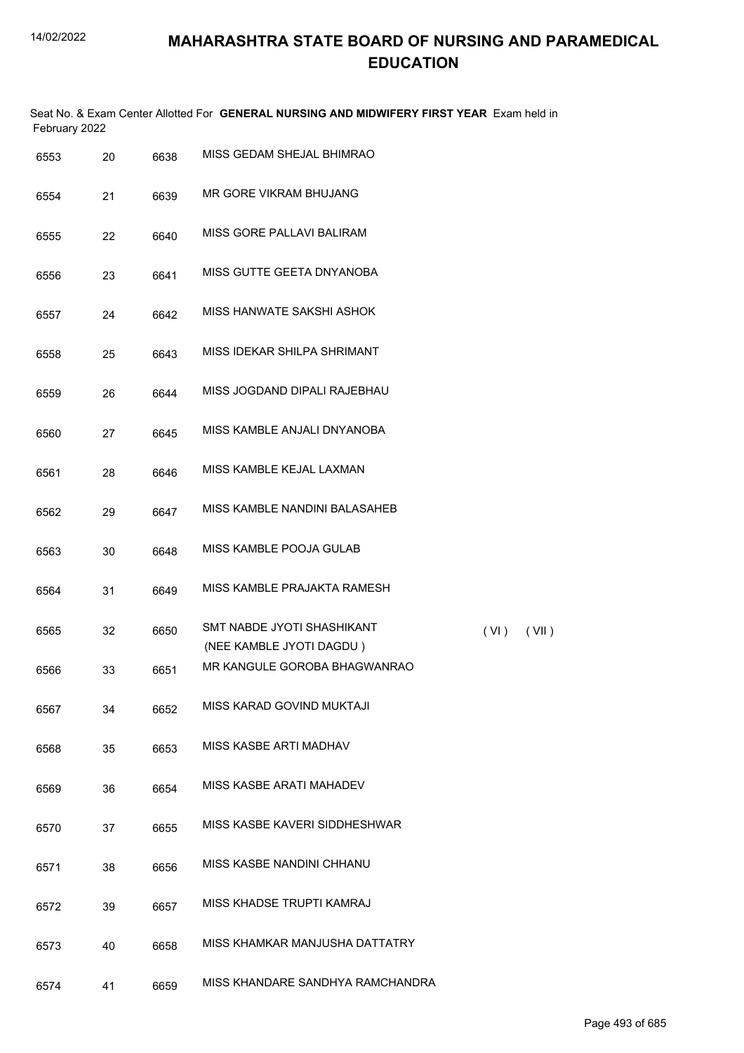# MAHARASHTRA STATE BOARD OF NURSING AND PARAMEDICAL EDUCATION

Seat No. & Exam Center Allotted For **GENERAL NURSING AND MIDWIFERY FIRST YEAR** Exam held in February 2022

| | | | | | |
|---|---|---|---|---|---|
| 6553 | 20 | 6638 | MISS GEDAM SHEJAL BHIMRAO | | |
| 6554 | 21 | 6639 | MR GORE VIKRAM BHUJANG | | |
| 6555 | 22 | 6640 | MISS GORE PALLAVI BALIRAM | | |
| 6556 | 23 | 6641 | MISS GUTTE GEETA DNYANOBA | | |
| 6557 | 24 | 6642 | MISS HANWATE SAKSHI ASHOK | | |
| 6558 | 25 | 6643 | MISS IDEKAR SHILPA SHRIMANT | | |
| 6559 | 26 | 6644 | MISS JOGDAND DIPALI RAJEBHAU | | |
| 6560 | 27 | 6645 | MISS KAMBLE ANJALI DNYANOBA | | |
| 6561 | 28 | 6646 | MISS KAMBLE KEJAL LAXMAN | | |
| 6562 | 29 | 6647 | MISS KAMBLE NANDINI BALASAHEB | | |
| 6563 | 30 | 6648 | MISS KAMBLE POOJA GULAB | | |
| 6564 | 31 | 6649 | MISS KAMBLE PRAJAKTA RAMESH | | |
| 6565 | 32 | 6650 | SMT NABDE JYOTI SHASHIKANT (NEE KAMBLE JYOTI DAGDU ) | ( VI ) | ( VII ) |
| 6566 | 33 | 6651 | MR KANGULE GOROBA BHAGWANRAO | | |
| 6567 | 34 | 6652 | MISS KARAD GOVIND MUKTAJI | | |
| 6568 | 35 | 6653 | MISS KASBE ARTI MADHAV | | |
| 6569 | 36 | 6654 | MISS KASBE ARATI MAHADEV | | |
| 6570 | 37 | 6655 | MISS KASBE KAVERI SIDDHESHWAR | | |
| 6571 | 38 | 6656 | MISS KASBE NANDINI CHHANU | | |
| 6572 | 39 | 6657 | MISS KHADSE TRUPTI KAMRAJ | | |
| 6573 | 40 | 6658 | MISS KHAMKAR MANJUSHA DATTATRY | | |
| 6574 | 41 | 6659 | MISS KHANDARE SANDHYA RAMCHANDRA | | |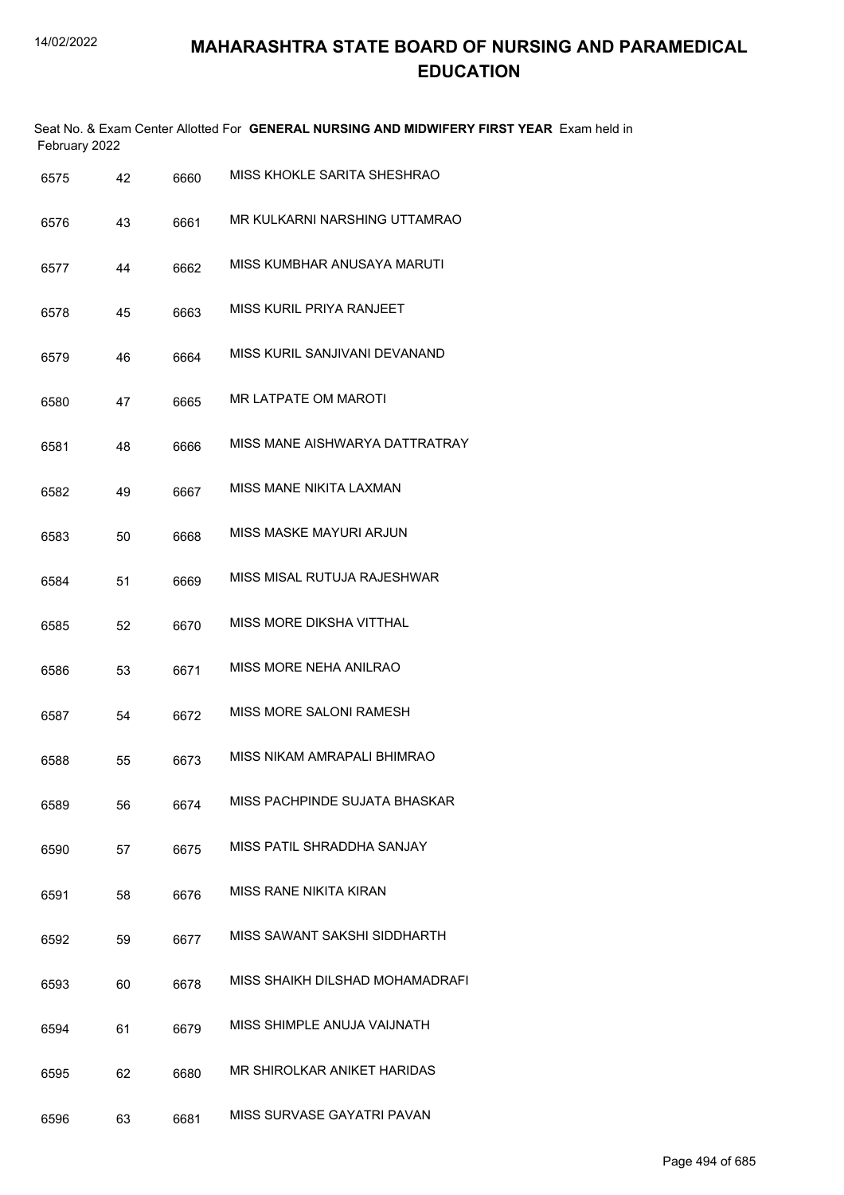# MAHARASHTRA STATE BOARD OF NURSING AND PARAMEDICAL EDUCATION

Seat No. & Exam Center Allotted For **GENERAL NURSING AND MIDWIFERY FIRST YEAR** Exam held in February 2022

| | | | |
|---|---|---|---|
| 6575 | 42 | 6660 | MISS KHOKLE SARITA SHESHRAO |
| 6576 | 43 | 6661 | MR KULKARNI NARSHING UTTAMRAO |
| 6577 | 44 | 6662 | MISS KUMBHAR ANUSAYA MARUTI |
| 6578 | 45 | 6663 | MISS KURIL PRIYA RANJEET |
| 6579 | 46 | 6664 | MISS KURIL SANJIVANI DEVANAND |
| 6580 | 47 | 6665 | MR LATPATE OM MAROTI |
| 6581 | 48 | 6666 | MISS MANE AISHWARYA DATTRATRAY |
| 6582 | 49 | 6667 | MISS MANE NIKITA LAXMAN |
| 6583 | 50 | 6668 | MISS MASKE MAYURI ARJUN |
| 6584 | 51 | 6669 | MISS MISAL RUTUJA RAJESHWAR |
| 6585 | 52 | 6670 | MISS MORE DIKSHA VITTHAL |
| 6586 | 53 | 6671 | MISS MORE NEHA ANILRAO |
| 6587 | 54 | 6672 | MISS MORE SALONI RAMESH |
| 6588 | 55 | 6673 | MISS NIKAM AMRAPALI BHIMRAO |
| 6589 | 56 | 6674 | MISS PACHPINDE SUJATA BHASKAR |
| 6590 | 57 | 6675 | MISS PATIL SHRADDHA SANJAY |
| 6591 | 58 | 6676 | MISS RANE NIKITA KIRAN |
| 6592 | 59 | 6677 | MISS SAWANT SAKSHI SIDDHARTH |
| 6593 | 60 | 6678 | MISS SHAIKH DILSHAD MOHAMADRAFI |
| 6594 | 61 | 6679 | MISS SHIMPLE ANUJA VAIJNATH |
| 6595 | 62 | 6680 | MR SHIROLKAR ANIKET HARIDAS |
| 6596 | 63 | 6681 | MISS SURVASE GAYATRI PAVAN |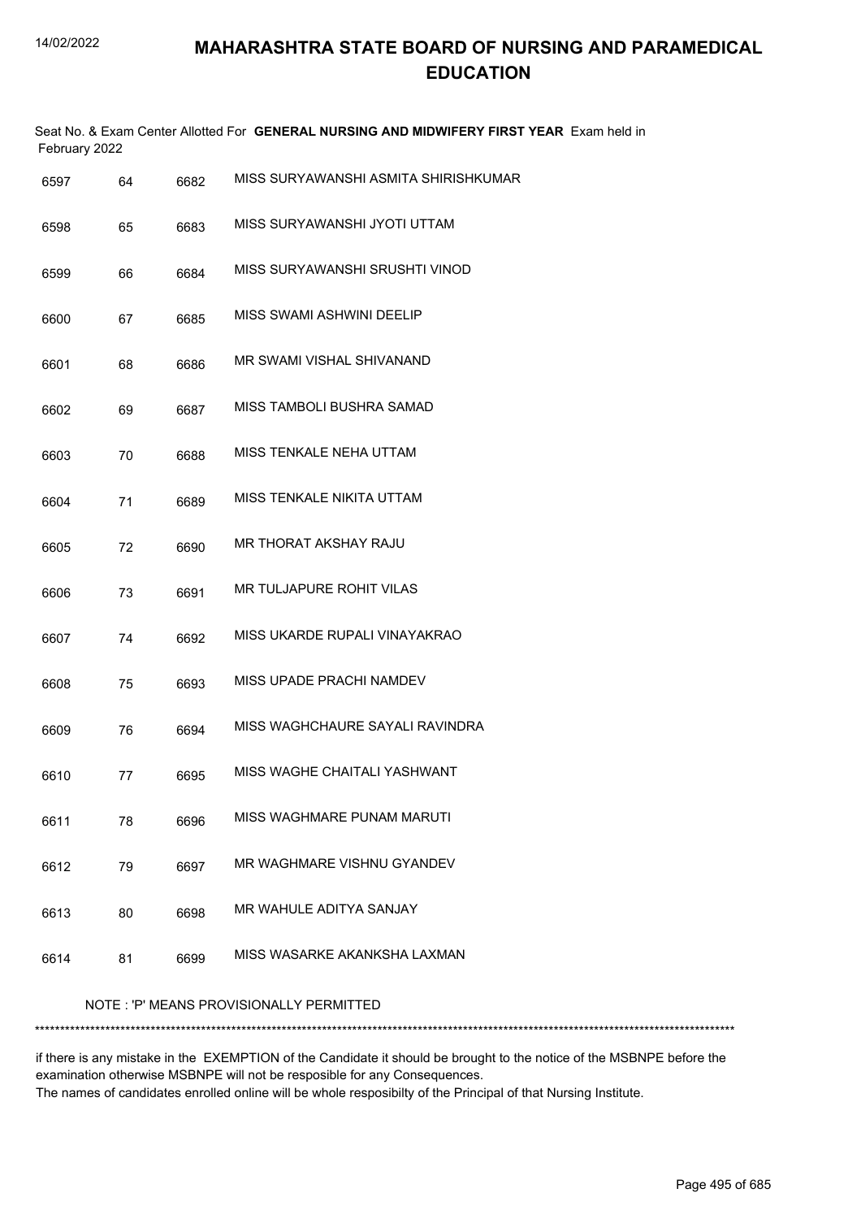# MAHARASHTRA STATE BOARD OF NURSING AND PARAMEDICAL EDUCATION

Seat No. & Exam Center Allotted For **GENERAL NURSING AND MIDWIFERY FIRST YEAR** Exam held in February 2022

| | | | |
|---|---|---|---|
| 6597 | 64 | 6682 | MISS SURYAWANSHI ASMITA SHIRISHKUMAR |
| 6598 | 65 | 6683 | MISS SURYAWANSHI JYOTI UTTAM |
| 6599 | 66 | 6684 | MISS SURYAWANSHI SRUSHTI VINOD |
| 6600 | 67 | 6685 | MISS SWAMI ASHWINI DEELIP |
| 6601 | 68 | 6686 | MR SWAMI VISHAL SHIVANAND |
| 6602 | 69 | 6687 | MISS TAMBOLI BUSHRA SAMAD |
| 6603 | 70 | 6688 | MISS TENKALE NEHA UTTAM |
| 6604 | 71 | 6689 | MISS TENKALE NIKITA UTTAM |
| 6605 | 72 | 6690 | MR THORAT AKSHAY RAJU |
| 6606 | 73 | 6691 | MR TULJAPURE ROHIT VILAS |
| 6607 | 74 | 6692 | MISS UKARDE RUPALI VINAYAKRAO |
| 6608 | 75 | 6693 | MISS UPADE PRACHI NAMDEV |
| 6609 | 76 | 6694 | MISS WAGHCHAURE SAYALI RAVINDRA |
| 6610 | 77 | 6695 | MISS WAGHE CHAITALI YASHWANT |
| 6611 | 78 | 6696 | MISS WAGHMARE PUNAM MARUTI |
| 6612 | 79 | 6697 | MR WAGHMARE VISHNU GYANDEV |
| 6613 | 80 | 6698 | MR WAHULE ADITYA SANJAY |
| 6614 | 81 | 6699 | MISS WASARKE AKANKSHA LAXMAN |

NOTE : 'P' MEANS PROVISIONALLY PERMITTED

*******************************************************************************************************************************************

if there is any mistake in the EXEMPTION of the Candidate it should be brought to the notice of the MSBNPE before the examination otherwise MSBNPE will not be resposible for any Consequences.
The names of candidates enrolled online will be whole resposibilty of the Principal of that Nursing Institute.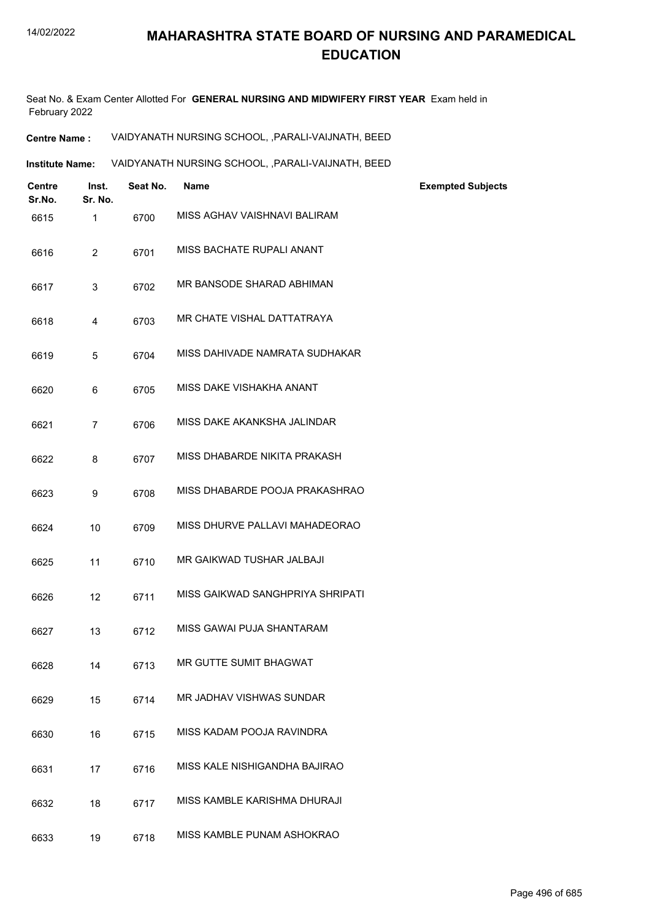# MAHARASHTRA STATE BOARD OF NURSING AND PARAMEDICAL EDUCATION

Seat No. & Exam Center Allotted For **GENERAL NURSING AND MIDWIFERY FIRST YEAR** Exam held in February 2022

**Centre Name :** VAIDYANATH NURSING SCHOOL, ,PARALI-VAIJNATH, BEED

**Institute Name:** VAIDYANATH NURSING SCHOOL, ,PARALI-VAIJNATH, BEED

| Centre Sr.No. | Inst. Sr. No. | Seat No. | Name | Exempted Subjects |
|---|---|---|---|---|
| 6615 | 1 | 6700 | MISS AGHAV VAISHNAVI BALIRAM | |
| 6616 | 2 | 6701 | MISS BACHATE RUPALI ANANT | |
| 6617 | 3 | 6702 | MR BANSODE SHARAD ABHIMAN | |
| 6618 | 4 | 6703 | MR CHATE VISHAL DATTATRAYA | |
| 6619 | 5 | 6704 | MISS DAHIVADE NAMRATA SUDHAKAR | |
| 6620 | 6 | 6705 | MISS DAKE VISHAKHA ANANT | |
| 6621 | 7 | 6706 | MISS DAKE AKANKSHA JALINDAR | |
| 6622 | 8 | 6707 | MISS DHABARDE NIKITA PRAKASH | |
| 6623 | 9 | 6708 | MISS DHABARDE POOJA PRAKASHRAO | |
| 6624 | 10 | 6709 | MISS DHURVE PALLAVI MAHADEORAO | |
| 6625 | 11 | 6710 | MR GAIKWAD TUSHAR JALBAJI | |
| 6626 | 12 | 6711 | MISS GAIKWAD SANGHPRIYA SHRIPATI | |
| 6627 | 13 | 6712 | MISS GAWAI PUJA SHANTARAM | |
| 6628 | 14 | 6713 | MR GUTTE SUMIT BHAGWAT | |
| 6629 | 15 | 6714 | MR JADHAV VISHWAS SUNDAR | |
| 6630 | 16 | 6715 | MISS KADAM POOJA RAVINDRA | |
| 6631 | 17 | 6716 | MISS KALE NISHIGANDHA BAJIRAO | |
| 6632 | 18 | 6717 | MISS KAMBLE KARISHMA DHURAJI | |
| 6633 | 19 | 6718 | MISS KAMBLE PUNAM ASHOKRAO | |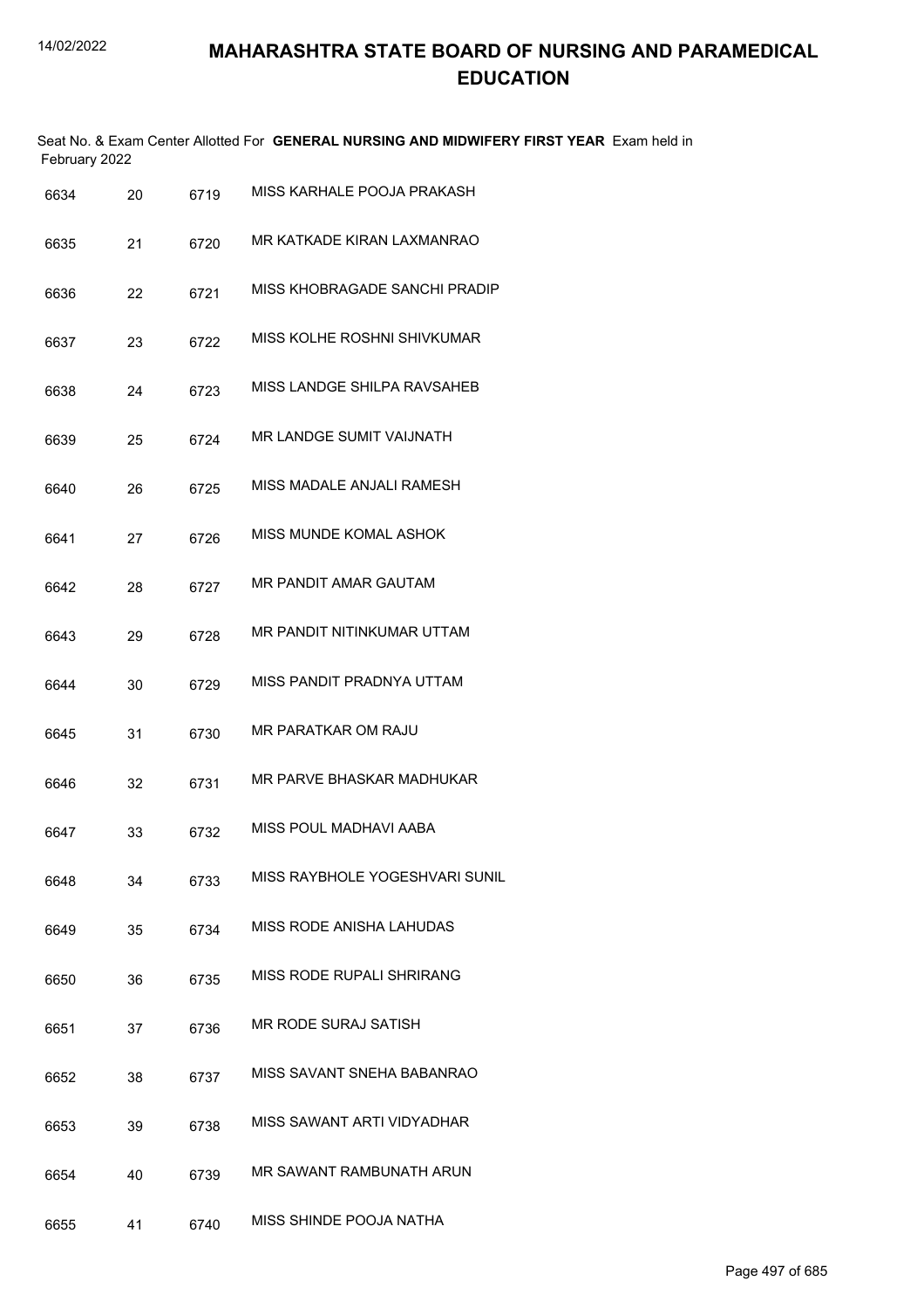# MAHARASHTRA STATE BOARD OF NURSING AND PARAMEDICAL EDUCATION

Seat No. & Exam Center Allotted For **GENERAL NURSING AND MIDWIFERY FIRST YEAR** Exam held in February 2022

| | | | |
|---|---|---|---|
| 6634 | 20 | 6719 | MISS KARHALE POOJA PRAKASH |
| 6635 | 21 | 6720 | MR KATKADE KIRAN LAXMANRAO |
| 6636 | 22 | 6721 | MISS KHOBRAGADE SANCHI PRADIP |
| 6637 | 23 | 6722 | MISS KOLHE ROSHNI SHIVKUMAR |
| 6638 | 24 | 6723 | MISS LANDGE SHILPA RAVSAHEB |
| 6639 | 25 | 6724 | MR LANDGE SUMIT VAIJNATH |
| 6640 | 26 | 6725 | MISS MADALE ANJALI RAMESH |
| 6641 | 27 | 6726 | MISS MUNDE KOMAL ASHOK |
| 6642 | 28 | 6727 | MR PANDIT AMAR GAUTAM |
| 6643 | 29 | 6728 | MR PANDIT NITINKUMAR UTTAM |
| 6644 | 30 | 6729 | MISS PANDIT PRADNYA UTTAM |
| 6645 | 31 | 6730 | MR PARATKAR OM RAJU |
| 6646 | 32 | 6731 | MR PARVE BHASKAR MADHUKAR |
| 6647 | 33 | 6732 | MISS POUL MADHAVI AABA |
| 6648 | 34 | 6733 | MISS RAYBHOLE YOGESHVARI SUNIL |
| 6649 | 35 | 6734 | MISS RODE ANISHA LAHUDAS |
| 6650 | 36 | 6735 | MISS RODE RUPALI SHRIRANG |
| 6651 | 37 | 6736 | MR RODE SURAJ SATISH |
| 6652 | 38 | 6737 | MISS SAVANT SNEHA BABANRAO |
| 6653 | 39 | 6738 | MISS SAWANT ARTI VIDYADHAR |
| 6654 | 40 | 6739 | MR SAWANT RAMBUNATH ARUN |
| 6655 | 41 | 6740 | MISS SHINDE POOJA NATHA |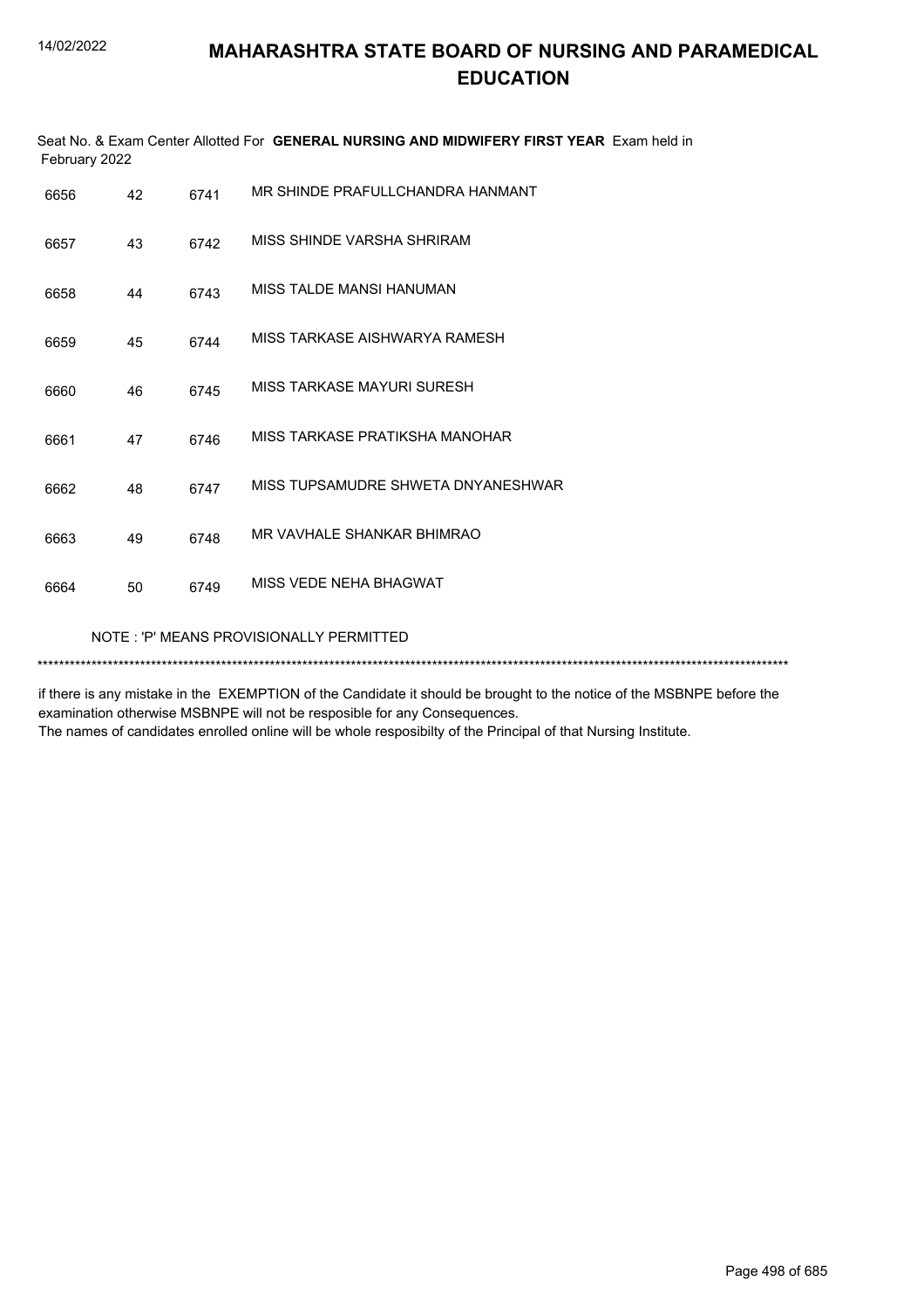Seat No. & Exam Center Allotted For **GENERAL NURSING AND MIDWIFERY FIRST YEAR** Exam held in February 2022

| | | | |
|---|---|---|---|
| 6656 | 42 | 6741 | MR SHINDE PRAFULLCHANDRA HANMANT |
| 6657 | 43 | 6742 | MISS SHINDE VARSHA SHRIRAM |
| 6658 | 44 | 6743 | MISS TALDE MANSI HANUMAN |
| 6659 | 45 | 6744 | MISS TARKASE AISHWARYA RAMESH |
| 6660 | 46 | 6745 | MISS TARKASE MAYURI SURESH |
| 6661 | 47 | 6746 | MISS TARKASE PRATIKSHA MANOHAR |
| 6662 | 48 | 6747 | MISS TUPSAMUDRE SHWETA DNYANESHWAR |
| 6663 | 49 | 6748 | MR VAVHALE SHANKAR BHIMRAO |
| 6664 | 50 | 6749 | MISS VEDE NEHA BHAGWAT |

NOTE : 'P' MEANS PROVISIONALLY PERMITTED

*******************************************************************************************************************************************

if there is any mistake in the EXEMPTION of the Candidate it should be brought to the notice of the MSBNPE before the examination otherwise MSBNPE will not be resposible for any Consequences.

The names of candidates enrolled online will be whole resposibilty of the Principal of that Nursing Institute.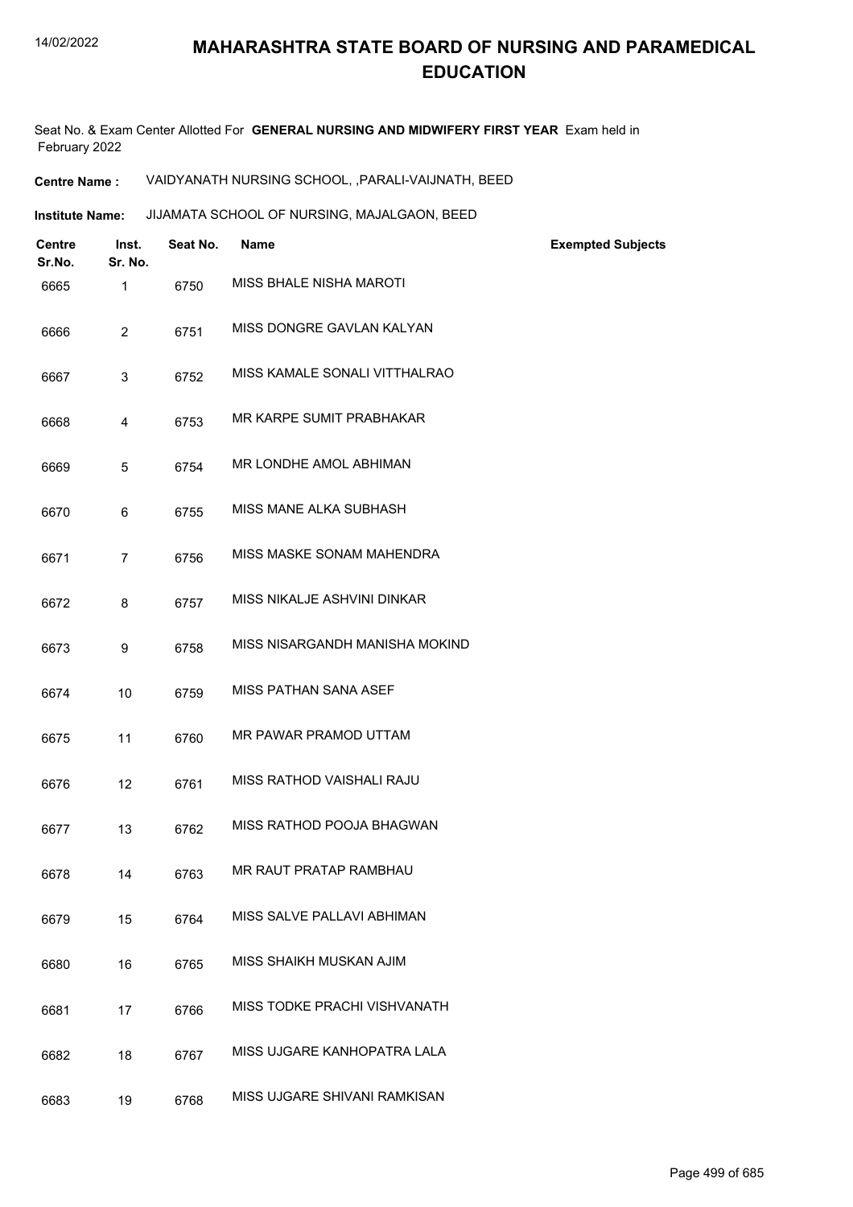# MAHARASHTRA STATE BOARD OF NURSING AND PARAMEDICAL EDUCATION

Seat No. & Exam Center Allotted For **GENERAL NURSING AND MIDWIFERY FIRST YEAR** Exam held in February 2022

**Centre Name :** VAIDYANATH NURSING SCHOOL, ,PARALI-VAIJNATH, BEED

**Institute Name:** JIJAMATA SCHOOL OF NURSING, MAJALGAON, BEED

| Centre Sr.No. | Inst. Sr. No. | Seat No. | Name | Exempted Subjects |
|---|---|---|---|---|
| 6665 | 1 | 6750 | MISS BHALE NISHA MAROTI | |
| 6666 | 2 | 6751 | MISS DONGRE GAVLAN KALYAN | |
| 6667 | 3 | 6752 | MISS KAMALE SONALI VITTHALRAO | |
| 6668 | 4 | 6753 | MR KARPE SUMIT PRABHAKAR | |
| 6669 | 5 | 6754 | MR LONDHE AMOL ABHIMAN | |
| 6670 | 6 | 6755 | MISS MANE ALKA SUBHASH | |
| 6671 | 7 | 6756 | MISS MASKE SONAM MAHENDRA | |
| 6672 | 8 | 6757 | MISS NIKALJE ASHVINI DINKAR | |
| 6673 | 9 | 6758 | MISS NISARGANDH MANISHA MOKIND | |
| 6674 | 10 | 6759 | MISS PATHAN SANA ASEF | |
| 6675 | 11 | 6760 | MR PAWAR PRAMOD UTTAM | |
| 6676 | 12 | 6761 | MISS RATHOD VAISHALI RAJU | |
| 6677 | 13 | 6762 | MISS RATHOD POOJA BHAGWAN | |
| 6678 | 14 | 6763 | MR RAUT PRATAP RAMBHAU | |
| 6679 | 15 | 6764 | MISS SALVE PALLAVI ABHIMAN | |
| 6680 | 16 | 6765 | MISS SHAIKH MUSKAN AJIM | |
| 6681 | 17 | 6766 | MISS TODKE PRACHI VISHVANATH | |
| 6682 | 18 | 6767 | MISS UJGARE KANHOPATRA LALA | |
| 6683 | 19 | 6768 | MISS UJGARE SHIVANI RAMKISAN | |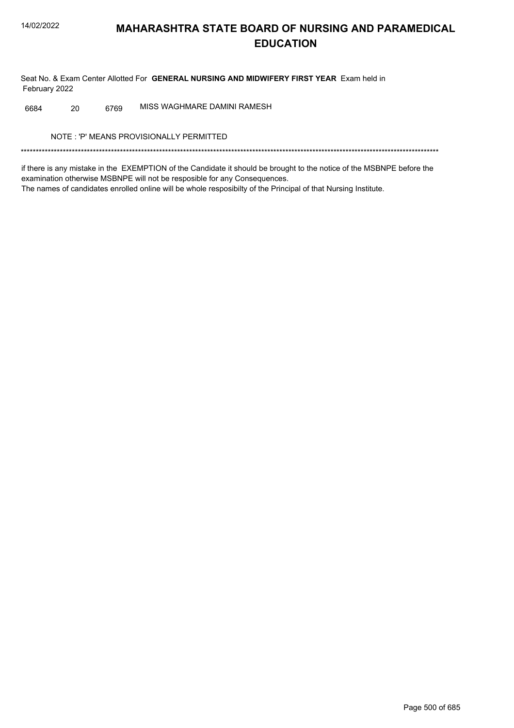# MAHARASHTRA STATE BOARD OF NURSING AND PARAMEDICAL EDUCATION

Seat No. & Exam Center Allotted For **GENERAL NURSING AND MIDWIFERY FIRST YEAR** Exam held in February 2022

| | | | |
|---|---|---|---|
| 6684 | 20 | 6769 | MISS WAGHMARE DAMINI RAMESH |

NOTE : 'P' MEANS PROVISIONALLY PERMITTED

*******************************************************************************************************************************************

if there is any mistake in the EXEMPTION of the Candidate it should be brought to the notice of the MSBNPE before the examination otherwise MSBNPE will not be resposible for any Consequences.

The names of candidates enrolled online will be whole resposibilty of the Principal of that Nursing Institute.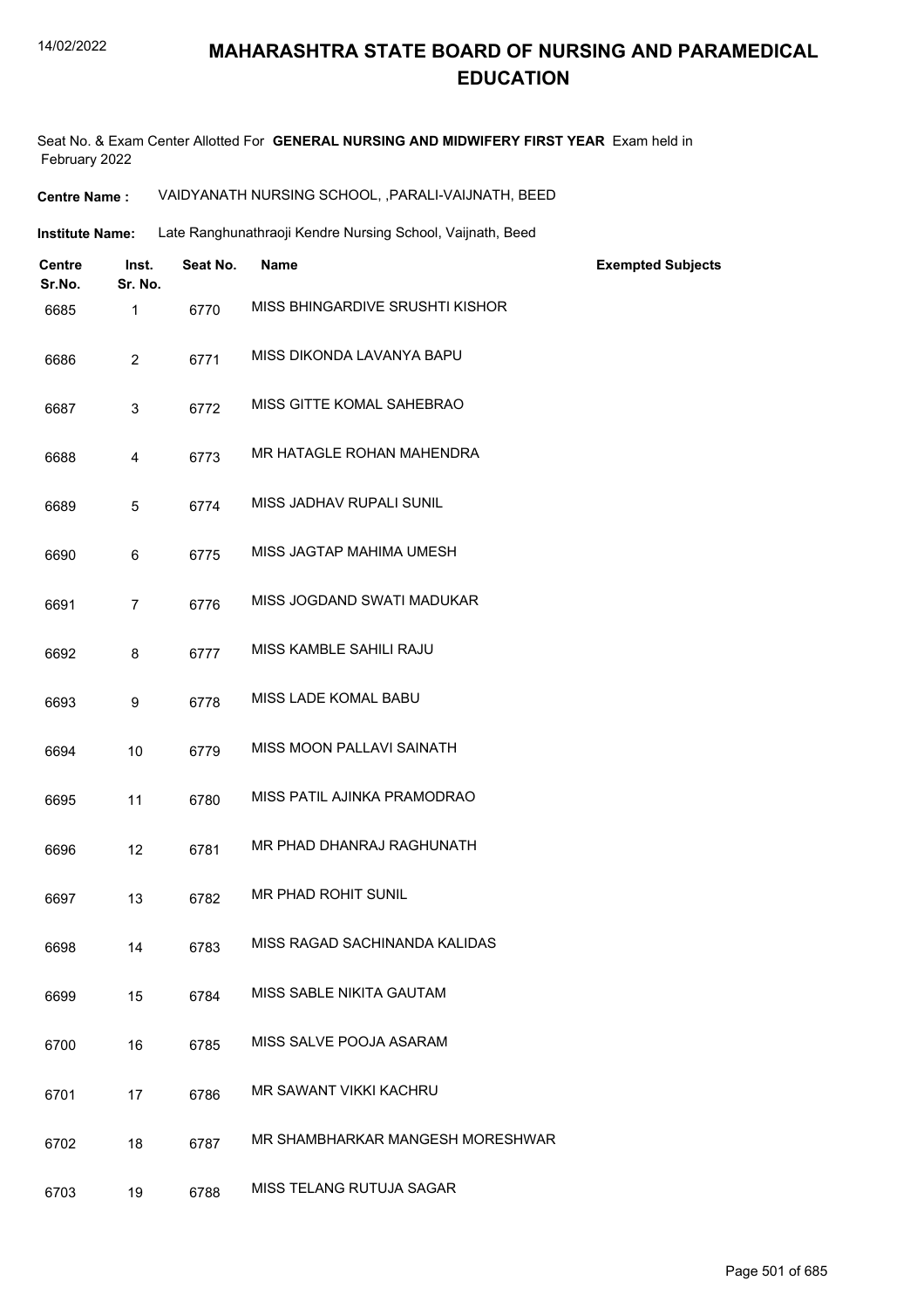# MAHARASHTRA STATE BOARD OF NURSING AND PARAMEDICAL EDUCATION

Seat No. & Exam Center Allotted For **GENERAL NURSING AND MIDWIFERY FIRST YEAR** Exam held in February 2022

**Centre Name :** VAIDYANATH NURSING SCHOOL, ,PARALI-VAIJNATH, BEED

**Institute Name:** Late Ranghunathraoji Kendre Nursing School, Vaijnath, Beed

| Centre Sr.No. | Inst. Sr. No. | Seat No. | Name | Exempted Subjects |
|---|---|---|---|---|
| 6685 | 1 | 6770 | MISS BHINGARDIVE SRUSHTI KISHOR | |
| 6686 | 2 | 6771 | MISS DIKONDA LAVANYA BAPU | |
| 6687 | 3 | 6772 | MISS GITTE KOMAL SAHEBRAO | |
| 6688 | 4 | 6773 | MR HATAGLE ROHAN MAHENDRA | |
| 6689 | 5 | 6774 | MISS JADHAV RUPALI SUNIL | |
| 6690 | 6 | 6775 | MISS JAGTAP MAHIMA UMESH | |
| 6691 | 7 | 6776 | MISS JOGDAND SWATI MADUKAR | |
| 6692 | 8 | 6777 | MISS KAMBLE SAHILI RAJU | |
| 6693 | 9 | 6778 | MISS LADE KOMAL BABU | |
| 6694 | 10 | 6779 | MISS MOON PALLAVI SAINATH | |
| 6695 | 11 | 6780 | MISS PATIL AJINKA PRAMODRAO | |
| 6696 | 12 | 6781 | MR PHAD DHANRAJ RAGHUNATH | |
| 6697 | 13 | 6782 | MR PHAD ROHIT SUNIL | |
| 6698 | 14 | 6783 | MISS RAGAD SACHINANDA KALIDAS | |
| 6699 | 15 | 6784 | MISS SABLE NIKITA GAUTAM | |
| 6700 | 16 | 6785 | MISS SALVE POOJA ASARAM | |
| 6701 | 17 | 6786 | MR SAWANT VIKKI KACHRU | |
| 6702 | 18 | 6787 | MR SHAMBHARKAR MANGESH MORESHWAR | |
| 6703 | 19 | 6788 | MISS TELANG RUTUJA SAGAR | |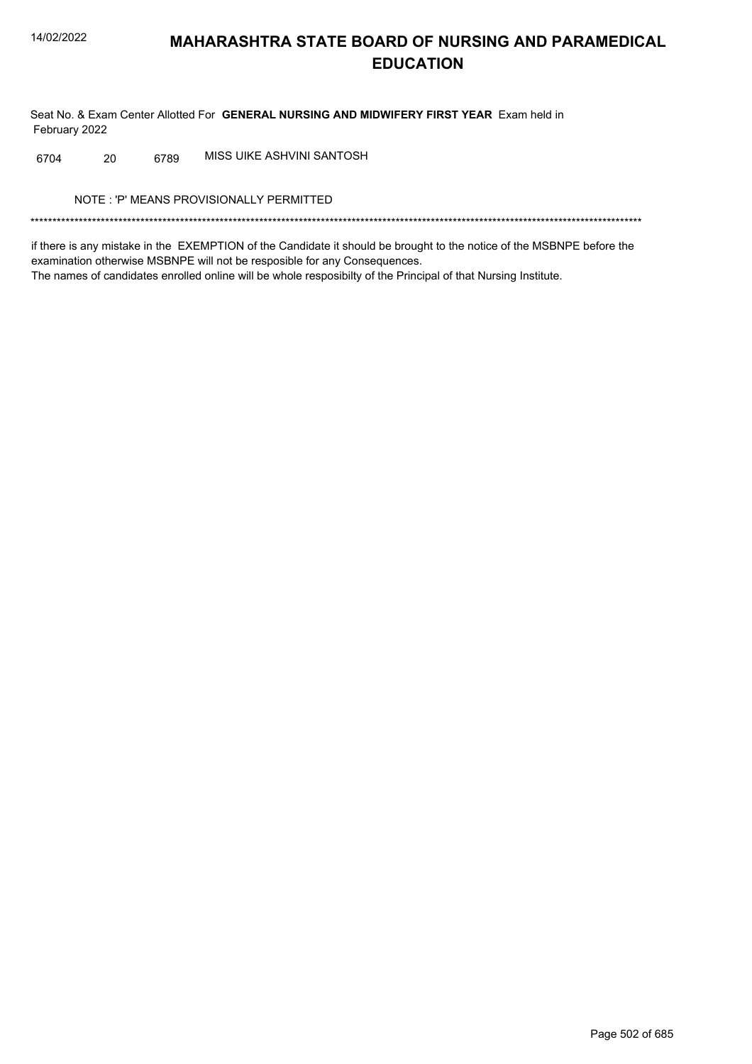# MAHARASHTRA STATE BOARD OF NURSING AND PARAMEDICAL EDUCATION

Seat No. & Exam Center Allotted For **GENERAL NURSING AND MIDWIFERY FIRST YEAR** Exam held in February 2022

| | | | |
|---|---|---|---|
| 6704 | 20 | 6789 | MISS UIKE ASHVINI SANTOSH |

NOTE : 'P' MEANS PROVISIONALLY PERMITTED

*******************************************************************************************************************************************

if there is any mistake in the EXEMPTION of the Candidate it should be brought to the notice of the MSBNPE before the examination otherwise MSBNPE will not be resposible for any Consequences.
The names of candidates enrolled online will be whole resposibilty of the Principal of that Nursing Institute.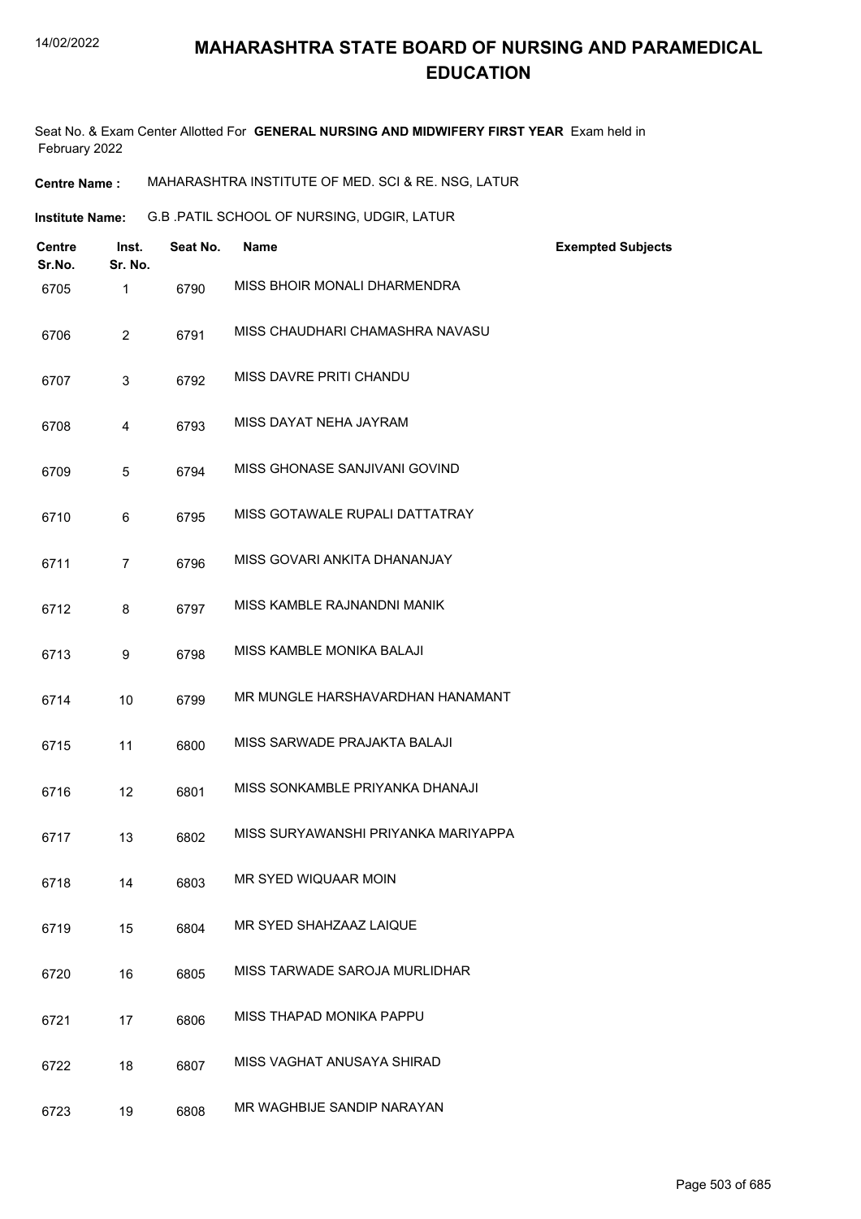# MAHARASHTRA STATE BOARD OF NURSING AND PARAMEDICAL EDUCATION

Seat No. & Exam Center Allotted For **GENERAL NURSING AND MIDWIFERY FIRST YEAR** Exam held in February 2022

**Centre Name :** MAHARASHTRA INSTITUTE OF MED. SCI & RE. NSG, LATUR

**Institute Name:** G.B .PATIL SCHOOL OF NURSING, UDGIR, LATUR

| Centre Sr.No. | Inst. Sr. No. | Seat No. | Name | Exempted Subjects |
|---|---|---|---|---|
| 6705 | 1 | 6790 | MISS BHOIR MONALI DHARMENDRA | |
| 6706 | 2 | 6791 | MISS CHAUDHARI CHAMASHRA NAVASU | |
| 6707 | 3 | 6792 | MISS DAVRE PRITI CHANDU | |
| 6708 | 4 | 6793 | MISS DAYAT NEHA JAYRAM | |
| 6709 | 5 | 6794 | MISS GHONASE SANJIVANI GOVIND | |
| 6710 | 6 | 6795 | MISS GOTAWALE RUPALI DATTATRAY | |
| 6711 | 7 | 6796 | MISS GOVARI ANKITA DHANANJAY | |
| 6712 | 8 | 6797 | MISS KAMBLE RAJNANDNI MANIK | |
| 6713 | 9 | 6798 | MISS KAMBLE MONIKA BALAJI | |
| 6714 | 10 | 6799 | MR MUNGLE HARSHAVARDHAN HANAMANT | |
| 6715 | 11 | 6800 | MISS SARWADE PRAJAKTA BALAJI | |
| 6716 | 12 | 6801 | MISS SONKAMBLE PRIYANKA DHANAJI | |
| 6717 | 13 | 6802 | MISS SURYAWANSHI PRIYANKA MARIYAPPA | |
| 6718 | 14 | 6803 | MR SYED WIQUAAR MOIN | |
| 6719 | 15 | 6804 | MR SYED SHAHZAAZ LAIQUE | |
| 6720 | 16 | 6805 | MISS TARWADE SAROJA MURLIDHAR | |
| 6721 | 17 | 6806 | MISS THAPAD MONIKA PAPPU | |
| 6722 | 18 | 6807 | MISS VAGHAT ANUSAYA SHIRAD | |
| 6723 | 19 | 6808 | MR WAGHBIJE SANDIP NARAYAN | |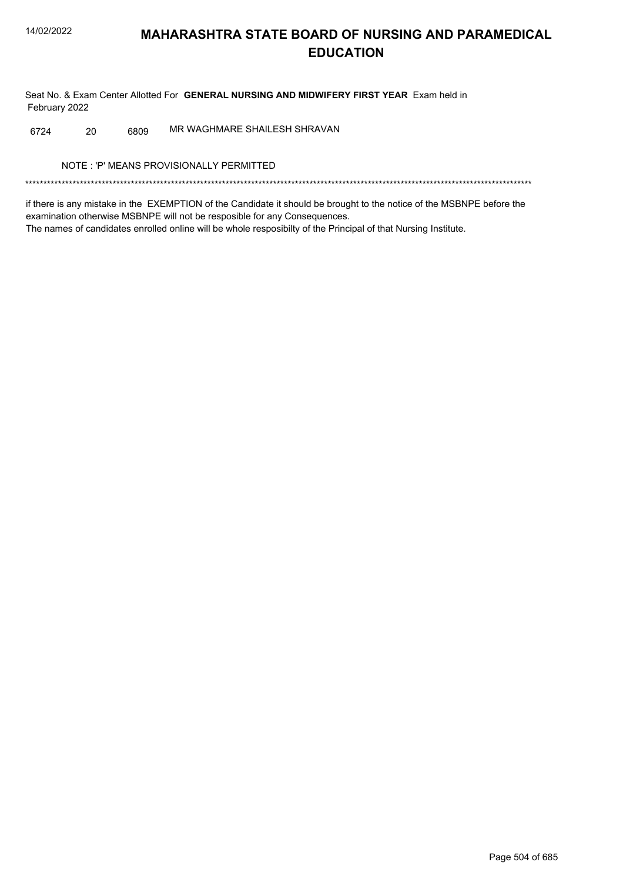# MAHARASHTRA STATE BOARD OF NURSING AND PARAMEDICAL EDUCATION

Seat No. & Exam Center Allotted For **GENERAL NURSING AND MIDWIFERY FIRST YEAR** Exam held in February 2022

| | | | |
|---|---|---|---|
| 6724 | 20 | 6809 | MR WAGHMARE SHAILESH SHRAVAN |

NOTE : 'P' MEANS PROVISIONALLY PERMITTED

*******************************************************************************************************************************************

if there is any mistake in the EXEMPTION of the Candidate it should be brought to the notice of the MSBNPE before the examination otherwise MSBNPE will not be resposible for any Consequences.
The names of candidates enrolled online will be whole resposibilty of the Principal of that Nursing Institute.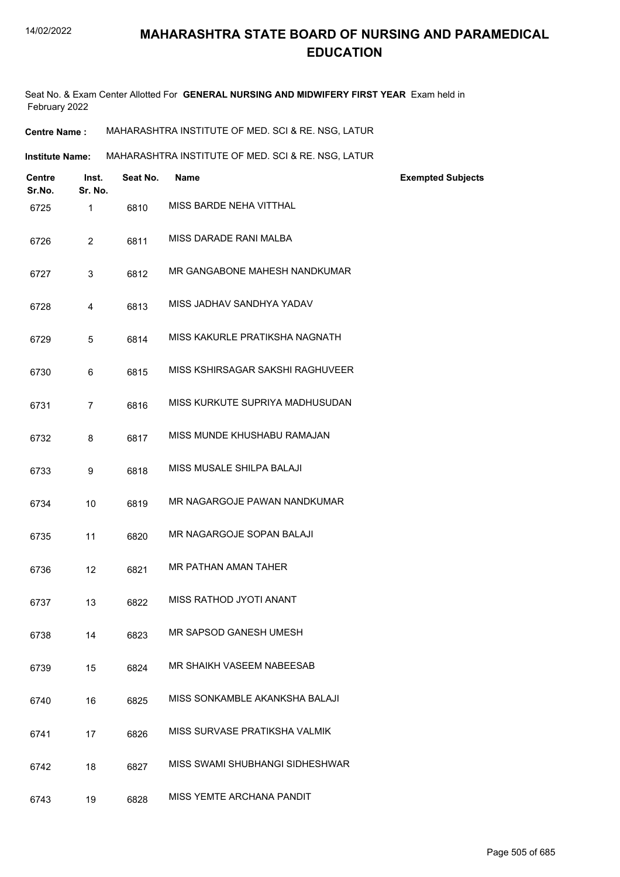# MAHARASHTRA STATE BOARD OF NURSING AND PARAMEDICAL EDUCATION

Seat No. & Exam Center Allotted For **GENERAL NURSING AND MIDWIFERY FIRST YEAR** Exam held in February 2022

**Centre Name :** MAHARASHTRA INSTITUTE OF MED. SCI & RE. NSG, LATUR

**Institute Name:** MAHARASHTRA INSTITUTE OF MED. SCI & RE. NSG, LATUR

| Centre Sr.No. | Inst. Sr. No. | Seat No. | Name | Exempted Subjects |
|---|---|---|---|---|
| 6725 | 1 | 6810 | MISS BARDE NEHA VITTHAL | |
| 6726 | 2 | 6811 | MISS DARADE RANI MALBA | |
| 6727 | 3 | 6812 | MR GANGABONE MAHESH NANDKUMAR | |
| 6728 | 4 | 6813 | MISS JADHAV SANDHYA YADAV | |
| 6729 | 5 | 6814 | MISS KAKURLE PRATIKSHA NAGNATH | |
| 6730 | 6 | 6815 | MISS KSHIRSAGAR SAKSHI RAGHUVEER | |
| 6731 | 7 | 6816 | MISS KURKUTE SUPRIYA MADHUSUDAN | |
| 6732 | 8 | 6817 | MISS MUNDE KHUSHABU RAMAJAN | |
| 6733 | 9 | 6818 | MISS MUSALE SHILPA BALAJI | |
| 6734 | 10 | 6819 | MR NAGARGOJE PAWAN NANDKUMAR | |
| 6735 | 11 | 6820 | MR NAGARGOJE SOPAN BALAJI | |
| 6736 | 12 | 6821 | MR PATHAN AMAN TAHER | |
| 6737 | 13 | 6822 | MISS RATHOD JYOTI ANANT | |
| 6738 | 14 | 6823 | MR SAPSOD GANESH UMESH | |
| 6739 | 15 | 6824 | MR SHAIKH VASEEM NABEESAB | |
| 6740 | 16 | 6825 | MISS SONKAMBLE AKANKSHA BALAJI | |
| 6741 | 17 | 6826 | MISS SURVASE PRATIKSHA VALMIK | |
| 6742 | 18 | 6827 | MISS SWAMI SHUBHANGI SIDHESHWAR | |
| 6743 | 19 | 6828 | MISS YEMTE ARCHANA PANDIT | |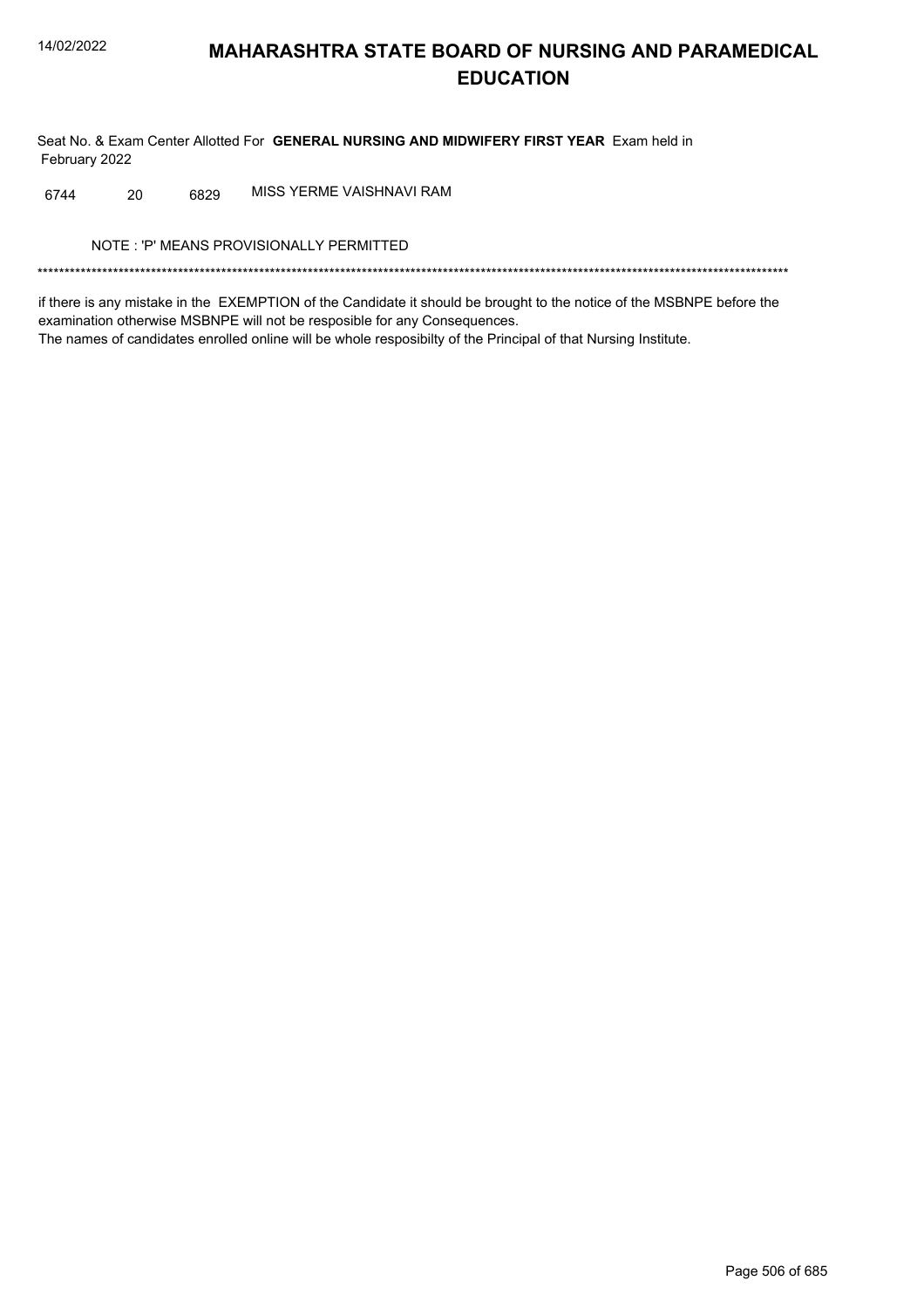# MAHARASHTRA STATE BOARD OF NURSING AND PARAMEDICAL EDUCATION

Seat No. & Exam Center Allotted For **GENERAL NURSING AND MIDWIFERY FIRST YEAR** Exam held in February 2022

| | | | |
|---|---|---|---|
| 6744 | 20 | 6829 | MISS YERME VAISHNAVI RAM |

NOTE : 'P' MEANS PROVISIONALLY PERMITTED

*******************************************************************************************************************************************

if there is any mistake in the EXEMPTION of the Candidate it should be brought to the notice of the MSBNPE before the examination otherwise MSBNPE will not be resposible for any Consequences.
The names of candidates enrolled online will be whole resposibilty of the Principal of that Nursing Institute.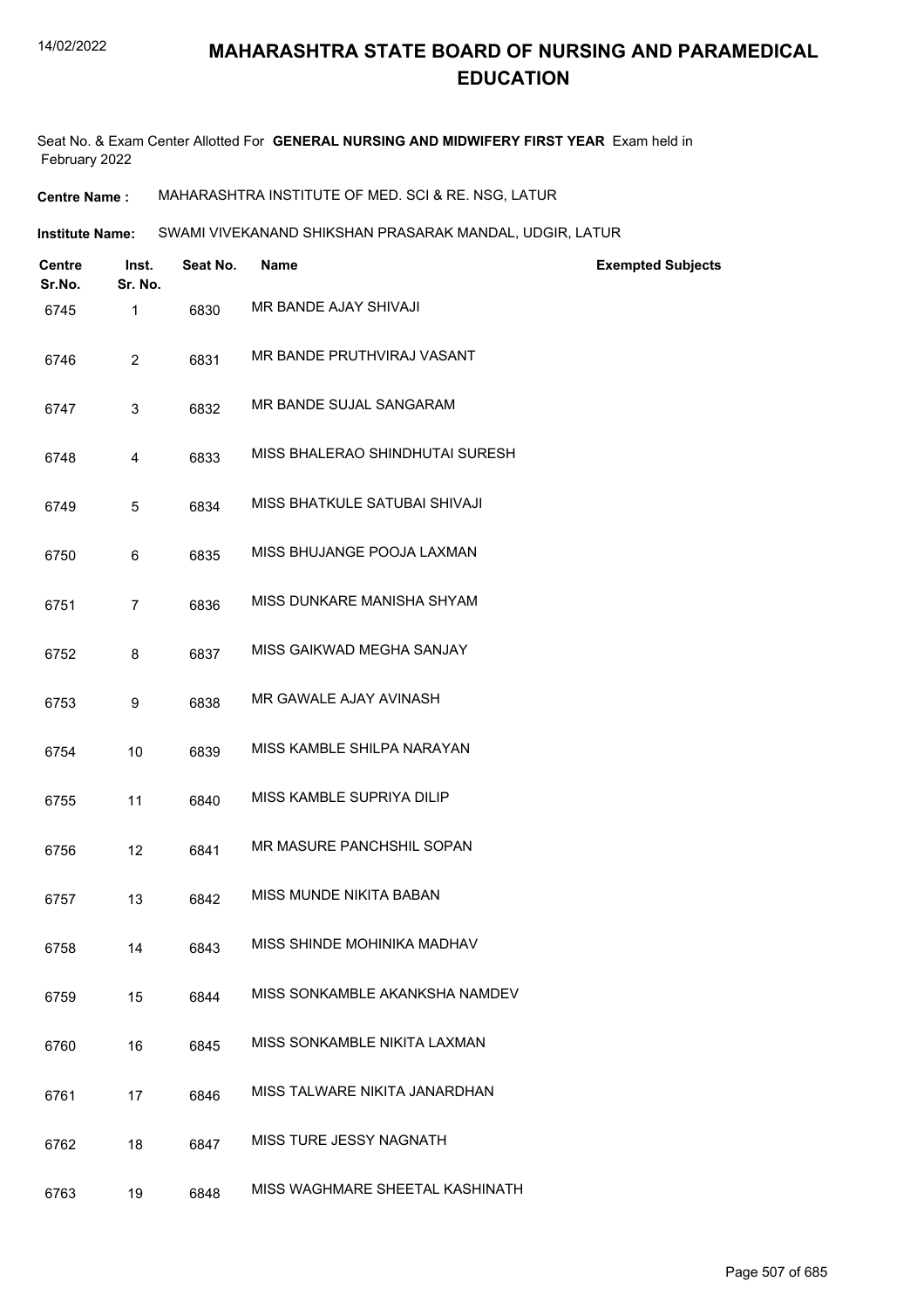# MAHARASHTRA STATE BOARD OF NURSING AND PARAMEDICAL EDUCATION

Seat No. & Exam Center Allotted For **GENERAL NURSING AND MIDWIFERY FIRST YEAR** Exam held in February 2022

**Centre Name :** MAHARASHTRA INSTITUTE OF MED. SCI & RE. NSG, LATUR

**Institute Name:** SWAMI VIVEKANAND SHIKSHAN PRASARAK MANDAL, UDGIR, LATUR

| Centre Sr.No. | Inst. Sr. No. | Seat No. | Name | Exempted Subjects |
|---|---|---|---|---|
| 6745 | 1 | 6830 | MR BANDE AJAY SHIVAJI | |
| 6746 | 2 | 6831 | MR BANDE PRUTHVIRAJ VASANT | |
| 6747 | 3 | 6832 | MR BANDE SUJAL SANGARAM | |
| 6748 | 4 | 6833 | MISS BHALERAO SHINDHUTAI SURESH | |
| 6749 | 5 | 6834 | MISS BHATKULE SATUBAI SHIVAJI | |
| 6750 | 6 | 6835 | MISS BHUJANGE POOJA LAXMAN | |
| 6751 | 7 | 6836 | MISS DUNKARE MANISHA SHYAM | |
| 6752 | 8 | 6837 | MISS GAIKWAD MEGHA SANJAY | |
| 6753 | 9 | 6838 | MR GAWALE AJAY AVINASH | |
| 6754 | 10 | 6839 | MISS KAMBLE SHILPA NARAYAN | |
| 6755 | 11 | 6840 | MISS KAMBLE SUPRIYA DILIP | |
| 6756 | 12 | 6841 | MR MASURE PANCHSHIL SOPAN | |
| 6757 | 13 | 6842 | MISS MUNDE NIKITA BABAN | |
| 6758 | 14 | 6843 | MISS SHINDE MOHINIKA MADHAV | |
| 6759 | 15 | 6844 | MISS SONKAMBLE AKANKSHA NAMDEV | |
| 6760 | 16 | 6845 | MISS SONKAMBLE NIKITA LAXMAN | |
| 6761 | 17 | 6846 | MISS TALWARE NIKITA JANARDHAN | |
| 6762 | 18 | 6847 | MISS TURE JESSY NAGNATH | |
| 6763 | 19 | 6848 | MISS WAGHMARE SHEETAL KASHINATH | |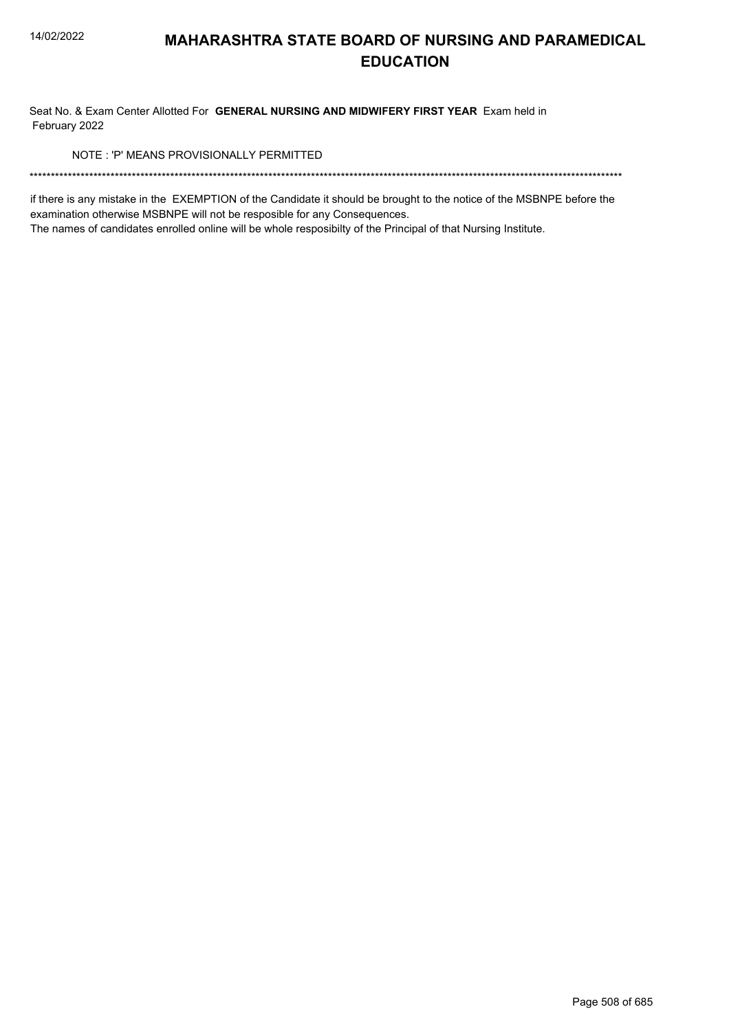# MAHARASHTRA STATE BOARD OF NURSING AND PARAMEDICAL EDUCATION

Seat No. & Exam Center Allotted For **GENERAL NURSING AND MIDWIFERY FIRST YEAR** Exam held in February 2022

NOTE : 'P' MEANS PROVISIONALLY PERMITTED

******************************************************************************************************************************************

if there is any mistake in the EXEMPTION of the Candidate it should be brought to the notice of the MSBNPE before the examination otherwise MSBNPE will not be resposible for any Consequences.

The names of candidates enrolled online will be whole resposibilty of the Principal of that Nursing Institute.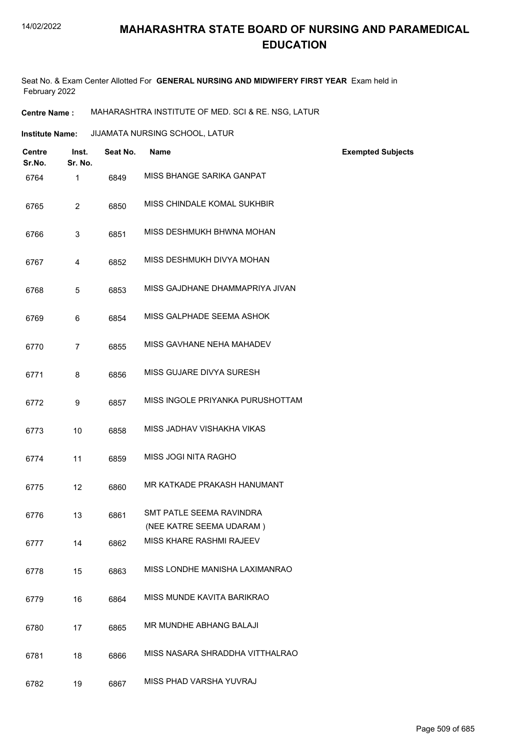# MAHARASHTRA STATE BOARD OF NURSING AND PARAMEDICAL EDUCATION

Seat No. & Exam Center Allotted For **GENERAL NURSING AND MIDWIFERY FIRST YEAR** Exam held in February 2022

**Centre Name :** MAHARASHTRA INSTITUTE OF MED. SCI & RE. NSG, LATUR

**Institute Name:** JIJAMATA NURSING SCHOOL, LATUR

| Centre Sr.No. | Inst. Sr. No. | Seat No. | Name | Exempted Subjects |
|---|---|---|---|---|
| 6764 | 1 | 6849 | MISS BHANGE SARIKA GANPAT | |
| 6765 | 2 | 6850 | MISS CHINDALE KOMAL SUKHBIR | |
| 6766 | 3 | 6851 | MISS DESHMUKH BHWNA MOHAN | |
| 6767 | 4 | 6852 | MISS DESHMUKH DIVYA MOHAN | |
| 6768 | 5 | 6853 | MISS GAJDHANE DHAMMAPRIYA JIVAN | |
| 6769 | 6 | 6854 | MISS GALPHADE SEEMA ASHOK | |
| 6770 | 7 | 6855 | MISS GAVHANE NEHA MAHADEV | |
| 6771 | 8 | 6856 | MISS GUJARE DIVYA SURESH | |
| 6772 | 9 | 6857 | MISS INGOLE PRIYANKA PURUSHOTTAM | |
| 6773 | 10 | 6858 | MISS JADHAV VISHAKHA VIKAS | |
| 6774 | 11 | 6859 | MISS JOGI NITA RAGHO | |
| 6775 | 12 | 6860 | MR KATKADE PRAKASH HANUMANT | |
| 6776 | 13 | 6861 | SMT PATLE SEEMA RAVINDRA (NEE KATRE SEEMA UDARAM ) | |
| 6777 | 14 | 6862 | MISS KHARE RASHMI RAJEEV | |
| 6778 | 15 | 6863 | MISS LONDHE MANISHA LAXIMANRAO | |
| 6779 | 16 | 6864 | MISS MUNDE KAVITA BARIKRAO | |
| 6780 | 17 | 6865 | MR MUNDHE ABHANG BALAJI | |
| 6781 | 18 | 6866 | MISS NASARA SHRADDHA VITTHALRAO | |
| 6782 | 19 | 6867 | MISS PHAD VARSHA YUVRAJ | |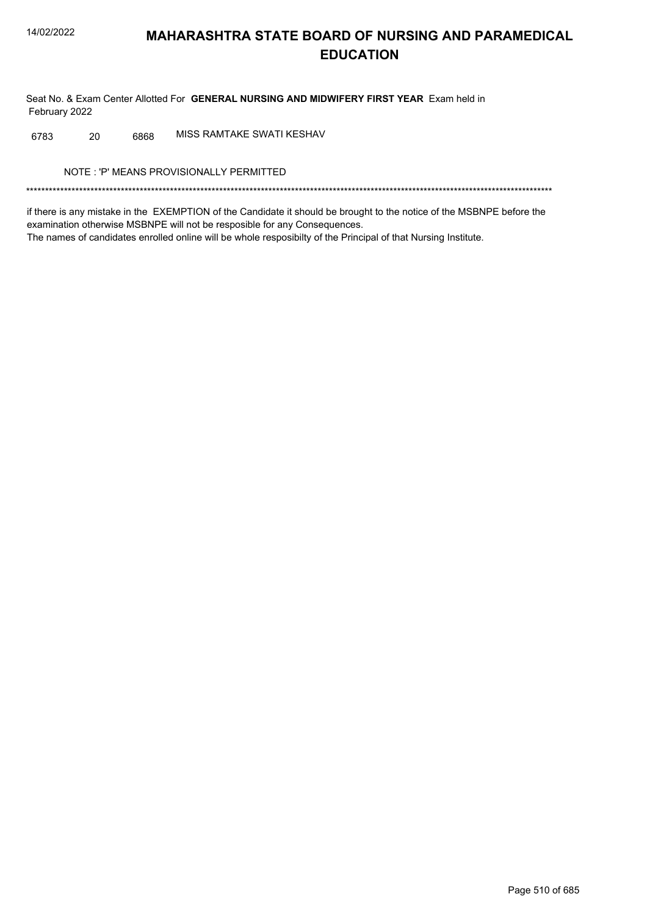# MAHARASHTRA STATE BOARD OF NURSING AND PARAMEDICAL EDUCATION

Seat No. & Exam Center Allotted For **GENERAL NURSING AND MIDWIFERY FIRST YEAR** Exam held in February 2022

| | | | |
|---|---|---|---|
| 6783 | 20 | 6868 | MISS RAMTAKE SWATI KESHAV |

NOTE : 'P' MEANS PROVISIONALLY PERMITTED

*******************************************************************************************************************************************

if there is any mistake in the EXEMPTION of the Candidate it should be brought to the notice of the MSBNPE before the examination otherwise MSBNPE will not be resposible for any Consequences.
The names of candidates enrolled online will be whole resposibilty of the Principal of that Nursing Institute.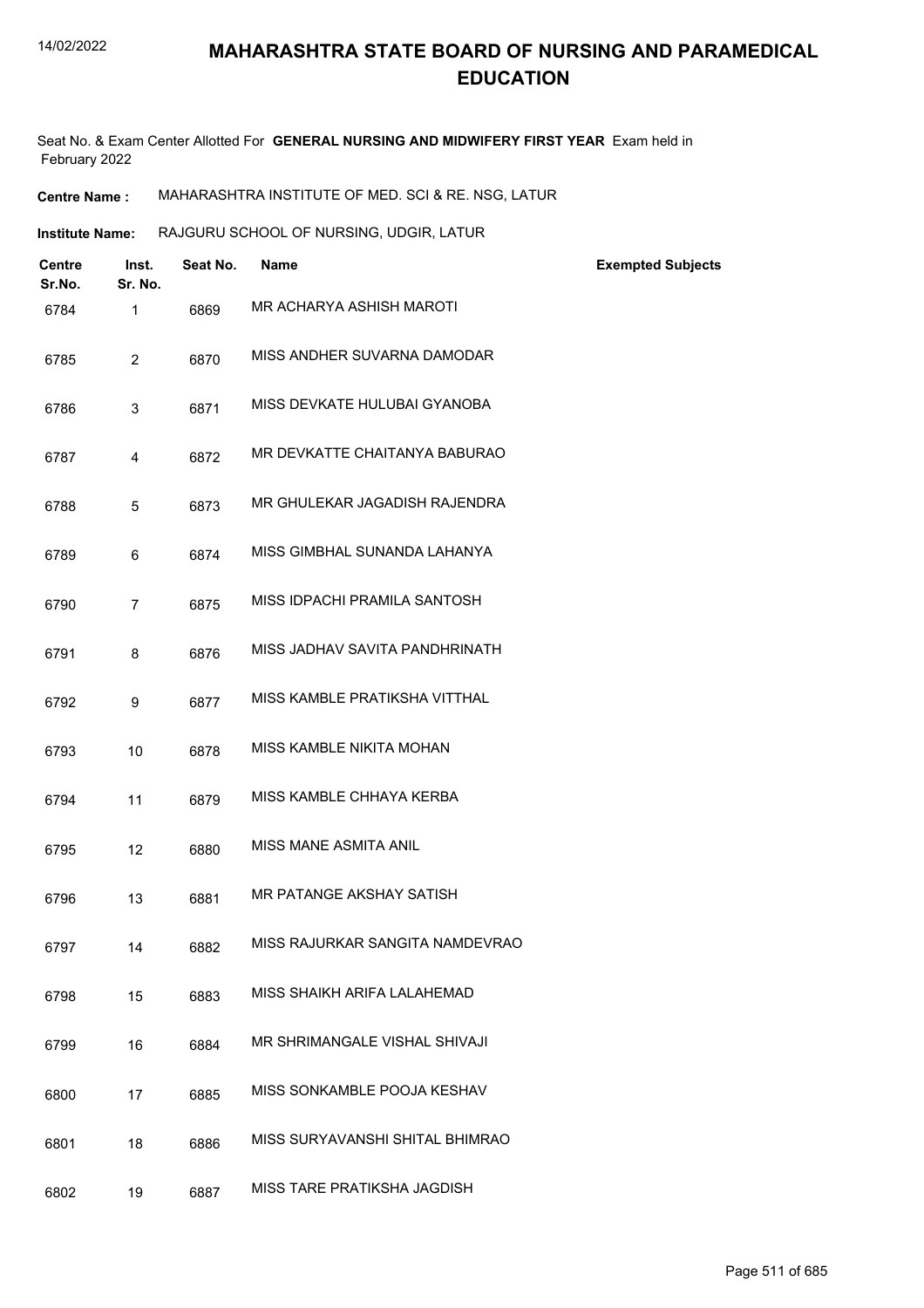# MAHARASHTRA STATE BOARD OF NURSING AND PARAMEDICAL EDUCATION

Seat No. & Exam Center Allotted For **GENERAL NURSING AND MIDWIFERY FIRST YEAR** Exam held in February 2022

**Centre Name :** MAHARASHTRA INSTITUTE OF MED. SCI & RE. NSG, LATUR

**Institute Name:** RAJGURU SCHOOL OF NURSING, UDGIR, LATUR

| Centre Sr.No. | Inst. Sr. No. | Seat No. | Name | Exempted Subjects |
|---|---|---|---|---|
| 6784 | 1 | 6869 | MR ACHARYA ASHISH MAROTI | |
| 6785 | 2 | 6870 | MISS ANDHER SUVARNA DAMODAR | |
| 6786 | 3 | 6871 | MISS DEVKATE HULUBAI GYANOBA | |
| 6787 | 4 | 6872 | MR DEVKATTE CHAITANYA BABURAO | |
| 6788 | 5 | 6873 | MR GHULEKAR JAGADISH RAJENDRA | |
| 6789 | 6 | 6874 | MISS GIMBHAL SUNANDA LAHANYA | |
| 6790 | 7 | 6875 | MISS IDPACHI PRAMILA SANTOSH | |
| 6791 | 8 | 6876 | MISS JADHAV SAVITA PANDHRINATH | |
| 6792 | 9 | 6877 | MISS KAMBLE PRATIKSHA VITTHAL | |
| 6793 | 10 | 6878 | MISS KAMBLE NIKITA MOHAN | |
| 6794 | 11 | 6879 | MISS KAMBLE CHHAYA KERBA | |
| 6795 | 12 | 6880 | MISS MANE ASMITA ANIL | |
| 6796 | 13 | 6881 | MR PATANGE AKSHAY SATISH | |
| 6797 | 14 | 6882 | MISS RAJURKAR SANGITA NAMDEVRAO | |
| 6798 | 15 | 6883 | MISS SHAIKH ARIFA LALAHEMAD | |
| 6799 | 16 | 6884 | MR SHRIMANGALE VISHAL SHIVAJI | |
| 6800 | 17 | 6885 | MISS SONKAMBLE POOJA KESHAV | |
| 6801 | 18 | 6886 | MISS SURYAVANSHI SHITAL BHIMRAO | |
| 6802 | 19 | 6887 | MISS TARE PRATIKSHA JAGDISH | |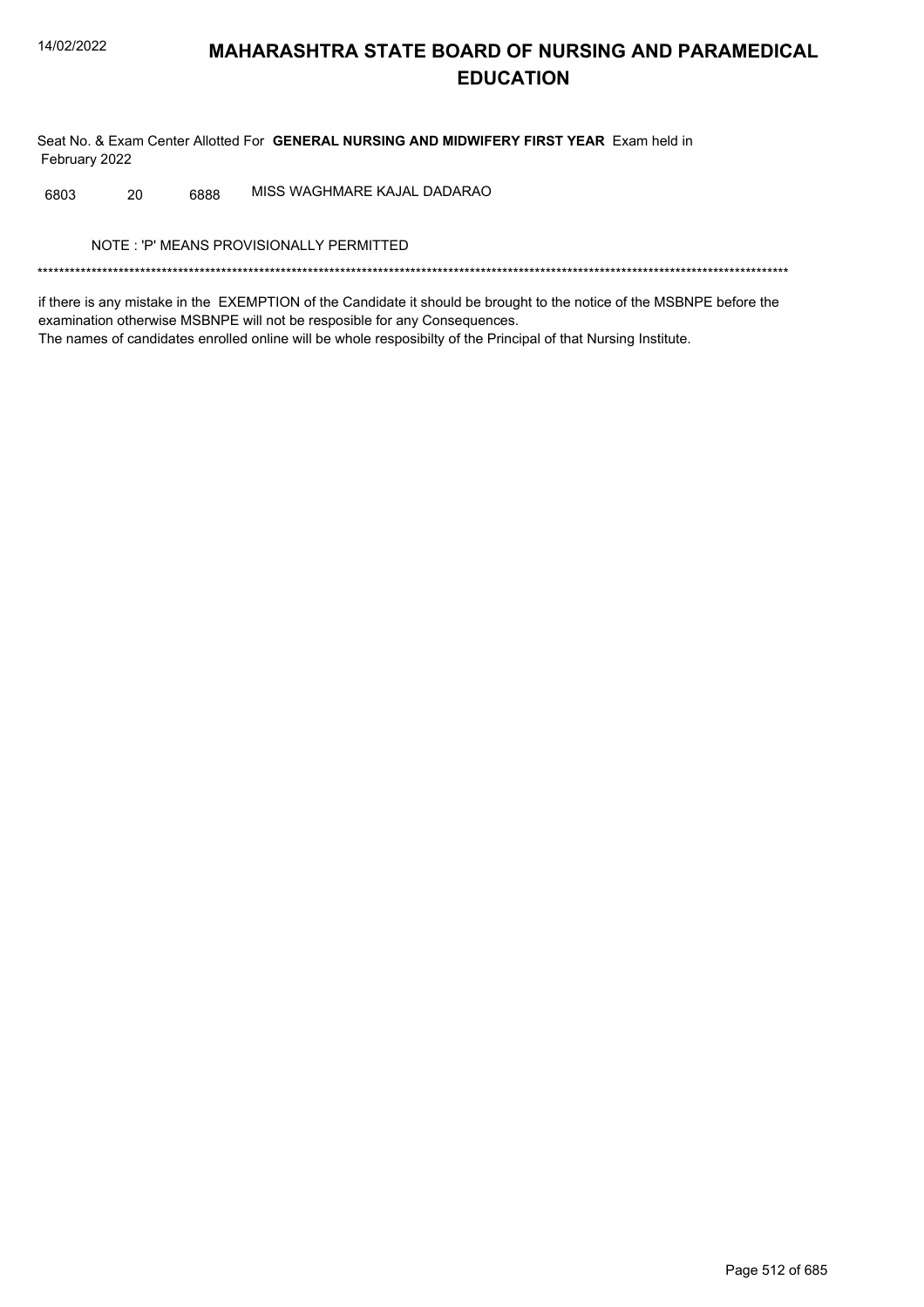# MAHARASHTRA STATE BOARD OF NURSING AND PARAMEDICAL EDUCATION

Seat No. & Exam Center Allotted For **GENERAL NURSING AND MIDWIFERY FIRST YEAR** Exam held in February 2022

| | | | |
|---|---|---|---|
| 6803 | 20 | 6888 | MISS WAGHMARE KAJAL DADARAO |

NOTE : 'P' MEANS PROVISIONALLY PERMITTED

*******************************************************************************************************************************************

if there is any mistake in the EXEMPTION of the Candidate it should be brought to the notice of the MSBNPE before the examination otherwise MSBNPE will not be resposible for any Consequences.
The names of candidates enrolled online will be whole resposibilty of the Principal of that Nursing Institute.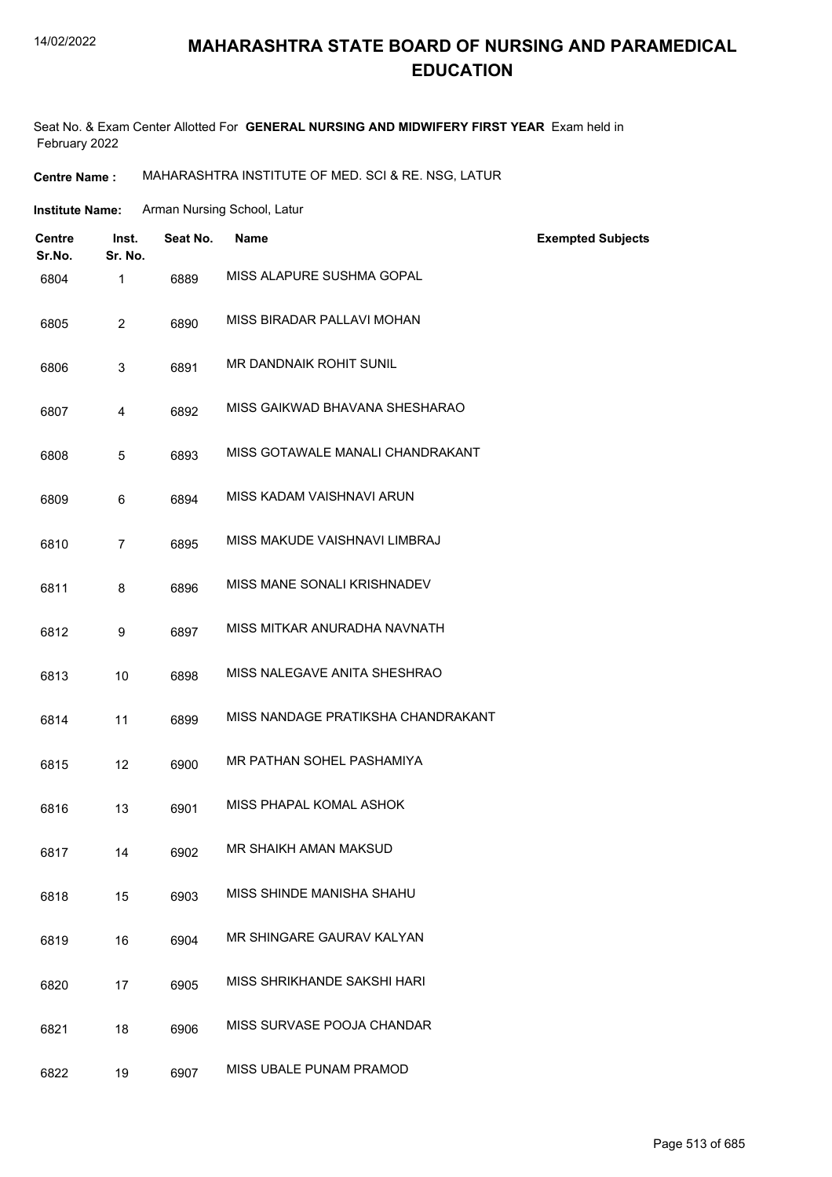# MAHARASHTRA STATE BOARD OF NURSING AND PARAMEDICAL EDUCATION

Seat No. & Exam Center Allotted For **GENERAL NURSING AND MIDWIFERY FIRST YEAR** Exam held in February 2022

**Centre Name :** MAHARASHTRA INSTITUTE OF MED. SCI & RE. NSG, LATUR

**Institute Name:** Arman Nursing School, Latur

| Centre Sr.No. | Inst. Sr. No. | Seat No. | Name | Exempted Subjects |
|---|---|---|---|---|
| 6804 | 1 | 6889 | MISS ALAPURE SUSHMA GOPAL | |
| 6805 | 2 | 6890 | MISS BIRADAR PALLAVI MOHAN | |
| 6806 | 3 | 6891 | MR DANDNAIK ROHIT SUNIL | |
| 6807 | 4 | 6892 | MISS GAIKWAD BHAVANA SHESHARAO | |
| 6808 | 5 | 6893 | MISS GOTAWALE MANALI CHANDRAKANT | |
| 6809 | 6 | 6894 | MISS KADAM VAISHNAVI ARUN | |
| 6810 | 7 | 6895 | MISS MAKUDE VAISHNAVI LIMBRAJ | |
| 6811 | 8 | 6896 | MISS MANE SONALI KRISHNADEV | |
| 6812 | 9 | 6897 | MISS MITKAR ANURADHA NAVNATH | |
| 6813 | 10 | 6898 | MISS NALEGAVE ANITA SHESHRAO | |
| 6814 | 11 | 6899 | MISS NANDAGE PRATIKSHA CHANDRAKANT | |
| 6815 | 12 | 6900 | MR PATHAN SOHEL PASHAMIYA | |
| 6816 | 13 | 6901 | MISS PHAPAL KOMAL ASHOK | |
| 6817 | 14 | 6902 | MR SHAIKH AMAN MAKSUD | |
| 6818 | 15 | 6903 | MISS SHINDE MANISHA SHAHU | |
| 6819 | 16 | 6904 | MR SHINGARE GAURAV KALYAN | |
| 6820 | 17 | 6905 | MISS SHRIKHANDE SAKSHI HARI | |
| 6821 | 18 | 6906 | MISS SURVASE POOJA CHANDAR | |
| 6822 | 19 | 6907 | MISS UBALE PUNAM PRAMOD | |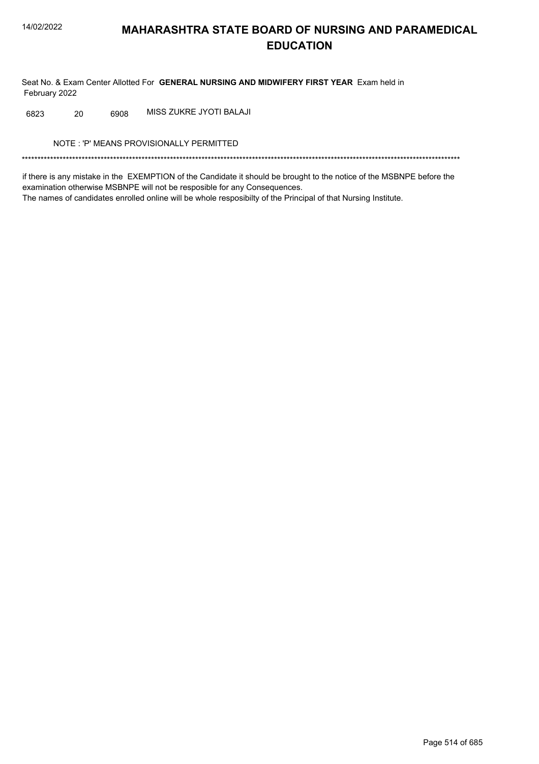# MAHARASHTRA STATE BOARD OF NURSING AND PARAMEDICAL EDUCATION

Seat No. & Exam Center Allotted For **GENERAL NURSING AND MIDWIFERY FIRST YEAR** Exam held in February 2022

| | | | |
|---|---|---|---|
| 6823 | 20 | 6908 | MISS ZUKRE JYOTI BALAJI |

NOTE : 'P' MEANS PROVISIONALLY PERMITTED

*******************************************************************************************************************************************

if there is any mistake in the EXEMPTION of the Candidate it should be brought to the notice of the MSBNPE before the examination otherwise MSBNPE will not be resposible for any Consequences.

The names of candidates enrolled online will be whole resposibilty of the Principal of that Nursing Institute.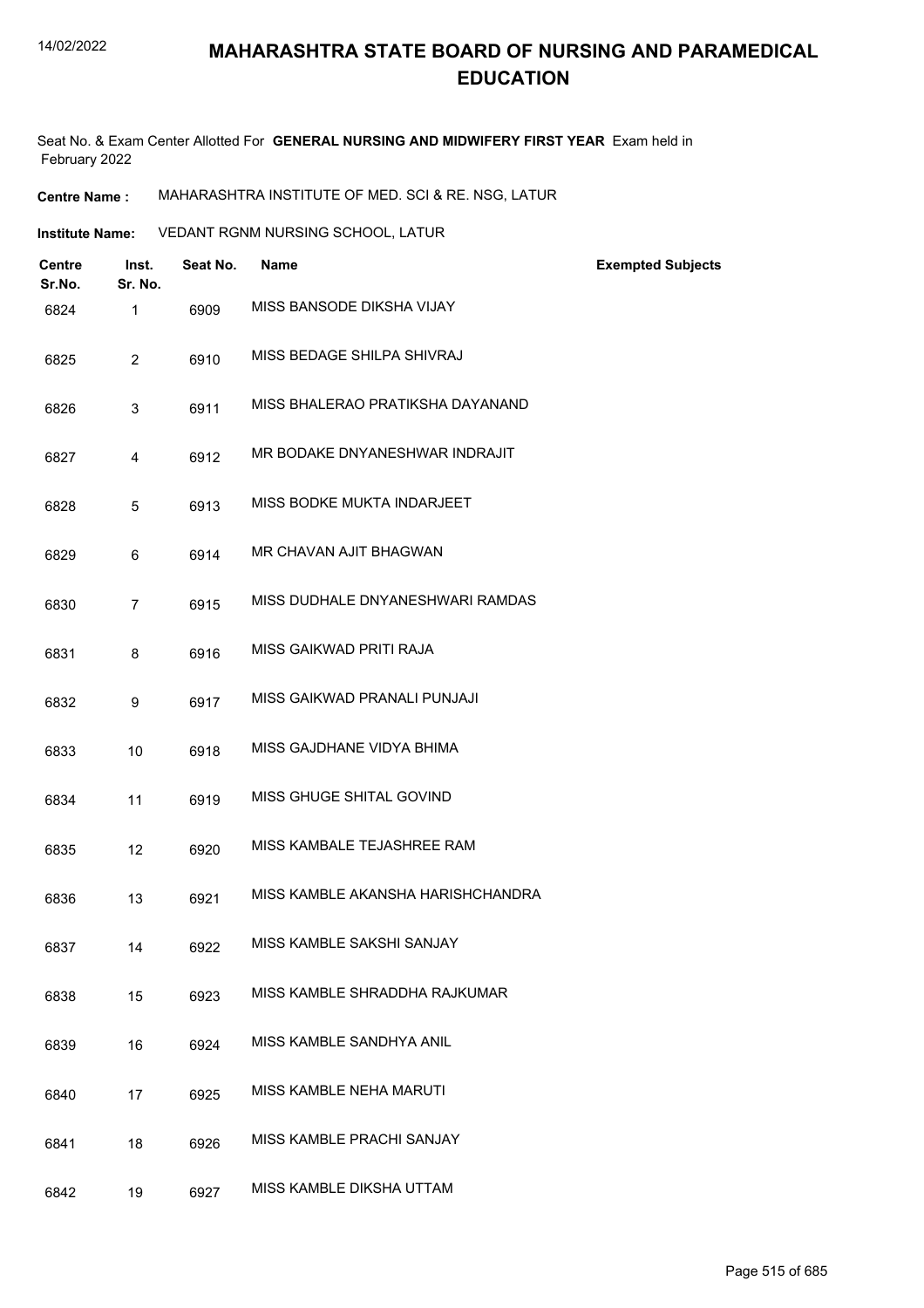# MAHARASHTRA STATE BOARD OF NURSING AND PARAMEDICAL EDUCATION

Seat No. & Exam Center Allotted For **GENERAL NURSING AND MIDWIFERY FIRST YEAR** Exam held in February 2022

**Centre Name :** MAHARASHTRA INSTITUTE OF MED. SCI & RE. NSG, LATUR

**Institute Name:** VEDANT RGNM NURSING SCHOOL, LATUR

| Centre Sr.No. | Inst. Sr. No. | Seat No. | Name | Exempted Subjects |
|---|---|---|---|---|
| 6824 | 1 | 6909 | MISS BANSODE DIKSHA VIJAY | |
| 6825 | 2 | 6910 | MISS BEDAGE SHILPA SHIVRAJ | |
| 6826 | 3 | 6911 | MISS BHALERAO PRATIKSHA DAYANAND | |
| 6827 | 4 | 6912 | MR BODAKE DNYANESHWAR INDRAJIT | |
| 6828 | 5 | 6913 | MISS BODKE MUKTA INDARJEET | |
| 6829 | 6 | 6914 | MR CHAVAN AJIT BHAGWAN | |
| 6830 | 7 | 6915 | MISS DUDHALE DNYANESHWARI RAMDAS | |
| 6831 | 8 | 6916 | MISS GAIKWAD PRITI RAJA | |
| 6832 | 9 | 6917 | MISS GAIKWAD PRANALI PUNJAJI | |
| 6833 | 10 | 6918 | MISS GAJDHANE VIDYA BHIMA | |
| 6834 | 11 | 6919 | MISS GHUGE SHITAL GOVIND | |
| 6835 | 12 | 6920 | MISS KAMBALE TEJASHREE RAM | |
| 6836 | 13 | 6921 | MISS KAMBLE AKANSHA HARISHCHANDRA | |
| 6837 | 14 | 6922 | MISS KAMBLE SAKSHI SANJAY | |
| 6838 | 15 | 6923 | MISS KAMBLE SHRADDHA RAJKUMAR | |
| 6839 | 16 | 6924 | MISS KAMBLE SANDHYA ANIL | |
| 6840 | 17 | 6925 | MISS KAMBLE NEHA MARUTI | |
| 6841 | 18 | 6926 | MISS KAMBLE PRACHI SANJAY | |
| 6842 | 19 | 6927 | MISS KAMBLE DIKSHA UTTAM | |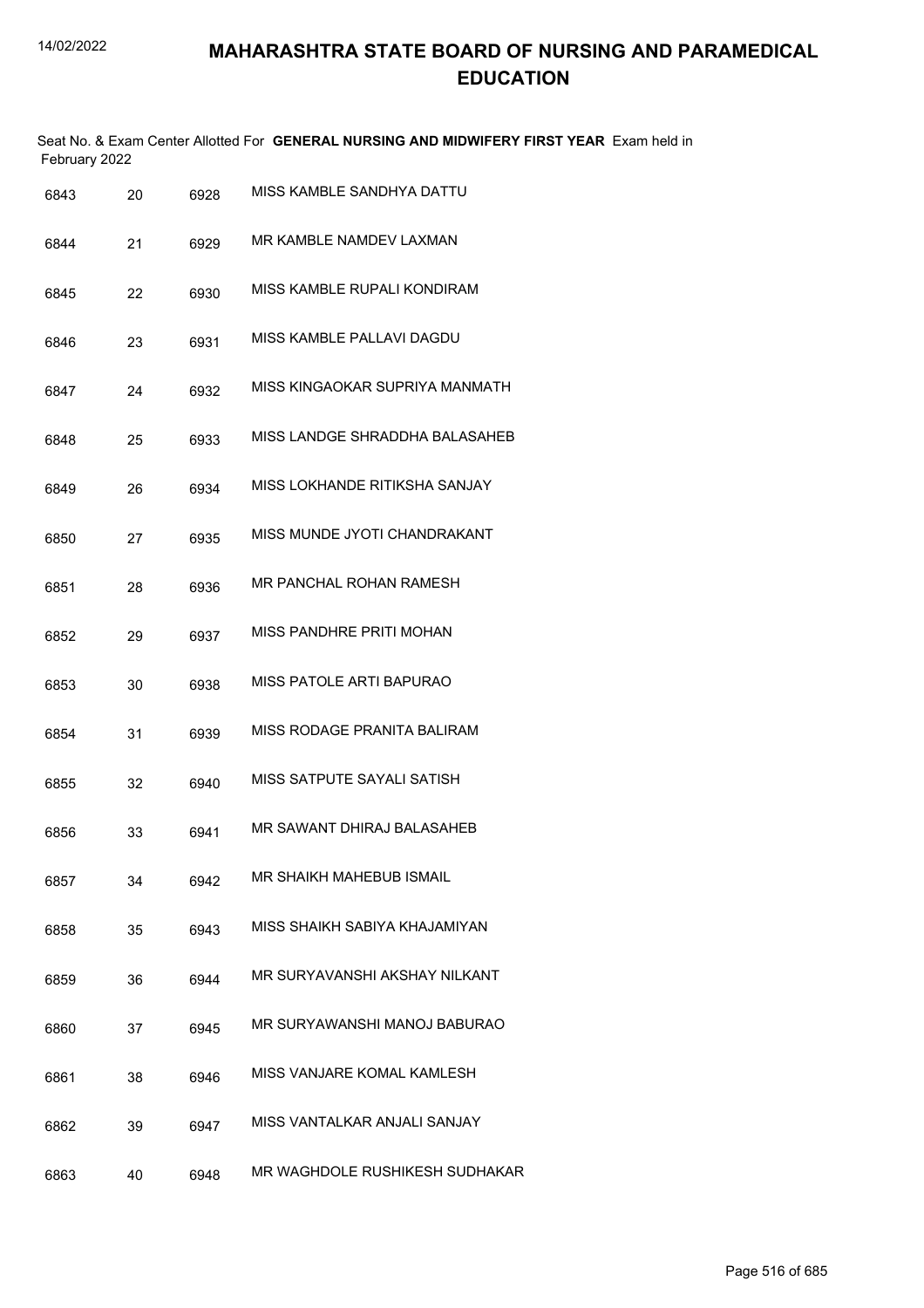# MAHARASHTRA STATE BOARD OF NURSING AND PARAMEDICAL EDUCATION

Seat No. & Exam Center Allotted For **GENERAL NURSING AND MIDWIFERY FIRST YEAR** Exam held in February 2022

| | | | |
|---|---|---|---|
| 6843 | 20 | 6928 | MISS KAMBLE SANDHYA DATTU |
| 6844 | 21 | 6929 | MR KAMBLE NAMDEV LAXMAN |
| 6845 | 22 | 6930 | MISS KAMBLE RUPALI KONDIRAM |
| 6846 | 23 | 6931 | MISS KAMBLE PALLAVI DAGDU |
| 6847 | 24 | 6932 | MISS KINGAOKAR SUPRIYA MANMATH |
| 6848 | 25 | 6933 | MISS LANDGE SHRADDHA BALASAHEB |
| 6849 | 26 | 6934 | MISS LOKHANDE RITIKSHA SANJAY |
| 6850 | 27 | 6935 | MISS MUNDE JYOTI CHANDRAKANT |
| 6851 | 28 | 6936 | MR PANCHAL ROHAN RAMESH |
| 6852 | 29 | 6937 | MISS PANDHRE PRITI MOHAN |
| 6853 | 30 | 6938 | MISS PATOLE ARTI BAPURAO |
| 6854 | 31 | 6939 | MISS RODAGE PRANITA BALIRAM |
| 6855 | 32 | 6940 | MISS SATPUTE SAYALI SATISH |
| 6856 | 33 | 6941 | MR SAWANT DHIRAJ BALASAHEB |
| 6857 | 34 | 6942 | MR SHAIKH MAHEBUB ISMAIL |
| 6858 | 35 | 6943 | MISS SHAIKH SABIYA KHAJAMIYAN |
| 6859 | 36 | 6944 | MR SURYAVANSHI AKSHAY NILKANT |
| 6860 | 37 | 6945 | MR SURYAWANSHI MANOJ BABURAO |
| 6861 | 38 | 6946 | MISS VANJARE KOMAL KAMLESH |
| 6862 | 39 | 6947 | MISS VANTALKAR ANJALI SANJAY |
| 6863 | 40 | 6948 | MR WAGHDOLE RUSHIKESH SUDHAKAR |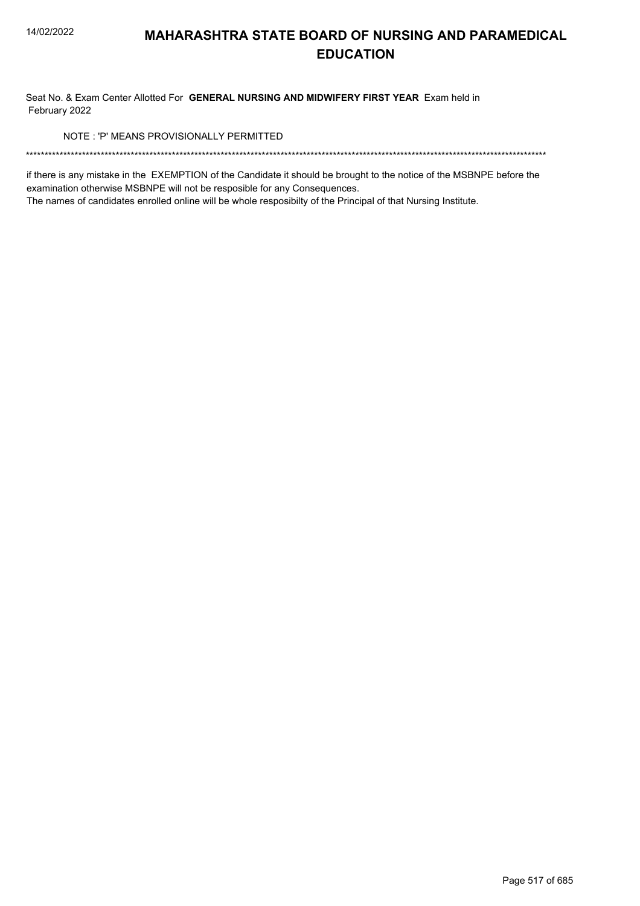# MAHARASHTRA STATE BOARD OF NURSING AND PARAMEDICAL EDUCATION

Seat No. & Exam Center Allotted For **GENERAL NURSING AND MIDWIFERY FIRST YEAR** Exam held in February 2022

NOTE : 'P' MEANS PROVISIONALLY PERMITTED

*******************************************************************************************************************************************

if there is any mistake in the EXEMPTION of the Candidate it should be brought to the notice of the MSBNPE before the examination otherwise MSBNPE will not be resposible for any Consequences.

The names of candidates enrolled online will be whole resposibilty of the Principal of that Nursing Institute.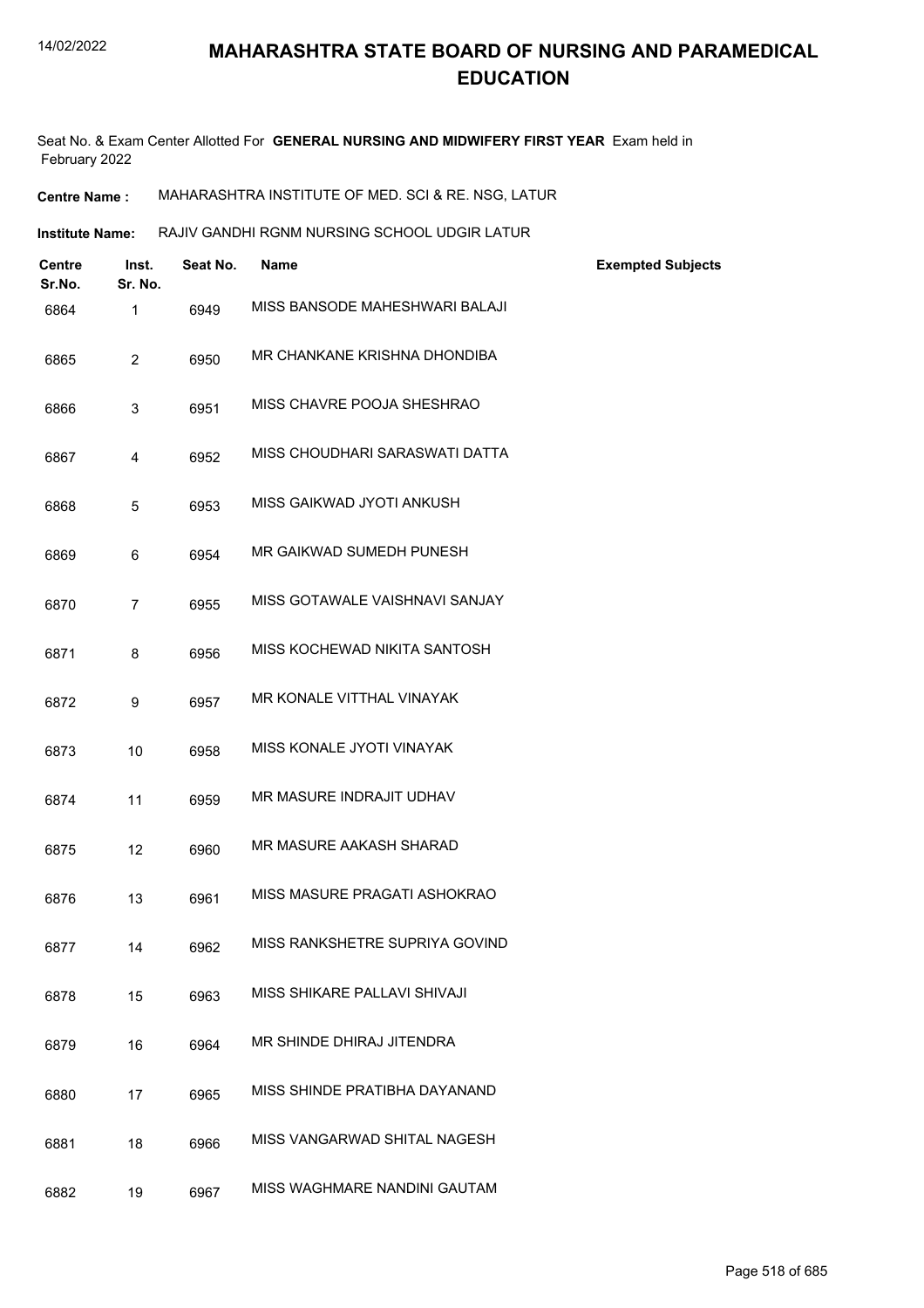# MAHARASHTRA STATE BOARD OF NURSING AND PARAMEDICAL EDUCATION

Seat No. & Exam Center Allotted For **GENERAL NURSING AND MIDWIFERY FIRST YEAR** Exam held in February 2022

**Centre Name :** MAHARASHTRA INSTITUTE OF MED. SCI & RE. NSG, LATUR

**Institute Name:** RAJIV GANDHI RGNM NURSING SCHOOL UDGIR LATUR

| Centre Sr.No. | Inst. Sr. No. | Seat No. | Name | Exempted Subjects |
|---|---|---|---|---|
| 6864 | 1 | 6949 | MISS BANSODE MAHESHWARI BALAJI | |
| 6865 | 2 | 6950 | MR CHANKANE KRISHNA DHONDIBA | |
| 6866 | 3 | 6951 | MISS CHAVRE POOJA SHESHRAO | |
| 6867 | 4 | 6952 | MISS CHOUDHARI SARASWATI DATTA | |
| 6868 | 5 | 6953 | MISS GAIKWAD JYOTI ANKUSH | |
| 6869 | 6 | 6954 | MR GAIKWAD SUMEDH PUNESH | |
| 6870 | 7 | 6955 | MISS GOTAWALE VAISHNAVI SANJAY | |
| 6871 | 8 | 6956 | MISS KOCHEWAD NIKITA SANTOSH | |
| 6872 | 9 | 6957 | MR KONALE VITTHAL VINAYAK | |
| 6873 | 10 | 6958 | MISS KONALE JYOTI VINAYAK | |
| 6874 | 11 | 6959 | MR MASURE INDRAJIT UDHAV | |
| 6875 | 12 | 6960 | MR MASURE AAKASH SHARAD | |
| 6876 | 13 | 6961 | MISS MASURE PRAGATI ASHOKRAO | |
| 6877 | 14 | 6962 | MISS RANKSHETRE SUPRIYA GOVIND | |
| 6878 | 15 | 6963 | MISS SHIKARE PALLAVI SHIVAJI | |
| 6879 | 16 | 6964 | MR SHINDE DHIRAJ JITENDRA | |
| 6880 | 17 | 6965 | MISS SHINDE PRATIBHA DAYANAND | |
| 6881 | 18 | 6966 | MISS VANGARWAD SHITAL NAGESH | |
| 6882 | 19 | 6967 | MISS WAGHMARE NANDINI GAUTAM | |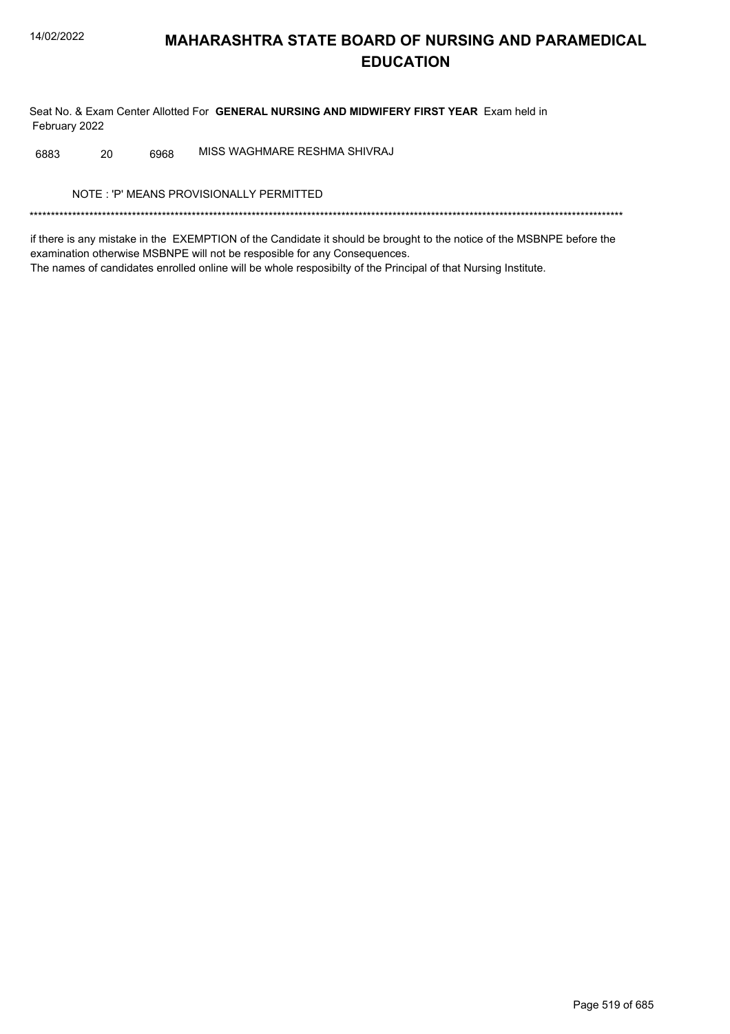# MAHARASHTRA STATE BOARD OF NURSING AND PARAMEDICAL EDUCATION

Seat No. & Exam Center Allotted For **GENERAL NURSING AND MIDWIFERY FIRST YEAR** Exam held in February 2022

| | | | |
|---|---|---|---|
| 6883 | 20 | 6968 | MISS WAGHMARE RESHMA SHIVRAJ |

NOTE : 'P' MEANS PROVISIONALLY PERMITTED

*******************************************************************************************************************************************

if there is any mistake in the EXEMPTION of the Candidate it should be brought to the notice of the MSBNPE before the examination otherwise MSBNPE will not be resposible for any Consequences.
The names of candidates enrolled online will be whole resposibilty of the Principal of that Nursing Institute.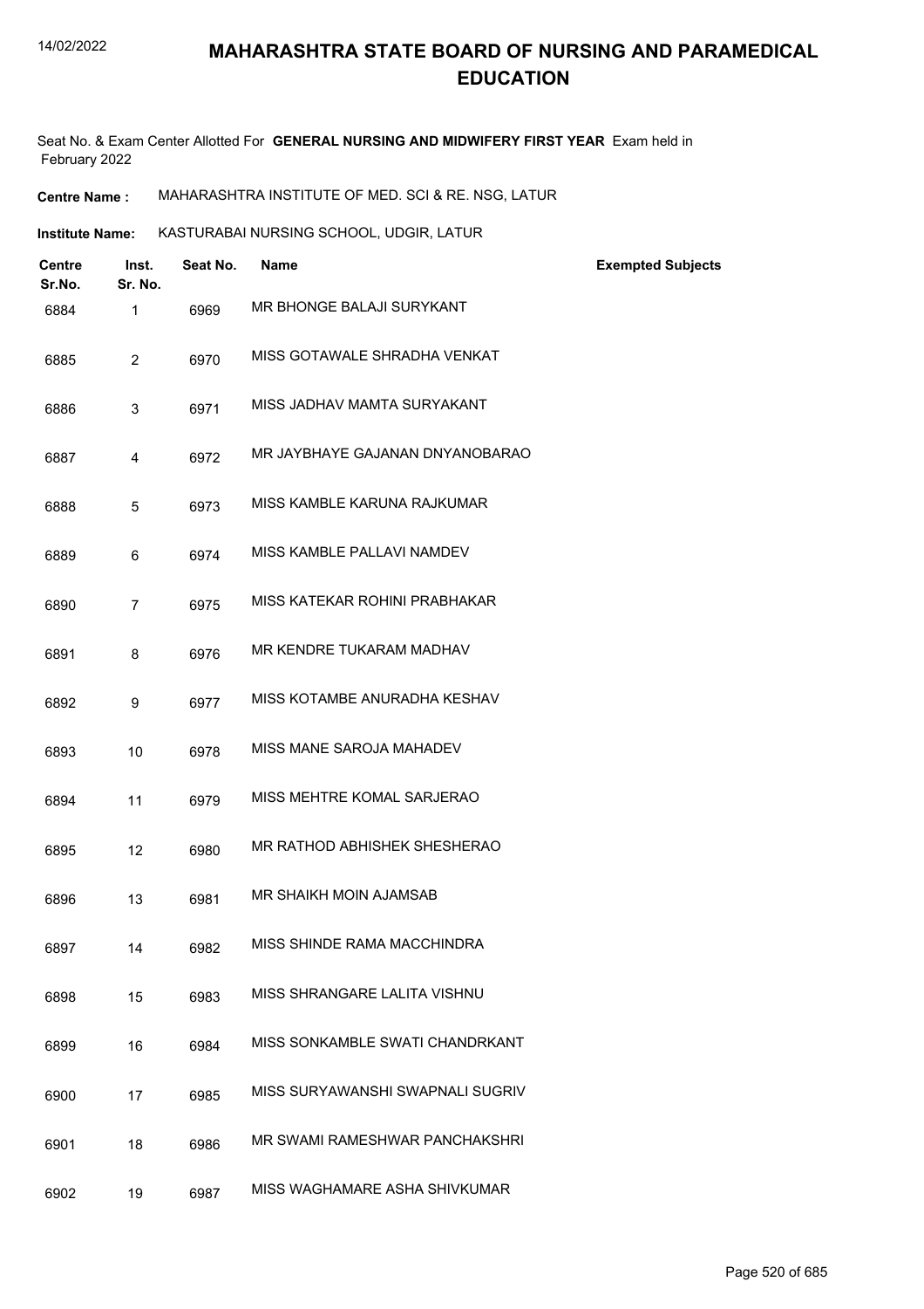# MAHARASHTRA STATE BOARD OF NURSING AND PARAMEDICAL EDUCATION

Seat No. & Exam Center Allotted For **GENERAL NURSING AND MIDWIFERY FIRST YEAR** Exam held in February 2022

**Centre Name :** MAHARASHTRA INSTITUTE OF MED. SCI & RE. NSG, LATUR

**Institute Name:** KASTURABAI NURSING SCHOOL, UDGIR, LATUR

| Centre Sr.No. | Inst. Sr. No. | Seat No. | Name | Exempted Subjects |
|---|---|---|---|---|
| 6884 | 1 | 6969 | MR BHONGE BALAJI SURYKANT | |
| 6885 | 2 | 6970 | MISS GOTAWALE SHRADHA VENKAT | |
| 6886 | 3 | 6971 | MISS JADHAV MAMTA SURYAKANT | |
| 6887 | 4 | 6972 | MR JAYBHAYE GAJANAN DNYANOBARAO | |
| 6888 | 5 | 6973 | MISS KAMBLE KARUNA RAJKUMAR | |
| 6889 | 6 | 6974 | MISS KAMBLE PALLAVI NAMDEV | |
| 6890 | 7 | 6975 | MISS KATEKAR ROHINI PRABHAKAR | |
| 6891 | 8 | 6976 | MR KENDRE TUKARAM MADHAV | |
| 6892 | 9 | 6977 | MISS KOTAMBE ANURADHA KESHAV | |
| 6893 | 10 | 6978 | MISS MANE SAROJA MAHADEV | |
| 6894 | 11 | 6979 | MISS MEHTRE KOMAL SARJERAO | |
| 6895 | 12 | 6980 | MR RATHOD ABHISHEK SHESHERAO | |
| 6896 | 13 | 6981 | MR SHAIKH MOIN AJAMSAB | |
| 6897 | 14 | 6982 | MISS SHINDE RAMA MACCHINDRA | |
| 6898 | 15 | 6983 | MISS SHRANGARE LALITA VISHNU | |
| 6899 | 16 | 6984 | MISS SONKAMBLE SWATI CHANDRKANT | |
| 6900 | 17 | 6985 | MISS SURYAWANSHI SWAPNALI SUGRIV | |
| 6901 | 18 | 6986 | MR SWAMI RAMESHWAR PANCHAKSHRI | |
| 6902 | 19 | 6987 | MISS WAGHAMARE ASHA SHIVKUMAR | |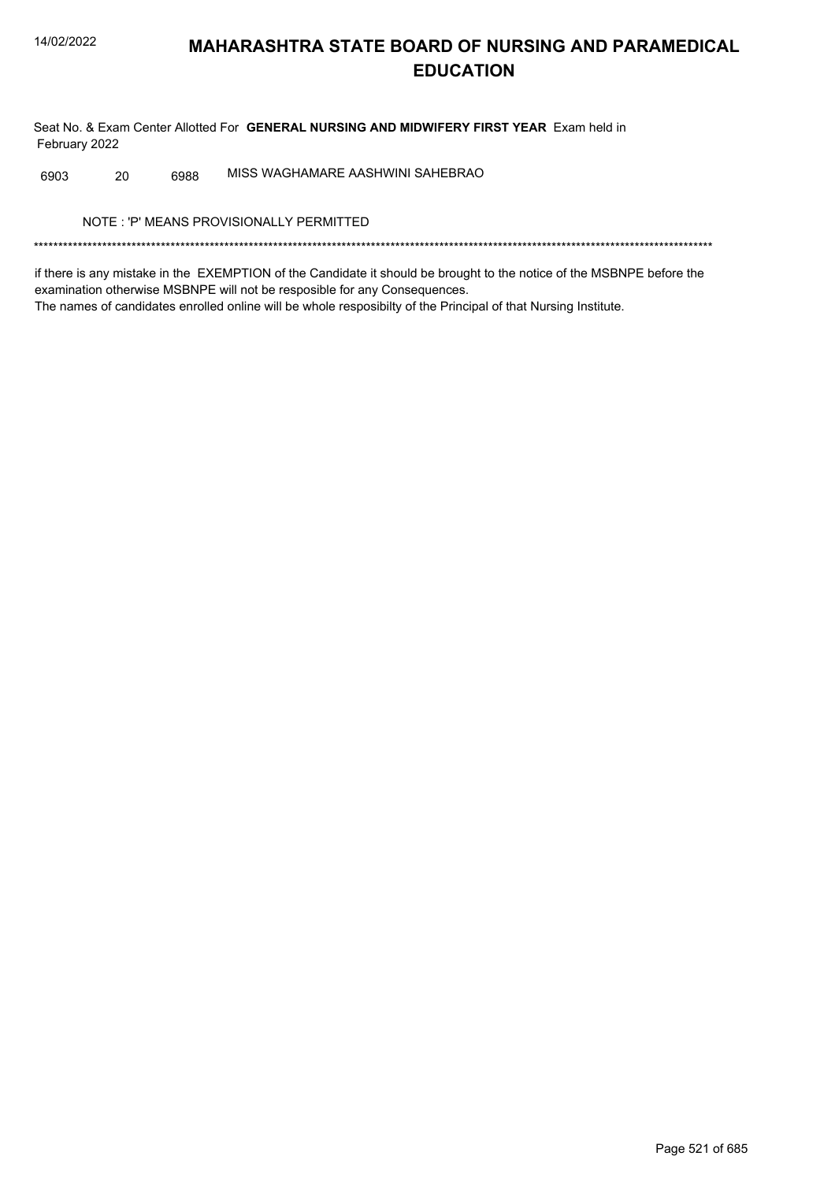# MAHARASHTRA STATE BOARD OF NURSING AND PARAMEDICAL EDUCATION

Seat No. & Exam Center Allotted For **GENERAL NURSING AND MIDWIFERY FIRST YEAR** Exam held in February 2022

| | | | |
|---|---|---|---|
| 6903 | 20 | 6988 | MISS WAGHAMARE AASHWINI SAHEBRAO |

NOTE : 'P' MEANS PROVISIONALLY PERMITTED

*******************************************************************************************************************************************

if there is any mistake in the EXEMPTION of the Candidate it should be brought to the notice of the MSBNPE before the examination otherwise MSBNPE will not be resposible for any Consequences.
The names of candidates enrolled online will be whole resposibilty of the Principal of that Nursing Institute.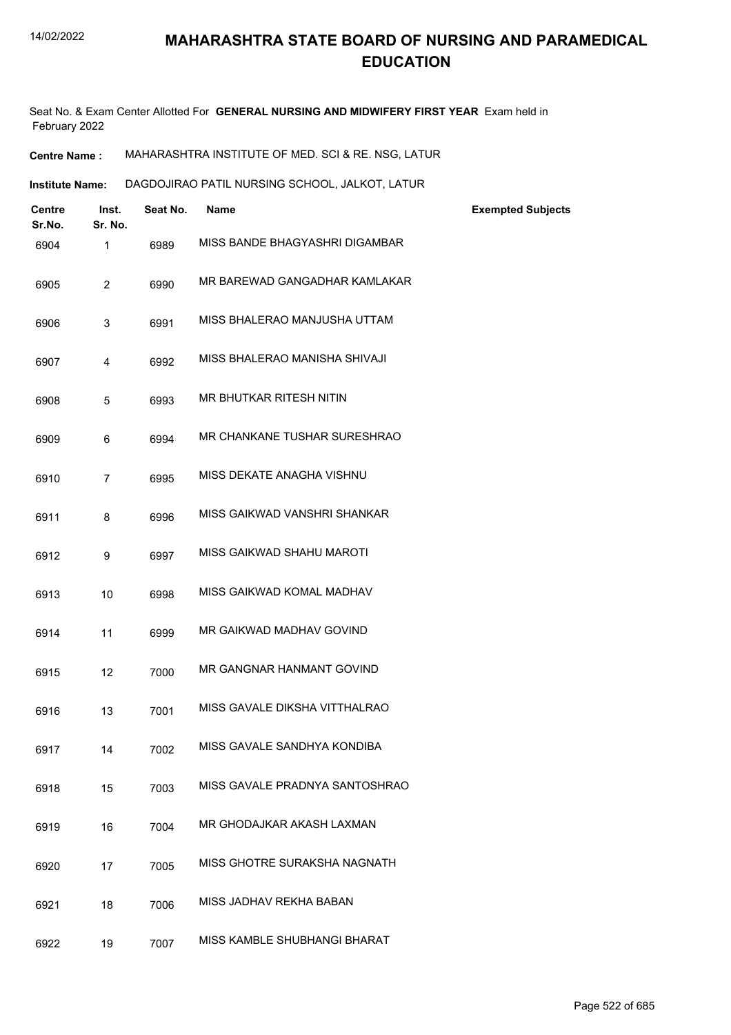# MAHARASHTRA STATE BOARD OF NURSING AND PARAMEDICAL EDUCATION

Seat No. & Exam Center Allotted For **GENERAL NURSING AND MIDWIFERY FIRST YEAR** Exam held in February 2022

**Centre Name :** MAHARASHTRA INSTITUTE OF MED. SCI & RE. NSG, LATUR

**Institute Name:** DAGDOJIRAO PATIL NURSING SCHOOL, JALKOT, LATUR

| Centre Sr.No. | Inst. Sr. No. | Seat No. | Name | Exempted Subjects |
|---|---|---|---|---|
| 6904 | 1 | 6989 | MISS BANDE BHAGYASHRI DIGAMBAR | |
| 6905 | 2 | 6990 | MR BAREWAD GANGADHAR KAMLAKAR | |
| 6906 | 3 | 6991 | MISS BHALERAO MANJUSHA UTTAM | |
| 6907 | 4 | 6992 | MISS BHALERAO MANISHA SHIVAJI | |
| 6908 | 5 | 6993 | MR BHUTKAR RITESH NITIN | |
| 6909 | 6 | 6994 | MR CHANKANE TUSHAR SURESHRAO | |
| 6910 | 7 | 6995 | MISS DEKATE ANAGHA VISHNU | |
| 6911 | 8 | 6996 | MISS GAIKWAD VANSHRI SHANKAR | |
| 6912 | 9 | 6997 | MISS GAIKWAD SHAHU MAROTI | |
| 6913 | 10 | 6998 | MISS GAIKWAD KOMAL MADHAV | |
| 6914 | 11 | 6999 | MR GAIKWAD MADHAV GOVIND | |
| 6915 | 12 | 7000 | MR GANGNAR HANMANT GOVIND | |
| 6916 | 13 | 7001 | MISS GAVALE DIKSHA VITTHALRAO | |
| 6917 | 14 | 7002 | MISS GAVALE SANDHYA KONDIBA | |
| 6918 | 15 | 7003 | MISS GAVALE PRADNYA SANTOSHRAO | |
| 6919 | 16 | 7004 | MR GHODAJKAR AKASH LAXMAN | |
| 6920 | 17 | 7005 | MISS GHOTRE SURAKSHA NAGNATH | |
| 6921 | 18 | 7006 | MISS JADHAV REKHA BABAN | |
| 6922 | 19 | 7007 | MISS KAMBLE SHUBHANGI BHARAT | |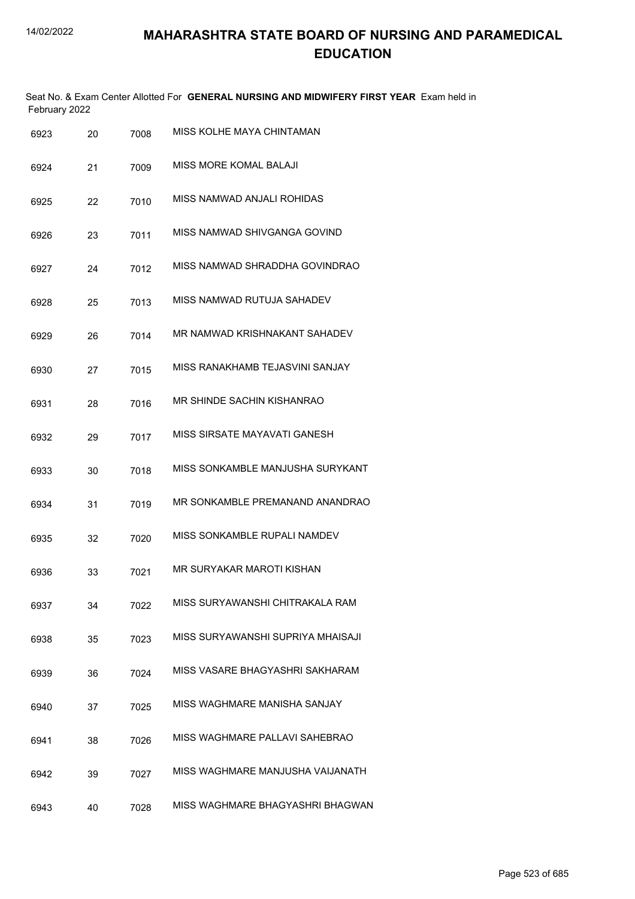# MAHARASHTRA STATE BOARD OF NURSING AND PARAMEDICAL EDUCATION

Seat No. & Exam Center Allotted For **GENERAL NURSING AND MIDWIFERY FIRST YEAR** Exam held in February 2022

| | | | |
|---|---|---|---|
| 6923 | 20 | 7008 | MISS KOLHE MAYA CHINTAMAN |
| 6924 | 21 | 7009 | MISS MORE KOMAL BALAJI |
| 6925 | 22 | 7010 | MISS NAMWAD ANJALI ROHIDAS |
| 6926 | 23 | 7011 | MISS NAMWAD SHIVGANGA GOVIND |
| 6927 | 24 | 7012 | MISS NAMWAD SHRADDHA GOVINDRAO |
| 6928 | 25 | 7013 | MISS NAMWAD RUTUJA SAHADEV |
| 6929 | 26 | 7014 | MR NAMWAD KRISHNAKANT SAHADEV |
| 6930 | 27 | 7015 | MISS RANAKHAMB TEJASVINI SANJAY |
| 6931 | 28 | 7016 | MR SHINDE SACHIN KISHANRAO |
| 6932 | 29 | 7017 | MISS SIRSATE MAYAVATI GANESH |
| 6933 | 30 | 7018 | MISS SONKAMBLE MANJUSHA SURYKANT |
| 6934 | 31 | 7019 | MR SONKAMBLE PREMANAND ANANDRAO |
| 6935 | 32 | 7020 | MISS SONKAMBLE RUPALI NAMDEV |
| 6936 | 33 | 7021 | MR SURYAKAR MAROTI KISHAN |
| 6937 | 34 | 7022 | MISS SURYAWANSHI CHITRAKALA RAM |
| 6938 | 35 | 7023 | MISS SURYAWANSHI SUPRIYA MHAISAJI |
| 6939 | 36 | 7024 | MISS VASARE BHAGYASHRI SAKHARAM |
| 6940 | 37 | 7025 | MISS WAGHMARE MANISHA SANJAY |
| 6941 | 38 | 7026 | MISS WAGHMARE PALLAVI SAHEBRAO |
| 6942 | 39 | 7027 | MISS WAGHMARE MANJUSHA VAIJANATH |
| 6943 | 40 | 7028 | MISS WAGHMARE BHAGYASHRI BHAGWAN |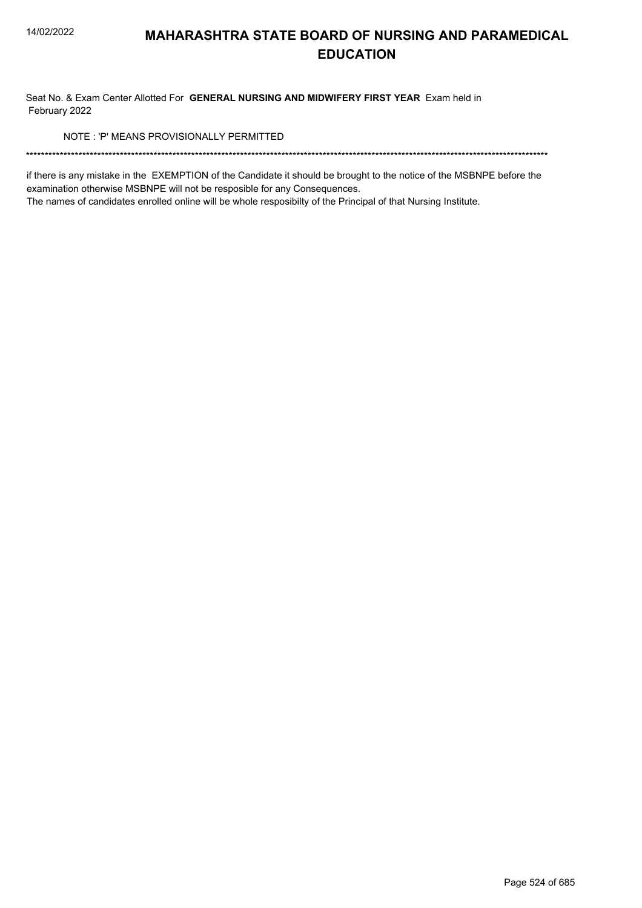# MAHARASHTRA STATE BOARD OF NURSING AND PARAMEDICAL EDUCATION

Seat No. & Exam Center Allotted For **GENERAL NURSING AND MIDWIFERY FIRST YEAR** Exam held in February 2022

NOTE : 'P' MEANS PROVISIONALLY PERMITTED

******************************************************************************************************************************************

if there is any mistake in the EXEMPTION of the Candidate it should be brought to the notice of the MSBNPE before the examination otherwise MSBNPE will not be resposible for any Consequences.
The names of candidates enrolled online will be whole resposibilty of the Principal of that Nursing Institute.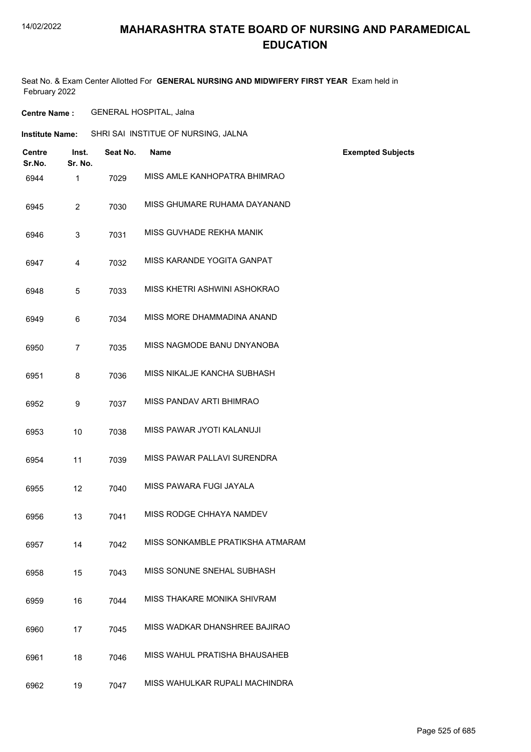# MAHARASHTRA STATE BOARD OF NURSING AND PARAMEDICAL EDUCATION

Seat No. & Exam Center Allotted For **GENERAL NURSING AND MIDWIFERY FIRST YEAR** Exam held in February 2022

**Centre Name :** GENERAL HOSPITAL, Jalna

**Institute Name:** SHRI SAI INSTITUE OF NURSING, JALNA

| Centre Sr.No. | Inst. Sr. No. | Seat No. | Name | Exempted Subjects |
|---|---|---|---|---|
| 6944 | 1 | 7029 | MISS AMLE KANHOPATRA BHIMRAO | |
| 6945 | 2 | 7030 | MISS GHUMARE RUHAMA DAYANAND | |
| 6946 | 3 | 7031 | MISS GUVHADE REKHA MANIK | |
| 6947 | 4 | 7032 | MISS KARANDE YOGITA GANPAT | |
| 6948 | 5 | 7033 | MISS KHETRI ASHWINI ASHOKRAO | |
| 6949 | 6 | 7034 | MISS MORE DHAMMADINA ANAND | |
| 6950 | 7 | 7035 | MISS NAGMODE BANU DNYANOBA | |
| 6951 | 8 | 7036 | MISS NIKALJE KANCHA SUBHASH | |
| 6952 | 9 | 7037 | MISS PANDAV ARTI BHIMRAO | |
| 6953 | 10 | 7038 | MISS PAWAR JYOTI KALANUJI | |
| 6954 | 11 | 7039 | MISS PAWAR PALLAVI SURENDRA | |
| 6955 | 12 | 7040 | MISS PAWARA FUGI JAYALA | |
| 6956 | 13 | 7041 | MISS RODGE CHHAYA NAMDEV | |
| 6957 | 14 | 7042 | MISS SONKAMBLE PRATIKSHA ATMARAM | |
| 6958 | 15 | 7043 | MISS SONUNE SNEHAL SUBHASH | |
| 6959 | 16 | 7044 | MISS THAKARE MONIKA SHIVRAM | |
| 6960 | 17 | 7045 | MISS WADKAR DHANSHREE BAJIRAO | |
| 6961 | 18 | 7046 | MISS WAHUL PRATISHA BHAUSAHEB | |
| 6962 | 19 | 7047 | MISS WAHULKAR RUPALI MACHINDRA | |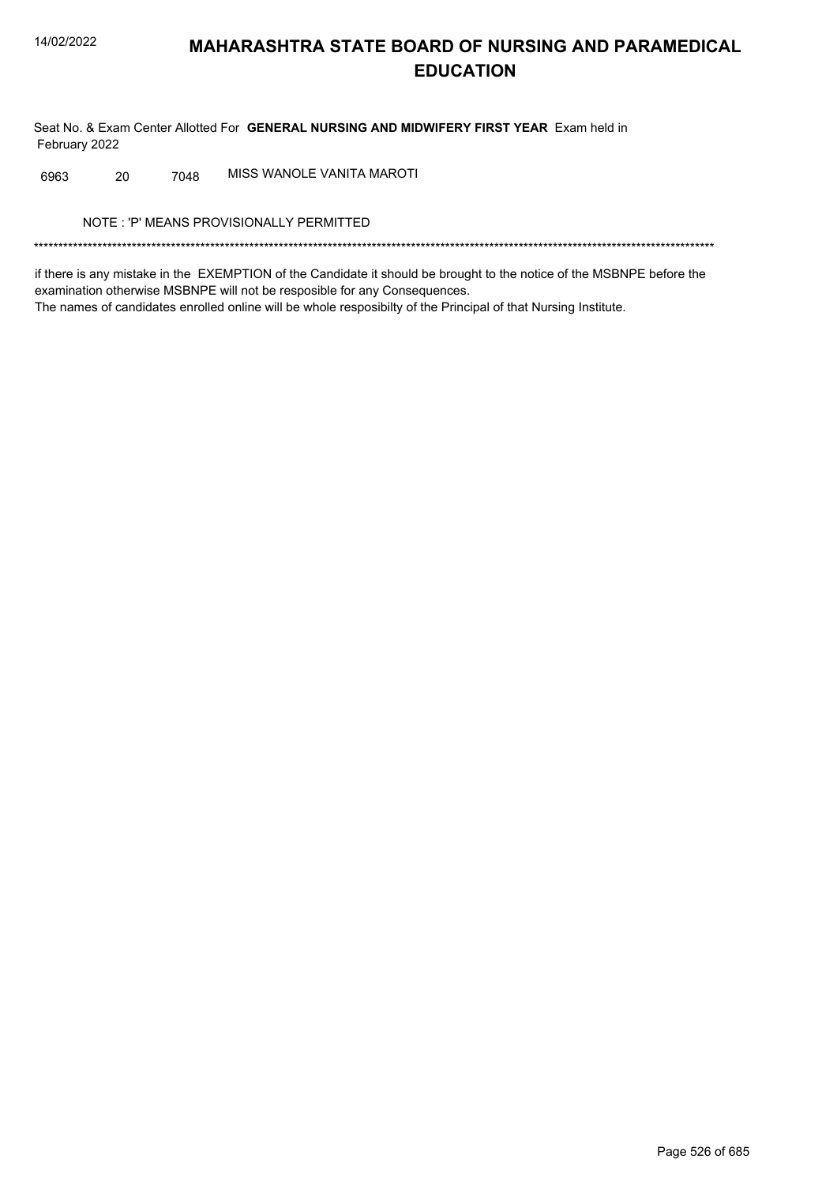# MAHARASHTRA STATE BOARD OF NURSING AND PARAMEDICAL EDUCATION

Seat No. & Exam Center Allotted For **GENERAL NURSING AND MIDWIFERY FIRST YEAR** Exam held in February 2022

| | | | |
|---|---|---|---|
| 6963 | 20 | 7048 | MISS WANOLE VANITA MAROTI |

NOTE : 'P' MEANS PROVISIONALLY PERMITTED

******************************************************************************************************************************************

if there is any mistake in the EXEMPTION of the Candidate it should be brought to the notice of the MSBNPE before the examination otherwise MSBNPE will not be resposible for any Consequences.
The names of candidates enrolled online will be whole resposibilty of the Principal of that Nursing Institute.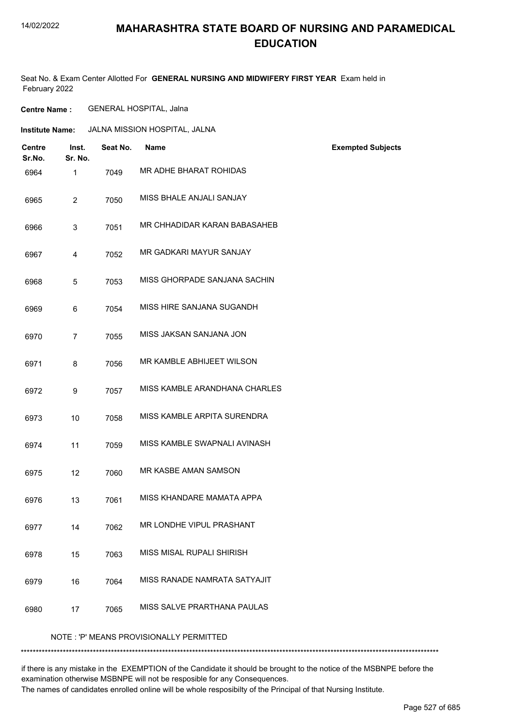# MAHARASHTRA STATE BOARD OF NURSING AND PARAMEDICAL EDUCATION

Seat No. & Exam Center Allotted For **GENERAL NURSING AND MIDWIFERY FIRST YEAR** Exam held in February 2022

**Centre Name :** GENERAL HOSPITAL, Jalna

**Institute Name:** JALNA MISSION HOSPITAL, JALNA

| Centre Sr.No. | Inst. Sr. No. | Seat No. | Name | Exempted Subjects |
|---|---|---|---|---|
| 6964 | 1 | 7049 | MR ADHE BHARAT ROHIDAS | |
| 6965 | 2 | 7050 | MISS BHALE ANJALI SANJAY | |
| 6966 | 3 | 7051 | MR CHHADIDAR KARAN BABASAHEB | |
| 6967 | 4 | 7052 | MR GADKARI MAYUR SANJAY | |
| 6968 | 5 | 7053 | MISS GHORPADE SANJANA SACHIN | |
| 6969 | 6 | 7054 | MISS HIRE SANJANA SUGANDH | |
| 6970 | 7 | 7055 | MISS JAKSAN SANJANA JON | |
| 6971 | 8 | 7056 | MR KAMBLE ABHIJEET WILSON | |
| 6972 | 9 | 7057 | MISS KAMBLE ARANDHANA CHARLES | |
| 6973 | 10 | 7058 | MISS KAMBLE ARPITA SURENDRA | |
| 6974 | 11 | 7059 | MISS KAMBLE SWAPNALI AVINASH | |
| 6975 | 12 | 7060 | MR KASBE AMAN SAMSON | |
| 6976 | 13 | 7061 | MISS KHANDARE MAMATA APPA | |
| 6977 | 14 | 7062 | MR LONDHE VIPUL PRASHANT | |
| 6978 | 15 | 7063 | MISS MISAL RUPALI SHIRISH | |
| 6979 | 16 | 7064 | MISS RANADE NAMRATA SATYAJIT | |
| 6980 | 17 | 7065 | MISS SALVE PRARTHANA PAULAS | |

NOTE : 'P' MEANS PROVISIONALLY PERMITTED

******************************************************************************************************************************************

if there is any mistake in the EXEMPTION of the Candidate it should be brought to the notice of the MSBNPE before the examination otherwise MSBNPE will not be resposible for any Consequences.
The names of candidates enrolled online will be whole resposibilty of the Principal of that Nursing Institute.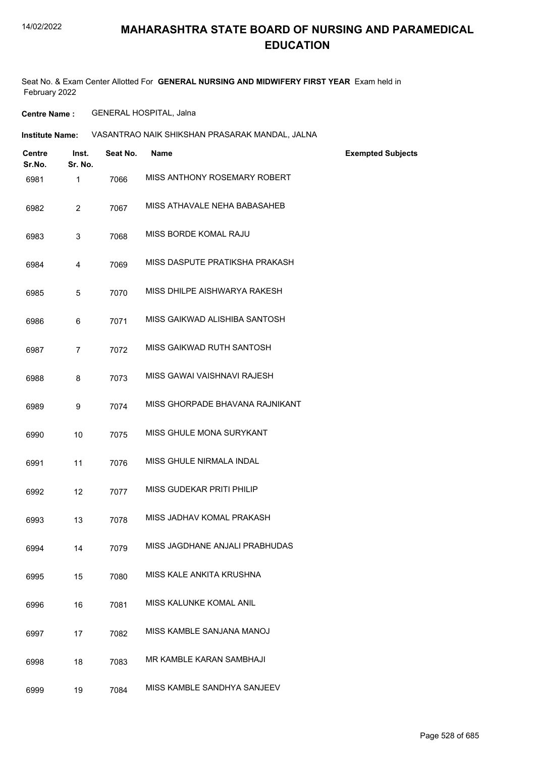# MAHARASHTRA STATE BOARD OF NURSING AND PARAMEDICAL EDUCATION

Seat No. & Exam Center Allotted For **GENERAL NURSING AND MIDWIFERY FIRST YEAR** Exam held in February 2022

**Centre Name :** GENERAL HOSPITAL, Jalna

**Institute Name:** VASANTRAO NAIK SHIKSHAN PRASARAK MANDAL, JALNA

| Centre Sr.No. | Inst. Sr. No. | Seat No. | Name | Exempted Subjects |
|---|---|---|---|---|
| 6981 | 1 | 7066 | MISS ANTHONY ROSEMARY ROBERT | |
| 6982 | 2 | 7067 | MISS ATHAVALE NEHA BABASAHEB | |
| 6983 | 3 | 7068 | MISS BORDE KOMAL RAJU | |
| 6984 | 4 | 7069 | MISS DASPUTE PRATIKSHA PRAKASH | |
| 6985 | 5 | 7070 | MISS DHILPE AISHWARYA RAKESH | |
| 6986 | 6 | 7071 | MISS GAIKWAD ALISHIBA SANTOSH | |
| 6987 | 7 | 7072 | MISS GAIKWAD RUTH SANTOSH | |
| 6988 | 8 | 7073 | MISS GAWAI VAISHNAVI RAJESH | |
| 6989 | 9 | 7074 | MISS GHORPADE BHAVANA RAJNIKANT | |
| 6990 | 10 | 7075 | MISS GHULE MONA SURYKANT | |
| 6991 | 11 | 7076 | MISS GHULE NIRMALA INDAL | |
| 6992 | 12 | 7077 | MISS GUDEKAR PRITI PHILIP | |
| 6993 | 13 | 7078 | MISS JADHAV KOMAL PRAKASH | |
| 6994 | 14 | 7079 | MISS JAGDHANE ANJALI PRABHUDAS | |
| 6995 | 15 | 7080 | MISS KALE ANKITA KRUSHNA | |
| 6996 | 16 | 7081 | MISS KALUNKE KOMAL ANIL | |
| 6997 | 17 | 7082 | MISS KAMBLE SANJANA MANOJ | |
| 6998 | 18 | 7083 | MR KAMBLE KARAN SAMBHAJI | |
| 6999 | 19 | 7084 | MISS KAMBLE SANDHYA SANJEEV | |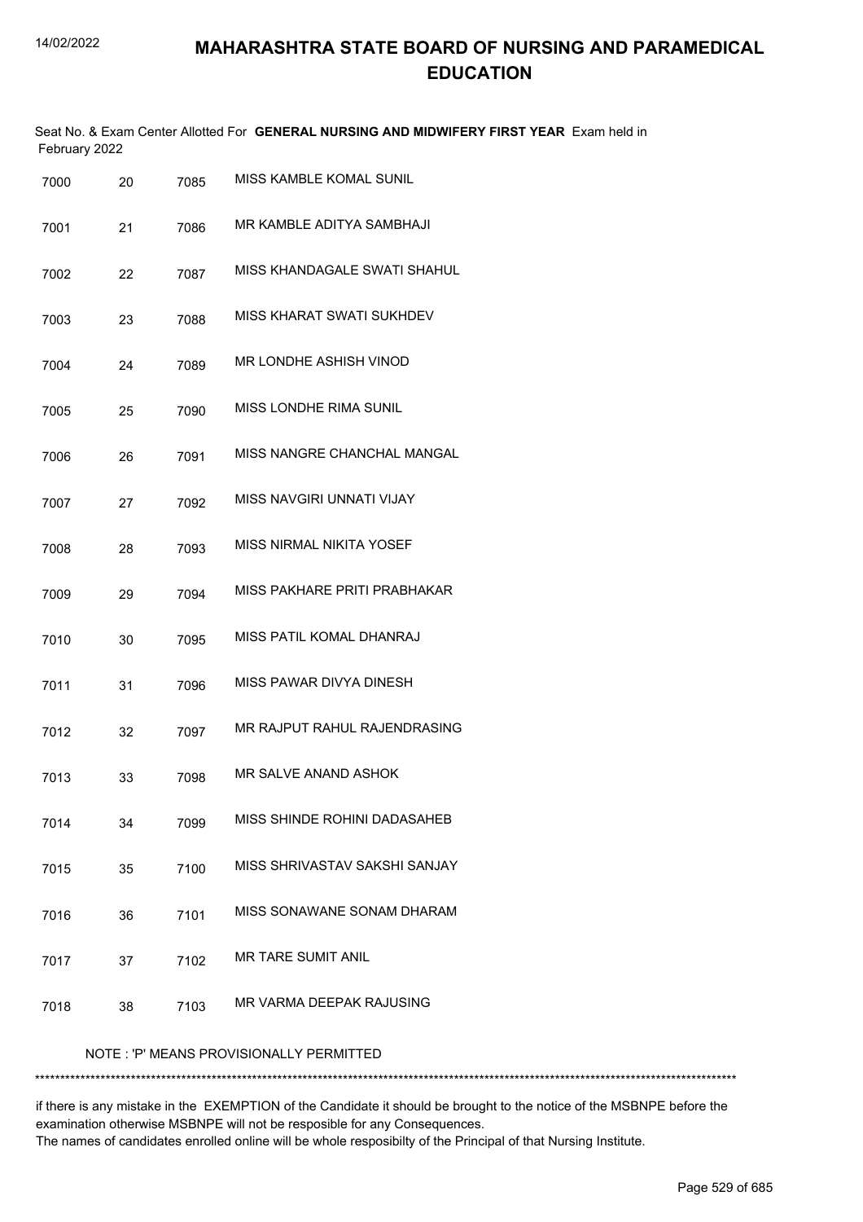# MAHARASHTRA STATE BOARD OF NURSING AND PARAMEDICAL EDUCATION

Seat No. & Exam Center Allotted For **GENERAL NURSING AND MIDWIFERY FIRST YEAR** Exam held in February 2022

| | | | |
|---|---|---|---|
| 7000 | 20 | 7085 | MISS KAMBLE KOMAL SUNIL |
| 7001 | 21 | 7086 | MR KAMBLE ADITYA SAMBHAJI |
| 7002 | 22 | 7087 | MISS KHANDAGALE SWATI SHAHUL |
| 7003 | 23 | 7088 | MISS KHARAT SWATI SUKHDEV |
| 7004 | 24 | 7089 | MR LONDHE ASHISH VINOD |
| 7005 | 25 | 7090 | MISS LONDHE RIMA SUNIL |
| 7006 | 26 | 7091 | MISS NANGRE CHANCHAL MANGAL |
| 7007 | 27 | 7092 | MISS NAVGIRI UNNATI VIJAY |
| 7008 | 28 | 7093 | MISS NIRMAL NIKITA YOSEF |
| 7009 | 29 | 7094 | MISS PAKHARE PRITI PRABHAKAR |
| 7010 | 30 | 7095 | MISS PATIL KOMAL DHANRAJ |
| 7011 | 31 | 7096 | MISS PAWAR DIVYA DINESH |
| 7012 | 32 | 7097 | MR RAJPUT RAHUL RAJENDRASING |
| 7013 | 33 | 7098 | MR SALVE ANAND ASHOK |
| 7014 | 34 | 7099 | MISS SHINDE ROHINI DADASAHEB |
| 7015 | 35 | 7100 | MISS SHRIVASTAV SAKSHI SANJAY |
| 7016 | 36 | 7101 | MISS SONAWANE SONAM DHARAM |
| 7017 | 37 | 7102 | MR TARE SUMIT ANIL |
| 7018 | 38 | 7103 | MR VARMA DEEPAK RAJUSING |

NOTE : 'P' MEANS PROVISIONALLY PERMITTED

*******************************************************************************************************************************************

if there is any mistake in the EXEMPTION of the Candidate it should be brought to the notice of the MSBNPE before the examination otherwise MSBNPE will not be resposible for any Consequences.
The names of candidates enrolled online will be whole resposibilty of the Principal of that Nursing Institute.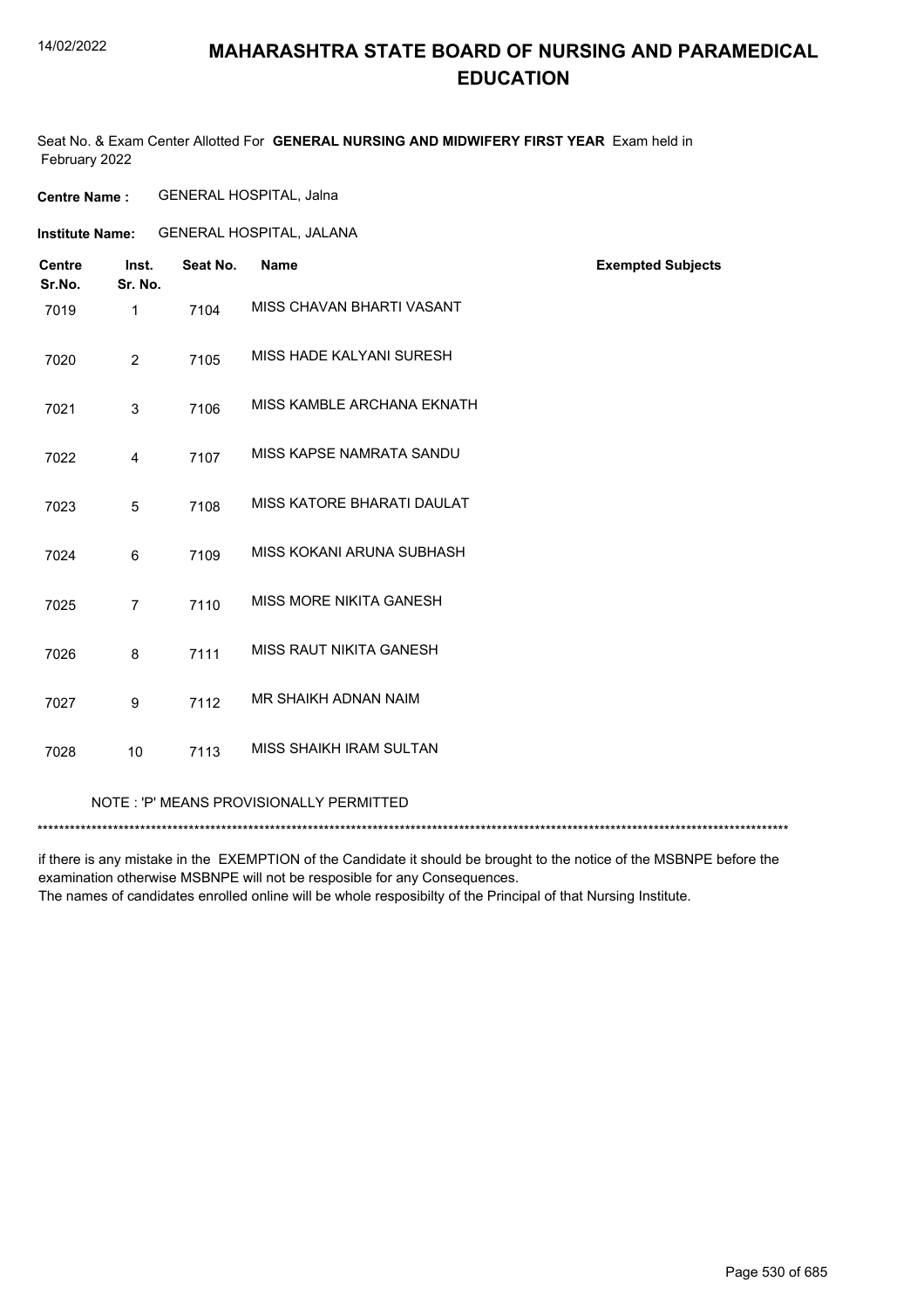# MAHARASHTRA STATE BOARD OF NURSING AND PARAMEDICAL EDUCATION

Seat No. & Exam Center Allotted For **GENERAL NURSING AND MIDWIFERY FIRST YEAR** Exam held in February 2022

**Centre Name :** GENERAL HOSPITAL, Jalna

**Institute Name:** GENERAL HOSPITAL, JALANA

| Centre Sr.No. | Inst. Sr. No. | Seat No. | Name | Exempted Subjects |
|---|---|---|---|---|
| 7019 | 1 | 7104 | MISS CHAVAN BHARTI VASANT | |
| 7020 | 2 | 7105 | MISS HADE KALYANI SURESH | |
| 7021 | 3 | 7106 | MISS KAMBLE ARCHANA EKNATH | |
| 7022 | 4 | 7107 | MISS KAPSE NAMRATA SANDU | |
| 7023 | 5 | 7108 | MISS KATORE BHARATI DAULAT | |
| 7024 | 6 | 7109 | MISS KOKANI ARUNA SUBHASH | |
| 7025 | 7 | 7110 | MISS MORE NIKITA GANESH | |
| 7026 | 8 | 7111 | MISS RAUT NIKITA GANESH | |
| 7027 | 9 | 7112 | MR SHAIKH ADNAN NAIM | |
| 7028 | 10 | 7113 | MISS SHAIKH IRAM SULTAN | |

NOTE : 'P' MEANS PROVISIONALLY PERMITTED

******************************************************************************************************************************************

if there is any mistake in the EXEMPTION of the Candidate it should be brought to the notice of the MSBNPE before the examination otherwise MSBNPE will not be resposible for any Consequences.
The names of candidates enrolled online will be whole resposibilty of the Principal of that Nursing Institute.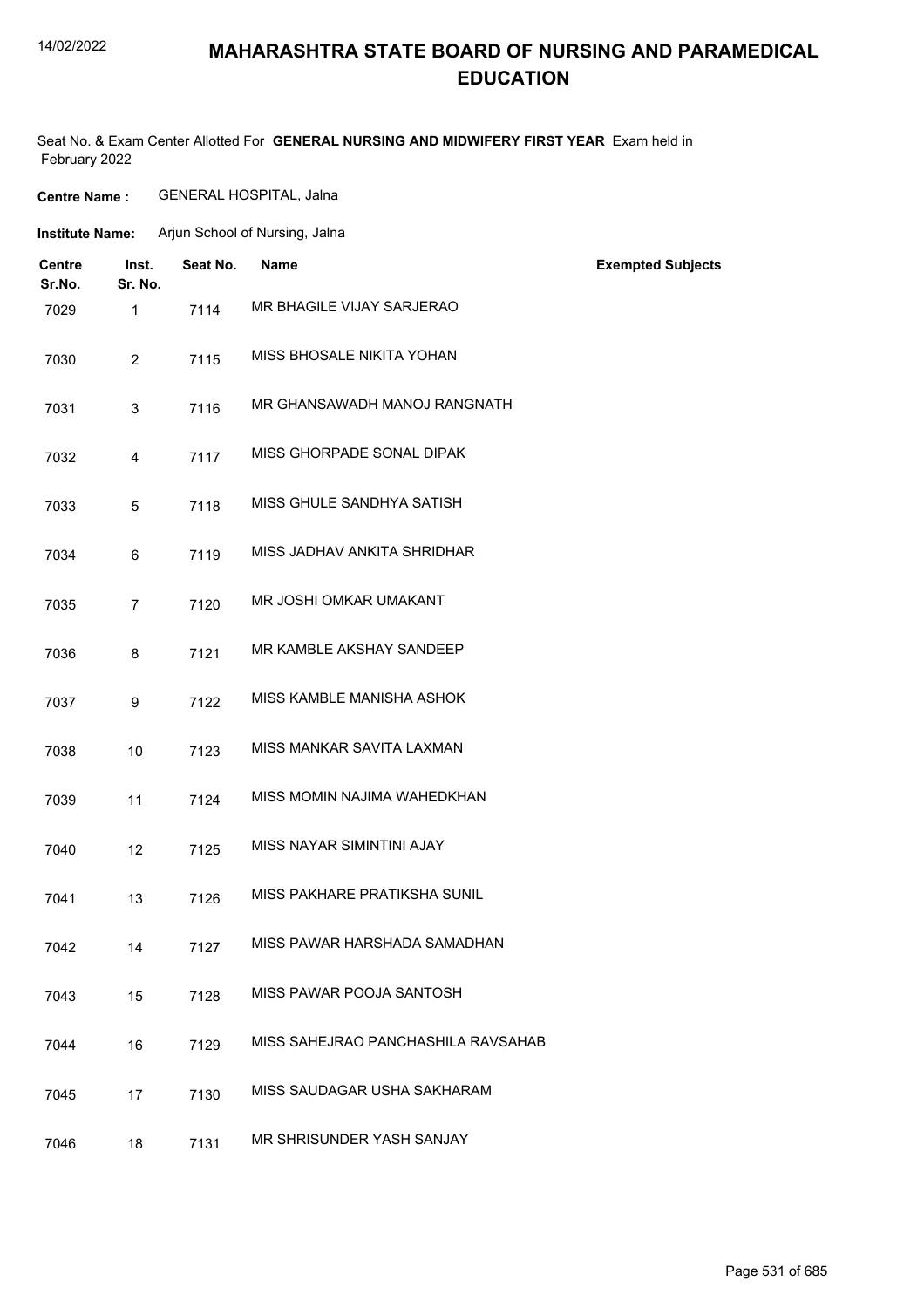# MAHARASHTRA STATE BOARD OF NURSING AND PARAMEDICAL EDUCATION

Seat No. & Exam Center Allotted For **GENERAL NURSING AND MIDWIFERY FIRST YEAR** Exam held in February 2022

**Centre Name :** GENERAL HOSPITAL, Jalna

**Institute Name:** Arjun School of Nursing, Jalna

| Centre Sr.No. | Inst. Sr. No. | Seat No. | Name | Exempted Subjects |
|---|---|---|---|---|
| 7029 | 1 | 7114 | MR BHAGILE VIJAY SARJERAO | |
| 7030 | 2 | 7115 | MISS BHOSALE NIKITA YOHAN | |
| 7031 | 3 | 7116 | MR GHANSAWADH MANOJ RANGNATH | |
| 7032 | 4 | 7117 | MISS GHORPADE SONAL DIPAK | |
| 7033 | 5 | 7118 | MISS GHULE SANDHYA SATISH | |
| 7034 | 6 | 7119 | MISS JADHAV ANKITA SHRIDHAR | |
| 7035 | 7 | 7120 | MR JOSHI OMKAR UMAKANT | |
| 7036 | 8 | 7121 | MR KAMBLE AKSHAY SANDEEP | |
| 7037 | 9 | 7122 | MISS KAMBLE MANISHA ASHOK | |
| 7038 | 10 | 7123 | MISS MANKAR SAVITA LAXMAN | |
| 7039 | 11 | 7124 | MISS MOMIN NAJIMA WAHEDKHAN | |
| 7040 | 12 | 7125 | MISS NAYAR SIMINTINI AJAY | |
| 7041 | 13 | 7126 | MISS PAKHARE PRATIKSHA SUNIL | |
| 7042 | 14 | 7127 | MISS PAWAR HARSHADA SAMADHAN | |
| 7043 | 15 | 7128 | MISS PAWAR POOJA SANTOSH | |
| 7044 | 16 | 7129 | MISS SAHEJRAO PANCHASHILA RAVSAHAB | |
| 7045 | 17 | 7130 | MISS SAUDAGAR USHA SAKHARAM | |
| 7046 | 18 | 7131 | MR SHRISUNDER YASH SANJAY | |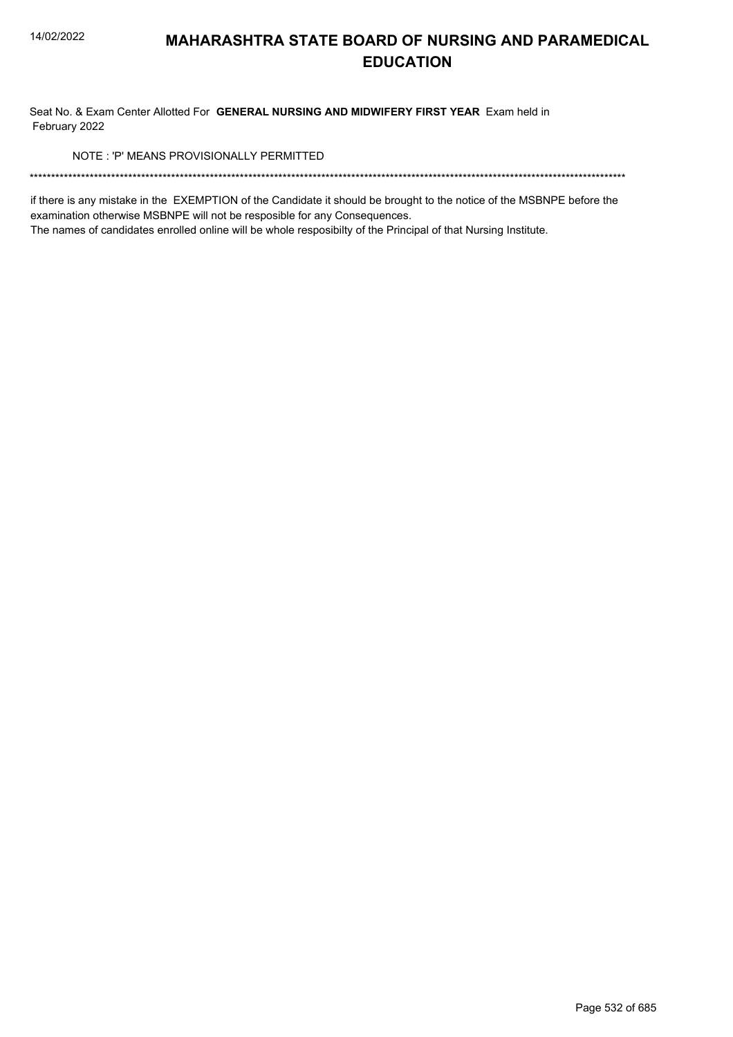# MAHARASHTRA STATE BOARD OF NURSING AND PARAMEDICAL EDUCATION

Seat No. & Exam Center Allotted For **GENERAL NURSING AND MIDWIFERY FIRST YEAR** Exam held in February 2022

NOTE : 'P' MEANS PROVISIONALLY PERMITTED

*******************************************************************************************************************************************

if there is any mistake in the EXEMPTION of the Candidate it should be brought to the notice of the MSBNPE before the examination otherwise MSBNPE will not be resposible for any Consequences.

The names of candidates enrolled online will be whole resposibilty of the Principal of that Nursing Institute.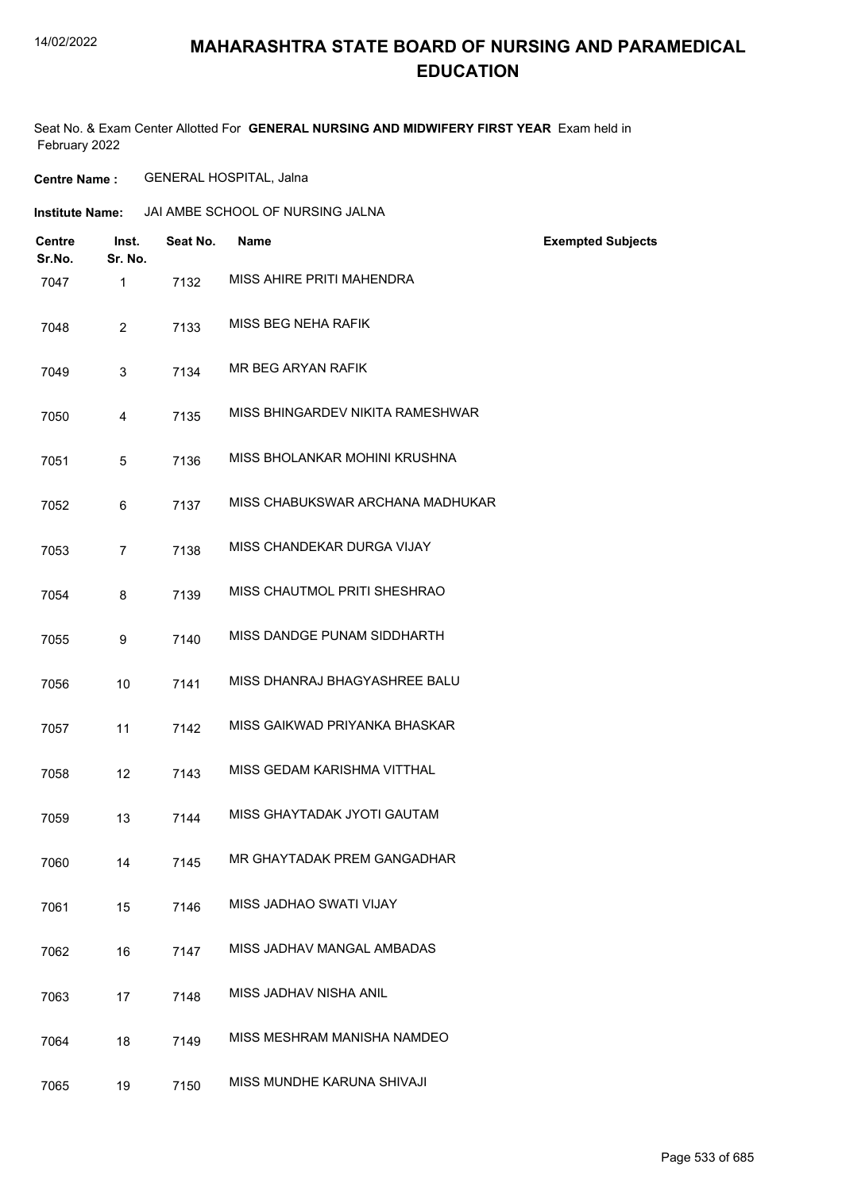# MAHARASHTRA STATE BOARD OF NURSING AND PARAMEDICAL EDUCATION

Seat No. & Exam Center Allotted For **GENERAL NURSING AND MIDWIFERY FIRST YEAR** Exam held in February 2022

**Centre Name :** GENERAL HOSPITAL, Jalna

**Institute Name:** JAI AMBE SCHOOL OF NURSING JALNA

| Centre Sr.No. | Inst. Sr. No. | Seat No. | Name | Exempted Subjects |
|---|---|---|---|---|
| 7047 | 1 | 7132 | MISS AHIRE PRITI MAHENDRA | |
| 7048 | 2 | 7133 | MISS BEG NEHA RAFIK | |
| 7049 | 3 | 7134 | MR BEG ARYAN RAFIK | |
| 7050 | 4 | 7135 | MISS BHINGARDEV NIKITA RAMESHWAR | |
| 7051 | 5 | 7136 | MISS BHOLANKAR MOHINI KRUSHNA | |
| 7052 | 6 | 7137 | MISS CHABUKSWAR ARCHANA MADHUKAR | |
| 7053 | 7 | 7138 | MISS CHANDEKAR DURGA VIJAY | |
| 7054 | 8 | 7139 | MISS CHAUTMOL PRITI SHESHRAO | |
| 7055 | 9 | 7140 | MISS DANDGE PUNAM SIDDHARTH | |
| 7056 | 10 | 7141 | MISS DHANRAJ BHAGYASHREE BALU | |
| 7057 | 11 | 7142 | MISS GAIKWAD PRIYANKA BHASKAR | |
| 7058 | 12 | 7143 | MISS GEDAM KARISHMA VITTHAL | |
| 7059 | 13 | 7144 | MISS GHAYTADAK JYOTI GAUTAM | |
| 7060 | 14 | 7145 | MR GHAYTADAK PREM GANGADHAR | |
| 7061 | 15 | 7146 | MISS JADHAO SWATI VIJAY | |
| 7062 | 16 | 7147 | MISS JADHAV MANGAL AMBADAS | |
| 7063 | 17 | 7148 | MISS JADHAV NISHA ANIL | |
| 7064 | 18 | 7149 | MISS MESHRAM MANISHA NAMDEO | |
| 7065 | 19 | 7150 | MISS MUNDHE KARUNA SHIVAJI | |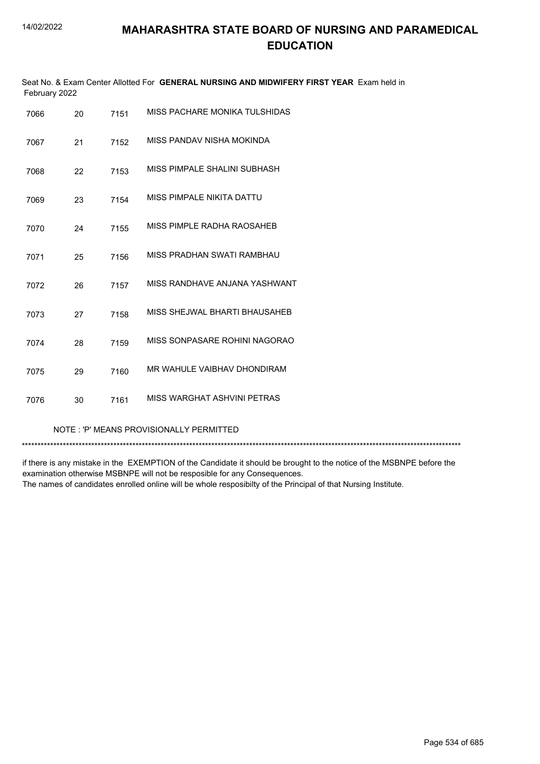# MAHARASHTRA STATE BOARD OF NURSING AND PARAMEDICAL EDUCATION

Seat No. & Exam Center Allotted For **GENERAL NURSING AND MIDWIFERY FIRST YEAR** Exam held in February 2022

| | | | |
|---|---|---|---|
| 7066 | 20 | 7151 | MISS PACHARE MONIKA TULSHIDAS |
| 7067 | 21 | 7152 | MISS PANDAV NISHA MOKINDA |
| 7068 | 22 | 7153 | MISS PIMPALE SHALINI SUBHASH |
| 7069 | 23 | 7154 | MISS PIMPALE NIKITA DATTU |
| 7070 | 24 | 7155 | MISS PIMPLE RADHA RAOSAHEB |
| 7071 | 25 | 7156 | MISS PRADHAN SWATI RAMBHAU |
| 7072 | 26 | 7157 | MISS RANDHAVE ANJANA YASHWANT |
| 7073 | 27 | 7158 | MISS SHEJWAL BHARTI BHAUSAHEB |
| 7074 | 28 | 7159 | MISS SONPASARE ROHINI NAGORAO |
| 7075 | 29 | 7160 | MR WAHULE VAIBHAV DHONDIRAM |
| 7076 | 30 | 7161 | MISS WARGHAT ASHVINI PETRAS |

NOTE : 'P' MEANS PROVISIONALLY PERMITTED

******************************************************************************************************************************************

if there is any mistake in the EXEMPTION of the Candidate it should be brought to the notice of the MSBNPE before the examination otherwise MSBNPE will not be resposible for any Consequences.
The names of candidates enrolled online will be whole resposibilty of the Principal of that Nursing Institute.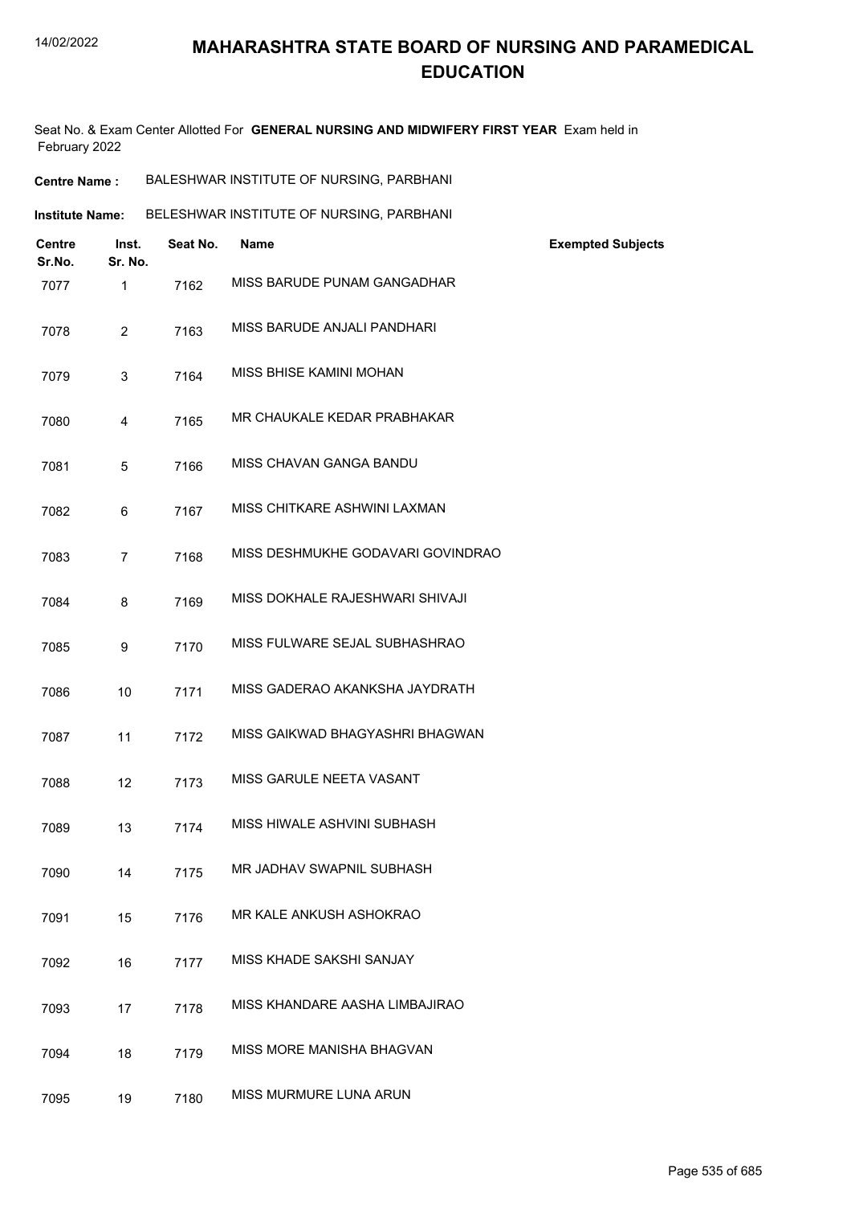# MAHARASHTRA STATE BOARD OF NURSING AND PARAMEDICAL EDUCATION

Seat No. & Exam Center Allotted For **GENERAL NURSING AND MIDWIFERY FIRST YEAR** Exam held in February 2022

**Centre Name :** BALESHWAR INSTITUTE OF NURSING, PARBHANI

**Institute Name:** BELESHWAR INSTITUTE OF NURSING, PARBHANI

| Centre Sr.No. | Inst. Sr. No. | Seat No. | Name | Exempted Subjects |
|---|---|---|---|---|
| 7077 | 1 | 7162 | MISS BARUDE PUNAM GANGADHAR | |
| 7078 | 2 | 7163 | MISS BARUDE ANJALI PANDHARI | |
| 7079 | 3 | 7164 | MISS BHISE KAMINI MOHAN | |
| 7080 | 4 | 7165 | MR CHAUKALE KEDAR PRABHAKAR | |
| 7081 | 5 | 7166 | MISS CHAVAN GANGA BANDU | |
| 7082 | 6 | 7167 | MISS CHITKARE ASHWINI LAXMAN | |
| 7083 | 7 | 7168 | MISS DESHMUKHE GODAVARI GOVINDRAO | |
| 7084 | 8 | 7169 | MISS DOKHALE RAJESHWARI SHIVAJI | |
| 7085 | 9 | 7170 | MISS FULWARE SEJAL SUBHASHRAO | |
| 7086 | 10 | 7171 | MISS GADERAO AKANKSHA JAYDRATH | |
| 7087 | 11 | 7172 | MISS GAIKWAD BHAGYASHRI BHAGWAN | |
| 7088 | 12 | 7173 | MISS GARULE NEETA VASANT | |
| 7089 | 13 | 7174 | MISS HIWALE ASHVINI SUBHASH | |
| 7090 | 14 | 7175 | MR JADHAV SWAPNIL SUBHASH | |
| 7091 | 15 | 7176 | MR KALE ANKUSH ASHOKRAO | |
| 7092 | 16 | 7177 | MISS KHADE SAKSHI SANJAY | |
| 7093 | 17 | 7178 | MISS KHANDARE AASHA LIMBAJIRAO | |
| 7094 | 18 | 7179 | MISS MORE MANISHA BHAGVAN | |
| 7095 | 19 | 7180 | MISS MURMURE LUNA ARUN | |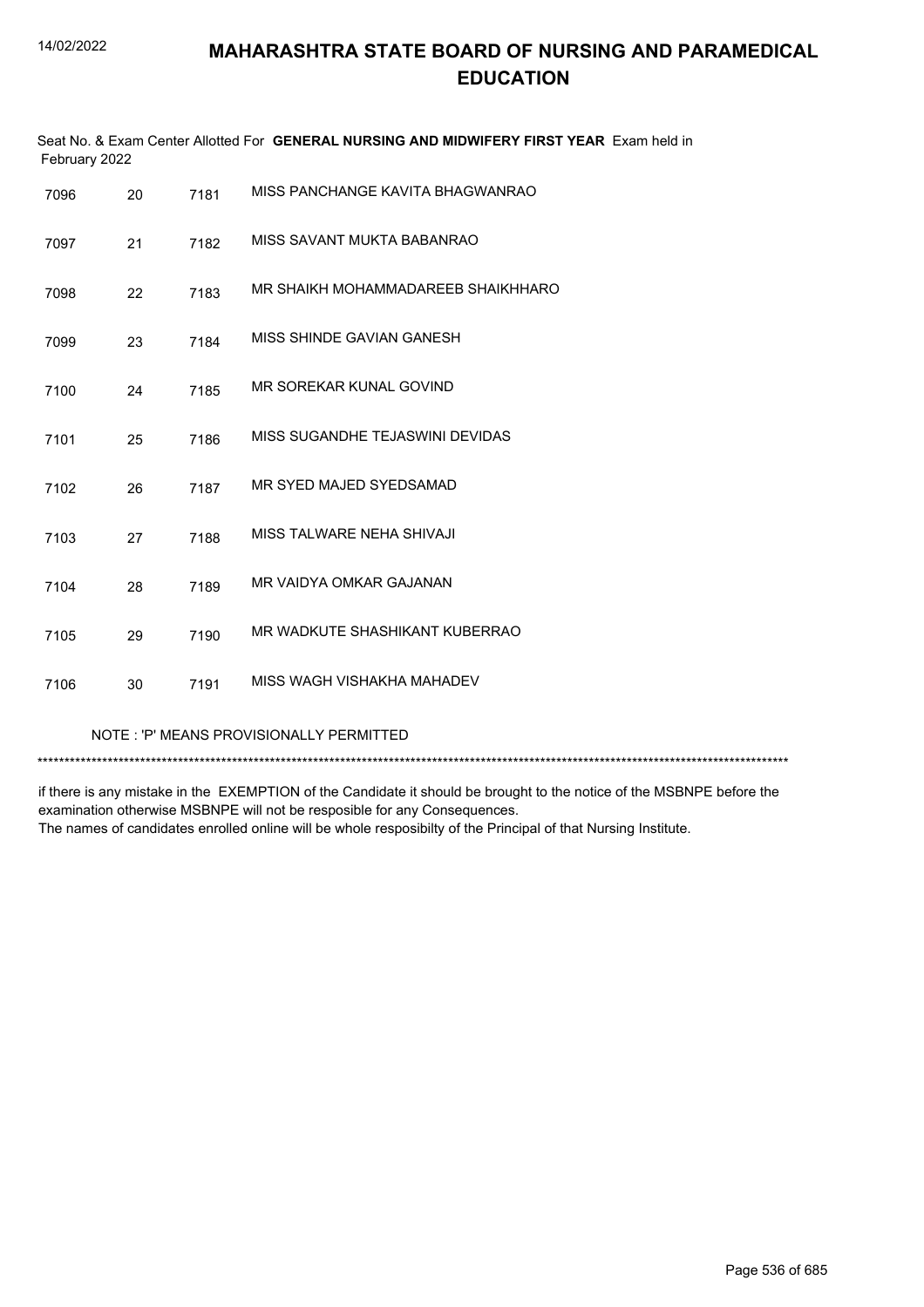# MAHARASHTRA STATE BOARD OF NURSING AND PARAMEDICAL EDUCATION

Seat No. & Exam Center Allotted For **GENERAL NURSING AND MIDWIFERY FIRST YEAR** Exam held in February 2022

| | | | |
|---|---|---|---|
| 7096 | 20 | 7181 | MISS PANCHANGE KAVITA BHAGWANRAO |
| 7097 | 21 | 7182 | MISS SAVANT MUKTA BABANRAO |
| 7098 | 22 | 7183 | MR SHAIKH MOHAMMADAREEB SHAIKHHARO |
| 7099 | 23 | 7184 | MISS SHINDE GAVIAN GANESH |
| 7100 | 24 | 7185 | MR SOREKAR KUNAL GOVIND |
| 7101 | 25 | 7186 | MISS SUGANDHE TEJASWINI DEVIDAS |
| 7102 | 26 | 7187 | MR SYED MAJED SYEDSAMAD |
| 7103 | 27 | 7188 | MISS TALWARE NEHA SHIVAJI |
| 7104 | 28 | 7189 | MR VAIDYA OMKAR GAJANAN |
| 7105 | 29 | 7190 | MR WADKUTE SHASHIKANT KUBERRAO |
| 7106 | 30 | 7191 | MISS WAGH VISHAKHA MAHADEV |

NOTE : 'P' MEANS PROVISIONALLY PERMITTED

*******************************************************************************************************************************************

if there is any mistake in the EXEMPTION of the Candidate it should be brought to the notice of the MSBNPE before the examination otherwise MSBNPE will not be resposible for any Consequences.
The names of candidates enrolled online will be whole resposibilty of the Principal of that Nursing Institute.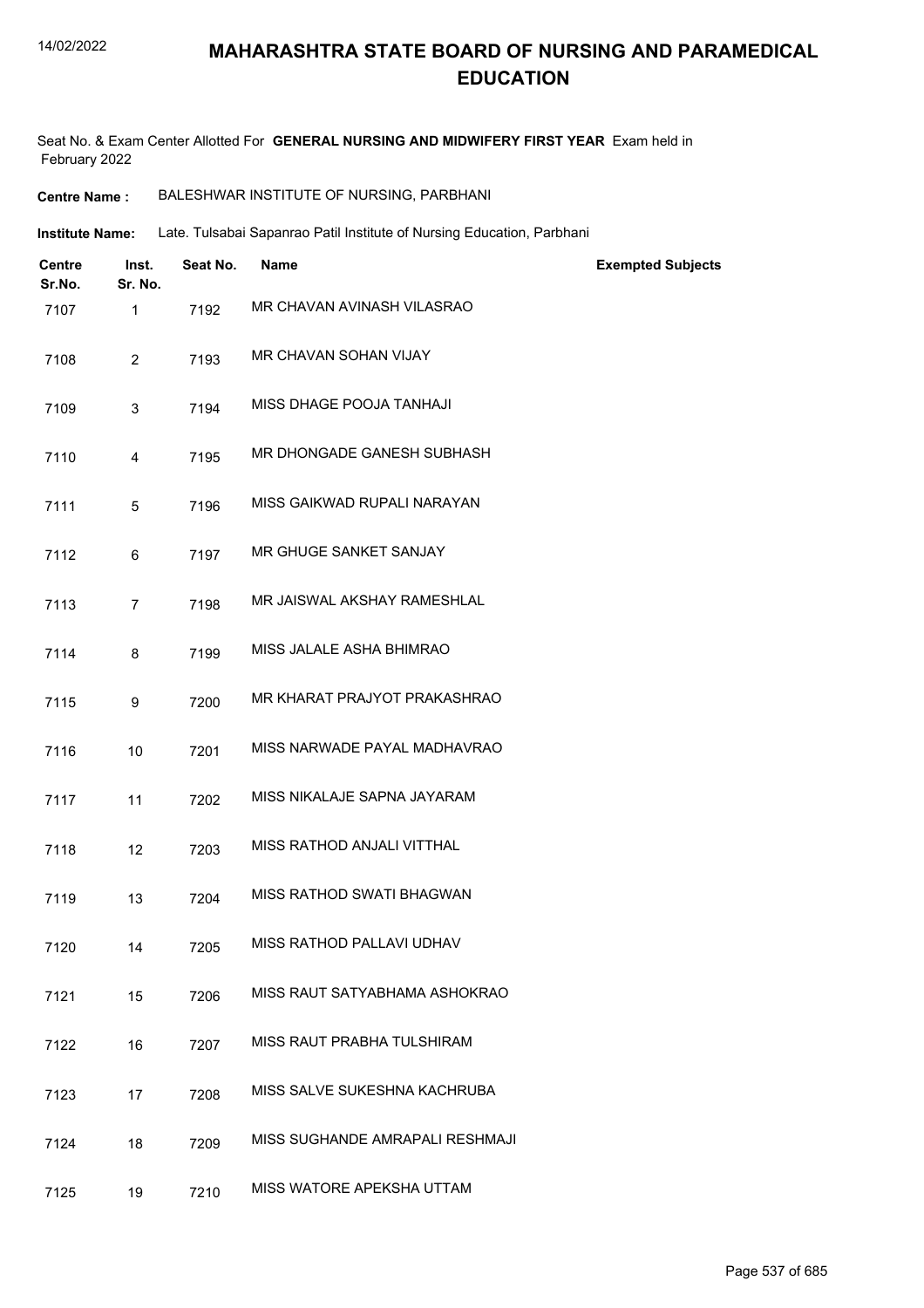# MAHARASHTRA STATE BOARD OF NURSING AND PARAMEDICAL EDUCATION

Seat No. & Exam Center Allotted For **GENERAL NURSING AND MIDWIFERY FIRST YEAR** Exam held in February 2022

**Centre Name :** BALESHWAR INSTITUTE OF NURSING, PARBHANI

**Institute Name:** Late. Tulsabai Sapanrao Patil Institute of Nursing Education, Parbhani

| Centre Sr.No. | Inst. Sr. No. | Seat No. | Name | Exempted Subjects |
|---|---|---|---|---|
| 7107 | 1 | 7192 | MR CHAVAN AVINASH VILASRAO | |
| 7108 | 2 | 7193 | MR CHAVAN SOHAN VIJAY | |
| 7109 | 3 | 7194 | MISS DHAGE POOJA TANHAJI | |
| 7110 | 4 | 7195 | MR DHONGADE GANESH SUBHASH | |
| 7111 | 5 | 7196 | MISS GAIKWAD RUPALI NARAYAN | |
| 7112 | 6 | 7197 | MR GHUGE SANKET SANJAY | |
| 7113 | 7 | 7198 | MR JAISWAL AKSHAY RAMESHLAL | |
| 7114 | 8 | 7199 | MISS JALALE ASHA BHIMRAO | |
| 7115 | 9 | 7200 | MR KHARAT PRAJYOT PRAKASHRAO | |
| 7116 | 10 | 7201 | MISS NARWADE PAYAL MADHAVRAO | |
| 7117 | 11 | 7202 | MISS NIKALAJE SAPNA JAYARAM | |
| 7118 | 12 | 7203 | MISS RATHOD ANJALI VITTHAL | |
| 7119 | 13 | 7204 | MISS RATHOD SWATI BHAGWAN | |
| 7120 | 14 | 7205 | MISS RATHOD PALLAVI UDHAV | |
| 7121 | 15 | 7206 | MISS RAUT SATYABHAMA ASHOKRAO | |
| 7122 | 16 | 7207 | MISS RAUT PRABHA TULSHIRAM | |
| 7123 | 17 | 7208 | MISS SALVE SUKESHNA KACHRUBA | |
| 7124 | 18 | 7209 | MISS SUGHANDE AMRAPALI RESHMAJI | |
| 7125 | 19 | 7210 | MISS WATORE APEKSHA UTTAM | |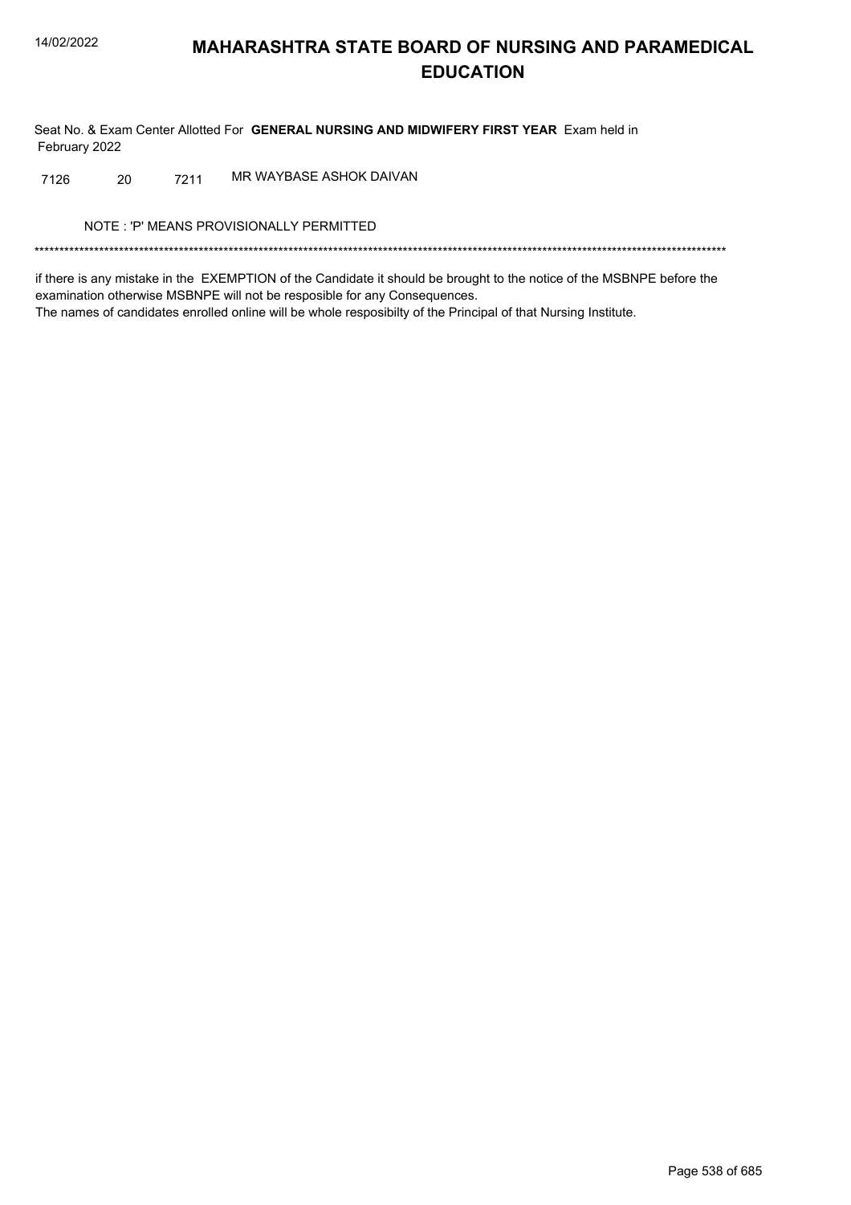# MAHARASHTRA STATE BOARD OF NURSING AND PARAMEDICAL EDUCATION

Seat No. & Exam Center Allotted For **GENERAL NURSING AND MIDWIFERY FIRST YEAR** Exam held in February 2022

| | | | |
|---|---|---|---|
| 7126 | 20 | 7211 | MR WAYBASE ASHOK DAIVAN |

NOTE : 'P' MEANS PROVISIONALLY PERMITTED

*******************************************************************************************************************************************

if there is any mistake in the EXEMPTION of the Candidate it should be brought to the notice of the MSBNPE before the examination otherwise MSBNPE will not be resposible for any Consequences.

The names of candidates enrolled online will be whole resposibilty of the Principal of that Nursing Institute.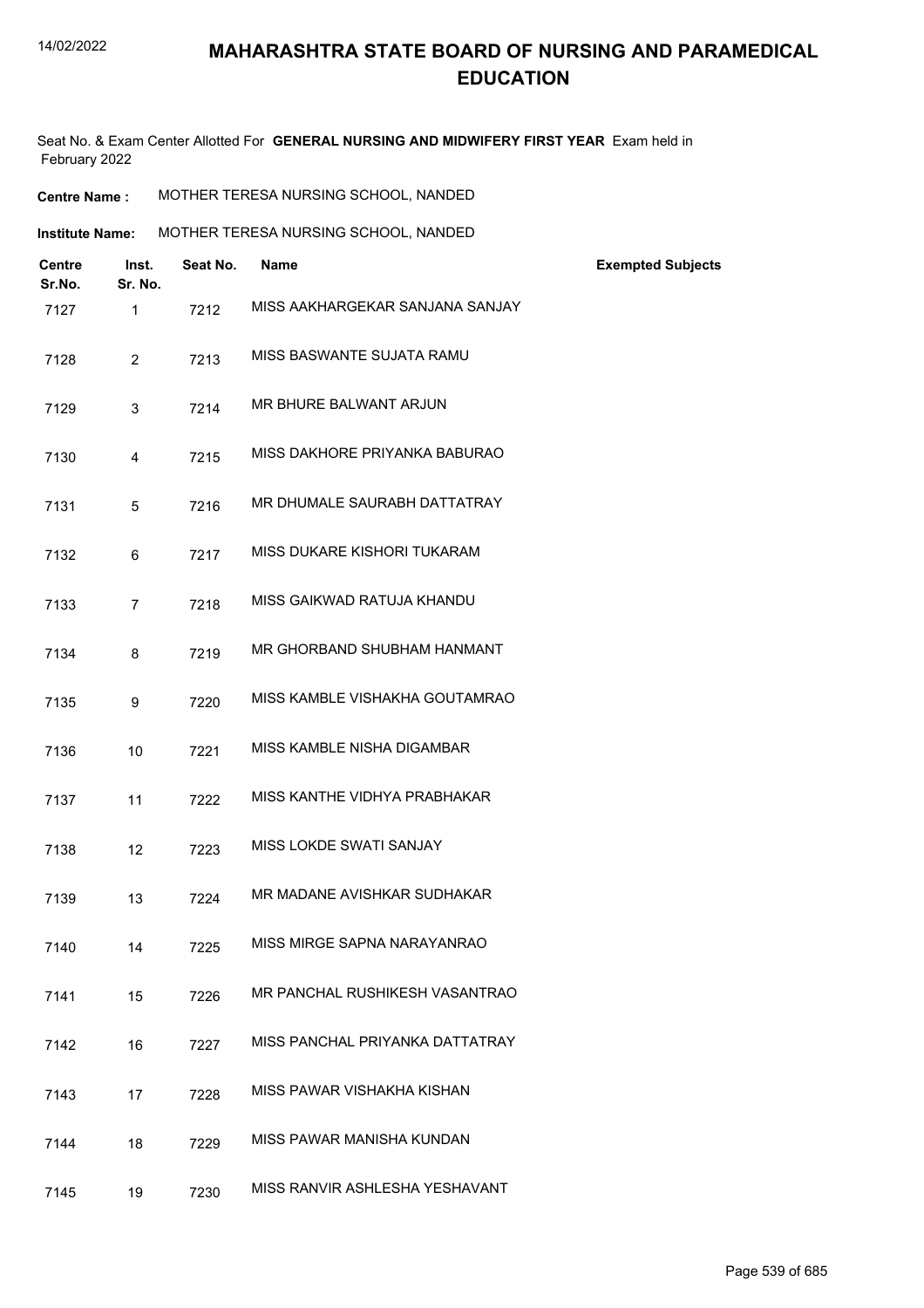# MAHARASHTRA STATE BOARD OF NURSING AND PARAMEDICAL EDUCATION

Seat No. & Exam Center Allotted For **GENERAL NURSING AND MIDWIFERY FIRST YEAR** Exam held in February 2022

**Centre Name :** MOTHER TERESA NURSING SCHOOL, NANDED

**Institute Name:** MOTHER TERESA NURSING SCHOOL, NANDED

| Centre Sr.No. | Inst. Sr. No. | Seat No. | Name | Exempted Subjects |
|---|---|---|---|---|
| 7127 | 1 | 7212 | MISS AAKHARGEKAR SANJANA SANJAY | |
| 7128 | 2 | 7213 | MISS BASWANTE SUJATA RAMU | |
| 7129 | 3 | 7214 | MR BHURE BALWANT ARJUN | |
| 7130 | 4 | 7215 | MISS DAKHORE PRIYANKA BABURAO | |
| 7131 | 5 | 7216 | MR DHUMALE SAURABH DATTATRAY | |
| 7132 | 6 | 7217 | MISS DUKARE KISHORI TUKARAM | |
| 7133 | 7 | 7218 | MISS GAIKWAD RATUJA KHANDU | |
| 7134 | 8 | 7219 | MR GHORBAND SHUBHAM HANMANT | |
| 7135 | 9 | 7220 | MISS KAMBLE VISHAKHA GOUTAMRAO | |
| 7136 | 10 | 7221 | MISS KAMBLE NISHA DIGAMBAR | |
| 7137 | 11 | 7222 | MISS KANTHE VIDHYA PRABHAKAR | |
| 7138 | 12 | 7223 | MISS LOKDE SWATI SANJAY | |
| 7139 | 13 | 7224 | MR MADANE AVISHKAR SUDHAKAR | |
| 7140 | 14 | 7225 | MISS MIRGE SAPNA NARAYANRAO | |
| 7141 | 15 | 7226 | MR PANCHAL RUSHIKESH VASANTRAO | |
| 7142 | 16 | 7227 | MISS PANCHAL PRIYANKA DATTATRAY | |
| 7143 | 17 | 7228 | MISS PAWAR VISHAKHA KISHAN | |
| 7144 | 18 | 7229 | MISS PAWAR MANISHA KUNDAN | |
| 7145 | 19 | 7230 | MISS RANVIR ASHLESHA YESHAVANT | |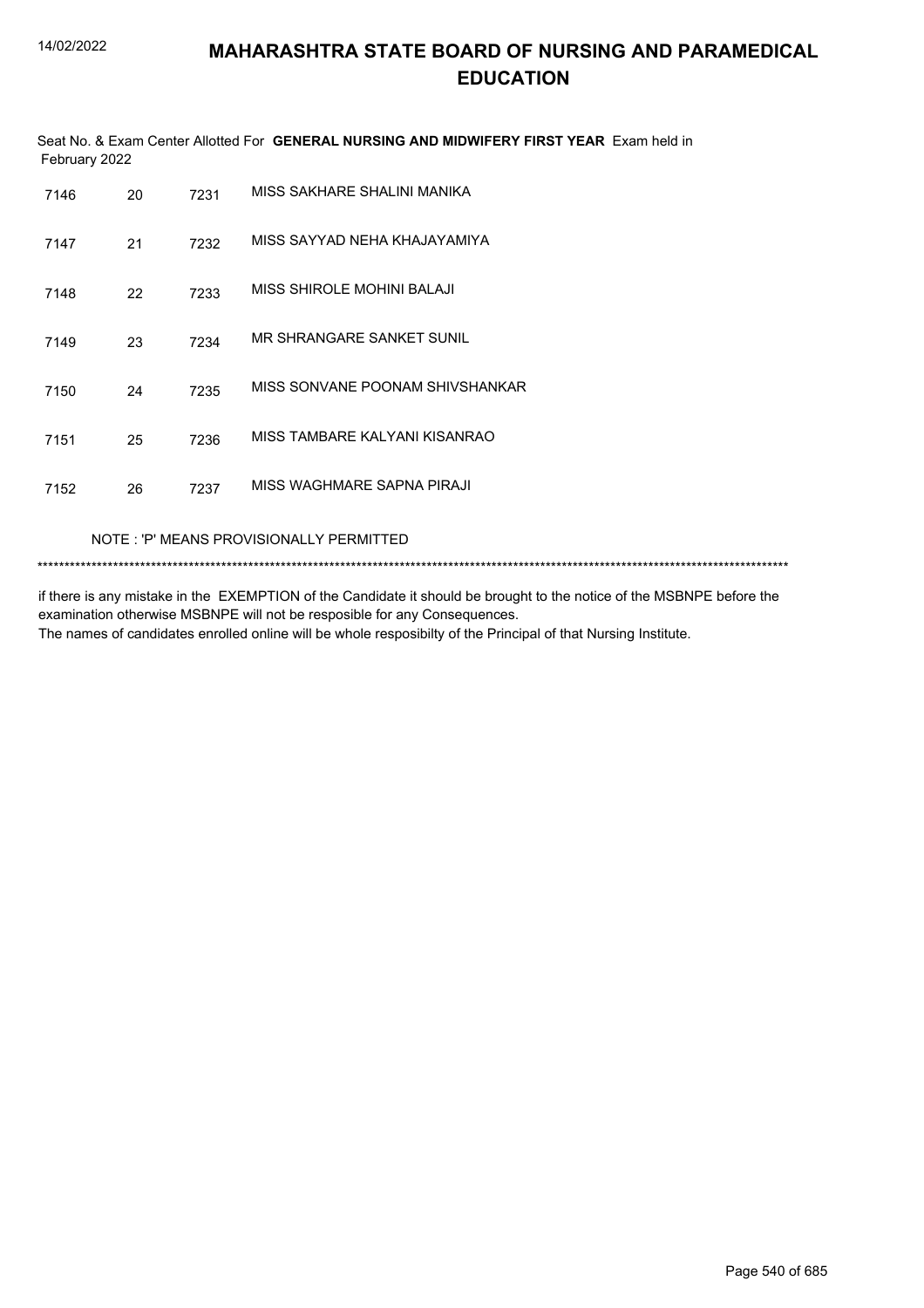# MAHARASHTRA STATE BOARD OF NURSING AND PARAMEDICAL EDUCATION

Seat No. & Exam Center Allotted For **GENERAL NURSING AND MIDWIFERY FIRST YEAR** Exam held in February 2022

| | | | |
|---|---|---|---|
| 7146 | 20 | 7231 | MISS SAKHARE SHALINI MANIKA |
| 7147 | 21 | 7232 | MISS SAYYAD NEHA KHAJAYAMIYA |
| 7148 | 22 | 7233 | MISS SHIROLE MOHINI BALAJI |
| 7149 | 23 | 7234 | MR SHRANGARE SANKET SUNIL |
| 7150 | 24 | 7235 | MISS SONVANE POONAM SHIVSHANKAR |
| 7151 | 25 | 7236 | MISS TAMBARE KALYANI KISANRAO |
| 7152 | 26 | 7237 | MISS WAGHMARE SAPNA PIRAJI |

NOTE : 'P' MEANS PROVISIONALLY PERMITTED

*******************************************************************************************************************************************

if there is any mistake in the EXEMPTION of the Candidate it should be brought to the notice of the MSBNPE before the examination otherwise MSBNPE will not be resposible for any Consequences.
The names of candidates enrolled online will be whole resposibilty of the Principal of that Nursing Institute.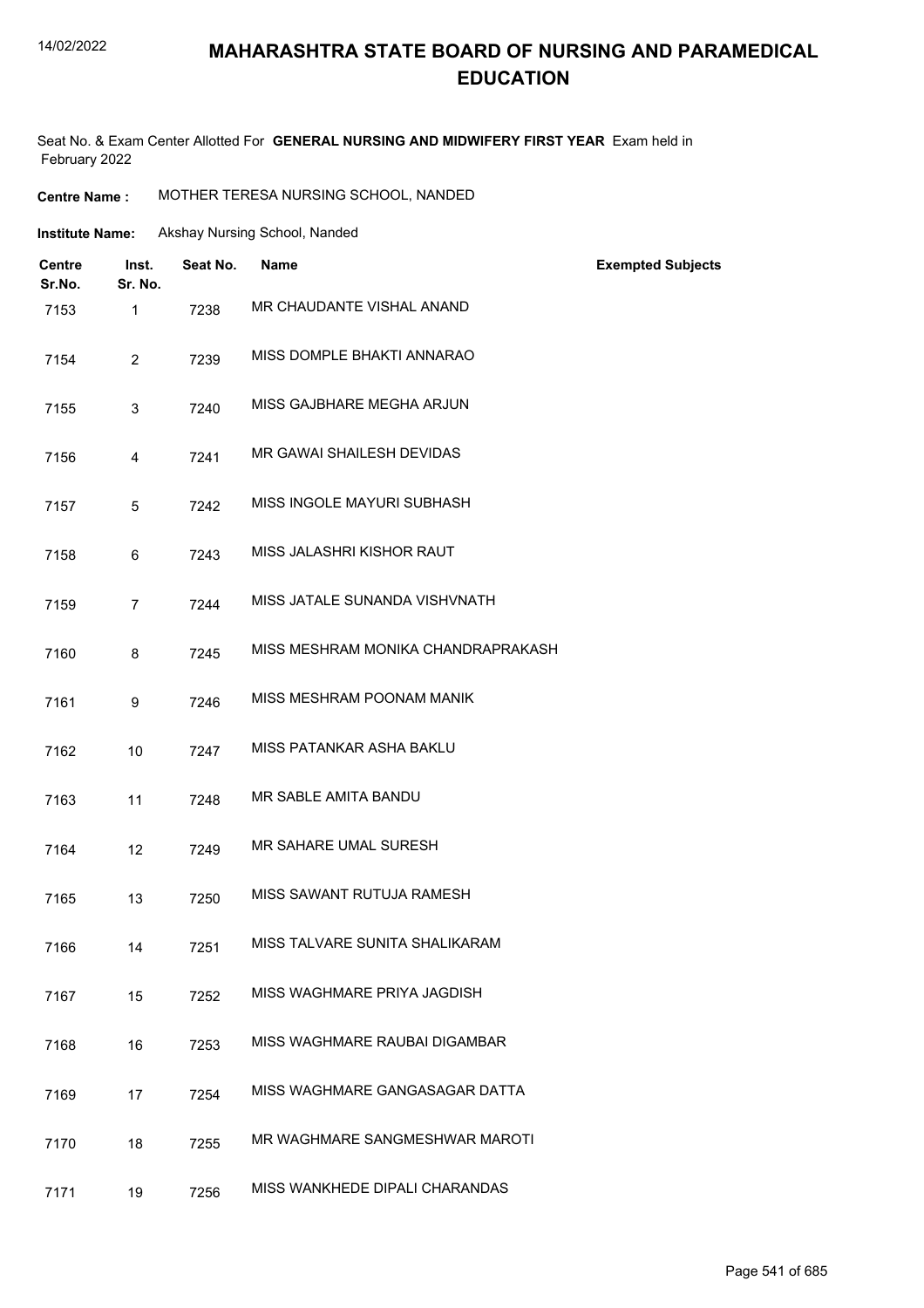# MAHARASHTRA STATE BOARD OF NURSING AND PARAMEDICAL EDUCATION

Seat No. & Exam Center Allotted For **GENERAL NURSING AND MIDWIFERY FIRST YEAR** Exam held in February 2022

**Centre Name :** MOTHER TERESA NURSING SCHOOL, NANDED

**Institute Name:** Akshay Nursing School, Nanded

| Centre Sr.No. | Inst. Sr. No. | Seat No. | Name | Exempted Subjects |
|---|---|---|---|---|
| 7153 | 1 | 7238 | MR CHAUDANTE VISHAL ANAND | |
| 7154 | 2 | 7239 | MISS DOMPLE BHAKTI ANNARAO | |
| 7155 | 3 | 7240 | MISS GAJBHARE MEGHA ARJUN | |
| 7156 | 4 | 7241 | MR GAWAI SHAILESH DEVIDAS | |
| 7157 | 5 | 7242 | MISS INGOLE MAYURI SUBHASH | |
| 7158 | 6 | 7243 | MISS JALASHRI KISHOR RAUT | |
| 7159 | 7 | 7244 | MISS JATALE SUNANDA VISHVNATH | |
| 7160 | 8 | 7245 | MISS MESHRAM MONIKA CHANDRAPRAKASH | |
| 7161 | 9 | 7246 | MISS MESHRAM POONAM MANIK | |
| 7162 | 10 | 7247 | MISS PATANKAR ASHA BAKLU | |
| 7163 | 11 | 7248 | MR SABLE AMITA BANDU | |
| 7164 | 12 | 7249 | MR SAHARE UMAL SURESH | |
| 7165 | 13 | 7250 | MISS SAWANT RUTUJA RAMESH | |
| 7166 | 14 | 7251 | MISS TALVARE SUNITA SHALIKARAM | |
| 7167 | 15 | 7252 | MISS WAGHMARE PRIYA JAGDISH | |
| 7168 | 16 | 7253 | MISS WAGHMARE RAUBAI DIGAMBAR | |
| 7169 | 17 | 7254 | MISS WAGHMARE GANGASAGAR DATTA | |
| 7170 | 18 | 7255 | MR WAGHMARE SANGMESHWAR MAROTI | |
| 7171 | 19 | 7256 | MISS WANKHEDE DIPALI CHARANDAS | |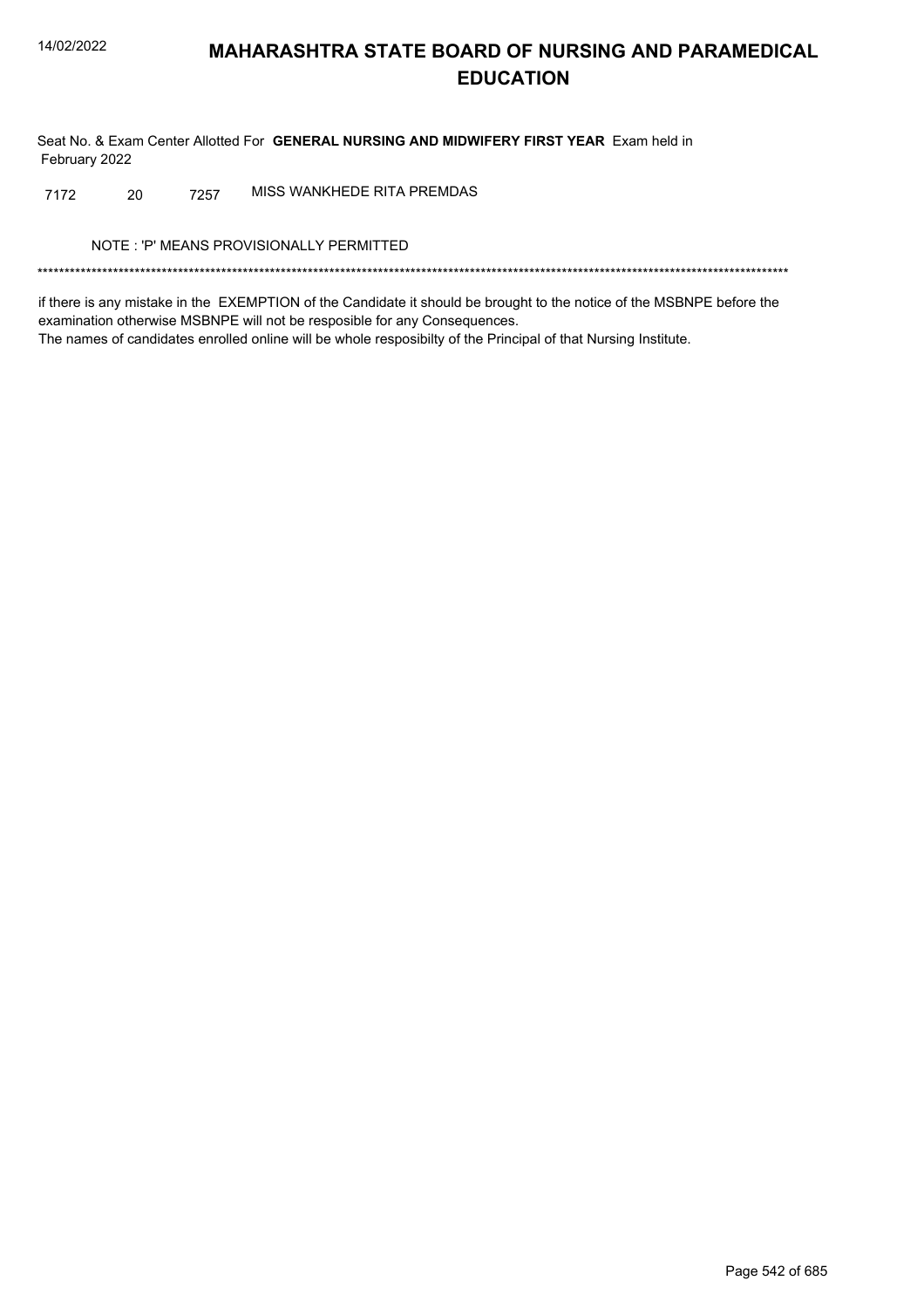# MAHARASHTRA STATE BOARD OF NURSING AND PARAMEDICAL EDUCATION

Seat No. & Exam Center Allotted For **GENERAL NURSING AND MIDWIFERY FIRST YEAR** Exam held in February 2022

| | | | |
|---|---|---|---|
| 7172 | 20 | 7257 | MISS WANKHEDE RITA PREMDAS |

NOTE : 'P' MEANS PROVISIONALLY PERMITTED

*******************************************************************************************************************************************

if there is any mistake in the EXEMPTION of the Candidate it should be brought to the notice of the MSBNPE before the examination otherwise MSBNPE will not be resposible for any Consequences.
The names of candidates enrolled online will be whole resposibilty of the Principal of that Nursing Institute.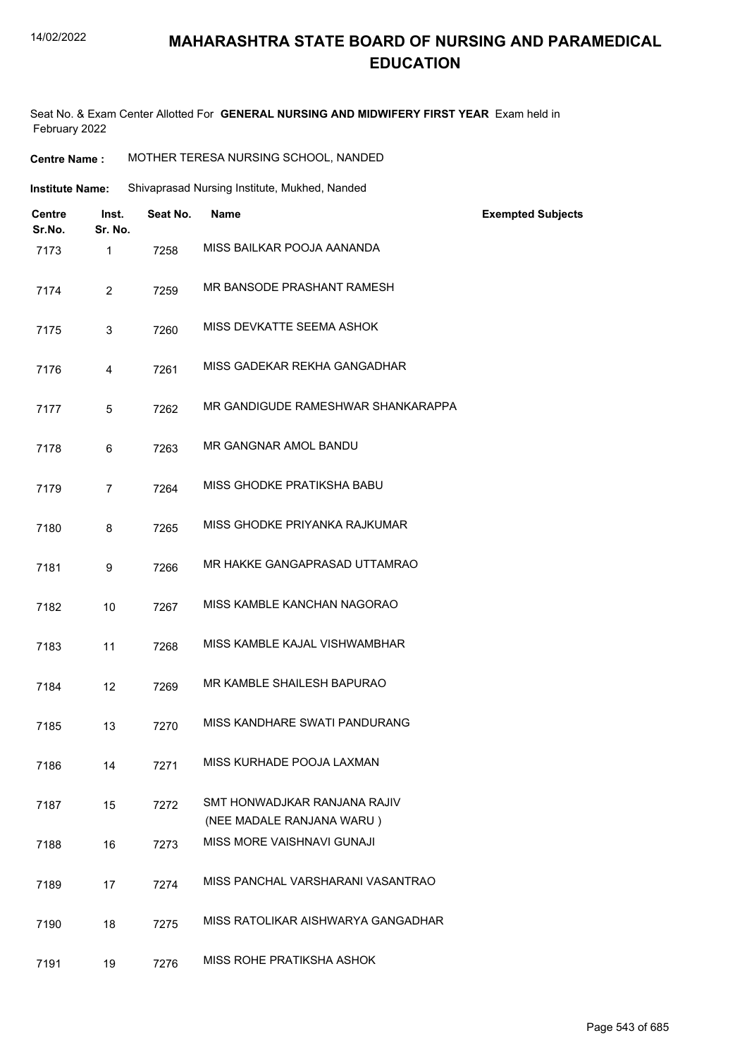# MAHARASHTRA STATE BOARD OF NURSING AND PARAMEDICAL EDUCATION

Seat No. & Exam Center Allotted For **GENERAL NURSING AND MIDWIFERY FIRST YEAR** Exam held in February 2022

**Centre Name :** MOTHER TERESA NURSING SCHOOL, NANDED

**Institute Name:** Shivaprasad Nursing Institute, Mukhed, Nanded

| Centre Sr.No. | Inst. Sr. No. | Seat No. | Name | Exempted Subjects |
|---|---|---|---|---|
| 7173 | 1 | 7258 | MISS BAILKAR POOJA AANANDA | |
| 7174 | 2 | 7259 | MR BANSODE PRASHANT RAMESH | |
| 7175 | 3 | 7260 | MISS DEVKATTE SEEMA ASHOK | |
| 7176 | 4 | 7261 | MISS GADEKAR REKHA GANGADHAR | |
| 7177 | 5 | 7262 | MR GANDIGUDE RAMESHWAR SHANKARAPPA | |
| 7178 | 6 | 7263 | MR GANGNAR AMOL BANDU | |
| 7179 | 7 | 7264 | MISS GHODKE PRATIKSHA BABU | |
| 7180 | 8 | 7265 | MISS GHODKE PRIYANKA RAJKUMAR | |
| 7181 | 9 | 7266 | MR HAKKE GANGAPRASAD UTTAMRAO | |
| 7182 | 10 | 7267 | MISS KAMBLE KANCHAN NAGORAO | |
| 7183 | 11 | 7268 | MISS KAMBLE KAJAL VISHWAMBHAR | |
| 7184 | 12 | 7269 | MR KAMBLE SHAILESH BAPURAO | |
| 7185 | 13 | 7270 | MISS KANDHARE SWATI PANDURANG | |
| 7186 | 14 | 7271 | MISS KURHADE POOJA LAXMAN | |
| 7187 | 15 | 7272 | SMT HONWADJKAR RANJANA RAJIV (NEE MADALE RANJANA WARU ) | |
| 7188 | 16 | 7273 | MISS MORE VAISHNAVI GUNAJI | |
| 7189 | 17 | 7274 | MISS PANCHAL VARSHARANI VASANTRAO | |
| 7190 | 18 | 7275 | MISS RATOLIKAR AISHWARYA GANGADHAR | |
| 7191 | 19 | 7276 | MISS ROHE PRATIKSHA ASHOK | |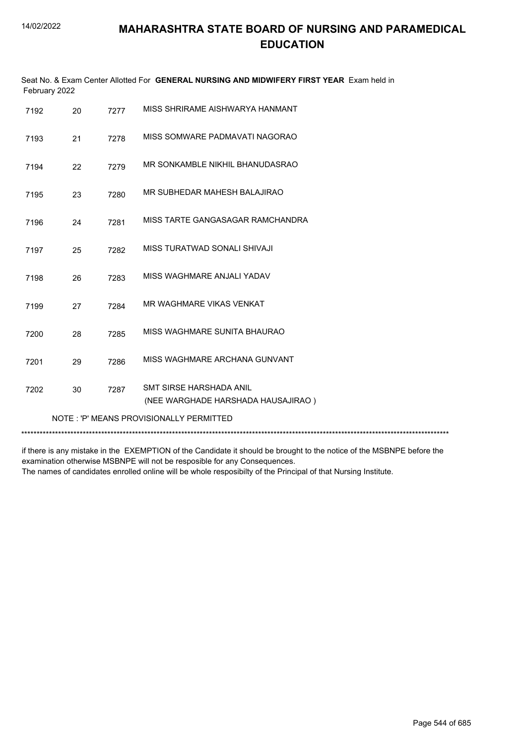# MAHARASHTRA STATE BOARD OF NURSING AND PARAMEDICAL EDUCATION

Seat No. & Exam Center Allotted For **GENERAL NURSING AND MIDWIFERY FIRST YEAR** Exam held in February 2022

| | | | |
|---|---|---|---|
| 7192 | 20 | 7277 | MISS SHRIRAME AISHWARYA HANMANT |
| 7193 | 21 | 7278 | MISS SOMWARE PADMAVATI NAGORAO |
| 7194 | 22 | 7279 | MR SONKAMBLE NIKHIL BHANUDASRAO |
| 7195 | 23 | 7280 | MR SUBHEDAR MAHESH BALAJIRAO |
| 7196 | 24 | 7281 | MISS TARTE GANGASAGAR RAMCHANDRA |
| 7197 | 25 | 7282 | MISS TURATWAD SONALI SHIVAJI |
| 7198 | 26 | 7283 | MISS WAGHMARE ANJALI YADAV |
| 7199 | 27 | 7284 | MR WAGHMARE VIKAS VENKAT |
| 7200 | 28 | 7285 | MISS WAGHMARE SUNITA BHAURAO |
| 7201 | 29 | 7286 | MISS WAGHMARE ARCHANA GUNVANT |
| 7202 | 30 | 7287 | SMT SIRSE HARSHADA ANIL (NEE WARGHADE HARSHADA HAUSAJIRAO ) |

NOTE : 'P' MEANS PROVISIONALLY PERMITTED

*******************************************************************************************************************************************

if there is any mistake in the EXEMPTION of the Candidate it should be brought to the notice of the MSBNPE before the examination otherwise MSBNPE will not be resposible for any Consequences.
The names of candidates enrolled online will be whole resposibilty of the Principal of that Nursing Institute.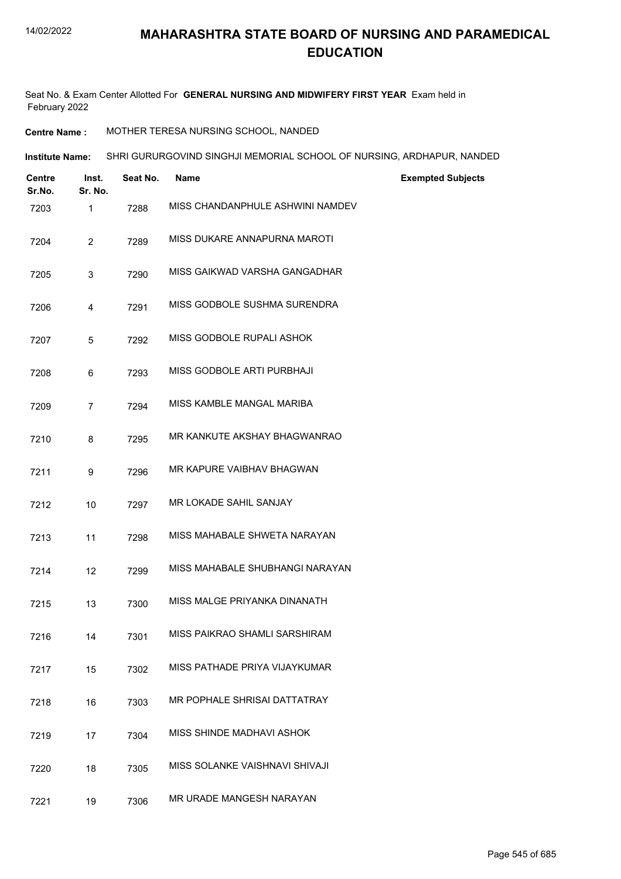# MAHARASHTRA STATE BOARD OF NURSING AND PARAMEDICAL EDUCATION

Seat No. & Exam Center Allotted For **GENERAL NURSING AND MIDWIFERY FIRST YEAR** Exam held in February 2022

**Centre Name :** MOTHER TERESA NURSING SCHOOL, NANDED

**Institute Name:** SHRI GURURGOVIND SINGHJI MEMORIAL SCHOOL OF NURSING, ARDHAPUR, NANDED

| Centre Sr.No. | Inst. Sr. No. | Seat No. | Name | Exempted Subjects |
|---|---|---|---|---|
| 7203 | 1 | 7288 | MISS CHANDANPHULE ASHWINI NAMDEV | |
| 7204 | 2 | 7289 | MISS DUKARE ANNAPURNA MAROTI | |
| 7205 | 3 | 7290 | MISS GAIKWAD VARSHA GANGADHAR | |
| 7206 | 4 | 7291 | MISS GODBOLE SUSHMA SURENDRA | |
| 7207 | 5 | 7292 | MISS GODBOLE RUPALI ASHOK | |
| 7208 | 6 | 7293 | MISS GODBOLE ARTI PURBHAJI | |
| 7209 | 7 | 7294 | MISS KAMBLE MANGAL MARIBA | |
| 7210 | 8 | 7295 | MR KANKUTE AKSHAY BHAGWANRAO | |
| 7211 | 9 | 7296 | MR KAPURE VAIBHAV BHAGWAN | |
| 7212 | 10 | 7297 | MR LOKADE SAHIL SANJAY | |
| 7213 | 11 | 7298 | MISS MAHABALE SHWETA NARAYAN | |
| 7214 | 12 | 7299 | MISS MAHABALE SHUBHANGI NARAYAN | |
| 7215 | 13 | 7300 | MISS MALGE PRIYANKA DINANATH | |
| 7216 | 14 | 7301 | MISS PAIKRAO SHAMLI SARSHIRAM | |
| 7217 | 15 | 7302 | MISS PATHADE PRIYA VIJAYKUMAR | |
| 7218 | 16 | 7303 | MR POPHALE SHRISAI DATTATRAY | |
| 7219 | 17 | 7304 | MISS SHINDE MADHAVI ASHOK | |
| 7220 | 18 | 7305 | MISS SOLANKE VAISHNAVI SHIVAJI | |
| 7221 | 19 | 7306 | MR URADE MANGESH NARAYAN | |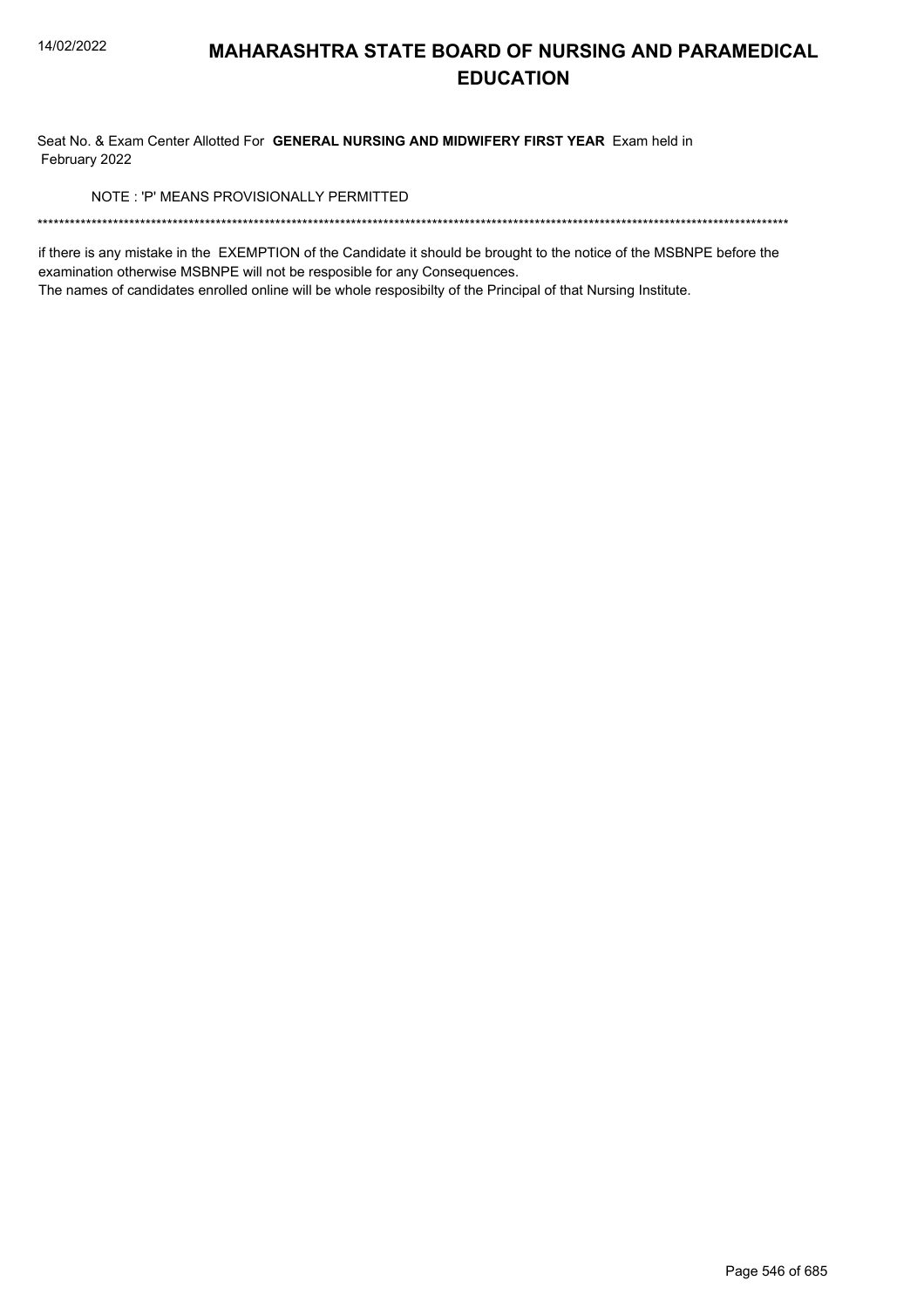# MAHARASHTRA STATE BOARD OF NURSING AND PARAMEDICAL EDUCATION

Seat No. & Exam Center Allotted For **GENERAL NURSING AND MIDWIFERY FIRST YEAR** Exam held in February 2022

NOTE : 'P' MEANS PROVISIONALLY PERMITTED

*******************************************************************************************************************************************

if there is any mistake in the EXEMPTION of the Candidate it should be brought to the notice of the MSBNPE before the examination otherwise MSBNPE will not be resposible for any Consequences.

The names of candidates enrolled online will be whole resposibilty of the Principal of that Nursing Institute.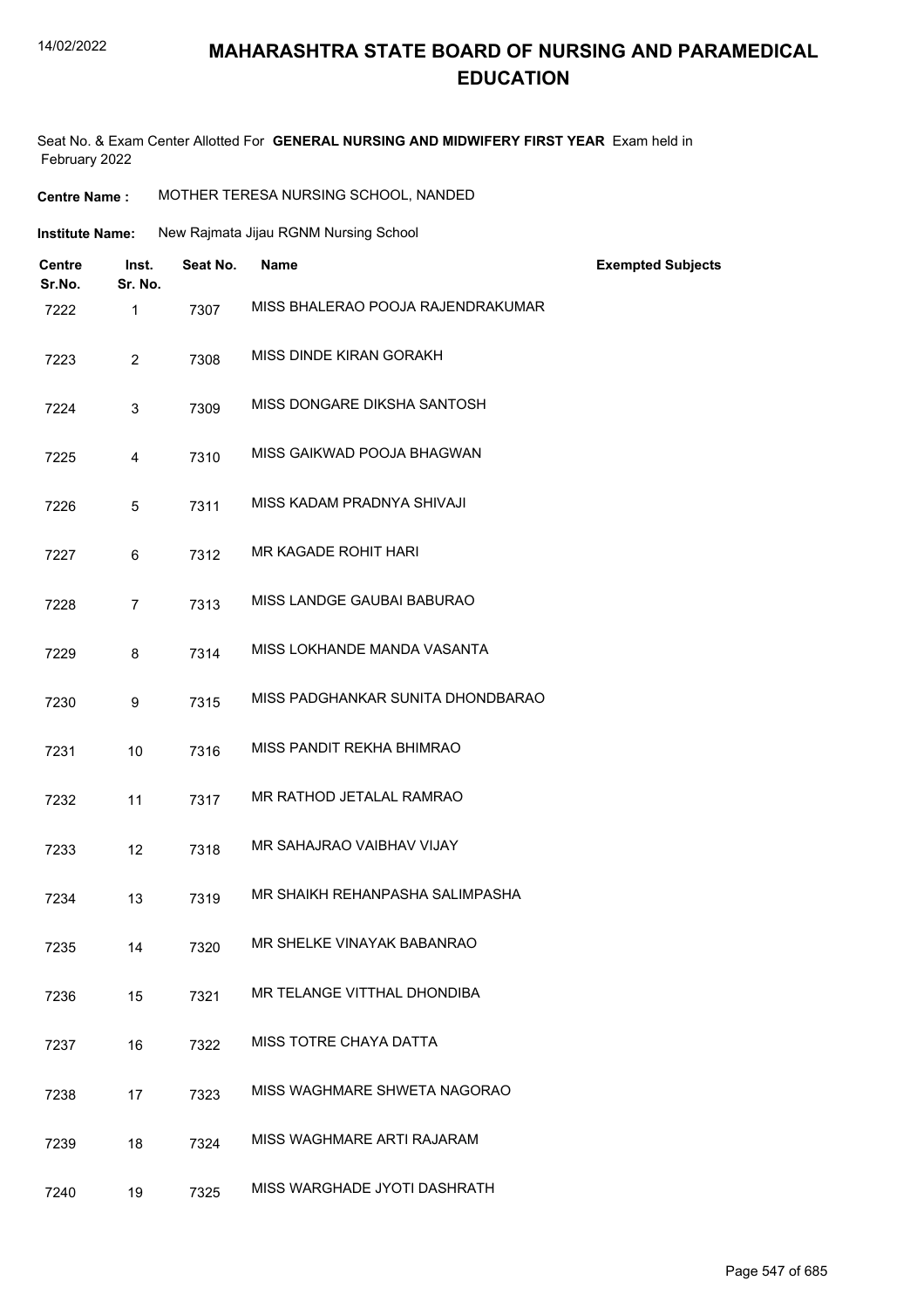# MAHARASHTRA STATE BOARD OF NURSING AND PARAMEDICAL EDUCATION

Seat No. & Exam Center Allotted For **GENERAL NURSING AND MIDWIFERY FIRST YEAR** Exam held in February 2022

**Centre Name :** MOTHER TERESA NURSING SCHOOL, NANDED

**Institute Name:** New Rajmata Jijau RGNM Nursing School

| Centre Sr.No. | Inst. Sr. No. | Seat No. | Name | Exempted Subjects |
|---|---|---|---|---|
| 7222 | 1 | 7307 | MISS BHALERAO POOJA RAJENDRAKUMAR | |
| 7223 | 2 | 7308 | MISS DINDE KIRAN GORAKH | |
| 7224 | 3 | 7309 | MISS DONGARE DIKSHA SANTOSH | |
| 7225 | 4 | 7310 | MISS GAIKWAD POOJA BHAGWAN | |
| 7226 | 5 | 7311 | MISS KADAM PRADNYA SHIVAJI | |
| 7227 | 6 | 7312 | MR KAGADE ROHIT HARI | |
| 7228 | 7 | 7313 | MISS LANDGE GAUBAI BABURAO | |
| 7229 | 8 | 7314 | MISS LOKHANDE MANDA VASANTA | |
| 7230 | 9 | 7315 | MISS PADGHANKAR SUNITA DHONDBARAO | |
| 7231 | 10 | 7316 | MISS PANDIT REKHA BHIMRAO | |
| 7232 | 11 | 7317 | MR RATHOD JETALAL RAMRAO | |
| 7233 | 12 | 7318 | MR SAHAJRAO VAIBHAV VIJAY | |
| 7234 | 13 | 7319 | MR SHAIKH REHANPASHA SALIMPASHA | |
| 7235 | 14 | 7320 | MR SHELKE VINAYAK BABANRAO | |
| 7236 | 15 | 7321 | MR TELANGE VITTHAL DHONDIBA | |
| 7237 | 16 | 7322 | MISS TOTRE CHAYA DATTA | |
| 7238 | 17 | 7323 | MISS WAGHMARE SHWETA NAGORAO | |
| 7239 | 18 | 7324 | MISS WAGHMARE ARTI RAJARAM | |
| 7240 | 19 | 7325 | MISS WARGHADE JYOTI DASHRATH | |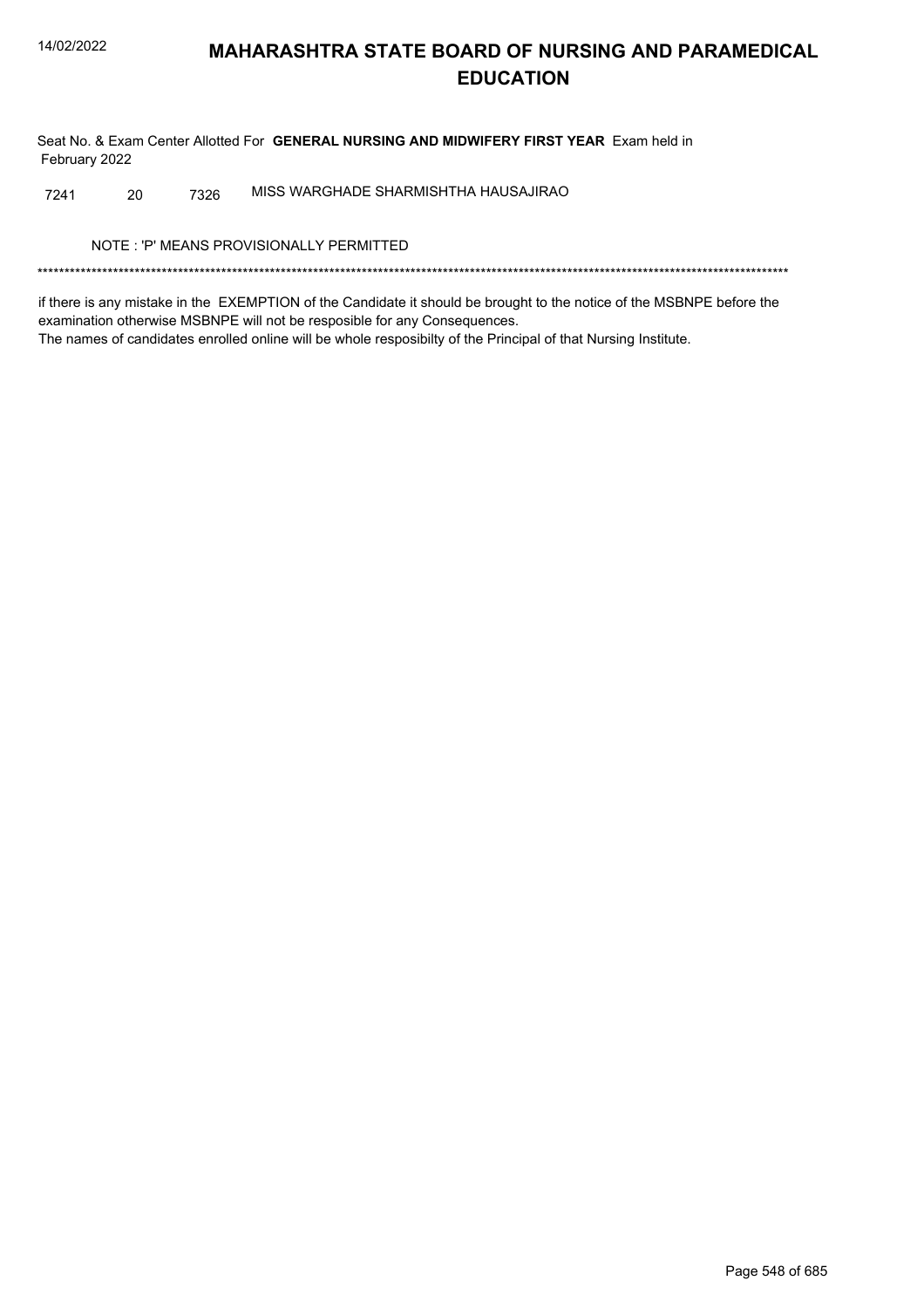# MAHARASHTRA STATE BOARD OF NURSING AND PARAMEDICAL EDUCATION

Seat No. & Exam Center Allotted For **GENERAL NURSING AND MIDWIFERY FIRST YEAR** Exam held in February 2022

| | | | |
|---|---|---|---|
| 7241 | 20 | 7326 | MISS WARGHADE SHARMISHTHA HAUSAJIRAO |

NOTE : 'P' MEANS PROVISIONALLY PERMITTED

*******************************************************************************************************************************************

if there is any mistake in the EXEMPTION of the Candidate it should be brought to the notice of the MSBNPE before the examination otherwise MSBNPE will not be resposible for any Consequences.
The names of candidates enrolled online will be whole resposibilty of the Principal of that Nursing Institute.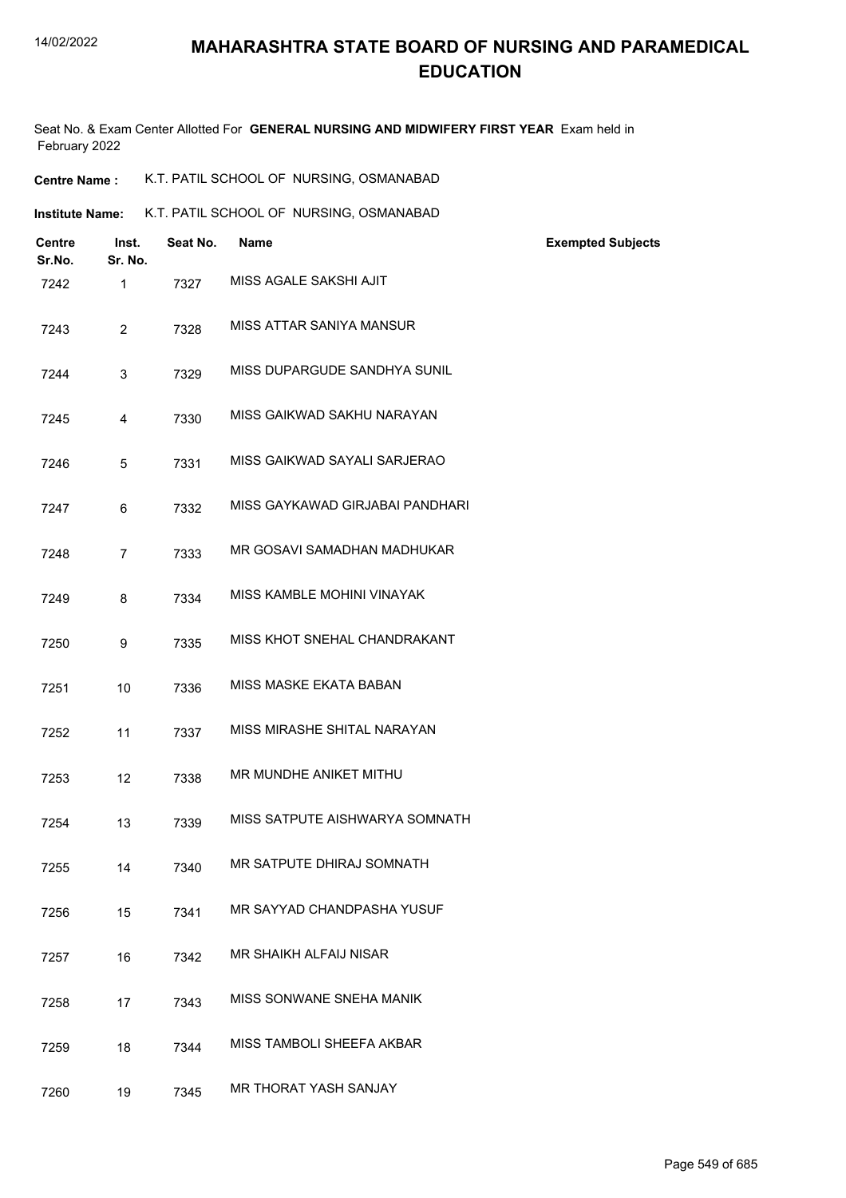# MAHARASHTRA STATE BOARD OF NURSING AND PARAMEDICAL EDUCATION

Seat No. & Exam Center Allotted For **GENERAL NURSING AND MIDWIFERY FIRST YEAR** Exam held in February 2022

**Centre Name :** K.T. PATIL SCHOOL OF NURSING, OSMANABAD

**Institute Name:** K.T. PATIL SCHOOL OF NURSING, OSMANABAD

| Centre Sr.No. | Inst. Sr. No. | Seat No. | Name | Exempted Subjects |
|---|---|---|---|---|
| 7242 | 1 | 7327 | MISS AGALE SAKSHI AJIT | |
| 7243 | 2 | 7328 | MISS ATTAR SANIYA MANSUR | |
| 7244 | 3 | 7329 | MISS DUPARGUDE SANDHYA SUNIL | |
| 7245 | 4 | 7330 | MISS GAIKWAD SAKHU NARAYAN | |
| 7246 | 5 | 7331 | MISS GAIKWAD SAYALI SARJERAO | |
| 7247 | 6 | 7332 | MISS GAYKAWAD GIRJABAI PANDHARI | |
| 7248 | 7 | 7333 | MR GOSAVI SAMADHAN MADHUKAR | |
| 7249 | 8 | 7334 | MISS KAMBLE MOHINI VINAYAK | |
| 7250 | 9 | 7335 | MISS KHOT SNEHAL CHANDRAKANT | |
| 7251 | 10 | 7336 | MISS MASKE EKATA BABAN | |
| 7252 | 11 | 7337 | MISS MIRASHE SHITAL NARAYAN | |
| 7253 | 12 | 7338 | MR MUNDHE ANIKET MITHU | |
| 7254 | 13 | 7339 | MISS SATPUTE AISHWARYA SOMNATH | |
| 7255 | 14 | 7340 | MR SATPUTE DHIRAJ SOMNATH | |
| 7256 | 15 | 7341 | MR SAYYAD CHANDPASHA YUSUF | |
| 7257 | 16 | 7342 | MR SHAIKH ALFAIJ NISAR | |
| 7258 | 17 | 7343 | MISS SONWANE SNEHA MANIK | |
| 7259 | 18 | 7344 | MISS TAMBOLI SHEEFA AKBAR | |
| 7260 | 19 | 7345 | MR THORAT YASH SANJAY | |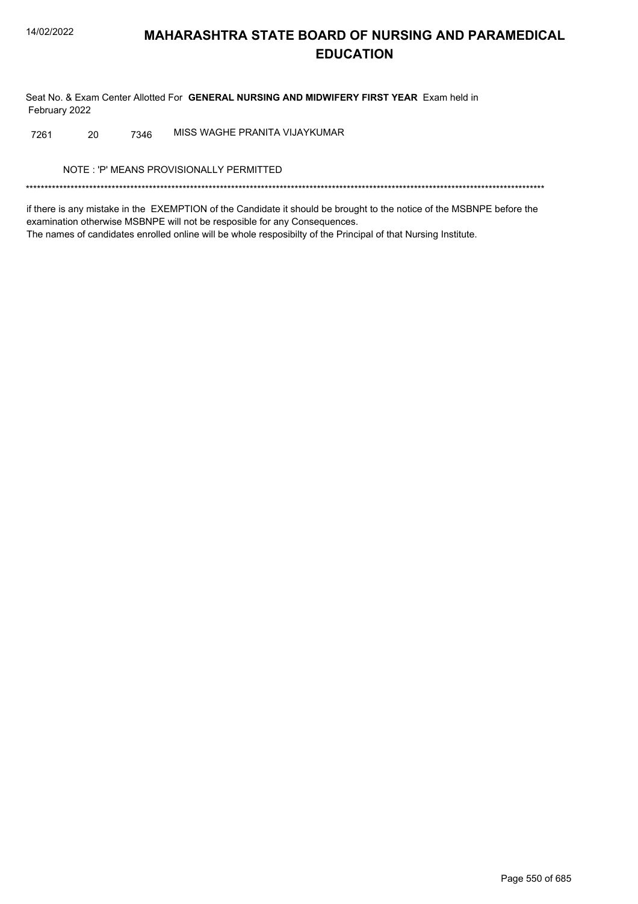# MAHARASHTRA STATE BOARD OF NURSING AND PARAMEDICAL EDUCATION

Seat No. & Exam Center Allotted For **GENERAL NURSING AND MIDWIFERY FIRST YEAR** Exam held in February 2022

| | | | |
|---|---|---|---|
| 7261 | 20 | 7346 | MISS WAGHE PRANITA VIJAYKUMAR |

NOTE : 'P' MEANS PROVISIONALLY PERMITTED

*******************************************************************************************************************************************

if there is any mistake in the EXEMPTION of the Candidate it should be brought to the notice of the MSBNPE before the examination otherwise MSBNPE will not be resposible for any Consequences.
The names of candidates enrolled online will be whole resposibilty of the Principal of that Nursing Institute.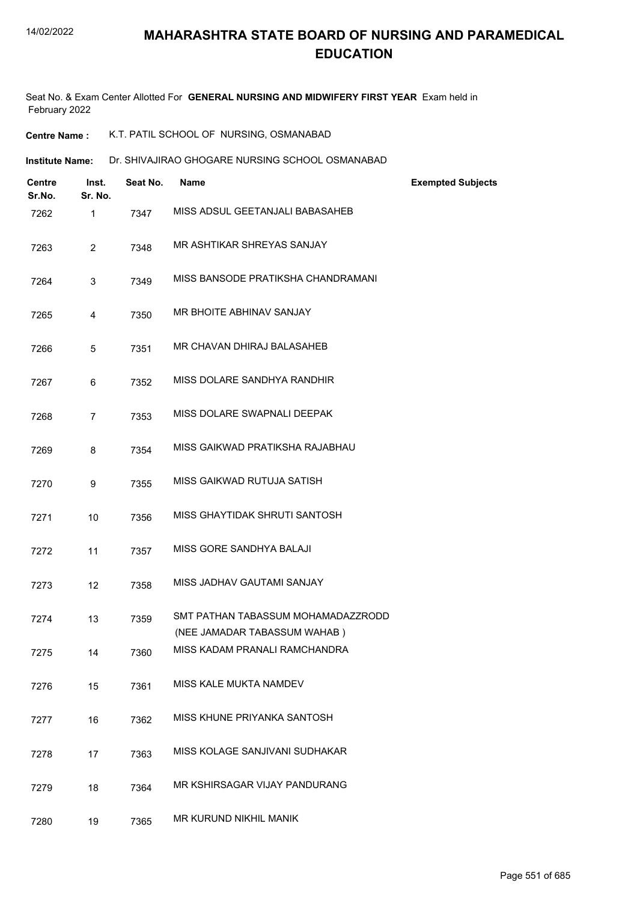# MAHARASHTRA STATE BOARD OF NURSING AND PARAMEDICAL EDUCATION

Seat No. & Exam Center Allotted For **GENERAL NURSING AND MIDWIFERY FIRST YEAR** Exam held in February 2022

**Centre Name :** K.T. PATIL SCHOOL OF NURSING, OSMANABAD

**Institute Name:** Dr. SHIVAJIRAO GHOGARE NURSING SCHOOL OSMANABAD

| Centre Sr.No. | Inst. Sr. No. | Seat No. | Name | Exempted Subjects |
|---|---|---|---|---|
| 7262 | 1 | 7347 | MISS ADSUL GEETANJALI BABASAHEB | |
| 7263 | 2 | 7348 | MR ASHTIKAR SHREYAS SANJAY | |
| 7264 | 3 | 7349 | MISS BANSODE PRATIKSHA CHANDRAMANI | |
| 7265 | 4 | 7350 | MR BHOITE ABHINAV SANJAY | |
| 7266 | 5 | 7351 | MR CHAVAN DHIRAJ BALASAHEB | |
| 7267 | 6 | 7352 | MISS DOLARE SANDHYA RANDHIR | |
| 7268 | 7 | 7353 | MISS DOLARE SWAPNALI DEEPAK | |
| 7269 | 8 | 7354 | MISS GAIKWAD PRATIKSHA RAJABHAU | |
| 7270 | 9 | 7355 | MISS GAIKWAD RUTUJA SATISH | |
| 7271 | 10 | 7356 | MISS GHAYTIDAK SHRUTI SANTOSH | |
| 7272 | 11 | 7357 | MISS GORE SANDHYA BALAJI | |
| 7273 | 12 | 7358 | MISS JADHAV GAUTAMI SANJAY | |
| 7274 | 13 | 7359 | SMT PATHAN TABASSUM MOHAMADAZZRODD (NEE JAMADAR TABASSUM WAHAB ) | |
| 7275 | 14 | 7360 | MISS KADAM PRANALI RAMCHANDRA | |
| 7276 | 15 | 7361 | MISS KALE MUKTA NAMDEV | |
| 7277 | 16 | 7362 | MISS KHUNE PRIYANKA SANTOSH | |
| 7278 | 17 | 7363 | MISS KOLAGE SANJIVANI SUDHAKAR | |
| 7279 | 18 | 7364 | MR KSHIRSAGAR VIJAY PANDURANG | |
| 7280 | 19 | 7365 | MR KURUND NIKHIL MANIK | |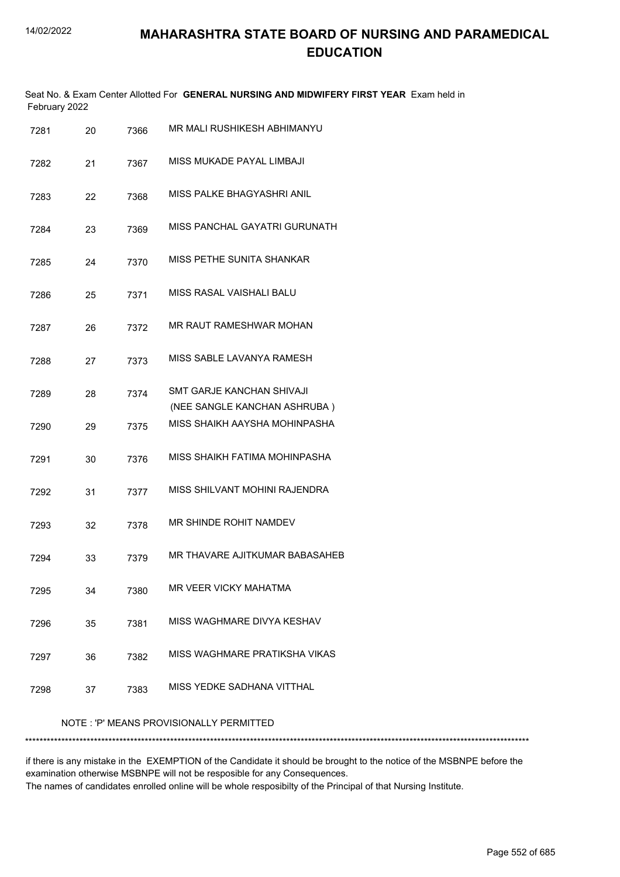# MAHARASHTRA STATE BOARD OF NURSING AND PARAMEDICAL EDUCATION

Seat No. & Exam Center Allotted For **GENERAL NURSING AND MIDWIFERY FIRST YEAR** Exam held in February 2022

| | | | |
|---|---|---|---|
| 7281 | 20 | 7366 | MR MALI RUSHIKESH ABHIMANYU |
| 7282 | 21 | 7367 | MISS MUKADE PAYAL LIMBAJI |
| 7283 | 22 | 7368 | MISS PALKE BHAGYASHRI ANIL |
| 7284 | 23 | 7369 | MISS PANCHAL GAYATRI GURUNATH |
| 7285 | 24 | 7370 | MISS PETHE SUNITA SHANKAR |
| 7286 | 25 | 7371 | MISS RASAL VAISHALI BALU |
| 7287 | 26 | 7372 | MR RAUT RAMESHWAR MOHAN |
| 7288 | 27 | 7373 | MISS SABLE LAVANYA RAMESH |
| 7289 | 28 | 7374 | SMT GARJE KANCHAN SHIVAJI (NEE SANGLE KANCHAN ASHRUBA ) |
| 7290 | 29 | 7375 | MISS SHAIKH AAYSHA MOHINPASHA |
| 7291 | 30 | 7376 | MISS SHAIKH FATIMA MOHINPASHA |
| 7292 | 31 | 7377 | MISS SHILVANT MOHINI RAJENDRA |
| 7293 | 32 | 7378 | MR SHINDE ROHIT NAMDEV |
| 7294 | 33 | 7379 | MR THAVARE AJITKUMAR BABASAHEB |
| 7295 | 34 | 7380 | MR VEER VICKY MAHATMA |
| 7296 | 35 | 7381 | MISS WAGHMARE DIVYA KESHAV |
| 7297 | 36 | 7382 | MISS WAGHMARE PRATIKSHA VIKAS |
| 7298 | 37 | 7383 | MISS YEDKE SADHANA VITTHAL |

NOTE : 'P' MEANS PROVISIONALLY PERMITTED

*******************************************************************************************************************************************

if there is any mistake in the EXEMPTION of the Candidate it should be brought to the notice of the MSBNPE before the examination otherwise MSBNPE will not be resposible for any Consequences.
The names of candidates enrolled online will be whole resposibilty of the Principal of that Nursing Institute.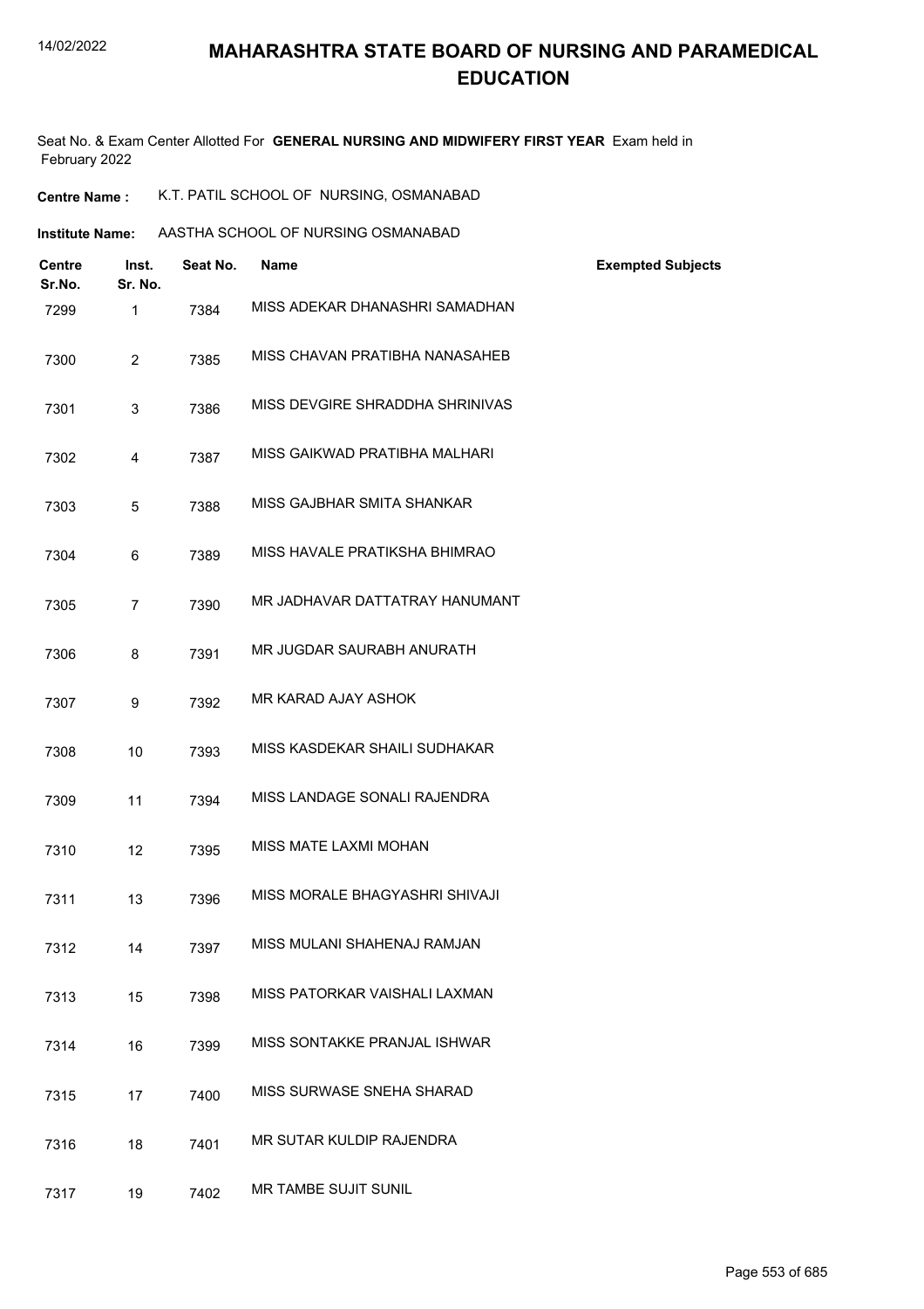# MAHARASHTRA STATE BOARD OF NURSING AND PARAMEDICAL EDUCATION

Seat No. & Exam Center Allotted For **GENERAL NURSING AND MIDWIFERY FIRST YEAR** Exam held in February 2022

**Centre Name :** K.T. PATIL SCHOOL OF NURSING, OSMANABAD

**Institute Name:** AASTHA SCHOOL OF NURSING OSMANABAD

| Centre Sr.No. | Inst. Sr. No. | Seat No. | Name | Exempted Subjects |
|---|---|---|---|---|
| 7299 | 1 | 7384 | MISS ADEKAR DHANASHRI SAMADHAN | |
| 7300 | 2 | 7385 | MISS CHAVAN PRATIBHA NANASAHEB | |
| 7301 | 3 | 7386 | MISS DEVGIRE SHRADDHA SHRINIVAS | |
| 7302 | 4 | 7387 | MISS GAIKWAD PRATIBHA MALHARI | |
| 7303 | 5 | 7388 | MISS GAJBHAR SMITA SHANKAR | |
| 7304 | 6 | 7389 | MISS HAVALE PRATIKSHA BHIMRAO | |
| 7305 | 7 | 7390 | MR JADHAVAR DATTATRAY HANUMANT | |
| 7306 | 8 | 7391 | MR JUGDAR SAURABH ANURATH | |
| 7307 | 9 | 7392 | MR KARAD AJAY ASHOK | |
| 7308 | 10 | 7393 | MISS KASDEKAR SHAILI SUDHAKAR | |
| 7309 | 11 | 7394 | MISS LANDAGE SONALI RAJENDRA | |
| 7310 | 12 | 7395 | MISS MATE LAXMI MOHAN | |
| 7311 | 13 | 7396 | MISS MORALE BHAGYASHRI SHIVAJI | |
| 7312 | 14 | 7397 | MISS MULANI SHAHENAJ RAMJAN | |
| 7313 | 15 | 7398 | MISS PATORKAR VAISHALI LAXMAN | |
| 7314 | 16 | 7399 | MISS SONTAKKE PRANJAL ISHWAR | |
| 7315 | 17 | 7400 | MISS SURWASE SNEHA SHARAD | |
| 7316 | 18 | 7401 | MR SUTAR KULDIP RAJENDRA | |
| 7317 | 19 | 7402 | MR TAMBE SUJIT SUNIL | |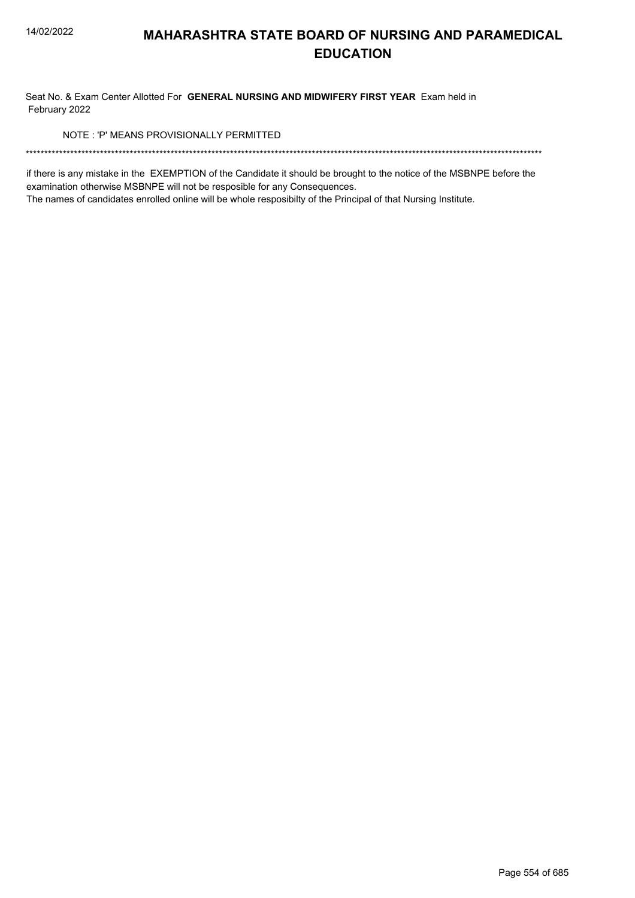# MAHARASHTRA STATE BOARD OF NURSING AND PARAMEDICAL EDUCATION

Seat No. & Exam Center Allotted For **GENERAL NURSING AND MIDWIFERY FIRST YEAR** Exam held in February 2022

NOTE : 'P' MEANS PROVISIONALLY PERMITTED

******************************************************************************************************************************************

if there is any mistake in the EXEMPTION of the Candidate it should be brought to the notice of the MSBNPE before the examination otherwise MSBNPE will not be resposible for any Consequences.

The names of candidates enrolled online will be whole resposibilty of the Principal of that Nursing Institute.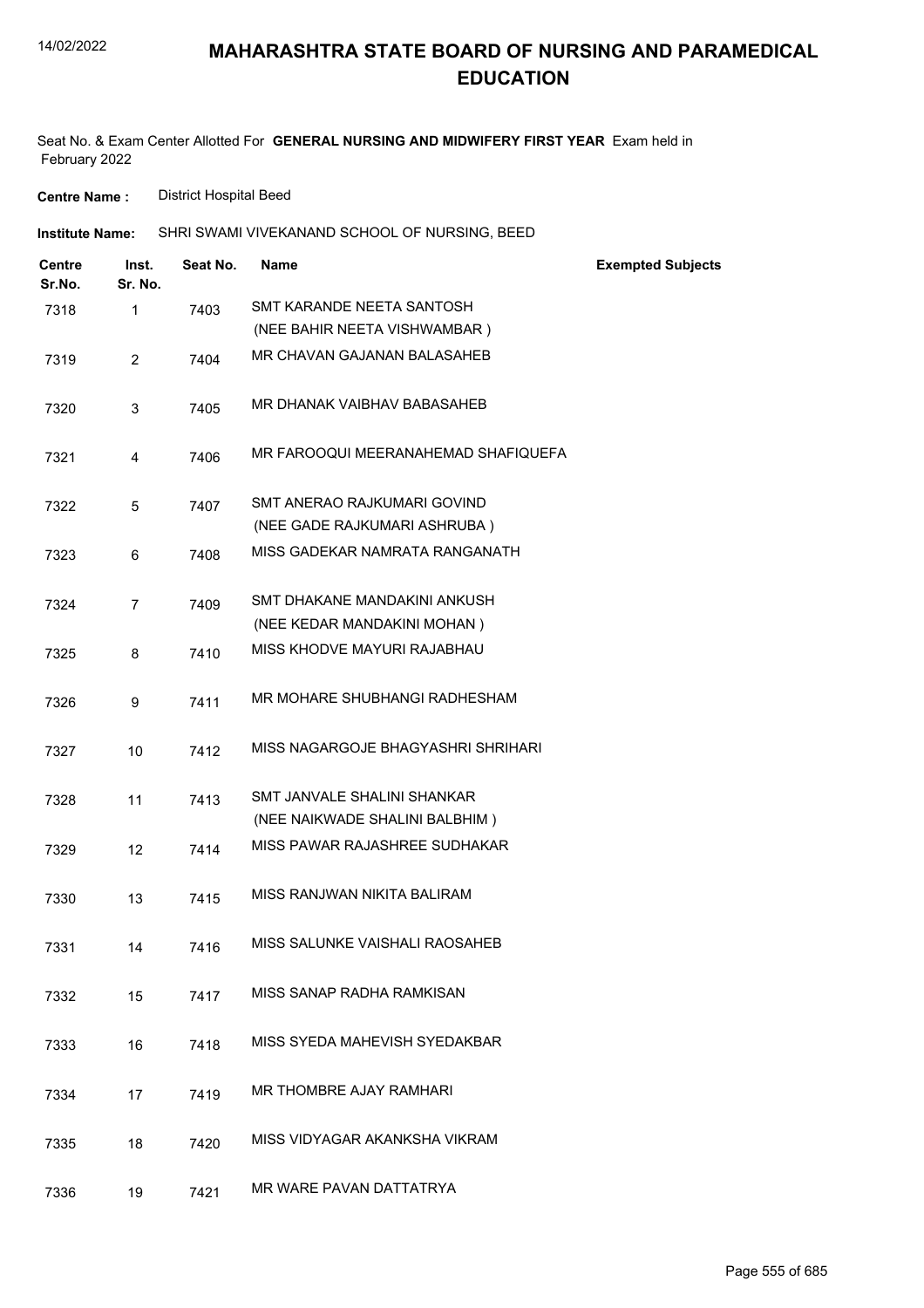# MAHARASHTRA STATE BOARD OF NURSING AND PARAMEDICAL EDUCATION

Seat No. & Exam Center Allotted For **GENERAL NURSING AND MIDWIFERY FIRST YEAR** Exam held in February 2022

**Centre Name :** District Hospital Beed

**Institute Name:** SHRI SWAMI VIVEKANAND SCHOOL OF NURSING, BEED

| Centre Sr.No. | Inst. Sr. No. | Seat No. | Name | Exempted Subjects |
|---|---|---|---|---|
| 7318 | 1 | 7403 | SMT KARANDE NEETA SANTOSH (NEE BAHIR NEETA VISHWAMBAR ) | |
| 7319 | 2 | 7404 | MR CHAVAN GAJANAN BALASAHEB | |
| 7320 | 3 | 7405 | MR DHANAK VAIBHAV BABASAHEB | |
| 7321 | 4 | 7406 | MR FAROOQUI MEERANAHEMAD SHAFIQUEFA | |
| 7322 | 5 | 7407 | SMT ANERAO RAJKUMARI GOVIND (NEE GADE RAJKUMARI ASHRUBA ) | |
| 7323 | 6 | 7408 | MISS GADEKAR NAMRATA RANGANATH | |
| 7324 | 7 | 7409 | SMT DHAKANE MANDAKINI ANKUSH (NEE KEDAR MANDAKINI MOHAN ) | |
| 7325 | 8 | 7410 | MISS KHODVE MAYURI RAJABHAU | |
| 7326 | 9 | 7411 | MR MOHARE SHUBHANGI RADHESHAM | |
| 7327 | 10 | 7412 | MISS NAGARGOJE BHAGYASHRI SHRIHARI | |
| 7328 | 11 | 7413 | SMT JANVALE SHALINI SHANKAR (NEE NAIKWADE SHALINI BALBHIM ) | |
| 7329 | 12 | 7414 | MISS PAWAR RAJASHREE SUDHAKAR | |
| 7330 | 13 | 7415 | MISS RANJWAN NIKITA BALIRAM | |
| 7331 | 14 | 7416 | MISS SALUNKE VAISHALI RAOSAHEB | |
| 7332 | 15 | 7417 | MISS SANAP RADHA RAMKISAN | |
| 7333 | 16 | 7418 | MISS SYEDA MAHEVISH SYEDAKBAR | |
| 7334 | 17 | 7419 | MR THOMBRE AJAY RAMHARI | |
| 7335 | 18 | 7420 | MISS VIDYAGAR AKANKSHA VIKRAM | |
| 7336 | 19 | 7421 | MR WARE PAVAN DATTATRYA | |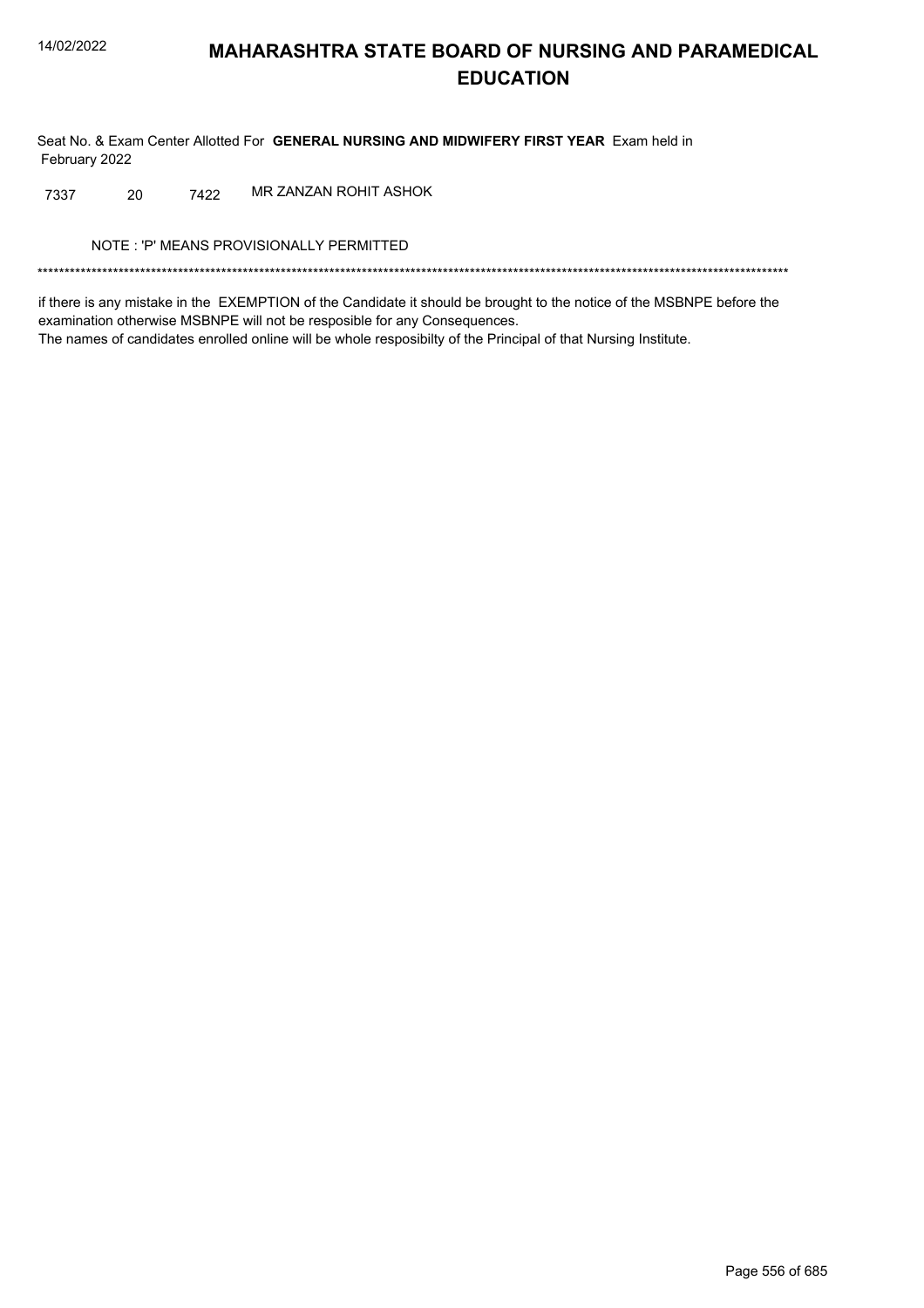# MAHARASHTRA STATE BOARD OF NURSING AND PARAMEDICAL EDUCATION

Seat No. & Exam Center Allotted For **GENERAL NURSING AND MIDWIFERY FIRST YEAR** Exam held in February 2022

| | | | |
|---|---|---|---|
| 7337 | 20 | 7422 | MR ZANZAN ROHIT ASHOK |

NOTE : 'P' MEANS PROVISIONALLY PERMITTED

*******************************************************************************************************************************************

if there is any mistake in the EXEMPTION of the Candidate it should be brought to the notice of the MSBNPE before the examination otherwise MSBNPE will not be resposible for any Consequences.
The names of candidates enrolled online will be whole resposibilty of the Principal of that Nursing Institute.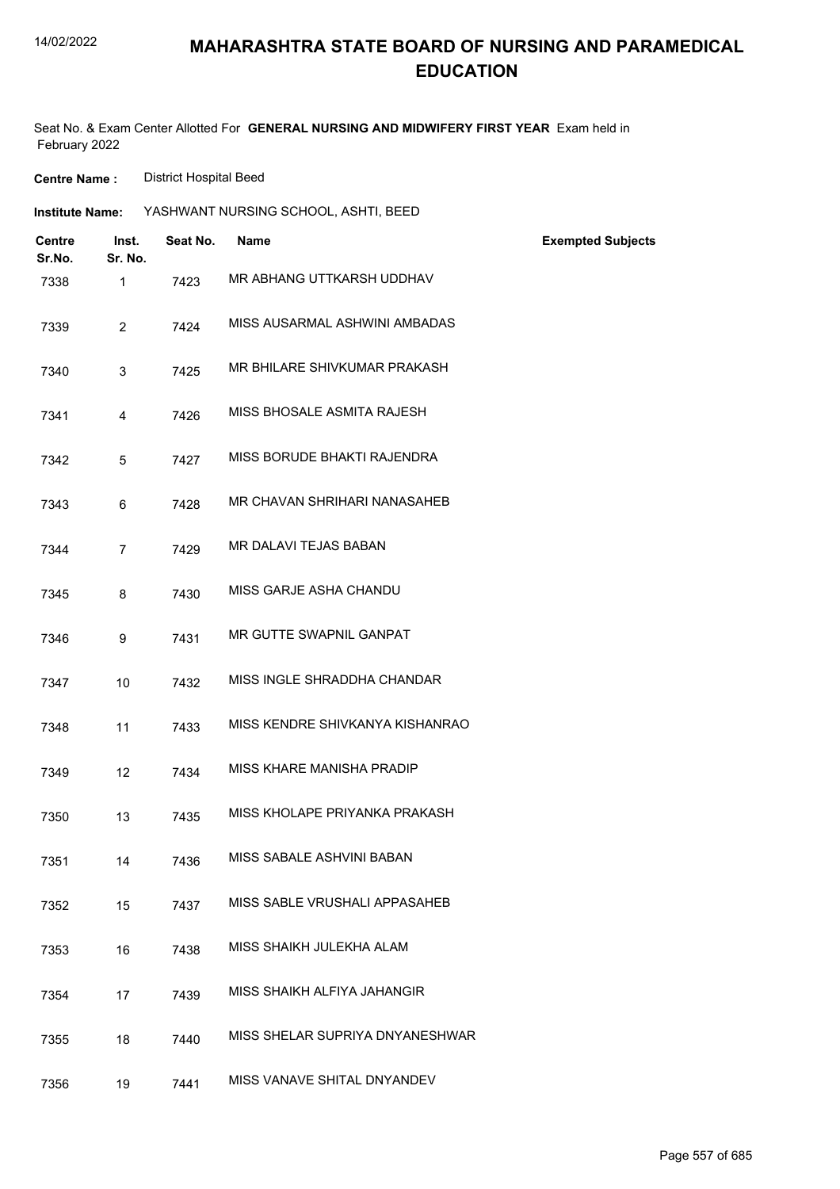# MAHARASHTRA STATE BOARD OF NURSING AND PARAMEDICAL EDUCATION

Seat No. & Exam Center Allotted For **GENERAL NURSING AND MIDWIFERY FIRST YEAR** Exam held in February 2022

**Centre Name :** District Hospital Beed

**Institute Name:** YASHWANT NURSING SCHOOL, ASHTI, BEED

| Centre Sr.No. | Inst. Sr. No. | Seat No. | Name | Exempted Subjects |
|---|---|---|---|---|
| 7338 | 1 | 7423 | MR ABHANG UTTKARSH UDDHAV | |
| 7339 | 2 | 7424 | MISS AUSARMAL ASHWINI AMBADAS | |
| 7340 | 3 | 7425 | MR BHILARE SHIVKUMAR PRAKASH | |
| 7341 | 4 | 7426 | MISS BHOSALE ASMITA RAJESH | |
| 7342 | 5 | 7427 | MISS BORUDE BHAKTI RAJENDRA | |
| 7343 | 6 | 7428 | MR CHAVAN SHRIHARI NANASAHEB | |
| 7344 | 7 | 7429 | MR DALAVI TEJAS BABAN | |
| 7345 | 8 | 7430 | MISS GARJE ASHA CHANDU | |
| 7346 | 9 | 7431 | MR GUTTE SWAPNIL GANPAT | |
| 7347 | 10 | 7432 | MISS INGLE SHRADDHA CHANDAR | |
| 7348 | 11 | 7433 | MISS KENDRE SHIVKANYA KISHANRAO | |
| 7349 | 12 | 7434 | MISS KHARE MANISHA PRADIP | |
| 7350 | 13 | 7435 | MISS KHOLAPE PRIYANKA PRAKASH | |
| 7351 | 14 | 7436 | MISS SABALE ASHVINI BABAN | |
| 7352 | 15 | 7437 | MISS SABLE VRUSHALI APPASAHEB | |
| 7353 | 16 | 7438 | MISS SHAIKH JULEKHA ALAM | |
| 7354 | 17 | 7439 | MISS SHAIKH ALFIYA JAHANGIR | |
| 7355 | 18 | 7440 | MISS SHELAR SUPRIYA DNYANESHWAR | |
| 7356 | 19 | 7441 | MISS VANAVE SHITAL DNYANDEV | |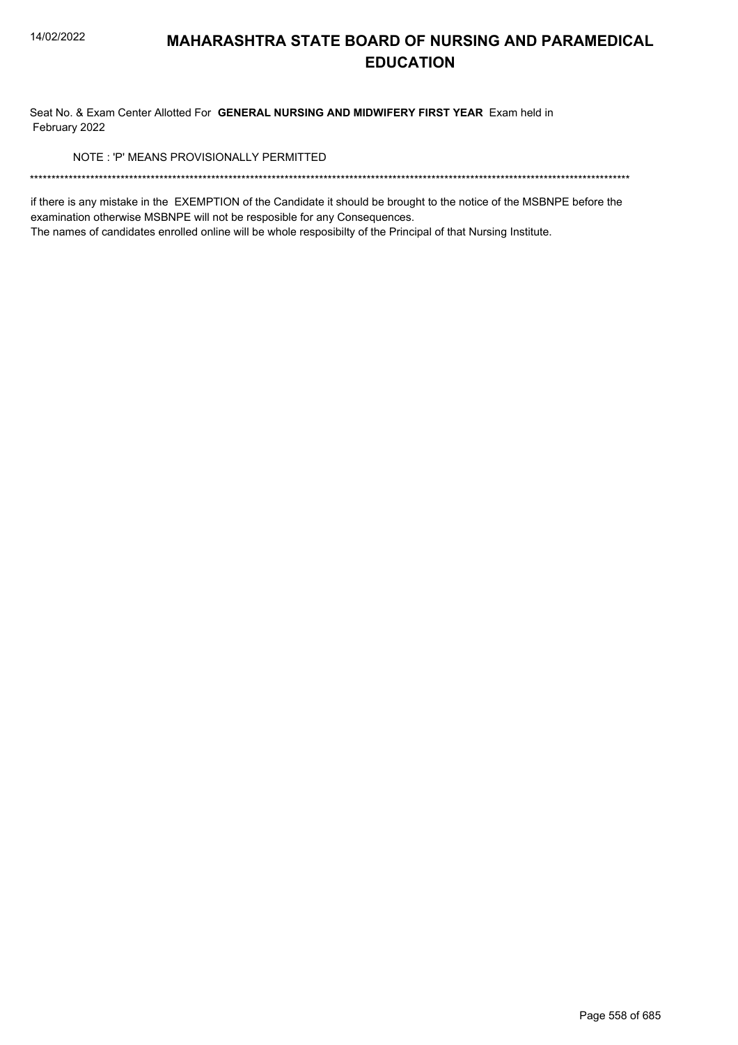# MAHARASHTRA STATE BOARD OF NURSING AND PARAMEDICAL EDUCATION

Seat No. & Exam Center Allotted For **GENERAL NURSING AND MIDWIFERY FIRST YEAR** Exam held in February 2022

NOTE : 'P' MEANS PROVISIONALLY PERMITTED

******************************************************************************************************************************************

if there is any mistake in the EXEMPTION of the Candidate it should be brought to the notice of the MSBNPE before the examination otherwise MSBNPE will not be resposible for any Consequences.
The names of candidates enrolled online will be whole resposibilty of the Principal of that Nursing Institute.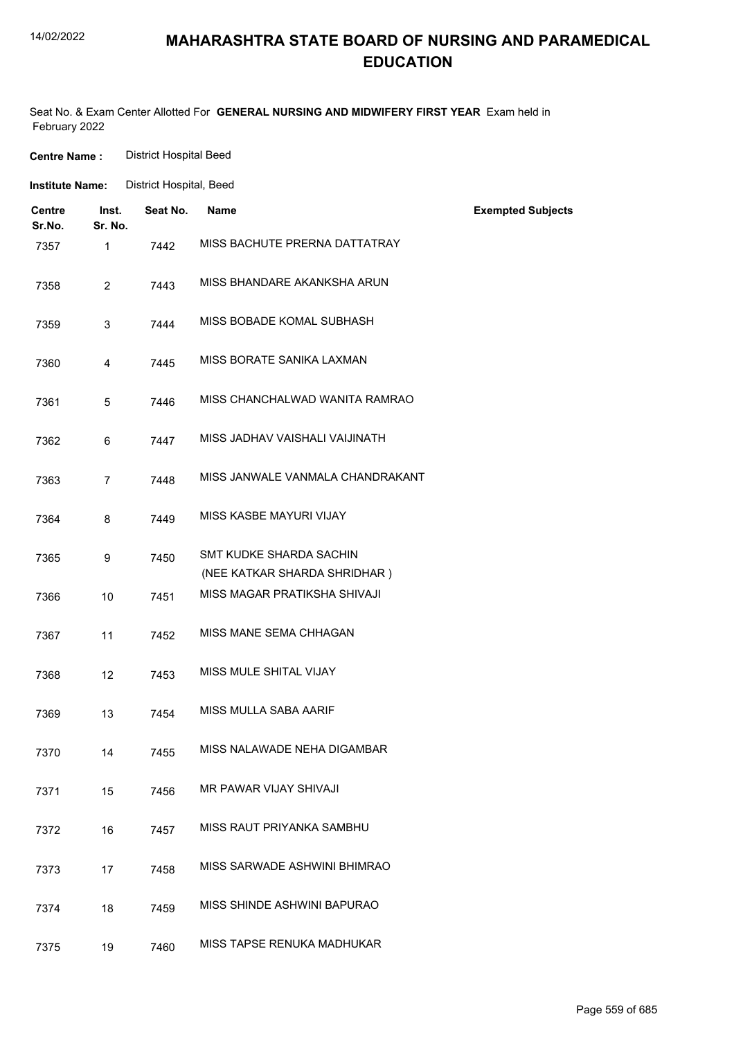# MAHARASHTRA STATE BOARD OF NURSING AND PARAMEDICAL EDUCATION

Seat No. & Exam Center Allotted For **GENERAL NURSING AND MIDWIFERY FIRST YEAR** Exam held in February 2022

**Centre Name :** District Hospital Beed

**Institute Name:** District Hospital, Beed

| Centre Sr.No. | Inst. Sr. No. | Seat No. | Name | Exempted Subjects |
|---|---|---|---|---|
| 7357 | 1 | 7442 | MISS BACHUTE PRERNA DATTATRAY | |
| 7358 | 2 | 7443 | MISS BHANDARE AKANKSHA ARUN | |
| 7359 | 3 | 7444 | MISS BOBADE KOMAL SUBHASH | |
| 7360 | 4 | 7445 | MISS BORATE SANIKA LAXMAN | |
| 7361 | 5 | 7446 | MISS CHANCHALWAD WANITA RAMRAO | |
| 7362 | 6 | 7447 | MISS JADHAV VAISHALI VAIJINATH | |
| 7363 | 7 | 7448 | MISS JANWALE VANMALA CHANDRAKANT | |
| 7364 | 8 | 7449 | MISS KASBE MAYURI VIJAY | |
| 7365 | 9 | 7450 | SMT KUDKE SHARDA SACHIN (NEE KATKAR SHARDA SHRIDHAR ) | |
| 7366 | 10 | 7451 | MISS MAGAR PRATIKSHA SHIVAJI | |
| 7367 | 11 | 7452 | MISS MANE SEMA CHHAGAN | |
| 7368 | 12 | 7453 | MISS MULE SHITAL VIJAY | |
| 7369 | 13 | 7454 | MISS MULLA SABA AARIF | |
| 7370 | 14 | 7455 | MISS NALAWADE NEHA DIGAMBAR | |
| 7371 | 15 | 7456 | MR PAWAR VIJAY SHIVAJI | |
| 7372 | 16 | 7457 | MISS RAUT PRIYANKA SAMBHU | |
| 7373 | 17 | 7458 | MISS SARWADE ASHWINI BHIMRAO | |
| 7374 | 18 | 7459 | MISS SHINDE ASHWINI BAPURAO | |
| 7375 | 19 | 7460 | MISS TAPSE RENUKA MADHUKAR | |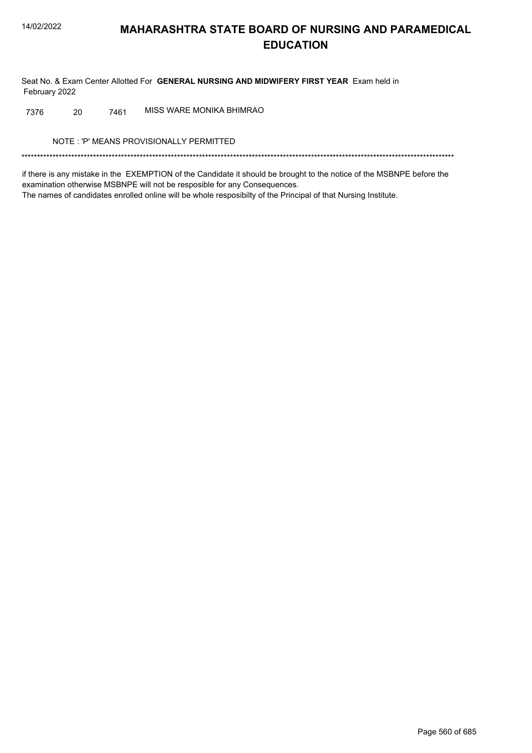# MAHARASHTRA STATE BOARD OF NURSING AND PARAMEDICAL EDUCATION

Seat No. & Exam Center Allotted For **GENERAL NURSING AND MIDWIFERY FIRST YEAR** Exam held in February 2022

| | | | |
|---|---|---|---|
| 7376 | 20 | 7461 | MISS WARE MONIKA BHIMRAO |

NOTE : 'P' MEANS PROVISIONALLY PERMITTED

*******************************************************************************************************************************************

if there is any mistake in the EXEMPTION of the Candidate it should be brought to the notice of the MSBNPE before the examination otherwise MSBNPE will not be resposible for any Consequences.

The names of candidates enrolled online will be whole resposibilty of the Principal of that Nursing Institute.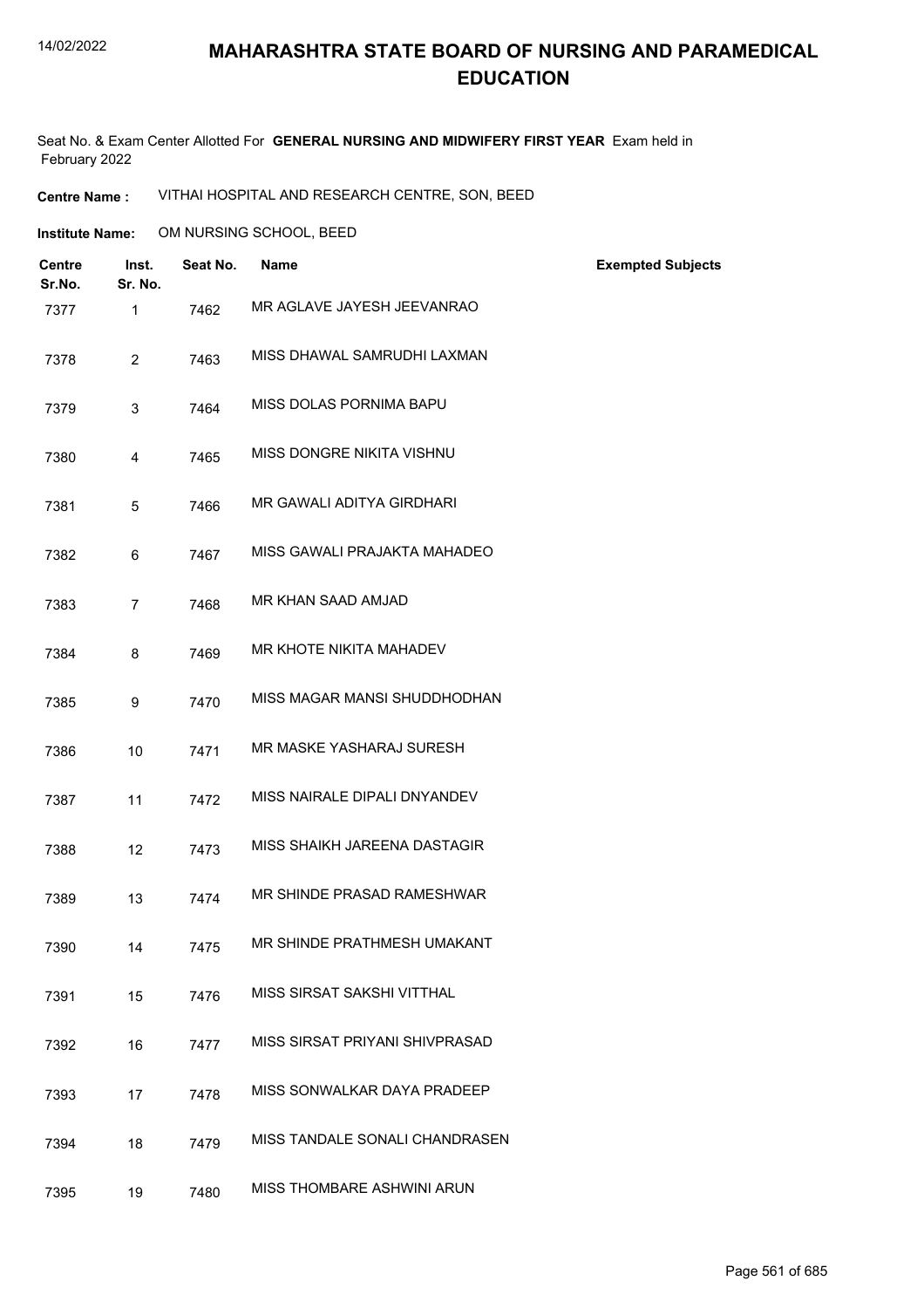# MAHARASHTRA STATE BOARD OF NURSING AND PARAMEDICAL EDUCATION

Seat No. & Exam Center Allotted For **GENERAL NURSING AND MIDWIFERY FIRST YEAR** Exam held in February 2022

**Centre Name :** VITHAI HOSPITAL AND RESEARCH CENTRE, SON, BEED

**Institute Name:** OM NURSING SCHOOL, BEED

| Centre Sr.No. | Inst. Sr. No. | Seat No. | Name | Exempted Subjects |
|---|---|---|---|---|
| 7377 | 1 | 7462 | MR AGLAVE JAYESH JEEVANRAO | |
| 7378 | 2 | 7463 | MISS DHAWAL SAMRUDHI LAXMAN | |
| 7379 | 3 | 7464 | MISS DOLAS PORNIMA BAPU | |
| 7380 | 4 | 7465 | MISS DONGRE NIKITA VISHNU | |
| 7381 | 5 | 7466 | MR GAWALI ADITYA GIRDHARI | |
| 7382 | 6 | 7467 | MISS GAWALI PRAJAKTA MAHADEO | |
| 7383 | 7 | 7468 | MR KHAN SAAD AMJAD | |
| 7384 | 8 | 7469 | MR KHOTE NIKITA MAHADEV | |
| 7385 | 9 | 7470 | MISS MAGAR MANSI SHUDDHODHAN | |
| 7386 | 10 | 7471 | MR MASKE YASHARAJ SURESH | |
| 7387 | 11 | 7472 | MISS NAIRALE DIPALI DNYANDEV | |
| 7388 | 12 | 7473 | MISS SHAIKH JAREENA DASTAGIR | |
| 7389 | 13 | 7474 | MR SHINDE PRASAD RAMESHWAR | |
| 7390 | 14 | 7475 | MR SHINDE PRATHMESH UMAKANT | |
| 7391 | 15 | 7476 | MISS SIRSAT SAKSHI VITTHAL | |
| 7392 | 16 | 7477 | MISS SIRSAT PRIYANI SHIVPRASAD | |
| 7393 | 17 | 7478 | MISS SONWALKAR DAYA PRADEEP | |
| 7394 | 18 | 7479 | MISS TANDALE SONALI CHANDRASEN | |
| 7395 | 19 | 7480 | MISS THOMBARE ASHWINI ARUN | |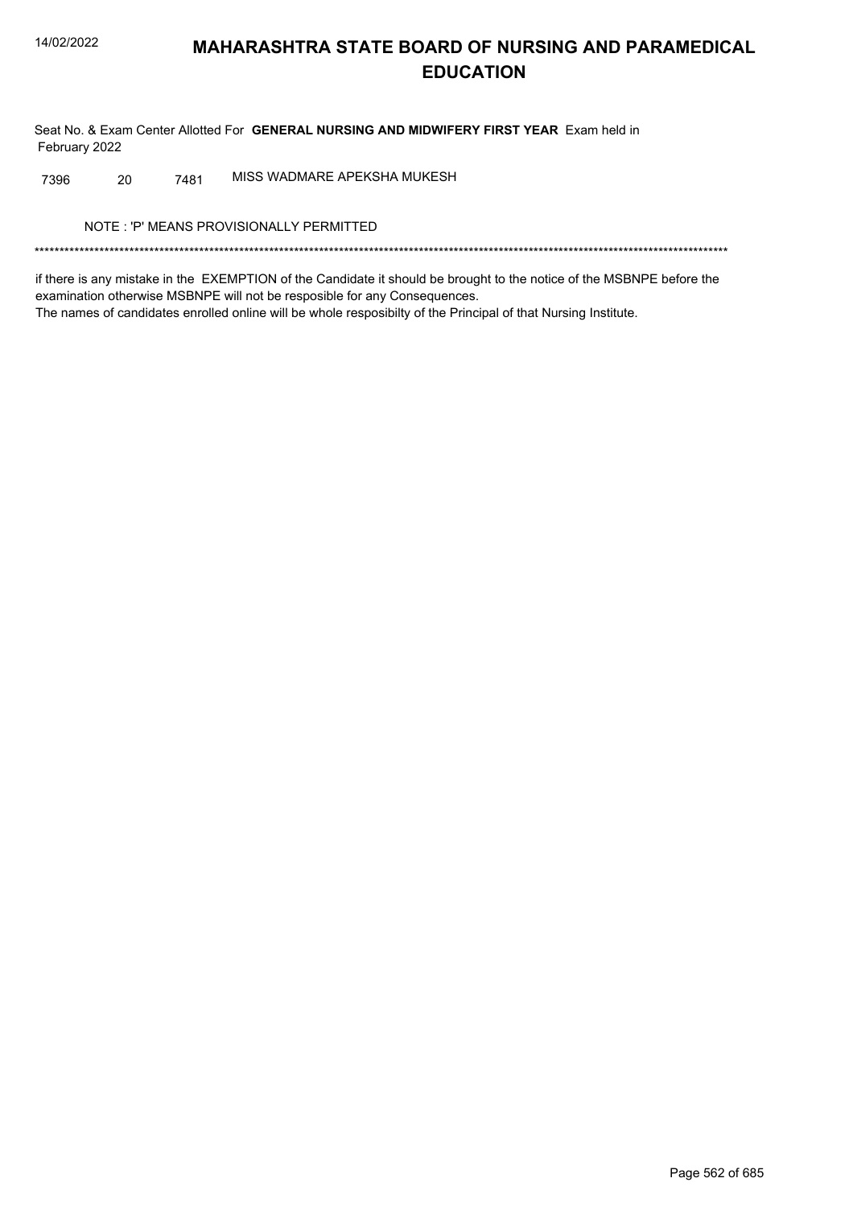# MAHARASHTRA STATE BOARD OF NURSING AND PARAMEDICAL EDUCATION

Seat No. & Exam Center Allotted For **GENERAL NURSING AND MIDWIFERY FIRST YEAR** Exam held in February 2022

| | | | |
|---|---|---|---|
| 7396 | 20 | 7481 | MISS WADMARE APEKSHA MUKESH |

NOTE : 'P' MEANS PROVISIONALLY PERMITTED

*******************************************************************************************************************************************

if there is any mistake in the EXEMPTION of the Candidate it should be brought to the notice of the MSBNPE before the examination otherwise MSBNPE will not be resposible for any Consequences.
The names of candidates enrolled online will be whole resposibilty of the Principal of that Nursing Institute.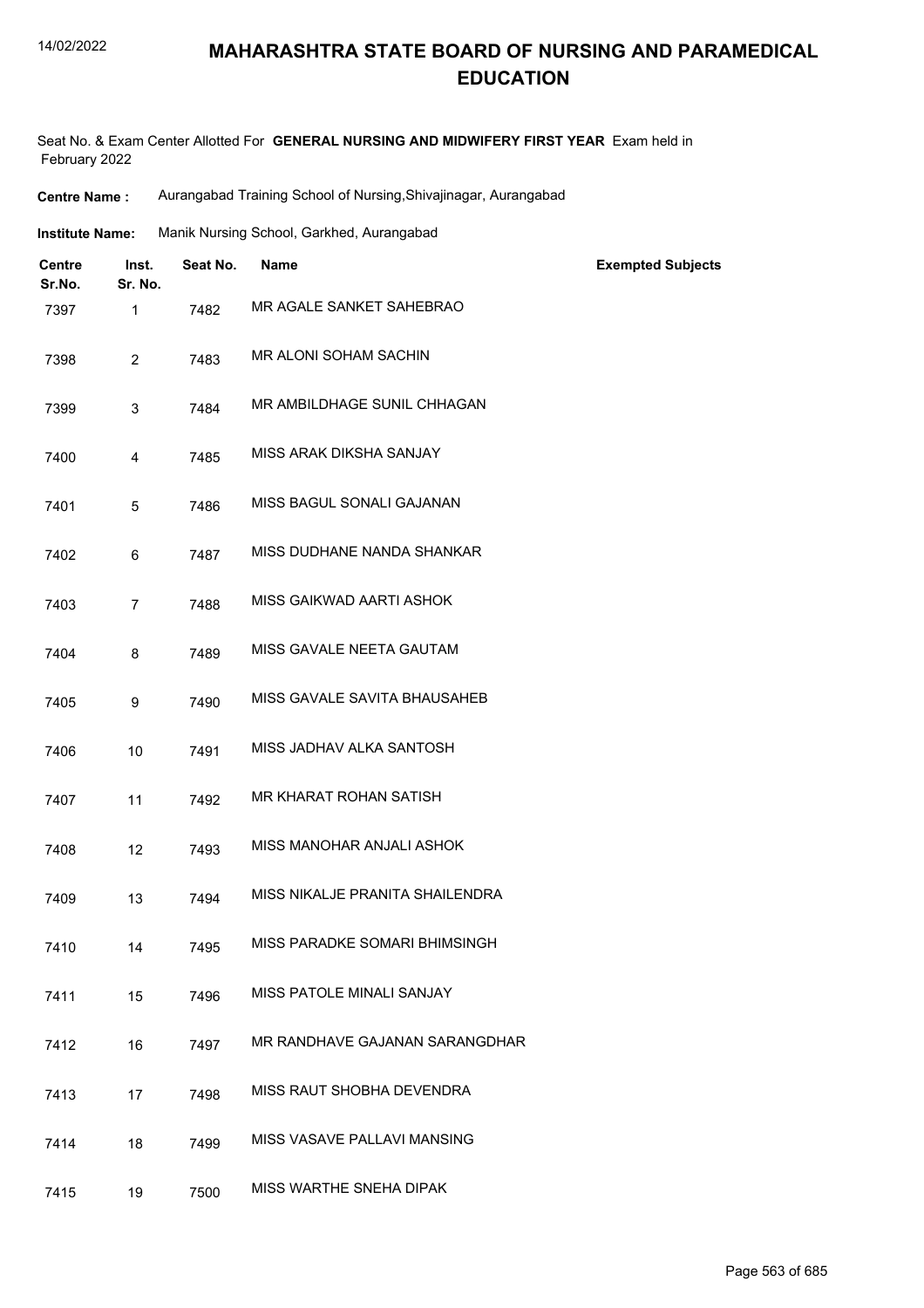# MAHARASHTRA STATE BOARD OF NURSING AND PARAMEDICAL EDUCATION

Seat No. & Exam Center Allotted For **GENERAL NURSING AND MIDWIFERY FIRST YEAR** Exam held in February 2022

**Centre Name :** Aurangabad Training School of Nursing,Shivajinagar, Aurangabad

**Institute Name:** Manik Nursing School, Garkhed, Aurangabad

| Centre Sr.No. | Inst. Sr. No. | Seat No. | Name | Exempted Subjects |
|---|---|---|---|---|
| 7397 | 1 | 7482 | MR AGALE SANKET SAHEBRAO | |
| 7398 | 2 | 7483 | MR ALONI SOHAM SACHIN | |
| 7399 | 3 | 7484 | MR AMBILDHAGE SUNIL CHHAGAN | |
| 7400 | 4 | 7485 | MISS ARAK DIKSHA SANJAY | |
| 7401 | 5 | 7486 | MISS BAGUL SONALI GAJANAN | |
| 7402 | 6 | 7487 | MISS DUDHANE NANDA SHANKAR | |
| 7403 | 7 | 7488 | MISS GAIKWAD AARTI ASHOK | |
| 7404 | 8 | 7489 | MISS GAVALE NEETA GAUTAM | |
| 7405 | 9 | 7490 | MISS GAVALE SAVITA BHAUSAHEB | |
| 7406 | 10 | 7491 | MISS JADHAV ALKA SANTOSH | |
| 7407 | 11 | 7492 | MR KHARAT ROHAN SATISH | |
| 7408 | 12 | 7493 | MISS MANOHAR ANJALI ASHOK | |
| 7409 | 13 | 7494 | MISS NIKALJE PRANITA SHAILENDRA | |
| 7410 | 14 | 7495 | MISS PARADKE SOMARI BHIMSINGH | |
| 7411 | 15 | 7496 | MISS PATOLE MINALI SANJAY | |
| 7412 | 16 | 7497 | MR RANDHAVE GAJANAN SARANGDHAR | |
| 7413 | 17 | 7498 | MISS RAUT SHOBHA DEVENDRA | |
| 7414 | 18 | 7499 | MISS VASAVE PALLAVI MANSING | |
| 7415 | 19 | 7500 | MISS WARTHE SNEHA DIPAK | |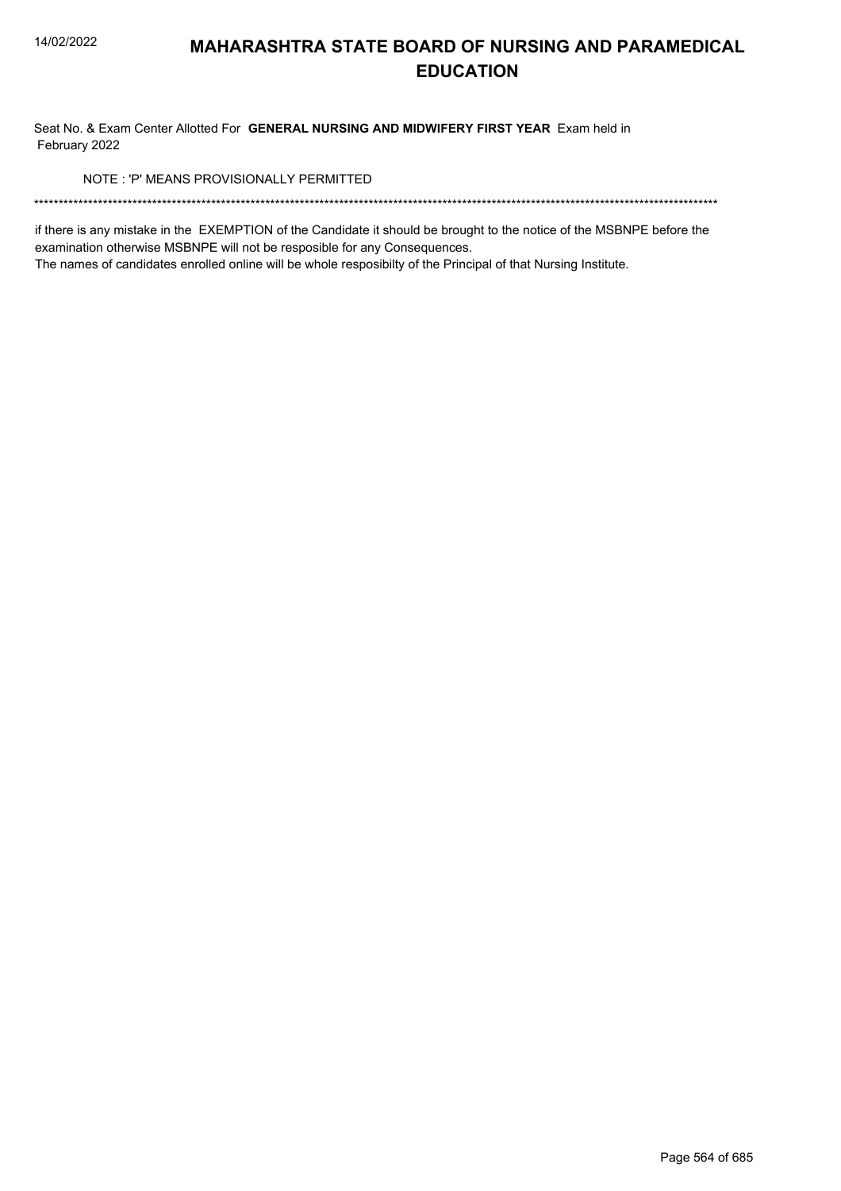# MAHARASHTRA STATE BOARD OF NURSING AND PARAMEDICAL EDUCATION

Seat No. & Exam Center Allotted For **GENERAL NURSING AND MIDWIFERY FIRST YEAR** Exam held in February 2022

NOTE : 'P' MEANS PROVISIONALLY PERMITTED

*******************************************************************************************************************************************

if there is any mistake in the EXEMPTION of the Candidate it should be brought to the notice of the MSBNPE before the examination otherwise MSBNPE will not be resposible for any Consequences.

The names of candidates enrolled online will be whole resposibilty of the Principal of that Nursing Institute.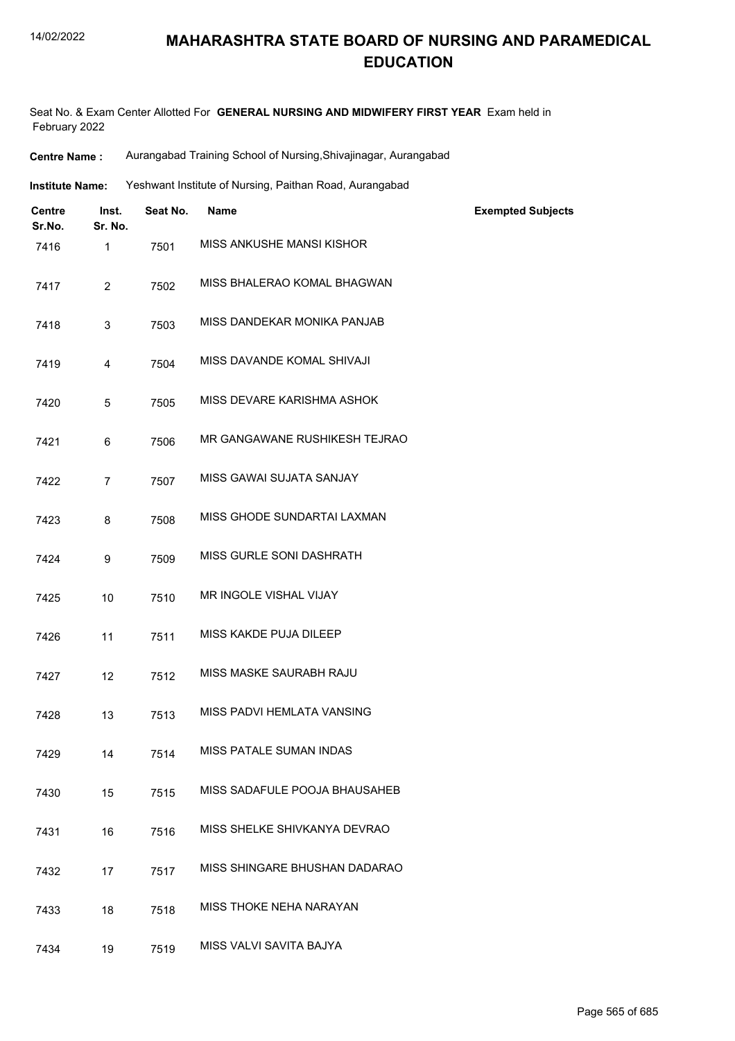# MAHARASHTRA STATE BOARD OF NURSING AND PARAMEDICAL EDUCATION

Seat No. & Exam Center Allotted For **GENERAL NURSING AND MIDWIFERY FIRST YEAR** Exam held in February 2022

**Centre Name :** Aurangabad Training School of Nursing,Shivajinagar, Aurangabad

**Institute Name:** Yeshwant Institute of Nursing, Paithan Road, Aurangabad

| Centre Sr.No. | Inst. Sr. No. | Seat No. | Name | Exempted Subjects |
|---|---|---|---|---|
| 7416 | 1 | 7501 | MISS ANKUSHE MANSI KISHOR | |
| 7417 | 2 | 7502 | MISS BHALERAO KOMAL BHAGWAN | |
| 7418 | 3 | 7503 | MISS DANDEKAR MONIKA PANJAB | |
| 7419 | 4 | 7504 | MISS DAVANDE KOMAL SHIVAJI | |
| 7420 | 5 | 7505 | MISS DEVARE KARISHMA ASHOK | |
| 7421 | 6 | 7506 | MR GANGAWANE RUSHIKESH TEJRAO | |
| 7422 | 7 | 7507 | MISS GAWAI SUJATA SANJAY | |
| 7423 | 8 | 7508 | MISS GHODE SUNDARTAI LAXMAN | |
| 7424 | 9 | 7509 | MISS GURLE SONI DASHRATH | |
| 7425 | 10 | 7510 | MR INGOLE VISHAL VIJAY | |
| 7426 | 11 | 7511 | MISS KAKDE PUJA DILEEP | |
| 7427 | 12 | 7512 | MISS MASKE SAURABH RAJU | |
| 7428 | 13 | 7513 | MISS PADVI HEMLATA VANSING | |
| 7429 | 14 | 7514 | MISS PATALE SUMAN INDAS | |
| 7430 | 15 | 7515 | MISS SADAFULE POOJA BHAUSAHEB | |
| 7431 | 16 | 7516 | MISS SHELKE SHIVKANYA DEVRAO | |
| 7432 | 17 | 7517 | MISS SHINGARE BHUSHAN DADARAO | |
| 7433 | 18 | 7518 | MISS THOKE NEHA NARAYAN | |
| 7434 | 19 | 7519 | MISS VALVI SAVITA BAJYA | |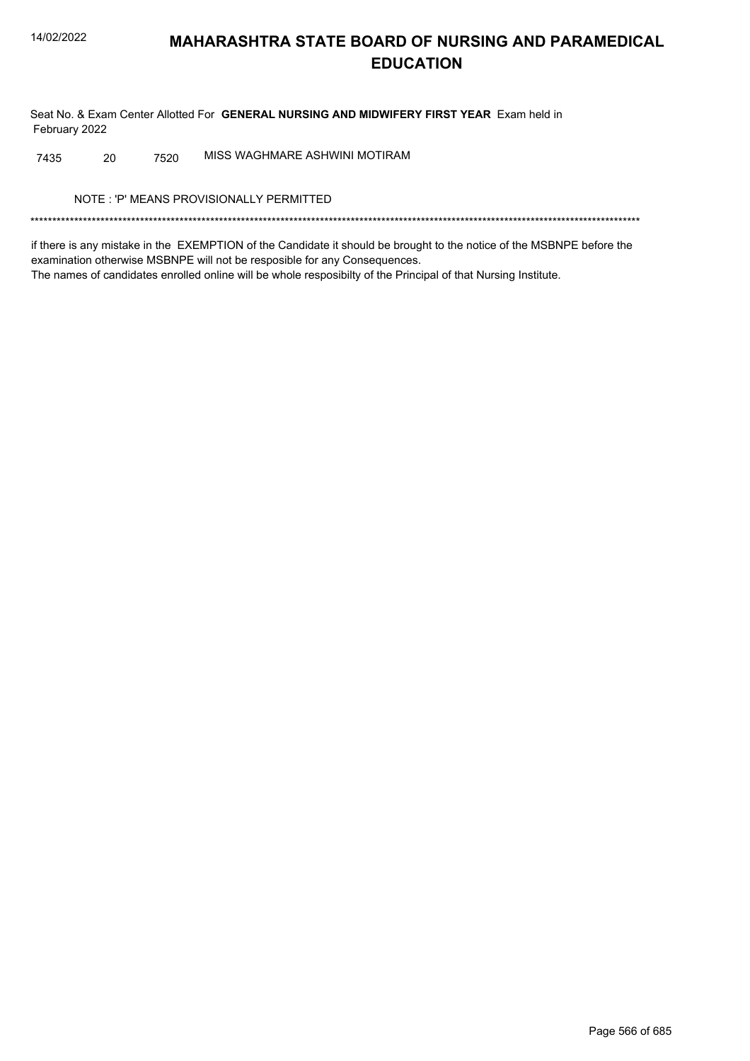# MAHARASHTRA STATE BOARD OF NURSING AND PARAMEDICAL EDUCATION

Seat No. & Exam Center Allotted For **GENERAL NURSING AND MIDWIFERY FIRST YEAR** Exam held in February 2022

| | | | |
|---|---|---|---|
| 7435 | 20 | 7520 | MISS WAGHMARE ASHWINI MOTIRAM |

NOTE : 'P' MEANS PROVISIONALLY PERMITTED

*******************************************************************************************************************************************

if there is any mistake in the EXEMPTION of the Candidate it should be brought to the notice of the MSBNPE before the examination otherwise MSBNPE will not be resposible for any Consequences.
The names of candidates enrolled online will be whole resposibilty of the Principal of that Nursing Institute.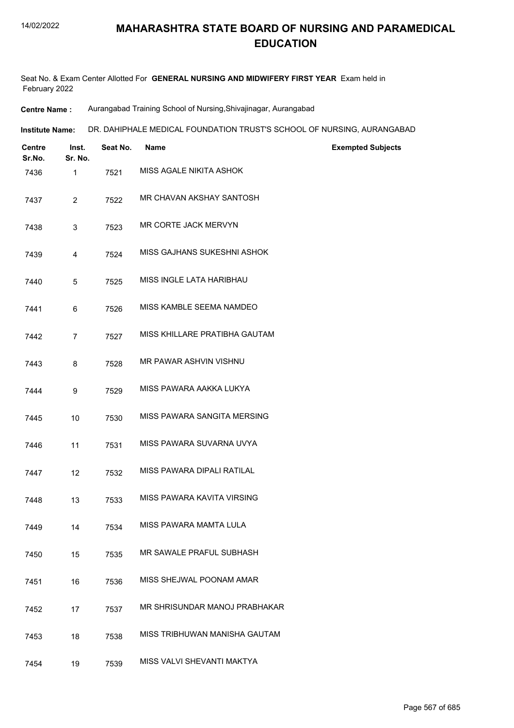# MAHARASHTRA STATE BOARD OF NURSING AND PARAMEDICAL EDUCATION

Seat No. & Exam Center Allotted For **GENERAL NURSING AND MIDWIFERY FIRST YEAR** Exam held in February 2022

**Centre Name :** Aurangabad Training School of Nursing,Shivajinagar, Aurangabad

**Institute Name:** DR. DAHIPHALE MEDICAL FOUNDATION TRUST'S SCHOOL OF NURSING, AURANGABAD

| Centre Sr.No. | Inst. Sr. No. | Seat No. | Name | Exempted Subjects |
|---|---|---|---|---|
| 7436 | 1 | 7521 | MISS AGALE NIKITA ASHOK | |
| 7437 | 2 | 7522 | MR CHAVAN AKSHAY SANTOSH | |
| 7438 | 3 | 7523 | MR CORTE JACK MERVYN | |
| 7439 | 4 | 7524 | MISS GAJHANS SUKESHNI ASHOK | |
| 7440 | 5 | 7525 | MISS INGLE LATA HARIBHAU | |
| 7441 | 6 | 7526 | MISS KAMBLE SEEMA NAMDEO | |
| 7442 | 7 | 7527 | MISS KHILLARE PRATIBHA GAUTAM | |
| 7443 | 8 | 7528 | MR PAWAR ASHVIN VISHNU | |
| 7444 | 9 | 7529 | MISS PAWARA AAKKA LUKYA | |
| 7445 | 10 | 7530 | MISS PAWARA SANGITA MERSING | |
| 7446 | 11 | 7531 | MISS PAWARA SUVARNA UVYA | |
| 7447 | 12 | 7532 | MISS PAWARA DIPALI RATILAL | |
| 7448 | 13 | 7533 | MISS PAWARA KAVITA VIRSING | |
| 7449 | 14 | 7534 | MISS PAWARA MAMTA LULA | |
| 7450 | 15 | 7535 | MR SAWALE PRAFUL SUBHASH | |
| 7451 | 16 | 7536 | MISS SHEJWAL POONAM AMAR | |
| 7452 | 17 | 7537 | MR SHRISUNDAR MANOJ PRABHAKAR | |
| 7453 | 18 | 7538 | MISS TRIBHUWAN MANISHA GAUTAM | |
| 7454 | 19 | 7539 | MISS VALVI SHEVANTI MAKTYA | |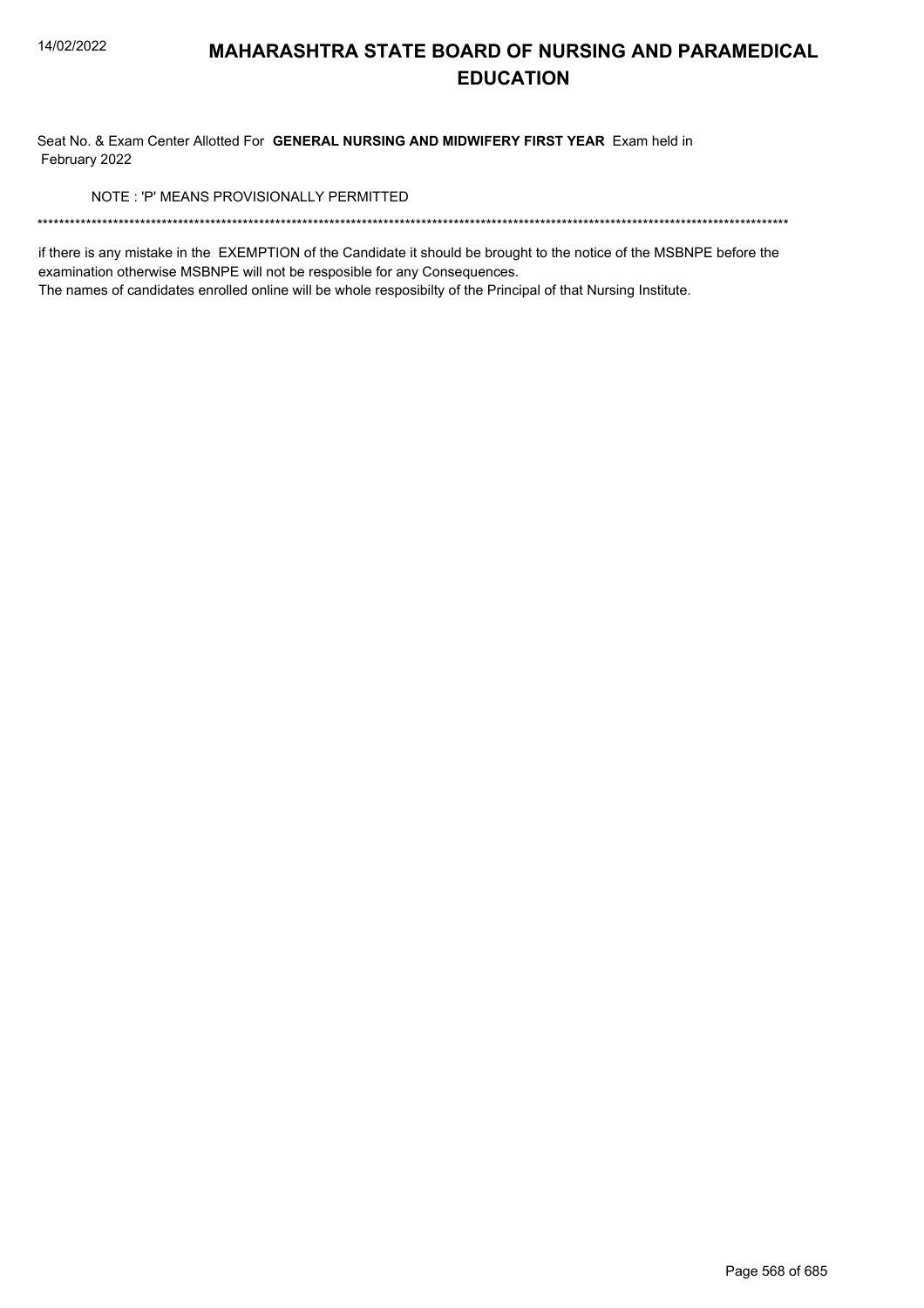# MAHARASHTRA STATE BOARD OF NURSING AND PARAMEDICAL EDUCATION

Seat No. & Exam Center Allotted For **GENERAL NURSING AND MIDWIFERY FIRST YEAR** Exam held in February 2022

NOTE : 'P' MEANS PROVISIONALLY PERMITTED

******************************************************************************************************************************************

if there is any mistake in the EXEMPTION of the Candidate it should be brought to the notice of the MSBNPE before the examination otherwise MSBNPE will not be resposible for any Consequences.

The names of candidates enrolled online will be whole resposibilty of the Principal of that Nursing Institute.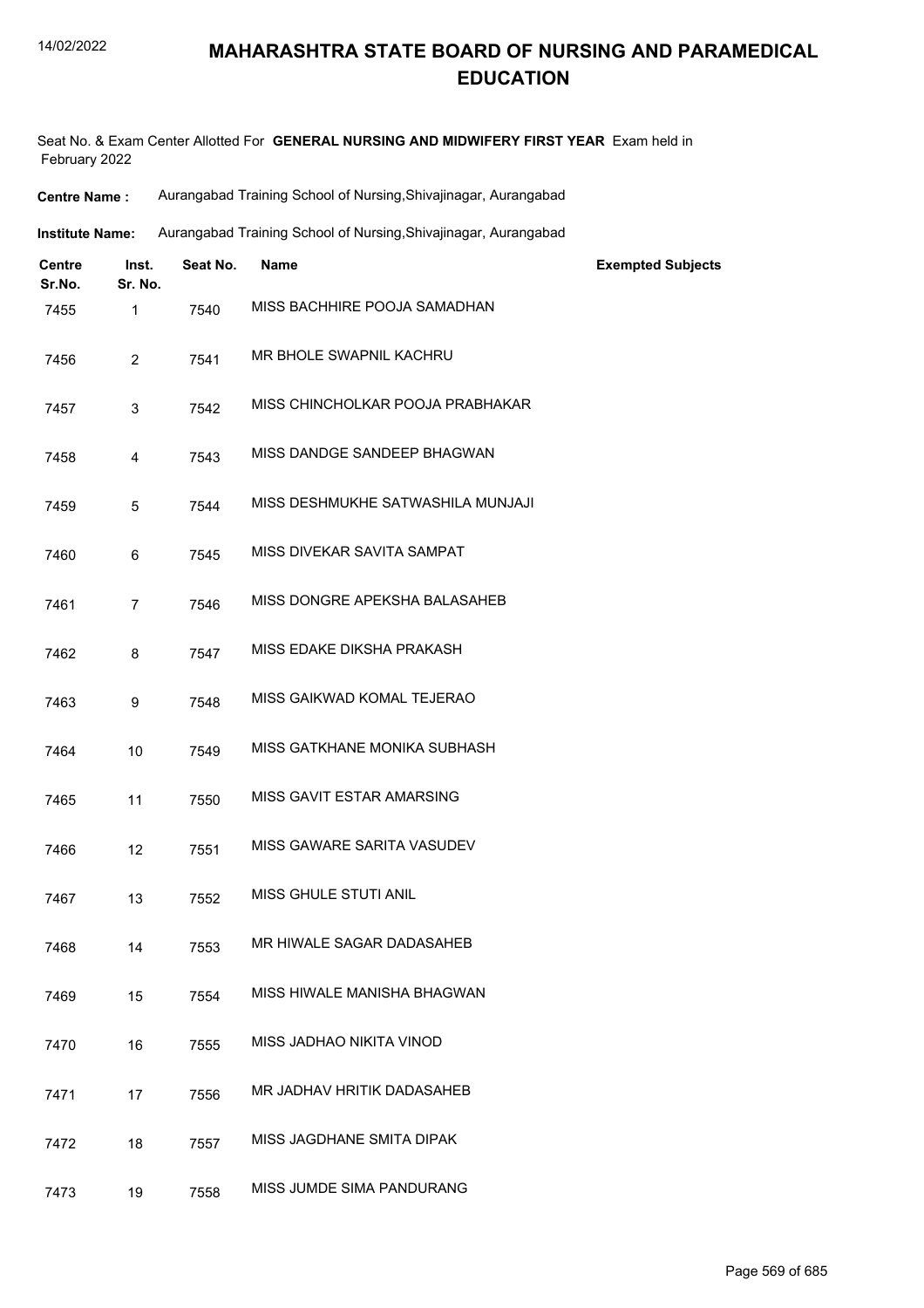# MAHARASHTRA STATE BOARD OF NURSING AND PARAMEDICAL EDUCATION

Seat No. & Exam Center Allotted For **GENERAL NURSING AND MIDWIFERY FIRST YEAR** Exam held in February 2022

**Centre Name :** Aurangabad Training School of Nursing,Shivajinagar, Aurangabad

**Institute Name:** Aurangabad Training School of Nursing,Shivajinagar, Aurangabad

| Centre Sr.No. | Inst. Sr. No. | Seat No. | Name | Exempted Subjects |
|---|---|---|---|---|
| 7455 | 1 | 7540 | MISS BACHHIRE POOJA SAMADHAN | |
| 7456 | 2 | 7541 | MR BHOLE SWAPNIL KACHRU | |
| 7457 | 3 | 7542 | MISS CHINCHOLKAR POOJA PRABHAKAR | |
| 7458 | 4 | 7543 | MISS DANDGE SANDEEP BHAGWAN | |
| 7459 | 5 | 7544 | MISS DESHMUKHE SATWASHILA MUNJAJI | |
| 7460 | 6 | 7545 | MISS DIVEKAR SAVITA SAMPAT | |
| 7461 | 7 | 7546 | MISS DONGRE APEKSHA BALASAHEB | |
| 7462 | 8 | 7547 | MISS EDAKE DIKSHA PRAKASH | |
| 7463 | 9 | 7548 | MISS GAIKWAD KOMAL TEJERAO | |
| 7464 | 10 | 7549 | MISS GATKHANE MONIKA SUBHASH | |
| 7465 | 11 | 7550 | MISS GAVIT ESTAR AMARSING | |
| 7466 | 12 | 7551 | MISS GAWARE SARITA VASUDEV | |
| 7467 | 13 | 7552 | MISS GHULE STUTI ANIL | |
| 7468 | 14 | 7553 | MR HIWALE SAGAR DADASAHEB | |
| 7469 | 15 | 7554 | MISS HIWALE MANISHA BHAGWAN | |
| 7470 | 16 | 7555 | MISS JADHAO NIKITA VINOD | |
| 7471 | 17 | 7556 | MR JADHAV HRITIK DADASAHEB | |
| 7472 | 18 | 7557 | MISS JAGDHANE SMITA DIPAK | |
| 7473 | 19 | 7558 | MISS JUMDE SIMA PANDURANG | |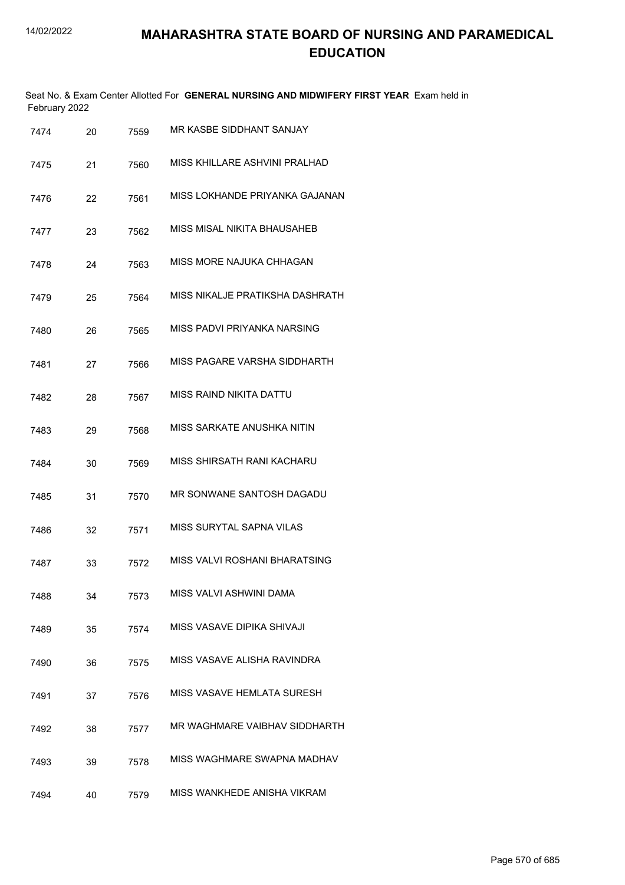# MAHARASHTRA STATE BOARD OF NURSING AND PARAMEDICAL EDUCATION

Seat No. & Exam Center Allotted For **GENERAL NURSING AND MIDWIFERY FIRST YEAR** Exam held in February 2022

| | | | |
|---|---|---|---|
| 7474 | 20 | 7559 | MR KASBE SIDDHANT SANJAY |
| 7475 | 21 | 7560 | MISS KHILLARE ASHVINI PRALHAD |
| 7476 | 22 | 7561 | MISS LOKHANDE PRIYANKA GAJANAN |
| 7477 | 23 | 7562 | MISS MISAL NIKITA BHAUSAHEB |
| 7478 | 24 | 7563 | MISS MORE NAJUKA CHHAGAN |
| 7479 | 25 | 7564 | MISS NIKALJE PRATIKSHA DASHRATH |
| 7480 | 26 | 7565 | MISS PADVI PRIYANKA NARSING |
| 7481 | 27 | 7566 | MISS PAGARE VARSHA SIDDHARTH |
| 7482 | 28 | 7567 | MISS RAIND NIKITA DATTU |
| 7483 | 29 | 7568 | MISS SARKATE ANUSHKA NITIN |
| 7484 | 30 | 7569 | MISS SHIRSATH RANI KACHARU |
| 7485 | 31 | 7570 | MR SONWANE SANTOSH DAGADU |
| 7486 | 32 | 7571 | MISS SURYTAL SAPNA VILAS |
| 7487 | 33 | 7572 | MISS VALVI ROSHANI BHARATSING |
| 7488 | 34 | 7573 | MISS VALVI ASHWINI DAMA |
| 7489 | 35 | 7574 | MISS VASAVE DIPIKA SHIVAJI |
| 7490 | 36 | 7575 | MISS VASAVE ALISHA RAVINDRA |
| 7491 | 37 | 7576 | MISS VASAVE HEMLATA SURESH |
| 7492 | 38 | 7577 | MR WAGHMARE VAIBHAV SIDDHARTH |
| 7493 | 39 | 7578 | MISS WAGHMARE SWAPNA MADHAV |
| 7494 | 40 | 7579 | MISS WANKHEDE ANISHA VIKRAM |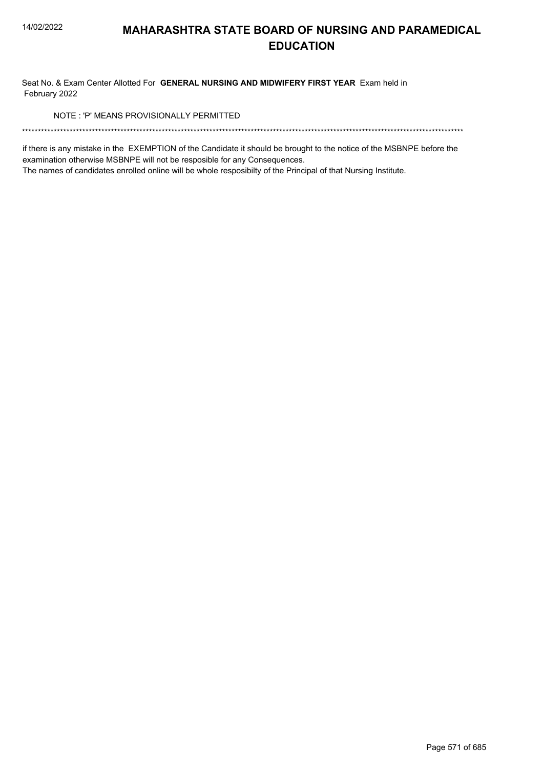# MAHARASHTRA STATE BOARD OF NURSING AND PARAMEDICAL EDUCATION

Seat No. & Exam Center Allotted For **GENERAL NURSING AND MIDWIFERY FIRST YEAR** Exam held in February 2022

NOTE : 'P' MEANS PROVISIONALLY PERMITTED

******************************************************************************************************************************************

if there is any mistake in the EXEMPTION of the Candidate it should be brought to the notice of the MSBNPE before the examination otherwise MSBNPE will not be resposible for any Consequences.

The names of candidates enrolled online will be whole resposibilty of the Principal of that Nursing Institute.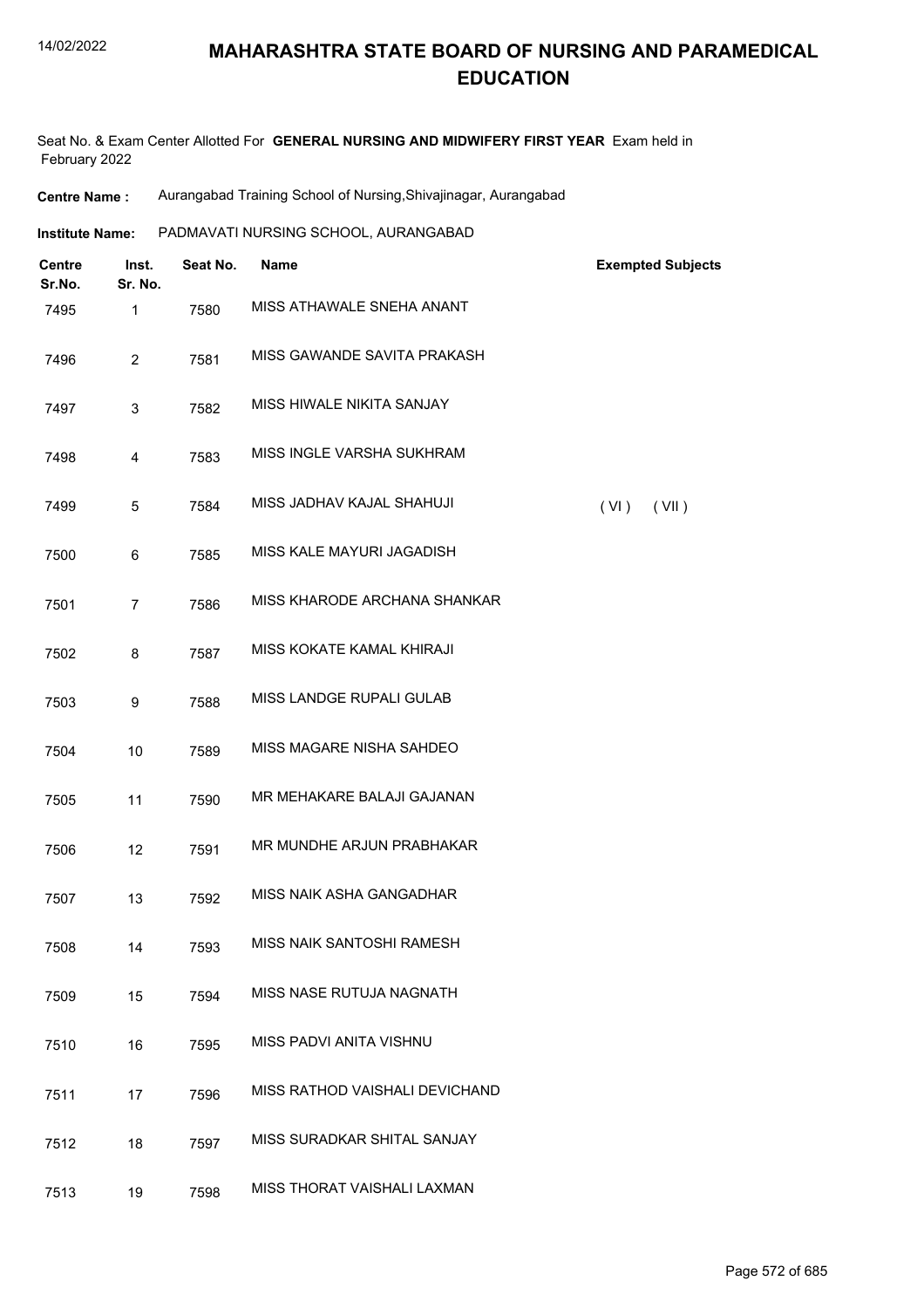# MAHARASHTRA STATE BOARD OF NURSING AND PARAMEDICAL EDUCATION

Seat No. & Exam Center Allotted For **GENERAL NURSING AND MIDWIFERY FIRST YEAR** Exam held in February 2022

**Centre Name :** Aurangabad Training School of Nursing,Shivajinagar, Aurangabad

**Institute Name:** PADMAVATI NURSING SCHOOL, AURANGABAD

| Centre Sr.No. | Inst. Sr. No. | Seat No. | Name | Exempted Subjects |
|---|---|---|---|---|
| 7495 | 1 | 7580 | MISS ATHAWALE SNEHA ANANT | |
| 7496 | 2 | 7581 | MISS GAWANDE SAVITA PRAKASH | |
| 7497 | 3 | 7582 | MISS HIWALE NIKITA SANJAY | |
| 7498 | 4 | 7583 | MISS INGLE VARSHA SUKHRAM | |
| 7499 | 5 | 7584 | MISS JADHAV KAJAL SHAHUJI | ( VI ) ( VII ) |
| 7500 | 6 | 7585 | MISS KALE MAYURI JAGADISH | |
| 7501 | 7 | 7586 | MISS KHARODE ARCHANA SHANKAR | |
| 7502 | 8 | 7587 | MISS KOKATE KAMAL KHIRAJI | |
| 7503 | 9 | 7588 | MISS LANDGE RUPALI GULAB | |
| 7504 | 10 | 7589 | MISS MAGARE NISHA SAHDEO | |
| 7505 | 11 | 7590 | MR MEHAKARE BALAJI GAJANAN | |
| 7506 | 12 | 7591 | MR MUNDHE ARJUN PRABHAKAR | |
| 7507 | 13 | 7592 | MISS NAIK ASHA GANGADHAR | |
| 7508 | 14 | 7593 | MISS NAIK SANTOSHI RAMESH | |
| 7509 | 15 | 7594 | MISS NASE RUTUJA NAGNATH | |
| 7510 | 16 | 7595 | MISS PADVI ANITA VISHNU | |
| 7511 | 17 | 7596 | MISS RATHOD VAISHALI DEVICHAND | |
| 7512 | 18 | 7597 | MISS SURADKAR SHITAL SANJAY | |
| 7513 | 19 | 7598 | MISS THORAT VAISHALI LAXMAN | |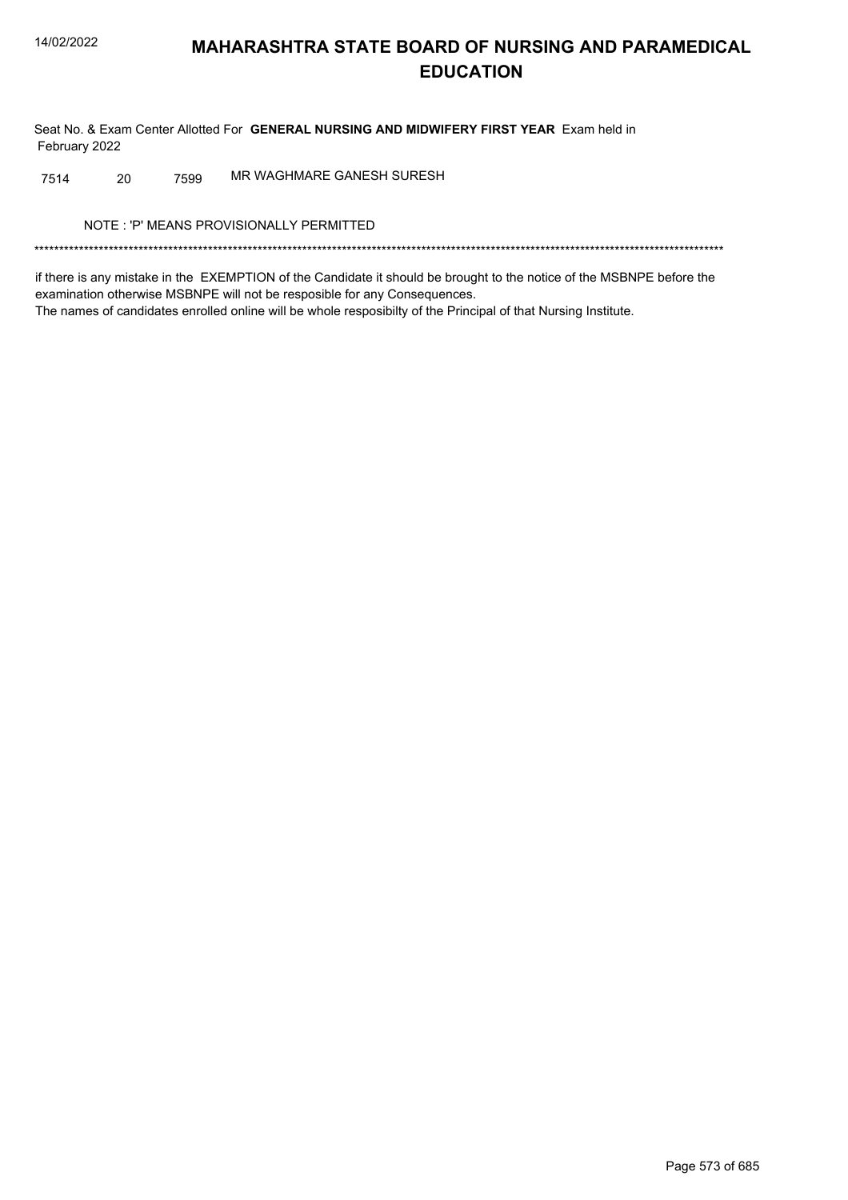# MAHARASHTRA STATE BOARD OF NURSING AND PARAMEDICAL EDUCATION

Seat No. & Exam Center Allotted For **GENERAL NURSING AND MIDWIFERY FIRST YEAR** Exam held in February 2022

| | | | |
|---|---|---|---|
| 7514 | 20 | 7599 | MR WAGHMARE GANESH SURESH |

NOTE : 'P' MEANS PROVISIONALLY PERMITTED

*******************************************************************************************************************************************

if there is any mistake in the EXEMPTION of the Candidate it should be brought to the notice of the MSBNPE before the examination otherwise MSBNPE will not be resposible for any Consequences.
The names of candidates enrolled online will be whole resposibilty of the Principal of that Nursing Institute.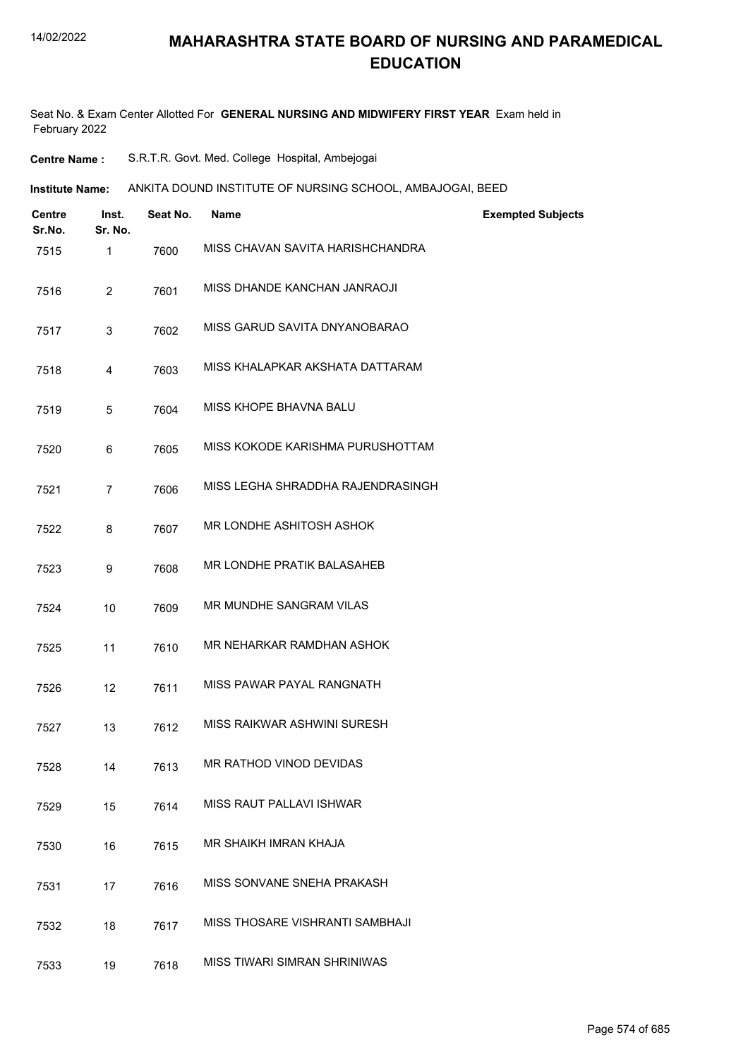# MAHARASHTRA STATE BOARD OF NURSING AND PARAMEDICAL EDUCATION

Seat No. & Exam Center Allotted For **GENERAL NURSING AND MIDWIFERY FIRST YEAR** Exam held in February 2022

**Centre Name :** S.R.T.R. Govt. Med. College Hospital, Ambejogai

**Institute Name:** ANKITA DOUND INSTITUTE OF NURSING SCHOOL, AMBAJOGAI, BEED

| Centre Sr.No. | Inst. Sr. No. | Seat No. | Name | Exempted Subjects |
|---|---|---|---|---|
| 7515 | 1 | 7600 | MISS CHAVAN SAVITA HARISHCHANDRA | |
| 7516 | 2 | 7601 | MISS DHANDE KANCHAN JANRAOJI | |
| 7517 | 3 | 7602 | MISS GARUD SAVITA DNYANOBARAO | |
| 7518 | 4 | 7603 | MISS KHALAPKAR AKSHATA DATTARAM | |
| 7519 | 5 | 7604 | MISS KHOPE BHAVNA BALU | |
| 7520 | 6 | 7605 | MISS KOKODE KARISHMA PURUSHOTTAM | |
| 7521 | 7 | 7606 | MISS LEGHA SHRADDHA RAJENDRASINGH | |
| 7522 | 8 | 7607 | MR LONDHE ASHITOSH ASHOK | |
| 7523 | 9 | 7608 | MR LONDHE PRATIK BALASAHEB | |
| 7524 | 10 | 7609 | MR MUNDHE SANGRAM VILAS | |
| 7525 | 11 | 7610 | MR NEHARKAR RAMDHAN ASHOK | |
| 7526 | 12 | 7611 | MISS PAWAR PAYAL RANGNATH | |
| 7527 | 13 | 7612 | MISS RAIKWAR ASHWINI SURESH | |
| 7528 | 14 | 7613 | MR RATHOD VINOD DEVIDAS | |
| 7529 | 15 | 7614 | MISS RAUT PALLAVI ISHWAR | |
| 7530 | 16 | 7615 | MR SHAIKH IMRAN KHAJA | |
| 7531 | 17 | 7616 | MISS SONVANE SNEHA PRAKASH | |
| 7532 | 18 | 7617 | MISS THOSARE VISHRANTI SAMBHAJI | |
| 7533 | 19 | 7618 | MISS TIWARI SIMRAN SHRINIWAS | |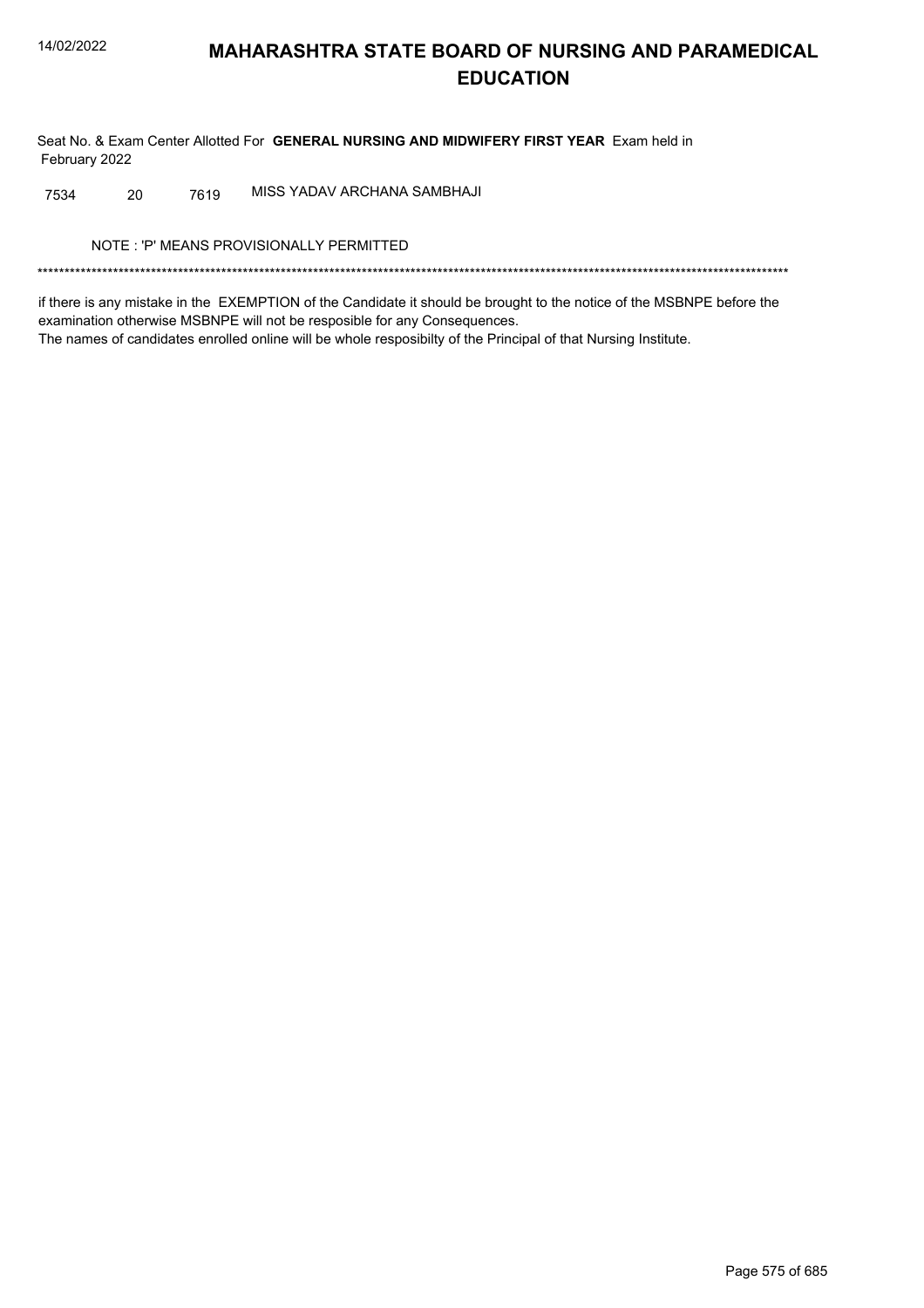# MAHARASHTRA STATE BOARD OF NURSING AND PARAMEDICAL EDUCATION

Seat No. & Exam Center Allotted For **GENERAL NURSING AND MIDWIFERY FIRST YEAR** Exam held in February 2022

| | | | |
|---|---|---|---|
| 7534 | 20 | 7619 | MISS YADAV ARCHANA SAMBHAJI |

NOTE : 'P' MEANS PROVISIONALLY PERMITTED

*******************************************************************************************************************************************

if there is any mistake in the EXEMPTION of the Candidate it should be brought to the notice of the MSBNPE before the examination otherwise MSBNPE will not be resposible for any Consequences.

The names of candidates enrolled online will be whole resposibilty of the Principal of that Nursing Institute.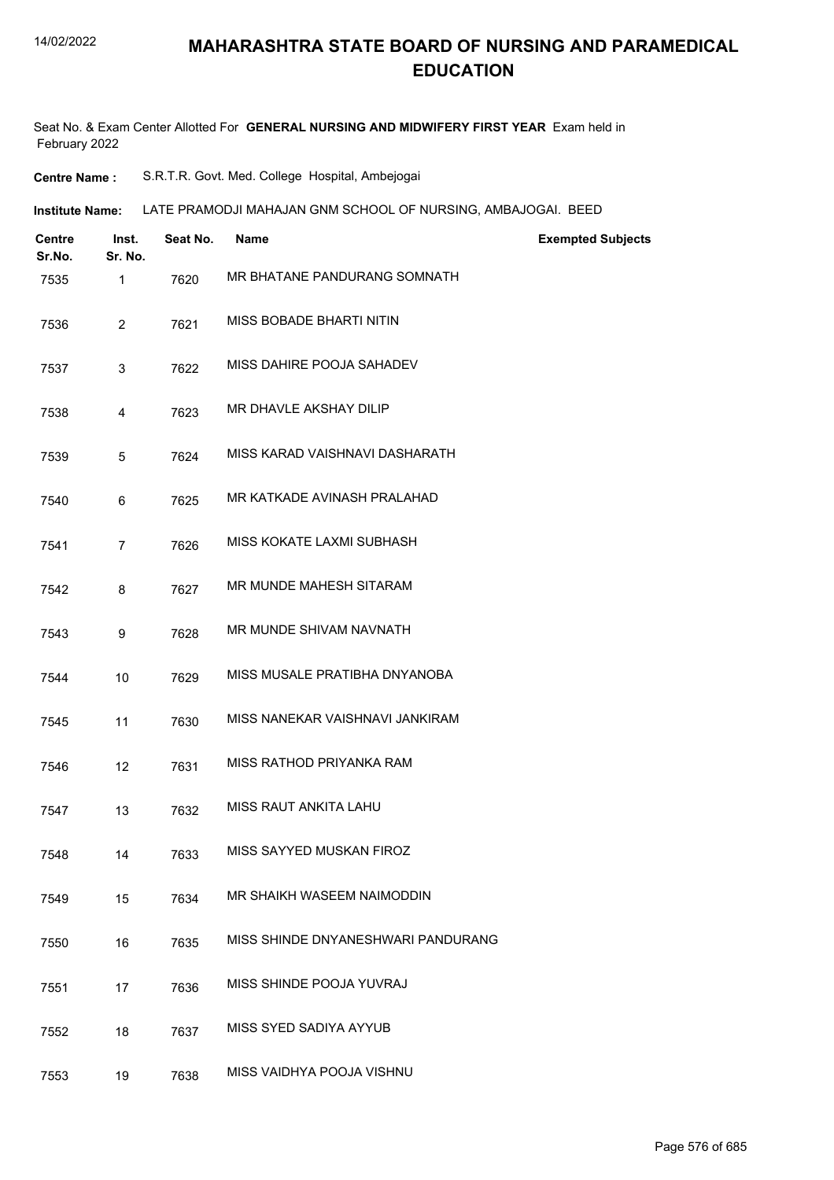# MAHARASHTRA STATE BOARD OF NURSING AND PARAMEDICAL EDUCATION

Seat No. & Exam Center Allotted For **GENERAL NURSING AND MIDWIFERY FIRST YEAR** Exam held in February 2022

**Centre Name :** S.R.T.R. Govt. Med. College Hospital, Ambejogai

**Institute Name:** LATE PRAMODJI MAHAJAN GNM SCHOOL OF NURSING, AMBAJOGAI. BEED

| Centre Sr.No. | Inst. Sr. No. | Seat No. | Name | Exempted Subjects |
|---|---|---|---|---|
| 7535 | 1 | 7620 | MR BHATANE PANDURANG SOMNATH | |
| 7536 | 2 | 7621 | MISS BOBADE BHARTI NITIN | |
| 7537 | 3 | 7622 | MISS DAHIRE POOJA SAHADEV | |
| 7538 | 4 | 7623 | MR DHAVLE AKSHAY DILIP | |
| 7539 | 5 | 7624 | MISS KARAD VAISHNAVI DASHARATH | |
| 7540 | 6 | 7625 | MR KATKADE AVINASH PRALAHAD | |
| 7541 | 7 | 7626 | MISS KOKATE LAXMI SUBHASH | |
| 7542 | 8 | 7627 | MR MUNDE MAHESH SITARAM | |
| 7543 | 9 | 7628 | MR MUNDE SHIVAM NAVNATH | |
| 7544 | 10 | 7629 | MISS MUSALE PRATIBHA DNYANOBA | |
| 7545 | 11 | 7630 | MISS NANEKAR VAISHNAVI JANKIRAM | |
| 7546 | 12 | 7631 | MISS RATHOD PRIYANKA RAM | |
| 7547 | 13 | 7632 | MISS RAUT ANKITA LAHU | |
| 7548 | 14 | 7633 | MISS SAYYED MUSKAN FIROZ | |
| 7549 | 15 | 7634 | MR SHAIKH WASEEM NAIMODDIN | |
| 7550 | 16 | 7635 | MISS SHINDE DNYANESHWARI PANDURANG | |
| 7551 | 17 | 7636 | MISS SHINDE POOJA YUVRAJ | |
| 7552 | 18 | 7637 | MISS SYED SADIYA AYYUB | |
| 7553 | 19 | 7638 | MISS VAIDHYA POOJA VISHNU | |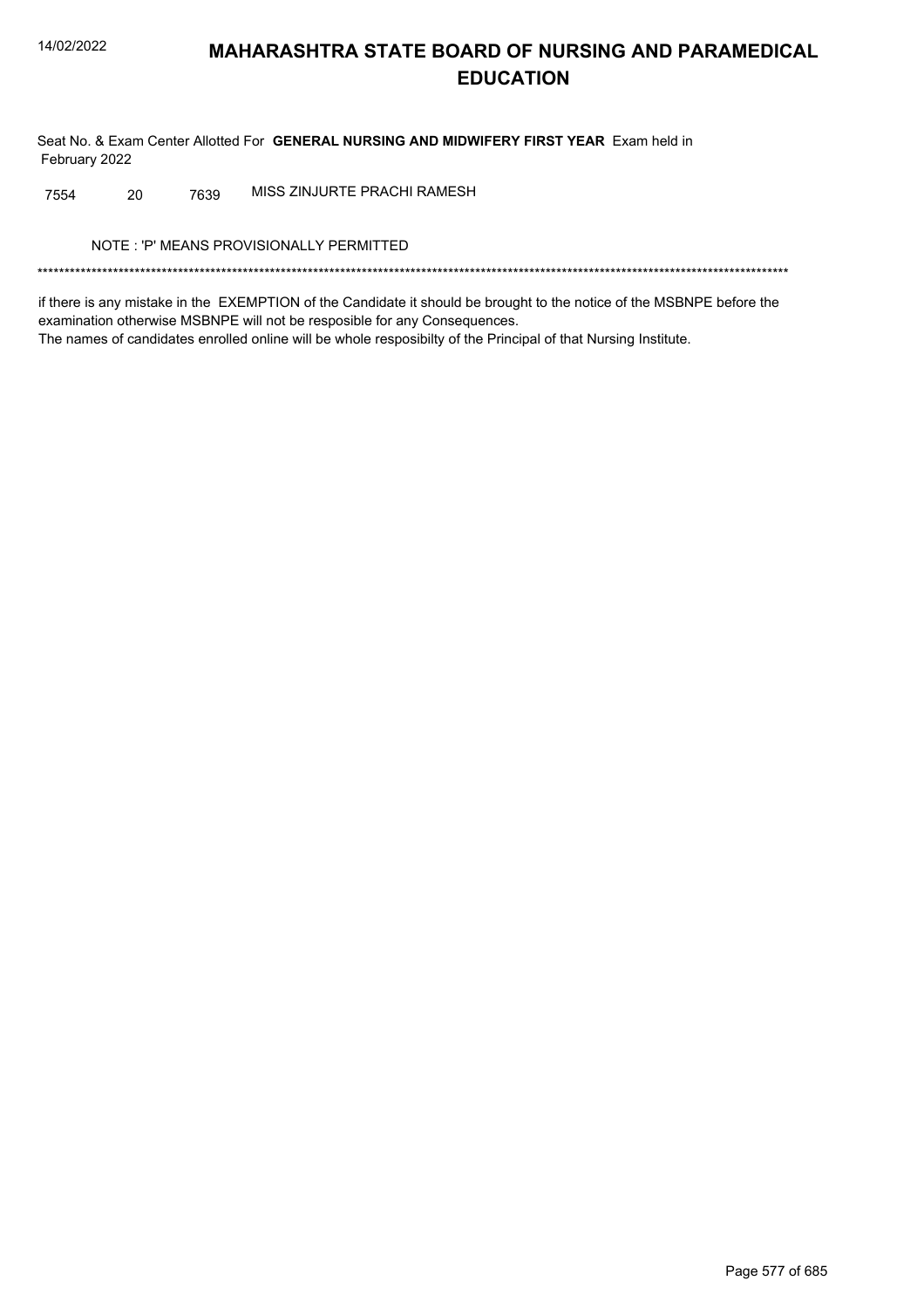# MAHARASHTRA STATE BOARD OF NURSING AND PARAMEDICAL EDUCATION

Seat No. & Exam Center Allotted For **GENERAL NURSING AND MIDWIFERY FIRST YEAR** Exam held in February 2022

| | | | |
|---|---|---|---|
| 7554 | 20 | 7639 | MISS ZINJURTE PRACHI RAMESH |

NOTE : 'P' MEANS PROVISIONALLY PERMITTED

*******************************************************************************************************************************************

if there is any mistake in the EXEMPTION of the Candidate it should be brought to the notice of the MSBNPE before the examination otherwise MSBNPE will not be resposible for any Consequences.

The names of candidates enrolled online will be whole resposibilty of the Principal of that Nursing Institute.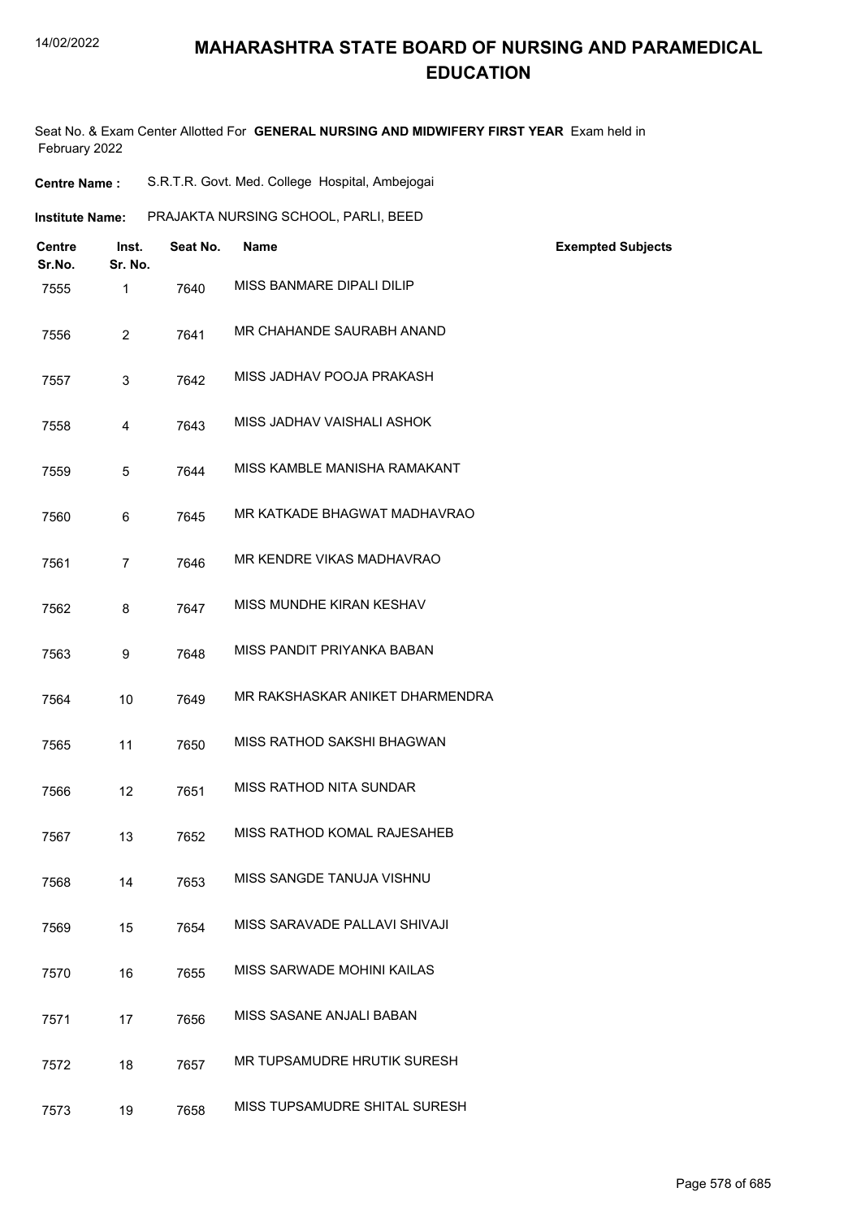# MAHARASHTRA STATE BOARD OF NURSING AND PARAMEDICAL EDUCATION

Seat No. & Exam Center Allotted For **GENERAL NURSING AND MIDWIFERY FIRST YEAR** Exam held in February 2022

**Centre Name :** S.R.T.R. Govt. Med. College Hospital, Ambejogai

**Institute Name:** PRAJAKTA NURSING SCHOOL, PARLI, BEED

| Centre Sr.No. | Inst. Sr. No. | Seat No. | Name | Exempted Subjects |
|---|---|---|---|---|
| 7555 | 1 | 7640 | MISS BANMARE DIPALI DILIP | |
| 7556 | 2 | 7641 | MR CHAHANDE SAURABH ANAND | |
| 7557 | 3 | 7642 | MISS JADHAV POOJA PRAKASH | |
| 7558 | 4 | 7643 | MISS JADHAV VAISHALI ASHOK | |
| 7559 | 5 | 7644 | MISS KAMBLE MANISHA RAMAKANT | |
| 7560 | 6 | 7645 | MR KATKADE BHAGWAT MADHAVRAO | |
| 7561 | 7 | 7646 | MR KENDRE VIKAS MADHAVRAO | |
| 7562 | 8 | 7647 | MISS MUNDHE KIRAN KESHAV | |
| 7563 | 9 | 7648 | MISS PANDIT PRIYANKA BABAN | |
| 7564 | 10 | 7649 | MR RAKSHASKAR ANIKET DHARMENDRA | |
| 7565 | 11 | 7650 | MISS RATHOD SAKSHI BHAGWAN | |
| 7566 | 12 | 7651 | MISS RATHOD NITA SUNDAR | |
| 7567 | 13 | 7652 | MISS RATHOD KOMAL RAJESAHEB | |
| 7568 | 14 | 7653 | MISS SANGDE TANUJA VISHNU | |
| 7569 | 15 | 7654 | MISS SARAVADE PALLAVI SHIVAJI | |
| 7570 | 16 | 7655 | MISS SARWADE MOHINI KAILAS | |
| 7571 | 17 | 7656 | MISS SASANE ANJALI BABAN | |
| 7572 | 18 | 7657 | MR TUPSAMUDRE HRUTIK SURESH | |
| 7573 | 19 | 7658 | MISS TUPSAMUDRE SHITAL SURESH | |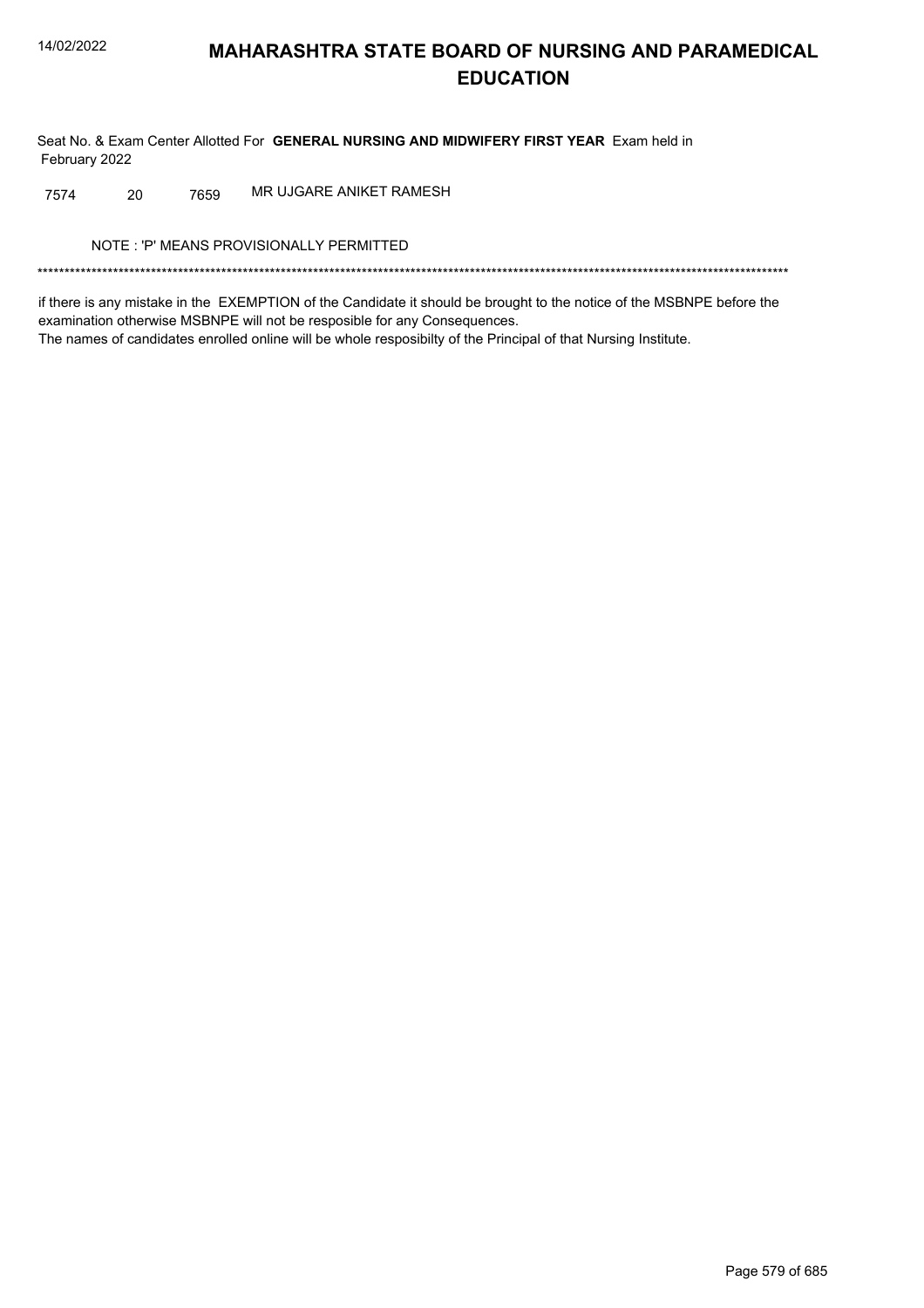# MAHARASHTRA STATE BOARD OF NURSING AND PARAMEDICAL EDUCATION

Seat No. & Exam Center Allotted For **GENERAL NURSING AND MIDWIFERY FIRST YEAR** Exam held in February 2022

| | | | |
|---|---|---|---|
| 7574 | 20 | 7659 | MR UJGARE ANIKET RAMESH |

NOTE : 'P' MEANS PROVISIONALLY PERMITTED

******************************************************************************************************************************************

if there is any mistake in the EXEMPTION of the Candidate it should be brought to the notice of the MSBNPE before the examination otherwise MSBNPE will not be resposible for any Consequences.
The names of candidates enrolled online will be whole resposibilty of the Principal of that Nursing Institute.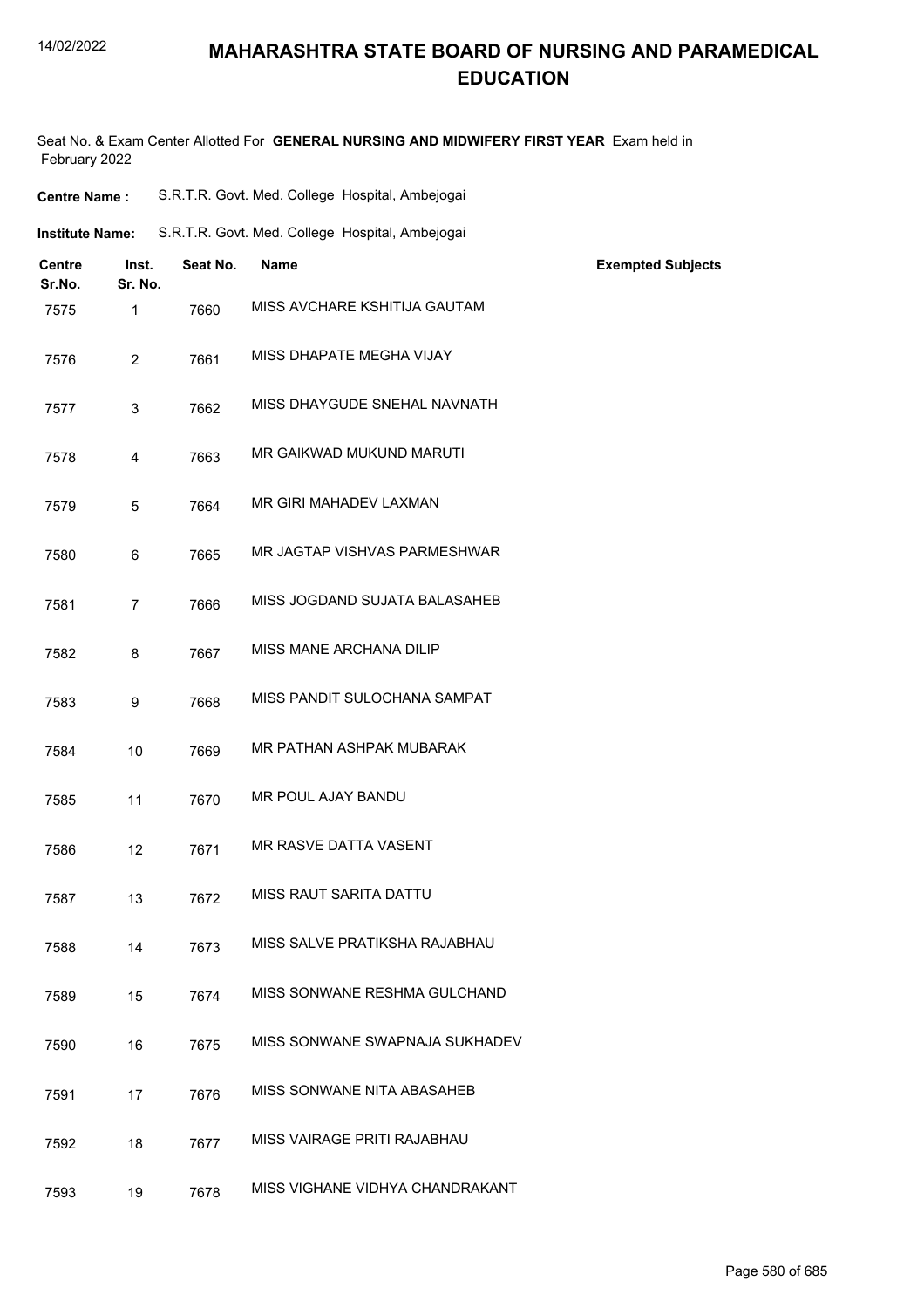# MAHARASHTRA STATE BOARD OF NURSING AND PARAMEDICAL EDUCATION

14/02/2022

Seat No. & Exam Center Allotted For **GENERAL NURSING AND MIDWIFERY FIRST YEAR** Exam held in February 2022

**Centre Name :** S.R.T.R. Govt. Med. College Hospital, Ambejogai

**Institute Name:** S.R.T.R. Govt. Med. College Hospital, Ambejogai

| Centre Sr.No. | Inst. Sr. No. | Seat No. | Name | Exempted Subjects |
|---|---|---|---|---|
| 7575 | 1 | 7660 | MISS AVCHARE KSHITIJA GAUTAM | |
| 7576 | 2 | 7661 | MISS DHAPATE MEGHA VIJAY | |
| 7577 | 3 | 7662 | MISS DHAYGUDE SNEHAL NAVNATH | |
| 7578 | 4 | 7663 | MR GAIKWAD MUKUND MARUTI | |
| 7579 | 5 | 7664 | MR GIRI MAHADEV LAXMAN | |
| 7580 | 6 | 7665 | MR JAGTAP VISHVAS PARMESHWAR | |
| 7581 | 7 | 7666 | MISS JOGDAND SUJATA BALASAHEB | |
| 7582 | 8 | 7667 | MISS MANE ARCHANA DILIP | |
| 7583 | 9 | 7668 | MISS PANDIT SULOCHANA SAMPAT | |
| 7584 | 10 | 7669 | MR PATHAN ASHPAK MUBARAK | |
| 7585 | 11 | 7670 | MR POUL AJAY BANDU | |
| 7586 | 12 | 7671 | MR RASVE DATTA VASENT | |
| 7587 | 13 | 7672 | MISS RAUT SARITA DATTU | |
| 7588 | 14 | 7673 | MISS SALVE PRATIKSHA RAJABHAU | |
| 7589 | 15 | 7674 | MISS SONWANE RESHMA GULCHAND | |
| 7590 | 16 | 7675 | MISS SONWANE SWAPNAJA SUKHADEV | |
| 7591 | 17 | 7676 | MISS SONWANE NITA ABASAHEB | |
| 7592 | 18 | 7677 | MISS VAIRAGE PRITI RAJABHAU | |
| 7593 | 19 | 7678 | MISS VIGHANE VIDHYA CHANDRAKANT | |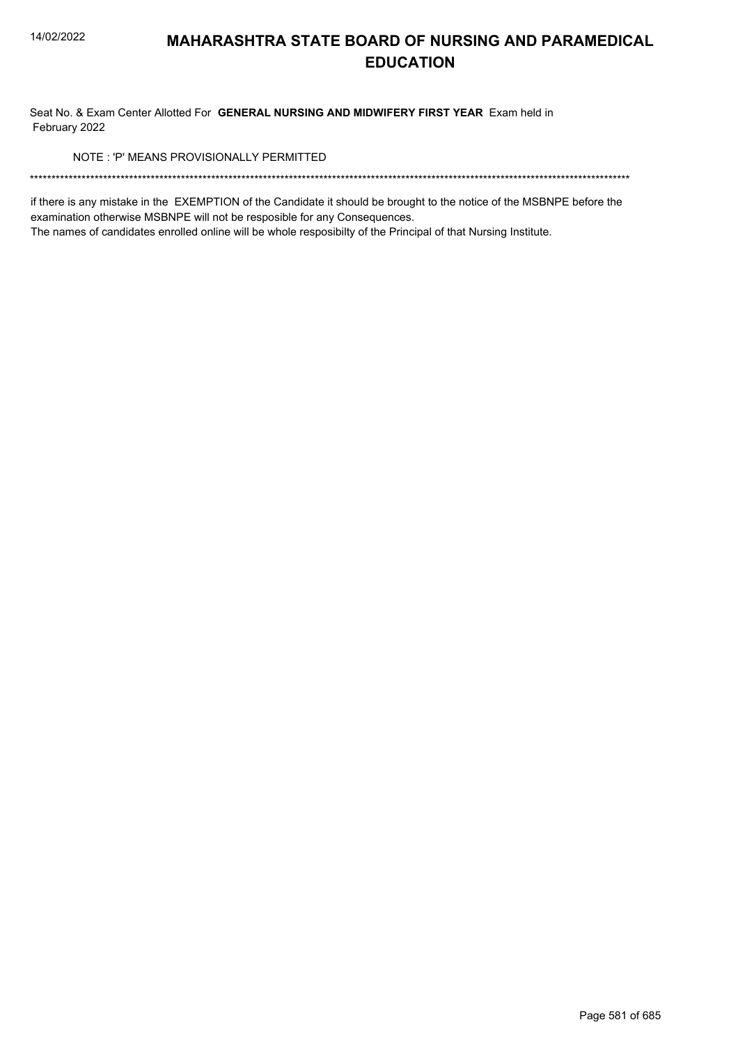# MAHARASHTRA STATE BOARD OF NURSING AND PARAMEDICAL EDUCATION

Seat No. & Exam Center Allotted For **GENERAL NURSING AND MIDWIFERY FIRST YEAR** Exam held in February 2022

NOTE : 'P' MEANS PROVISIONALLY PERMITTED

******************************************************************************************************************************************

if there is any mistake in the EXEMPTION of the Candidate it should be brought to the notice of the MSBNPE before the examination otherwise MSBNPE will not be resposible for any Consequences.

The names of candidates enrolled online will be whole resposibilty of the Principal of that Nursing Institute.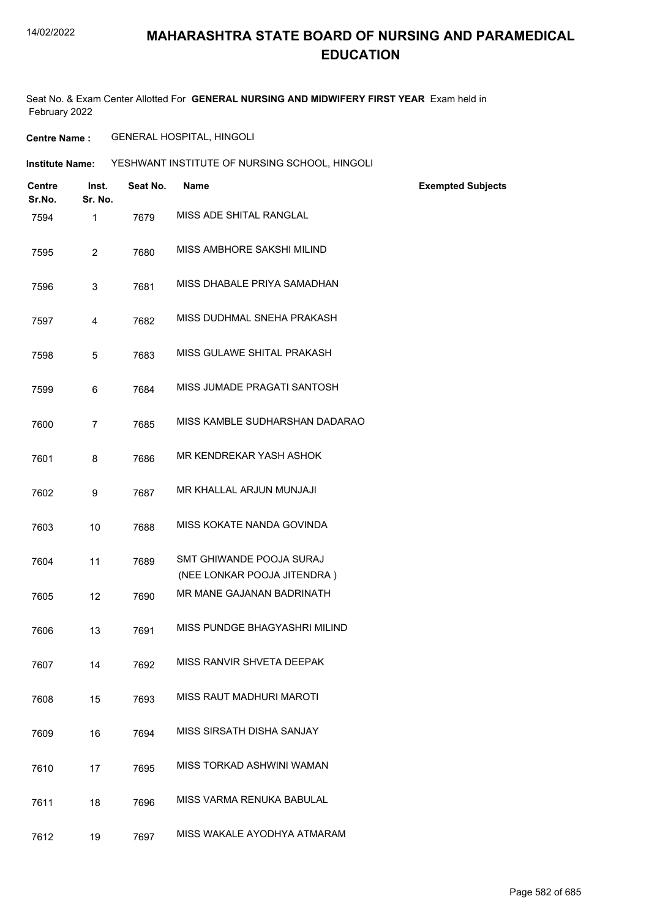# MAHARASHTRA STATE BOARD OF NURSING AND PARAMEDICAL EDUCATION

Seat No. & Exam Center Allotted For **GENERAL NURSING AND MIDWIFERY FIRST YEAR** Exam held in February 2022

**Centre Name :** GENERAL HOSPITAL, HINGOLI

**Institute Name:** YESHWANT INSTITUTE OF NURSING SCHOOL, HINGOLI

| Centre Sr.No. | Inst. Sr. No. | Seat No. | Name | Exempted Subjects |
|---|---|---|---|---|
| 7594 | 1 | 7679 | MISS ADE SHITAL RANGLAL | |
| 7595 | 2 | 7680 | MISS AMBHORE SAKSHI MILIND | |
| 7596 | 3 | 7681 | MISS DHABALE PRIYA SAMADHAN | |
| 7597 | 4 | 7682 | MISS DUDHMAL SNEHA PRAKASH | |
| 7598 | 5 | 7683 | MISS GULAWE SHITAL PRAKASH | |
| 7599 | 6 | 7684 | MISS JUMADE PRAGATI SANTOSH | |
| 7600 | 7 | 7685 | MISS KAMBLE SUDHARSHAN DADARAO | |
| 7601 | 8 | 7686 | MR KENDREKAR YASH ASHOK | |
| 7602 | 9 | 7687 | MR KHALLAL ARJUN MUNJAJI | |
| 7603 | 10 | 7688 | MISS KOKATE NANDA GOVINDA | |
| 7604 | 11 | 7689 | SMT GHIWANDE POOJA SURAJ (NEE LONKAR POOJA JITENDRA ) | |
| 7605 | 12 | 7690 | MR MANE GAJANAN BADRINATH | |
| 7606 | 13 | 7691 | MISS PUNDGE BHAGYASHRI MILIND | |
| 7607 | 14 | 7692 | MISS RANVIR SHVETA DEEPAK | |
| 7608 | 15 | 7693 | MISS RAUT MADHURI MAROTI | |
| 7609 | 16 | 7694 | MISS SIRSATH DISHA SANJAY | |
| 7610 | 17 | 7695 | MISS TORKAD ASHWINI WAMAN | |
| 7611 | 18 | 7696 | MISS VARMA RENUKA BABULAL | |
| 7612 | 19 | 7697 | MISS WAKALE AYODHYA ATMARAM | |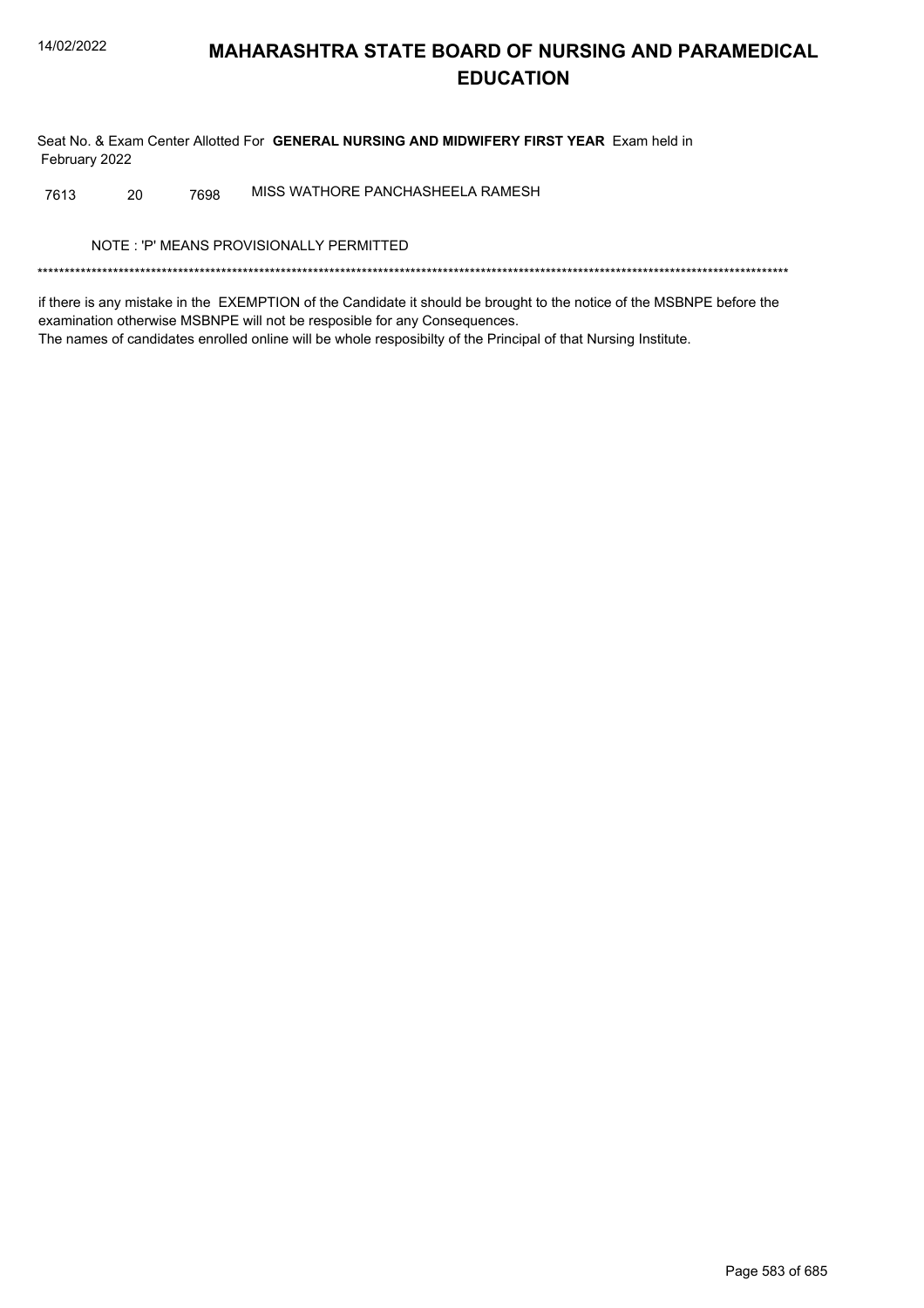# MAHARASHTRA STATE BOARD OF NURSING AND PARAMEDICAL EDUCATION

Seat No. & Exam Center Allotted For **GENERAL NURSING AND MIDWIFERY FIRST YEAR** Exam held in February 2022

| | | | |
|---|---|---|---|
| 7613 | 20 | 7698 | MISS WATHORE PANCHASHEELA RAMESH |

NOTE : 'P' MEANS PROVISIONALLY PERMITTED

*******************************************************************************************************************************************

if there is any mistake in the EXEMPTION of the Candidate it should be brought to the notice of the MSBNPE before the examination otherwise MSBNPE will not be resposible for any Consequences.
The names of candidates enrolled online will be whole resposibilty of the Principal of that Nursing Institute.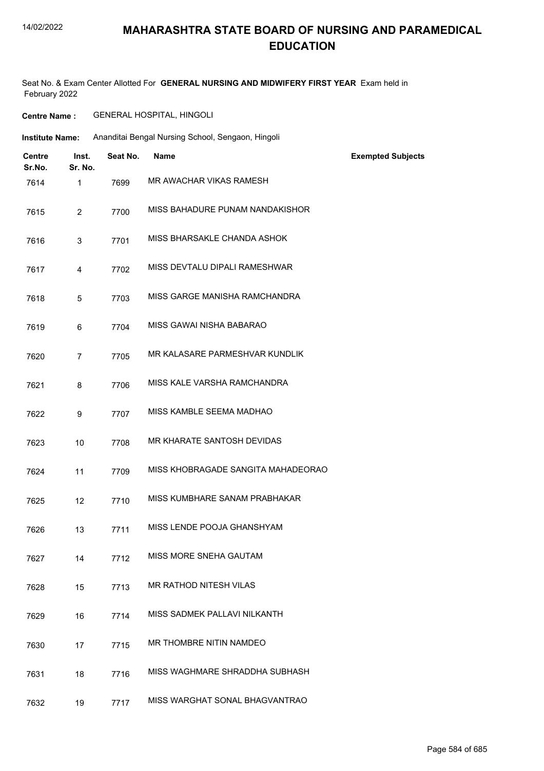# MAHARASHTRA STATE BOARD OF NURSING AND PARAMEDICAL EDUCATION

Seat No. & Exam Center Allotted For **GENERAL NURSING AND MIDWIFERY FIRST YEAR** Exam held in February 2022

**Centre Name :** GENERAL HOSPITAL, HINGOLI

**Institute Name:** Ananditai Bengal Nursing School, Sengaon, Hingoli

| Centre Sr.No. | Inst. Sr. No. | Seat No. | Name | Exempted Subjects |
|---|---|---|---|---|
| 7614 | 1 | 7699 | MR AWACHAR VIKAS RAMESH | |
| 7615 | 2 | 7700 | MISS BAHADURE PUNAM NANDAKISHOR | |
| 7616 | 3 | 7701 | MISS BHARSAKLE CHANDA ASHOK | |
| 7617 | 4 | 7702 | MISS DEVTALU DIPALI RAMESHWAR | |
| 7618 | 5 | 7703 | MISS GARGE MANISHA RAMCHANDRA | |
| 7619 | 6 | 7704 | MISS GAWAI NISHA BABARAO | |
| 7620 | 7 | 7705 | MR KALASARE PARMESHVAR KUNDLIK | |
| 7621 | 8 | 7706 | MISS KALE VARSHA RAMCHANDRA | |
| 7622 | 9 | 7707 | MISS KAMBLE SEEMA MADHAO | |
| 7623 | 10 | 7708 | MR KHARATE SANTOSH DEVIDAS | |
| 7624 | 11 | 7709 | MISS KHOBRAGADE SANGITA MAHADEORAO | |
| 7625 | 12 | 7710 | MISS KUMBHARE SANAM PRABHAKAR | |
| 7626 | 13 | 7711 | MISS LENDE POOJA GHANSHYAM | |
| 7627 | 14 | 7712 | MISS MORE SNEHA GAUTAM | |
| 7628 | 15 | 7713 | MR RATHOD NITESH VILAS | |
| 7629 | 16 | 7714 | MISS SADMEK PALLAVI NILKANTH | |
| 7630 | 17 | 7715 | MR THOMBRE NITIN NAMDEO | |
| 7631 | 18 | 7716 | MISS WAGHMARE SHRADDHA SUBHASH | |
| 7632 | 19 | 7717 | MISS WARGHAT SONAL BHAGVANTRAO | |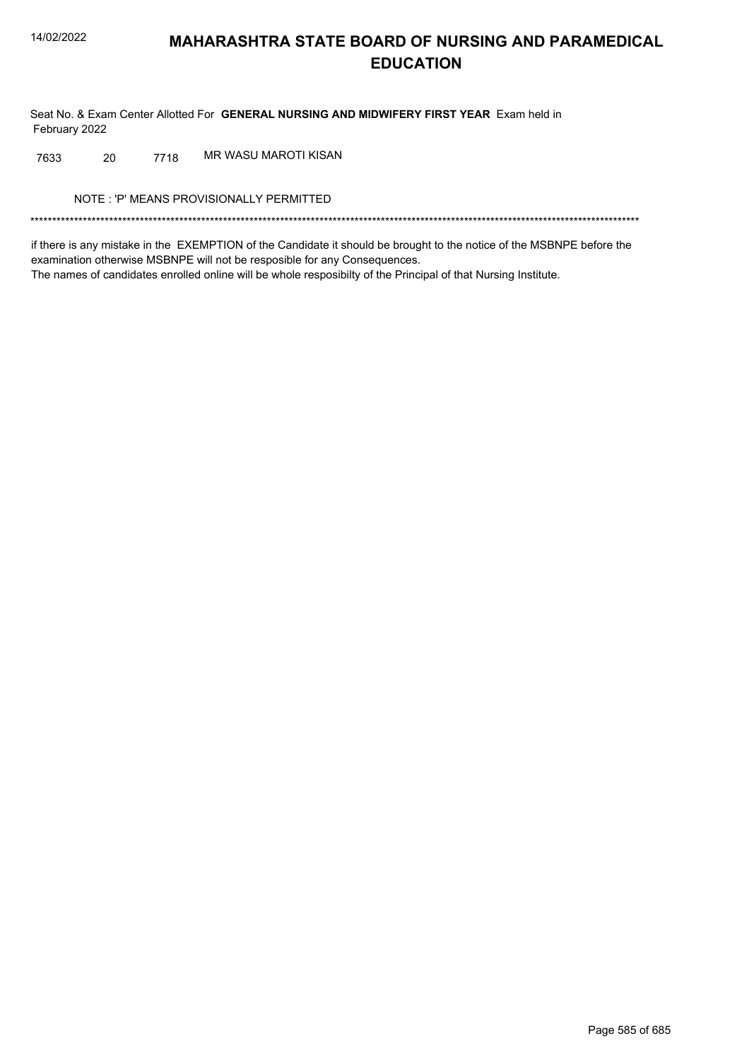# MAHARASHTRA STATE BOARD OF NURSING AND PARAMEDICAL EDUCATION

Seat No. & Exam Center Allotted For **GENERAL NURSING AND MIDWIFERY FIRST YEAR** Exam held in February 2022

| | | | |
|---|---|---|---|
| 7633 | 20 | 7718 | MR WASU MAROTI KISAN |

NOTE : 'P' MEANS PROVISIONALLY PERMITTED

******************************************************************************************************************************************

if there is any mistake in the EXEMPTION of the Candidate it should be brought to the notice of the MSBNPE before the examination otherwise MSBNPE will not be resposible for any Consequences.
The names of candidates enrolled online will be whole resposibilty of the Principal of that Nursing Institute.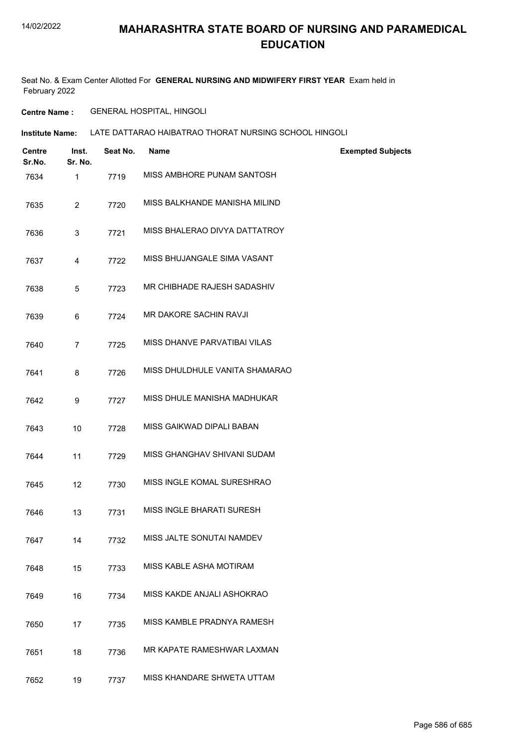# MAHARASHTRA STATE BOARD OF NURSING AND PARAMEDICAL EDUCATION

Seat No. & Exam Center Allotted For **GENERAL NURSING AND MIDWIFERY FIRST YEAR** Exam held in February 2022

**Centre Name :** GENERAL HOSPITAL, HINGOLI

**Institute Name:** LATE DATTARAO HAIBATRAO THORAT NURSING SCHOOL HINGOLI

| Centre Sr.No. | Inst. Sr. No. | Seat No. | Name | Exempted Subjects |
|---|---|---|---|---|
| 7634 | 1 | 7719 | MISS AMBHORE PUNAM SANTOSH | |
| 7635 | 2 | 7720 | MISS BALKHANDE MANISHA MILIND | |
| 7636 | 3 | 7721 | MISS BHALERAO DIVYA DATTATROY | |
| 7637 | 4 | 7722 | MISS BHUJANGALE SIMA VASANT | |
| 7638 | 5 | 7723 | MR CHIBHADE RAJESH SADASHIV | |
| 7639 | 6 | 7724 | MR DAKORE SACHIN RAVJI | |
| 7640 | 7 | 7725 | MISS DHANVE PARVATIBAI VILAS | |
| 7641 | 8 | 7726 | MISS DHULDHULE VANITA SHAMARAO | |
| 7642 | 9 | 7727 | MISS DHULE MANISHA MADHUKAR | |
| 7643 | 10 | 7728 | MISS GAIKWAD DIPALI BABAN | |
| 7644 | 11 | 7729 | MISS GHANGHAV SHIVANI SUDAM | |
| 7645 | 12 | 7730 | MISS INGLE KOMAL SURESHRAO | |
| 7646 | 13 | 7731 | MISS INGLE BHARATI SURESH | |
| 7647 | 14 | 7732 | MISS JALTE SONUTAI NAMDEV | |
| 7648 | 15 | 7733 | MISS KABLE ASHA MOTIRAM | |
| 7649 | 16 | 7734 | MISS KAKDE ANJALI ASHOKRAO | |
| 7650 | 17 | 7735 | MISS KAMBLE PRADNYA RAMESH | |
| 7651 | 18 | 7736 | MR KAPATE RAMESHWAR LAXMAN | |
| 7652 | 19 | 7737 | MISS KHANDARE SHWETA UTTAM | |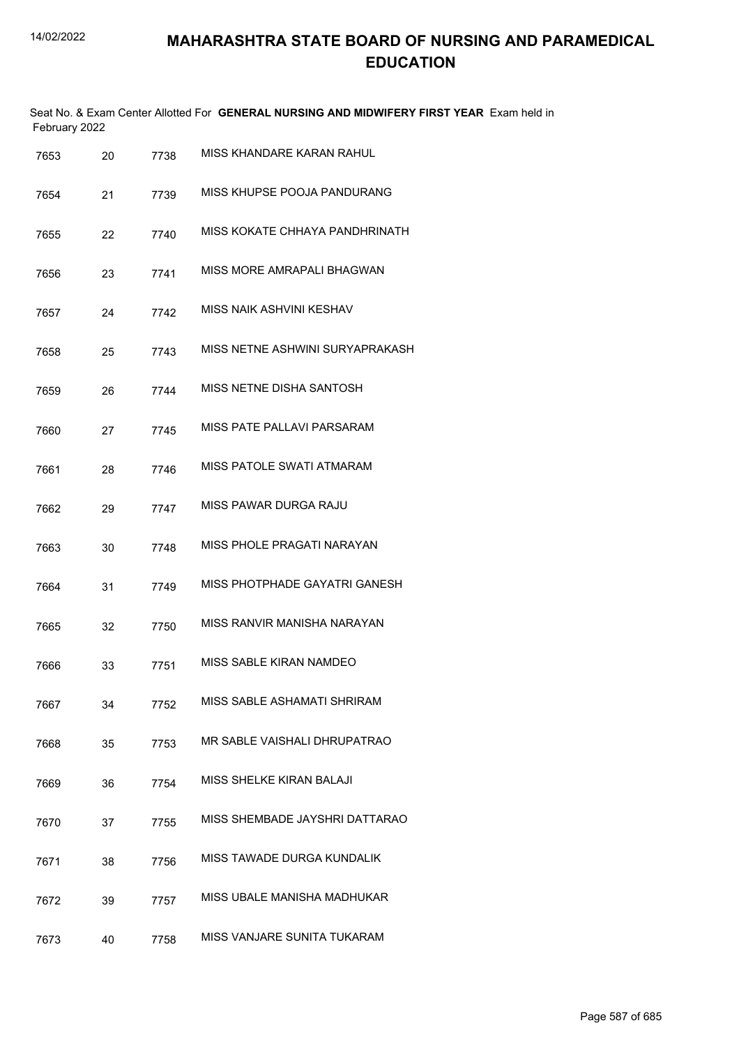# MAHARASHTRA STATE BOARD OF NURSING AND PARAMEDICAL EDUCATION

Seat No. & Exam Center Allotted For **GENERAL NURSING AND MIDWIFERY FIRST YEAR** Exam held in February 2022

| | | | |
|---|---|---|---|
| 7653 | 20 | 7738 | MISS KHANDARE KARAN RAHUL |
| 7654 | 21 | 7739 | MISS KHUPSE POOJA PANDURANG |
| 7655 | 22 | 7740 | MISS KOKATE CHHAYA PANDHRINATH |
| 7656 | 23 | 7741 | MISS MORE AMRAPALI BHAGWAN |
| 7657 | 24 | 7742 | MISS NAIK ASHVINI KESHAV |
| 7658 | 25 | 7743 | MISS NETNE ASHWINI SURYAPRAKASH |
| 7659 | 26 | 7744 | MISS NETNE DISHA SANTOSH |
| 7660 | 27 | 7745 | MISS PATE PALLAVI PARSARAM |
| 7661 | 28 | 7746 | MISS PATOLE SWATI ATMARAM |
| 7662 | 29 | 7747 | MISS PAWAR DURGA RAJU |
| 7663 | 30 | 7748 | MISS PHOLE PRAGATI NARAYAN |
| 7664 | 31 | 7749 | MISS PHOTPHADE GAYATRI GANESH |
| 7665 | 32 | 7750 | MISS RANVIR MANISHA NARAYAN |
| 7666 | 33 | 7751 | MISS SABLE KIRAN NAMDEO |
| 7667 | 34 | 7752 | MISS SABLE ASHAMATI SHRIRAM |
| 7668 | 35 | 7753 | MR SABLE VAISHALI DHRUPATRAO |
| 7669 | 36 | 7754 | MISS SHELKE KIRAN BALAJI |
| 7670 | 37 | 7755 | MISS SHEMBADE JAYSHRI DATTARAO |
| 7671 | 38 | 7756 | MISS TAWADE DURGA KUNDALIK |
| 7672 | 39 | 7757 | MISS UBALE MANISHA MADHUKAR |
| 7673 | 40 | 7758 | MISS VANJARE SUNITA TUKARAM |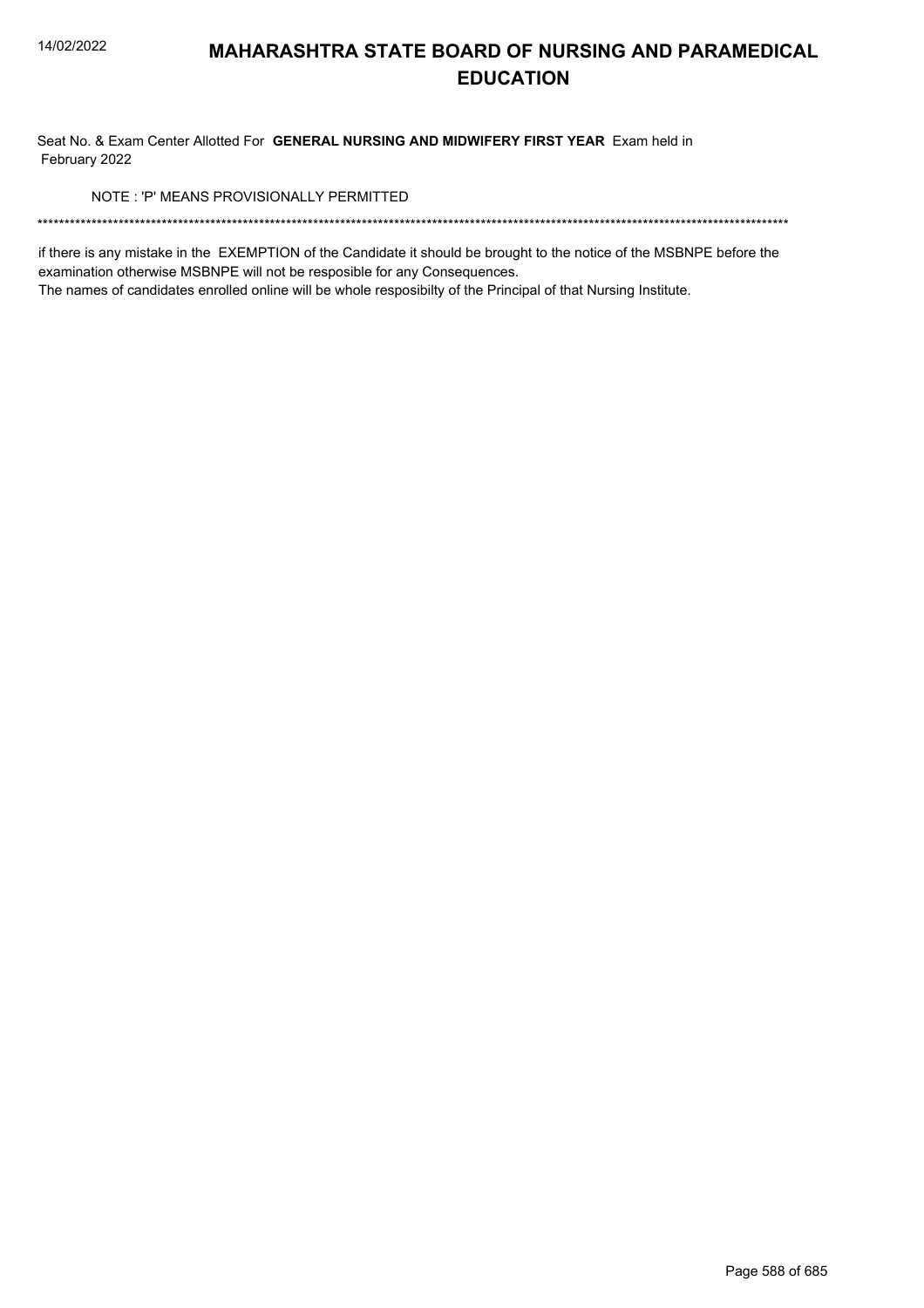# MAHARASHTRA STATE BOARD OF NURSING AND PARAMEDICAL EDUCATION

Seat No. & Exam Center Allotted For **GENERAL NURSING AND MIDWIFERY FIRST YEAR** Exam held in February 2022

NOTE : 'P' MEANS PROVISIONALLY PERMITTED

*******************************************************************************************************************************************

if there is any mistake in the EXEMPTION of the Candidate it should be brought to the notice of the MSBNPE before the examination otherwise MSBNPE will not be resposible for any Consequences.

The names of candidates enrolled online will be whole resposibilty of the Principal of that Nursing Institute.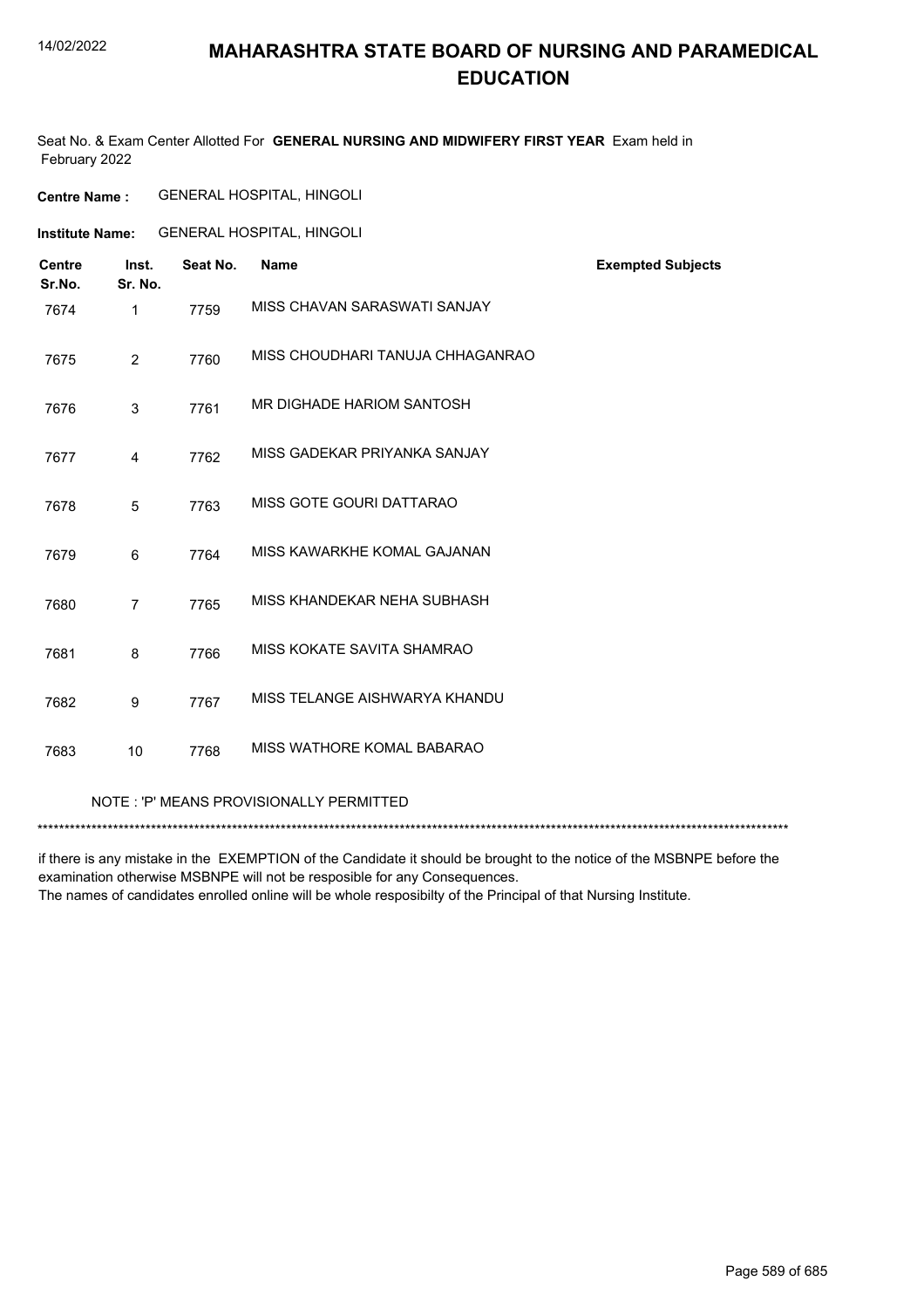# MAHARASHTRA STATE BOARD OF NURSING AND PARAMEDICAL EDUCATION

Seat No. & Exam Center Allotted For **GENERAL NURSING AND MIDWIFERY FIRST YEAR** Exam held in February 2022

**Centre Name :** GENERAL HOSPITAL, HINGOLI

**Institute Name:** GENERAL HOSPITAL, HINGOLI

| Centre Sr.No. | Inst. Sr. No. | Seat No. | Name | Exempted Subjects |
|---|---|---|---|---|
| 7674 | 1 | 7759 | MISS CHAVAN SARASWATI SANJAY | |
| 7675 | 2 | 7760 | MISS CHOUDHARI TANUJA CHHAGANRAO | |
| 7676 | 3 | 7761 | MR DIGHADE HARIOM SANTOSH | |
| 7677 | 4 | 7762 | MISS GADEKAR PRIYANKA SANJAY | |
| 7678 | 5 | 7763 | MISS GOTE GOURI DATTARAO | |
| 7679 | 6 | 7764 | MISS KAWARKHE KOMAL GAJANAN | |
| 7680 | 7 | 7765 | MISS KHANDEKAR NEHA SUBHASH | |
| 7681 | 8 | 7766 | MISS KOKATE SAVITA SHAMRAO | |
| 7682 | 9 | 7767 | MISS TELANGE AISHWARYA KHANDU | |
| 7683 | 10 | 7768 | MISS WATHORE KOMAL BABARAO | |

NOTE : 'P' MEANS PROVISIONALLY PERMITTED

*******************************************************************************************************************************************

if there is any mistake in the EXEMPTION of the Candidate it should be brought to the notice of the MSBNPE before the examination otherwise MSBNPE will not be resposible for any Consequences.
The names of candidates enrolled online will be whole resposibilty of the Principal of that Nursing Institute.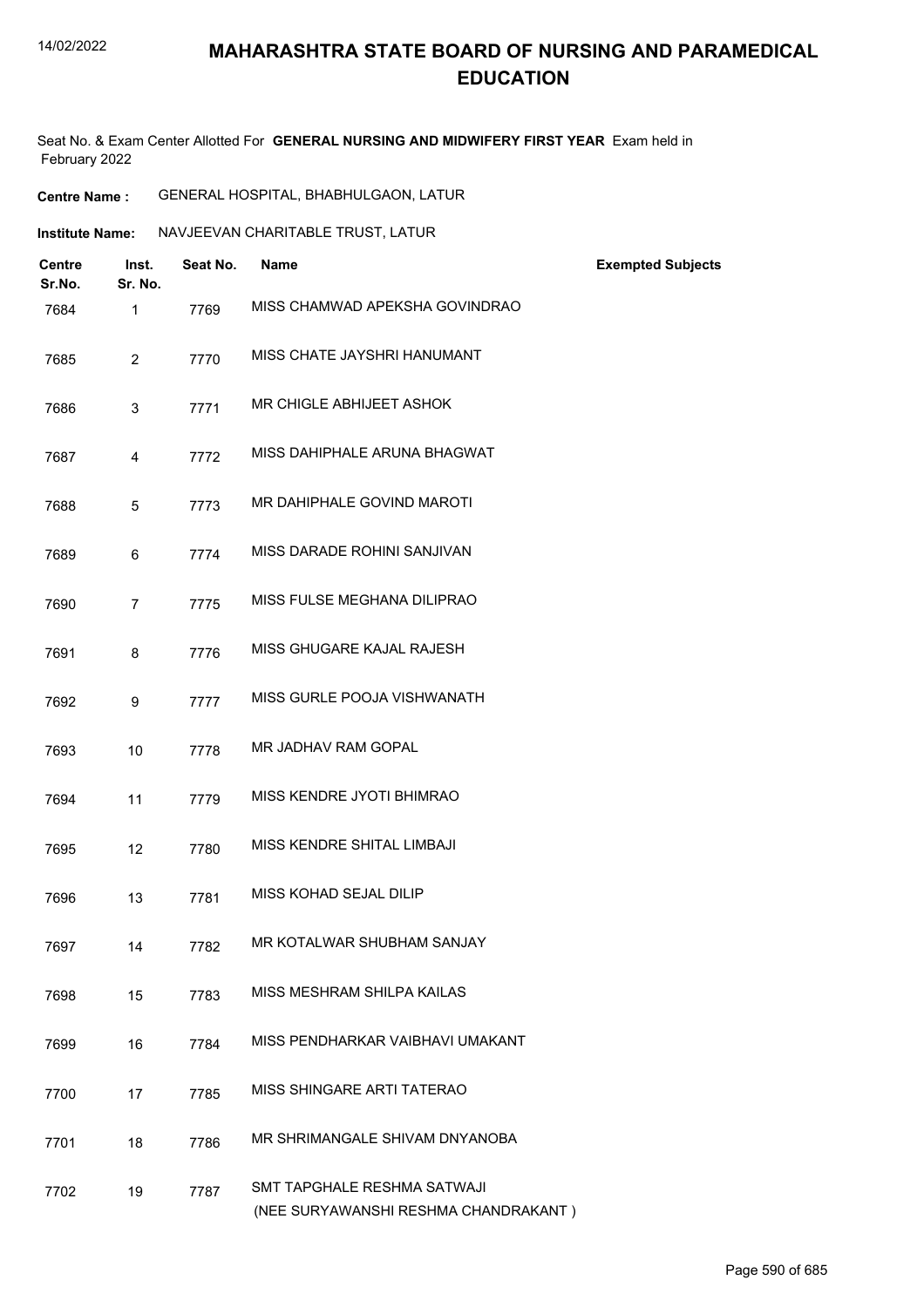# MAHARASHTRA STATE BOARD OF NURSING AND PARAMEDICAL EDUCATION

Seat No. & Exam Center Allotted For **GENERAL NURSING AND MIDWIFERY FIRST YEAR** Exam held in February 2022

**Centre Name :** GENERAL HOSPITAL, BHABHULGAON, LATUR

**Institute Name:** NAVJEEVAN CHARITABLE TRUST, LATUR

| Centre Sr.No. | Inst. Sr. No. | Seat No. | Name | Exempted Subjects |
|---|---|---|---|---|
| 7684 | 1 | 7769 | MISS CHAMWAD APEKSHA GOVINDRAO | |
| 7685 | 2 | 7770 | MISS CHATE JAYSHRI HANUMANT | |
| 7686 | 3 | 7771 | MR CHIGLE ABHIJEET ASHOK | |
| 7687 | 4 | 7772 | MISS DAHIPHALE ARUNA BHAGWAT | |
| 7688 | 5 | 7773 | MR DAHIPHALE GOVIND MAROTI | |
| 7689 | 6 | 7774 | MISS DARADE ROHINI SANJIVAN | |
| 7690 | 7 | 7775 | MISS FULSE MEGHANA DILIPRAO | |
| 7691 | 8 | 7776 | MISS GHUGARE KAJAL RAJESH | |
| 7692 | 9 | 7777 | MISS GURLE POOJA VISHWANATH | |
| 7693 | 10 | 7778 | MR JADHAV RAM GOPAL | |
| 7694 | 11 | 7779 | MISS KENDRE JYOTI BHIMRAO | |
| 7695 | 12 | 7780 | MISS KENDRE SHITAL LIMBAJI | |
| 7696 | 13 | 7781 | MISS KOHAD SEJAL DILIP | |
| 7697 | 14 | 7782 | MR KOTALWAR SHUBHAM SANJAY | |
| 7698 | 15 | 7783 | MISS MESHRAM SHILPA KAILAS | |
| 7699 | 16 | 7784 | MISS PENDHARKAR VAIBHAVI UMAKANT | |
| 7700 | 17 | 7785 | MISS SHINGARE ARTI TATERAO | |
| 7701 | 18 | 7786 | MR SHRIMANGALE SHIVAM DNYANOBA | |
| 7702 | 19 | 7787 | SMT TAPGHALE RESHMA SATWAJI (NEE SURYAWANSHI RESHMA CHANDRAKANT ) | |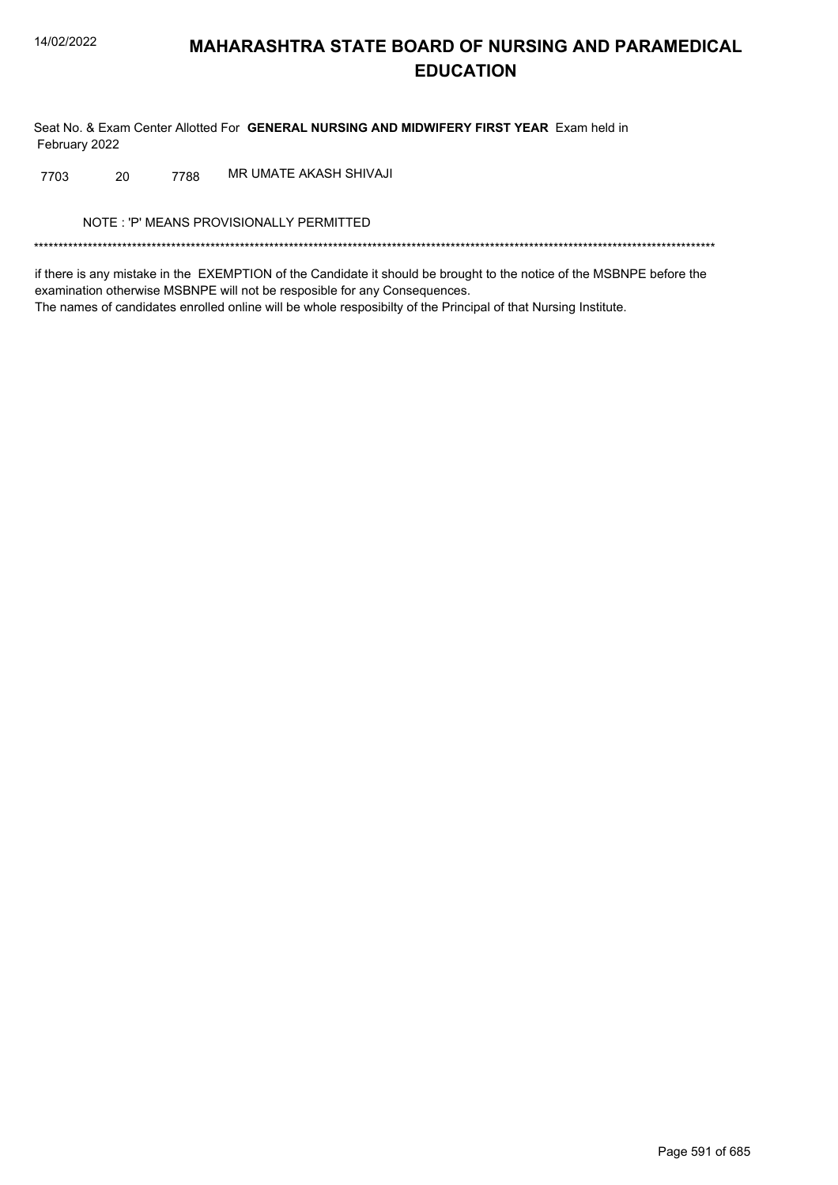# MAHARASHTRA STATE BOARD OF NURSING AND PARAMEDICAL EDUCATION

Seat No. & Exam Center Allotted For **GENERAL NURSING AND MIDWIFERY FIRST YEAR** Exam held in February 2022

| | | | |
|---|---|---|---|
| 7703 | 20 | 7788 | MR UMATE AKASH SHIVAJI |

NOTE : 'P' MEANS PROVISIONALLY PERMITTED

*******************************************************************************************************************************************

if there is any mistake in the EXEMPTION of the Candidate it should be brought to the notice of the MSBNPE before the examination otherwise MSBNPE will not be resposible for any Consequences.

The names of candidates enrolled online will be whole resposibilty of the Principal of that Nursing Institute.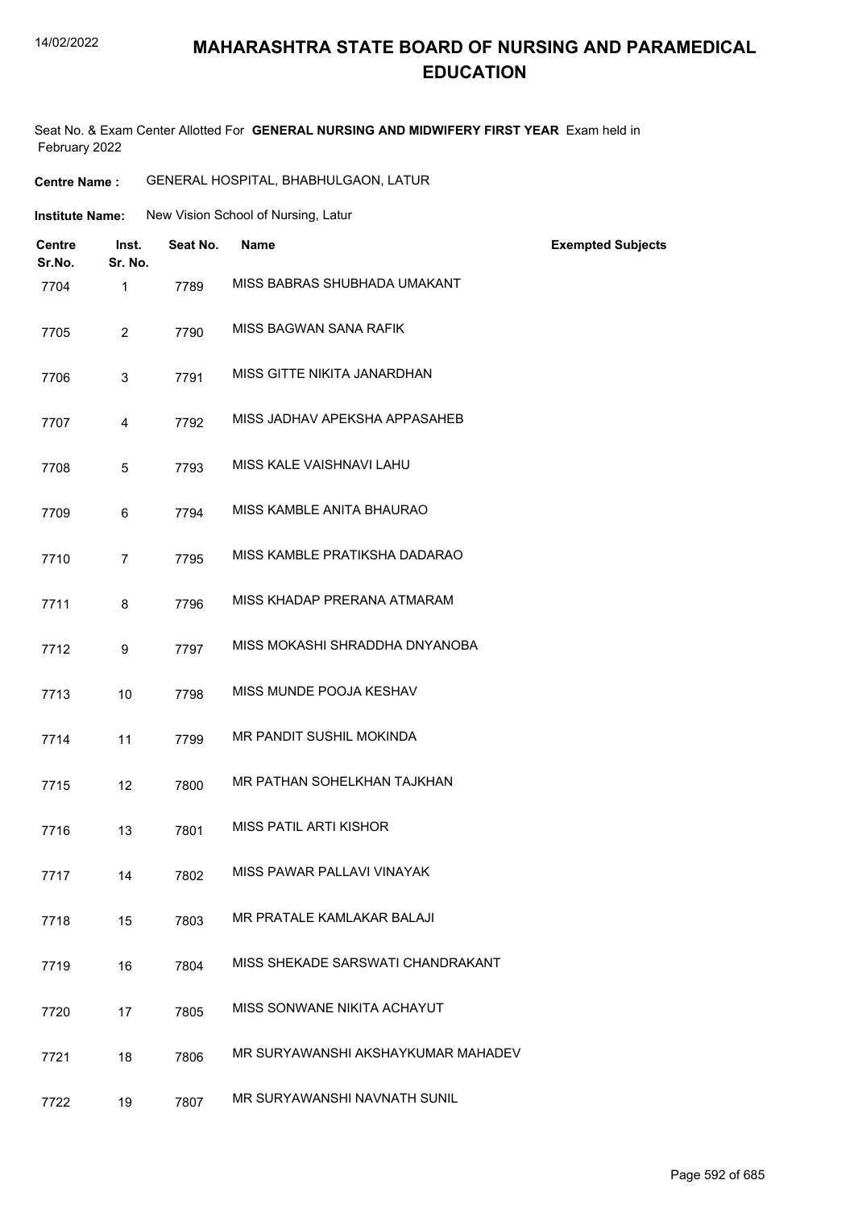# MAHARASHTRA STATE BOARD OF NURSING AND PARAMEDICAL EDUCATION

Seat No. & Exam Center Allotted For **GENERAL NURSING AND MIDWIFERY FIRST YEAR** Exam held in February 2022

**Centre Name :** GENERAL HOSPITAL, BHABHULGAON, LATUR

**Institute Name:** New Vision School of Nursing, Latur

| Centre Sr.No. | Inst. Sr. No. | Seat No. | Name | Exempted Subjects |
|---|---|---|---|---|
| 7704 | 1 | 7789 | MISS BABRAS SHUBHADA UMAKANT | |
| 7705 | 2 | 7790 | MISS BAGWAN SANA RAFIK | |
| 7706 | 3 | 7791 | MISS GITTE NIKITA JANARDHAN | |
| 7707 | 4 | 7792 | MISS JADHAV APEKSHA APPASAHEB | |
| 7708 | 5 | 7793 | MISS KALE VAISHNAVI LAHU | |
| 7709 | 6 | 7794 | MISS KAMBLE ANITA BHAURAO | |
| 7710 | 7 | 7795 | MISS KAMBLE PRATIKSHA DADARAO | |
| 7711 | 8 | 7796 | MISS KHADAP PRERANA ATMARAM | |
| 7712 | 9 | 7797 | MISS MOKASHI SHRADDHA DNYANOBA | |
| 7713 | 10 | 7798 | MISS MUNDE POOJA KESHAV | |
| 7714 | 11 | 7799 | MR PANDIT SUSHIL MOKINDA | |
| 7715 | 12 | 7800 | MR PATHAN SOHELKHAN TAJKHAN | |
| 7716 | 13 | 7801 | MISS PATIL ARTI KISHOR | |
| 7717 | 14 | 7802 | MISS PAWAR PALLAVI VINAYAK | |
| 7718 | 15 | 7803 | MR PRATALE KAMLAKAR BALAJI | |
| 7719 | 16 | 7804 | MISS SHEKADE SARSWATI CHANDRAKANT | |
| 7720 | 17 | 7805 | MISS SONWANE NIKITA ACHAYUT | |
| 7721 | 18 | 7806 | MR SURYAWANSHI AKSHAYKUMAR MAHADEV | |
| 7722 | 19 | 7807 | MR SURYAWANSHI NAVNATH SUNIL | |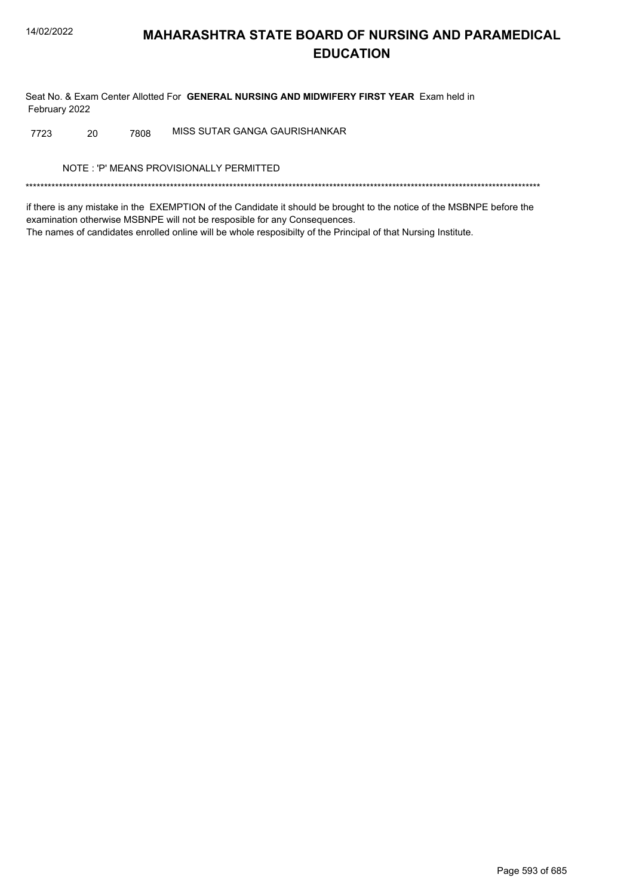# MAHARASHTRA STATE BOARD OF NURSING AND PARAMEDICAL EDUCATION

Seat No. & Exam Center Allotted For **GENERAL NURSING AND MIDWIFERY FIRST YEAR** Exam held in February 2022

| | | | |
|---|---|---|---|
| 7723 | 20 | 7808 | MISS SUTAR GANGA GAURISHANKAR |

NOTE : 'P' MEANS PROVISIONALLY PERMITTED

******************************************************************************************************************************************

if there is any mistake in the EXEMPTION of the Candidate it should be brought to the notice of the MSBNPE before the examination otherwise MSBNPE will not be resposible for any Consequences.
The names of candidates enrolled online will be whole resposibilty of the Principal of that Nursing Institute.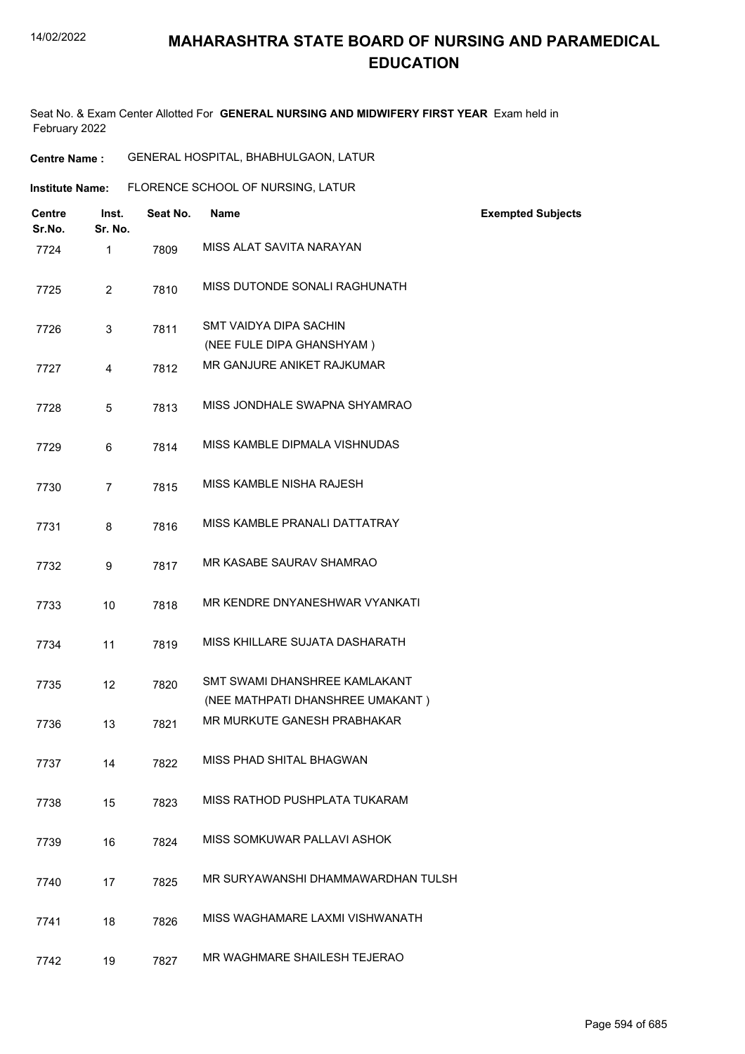# MAHARASHTRA STATE BOARD OF NURSING AND PARAMEDICAL EDUCATION

Seat No. & Exam Center Allotted For **GENERAL NURSING AND MIDWIFERY FIRST YEAR** Exam held in February 2022

**Centre Name :** GENERAL HOSPITAL, BHABHULGAON, LATUR

**Institute Name:** FLORENCE SCHOOL OF NURSING, LATUR

| Centre Sr.No. | Inst. Sr. No. | Seat No. | Name | Exempted Subjects |
|---|---|---|---|---|
| 7724 | 1 | 7809 | MISS ALAT SAVITA NARAYAN | |
| 7725 | 2 | 7810 | MISS DUTONDE SONALI RAGHUNATH | |
| 7726 | 3 | 7811 | SMT VAIDYA DIPA SACHIN (NEE FULE DIPA GHANSHYAM ) | |
| 7727 | 4 | 7812 | MR GANJURE ANIKET RAJKUMAR | |
| 7728 | 5 | 7813 | MISS JONDHALE SWAPNA SHYAMRAO | |
| 7729 | 6 | 7814 | MISS KAMBLE DIPMALA VISHNUDAS | |
| 7730 | 7 | 7815 | MISS KAMBLE NISHA RAJESH | |
| 7731 | 8 | 7816 | MISS KAMBLE PRANALI DATTATRAY | |
| 7732 | 9 | 7817 | MR KASABE SAURAV SHAMRAO | |
| 7733 | 10 | 7818 | MR KENDRE DNYANESHWAR VYANKATI | |
| 7734 | 11 | 7819 | MISS KHILLARE SUJATA DASHARATH | |
| 7735 | 12 | 7820 | SMT SWAMI DHANSHREE KAMLAKANT (NEE MATHPATI DHANSHREE UMAKANT ) | |
| 7736 | 13 | 7821 | MR MURKUTE GANESH PRABHAKAR | |
| 7737 | 14 | 7822 | MISS PHAD SHITAL BHAGWAN | |
| 7738 | 15 | 7823 | MISS RATHOD PUSHPLATA TUKARAM | |
| 7739 | 16 | 7824 | MISS SOMKUWAR PALLAVI ASHOK | |
| 7740 | 17 | 7825 | MR SURYAWANSHI DHAMMAWARDHAN TULSH | |
| 7741 | 18 | 7826 | MISS WAGHAMARE LAXMI VISHWANATH | |
| 7742 | 19 | 7827 | MR WAGHMARE SHAILESH TEJERAO | |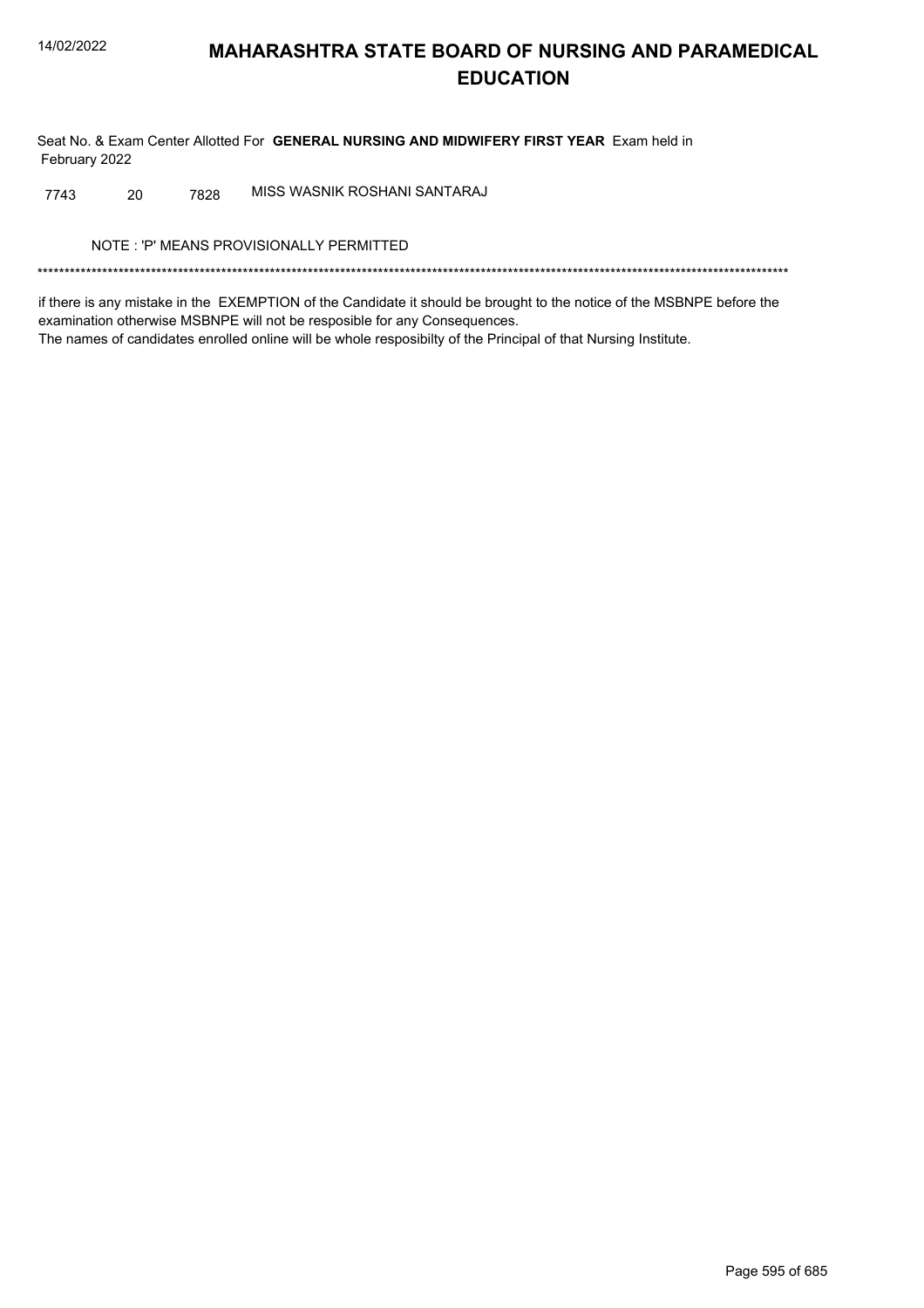Seat No. & Exam Center Allotted For **GENERAL NURSING AND MIDWIFERY FIRST YEAR** Exam held in February 2022

| | | | |
|---|---|---|---|
| 7743 | 20 | 7828 | MISS WASNIK ROSHANI SANTARAJ |

NOTE : 'P' MEANS PROVISIONALLY PERMITTED

******************************************************************************************************************************************

if there is any mistake in the EXEMPTION of the Candidate it should be brought to the notice of the MSBNPE before the examination otherwise MSBNPE will not be resposible for any Consequences.

The names of candidates enrolled online will be whole resposibilty of the Principal of that Nursing Institute.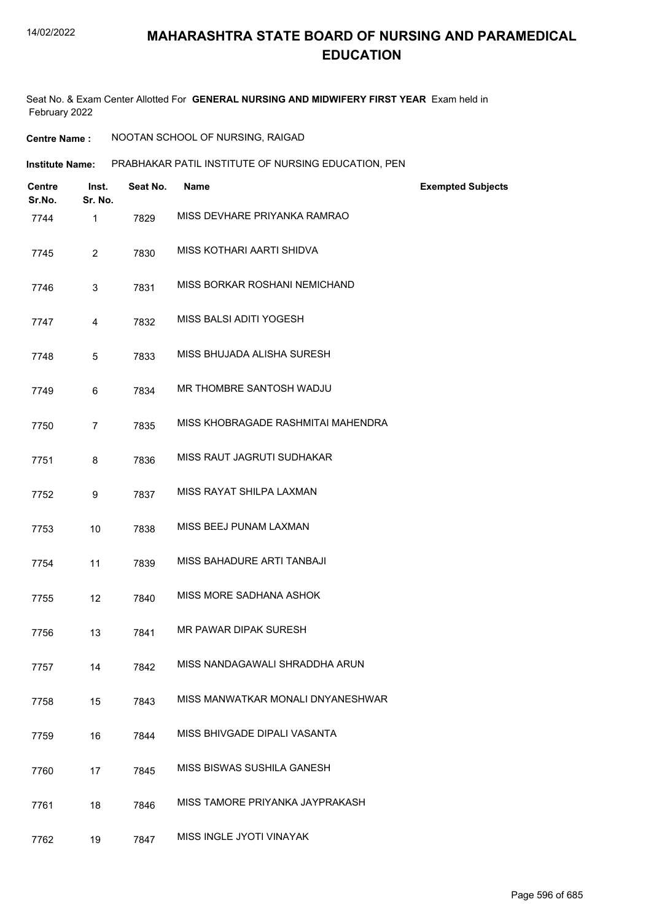# MAHARASHTRA STATE BOARD OF NURSING AND PARAMEDICAL EDUCATION

Seat No. & Exam Center Allotted For **GENERAL NURSING AND MIDWIFERY FIRST YEAR** Exam held in February 2022

**Centre Name :** NOOTAN SCHOOL OF NURSING, RAIGAD

**Institute Name:** PRABHAKAR PATIL INSTITUTE OF NURSING EDUCATION, PEN

| Centre Sr.No. | Inst. Sr. No. | Seat No. | Name | Exempted Subjects |
|---|---|---|---|---|
| 7744 | 1 | 7829 | MISS DEVHARE PRIYANKA RAMRAO | |
| 7745 | 2 | 7830 | MISS KOTHARI AARTI SHIDVA | |
| 7746 | 3 | 7831 | MISS BORKAR ROSHANI NEMICHAND | |
| 7747 | 4 | 7832 | MISS BALSI ADITI YOGESH | |
| 7748 | 5 | 7833 | MISS BHUJADA ALISHA SURESH | |
| 7749 | 6 | 7834 | MR THOMBRE SANTOSH WADJU | |
| 7750 | 7 | 7835 | MISS KHOBRAGADE RASHMITAI MAHENDRA | |
| 7751 | 8 | 7836 | MISS RAUT JAGRUTI SUDHAKAR | |
| 7752 | 9 | 7837 | MISS RAYAT SHILPA LAXMAN | |
| 7753 | 10 | 7838 | MISS BEEJ PUNAM LAXMAN | |
| 7754 | 11 | 7839 | MISS BAHADURE ARTI TANBAJI | |
| 7755 | 12 | 7840 | MISS MORE SADHANA ASHOK | |
| 7756 | 13 | 7841 | MR PAWAR DIPAK SURESH | |
| 7757 | 14 | 7842 | MISS NANDAGAWALI SHRADDHA ARUN | |
| 7758 | 15 | 7843 | MISS MANWATKAR MONALI DNYANESHWAR | |
| 7759 | 16 | 7844 | MISS BHIVGADE DIPALI VASANTA | |
| 7760 | 17 | 7845 | MISS BISWAS SUSHILA GANESH | |
| 7761 | 18 | 7846 | MISS TAMORE PRIYANKA JAYPRAKASH | |
| 7762 | 19 | 7847 | MISS INGLE JYOTI VINAYAK | |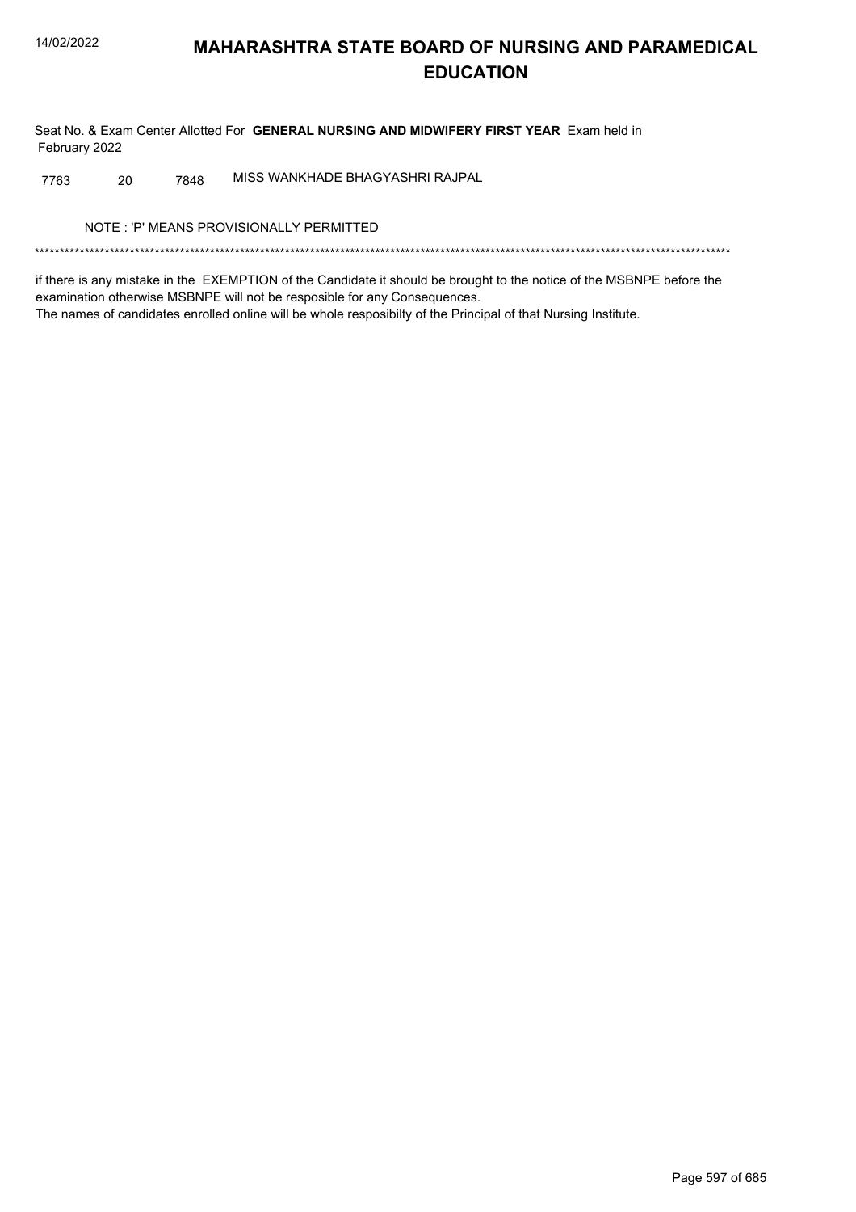# MAHARASHTRA STATE BOARD OF NURSING AND PARAMEDICAL EDUCATION

Seat No. & Exam Center Allotted For **GENERAL NURSING AND MIDWIFERY FIRST YEAR** Exam held in February 2022

| | | | |
|---|---|---|---|
| 7763 | 20 | 7848 | MISS WANKHADE BHAGYASHRI RAJPAL |

NOTE : 'P' MEANS PROVISIONALLY PERMITTED

*******************************************************************************************************************************************

if there is any mistake in the EXEMPTION of the Candidate it should be brought to the notice of the MSBNPE before the examination otherwise MSBNPE will not be resposible for any Consequences.
The names of candidates enrolled online will be whole resposibilty of the Principal of that Nursing Institute.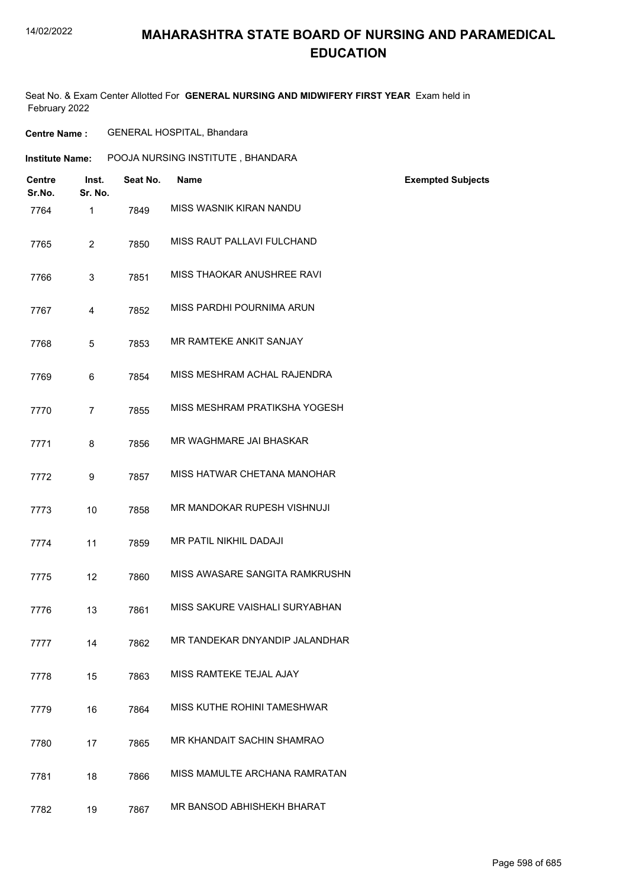# MAHARASHTRA STATE BOARD OF NURSING AND PARAMEDICAL EDUCATION

Seat No. & Exam Center Allotted For **GENERAL NURSING AND MIDWIFERY FIRST YEAR** Exam held in February 2022

**Centre Name :** GENERAL HOSPITAL, Bhandara

**Institute Name:** POOJA NURSING INSTITUTE , BHANDARA

| Centre Sr.No. | Inst. Sr. No. | Seat No. | Name | Exempted Subjects |
|---|---|---|---|---|
| 7764 | 1 | 7849 | MISS WASNIK KIRAN NANDU | |
| 7765 | 2 | 7850 | MISS RAUT PALLAVI FULCHAND | |
| 7766 | 3 | 7851 | MISS THAOKAR ANUSHREE RAVI | |
| 7767 | 4 | 7852 | MISS PARDHI POURNIMA ARUN | |
| 7768 | 5 | 7853 | MR RAMTEKE ANKIT SANJAY | |
| 7769 | 6 | 7854 | MISS MESHRAM ACHAL RAJENDRA | |
| 7770 | 7 | 7855 | MISS MESHRAM PRATIKSHA YOGESH | |
| 7771 | 8 | 7856 | MR WAGHMARE JAI BHASKAR | |
| 7772 | 9 | 7857 | MISS HATWAR CHETANA MANOHAR | |
| 7773 | 10 | 7858 | MR MANDOKAR RUPESH VISHNUJI | |
| 7774 | 11 | 7859 | MR PATIL NIKHIL DADAJI | |
| 7775 | 12 | 7860 | MISS AWASARE SANGITA RAMKRUSHN | |
| 7776 | 13 | 7861 | MISS SAKURE VAISHALI SURYABHAN | |
| 7777 | 14 | 7862 | MR TANDEKAR DNYANDIP JALANDHAR | |
| 7778 | 15 | 7863 | MISS RAMTEKE TEJAL AJAY | |
| 7779 | 16 | 7864 | MISS KUTHE ROHINI TAMESHWAR | |
| 7780 | 17 | 7865 | MR KHANDAIT SACHIN SHAMRAO | |
| 7781 | 18 | 7866 | MISS MAMULTE ARCHANA RAMRATAN | |
| 7782 | 19 | 7867 | MR BANSOD ABHISHEKH BHARAT | |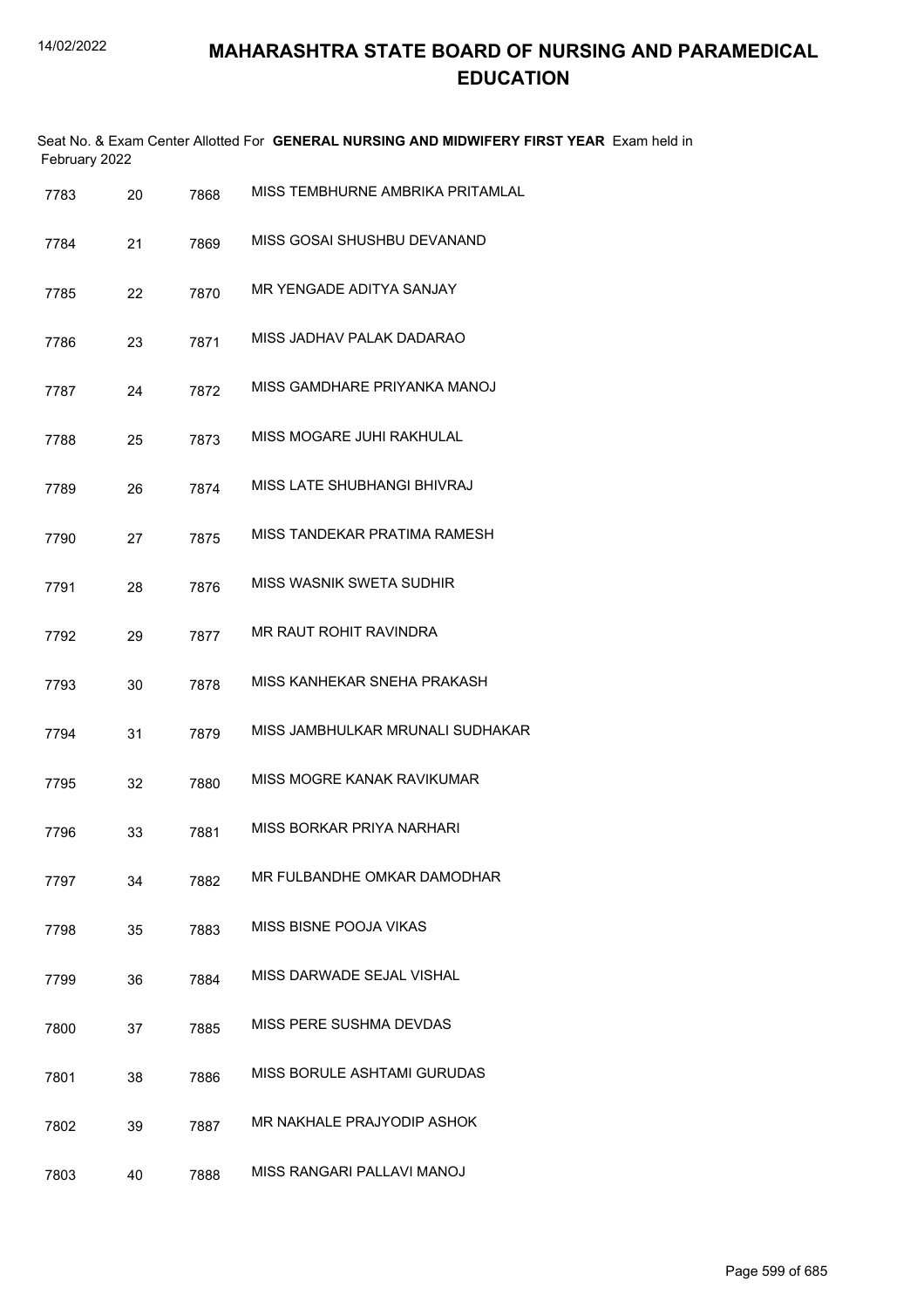# MAHARASHTRA STATE BOARD OF NURSING AND PARAMEDICAL EDUCATION

Seat No. & Exam Center Allotted For **GENERAL NURSING AND MIDWIFERY FIRST YEAR** Exam held in February 2022

| | | | |
|---|---|---|---|
| 7783 | 20 | 7868 | MISS TEMBHURNE AMBRIKA PRITAMLAL |
| 7784 | 21 | 7869 | MISS GOSAI SHUSHBU DEVANAND |
| 7785 | 22 | 7870 | MR YENGADE ADITYA SANJAY |
| 7786 | 23 | 7871 | MISS JADHAV PALAK DADARAO |
| 7787 | 24 | 7872 | MISS GAMDHARE PRIYANKA MANOJ |
| 7788 | 25 | 7873 | MISS MOGARE JUHI RAKHULAL |
| 7789 | 26 | 7874 | MISS LATE SHUBHANGI BHIVRAJ |
| 7790 | 27 | 7875 | MISS TANDEKAR PRATIMA RAMESH |
| 7791 | 28 | 7876 | MISS WASNIK SWETA SUDHIR |
| 7792 | 29 | 7877 | MR RAUT ROHIT RAVINDRA |
| 7793 | 30 | 7878 | MISS KANHEKAR SNEHA PRAKASH |
| 7794 | 31 | 7879 | MISS JAMBHULKAR MRUNALI SUDHAKAR |
| 7795 | 32 | 7880 | MISS MOGRE KANAK RAVIKUMAR |
| 7796 | 33 | 7881 | MISS BORKAR PRIYA NARHARI |
| 7797 | 34 | 7882 | MR FULBANDHE OMKAR DAMODHAR |
| 7798 | 35 | 7883 | MISS BISNE POOJA VIKAS |
| 7799 | 36 | 7884 | MISS DARWADE SEJAL VISHAL |
| 7800 | 37 | 7885 | MISS PERE SUSHMA DEVDAS |
| 7801 | 38 | 7886 | MISS BORULE ASHTAMI GURUDAS |
| 7802 | 39 | 7887 | MR NAKHALE PRAJYODIP ASHOK |
| 7803 | 40 | 7888 | MISS RANGARI PALLAVI MANOJ |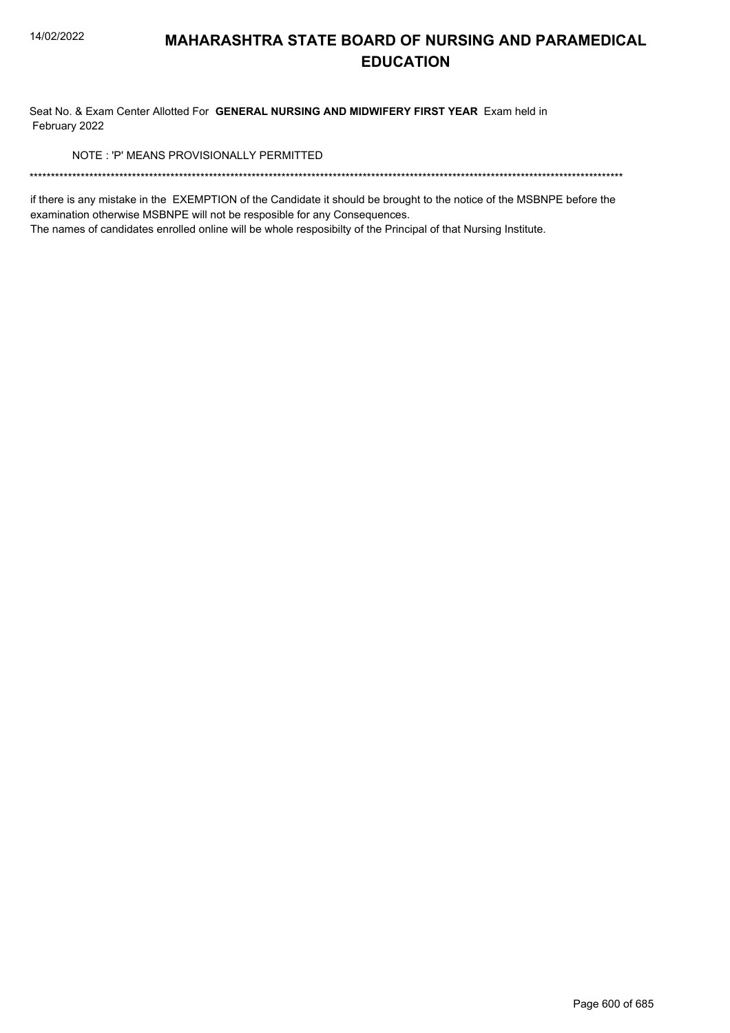# MAHARASHTRA STATE BOARD OF NURSING AND PARAMEDICAL EDUCATION

Seat No. & Exam Center Allotted For **GENERAL NURSING AND MIDWIFERY FIRST YEAR** Exam held in February 2022

NOTE : 'P' MEANS PROVISIONALLY PERMITTED

*******************************************************************************************************************************************

if there is any mistake in the EXEMPTION of the Candidate it should be brought to the notice of the MSBNPE before the examination otherwise MSBNPE will not be resposible for any Consequences.

The names of candidates enrolled online will be whole resposibilty of the Principal of that Nursing Institute.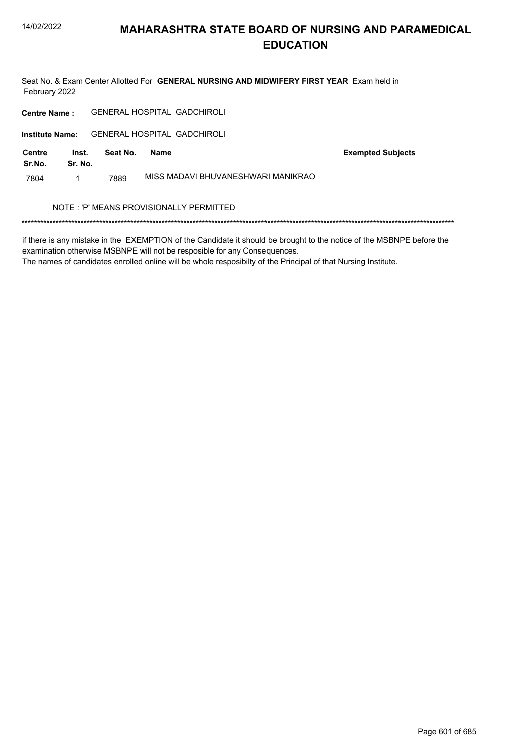# MAHARASHTRA STATE BOARD OF NURSING AND PARAMEDICAL EDUCATION

Seat No. & Exam Center Allotted For **GENERAL NURSING AND MIDWIFERY FIRST YEAR** Exam held in February 2022

**Centre Name :** GENERAL HOSPITAL GADCHIROLI

**Institute Name:** GENERAL HOSPITAL GADCHIROLI

| Centre Sr.No. | Inst. Sr. No. | Seat No. | Name | Exempted Subjects |
|---|---|---|---|---|
| 7804 | 1 | 7889 | MISS MADAVI BHUVANESHWARI MANIKRAO | |

NOTE : 'P' MEANS PROVISIONALLY PERMITTED

*******************************************************************************************************************************************

if there is any mistake in the EXEMPTION of the Candidate it should be brought to the notice of the MSBNPE before the examination otherwise MSBNPE will not be resposible for any Consequences.
The names of candidates enrolled online will be whole resposibilty of the Principal of that Nursing Institute.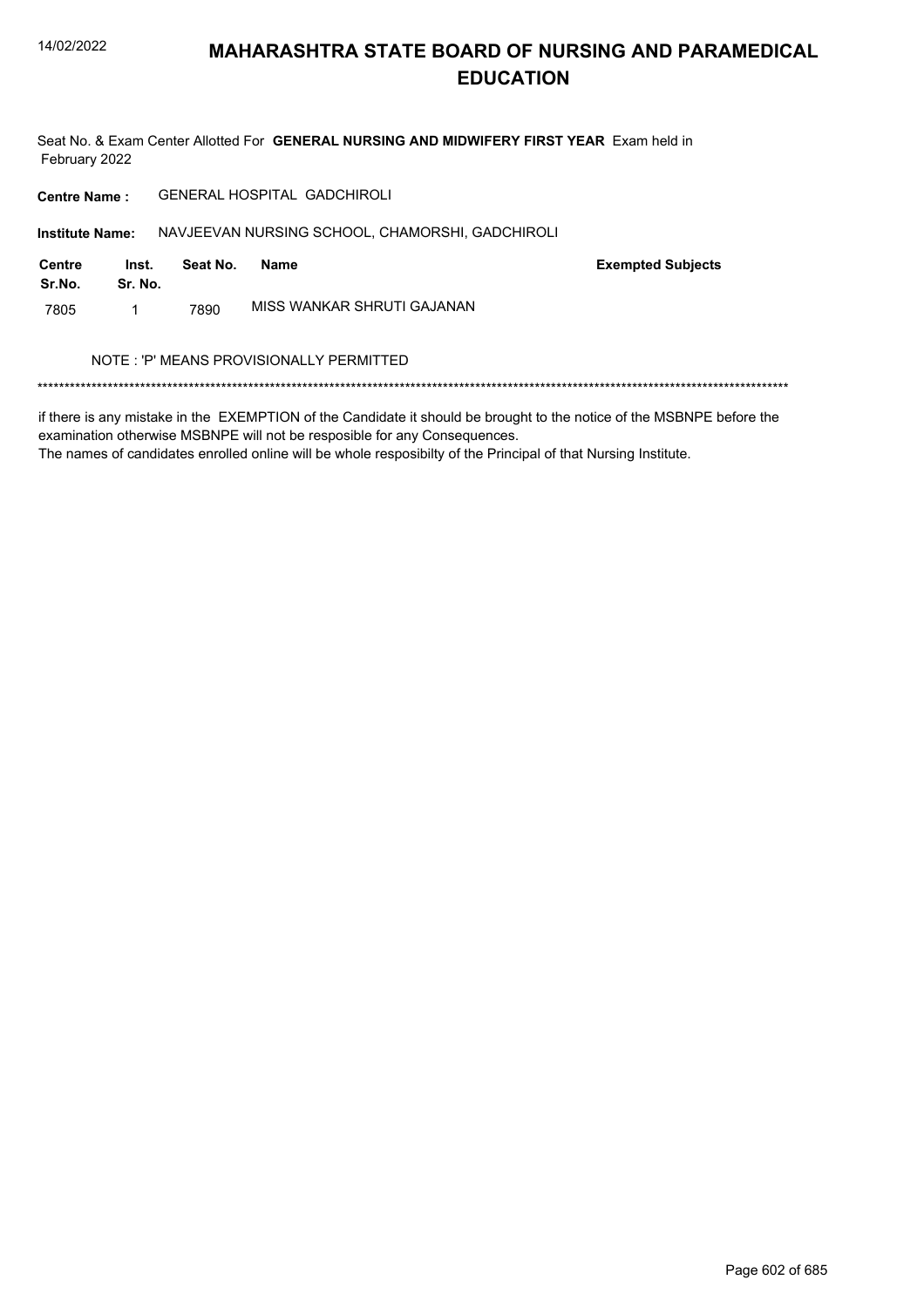# MAHARASHTRA STATE BOARD OF NURSING AND PARAMEDICAL EDUCATION

Seat No. & Exam Center Allotted For **GENERAL NURSING AND MIDWIFERY FIRST YEAR** Exam held in February 2022

**Centre Name :** GENERAL HOSPITAL GADCHIROLI

**Institute Name:** NAVJEEVAN NURSING SCHOOL, CHAMORSHI, GADCHIROLI

| Centre Sr.No. | Inst. Sr. No. | Seat No. | Name | Exempted Subjects |
|---|---|---|---|---|
| 7805 | 1 | 7890 | MISS WANKAR SHRUTI GAJANAN | |

NOTE : 'P' MEANS PROVISIONALLY PERMITTED

*******************************************************************************************************************************************

if there is any mistake in the EXEMPTION of the Candidate it should be brought to the notice of the MSBNPE before the examination otherwise MSBNPE will not be resposible for any Consequences.

The names of candidates enrolled online will be whole resposibilty of the Principal of that Nursing Institute.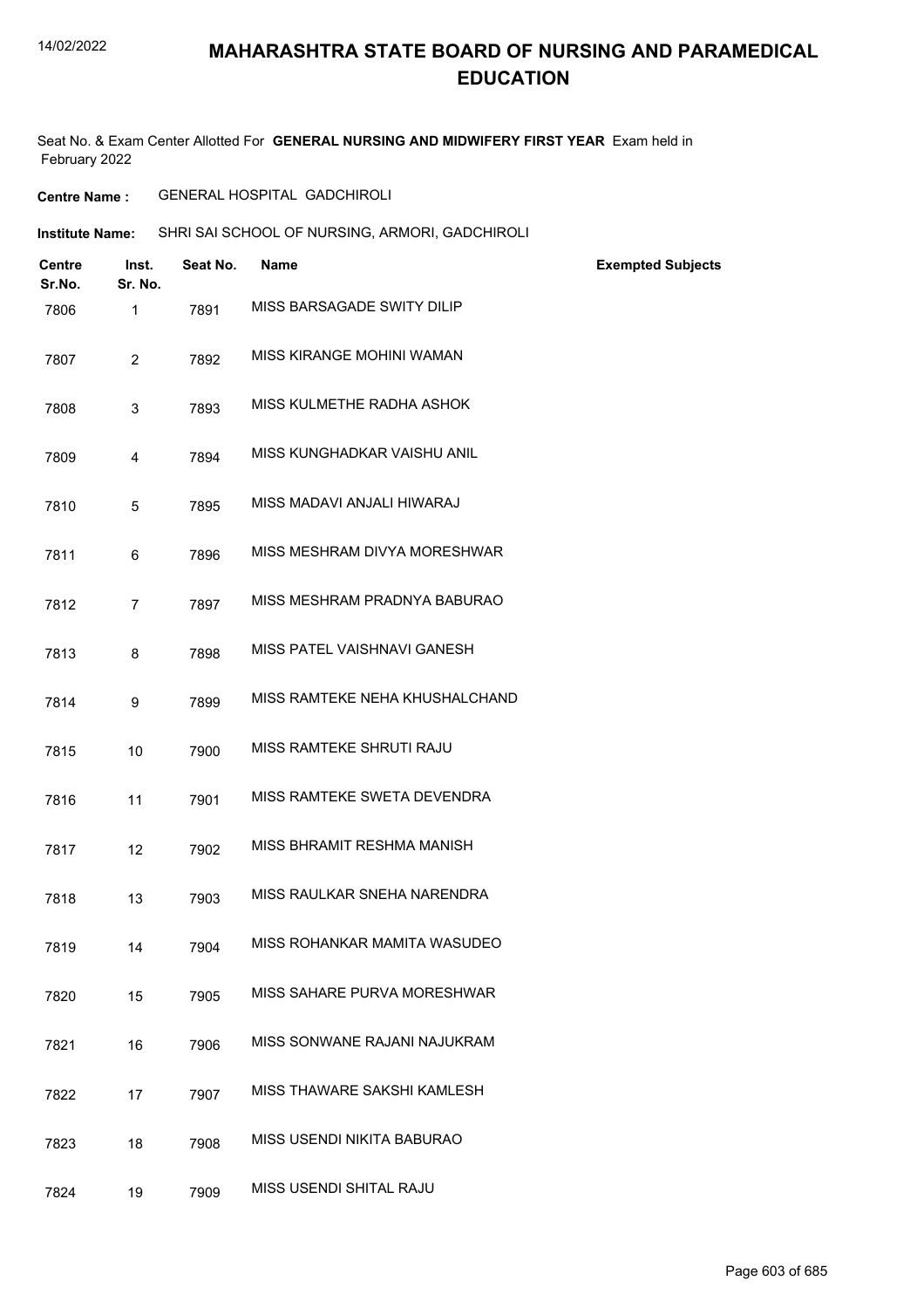# MAHARASHTRA STATE BOARD OF NURSING AND PARAMEDICAL EDUCATION

Seat No. & Exam Center Allotted For **GENERAL NURSING AND MIDWIFERY FIRST YEAR** Exam held in February 2022

**Centre Name :** GENERAL HOSPITAL GADCHIROLI

**Institute Name:** SHRI SAI SCHOOL OF NURSING, ARMORI, GADCHIROLI

| Centre Sr.No. | Inst. Sr. No. | Seat No. | Name | Exempted Subjects |
|---|---|---|---|---|
| 7806 | 1 | 7891 | MISS BARSAGADE SWITY DILIP | |
| 7807 | 2 | 7892 | MISS KIRANGE MOHINI WAMAN | |
| 7808 | 3 | 7893 | MISS KULMETHE RADHA ASHOK | |
| 7809 | 4 | 7894 | MISS KUNGHADKAR VAISHU ANIL | |
| 7810 | 5 | 7895 | MISS MADAVI ANJALI HIWARAJ | |
| 7811 | 6 | 7896 | MISS MESHRAM DIVYA MORESHWAR | |
| 7812 | 7 | 7897 | MISS MESHRAM PRADNYA BABURAO | |
| 7813 | 8 | 7898 | MISS PATEL VAISHNAVI GANESH | |
| 7814 | 9 | 7899 | MISS RAMTEKE NEHA KHUSHALCHAND | |
| 7815 | 10 | 7900 | MISS RAMTEKE SHRUTI RAJU | |
| 7816 | 11 | 7901 | MISS RAMTEKE SWETA DEVENDRA | |
| 7817 | 12 | 7902 | MISS BHRAMIT RESHMA MANISH | |
| 7818 | 13 | 7903 | MISS RAULKAR SNEHA NARENDRA | |
| 7819 | 14 | 7904 | MISS ROHANKAR MAMITA WASUDEO | |
| 7820 | 15 | 7905 | MISS SAHARE PURVA MORESHWAR | |
| 7821 | 16 | 7906 | MISS SONWANE RAJANI NAJUKRAM | |
| 7822 | 17 | 7907 | MISS THAWARE SAKSHI KAMLESH | |
| 7823 | 18 | 7908 | MISS USENDI NIKITA BABURAO | |
| 7824 | 19 | 7909 | MISS USENDI SHITAL RAJU | |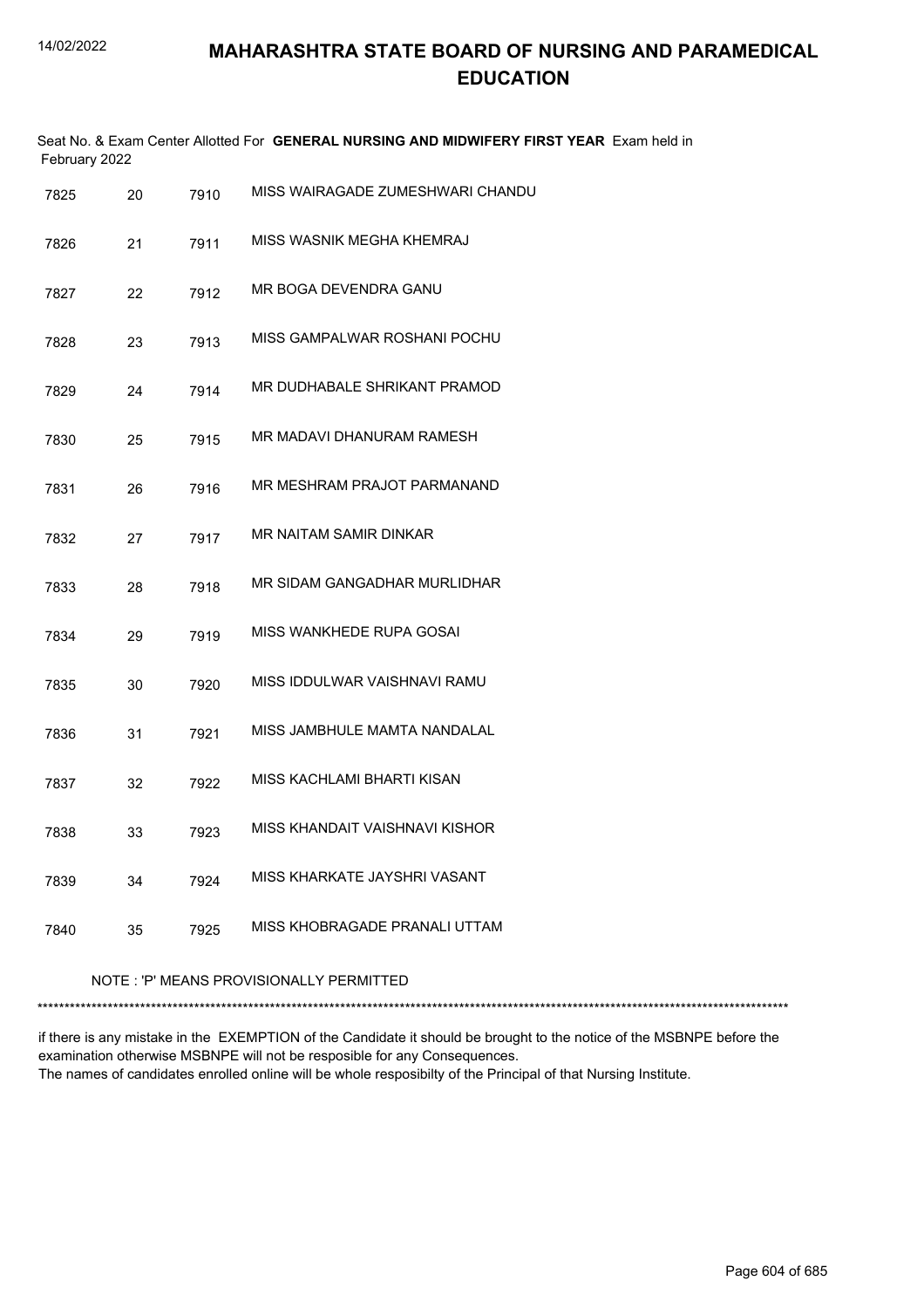# MAHARASHTRA STATE BOARD OF NURSING AND PARAMEDICAL EDUCATION

Seat No. & Exam Center Allotted For **GENERAL NURSING AND MIDWIFERY FIRST YEAR** Exam held in February 2022

| | | | |
|---|---|---|---|
| 7825 | 20 | 7910 | MISS WAIRAGADE ZUMESHWARI CHANDU |
| 7826 | 21 | 7911 | MISS WASNIK MEGHA KHEMRAJ |
| 7827 | 22 | 7912 | MR BOGA DEVENDRA GANU |
| 7828 | 23 | 7913 | MISS GAMPALWAR ROSHANI POCHU |
| 7829 | 24 | 7914 | MR DUDHABALE SHRIKANT PRAMOD |
| 7830 | 25 | 7915 | MR MADAVI DHANURAM RAMESH |
| 7831 | 26 | 7916 | MR MESHRAM PRAJOT PARMANAND |
| 7832 | 27 | 7917 | MR NAITAM SAMIR DINKAR |
| 7833 | 28 | 7918 | MR SIDAM GANGADHAR MURLIDHAR |
| 7834 | 29 | 7919 | MISS WANKHEDE RUPA GOSAI |
| 7835 | 30 | 7920 | MISS IDDULWAR VAISHNAVI RAMU |
| 7836 | 31 | 7921 | MISS JAMBHULE MAMTA NANDALAL |
| 7837 | 32 | 7922 | MISS KACHLAMI BHARTI KISAN |
| 7838 | 33 | 7923 | MISS KHANDAIT VAISHNAVI KISHOR |
| 7839 | 34 | 7924 | MISS KHARKATE JAYSHRI VASANT |
| 7840 | 35 | 7925 | MISS KHOBRAGADE PRANALI UTTAM |

NOTE : 'P' MEANS PROVISIONALLY PERMITTED

******************************************************************************************************************************************

if there is any mistake in the EXEMPTION of the Candidate it should be brought to the notice of the MSBNPE before the examination otherwise MSBNPE will not be resposible for any Consequences.
The names of candidates enrolled online will be whole resposibilty of the Principal of that Nursing Institute.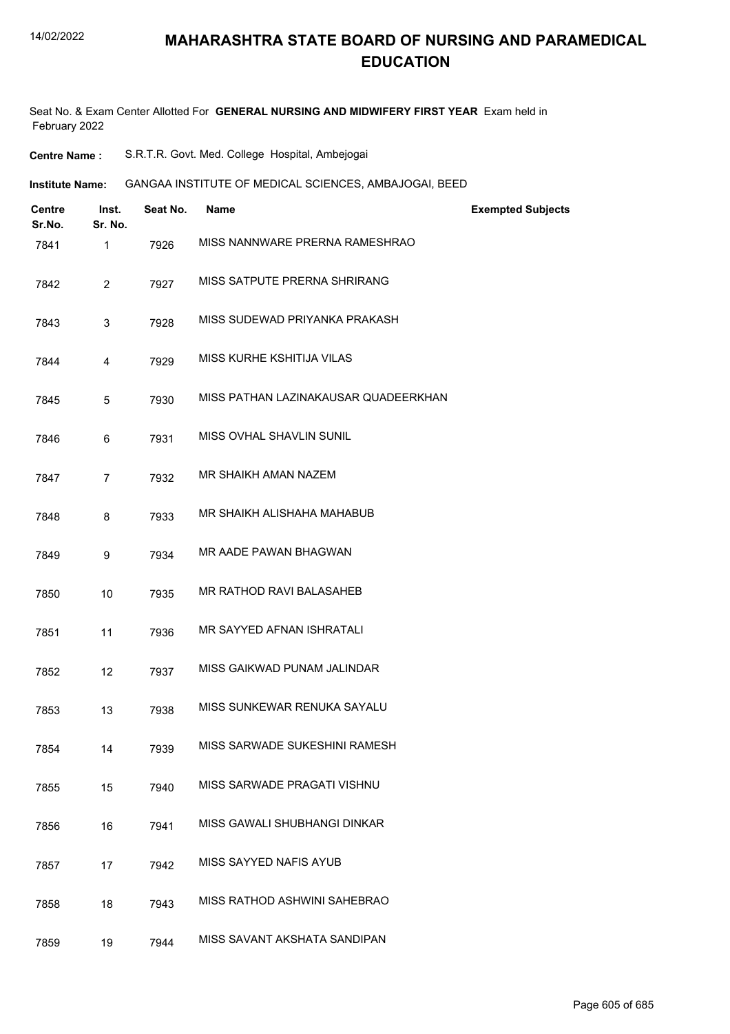# MAHARASHTRA STATE BOARD OF NURSING AND PARAMEDICAL EDUCATION

Seat No. & Exam Center Allotted For **GENERAL NURSING AND MIDWIFERY FIRST YEAR** Exam held in February 2022

**Centre Name :** S.R.T.R. Govt. Med. College Hospital, Ambejogai

**Institute Name:** GANGAA INSTITUTE OF MEDICAL SCIENCES, AMBAJOGAI, BEED

| Centre Sr.No. | Inst. Sr. No. | Seat No. | Name | Exempted Subjects |
|---|---|---|---|---|
| 7841 | 1 | 7926 | MISS NANNWARE PRERNA RAMESHRAO | |
| 7842 | 2 | 7927 | MISS SATPUTE PRERNA SHRIRANG | |
| 7843 | 3 | 7928 | MISS SUDEWAD PRIYANKA PRAKASH | |
| 7844 | 4 | 7929 | MISS KURHE KSHITIJA VILAS | |
| 7845 | 5 | 7930 | MISS PATHAN LAZINAKAUSAR QUADEERKHAN | |
| 7846 | 6 | 7931 | MISS OVHAL SHAVLIN SUNIL | |
| 7847 | 7 | 7932 | MR SHAIKH AMAN NAZEM | |
| 7848 | 8 | 7933 | MR SHAIKH ALISHAHA MAHABUB | |
| 7849 | 9 | 7934 | MR AADE PAWAN BHAGWAN | |
| 7850 | 10 | 7935 | MR RATHOD RAVI BALASAHEB | |
| 7851 | 11 | 7936 | MR SAYYED AFNAN ISHRATALI | |
| 7852 | 12 | 7937 | MISS GAIKWAD PUNAM JALINDAR | |
| 7853 | 13 | 7938 | MISS SUNKEWAR RENUKA SAYALU | |
| 7854 | 14 | 7939 | MISS SARWADE SUKESHINI RAMESH | |
| 7855 | 15 | 7940 | MISS SARWADE PRAGATI VISHNU | |
| 7856 | 16 | 7941 | MISS GAWALI SHUBHANGI DINKAR | |
| 7857 | 17 | 7942 | MISS SAYYED NAFIS AYUB | |
| 7858 | 18 | 7943 | MISS RATHOD ASHWINI SAHEBRAO | |
| 7859 | 19 | 7944 | MISS SAVANT AKSHATA SANDIPAN | |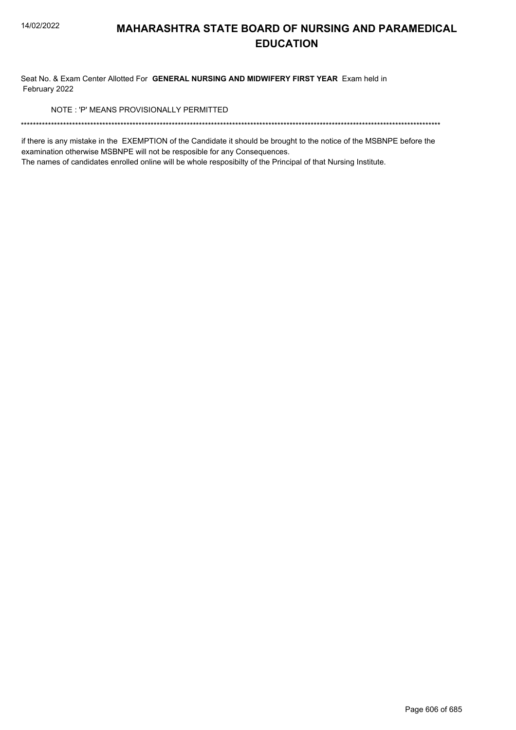# MAHARASHTRA STATE BOARD OF NURSING AND PARAMEDICAL EDUCATION

Seat No. & Exam Center Allotted For **GENERAL NURSING AND MIDWIFERY FIRST YEAR** Exam held in February 2022

NOTE : 'P' MEANS PROVISIONALLY PERMITTED

******************************************************************************************************************************************

if there is any mistake in the EXEMPTION of the Candidate it should be brought to the notice of the MSBNPE before the examination otherwise MSBNPE will not be resposible for any Consequences.

The names of candidates enrolled online will be whole resposibilty of the Principal of that Nursing Institute.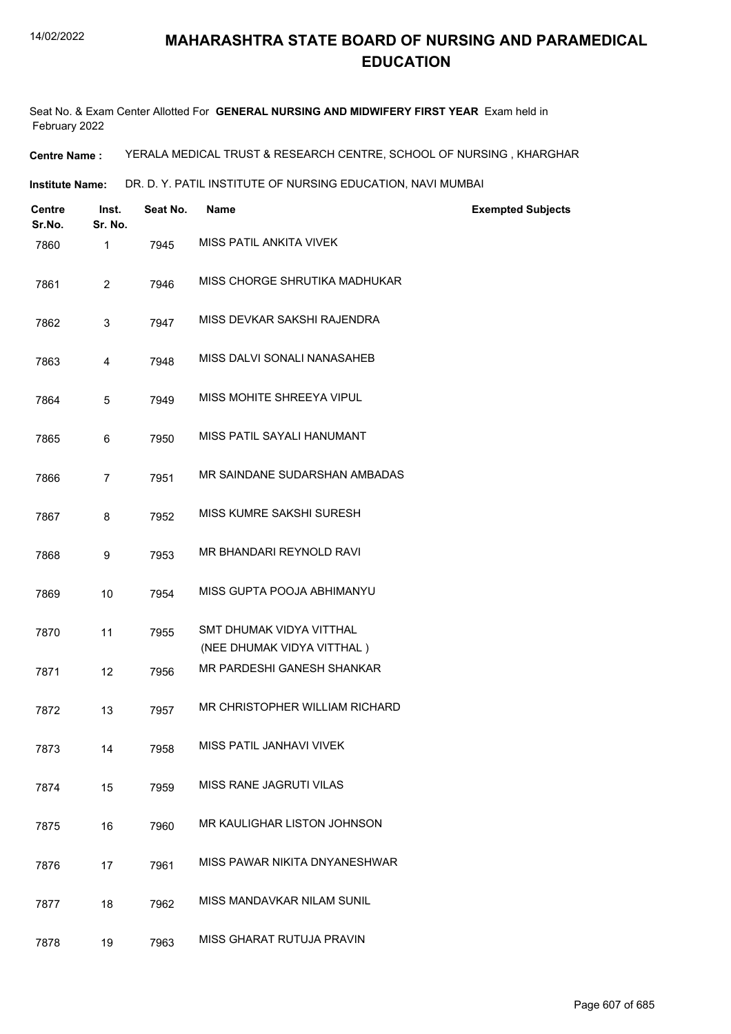# MAHARASHTRA STATE BOARD OF NURSING AND PARAMEDICAL EDUCATION

Seat No. & Exam Center Allotted For **GENERAL NURSING AND MIDWIFERY FIRST YEAR** Exam held in February 2022

**Centre Name :** YERALA MEDICAL TRUST & RESEARCH CENTRE, SCHOOL OF NURSING , KHARGHAR

**Institute Name:** DR. D. Y. PATIL INSTITUTE OF NURSING EDUCATION, NAVI MUMBAI

| Centre Sr.No. | Inst. Sr. No. | Seat No. | Name | Exempted Subjects |
|---|---|---|---|---|
| 7860 | 1 | 7945 | MISS PATIL ANKITA VIVEK | |
| 7861 | 2 | 7946 | MISS CHORGE SHRUTIKA MADHUKAR | |
| 7862 | 3 | 7947 | MISS DEVKAR SAKSHI RAJENDRA | |
| 7863 | 4 | 7948 | MISS DALVI SONALI NANASAHEB | |
| 7864 | 5 | 7949 | MISS MOHITE SHREEYA VIPUL | |
| 7865 | 6 | 7950 | MISS PATIL SAYALI HANUMANT | |
| 7866 | 7 | 7951 | MR SAINDANE SUDARSHAN AMBADAS | |
| 7867 | 8 | 7952 | MISS KUMRE SAKSHI SURESH | |
| 7868 | 9 | 7953 | MR BHANDARI REYNOLD RAVI | |
| 7869 | 10 | 7954 | MISS GUPTA POOJA ABHIMANYU | |
| 7870 | 11 | 7955 | SMT DHUMAK VIDYA VITTHAL (NEE DHUMAK VIDYA VITTHAL ) | |
| 7871 | 12 | 7956 | MR PARDESHI GANESH SHANKAR | |
| 7872 | 13 | 7957 | MR CHRISTOPHER WILLIAM RICHARD | |
| 7873 | 14 | 7958 | MISS PATIL JANHAVI VIVEK | |
| 7874 | 15 | 7959 | MISS RANE JAGRUTI VILAS | |
| 7875 | 16 | 7960 | MR KAULIGHAR LISTON JOHNSON | |
| 7876 | 17 | 7961 | MISS PAWAR NIKITA DNYANESHWAR | |
| 7877 | 18 | 7962 | MISS MANDAVKAR NILAM SUNIL | |
| 7878 | 19 | 7963 | MISS GHARAT RUTUJA PRAVIN | |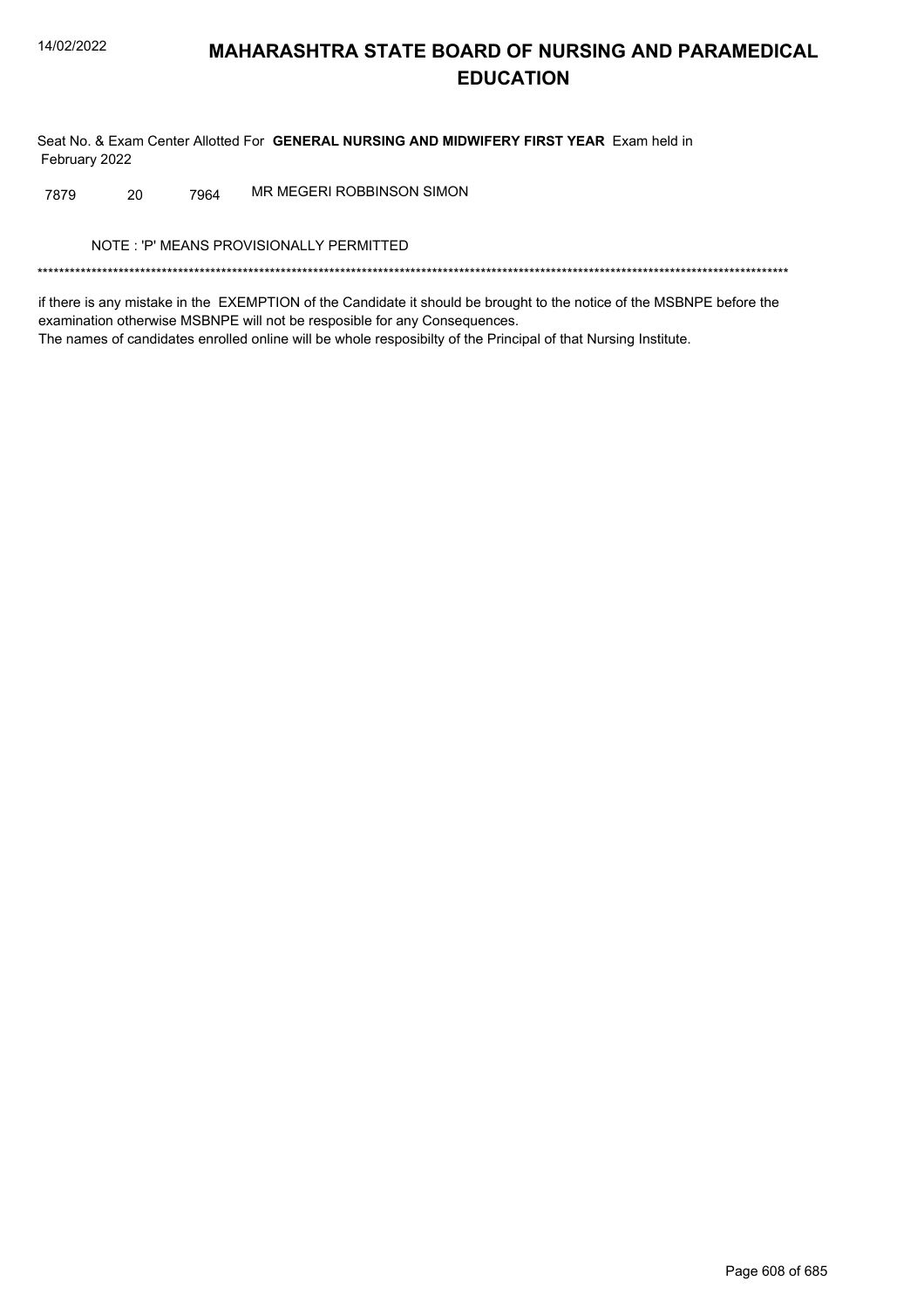# MAHARASHTRA STATE BOARD OF NURSING AND PARAMEDICAL EDUCATION

Seat No. & Exam Center Allotted For **GENERAL NURSING AND MIDWIFERY FIRST YEAR** Exam held in February 2022

| | | | |
|---|---|---|---|
| 7879 | 20 | 7964 | MR MEGERI ROBBINSON SIMON |

NOTE : 'P' MEANS PROVISIONALLY PERMITTED

*******************************************************************************************************************************************

if there is any mistake in the EXEMPTION of the Candidate it should be brought to the notice of the MSBNPE before the examination otherwise MSBNPE will not be resposible for any Consequences.
The names of candidates enrolled online will be whole resposibilty of the Principal of that Nursing Institute.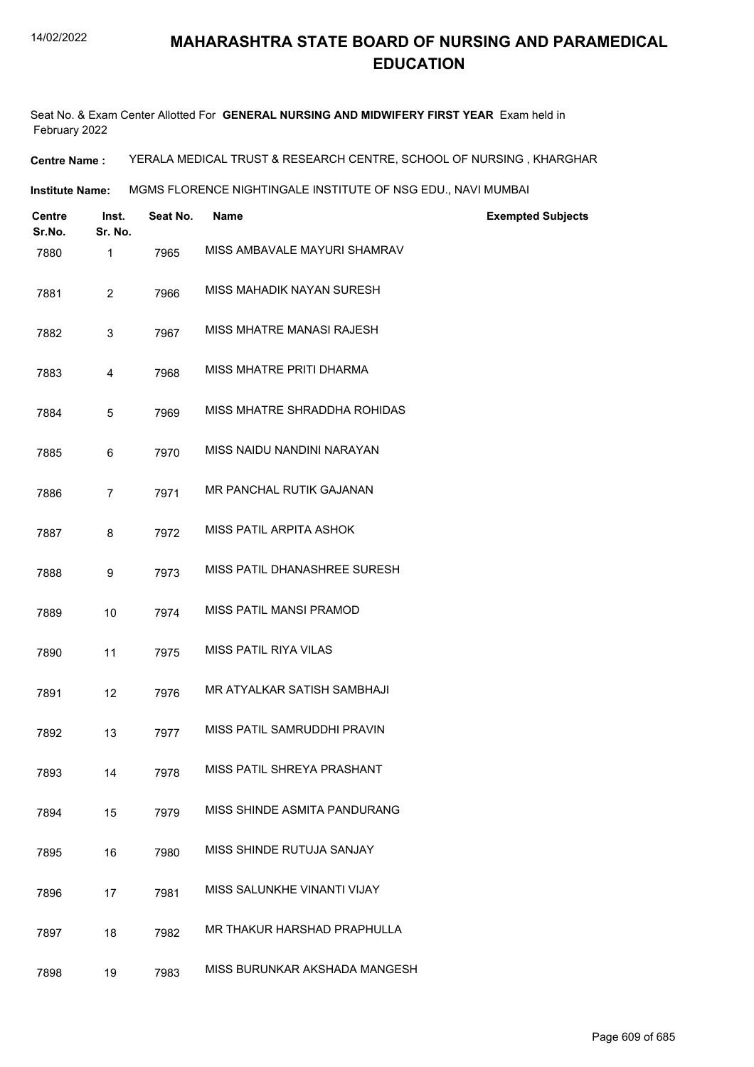# MAHARASHTRA STATE BOARD OF NURSING AND PARAMEDICAL EDUCATION

Seat No. & Exam Center Allotted For **GENERAL NURSING AND MIDWIFERY FIRST YEAR** Exam held in February 2022

**Centre Name :** YERALA MEDICAL TRUST & RESEARCH CENTRE, SCHOOL OF NURSING , KHARGHAR

**Institute Name:** MGMS FLORENCE NIGHTINGALE INSTITUTE OF NSG EDU., NAVI MUMBAI

| Centre Sr.No. | Inst. Sr. No. | Seat No. | Name | Exempted Subjects |
|---|---|---|---|---|
| 7880 | 1 | 7965 | MISS AMBAVALE MAYURI SHAMRAV | |
| 7881 | 2 | 7966 | MISS MAHADIK NAYAN SURESH | |
| 7882 | 3 | 7967 | MISS MHATRE MANASI RAJESH | |
| 7883 | 4 | 7968 | MISS MHATRE PRITI DHARMA | |
| 7884 | 5 | 7969 | MISS MHATRE SHRADDHA ROHIDAS | |
| 7885 | 6 | 7970 | MISS NAIDU NANDINI NARAYAN | |
| 7886 | 7 | 7971 | MR PANCHAL RUTIK GAJANAN | |
| 7887 | 8 | 7972 | MISS PATIL ARPITA ASHOK | |
| 7888 | 9 | 7973 | MISS PATIL DHANASHREE SURESH | |
| 7889 | 10 | 7974 | MISS PATIL MANSI PRAMOD | |
| 7890 | 11 | 7975 | MISS PATIL RIYA VILAS | |
| 7891 | 12 | 7976 | MR ATYALKAR SATISH SAMBHAJI | |
| 7892 | 13 | 7977 | MISS PATIL SAMRUDDHI PRAVIN | |
| 7893 | 14 | 7978 | MISS PATIL SHREYA PRASHANT | |
| 7894 | 15 | 7979 | MISS SHINDE ASMITA PANDURANG | |
| 7895 | 16 | 7980 | MISS SHINDE RUTUJA SANJAY | |
| 7896 | 17 | 7981 | MISS SALUNKHE VINANTI VIJAY | |
| 7897 | 18 | 7982 | MR THAKUR HARSHAD PRAPHULLA | |
| 7898 | 19 | 7983 | MISS BURUNKAR AKSHADA MANGESH | |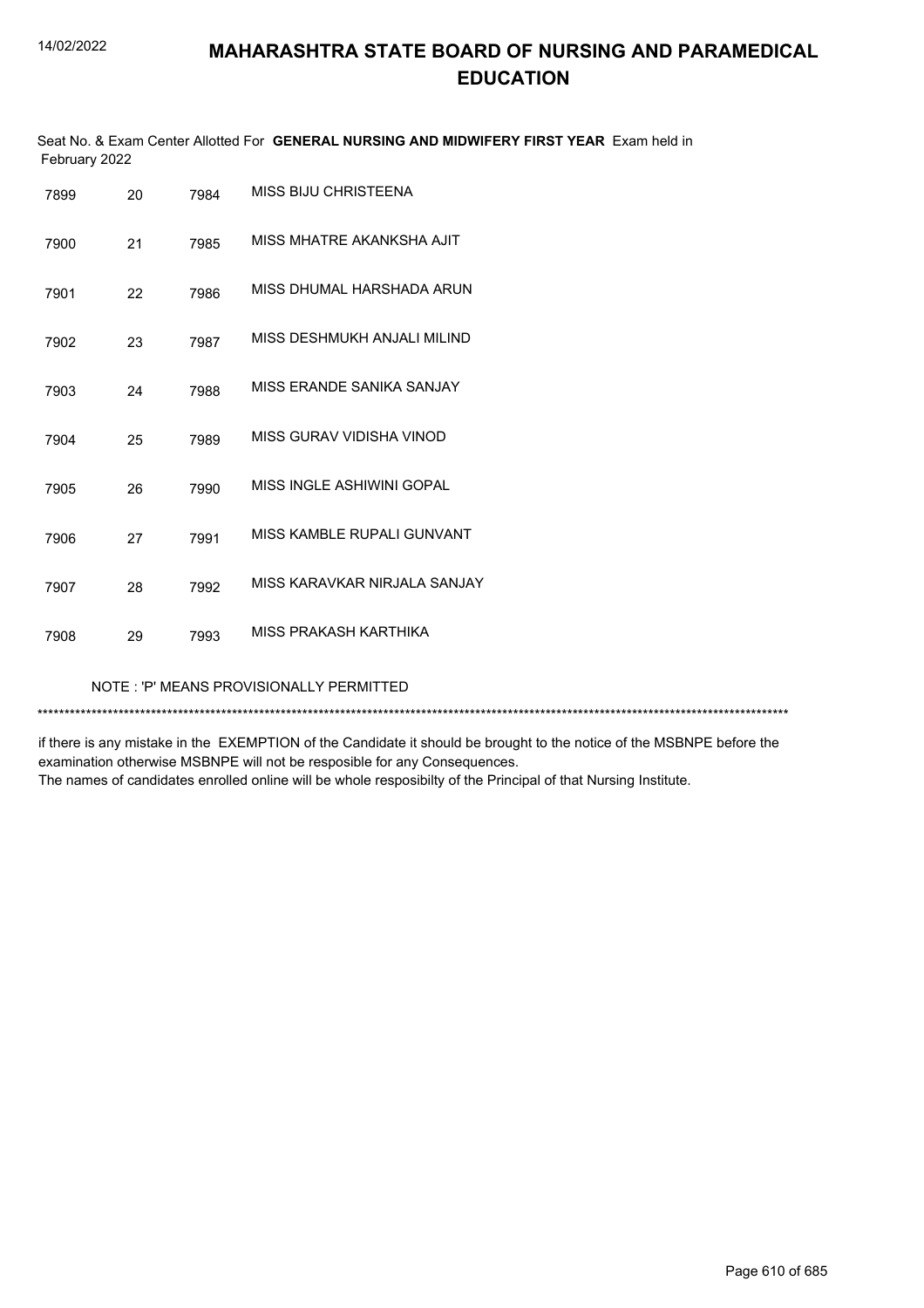# MAHARASHTRA STATE BOARD OF NURSING AND PARAMEDICAL EDUCATION

Seat No. & Exam Center Allotted For **GENERAL NURSING AND MIDWIFERY FIRST YEAR** Exam held in February 2022

| | | | |
|---|---|---|---|
| 7899 | 20 | 7984 | MISS BIJU CHRISTEENA |
| 7900 | 21 | 7985 | MISS MHATRE AKANKSHA AJIT |
| 7901 | 22 | 7986 | MISS DHUMAL HARSHADA ARUN |
| 7902 | 23 | 7987 | MISS DESHMUKH ANJALI MILIND |
| 7903 | 24 | 7988 | MISS ERANDE SANIKA SANJAY |
| 7904 | 25 | 7989 | MISS GURAV VIDISHA VINOD |
| 7905 | 26 | 7990 | MISS INGLE ASHIWINI GOPAL |
| 7906 | 27 | 7991 | MISS KAMBLE RUPALI GUNVANT |
| 7907 | 28 | 7992 | MISS KARAVKAR NIRJALA SANJAY |
| 7908 | 29 | 7993 | MISS PRAKASH KARTHIKA |

NOTE : 'P' MEANS PROVISIONALLY PERMITTED

*******************************************************************************************************************************************

if there is any mistake in the EXEMPTION of the Candidate it should be brought to the notice of the MSBNPE before the examination otherwise MSBNPE will not be resposible for any Consequences.
The names of candidates enrolled online will be whole resposibilty of the Principal of that Nursing Institute.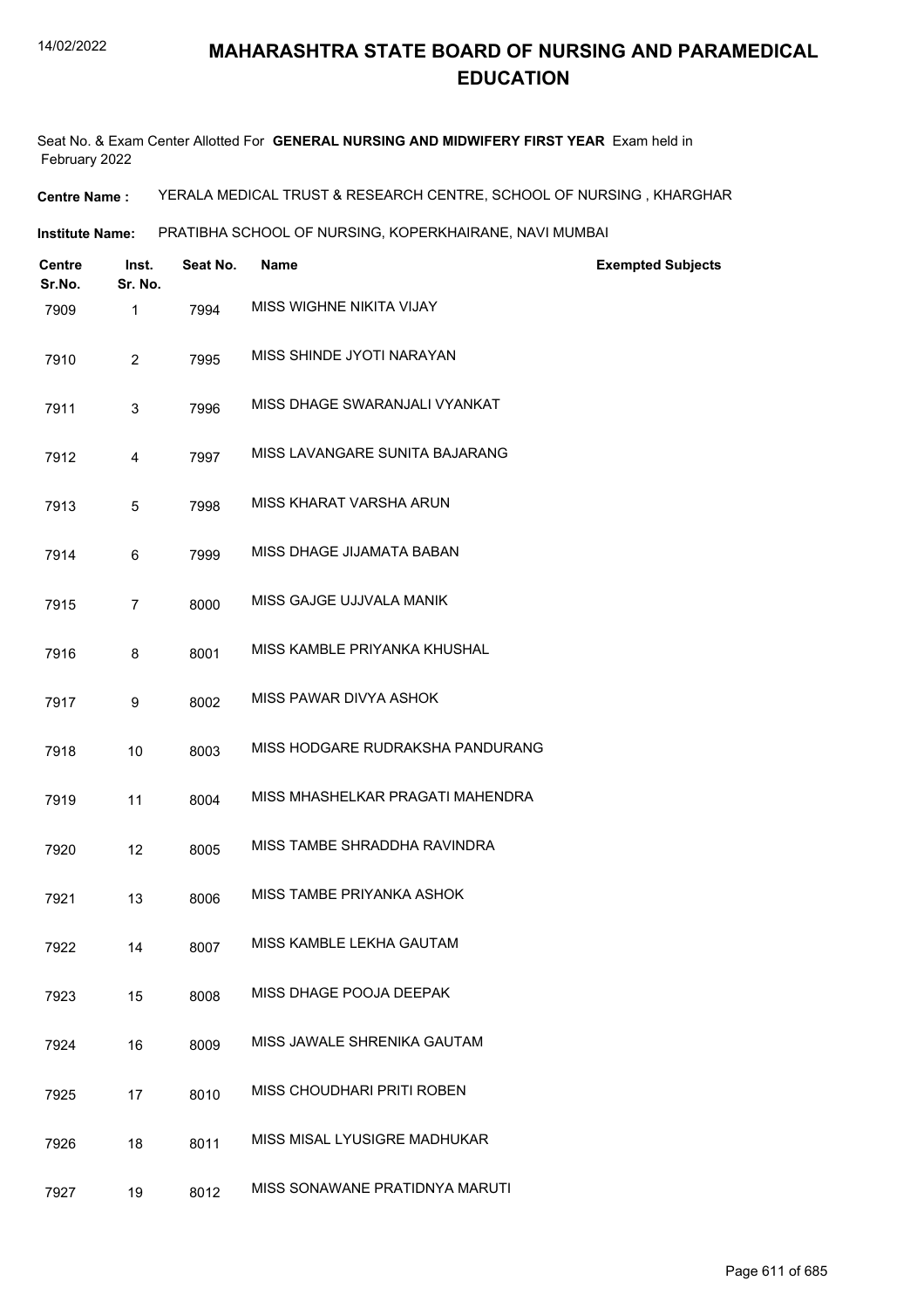# MAHARASHTRA STATE BOARD OF NURSING AND PARAMEDICAL EDUCATION

Seat No. & Exam Center Allotted For **GENERAL NURSING AND MIDWIFERY FIRST YEAR** Exam held in February 2022

**Centre Name :** YERALA MEDICAL TRUST & RESEARCH CENTRE, SCHOOL OF NURSING , KHARGHAR

**Institute Name:** PRATIBHA SCHOOL OF NURSING, KOPERKHAIRANE, NAVI MUMBAI

| Centre Sr.No. | Inst. Sr. No. | Seat No. | Name | Exempted Subjects |
|---|---|---|---|---|
| 7909 | 1 | 7994 | MISS WIGHNE NIKITA VIJAY | |
| 7910 | 2 | 7995 | MISS SHINDE JYOTI NARAYAN | |
| 7911 | 3 | 7996 | MISS DHAGE SWARANJALI VYANKAT | |
| 7912 | 4 | 7997 | MISS LAVANGARE SUNITA BAJARANG | |
| 7913 | 5 | 7998 | MISS KHARAT VARSHA ARUN | |
| 7914 | 6 | 7999 | MISS DHAGE JIJAMATA BABAN | |
| 7915 | 7 | 8000 | MISS GAJGE UJJVALA MANIK | |
| 7916 | 8 | 8001 | MISS KAMBLE PRIYANKA KHUSHAL | |
| 7917 | 9 | 8002 | MISS PAWAR DIVYA ASHOK | |
| 7918 | 10 | 8003 | MISS HODGARE RUDRAKSHA PANDURANG | |
| 7919 | 11 | 8004 | MISS MHASHELKAR PRAGATI MAHENDRA | |
| 7920 | 12 | 8005 | MISS TAMBE SHRADDHA RAVINDRA | |
| 7921 | 13 | 8006 | MISS TAMBE PRIYANKA ASHOK | |
| 7922 | 14 | 8007 | MISS KAMBLE LEKHA GAUTAM | |
| 7923 | 15 | 8008 | MISS DHAGE POOJA DEEPAK | |
| 7924 | 16 | 8009 | MISS JAWALE SHRENIKA GAUTAM | |
| 7925 | 17 | 8010 | MISS CHOUDHARI PRITI ROBEN | |
| 7926 | 18 | 8011 | MISS MISAL LYUSIGRE MADHUKAR | |
| 7927 | 19 | 8012 | MISS SONAWANE PRATIDNYA MARUTI | |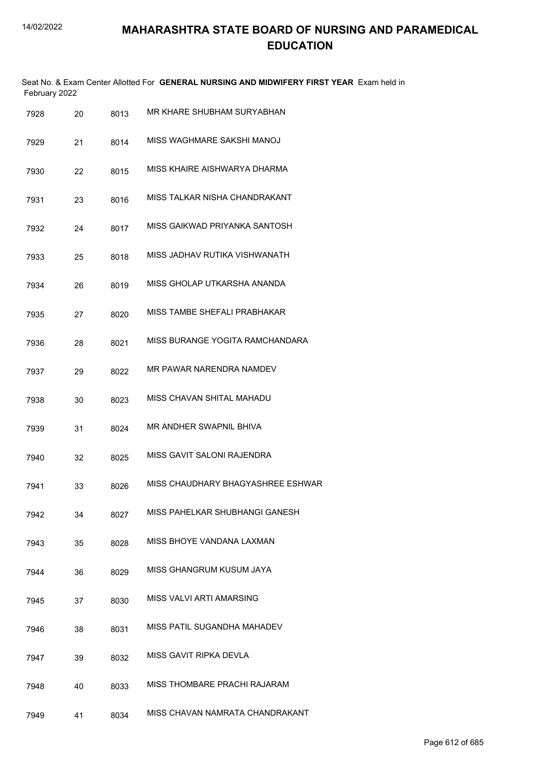# MAHARASHTRA STATE BOARD OF NURSING AND PARAMEDICAL EDUCATION

Seat No. & Exam Center Allotted For **GENERAL NURSING AND MIDWIFERY FIRST YEAR** Exam held in February 2022

| | | | |
|---|---|---|---|
| 7928 | 20 | 8013 | MR KHARE SHUBHAM SURYABHAN |
| 7929 | 21 | 8014 | MISS WAGHMARE SAKSHI MANOJ |
| 7930 | 22 | 8015 | MISS KHAIRE AISHWARYA DHARMA |
| 7931 | 23 | 8016 | MISS TALKAR NISHA CHANDRAKANT |
| 7932 | 24 | 8017 | MISS GAIKWAD PRIYANKA SANTOSH |
| 7933 | 25 | 8018 | MISS JADHAV RUTIKA VISHWANATH |
| 7934 | 26 | 8019 | MISS GHOLAP UTKARSHA ANANDA |
| 7935 | 27 | 8020 | MISS TAMBE SHEFALI PRABHAKAR |
| 7936 | 28 | 8021 | MISS BURANGE YOGITA RAMCHANDARA |
| 7937 | 29 | 8022 | MR PAWAR NARENDRA NAMDEV |
| 7938 | 30 | 8023 | MISS CHAVAN SHITAL MAHADU |
| 7939 | 31 | 8024 | MR ANDHER SWAPNIL BHIVA |
| 7940 | 32 | 8025 | MISS GAVIT SALONI RAJENDRA |
| 7941 | 33 | 8026 | MISS CHAUDHARY BHAGYASHREE ESHWAR |
| 7942 | 34 | 8027 | MISS PAHELKAR SHUBHANGI GANESH |
| 7943 | 35 | 8028 | MISS BHOYE VANDANA LAXMAN |
| 7944 | 36 | 8029 | MISS GHANGRUM KUSUM JAYA |
| 7945 | 37 | 8030 | MISS VALVI ARTI AMARSING |
| 7946 | 38 | 8031 | MISS PATIL SUGANDHA MAHADEV |
| 7947 | 39 | 8032 | MISS GAVIT RIPKA DEVLA |
| 7948 | 40 | 8033 | MISS THOMBARE PRACHI RAJARAM |
| 7949 | 41 | 8034 | MISS CHAVAN NAMRATA CHANDRAKANT |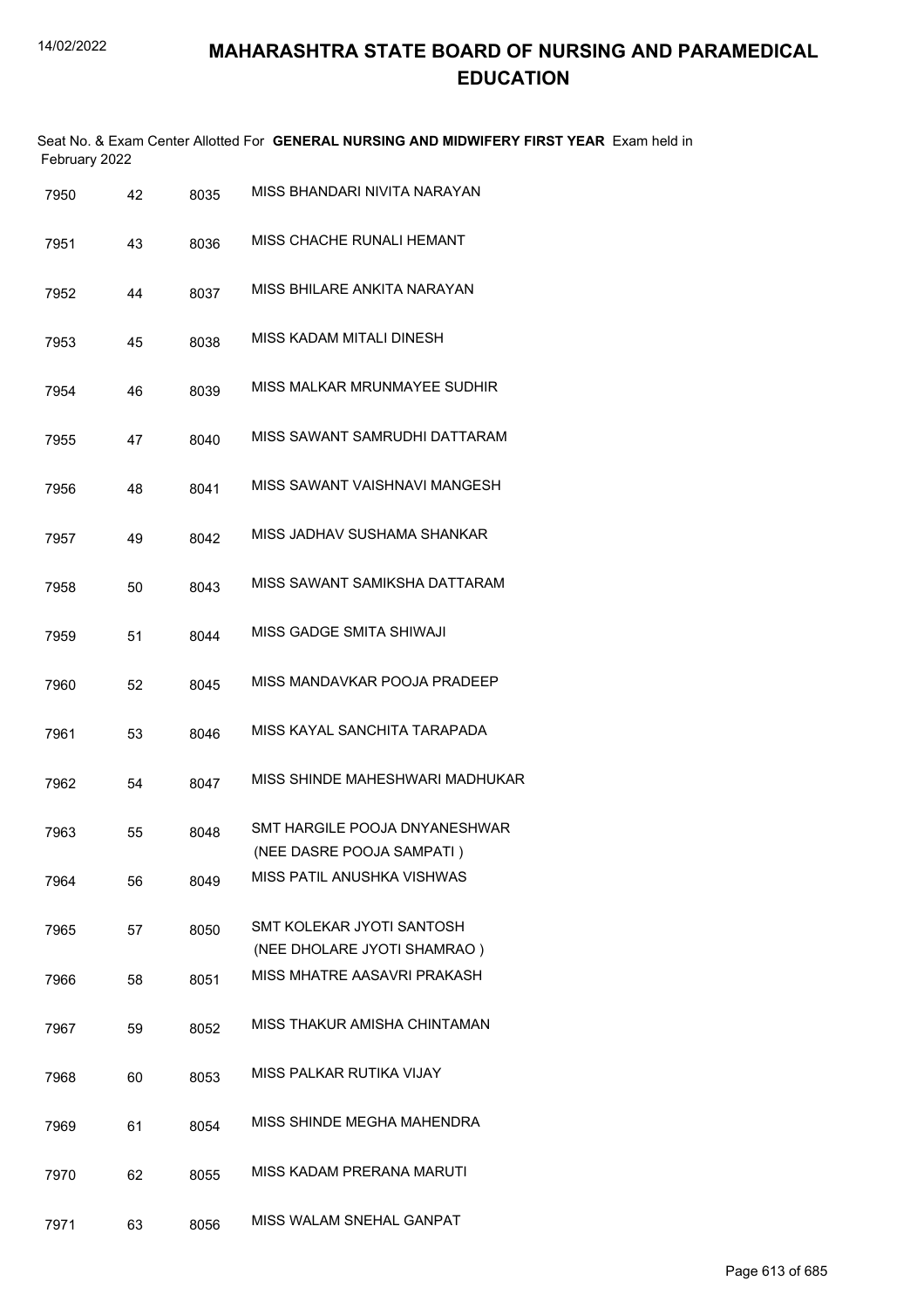# MAHARASHTRA STATE BOARD OF NURSING AND PARAMEDICAL EDUCATION

Seat No. & Exam Center Allotted For **GENERAL NURSING AND MIDWIFERY FIRST YEAR** Exam held in February 2022

| | | | |
|---|---|---|---|
| 7950 | 42 | 8035 | MISS BHANDARI NIVITA NARAYAN |
| 7951 | 43 | 8036 | MISS CHACHE RUNALI HEMANT |
| 7952 | 44 | 8037 | MISS BHILARE ANKITA NARAYAN |
| 7953 | 45 | 8038 | MISS KADAM MITALI DINESH |
| 7954 | 46 | 8039 | MISS MALKAR MRUNMAYEE SUDHIR |
| 7955 | 47 | 8040 | MISS SAWANT SAMRUDHI DATTARAM |
| 7956 | 48 | 8041 | MISS SAWANT VAISHNAVI MANGESH |
| 7957 | 49 | 8042 | MISS JADHAV SUSHAMA SHANKAR |
| 7958 | 50 | 8043 | MISS SAWANT SAMIKSHA DATTARAM |
| 7959 | 51 | 8044 | MISS GADGE SMITA SHIWAJI |
| 7960 | 52 | 8045 | MISS MANDAVKAR POOJA PRADEEP |
| 7961 | 53 | 8046 | MISS KAYAL SANCHITA TARAPADA |
| 7962 | 54 | 8047 | MISS SHINDE MAHESHWARI MADHUKAR |
| 7963 | 55 | 8048 | SMT HARGILE POOJA DNYANESHWAR (NEE DASRE POOJA SAMPATI ) |
| 7964 | 56 | 8049 | MISS PATIL ANUSHKA VISHWAS |
| 7965 | 57 | 8050 | SMT KOLEKAR JYOTI SANTOSH (NEE DHOLARE JYOTI SHAMRAO ) |
| 7966 | 58 | 8051 | MISS MHATRE AASAVRI PRAKASH |
| 7967 | 59 | 8052 | MISS THAKUR AMISHA CHINTAMAN |
| 7968 | 60 | 8053 | MISS PALKAR RUTIKA VIJAY |
| 7969 | 61 | 8054 | MISS SHINDE MEGHA MAHENDRA |
| 7970 | 62 | 8055 | MISS KADAM PRERANA MARUTI |
| 7971 | 63 | 8056 | MISS WALAM SNEHAL GANPAT |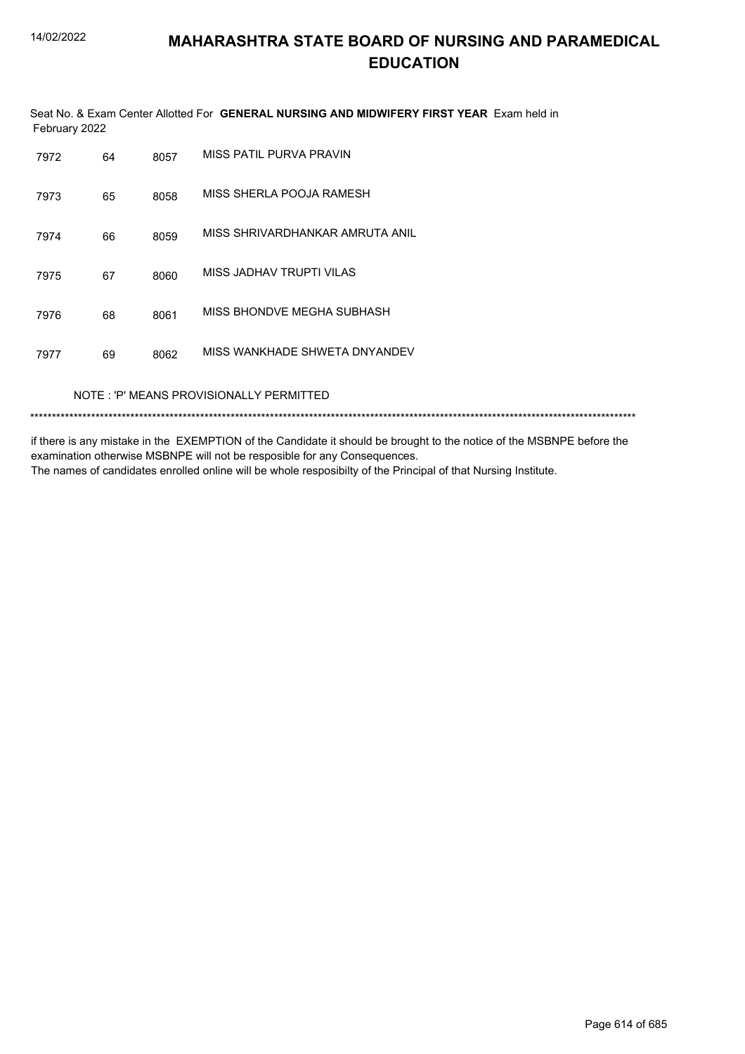# MAHARASHTRA STATE BOARD OF NURSING AND PARAMEDICAL EDUCATION

Seat No. & Exam Center Allotted For **GENERAL NURSING AND MIDWIFERY FIRST YEAR** Exam held in February 2022

| | | | |
|---|---|---|---|
| 7972 | 64 | 8057 | MISS PATIL PURVA PRAVIN |
| 7973 | 65 | 8058 | MISS SHERLA POOJA RAMESH |
| 7974 | 66 | 8059 | MISS SHRIVARDHANKAR AMRUTA ANIL |
| 7975 | 67 | 8060 | MISS JADHAV TRUPTI VILAS |
| 7976 | 68 | 8061 | MISS BHONDVE MEGHA SUBHASH |
| 7977 | 69 | 8062 | MISS WANKHADE SHWETA DNYANDEV |

NOTE : 'P' MEANS PROVISIONALLY PERMITTED

*******************************************************************************************************************************************

if there is any mistake in the EXEMPTION of the Candidate it should be brought to the notice of the MSBNPE before the examination otherwise MSBNPE will not be resposible for any Consequences.
The names of candidates enrolled online will be whole resposibilty of the Principal of that Nursing Institute.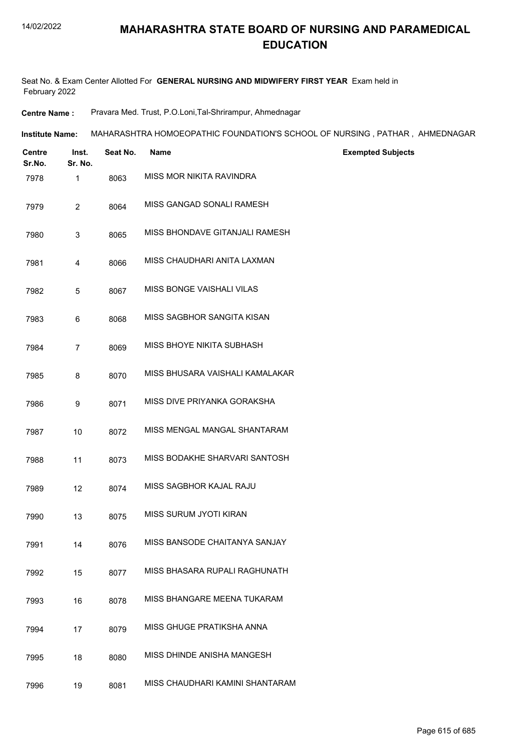# MAHARASHTRA STATE BOARD OF NURSING AND PARAMEDICAL EDUCATION

Seat No. & Exam Center Allotted For **GENERAL NURSING AND MIDWIFERY FIRST YEAR** Exam held in February 2022

**Centre Name :** Pravara Med. Trust, P.O.Loni,Tal-Shrirampur, Ahmednagar

**Institute Name:** MAHARASHTRA HOMOEOPATHIC FOUNDATION'S SCHOOL OF NURSING , PATHAR , AHMEDNAGAR

| Centre Sr.No. | Inst. Sr. No. | Seat No. | Name | Exempted Subjects |
|---|---|---|---|---|
| 7978 | 1 | 8063 | MISS MOR NIKITA RAVINDRA | |
| 7979 | 2 | 8064 | MISS GANGAD SONALI RAMESH | |
| 7980 | 3 | 8065 | MISS BHONDAVE GITANJALI RAMESH | |
| 7981 | 4 | 8066 | MISS CHAUDHARI ANITA LAXMAN | |
| 7982 | 5 | 8067 | MISS BONGE VAISHALI VILAS | |
| 7983 | 6 | 8068 | MISS SAGBHOR SANGITA KISAN | |
| 7984 | 7 | 8069 | MISS BHOYE NIKITA SUBHASH | |
| 7985 | 8 | 8070 | MISS BHUSARA VAISHALI KAMALAKAR | |
| 7986 | 9 | 8071 | MISS DIVE PRIYANKA GORAKSHA | |
| 7987 | 10 | 8072 | MISS MENGAL MANGAL SHANTARAM | |
| 7988 | 11 | 8073 | MISS BODAKHE SHARVARI SANTOSH | |
| 7989 | 12 | 8074 | MISS SAGBHOR KAJAL RAJU | |
| 7990 | 13 | 8075 | MISS SURUM JYOTI KIRAN | |
| 7991 | 14 | 8076 | MISS BANSODE CHAITANYA SANJAY | |
| 7992 | 15 | 8077 | MISS BHASARA RUPALI RAGHUNATH | |
| 7993 | 16 | 8078 | MISS BHANGARE MEENA TUKARAM | |
| 7994 | 17 | 8079 | MISS GHUGE PRATIKSHA ANNA | |
| 7995 | 18 | 8080 | MISS DHINDE ANISHA MANGESH | |
| 7996 | 19 | 8081 | MISS CHAUDHARI KAMINI SHANTARAM | |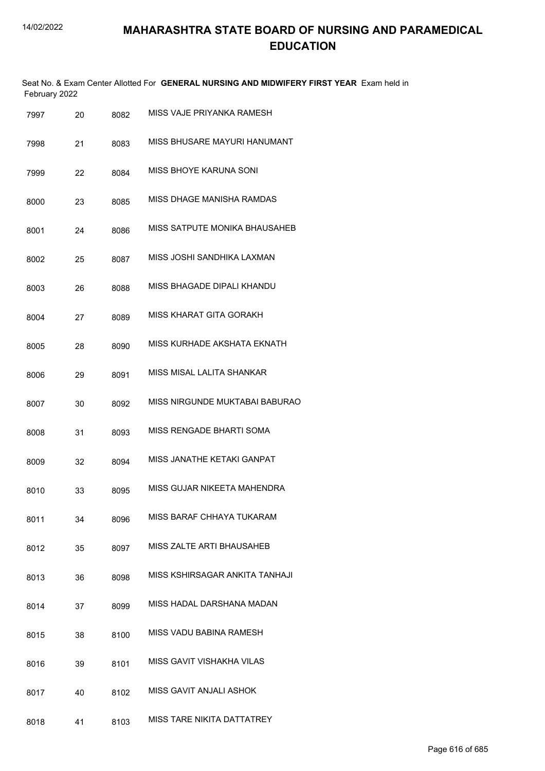# MAHARASHTRA STATE BOARD OF NURSING AND PARAMEDICAL EDUCATION

Seat No. & Exam Center Allotted For **GENERAL NURSING AND MIDWIFERY FIRST YEAR** Exam held in February 2022

| | | | |
|---|---|---|---|
| 7997 | 20 | 8082 | MISS VAJE PRIYANKA RAMESH |
| 7998 | 21 | 8083 | MISS BHUSARE MAYURI HANUMANT |
| 7999 | 22 | 8084 | MISS BHOYE KARUNA SONI |
| 8000 | 23 | 8085 | MISS DHAGE MANISHA RAMDAS |
| 8001 | 24 | 8086 | MISS SATPUTE MONIKA BHAUSAHEB |
| 8002 | 25 | 8087 | MISS JOSHI SANDHIKA LAXMAN |
| 8003 | 26 | 8088 | MISS BHAGADE DIPALI KHANDU |
| 8004 | 27 | 8089 | MISS KHARAT GITA GORAKH |
| 8005 | 28 | 8090 | MISS KURHADE AKSHATA EKNATH |
| 8006 | 29 | 8091 | MISS MISAL LALITA SHANKAR |
| 8007 | 30 | 8092 | MISS NIRGUNDE MUKTABAI BABURAO |
| 8008 | 31 | 8093 | MISS RENGADE BHARTI SOMA |
| 8009 | 32 | 8094 | MISS JANATHE KETAKI GANPAT |
| 8010 | 33 | 8095 | MISS GUJAR NIKEETA MAHENDRA |
| 8011 | 34 | 8096 | MISS BARAF CHHAYA TUKARAM |
| 8012 | 35 | 8097 | MISS ZALTE ARTI BHAUSAHEB |
| 8013 | 36 | 8098 | MISS KSHIRSAGAR ANKITA TANHAJI |
| 8014 | 37 | 8099 | MISS HADAL DARSHANA MADAN |
| 8015 | 38 | 8100 | MISS VADU BABINA RAMESH |
| 8016 | 39 | 8101 | MISS GAVIT VISHAKHA VILAS |
| 8017 | 40 | 8102 | MISS GAVIT ANJALI ASHOK |
| 8018 | 41 | 8103 | MISS TARE NIKITA DATTATREY |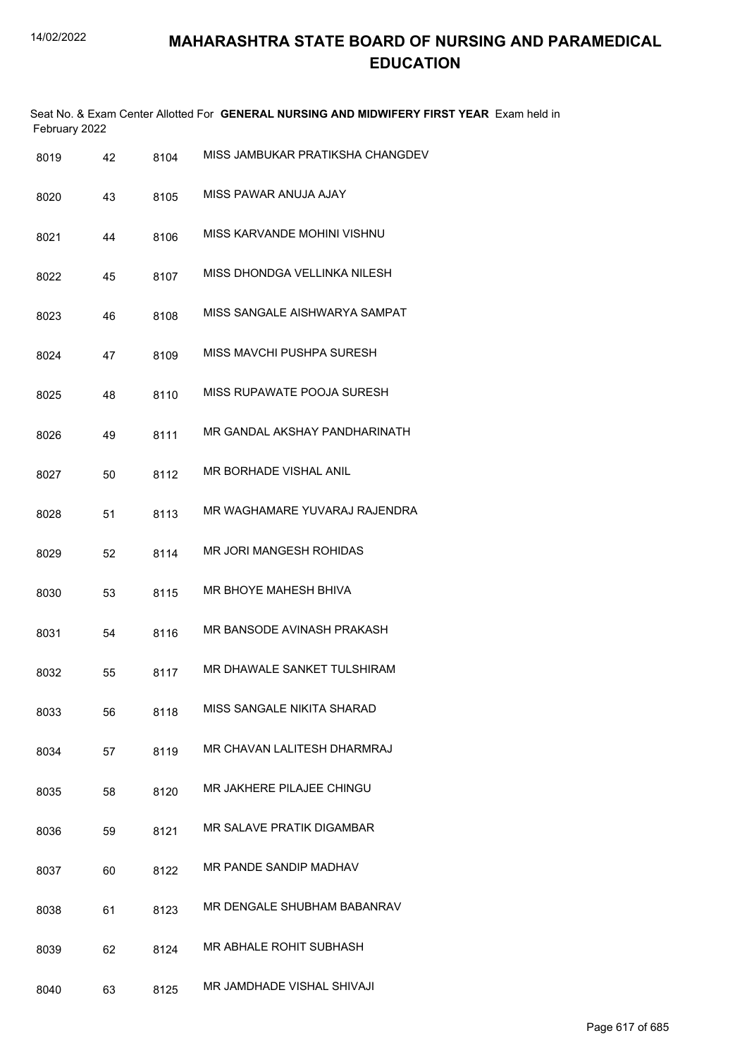# MAHARASHTRA STATE BOARD OF NURSING AND PARAMEDICAL EDUCATION

Seat No. & Exam Center Allotted For **GENERAL NURSING AND MIDWIFERY FIRST YEAR** Exam held in February 2022

| | | | |
|---|---|---|---|
| 8019 | 42 | 8104 | MISS JAMBUKAR PRATIKSHA CHANGDEV |
| 8020 | 43 | 8105 | MISS PAWAR ANUJA AJAY |
| 8021 | 44 | 8106 | MISS KARVANDE MOHINI VISHNU |
| 8022 | 45 | 8107 | MISS DHONDGA VELLINKA NILESH |
| 8023 | 46 | 8108 | MISS SANGALE AISHWARYA SAMPAT |
| 8024 | 47 | 8109 | MISS MAVCHI PUSHPA SURESH |
| 8025 | 48 | 8110 | MISS RUPAWATE POOJA SURESH |
| 8026 | 49 | 8111 | MR GANDAL AKSHAY PANDHARINATH |
| 8027 | 50 | 8112 | MR BORHADE VISHAL ANIL |
| 8028 | 51 | 8113 | MR WAGHAMARE YUVARAJ RAJENDRA |
| 8029 | 52 | 8114 | MR JORI MANGESH ROHIDAS |
| 8030 | 53 | 8115 | MR BHOYE MAHESH BHIVA |
| 8031 | 54 | 8116 | MR BANSODE AVINASH PRAKASH |
| 8032 | 55 | 8117 | MR DHAWALE SANKET TULSHIRAM |
| 8033 | 56 | 8118 | MISS SANGALE NIKITA SHARAD |
| 8034 | 57 | 8119 | MR CHAVAN LALITESH DHARMRAJ |
| 8035 | 58 | 8120 | MR JAKHERE PILAJEE CHINGU |
| 8036 | 59 | 8121 | MR SALAVE PRATIK DIGAMBAR |
| 8037 | 60 | 8122 | MR PANDE SANDIP MADHAV |
| 8038 | 61 | 8123 | MR DENGALE SHUBHAM BABANRAV |
| 8039 | 62 | 8124 | MR ABHALE ROHIT SUBHASH |
| 8040 | 63 | 8125 | MR JAMDHADE VISHAL SHIVAJI |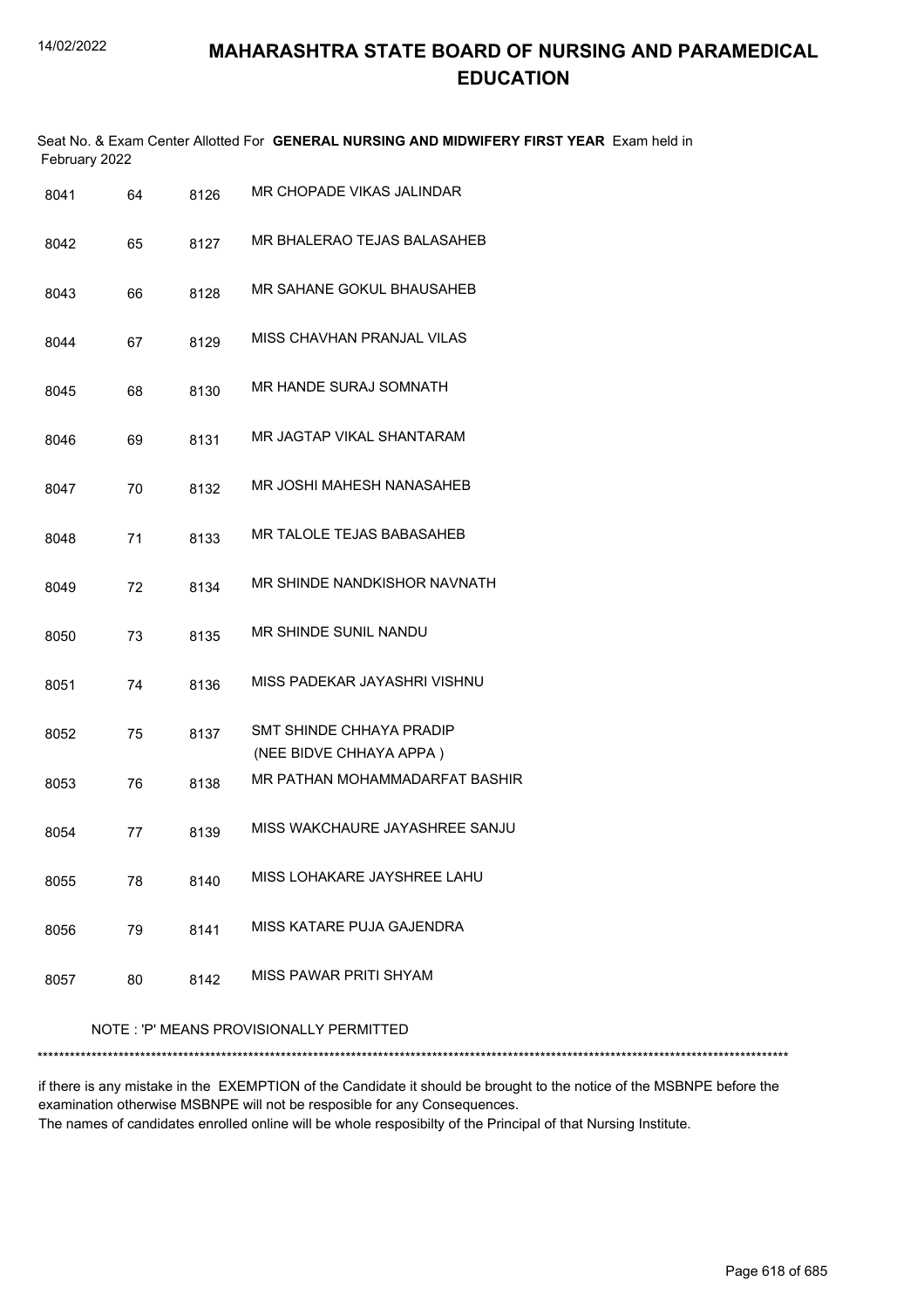Seat No. & Exam Center Allotted For **GENERAL NURSING AND MIDWIFERY FIRST YEAR** Exam held in February 2022

| | | | |
|---|---|---|---|
| 8041 | 64 | 8126 | MR CHOPADE VIKAS JALINDAR |
| 8042 | 65 | 8127 | MR BHALERAO TEJAS BALASAHEB |
| 8043 | 66 | 8128 | MR SAHANE GOKUL BHAUSAHEB |
| 8044 | 67 | 8129 | MISS CHAVHAN PRANJAL VILAS |
| 8045 | 68 | 8130 | MR HANDE SURAJ SOMNATH |
| 8046 | 69 | 8131 | MR JAGTAP VIKAL SHANTARAM |
| 8047 | 70 | 8132 | MR JOSHI MAHESH NANASAHEB |
| 8048 | 71 | 8133 | MR TALOLE TEJAS BABASAHEB |
| 8049 | 72 | 8134 | MR SHINDE NANDKISHOR NAVNATH |
| 8050 | 73 | 8135 | MR SHINDE SUNIL NANDU |
| 8051 | 74 | 8136 | MISS PADEKAR JAYASHRI VISHNU |
| 8052 | 75 | 8137 | SMT SHINDE CHHAYA PRADIP (NEE BIDVE CHHAYA APPA ) |
| 8053 | 76 | 8138 | MR PATHAN MOHAMMADARFAT BASHIR |
| 8054 | 77 | 8139 | MISS WAKCHAURE JAYASHREE SANJU |
| 8055 | 78 | 8140 | MISS LOHAKARE JAYSHREE LAHU |
| 8056 | 79 | 8141 | MISS KATARE PUJA GAJENDRA |
| 8057 | 80 | 8142 | MISS PAWAR PRITI SHYAM |

NOTE : 'P' MEANS PROVISIONALLY PERMITTED

*******************************************************************************************************************************************

if there is any mistake in the EXEMPTION of the Candidate it should be brought to the notice of the MSBNPE before the examination otherwise MSBNPE will not be resposible for any Consequences.
The names of candidates enrolled online will be whole resposibilty of the Principal of that Nursing Institute.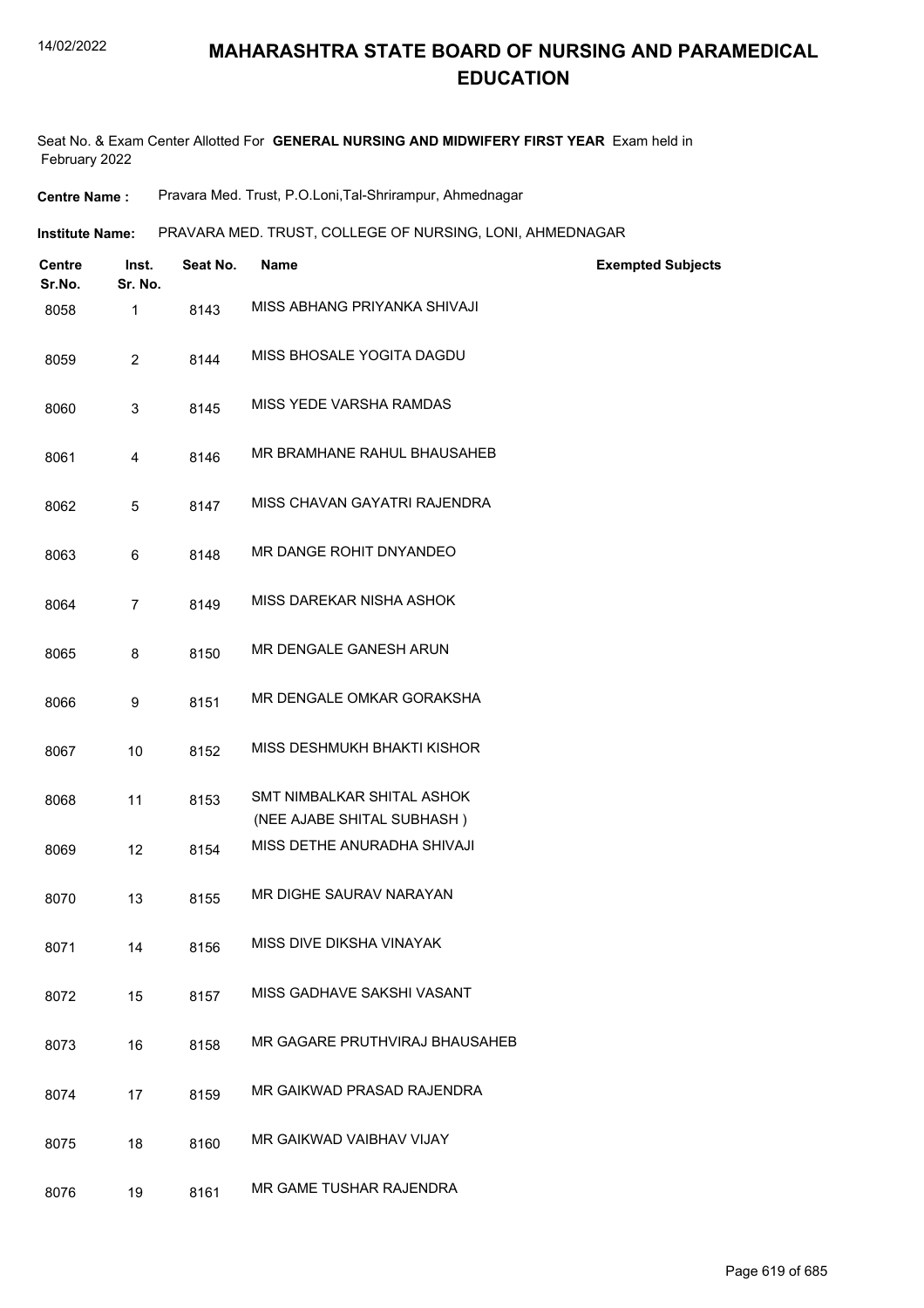# MAHARASHTRA STATE BOARD OF NURSING AND PARAMEDICAL EDUCATION

Seat No. & Exam Center Allotted For **GENERAL NURSING AND MIDWIFERY FIRST YEAR** Exam held in February 2022

**Centre Name :** Pravara Med. Trust, P.O.Loni,Tal-Shrirampur, Ahmednagar

**Institute Name:** PRAVARA MED. TRUST, COLLEGE OF NURSING, LONI, AHMEDNAGAR

| Centre Sr.No. | Inst. Sr. No. | Seat No. | Name | Exempted Subjects |
|---|---|---|---|---|
| 8058 | 1 | 8143 | MISS ABHANG PRIYANKA SHIVAJI | |
| 8059 | 2 | 8144 | MISS BHOSALE YOGITA DAGDU | |
| 8060 | 3 | 8145 | MISS YEDE VARSHA RAMDAS | |
| 8061 | 4 | 8146 | MR BRAMHANE RAHUL BHAUSAHEB | |
| 8062 | 5 | 8147 | MISS CHAVAN GAYATRI RAJENDRA | |
| 8063 | 6 | 8148 | MR DANGE ROHIT DNYANDEO | |
| 8064 | 7 | 8149 | MISS DAREKAR NISHA ASHOK | |
| 8065 | 8 | 8150 | MR DENGALE GANESH ARUN | |
| 8066 | 9 | 8151 | MR DENGALE OMKAR GORAKSHA | |
| 8067 | 10 | 8152 | MISS DESHMUKH BHAKTI KISHOR | |
| 8068 | 11 | 8153 | SMT NIMBALKAR SHITAL ASHOK (NEE AJABE SHITAL SUBHASH ) | |
| 8069 | 12 | 8154 | MISS DETHE ANURADHA SHIVAJI | |
| 8070 | 13 | 8155 | MR DIGHE SAURAV NARAYAN | |
| 8071 | 14 | 8156 | MISS DIVE DIKSHA VINAYAK | |
| 8072 | 15 | 8157 | MISS GADHAVE SAKSHI VASANT | |
| 8073 | 16 | 8158 | MR GAGARE PRUTHVIRAJ BHAUSAHEB | |
| 8074 | 17 | 8159 | MR GAIKWAD PRASAD RAJENDRA | |
| 8075 | 18 | 8160 | MR GAIKWAD VAIBHAV VIJAY | |
| 8076 | 19 | 8161 | MR GAME TUSHAR RAJENDRA | |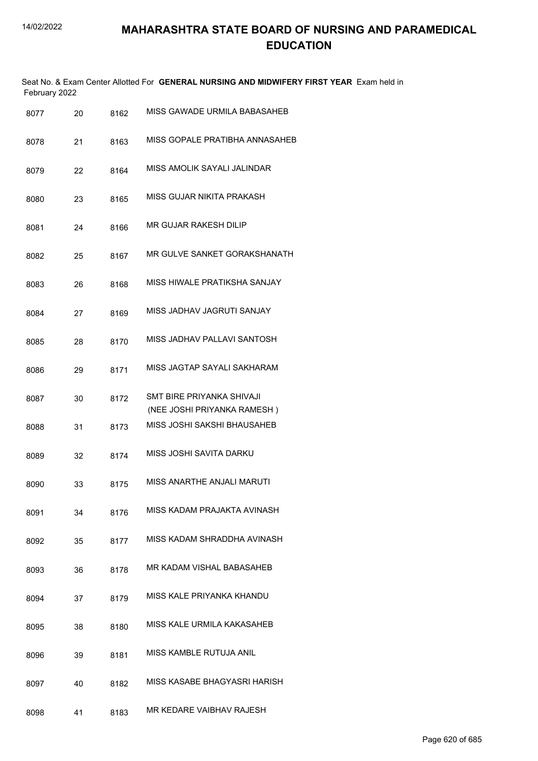# MAHARASHTRA STATE BOARD OF NURSING AND PARAMEDICAL EDUCATION

Seat No. & Exam Center Allotted For **GENERAL NURSING AND MIDWIFERY FIRST YEAR** Exam held in February 2022

| | | | |
|---|---|---|---|
| 8077 | 20 | 8162 | MISS GAWADE URMILA BABASAHEB |
| 8078 | 21 | 8163 | MISS GOPALE PRATIBHA ANNASAHEB |
| 8079 | 22 | 8164 | MISS AMOLIK SAYALI JALINDAR |
| 8080 | 23 | 8165 | MISS GUJAR NIKITA PRAKASH |
| 8081 | 24 | 8166 | MR GUJAR RAKESH DILIP |
| 8082 | 25 | 8167 | MR GULVE SANKET GORAKSHANATH |
| 8083 | 26 | 8168 | MISS HIWALE PRATIKSHA SANJAY |
| 8084 | 27 | 8169 | MISS JADHAV JAGRUTI SANJAY |
| 8085 | 28 | 8170 | MISS JADHAV PALLAVI SANTOSH |
| 8086 | 29 | 8171 | MISS JAGTAP SAYALI SAKHARAM |
| 8087 | 30 | 8172 | SMT BIRE PRIYANKA SHIVAJI (NEE JOSHI PRIYANKA RAMESH ) |
| 8088 | 31 | 8173 | MISS JOSHI SAKSHI BHAUSAHEB |
| 8089 | 32 | 8174 | MISS JOSHI SAVITA DARKU |
| 8090 | 33 | 8175 | MISS ANARTHE ANJALI MARUTI |
| 8091 | 34 | 8176 | MISS KADAM PRAJAKTA AVINASH |
| 8092 | 35 | 8177 | MISS KADAM SHRADDHA AVINASH |
| 8093 | 36 | 8178 | MR KADAM VISHAL BABASAHEB |
| 8094 | 37 | 8179 | MISS KALE PRIYANKA KHANDU |
| 8095 | 38 | 8180 | MISS KALE URMILA KAKASAHEB |
| 8096 | 39 | 8181 | MISS KAMBLE RUTUJA ANIL |
| 8097 | 40 | 8182 | MISS KASABE BHAGYASRI HARISH |
| 8098 | 41 | 8183 | MR KEDARE VAIBHAV RAJESH |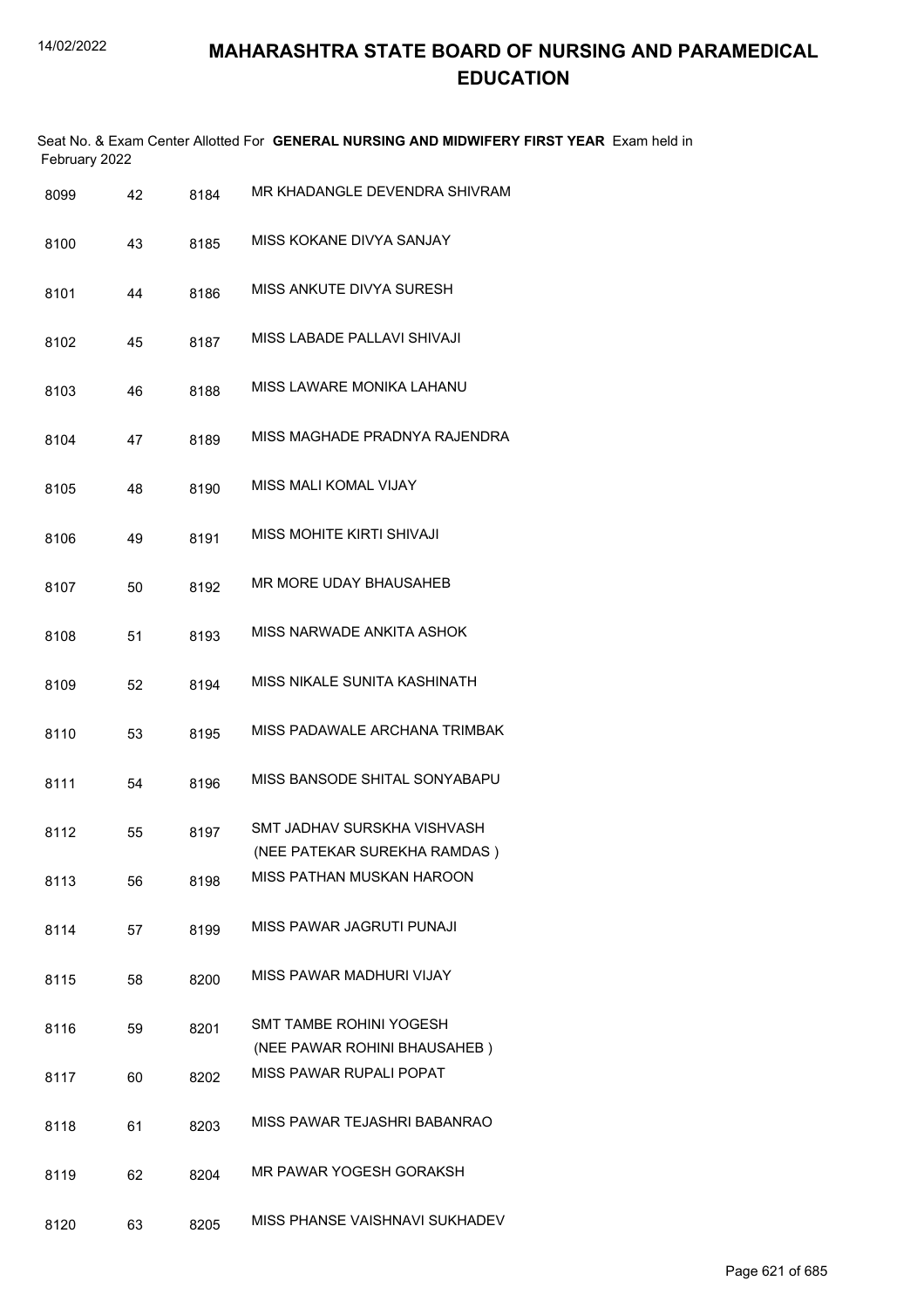# MAHARASHTRA STATE BOARD OF NURSING AND PARAMEDICAL EDUCATION

Seat No. & Exam Center Allotted For **GENERAL NURSING AND MIDWIFERY FIRST YEAR** Exam held in February 2022

| | | | |
|---|---|---|---|
| 8099 | 42 | 8184 | MR KHADANGLE DEVENDRA SHIVRAM |
| 8100 | 43 | 8185 | MISS KOKANE DIVYA SANJAY |
| 8101 | 44 | 8186 | MISS ANKUTE DIVYA SURESH |
| 8102 | 45 | 8187 | MISS LABADE PALLAVI SHIVAJI |
| 8103 | 46 | 8188 | MISS LAWARE MONIKA LAHANU |
| 8104 | 47 | 8189 | MISS MAGHADE PRADNYA RAJENDRA |
| 8105 | 48 | 8190 | MISS MALI KOMAL VIJAY |
| 8106 | 49 | 8191 | MISS MOHITE KIRTI SHIVAJI |
| 8107 | 50 | 8192 | MR MORE UDAY BHAUSAHEB |
| 8108 | 51 | 8193 | MISS NARWADE ANKITA ASHOK |
| 8109 | 52 | 8194 | MISS NIKALE SUNITA KASHINATH |
| 8110 | 53 | 8195 | MISS PADAWALE ARCHANA TRIMBAK |
| 8111 | 54 | 8196 | MISS BANSODE SHITAL SONYABAPU |
| 8112 | 55 | 8197 | SMT JADHAV SURSKHA VISHVASH (NEE PATEKAR SUREKHA RAMDAS ) |
| 8113 | 56 | 8198 | MISS PATHAN MUSKAN HAROON |
| 8114 | 57 | 8199 | MISS PAWAR JAGRUTI PUNAJI |
| 8115 | 58 | 8200 | MISS PAWAR MADHURI VIJAY |
| 8116 | 59 | 8201 | SMT TAMBE ROHINI YOGESH (NEE PAWAR ROHINI BHAUSAHEB ) |
| 8117 | 60 | 8202 | MISS PAWAR RUPALI POPAT |
| 8118 | 61 | 8203 | MISS PAWAR TEJASHRI BABANRAO |
| 8119 | 62 | 8204 | MR PAWAR YOGESH GORAKSH |
| 8120 | 63 | 8205 | MISS PHANSE VAISHNAVI SUKHADEV |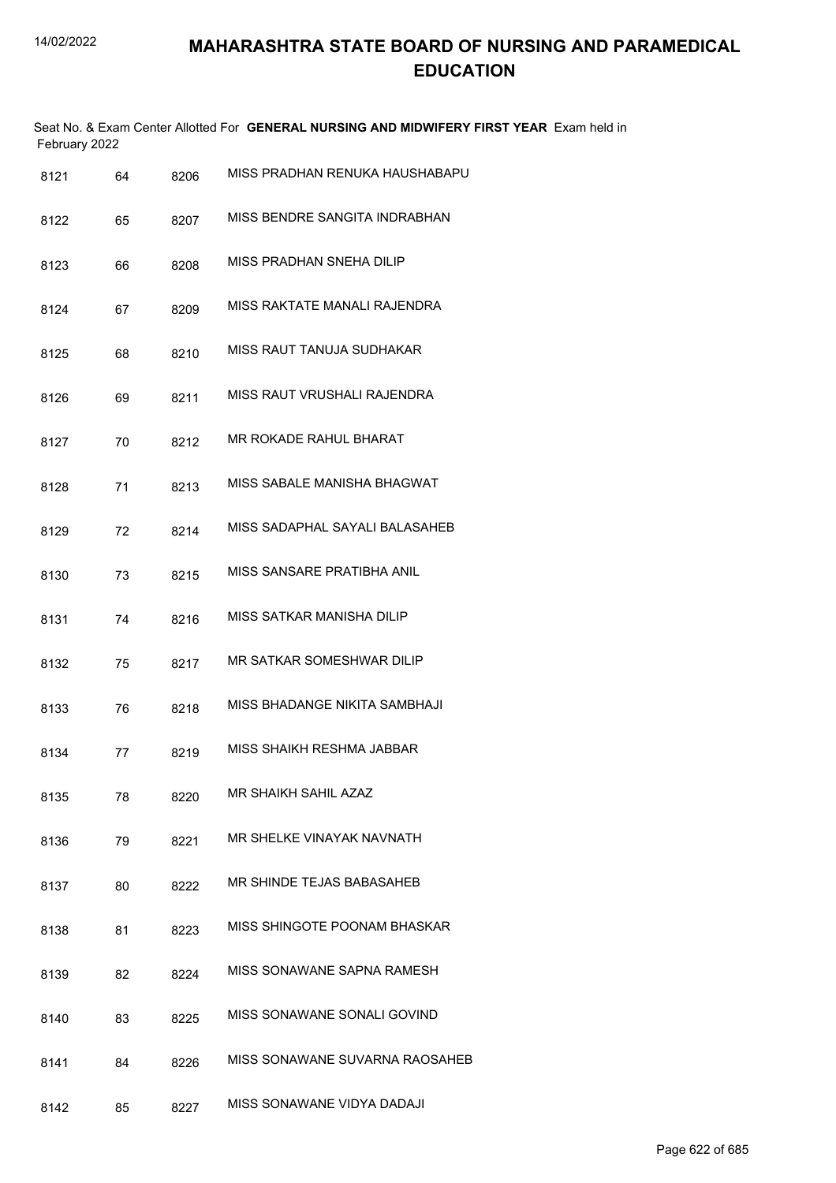# MAHARASHTRA STATE BOARD OF NURSING AND PARAMEDICAL EDUCATION

Seat No. & Exam Center Allotted For **GENERAL NURSING AND MIDWIFERY FIRST YEAR** Exam held in February 2022

| | | | |
|---|---|---|---|
| 8121 | 64 | 8206 | MISS PRADHAN RENUKA HAUSHABAPU |
| 8122 | 65 | 8207 | MISS BENDRE SANGITA INDRABHAN |
| 8123 | 66 | 8208 | MISS PRADHAN SNEHA DILIP |
| 8124 | 67 | 8209 | MISS RAKTATE MANALI RAJENDRA |
| 8125 | 68 | 8210 | MISS RAUT TANUJA SUDHAKAR |
| 8126 | 69 | 8211 | MISS RAUT VRUSHALI RAJENDRA |
| 8127 | 70 | 8212 | MR ROKADE RAHUL BHARAT |
| 8128 | 71 | 8213 | MISS SABALE MANISHA BHAGWAT |
| 8129 | 72 | 8214 | MISS SADAPHAL SAYALI BALASAHEB |
| 8130 | 73 | 8215 | MISS SANSARE PRATIBHA ANIL |
| 8131 | 74 | 8216 | MISS SATKAR MANISHA DILIP |
| 8132 | 75 | 8217 | MR SATKAR SOMESHWAR DILIP |
| 8133 | 76 | 8218 | MISS BHADANGE NIKITA SAMBHAJI |
| 8134 | 77 | 8219 | MISS SHAIKH RESHMA JABBAR |
| 8135 | 78 | 8220 | MR SHAIKH SAHIL AZAZ |
| 8136 | 79 | 8221 | MR SHELKE VINAYAK NAVNATH |
| 8137 | 80 | 8222 | MR SHINDE TEJAS BABASAHEB |
| 8138 | 81 | 8223 | MISS SHINGOTE POONAM BHASKAR |
| 8139 | 82 | 8224 | MISS SONAWANE SAPNA RAMESH |
| 8140 | 83 | 8225 | MISS SONAWANE SONALI GOVIND |
| 8141 | 84 | 8226 | MISS SONAWANE SUVARNA RAOSAHEB |
| 8142 | 85 | 8227 | MISS SONAWANE VIDYA DADAJI |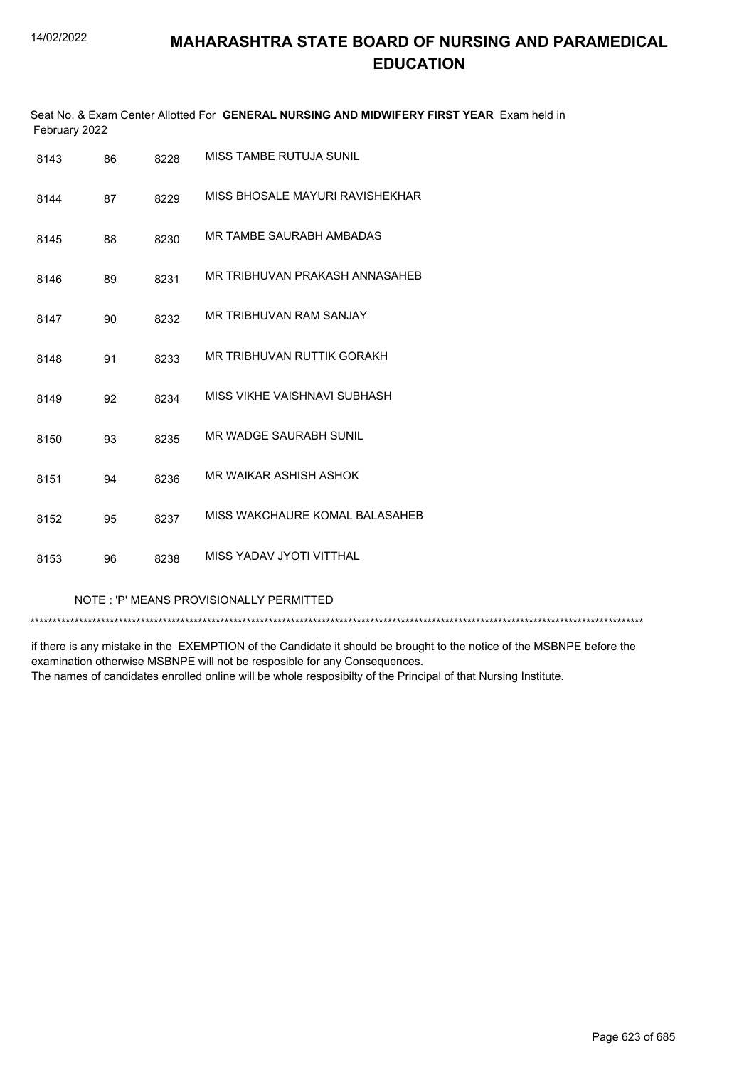# MAHARASHTRA STATE BOARD OF NURSING AND PARAMEDICAL EDUCATION

Seat No. & Exam Center Allotted For **GENERAL NURSING AND MIDWIFERY FIRST YEAR** Exam held in February 2022

| | | | |
|---|---|---|---|
| 8143 | 86 | 8228 | MISS TAMBE RUTUJA SUNIL |
| 8144 | 87 | 8229 | MISS BHOSALE MAYURI RAVISHEKHAR |
| 8145 | 88 | 8230 | MR TAMBE SAURABH AMBADAS |
| 8146 | 89 | 8231 | MR TRIBHUVAN PRAKASH ANNASAHEB |
| 8147 | 90 | 8232 | MR TRIBHUVAN RAM SANJAY |
| 8148 | 91 | 8233 | MR TRIBHUVAN RUTTIK GORAKH |
| 8149 | 92 | 8234 | MISS VIKHE VAISHNAVI SUBHASH |
| 8150 | 93 | 8235 | MR WADGE SAURABH SUNIL |
| 8151 | 94 | 8236 | MR WAIKAR ASHISH ASHOK |
| 8152 | 95 | 8237 | MISS WAKCHAURE KOMAL BALASAHEB |
| 8153 | 96 | 8238 | MISS YADAV JYOTI VITTHAL |

NOTE : 'P' MEANS PROVISIONALLY PERMITTED

*******************************************************************************************************************************************

if there is any mistake in the EXEMPTION of the Candidate it should be brought to the notice of the MSBNPE before the examination otherwise MSBNPE will not be resposible for any Consequences.
The names of candidates enrolled online will be whole resposibilty of the Principal of that Nursing Institute.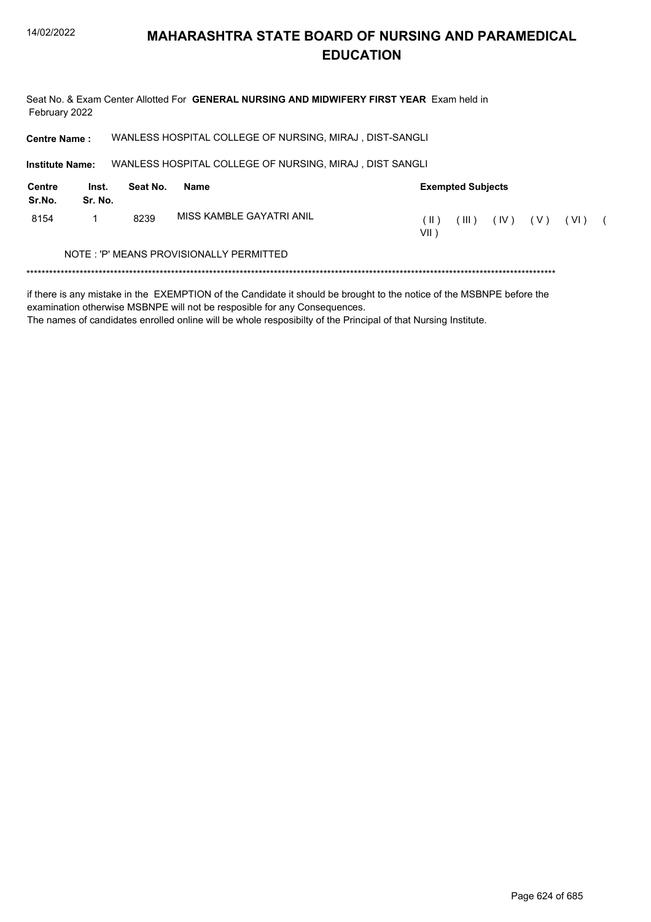# MAHARASHTRA STATE BOARD OF NURSING AND PARAMEDICAL EDUCATION

Seat No. & Exam Center Allotted For **GENERAL NURSING AND MIDWIFERY FIRST YEAR** Exam held in February 2022

**Centre Name :** WANLESS HOSPITAL COLLEGE OF NURSING, MIRAJ , DIST-SANGLI

**Institute Name:** WANLESS HOSPITAL COLLEGE OF NURSING, MIRAJ , DIST SANGLI

| Centre Sr.No. | Inst. Sr. No. | Seat No. | Name | Exempted Subjects |
|---|---|---|---|---|
| 8154 | 1 | 8239 | MISS KAMBLE GAYATRI ANIL | ( II ) ( III ) ( IV ) ( V ) ( VI ) ( VII ) |

NOTE : 'P' MEANS PROVISIONALLY PERMITTED

*******************************************************************************************************************************************

if there is any mistake in the EXEMPTION of the Candidate it should be brought to the notice of the MSBNPE before the examination otherwise MSBNPE will not be resposible for any Consequences.

The names of candidates enrolled online will be whole resposibilty of the Principal of that Nursing Institute.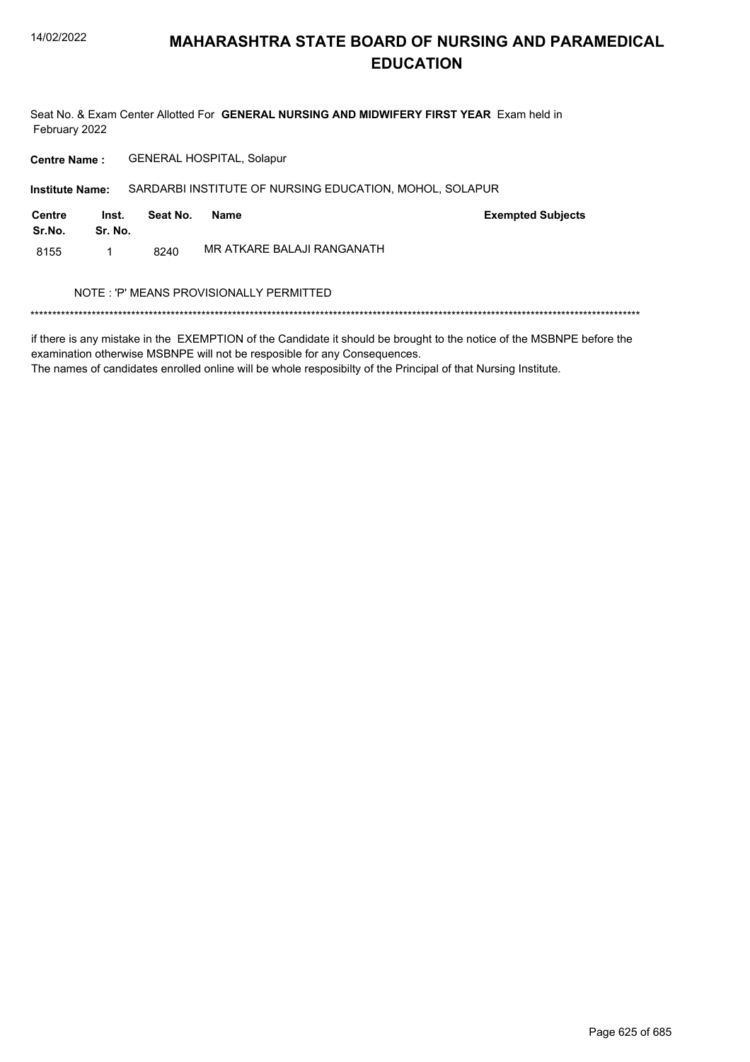# MAHARASHTRA STATE BOARD OF NURSING AND PARAMEDICAL EDUCATION

Seat No. & Exam Center Allotted For **GENERAL NURSING AND MIDWIFERY FIRST YEAR** Exam held in February 2022

**Centre Name :** GENERAL HOSPITAL, Solapur

**Institute Name:** SARDARBI INSTITUTE OF NURSING EDUCATION, MOHOL, SOLAPUR

| Centre Sr.No. | Inst. Sr. No. | Seat No. | Name | Exempted Subjects |
|---|---|---|---|---|
| 8155 | 1 | 8240 | MR ATKARE BALAJI RANGANATH | |

NOTE : 'P' MEANS PROVISIONALLY PERMITTED

******************************************************************************************************************************************

if there is any mistake in the EXEMPTION of the Candidate it should be brought to the notice of the MSBNPE before the examination otherwise MSBNPE will not be resposible for any Consequences.
The names of candidates enrolled online will be whole resposibilty of the Principal of that Nursing Institute.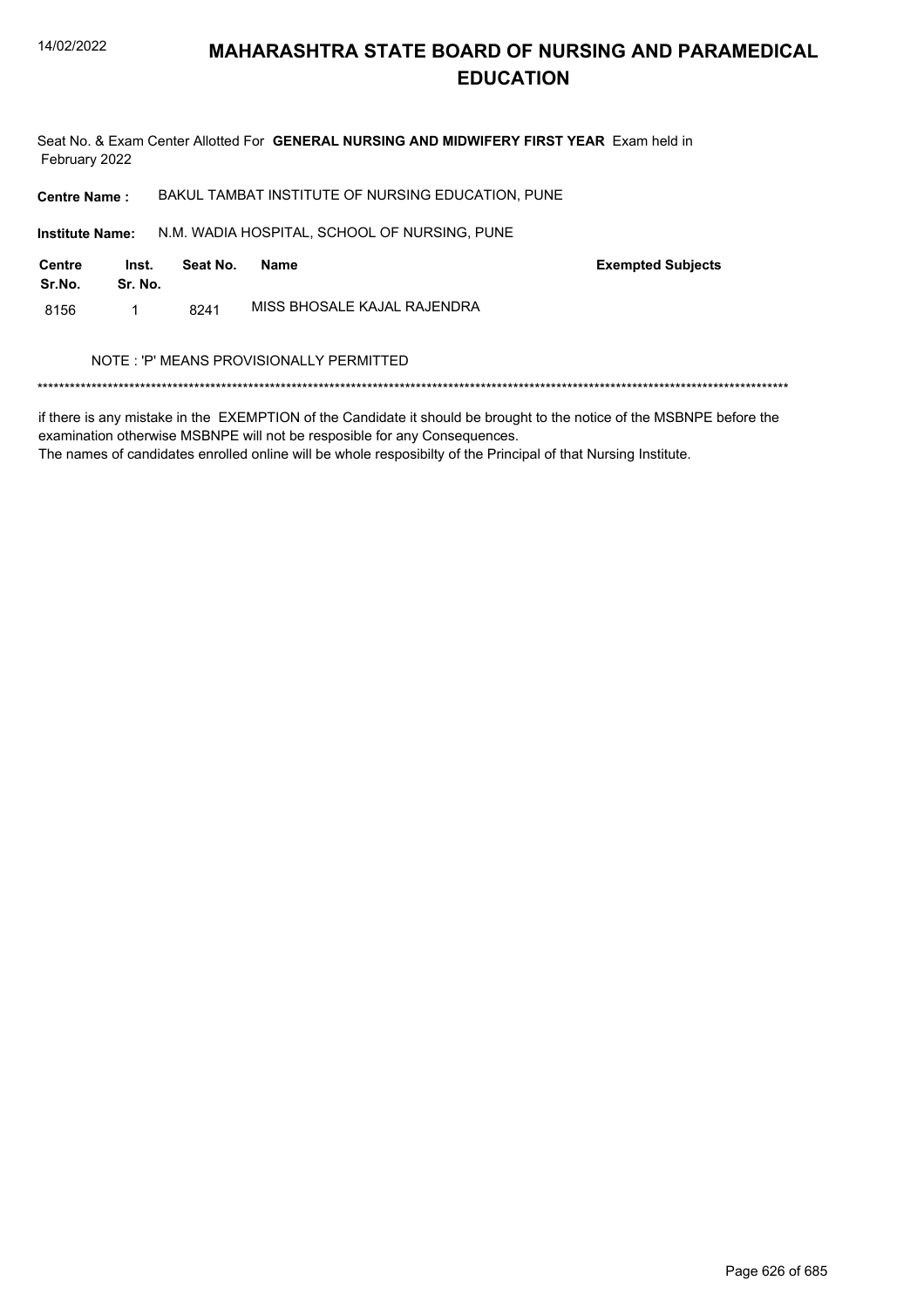# MAHARASHTRA STATE BOARD OF NURSING AND PARAMEDICAL EDUCATION

Seat No. & Exam Center Allotted For **GENERAL NURSING AND MIDWIFERY FIRST YEAR** Exam held in February 2022

**Centre Name :** BAKUL TAMBAT INSTITUTE OF NURSING EDUCATION, PUNE

**Institute Name:** N.M. WADIA HOSPITAL, SCHOOL OF NURSING, PUNE

| Centre Sr.No. | Inst. Sr. No. | Seat No. | Name | Exempted Subjects |
|---|---|---|---|---|
| 8156 | 1 | 8241 | MISS BHOSALE KAJAL RAJENDRA | |

NOTE : 'P' MEANS PROVISIONALLY PERMITTED

\*\*\*\*\*\*\*\*\*\*\*\*\*\*\*\*\*\*\*\*\*\*\*\*\*\*\*\*\*\*\*\*\*\*\*\*\*\*\*\*\*\*\*\*\*\*\*\*\*\*\*\*\*\*\*\*\*\*\*\*\*\*\*\*\*\*\*\*\*\*\*\*\*\*\*\*\*\*\*\*\*\*\*\*\*\*\*\*\*\*\*\*\*\*\*\*\*\*\*\*\*\*\*\*\*\*\*\*\*\*\*\*\*\*\*\*\*\*\*\*\*\*\*\*\*\*\*\*\*\*\*\*

if there is any mistake in the EXEMPTION of the Candidate it should be brought to the notice of the MSBNPE before the examination otherwise MSBNPE will not be resposible for any Consequences.
The names of candidates enrolled online will be whole resposibilty of the Principal of that Nursing Institute.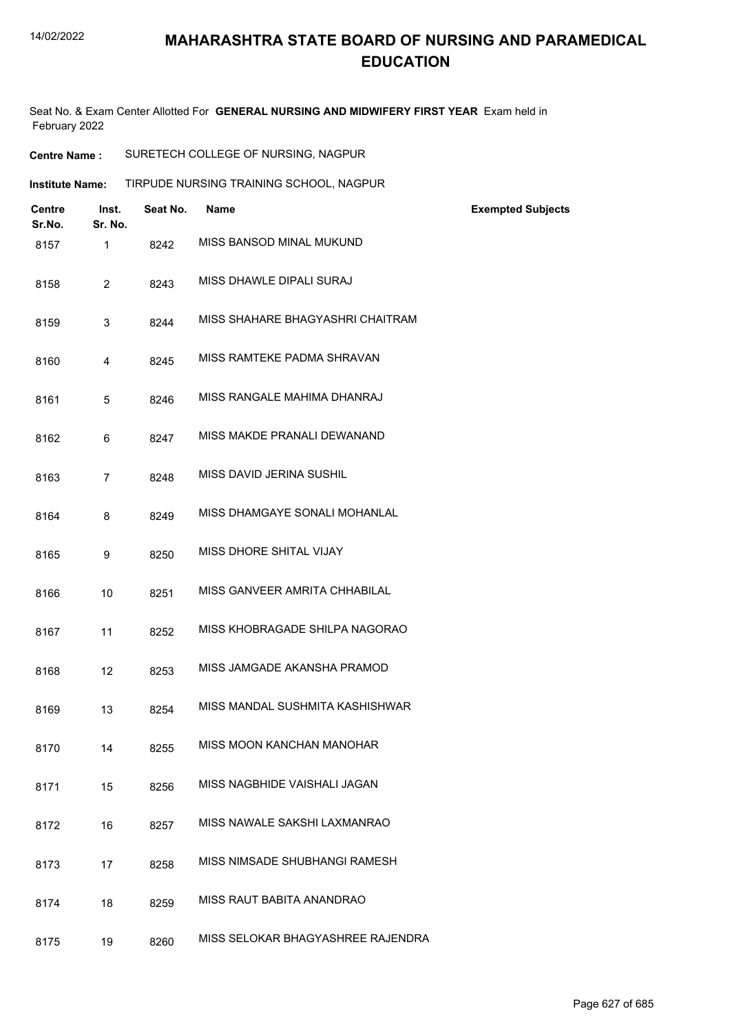# MAHARASHTRA STATE BOARD OF NURSING AND PARAMEDICAL EDUCATION

Seat No. & Exam Center Allotted For **GENERAL NURSING AND MIDWIFERY FIRST YEAR** Exam held in February 2022

**Centre Name :** SURETECH COLLEGE OF NURSING, NAGPUR

**Institute Name:** TIRPUDE NURSING TRAINING SCHOOL, NAGPUR

| Centre Sr.No. | Inst. Sr. No. | Seat No. | Name | Exempted Subjects |
|---|---|---|---|---|
| 8157 | 1 | 8242 | MISS BANSOD MINAL MUKUND | |
| 8158 | 2 | 8243 | MISS DHAWLE DIPALI SURAJ | |
| 8159 | 3 | 8244 | MISS SHAHARE BHAGYASHRI CHAITRAM | |
| 8160 | 4 | 8245 | MISS RAMTEKE PADMA SHRAVAN | |
| 8161 | 5 | 8246 | MISS RANGALE MAHIMA DHANRAJ | |
| 8162 | 6 | 8247 | MISS MAKDE PRANALI DEWANAND | |
| 8163 | 7 | 8248 | MISS DAVID JERINA SUSHIL | |
| 8164 | 8 | 8249 | MISS DHAMGAYE SONALI MOHANLAL | |
| 8165 | 9 | 8250 | MISS DHORE SHITAL VIJAY | |
| 8166 | 10 | 8251 | MISS GANVEER AMRITA CHHABILAL | |
| 8167 | 11 | 8252 | MISS KHOBRAGADE SHILPA NAGORAO | |
| 8168 | 12 | 8253 | MISS JAMGADE AKANSHA PRAMOD | |
| 8169 | 13 | 8254 | MISS MANDAL SUSHMITA KASHISHWAR | |
| 8170 | 14 | 8255 | MISS MOON KANCHAN MANOHAR | |
| 8171 | 15 | 8256 | MISS NAGBHIDE VAISHALI JAGAN | |
| 8172 | 16 | 8257 | MISS NAWALE SAKSHI LAXMANRAO | |
| 8173 | 17 | 8258 | MISS NIMSADE SHUBHANGI RAMESH | |
| 8174 | 18 | 8259 | MISS RAUT BABITA ANANDRAO | |
| 8175 | 19 | 8260 | MISS SELOKAR BHAGYASHREE RAJENDRA | |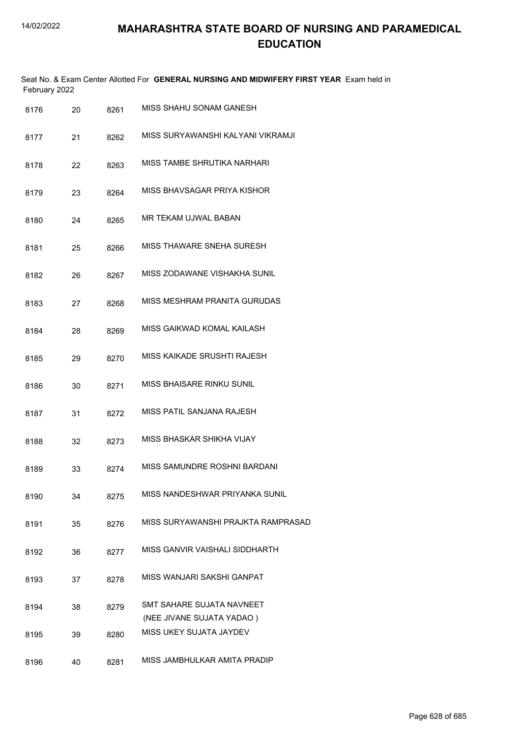# MAHARASHTRA STATE BOARD OF NURSING AND PARAMEDICAL EDUCATION

Seat No. & Exam Center Allotted For **GENERAL NURSING AND MIDWIFERY FIRST YEAR** Exam held in February 2022

| | | | |
|---|---|---|---|
| 8176 | 20 | 8261 | MISS SHAHU SONAM GANESH |
| 8177 | 21 | 8262 | MISS SURYAWANSHI KALYANI VIKRAMJI |
| 8178 | 22 | 8263 | MISS TAMBE SHRUTIKA NARHARI |
| 8179 | 23 | 8264 | MISS BHAVSAGAR PRIYA KISHOR |
| 8180 | 24 | 8265 | MR TEKAM UJWAL BABAN |
| 8181 | 25 | 8266 | MISS THAWARE SNEHA SURESH |
| 8182 | 26 | 8267 | MISS ZODAWANE VISHAKHA SUNIL |
| 8183 | 27 | 8268 | MISS MESHRAM PRANITA GURUDAS |
| 8184 | 28 | 8269 | MISS GAIKWAD KOMAL KAILASH |
| 8185 | 29 | 8270 | MISS KAIKADE SRUSHTI RAJESH |
| 8186 | 30 | 8271 | MISS BHAISARE RINKU SUNIL |
| 8187 | 31 | 8272 | MISS PATIL SANJANA RAJESH |
| 8188 | 32 | 8273 | MISS BHASKAR SHIKHA VIJAY |
| 8189 | 33 | 8274 | MISS SAMUNDRE ROSHNI BARDANI |
| 8190 | 34 | 8275 | MISS NANDESHWAR PRIYANKA SUNIL |
| 8191 | 35 | 8276 | MISS SURYAWANSHI PRAJKTA RAMPRASAD |
| 8192 | 36 | 8277 | MISS GANVIR VAISHALI SIDDHARTH |
| 8193 | 37 | 8278 | MISS WANJARI SAKSHI GANPAT |
| 8194 | 38 | 8279 | SMT SAHARE SUJATA NAVNEET (NEE JIVANE SUJATA YADAO ) |
| 8195 | 39 | 8280 | MISS UKEY SUJATA JAYDEV |
| 8196 | 40 | 8281 | MISS JAMBHULKAR AMITA PRADIP |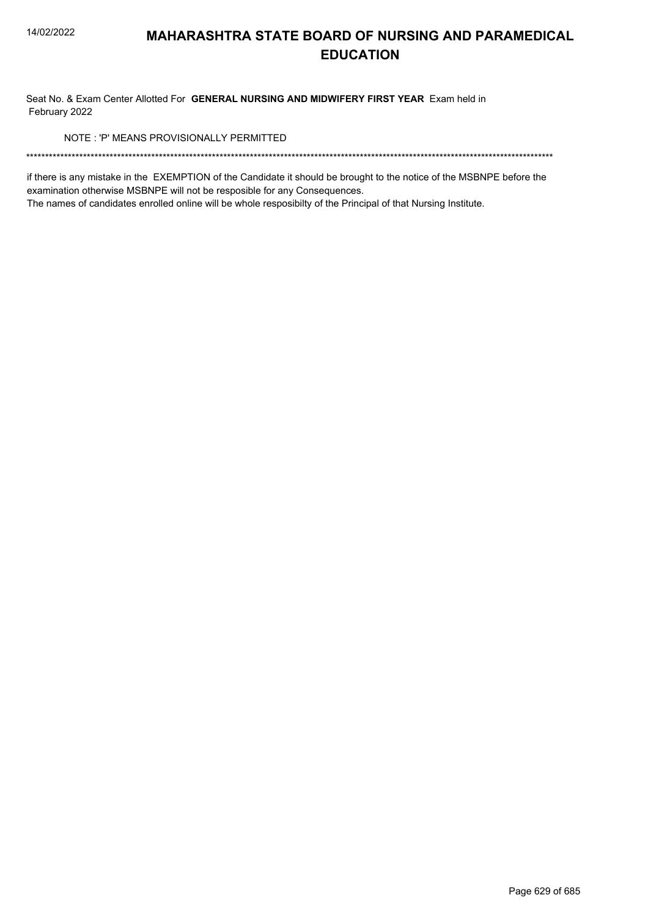# MAHARASHTRA STATE BOARD OF NURSING AND PARAMEDICAL EDUCATION

Seat No. & Exam Center Allotted For **GENERAL NURSING AND MIDWIFERY FIRST YEAR** Exam held in February 2022

NOTE : 'P' MEANS PROVISIONALLY PERMITTED

******************************************************************************************************************************************

if there is any mistake in the EXEMPTION of the Candidate it should be brought to the notice of the MSBNPE before the examination otherwise MSBNPE will not be resposible for any Consequences.
The names of candidates enrolled online will be whole resposibilty of the Principal of that Nursing Institute.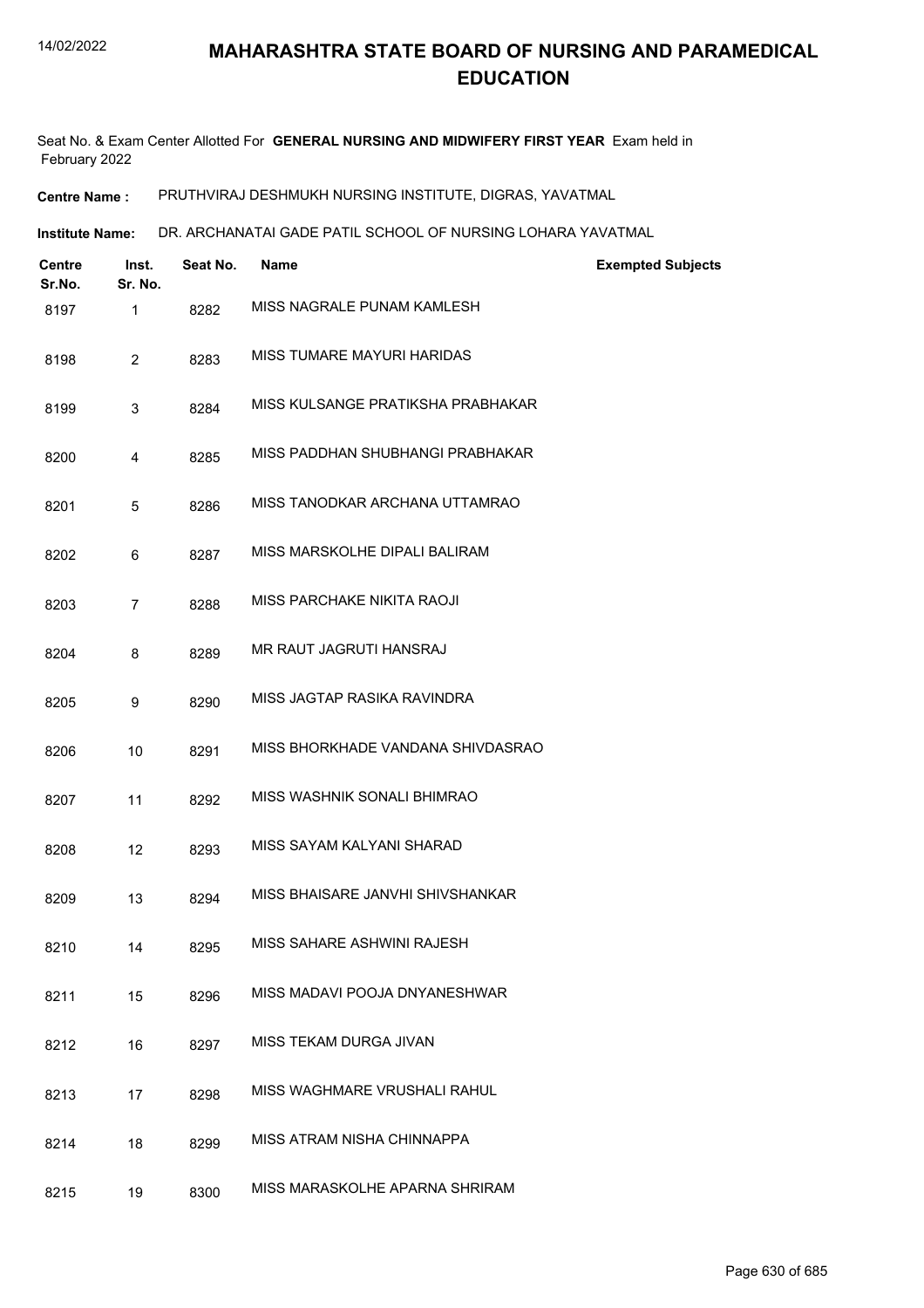# MAHARASHTRA STATE BOARD OF NURSING AND PARAMEDICAL EDUCATION

Seat No. & Exam Center Allotted For **GENERAL NURSING AND MIDWIFERY FIRST YEAR** Exam held in February 2022

**Centre Name :** PRUTHVIRAJ DESHMUKH NURSING INSTITUTE, DIGRAS, YAVATMAL

**Institute Name:** DR. ARCHANATAI GADE PATIL SCHOOL OF NURSING LOHARA YAVATMAL

| Centre Sr.No. | Inst. Sr. No. | Seat No. | Name | Exempted Subjects |
|---|---|---|---|---|
| 8197 | 1 | 8282 | MISS NAGRALE PUNAM KAMLESH | |
| 8198 | 2 | 8283 | MISS TUMARE MAYURI HARIDAS | |
| 8199 | 3 | 8284 | MISS KULSANGE PRATIKSHA PRABHAKAR | |
| 8200 | 4 | 8285 | MISS PADDHAN SHUBHANGI PRABHAKAR | |
| 8201 | 5 | 8286 | MISS TANODKAR ARCHANA UTTAMRAO | |
| 8202 | 6 | 8287 | MISS MARSKOLHE DIPALI BALIRAM | |
| 8203 | 7 | 8288 | MISS PARCHAKE NIKITA RAOJI | |
| 8204 | 8 | 8289 | MR RAUT JAGRUTI HANSRAJ | |
| 8205 | 9 | 8290 | MISS JAGTAP RASIKA RAVINDRA | |
| 8206 | 10 | 8291 | MISS BHORKHADE VANDANA SHIVDASRAO | |
| 8207 | 11 | 8292 | MISS WASHNIK SONALI BHIMRAO | |
| 8208 | 12 | 8293 | MISS SAYAM KALYANI SHARAD | |
| 8209 | 13 | 8294 | MISS BHAISARE JANVHI SHIVSHANKAR | |
| 8210 | 14 | 8295 | MISS SAHARE ASHWINI RAJESH | |
| 8211 | 15 | 8296 | MISS MADAVI POOJA DNYANESHWAR | |
| 8212 | 16 | 8297 | MISS TEKAM DURGA JIVAN | |
| 8213 | 17 | 8298 | MISS WAGHMARE VRUSHALI RAHUL | |
| 8214 | 18 | 8299 | MISS ATRAM NISHA CHINNAPPA | |
| 8215 | 19 | 8300 | MISS MARASKOLHE APARNA SHRIRAM | |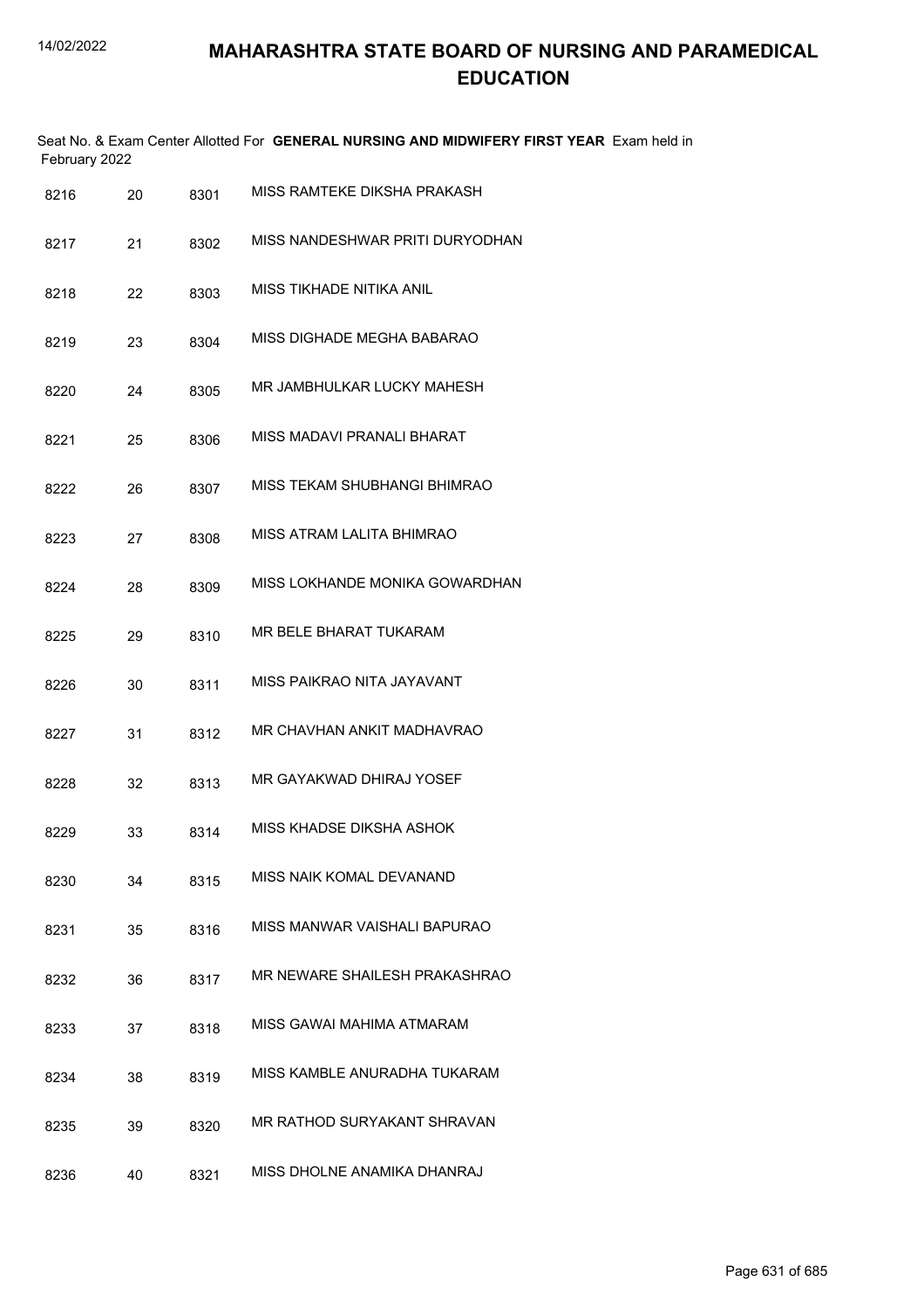# MAHARASHTRA STATE BOARD OF NURSING AND PARAMEDICAL EDUCATION

Seat No. & Exam Center Allotted For **GENERAL NURSING AND MIDWIFERY FIRST YEAR** Exam held in February 2022

| | | | |
|---|---|---|---|
| 8216 | 20 | 8301 | MISS RAMTEKE DIKSHA PRAKASH |
| 8217 | 21 | 8302 | MISS NANDESHWAR PRITI DURYODHAN |
| 8218 | 22 | 8303 | MISS TIKHADE NITIKA ANIL |
| 8219 | 23 | 8304 | MISS DIGHADE MEGHA BABARAO |
| 8220 | 24 | 8305 | MR JAMBHULKAR LUCKY MAHESH |
| 8221 | 25 | 8306 | MISS MADAVI PRANALI BHARAT |
| 8222 | 26 | 8307 | MISS TEKAM SHUBHANGI BHIMRAO |
| 8223 | 27 | 8308 | MISS ATRAM LALITA BHIMRAO |
| 8224 | 28 | 8309 | MISS LOKHANDE MONIKA GOWARDHAN |
| 8225 | 29 | 8310 | MR BELE BHARAT TUKARAM |
| 8226 | 30 | 8311 | MISS PAIKRAO NITA JAYAVANT |
| 8227 | 31 | 8312 | MR CHAVHAN ANKIT MADHAVRAO |
| 8228 | 32 | 8313 | MR GAYAKWAD DHIRAJ YOSEF |
| 8229 | 33 | 8314 | MISS KHADSE DIKSHA ASHOK |
| 8230 | 34 | 8315 | MISS NAIK KOMAL DEVANAND |
| 8231 | 35 | 8316 | MISS MANWAR VAISHALI BAPURAO |
| 8232 | 36 | 8317 | MR NEWARE SHAILESH PRAKASHRAO |
| 8233 | 37 | 8318 | MISS GAWAI MAHIMA ATMARAM |
| 8234 | 38 | 8319 | MISS KAMBLE ANURADHA TUKARAM |
| 8235 | 39 | 8320 | MR RATHOD SURYAKANT SHRAVAN |
| 8236 | 40 | 8321 | MISS DHOLNE ANAMIKA DHANRAJ |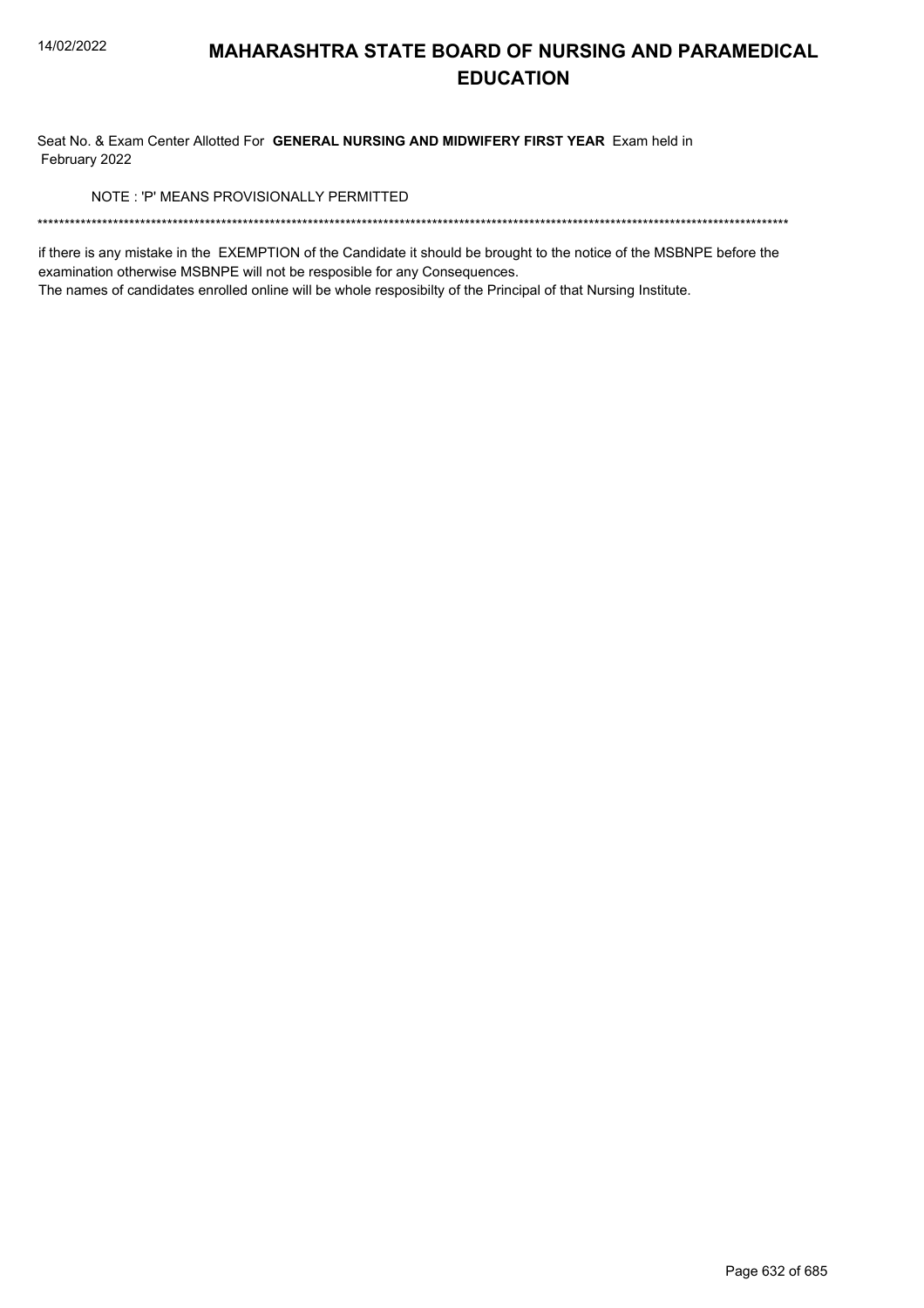# MAHARASHTRA STATE BOARD OF NURSING AND PARAMEDICAL EDUCATION

Seat No. & Exam Center Allotted For **GENERAL NURSING AND MIDWIFERY FIRST YEAR** Exam held in February 2022

NOTE : 'P' MEANS PROVISIONALLY PERMITTED

*******************************************************************************************************************************************

if there is any mistake in the EXEMPTION of the Candidate it should be brought to the notice of the MSBNPE before the examination otherwise MSBNPE will not be resposible for any Consequences.
The names of candidates enrolled online will be whole resposibilty of the Principal of that Nursing Institute.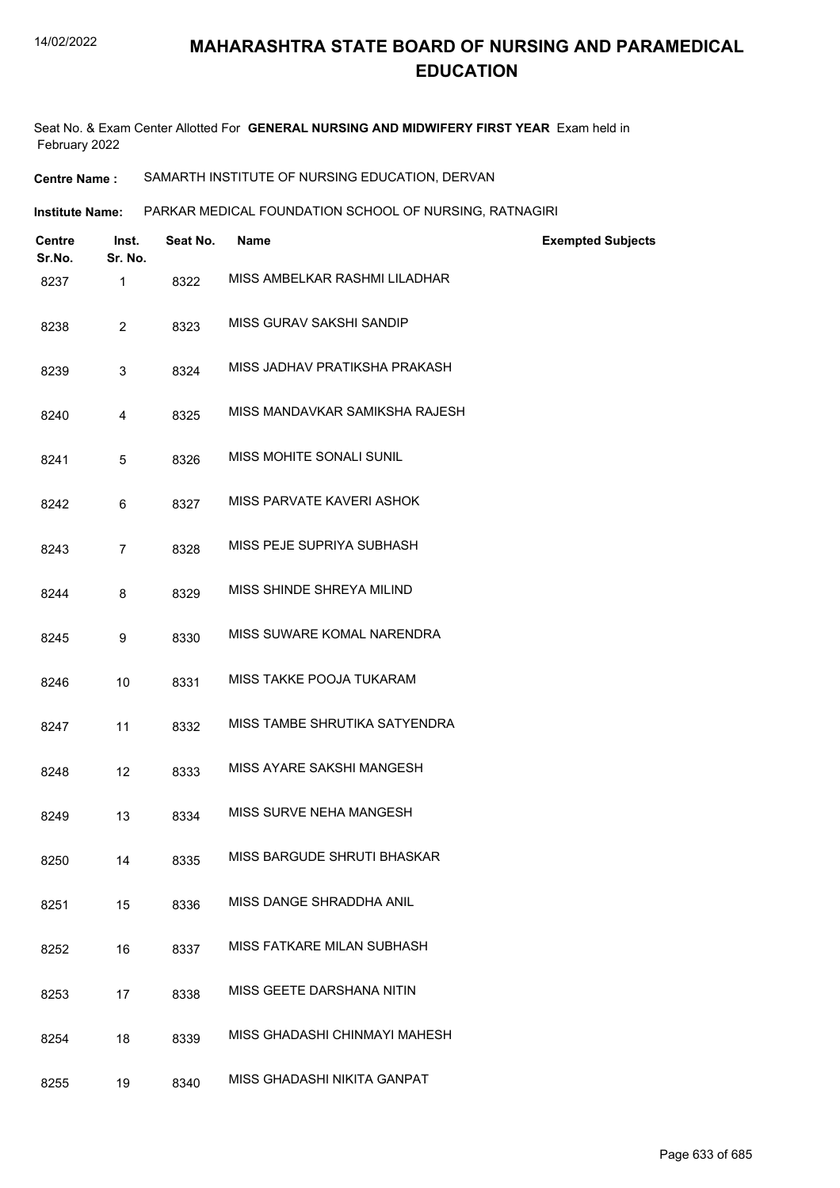# MAHARASHTRA STATE BOARD OF NURSING AND PARAMEDICAL EDUCATION

Seat No. & Exam Center Allotted For **GENERAL NURSING AND MIDWIFERY FIRST YEAR** Exam held in February 2022

**Centre Name :** SAMARTH INSTITUTE OF NURSING EDUCATION, DERVAN

**Institute Name:** PARKAR MEDICAL FOUNDATION SCHOOL OF NURSING, RATNAGIRI

| Centre Sr.No. | Inst. Sr. No. | Seat No. | Name | Exempted Subjects |
|---|---|---|---|---|
| 8237 | 1 | 8322 | MISS AMBELKAR RASHMI LILADHAR | |
| 8238 | 2 | 8323 | MISS GURAV SAKSHI SANDIP | |
| 8239 | 3 | 8324 | MISS JADHAV PRATIKSHA PRAKASH | |
| 8240 | 4 | 8325 | MISS MANDAVKAR SAMIKSHA RAJESH | |
| 8241 | 5 | 8326 | MISS MOHITE SONALI SUNIL | |
| 8242 | 6 | 8327 | MISS PARVATE KAVERI ASHOK | |
| 8243 | 7 | 8328 | MISS PEJE SUPRIYA SUBHASH | |
| 8244 | 8 | 8329 | MISS SHINDE SHREYA MILIND | |
| 8245 | 9 | 8330 | MISS SUWARE KOMAL NARENDRA | |
| 8246 | 10 | 8331 | MISS TAKKE POOJA TUKARAM | |
| 8247 | 11 | 8332 | MISS TAMBE SHRUTIKA SATYENDRA | |
| 8248 | 12 | 8333 | MISS AYARE SAKSHI MANGESH | |
| 8249 | 13 | 8334 | MISS SURVE NEHA MANGESH | |
| 8250 | 14 | 8335 | MISS BARGUDE SHRUTI BHASKAR | |
| 8251 | 15 | 8336 | MISS DANGE SHRADDHA ANIL | |
| 8252 | 16 | 8337 | MISS FATKARE MILAN SUBHASH | |
| 8253 | 17 | 8338 | MISS GEETE DARSHANA NITIN | |
| 8254 | 18 | 8339 | MISS GHADASHI CHINMAYI MAHESH | |
| 8255 | 19 | 8340 | MISS GHADASHI NIKITA GANPAT | |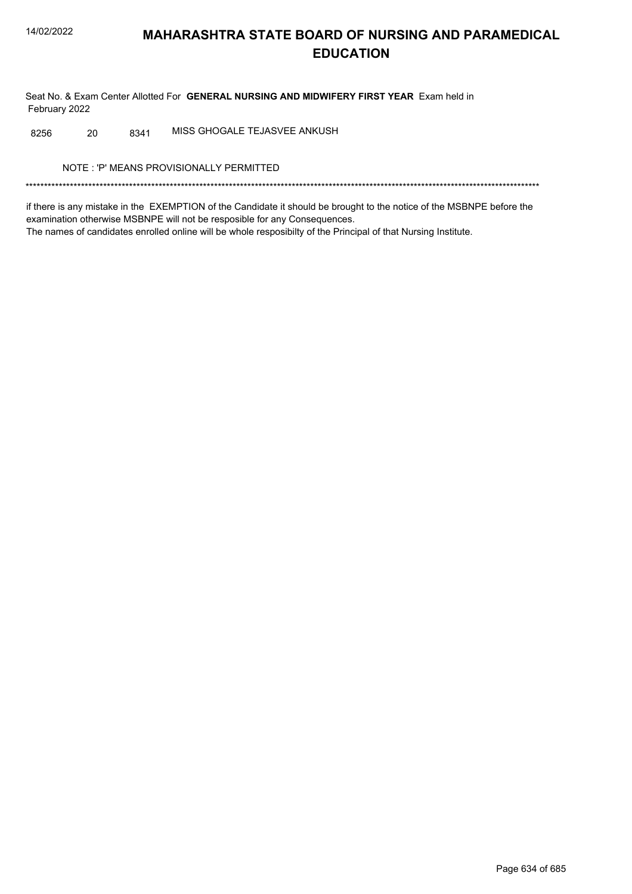# MAHARASHTRA STATE BOARD OF NURSING AND PARAMEDICAL EDUCATION

Seat No. & Exam Center Allotted For **GENERAL NURSING AND MIDWIFERY FIRST YEAR** Exam held in February 2022

| | | | |
|---|---|---|---|
| 8256 | 20 | 8341 | MISS GHOGALE TEJASVEE ANKUSH |

NOTE : 'P' MEANS PROVISIONALLY PERMITTED

*******************************************************************************************************************************************

if there is any mistake in the EXEMPTION of the Candidate it should be brought to the notice of the MSBNPE before the examination otherwise MSBNPE will not be resposible for any Consequences.
The names of candidates enrolled online will be whole resposibilty of the Principal of that Nursing Institute.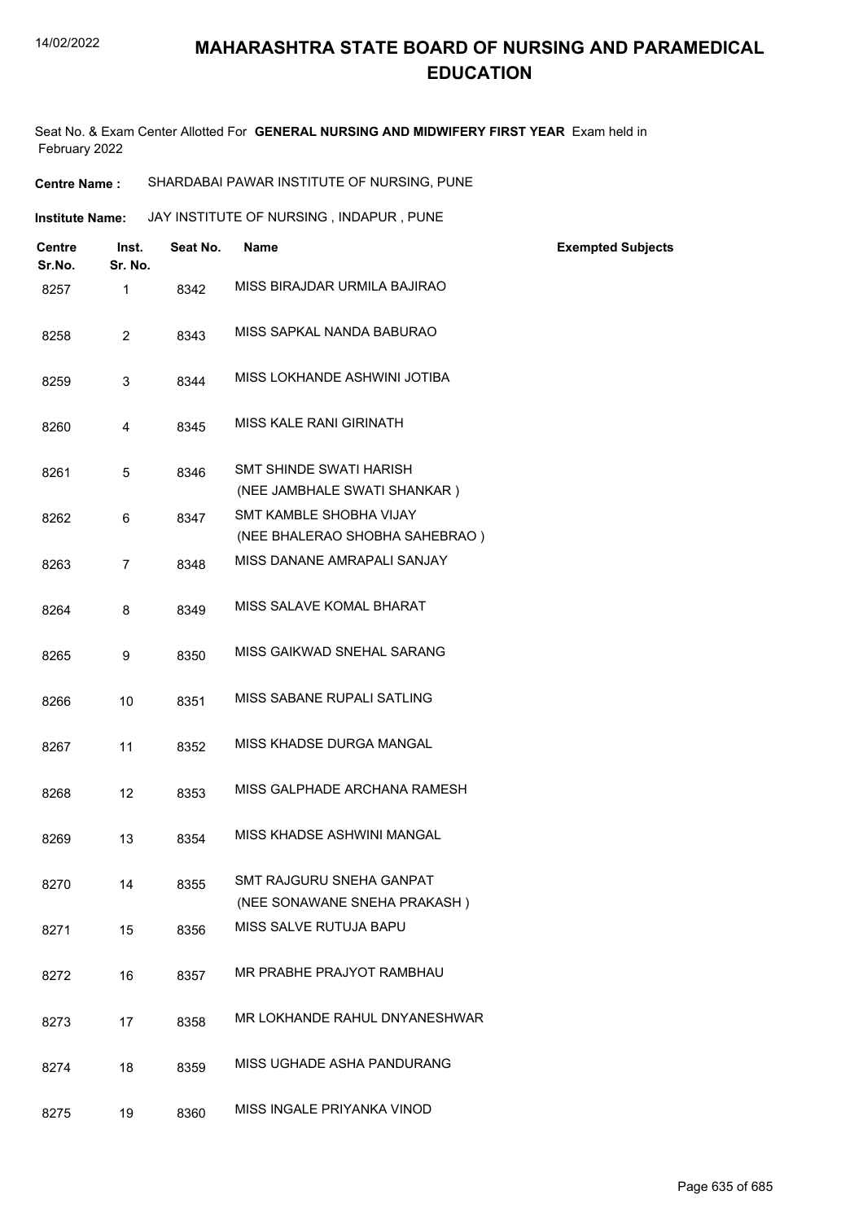# MAHARASHTRA STATE BOARD OF NURSING AND PARAMEDICAL EDUCATION

Seat No. & Exam Center Allotted For **GENERAL NURSING AND MIDWIFERY FIRST YEAR** Exam held in February 2022

**Centre Name :** SHARDABAI PAWAR INSTITUTE OF NURSING, PUNE

**Institute Name:** JAY INSTITUTE OF NURSING , INDAPUR , PUNE

| Centre Sr.No. | Inst. Sr. No. | Seat No. | Name | Exempted Subjects |
|---|---|---|---|---|
| 8257 | 1 | 8342 | MISS BIRAJDAR URMILA BAJIRAO | |
| 8258 | 2 | 8343 | MISS SAPKAL NANDA BABURAO | |
| 8259 | 3 | 8344 | MISS LOKHANDE ASHWINI JOTIBA | |
| 8260 | 4 | 8345 | MISS KALE RANI GIRINATH | |
| 8261 | 5 | 8346 | SMT SHINDE SWATI HARISH (NEE JAMBHALE SWATI SHANKAR ) | |
| 8262 | 6 | 8347 | SMT KAMBLE SHOBHA VIJAY (NEE BHALERAO SHOBHA SAHEBRAO ) | |
| 8263 | 7 | 8348 | MISS DANANE AMRAPALI SANJAY | |
| 8264 | 8 | 8349 | MISS SALAVE KOMAL BHARAT | |
| 8265 | 9 | 8350 | MISS GAIKWAD SNEHAL SARANG | |
| 8266 | 10 | 8351 | MISS SABANE RUPALI SATLING | |
| 8267 | 11 | 8352 | MISS KHADSE DURGA MANGAL | |
| 8268 | 12 | 8353 | MISS GALPHADE ARCHANA RAMESH | |
| 8269 | 13 | 8354 | MISS KHADSE ASHWINI MANGAL | |
| 8270 | 14 | 8355 | SMT RAJGURU SNEHA GANPAT (NEE SONAWANE SNEHA PRAKASH ) | |
| 8271 | 15 | 8356 | MISS SALVE RUTUJA BAPU | |
| 8272 | 16 | 8357 | MR PRABHE PRAJYOT RAMBHAU | |
| 8273 | 17 | 8358 | MR LOKHANDE RAHUL DNYANESHWAR | |
| 8274 | 18 | 8359 | MISS UGHADE ASHA PANDURANG | |
| 8275 | 19 | 8360 | MISS INGALE PRIYANKA VINOD | |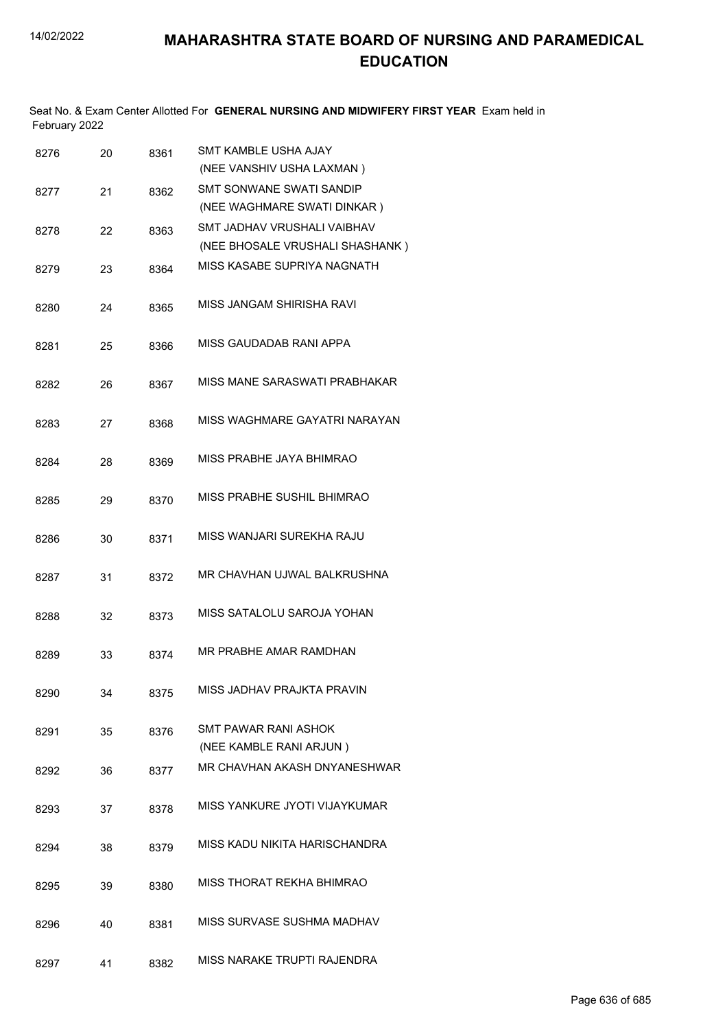# MAHARASHTRA STATE BOARD OF NURSING AND PARAMEDICAL EDUCATION

Seat No. & Exam Center Allotted For **GENERAL NURSING AND MIDWIFERY FIRST YEAR** Exam held in February 2022

| | | | |
|---|---|---|---|
| 8276 | 20 | 8361 | SMT KAMBLE USHA AJAY (NEE VANSHIV USHA LAXMAN ) |
| 8277 | 21 | 8362 | SMT SONWANE SWATI SANDIP (NEE WAGHMARE SWATI DINKAR ) |
| 8278 | 22 | 8363 | SMT JADHAV VRUSHALI VAIBHAV (NEE BHOSALE VRUSHALI SHASHANK ) |
| 8279 | 23 | 8364 | MISS KASABE SUPRIYA NAGNATH |
| 8280 | 24 | 8365 | MISS JANGAM SHIRISHA RAVI |
| 8281 | 25 | 8366 | MISS GAUDADAB RANI APPA |
| 8282 | 26 | 8367 | MISS MANE SARASWATI PRABHAKAR |
| 8283 | 27 | 8368 | MISS WAGHMARE GAYATRI NARAYAN |
| 8284 | 28 | 8369 | MISS PRABHE JAYA BHIMRAO |
| 8285 | 29 | 8370 | MISS PRABHE SUSHIL BHIMRAO |
| 8286 | 30 | 8371 | MISS WANJARI SUREKHA RAJU |
| 8287 | 31 | 8372 | MR CHAVHAN UJWAL BALKRUSHNA |
| 8288 | 32 | 8373 | MISS SATALOLU SAROJA YOHAN |
| 8289 | 33 | 8374 | MR PRABHE AMAR RAMDHAN |
| 8290 | 34 | 8375 | MISS JADHAV PRAJKTA PRAVIN |
| 8291 | 35 | 8376 | SMT PAWAR RANI ASHOK (NEE KAMBLE RANI ARJUN ) |
| 8292 | 36 | 8377 | MR CHAVHAN AKASH DNYANESHWAR |
| 8293 | 37 | 8378 | MISS YANKURE JYOTI VIJAYKUMAR |
| 8294 | 38 | 8379 | MISS KADU NIKITA HARISCHANDRA |
| 8295 | 39 | 8380 | MISS THORAT REKHA BHIMRAO |
| 8296 | 40 | 8381 | MISS SURVASE SUSHMA MADHAV |
| 8297 | 41 | 8382 | MISS NARAKE TRUPTI RAJENDRA |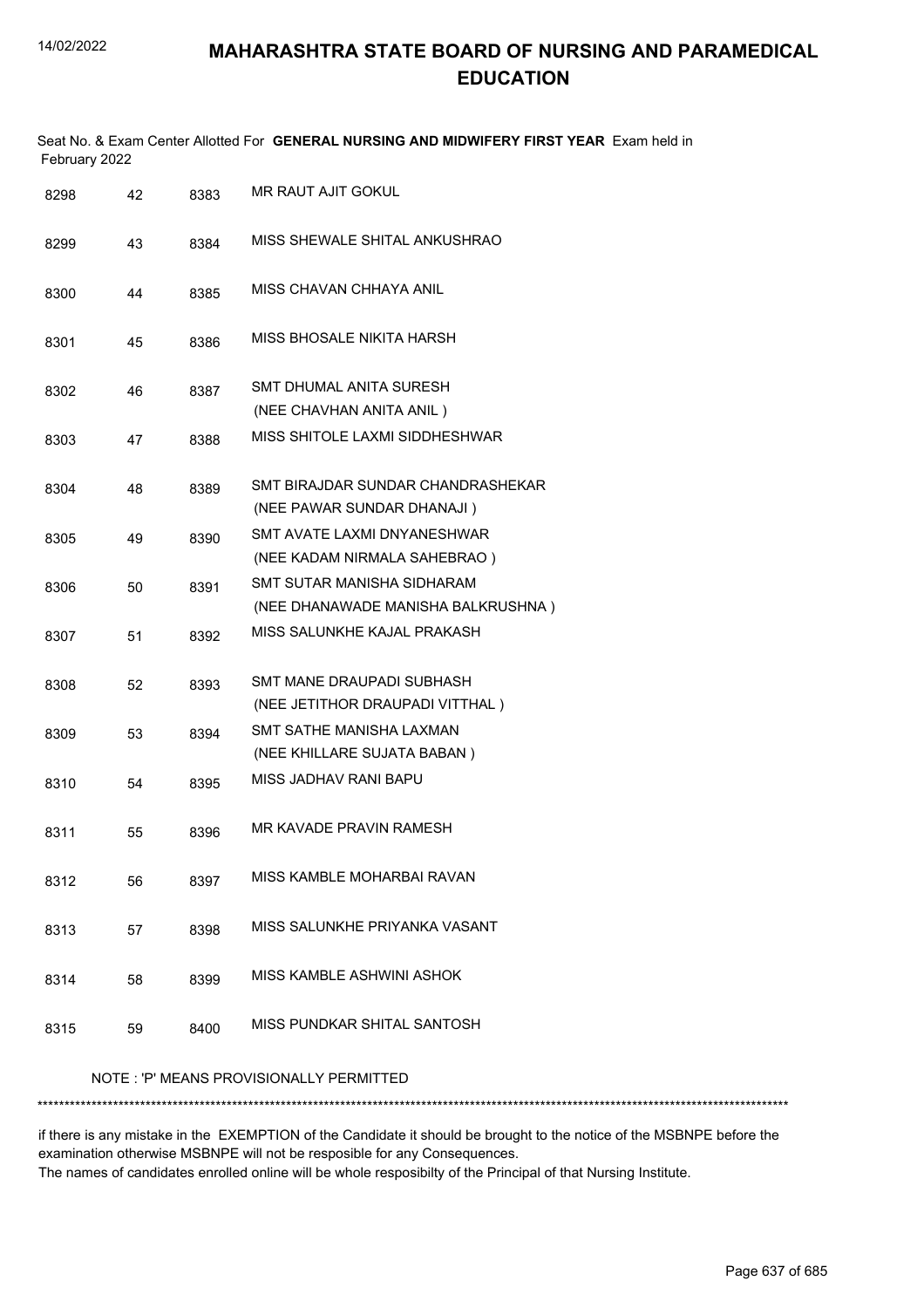# MAHARASHTRA STATE BOARD OF NURSING AND PARAMEDICAL EDUCATION

Seat No. & Exam Center Allotted For **GENERAL NURSING AND MIDWIFERY FIRST YEAR** Exam held in February 2022

| | | | |
|---|---|---|---|
| 8298 | 42 | 8383 | MR RAUT AJIT GOKUL |
| 8299 | 43 | 8384 | MISS SHEWALE SHITAL ANKUSHRAO |
| 8300 | 44 | 8385 | MISS CHAVAN CHHAYA ANIL |
| 8301 | 45 | 8386 | MISS BHOSALE NIKITA HARSH |
| 8302 | 46 | 8387 | SMT DHUMAL ANITA SURESH (NEE CHAVHAN ANITA ANIL ) |
| 8303 | 47 | 8388 | MISS SHITOLE LAXMI SIDDHESHWAR |
| 8304 | 48 | 8389 | SMT BIRAJDAR SUNDAR CHANDRASHEKAR (NEE PAWAR SUNDAR DHANAJI ) |
| 8305 | 49 | 8390 | SMT AVATE LAXMI DNYANESHWAR (NEE KADAM NIRMALA SAHEBRAO ) |
| 8306 | 50 | 8391 | SMT SUTAR MANISHA SIDHARAM (NEE DHANAWADE MANISHA BALKRUSHNA ) |
| 8307 | 51 | 8392 | MISS SALUNKHE KAJAL PRAKASH |
| 8308 | 52 | 8393 | SMT MANE DRAUPADI SUBHASH (NEE JETITHOR DRAUPADI VITTHAL ) |
| 8309 | 53 | 8394 | SMT SATHE MANISHA LAXMAN (NEE KHILLARE SUJATA BABAN ) |
| 8310 | 54 | 8395 | MISS JADHAV RANI BAPU |
| 8311 | 55 | 8396 | MR KAVADE PRAVIN RAMESH |
| 8312 | 56 | 8397 | MISS KAMBLE MOHARBAI RAVAN |
| 8313 | 57 | 8398 | MISS SALUNKHE PRIYANKA VASANT |
| 8314 | 58 | 8399 | MISS KAMBLE ASHWINI ASHOK |
| 8315 | 59 | 8400 | MISS PUNDKAR SHITAL SANTOSH |

NOTE : 'P' MEANS PROVISIONALLY PERMITTED

*******************************************************************************************************************************************

if there is any mistake in the EXEMPTION of the Candidate it should be brought to the notice of the MSBNPE before the examination otherwise MSBNPE will not be resposible for any Consequences.
The names of candidates enrolled online will be whole resposibilty of the Principal of that Nursing Institute.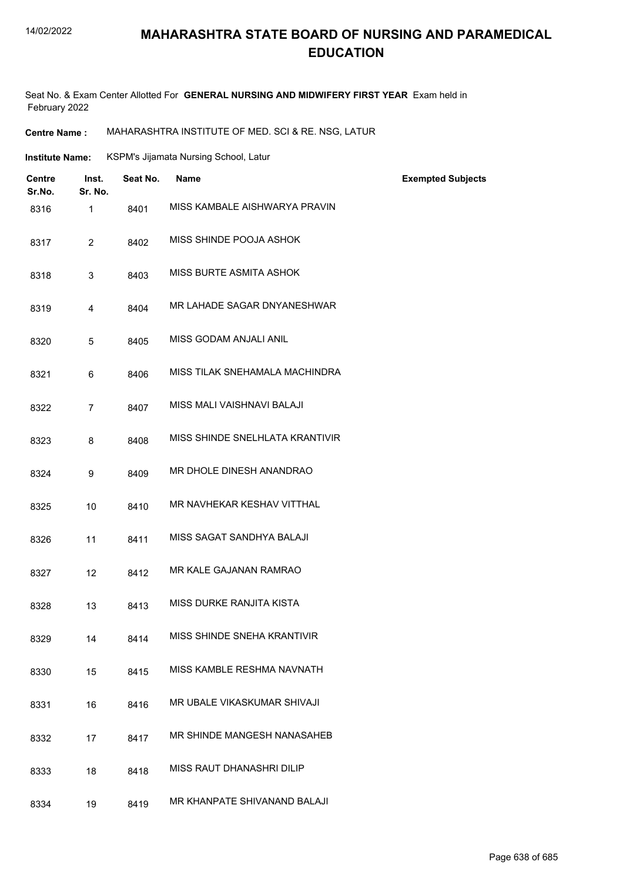# MAHARASHTRA STATE BOARD OF NURSING AND PARAMEDICAL EDUCATION

Seat No. & Exam Center Allotted For **GENERAL NURSING AND MIDWIFERY FIRST YEAR** Exam held in February 2022

**Centre Name :** MAHARASHTRA INSTITUTE OF MED. SCI & RE. NSG, LATUR

**Institute Name:** KSPM's Jijamata Nursing School, Latur

| Centre Sr.No. | Inst. Sr. No. | Seat No. | Name | Exempted Subjects |
|---|---|---|---|---|
| 8316 | 1 | 8401 | MISS KAMBALE AISHWARYA PRAVIN | |
| 8317 | 2 | 8402 | MISS SHINDE POOJA ASHOK | |
| 8318 | 3 | 8403 | MISS BURTE ASMITA ASHOK | |
| 8319 | 4 | 8404 | MR LAHADE SAGAR DNYANESHWAR | |
| 8320 | 5 | 8405 | MISS GODAM ANJALI ANIL | |
| 8321 | 6 | 8406 | MISS TILAK SNEHAMALA MACHINDRA | |
| 8322 | 7 | 8407 | MISS MALI VAISHNAVI BALAJI | |
| 8323 | 8 | 8408 | MISS SHINDE SNELHLATA KRANTIVIR | |
| 8324 | 9 | 8409 | MR DHOLE DINESH ANANDRAO | |
| 8325 | 10 | 8410 | MR NAVHEKAR KESHAV VITTHAL | |
| 8326 | 11 | 8411 | MISS SAGAT SANDHYA BALAJI | |
| 8327 | 12 | 8412 | MR KALE GAJANAN RAMRAO | |
| 8328 | 13 | 8413 | MISS DURKE RANJITA KISTA | |
| 8329 | 14 | 8414 | MISS SHINDE SNEHA KRANTIVIR | |
| 8330 | 15 | 8415 | MISS KAMBLE RESHMA NAVNATH | |
| 8331 | 16 | 8416 | MR UBALE VIKASKUMAR SHIVAJI | |
| 8332 | 17 | 8417 | MR SHINDE MANGESH NANASAHEB | |
| 8333 | 18 | 8418 | MISS RAUT DHANASHRI DILIP | |
| 8334 | 19 | 8419 | MR KHANPATE SHIVANAND BALAJI | |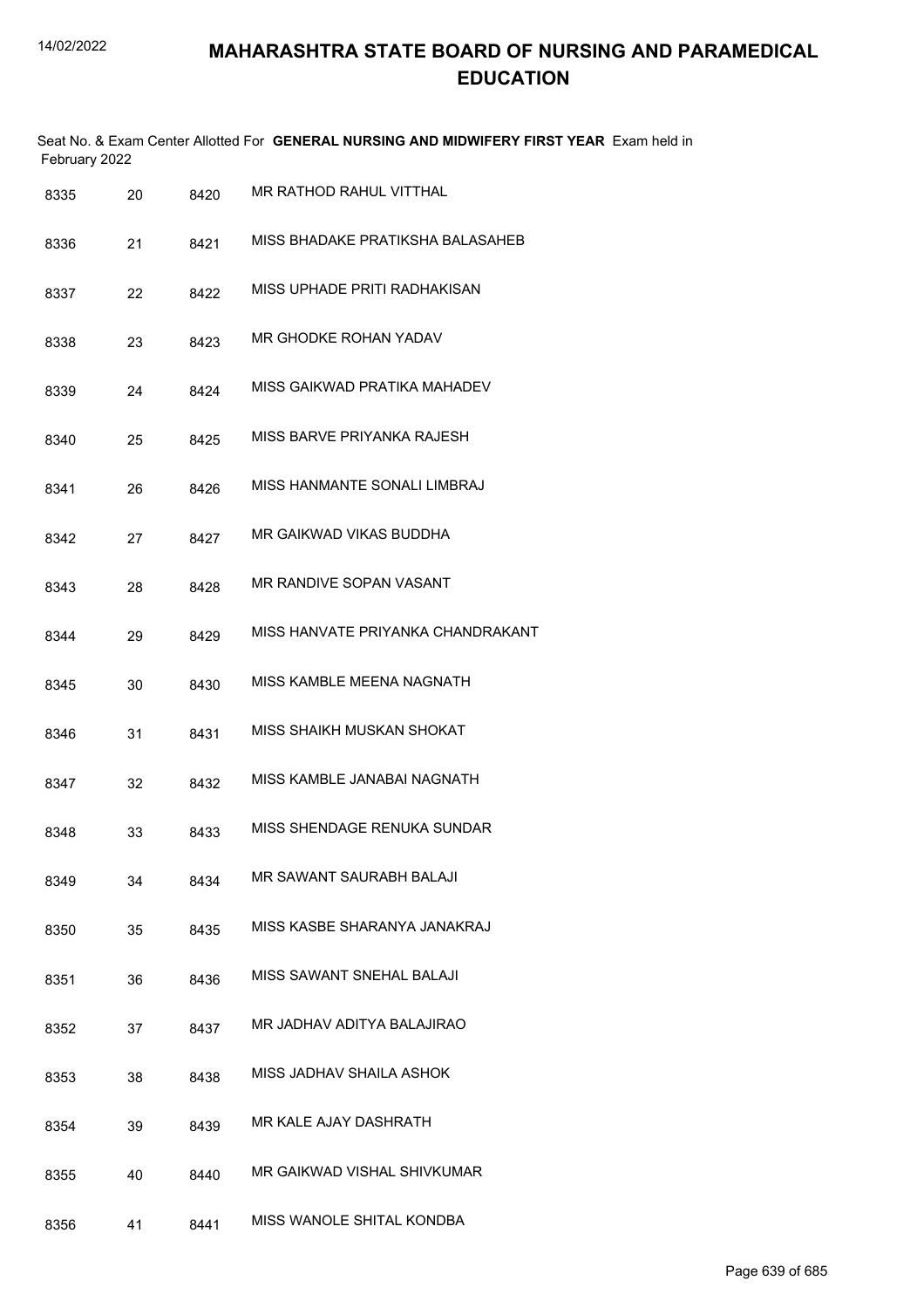# MAHARASHTRA STATE BOARD OF NURSING AND PARAMEDICAL EDUCATION

Seat No. & Exam Center Allotted For **GENERAL NURSING AND MIDWIFERY FIRST YEAR** Exam held in February 2022

| | | | |
|---|---|---|---|
| 8335 | 20 | 8420 | MR RATHOD RAHUL VITTHAL |
| 8336 | 21 | 8421 | MISS BHADAKE PRATIKSHA BALASAHEB |
| 8337 | 22 | 8422 | MISS UPHADE PRITI RADHAKISAN |
| 8338 | 23 | 8423 | MR GHODKE ROHAN YADAV |
| 8339 | 24 | 8424 | MISS GAIKWAD PRATIKA MAHADEV |
| 8340 | 25 | 8425 | MISS BARVE PRIYANKA RAJESH |
| 8341 | 26 | 8426 | MISS HANMANTE SONALI LIMBRAJ |
| 8342 | 27 | 8427 | MR GAIKWAD VIKAS BUDDHA |
| 8343 | 28 | 8428 | MR RANDIVE SOPAN VASANT |
| 8344 | 29 | 8429 | MISS HANVATE PRIYANKA CHANDRAKANT |
| 8345 | 30 | 8430 | MISS KAMBLE MEENA NAGNATH |
| 8346 | 31 | 8431 | MISS SHAIKH MUSKAN SHOKAT |
| 8347 | 32 | 8432 | MISS KAMBLE JANABAI NAGNATH |
| 8348 | 33 | 8433 | MISS SHENDAGE RENUKA SUNDAR |
| 8349 | 34 | 8434 | MR SAWANT SAURABH BALAJI |
| 8350 | 35 | 8435 | MISS KASBE SHARANYA JANAKRAJ |
| 8351 | 36 | 8436 | MISS SAWANT SNEHAL BALAJI |
| 8352 | 37 | 8437 | MR JADHAV ADITYA BALAJIRAO |
| 8353 | 38 | 8438 | MISS JADHAV SHAILA ASHOK |
| 8354 | 39 | 8439 | MR KALE AJAY DASHRATH |
| 8355 | 40 | 8440 | MR GAIKWAD VISHAL SHIVKUMAR |
| 8356 | 41 | 8441 | MISS WANOLE SHITAL KONDBA |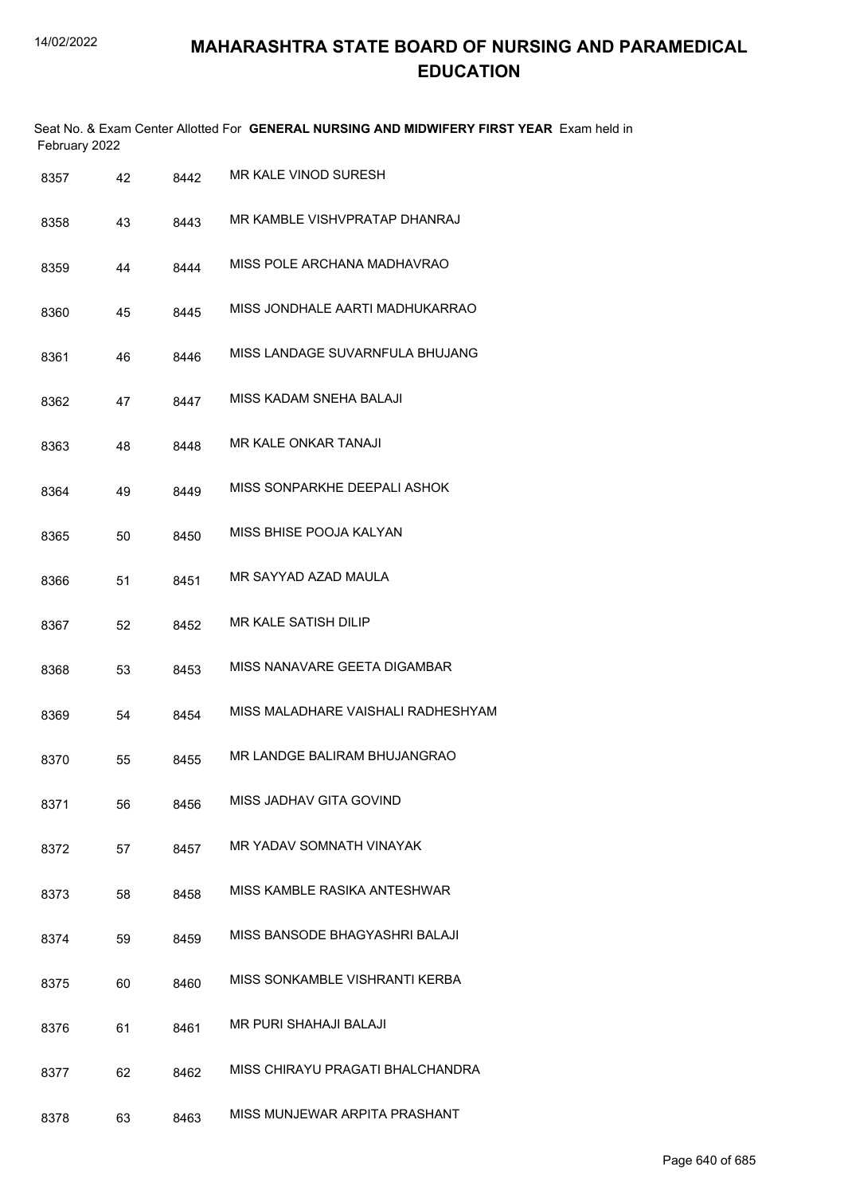# MAHARASHTRA STATE BOARD OF NURSING AND PARAMEDICAL EDUCATION

Seat No. & Exam Center Allotted For **GENERAL NURSING AND MIDWIFERY FIRST YEAR** Exam held in February 2022

| | | | |
|---|---|---|---|
| 8357 | 42 | 8442 | MR KALE VINOD SURESH |
| 8358 | 43 | 8443 | MR KAMBLE VISHVPRATAP DHANRAJ |
| 8359 | 44 | 8444 | MISS POLE ARCHANA MADHAVRAO |
| 8360 | 45 | 8445 | MISS JONDHALE AARTI MADHUKARRAO |
| 8361 | 46 | 8446 | MISS LANDAGE SUVARNFULA BHUJANG |
| 8362 | 47 | 8447 | MISS KADAM SNEHA BALAJI |
| 8363 | 48 | 8448 | MR KALE ONKAR TANAJI |
| 8364 | 49 | 8449 | MISS SONPARKHE DEEPALI ASHOK |
| 8365 | 50 | 8450 | MISS BHISE POOJA KALYAN |
| 8366 | 51 | 8451 | MR SAYYAD AZAD MAULA |
| 8367 | 52 | 8452 | MR KALE SATISH DILIP |
| 8368 | 53 | 8453 | MISS NANAVARE GEETA DIGAMBAR |
| 8369 | 54 | 8454 | MISS MALADHARE VAISHALI RADHESHYAM |
| 8370 | 55 | 8455 | MR LANDGE BALIRAM BHUJANGRAO |
| 8371 | 56 | 8456 | MISS JADHAV GITA GOVIND |
| 8372 | 57 | 8457 | MR YADAV SOMNATH VINAYAK |
| 8373 | 58 | 8458 | MISS KAMBLE RASIKA ANTESHWAR |
| 8374 | 59 | 8459 | MISS BANSODE BHAGYASHRI BALAJI |
| 8375 | 60 | 8460 | MISS SONKAMBLE VISHRANTI KERBA |
| 8376 | 61 | 8461 | MR PURI SHAHAJI BALAJI |
| 8377 | 62 | 8462 | MISS CHIRAYU PRAGATI BHALCHANDRA |
| 8378 | 63 | 8463 | MISS MUNJEWAR ARPITA PRASHANT |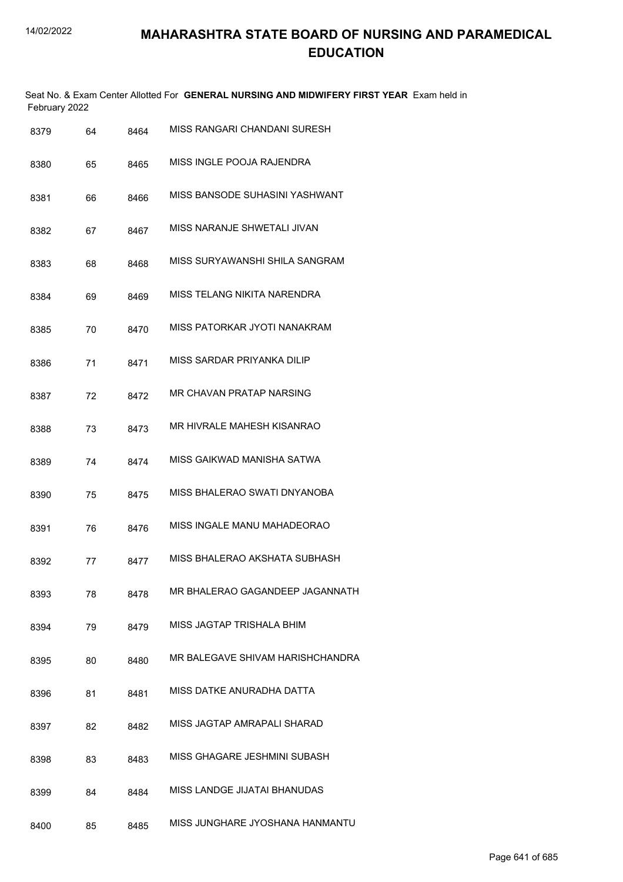# MAHARASHTRA STATE BOARD OF NURSING AND PARAMEDICAL EDUCATION

Seat No. & Exam Center Allotted For **GENERAL NURSING AND MIDWIFERY FIRST YEAR** Exam held in February 2022

| | | | |
|---|---|---|---|
| 8379 | 64 | 8464 | MISS RANGARI CHANDANI SURESH |
| 8380 | 65 | 8465 | MISS INGLE POOJA RAJENDRA |
| 8381 | 66 | 8466 | MISS BANSODE SUHASINI YASHWANT |
| 8382 | 67 | 8467 | MISS NARANJE SHWETALI JIVAN |
| 8383 | 68 | 8468 | MISS SURYAWANSHI SHILA SANGRAM |
| 8384 | 69 | 8469 | MISS TELANG NIKITA NARENDRA |
| 8385 | 70 | 8470 | MISS PATORKAR JYOTI NANAKRAM |
| 8386 | 71 | 8471 | MISS SARDAR PRIYANKA DILIP |
| 8387 | 72 | 8472 | MR CHAVAN PRATAP NARSING |
| 8388 | 73 | 8473 | MR HIVRALE MAHESH KISANRAO |
| 8389 | 74 | 8474 | MISS GAIKWAD MANISHA SATWA |
| 8390 | 75 | 8475 | MISS BHALERAO SWATI DNYANOBA |
| 8391 | 76 | 8476 | MISS INGALE MANU MAHADEORAO |
| 8392 | 77 | 8477 | MISS BHALERAO AKSHATA SUBHASH |
| 8393 | 78 | 8478 | MR BHALERAO GAGANDEEP JAGANNATH |
| 8394 | 79 | 8479 | MISS JAGTAP TRISHALA BHIM |
| 8395 | 80 | 8480 | MR BALEGAVE SHIVAM HARISHCHANDRA |
| 8396 | 81 | 8481 | MISS DATKE ANURADHA DATTA |
| 8397 | 82 | 8482 | MISS JAGTAP AMRAPALI SHARAD |
| 8398 | 83 | 8483 | MISS GHAGARE JESHMINI SUBASH |
| 8399 | 84 | 8484 | MISS LANDGE JIJATAI BHANUDAS |
| 8400 | 85 | 8485 | MISS JUNGHARE JYOSHANA HANMANTU |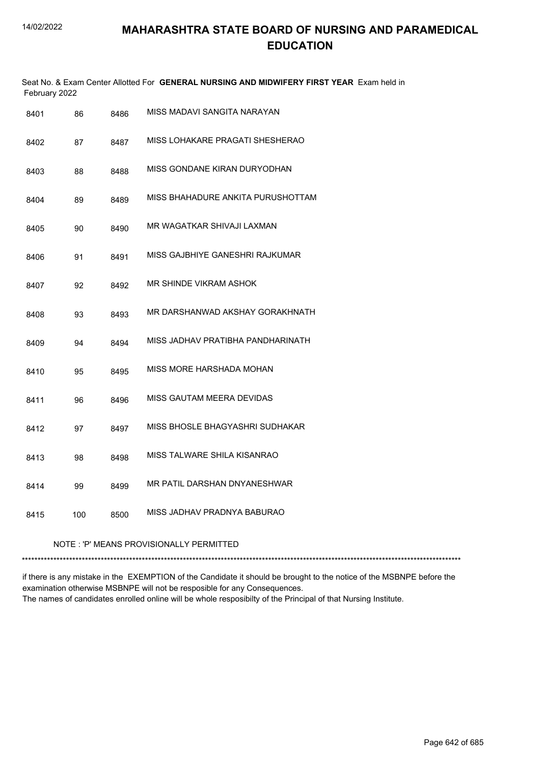# MAHARASHTRA STATE BOARD OF NURSING AND PARAMEDICAL EDUCATION

Seat No. & Exam Center Allotted For **GENERAL NURSING AND MIDWIFERY FIRST YEAR** Exam held in February 2022

| | | | |
|---|---|---|---|
| 8401 | 86 | 8486 | MISS MADAVI SANGITA NARAYAN |
| 8402 | 87 | 8487 | MISS LOHAKARE PRAGATI SHESHERAO |
| 8403 | 88 | 8488 | MISS GONDANE KIRAN DURYODHAN |
| 8404 | 89 | 8489 | MISS BHAHADURE ANKITA PURUSHOTTAM |
| 8405 | 90 | 8490 | MR WAGATKAR SHIVAJI LAXMAN |
| 8406 | 91 | 8491 | MISS GAJBHIYE GANESHRI RAJKUMAR |
| 8407 | 92 | 8492 | MR SHINDE VIKRAM ASHOK |
| 8408 | 93 | 8493 | MR DARSHANWAD AKSHAY GORAKHNATH |
| 8409 | 94 | 8494 | MISS JADHAV PRATIBHA PANDHARINATH |
| 8410 | 95 | 8495 | MISS MORE HARSHADA MOHAN |
| 8411 | 96 | 8496 | MISS GAUTAM MEERA DEVIDAS |
| 8412 | 97 | 8497 | MISS BHOSLE BHAGYASHRI SUDHAKAR |
| 8413 | 98 | 8498 | MISS TALWARE SHILA KISANRAO |
| 8414 | 99 | 8499 | MR PATIL DARSHAN DNYANESHWAR |
| 8415 | 100 | 8500 | MISS JADHAV PRADNYA BABURAO |

NOTE : 'P' MEANS PROVISIONALLY PERMITTED

******************************************************************************************************************************************

if there is any mistake in the EXEMPTION of the Candidate it should be brought to the notice of the MSBNPE before the examination otherwise MSBNPE will not be resposible for any Consequences.
The names of candidates enrolled online will be whole resposibilty of the Principal of that Nursing Institute.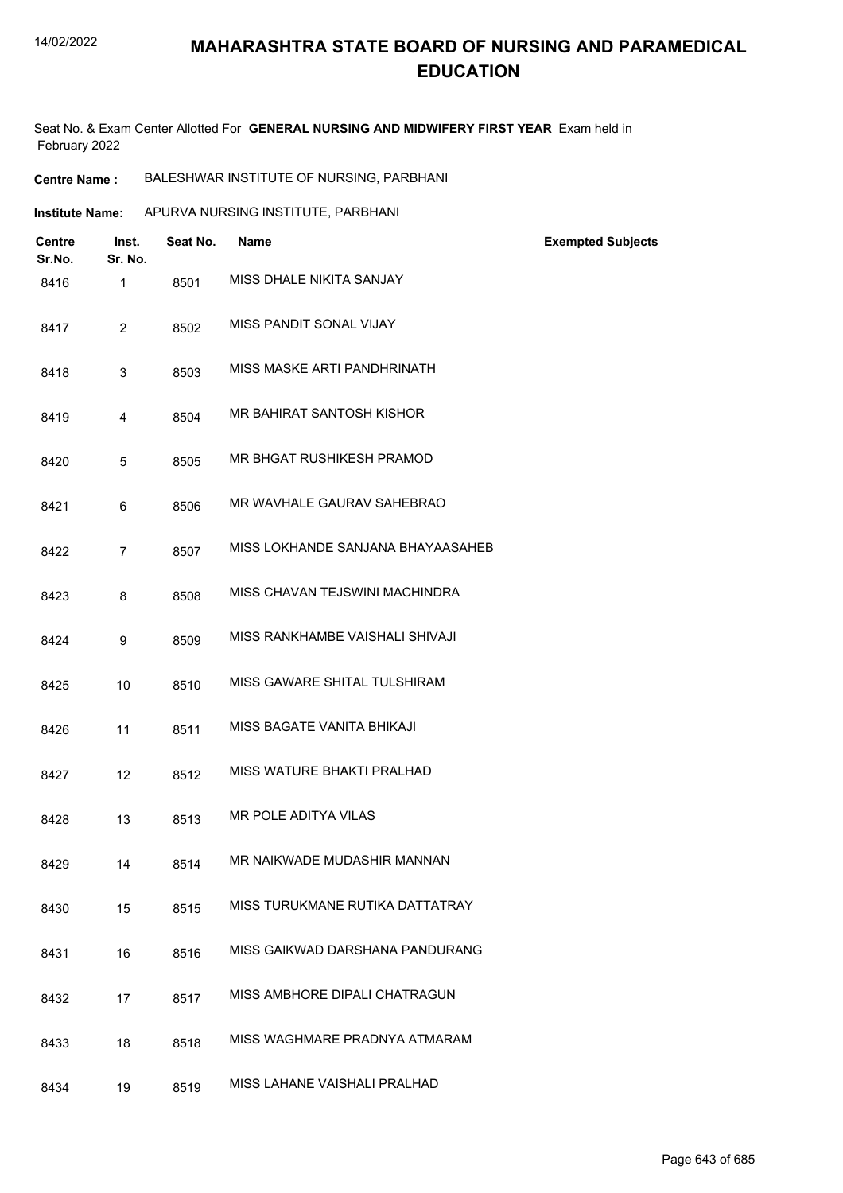# MAHARASHTRA STATE BOARD OF NURSING AND PARAMEDICAL EDUCATION

Seat No. & Exam Center Allotted For **GENERAL NURSING AND MIDWIFERY FIRST YEAR** Exam held in February 2022

**Centre Name :** BALESHWAR INSTITUTE OF NURSING, PARBHANI

**Institute Name:** APURVA NURSING INSTITUTE, PARBHANI

| Centre Sr.No. | Inst. Sr. No. | Seat No. | Name | Exempted Subjects |
|---|---|---|---|---|
| 8416 | 1 | 8501 | MISS DHALE NIKITA SANJAY | |
| 8417 | 2 | 8502 | MISS PANDIT SONAL VIJAY | |
| 8418 | 3 | 8503 | MISS MASKE ARTI PANDHRINATH | |
| 8419 | 4 | 8504 | MR BAHIRAT SANTOSH KISHOR | |
| 8420 | 5 | 8505 | MR BHGAT RUSHIKESH PRAMOD | |
| 8421 | 6 | 8506 | MR WAVHALE GAURAV SAHEBRAO | |
| 8422 | 7 | 8507 | MISS LOKHANDE SANJANA BHAYAASAHEB | |
| 8423 | 8 | 8508 | MISS CHAVAN TEJSWINI MACHINDRA | |
| 8424 | 9 | 8509 | MISS RANKHAMBE VAISHALI SHIVAJI | |
| 8425 | 10 | 8510 | MISS GAWARE SHITAL TULSHIRAM | |
| 8426 | 11 | 8511 | MISS BAGATE VANITA BHIKAJI | |
| 8427 | 12 | 8512 | MISS WATURE BHAKTI PRALHAD | |
| 8428 | 13 | 8513 | MR POLE ADITYA VILAS | |
| 8429 | 14 | 8514 | MR NAIKWADE MUDASHIR MANNAN | |
| 8430 | 15 | 8515 | MISS TURUKMANE RUTIKA DATTATRAY | |
| 8431 | 16 | 8516 | MISS GAIKWAD DARSHANA PANDURANG | |
| 8432 | 17 | 8517 | MISS AMBHORE DIPALI CHATRAGUN | |
| 8433 | 18 | 8518 | MISS WAGHMARE PRADNYA ATMARAM | |
| 8434 | 19 | 8519 | MISS LAHANE VAISHALI PRALHAD | |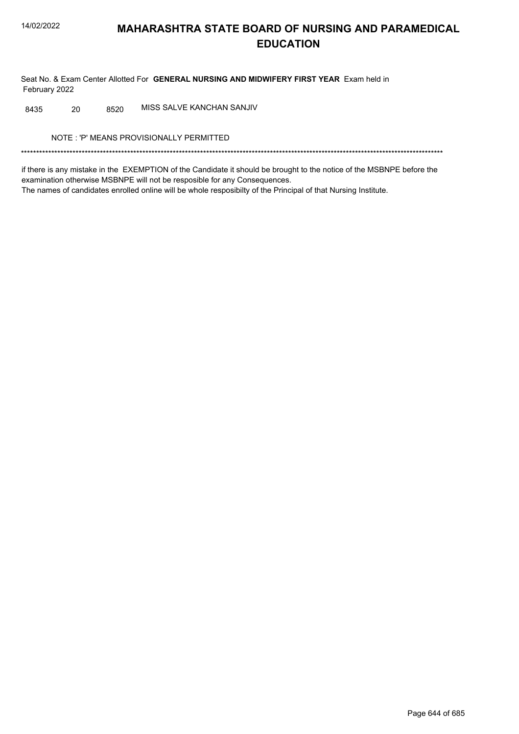# MAHARASHTRA STATE BOARD OF NURSING AND PARAMEDICAL EDUCATION

Seat No. & Exam Center Allotted For **GENERAL NURSING AND MIDWIFERY FIRST YEAR** Exam held in February 2022

| | | | |
|---|---|---|---|
| 8435 | 20 | 8520 | MISS SALVE KANCHAN SANJIV |

NOTE : 'P' MEANS PROVISIONALLY PERMITTED

*******************************************************************************************************************************************

if there is any mistake in the EXEMPTION of the Candidate it should be brought to the notice of the MSBNPE before the examination otherwise MSBNPE will not be resposible for any Consequences.
The names of candidates enrolled online will be whole resposibilty of the Principal of that Nursing Institute.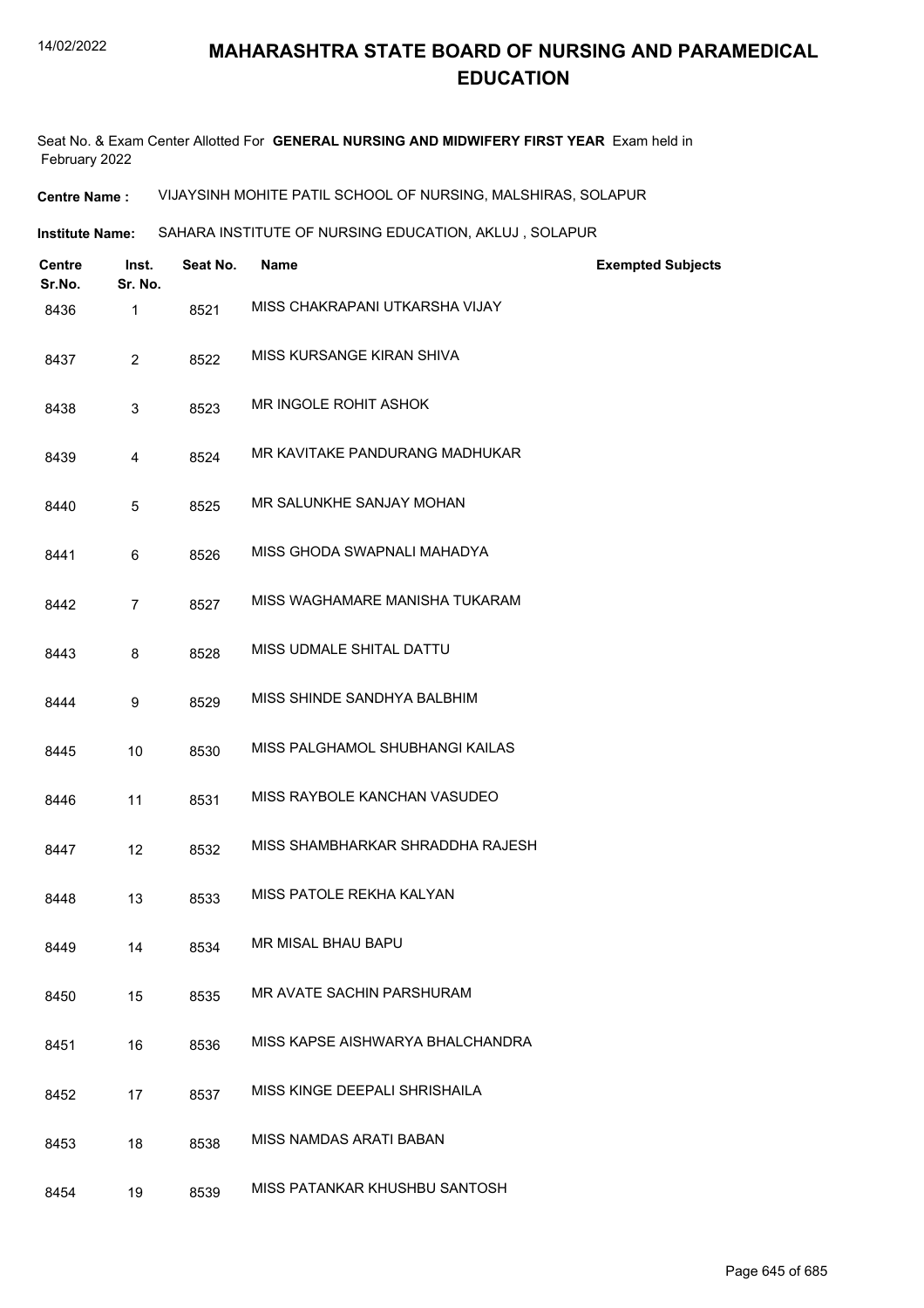# MAHARASHTRA STATE BOARD OF NURSING AND PARAMEDICAL EDUCATION

Seat No. & Exam Center Allotted For **GENERAL NURSING AND MIDWIFERY FIRST YEAR** Exam held in February 2022

**Centre Name :** VIJAYSINH MOHITE PATIL SCHOOL OF NURSING, MALSHIRAS, SOLAPUR

**Institute Name:** SAHARA INSTITUTE OF NURSING EDUCATION, AKLUJ , SOLAPUR

| Centre Sr.No. | Inst. Sr. No. | Seat No. | Name | Exempted Subjects |
|---|---|---|---|---|
| 8436 | 1 | 8521 | MISS CHAKRAPANI UTKARSHA VIJAY | |
| 8437 | 2 | 8522 | MISS KURSANGE KIRAN SHIVA | |
| 8438 | 3 | 8523 | MR INGOLE ROHIT ASHOK | |
| 8439 | 4 | 8524 | MR KAVITAKE PANDURANG MADHUKAR | |
| 8440 | 5 | 8525 | MR SALUNKHE SANJAY MOHAN | |
| 8441 | 6 | 8526 | MISS GHODA SWAPNALI MAHADYA | |
| 8442 | 7 | 8527 | MISS WAGHAMARE MANISHA TUKARAM | |
| 8443 | 8 | 8528 | MISS UDMALE SHITAL DATTU | |
| 8444 | 9 | 8529 | MISS SHINDE SANDHYA BALBHIM | |
| 8445 | 10 | 8530 | MISS PALGHAMOL SHUBHANGI KAILAS | |
| 8446 | 11 | 8531 | MISS RAYBOLE KANCHAN VASUDEO | |
| 8447 | 12 | 8532 | MISS SHAMBHARKAR SHRADDHA RAJESH | |
| 8448 | 13 | 8533 | MISS PATOLE REKHA KALYAN | |
| 8449 | 14 | 8534 | MR MISAL BHAU BAPU | |
| 8450 | 15 | 8535 | MR AVATE SACHIN PARSHURAM | |
| 8451 | 16 | 8536 | MISS KAPSE AISHWARYA BHALCHANDRA | |
| 8452 | 17 | 8537 | MISS KINGE DEEPALI SHRISHAILA | |
| 8453 | 18 | 8538 | MISS NAMDAS ARATI BABAN | |
| 8454 | 19 | 8539 | MISS PATANKAR KHUSHBU SANTOSH | |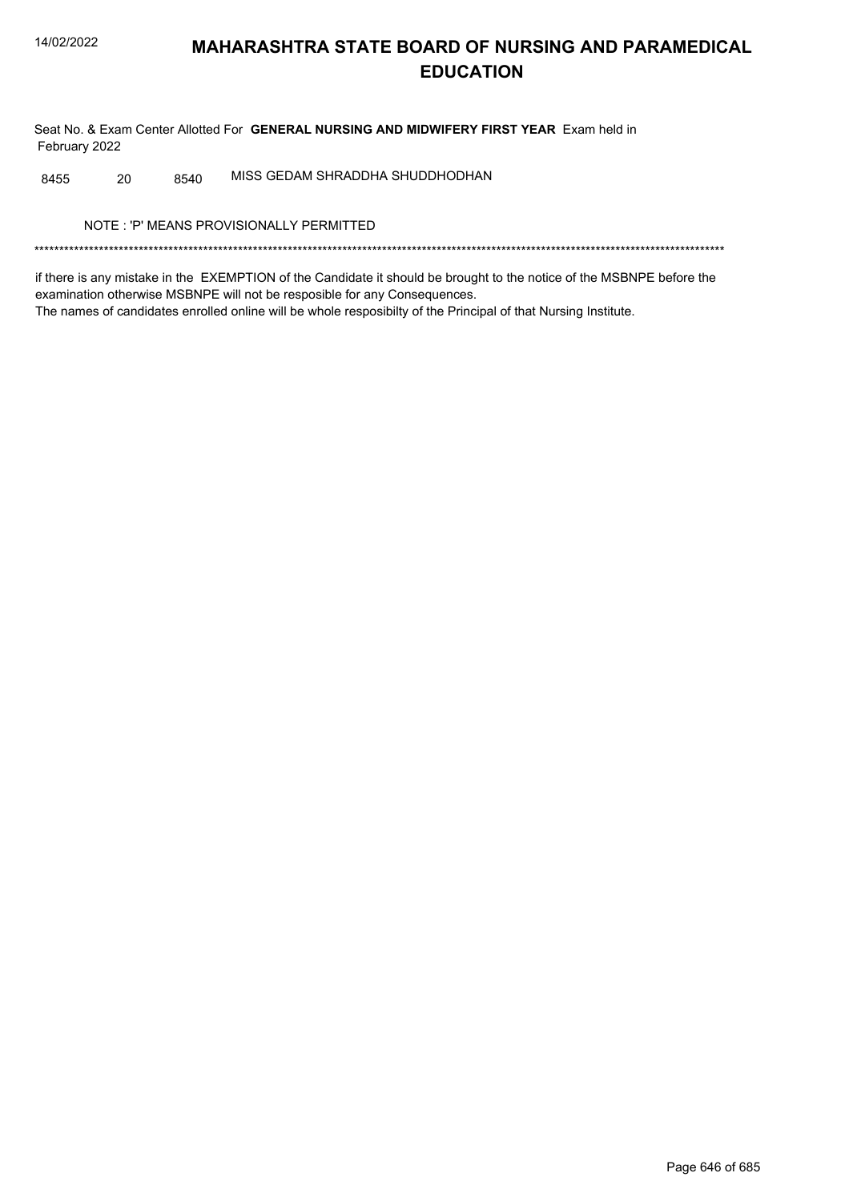# MAHARASHTRA STATE BOARD OF NURSING AND PARAMEDICAL EDUCATION

Seat No. & Exam Center Allotted For **GENERAL NURSING AND MIDWIFERY FIRST YEAR** Exam held in February 2022

| | | | |
|---|---|---|---|
| 8455 | 20 | 8540 | MISS GEDAM SHRADDHA SHUDDHODHAN |

NOTE : 'P' MEANS PROVISIONALLY PERMITTED

*******************************************************************************************************************************************

if there is any mistake in the EXEMPTION of the Candidate it should be brought to the notice of the MSBNPE before the examination otherwise MSBNPE will not be resposible for any Consequences.
The names of candidates enrolled online will be whole resposibilty of the Principal of that Nursing Institute.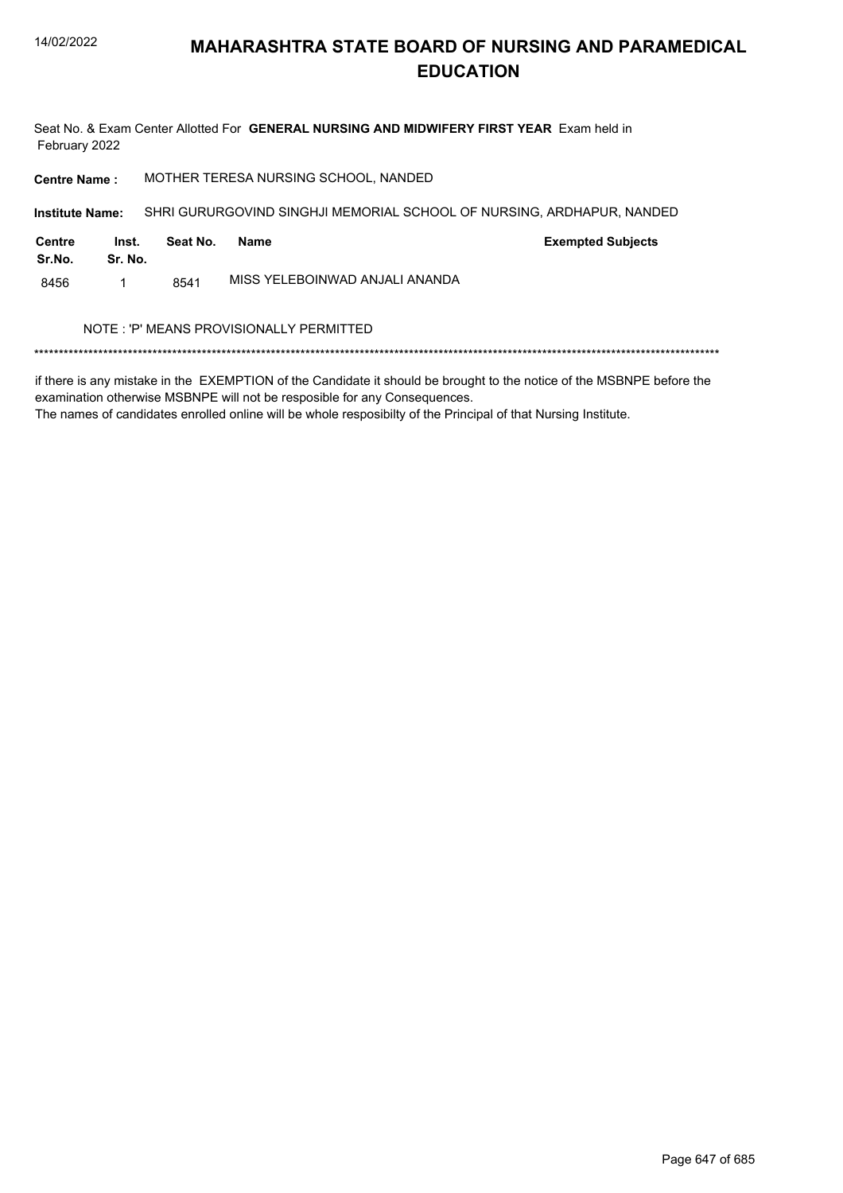# MAHARASHTRA STATE BOARD OF NURSING AND PARAMEDICAL EDUCATION

Seat No. & Exam Center Allotted For **GENERAL NURSING AND MIDWIFERY FIRST YEAR** Exam held in February 2022

**Centre Name :** MOTHER TERESA NURSING SCHOOL, NANDED

**Institute Name:** SHRI GURURGOVIND SINGHJI MEMORIAL SCHOOL OF NURSING, ARDHAPUR, NANDED

| Centre Sr.No. | Inst. Sr. No. | Seat No. | Name | Exempted Subjects |
|---|---|---|---|---|
| 8456 | 1 | 8541 | MISS YELEBOINWAD ANJALI ANANDA | |

NOTE : 'P' MEANS PROVISIONALLY PERMITTED

*******************************************************************************************************************************************

if there is any mistake in the EXEMPTION of the Candidate it should be brought to the notice of the MSBNPE before the examination otherwise MSBNPE will not be resposible for any Consequences.
The names of candidates enrolled online will be whole resposibilty of the Principal of that Nursing Institute.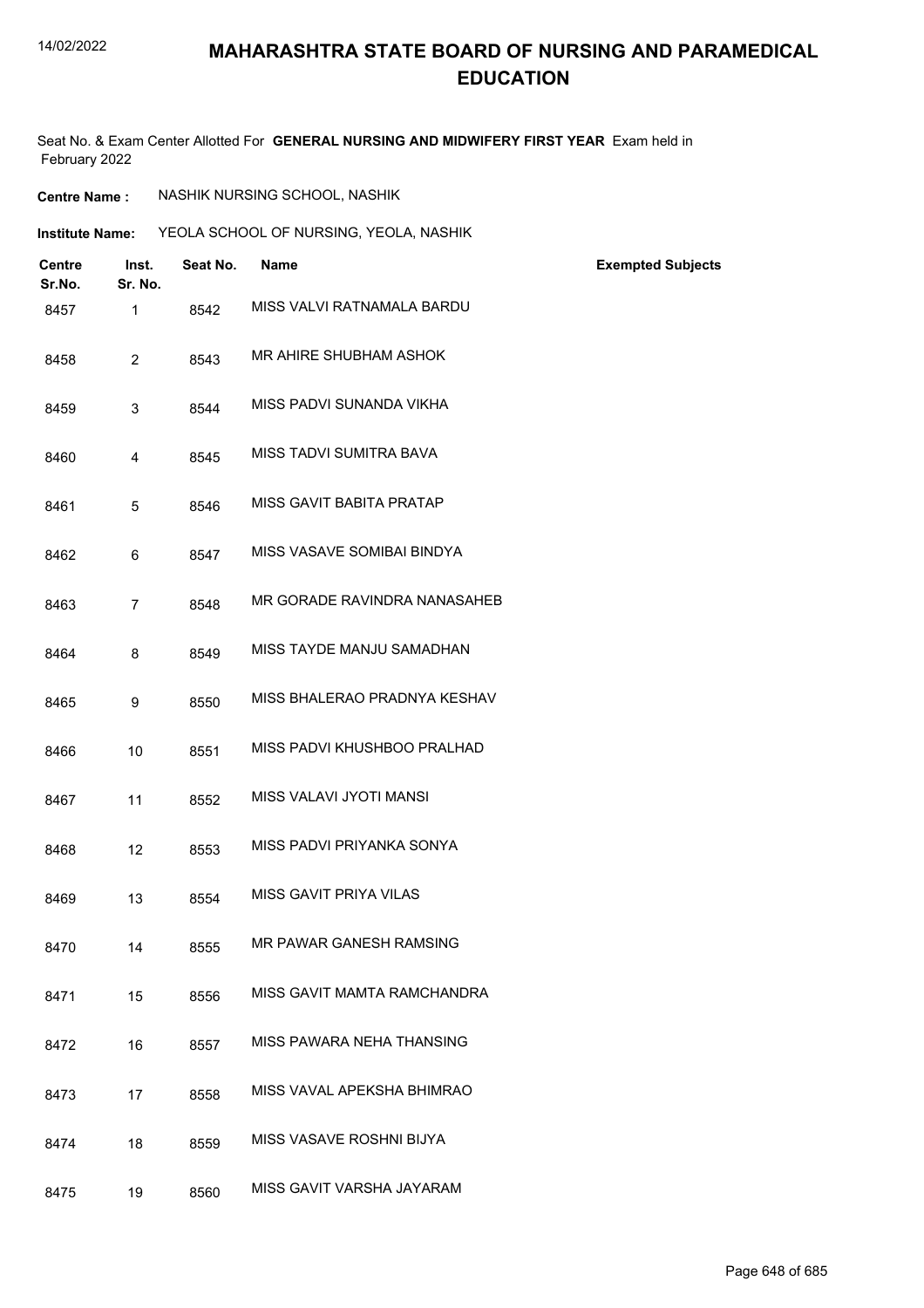# MAHARASHTRA STATE BOARD OF NURSING AND PARAMEDICAL EDUCATION

Seat No. & Exam Center Allotted For **GENERAL NURSING AND MIDWIFERY FIRST YEAR** Exam held in February 2022

**Centre Name :** NASHIK NURSING SCHOOL, NASHIK

**Institute Name:** YEOLA SCHOOL OF NURSING, YEOLA, NASHIK

| Centre Sr.No. | Inst. Sr. No. | Seat No. | Name | Exempted Subjects |
|---|---|---|---|---|
| 8457 | 1 | 8542 | MISS VALVI RATNAMALA BARDU | |
| 8458 | 2 | 8543 | MR AHIRE SHUBHAM ASHOK | |
| 8459 | 3 | 8544 | MISS PADVI SUNANDA VIKHA | |
| 8460 | 4 | 8545 | MISS TADVI SUMITRA BAVA | |
| 8461 | 5 | 8546 | MISS GAVIT BABITA PRATAP | |
| 8462 | 6 | 8547 | MISS VASAVE SOMIBAI BINDYA | |
| 8463 | 7 | 8548 | MR GORADE RAVINDRA NANASAHEB | |
| 8464 | 8 | 8549 | MISS TAYDE MANJU SAMADHAN | |
| 8465 | 9 | 8550 | MISS BHALERAO PRADNYA KESHAV | |
| 8466 | 10 | 8551 | MISS PADVI KHUSHBOO PRALHAD | |
| 8467 | 11 | 8552 | MISS VALAVI JYOTI MANSI | |
| 8468 | 12 | 8553 | MISS PADVI PRIYANKA SONYA | |
| 8469 | 13 | 8554 | MISS GAVIT PRIYA VILAS | |
| 8470 | 14 | 8555 | MR PAWAR GANESH RAMSING | |
| 8471 | 15 | 8556 | MISS GAVIT MAMTA RAMCHANDRA | |
| 8472 | 16 | 8557 | MISS PAWARA NEHA THANSING | |
| 8473 | 17 | 8558 | MISS VAVAL APEKSHA BHIMRAO | |
| 8474 | 18 | 8559 | MISS VASAVE ROSHNI BIJYA | |
| 8475 | 19 | 8560 | MISS GAVIT VARSHA JAYARAM | |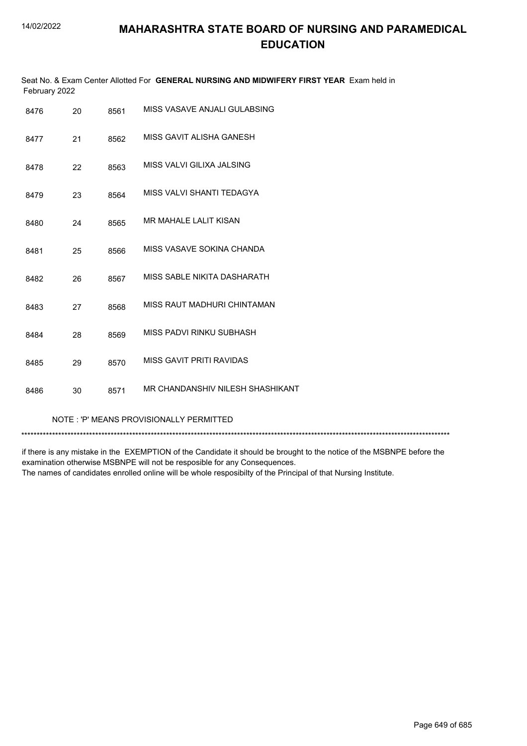# MAHARASHTRA STATE BOARD OF NURSING AND PARAMEDICAL EDUCATION

Seat No. & Exam Center Allotted For **GENERAL NURSING AND MIDWIFERY FIRST YEAR** Exam held in February 2022

| | | | |
|---|---|---|---|
| 8476 | 20 | 8561 | MISS VASAVE ANJALI GULABSING |
| 8477 | 21 | 8562 | MISS GAVIT ALISHA GANESH |
| 8478 | 22 | 8563 | MISS VALVI GILIXA JALSING |
| 8479 | 23 | 8564 | MISS VALVI SHANTI TEDAGYA |
| 8480 | 24 | 8565 | MR MAHALE LALIT KISAN |
| 8481 | 25 | 8566 | MISS VASAVE SOKINA CHANDA |
| 8482 | 26 | 8567 | MISS SABLE NIKITA DASHARATH |
| 8483 | 27 | 8568 | MISS RAUT MADHURI CHINTAMAN |
| 8484 | 28 | 8569 | MISS PADVI RINKU SUBHASH |
| 8485 | 29 | 8570 | MISS GAVIT PRITI RAVIDAS |
| 8486 | 30 | 8571 | MR CHANDANSHIV NILESH SHASHIKANT |

NOTE : 'P' MEANS PROVISIONALLY PERMITTED

*******************************************************************************************************************************************

if there is any mistake in the EXEMPTION of the Candidate it should be brought to the notice of the MSBNPE before the examination otherwise MSBNPE will not be resposible for any Consequences.
The names of candidates enrolled online will be whole resposibilty of the Principal of that Nursing Institute.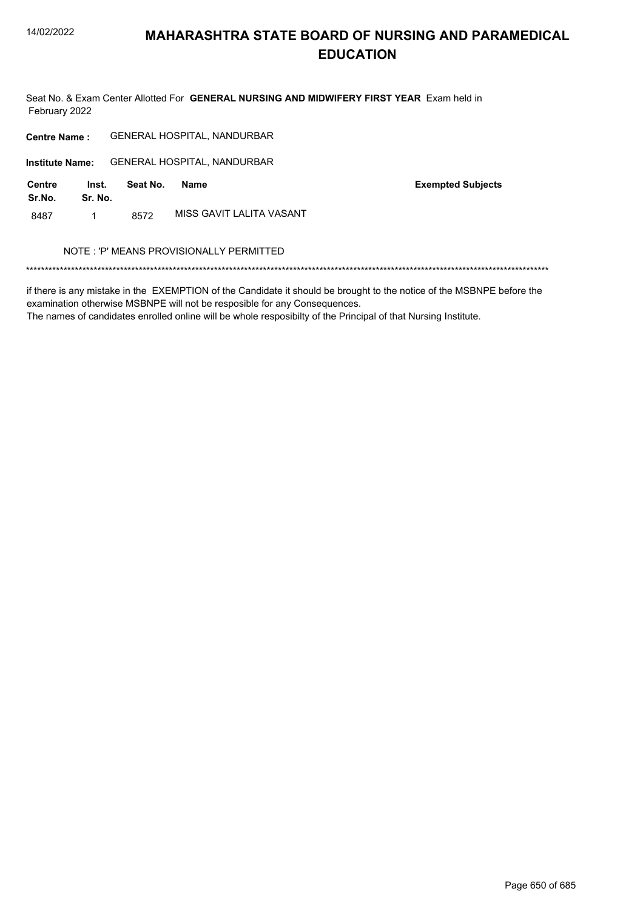# MAHARASHTRA STATE BOARD OF NURSING AND PARAMEDICAL EDUCATION

Seat No. & Exam Center Allotted For **GENERAL NURSING AND MIDWIFERY FIRST YEAR** Exam held in February 2022

**Centre Name :** GENERAL HOSPITAL, NANDURBAR

**Institute Name:** GENERAL HOSPITAL, NANDURBAR

| Centre Sr.No. | Inst. Sr. No. | Seat No. | Name | Exempted Subjects |
|---|---|---|---|---|
| 8487 | 1 | 8572 | MISS GAVIT LALITA VASANT | |

NOTE : 'P' MEANS PROVISIONALLY PERMITTED

******************************************************************************************************************************************

if there is any mistake in the EXEMPTION of the Candidate it should be brought to the notice of the MSBNPE before the examination otherwise MSBNPE will not be resposible for any Consequences.
The names of candidates enrolled online will be whole resposibilty of the Principal of that Nursing Institute.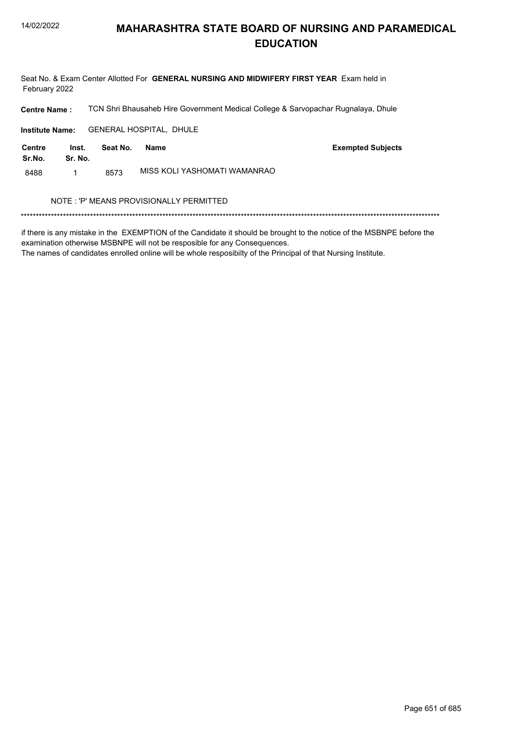# MAHARASHTRA STATE BOARD OF NURSING AND PARAMEDICAL EDUCATION

Seat No. & Exam Center Allotted For **GENERAL NURSING AND MIDWIFERY FIRST YEAR** Exam held in February 2022

**Centre Name :** TCN Shri Bhausaheb Hire Government Medical College & Sarvopachar Rugnalaya, Dhule

**Institute Name:** GENERAL HOSPITAL, DHULE

| Centre Sr.No. | Inst. Sr. No. | Seat No. | Name | Exempted Subjects |
|---|---|---|---|---|
| 8488 | 1 | 8573 | MISS KOLI YASHOMATI WAMANRAO | |

NOTE : 'P' MEANS PROVISIONALLY PERMITTED

******************************************************************************************************************************************

if there is any mistake in the EXEMPTION of the Candidate it should be brought to the notice of the MSBNPE before the examination otherwise MSBNPE will not be resposible for any Consequences.
The names of candidates enrolled online will be whole resposibilty of the Principal of that Nursing Institute.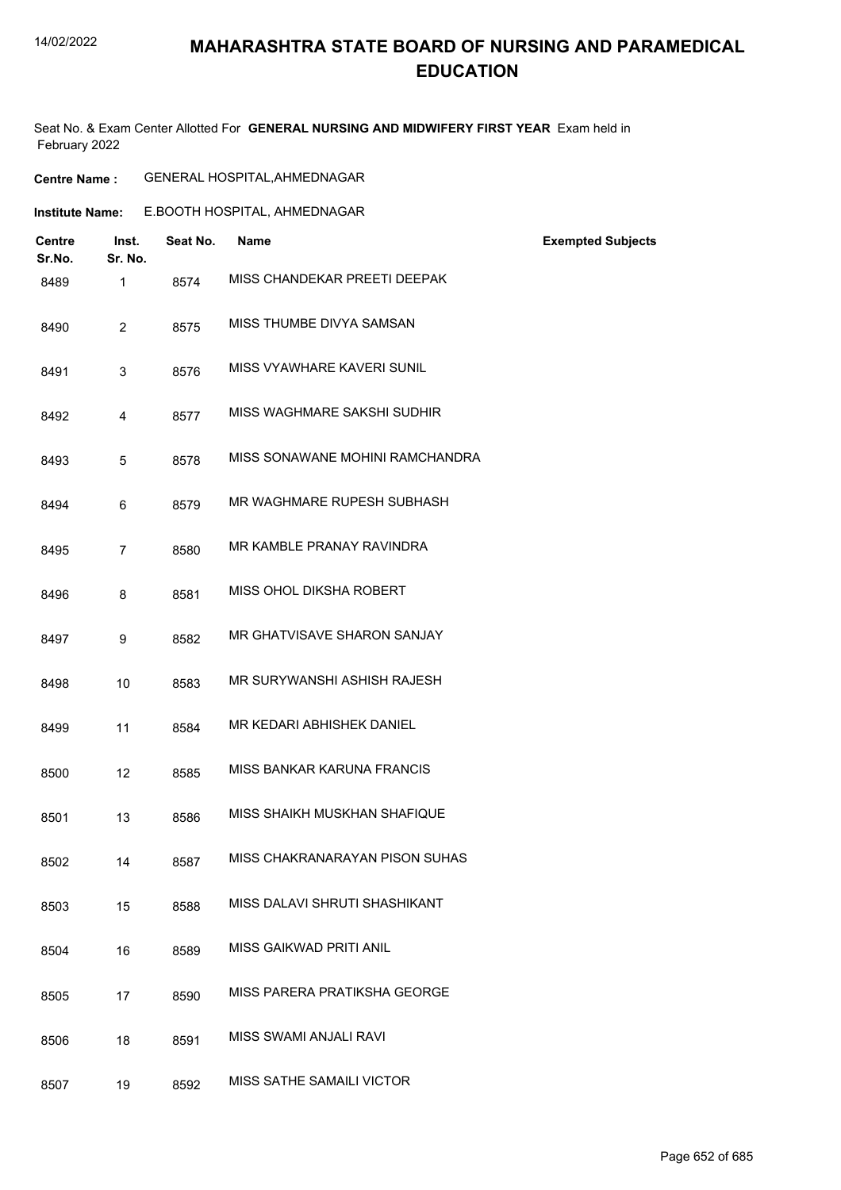# MAHARASHTRA STATE BOARD OF NURSING AND PARAMEDICAL EDUCATION

Seat No. & Exam Center Allotted For **GENERAL NURSING AND MIDWIFERY FIRST YEAR** Exam held in February 2022

**Centre Name :** GENERAL HOSPITAL,AHMEDNAGAR

**Institute Name:** E.BOOTH HOSPITAL, AHMEDNAGAR

| Centre Sr.No. | Inst. Sr. No. | Seat No. | Name | Exempted Subjects |
|---|---|---|---|---|
| 8489 | 1 | 8574 | MISS CHANDEKAR PREETI DEEPAK | |
| 8490 | 2 | 8575 | MISS THUMBE DIVYA SAMSAN | |
| 8491 | 3 | 8576 | MISS VYAWHARE KAVERI SUNIL | |
| 8492 | 4 | 8577 | MISS WAGHMARE SAKSHI SUDHIR | |
| 8493 | 5 | 8578 | MISS SONAWANE MOHINI RAMCHANDRA | |
| 8494 | 6 | 8579 | MR WAGHMARE RUPESH SUBHASH | |
| 8495 | 7 | 8580 | MR KAMBLE PRANAY RAVINDRA | |
| 8496 | 8 | 8581 | MISS OHOL DIKSHA ROBERT | |
| 8497 | 9 | 8582 | MR GHATVISAVE SHARON SANJAY | |
| 8498 | 10 | 8583 | MR SURYWANSHI ASHISH RAJESH | |
| 8499 | 11 | 8584 | MR KEDARI ABHISHEK DANIEL | |
| 8500 | 12 | 8585 | MISS BANKAR KARUNA FRANCIS | |
| 8501 | 13 | 8586 | MISS SHAIKH MUSKHAN SHAFIQUE | |
| 8502 | 14 | 8587 | MISS CHAKRANARAYAN PISON SUHAS | |
| 8503 | 15 | 8588 | MISS DALAVI SHRUTI SHASHIKANT | |
| 8504 | 16 | 8589 | MISS GAIKWAD PRITI ANIL | |
| 8505 | 17 | 8590 | MISS PARERA PRATIKSHA GEORGE | |
| 8506 | 18 | 8591 | MISS SWAMI ANJALI RAVI | |
| 8507 | 19 | 8592 | MISS SATHE SAMAILI VICTOR | |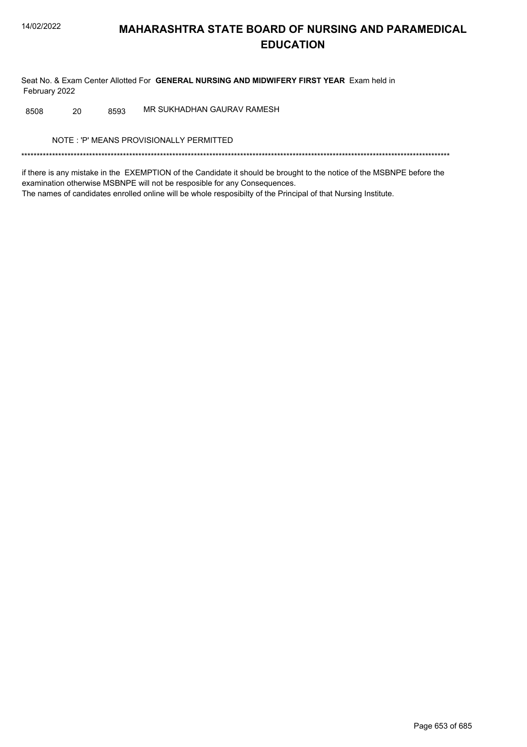# MAHARASHTRA STATE BOARD OF NURSING AND PARAMEDICAL EDUCATION

Seat No. & Exam Center Allotted For **GENERAL NURSING AND MIDWIFERY FIRST YEAR** Exam held in February 2022

| | | | |
|---|---|---|---|
| 8508 | 20 | 8593 | MR SUKHADHAN GAURAV RAMESH |

NOTE : 'P' MEANS PROVISIONALLY PERMITTED

*******************************************************************************************************************************************

if there is any mistake in the EXEMPTION of the Candidate it should be brought to the notice of the MSBNPE before the examination otherwise MSBNPE will not be resposible for any Consequences.
The names of candidates enrolled online will be whole resposibilty of the Principal of that Nursing Institute.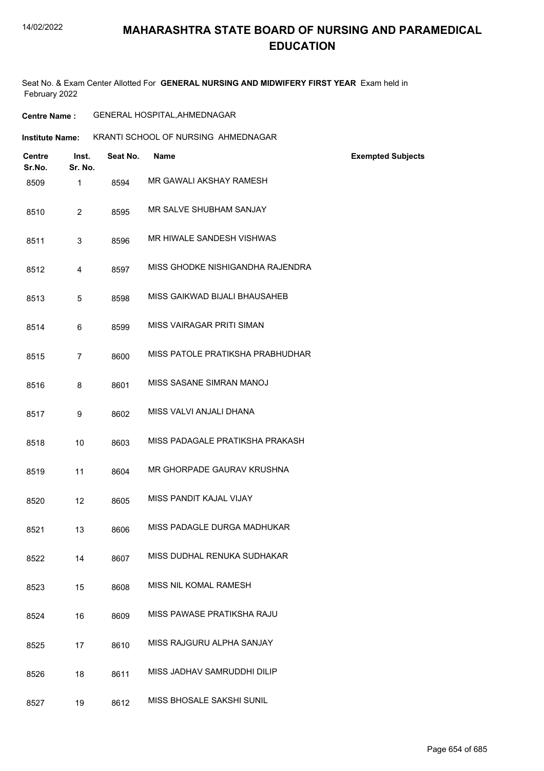# MAHARASHTRA STATE BOARD OF NURSING AND PARAMEDICAL EDUCATION

Seat No. & Exam Center Allotted For **GENERAL NURSING AND MIDWIFERY FIRST YEAR** Exam held in February 2022

**Centre Name :** GENERAL HOSPITAL,AHMEDNAGAR

**Institute Name:** KRANTI SCHOOL OF NURSING AHMEDNAGAR

| Centre Sr.No. | Inst. Sr. No. | Seat No. | Name | Exempted Subjects |
|---|---|---|---|---|
| 8509 | 1 | 8594 | MR GAWALI AKSHAY RAMESH | |
| 8510 | 2 | 8595 | MR SALVE SHUBHAM SANJAY | |
| 8511 | 3 | 8596 | MR HIWALE SANDESH VISHWAS | |
| 8512 | 4 | 8597 | MISS GHODKE NISHIGANDHA RAJENDRA | |
| 8513 | 5 | 8598 | MISS GAIKWAD BIJALI BHAUSAHEB | |
| 8514 | 6 | 8599 | MISS VAIRAGAR PRITI SIMAN | |
| 8515 | 7 | 8600 | MISS PATOLE PRATIKSHA PRABHUDHAR | |
| 8516 | 8 | 8601 | MISS SASANE SIMRAN MANOJ | |
| 8517 | 9 | 8602 | MISS VALVI ANJALI DHANA | |
| 8518 | 10 | 8603 | MISS PADAGALE PRATIKSHA PRAKASH | |
| 8519 | 11 | 8604 | MR GHORPADE GAURAV KRUSHNA | |
| 8520 | 12 | 8605 | MISS PANDIT KAJAL VIJAY | |
| 8521 | 13 | 8606 | MISS PADAGLE DURGA MADHUKAR | |
| 8522 | 14 | 8607 | MISS DUDHAL RENUKA SUDHAKAR | |
| 8523 | 15 | 8608 | MISS NIL KOMAL RAMESH | |
| 8524 | 16 | 8609 | MISS PAWASE PRATIKSHA RAJU | |
| 8525 | 17 | 8610 | MISS RAJGURU ALPHA SANJAY | |
| 8526 | 18 | 8611 | MISS JADHAV SAMRUDDHI DILIP | |
| 8527 | 19 | 8612 | MISS BHOSALE SAKSHI SUNIL | |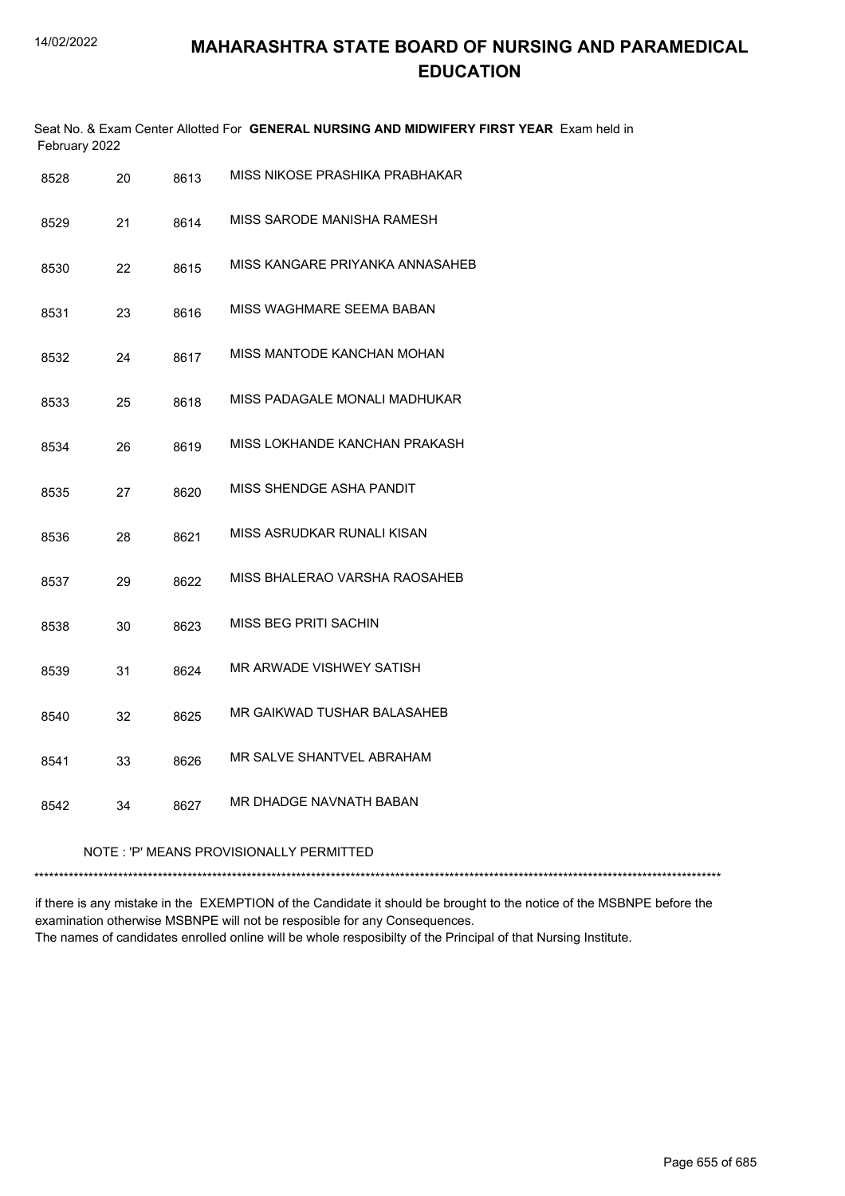# MAHARASHTRA STATE BOARD OF NURSING AND PARAMEDICAL EDUCATION

Seat No. & Exam Center Allotted For **GENERAL NURSING AND MIDWIFERY FIRST YEAR** Exam held in February 2022

| | | | |
|---|---|---|---|
| 8528 | 20 | 8613 | MISS NIKOSE PRASHIKA PRABHAKAR |
| 8529 | 21 | 8614 | MISS SARODE MANISHA RAMESH |
| 8530 | 22 | 8615 | MISS KANGARE PRIYANKA ANNASAHEB |
| 8531 | 23 | 8616 | MISS WAGHMARE SEEMA BABAN |
| 8532 | 24 | 8617 | MISS MANTODE KANCHAN MOHAN |
| 8533 | 25 | 8618 | MISS PADAGALE MONALI MADHUKAR |
| 8534 | 26 | 8619 | MISS LOKHANDE KANCHAN PRAKASH |
| 8535 | 27 | 8620 | MISS SHENDGE ASHA PANDIT |
| 8536 | 28 | 8621 | MISS ASRUDKAR RUNALI KISAN |
| 8537 | 29 | 8622 | MISS BHALERAO VARSHA RAOSAHEB |
| 8538 | 30 | 8623 | MISS BEG PRITI SACHIN |
| 8539 | 31 | 8624 | MR ARWADE VISHWEY SATISH |
| 8540 | 32 | 8625 | MR GAIKWAD TUSHAR BALASAHEB |
| 8541 | 33 | 8626 | MR SALVE SHANTVEL ABRAHAM |
| 8542 | 34 | 8627 | MR DHADGE NAVNATH BABAN |

NOTE : 'P' MEANS PROVISIONALLY PERMITTED

*******************************************************************************************************************************************

if there is any mistake in the EXEMPTION of the Candidate it should be brought to the notice of the MSBNPE before the examination otherwise MSBNPE will not be resposible for any Consequences.
The names of candidates enrolled online will be whole resposibilty of the Principal of that Nursing Institute.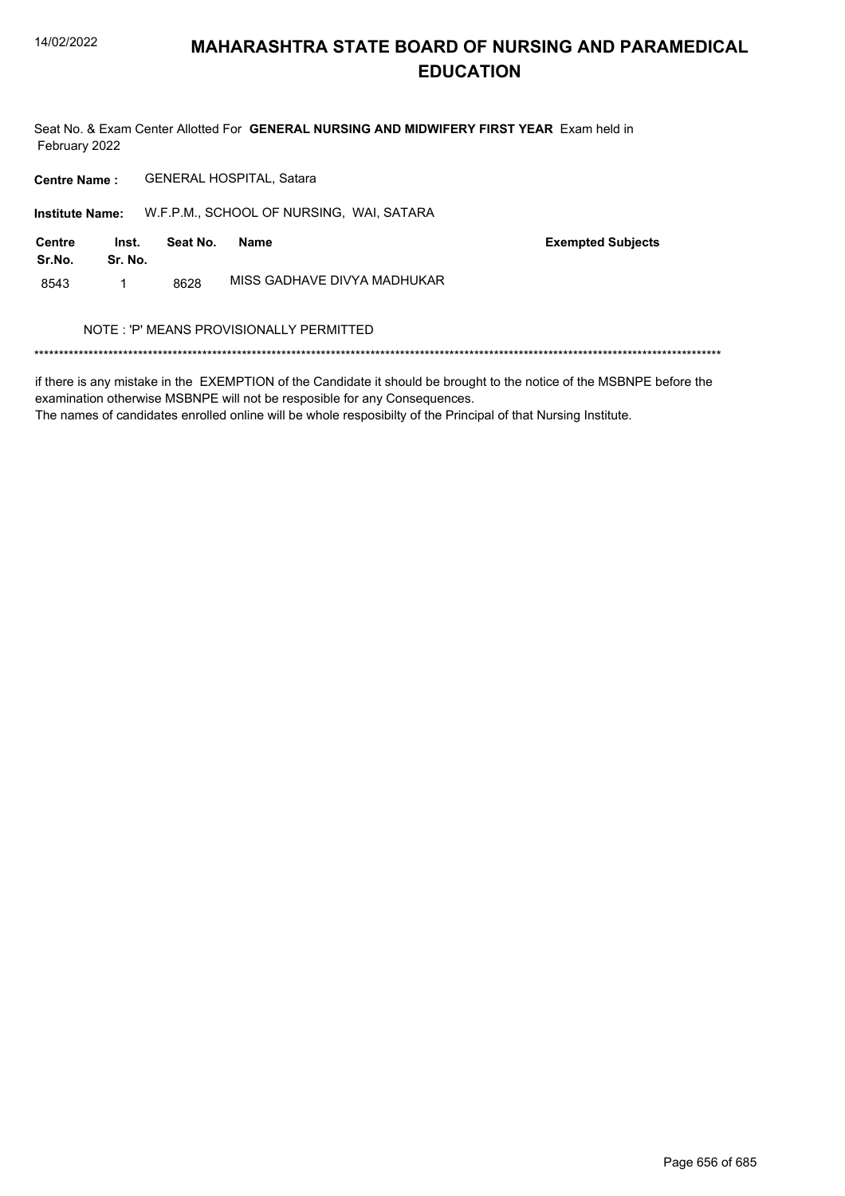# MAHARASHTRA STATE BOARD OF NURSING AND PARAMEDICAL EDUCATION

Seat No. & Exam Center Allotted For **GENERAL NURSING AND MIDWIFERY FIRST YEAR** Exam held in February 2022

**Centre Name :** GENERAL HOSPITAL, Satara

**Institute Name:** W.F.P.M., SCHOOL OF NURSING, WAI, SATARA

| Centre Sr.No. | Inst. Sr. No. | Seat No. | Name | Exempted Subjects |
|---|---|---|---|---|
| 8543 | 1 | 8628 | MISS GADHAVE DIVYA MADHUKAR | |

NOTE : 'P' MEANS PROVISIONALLY PERMITTED

*******************************************************************************************************************************************

if there is any mistake in the EXEMPTION of the Candidate it should be brought to the notice of the MSBNPE before the examination otherwise MSBNPE will not be resposible for any Consequences.

The names of candidates enrolled online will be whole resposibilty of the Principal of that Nursing Institute.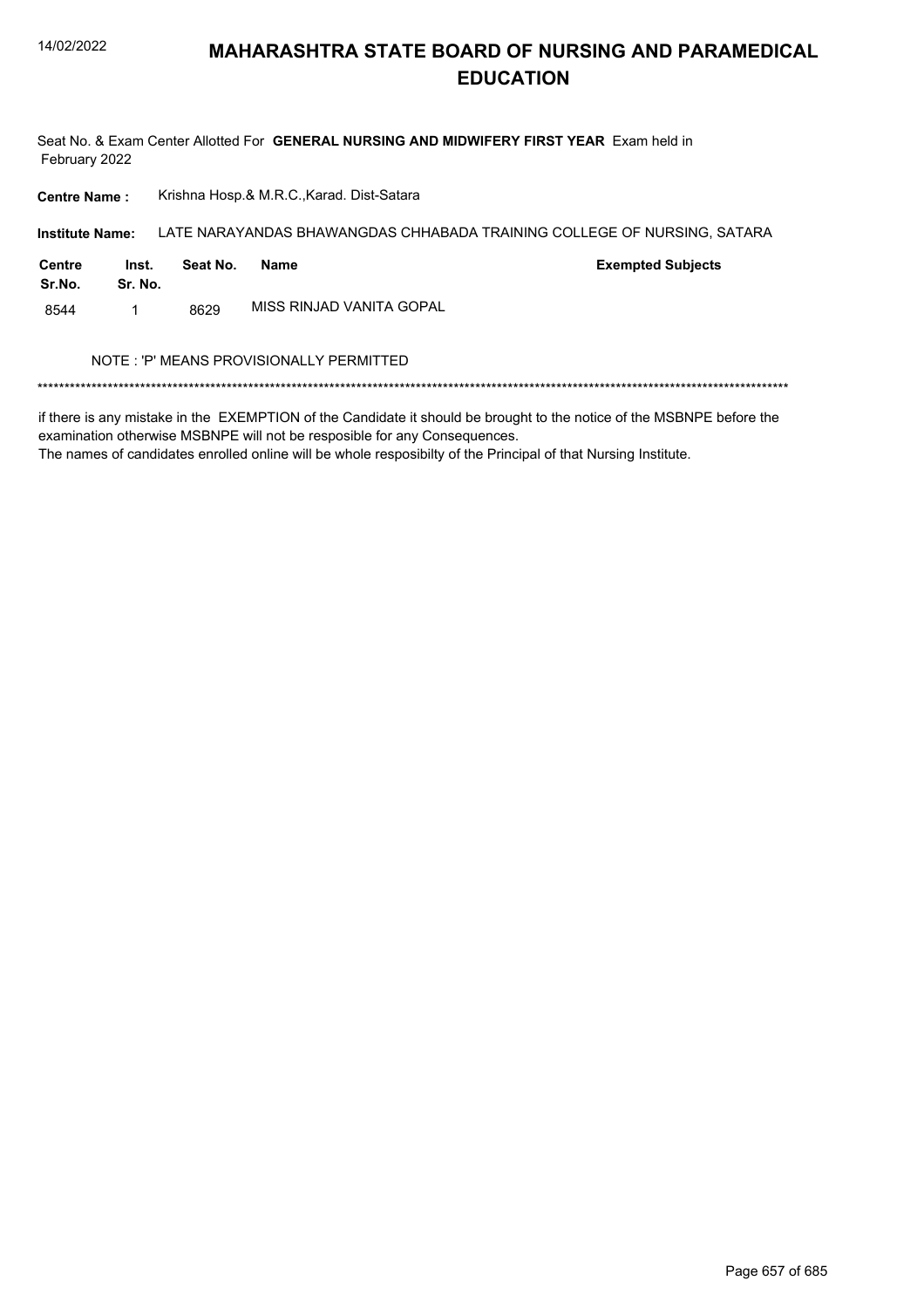# MAHARASHTRA STATE BOARD OF NURSING AND PARAMEDICAL EDUCATION

Seat No. & Exam Center Allotted For **GENERAL NURSING AND MIDWIFERY FIRST YEAR** Exam held in February 2022

**Centre Name :** Krishna Hosp.& M.R.C.,Karad. Dist-Satara

**Institute Name:** LATE NARAYANDAS BHAWANGDAS CHHABADA TRAINING COLLEGE OF NURSING, SATARA

| Centre Sr.No. | Inst. Sr. No. | Seat No. | Name | Exempted Subjects |
|---|---|---|---|---|
| 8544 | 1 | 8629 | MISS RINJAD VANITA GOPAL | |

NOTE : 'P' MEANS PROVISIONALLY PERMITTED

*******************************************************************************************************************************************

if there is any mistake in the EXEMPTION of the Candidate it should be brought to the notice of the MSBNPE before the examination otherwise MSBNPE will not be resposible for any Consequences.

The names of candidates enrolled online will be whole resposibilty of the Principal of that Nursing Institute.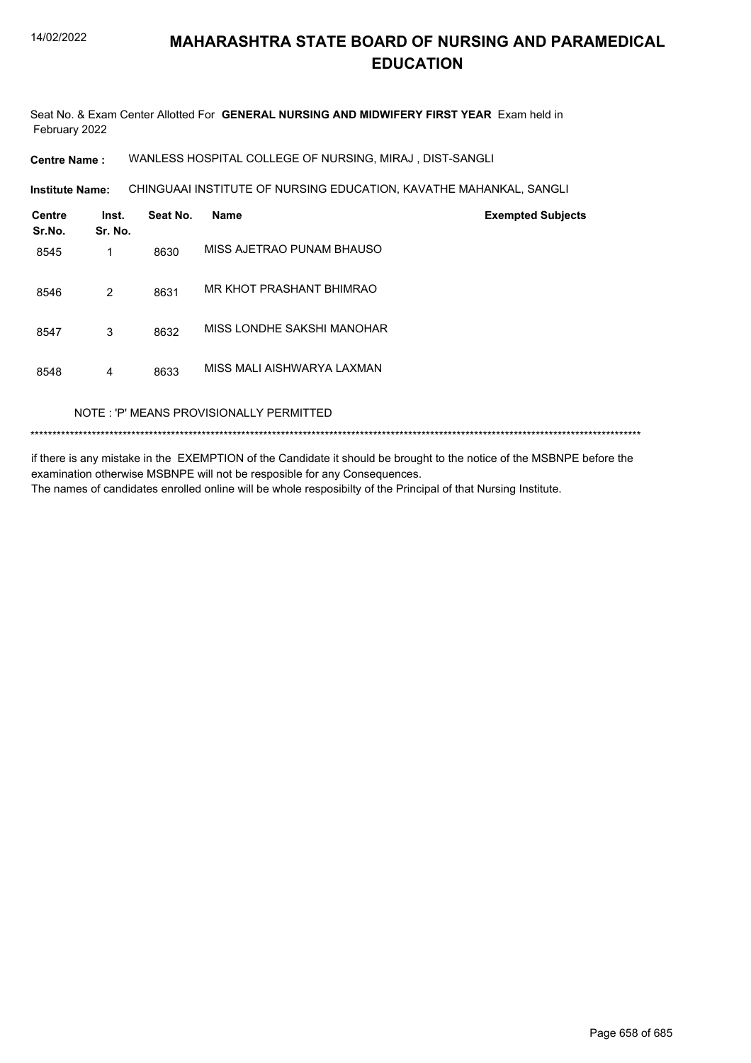# MAHARASHTRA STATE BOARD OF NURSING AND PARAMEDICAL EDUCATION

Seat No. & Exam Center Allotted For **GENERAL NURSING AND MIDWIFERY FIRST YEAR** Exam held in February 2022

**Centre Name :** WANLESS HOSPITAL COLLEGE OF NURSING, MIRAJ , DIST-SANGLI

**Institute Name:** CHINGUAAI INSTITUTE OF NURSING EDUCATION, KAVATHE MAHANKAL, SANGLI

| Centre Sr.No. | Inst. Sr. No. | Seat No. | Name | Exempted Subjects |
|---|---|---|---|---|
| 8545 | 1 | 8630 | MISS AJETRAO PUNAM BHAUSO | |
| 8546 | 2 | 8631 | MR KHOT PRASHANT BHIMRAO | |
| 8547 | 3 | 8632 | MISS LONDHE SAKSHI MANOHAR | |
| 8548 | 4 | 8633 | MISS MALI AISHWARYA LAXMAN | |

NOTE : 'P' MEANS PROVISIONALLY PERMITTED

*******************************************************************************************************************************************

if there is any mistake in the EXEMPTION of the Candidate it should be brought to the notice of the MSBNPE before the examination otherwise MSBNPE will not be resposible for any Consequences.
The names of candidates enrolled online will be whole resposibilty of the Principal of that Nursing Institute.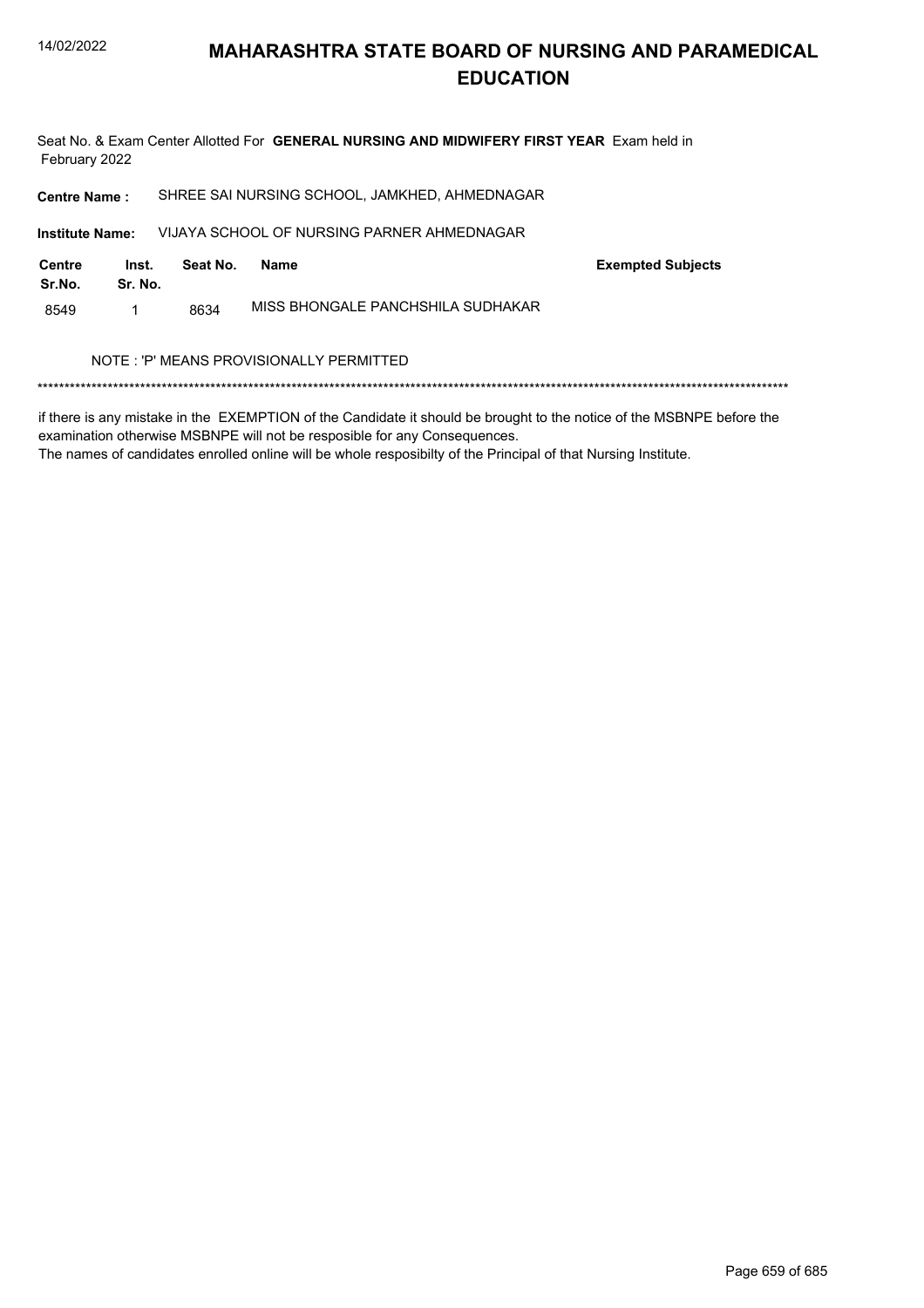# MAHARASHTRA STATE BOARD OF NURSING AND PARAMEDICAL EDUCATION

Seat No. & Exam Center Allotted For **GENERAL NURSING AND MIDWIFERY FIRST YEAR** Exam held in February 2022

**Centre Name :** SHREE SAI NURSING SCHOOL, JAMKHED, AHMEDNAGAR

**Institute Name:** VIJAYA SCHOOL OF NURSING PARNER AHMEDNAGAR

| Centre Sr.No. | Inst. Sr. No. | Seat No. | Name | Exempted Subjects |
|---|---|---|---|---|
| 8549 | 1 | 8634 | MISS BHONGALE PANCHSHILA SUDHAKAR | |

NOTE : 'P' MEANS PROVISIONALLY PERMITTED

*******************************************************************************************************************************************

if there is any mistake in the EXEMPTION of the Candidate it should be brought to the notice of the MSBNPE before the examination otherwise MSBNPE will not be resposible for any Consequences.
The names of candidates enrolled online will be whole resposibilty of the Principal of that Nursing Institute.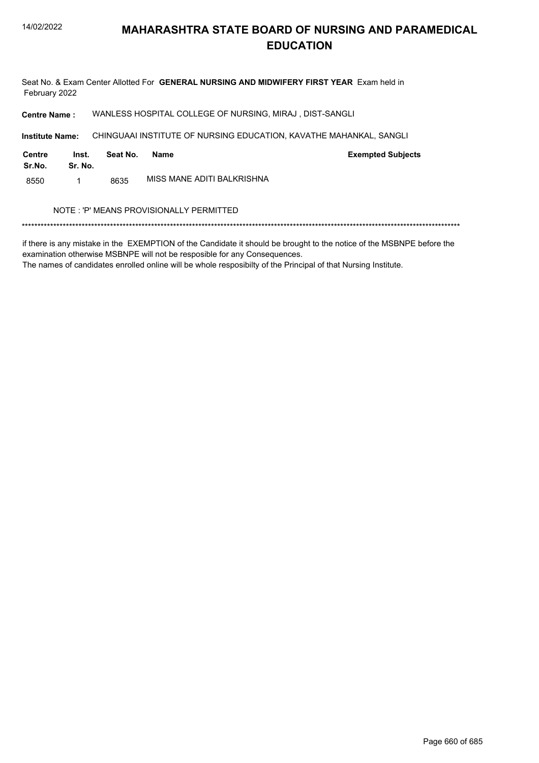# MAHARASHTRA STATE BOARD OF NURSING AND PARAMEDICAL EDUCATION

Seat No. & Exam Center Allotted For **GENERAL NURSING AND MIDWIFERY FIRST YEAR** Exam held in February 2022

**Centre Name :** WANLESS HOSPITAL COLLEGE OF NURSING, MIRAJ , DIST-SANGLI

**Institute Name:** CHINGUAAI INSTITUTE OF NURSING EDUCATION, KAVATHE MAHANKAL, SANGLI

| Centre Sr.No. | Inst. Sr. No. | Seat No. | Name | Exempted Subjects |
|---|---|---|---|---|
| 8550 | 1 | 8635 | MISS MANE ADITI BALKRISHNA | |

NOTE : 'P' MEANS PROVISIONALLY PERMITTED

*******************************************************************************************************************************************

if there is any mistake in the EXEMPTION of the Candidate it should be brought to the notice of the MSBNPE before the examination otherwise MSBNPE will not be resposible for any Consequences.
The names of candidates enrolled online will be whole resposibilty of the Principal of that Nursing Institute.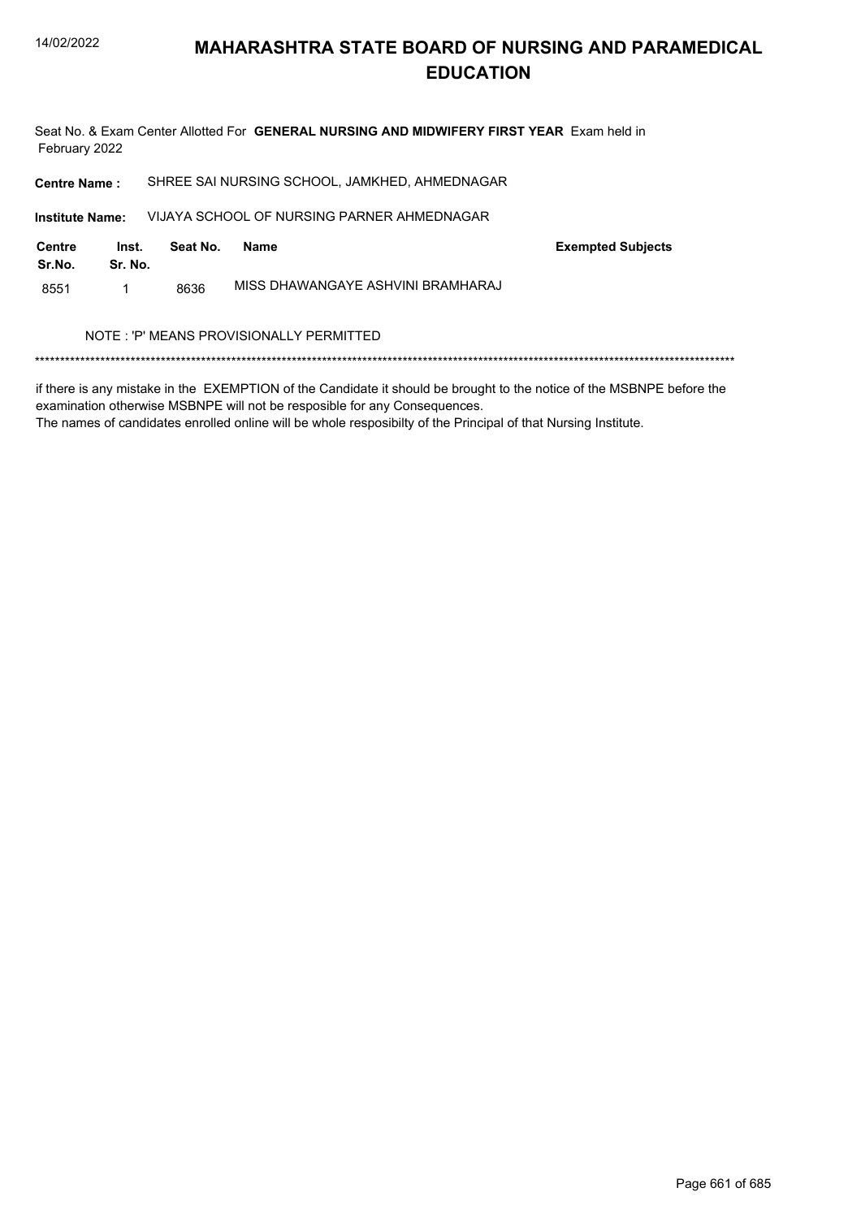# MAHARASHTRA STATE BOARD OF NURSING AND PARAMEDICAL EDUCATION

Seat No. & Exam Center Allotted For **GENERAL NURSING AND MIDWIFERY FIRST YEAR** Exam held in February 2022

**Centre Name :** SHREE SAI NURSING SCHOOL, JAMKHED, AHMEDNAGAR

**Institute Name:** VIJAYA SCHOOL OF NURSING PARNER AHMEDNAGAR

| Centre Sr.No. | Inst. Sr. No. | Seat No. | Name | Exempted Subjects |
|---|---|---|---|---|
| 8551 | 1 | 8636 | MISS DHAWANGAYE ASHVINI BRAMHARAJ | |

NOTE : 'P' MEANS PROVISIONALLY PERMITTED

*******************************************************************************************************************************************

if there is any mistake in the EXEMPTION of the Candidate it should be brought to the notice of the MSBNPE before the examination otherwise MSBNPE will not be resposible for any Consequences.
The names of candidates enrolled online will be whole resposibilty of the Principal of that Nursing Institute.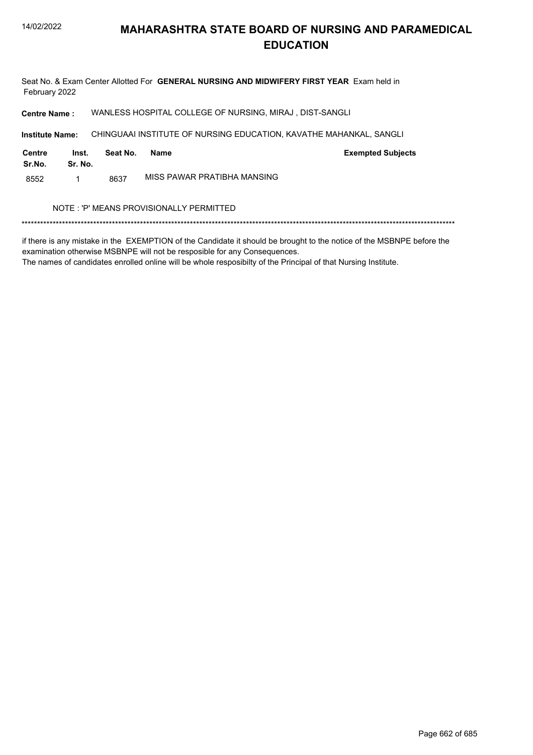# MAHARASHTRA STATE BOARD OF NURSING AND PARAMEDICAL EDUCATION

Seat No. & Exam Center Allotted For **GENERAL NURSING AND MIDWIFERY FIRST YEAR** Exam held in February 2022

**Centre Name :** WANLESS HOSPITAL COLLEGE OF NURSING, MIRAJ , DIST-SANGLI

**Institute Name:** CHINGUAAI INSTITUTE OF NURSING EDUCATION, KAVATHE MAHANKAL, SANGLI

| Centre Sr.No. | Inst. Sr. No. | Seat No. | Name | Exempted Subjects |
|---|---|---|---|---|
| 8552 | 1 | 8637 | MISS PAWAR PRATIBHA MANSING | |

NOTE : 'P' MEANS PROVISIONALLY PERMITTED

*******************************************************************************************************************************************

if there is any mistake in the EXEMPTION of the Candidate it should be brought to the notice of the MSBNPE before the examination otherwise MSBNPE will not be resposible for any Consequences.
The names of candidates enrolled online will be whole resposibilty of the Principal of that Nursing Institute.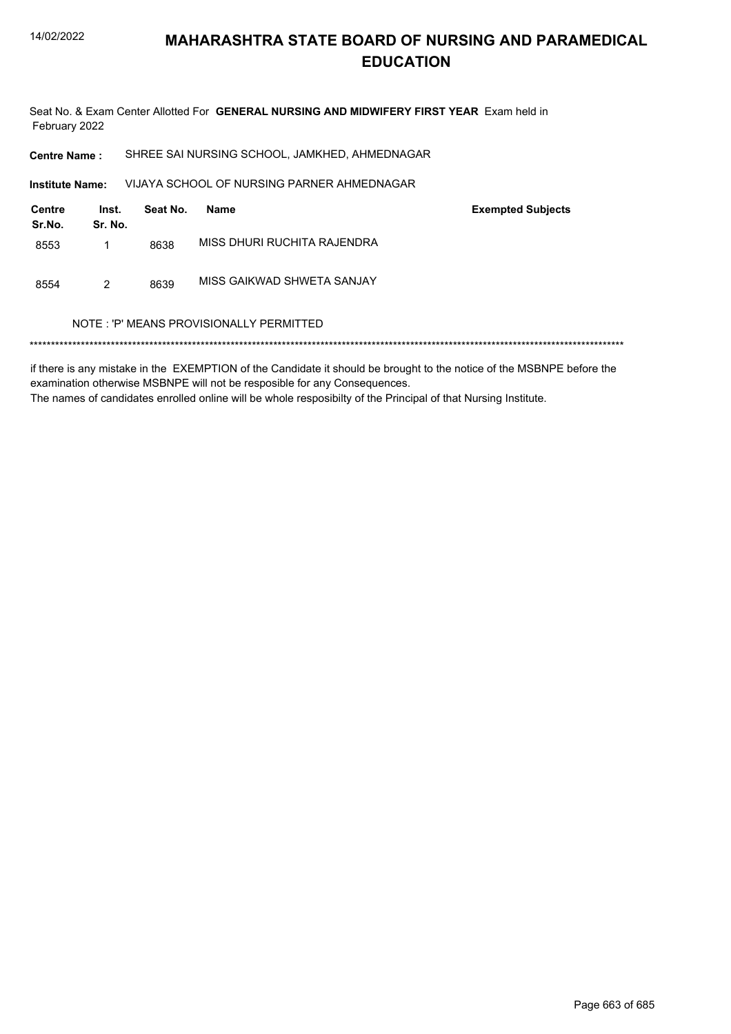# MAHARASHTRA STATE BOARD OF NURSING AND PARAMEDICAL EDUCATION

Seat No. & Exam Center Allotted For **GENERAL NURSING AND MIDWIFERY FIRST YEAR** Exam held in February 2022

**Centre Name :** SHREE SAI NURSING SCHOOL, JAMKHED, AHMEDNAGAR

**Institute Name:** VIJAYA SCHOOL OF NURSING PARNER AHMEDNAGAR

| Centre Sr.No. | Inst. Sr. No. | Seat No. | Name | Exempted Subjects |
|---|---|---|---|---|
| 8553 | 1 | 8638 | MISS DHURI RUCHITA RAJENDRA | |
| 8554 | 2 | 8639 | MISS GAIKWAD SHWETA SANJAY | |

NOTE : 'P' MEANS PROVISIONALLY PERMITTED

*******************************************************************************************************************************************

if there is any mistake in the EXEMPTION of the Candidate it should be brought to the notice of the MSBNPE before the examination otherwise MSBNPE will not be resposible for any Consequences.

The names of candidates enrolled online will be whole resposibilty of the Principal of that Nursing Institute.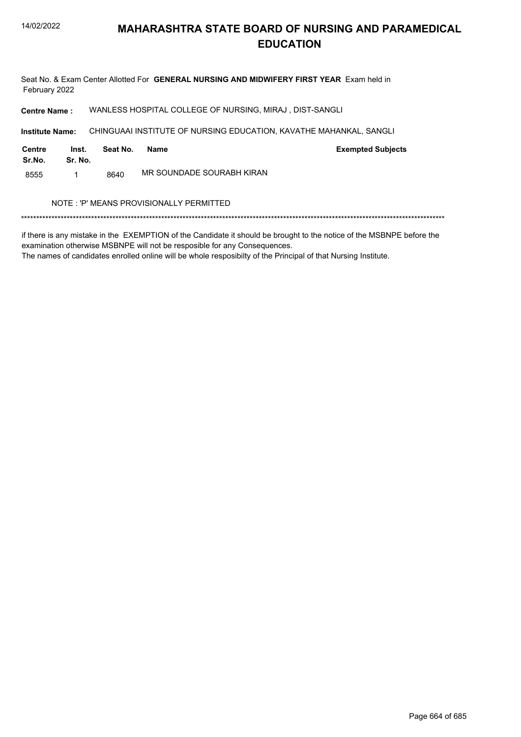# MAHARASHTRA STATE BOARD OF NURSING AND PARAMEDICAL EDUCATION

Seat No. & Exam Center Allotted For **GENERAL NURSING AND MIDWIFERY FIRST YEAR** Exam held in February 2022

**Centre Name :** WANLESS HOSPITAL COLLEGE OF NURSING, MIRAJ , DIST-SANGLI

**Institute Name:** CHINGUAAI INSTITUTE OF NURSING EDUCATION, KAVATHE MAHANKAL, SANGLI

| Centre Sr.No. | Inst. Sr. No. | Seat No. | Name | Exempted Subjects |
|---|---|---|---|---|
| 8555 | 1 | 8640 | MR SOUNDADE SOURABH KIRAN | |

NOTE : 'P' MEANS PROVISIONALLY PERMITTED

*******************************************************************************************************************************************

if there is any mistake in the EXEMPTION of the Candidate it should be brought to the notice of the MSBNPE before the examination otherwise MSBNPE will not be resposible for any Consequences.
The names of candidates enrolled online will be whole resposibilty of the Principal of that Nursing Institute.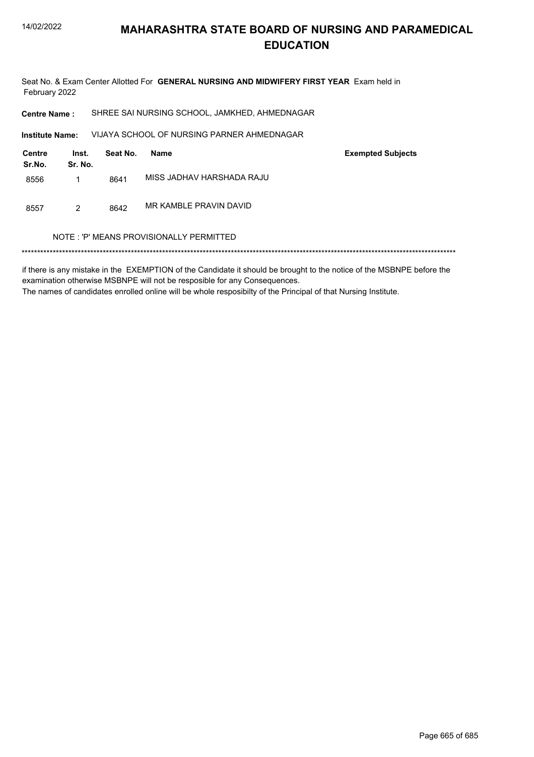# MAHARASHTRA STATE BOARD OF NURSING AND PARAMEDICAL EDUCATION

Seat No. & Exam Center Allotted For **GENERAL NURSING AND MIDWIFERY FIRST YEAR** Exam held in February 2022

**Centre Name :** SHREE SAI NURSING SCHOOL, JAMKHED, AHMEDNAGAR

**Institute Name:** VIJAYA SCHOOL OF NURSING PARNER AHMEDNAGAR

| Centre Sr.No. | Inst. Sr. No. | Seat No. | Name | Exempted Subjects |
|---|---|---|---|---|
| 8556 | 1 | 8641 | MISS JADHAV HARSHADA RAJU | |
| 8557 | 2 | 8642 | MR KAMBLE PRAVIN DAVID | |

NOTE : 'P' MEANS PROVISIONALLY PERMITTED

*******************************************************************************************************************************************

if there is any mistake in the EXEMPTION of the Candidate it should be brought to the notice of the MSBNPE before the examination otherwise MSBNPE will not be resposible for any Consequences.

The names of candidates enrolled online will be whole resposibilty of the Principal of that Nursing Institute.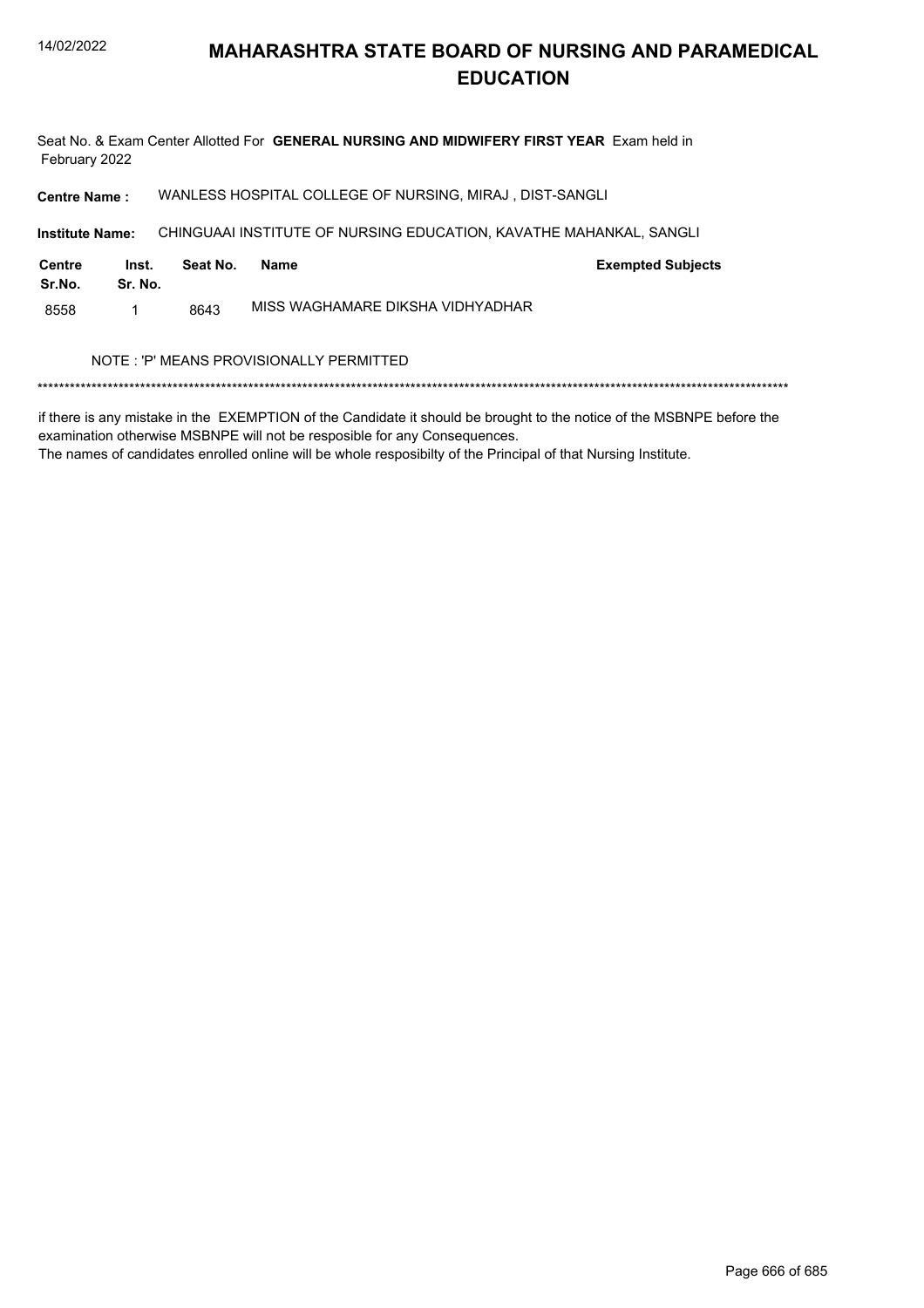# MAHARASHTRA STATE BOARD OF NURSING AND PARAMEDICAL EDUCATION

Seat No. & Exam Center Allotted For **GENERAL NURSING AND MIDWIFERY FIRST YEAR** Exam held in February 2022

**Centre Name :** WANLESS HOSPITAL COLLEGE OF NURSING, MIRAJ , DIST-SANGLI

**Institute Name:** CHINGUAAI INSTITUTE OF NURSING EDUCATION, KAVATHE MAHANKAL, SANGLI

| Centre Sr.No. | Inst. Sr. No. | Seat No. | Name | Exempted Subjects |
|---|---|---|---|---|
| 8558 | 1 | 8643 | MISS WAGHAMARE DIKSHA VIDHYADHAR | |

NOTE : 'P' MEANS PROVISIONALLY PERMITTED

*******************************************************************************************************************************************

if there is any mistake in the EXEMPTION of the Candidate it should be brought to the notice of the MSBNPE before the examination otherwise MSBNPE will not be resposible for any Consequences.
The names of candidates enrolled online will be whole resposibilty of the Principal of that Nursing Institute.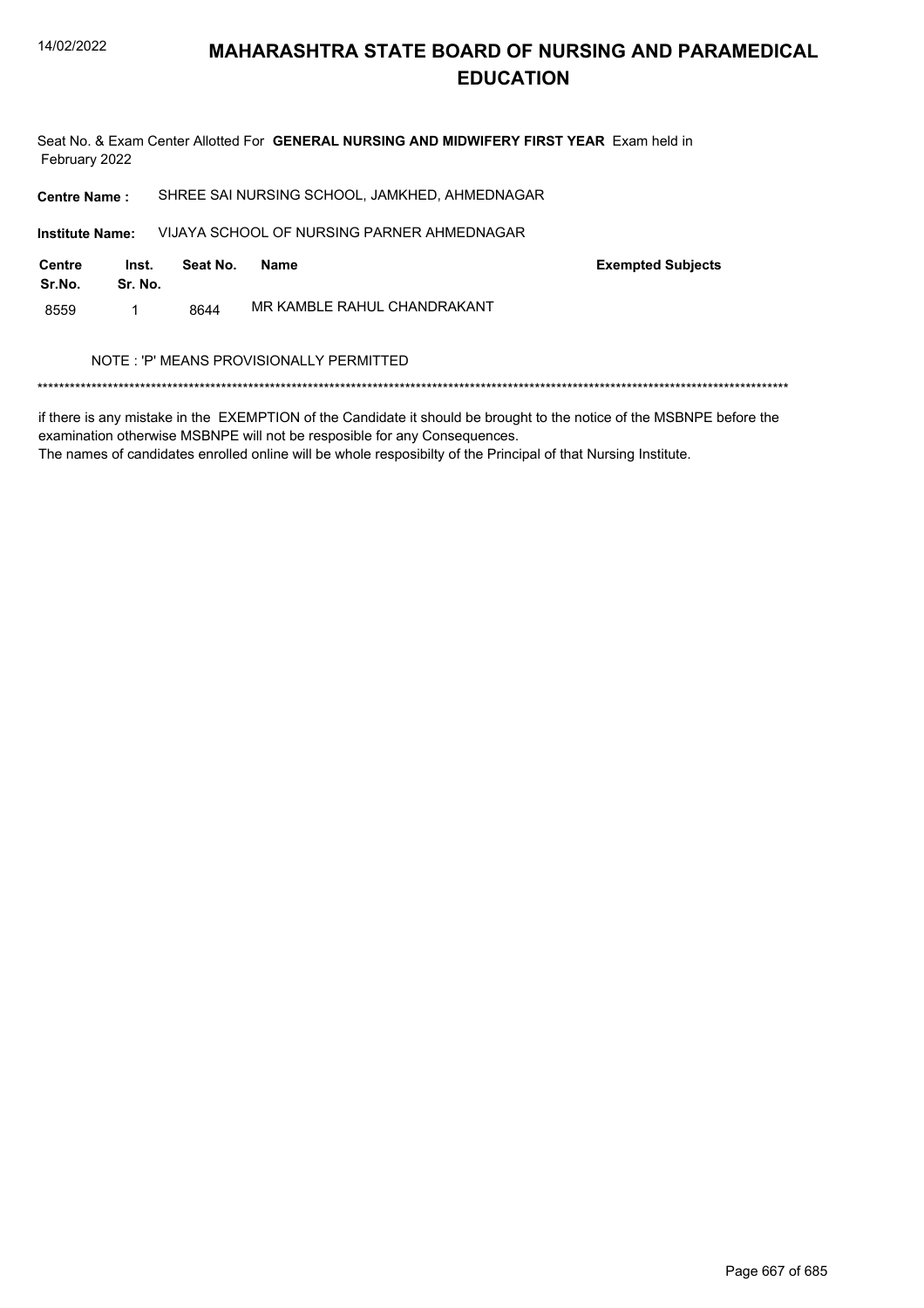# MAHARASHTRA STATE BOARD OF NURSING AND PARAMEDICAL EDUCATION

Seat No. & Exam Center Allotted For **GENERAL NURSING AND MIDWIFERY FIRST YEAR** Exam held in February 2022

**Centre Name :** SHREE SAI NURSING SCHOOL, JAMKHED, AHMEDNAGAR

**Institute Name:** VIJAYA SCHOOL OF NURSING PARNER AHMEDNAGAR

| Centre Sr.No. | Inst. Sr. No. | Seat No. | Name | Exempted Subjects |
|---|---|---|---|---|
| 8559 | 1 | 8644 | MR KAMBLE RAHUL CHANDRAKANT | |

NOTE : 'P' MEANS PROVISIONALLY PERMITTED

******************************************************************************************************************************************

if there is any mistake in the EXEMPTION of the Candidate it should be brought to the notice of the MSBNPE before the examination otherwise MSBNPE will not be resposible for any Consequences.

The names of candidates enrolled online will be whole resposibilty of the Principal of that Nursing Institute.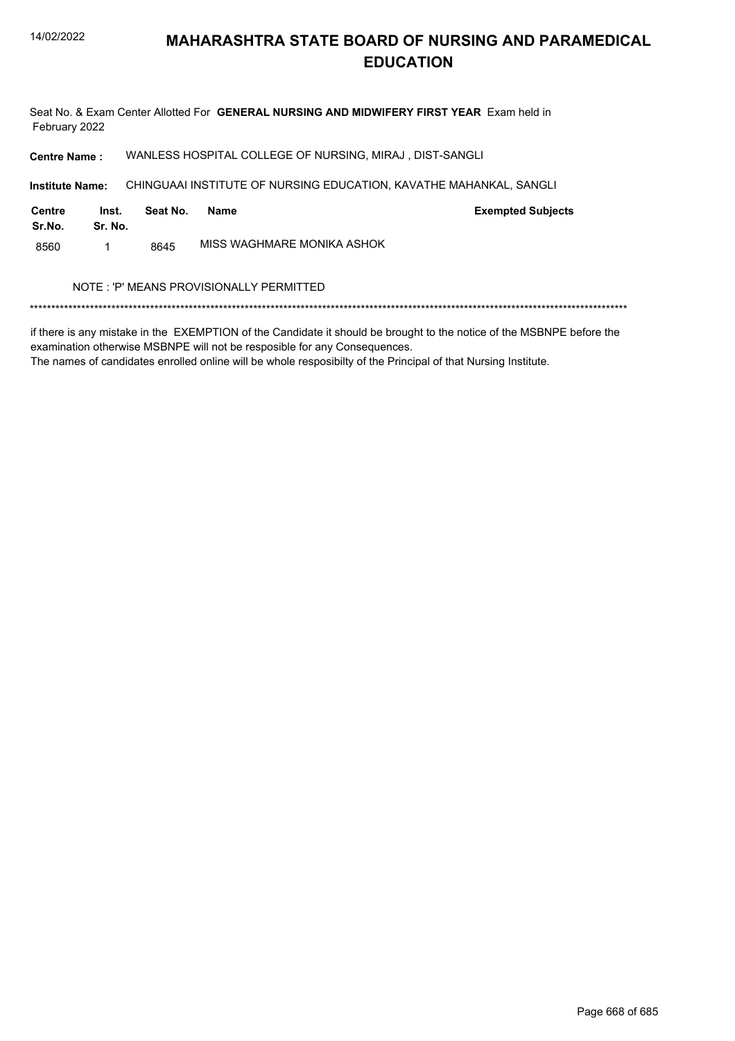# MAHARASHTRA STATE BOARD OF NURSING AND PARAMEDICAL EDUCATION

Seat No. & Exam Center Allotted For **GENERAL NURSING AND MIDWIFERY FIRST YEAR** Exam held in February 2022

**Centre Name :** WANLESS HOSPITAL COLLEGE OF NURSING, MIRAJ , DIST-SANGLI

**Institute Name:** CHINGUAAI INSTITUTE OF NURSING EDUCATION, KAVATHE MAHANKAL, SANGLI

| Centre Sr.No. | Inst. Sr. No. | Seat No. | Name | Exempted Subjects |
|---|---|---|---|---|
| 8560 | 1 | 8645 | MISS WAGHMARE MONIKA ASHOK | |

NOTE : 'P' MEANS PROVISIONALLY PERMITTED

*******************************************************************************************************************************************

if there is any mistake in the EXEMPTION of the Candidate it should be brought to the notice of the MSBNPE before the examination otherwise MSBNPE will not be resposible for any Consequences.
The names of candidates enrolled online will be whole resposibilty of the Principal of that Nursing Institute.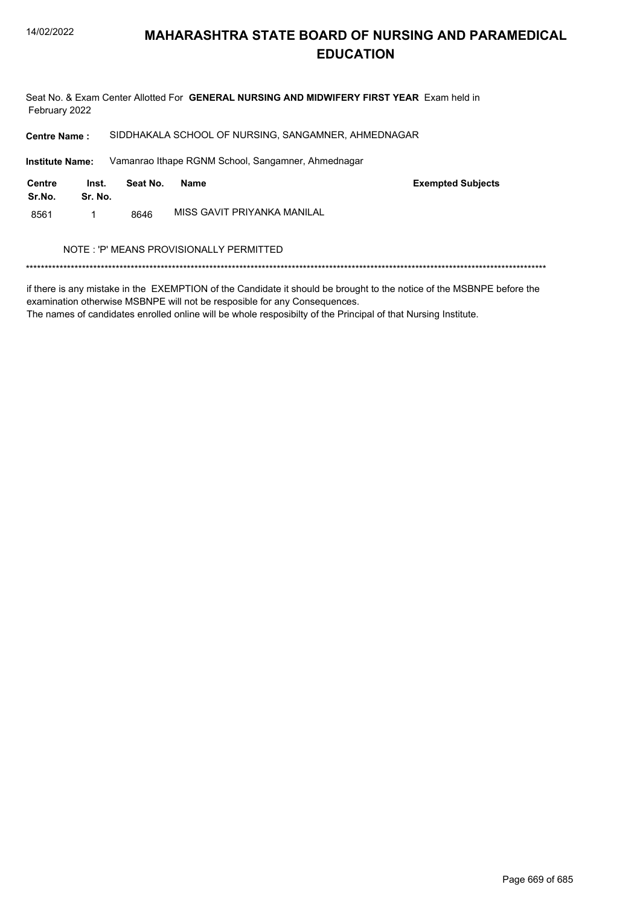# MAHARASHTRA STATE BOARD OF NURSING AND PARAMEDICAL EDUCATION

Seat No. & Exam Center Allotted For **GENERAL NURSING AND MIDWIFERY FIRST YEAR** Exam held in February 2022

**Centre Name :** SIDDHAKALA SCHOOL OF NURSING, SANGAMNER, AHMEDNAGAR

**Institute Name:** Vamanrao Ithape RGNM School, Sangamner, Ahmednagar

| Centre Sr.No. | Inst. Sr. No. | Seat No. | Name | Exempted Subjects |
|---|---|---|---|---|
| 8561 | 1 | 8646 | MISS GAVIT PRIYANKA MANILAL | |

NOTE : 'P' MEANS PROVISIONALLY PERMITTED

******************************************************************************************************************************************

if there is any mistake in the EXEMPTION of the Candidate it should be brought to the notice of the MSBNPE before the examination otherwise MSBNPE will not be resposible for any Consequences.
The names of candidates enrolled online will be whole resposibilty of the Principal of that Nursing Institute.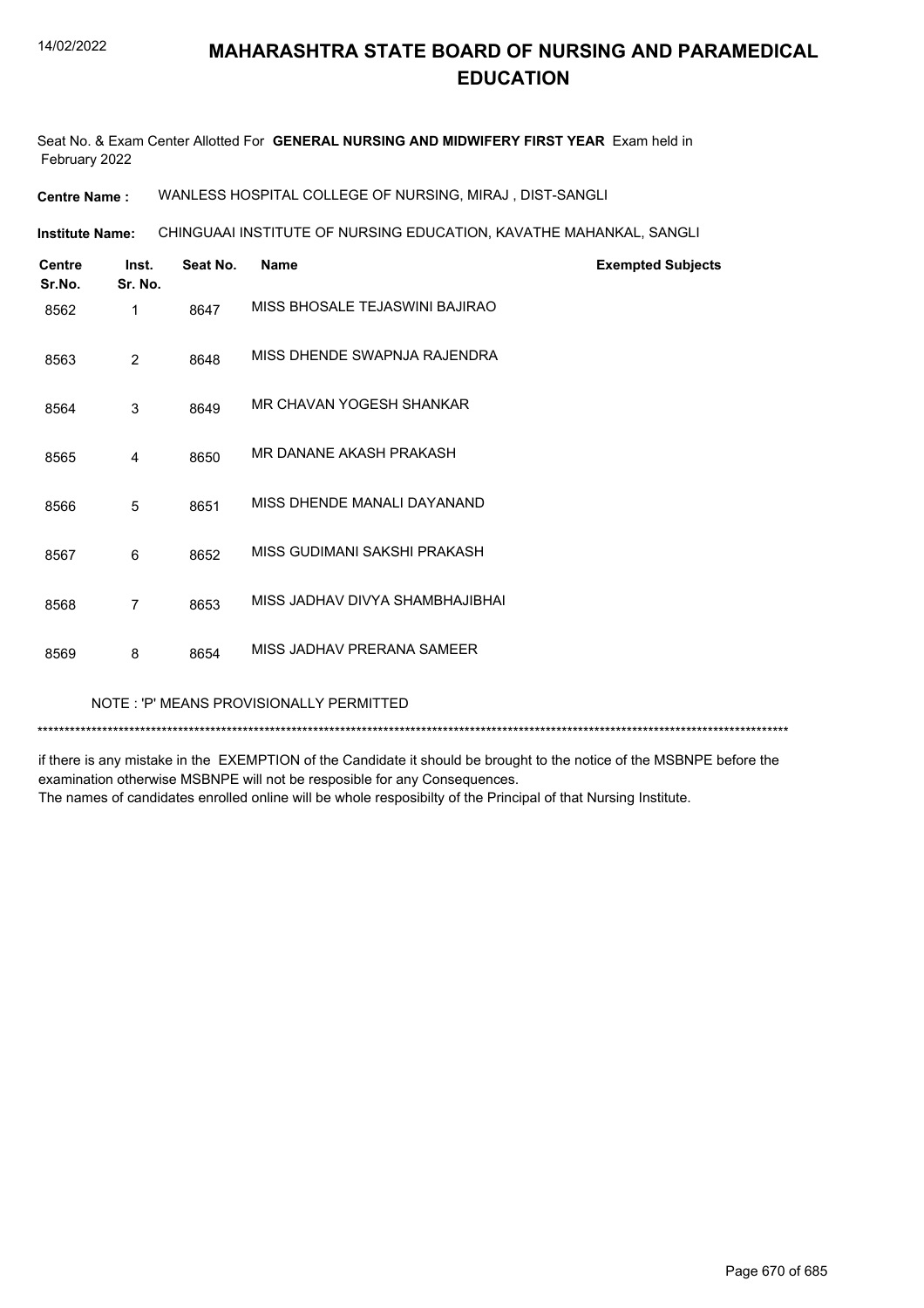# MAHARASHTRA STATE BOARD OF NURSING AND PARAMEDICAL EDUCATION

Seat No. & Exam Center Allotted For **GENERAL NURSING AND MIDWIFERY FIRST YEAR** Exam held in February 2022

**Centre Name :** WANLESS HOSPITAL COLLEGE OF NURSING, MIRAJ , DIST-SANGLI

**Institute Name:** CHINGUAAI INSTITUTE OF NURSING EDUCATION, KAVATHE MAHANKAL, SANGLI

| Centre Sr.No. | Inst. Sr. No. | Seat No. | Name | Exempted Subjects |
|---|---|---|---|---|
| 8562 | 1 | 8647 | MISS BHOSALE TEJASWINI BAJIRAO | |
| 8563 | 2 | 8648 | MISS DHENDE SWAPNJA RAJENDRA | |
| 8564 | 3 | 8649 | MR CHAVAN YOGESH SHANKAR | |
| 8565 | 4 | 8650 | MR DANANE AKASH PRAKASH | |
| 8566 | 5 | 8651 | MISS DHENDE MANALI DAYANAND | |
| 8567 | 6 | 8652 | MISS GUDIMANI SAKSHI PRAKASH | |
| 8568 | 7 | 8653 | MISS JADHAV DIVYA SHAMBHAJIBHAI | |
| 8569 | 8 | 8654 | MISS JADHAV PRERANA SAMEER | |

NOTE : 'P' MEANS PROVISIONALLY PERMITTED

***********************************************************************************************************************************

if there is any mistake in the EXEMPTION of the Candidate it should be brought to the notice of the MSBNPE before the examination otherwise MSBNPE will not be resposible for any Consequences.
The names of candidates enrolled online will be whole resposibilty of the Principal of that Nursing Institute.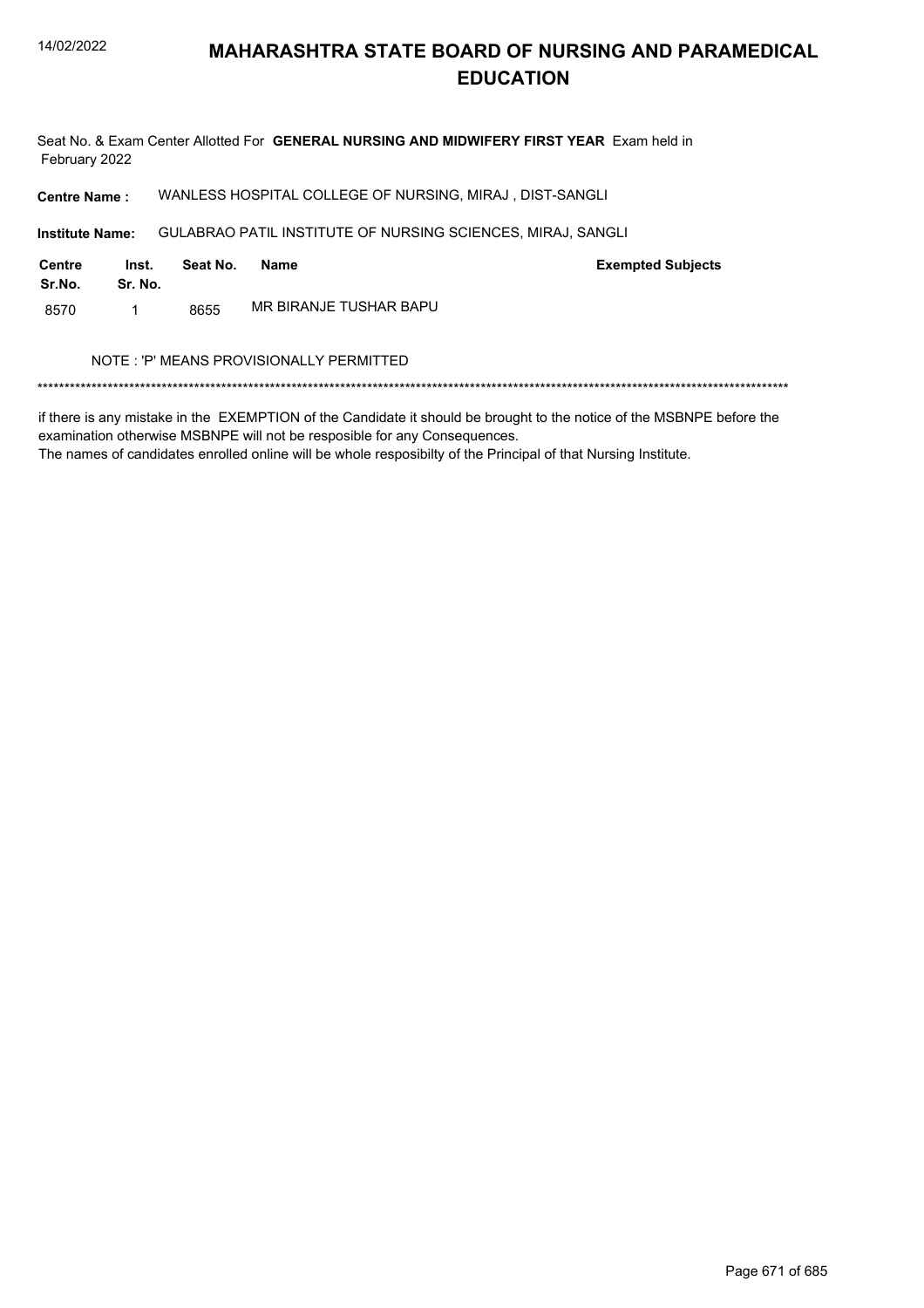# MAHARASHTRA STATE BOARD OF NURSING AND PARAMEDICAL EDUCATION

Seat No. & Exam Center Allotted For **GENERAL NURSING AND MIDWIFERY FIRST YEAR** Exam held in February 2022

**Centre Name :** WANLESS HOSPITAL COLLEGE OF NURSING, MIRAJ , DIST-SANGLI

**Institute Name:** GULABRAO PATIL INSTITUTE OF NURSING SCIENCES, MIRAJ, SANGLI

| Centre Sr.No. | Inst. Sr. No. | Seat No. | Name | Exempted Subjects |
|---|---|---|---|---|
| 8570 | 1 | 8655 | MR BIRANJE TUSHAR BAPU | |

NOTE : 'P' MEANS PROVISIONALLY PERMITTED

*******************************************************************************************************************************************

if there is any mistake in the EXEMPTION of the Candidate it should be brought to the notice of the MSBNPE before the examination otherwise MSBNPE will not be resposible for any Consequences.
The names of candidates enrolled online will be whole resposibilty of the Principal of that Nursing Institute.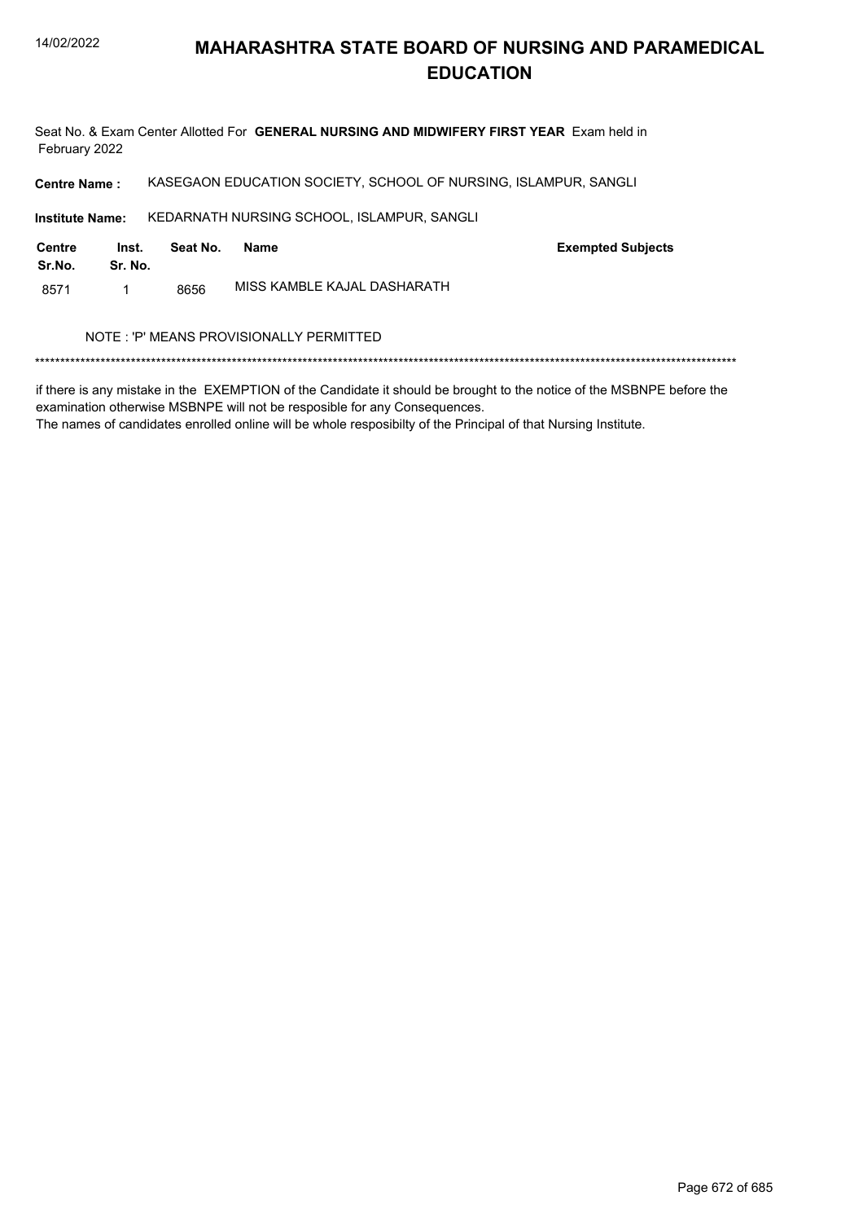# MAHARASHTRA STATE BOARD OF NURSING AND PARAMEDICAL EDUCATION

Seat No. & Exam Center Allotted For **GENERAL NURSING AND MIDWIFERY FIRST YEAR** Exam held in February 2022

**Centre Name :** KASEGAON EDUCATION SOCIETY, SCHOOL OF NURSING, ISLAMPUR, SANGLI

**Institute Name:** KEDARNATH NURSING SCHOOL, ISLAMPUR, SANGLI

| Centre Sr.No. | Inst. Sr. No. | Seat No. | Name | Exempted Subjects |
|---|---|---|---|---|
| 8571 | 1 | 8656 | MISS KAMBLE KAJAL DASHARATH | |

NOTE : 'P' MEANS PROVISIONALLY PERMITTED

*******************************************************************************************************************************************

if there is any mistake in the EXEMPTION of the Candidate it should be brought to the notice of the MSBNPE before the examination otherwise MSBNPE will not be resposible for any Consequences.
The names of candidates enrolled online will be whole resposibilty of the Principal of that Nursing Institute.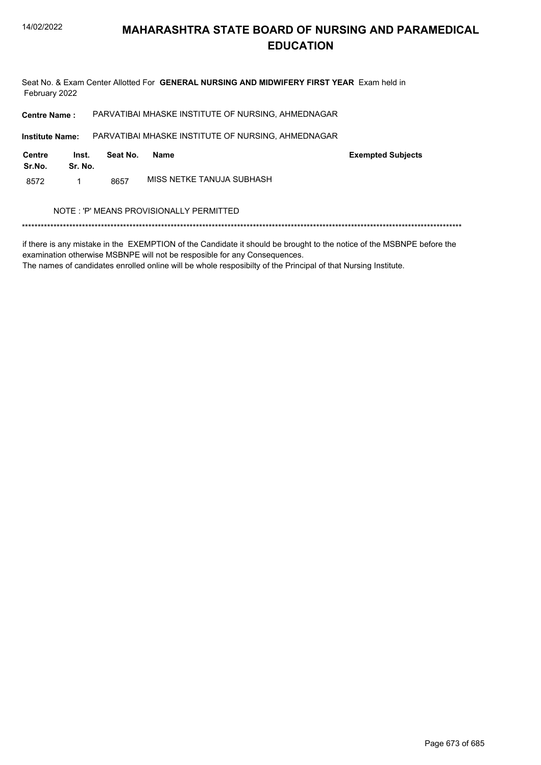# MAHARASHTRA STATE BOARD OF NURSING AND PARAMEDICAL EDUCATION

Seat No. & Exam Center Allotted For **GENERAL NURSING AND MIDWIFERY FIRST YEAR** Exam held in February 2022

**Centre Name :** PARVATIBAI MHASKE INSTITUTE OF NURSING, AHMEDNAGAR

**Institute Name:** PARVATIBAI MHASKE INSTITUTE OF NURSING, AHMEDNAGAR

| Centre Sr.No. | Inst. Sr. No. | Seat No. | Name | Exempted Subjects |
|---|---|---|---|---|
| 8572 | 1 | 8657 | MISS NETKE TANUJA SUBHASH | |

NOTE : 'P' MEANS PROVISIONALLY PERMITTED

******************************************************************************************************************************************

if there is any mistake in the EXEMPTION of the Candidate it should be brought to the notice of the MSBNPE before the examination otherwise MSBNPE will not be resposible for any Consequences.
The names of candidates enrolled online will be whole resposibilty of the Principal of that Nursing Institute.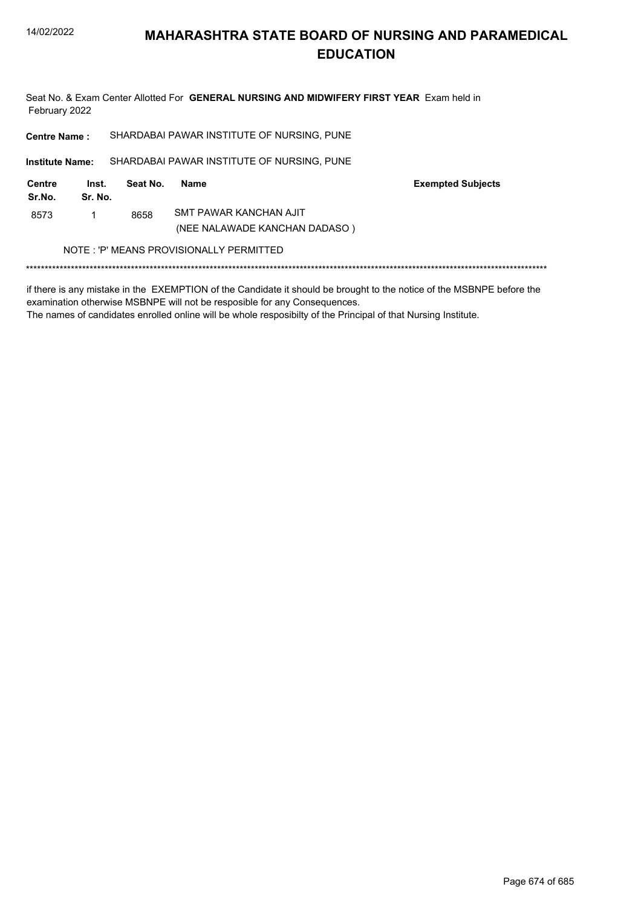# MAHARASHTRA STATE BOARD OF NURSING AND PARAMEDICAL EDUCATION

Seat No. & Exam Center Allotted For **GENERAL NURSING AND MIDWIFERY FIRST YEAR** Exam held in February 2022

**Centre Name :** SHARDABAI PAWAR INSTITUTE OF NURSING, PUNE

**Institute Name:** SHARDABAI PAWAR INSTITUTE OF NURSING, PUNE

| Centre Sr.No. | Inst. Sr. No. | Seat No. | Name | Exempted Subjects |
|---|---|---|---|---|
| 8573 | 1 | 8658 | SMT PAWAR KANCHAN AJIT (NEE NALAWADE KANCHAN DADASO ) | |

NOTE : 'P' MEANS PROVISIONALLY PERMITTED

******************************************************************************************************************************************

if there is any mistake in the EXEMPTION of the Candidate it should be brought to the notice of the MSBNPE before the examination otherwise MSBNPE will not be resposible for any Consequences.
The names of candidates enrolled online will be whole resposibilty of the Principal of that Nursing Institute.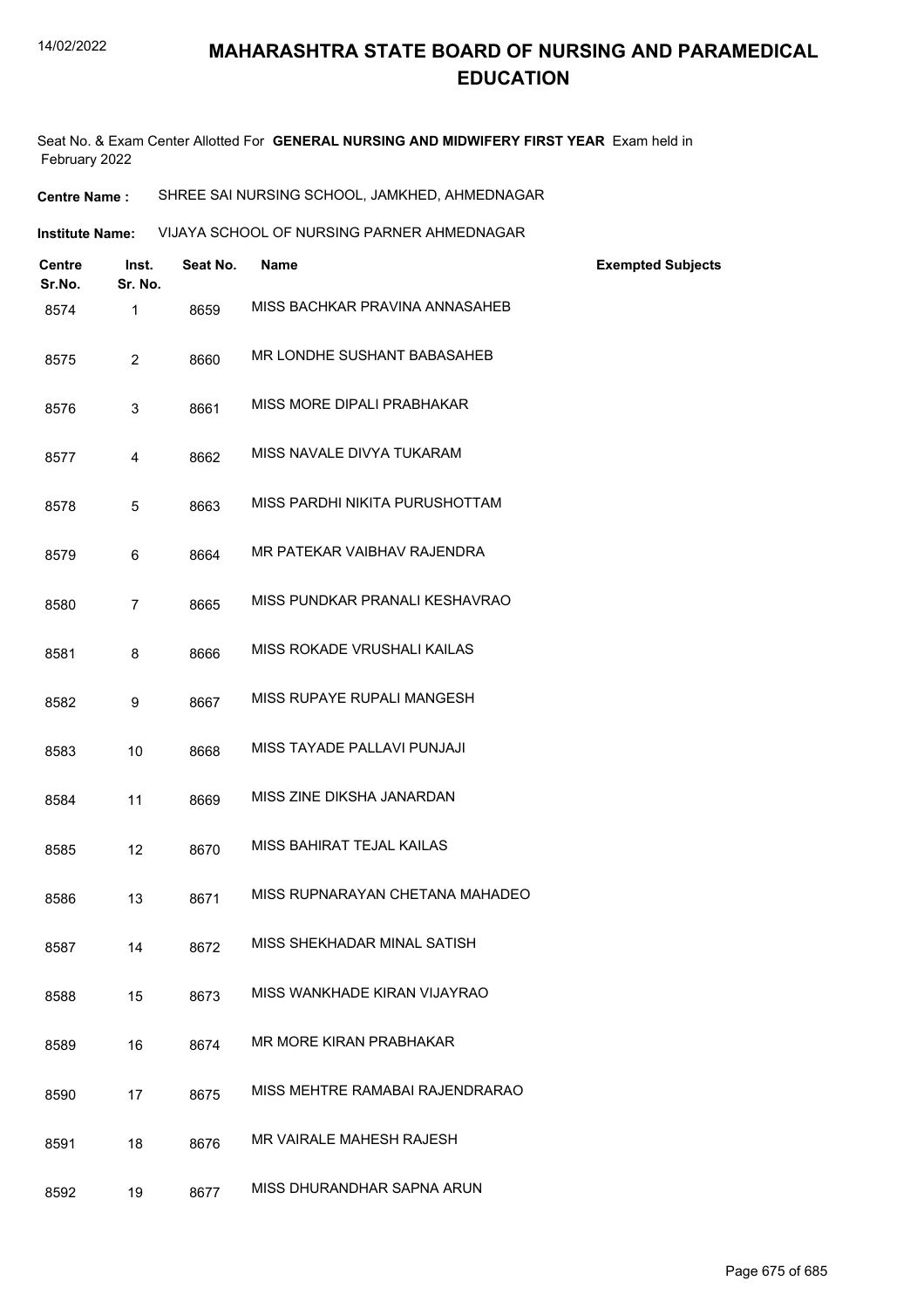# MAHARASHTRA STATE BOARD OF NURSING AND PARAMEDICAL EDUCATION

Seat No. & Exam Center Allotted For **GENERAL NURSING AND MIDWIFERY FIRST YEAR** Exam held in February 2022

**Centre Name :** SHREE SAI NURSING SCHOOL, JAMKHED, AHMEDNAGAR

**Institute Name:** VIJAYA SCHOOL OF NURSING PARNER AHMEDNAGAR

| Centre Sr.No. | Inst. Sr. No. | Seat No. | Name | Exempted Subjects |
|---|---|---|---|---|
| 8574 | 1 | 8659 | MISS BACHKAR PRAVINA ANNASAHEB | |
| 8575 | 2 | 8660 | MR LONDHE SUSHANT BABASAHEB | |
| 8576 | 3 | 8661 | MISS MORE DIPALI PRABHAKAR | |
| 8577 | 4 | 8662 | MISS NAVALE DIVYA TUKARAM | |
| 8578 | 5 | 8663 | MISS PARDHI NIKITA PURUSHOTTAM | |
| 8579 | 6 | 8664 | MR PATEKAR VAIBHAV RAJENDRA | |
| 8580 | 7 | 8665 | MISS PUNDKAR PRANALI KESHAVRAO | |
| 8581 | 8 | 8666 | MISS ROKADE VRUSHALI KAILAS | |
| 8582 | 9 | 8667 | MISS RUPAYE RUPALI MANGESH | |
| 8583 | 10 | 8668 | MISS TAYADE PALLAVI PUNJAJI | |
| 8584 | 11 | 8669 | MISS ZINE DIKSHA JANARDAN | |
| 8585 | 12 | 8670 | MISS BAHIRAT TEJAL KAILAS | |
| 8586 | 13 | 8671 | MISS RUPNARAYAN CHETANA MAHADEO | |
| 8587 | 14 | 8672 | MISS SHEKHADAR MINAL SATISH | |
| 8588 | 15 | 8673 | MISS WANKHADE KIRAN VIJAYRAO | |
| 8589 | 16 | 8674 | MR MORE KIRAN PRABHAKAR | |
| 8590 | 17 | 8675 | MISS MEHTRE RAMABAI RAJENDRARAO | |
| 8591 | 18 | 8676 | MR VAIRALE MAHESH RAJESH | |
| 8592 | 19 | 8677 | MISS DHURANDHAR SAPNA ARUN | |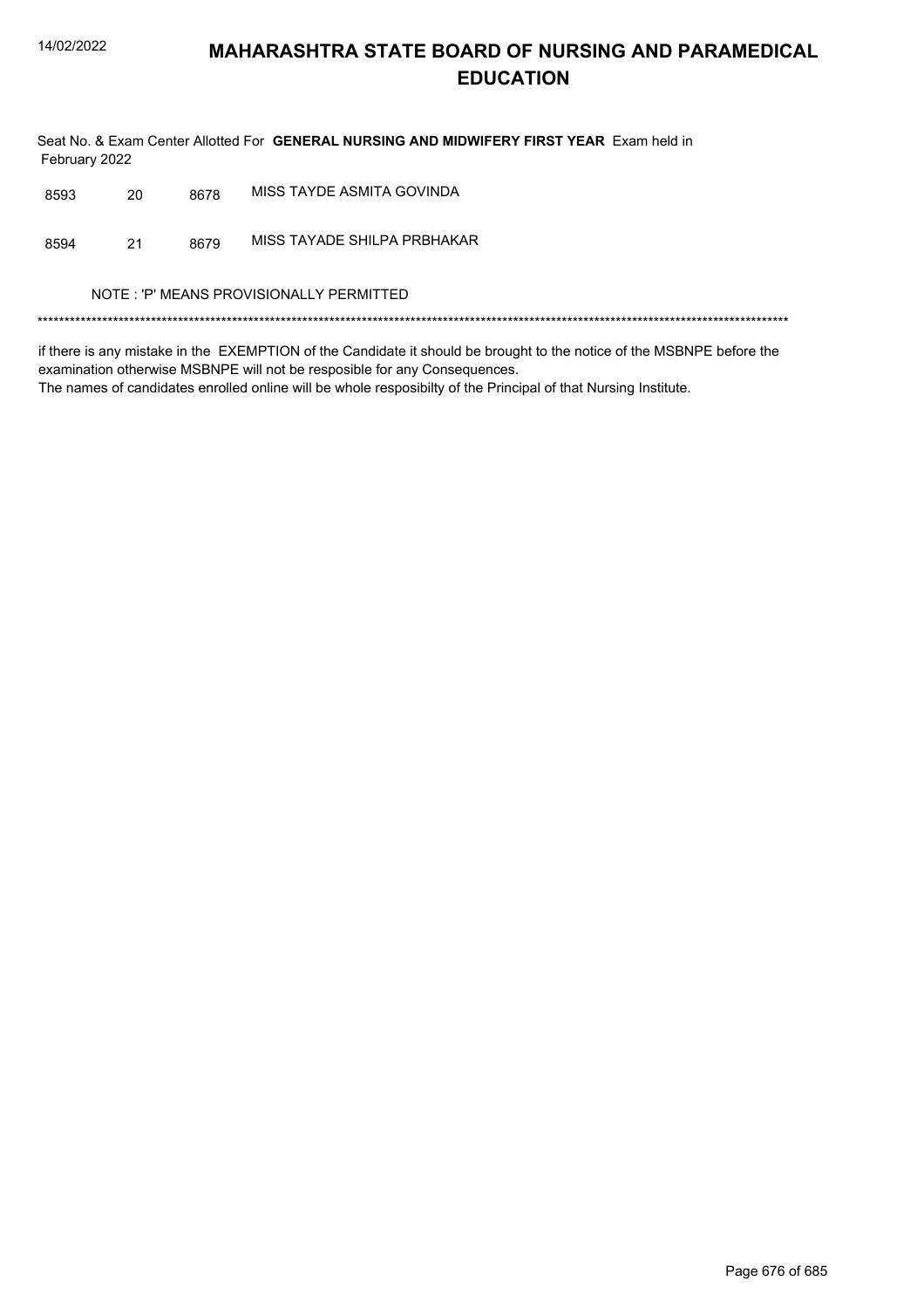# MAHARASHTRA STATE BOARD OF NURSING AND PARAMEDICAL EDUCATION

Seat No. & Exam Center Allotted For **GENERAL NURSING AND MIDWIFERY FIRST YEAR** Exam held in February 2022

| | | | |
|---|---|---|---|
| 8593 | 20 | 8678 | MISS TAYDE ASMITA GOVINDA |
| 8594 | 21 | 8679 | MISS TAYADE SHILPA PRBHAKAR |

NOTE : 'P' MEANS PROVISIONALLY PERMITTED

*******************************************************************************************************************************************

if there is any mistake in the EXEMPTION of the Candidate it should be brought to the notice of the MSBNPE before the examination otherwise MSBNPE will not be resposible for any Consequences.
The names of candidates enrolled online will be whole resposibilty of the Principal of that Nursing Institute.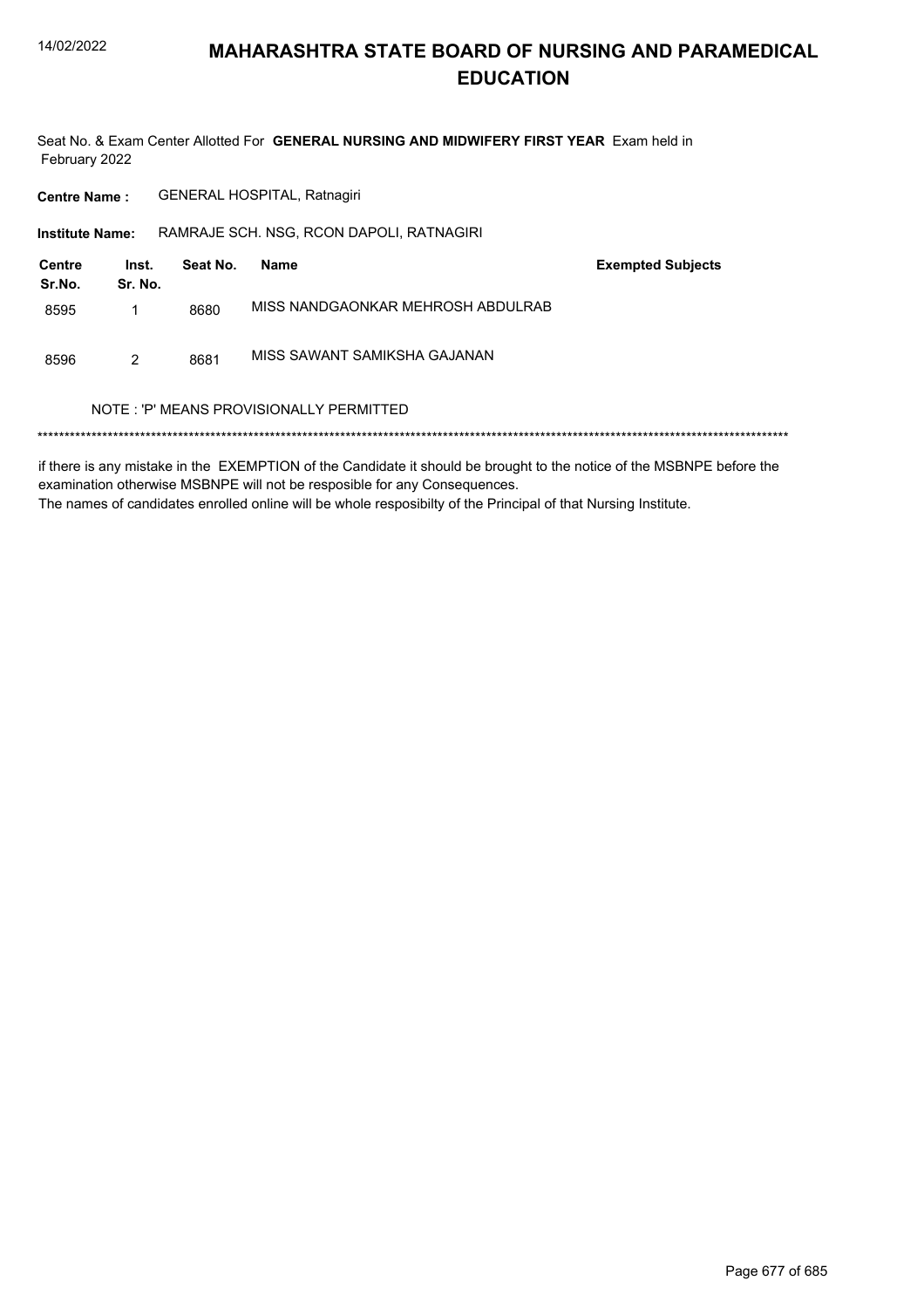# MAHARASHTRA STATE BOARD OF NURSING AND PARAMEDICAL EDUCATION

Seat No. & Exam Center Allotted For **GENERAL NURSING AND MIDWIFERY FIRST YEAR** Exam held in February 2022

**Centre Name :** GENERAL HOSPITAL, Ratnagiri

**Institute Name:** RAMRAJE SCH. NSG, RCON DAPOLI, RATNAGIRI

| Centre Sr.No. | Inst. Sr. No. | Seat No. | Name | Exempted Subjects |
|---|---|---|---|---|
| 8595 | 1 | 8680 | MISS NANDGAONKAR MEHROSH ABDULRAB | |
| 8596 | 2 | 8681 | MISS SAWANT SAMIKSHA GAJANAN | |

NOTE : 'P' MEANS PROVISIONALLY PERMITTED

******************************************************************************************************************************************

if there is any mistake in the EXEMPTION of the Candidate it should be brought to the notice of the MSBNPE before the examination otherwise MSBNPE will not be resposible for any Consequences.

The names of candidates enrolled online will be whole resposibilty of the Principal of that Nursing Institute.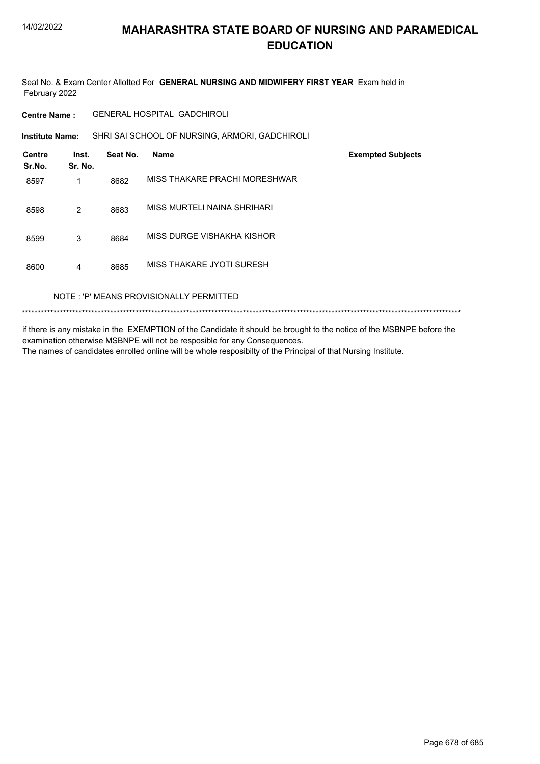# MAHARASHTRA STATE BOARD OF NURSING AND PARAMEDICAL EDUCATION

Seat No. & Exam Center Allotted For **GENERAL NURSING AND MIDWIFERY FIRST YEAR** Exam held in February 2022

**Centre Name :** GENERAL HOSPITAL GADCHIROLI

**Institute Name:** SHRI SAI SCHOOL OF NURSING, ARMORI, GADCHIROLI

| Centre Sr.No. | Inst. Sr. No. | Seat No. | Name | Exempted Subjects |
|---|---|---|---|---|
| 8597 | 1 | 8682 | MISS THAKARE PRACHI MORESHWAR | |
| 8598 | 2 | 8683 | MISS MURTELI NAINA SHRIHARI | |
| 8599 | 3 | 8684 | MISS DURGE VISHAKHA KISHOR | |
| 8600 | 4 | 8685 | MISS THAKARE JYOTI SURESH | |

NOTE : 'P' MEANS PROVISIONALLY PERMITTED

*******************************************************************************************************************************************

if there is any mistake in the EXEMPTION of the Candidate it should be brought to the notice of the MSBNPE before the examination otherwise MSBNPE will not be resposible for any Consequences.
The names of candidates enrolled online will be whole resposibilty of the Principal of that Nursing Institute.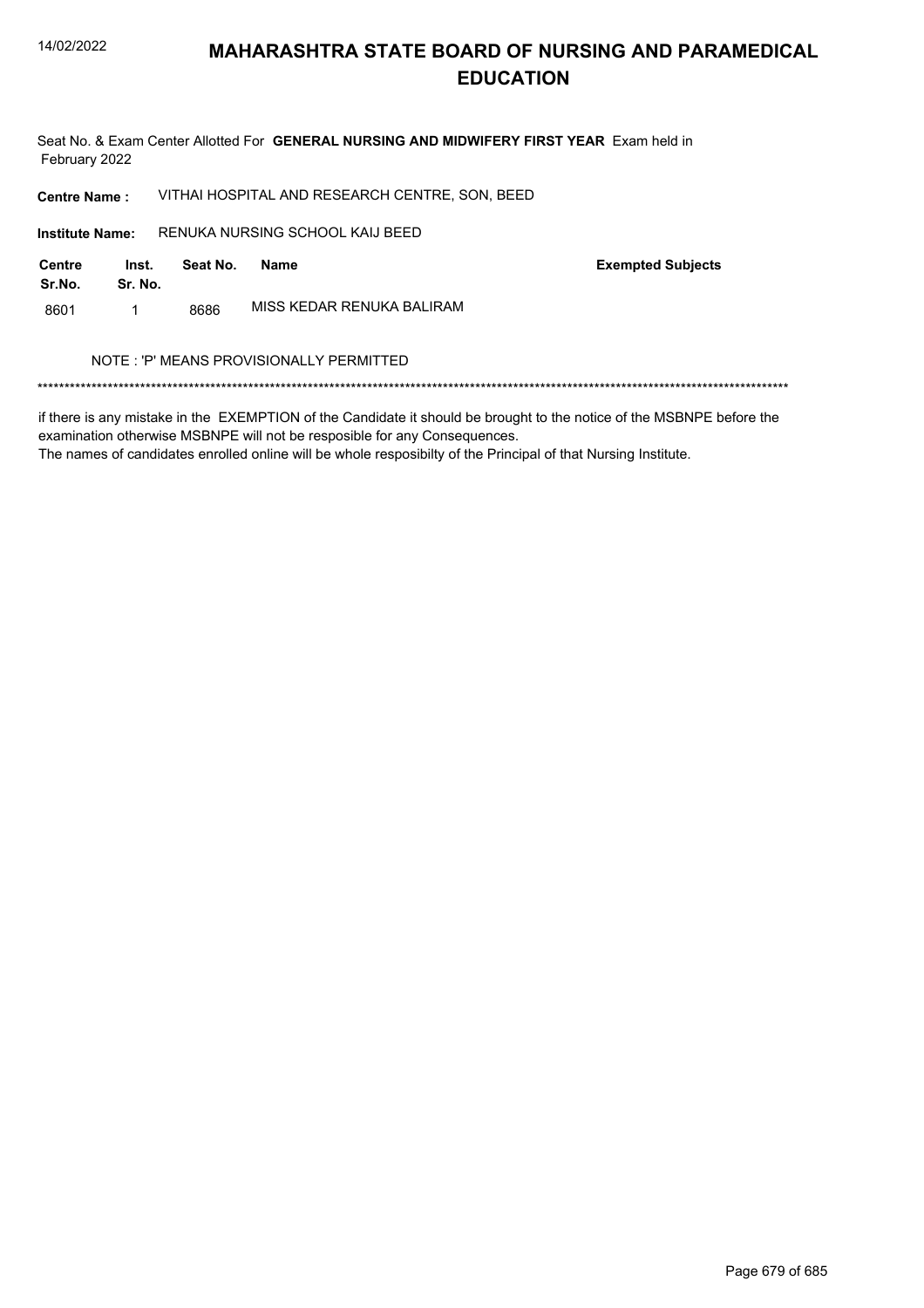# MAHARASHTRA STATE BOARD OF NURSING AND PARAMEDICAL EDUCATION

Seat No. & Exam Center Allotted For **GENERAL NURSING AND MIDWIFERY FIRST YEAR** Exam held in February 2022

**Centre Name :** VITHAI HOSPITAL AND RESEARCH CENTRE, SON, BEED

**Institute Name:** RENUKA NURSING SCHOOL KAIJ BEED

| Centre Sr.No. | Inst. Sr. No. | Seat No. | Name | Exempted Subjects |
|---|---|---|---|---|
| 8601 | 1 | 8686 | MISS KEDAR RENUKA BALIRAM | |

NOTE : 'P' MEANS PROVISIONALLY PERMITTED

******************************************************************************************************************************************

if there is any mistake in the EXEMPTION of the Candidate it should be brought to the notice of the MSBNPE before the examination otherwise MSBNPE will not be resposible for any Consequences.
The names of candidates enrolled online will be whole resposibilty of the Principal of that Nursing Institute.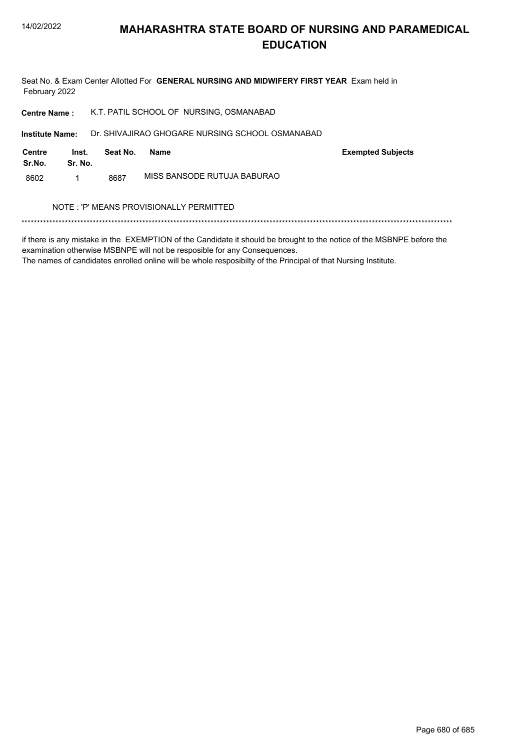# MAHARASHTRA STATE BOARD OF NURSING AND PARAMEDICAL EDUCATION

Seat No. & Exam Center Allotted For **GENERAL NURSING AND MIDWIFERY FIRST YEAR** Exam held in February 2022

**Centre Name :** K.T. PATIL SCHOOL OF NURSING, OSMANABAD

**Institute Name:** Dr. SHIVAJIRAO GHOGARE NURSING SCHOOL OSMANABAD

| Centre Sr.No. | Inst. Sr. No. | Seat No. | Name | Exempted Subjects |
|---|---|---|---|---|
| 8602 | 1 | 8687 | MISS BANSODE RUTUJA BABURAO | |

NOTE : 'P' MEANS PROVISIONALLY PERMITTED

******************************************************************************************************************************************

if there is any mistake in the EXEMPTION of the Candidate it should be brought to the notice of the MSBNPE before the examination otherwise MSBNPE will not be resposible for any Consequences.
The names of candidates enrolled online will be whole resposibilty of the Principal of that Nursing Institute.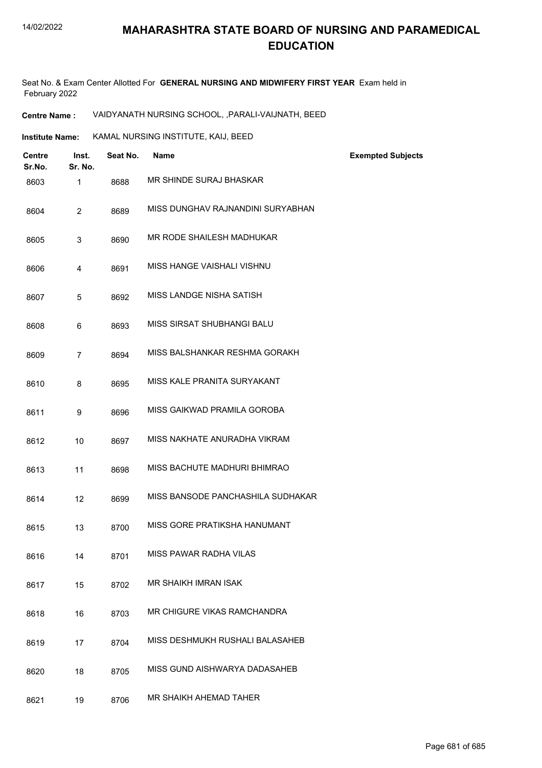# MAHARASHTRA STATE BOARD OF NURSING AND PARAMEDICAL EDUCATION

Seat No. & Exam Center Allotted For **GENERAL NURSING AND MIDWIFERY FIRST YEAR** Exam held in February 2022

**Centre Name :** VAIDYANATH NURSING SCHOOL, ,PARALI-VAIJNATH, BEED

**Institute Name:** KAMAL NURSING INSTITUTE, KAIJ, BEED

| Centre Sr.No. | Inst. Sr. No. | Seat No. | Name | Exempted Subjects |
|---|---|---|---|---|
| 8603 | 1 | 8688 | MR SHINDE SURAJ BHASKAR | |
| 8604 | 2 | 8689 | MISS DUNGHAV RAJNANDINI SURYABHAN | |
| 8605 | 3 | 8690 | MR RODE SHAILESH MADHUKAR | |
| 8606 | 4 | 8691 | MISS HANGE VAISHALI VISHNU | |
| 8607 | 5 | 8692 | MISS LANDGE NISHA SATISH | |
| 8608 | 6 | 8693 | MISS SIRSAT SHUBHANGI BALU | |
| 8609 | 7 | 8694 | MISS BALSHANKAR RESHMA GORAKH | |
| 8610 | 8 | 8695 | MISS KALE PRANITA SURYAKANT | |
| 8611 | 9 | 8696 | MISS GAIKWAD PRAMILA GOROBA | |
| 8612 | 10 | 8697 | MISS NAKHATE ANURADHA VIKRAM | |
| 8613 | 11 | 8698 | MISS BACHUTE MADHURI BHIMRAO | |
| 8614 | 12 | 8699 | MISS BANSODE PANCHASHILA SUDHAKAR | |
| 8615 | 13 | 8700 | MISS GORE PRATIKSHA HANUMANT | |
| 8616 | 14 | 8701 | MISS PAWAR RADHA VILAS | |
| 8617 | 15 | 8702 | MR SHAIKH IMRAN ISAK | |
| 8618 | 16 | 8703 | MR CHIGURE VIKAS RAMCHANDRA | |
| 8619 | 17 | 8704 | MISS DESHMUKH RUSHALI BALASAHEB | |
| 8620 | 18 | 8705 | MISS GUND AISHWARYA DADASAHEB | |
| 8621 | 19 | 8706 | MR SHAIKH AHEMAD TAHER | |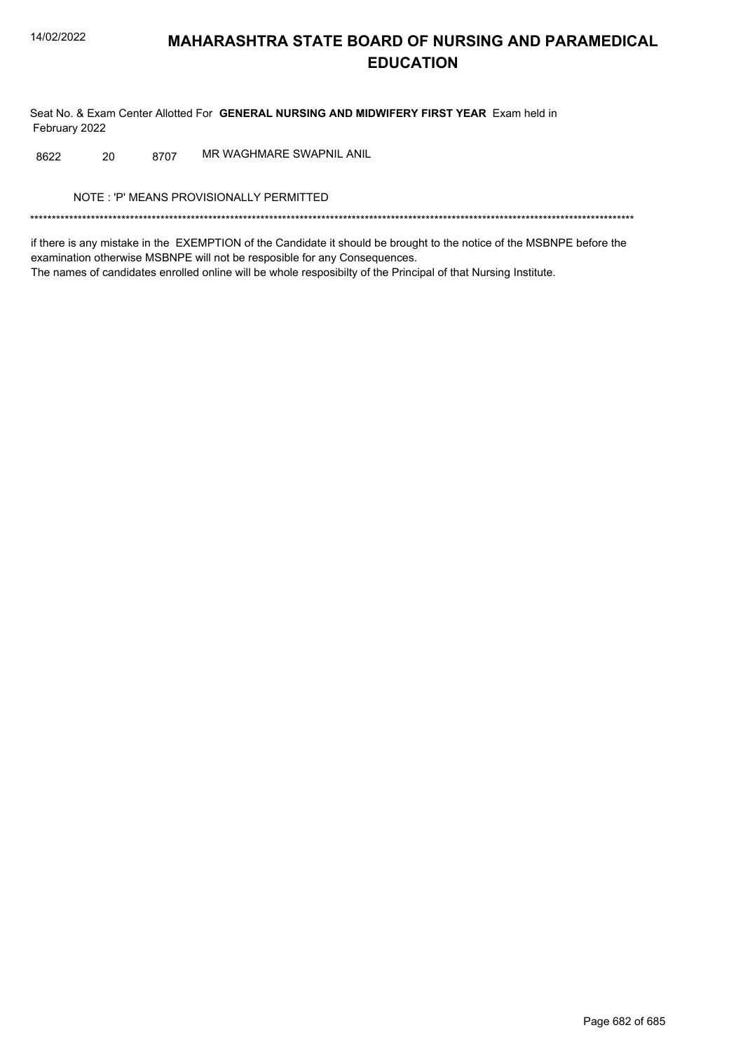# MAHARASHTRA STATE BOARD OF NURSING AND PARAMEDICAL EDUCATION

Seat No. & Exam Center Allotted For **GENERAL NURSING AND MIDWIFERY FIRST YEAR** Exam held in February 2022

| | | | |
|---|---|---|---|
| 8622 | 20 | 8707 | MR WAGHMARE SWAPNIL ANIL |

NOTE : 'P' MEANS PROVISIONALLY PERMITTED

******************************************************************************************************************************************

if there is any mistake in the EXEMPTION of the Candidate it should be brought to the notice of the MSBNPE before the examination otherwise MSBNPE will not be resposible for any Consequences.

The names of candidates enrolled online will be whole resposibilty of the Principal of that Nursing Institute.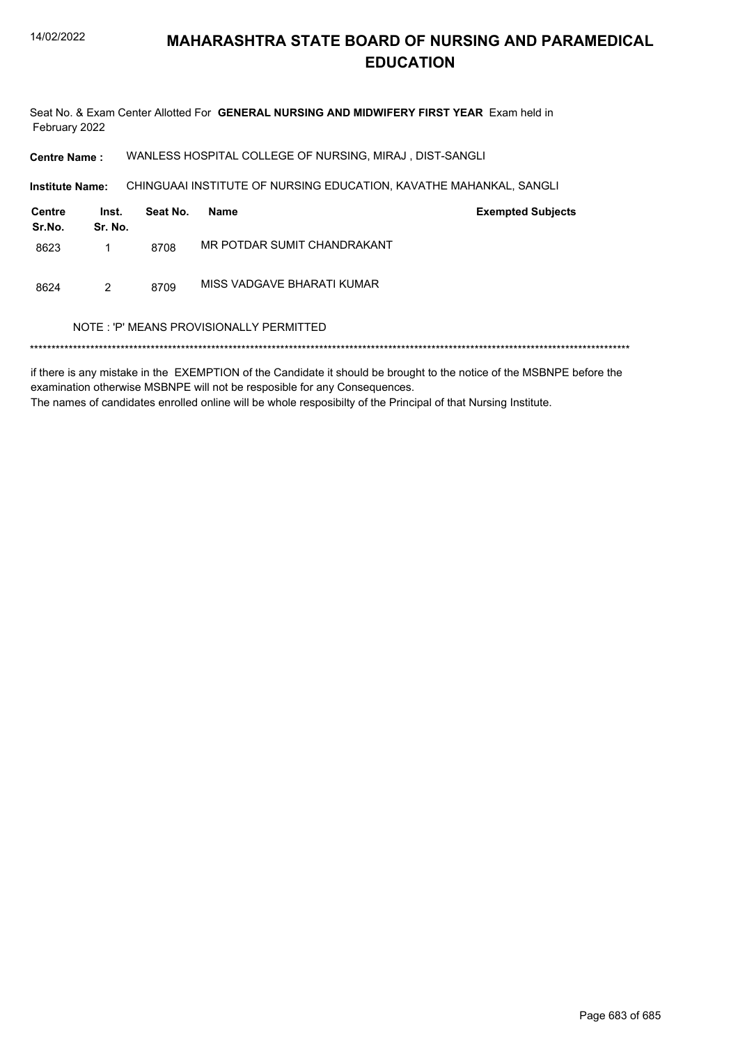# MAHARASHTRA STATE BOARD OF NURSING AND PARAMEDICAL EDUCATION

Seat No. & Exam Center Allotted For **GENERAL NURSING AND MIDWIFERY FIRST YEAR** Exam held in February 2022

**Centre Name :** WANLESS HOSPITAL COLLEGE OF NURSING, MIRAJ , DIST-SANGLI

**Institute Name:** CHINGUAAI INSTITUTE OF NURSING EDUCATION, KAVATHE MAHANKAL, SANGLI

| Centre Sr.No. | Inst. Sr. No. | Seat No. | Name | Exempted Subjects |
|---|---|---|---|---|
| 8623 | 1 | 8708 | MR POTDAR SUMIT CHANDRAKANT | |
| 8624 | 2 | 8709 | MISS VADGAVE BHARATI KUMAR | |

NOTE : 'P' MEANS PROVISIONALLY PERMITTED

*******************************************************************************************************************************************

if there is any mistake in the EXEMPTION of the Candidate it should be brought to the notice of the MSBNPE before the examination otherwise MSBNPE will not be resposible for any Consequences.

The names of candidates enrolled online will be whole resposibilty of the Principal of that Nursing Institute.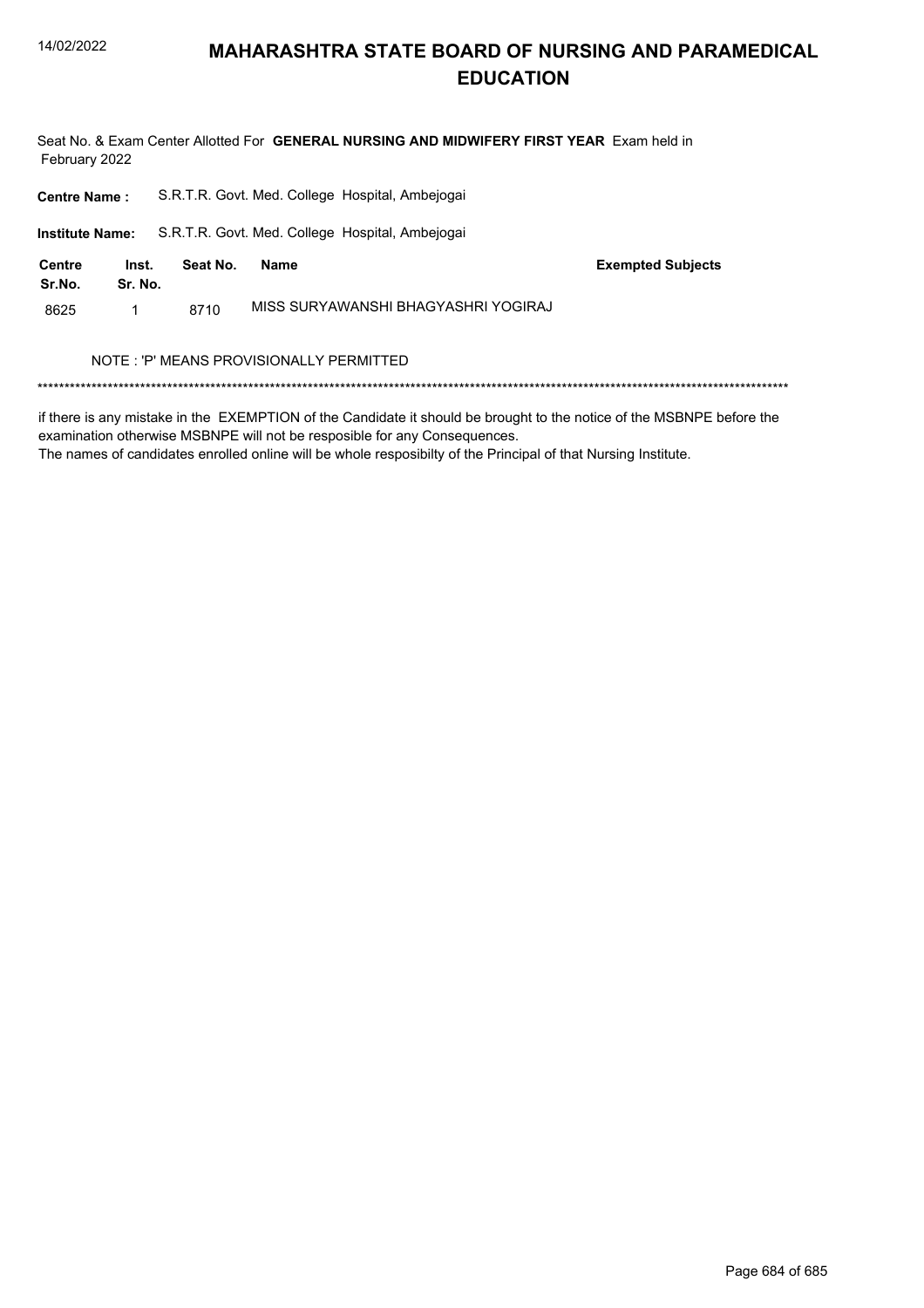# MAHARASHTRA STATE BOARD OF NURSING AND PARAMEDICAL EDUCATION

Seat No. & Exam Center Allotted For **GENERAL NURSING AND MIDWIFERY FIRST YEAR** Exam held in February 2022

**Centre Name :** S.R.T.R. Govt. Med. College Hospital, Ambejogai

**Institute Name:** S.R.T.R. Govt. Med. College Hospital, Ambejogai

| Centre Sr.No. | Inst. Sr. No. | Seat No. | Name | Exempted Subjects |
|---|---|---|---|---|
| 8625 | 1 | 8710 | MISS SURYAWANSHI BHAGYASHRI YOGIRAJ | |

NOTE : 'P' MEANS PROVISIONALLY PERMITTED

*******************************************************************************************************************************************

if there is any mistake in the EXEMPTION of the Candidate it should be brought to the notice of the MSBNPE before the examination otherwise MSBNPE will not be resposible for any Consequences.

The names of candidates enrolled online will be whole resposibilty of the Principal of that Nursing Institute.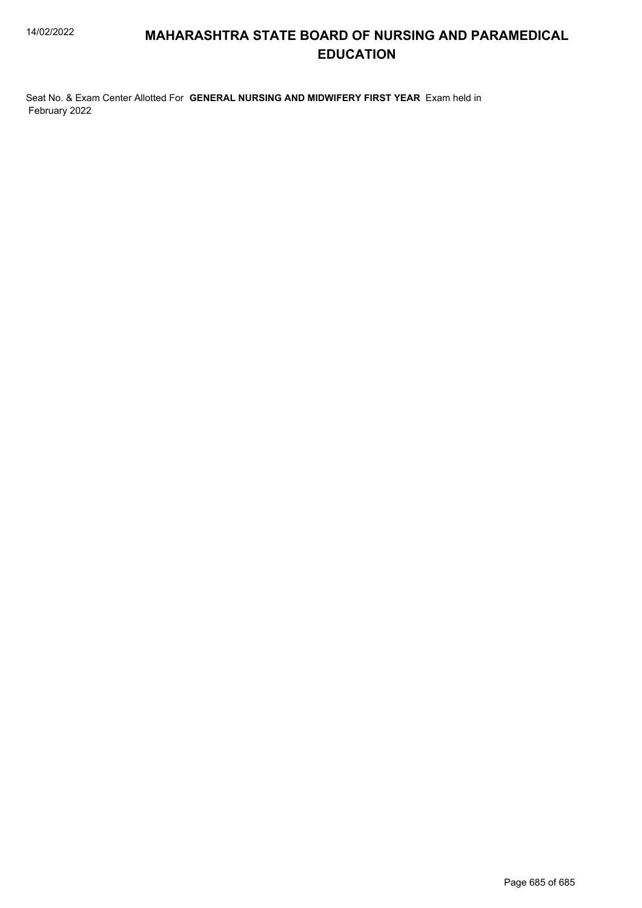Seat No. & Exam Center Allotted For **GENERAL NURSING AND MIDWIFERY FIRST YEAR** Exam held in February 2022